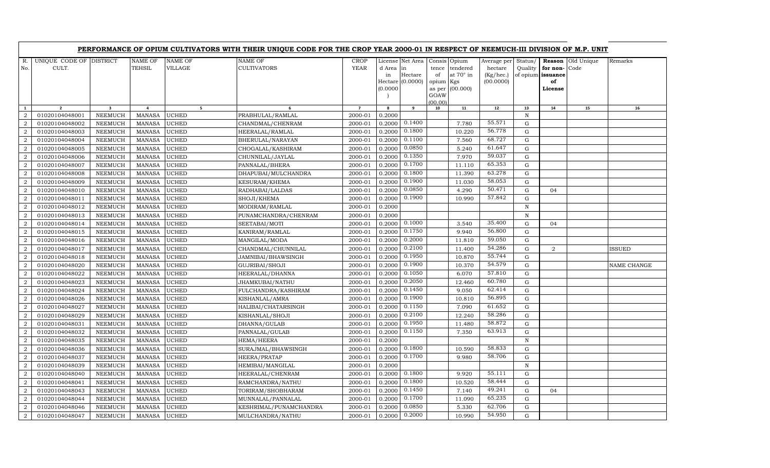## PERFORMANCE OF OPIUM CULTIVATORS WITH THEIR UNIQUE CODE FOR THE CROP YEAR 2000-01 IN RESPECT OF NEEMUCH-III DIVISION OF M.P. UNIT

| R. No. | UNIQUE CODE OF CULT. | DISTRICT | NAME OF TEHSIL | NAME OF VILLAGE | NAME OF CULTIVATORS | CROP YEAR | License d Area in Hectare (0.0000) | Net Area in Hectare (0.0000) | Consis tence of opium as per GOAW (00.00) | Opium tendered at 70° in Kgs (00.000) | Average per hectare (Kg/hec.) (00.0000) | Status/ Quality of opium | Reason for non-issuance of License | Old Unique Code | Remarks |
|---|---|---|---|---|---|---|---|---|---|---|---|---|---|---|---|
| 1 | 2 | 3 | 4 | 5 | 6 | 7 | 8 | 9 | 10 | 11 | 12 | 13 | 14 | 15 | 16 |
| 2 | 01020104048001 | NEEMUCH | MANASA | UCHED | PRABHULAL/RAMLAL | 2000-01 | 0.2000 | | | | | N | | | |
| 2 | 01020104048002 | NEEMUCH | MANASA | UCHED | CHANDMAL/CHENRAM | 2000-01 | 0.2000 | 0.1400 | | 7.780 | 55.571 | G | | | |
| 2 | 01020104048003 | NEEMUCH | MANASA | UCHED | HEERALAL/RAMLAL | 2000-01 | 0.2000 | 0.1800 | | 10.220 | 56.778 | G | | | |
| 2 | 01020104048004 | NEEMUCH | MANASA | UCHED | BHERULAL/NARAYAN | 2000-01 | 0.2000 | 0.1100 | | 7.560 | 68.727 | G | | | |
| 2 | 01020104048005 | NEEMUCH | MANASA | UCHED | CHOGALAL/KASHIRAM | 2000-01 | 0.2000 | 0.0850 | | 5.240 | 61.647 | G | | | |
| 2 | 01020104048006 | NEEMUCH | MANASA | UCHED | CHUNNILAL/JAYLAL | 2000-01 | 0.2000 | 0.1350 | | 7.970 | 59.037 | G | | | |
| 2 | 01020104048007 | NEEMUCH | MANASA | UCHED | PANNALAL/BHERA | 2000-01 | 0.2000 | 0.1700 | | 11.110 | 65.353 | G | | | |
| 2 | 01020104048008 | NEEMUCH | MANASA | UCHED | DHAPUBAI/MULCHANDRA | 2000-01 | 0.2000 | 0.1800 | | 11.390 | 63.278 | G | | | |
| 2 | 01020104048009 | NEEMUCH | MANASA | UCHED | KESURAM/KHEMA | 2000-01 | 0.2000 | 0.1900 | | 11.030 | 58.053 | G | | | |
| 2 | 01020104048010 | NEEMUCH | MANASA | UCHED | RADHABAI/LALDAS | 2000-01 | 0.2000 | 0.0850 | | 4.290 | 50.471 | G | 04 | | |
| 2 | 01020104048011 | NEEMUCH | MANASA | UCHED | SHOJI/KHEMA | 2000-01 | 0.2000 | 0.1900 | | 10.990 | 57.842 | G | | | |
| 2 | 01020104048012 | NEEMUCH | MANASA | UCHED | MODIRAM/RAMLAL | 2000-01 | 0.2000 | | | | | N | | | |
| 2 | 01020104048013 | NEEMUCH | MANASA | UCHED | PUNAMCHANDRA/CHENRAM | 2000-01 | 0.2000 | | | | | N | | | |
| 2 | 01020104048014 | NEEMUCH | MANASA | UCHED | SEETABAI/MOTI | 2000-01 | 0.2000 | 0.1000 | | 3.540 | 35.400 | G | 04 | | |
| 2 | 01020104048015 | NEEMUCH | MANASA | UCHED | KANIRAM/RAMLAL | 2000-01 | 0.2000 | 0.1750 | | 9.940 | 56.800 | G | | | |
| 2 | 01020104048016 | NEEMUCH | MANASA | UCHED | MANGILAL/MODA | 2000-01 | 0.2000 | 0.2000 | | 11.810 | 59.050 | G | | | |
| 2 | 01020104048017 | NEEMUCH | MANASA | UCHED | CHANDMAL/CHUNNILAL | 2000-01 | 0.2000 | 0.2100 | | 11.400 | 54.286 | G | 2 | | ISSUED |
| 2 | 01020104048018 | NEEMUCH | MANASA | UCHED | JAMNIBAI/BHAWSINGH | 2000-01 | 0.2000 | 0.1950 | | 10.870 | 55.744 | G | | | |
| 2 | 01020104048020 | NEEMUCH | MANASA | UCHED | GUJRIBAI/SHOJI | 2000-01 | 0.2000 | 0.1900 | | 10.370 | 54.579 | G | | | NAME CHANGE |
| 2 | 01020104048022 | NEEMUCH | MANASA | UCHED | HEERALAL/DHANNA | 2000-01 | 0.2000 | 0.1050 | | 6.070 | 57.810 | G | | | |
| 2 | 01020104048023 | NEEMUCH | MANASA | UCHED | JHAMKUBAI/NATHU | 2000-01 | 0.2000 | 0.2050 | | 12.460 | 60.780 | G | | | |
| 2 | 01020104048024 | NEEMUCH | MANASA | UCHED | FULCHANDRA/KASHIRAM | 2000-01 | 0.2000 | 0.1450 | | 9.050 | 62.414 | G | | | |
| 2 | 01020104048026 | NEEMUCH | MANASA | UCHED | KISHANLAL/AMRA | 2000-01 | 0.2000 | 0.1900 | | 10.810 | 56.895 | G | | | |
| 2 | 01020104048027 | NEEMUCH | MANASA | UCHED | HALIBAI/CHATARSINGH | 2000-01 | 0.2000 | 0.1150 | | 7.090 | 61.652 | G | | | |
| 2 | 01020104048029 | NEEMUCH | MANASA | UCHED | KISHANLAL/SHOJI | 2000-01 | 0.2000 | 0.2100 | | 12.240 | 58.286 | G | | | |
| 2 | 01020104048031 | NEEMUCH | MANASA | UCHED | DHANNA/GULAB | 2000-01 | 0.2000 | 0.1950 | | 11.480 | 58.872 | G | | | |
| 2 | 01020104048032 | NEEMUCH | MANASA | UCHED | PANNALAL/GULAB | 2000-01 | 0.2000 | 0.1150 | | 7.350 | 63.913 | G | | | |
| 2 | 01020104048035 | NEEMUCH | MANASA | UCHED | HEMA/HEERA | 2000-01 | 0.2000 | | | | | N | | | |
| 2 | 01020104048036 | NEEMUCH | MANASA | UCHED | SURAJMAL/BHAWSINGH | 2000-01 | 0.2000 | 0.1800 | | 10.590 | 58.833 | G | | | |
| 2 | 01020104048037 | NEEMUCH | MANASA | UCHED | HEERA/PRATAP | 2000-01 | 0.2000 | 0.1700 | | 9.980 | 58.706 | G | | | |
| 2 | 01020104048039 | NEEMUCH | MANASA | UCHED | HEMIBAI/MANGILAL | 2000-01 | 0.2000 | | | | | N | | | |
| 2 | 01020104048040 | NEEMUCH | MANASA | UCHED | HEERALAL/CHENRAM | 2000-01 | 0.2000 | 0.1800 | | 9.920 | 55.111 | G | | | |
| 2 | 01020104048041 | NEEMUCH | MANASA | UCHED | RAMCHANDRA/NATHU | 2000-01 | 0.2000 | 0.1800 | | 10.520 | 58.444 | G | | | |
| 2 | 01020104048043 | NEEMUCH | MANASA | UCHED | TORIRAM/SHOBHARAM | 2000-01 | 0.2000 | 0.1450 | | 7.140 | 49.241 | G | 04 | | |
| 2 | 01020104048044 | NEEMUCH | MANASA | UCHED | MUNNALAL/PANNALAL | 2000-01 | 0.2000 | 0.1700 | | 11.090 | 65.235 | G | | | |
| 2 | 01020104048046 | NEEMUCH | MANASA | UCHED | KESHRIMAL/PUNAMCHANDRA | 2000-01 | 0.2000 | 0.0850 | | 5.330 | 62.706 | G | | | |
| 2 | 01020104048047 | NEEMUCH | MANASA | UCHED | MULCHANDRA/NATHU | 2000-01 | 0.2000 | 0.2000 | | 10.990 | 54.950 | G | | | |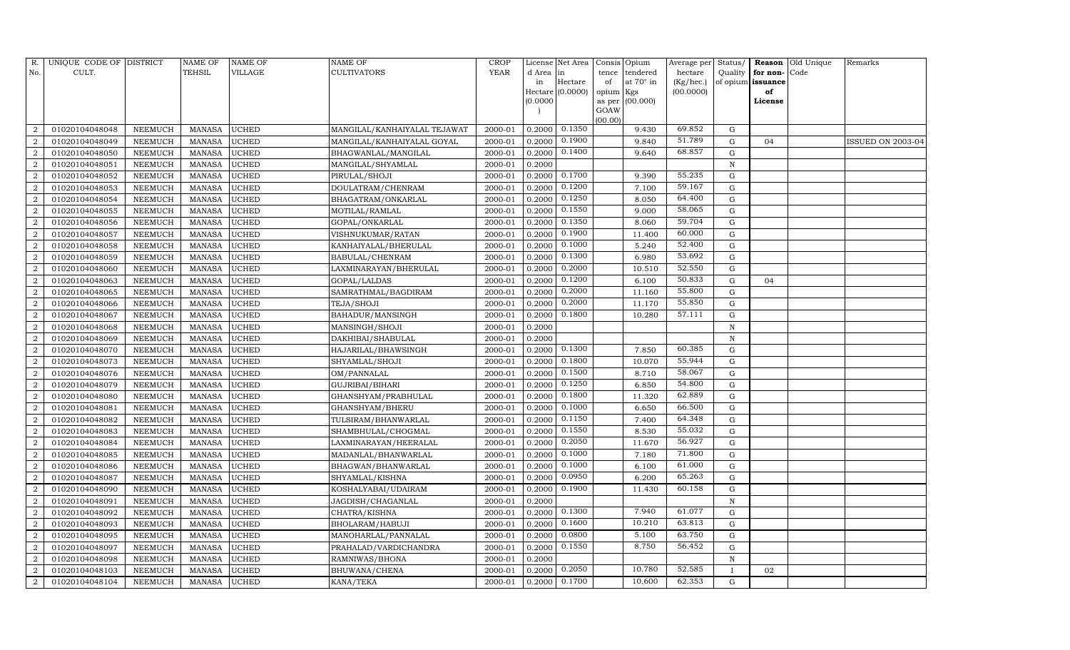| R. No. | UNIQUE CODE OF CULT. | DISTRICT | NAME OF TEHSIL | NAME OF VILLAGE | NAME OF CULTIVATORS | CROP YEAR | License d Area in Hectare (0.0000) | Net Area in Hectare (0.0000) | Consis tence of opium as per GOAW (00.00) | Opium tendered at 70° in Kgs (00.000) | Average per hectare (Kg/hec.) (00.0000) | Status/ Quality of opium | Reason for non-issuance of License | Old Unique Code | Remarks |
|---|---|---|---|---|---|---|---|---|---|---|---|---|---|---|---|
| 2 | 01020104048048 | NEEMUCH | MANASA | UCHED | MANGILAL/KANHAIYALAL TEJAWAT | 2000-01 | 0.2000 | 0.1350 | | 9.430 | 69.852 | G | | | |
| 2 | 01020104048049 | NEEMUCH | MANASA | UCHED | MANGILAL/KANHAIYALAL GOYAL | 2000-01 | 0.2000 | 0.1900 | | 9.840 | 51.789 | G | 04 | | ISSUED ON 2003-04 |
| 2 | 01020104048050 | NEEMUCH | MANASA | UCHED | BHAGWANLAL/MANGILAL | 2000-01 | 0.2000 | 0.1400 | | 9.640 | 68.857 | G | | | |
| 2 | 01020104048051 | NEEMUCH | MANASA | UCHED | MANGILAL/SHYAMLAL | 2000-01 | 0.2000 | | | | | N | | | |
| 2 | 01020104048052 | NEEMUCH | MANASA | UCHED | PIRULAL/SHOJI | 2000-01 | 0.2000 | 0.1700 | | 9.390 | 55.235 | G | | | |
| 2 | 01020104048053 | NEEMUCH | MANASA | UCHED | DOULATRAM/CHENRAM | 2000-01 | 0.2000 | 0.1200 | | 7.100 | 59.167 | G | | | |
| 2 | 01020104048054 | NEEMUCH | MANASA | UCHED | BHAGATRAM/ONKARLAL | 2000-01 | 0.2000 | 0.1250 | | 8.050 | 64.400 | G | | | |
| 2 | 01020104048055 | NEEMUCH | MANASA | UCHED | MOTILAL/RAMLAL | 2000-01 | 0.2000 | 0.1550 | | 9.000 | 58.065 | G | | | |
| 2 | 01020104048056 | NEEMUCH | MANASA | UCHED | GOPAL/ONKARLAL | 2000-01 | 0.2000 | 0.1350 | | 8.060 | 59.704 | G | | | |
| 2 | 01020104048057 | NEEMUCH | MANASA | UCHED | VISHNUKUMAR/RATAN | 2000-01 | 0.2000 | 0.1900 | | 11.400 | 60.000 | G | | | |
| 2 | 01020104048058 | NEEMUCH | MANASA | UCHED | KANHAIYALAL/BHERULAL | 2000-01 | 0.2000 | 0.1000 | | 5.240 | 52.400 | G | | | |
| 2 | 01020104048059 | NEEMUCH | MANASA | UCHED | BABULAL/CHENRAM | 2000-01 | 0.2000 | 0.1300 | | 6.980 | 53.692 | G | | | |
| 2 | 01020104048060 | NEEMUCH | MANASA | UCHED | LAXMINARAYAN/BHERULAL | 2000-01 | 0.2000 | 0.2000 | | 10.510 | 52.550 | G | | | |
| 2 | 01020104048063 | NEEMUCH | MANASA | UCHED | GOPAL/LALDAS | 2000-01 | 0.2000 | 0.1200 | | 6.100 | 50.833 | G | 04 | | |
| 2 | 01020104048065 | NEEMUCH | MANASA | UCHED | SAMRATHMAL/BAGDIRAM | 2000-01 | 0.2000 | 0.2000 | | 11.160 | 55.800 | G | | | |
| 2 | 01020104048066 | NEEMUCH | MANASA | UCHED | TEJA/SHOJI | 2000-01 | 0.2000 | 0.2000 | | 11.170 | 55.850 | G | | | |
| 2 | 01020104048067 | NEEMUCH | MANASA | UCHED | BAHADUR/MANSINGH | 2000-01 | 0.2000 | 0.1800 | | 10.280 | 57.111 | G | | | |
| 2 | 01020104048068 | NEEMUCH | MANASA | UCHED | MANSINGH/SHOJI | 2000-01 | 0.2000 | | | | | N | | | |
| 2 | 01020104048069 | NEEMUCH | MANASA | UCHED | DAKHIBAI/SHABULAL | 2000-01 | 0.2000 | | | | | N | | | |
| 2 | 01020104048070 | NEEMUCH | MANASA | UCHED | HAJARILAL/BHAWSINGH | 2000-01 | 0.2000 | 0.1300 | | 7.850 | 60.385 | G | | | |
| 2 | 01020104048073 | NEEMUCH | MANASA | UCHED | SHYAMLAL/SHOJI | 2000-01 | 0.2000 | 0.1800 | | 10.070 | 55.944 | G | | | |
| 2 | 01020104048076 | NEEMUCH | MANASA | UCHED | OM/PANNALAL | 2000-01 | 0.2000 | 0.1500 | | 8.710 | 58.067 | G | | | |
| 2 | 01020104048079 | NEEMUCH | MANASA | UCHED | GUJRIBAI/BIHARI | 2000-01 | 0.2000 | 0.1250 | | 6.850 | 54.800 | G | | | |
| 2 | 01020104048080 | NEEMUCH | MANASA | UCHED | GHANSHYAM/PRABHULAL | 2000-01 | 0.2000 | 0.1800 | | 11.320 | 62.889 | G | | | |
| 2 | 01020104048081 | NEEMUCH | MANASA | UCHED | GHANSHYAM/BHERU | 2000-01 | 0.2000 | 0.1000 | | 6.650 | 66.500 | G | | | |
| 2 | 01020104048082 | NEEMUCH | MANASA | UCHED | TULSIRAM/BHANWARLAL | 2000-01 | 0.2000 | 0.1150 | | 7.400 | 64.348 | G | | | |
| 2 | 01020104048083 | NEEMUCH | MANASA | UCHED | SHAMBHULAL/CHOGMAL | 2000-01 | 0.2000 | 0.1550 | | 8.530 | 55.032 | G | | | |
| 2 | 01020104048084 | NEEMUCH | MANASA | UCHED | LAXMINARAYAN/HEERALAL | 2000-01 | 0.2000 | 0.2050 | | 11.670 | 56.927 | G | | | |
| 2 | 01020104048085 | NEEMUCH | MANASA | UCHED | MADANLAL/BHANWARLAL | 2000-01 | 0.2000 | 0.1000 | | 7.180 | 71.800 | G | | | |
| 2 | 01020104048086 | NEEMUCH | MANASA | UCHED | BHAGWAN/BHANWARLAL | 2000-01 | 0.2000 | 0.1000 | | 6.100 | 61.000 | G | | | |
| 2 | 01020104048087 | NEEMUCH | MANASA | UCHED | SHYAMLAL/KISHNA | 2000-01 | 0.2000 | 0.0950 | | 6.200 | 65.263 | G | | | |
| 2 | 01020104048090 | NEEMUCH | MANASA | UCHED | KOSHALYABAI/UDAIRAM | 2000-01 | 0.2000 | 0.1900 | | 11.430 | 60.158 | G | | | |
| 2 | 01020104048091 | NEEMUCH | MANASA | UCHED | JAGDISH/CHAGANLAL | 2000-01 | 0.2000 | | | | | N | | | |
| 2 | 01020104048092 | NEEMUCH | MANASA | UCHED | CHATRA/KISHNA | 2000-01 | 0.2000 | 0.1300 | | 7.940 | 61.077 | G | | | |
| 2 | 01020104048093 | NEEMUCH | MANASA | UCHED | BHOLARAM/HABUJI | 2000-01 | 0.2000 | 0.1600 | | 10.210 | 63.813 | G | | | |
| 2 | 01020104048095 | NEEMUCH | MANASA | UCHED | MANOHARLAL/PANNALAL | 2000-01 | 0.2000 | 0.0800 | | 5.100 | 63.750 | G | | | |
| 2 | 01020104048097 | NEEMUCH | MANASA | UCHED | PRAHALAD/VARDICHANDRA | 2000-01 | 0.2000 | 0.1550 | | 8.750 | 56.452 | G | | | |
| 2 | 01020104048098 | NEEMUCH | MANASA | UCHED | RAMNIWAS/BHONA | 2000-01 | 0.2000 | | | | | N | | | |
| 2 | 01020104048103 | NEEMUCH | MANASA | UCHED | BHUWANA/CHENA | 2000-01 | 0.2000 | 0.2050 | | 10.780 | 52.585 | I | 02 | | |
| 2 | 01020104048104 | NEEMUCH | MANASA | UCHED | KANA/TEKA | 2000-01 | 0.2000 | 0.1700 | | 10.600 | 62.353 | G | | | |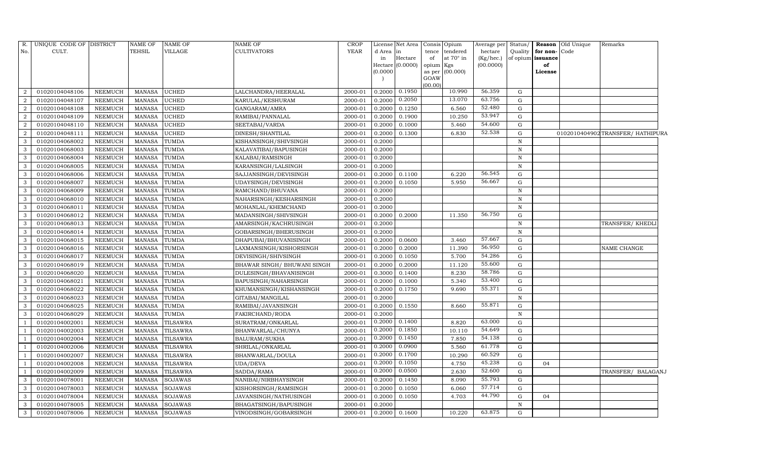| R. No. | UNIQUE CODE OF CULT. | DISTRICT | NAME OF TEHSIL | NAME OF VILLAGE | NAME OF CULTIVATORS | CROP YEAR | License d Area in Hectare (0.0000) | Net Area in Hectare (0.0000) | Consis tence of opium as per GOAW (00.00) | Opium tendered at 70° in Kgs (00.000) | Average per hectare (Kg/hec.) (00.0000) | Status/ Quality of opium | Reason for non-issuance of License | Old Unique Code | Remarks |
|---|---|---|---|---|---|---|---|---|---|---|---|---|---|---|---|
| 2 | 01020104048106 | NEEMUCH | MANASA | UCHED | LALCHANDRA/HEERALAL | 2000-01 | 0.2000 | 0.1950 | | 10.990 | 56.359 | G | | | |
| 2 | 01020104048107 | NEEMUCH | MANASA | UCHED | KARULAL/KESHURAM | 2000-01 | 0.2000 | 0.2050 | | 13.070 | 63.756 | G | | | |
| 2 | 01020104048108 | NEEMUCH | MANASA | UCHED | GANGARAM/AMRA | 2000-01 | 0.2000 | 0.1250 | | 6.560 | 52.480 | G | | | |
| 2 | 01020104048109 | NEEMUCH | MANASA | UCHED | RAMIBAI/PANNALAL | 2000-01 | 0.2000 | 0.1900 | | 10.250 | 53.947 | G | | | |
| 2 | 01020104048110 | NEEMUCH | MANASA | UCHED | SEETABAI/VARDA | 2000-01 | 0.2000 | 0.1000 | | 5.460 | 54.600 | G | | | |
| 2 | 01020104048111 | NEEMUCH | MANASA | UCHED | DINESH/SHANTILAL | 2000-01 | 0.2000 | 0.1300 | | 6.830 | 52.538 | G | | 0102010404902 | TRANSFER/ HATHIPURA |
| 3 | 01020104068002 | NEEMUCH | MANASA | TUMDA | KISHANSINGH/SHIVSINGH | 2000-01 | 0.2000 | | | | | N | | | |
| 3 | 01020104068003 | NEEMUCH | MANASA | TUMDA | KALAVATIBAI/BAPUSINGH | 2000-01 | 0.2000 | | | | | N | | | |
| 3 | 01020104068004 | NEEMUCH | MANASA | TUMDA | KALABAI/RAMSINGH | 2000-01 | 0.2000 | | | | | N | | | |
| 3 | 01020104068005 | NEEMUCH | MANASA | TUMDA | KARANSINGH/LALSINGH | 2000-01 | 0.2000 | | | | | N | | | |
| 3 | 01020104068006 | NEEMUCH | MANASA | TUMDA | SAJJANSINGH/DEVISINGH | 2000-01 | 0.2000 | 0.1100 | | 6.220 | 56.545 | G | | | |
| 3 | 01020104068007 | NEEMUCH | MANASA | TUMDA | UDAYSINGH/DEVISINGH | 2000-01 | 0.2000 | 0.1050 | | 5.950 | 56.667 | G | | | |
| 3 | 01020104068009 | NEEMUCH | MANASA | TUMDA | RAMCHAND/BHUVANA | 2000-01 | 0.2000 | | | | | N | | | |
| 3 | 01020104068010 | NEEMUCH | MANASA | TUMDA | NAHARSINGH/KESHARSINGH | 2000-01 | 0.2000 | | | | | N | | | |
| 3 | 01020104068011 | NEEMUCH | MANASA | TUMDA | MOHANLAL/KHEMCHAND | 2000-01 | 0.2000 | | | | | N | | | |
| 3 | 01020104068012 | NEEMUCH | MANASA | TUMDA | MADANSINGH/SHIVSINGH | 2000-01 | 0.2000 | 0.2000 | | 11.350 | 56.750 | G | | | |
| 3 | 01020104068013 | NEEMUCH | MANASA | TUMDA | AMARSINGH/KACHRUSINGH | 2000-01 | 0.2000 | | | | | N | | | TRANSFER/ KHEDLI |
| 3 | 01020104068014 | NEEMUCH | MANASA | TUMDA | GOBARSINGH/BHERUSINGH | 2000-01 | 0.2000 | | | | | N | | | |
| 3 | 01020104068015 | NEEMUCH | MANASA | TUMDA | DHAPUBAI/BHUVANISINGH | 2000-01 | 0.2000 | 0.0600 | | 3.460 | 57.667 | G | | | |
| 3 | 01020104068016 | NEEMUCH | MANASA | TUMDA | LAXMANSINGH/KISHORSINGH | 2000-01 | 0.2000 | 0.2000 | | 11.390 | 56.950 | G | | | NAME CHANGE |
| 3 | 01020104068017 | NEEMUCH | MANASA | TUMDA | DEVISINGH/SHIVSINGH | 2000-01 | 0.2000 | 0.1050 | | 5.700 | 54.286 | G | | | |
| 3 | 01020104068019 | NEEMUCH | MANASA | TUMDA | BHAWAR SINGH/ BHUWANI SINGH | 2000-01 | 0.2000 | 0.2000 | | 11.120 | 55.600 | G | | | |
| 3 | 01020104068020 | NEEMUCH | MANASA | TUMDA | DULESINGH/BHAVANISINGH | 2000-01 | 0.3000 | 0.1400 | | 8.230 | 58.786 | G | | | |
| 3 | 01020104068021 | NEEMUCH | MANASA | TUMDA | BAPUSINGH/NAHARSINGH | 2000-01 | 0.2000 | 0.1000 | | 5.340 | 53.400 | G | | | |
| 3 | 01020104068022 | NEEMUCH | MANASA | TUMDA | KHUMANSINGH/KISHANSINGH | 2000-01 | 0.2000 | 0.1750 | | 9.690 | 55.371 | G | | | |
| 3 | 01020104068023 | NEEMUCH | MANASA | TUMDA | GITABAI/MANGILAL | 2000-01 | 0.2000 | | | | | N | | | |
| 3 | 01020104068025 | NEEMUCH | MANASA | TUMDA | RAMIBAI/JAVANSINGH | 2000-01 | 0.2000 | 0.1550 | | 8.660 | 55.871 | G | | | |
| 3 | 01020104068029 | NEEMUCH | MANASA | TUMDA | FAKIRCHAND/RODA | 2000-01 | 0.2000 | | | | | N | | | |
| 1 | 01020104002001 | NEEMUCH | MANASA | TILSAWRA | SURATRAM/ONKARLAL | 2000-01 | 0.2000 | 0.1400 | | 8.820 | 63.000 | G | | | |
| 1 | 01020104002003 | NEEMUCH | MANASA | TILSAWRA | BHANWARLAL/CHUNYA | 2000-01 | 0.2000 | 0.1850 | | 10.110 | 54.649 | G | | | |
| 1 | 01020104002004 | NEEMUCH | MANASA | TILSAWRA | BALURAM/SUKHA | 2000-01 | 0.2000 | 0.1450 | | 7.850 | 54.138 | G | | | |
| 1 | 01020104002006 | NEEMUCH | MANASA | TILSAWRA | SHRILAL/ONKARLAL | 2000-01 | 0.2000 | 0.0900 | | 5.560 | 61.778 | G | | | |
| 1 | 01020104002007 | NEEMUCH | MANASA | TILSAWRA | BHANWARLAL/DOULA | 2000-01 | 0.2000 | 0.1700 | | 10.290 | 60.529 | G | | | |
| 1 | 01020104002008 | NEEMUCH | MANASA | TILSAWRA | UDA/DEVA | 2000-01 | 0.2000 | 0.1050 | | 4.750 | 45.238 | G | 04 | | |
| 1 | 01020104002009 | NEEMUCH | MANASA | TILSAWRA | SADDA/RAMA | 2000-01 | 0.2000 | 0.0500 | | 2.630 | 52.600 | G | | | TRANSFER/ BALAGANJ |
| 3 | 01020104078001 | NEEMUCH | MANASA | SOJAWAS | NANIBAI/NIRBHAYSINGH | 2000-01 | 0.2000 | 0.1450 | | 8.090 | 55.793 | G | | | |
| 3 | 01020104078003 | NEEMUCH | MANASA | SOJAWAS | KISHORSINGH/RAMSINGH | 2000-01 | 0.2000 | 0.1050 | | 6.060 | 57.714 | G | | | |
| 3 | 01020104078004 | NEEMUCH | MANASA | SOJAWAS | JAVANSINGH/NATHUSINGH | 2000-01 | 0.2000 | 0.1050 | | 4.703 | 44.790 | G | 04 | | |
| 3 | 01020104078005 | NEEMUCH | MANASA | SOJAWAS | BHAGATSINGH/BAPUSINGH | 2000-01 | 0.2000 | | | | | N | | | |
| 3 | 01020104078006 | NEEMUCH | MANASA | SOJAWAS | VINODSINGH/GOBARSINGH | 2000-01 | 0.2000 | 0.1600 | | 10.220 | 63.875 | G | | | |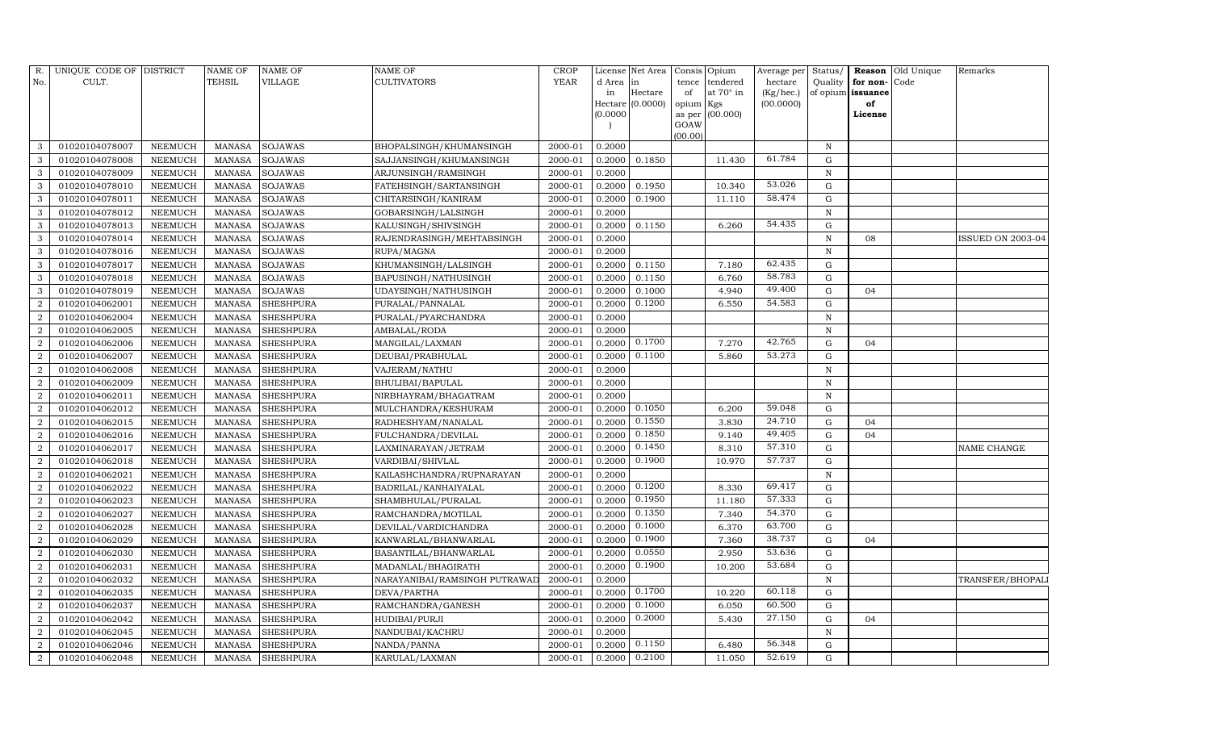| R. No. | UNIQUE CODE OF CULT. | DISTRICT | NAME OF TEHSIL | NAME OF VILLAGE | NAME OF CULTIVATORS | CROP YEAR | License d Area in Hectare (0.0000) | Net Area in Hectare (0.0000) | Consis tence of opium as per GOAW (00.00) | Opium tendered at 70° in Kgs (00.000) | Average per hectare (Kg/hec.) (00.0000) | Status/ Quality of opium | Reason for non-issuance of License | Old Unique Code | Remarks |
|---|---|---|---|---|---|---|---|---|---|---|---|---|---|---|---|
| 3 | 01020104078007 | NEEMUCH | MANASA | SOJAWAS | BHOPALSINGH/KHUMANSINGH | 2000-01 | 0.2000 | | | | | N | | | |
| 3 | 01020104078008 | NEEMUCH | MANASA | SOJAWAS | SAJJANSINGH/KHUMANSINGH | 2000-01 | 0.2000 | 0.1850 | | 11.430 | 61.784 | G | | | |
| 3 | 01020104078009 | NEEMUCH | MANASA | SOJAWAS | ARJUNSINGH/RAMSINGH | 2000-01 | 0.2000 | | | | | N | | | |
| 3 | 01020104078010 | NEEMUCH | MANASA | SOJAWAS | FATEHSINGH/SARTANSINGH | 2000-01 | 0.2000 | 0.1950 | | 10.340 | 53.026 | G | | | |
| 3 | 01020104078011 | NEEMUCH | MANASA | SOJAWAS | CHITARSINGH/KANIRAM | 2000-01 | 0.2000 | 0.1900 | | 11.110 | 58.474 | G | | | |
| 3 | 01020104078012 | NEEMUCH | MANASA | SOJAWAS | GOBARSINGH/LALSINGH | 2000-01 | 0.2000 | | | | | N | | | |
| 3 | 01020104078013 | NEEMUCH | MANASA | SOJAWAS | KALUSINGH/SHIVSINGH | 2000-01 | 0.2000 | 0.1150 | | 6.260 | 54.435 | G | | | |
| 3 | 01020104078014 | NEEMUCH | MANASA | SOJAWAS | RAJENDRASINGH/MEHTABSINGH | 2000-01 | 0.2000 | | | | | N | 08 | | ISSUED ON 2003-04 |
| 3 | 01020104078016 | NEEMUCH | MANASA | SOJAWAS | RUPA/MAGNA | 2000-01 | 0.2000 | | | | | N | | | |
| 3 | 01020104078017 | NEEMUCH | MANASA | SOJAWAS | KHUMANSINGH/LALSINGH | 2000-01 | 0.2000 | 0.1150 | | 7.180 | 62.435 | G | | | |
| 3 | 01020104078018 | NEEMUCH | MANASA | SOJAWAS | BAPUSINGH/NATHUSINGH | 2000-01 | 0.2000 | 0.1150 | | 6.760 | 58.783 | G | | | |
| 3 | 01020104078019 | NEEMUCH | MANASA | SOJAWAS | UDAYSINGH/NATHUSINGH | 2000-01 | 0.2000 | 0.1000 | | 4.940 | 49.400 | G | 04 | | |
| 2 | 01020104062001 | NEEMUCH | MANASA | SHESHPURA | PURALAL/PANNALAL | 2000-01 | 0.2000 | 0.1200 | | 6.550 | 54.583 | G | | | |
| 2 | 01020104062004 | NEEMUCH | MANASA | SHESHPURA | PURALAL/PYARCHANDRA | 2000-01 | 0.2000 | | | | | N | | | |
| 2 | 01020104062005 | NEEMUCH | MANASA | SHESHPURA | AMBALAL/RODA | 2000-01 | 0.2000 | | | | | N | | | |
| 2 | 01020104062006 | NEEMUCH | MANASA | SHESHPURA | MANGILAL/LAXMAN | 2000-01 | 0.2000 | 0.1700 | | 7.270 | 42.765 | G | 04 | | |
| 2 | 01020104062007 | NEEMUCH | MANASA | SHESHPURA | DEUBAI/PRABHULAL | 2000-01 | 0.2000 | 0.1100 | | 5.860 | 53.273 | G | | | |
| 2 | 01020104062008 | NEEMUCH | MANASA | SHESHPURA | VAJERAM/NATHU | 2000-01 | 0.2000 | | | | | N | | | |
| 2 | 01020104062009 | NEEMUCH | MANASA | SHESHPURA | BHULIBAI/BAPULAL | 2000-01 | 0.2000 | | | | | N | | | |
| 2 | 01020104062011 | NEEMUCH | MANASA | SHESHPURA | NIRBHAYRAM/BHAGATRAM | 2000-01 | 0.2000 | | | | | N | | | |
| 2 | 01020104062012 | NEEMUCH | MANASA | SHESHPURA | MULCHANDRA/KESHURAM | 2000-01 | 0.2000 | 0.1050 | | 6.200 | 59.048 | G | | | |
| 2 | 01020104062015 | NEEMUCH | MANASA | SHESHPURA | RADHESHYAM/NANALAL | 2000-01 | 0.2000 | 0.1550 | | 3.830 | 24.710 | G | 04 | | |
| 2 | 01020104062016 | NEEMUCH | MANASA | SHESHPURA | FULCHANDRA/DEVILAL | 2000-01 | 0.2000 | 0.1850 | | 9.140 | 49.405 | G | 04 | | |
| 2 | 01020104062017 | NEEMUCH | MANASA | SHESHPURA | LAXMINARAYAN/JETRAM | 2000-01 | 0.2000 | 0.1450 | | 8.310 | 57.310 | G | | | NAME CHANGE |
| 2 | 01020104062018 | NEEMUCH | MANASA | SHESHPURA | VARDIBAI/SHIVLAL | 2000-01 | 0.2000 | 0.1900 | | 10.970 | 57.737 | G | | | |
| 2 | 01020104062021 | NEEMUCH | MANASA | SHESHPURA | KAILASHCHANDRA/RUPNARAYAN | 2000-01 | 0.2000 | | | | | N | | | |
| 2 | 01020104062022 | NEEMUCH | MANASA | SHESHPURA | BADRILAL/KANHAIYALAL | 2000-01 | 0.2000 | 0.1200 | | 8.330 | 69.417 | G | | | |
| 2 | 01020104062023 | NEEMUCH | MANASA | SHESHPURA | SHAMBHULAL/PURALAL | 2000-01 | 0.2000 | 0.1950 | | 11.180 | 57.333 | G | | | |
| 2 | 01020104062027 | NEEMUCH | MANASA | SHESHPURA | RAMCHANDRA/MOTILAL | 2000-01 | 0.2000 | 0.1350 | | 7.340 | 54.370 | G | | | |
| 2 | 01020104062028 | NEEMUCH | MANASA | SHESHPURA | DEVILAL/VARDICHANDRA | 2000-01 | 0.2000 | 0.1000 | | 6.370 | 63.700 | G | | | |
| 2 | 01020104062029 | NEEMUCH | MANASA | SHESHPURA | KANWARLAL/BHANWARLAL | 2000-01 | 0.2000 | 0.1900 | | 7.360 | 38.737 | G | 04 | | |
| 2 | 01020104062030 | NEEMUCH | MANASA | SHESHPURA | BASANTILAL/BHANWARLAL | 2000-01 | 0.2000 | 0.0550 | | 2.950 | 53.636 | G | | | |
| 2 | 01020104062031 | NEEMUCH | MANASA | SHESHPURA | MADANLAL/BHAGIRATH | 2000-01 | 0.2000 | 0.1900 | | 10.200 | 53.684 | G | | | |
| 2 | 01020104062032 | NEEMUCH | MANASA | SHESHPURA | NARAYANIBAI/RAMSINGH PUTRAWAD | 2000-01 | 0.2000 | | | | | N | | | TRANSFER/BHOPALI |
| 2 | 01020104062035 | NEEMUCH | MANASA | SHESHPURA | DEVA/PARTHA | 2000-01 | 0.2000 | 0.1700 | | 10.220 | 60.118 | G | | | |
| 2 | 01020104062037 | NEEMUCH | MANASA | SHESHPURA | RAMCHANDRA/GANESH | 2000-01 | 0.2000 | 0.1000 | | 6.050 | 60.500 | G | | | |
| 2 | 01020104062042 | NEEMUCH | MANASA | SHESHPURA | HUDIBAI/PURJI | 2000-01 | 0.2000 | 0.2000 | | 5.430 | 27.150 | G | 04 | | |
| 2 | 01020104062045 | NEEMUCH | MANASA | SHESHPURA | NANDUBAI/KACHRU | 2000-01 | 0.2000 | | | | | N | | | |
| 2 | 01020104062046 | NEEMUCH | MANASA | SHESHPURA | NANDA/PANNA | 2000-01 | 0.2000 | 0.1150 | | 6.480 | 56.348 | G | | | |
| 2 | 01020104062048 | NEEMUCH | MANASA | SHESHPURA | KARULAL/LAXMAN | 2000-01 | 0.2000 | 0.2100 | | 11.050 | 52.619 | G | | | |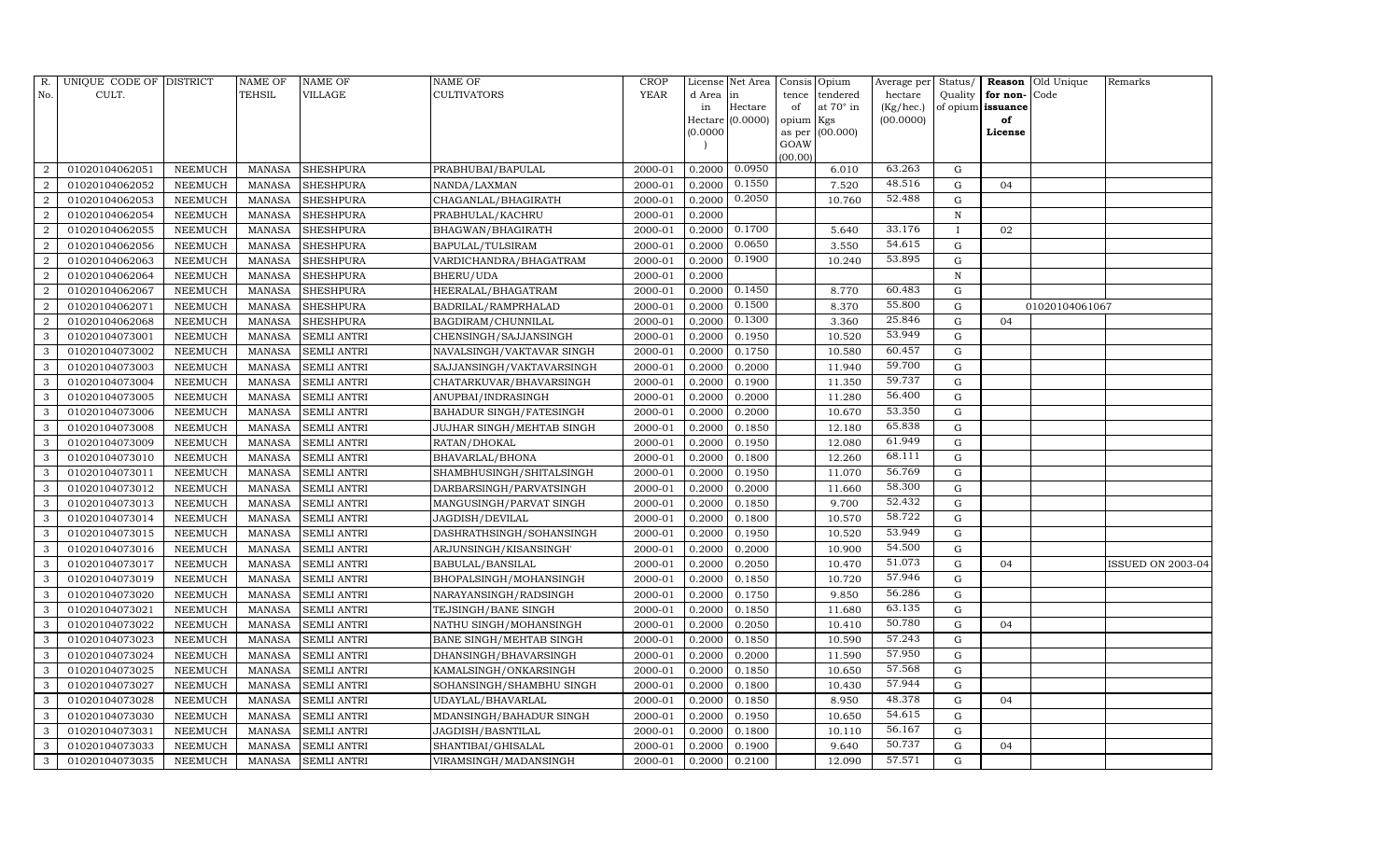| R. No. | UNIQUE CODE OF CULT. | DISTRICT | NAME OF TEHSIL | NAME OF VILLAGE | NAME OF CULTIVATORS | CROP YEAR | License d Area in Hectare (0.0000) | Net Area in Hectare (0.0000) | Consis tence of opium as per GOAW (00.00) | Opium tendered at 70° in Kgs (00.000) | Average per hectare (Kg/hec.) (00.0000) | Status/ Quality of opium | Reason for non-issuance of License | Old Unique Code | Remarks |
|---|---|---|---|---|---|---|---|---|---|---|---|---|---|---|---|
| 2 | 01020104062051 | NEEMUCH | MANASA | SHESHPURA | PRABHUBAI/BAPULAL | 2000-01 | 0.2000 | 0.0950 | | 6.010 | 63.263 | G | | | |
| 2 | 01020104062052 | NEEMUCH | MANASA | SHESHPURA | NANDA/LAXMAN | 2000-01 | 0.2000 | 0.1550 | | 7.520 | 48.516 | G | 04 | | |
| 2 | 01020104062053 | NEEMUCH | MANASA | SHESHPURA | CHAGANLAL/BHAGIRATH | 2000-01 | 0.2000 | 0.2050 | | 10.760 | 52.488 | G | | | |
| 2 | 01020104062054 | NEEMUCH | MANASA | SHESHPURA | PRABHULAL/KACHRU | 2000-01 | 0.2000 | | | | | N | | | |
| 2 | 01020104062055 | NEEMUCH | MANASA | SHESHPURA | BHAGWAN/BHAGIRATH | 2000-01 | 0.2000 | 0.1700 | | 5.640 | 33.176 | I | 02 | | |
| 2 | 01020104062056 | NEEMUCH | MANASA | SHESHPURA | BAPULAL/TULSIRAM | 2000-01 | 0.2000 | 0.0650 | | 3.550 | 54.615 | G | | | |
| 2 | 01020104062063 | NEEMUCH | MANASA | SHESHPURA | VARDICHANDRA/BHAGATRAM | 2000-01 | 0.2000 | 0.1900 | | 10.240 | 53.895 | G | | | |
| 2 | 01020104062064 | NEEMUCH | MANASA | SHESHPURA | BHERU/UDA | 2000-01 | 0.2000 | | | | | N | | | |
| 2 | 01020104062067 | NEEMUCH | MANASA | SHESHPURA | HEERALAL/BHAGATRAM | 2000-01 | 0.2000 | 0.1450 | | 8.770 | 60.483 | G | | | |
| 2 | 01020104062071 | NEEMUCH | MANASA | SHESHPURA | BADRILAL/RAMPRHALAD | 2000-01 | 0.2000 | 0.1500 | | 8.370 | 55.800 | G | | 01020104061067 | |
| 2 | 01020104062068 | NEEMUCH | MANASA | SHESHPURA | BAGDIRAM/CHUNNILAL | 2000-01 | 0.2000 | 0.1300 | | 3.360 | 25.846 | G | 04 | | |
| 3 | 01020104073001 | NEEMUCH | MANASA | SEMLI ANTRI | CHENSINGH/SAJJANSINGH | 2000-01 | 0.2000 | 0.1950 | | 10.520 | 53.949 | G | | | |
| 3 | 01020104073002 | NEEMUCH | MANASA | SEMLI ANTRI | NAVALSINGH/VAKTAVAR SINGH | 2000-01 | 0.2000 | 0.1750 | | 10.580 | 60.457 | G | | | |
| 3 | 01020104073003 | NEEMUCH | MANASA | SEMLI ANTRI | SAJJANSINGH/VAKTAVARSINGH | 2000-01 | 0.2000 | 0.2000 | | 11.940 | 59.700 | G | | | |
| 3 | 01020104073004 | NEEMUCH | MANASA | SEMLI ANTRI | CHATARKUVAR/BHAVARSINGH | 2000-01 | 0.2000 | 0.1900 | | 11.350 | 59.737 | G | | | |
| 3 | 01020104073005 | NEEMUCH | MANASA | SEMLI ANTRI | ANUPBAI/INDRASINGH | 2000-01 | 0.2000 | 0.2000 | | 11.280 | 56.400 | G | | | |
| 3 | 01020104073006 | NEEMUCH | MANASA | SEMLI ANTRI | BAHADUR SINGH/FATESINGH | 2000-01 | 0.2000 | 0.2000 | | 10.670 | 53.350 | G | | | |
| 3 | 01020104073008 | NEEMUCH | MANASA | SEMLI ANTRI | JUJHAR SINGH/MEHTAB SINGH | 2000-01 | 0.2000 | 0.1850 | | 12.180 | 65.838 | G | | | |
| 3 | 01020104073009 | NEEMUCH | MANASA | SEMLI ANTRI | RATAN/DHOKAL | 2000-01 | 0.2000 | 0.1950 | | 12.080 | 61.949 | G | | | |
| 3 | 01020104073010 | NEEMUCH | MANASA | SEMLI ANTRI | BHAVARLAL/BHONA | 2000-01 | 0.2000 | 0.1800 | | 12.260 | 68.111 | G | | | |
| 3 | 01020104073011 | NEEMUCH | MANASA | SEMLI ANTRI | SHAMBHUSINGH/SHITALSINGH | 2000-01 | 0.2000 | 0.1950 | | 11.070 | 56.769 | G | | | |
| 3 | 01020104073012 | NEEMUCH | MANASA | SEMLI ANTRI | DARBARSINGH/PARVATSINGH | 2000-01 | 0.2000 | 0.2000 | | 11.660 | 58.300 | G | | | |
| 3 | 01020104073013 | NEEMUCH | MANASA | SEMLI ANTRI | MANGUSINGH/PARVAT SINGH | 2000-01 | 0.2000 | 0.1850 | | 9.700 | 52.432 | G | | | |
| 3 | 01020104073014 | NEEMUCH | MANASA | SEMLI ANTRI | JAGDISH/DEVILAL | 2000-01 | 0.2000 | 0.1800 | | 10.570 | 58.722 | G | | | |
| 3 | 01020104073015 | NEEMUCH | MANASA | SEMLI ANTRI | DASHRATHSINGH/SOHANSINGH | 2000-01 | 0.2000 | 0.1950 | | 10.520 | 53.949 | G | | | |
| 3 | 01020104073016 | NEEMUCH | MANASA | SEMLI ANTRI | ARJUNSINGH/KISANSINGH' | 2000-01 | 0.2000 | 0.2000 | | 10.900 | 54.500 | G | | | |
| 3 | 01020104073017 | NEEMUCH | MANASA | SEMLI ANTRI | BABULAL/BANSILAL | 2000-01 | 0.2000 | 0.2050 | | 10.470 | 51.073 | G | 04 | | ISSUED ON 2003-04 |
| 3 | 01020104073019 | NEEMUCH | MANASA | SEMLI ANTRI | BHOPALSINGH/MOHANSINGH | 2000-01 | 0.2000 | 0.1850 | | 10.720 | 57.946 | G | | | |
| 3 | 01020104073020 | NEEMUCH | MANASA | SEMLI ANTRI | NARAYANSINGH/RADSINGH | 2000-01 | 0.2000 | 0.1750 | | 9.850 | 56.286 | G | | | |
| 3 | 01020104073021 | NEEMUCH | MANASA | SEMLI ANTRI | TEJSINGH/BANE SINGH | 2000-01 | 0.2000 | 0.1850 | | 11.680 | 63.135 | G | | | |
| 3 | 01020104073022 | NEEMUCH | MANASA | SEMLI ANTRI | NATHU SINGH/MOHANSINGH | 2000-01 | 0.2000 | 0.2050 | | 10.410 | 50.780 | G | 04 | | |
| 3 | 01020104073023 | NEEMUCH | MANASA | SEMLI ANTRI | BANE SINGH/MEHTAB SINGH | 2000-01 | 0.2000 | 0.1850 | | 10.590 | 57.243 | G | | | |
| 3 | 01020104073024 | NEEMUCH | MANASA | SEMLI ANTRI | DHANSINGH/BHAVARSINGH | 2000-01 | 0.2000 | 0.2000 | | 11.590 | 57.950 | G | | | |
| 3 | 01020104073025 | NEEMUCH | MANASA | SEMLI ANTRI | KAMALSINGH/ONKARSINGH | 2000-01 | 0.2000 | 0.1850 | | 10.650 | 57.568 | G | | | |
| 3 | 01020104073027 | NEEMUCH | MANASA | SEMLI ANTRI | SOHANSINGH/SHAMBHU SINGH | 2000-01 | 0.2000 | 0.1800 | | 10.430 | 57.944 | G | | | |
| 3 | 01020104073028 | NEEMUCH | MANASA | SEMLI ANTRI | UDAYLAL/BHAVARLAL | 2000-01 | 0.2000 | 0.1850 | | 8.950 | 48.378 | G | 04 | | |
| 3 | 01020104073030 | NEEMUCH | MANASA | SEMLI ANTRI | MDANSINGH/BAHADUR SINGH | 2000-01 | 0.2000 | 0.1950 | | 10.650 | 54.615 | G | | | |
| 3 | 01020104073031 | NEEMUCH | MANASA | SEMLI ANTRI | JAGDISH/BASNTILAL | 2000-01 | 0.2000 | 0.1800 | | 10.110 | 56.167 | G | | | |
| 3 | 01020104073033 | NEEMUCH | MANASA | SEMLI ANTRI | SHANTIBAI/GHISALAL | 2000-01 | 0.2000 | 0.1900 | | 9.640 | 50.737 | G | 04 | | |
| 3 | 01020104073035 | NEEMUCH | MANASA | SEMLI ANTRI | VIRAMSINGH/MADANSINGH | 2000-01 | 0.2000 | 0.2100 | | 12.090 | 57.571 | G | | | |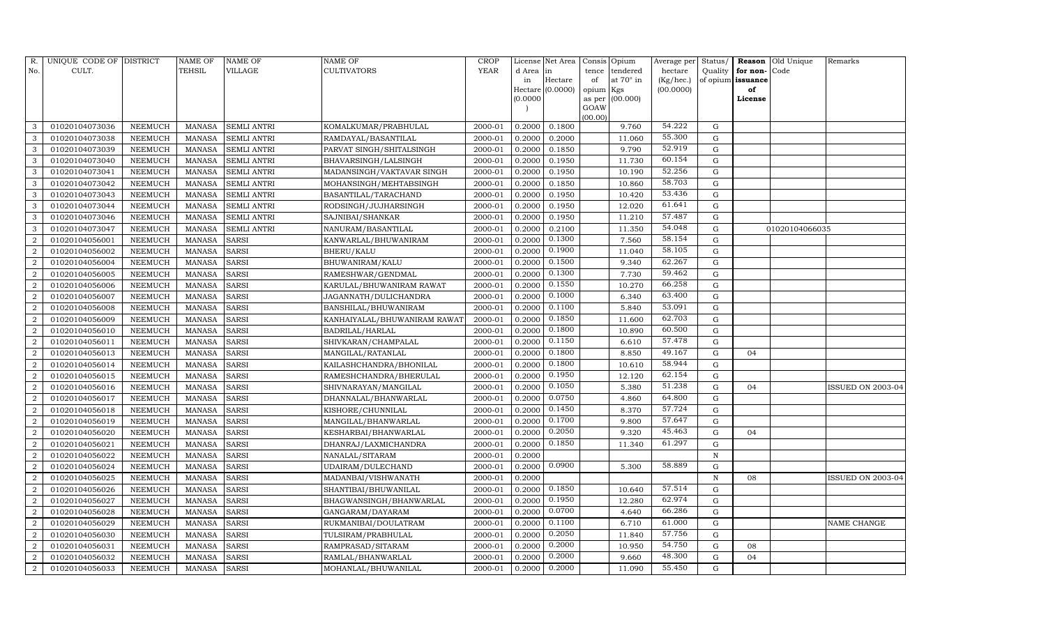| R. No. | UNIQUE CODE OF CULT. | DISTRICT | NAME OF TEHSIL | NAME OF VILLAGE | NAME OF CULTIVATORS | CROP YEAR | License d Area in Hectare (0.0000) | Net Area in Hectare (0.0000) | Consis tence of opium as per GOAW (00.00) | Opium tendered at 70° in Kgs (00.000) | Average per hectare (Kg/hec.) (00.0000) | Status/ Quality of opium | Reason for non-issuance of License | Old Unique Code | Remarks |
|---|---|---|---|---|---|---|---|---|---|---|---|---|---|---|---|
| 3 | 01020104073036 | NEEMUCH | MANASA | SEMLI ANTRI | KOMALKUMAR/PRABHULAL | 2000-01 | 0.2000 | 0.1800 | | 9.760 | 54.222 | G | | | |
| 3 | 01020104073038 | NEEMUCH | MANASA | SEMLI ANTRI | RAMDAYAL/BASANTILAL | 2000-01 | 0.2000 | 0.2000 | | 11.060 | 55.300 | G | | | |
| 3 | 01020104073039 | NEEMUCH | MANASA | SEMLI ANTRI | PARVAT SINGH/SHITALSINGH | 2000-01 | 0.2000 | 0.1850 | | 9.790 | 52.919 | G | | | |
| 3 | 01020104073040 | NEEMUCH | MANASA | SEMLI ANTRI | BHAVARSINGH/LALSINGH | 2000-01 | 0.2000 | 0.1950 | | 11.730 | 60.154 | G | | | |
| 3 | 01020104073041 | NEEMUCH | MANASA | SEMLI ANTRI | MADANSINGH/VAKTAVAR SINGH | 2000-01 | 0.2000 | 0.1950 | | 10.190 | 52.256 | G | | | |
| 3 | 01020104073042 | NEEMUCH | MANASA | SEMLI ANTRI | MOHANSINGH/MEHTABSINGH | 2000-01 | 0.2000 | 0.1850 | | 10.860 | 58.703 | G | | | |
| 3 | 01020104073043 | NEEMUCH | MANASA | SEMLI ANTRI | BASANTILAL/TARACHAND | 2000-01 | 0.2000 | 0.1950 | | 10.420 | 53.436 | G | | | |
| 3 | 01020104073044 | NEEMUCH | MANASA | SEMLI ANTRI | RODSINGH/JUJHARSINGH | 2000-01 | 0.2000 | 0.1950 | | 12.020 | 61.641 | G | | | |
| 3 | 01020104073046 | NEEMUCH | MANASA | SEMLI ANTRI | SAJNIBAI/SHANKAR | 2000-01 | 0.2000 | 0.1950 | | 11.210 | 57.487 | G | | | |
| 3 | 01020104073047 | NEEMUCH | MANASA | SEMLI ANTRI | NANURAM/BASANTILAL | 2000-01 | 0.2000 | 0.2100 | | 11.350 | 54.048 | G | | 01020104066035 | |
| 2 | 01020104056001 | NEEMUCH | MANASA | SARSI | KANWARLAL/BHUWANIRAM | 2000-01 | 0.2000 | 0.1300 | | 7.560 | 58.154 | G | | | |
| 2 | 01020104056002 | NEEMUCH | MANASA | SARSI | BHERU/KALU | 2000-01 | 0.2000 | 0.1900 | | 11.040 | 58.105 | G | | | |
| 2 | 01020104056004 | NEEMUCH | MANASA | SARSI | BHUWANIRAM/KALU | 2000-01 | 0.2000 | 0.1500 | | 9.340 | 62.267 | G | | | |
| 2 | 01020104056005 | NEEMUCH | MANASA | SARSI | RAMESHWAR/GENDMAL | 2000-01 | 0.2000 | 0.1300 | | 7.730 | 59.462 | G | | | |
| 2 | 01020104056006 | NEEMUCH | MANASA | SARSI | KARULAL/BHUWANIRAM RAWAT | 2000-01 | 0.2000 | 0.1550 | | 10.270 | 66.258 | G | | | |
| 2 | 01020104056007 | NEEMUCH | MANASA | SARSI | JAGANNATH/DULICHANDRA | 2000-01 | 0.2000 | 0.1000 | | 6.340 | 63.400 | G | | | |
| 2 | 01020104056008 | NEEMUCH | MANASA | SARSI | BANSHILAL/BHUWANIRAM | 2000-01 | 0.2000 | 0.1100 | | 5.840 | 53.091 | G | | | |
| 2 | 01020104056009 | NEEMUCH | MANASA | SARSI | KANHAIYALAL/BHUWANIRAM RAWAT | 2000-01 | 0.2000 | 0.1850 | | 11.600 | 62.703 | G | | | |
| 2 | 01020104056010 | NEEMUCH | MANASA | SARSI | BADRILAL/HARLAL | 2000-01 | 0.2000 | 0.1800 | | 10.890 | 60.500 | G | | | |
| 2 | 01020104056011 | NEEMUCH | MANASA | SARSI | SHIVKARAN/CHAMPALAL | 2000-01 | 0.2000 | 0.1150 | | 6.610 | 57.478 | G | | | |
| 2 | 01020104056013 | NEEMUCH | MANASA | SARSI | MANGILAL/RATANLAL | 2000-01 | 0.2000 | 0.1800 | | 8.850 | 49.167 | G | 04 | | |
| 2 | 01020104056014 | NEEMUCH | MANASA | SARSI | KAILASHCHANDRA/BHONILAL | 2000-01 | 0.2000 | 0.1800 | | 10.610 | 58.944 | G | | | |
| 2 | 01020104056015 | NEEMUCH | MANASA | SARSI | RAMESHCHANDRA/BHERULAL | 2000-01 | 0.2000 | 0.1950 | | 12.120 | 62.154 | G | | | |
| 2 | 01020104056016 | NEEMUCH | MANASA | SARSI | SHIVNARAYAN/MANGILAL | 2000-01 | 0.2000 | 0.1050 | | 5.380 | 51.238 | G | 04 | | ISSUED ON 2003-04 |
| 2 | 01020104056017 | NEEMUCH | MANASA | SARSI | DHANNALAL/BHANWARLAL | 2000-01 | 0.2000 | 0.0750 | | 4.860 | 64.800 | G | | | |
| 2 | 01020104056018 | NEEMUCH | MANASA | SARSI | KISHORE/CHUNNILAL | 2000-01 | 0.2000 | 0.1450 | | 8.370 | 57.724 | G | | | |
| 2 | 01020104056019 | NEEMUCH | MANASA | SARSI | MANGILAL/BHANWARLAL | 2000-01 | 0.2000 | 0.1700 | | 9.800 | 57.647 | G | | | |
| 2 | 01020104056020 | NEEMUCH | MANASA | SARSI | KESHARBAI/BHANWARLAL | 2000-01 | 0.2000 | 0.2050 | | 9.320 | 45.463 | G | 04 | | |
| 2 | 01020104056021 | NEEMUCH | MANASA | SARSI | DHANRAJ/LAXMICHANDRA | 2000-01 | 0.2000 | 0.1850 | | 11.340 | 61.297 | G | | | |
| 2 | 01020104056022 | NEEMUCH | MANASA | SARSI | NANALAL/SITARAM | 2000-01 | 0.2000 | | | | | N | | | |
| 2 | 01020104056024 | NEEMUCH | MANASA | SARSI | UDAIRAM/DULECHAND | 2000-01 | 0.2000 | 0.0900 | | 5.300 | 58.889 | G | | | |
| 2 | 01020104056025 | NEEMUCH | MANASA | SARSI | MADANBAI/VISHWANATH | 2000-01 | 0.2000 | | | | | N | 08 | | ISSUED ON 2003-04 |
| 2 | 01020104056026 | NEEMUCH | MANASA | SARSI | SHANTIBAI/BHUWANILAL | 2000-01 | 0.2000 | 0.1850 | | 10.640 | 57.514 | G | | | |
| 2 | 01020104056027 | NEEMUCH | MANASA | SARSI | BHAGWANSINGH/BHANWARLAL | 2000-01 | 0.2000 | 0.1950 | | 12.280 | 62.974 | G | | | |
| 2 | 01020104056028 | NEEMUCH | MANASA | SARSI | GANGARAM/DAYARAM | 2000-01 | 0.2000 | 0.0700 | | 4.640 | 66.286 | G | | | |
| 2 | 01020104056029 | NEEMUCH | MANASA | SARSI | RUKMANIBAI/DOULATRAM | 2000-01 | 0.2000 | 0.1100 | | 6.710 | 61.000 | G | | | NAME CHANGE |
| 2 | 01020104056030 | NEEMUCH | MANASA | SARSI | TULSIRAM/PRABHULAL | 2000-01 | 0.2000 | 0.2050 | | 11.840 | 57.756 | G | | | |
| 2 | 01020104056031 | NEEMUCH | MANASA | SARSI | RAMPRASAD/SITARAM | 2000-01 | 0.2000 | 0.2000 | | 10.950 | 54.750 | G | 08 | | |
| 2 | 01020104056032 | NEEMUCH | MANASA | SARSI | RAMLAL/BHANWARLAL | 2000-01 | 0.2000 | 0.2000 | | 9.660 | 48.300 | G | 04 | | |
| 2 | 01020104056033 | NEEMUCH | MANASA | SARSI | MOHANLAL/BHUWANILAL | 2000-01 | 0.2000 | 0.2000 | | 11.090 | 55.450 | G | | | |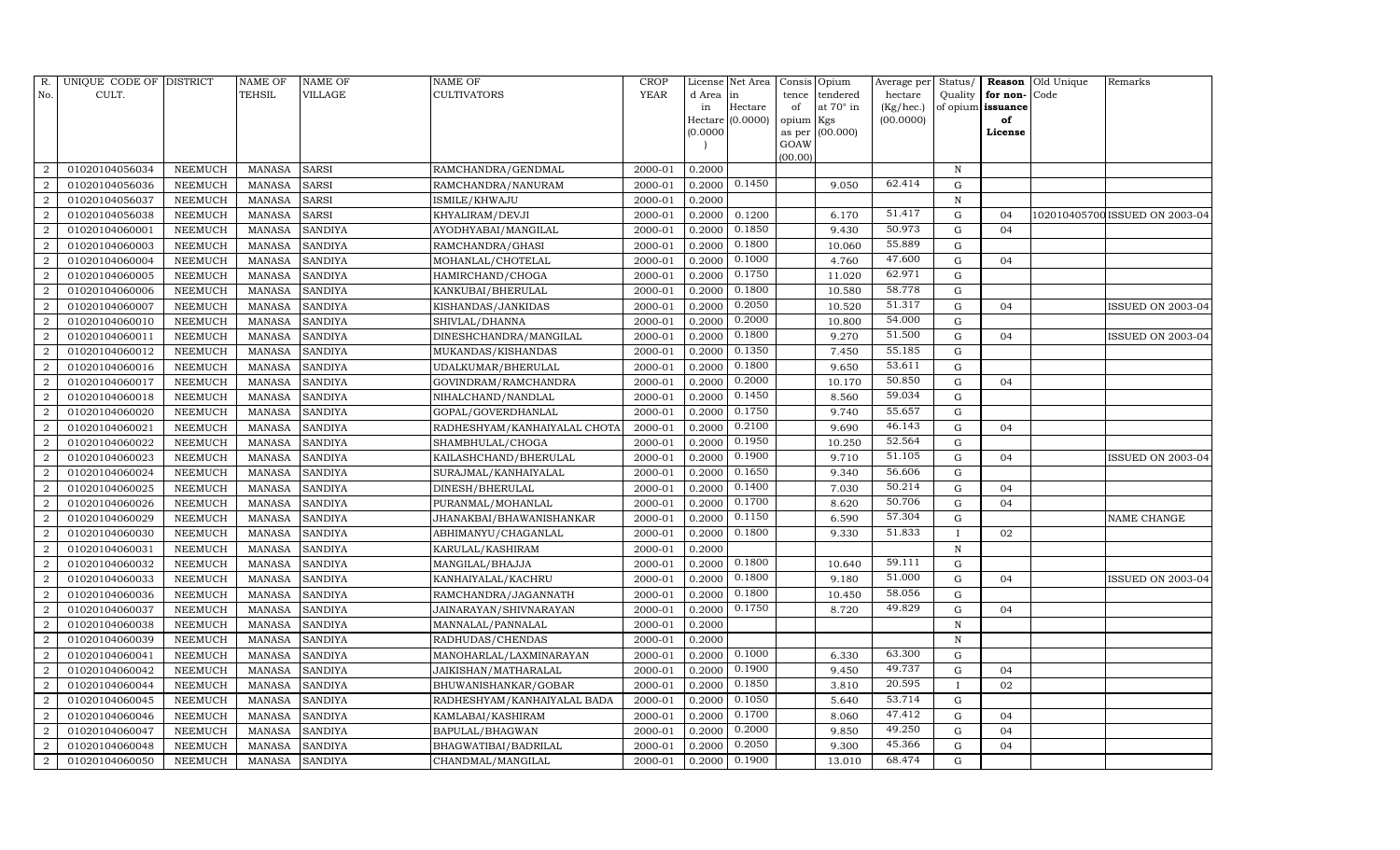| R. No. | UNIQUE CODE OF CULT. | DISTRICT | NAME OF TEHSIL | NAME OF VILLAGE | NAME OF CULTIVATORS | CROP YEAR | License d Area in Hectare (0.0000) | Net Area in Hectare (0.0000) | Consis tence of opium as per GOAW (00.00) | Opium tendered at 70° in Kgs (00.000) | Average per hectare (Kg/hec.) (00.0000) | Status/ Quality of opium | Reason for non-issuance of License | Old Unique Code | Remarks |
|---|---|---|---|---|---|---|---|---|---|---|---|---|---|---|---|
| 2 | 01020104056034 | NEEMUCH | MANASA | SARSI | RAMCHANDRA/GENDMAL | 2000-01 | 0.2000 | | | | | N | | | |
| 2 | 01020104056036 | NEEMUCH | MANASA | SARSI | RAMCHANDRA/NANURAM | 2000-01 | 0.2000 | 0.1450 | | 9.050 | 62.414 | G | | | |
| 2 | 01020104056037 | NEEMUCH | MANASA | SARSI | ISMILE/KHWAJU | 2000-01 | 0.2000 | | | | | N | | | |
| 2 | 01020104056038 | NEEMUCH | MANASA | SARSI | KHYALIRAM/DEVJI | 2000-01 | 0.2000 | 0.1200 | | 6.170 | 51.417 | G | 04 | 1020104057001 | ISSUED ON 2003-04 |
| 2 | 01020104060001 | NEEMUCH | MANASA | SANDIYA | AYODHYABAI/MANGILAL | 2000-01 | 0.2000 | 0.1850 | | 9.430 | 50.973 | G | 04 | | |
| 2 | 01020104060003 | NEEMUCH | MANASA | SANDIYA | RAMCHANDRA/GHASI | 2000-01 | 0.2000 | 0.1800 | | 10.060 | 55.889 | G | | | |
| 2 | 01020104060004 | NEEMUCH | MANASA | SANDIYA | MOHANLAL/CHOTELAL | 2000-01 | 0.2000 | 0.1000 | | 4.760 | 47.600 | G | 04 | | |
| 2 | 01020104060005 | NEEMUCH | MANASA | SANDIYA | HAMIRCHAND/CHOGA | 2000-01 | 0.2000 | 0.1750 | | 11.020 | 62.971 | G | | | |
| 2 | 01020104060006 | NEEMUCH | MANASA | SANDIYA | KANKUBAI/BHERULAL | 2000-01 | 0.2000 | 0.1800 | | 10.580 | 58.778 | G | | | |
| 2 | 01020104060007 | NEEMUCH | MANASA | SANDIYA | KISHANDAS/JANKIDAS | 2000-01 | 0.2000 | 0.2050 | | 10.520 | 51.317 | G | 04 | | ISSUED ON 2003-04 |
| 2 | 01020104060010 | NEEMUCH | MANASA | SANDIYA | SHIVLAL/DHANNA | 2000-01 | 0.2000 | 0.2000 | | 10.800 | 54.000 | G | | | |
| 2 | 01020104060011 | NEEMUCH | MANASA | SANDIYA | DINESHCHANDRA/MANGILAL | 2000-01 | 0.2000 | 0.1800 | | 9.270 | 51.500 | G | 04 | | ISSUED ON 2003-04 |
| 2 | 01020104060012 | NEEMUCH | MANASA | SANDIYA | MUKANDAS/KISHANDAS | 2000-01 | 0.2000 | 0.1350 | | 7.450 | 55.185 | G | | | |
| 2 | 01020104060016 | NEEMUCH | MANASA | SANDIYA | UDALKUMAR/BHERULAL | 2000-01 | 0.2000 | 0.1800 | | 9.650 | 53.611 | G | | | |
| 2 | 01020104060017 | NEEMUCH | MANASA | SANDIYA | GOVINDRAM/RAMCHANDRA | 2000-01 | 0.2000 | 0.2000 | | 10.170 | 50.850 | G | 04 | | |
| 2 | 01020104060018 | NEEMUCH | MANASA | SANDIYA | NIHALCHAND/NANDLAL | 2000-01 | 0.2000 | 0.1450 | | 8.560 | 59.034 | G | | | |
| 2 | 01020104060020 | NEEMUCH | MANASA | SANDIYA | GOPAL/GOVERDHANLAL | 2000-01 | 0.2000 | 0.1750 | | 9.740 | 55.657 | G | | | |
| 2 | 01020104060021 | NEEMUCH | MANASA | SANDIYA | RADHESHYAM/KANHAIYALAL CHOTA | 2000-01 | 0.2000 | 0.2100 | | 9.690 | 46.143 | G | 04 | | |
| 2 | 01020104060022 | NEEMUCH | MANASA | SANDIYA | SHAMBHULAL/CHOGA | 2000-01 | 0.2000 | 0.1950 | | 10.250 | 52.564 | G | | | |
| 2 | 01020104060023 | NEEMUCH | MANASA | SANDIYA | KAILASHCHAND/BHERULAL | 2000-01 | 0.2000 | 0.1900 | | 9.710 | 51.105 | G | 04 | | ISSUED ON 2003-04 |
| 2 | 01020104060024 | NEEMUCH | MANASA | SANDIYA | SURAJMAL/KANHAIYALAL | 2000-01 | 0.2000 | 0.1650 | | 9.340 | 56.606 | G | | | |
| 2 | 01020104060025 | NEEMUCH | MANASA | SANDIYA | DINESH/BHERULAL | 2000-01 | 0.2000 | 0.1400 | | 7.030 | 50.214 | G | 04 | | |
| 2 | 01020104060026 | NEEMUCH | MANASA | SANDIYA | PURANMAL/MOHANLAL | 2000-01 | 0.2000 | 0.1700 | | 8.620 | 50.706 | G | 04 | | |
| 2 | 01020104060029 | NEEMUCH | MANASA | SANDIYA | JHANAKBAI/BHAWANISHANKAR | 2000-01 | 0.2000 | 0.1150 | | 6.590 | 57.304 | G | | | NAME CHANGE |
| 2 | 01020104060030 | NEEMUCH | MANASA | SANDIYA | ABHIMANYU/CHAGANLAL | 2000-01 | 0.2000 | 0.1800 | | 9.330 | 51.833 | I | 02 | | |
| 2 | 01020104060031 | NEEMUCH | MANASA | SANDIYA | KARULAL/KASHIRAM | 2000-01 | 0.2000 | | | | | N | | | |
| 2 | 01020104060032 | NEEMUCH | MANASA | SANDIYA | MANGILAL/BHAJJA | 2000-01 | 0.2000 | 0.1800 | | 10.640 | 59.111 | G | | | |
| 2 | 01020104060033 | NEEMUCH | MANASA | SANDIYA | KANHAIYALAL/KACHRU | 2000-01 | 0.2000 | 0.1800 | | 9.180 | 51.000 | G | 04 | | ISSUED ON 2003-04 |
| 2 | 01020104060036 | NEEMUCH | MANASA | SANDIYA | RAMCHANDRA/JAGANNATH | 2000-01 | 0.2000 | 0.1800 | | 10.450 | 58.056 | G | | | |
| 2 | 01020104060037 | NEEMUCH | MANASA | SANDIYA | JAINARAYAN/SHIVNARAYAN | 2000-01 | 0.2000 | 0.1750 | | 8.720 | 49.829 | G | 04 | | |
| 2 | 01020104060038 | NEEMUCH | MANASA | SANDIYA | MANNALAL/PANNALAL | 2000-01 | 0.2000 | | | | | N | | | |
| 2 | 01020104060039 | NEEMUCH | MANASA | SANDIYA | RADHUDAS/CHENDAS | 2000-01 | 0.2000 | | | | | N | | | |
| 2 | 01020104060041 | NEEMUCH | MANASA | SANDIYA | MANOHARLAL/LAXMINARAYAN | 2000-01 | 0.2000 | 0.1000 | | 6.330 | 63.300 | G | | | |
| 2 | 01020104060042 | NEEMUCH | MANASA | SANDIYA | JAIKISHAN/MATHARALAL | 2000-01 | 0.2000 | 0.1900 | | 9.450 | 49.737 | G | 04 | | |
| 2 | 01020104060044 | NEEMUCH | MANASA | SANDIYA | BHUWANISHANKAR/GOBAR | 2000-01 | 0.2000 | 0.1850 | | 3.810 | 20.595 | I | 02 | | |
| 2 | 01020104060045 | NEEMUCH | MANASA | SANDIYA | RADHESHYAM/KANHAIYALAL BADA | 2000-01 | 0.2000 | 0.1050 | | 5.640 | 53.714 | G | | | |
| 2 | 01020104060046 | NEEMUCH | MANASA | SANDIYA | KAMLABAI/KASHIRAM | 2000-01 | 0.2000 | 0.1700 | | 8.060 | 47.412 | G | 04 | | |
| 2 | 01020104060047 | NEEMUCH | MANASA | SANDIYA | BAPULAL/BHAGWAN | 2000-01 | 0.2000 | 0.2000 | | 9.850 | 49.250 | G | 04 | | |
| 2 | 01020104060048 | NEEMUCH | MANASA | SANDIYA | BHAGWATIBAI/BADRILAL | 2000-01 | 0.2000 | 0.2050 | | 9.300 | 45.366 | G | 04 | | |
| 2 | 01020104060050 | NEEMUCH | MANASA | SANDIYA | CHANDMAL/MANGILAL | 2000-01 | 0.2000 | 0.1900 | | 13.010 | 68.474 | G | | | |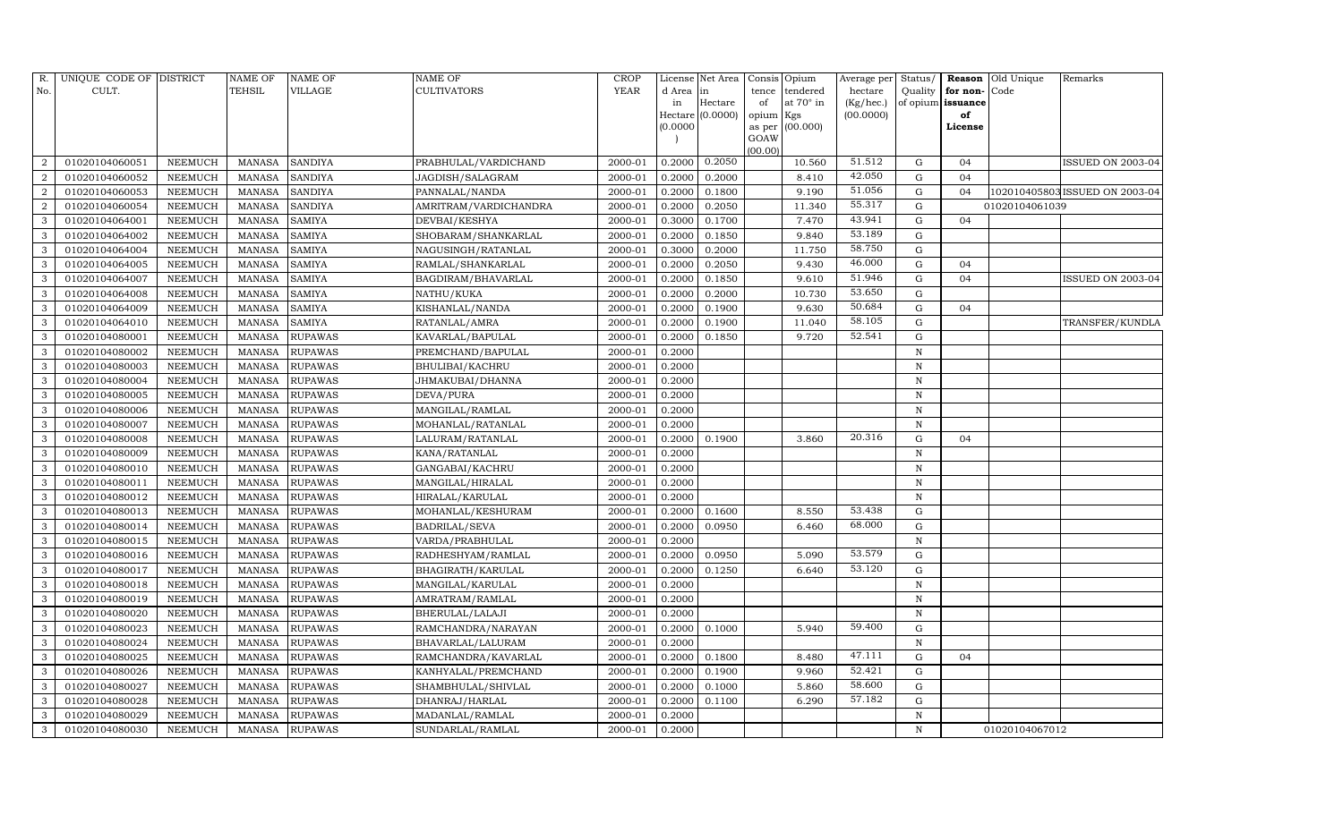| R. No. | UNIQUE CODE OF CULT. | DISTRICT | NAME OF TEHSIL | NAME OF VILLAGE | NAME OF CULTIVATORS | CROP YEAR | License d Area in Hectare (0.0000) | Net Area in Hectare (0.0000) | Consis tence of opium as per GOAW (00.00) | Opium tendered at 70° in Kgs (00.000) | Average per hectare (Kg/hec.) (00.0000) | Status/ Quality of opium | Reason for non-issuance of License | Old Unique Code | Remarks |
|---|---|---|---|---|---|---|---|---|---|---|---|---|---|---|---|
| 2 | 01020104060051 | NEEMUCH | MANASA | SANDIYA | PRABHULAL/VARDICHAND | 2000-01 | 0.2000 | 0.2050 | | 10.560 | 51.512 | G | 04 | | ISSUED ON 2003-04 |
| 2 | 01020104060052 | NEEMUCH | MANASA | SANDIYA | JAGDISH/SALAGRAM | 2000-01 | 0.2000 | 0.2000 | | 8.410 | 42.050 | G | 04 | | |
| 2 | 01020104060053 | NEEMUCH | MANASA | SANDIYA | PANNALAL/NANDA | 2000-01 | 0.2000 | 0.1800 | | 9.190 | 51.056 | G | 04 | 102010405803 | ISSUED ON 2003-04 |
| 2 | 01020104060054 | NEEMUCH | MANASA | SANDIYA | AMRITRAM/VARDICHANDRA | 2000-01 | 0.2000 | 0.2050 | | 11.340 | 55.317 | G | | 01020104061039 | |
| 3 | 01020104064001 | NEEMUCH | MANASA | SAMIYA | DEVBAI/KESHYA | 2000-01 | 0.3000 | 0.1700 | | 7.470 | 43.941 | G | 04 | | |
| 3 | 01020104064002 | NEEMUCH | MANASA | SAMIYA | SHOBARAM/SHANKARLAL | 2000-01 | 0.2000 | 0.1850 | | 9.840 | 53.189 | G | | | |
| 3 | 01020104064004 | NEEMUCH | MANASA | SAMIYA | NAGUSINGH/RATANLAL | 2000-01 | 0.3000 | 0.2000 | | 11.750 | 58.750 | G | | | |
| 3 | 01020104064005 | NEEMUCH | MANASA | SAMIYA | RAMLAL/SHANKARLAL | 2000-01 | 0.2000 | 0.2050 | | 9.430 | 46.000 | G | 04 | | |
| 3 | 01020104064007 | NEEMUCH | MANASA | SAMIYA | BAGDIRAM/BHAVARLAL | 2000-01 | 0.2000 | 0.1850 | | 9.610 | 51.946 | G | 04 | | ISSUED ON 2003-04 |
| 3 | 01020104064008 | NEEMUCH | MANASA | SAMIYA | NATHU/KUKA | 2000-01 | 0.2000 | 0.2000 | | 10.730 | 53.650 | G | | | |
| 3 | 01020104064009 | NEEMUCH | MANASA | SAMIYA | KISHANLAL/NANDA | 2000-01 | 0.2000 | 0.1900 | | 9.630 | 50.684 | G | 04 | | |
| 3 | 01020104064010 | NEEMUCH | MANASA | SAMIYA | RATANLAL/AMRA | 2000-01 | 0.2000 | 0.1900 | | 11.040 | 58.105 | G | | | TRANSFER/KUNDLA |
| 3 | 01020104080001 | NEEMUCH | MANASA | RUPAWAS | KAVARLAL/BAPULAL | 2000-01 | 0.2000 | 0.1850 | | 9.720 | 52.541 | G | | | |
| 3 | 01020104080002 | NEEMUCH | MANASA | RUPAWAS | PREMCHAND/BAPULAL | 2000-01 | 0.2000 | | | | | N | | | |
| 3 | 01020104080003 | NEEMUCH | MANASA | RUPAWAS | BHULIBAI/KACHRU | 2000-01 | 0.2000 | | | | | N | | | |
| 3 | 01020104080004 | NEEMUCH | MANASA | RUPAWAS | JHMAKUBAI/DHANNA | 2000-01 | 0.2000 | | | | | N | | | |
| 3 | 01020104080005 | NEEMUCH | MANASA | RUPAWAS | DEVA/PURA | 2000-01 | 0.2000 | | | | | N | | | |
| 3 | 01020104080006 | NEEMUCH | MANASA | RUPAWAS | MANGILAL/RAMLAL | 2000-01 | 0.2000 | | | | | N | | | |
| 3 | 01020104080007 | NEEMUCH | MANASA | RUPAWAS | MOHANLAL/RATANLAL | 2000-01 | 0.2000 | | | | | N | | | |
| 3 | 01020104080008 | NEEMUCH | MANASA | RUPAWAS | LALURAM/RATANLAL | 2000-01 | 0.2000 | 0.1900 | | 3.860 | 20.316 | G | 04 | | |
| 3 | 01020104080009 | NEEMUCH | MANASA | RUPAWAS | KANA/RATANLAL | 2000-01 | 0.2000 | | | | | N | | | |
| 3 | 01020104080010 | NEEMUCH | MANASA | RUPAWAS | GANGABAI/KACHRU | 2000-01 | 0.2000 | | | | | N | | | |
| 3 | 01020104080011 | NEEMUCH | MANASA | RUPAWAS | MANGILAL/HIRALAL | 2000-01 | 0.2000 | | | | | N | | | |
| 3 | 01020104080012 | NEEMUCH | MANASA | RUPAWAS | HIRALAL/KARULAL | 2000-01 | 0.2000 | | | | | N | | | |
| 3 | 01020104080013 | NEEMUCH | MANASA | RUPAWAS | MOHANLAL/KESHURAM | 2000-01 | 0.2000 | 0.1600 | | 8.550 | 53.438 | G | | | |
| 3 | 01020104080014 | NEEMUCH | MANASA | RUPAWAS | BADRILAL/SEVA | 2000-01 | 0.2000 | 0.0950 | | 6.460 | 68.000 | G | | | |
| 3 | 01020104080015 | NEEMUCH | MANASA | RUPAWAS | VARDA/PRABHULAL | 2000-01 | 0.2000 | | | | | N | | | |
| 3 | 01020104080016 | NEEMUCH | MANASA | RUPAWAS | RADHESHYAM/RAMLAL | 2000-01 | 0.2000 | 0.0950 | | 5.090 | 53.579 | G | | | |
| 3 | 01020104080017 | NEEMUCH | MANASA | RUPAWAS | BHAGIRATH/KARULAL | 2000-01 | 0.2000 | 0.1250 | | 6.640 | 53.120 | G | | | |
| 3 | 01020104080018 | NEEMUCH | MANASA | RUPAWAS | MANGILAL/KARULAL | 2000-01 | 0.2000 | | | | | N | | | |
| 3 | 01020104080019 | NEEMUCH | MANASA | RUPAWAS | AMRATRAM/RAMLAL | 2000-01 | 0.2000 | | | | | N | | | |
| 3 | 01020104080020 | NEEMUCH | MANASA | RUPAWAS | BHERULAL/LALAJI | 2000-01 | 0.2000 | | | | | N | | | |
| 3 | 01020104080023 | NEEMUCH | MANASA | RUPAWAS | RAMCHANDRA/NARAYAN | 2000-01 | 0.2000 | 0.1000 | | 5.940 | 59.400 | G | | | |
| 3 | 01020104080024 | NEEMUCH | MANASA | RUPAWAS | BHAVARLAL/LALURAM | 2000-01 | 0.2000 | | | | | N | | | |
| 3 | 01020104080025 | NEEMUCH | MANASA | RUPAWAS | RAMCHANDRA/KAVARLAL | 2000-01 | 0.2000 | 0.1800 | | 8.480 | 47.111 | G | 04 | | |
| 3 | 01020104080026 | NEEMUCH | MANASA | RUPAWAS | KANHYALAL/PREMCHAND | 2000-01 | 0.2000 | 0.1900 | | 9.960 | 52.421 | G | | | |
| 3 | 01020104080027 | NEEMUCH | MANASA | RUPAWAS | SHAMBHULAL/SHIVLAL | 2000-01 | 0.2000 | 0.1000 | | 5.860 | 58.600 | G | | | |
| 3 | 01020104080028 | NEEMUCH | MANASA | RUPAWAS | DHANRAJ/HARLAL | 2000-01 | 0.2000 | 0.1100 | | 6.290 | 57.182 | G | | | |
| 3 | 01020104080029 | NEEMUCH | MANASA | RUPAWAS | MADANLAL/RAMLAL | 2000-01 | 0.2000 | | | | | N | | | |
| 3 | 01020104080030 | NEEMUCH | MANASA | RUPAWAS | SUNDARLAL/RAMLAL | 2000-01 | 0.2000 | | | | | N | | 01020104067012 | |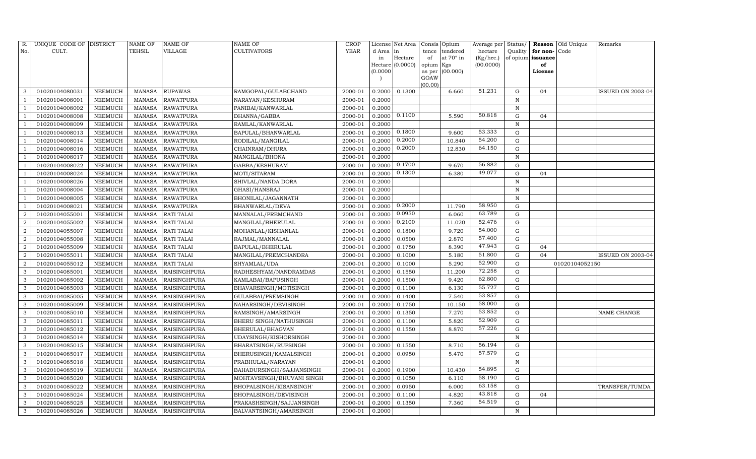| R. No. | UNIQUE CODE OF CULT. | DISTRICT | NAME OF TEHSIL | NAME OF VILLAGE | NAME OF CULTIVATORS | CROP YEAR | License d Area in Hectare (0.0000) | Net Area in Hectare (0.0000) | Consis tence of opium as per GOAW (00.00) | Opium tendered at 70° in Kgs (00.000) | Average per hectare (Kg/hec.) (00.0000) | Status/ Quality of opium | Reason for non-issuance of License | Old Unique Code | Remarks |
|---|---|---|---|---|---|---|---|---|---|---|---|---|---|---|---|
| 3 | 01020104080031 | NEEMUCH | MANASA | RUPAWAS | RAMGOPAL/GULABCHAND | 2000-01 | 0.2000 | 0.1300 | | 6.660 | 51.231 | G | 04 | | ISSUED ON 2003-04 |
| 1 | 01020104008001 | NEEMUCH | MANASA | RAWATPURA | NARAYAN/KESHURAM | 2000-01 | 0.2000 | | | | | N | | | |
| 1 | 01020104008002 | NEEMUCH | MANASA | RAWATPURA | PANIBAI/KANWARLAL | 2000-01 | 0.2000 | | | | | N | | | |
| 1 | 01020104008008 | NEEMUCH | MANASA | RAWATPURA | DHANNA/GABBA | 2000-01 | 0.2000 | 0.1100 | | 5.590 | 50.818 | G | 04 | | |
| 1 | 01020104008009 | NEEMUCH | MANASA | RAWATPURA | RAMLAL/KANWARLAL | 2000-01 | 0.2000 | | | | | N | | | |
| 1 | 01020104008013 | NEEMUCH | MANASA | RAWATPURA | BAPULAL/BHANWARLAL | 2000-01 | 0.2000 | 0.1800 | | 9.600 | 53.333 | G | | | |
| 1 | 01020104008014 | NEEMUCH | MANASA | RAWATPURA | RODILAL/MANGILAL | 2000-01 | 0.2000 | 0.2000 | | 10.840 | 54.200 | G | | | |
| 1 | 01020104008016 | NEEMUCH | MANASA | RAWATPURA | CHAINRAM/DHURA | 2000-01 | 0.2000 | 0.2000 | | 12.830 | 64.150 | G | | | |
| 1 | 01020104008017 | NEEMUCH | MANASA | RAWATPURA | MANGILAL/BHONA | 2000-01 | 0.2000 | | | | | N | | | |
| 1 | 01020104008022 | NEEMUCH | MANASA | RAWATPURA | GABBA/KESHURAM | 2000-01 | 0.2000 | 0.1700 | | 9.670 | 56.882 | G | | | |
| 1 | 01020104008024 | NEEMUCH | MANASA | RAWATPURA | MOTI/SITARAM | 2000-01 | 0.2000 | 0.1300 | | 6.380 | 49.077 | G | 04 | | |
| 1 | 01020104008026 | NEEMUCH | MANASA | RAWATPURA | SHIVLAL/NANDA DORA | 2000-01 | 0.2000 | | | | | N | | | |
| 1 | 01020104008004 | NEEMUCH | MANASA | RAWATPURA | GHASI/HANSRAJ | 2000-01 | 0.2000 | | | | | N | | | |
| 1 | 01020104008005 | NEEMUCH | MANASA | RAWATPURA | BHONILAL/JAGANNATH | 2000-01 | 0.2000 | | | | | N | | | |
| 1 | 01020104008021 | NEEMUCH | MANASA | RAWATPURA | BHANWARLAL/DEVA | 2000-01 | 0.2000 | 0.2000 | | 11.790 | 58.950 | G | | | |
| 2 | 01020104055001 | NEEMUCH | MANASA | RATI TALAI | MANNALAL/PREMCHAND | 2000-01 | 0.2000 | 0.0950 | | 6.060 | 63.789 | G | | | |
| 2 | 01020104055002 | NEEMUCH | MANASA | RATI TALAI | MANGILAL/BHERULAL | 2000-01 | 0.2000 | 0.2100 | | 11.020 | 52.476 | G | | | |
| 2 | 01020104055007 | NEEMUCH | MANASA | RATI TALAI | MOHANLAL/KISHANLAL | 2000-01 | 0.2000 | 0.1800 | | 9.720 | 54.000 | G | | | |
| 2 | 01020104055008 | NEEMUCH | MANASA | RATI TALAI | RAJMAL/MANNALAL | 2000-01 | 0.2000 | 0.0500 | | 2.870 | 57.400 | G | | | |
| 2 | 01020104055009 | NEEMUCH | MANASA | RATI TALAI | BAPULAL/BHERULAL | 2000-01 | 0.2000 | 0.1750 | | 8.390 | 47.943 | G | 04 | | |
| 2 | 01020104055011 | NEEMUCH | MANASA | RATI TALAI | MANGILAL/PREMCHANDRA | 2000-01 | 0.2000 | 0.1000 | | 5.180 | 51.800 | G | 04 | | ISSUED ON 2003-04 |
| 2 | 01020104055012 | NEEMUCH | MANASA | RATI TALAI | SHYAMLAL/UDA | 2000-01 | 0.2000 | 0.1000 | | 5.290 | 52.900 | G | | 01020104052150 | |
| 3 | 01020104085001 | NEEMUCH | MANASA | RAISINGHPURA | RADHESHYAM/NANDRAMDAS | 2000-01 | 0.2000 | 0.1550 | | 11.200 | 72.258 | G | | | |
| 3 | 01020104085002 | NEEMUCH | MANASA | RAISINGHPURA | KAMLABAI/BAPUSINGH | 2000-01 | 0.2000 | 0.1500 | | 9.420 | 62.800 | G | | | |
| 3 | 01020104085003 | NEEMUCH | MANASA | RAISINGHPURA | BHAVARSINGH/MOTISINGH | 2000-01 | 0.2000 | 0.1100 | | 6.130 | 55.727 | G | | | |
| 3 | 01020104085005 | NEEMUCH | MANASA | RAISINGHPURA | GULABBAI/PREMSINGH | 2000-01 | 0.2000 | 0.1400 | | 7.540 | 53.857 | G | | | |
| 3 | 01020104085009 | NEEMUCH | MANASA | RAISINGHPURA | NAHARSINGH/DEVISINGH | 2000-01 | 0.2000 | 0.1750 | | 10.150 | 58.000 | G | | | |
| 3 | 01020104085010 | NEEMUCH | MANASA | RAISINGHPURA | RAMSINGH/AMARSINGH | 2000-01 | 0.2000 | 0.1350 | | 7.270 | 53.852 | G | | | NAME CHANGE |
| 3 | 01020104085011 | NEEMUCH | MANASA | RAISINGHPURA | BHERU SINGH/NATHUSINGH | 2000-01 | 0.2000 | 0.1100 | | 5.820 | 52.909 | G | | | |
| 3 | 01020104085012 | NEEMUCH | MANASA | RAISINGHPURA | BHERULAL/BHAGVAN | 2000-01 | 0.2000 | 0.1550 | | 8.870 | 57.226 | G | | | |
| 3 | 01020104085014 | NEEMUCH | MANASA | RAISINGHPURA | UDAYSINGH/KISHORSINGH | 2000-01 | 0.2000 | | | | | N | | | |
| 3 | 01020104085015 | NEEMUCH | MANASA | RAISINGHPURA | BHARATSINGH/RUPSINGH | 2000-01 | 0.2000 | 0.1550 | | 8.710 | 56.194 | G | | | |
| 3 | 01020104085017 | NEEMUCH | MANASA | RAISINGHPURA | BHERUSINGH/KAMALSINGH | 2000-01 | 0.2000 | 0.0950 | | 5.470 | 57.579 | G | | | |
| 3 | 01020104085018 | NEEMUCH | MANASA | RAISINGHPURA | PRABHULAL/NARAYAN | 2000-01 | 0.2000 | | | | | N | | | |
| 3 | 01020104085019 | NEEMUCH | MANASA | RAISINGHPURA | BAHADURSINGH/SAJJANSINGH | 2000-01 | 0.2000 | 0.1900 | | 10.430 | 54.895 | G | | | |
| 3 | 01020104085020 | NEEMUCH | MANASA | RAISINGHPURA | MOHTAVSINGH/BHUVANI SINGH | 2000-01 | 0.2000 | 0.1050 | | 6.110 | 58.190 | G | | | |
| 3 | 01020104085022 | NEEMUCH | MANASA | RAISINGHPURA | BHOPALSINGH/KISANSINGH' | 2000-01 | 0.2000 | 0.0950 | | 6.000 | 63.158 | G | | | TRANSFER/TUMDA |
| 3 | 01020104085024 | NEEMUCH | MANASA | RAISINGHPURA | BHOPALSINGH/DEVISINGH | 2000-01 | 0.2000 | 0.1100 | | 4.820 | 43.818 | G | 04 | | |
| 3 | 01020104085025 | NEEMUCH | MANASA | RAISINGHPURA | PRAKASHSINGH/SAJJANSINGH | 2000-01 | 0.2000 | 0.1350 | | 7.360 | 54.519 | G | | | |
| 3 | 01020104085026 | NEEMUCH | MANASA | RAISINGHPURA | BALVANTSINGH/AMARSINGH | 2000-01 | 0.2000 | | | | | N | | | |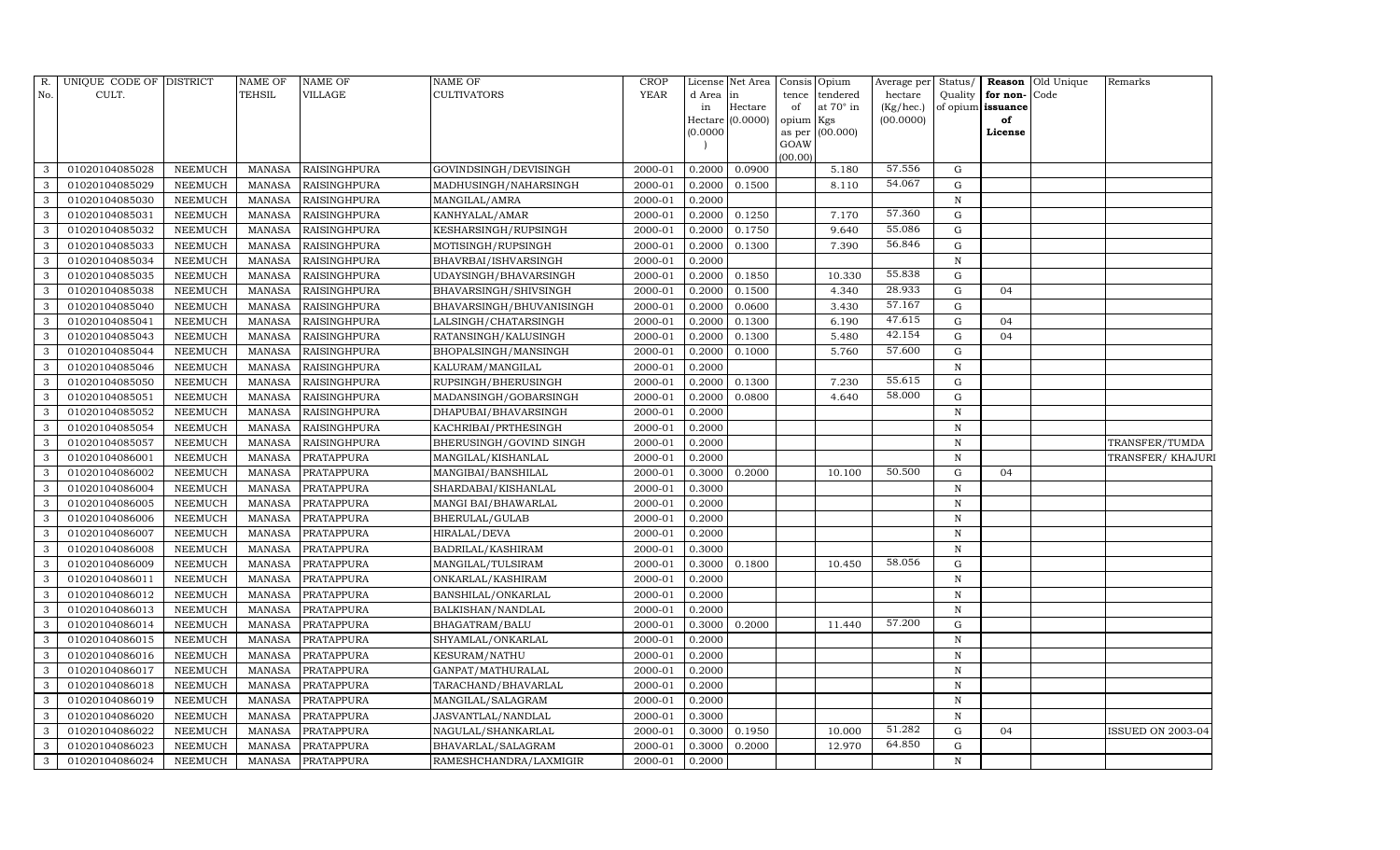| R. No. | UNIQUE CODE OF CULT. | DISTRICT | NAME OF TEHSIL | NAME OF VILLAGE | NAME OF CULTIVATORS | CROP YEAR | License d Area in Hectare (0.0000) | Net Area in Hectare (0.0000) | Consis tence of opium as per GOAW (00.00) | Opium tendered at 70° in Kgs (00.000) | Average per hectare (Kg/hec.) (00.0000) | Status/ Quality of opium | Reason for non-issuance of License | Old Unique Code | Remarks |
|---|---|---|---|---|---|---|---|---|---|---|---|---|---|---|---|
| 3 | 01020104085028 | NEEMUCH | MANASA | RAISINGHPURA | GOVINDSINGH/DEVISINGH | 2000-01 | 0.2000 | 0.0900 | | 5.180 | 57.556 | G | | | |
| 3 | 01020104085029 | NEEMUCH | MANASA | RAISINGHPURA | MADHUSINGH/NAHARSINGH | 2000-01 | 0.2000 | 0.1500 | | 8.110 | 54.067 | G | | | |
| 3 | 01020104085030 | NEEMUCH | MANASA | RAISINGHPURA | MANGILAL/AMRA | 2000-01 | 0.2000 | | | | | N | | | |
| 3 | 01020104085031 | NEEMUCH | MANASA | RAISINGHPURA | KANHYALAL/AMAR | 2000-01 | 0.2000 | 0.1250 | | 7.170 | 57.360 | G | | | |
| 3 | 01020104085032 | NEEMUCH | MANASA | RAISINGHPURA | KESHARSINGH/RUPSINGH | 2000-01 | 0.2000 | 0.1750 | | 9.640 | 55.086 | G | | | |
| 3 | 01020104085033 | NEEMUCH | MANASA | RAISINGHPURA | MOTISINGH/RUPSINGH | 2000-01 | 0.2000 | 0.1300 | | 7.390 | 56.846 | G | | | |
| 3 | 01020104085034 | NEEMUCH | MANASA | RAISINGHPURA | BHAVRBAI/ISHVARSINGH | 2000-01 | 0.2000 | | | | | N | | | |
| 3 | 01020104085035 | NEEMUCH | MANASA | RAISINGHPURA | UDAYSINGH/BHAVARSINGH | 2000-01 | 0.2000 | 0.1850 | | 10.330 | 55.838 | G | | | |
| 3 | 01020104085038 | NEEMUCH | MANASA | RAISINGHPURA | BHAVARSINGH/SHIVSINGH | 2000-01 | 0.2000 | 0.1500 | | 4.340 | 28.933 | G | 04 | | |
| 3 | 01020104085040 | NEEMUCH | MANASA | RAISINGHPURA | BHAVARSINGH/BHUVANISINGH | 2000-01 | 0.2000 | 0.0600 | | 3.430 | 57.167 | G | | | |
| 3 | 01020104085041 | NEEMUCH | MANASA | RAISINGHPURA | LALSINGH/CHATARSINGH | 2000-01 | 0.2000 | 0.1300 | | 6.190 | 47.615 | G | 04 | | |
| 3 | 01020104085043 | NEEMUCH | MANASA | RAISINGHPURA | RATANSINGH/KALUSINGH | 2000-01 | 0.2000 | 0.1300 | | 5.480 | 42.154 | G | 04 | | |
| 3 | 01020104085044 | NEEMUCH | MANASA | RAISINGHPURA | BHOPALSINGH/MANSINGH | 2000-01 | 0.2000 | 0.1000 | | 5.760 | 57.600 | G | | | |
| 3 | 01020104085046 | NEEMUCH | MANASA | RAISINGHPURA | KALURAM/MANGILAL | 2000-01 | 0.2000 | | | | | N | | | |
| 3 | 01020104085050 | NEEMUCH | MANASA | RAISINGHPURA | RUPSINGH/BHERUSINGH | 2000-01 | 0.2000 | 0.1300 | | 7.230 | 55.615 | G | | | |
| 3 | 01020104085051 | NEEMUCH | MANASA | RAISINGHPURA | MADANSINGH/GOBARSINGH | 2000-01 | 0.2000 | 0.0800 | | 4.640 | 58.000 | G | | | |
| 3 | 01020104085052 | NEEMUCH | MANASA | RAISINGHPURA | DHAPUBAI/BHAVARSINGH | 2000-01 | 0.2000 | | | | | N | | | |
| 3 | 01020104085054 | NEEMUCH | MANASA | RAISINGHPURA | KACHRIBAI/PRTHESINGH | 2000-01 | 0.2000 | | | | | N | | | |
| 3 | 01020104085057 | NEEMUCH | MANASA | RAISINGHPURA | BHERUSINGH/GOVIND SINGH | 2000-01 | 0.2000 | | | | | N | | | TRANSFER/TUMDA |
| 3 | 01020104086001 | NEEMUCH | MANASA | PRATAPPURA | MANGILAL/KISHANLAL | 2000-01 | 0.2000 | | | | | N | | | TRANSFER/ KHAJURI |
| 3 | 01020104086002 | NEEMUCH | MANASA | PRATAPPURA | MANGIBAI/BANSHILAL | 2000-01 | 0.3000 | 0.2000 | | 10.100 | 50.500 | G | 04 | | |
| 3 | 01020104086004 | NEEMUCH | MANASA | PRATAPPURA | SHARDABAI/KISHANLAL | 2000-01 | 0.3000 | | | | | N | | | |
| 3 | 01020104086005 | NEEMUCH | MANASA | PRATAPPURA | MANGI BAI/BHAWARLAL | 2000-01 | 0.2000 | | | | | N | | | |
| 3 | 01020104086006 | NEEMUCH | MANASA | PRATAPPURA | BHERULAL/GULAB | 2000-01 | 0.2000 | | | | | N | | | |
| 3 | 01020104086007 | NEEMUCH | MANASA | PRATAPPURA | HIRALAL/DEVA | 2000-01 | 0.2000 | | | | | N | | | |
| 3 | 01020104086008 | NEEMUCH | MANASA | PRATAPPURA | BADRILAL/KASHIRAM | 2000-01 | 0.3000 | | | | | N | | | |
| 3 | 01020104086009 | NEEMUCH | MANASA | PRATAPPURA | MANGILAL/TULSIRAM | 2000-01 | 0.3000 | 0.1800 | | 10.450 | 58.056 | G | | | |
| 3 | 01020104086011 | NEEMUCH | MANASA | PRATAPPURA | ONKARLAL/KASHIRAM | 2000-01 | 0.2000 | | | | | N | | | |
| 3 | 01020104086012 | NEEMUCH | MANASA | PRATAPPURA | BANSHILAL/ONKARLAL | 2000-01 | 0.2000 | | | | | N | | | |
| 3 | 01020104086013 | NEEMUCH | MANASA | PRATAPPURA | BALKISHAN/NANDLAL | 2000-01 | 0.2000 | | | | | N | | | |
| 3 | 01020104086014 | NEEMUCH | MANASA | PRATAPPURA | BHAGATRAM/BALU | 2000-01 | 0.3000 | 0.2000 | | 11.440 | 57.200 | G | | | |
| 3 | 01020104086015 | NEEMUCH | MANASA | PRATAPPURA | SHYAMLAL/ONKARLAL | 2000-01 | 0.2000 | | | | | N | | | |
| 3 | 01020104086016 | NEEMUCH | MANASA | PRATAPPURA | KESURAM/NATHU | 2000-01 | 0.2000 | | | | | N | | | |
| 3 | 01020104086017 | NEEMUCH | MANASA | PRATAPPURA | GANPAT/MATHURALAL | 2000-01 | 0.2000 | | | | | N | | | |
| 3 | 01020104086018 | NEEMUCH | MANASA | PRATAPPURA | TARACHAND/BHAVARLAL | 2000-01 | 0.2000 | | | | | N | | | |
| 3 | 01020104086019 | NEEMUCH | MANASA | PRATAPPURA | MANGILAL/SALAGRAM | 2000-01 | 0.2000 | | | | | N | | | |
| 3 | 01020104086020 | NEEMUCH | MANASA | PRATAPPURA | JASVANTLAL/NANDLAL | 2000-01 | 0.3000 | | | | | N | | | |
| 3 | 01020104086022 | NEEMUCH | MANASA | PRATAPPURA | NAGULAL/SHANKARLAL | 2000-01 | 0.3000 | 0.1950 | | 10.000 | 51.282 | G | 04 | | ISSUED ON 2003-04 |
| 3 | 01020104086023 | NEEMUCH | MANASA | PRATAPPURA | BHAVARLAL/SALAGRAM | 2000-01 | 0.3000 | 0.2000 | | 12.970 | 64.850 | G | | | |
| 3 | 01020104086024 | NEEMUCH | MANASA | PRATAPPURA | RAMESHCHANDRA/LAXMIGIR | 2000-01 | 0.2000 | | | | | N | | | |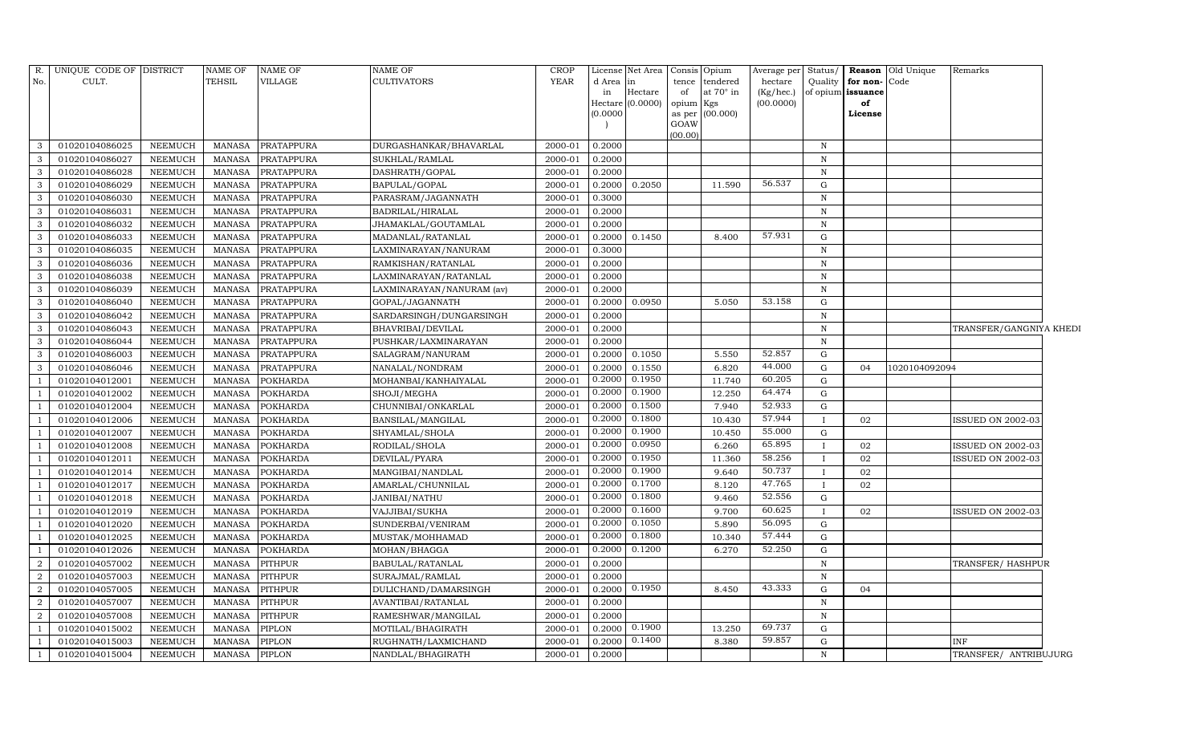| R. No. | UNIQUE CODE OF CULT. | DISTRICT | NAME OF TEHSIL | NAME OF VILLAGE | NAME OF CULTIVATORS | CROP YEAR | License d Area in Hectare (0.0000) | Net Area in Hectare (0.0000) | Consis tence of opium as per GOAW (00.00) | Opium tendered at 70° in Kgs (00.000) | Average per hectare (Kg/hec.) (00.0000) | Status/ Quality of opium | Reason for non-issuance of License | Old Unique Code | Remarks |
|---|---|---|---|---|---|---|---|---|---|---|---|---|---|---|---|
| 3 | 01020104086025 | NEEMUCH | MANASA | PRATAPPURA | DURGASHANKAR/BHAVARLAL | 2000-01 | 0.2000 | | | | | N | | | |
| 3 | 01020104086027 | NEEMUCH | MANASA | PRATAPPURA | SUKHLAL/RAMLAL | 2000-01 | 0.2000 | | | | | N | | | |
| 3 | 01020104086028 | NEEMUCH | MANASA | PRATAPPURA | DASHRATH/GOPAL | 2000-01 | 0.2000 | | | | | N | | | |
| 3 | 01020104086029 | NEEMUCH | MANASA | PRATAPPURA | BAPULAL/GOPAL | 2000-01 | 0.2000 | 0.2050 | | 11.590 | 56.537 | G | | | |
| 3 | 01020104086030 | NEEMUCH | MANASA | PRATAPPURA | PARASRAM/JAGANNATH | 2000-01 | 0.3000 | | | | | N | | | |
| 3 | 01020104086031 | NEEMUCH | MANASA | PRATAPPURA | BADRILAL/HIRALAL | 2000-01 | 0.2000 | | | | | N | | | |
| 3 | 01020104086032 | NEEMUCH | MANASA | PRATAPPURA | JHAMAKLAL/GOUTAMLAL | 2000-01 | 0.2000 | | | | | N | | | |
| 3 | 01020104086033 | NEEMUCH | MANASA | PRATAPPURA | MADANLAL/RATANLAL | 2000-01 | 0.2000 | 0.1450 | | 8.400 | 57.931 | G | | | |
| 3 | 01020104086035 | NEEMUCH | MANASA | PRATAPPURA | LAXMINARAYAN/NANURAM | 2000-01 | 0.3000 | | | | | N | | | |
| 3 | 01020104086036 | NEEMUCH | MANASA | PRATAPPURA | RAMKISHAN/RATANLAL | 2000-01 | 0.2000 | | | | | N | | | |
| 3 | 01020104086038 | NEEMUCH | MANASA | PRATAPPURA | LAXMINARAYAN/RATANLAL | 2000-01 | 0.2000 | | | | | N | | | |
| 3 | 01020104086039 | NEEMUCH | MANASA | PRATAPPURA | LAXMINARAYAN/NANURAM (av) | 2000-01 | 0.2000 | | | | | N | | | |
| 3 | 01020104086040 | NEEMUCH | MANASA | PRATAPPURA | GOPAL/JAGANNATH | 2000-01 | 0.2000 | 0.0950 | | 5.050 | 53.158 | G | | | |
| 3 | 01020104086042 | NEEMUCH | MANASA | PRATAPPURA | SARDARSINGH/DUNGARSINGH | 2000-01 | 0.2000 | | | | | N | | | |
| 3 | 01020104086043 | NEEMUCH | MANASA | PRATAPPURA | BHAVRIBAI/DEVILAL | 2000-01 | 0.2000 | | | | | N | | | TRANSFER/GANGNIYA KHEDI |
| 3 | 01020104086044 | NEEMUCH | MANASA | PRATAPPURA | PUSHKAR/LAXMINARAYAN | 2000-01 | 0.2000 | | | | | N | | | |
| 3 | 01020104086003 | NEEMUCH | MANASA | PRATAPPURA | SALAGRAM/NANURAM | 2000-01 | 0.2000 | 0.1050 | | 5.550 | 52.857 | G | | | |
| 3 | 01020104086046 | NEEMUCH | MANASA | PRATAPPURA | NANALAL/NONDRAM | 2000-01 | 0.2000 | 0.1550 | | 6.820 | 44.000 | G | 04 | 1020104092094 | |
| 1 | 01020104012001 | NEEMUCH | MANASA | POKHARDA | MOHANBAI/KANHAIYALAL | 2000-01 | 0.2000 | 0.1950 | | 11.740 | 60.205 | G | | | |
| 1 | 01020104012002 | NEEMUCH | MANASA | POKHARDA | SHOJI/MEGHA | 2000-01 | 0.2000 | 0.1900 | | 12.250 | 64.474 | G | | | |
| 1 | 01020104012004 | NEEMUCH | MANASA | POKHARDA | CHUNNIBAI/ONKARLAL | 2000-01 | 0.2000 | 0.1500 | | 7.940 | 52.933 | G | | | |
| 1 | 01020104012006 | NEEMUCH | MANASA | POKHARDA | BANSILAL/MANGILAL | 2000-01 | 0.2000 | 0.1800 | | 10.430 | 57.944 | I | 02 | | ISSUED ON 2002-03 |
| 1 | 01020104012007 | NEEMUCH | MANASA | POKHARDA | SHYAMLAL/SHOLA | 2000-01 | 0.2000 | 0.1900 | | 10.450 | 55.000 | G | | | |
| 1 | 01020104012008 | NEEMUCH | MANASA | POKHARDA | RODILAL/SHOLA | 2000-01 | 0.2000 | 0.0950 | | 6.260 | 65.895 | I | 02 | | ISSUED ON 2002-03 |
| 1 | 01020104012011 | NEEMUCH | MANASA | POKHARDA | DEVILAL/PYARA | 2000-01 | 0.2000 | 0.1950 | | 11.360 | 58.256 | I | 02 | | ISSUED ON 2002-03 |
| 1 | 01020104012014 | NEEMUCH | MANASA | POKHARDA | MANGIBAI/NANDLAL | 2000-01 | 0.2000 | 0.1900 | | 9.640 | 50.737 | I | 02 | | |
| 1 | 01020104012017 | NEEMUCH | MANASA | POKHARDA | AMARLAL/CHUNNILAL | 2000-01 | 0.2000 | 0.1700 | | 8.120 | 47.765 | I | 02 | | |
| 1 | 01020104012018 | NEEMUCH | MANASA | POKHARDA | JANIBAI/NATHU | 2000-01 | 0.2000 | 0.1800 | | 9.460 | 52.556 | G | | | |
| 1 | 01020104012019 | NEEMUCH | MANASA | POKHARDA | VAJJIBAI/SUKHA | 2000-01 | 0.2000 | 0.1600 | | 9.700 | 60.625 | I | 02 | | ISSUED ON 2002-03 |
| 1 | 01020104012020 | NEEMUCH | MANASA | POKHARDA | SUNDERBAI/VENIRAM | 2000-01 | 0.2000 | 0.1050 | | 5.890 | 56.095 | G | | | |
| 1 | 01020104012025 | NEEMUCH | MANASA | POKHARDA | MUSTAK/MOHHAMAD | 2000-01 | 0.2000 | 0.1800 | | 10.340 | 57.444 | G | | | |
| 1 | 01020104012026 | NEEMUCH | MANASA | POKHARDA | MOHAN/BHAGGA | 2000-01 | 0.2000 | 0.1200 | | 6.270 | 52.250 | G | | | |
| 2 | 01020104057002 | NEEMUCH | MANASA | PITHPUR | BABULAL/RATANLAL | 2000-01 | 0.2000 | | | | | N | | | TRANSFER/ HASHPUR |
| 2 | 01020104057003 | NEEMUCH | MANASA | PITHPUR | SURAJMAL/RAMLAL | 2000-01 | 0.2000 | | | | | N | | | |
| 2 | 01020104057005 | NEEMUCH | MANASA | PITHPUR | DULICHAND/DAMARSINGH | 2000-01 | 0.2000 | 0.1950 | | 8.450 | 43.333 | G | 04 | | |
| 2 | 01020104057007 | NEEMUCH | MANASA | PITHPUR | AVANTIBAI/RATANLAL | 2000-01 | 0.2000 | | | | | N | | | |
| 2 | 01020104057008 | NEEMUCH | MANASA | PITHPUR | RAMESHWAR/MANGILAL | 2000-01 | 0.2000 | | | | | N | | | |
| 1 | 01020104015002 | NEEMUCH | MANASA | PIPLON | MOTILAL/BHAGIRATH | 2000-01 | 0.2000 | 0.1900 | | 13.250 | 69.737 | G | | | |
| 1 | 01020104015003 | NEEMUCH | MANASA | PIPLON | RUGHNATH/LAXMICHAND | 2000-01 | 0.2000 | 0.1400 | | 8.380 | 59.857 | G | | | INF |
| 1 | 01020104015004 | NEEMUCH | MANASA | PIPLON | NANDLAL/BHAGIRATH | 2000-01 | 0.2000 | | | | | N | | | TRANSFER/ ANTRIBUJURG |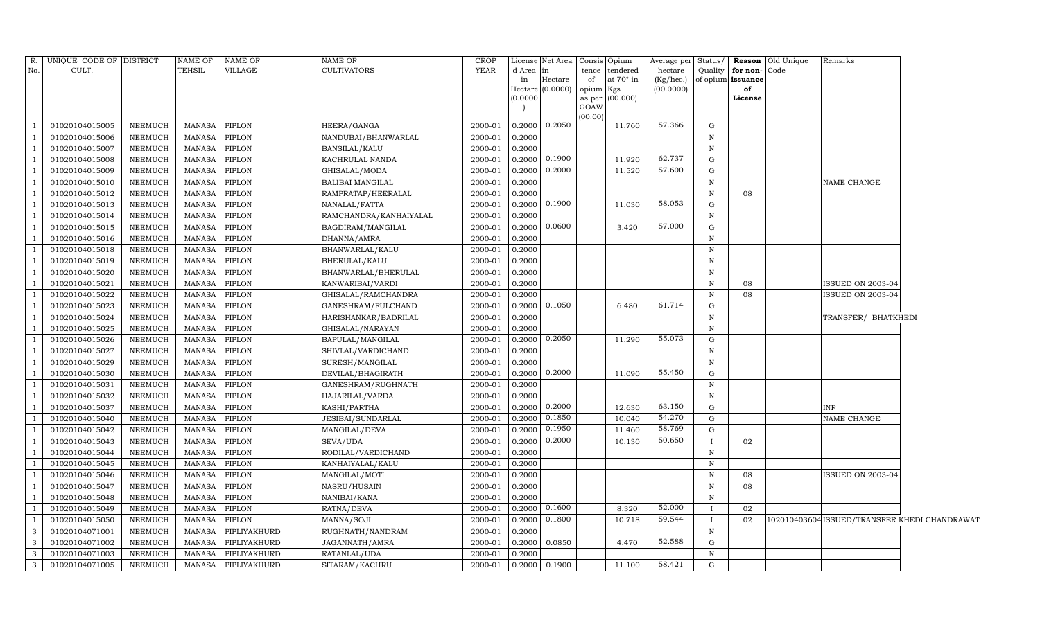| R. No. | UNIQUE CODE OF CULT. | DISTRICT | NAME OF TEHSIL | NAME OF VILLAGE | NAME OF CULTIVATORS | CROP YEAR | License d Area in Hectare (0.0000) | Net Area in Hectare (0.0000) | Consis tence of opium as per GOAW (00.00) | Opium tendered at 70° in Kgs (00.000) | Average per hectare (Kg/hec.) (00.0000) | Status/ Quality of opium | Reason for non-issuance of License | Old Unique Code | Remarks |
|---|---|---|---|---|---|---|---|---|---|---|---|---|---|---|---|
| 1 | 01020104015005 | NEEMUCH | MANASA | PIPLON | HEERA/GANGA | 2000-01 | 0.2000 | 0.2050 | | 11.760 | 57.366 | G | | | |
| 1 | 01020104015006 | NEEMUCH | MANASA | PIPLON | NANDUBAI/BHANWARLAL | 2000-01 | 0.2000 | | | | | N | | | |
| 1 | 01020104015007 | NEEMUCH | MANASA | PIPLON | BANSILAL/KALU | 2000-01 | 0.2000 | | | | | N | | | |
| 1 | 01020104015008 | NEEMUCH | MANASA | PIPLON | KACHRULAL NANDA | 2000-01 | 0.2000 | 0.1900 | | 11.920 | 62.737 | G | | | |
| 1 | 01020104015009 | NEEMUCH | MANASA | PIPLON | GHISALAL/MODA | 2000-01 | 0.2000 | 0.2000 | | 11.520 | 57.600 | G | | | |
| 1 | 01020104015010 | NEEMUCH | MANASA | PIPLON | BALIBAI MANGILAL | 2000-01 | 0.2000 | | | | | N | | | NAME CHANGE |
| 1 | 01020104015012 | NEEMUCH | MANASA | PIPLON | RAMPRATAP/HEERALAL | 2000-01 | 0.2000 | | | | | N | 08 | | |
| 1 | 01020104015013 | NEEMUCH | MANASA | PIPLON | NANALAL/FATTA | 2000-01 | 0.2000 | 0.1900 | | 11.030 | 58.053 | G | | | |
| 1 | 01020104015014 | NEEMUCH | MANASA | PIPLON | RAMCHANDRA/KANHAIYALAL | 2000-01 | 0.2000 | | | | | N | | | |
| 1 | 01020104015015 | NEEMUCH | MANASA | PIPLON | BAGDIRAM/MANGILAL | 2000-01 | 0.2000 | 0.0600 | | 3.420 | 57.000 | G | | | |
| 1 | 01020104015016 | NEEMUCH | MANASA | PIPLON | DHANNA/AMRA | 2000-01 | 0.2000 | | | | | N | | | |
| 1 | 01020104015018 | NEEMUCH | MANASA | PIPLON | BHANWARLAL/KALU | 2000-01 | 0.2000 | | | | | N | | | |
| 1 | 01020104015019 | NEEMUCH | MANASA | PIPLON | BHERULAL/KALU | 2000-01 | 0.2000 | | | | | N | | | |
| 1 | 01020104015020 | NEEMUCH | MANASA | PIPLON | BHANWARLAL/BHERULAL | 2000-01 | 0.2000 | | | | | N | | | |
| 1 | 01020104015021 | NEEMUCH | MANASA | PIPLON | KANWARIBAI/VARDI | 2000-01 | 0.2000 | | | | | N | 08 | | ISSUED ON 2003-04 |
| 1 | 01020104015022 | NEEMUCH | MANASA | PIPLON | GHISALAL/RAMCHANDRA | 2000-01 | 0.2000 | | | | | N | 08 | | ISSUED ON 2003-04 |
| 1 | 01020104015023 | NEEMUCH | MANASA | PIPLON | GANESHRAM/FULCHAND | 2000-01 | 0.2000 | 0.1050 | | 6.480 | 61.714 | G | | | |
| 1 | 01020104015024 | NEEMUCH | MANASA | PIPLON | HARISHANKAR/BADRILAL | 2000-01 | 0.2000 | | | | | N | | | TRANSFER/ BHATKHEDI |
| 1 | 01020104015025 | NEEMUCH | MANASA | PIPLON | GHISALAL/NARAYAN | 2000-01 | 0.2000 | | | | | N | | | |
| 1 | 01020104015026 | NEEMUCH | MANASA | PIPLON | BAPULAL/MANGILAL | 2000-01 | 0.2000 | 0.2050 | | 11.290 | 55.073 | G | | | |
| 1 | 01020104015027 | NEEMUCH | MANASA | PIPLON | SHIVLAL/VARDICHAND | 2000-01 | 0.2000 | | | | | N | | | |
| 1 | 01020104015029 | NEEMUCH | MANASA | PIPLON | SURESH/MANGILAL | 2000-01 | 0.2000 | | | | | N | | | |
| 1 | 01020104015030 | NEEMUCH | MANASA | PIPLON | DEVILAL/BHAGIRATH | 2000-01 | 0.2000 | 0.2000 | | 11.090 | 55.450 | G | | | |
| 1 | 01020104015031 | NEEMUCH | MANASA | PIPLON | GANESHRAM/RUGHNATH | 2000-01 | 0.2000 | | | | | N | | | |
| 1 | 01020104015032 | NEEMUCH | MANASA | PIPLON | HAJARILAL/VARDA | 2000-01 | 0.2000 | | | | | N | | | |
| 1 | 01020104015037 | NEEMUCH | MANASA | PIPLON | KASHI/PARTHA | 2000-01 | 0.2000 | 0.2000 | | 12.630 | 63.150 | G | | | INF |
| 1 | 01020104015040 | NEEMUCH | MANASA | PIPLON | JESIBAI/SUNDARLAL | 2000-01 | 0.2000 | 0.1850 | | 10.040 | 54.270 | G | | | NAME CHANGE |
| 1 | 01020104015042 | NEEMUCH | MANASA | PIPLON | MANGILAL/DEVA | 2000-01 | 0.2000 | 0.1950 | | 11.460 | 58.769 | G | | | |
| 1 | 01020104015043 | NEEMUCH | MANASA | PIPLON | SEVA/UDA | 2000-01 | 0.2000 | 0.2000 | | 10.130 | 50.650 | I | 02 | | |
| 1 | 01020104015044 | NEEMUCH | MANASA | PIPLON | RODILAL/VARDICHAND | 2000-01 | 0.2000 | | | | | N | | | |
| 1 | 01020104015045 | NEEMUCH | MANASA | PIPLON | KANHAIYALAL/KALU | 2000-01 | 0.2000 | | | | | N | | | |
| 1 | 01020104015046 | NEEMUCH | MANASA | PIPLON | MANGILAL/MOTI | 2000-01 | 0.2000 | | | | | N | 08 | | ISSUED ON 2003-04 |
| 1 | 01020104015047 | NEEMUCH | MANASA | PIPLON | NASRU/HUSAIN | 2000-01 | 0.2000 | | | | | N | 08 | | |
| 1 | 01020104015048 | NEEMUCH | MANASA | PIPLON | NANIBAI/KANA | 2000-01 | 0.2000 | | | | | N | | | |
| 1 | 01020104015049 | NEEMUCH | MANASA | PIPLON | RATNA/DEVA | 2000-01 | 0.2000 | 0.1600 | | 8.320 | 52.000 | I | 02 | | |
| 1 | 01020104015050 | NEEMUCH | MANASA | PIPLON | MANNA/SOJI | 2000-01 | 0.2000 | 0.1800 | | 10.718 | 59.544 | I | 02 | 102010403604 | ISSUED/TRANSFER KHEDI CHANDRAWAT |
| 3 | 01020104071001 | NEEMUCH | MANASA | PIPLIYAKHURD | RUGHNATH/NANDRAM | 2000-01 | 0.2000 | | | | | N | | | |
| 3 | 01020104071002 | NEEMUCH | MANASA | PIPLIYAKHURD | JAGANNATH/AMRA | 2000-01 | 0.2000 | 0.0850 | | 4.470 | 52.588 | G | | | |
| 3 | 01020104071003 | NEEMUCH | MANASA | PIPLIYAKHURD | RATANLAL/UDA | 2000-01 | 0.2000 | | | | | N | | | |
| 3 | 01020104071005 | NEEMUCH | MANASA | PIPLIYAKHURD | SITARAM/KACHRU | 2000-01 | 0.2000 | 0.1900 | | 11.100 | 58.421 | G | | | |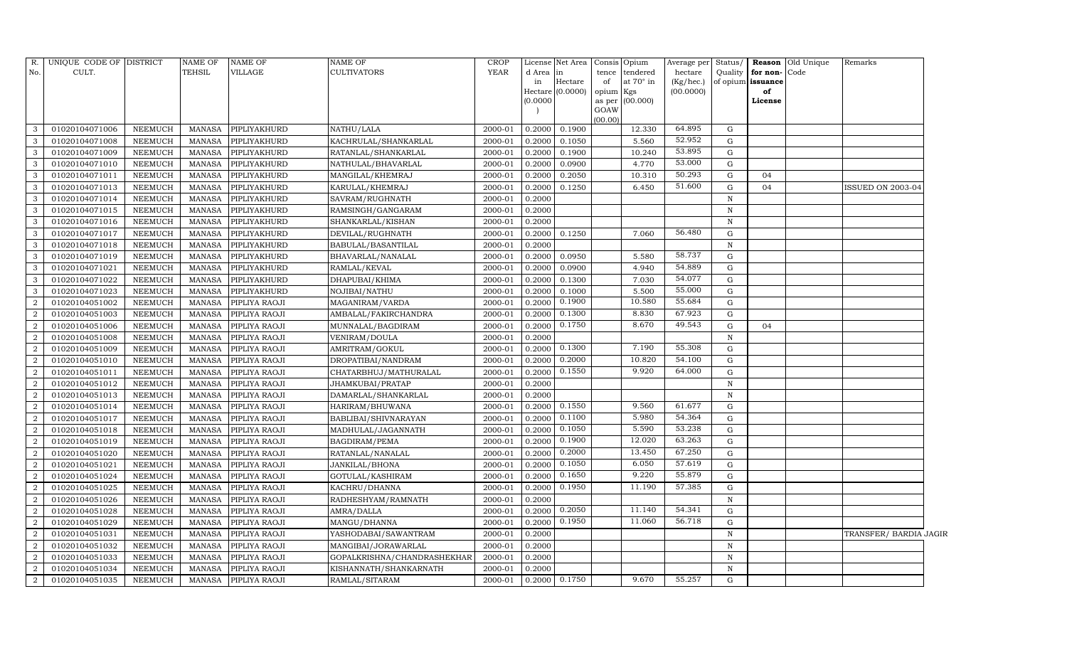| R. No. | UNIQUE CODE OF CULT. | DISTRICT | NAME OF TEHSIL | NAME OF VILLAGE | NAME OF CULTIVATORS | CROP YEAR | License d Area in Hectare (0.0000) | Net Area in Hectare (0.0000) | Consis tence of opium as per GOAW (00.00) | Opium tendered at 70° in Kgs (00.000) | Average per hectare (Kg/hec.) (00.0000) | Status/ Quality of opium | Reason for non-issuance of License | Old Unique Code | Remarks |
|---|---|---|---|---|---|---|---|---|---|---|---|---|---|---|---|
| 3 | 01020104071006 | NEEMUCH | MANASA | PIPLIYAKHURD | NATHU/LALA | 2000-01 | 0.2000 | 0.1900 | | 12.330 | 64.895 | G | | | |
| 3 | 01020104071008 | NEEMUCH | MANASA | PIPLIYAKHURD | KACHRULAL/SHANKARLAL | 2000-01 | 0.2000 | 0.1050 | | 5.560 | 52.952 | G | | | |
| 3 | 01020104071009 | NEEMUCH | MANASA | PIPLIYAKHURD | RATANLAL/SHANKARLAL | 2000-01 | 0.2000 | 0.1900 | | 10.240 | 53.895 | G | | | |
| 3 | 01020104071010 | NEEMUCH | MANASA | PIPLIYAKHURD | NATHULAL/BHAVARLAL | 2000-01 | 0.2000 | 0.0900 | | 4.770 | 53.000 | G | | | |
| 3 | 01020104071011 | NEEMUCH | MANASA | PIPLIYAKHURD | MANGILAL/KHEMRAJ | 2000-01 | 0.2000 | 0.2050 | | 10.310 | 50.293 | G | 04 | | |
| 3 | 01020104071013 | NEEMUCH | MANASA | PIPLIYAKHURD | KARULAL/KHEMRAJ | 2000-01 | 0.2000 | 0.1250 | | 6.450 | 51.600 | G | 04 | | ISSUED ON 2003-04 |
| 3 | 01020104071014 | NEEMUCH | MANASA | PIPLIYAKHURD | SAVRAM/RUGHNATH | 2000-01 | 0.2000 | | | | | N | | | |
| 3 | 01020104071015 | NEEMUCH | MANASA | PIPLIYAKHURD | RAMSINGH/GANGARAM | 2000-01 | 0.2000 | | | | | N | | | |
| 3 | 01020104071016 | NEEMUCH | MANASA | PIPLIYAKHURD | SHANKARLAL/KISHAN | 2000-01 | 0.2000 | | | | | N | | | |
| 3 | 01020104071017 | NEEMUCH | MANASA | PIPLIYAKHURD | DEVILAL/RUGHNATH | 2000-01 | 0.2000 | 0.1250 | | 7.060 | 56.480 | G | | | |
| 3 | 01020104071018 | NEEMUCH | MANASA | PIPLIYAKHURD | BABULAL/BASANTILAL | 2000-01 | 0.2000 | | | | | N | | | |
| 3 | 01020104071019 | NEEMUCH | MANASA | PIPLIYAKHURD | BHAVARLAL/NANALAL | 2000-01 | 0.2000 | 0.0950 | | 5.580 | 58.737 | G | | | |
| 3 | 01020104071021 | NEEMUCH | MANASA | PIPLIYAKHURD | RAMLAL/KEVAL | 2000-01 | 0.2000 | 0.0900 | | 4.940 | 54.889 | G | | | |
| 3 | 01020104071022 | NEEMUCH | MANASA | PIPLIYAKHURD | DHAPUBAI/KHIMA | 2000-01 | 0.2000 | 0.1300 | | 7.030 | 54.077 | G | | | |
| 3 | 01020104071023 | NEEMUCH | MANASA | PIPLIYAKHURD | NOJIBAI/NATHU | 2000-01 | 0.2000 | 0.1000 | | 5.500 | 55.000 | G | | | |
| 2 | 01020104051002 | NEEMUCH | MANASA | PIPLIYA RAOJI | MAGANIRAM/VARDA | 2000-01 | 0.2000 | 0.1900 | | 10.580 | 55.684 | G | | | |
| 2 | 01020104051003 | NEEMUCH | MANASA | PIPLIYA RAOJI | AMBALAL/FAKIRCHANDRA | 2000-01 | 0.2000 | 0.1300 | | 8.830 | 67.923 | G | | | |
| 2 | 01020104051006 | NEEMUCH | MANASA | PIPLIYA RAOJI | MUNNALAL/BAGDIRAM | 2000-01 | 0.2000 | 0.1750 | | 8.670 | 49.543 | G | 04 | | |
| 2 | 01020104051008 | NEEMUCH | MANASA | PIPLIYA RAOJI | VENIRAM/DOULA | 2000-01 | 0.2000 | | | | | N | | | |
| 2 | 01020104051009 | NEEMUCH | MANASA | PIPLIYA RAOJI | AMRITRAM/GOKUL | 2000-01 | 0.2000 | 0.1300 | | 7.190 | 55.308 | G | | | |
| 2 | 01020104051010 | NEEMUCH | MANASA | PIPLIYA RAOJI | DROPATIBAI/NANDRAM | 2000-01 | 0.2000 | 0.2000 | | 10.820 | 54.100 | G | | | |
| 2 | 01020104051011 | NEEMUCH | MANASA | PIPLIYA RAOJI | CHATARBHUJ/MATHURALAL | 2000-01 | 0.2000 | 0.1550 | | 9.920 | 64.000 | G | | | |
| 2 | 01020104051012 | NEEMUCH | MANASA | PIPLIYA RAOJI | JHAMKUBAI/PRATAP | 2000-01 | 0.2000 | | | | | N | | | |
| 2 | 01020104051013 | NEEMUCH | MANASA | PIPLIYA RAOJI | DAMARLAL/SHANKARLAL | 2000-01 | 0.2000 | | | | | N | | | |
| 2 | 01020104051014 | NEEMUCH | MANASA | PIPLIYA RAOJI | HARIRAM/BHUWANA | 2000-01 | 0.2000 | 0.1550 | | 9.560 | 61.677 | G | | | |
| 2 | 01020104051017 | NEEMUCH | MANASA | PIPLIYA RAOJI | BABLIBAI/SHIVNARAYAN | 2000-01 | 0.2000 | 0.1100 | | 5.980 | 54.364 | G | | | |
| 2 | 01020104051018 | NEEMUCH | MANASA | PIPLIYA RAOJI | MADHULAL/JAGANNATH | 2000-01 | 0.2000 | 0.1050 | | 5.590 | 53.238 | G | | | |
| 2 | 01020104051019 | NEEMUCH | MANASA | PIPLIYA RAOJI | BAGDIRAM/PEMA | 2000-01 | 0.2000 | 0.1900 | | 12.020 | 63.263 | G | | | |
| 2 | 01020104051020 | NEEMUCH | MANASA | PIPLIYA RAOJI | RATANLAL/NANALAL | 2000-01 | 0.2000 | 0.2000 | | 13.450 | 67.250 | G | | | |
| 2 | 01020104051021 | NEEMUCH | MANASA | PIPLIYA RAOJI | JANKILAL/BHONA | 2000-01 | 0.2000 | 0.1050 | | 6.050 | 57.619 | G | | | |
| 2 | 01020104051024 | NEEMUCH | MANASA | PIPLIYA RAOJI | GOTULAL/KASHIRAM | 2000-01 | 0.2000 | 0.1650 | | 9.220 | 55.879 | G | | | |
| 2 | 01020104051025 | NEEMUCH | MANASA | PIPLIYA RAOJI | KACHRU/DHANNA | 2000-01 | 0.2000 | 0.1950 | | 11.190 | 57.385 | G | | | |
| 2 | 01020104051026 | NEEMUCH | MANASA | PIPLIYA RAOJI | RADHESHYAM/RAMNATH | 2000-01 | 0.2000 | | | | | N | | | |
| 2 | 01020104051028 | NEEMUCH | MANASA | PIPLIYA RAOJI | AMRA/DALLA | 2000-01 | 0.2000 | 0.2050 | | 11.140 | 54.341 | G | | | |
| 2 | 01020104051029 | NEEMUCH | MANASA | PIPLIYA RAOJI | MANGU/DHANNA | 2000-01 | 0.2000 | 0.1950 | | 11.060 | 56.718 | G | | | |
| 2 | 01020104051031 | NEEMUCH | MANASA | PIPLIYA RAOJI | YASHODABAI/SAWANTRAM | 2000-01 | 0.2000 | | | | | N | | | TRANSFER/ BARDIA JAGIR |
| 2 | 01020104051032 | NEEMUCH | MANASA | PIPLIYA RAOJI | MANGIBAI/JORAWARLAL | 2000-01 | 0.2000 | | | | | N | | | |
| 2 | 01020104051033 | NEEMUCH | MANASA | PIPLIYA RAOJI | GOPALKRISHNA/CHANDRASHEKHAR | 2000-01 | 0.2000 | | | | | N | | | |
| 2 | 01020104051034 | NEEMUCH | MANASA | PIPLIYA RAOJI | KISHANNATH/SHANKARNATH | 2000-01 | 0.2000 | | | | | N | | | |
| 2 | 01020104051035 | NEEMUCH | MANASA | PIPLIYA RAOJI | RAMLAL/SITARAM | 2000-01 | 0.2000 | 0.1750 | | 9.670 | 55.257 | G | | | |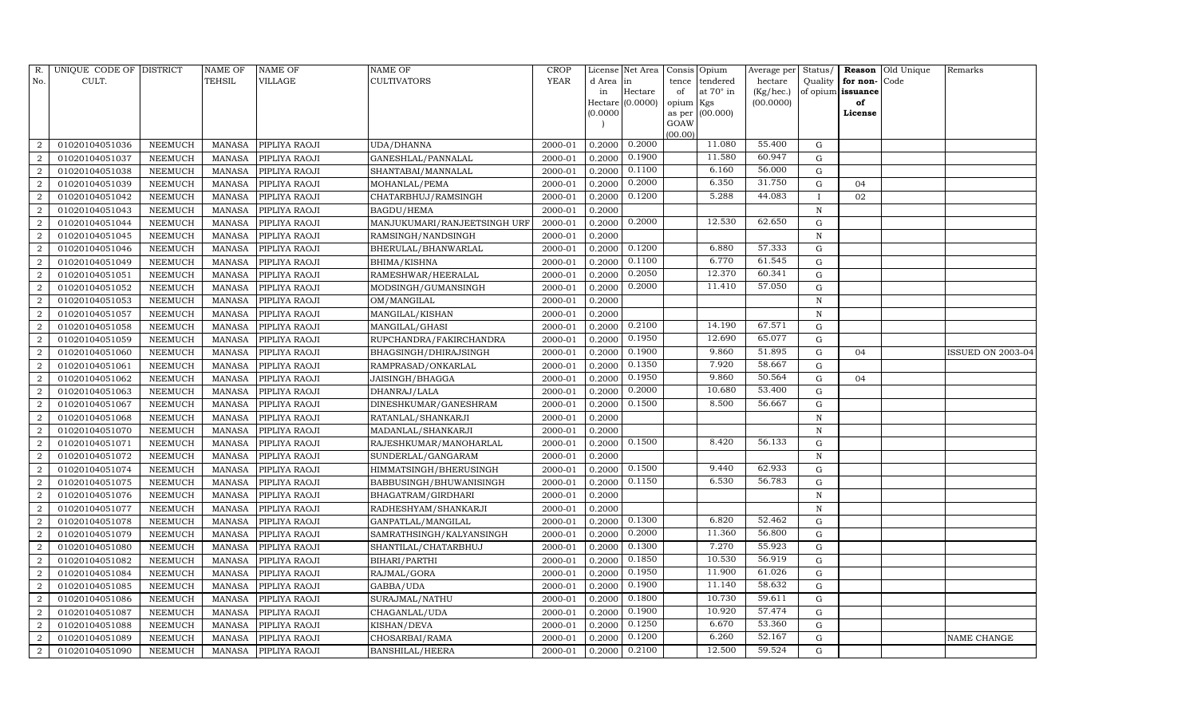| R. No. | UNIQUE CODE OF CULT. | DISTRICT | NAME OF TEHSIL | NAME OF VILLAGE | NAME OF CULTIVATORS | CROP YEAR | License d Area in Hectare (0.0000) | Net Area in Hectare (0.0000) | Consis tence of opium as per GOAW (00.00) | Opium tendered at 70° in Kgs (00.000) | Average per hectare (Kg/hec.) (00.0000) | Status/ Quality of opium | Reason for non-issuance of License | Old Unique Code | Remarks |
|---|---|---|---|---|---|---|---|---|---|---|---|---|---|---|---|
| 2 | 01020104051036 | NEEMUCH | MANASA | PIPLIYA RAOJI | UDA/DHANNA | 2000-01 | 0.2000 | 0.2000 | | 11.080 | 55.400 | G | | | |
| 2 | 01020104051037 | NEEMUCH | MANASA | PIPLIYA RAOJI | GANESHLAL/PANNALAL | 2000-01 | 0.2000 | 0.1900 | | 11.580 | 60.947 | G | | | |
| 2 | 01020104051038 | NEEMUCH | MANASA | PIPLIYA RAOJI | SHANTABAI/MANNALAL | 2000-01 | 0.2000 | 0.1100 | | 6.160 | 56.000 | G | | | |
| 2 | 01020104051039 | NEEMUCH | MANASA | PIPLIYA RAOJI | MOHANLAL/PEMA | 2000-01 | 0.2000 | 0.2000 | | 6.350 | 31.750 | G | 04 | | |
| 2 | 01020104051042 | NEEMUCH | MANASA | PIPLIYA RAOJI | CHATARBHUJ/RAMSINGH | 2000-01 | 0.2000 | 0.1200 | | 5.288 | 44.083 | I | 02 | | |
| 2 | 01020104051043 | NEEMUCH | MANASA | PIPLIYA RAOJI | BAGDU/HEMA | 2000-01 | 0.2000 | | | | | N | | | |
| 2 | 01020104051044 | NEEMUCH | MANASA | PIPLIYA RAOJI | MANJUKUMARI/RANJEETSINGH URF | 2000-01 | 0.2000 | 0.2000 | | 12.530 | 62.650 | G | | | |
| 2 | 01020104051045 | NEEMUCH | MANASA | PIPLIYA RAOJI | RAMSINGH/NANDSINGH | 2000-01 | 0.2000 | | | | | N | | | |
| 2 | 01020104051046 | NEEMUCH | MANASA | PIPLIYA RAOJI | BHERULAL/BHANWARLAL | 2000-01 | 0.2000 | 0.1200 | | 6.880 | 57.333 | G | | | |
| 2 | 01020104051049 | NEEMUCH | MANASA | PIPLIYA RAOJI | BHIMA/KISHNA | 2000-01 | 0.2000 | 0.1100 | | 6.770 | 61.545 | G | | | |
| 2 | 01020104051051 | NEEMUCH | MANASA | PIPLIYA RAOJI | RAMESHWAR/HEERALAL | 2000-01 | 0.2000 | 0.2050 | | 12.370 | 60.341 | G | | | |
| 2 | 01020104051052 | NEEMUCH | MANASA | PIPLIYA RAOJI | MODSINGH/GUMANSINGH | 2000-01 | 0.2000 | 0.2000 | | 11.410 | 57.050 | G | | | |
| 2 | 01020104051053 | NEEMUCH | MANASA | PIPLIYA RAOJI | OM/MANGILAL | 2000-01 | 0.2000 | | | | | N | | | |
| 2 | 01020104051057 | NEEMUCH | MANASA | PIPLIYA RAOJI | MANGILAL/KISHAN | 2000-01 | 0.2000 | | | | | N | | | |
| 2 | 01020104051058 | NEEMUCH | MANASA | PIPLIYA RAOJI | MANGILAL/GHASI | 2000-01 | 0.2000 | 0.2100 | | 14.190 | 67.571 | G | | | |
| 2 | 01020104051059 | NEEMUCH | MANASA | PIPLIYA RAOJI | RUPCHANDRA/FAKIRCHANDRA | 2000-01 | 0.2000 | 0.1950 | | 12.690 | 65.077 | G | | | |
| 2 | 01020104051060 | NEEMUCH | MANASA | PIPLIYA RAOJI | BHAGSINGH/DHIRAJSINGH | 2000-01 | 0.2000 | 0.1900 | | 9.860 | 51.895 | G | 04 | | ISSUED ON 2003-04 |
| 2 | 01020104051061 | NEEMUCH | MANASA | PIPLIYA RAOJI | RAMPRASAD/ONKARLAL | 2000-01 | 0.2000 | 0.1350 | | 7.920 | 58.667 | G | | | |
| 2 | 01020104051062 | NEEMUCH | MANASA | PIPLIYA RAOJI | JAISINGH/BHAGGA | 2000-01 | 0.2000 | 0.1950 | | 9.860 | 50.564 | G | 04 | | |
| 2 | 01020104051063 | NEEMUCH | MANASA | PIPLIYA RAOJI | DHANRAJ/LALA | 2000-01 | 0.2000 | 0.2000 | | 10.680 | 53.400 | G | | | |
| 2 | 01020104051067 | NEEMUCH | MANASA | PIPLIYA RAOJI | DINESHKUMAR/GANESHRAM | 2000-01 | 0.2000 | 0.1500 | | 8.500 | 56.667 | G | | | |
| 2 | 01020104051068 | NEEMUCH | MANASA | PIPLIYA RAOJI | RATANLAL/SHANKARJI | 2000-01 | 0.2000 | | | | | N | | | |
| 2 | 01020104051070 | NEEMUCH | MANASA | PIPLIYA RAOJI | MADANLAL/SHANKARJI | 2000-01 | 0.2000 | | | | | N | | | |
| 2 | 01020104051071 | NEEMUCH | MANASA | PIPLIYA RAOJI | RAJESHKUMAR/MANOHARLAL | 2000-01 | 0.2000 | 0.1500 | | 8.420 | 56.133 | G | | | |
| 2 | 01020104051072 | NEEMUCH | MANASA | PIPLIYA RAOJI | SUNDERLAL/GANGARAM | 2000-01 | 0.2000 | | | | | N | | | |
| 2 | 01020104051074 | NEEMUCH | MANASA | PIPLIYA RAOJI | HIMMATSINGH/BHERUSINGH | 2000-01 | 0.2000 | 0.1500 | | 9.440 | 62.933 | G | | | |
| 2 | 01020104051075 | NEEMUCH | MANASA | PIPLIYA RAOJI | BABBUSINGH/BHUWANISINGH | 2000-01 | 0.2000 | 0.1150 | | 6.530 | 56.783 | G | | | |
| 2 | 01020104051076 | NEEMUCH | MANASA | PIPLIYA RAOJI | BHAGATRAM/GIRDHARI | 2000-01 | 0.2000 | | | | | N | | | |
| 2 | 01020104051077 | NEEMUCH | MANASA | PIPLIYA RAOJI | RADHESHYAM/SHANKARJI | 2000-01 | 0.2000 | | | | | N | | | |
| 2 | 01020104051078 | NEEMUCH | MANASA | PIPLIYA RAOJI | GANPATLAL/MANGILAL | 2000-01 | 0.2000 | 0.1300 | | 6.820 | 52.462 | G | | | |
| 2 | 01020104051079 | NEEMUCH | MANASA | PIPLIYA RAOJI | SAMRATHSINGH/KALYANSINGH | 2000-01 | 0.2000 | 0.2000 | | 11.360 | 56.800 | G | | | |
| 2 | 01020104051080 | NEEMUCH | MANASA | PIPLIYA RAOJI | SHANTILAL/CHATARBHUJ | 2000-01 | 0.2000 | 0.1300 | | 7.270 | 55.923 | G | | | |
| 2 | 01020104051082 | NEEMUCH | MANASA | PIPLIYA RAOJI | BIHARI/PARTHI | 2000-01 | 0.2000 | 0.1850 | | 10.530 | 56.919 | G | | | |
| 2 | 01020104051084 | NEEMUCH | MANASA | PIPLIYA RAOJI | RAJMAL/GORA | 2000-01 | 0.2000 | 0.1950 | | 11.900 | 61.026 | G | | | |
| 2 | 01020104051085 | NEEMUCH | MANASA | PIPLIYA RAOJI | GABBA/UDA | 2000-01 | 0.2000 | 0.1900 | | 11.140 | 58.632 | G | | | |
| 2 | 01020104051086 | NEEMUCH | MANASA | PIPLIYA RAOJI | SURAJMAL/NATHU | 2000-01 | 0.2000 | 0.1800 | | 10.730 | 59.611 | G | | | |
| 2 | 01020104051087 | NEEMUCH | MANASA | PIPLIYA RAOJI | CHAGANLAL/UDA | 2000-01 | 0.2000 | 0.1900 | | 10.920 | 57.474 | G | | | |
| 2 | 01020104051088 | NEEMUCH | MANASA | PIPLIYA RAOJI | KISHAN/DEVA | 2000-01 | 0.2000 | 0.1250 | | 6.670 | 53.360 | G | | | |
| 2 | 01020104051089 | NEEMUCH | MANASA | PIPLIYA RAOJI | CHOSARBAI/RAMA | 2000-01 | 0.2000 | 0.1200 | | 6.260 | 52.167 | G | | | NAME CHANGE |
| 2 | 01020104051090 | NEEMUCH | MANASA | PIPLIYA RAOJI | BANSHILAL/HEERA | 2000-01 | 0.2000 | 0.2100 | | 12.500 | 59.524 | G | | | |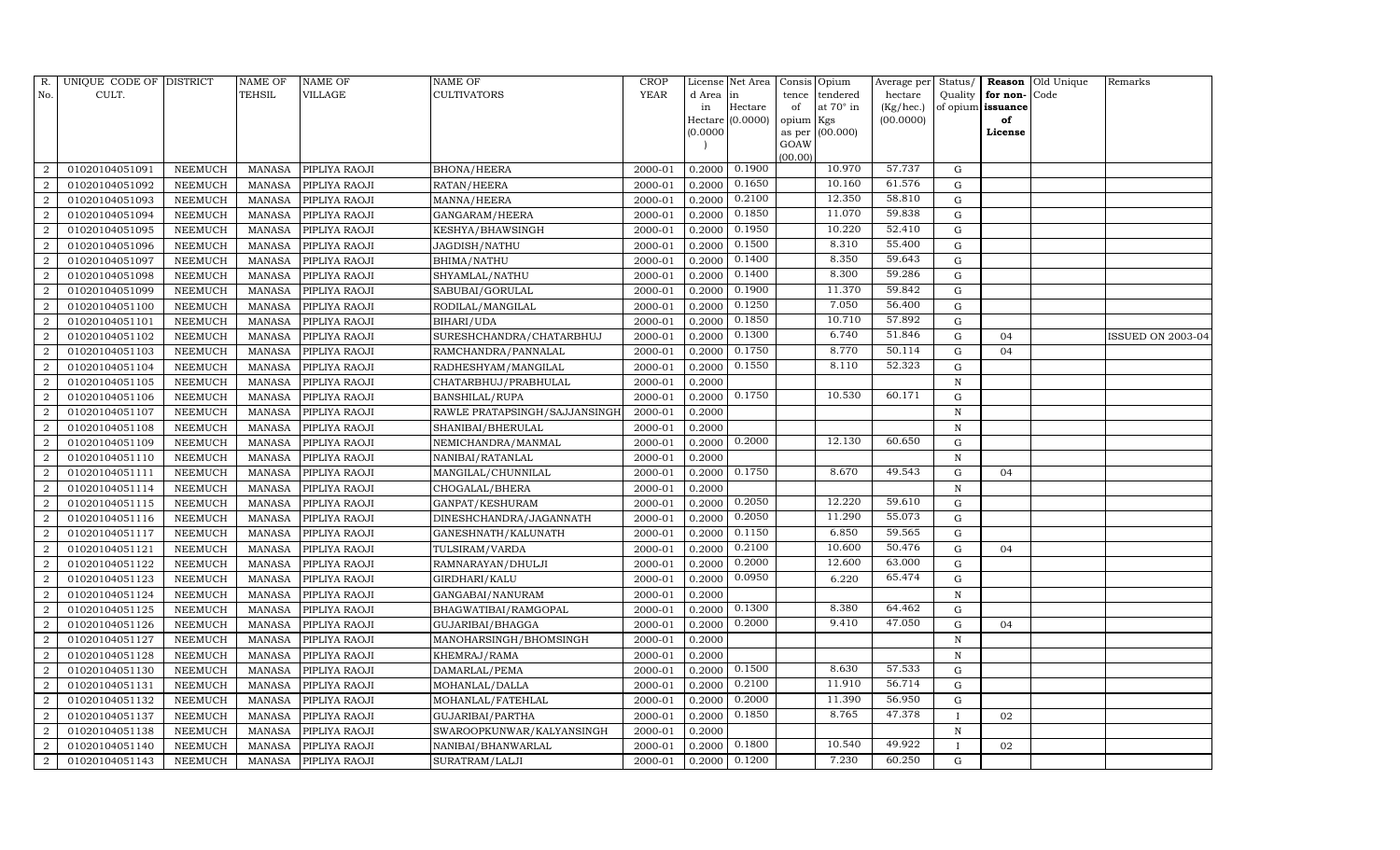| R. No. | UNIQUE CODE OF CULT. | DISTRICT | NAME OF TEHSIL | NAME OF VILLAGE | NAME OF CULTIVATORS | CROP YEAR | License d Area in Hectare (0.0000) | Net Area in Hectare (0.0000) | Consis tence of opium as per GOAW (00.00) | Opium tendered at 70° in Kgs (00.000) | Average per hectare (Kg/hec.) (00.0000) | Status/ Quality of opium | Reason for non-issuance of License | Old Unique Code | Remarks |
|---|---|---|---|---|---|---|---|---|---|---|---|---|---|---|---|
| 2 | 01020104051091 | NEEMUCH | MANASA | PIPLIYA RAOJI | BHONA/HEERA | 2000-01 | 0.2000 | 0.1900 | | 10.970 | 57.737 | G | | | |
| 2 | 01020104051092 | NEEMUCH | MANASA | PIPLIYA RAOJI | RATAN/HEERA | 2000-01 | 0.2000 | 0.1650 | | 10.160 | 61.576 | G | | | |
| 2 | 01020104051093 | NEEMUCH | MANASA | PIPLIYA RAOJI | MANNA/HEERA | 2000-01 | 0.2000 | 0.2100 | | 12.350 | 58.810 | G | | | |
| 2 | 01020104051094 | NEEMUCH | MANASA | PIPLIYA RAOJI | GANGARAM/HEERA | 2000-01 | 0.2000 | 0.1850 | | 11.070 | 59.838 | G | | | |
| 2 | 01020104051095 | NEEMUCH | MANASA | PIPLIYA RAOJI | KESHYA/BHAWSINGH | 2000-01 | 0.2000 | 0.1950 | | 10.220 | 52.410 | G | | | |
| 2 | 01020104051096 | NEEMUCH | MANASA | PIPLIYA RAOJI | JAGDISH/NATHU | 2000-01 | 0.2000 | 0.1500 | | 8.310 | 55.400 | G | | | |
| 2 | 01020104051097 | NEEMUCH | MANASA | PIPLIYA RAOJI | BHIMA/NATHU | 2000-01 | 0.2000 | 0.1400 | | 8.350 | 59.643 | G | | | |
| 2 | 01020104051098 | NEEMUCH | MANASA | PIPLIYA RAOJI | SHYAMLAL/NATHU | 2000-01 | 0.2000 | 0.1400 | | 8.300 | 59.286 | G | | | |
| 2 | 01020104051099 | NEEMUCH | MANASA | PIPLIYA RAOJI | SABUBAI/GORULAL | 2000-01 | 0.2000 | 0.1900 | | 11.370 | 59.842 | G | | | |
| 2 | 01020104051100 | NEEMUCH | MANASA | PIPLIYA RAOJI | RODILAL/MANGILAL | 2000-01 | 0.2000 | 0.1250 | | 7.050 | 56.400 | G | | | |
| 2 | 01020104051101 | NEEMUCH | MANASA | PIPLIYA RAOJI | BIHARI/UDA | 2000-01 | 0.2000 | 0.1850 | | 10.710 | 57.892 | G | | | |
| 2 | 01020104051102 | NEEMUCH | MANASA | PIPLIYA RAOJI | SURESHCHANDRA/CHATARBHUJ | 2000-01 | 0.2000 | 0.1300 | | 6.740 | 51.846 | G | 04 | | ISSUED ON 2003-04 |
| 2 | 01020104051103 | NEEMUCH | MANASA | PIPLIYA RAOJI | RAMCHANDRA/PANNALAL | 2000-01 | 0.2000 | 0.1750 | | 8.770 | 50.114 | G | 04 | | |
| 2 | 01020104051104 | NEEMUCH | MANASA | PIPLIYA RAOJI | RADHESHYAM/MANGILAL | 2000-01 | 0.2000 | 0.1550 | | 8.110 | 52.323 | G | | | |
| 2 | 01020104051105 | NEEMUCH | MANASA | PIPLIYA RAOJI | CHATARBHUJ/PRABHULAL | 2000-01 | 0.2000 | | | | | N | | | |
| 2 | 01020104051106 | NEEMUCH | MANASA | PIPLIYA RAOJI | BANSHILAL/RUPA | 2000-01 | 0.2000 | 0.1750 | | 10.530 | 60.171 | G | | | |
| 2 | 01020104051107 | NEEMUCH | MANASA | PIPLIYA RAOJI | RAWLE PRATAPSINGH/SAJJANSINGH | 2000-01 | 0.2000 | | | | | N | | | |
| 2 | 01020104051108 | NEEMUCH | MANASA | PIPLIYA RAOJI | SHANIBAI/BHERULAL | 2000-01 | 0.2000 | | | | | N | | | |
| 2 | 01020104051109 | NEEMUCH | MANASA | PIPLIYA RAOJI | NEMICHANDRA/MANMAL | 2000-01 | 0.2000 | 0.2000 | | 12.130 | 60.650 | G | | | |
| 2 | 01020104051110 | NEEMUCH | MANASA | PIPLIYA RAOJI | NANIBAI/RATANLAL | 2000-01 | 0.2000 | | | | | N | | | |
| 2 | 01020104051111 | NEEMUCH | MANASA | PIPLIYA RAOJI | MANGILAL/CHUNNILAL | 2000-01 | 0.2000 | 0.1750 | | 8.670 | 49.543 | G | 04 | | |
| 2 | 01020104051114 | NEEMUCH | MANASA | PIPLIYA RAOJI | CHOGALAL/BHERA | 2000-01 | 0.2000 | | | | | N | | | |
| 2 | 01020104051115 | NEEMUCH | MANASA | PIPLIYA RAOJI | GANPAT/KESHURAM | 2000-01 | 0.2000 | 0.2050 | | 12.220 | 59.610 | G | | | |
| 2 | 01020104051116 | NEEMUCH | MANASA | PIPLIYA RAOJI | DINESHCHANDRA/JAGANNATH | 2000-01 | 0.2000 | 0.2050 | | 11.290 | 55.073 | G | | | |
| 2 | 01020104051117 | NEEMUCH | MANASA | PIPLIYA RAOJI | GANESHNATH/KALUNATH | 2000-01 | 0.2000 | 0.1150 | | 6.850 | 59.565 | G | | | |
| 2 | 01020104051121 | NEEMUCH | MANASA | PIPLIYA RAOJI | TULSIRAM/VARDA | 2000-01 | 0.2000 | 0.2100 | | 10.600 | 50.476 | G | 04 | | |
| 2 | 01020104051122 | NEEMUCH | MANASA | PIPLIYA RAOJI | RAMNARAYAN/DHULJI | 2000-01 | 0.2000 | 0.2000 | | 12.600 | 63.000 | G | | | |
| 2 | 01020104051123 | NEEMUCH | MANASA | PIPLIYA RAOJI | GIRDHARI/KALU | 2000-01 | 0.2000 | 0.0950 | | 6.220 | 65.474 | G | | | |
| 2 | 01020104051124 | NEEMUCH | MANASA | PIPLIYA RAOJI | GANGABAI/NANURAM | 2000-01 | 0.2000 | | | | | N | | | |
| 2 | 01020104051125 | NEEMUCH | MANASA | PIPLIYA RAOJI | BHAGWATIBAI/RAMGOPAL | 2000-01 | 0.2000 | 0.1300 | | 8.380 | 64.462 | G | | | |
| 2 | 01020104051126 | NEEMUCH | MANASA | PIPLIYA RAOJI | GUJARIBAI/BHAGGA | 2000-01 | 0.2000 | 0.2000 | | 9.410 | 47.050 | G | 04 | | |
| 2 | 01020104051127 | NEEMUCH | MANASA | PIPLIYA RAOJI | MANOHARSINGH/BHOMSINGH | 2000-01 | 0.2000 | | | | | N | | | |
| 2 | 01020104051128 | NEEMUCH | MANASA | PIPLIYA RAOJI | KHEMRAJ/RAMA | 2000-01 | 0.2000 | | | | | N | | | |
| 2 | 01020104051130 | NEEMUCH | MANASA | PIPLIYA RAOJI | DAMARLAL/PEMA | 2000-01 | 0.2000 | 0.1500 | | 8.630 | 57.533 | G | | | |
| 2 | 01020104051131 | NEEMUCH | MANASA | PIPLIYA RAOJI | MOHANLAL/DALLA | 2000-01 | 0.2000 | 0.2100 | | 11.910 | 56.714 | G | | | |
| 2 | 01020104051132 | NEEMUCH | MANASA | PIPLIYA RAOJI | MOHANLAL/FATEHLAL | 2000-01 | 0.2000 | 0.2000 | | 11.390 | 56.950 | G | | | |
| 2 | 01020104051137 | NEEMUCH | MANASA | PIPLIYA RAOJI | GUJARIBAI/PARTHA | 2000-01 | 0.2000 | 0.1850 | | 8.765 | 47.378 | I | 02 | | |
| 2 | 01020104051138 | NEEMUCH | MANASA | PIPLIYA RAOJI | SWAROOPKUNWAR/KALYANSINGH | 2000-01 | 0.2000 | | | | | N | | | |
| 2 | 01020104051140 | NEEMUCH | MANASA | PIPLIYA RAOJI | NANIBAI/BHANWARLAL | 2000-01 | 0.2000 | 0.1800 | | 10.540 | 49.922 | I | 02 | | |
| 2 | 01020104051143 | NEEMUCH | MANASA | PIPLIYA RAOJI | SURATRAM/LALJI | 2000-01 | 0.2000 | 0.1200 | | 7.230 | 60.250 | G | | | |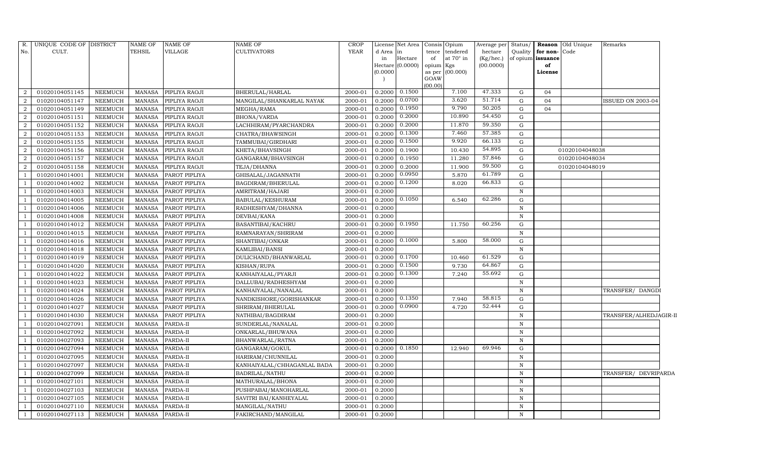| R. No. | UNIQUE CODE OF CULT. | DISTRICT | NAME OF TEHSIL | NAME OF VILLAGE | NAME OF CULTIVATORS | CROP YEAR | License d Area in Hectare (0.0000) | Net Area in Hectare (0.0000) | Consis tence of opium as per GOAW (00.00) | Opium tendered at 70° in Kgs (00.000) | Average per hectare (Kg/hec.) (00.0000) | Status/ Quality of opium | Reason for non-issuance of License | Old Unique Code | Remarks |
|---|---|---|---|---|---|---|---|---|---|---|---|---|---|---|---|
| 2 | 01020104051145 | NEEMUCH | MANASA | PIPLIYA RAOJI | BHERULAL/HARLAL | 2000-01 | 0.2000 | 0.1500 | | 7.100 | 47.333 | G | 04 | | |
| 2 | 01020104051147 | NEEMUCH | MANASA | PIPLIYA RAOJI | MANGILAL/SHANKARLAL NAYAK | 2000-01 | 0.2000 | 0.0700 | | 3.620 | 51.714 | G | 04 | | ISSUED ON 2003-04 |
| 2 | 01020104051149 | NEEMUCH | MANASA | PIPLIYA RAOJI | MEGHA/RAMA | 2000-01 | 0.2000 | 0.1950 | | 9.790 | 50.205 | G | 04 | | |
| 2 | 01020104051151 | NEEMUCH | MANASA | PIPLIYA RAOJI | BHONA/VARDA | 2000-01 | 0.2000 | 0.2000 | | 10.890 | 54.450 | G | | | |
| 2 | 01020104051152 | NEEMUCH | MANASA | PIPLIYA RAOJI | LACHHIRAM/PYARCHANDRA | 2000-01 | 0.2000 | 0.2000 | | 11.870 | 59.350 | G | | | |
| 2 | 01020104051153 | NEEMUCH | MANASA | PIPLIYA RAOJI | CHATRA/BHAWSINGH | 2000-01 | 0.2000 | 0.1300 | | 7.460 | 57.385 | G | | | |
| 2 | 01020104051155 | NEEMUCH | MANASA | PIPLIYA RAOJI | TAMMUBAI/GIRDHARI | 2000-01 | 0.2000 | 0.1500 | | 9.920 | 66.133 | G | | | |
| 2 | 01020104051156 | NEEMUCH | MANASA | PIPLIYA RAOJI | KHETA/BHAVSINGH | 2000-01 | 0.2000 | 0.1900 | | 10.430 | 54.895 | G | | 01020104048038 | |
| 2 | 01020104051157 | NEEMUCH | MANASA | PIPLIYA RAOJI | GANGARAM/BHAVSINGH | 2000-01 | 0.2000 | 0.1950 | | 11.280 | 57.846 | G | | 01020104048034 | |
| 2 | 01020104051158 | NEEMUCH | MANASA | PIPLIYA RAOJI | TEJA/DHANNA | 2000-01 | 0.2000 | 0.2000 | | 11.900 | 59.500 | G | | 01020104048019 | |
| 1 | 01020104014001 | NEEMUCH | MANASA | PAROT PIPLIYA | GHISALAL/JAGANNATH | 2000-01 | 0.2000 | 0.0950 | | 5.870 | 61.789 | G | | | |
| 1 | 01020104014002 | NEEMUCH | MANASA | PAROT PIPLIYA | BAGDIRAM/BHERULAL | 2000-01 | 0.2000 | 0.1200 | | 8.020 | 66.833 | G | | | |
| 1 | 01020104014003 | NEEMUCH | MANASA | PAROT PIPLIYA | AMRITRAM/HAJARI | 2000-01 | 0.2000 | | | | | N | | | |
| 1 | 01020104014005 | NEEMUCH | MANASA | PAROT PIPLIYA | BABULAL/KESHURAM | 2000-01 | 0.2000 | 0.1050 | | 6.540 | 62.286 | G | | | |
| 1 | 01020104014006 | NEEMUCH | MANASA | PAROT PIPLIYA | RADHESHYAM/DHANNA | 2000-01 | 0.2000 | | | | | N | | | |
| 1 | 01020104014008 | NEEMUCH | MANASA | PAROT PIPLIYA | DEVBAI/KANA | 2000-01 | 0.2000 | | | | | N | | | |
| 1 | 01020104014012 | NEEMUCH | MANASA | PAROT PIPLIYA | BASANTIBAI/KACHRU | 2000-01 | 0.2000 | 0.1950 | | 11.750 | 60.256 | G | | | |
| 1 | 01020104014015 | NEEMUCH | MANASA | PAROT PIPLIYA | RAMNARAYAN/SHRIRAM | 2000-01 | 0.2000 | | | | | N | | | |
| 1 | 01020104014016 | NEEMUCH | MANASA | PAROT PIPLIYA | SHANTIBAI/ONKAR | 2000-01 | 0.2000 | 0.1000 | | 5.800 | 58.000 | G | | | |
| 1 | 01020104014018 | NEEMUCH | MANASA | PAROT PIPLIYA | KAMLIBAI/BANSI | 2000-01 | 0.2000 | | | | | N | | | |
| 1 | 01020104014019 | NEEMUCH | MANASA | PAROT PIPLIYA | DULICHAND/BHANWARLAL | 2000-01 | 0.2000 | 0.1700 | | 10.460 | 61.529 | G | | | |
| 1 | 01020104014020 | NEEMUCH | MANASA | PAROT PIPLIYA | KISHAN/RUPA | 2000-01 | 0.2000 | 0.1500 | | 9.730 | 64.867 | G | | | |
| 1 | 01020104014022 | NEEMUCH | MANASA | PAROT PIPLIYA | KANHAIYALAL/PYARJI | 2000-01 | 0.2000 | 0.1300 | | 7.240 | 55.692 | G | | | |
| 1 | 01020104014023 | NEEMUCH | MANASA | PAROT PIPLIYA | DALLUBAI/RADHESHYAM | 2000-01 | 0.2000 | | | | | N | | | |
| 1 | 01020104014024 | NEEMUCH | MANASA | PAROT PIPLIYA | KANHAIYALAL/NANALAL | 2000-01 | 0.2000 | | | | | N | | | TRANSFER/ DANGDI |
| 1 | 01020104014026 | NEEMUCH | MANASA | PAROT PIPLIYA | NANDKISHORE/GORISHANKAR | 2000-01 | 0.2000 | 0.1350 | | 7.940 | 58.815 | G | | | |
| 1 | 01020104014027 | NEEMUCH | MANASA | PAROT PIPLIYA | SHRIRAM/BHERULAL | 2000-01 | 0.2000 | 0.0900 | | 4.720 | 52.444 | G | | | |
| 1 | 01020104014030 | NEEMUCH | MANASA | PAROT PIPLIYA | NATHIBAI/BAGDIRAM | 2000-01 | 0.2000 | | | | | N | | | TRANSFER/ALHEDJAGIR-II |
| 1 | 01020104027091 | NEEMUCH | MANASA | PARDA-II | SUNDERLAL/NANALAL | 2000-01 | 0.2000 | | | | | N | | | |
| 1 | 01020104027092 | NEEMUCH | MANASA | PARDA-II | ONKARLAL/BHUWANA | 2000-01 | 0.2000 | | | | | N | | | |
| 1 | 01020104027093 | NEEMUCH | MANASA | PARDA-II | BHANWARLAL/RATNA | 2000-01 | 0.2000 | | | | | N | | | |
| 1 | 01020104027094 | NEEMUCH | MANASA | PARDA-II | GANGARAM/GOKUL | 2000-01 | 0.2000 | 0.1850 | | 12.940 | 69.946 | G | | | |
| 1 | 01020104027095 | NEEMUCH | MANASA | PARDA-II | HARIRAM/CHUNNILAL | 2000-01 | 0.2000 | | | | | N | | | |
| 1 | 01020104027097 | NEEMUCH | MANASA | PARDA-II | KANHAIYALAL/CHHAGANLAL BADA | 2000-01 | 0.2000 | | | | | N | | | |
| 1 | 01020104027099 | NEEMUCH | MANASA | PARDA-II | BADRILAL/NATHU | 2000-01 | 0.2000 | | | | | N | | | TRANSFER/ DEVRIPARDA |
| 1 | 01020104027101 | NEEMUCH | MANASA | PARDA-II | MATHURALAL/BHONA | 2000-01 | 0.2000 | | | | | N | | | |
| 1 | 01020104027103 | NEEMUCH | MANASA | PARDA-II | PUSHPABAI/MANOHARLAL | 2000-01 | 0.2000 | | | | | N | | | |
| 1 | 01020104027105 | NEEMUCH | MANASA | PARDA-II | SAVITRI BAI/KANHEYALAL | 2000-01 | 0.2000 | | | | | N | | | |
| 1 | 01020104027110 | NEEMUCH | MANASA | PARDA-II | MANGILAL/NATHU | 2000-01 | 0.2000 | | | | | N | | | |
| 1 | 01020104027113 | NEEMUCH | MANASA | PARDA-II | FAKIRCHAND/MANGILAL | 2000-01 | 0.2000 | | | | | N | | | |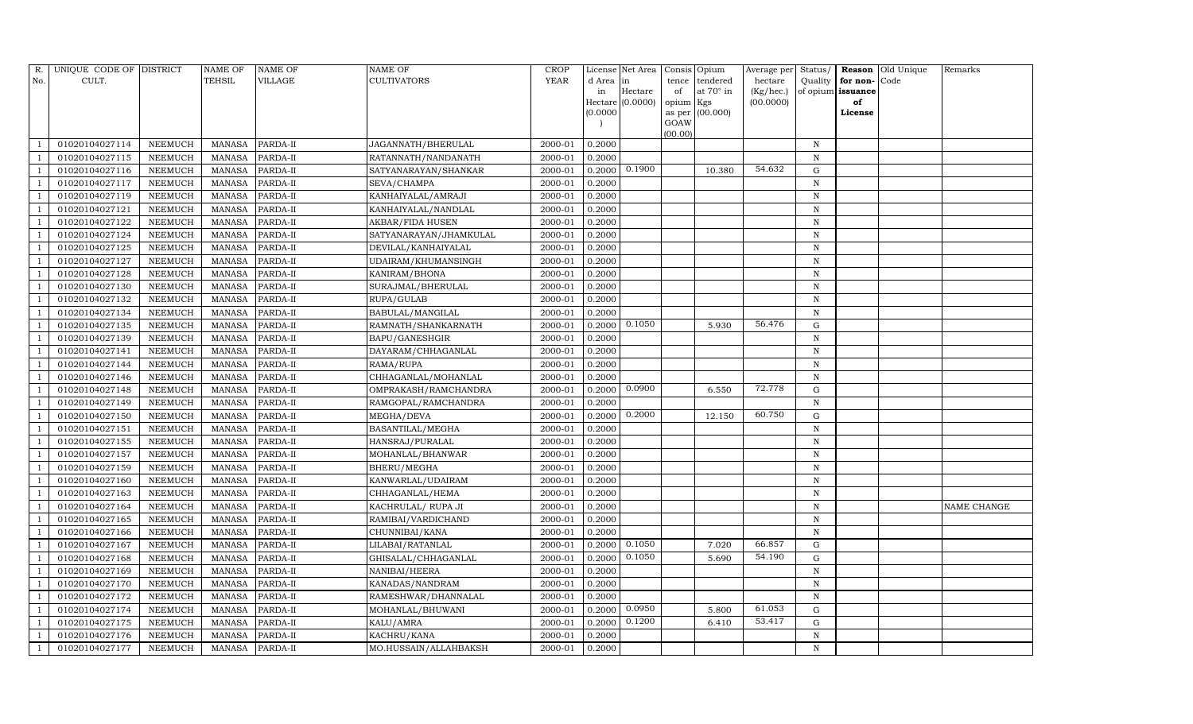| R. No. | UNIQUE CODE OF CULT. | DISTRICT | NAME OF TEHSIL | NAME OF VILLAGE | NAME OF CULTIVATORS | CROP YEAR | License d Area in Hectare (0.0000) | Net Area in Hectare (0.0000) | Consis tence of opium as per GOAW (00.00) | Opium tendered at 70° in Kgs (00.000) | Average per hectare (Kg/hec.) (00.0000) | Status/ Quality of opium | Reason for non-issuance of License | Old Unique Code | Remarks |
|---|---|---|---|---|---|---|---|---|---|---|---|---|---|---|---|
| 1 | 01020104027114 | NEEMUCH | MANASA | PARDA-II | JAGANNATH/BHERULAL | 2000-01 | 0.2000 | | | | | N | | | |
| 1 | 01020104027115 | NEEMUCH | MANASA | PARDA-II | RATANNATH/NANDANATH | 2000-01 | 0.2000 | | | | | N | | | |
| 1 | 01020104027116 | NEEMUCH | MANASA | PARDA-II | SATYANARAYAN/SHANKAR | 2000-01 | 0.2000 | 0.1900 | | 10.380 | 54.632 | G | | | |
| 1 | 01020104027117 | NEEMUCH | MANASA | PARDA-II | SEVA/CHAMPA | 2000-01 | 0.2000 | | | | | N | | | |
| 1 | 01020104027119 | NEEMUCH | MANASA | PARDA-II | KANHAIYALAL/AMRAJI | 2000-01 | 0.2000 | | | | | N | | | |
| 1 | 01020104027121 | NEEMUCH | MANASA | PARDA-II | KANHAIYALAL/NANDLAL | 2000-01 | 0.2000 | | | | | N | | | |
| 1 | 01020104027122 | NEEMUCH | MANASA | PARDA-II | AKBAR/FIDA HUSEN | 2000-01 | 0.2000 | | | | | N | | | |
| 1 | 01020104027124 | NEEMUCH | MANASA | PARDA-II | SATYANARAYAN/JHAMKULAL | 2000-01 | 0.2000 | | | | | N | | | |
| 1 | 01020104027125 | NEEMUCH | MANASA | PARDA-II | DEVILAL/KANHAIYALAL | 2000-01 | 0.2000 | | | | | N | | | |
| 1 | 01020104027127 | NEEMUCH | MANASA | PARDA-II | UDAIRAM/KHUMANSINGH | 2000-01 | 0.2000 | | | | | N | | | |
| 1 | 01020104027128 | NEEMUCH | MANASA | PARDA-II | KANIRAM/BHONA | 2000-01 | 0.2000 | | | | | N | | | |
| 1 | 01020104027130 | NEEMUCH | MANASA | PARDA-II | SURAJMAL/BHERULAL | 2000-01 | 0.2000 | | | | | N | | | |
| 1 | 01020104027132 | NEEMUCH | MANASA | PARDA-II | RUPA/GULAB | 2000-01 | 0.2000 | | | | | N | | | |
| 1 | 01020104027134 | NEEMUCH | MANASA | PARDA-II | BABULAL/MANGILAL | 2000-01 | 0.2000 | | | | | N | | | |
| 1 | 01020104027135 | NEEMUCH | MANASA | PARDA-II | RAMNATH/SHANKARNATH | 2000-01 | 0.2000 | 0.1050 | | 5.930 | 56.476 | G | | | |
| 1 | 01020104027139 | NEEMUCH | MANASA | PARDA-II | BAPU/GANESHGIR | 2000-01 | 0.2000 | | | | | N | | | |
| 1 | 01020104027141 | NEEMUCH | MANASA | PARDA-II | DAYARAM/CHHAGANLAL | 2000-01 | 0.2000 | | | | | N | | | |
| 1 | 01020104027144 | NEEMUCH | MANASA | PARDA-II | RAMA/RUPA | 2000-01 | 0.2000 | | | | | N | | | |
| 1 | 01020104027146 | NEEMUCH | MANASA | PARDA-II | CHHAGANLAL/MOHANLAL | 2000-01 | 0.2000 | | | | | N | | | |
| 1 | 01020104027148 | NEEMUCH | MANASA | PARDA-II | OMPRAKASH/RAMCHANDRA | 2000-01 | 0.2000 | 0.0900 | | 6.550 | 72.778 | G | | | |
| 1 | 01020104027149 | NEEMUCH | MANASA | PARDA-II | RAMGOPAL/RAMCHANDRA | 2000-01 | 0.2000 | | | | | N | | | |
| 1 | 01020104027150 | NEEMUCH | MANASA | PARDA-II | MEGHA/DEVA | 2000-01 | 0.2000 | 0.2000 | | 12.150 | 60.750 | G | | | |
| 1 | 01020104027151 | NEEMUCH | MANASA | PARDA-II | BASANTILAL/MEGHA | 2000-01 | 0.2000 | | | | | N | | | |
| 1 | 01020104027155 | NEEMUCH | MANASA | PARDA-II | HANSRAJ/PURALAL | 2000-01 | 0.2000 | | | | | N | | | |
| 1 | 01020104027157 | NEEMUCH | MANASA | PARDA-II | MOHANLAL/BHANWAR | 2000-01 | 0.2000 | | | | | N | | | |
| 1 | 01020104027159 | NEEMUCH | MANASA | PARDA-II | BHERU/MEGHA | 2000-01 | 0.2000 | | | | | N | | | |
| 1 | 01020104027160 | NEEMUCH | MANASA | PARDA-II | KANWARLAL/UDAIRAM | 2000-01 | 0.2000 | | | | | N | | | |
| 1 | 01020104027163 | NEEMUCH | MANASA | PARDA-II | CHHAGANLAL/HEMA | 2000-01 | 0.2000 | | | | | N | | | |
| 1 | 01020104027164 | NEEMUCH | MANASA | PARDA-II | KACHRULAL/ RUPA JI | 2000-01 | 0.2000 | | | | | N | | | NAME CHANGE |
| 1 | 01020104027165 | NEEMUCH | MANASA | PARDA-II | RAMIBAI/VARDICHAND | 2000-01 | 0.2000 | | | | | N | | | |
| 1 | 01020104027166 | NEEMUCH | MANASA | PARDA-II | CHUNNIBAI/KANA | 2000-01 | 0.2000 | | | | | N | | | |
| 1 | 01020104027167 | NEEMUCH | MANASA | PARDA-II | LILABAI/RATANLAL | 2000-01 | 0.2000 | 0.1050 | | 7.020 | 66.857 | G | | | |
| 1 | 01020104027168 | NEEMUCH | MANASA | PARDA-II | GHISALAL/CHHAGANLAL | 2000-01 | 0.2000 | 0.1050 | | 5.690 | 54.190 | G | | | |
| 1 | 01020104027169 | NEEMUCH | MANASA | PARDA-II | NANIBAI/HEERA | 2000-01 | 0.2000 | | | | | N | | | |
| 1 | 01020104027170 | NEEMUCH | MANASA | PARDA-II | KANADAS/NANDRAM | 2000-01 | 0.2000 | | | | | N | | | |
| 1 | 01020104027172 | NEEMUCH | MANASA | PARDA-II | RAMESHWAR/DHANNALAL | 2000-01 | 0.2000 | | | | | N | | | |
| 1 | 01020104027174 | NEEMUCH | MANASA | PARDA-II | MOHANLAL/BHUWANI | 2000-01 | 0.2000 | 0.0950 | | 5.800 | 61.053 | G | | | |
| 1 | 01020104027175 | NEEMUCH | MANASA | PARDA-II | KALU/AMRA | 2000-01 | 0.2000 | 0.1200 | | 6.410 | 53.417 | G | | | |
| 1 | 01020104027176 | NEEMUCH | MANASA | PARDA-II | KACHRU/KANA | 2000-01 | 0.2000 | | | | | N | | | |
| 1 | 01020104027177 | NEEMUCH | MANASA | PARDA-II | MO.HUSSAIN/ALLAHBAKSH | 2000-01 | 0.2000 | | | | | N | | | |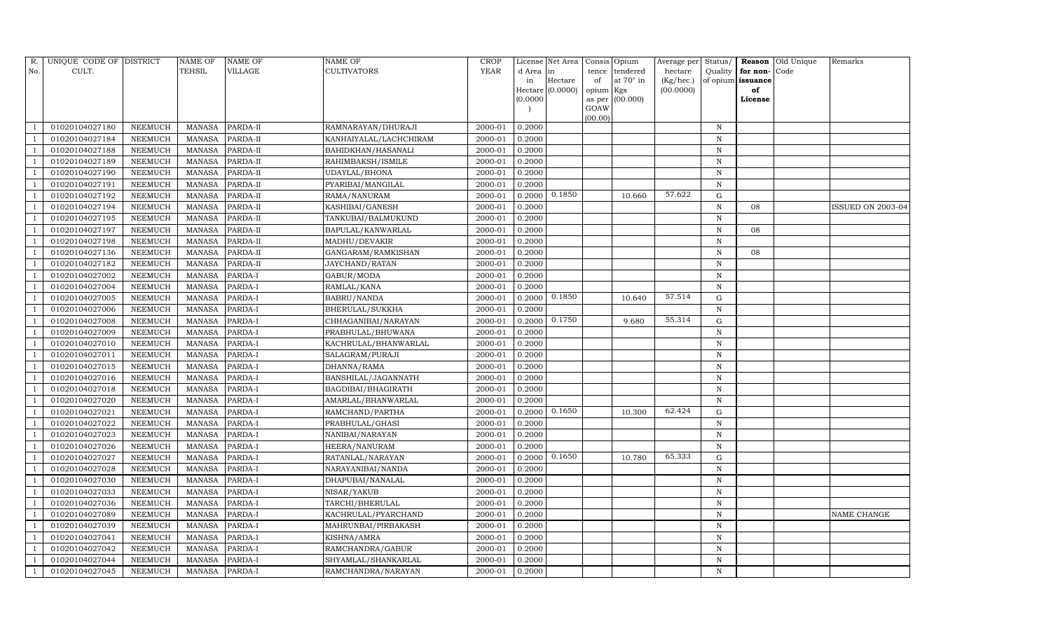| R. No. | UNIQUE CODE OF CULT. | DISTRICT | NAME OF TEHSIL | NAME OF VILLAGE | NAME OF CULTIVATORS | CROP YEAR | License d Area in Hectare (0.0000) | Net Area in Hectare (0.0000) | Consis tence of opium as per GOAW (00.00) | Opium tendered at 70° in Kgs (00.000) | Average per hectare (Kg/hec.) (00.0000) | Status/ Quality of opium | Reason for non-issuance of License | Old Unique Code | Remarks |
|---|---|---|---|---|---|---|---|---|---|---|---|---|---|---|---|
| 1 | 01020104027180 | NEEMUCH | MANASA | PARDA-II | RAMNARAYAN/DHURAJI | 2000-01 | 0.2000 | | | | | N | | | |
| 1 | 01020104027184 | NEEMUCH | MANASA | PARDA-II | KANHAIYALAL/LACHCHIRAM | 2000-01 | 0.2000 | | | | | N | | | |
| 1 | 01020104027188 | NEEMUCH | MANASA | PARDA-II | BAHIDKHAN/HASANALI | 2000-01 | 0.2000 | | | | | N | | | |
| 1 | 01020104027189 | NEEMUCH | MANASA | PARDA-II | RAHIMBAKSH/ISMILE | 2000-01 | 0.2000 | | | | | N | | | |
| 1 | 01020104027190 | NEEMUCH | MANASA | PARDA-II | UDAYLAL/BHONA | 2000-01 | 0.2000 | | | | | N | | | |
| 1 | 01020104027191 | NEEMUCH | MANASA | PARDA-II | PYARIBAI/MANGILAL | 2000-01 | 0.2000 | | | | | N | | | |
| 1 | 01020104027192 | NEEMUCH | MANASA | PARDA-II | RAMA/NANURAM | 2000-01 | 0.2000 | 0.1850 | | 10.660 | 57.622 | G | | | |
| 1 | 01020104027194 | NEEMUCH | MANASA | PARDA-II | KASHIBAI/GANESH | 2000-01 | 0.2000 | | | | | N | 08 | | ISSUED ON 2003-04 |
| 1 | 01020104027195 | NEEMUCH | MANASA | PARDA-II | TANKUBAI/BALMUKUND | 2000-01 | 0.2000 | | | | | N | | | |
| 1 | 01020104027197 | NEEMUCH | MANASA | PARDA-II | BAPULAL/KANWARLAL | 2000-01 | 0.2000 | | | | | N | 08 | | |
| 1 | 01020104027198 | NEEMUCH | MANASA | PARDA-II | MADHU/DEVAKIR | 2000-01 | 0.2000 | | | | | N | | | |
| 1 | 01020104027136 | NEEMUCH | MANASA | PARDA-II | GANGARAM/RAMKISHAN | 2000-01 | 0.2000 | | | | | N | 08 | | |
| 1 | 01020104027182 | NEEMUCH | MANASA | PARDA-II | JAYCHAND/RATAN | 2000-01 | 0.2000 | | | | | N | | | |
| 1 | 01020104027002 | NEEMUCH | MANASA | PARDA-I | GABUR/MODA | 2000-01 | 0.2000 | | | | | N | | | |
| 1 | 01020104027004 | NEEMUCH | MANASA | PARDA-I | RAMLAL/KANA | 2000-01 | 0.2000 | | | | | N | | | |
| 1 | 01020104027005 | NEEMUCH | MANASA | PARDA-I | BABRU/NANDA | 2000-01 | 0.2000 | 0.1850 | | 10.640 | 57.514 | G | | | |
| 1 | 01020104027006 | NEEMUCH | MANASA | PARDA-I | BHERULAL/SUKKHA | 2000-01 | 0.2000 | | | | | N | | | |
| 1 | 01020104027008 | NEEMUCH | MANASA | PARDA-I | CHHAGANIBAI/NARAYAN | 2000-01 | 0.2000 | 0.1750 | | 9.680 | 55.314 | G | | | |
| 1 | 01020104027009 | NEEMUCH | MANASA | PARDA-I | PRABHULAL/BHUWANA | 2000-01 | 0.2000 | | | | | N | | | |
| 1 | 01020104027010 | NEEMUCH | MANASA | PARDA-I | KACHRULAL/BHANWARLAL | 2000-01 | 0.2000 | | | | | N | | | |
| 1 | 01020104027011 | NEEMUCH | MANASA | PARDA-I | SALAGRAM/PURAJI | 2000-01 | 0.2000 | | | | | N | | | |
| 1 | 01020104027015 | NEEMUCH | MANASA | PARDA-I | DHANNA/RAMA | 2000-01 | 0.2000 | | | | | N | | | |
| 1 | 01020104027016 | NEEMUCH | MANASA | PARDA-I | BANSHILAL/JAGANNATH | 2000-01 | 0.2000 | | | | | N | | | |
| 1 | 01020104027018 | NEEMUCH | MANASA | PARDA-I | BAGDIBAI/BHAGIRATH | 2000-01 | 0.2000 | | | | | N | | | |
| 1 | 01020104027020 | NEEMUCH | MANASA | PARDA-I | AMARLAL/BHANWARLAL | 2000-01 | 0.2000 | | | | | N | | | |
| 1 | 01020104027021 | NEEMUCH | MANASA | PARDA-I | RAMCHAND/PARTHA | 2000-01 | 0.2000 | 0.1650 | | 10.300 | 62.424 | G | | | |
| 1 | 01020104027022 | NEEMUCH | MANASA | PARDA-I | PRABHULAL/GHASI | 2000-01 | 0.2000 | | | | | N | | | |
| 1 | 01020104027023 | NEEMUCH | MANASA | PARDA-I | NANIBAI/NARAYAN | 2000-01 | 0.2000 | | | | | N | | | |
| 1 | 01020104027026 | NEEMUCH | MANASA | PARDA-I | HEERA/NANURAM | 2000-01 | 0.2000 | | | | | N | | | |
| 1 | 01020104027027 | NEEMUCH | MANASA | PARDA-I | RATANLAL/NARAYAN | 2000-01 | 0.2000 | 0.1650 | | 10.780 | 65.333 | G | | | |
| 1 | 01020104027028 | NEEMUCH | MANASA | PARDA-I | NARAYANIBAI/NANDA | 2000-01 | 0.2000 | | | | | N | | | |
| 1 | 01020104027030 | NEEMUCH | MANASA | PARDA-I | DHAPUBAI/NANALAL | 2000-01 | 0.2000 | | | | | N | | | |
| 1 | 01020104027033 | NEEMUCH | MANASA | PARDA-I | NISAR/YAKUB | 2000-01 | 0.2000 | | | | | N | | | |
| 1 | 01020104027036 | NEEMUCH | MANASA | PARDA-I | TARCHI/BHERULAL | 2000-01 | 0.2000 | | | | | N | | | |
| 1 | 01020104027089 | NEEMUCH | MANASA | PARDA-I | KACHRULAL/PYARCHAND | 2000-01 | 0.2000 | | | | | N | | | NAME CHANGE |
| 1 | 01020104027039 | NEEMUCH | MANASA | PARDA-I | MAHRUNBAI/PIRBAKASH | 2000-01 | 0.2000 | | | | | N | | | |
| 1 | 01020104027041 | NEEMUCH | MANASA | PARDA-I | KISHNA/AMRA | 2000-01 | 0.2000 | | | | | N | | | |
| 1 | 01020104027042 | NEEMUCH | MANASA | PARDA-I | RAMCHANDRA/GABUR | 2000-01 | 0.2000 | | | | | N | | | |
| 1 | 01020104027044 | NEEMUCH | MANASA | PARDA-I | SHYAMLAL/SHANKARLAL | 2000-01 | 0.2000 | | | | | N | | | |
| 1 | 01020104027045 | NEEMUCH | MANASA | PARDA-I | RAMCHANDRA/NARAYAN | 2000-01 | 0.2000 | | | | | N | | | |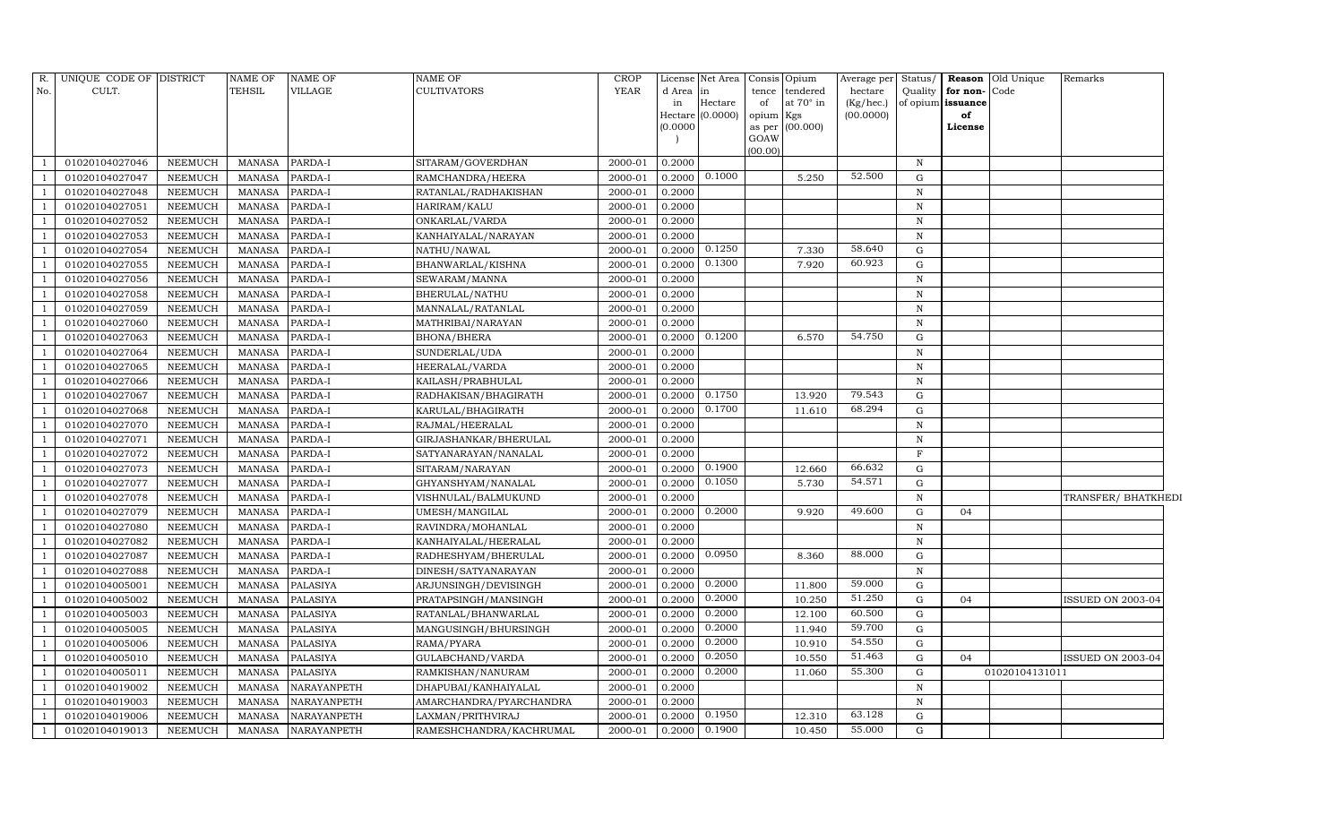| R. No. | UNIQUE CODE OF CULT. | DISTRICT | NAME OF TEHSIL | NAME OF VILLAGE | NAME OF CULTIVATORS | CROP YEAR | License d Area in Hectare (0.0000) | Net Area in Hectare (0.0000) | Consis tence of opium as per GOAW (00.00) | Opium tendered at 70° in Kgs (00.000) | Average per hectare (Kg/hec.) (00.0000) | Status/ Quality of opium | Reason for non-issuance of License | Old Unique Code | Remarks |
|---|---|---|---|---|---|---|---|---|---|---|---|---|---|---|---|
| 1 | 01020104027046 | NEEMUCH | MANASA | PARDA-I | SITARAM/GOVERDHAN | 2000-01 | 0.2000 | | | | | N | | | |
| 1 | 01020104027047 | NEEMUCH | MANASA | PARDA-I | RAMCHANDRA/HEERA | 2000-01 | 0.2000 | 0.1000 | | 5.250 | 52.500 | G | | | |
| 1 | 01020104027048 | NEEMUCH | MANASA | PARDA-I | RATANLAL/RADHAKISHAN | 2000-01 | 0.2000 | | | | | N | | | |
| 1 | 01020104027051 | NEEMUCH | MANASA | PARDA-I | HARIRAM/KALU | 2000-01 | 0.2000 | | | | | N | | | |
| 1 | 01020104027052 | NEEMUCH | MANASA | PARDA-I | ONKARLAL/VARDA | 2000-01 | 0.2000 | | | | | N | | | |
| 1 | 01020104027053 | NEEMUCH | MANASA | PARDA-I | KANHAIYALAL/NARAYAN | 2000-01 | 0.2000 | | | | | N | | | |
| 1 | 01020104027054 | NEEMUCH | MANASA | PARDA-I | NATHU/NAWAL | 2000-01 | 0.2000 | 0.1250 | | 7.330 | 58.640 | G | | | |
| 1 | 01020104027055 | NEEMUCH | MANASA | PARDA-I | BHANWARLAL/KISHNA | 2000-01 | 0.2000 | 0.1300 | | 7.920 | 60.923 | G | | | |
| 1 | 01020104027056 | NEEMUCH | MANASA | PARDA-I | SEWARAM/MANNA | 2000-01 | 0.2000 | | | | | N | | | |
| 1 | 01020104027058 | NEEMUCH | MANASA | PARDA-I | BHERULAL/NATHU | 2000-01 | 0.2000 | | | | | N | | | |
| 1 | 01020104027059 | NEEMUCH | MANASA | PARDA-I | MANNALAL/RATANLAL | 2000-01 | 0.2000 | | | | | N | | | |
| 1 | 01020104027060 | NEEMUCH | MANASA | PARDA-I | MATHRIBAI/NARAYAN | 2000-01 | 0.2000 | | | | | N | | | |
| 1 | 01020104027063 | NEEMUCH | MANASA | PARDA-I | BHONA/BHERA | 2000-01 | 0.2000 | 0.1200 | | 6.570 | 54.750 | G | | | |
| 1 | 01020104027064 | NEEMUCH | MANASA | PARDA-I | SUNDERLAL/UDA | 2000-01 | 0.2000 | | | | | N | | | |
| 1 | 01020104027065 | NEEMUCH | MANASA | PARDA-I | HEERALAL/VARDA | 2000-01 | 0.2000 | | | | | N | | | |
| 1 | 01020104027066 | NEEMUCH | MANASA | PARDA-I | KAILASH/PRABHULAL | 2000-01 | 0.2000 | | | | | N | | | |
| 1 | 01020104027067 | NEEMUCH | MANASA | PARDA-I | RADHAKISAN/BHAGIRATH | 2000-01 | 0.2000 | 0.1750 | | 13.920 | 79.543 | G | | | |
| 1 | 01020104027068 | NEEMUCH | MANASA | PARDA-I | KARULAL/BHAGIRATH | 2000-01 | 0.2000 | 0.1700 | | 11.610 | 68.294 | G | | | |
| 1 | 01020104027070 | NEEMUCH | MANASA | PARDA-I | RAJMAL/HEERALAL | 2000-01 | 0.2000 | | | | | N | | | |
| 1 | 01020104027071 | NEEMUCH | MANASA | PARDA-I | GIRJASHANKAR/BHERULAL | 2000-01 | 0.2000 | | | | | N | | | |
| 1 | 01020104027072 | NEEMUCH | MANASA | PARDA-I | SATYANARAYAN/NANALAL | 2000-01 | 0.2000 | | | | | F | | | |
| 1 | 01020104027073 | NEEMUCH | MANASA | PARDA-I | SITARAM/NARAYAN | 2000-01 | 0.2000 | 0.1900 | | 12.660 | 66.632 | G | | | |
| 1 | 01020104027077 | NEEMUCH | MANASA | PARDA-I | GHYANSHYAM/NANALAL | 2000-01 | 0.2000 | 0.1050 | | 5.730 | 54.571 | G | | | |
| 1 | 01020104027078 | NEEMUCH | MANASA | PARDA-I | VISHNULAL/BALMUKUND | 2000-01 | 0.2000 | | | | | N | | | TRANSFER/ BHATKHEDI |
| 1 | 01020104027079 | NEEMUCH | MANASA | PARDA-I | UMESH/MANGILAL | 2000-01 | 0.2000 | 0.2000 | | 9.920 | 49.600 | G | 04 | | |
| 1 | 01020104027080 | NEEMUCH | MANASA | PARDA-I | RAVINDRA/MOHANLAL | 2000-01 | 0.2000 | | | | | N | | | |
| 1 | 01020104027082 | NEEMUCH | MANASA | PARDA-I | KANHAIYALAL/HEERALAL | 2000-01 | 0.2000 | | | | | N | | | |
| 1 | 01020104027087 | NEEMUCH | MANASA | PARDA-I | RADHESHYAM/BHERULAL | 2000-01 | 0.2000 | 0.0950 | | 8.360 | 88.000 | G | | | |
| 1 | 01020104027088 | NEEMUCH | MANASA | PARDA-I | DINESH/SATYANARAYAN | 2000-01 | 0.2000 | | | | | N | | | |
| 1 | 01020104005001 | NEEMUCH | MANASA | PALASIYA | ARJUNSINGH/DEVISINGH | 2000-01 | 0.2000 | 0.2000 | | 11.800 | 59.000 | G | | | |
| 1 | 01020104005002 | NEEMUCH | MANASA | PALASIYA | PRATAPSINGH/MANSINGH | 2000-01 | 0.2000 | 0.2000 | | 10.250 | 51.250 | G | 04 | | ISSUED ON 2003-04 |
| 1 | 01020104005003 | NEEMUCH | MANASA | PALASIYA | RATANLAL/BHANWARLAL | 2000-01 | 0.2000 | 0.2000 | | 12.100 | 60.500 | G | | | |
| 1 | 01020104005005 | NEEMUCH | MANASA | PALASIYA | MANGUSINGH/BHURSINGH | 2000-01 | 0.2000 | 0.2000 | | 11.940 | 59.700 | G | | | |
| 1 | 01020104005006 | NEEMUCH | MANASA | PALASIYA | RAMA/PYARA | 2000-01 | 0.2000 | 0.2000 | | 10.910 | 54.550 | G | | | |
| 1 | 01020104005010 | NEEMUCH | MANASA | PALASIYA | GULABCHAND/VARDA | 2000-01 | 0.2000 | 0.2050 | | 10.550 | 51.463 | G | 04 | | ISSUED ON 2003-04 |
| 1 | 01020104005011 | NEEMUCH | MANASA | PALASIYA | RAMKISHAN/NANURAM | 2000-01 | 0.2000 | 0.2000 | | 11.060 | 55.300 | G | | 01020104131011 | |
| 1 | 01020104019002 | NEEMUCH | MANASA | NARAYANPETH | DHAPUBAI/KANHAIYALAL | 2000-01 | 0.2000 | | | | | N | | | |
| 1 | 01020104019003 | NEEMUCH | MANASA | NARAYANPETH | AMARCHANDRA/PYARCHANDRA | 2000-01 | 0.2000 | | | | | N | | | |
| 1 | 01020104019006 | NEEMUCH | MANASA | NARAYANPETH | LAXMAN/PRITHVIRAJ | 2000-01 | 0.2000 | 0.1950 | | 12.310 | 63.128 | G | | | |
| 1 | 01020104019013 | NEEMUCH | MANASA | NARAYANPETH | RAMESHCHANDRA/KACHRUMAL | 2000-01 | 0.2000 | 0.1900 | | 10.450 | 55.000 | G | | | |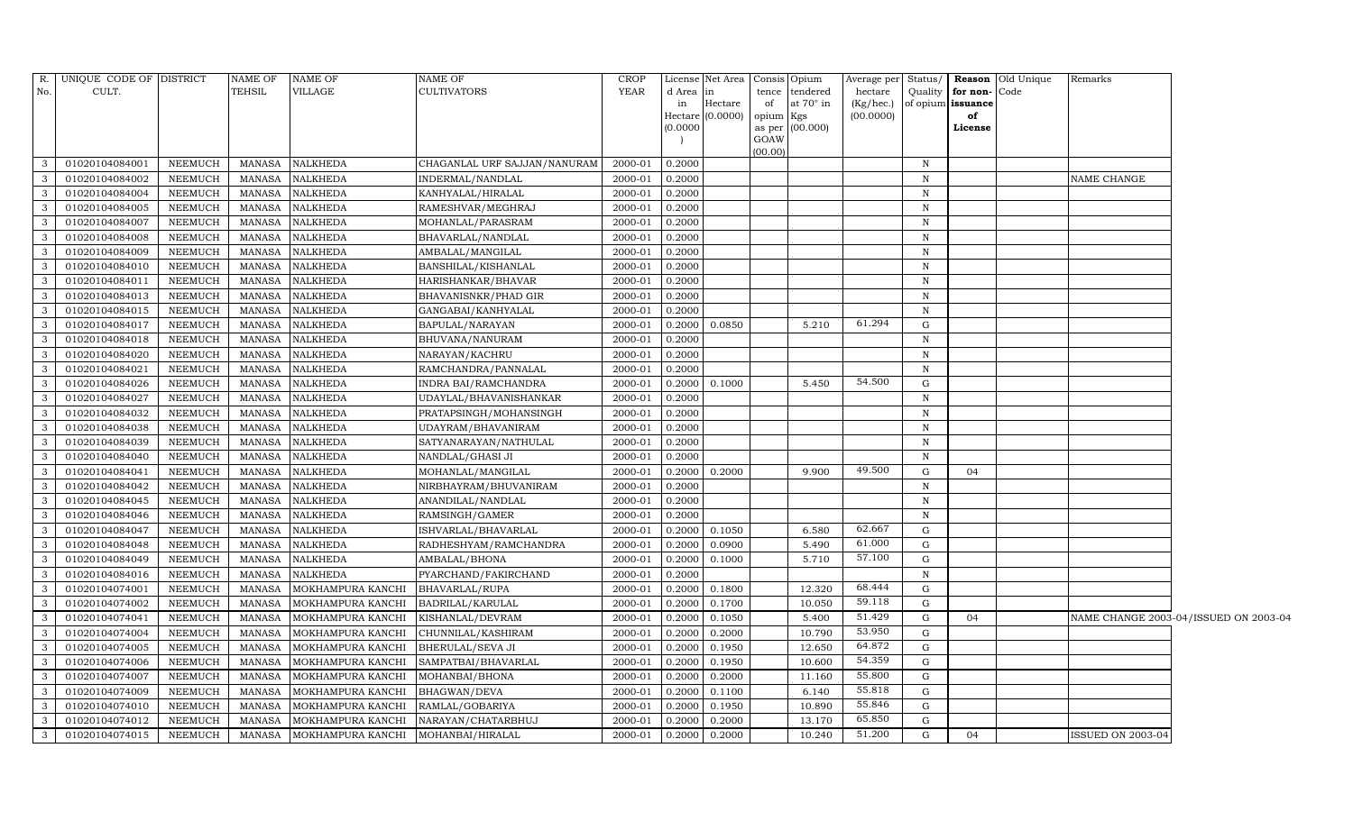| R. No. | UNIQUE CODE OF CULT. | DISTRICT | NAME OF TEHSIL | NAME OF VILLAGE | NAME OF CULTIVATORS | CROP YEAR | License d Area in Hectare (0.0000) | Net Area in Hectare (0.0000) | Consis tence of opium as per GOAW (00.00) | Opium tendered at 70° in Kgs (00.000) | Average per hectare (Kg/hec.) (00.0000) | Status/ Quality of opium | Reason for non-issuance of License | Old Unique Code | Remarks |
|---|---|---|---|---|---|---|---|---|---|---|---|---|---|---|---|
| 3 | 01020104084001 | NEEMUCH | MANASA | NALKHEDA | CHAGANLAL URF SAJJAN/NANURAM | 2000-01 | 0.2000 | | | | | N | | | |
| 3 | 01020104084002 | NEEMUCH | MANASA | NALKHEDA | INDERMAL/NANDLAL | 2000-01 | 0.2000 | | | | | N | | | NAME CHANGE |
| 3 | 01020104084004 | NEEMUCH | MANASA | NALKHEDA | KANHYALAL/HIRALAL | 2000-01 | 0.2000 | | | | | N | | | |
| 3 | 01020104084005 | NEEMUCH | MANASA | NALKHEDA | RAMESHVAR/MEGHRAJ | 2000-01 | 0.2000 | | | | | N | | | |
| 3 | 01020104084007 | NEEMUCH | MANASA | NALKHEDA | MOHANLAL/PARASRAM | 2000-01 | 0.2000 | | | | | N | | | |
| 3 | 01020104084008 | NEEMUCH | MANASA | NALKHEDA | BHAVARLAL/NANDLAL | 2000-01 | 0.2000 | | | | | N | | | |
| 3 | 01020104084009 | NEEMUCH | MANASA | NALKHEDA | AMBALAL/MANGILAL | 2000-01 | 0.2000 | | | | | N | | | |
| 3 | 01020104084010 | NEEMUCH | MANASA | NALKHEDA | BANSHILAL/KISHANLAL | 2000-01 | 0.2000 | | | | | N | | | |
| 3 | 01020104084011 | NEEMUCH | MANASA | NALKHEDA | HARISHANKAR/BHAVAR | 2000-01 | 0.2000 | | | | | N | | | |
| 3 | 01020104084013 | NEEMUCH | MANASA | NALKHEDA | BHAVANISNKR/PHAD GIR | 2000-01 | 0.2000 | | | | | N | | | |
| 3 | 01020104084015 | NEEMUCH | MANASA | NALKHEDA | GANGABAI/KANHYALAL | 2000-01 | 0.2000 | | | | | N | | | |
| 3 | 01020104084017 | NEEMUCH | MANASA | NALKHEDA | BAPULAL/NARAYAN | 2000-01 | 0.2000 | 0.0850 | | 5.210 | 61.294 | G | | | |
| 3 | 01020104084018 | NEEMUCH | MANASA | NALKHEDA | BHUVANA/NANURAM | 2000-01 | 0.2000 | | | | | N | | | |
| 3 | 01020104084020 | NEEMUCH | MANASA | NALKHEDA | NARAYAN/KACHRU | 2000-01 | 0.2000 | | | | | N | | | |
| 3 | 01020104084021 | NEEMUCH | MANASA | NALKHEDA | RAMCHANDRA/PANNALAL | 2000-01 | 0.2000 | | | | | N | | | |
| 3 | 01020104084026 | NEEMUCH | MANASA | NALKHEDA | INDRA BAI/RAMCHANDRA | 2000-01 | 0.2000 | 0.1000 | | 5.450 | 54.500 | G | | | |
| 3 | 01020104084027 | NEEMUCH | MANASA | NALKHEDA | UDAYLAL/BHAVANISHANKAR | 2000-01 | 0.2000 | | | | | N | | | |
| 3 | 01020104084032 | NEEMUCH | MANASA | NALKHEDA | PRATAPSINGH/MOHANSINGH | 2000-01 | 0.2000 | | | | | N | | | |
| 3 | 01020104084038 | NEEMUCH | MANASA | NALKHEDA | UDAYRAM/BHAVANIRAM | 2000-01 | 0.2000 | | | | | N | | | |
| 3 | 01020104084039 | NEEMUCH | MANASA | NALKHEDA | SATYANARAYAN/NATHULAL | 2000-01 | 0.2000 | | | | | N | | | |
| 3 | 01020104084040 | NEEMUCH | MANASA | NALKHEDA | NANDLAL/GHASI JI | 2000-01 | 0.2000 | | | | | N | | | |
| 3 | 01020104084041 | NEEMUCH | MANASA | NALKHEDA | MOHANLAL/MANGILAL | 2000-01 | 0.2000 | 0.2000 | | 9.900 | 49.500 | G | 04 | | |
| 3 | 01020104084042 | NEEMUCH | MANASA | NALKHEDA | NIRBHAYRAM/BHUVANIRAM | 2000-01 | 0.2000 | | | | | N | | | |
| 3 | 01020104084045 | NEEMUCH | MANASA | NALKHEDA | ANANDILAL/NANDLAL | 2000-01 | 0.2000 | | | | | N | | | |
| 3 | 01020104084046 | NEEMUCH | MANASA | NALKHEDA | RAMSINGH/GAMER | 2000-01 | 0.2000 | | | | | N | | | |
| 3 | 01020104084047 | NEEMUCH | MANASA | NALKHEDA | ISHVARLAL/BHAVARLAL | 2000-01 | 0.2000 | 0.1050 | | 6.580 | 62.667 | G | | | |
| 3 | 01020104084048 | NEEMUCH | MANASA | NALKHEDA | RADHESHYAM/RAMCHANDRA | 2000-01 | 0.2000 | 0.0900 | | 5.490 | 61.000 | G | | | |
| 3 | 01020104084049 | NEEMUCH | MANASA | NALKHEDA | AMBALAL/BHONA | 2000-01 | 0.2000 | 0.1000 | | 5.710 | 57.100 | G | | | |
| 3 | 01020104084016 | NEEMUCH | MANASA | NALKHEDA | PYARCHAND/FAKIRCHAND | 2000-01 | 0.2000 | | | | | N | | | |
| 3 | 01020104074001 | NEEMUCH | MANASA | MOKHAMPURA KANCHI | BHAVARLAL/RUPA | 2000-01 | 0.2000 | 0.1800 | | 12.320 | 68.444 | G | | | |
| 3 | 01020104074002 | NEEMUCH | MANASA | MOKHAMPURA KANCHI | BADRILAL/KARULAL | 2000-01 | 0.2000 | 0.1700 | | 10.050 | 59.118 | G | | | |
| 3 | 01020104074041 | NEEMUCH | MANASA | MOKHAMPURA KANCHI | KISHANLAL/DEVRAM | 2000-01 | 0.2000 | 0.1050 | | 5.400 | 51.429 | G | 04 | | NAME CHANGE 2003-04/ISSUED ON 2003-04 |
| 3 | 01020104074004 | NEEMUCH | MANASA | MOKHAMPURA KANCHI | CHUNNILAL/KASHIRAM | 2000-01 | 0.2000 | 0.2000 | | 10.790 | 53.950 | G | | | |
| 3 | 01020104074005 | NEEMUCH | MANASA | MOKHAMPURA KANCHI | BHERULAL/SEVA JI | 2000-01 | 0.2000 | 0.1950 | | 12.650 | 64.872 | G | | | |
| 3 | 01020104074006 | NEEMUCH | MANASA | MOKHAMPURA KANCHI | SAMPATBAI/BHAVARLAL | 2000-01 | 0.2000 | 0.1950 | | 10.600 | 54.359 | G | | | |
| 3 | 01020104074007 | NEEMUCH | MANASA | MOKHAMPURA KANCHI | MOHANBAI/BHONA | 2000-01 | 0.2000 | 0.2000 | | 11.160 | 55.800 | G | | | |
| 3 | 01020104074009 | NEEMUCH | MANASA | MOKHAMPURA KANCHI | BHAGWAN/DEVA | 2000-01 | 0.2000 | 0.1100 | | 6.140 | 55.818 | G | | | |
| 3 | 01020104074010 | NEEMUCH | MANASA | MOKHAMPURA KANCHI | RAMLAL/GOBARIYA | 2000-01 | 0.2000 | 0.1950 | | 10.890 | 55.846 | G | | | |
| 3 | 01020104074012 | NEEMUCH | MANASA | MOKHAMPURA KANCHI | NARAYAN/CHATARBHUJ | 2000-01 | 0.2000 | 0.2000 | | 13.170 | 65.850 | G | | | |
| 3 | 01020104074015 | NEEMUCH | MANASA | MOKHAMPURA KANCHI | MOHANBAI/HIRALAL | 2000-01 | 0.2000 | 0.2000 | | 10.240 | 51.200 | G | 04 | | ISSUED ON 2003-04 |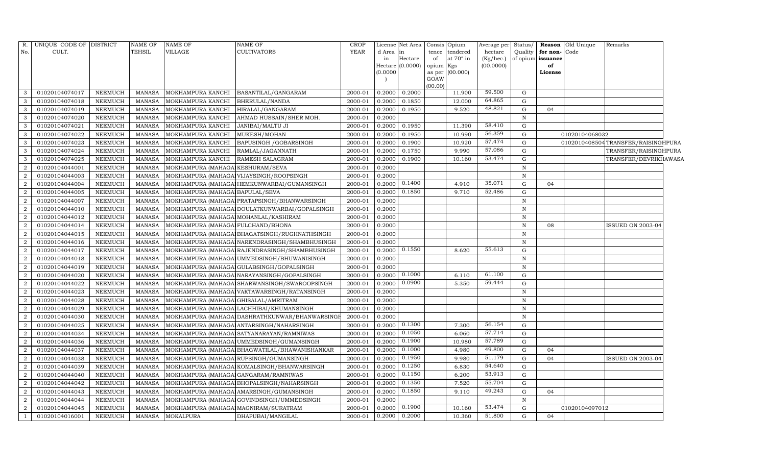| R. No. | UNIQUE CODE OF CULT. | DISTRICT | NAME OF TEHSIL | NAME OF VILLAGE | NAME OF CULTIVATORS | CROP YEAR | License d Area in Hectare (0.0000) | Net Area in Hectare (0.0000) | Consis tence of opium as per GOAW (00.00) | Opium tendered at 70° in Kgs (00.000) | Average per hectare (Kg/hec.) (00.0000) | Status/ Quality of opium | Reason for non-issuance of License | Old Unique Code | Remarks |
|---|---|---|---|---|---|---|---|---|---|---|---|---|---|---|---|
| 3 | 01020104074017 | NEEMUCH | MANASA | MOKHAMPURA KANCHI | BASANTILAL/GANGARAM | 2000-01 | 0.2000 | 0.2000 | | 11.900 | 59.500 | G | | | |
| 3 | 01020104074018 | NEEMUCH | MANASA | MOKHAMPURA KANCHI | BHERULAL/NANDA | 2000-01 | 0.2000 | 0.1850 | | 12.000 | 64.865 | G | | | |
| 3 | 01020104074019 | NEEMUCH | MANASA | MOKHAMPURA KANCHI | HIRALAL/GANGARAM | 2000-01 | 0.2000 | 0.1950 | | 9.520 | 48.821 | G | 04 | | |
| 3 | 01020104074020 | NEEMUCH | MANASA | MOKHAMPURA KANCHI | AHMAD HUSSAIN/SHER MOH. | 2000-01 | 0.2000 | | | | | N | | | |
| 3 | 01020104074021 | NEEMUCH | MANASA | MOKHAMPURA KANCHI | JANIBAI/MALTU JI | 2000-01 | 0.2000 | 0.1950 | | 11.390 | 58.410 | G | | | |
| 3 | 01020104074022 | NEEMUCH | MANASA | MOKHAMPURA KANCHI | MUKESH/MOHAN | 2000-01 | 0.2000 | 0.1950 | | 10.990 | 56.359 | G | | 01020104068032 | |
| 3 | 01020104074023 | NEEMUCH | MANASA | MOKHAMPURA KANCHI | BAPUSINGH /GOBARSINGH | 2000-01 | 0.2000 | 0.1900 | | 10.920 | 57.474 | G | | 01020104085004 | TRANSFER/RAISINGHPURA |
| 3 | 01020104074024 | NEEMUCH | MANASA | MOKHAMPURA KANCHI | RAMLAL/JAGANNATH | 2000-01 | 0.2000 | 0.1750 | | 9.990 | 57.086 | G | | | TRANSFER/RAISINGHPURA |
| 3 | 01020104074025 | NEEMUCH | MANASA | MOKHAMPURA KANCHI | RAMESH SALAGRAM | 2000-01 | 0.2000 | 0.1900 | | 10.160 | 53.474 | G | | | TRANSFER/DEVRIKHAWASA |
| 2 | 01020104044001 | NEEMUCH | MANASA | MOKHAMPURA (MAHAGAI | KESHURAM/SEVA | 2000-01 | 0.2000 | | | | | N | | | |
| 2 | 01020104044003 | NEEMUCH | MANASA | MOKHAMPURA (MAHAGAI | VIJAYSINGH/ROOPSINGH | 2000-01 | 0.2000 | | | | | N | | | |
| 2 | 01020104044004 | NEEMUCH | MANASA | MOKHAMPURA (MAHAGAI | HEMKUNWARBAI/GUMANSINGH | 2000-01 | 0.2000 | 0.1400 | | 4.910 | 35.071 | G | 04 | | |
| 2 | 01020104044005 | NEEMUCH | MANASA | MOKHAMPURA (MAHAGAI | BAPULAL/SEVA | 2000-01 | 0.2000 | 0.1850 | | 9.710 | 52.486 | G | | | |
| 2 | 01020104044007 | NEEMUCH | MANASA | MOKHAMPURA (MAHAGAI | PRATAPSINGH/BHANWARSINGH | 2000-01 | 0.2000 | | | | | N | | | |
| 2 | 01020104044010 | NEEMUCH | MANASA | MOKHAMPURA (MAHAGAI | DOULATKUNWARBAI/GOPALSINGH | 2000-01 | 0.2000 | | | | | N | | | |
| 2 | 01020104044012 | NEEMUCH | MANASA | MOKHAMPURA (MAHAGAI | MOHANLAL/KASHIRAM | 2000-01 | 0.2000 | | | | | N | | | |
| 2 | 01020104044014 | NEEMUCH | MANASA | MOKHAMPURA (MAHAGAI | FULCHAND/BHONA | 2000-01 | 0.2000 | | | | | N | 08 | | ISSUED ON 2003-04 |
| 2 | 01020104044015 | NEEMUCH | MANASA | MOKHAMPURA (MAHAGAI | BHAGATSINGH/RUGHNATHSINGH | 2000-01 | 0.2000 | | | | | N | | | |
| 2 | 01020104044016 | NEEMUCH | MANASA | MOKHAMPURA (MAHAGAI | NARENDRASINGH/SHAMBHUSINGH | 2000-01 | 0.2000 | | | | | N | | | |
| 2 | 01020104044017 | NEEMUCH | MANASA | MOKHAMPURA (MAHAGAI | RAJENDRASINGH/SHAMBHUSINGH | 2000-01 | 0.2000 | 0.1550 | | 8.620 | 55.613 | G | | | |
| 2 | 01020104044018 | NEEMUCH | MANASA | MOKHAMPURA (MAHAGAI | UMMEDSINGH/BHUWANISINGH | 2000-01 | 0.2000 | | | | | N | | | |
| 2 | 01020104044019 | NEEMUCH | MANASA | MOKHAMPURA (MAHAGAI | GULABSINGH/GOPALSINGH | 2000-01 | 0.2000 | | | | | N | | | |
| 2 | 01020104044020 | NEEMUCH | MANASA | MOKHAMPURA (MAHAGAI | NARAYANSINGH/GOPALSINGH | 2000-01 | 0.2000 | 0.1000 | | 6.110 | 61.100 | G | | | |
| 2 | 01020104044022 | NEEMUCH | MANASA | MOKHAMPURA (MAHAGAI | SHARWANSINGH/SWAROOPSINGH | 2000-01 | 0.2000 | 0.0900 | | 5.350 | 59.444 | G | | | |
| 2 | 01020104044023 | NEEMUCH | MANASA | MOKHAMPURA (MAHAGAI | VAKTAWARSINGH/RATANSINGH | 2000-01 | 0.2000 | | | | | N | | | |
| 2 | 01020104044028 | NEEMUCH | MANASA | MOKHAMPURA (MAHAGAI | GHISALAL/AMRITRAM | 2000-01 | 0.2000 | | | | | N | | | |
| 2 | 01020104044029 | NEEMUCH | MANASA | MOKHAMPURA (MAHAGAI | LACHHIBAI/KHUMANSINGH | 2000-01 | 0.2000 | | | | | N | | | |
| 2 | 01020104044030 | NEEMUCH | MANASA | MOKHAMPURA (MAHAGAI | DASHRATHKUNWAR/BHANWARSINGH | 2000-01 | 0.2000 | | | | | N | | | |
| 2 | 01020104044025 | NEEMUCH | MANASA | MOKHAMPURA (MAHAGAI | ANTARSINGH/NAHARSINGH | 2000-01 | 0.2000 | 0.1300 | | 7.300 | 56.154 | G | | | |
| 2 | 01020104044034 | NEEMUCH | MANASA | MOKHAMPURA (MAHAGAI | SATYANARAYAN/RAMNIWAS | 2000-01 | 0.2000 | 0.1050 | | 6.060 | 57.714 | G | | | |
| 2 | 01020104044036 | NEEMUCH | MANASA | MOKHAMPURA (MAHAGAI | UMMEDSINGH/GUMANSINGH | 2000-01 | 0.2000 | 0.1900 | | 10.980 | 57.789 | G | | | |
| 2 | 01020104044037 | NEEMUCH | MANASA | MOKHAMPURA (MAHAGAI | BHAGWATILAL/BHAWANISHANKAR | 2000-01 | 0.2000 | 0.1000 | | 4.980 | 49.800 | G | 04 | | |
| 2 | 01020104044038 | NEEMUCH | MANASA | MOKHAMPURA (MAHAGAI | RUPSINGH/GUMANSINGH | 2000-01 | 0.2000 | 0.1950 | | 9.980 | 51.179 | G | 04 | | ISSUED ON 2003-04 |
| 2 | 01020104044039 | NEEMUCH | MANASA | MOKHAMPURA (MAHAGAI | KOMALSINGH/BHANWARSINGH | 2000-01 | 0.2000 | 0.1250 | | 6.830 | 54.640 | G | | | |
| 2 | 01020104044040 | NEEMUCH | MANASA | MOKHAMPURA (MAHAGAI | GANGARAM/RAMNIWAS | 2000-01 | 0.2000 | 0.1150 | | 6.200 | 53.913 | G | | | |
| 2 | 01020104044042 | NEEMUCH | MANASA | MOKHAMPURA (MAHAGAI | BHOPALSINGH/NAHARSINGH | 2000-01 | 0.2000 | 0.1350 | | 7.520 | 55.704 | G | | | |
| 2 | 01020104044043 | NEEMUCH | MANASA | MOKHAMPURA (MAHAGAI | AMARSINGH/GUMANSINGH | 2000-01 | 0.2000 | 0.1850 | | 9.110 | 49.243 | G | 04 | | |
| 2 | 01020104044044 | NEEMUCH | MANASA | MOKHAMPURA (MAHAGAI | GOVINDSINGH/UMMEDSINGH | 2000-01 | 0.2000 | | | | | N | | | |
| 2 | 01020104044045 | NEEMUCH | MANASA | MOKHAMPURA (MAHAGAI | MAGNIRAM/SURATRAM | 2000-01 | 0.2000 | 0.1900 | | 10.160 | 53.474 | G | | 01020104097012 | |
| 1 | 01020104016001 | NEEMUCH | MANASA | MOKALPURA | DHAPUBAI/MANGILAL | 2000-01 | 0.2000 | 0.2000 | | 10.360 | 51.800 | G | 04 | | |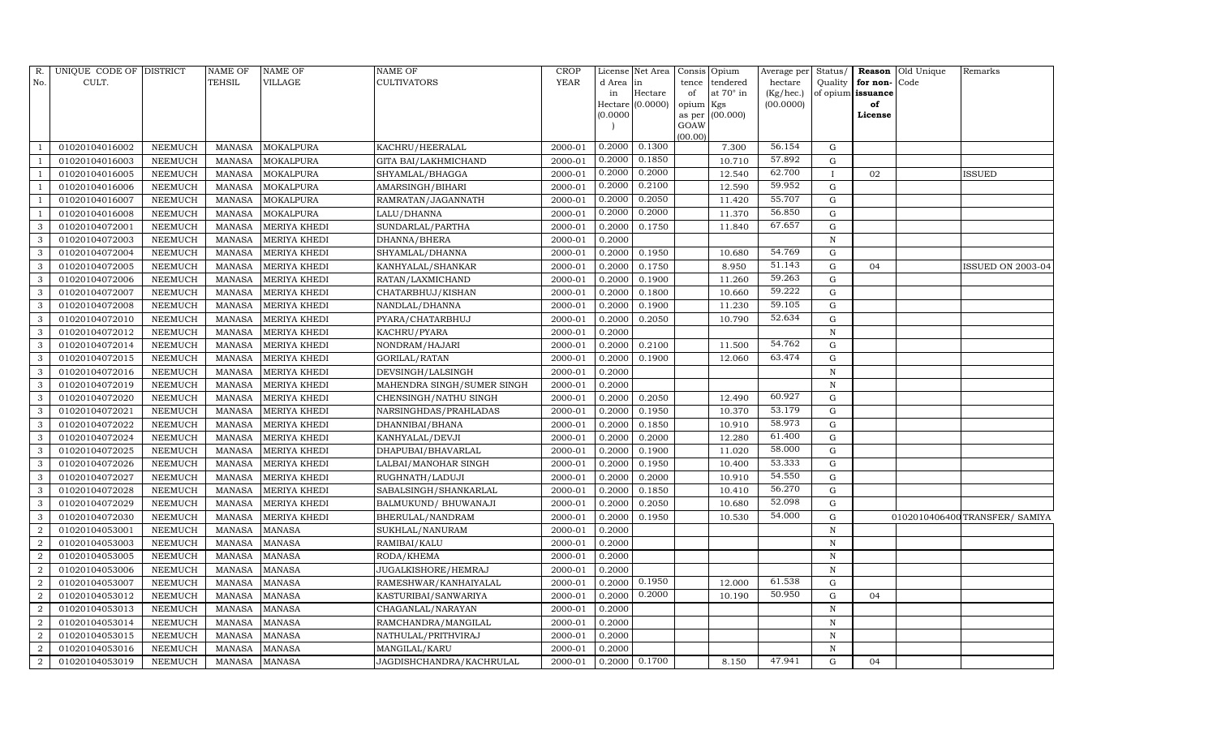| R. No. | UNIQUE CODE OF CULT. | DISTRICT | NAME OF TEHSIL | NAME OF VILLAGE | NAME OF CULTIVATORS | CROP YEAR | License d Area in Hectare (0.0000) | Net Area in Hectare (0.0000) | Consis tence of opium as per GOAW (00.00) | Opium tendered at 70° in Kgs (00.000) | Average per hectare (Kg/hec.) (00.0000) | Status/ Quality of opium | Reason for non-issuance of License | Old Unique Code | Remarks |
|---|---|---|---|---|---|---|---|---|---|---|---|---|---|---|---|
| 1 | 01020104016002 | NEEMUCH | MANASA | MOKALPURA | KACHRU/HEERALAL | 2000-01 | 0.2000 | 0.1300 | | 7.300 | 56.154 | G | | | |
| 1 | 01020104016003 | NEEMUCH | MANASA | MOKALPURA | GITA BAI/LAKHMICHAND | 2000-01 | 0.2000 | 0.1850 | | 10.710 | 57.892 | G | | | |
| 1 | 01020104016005 | NEEMUCH | MANASA | MOKALPURA | SHYAMLAL/BHAGGA | 2000-01 | 0.2000 | 0.2000 | | 12.540 | 62.700 | I | 02 | | ISSUED |
| 1 | 01020104016006 | NEEMUCH | MANASA | MOKALPURA | AMARSINGH/BIHARI | 2000-01 | 0.2000 | 0.2100 | | 12.590 | 59.952 | G | | | |
| 1 | 01020104016007 | NEEMUCH | MANASA | MOKALPURA | RAMRATAN/JAGANNATH | 2000-01 | 0.2000 | 0.2050 | | 11.420 | 55.707 | G | | | |
| 1 | 01020104016008 | NEEMUCH | MANASA | MOKALPURA | LALU/DHANNA | 2000-01 | 0.2000 | 0.2000 | | 11.370 | 56.850 | G | | | |
| 3 | 01020104072001 | NEEMUCH | MANASA | MERIYA KHEDI | SUNDARLAL/PARTHA | 2000-01 | 0.2000 | 0.1750 | | 11.840 | 67.657 | G | | | |
| 3 | 01020104072003 | NEEMUCH | MANASA | MERIYA KHEDI | DHANNA/BHERA | 2000-01 | 0.2000 | | | | | N | | | |
| 3 | 01020104072004 | NEEMUCH | MANASA | MERIYA KHEDI | SHYAMLAL/DHANNA | 2000-01 | 0.2000 | 0.1950 | | 10.680 | 54.769 | G | | | |
| 3 | 01020104072005 | NEEMUCH | MANASA | MERIYA KHEDI | KANHYALAL/SHANKAR | 2000-01 | 0.2000 | 0.1750 | | 8.950 | 51.143 | G | 04 | | ISSUED ON 2003-04 |
| 3 | 01020104072006 | NEEMUCH | MANASA | MERIYA KHEDI | RATAN/LAXMICHAND | 2000-01 | 0.2000 | 0.1900 | | 11.260 | 59.263 | G | | | |
| 3 | 01020104072007 | NEEMUCH | MANASA | MERIYA KHEDI | CHATARBHUJ/KISHAN | 2000-01 | 0.2000 | 0.1800 | | 10.660 | 59.222 | G | | | |
| 3 | 01020104072008 | NEEMUCH | MANASA | MERIYA KHEDI | NANDLAL/DHANNA | 2000-01 | 0.2000 | 0.1900 | | 11.230 | 59.105 | G | | | |
| 3 | 01020104072010 | NEEMUCH | MANASA | MERIYA KHEDI | PYARA/CHATARBHUJ | 2000-01 | 0.2000 | 0.2050 | | 10.790 | 52.634 | G | | | |
| 3 | 01020104072012 | NEEMUCH | MANASA | MERIYA KHEDI | KACHRU/PYARA | 2000-01 | 0.2000 | | | | | N | | | |
| 3 | 01020104072014 | NEEMUCH | MANASA | MERIYA KHEDI | NONDRAM/HAJARI | 2000-01 | 0.2000 | 0.2100 | | 11.500 | 54.762 | G | | | |
| 3 | 01020104072015 | NEEMUCH | MANASA | MERIYA KHEDI | GORILAL/RATAN | 2000-01 | 0.2000 | 0.1900 | | 12.060 | 63.474 | G | | | |
| 3 | 01020104072016 | NEEMUCH | MANASA | MERIYA KHEDI | DEVSINGH/LALSINGH | 2000-01 | 0.2000 | | | | | N | | | |
| 3 | 01020104072019 | NEEMUCH | MANASA | MERIYA KHEDI | MAHENDRA SINGH/SUMER SINGH | 2000-01 | 0.2000 | | | | | N | | | |
| 3 | 01020104072020 | NEEMUCH | MANASA | MERIYA KHEDI | CHENSINGH/NATHU SINGH | 2000-01 | 0.2000 | 0.2050 | | 12.490 | 60.927 | G | | | |
| 3 | 01020104072021 | NEEMUCH | MANASA | MERIYA KHEDI | NARSINGHDAS/PRAHLADAS | 2000-01 | 0.2000 | 0.1950 | | 10.370 | 53.179 | G | | | |
| 3 | 01020104072022 | NEEMUCH | MANASA | MERIYA KHEDI | DHANNIBAI/BHANA | 2000-01 | 0.2000 | 0.1850 | | 10.910 | 58.973 | G | | | |
| 3 | 01020104072024 | NEEMUCH | MANASA | MERIYA KHEDI | KANHYALAL/DEVJI | 2000-01 | 0.2000 | 0.2000 | | 12.280 | 61.400 | G | | | |
| 3 | 01020104072025 | NEEMUCH | MANASA | MERIYA KHEDI | DHAPUBAI/BHAVARLAL | 2000-01 | 0.2000 | 0.1900 | | 11.020 | 58.000 | G | | | |
| 3 | 01020104072026 | NEEMUCH | MANASA | MERIYA KHEDI | LALBAI/MANOHAR SINGH | 2000-01 | 0.2000 | 0.1950 | | 10.400 | 53.333 | G | | | |
| 3 | 01020104072027 | NEEMUCH | MANASA | MERIYA KHEDI | RUGHNATH/LADUJI | 2000-01 | 0.2000 | 0.2000 | | 10.910 | 54.550 | G | | | |
| 3 | 01020104072028 | NEEMUCH | MANASA | MERIYA KHEDI | SABALSINGH/SHANKARLAL | 2000-01 | 0.2000 | 0.1850 | | 10.410 | 56.270 | G | | | |
| 3 | 01020104072029 | NEEMUCH | MANASA | MERIYA KHEDI | BALMUKUND/ BHUWANAJI | 2000-01 | 0.2000 | 0.2050 | | 10.680 | 52.098 | G | | | |
| 3 | 01020104072030 | NEEMUCH | MANASA | MERIYA KHEDI | BHERULAL/NANDRAM | 2000-01 | 0.2000 | 0.1950 | | 10.530 | 54.000 | G | | 0102010406400 | TRANSFER/ SAMIYA |
| 2 | 01020104053001 | NEEMUCH | MANASA | MANASA | SUKHLAL/NANURAM | 2000-01 | 0.2000 | | | | | N | | | |
| 2 | 01020104053003 | NEEMUCH | MANASA | MANASA | RAMIBAI/KALU | 2000-01 | 0.2000 | | | | | N | | | |
| 2 | 01020104053005 | NEEMUCH | MANASA | MANASA | RODA/KHEMA | 2000-01 | 0.2000 | | | | | N | | | |
| 2 | 01020104053006 | NEEMUCH | MANASA | MANASA | JUGALKISHORE/HEMRAJ | 2000-01 | 0.2000 | | | | | N | | | |
| 2 | 01020104053007 | NEEMUCH | MANASA | MANASA | RAMESHWAR/KANHAIYALAL | 2000-01 | 0.2000 | 0.1950 | | 12.000 | 61.538 | G | | | |
| 2 | 01020104053012 | NEEMUCH | MANASA | MANASA | KASTURIBAI/SANWARIYA | 2000-01 | 0.2000 | 0.2000 | | 10.190 | 50.950 | G | 04 | | |
| 2 | 01020104053013 | NEEMUCH | MANASA | MANASA | CHAGANLAL/NARAYAN | 2000-01 | 0.2000 | | | | | N | | | |
| 2 | 01020104053014 | NEEMUCH | MANASA | MANASA | RAMCHANDRA/MANGILAL | 2000-01 | 0.2000 | | | | | N | | | |
| 2 | 01020104053015 | NEEMUCH | MANASA | MANASA | NATHULAL/PRITHVIRAJ | 2000-01 | 0.2000 | | | | | N | | | |
| 2 | 01020104053016 | NEEMUCH | MANASA | MANASA | MANGILAL/KARU | 2000-01 | 0.2000 | | | | | N | | | |
| 2 | 01020104053019 | NEEMUCH | MANASA | MANASA | JAGDISHCHANDRA/KACHRULAL | 2000-01 | 0.2000 | 0.1700 | | 8.150 | 47.941 | G | 04 | | |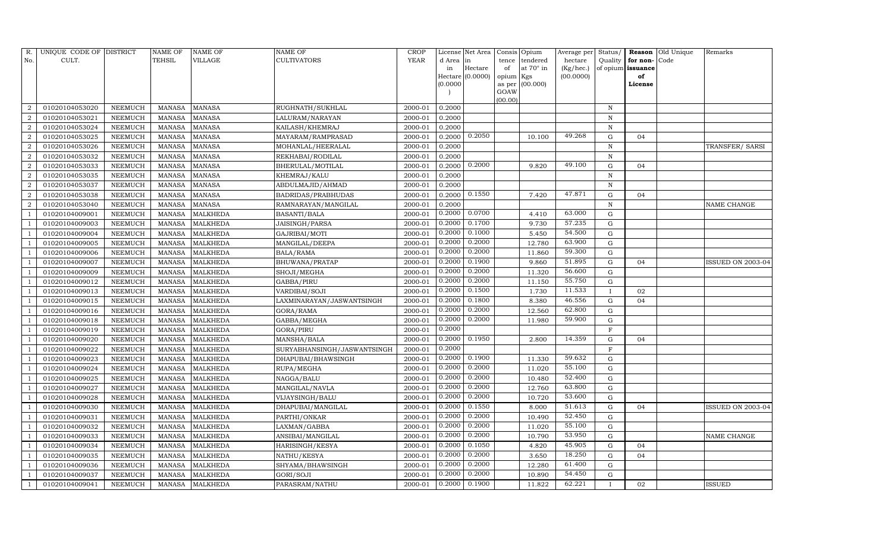| R. No. | UNIQUE CODE OF CULT. | DISTRICT | NAME OF TEHSIL | NAME OF VILLAGE | NAME OF CULTIVATORS | CROP YEAR | License d Area in Hectare (0.0000) | Net Area in Hectare (0.0000) | Consis tence of opium as per GOAW (00.00) | Opium tendered at 70° in Kgs (00.000) | Average per hectare (Kg/hec.) (00.0000) | Status/ Quality of opium | Reason for non-issuance of License | Old Unique Code | Remarks |
|---|---|---|---|---|---|---|---|---|---|---|---|---|---|---|---|
| 2 | 01020104053020 | NEEMUCH | MANASA | MANASA | RUGHNATH/SUKHLAL | 2000-01 | 0.2000 | | | | | N | | | |
| 2 | 01020104053021 | NEEMUCH | MANASA | MANASA | LALURAM/NARAYAN | 2000-01 | 0.2000 | | | | | N | | | |
| 2 | 01020104053024 | NEEMUCH | MANASA | MANASA | KAILASH/KHEMRAJ | 2000-01 | 0.2000 | | | | | N | | | |
| 2 | 01020104053025 | NEEMUCH | MANASA | MANASA | MAYARAM/RAMPRASAD | 2000-01 | 0.2000 | 0.2050 | | 10.100 | 49.268 | G | 04 | | |
| 2 | 01020104053026 | NEEMUCH | MANASA | MANASA | MOHANLAL/HEERALAL | 2000-01 | 0.2000 | | | | | N | | | TRANSFER/ SARSI |
| 2 | 01020104053032 | NEEMUCH | MANASA | MANASA | REKHABAI/RODILAL | 2000-01 | 0.2000 | | | | | N | | | |
| 2 | 01020104053033 | NEEMUCH | MANASA | MANASA | BHERULAL/MOTILAL | 2000-01 | 0.2000 | 0.2000 | | 9.820 | 49.100 | G | 04 | | |
| 2 | 01020104053035 | NEEMUCH | MANASA | MANASA | KHEMRAJ/KALU | 2000-01 | 0.2000 | | | | | N | | | |
| 2 | 01020104053037 | NEEMUCH | MANASA | MANASA | ABDULMAJID/AHMAD | 2000-01 | 0.2000 | | | | | N | | | |
| 2 | 01020104053038 | NEEMUCH | MANASA | MANASA | BADRIDAS/PRABHUDAS | 2000-01 | 0.2000 | 0.1550 | | 7.420 | 47.871 | G | 04 | | |
| 2 | 01020104053040 | NEEMUCH | MANASA | MANASA | RAMNARAYAN/MANGILAL | 2000-01 | 0.2000 | | | | | N | | | NAME CHANGE |
| 1 | 01020104009001 | NEEMUCH | MANASA | MALKHEDA | BASANTI/BALA | 2000-01 | 0.2000 | 0.0700 | | 4.410 | 63.000 | G | | | |
| 1 | 01020104009003 | NEEMUCH | MANASA | MALKHEDA | JAISINGH/PARSA | 2000-01 | 0.2000 | 0.1700 | | 9.730 | 57.235 | G | | | |
| 1 | 01020104009004 | NEEMUCH | MANASA | MALKHEDA | GAJRIBAI/MOTI | 2000-01 | 0.2000 | 0.1000 | | 5.450 | 54.500 | G | | | |
| 1 | 01020104009005 | NEEMUCH | MANASA | MALKHEDA | MANGILAL/DEEPA | 2000-01 | 0.2000 | 0.2000 | | 12.780 | 63.900 | G | | | |
| 1 | 01020104009006 | NEEMUCH | MANASA | MALKHEDA | BALA/RAMA | 2000-01 | 0.2000 | 0.2000 | | 11.860 | 59.300 | G | | | |
| 1 | 01020104009007 | NEEMUCH | MANASA | MALKHEDA | BHUWANA/PRATAP | 2000-01 | 0.2000 | 0.1900 | | 9.860 | 51.895 | G | 04 | | ISSUED ON 2003-04 |
| 1 | 01020104009009 | NEEMUCH | MANASA | MALKHEDA | SHOJI/MEGHA | 2000-01 | 0.2000 | 0.2000 | | 11.320 | 56.600 | G | | | |
| 1 | 01020104009012 | NEEMUCH | MANASA | MALKHEDA | GABBA/PIRU | 2000-01 | 0.2000 | 0.2000 | | 11.150 | 55.750 | G | | | |
| 1 | 01020104009013 | NEEMUCH | MANASA | MALKHEDA | VARDIBAI/SOJI | 2000-01 | 0.2000 | 0.1500 | | 1.730 | 11.533 | I | 02 | | |
| 1 | 01020104009015 | NEEMUCH | MANASA | MALKHEDA | LAXMINARAYAN/JASWANTSINGH | 2000-01 | 0.2000 | 0.1800 | | 8.380 | 46.556 | G | 04 | | |
| 1 | 01020104009016 | NEEMUCH | MANASA | MALKHEDA | GORA/RAMA | 2000-01 | 0.2000 | 0.2000 | | 12.560 | 62.800 | G | | | |
| 1 | 01020104009018 | NEEMUCH | MANASA | MALKHEDA | GABBA/MEGHA | 2000-01 | 0.2000 | 0.2000 | | 11.980 | 59.900 | G | | | |
| 1 | 01020104009019 | NEEMUCH | MANASA | MALKHEDA | GORA/PIRU | 2000-01 | 0.2000 | | | | | F | | | |
| 1 | 01020104009020 | NEEMUCH | MANASA | MALKHEDA | MANSHA/BALA | 2000-01 | 0.2000 | 0.1950 | | 2.800 | 14.359 | G | 04 | | |
| 1 | 01020104009022 | NEEMUCH | MANASA | MALKHEDA | SURYABHANSINGH/JASWANTSINGH | 2000-01 | 0.2000 | | | | | F | | | |
| 1 | 01020104009023 | NEEMUCH | MANASA | MALKHEDA | DHAPUBAI/BHAWSINGH | 2000-01 | 0.2000 | 0.1900 | | 11.330 | 59.632 | G | | | |
| 1 | 01020104009024 | NEEMUCH | MANASA | MALKHEDA | RUPA/MEGHA | 2000-01 | 0.2000 | 0.2000 | | 11.020 | 55.100 | G | | | |
| 1 | 01020104009025 | NEEMUCH | MANASA | MALKHEDA | NAGGA/BALU | 2000-01 | 0.2000 | 0.2000 | | 10.480 | 52.400 | G | | | |
| 1 | 01020104009027 | NEEMUCH | MANASA | MALKHEDA | MANGILAL/NAVLA | 2000-01 | 0.2000 | 0.2000 | | 12.760 | 63.800 | G | | | |
| 1 | 01020104009028 | NEEMUCH | MANASA | MALKHEDA | VIJAYSINGH/BALU | 2000-01 | 0.2000 | 0.2000 | | 10.720 | 53.600 | G | | | |
| 1 | 01020104009030 | NEEMUCH | MANASA | MALKHEDA | DHAPUBAI/MANGILAL | 2000-01 | 0.2000 | 0.1550 | | 8.000 | 51.613 | G | 04 | | ISSUED ON 2003-04 |
| 1 | 01020104009031 | NEEMUCH | MANASA | MALKHEDA | PARTHI/ONKAR | 2000-01 | 0.2000 | 0.2000 | | 10.490 | 52.450 | G | | | |
| 1 | 01020104009032 | NEEMUCH | MANASA | MALKHEDA | LAXMAN/GABBA | 2000-01 | 0.2000 | 0.2000 | | 11.020 | 55.100 | G | | | |
| 1 | 01020104009033 | NEEMUCH | MANASA | MALKHEDA | ANSIBAI/MANGILAL | 2000-01 | 0.2000 | 0.2000 | | 10.790 | 53.950 | G | | | NAME CHANGE |
| 1 | 01020104009034 | NEEMUCH | MANASA | MALKHEDA | HARISINGH/KESYA | 2000-01 | 0.2000 | 0.1050 | | 4.820 | 45.905 | G | 04 | | |
| 1 | 01020104009035 | NEEMUCH | MANASA | MALKHEDA | NATHU/KESYA | 2000-01 | 0.2000 | 0.2000 | | 3.650 | 18.250 | G | 04 | | |
| 1 | 01020104009036 | NEEMUCH | MANASA | MALKHEDA | SHYAMA/BHAWSINGH | 2000-01 | 0.2000 | 0.2000 | | 12.280 | 61.400 | G | | | |
| 1 | 01020104009037 | NEEMUCH | MANASA | MALKHEDA | GORI/SOJI | 2000-01 | 0.2000 | 0.2000 | | 10.890 | 54.450 | G | | | |
| 1 | 01020104009041 | NEEMUCH | MANASA | MALKHEDA | PARASRAM/NATHU | 2000-01 | 0.2000 | 0.1900 | | 11.822 | 62.221 | I | 02 | | ISSUED |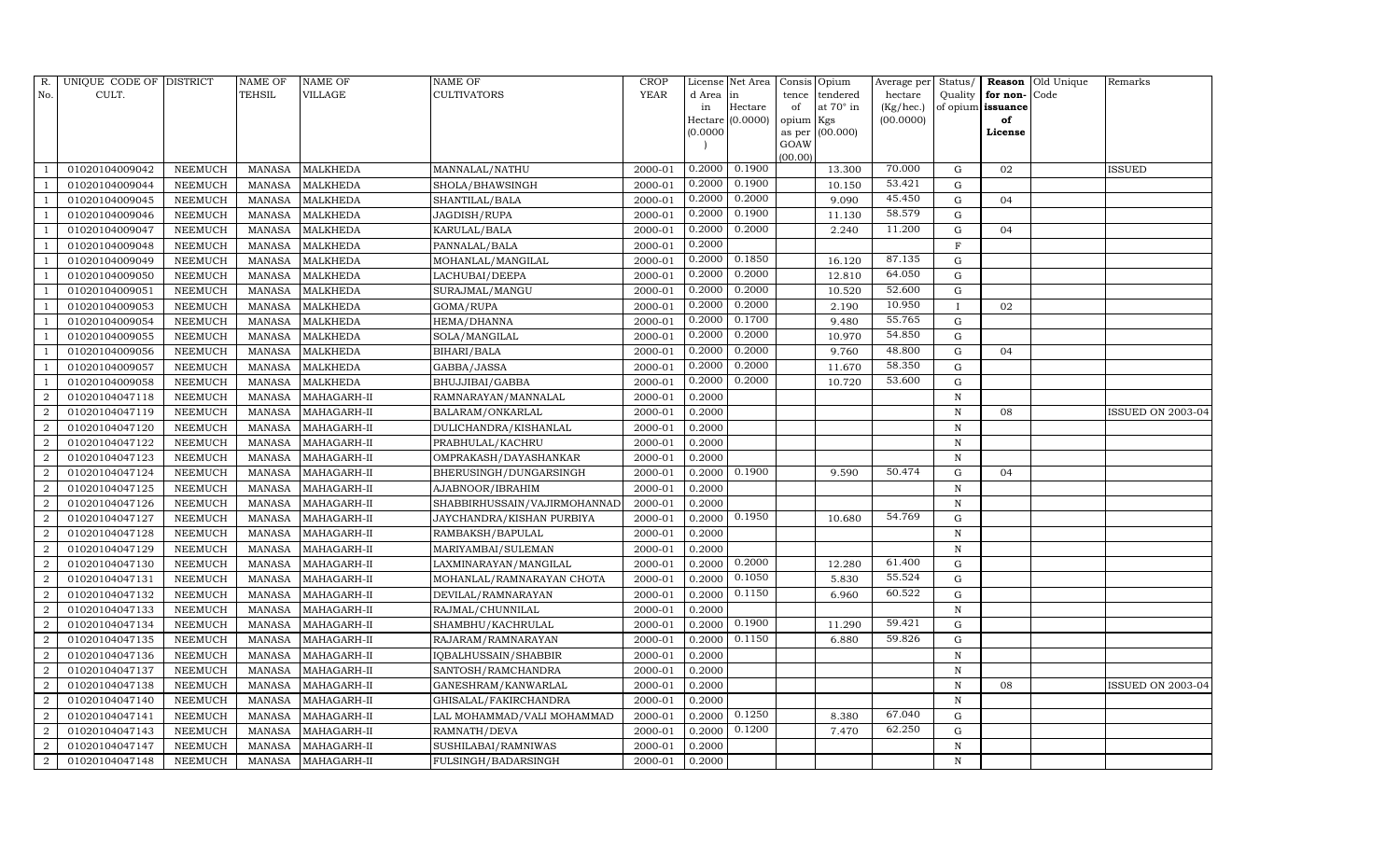| R. No. | UNIQUE CODE OF CULT. | DISTRICT | NAME OF TEHSIL | NAME OF VILLAGE | NAME OF CULTIVATORS | CROP YEAR | License d Area in Hectare (0.0000) | Net Area in Hectare (0.0000) | Consis tence of opium as per GOAW (00.00) | Opium tendered at 70° in Kgs (00.000) | Average per hectare (Kg/hec.) (00.0000) | Status/ Quality of opium | Reason for non-issuance of License | Old Unique Code | Remarks |
|---|---|---|---|---|---|---|---|---|---|---|---|---|---|---|---|
| 1 | 01020104009042 | NEEMUCH | MANASA | MALKHEDA | MANNALAL/NATHU | 2000-01 | 0.2000 | 0.1900 | | 13.300 | 70.000 | G | 02 | | ISSUED |
| 1 | 01020104009044 | NEEMUCH | MANASA | MALKHEDA | SHOLA/BHAWSINGH | 2000-01 | 0.2000 | 0.1900 | | 10.150 | 53.421 | G | | | |
| 1 | 01020104009045 | NEEMUCH | MANASA | MALKHEDA | SHANTILAL/BALA | 2000-01 | 0.2000 | 0.2000 | | 9.090 | 45.450 | G | 04 | | |
| 1 | 01020104009046 | NEEMUCH | MANASA | MALKHEDA | JAGDISH/RUPA | 2000-01 | 0.2000 | 0.1900 | | 11.130 | 58.579 | G | | | |
| 1 | 01020104009047 | NEEMUCH | MANASA | MALKHEDA | KARULAL/BALA | 2000-01 | 0.2000 | 0.2000 | | 2.240 | 11.200 | G | 04 | | |
| 1 | 01020104009048 | NEEMUCH | MANASA | MALKHEDA | PANNALAL/BALA | 2000-01 | 0.2000 | | | | | F | | | |
| 1 | 01020104009049 | NEEMUCH | MANASA | MALKHEDA | MOHANLAL/MANGILAL | 2000-01 | 0.2000 | 0.1850 | | 16.120 | 87.135 | G | | | |
| 1 | 01020104009050 | NEEMUCH | MANASA | MALKHEDA | LACHUBAI/DEEPA | 2000-01 | 0.2000 | 0.2000 | | 12.810 | 64.050 | G | | | |
| 1 | 01020104009051 | NEEMUCH | MANASA | MALKHEDA | SURAJMAL/MANGU | 2000-01 | 0.2000 | 0.2000 | | 10.520 | 52.600 | G | | | |
| 1 | 01020104009053 | NEEMUCH | MANASA | MALKHEDA | GOMA/RUPA | 2000-01 | 0.2000 | 0.2000 | | 2.190 | 10.950 | I | 02 | | |
| 1 | 01020104009054 | NEEMUCH | MANASA | MALKHEDA | HEMA/DHANNA | 2000-01 | 0.2000 | 0.1700 | | 9.480 | 55.765 | G | | | |
| 1 | 01020104009055 | NEEMUCH | MANASA | MALKHEDA | SOLA/MANGILAL | 2000-01 | 0.2000 | 0.2000 | | 10.970 | 54.850 | G | | | |
| 1 | 01020104009056 | NEEMUCH | MANASA | MALKHEDA | BIHARI/BALA | 2000-01 | 0.2000 | 0.2000 | | 9.760 | 48.800 | G | 04 | | |
| 1 | 01020104009057 | NEEMUCH | MANASA | MALKHEDA | GABBA/JASSA | 2000-01 | 0.2000 | 0.2000 | | 11.670 | 58.350 | G | | | |
| 1 | 01020104009058 | NEEMUCH | MANASA | MALKHEDA | BHUJJIBAI/GABBA | 2000-01 | 0.2000 | 0.2000 | | 10.720 | 53.600 | G | | | |
| 2 | 01020104047118 | NEEMUCH | MANASA | MAHAGARH-II | RAMNARAYAN/MANNALAL | 2000-01 | 0.2000 | | | | | N | | | |
| 2 | 01020104047119 | NEEMUCH | MANASA | MAHAGARH-II | BALARAM/ONKARLAL | 2000-01 | 0.2000 | | | | | N | 08 | | ISSUED ON 2003-04 |
| 2 | 01020104047120 | NEEMUCH | MANASA | MAHAGARH-II | DULICHANDRA/KISHANLAL | 2000-01 | 0.2000 | | | | | N | | | |
| 2 | 01020104047122 | NEEMUCH | MANASA | MAHAGARH-II | PRABHULAL/KACHRU | 2000-01 | 0.2000 | | | | | N | | | |
| 2 | 01020104047123 | NEEMUCH | MANASA | MAHAGARH-II | OMPRAKASH/DAYASHANKAR | 2000-01 | 0.2000 | | | | | N | | | |
| 2 | 01020104047124 | NEEMUCH | MANASA | MAHAGARH-II | BHERUSINGH/DUNGARSINGH | 2000-01 | 0.2000 | 0.1900 | | 9.590 | 50.474 | G | 04 | | |
| 2 | 01020104047125 | NEEMUCH | MANASA | MAHAGARH-II | AJABNOOR/IBRAHIM | 2000-01 | 0.2000 | | | | | N | | | |
| 2 | 01020104047126 | NEEMUCH | MANASA | MAHAGARH-II | SHABBIRHUSSAIN/VAJIRMOHANNAD | 2000-01 | 0.2000 | | | | | N | | | |
| 2 | 01020104047127 | NEEMUCH | MANASA | MAHAGARH-II | JAYCHANDRA/KISHAN PURBIYA | 2000-01 | 0.2000 | 0.1950 | | 10.680 | 54.769 | G | | | |
| 2 | 01020104047128 | NEEMUCH | MANASA | MAHAGARH-II | RAMBAKSH/BAPULAL | 2000-01 | 0.2000 | | | | | N | | | |
| 2 | 01020104047129 | NEEMUCH | MANASA | MAHAGARH-II | MARIYAMBAI/SULEMAN | 2000-01 | 0.2000 | | | | | N | | | |
| 2 | 01020104047130 | NEEMUCH | MANASA | MAHAGARH-II | LAXMINARAYAN/MANGILAL | 2000-01 | 0.2000 | 0.2000 | | 12.280 | 61.400 | G | | | |
| 2 | 01020104047131 | NEEMUCH | MANASA | MAHAGARH-II | MOHANLAL/RAMNARAYAN CHOTA | 2000-01 | 0.2000 | 0.1050 | | 5.830 | 55.524 | G | | | |
| 2 | 01020104047132 | NEEMUCH | MANASA | MAHAGARH-II | DEVILAL/RAMNARAYAN | 2000-01 | 0.2000 | 0.1150 | | 6.960 | 60.522 | G | | | |
| 2 | 01020104047133 | NEEMUCH | MANASA | MAHAGARH-II | RAJMAL/CHUNNILAL | 2000-01 | 0.2000 | | | | | N | | | |
| 2 | 01020104047134 | NEEMUCH | MANASA | MAHAGARH-II | SHAMBHU/KACHRULAL | 2000-01 | 0.2000 | 0.1900 | | 11.290 | 59.421 | G | | | |
| 2 | 01020104047135 | NEEMUCH | MANASA | MAHAGARH-II | RAJARAM/RAMNARAYAN | 2000-01 | 0.2000 | 0.1150 | | 6.880 | 59.826 | G | | | |
| 2 | 01020104047136 | NEEMUCH | MANASA | MAHAGARH-II | IQBALHUSSAIN/SHABBIR | 2000-01 | 0.2000 | | | | | N | | | |
| 2 | 01020104047137 | NEEMUCH | MANASA | MAHAGARH-II | SANTOSH/RAMCHANDRA | 2000-01 | 0.2000 | | | | | N | | | |
| 2 | 01020104047138 | NEEMUCH | MANASA | MAHAGARH-II | GANESHRAM/KANWARLAL | 2000-01 | 0.2000 | | | | | N | 08 | | ISSUED ON 2003-04 |
| 2 | 01020104047140 | NEEMUCH | MANASA | MAHAGARH-II | GHISALAL/FAKIRCHANDRA | 2000-01 | 0.2000 | | | | | N | | | |
| 2 | 01020104047141 | NEEMUCH | MANASA | MAHAGARH-II | LAL MOHAMMAD/VALI MOHAMMAD | 2000-01 | 0.2000 | 0.1250 | | 8.380 | 67.040 | G | | | |
| 2 | 01020104047143 | NEEMUCH | MANASA | MAHAGARH-II | RAMNATH/DEVA | 2000-01 | 0.2000 | 0.1200 | | 7.470 | 62.250 | G | | | |
| 2 | 01020104047147 | NEEMUCH | MANASA | MAHAGARH-II | SUSHILABAI/RAMNIWAS | 2000-01 | 0.2000 | | | | | N | | | |
| 2 | 01020104047148 | NEEMUCH | MANASA | MAHAGARH-II | FULSINGH/BADARSINGH | 2000-01 | 0.2000 | | | | | N | | | |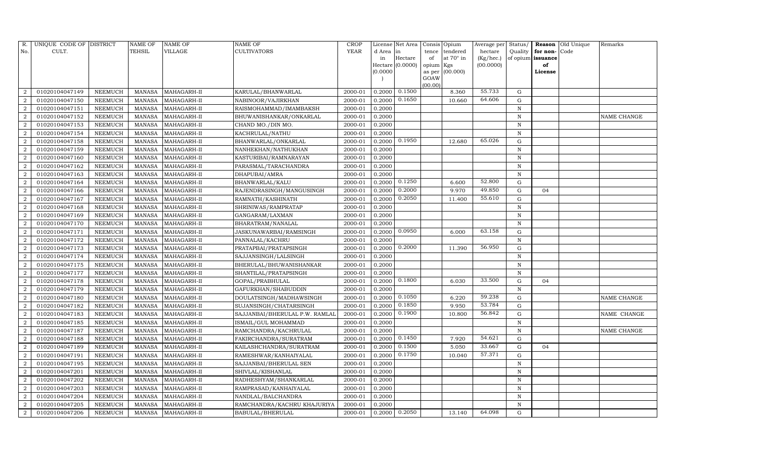| R. No. | UNIQUE CODE OF CULT. | DISTRICT | NAME OF TEHSIL | NAME OF VILLAGE | NAME OF CULTIVATORS | CROP YEAR | License d Area in Hectare (0.0000) | Net Area in Hectare (0.0000) | Consis tence of opium as per GOAW (00.00) | Opium tendered at 70° in Kgs (00.000) | Average per hectare (Kg/hec.) (00.0000) | Status/ Quality of opium | Reason for non-issuance of License | Old Unique Code | Remarks |
|---|---|---|---|---|---|---|---|---|---|---|---|---|---|---|---|
| 2 | 01020104047149 | NEEMUCH | MANASA | MAHAGARH-II | KARULAL/BHANWARLAL | 2000-01 | 0.2000 | 0.1500 | | 8.360 | 55.733 | G | | | |
| 2 | 01020104047150 | NEEMUCH | MANASA | MAHAGARH-II | NABINOOR/VAJIRKHAN | 2000-01 | 0.2000 | 0.1650 | | 10.660 | 64.606 | G | | | |
| 2 | 01020104047151 | NEEMUCH | MANASA | MAHAGARH-II | RAISMOHAMMAD/IMAMBAKSH | 2000-01 | 0.2000 | | | | | N | | | |
| 2 | 01020104047152 | NEEMUCH | MANASA | MAHAGARH-II | BHUWANISHANKAR/ONKARLAL | 2000-01 | 0.2000 | | | | | N | | | NAME CHANGE |
| 2 | 01020104047153 | NEEMUCH | MANASA | MAHAGARH-II | CHAND MO./DIN MO. | 2000-01 | 0.2000 | | | | | N | | | |
| 2 | 01020104047154 | NEEMUCH | MANASA | MAHAGARH-II | KACHRULAL/NATHU | 2000-01 | 0.2000 | | | | | N | | | |
| 2 | 01020104047158 | NEEMUCH | MANASA | MAHAGARH-II | BHANWARLAL/ONKARLAL | 2000-01 | 0.2000 | 0.1950 | | 12.680 | 65.026 | G | | | |
| 2 | 01020104047159 | NEEMUCH | MANASA | MAHAGARH-II | NANHEKHAN/NATHUKHAN | 2000-01 | 0.2000 | | | | | N | | | |
| 2 | 01020104047160 | NEEMUCH | MANASA | MAHAGARH-II | KASTURIBAI/RAMNARAYAN | 2000-01 | 0.2000 | | | | | N | | | |
| 2 | 01020104047162 | NEEMUCH | MANASA | MAHAGARH-II | PARASMAL/TARACHANDRA | 2000-01 | 0.2000 | | | | | N | | | |
| 2 | 01020104047163 | NEEMUCH | MANASA | MAHAGARH-II | DHAPUBAI/AMRA | 2000-01 | 0.2000 | | | | | N | | | |
| 2 | 01020104047164 | NEEMUCH | MANASA | MAHAGARH-II | BHANWARLAL/KALU | 2000-01 | 0.2000 | 0.1250 | | 6.600 | 52.800 | G | | | |
| 2 | 01020104047166 | NEEMUCH | MANASA | MAHAGARH-II | RAJENDRASINGH/MANGUSINGH | 2000-01 | 0.2000 | 0.2000 | | 9.970 | 49.850 | G | 04 | | |
| 2 | 01020104047167 | NEEMUCH | MANASA | MAHAGARH-II | RAMNATH/KASHINATH | 2000-01 | 0.2000 | 0.2050 | | 11.400 | 55.610 | G | | | |
| 2 | 01020104047168 | NEEMUCH | MANASA | MAHAGARH-II | SHRINIWAS/RAMPRATAP | 2000-01 | 0.2000 | | | | | N | | | |
| 2 | 01020104047169 | NEEMUCH | MANASA | MAHAGARH-II | GANGARAM/LAXMAN | 2000-01 | 0.2000 | | | | | N | | | |
| 2 | 01020104047170 | NEEMUCH | MANASA | MAHAGARH-II | BHARATRAM/NANALAL | 2000-01 | 0.2000 | | | | | N | | | |
| 2 | 01020104047171 | NEEMUCH | MANASA | MAHAGARH-II | JASKUNAWARBAI/RAMSINGH | 2000-01 | 0.2000 | 0.0950 | | 6.000 | 63.158 | G | | | |
| 2 | 01020104047172 | NEEMUCH | MANASA | MAHAGARH-II | PANNALAL/KACHRU | 2000-01 | 0.2000 | | | | | N | | | |
| 2 | 01020104047173 | NEEMUCH | MANASA | MAHAGARH-II | PRATAPBAI/PRATAPSINGH | 2000-01 | 0.2000 | 0.2000 | | 11.390 | 56.950 | G | | | |
| 2 | 01020104047174 | NEEMUCH | MANASA | MAHAGARH-II | SAJJANSINGH/LALSINGH | 2000-01 | 0.2000 | | | | | N | | | |
| 2 | 01020104047175 | NEEMUCH | MANASA | MAHAGARH-II | BHERULAL/BHUWANISHANKAR | 2000-01 | 0.2000 | | | | | N | | | |
| 2 | 01020104047177 | NEEMUCH | MANASA | MAHAGARH-II | SHANTILAL/PRATAPSINGH | 2000-01 | 0.2000 | | | | | N | | | |
| 2 | 01020104047178 | NEEMUCH | MANASA | MAHAGARH-II | GOPAL/PRABHULAL | 2000-01 | 0.2000 | 0.1800 | | 6.030 | 33.500 | G | 04 | | |
| 2 | 01020104047179 | NEEMUCH | MANASA | MAHAGARH-II | GAFURKHAN/SHABUDDIN | 2000-01 | 0.2000 | | | | | N | | | |
| 2 | 01020104047180 | NEEMUCH | MANASA | MAHAGARH-II | DOULATSINGH/MADHAWSINGH | 2000-01 | 0.2000 | 0.1050 | | 6.220 | 59.238 | G | | | NAME CHANGE |
| 2 | 01020104047182 | NEEMUCH | MANASA | MAHAGARH-II | SUJANSINGH/CHATARSINGH | 2000-01 | 0.2000 | 0.1850 | | 9.950 | 53.784 | G | | | |
| 2 | 01020104047183 | NEEMUCH | MANASA | MAHAGARH-II | SAJJANBAI/BHERULAL P.W. RAMLAL | 2000-01 | 0.2000 | 0.1900 | | 10.800 | 56.842 | G | | | NAME CHANGE |
| 2 | 01020104047185 | NEEMUCH | MANASA | MAHAGARH-II | ISMAIL/GUL MOHAMMAD | 2000-01 | 0.2000 | | | | | N | | | |
| 2 | 01020104047187 | NEEMUCH | MANASA | MAHAGARH-II | RAMCHANDRA/KACHRULAL | 2000-01 | 0.2000 | | | | | N | | | NAME CHANGE |
| 2 | 01020104047188 | NEEMUCH | MANASA | MAHAGARH-II | FAKIRCHANDRA/SURATRAM | 2000-01 | 0.2000 | 0.1450 | | 7.920 | 54.621 | G | | | |
| 2 | 01020104047189 | NEEMUCH | MANASA | MAHAGARH-II | KAILASHCHANDRA/SURATRAM | 2000-01 | 0.2000 | 0.1500 | | 5.050 | 33.667 | G | 04 | | |
| 2 | 01020104047191 | NEEMUCH | MANASA | MAHAGARH-II | RAMESHWAR/KANHAIYALAL | 2000-01 | 0.2000 | 0.1750 | | 10.040 | 57.371 | G | | | |
| 2 | 01020104047195 | NEEMUCH | MANASA | MAHAGARH-II | SAJJANBAI/BHERULAL SEN | 2000-01 | 0.2000 | | | | | N | | | |
| 2 | 01020104047201 | NEEMUCH | MANASA | MAHAGARH-II | SHIVLAL/KISHANLAL | 2000-01 | 0.2000 | | | | | N | | | |
| 2 | 01020104047202 | NEEMUCH | MANASA | MAHAGARH-II | RADHESHYAM/SHANKARLAL | 2000-01 | 0.2000 | | | | | N | | | |
| 2 | 01020104047203 | NEEMUCH | MANASA | MAHAGARH-II | RAMPRASAD/KANHAIYALAL | 2000-01 | 0.2000 | | | | | N | | | |
| 2 | 01020104047204 | NEEMUCH | MANASA | MAHAGARH-II | NANDLAL/BALCHANDRA | 2000-01 | 0.2000 | | | | | N | | | |
| 2 | 01020104047205 | NEEMUCH | MANASA | MAHAGARH-II | RAMCHANDRA/KACHRU KHAJURIYA | 2000-01 | 0.2000 | | | | | N | | | |
| 2 | 01020104047206 | NEEMUCH | MANASA | MAHAGARH-II | BABULAL/BHERULAL | 2000-01 | 0.2000 | 0.2050 | | 13.140 | 64.098 | G | | | |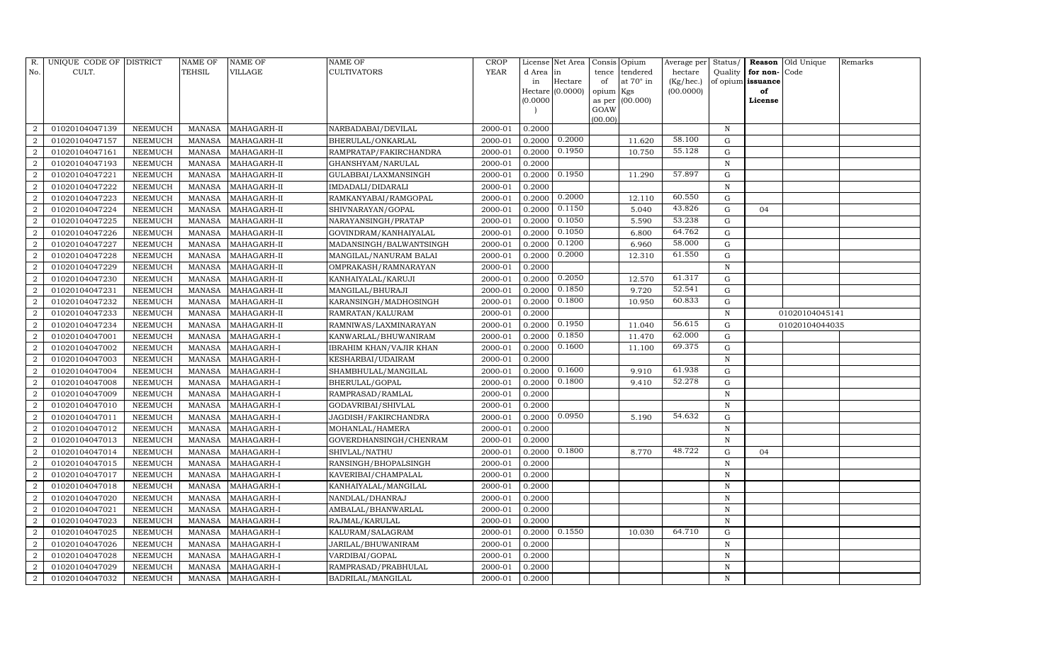| R. No. | UNIQUE CODE OF CULT. | DISTRICT | NAME OF TEHSIL | NAME OF VILLAGE | NAME OF CULTIVATORS | CROP YEAR | License d Area in Hectare (0.0000) | Net Area in Hectare (0.0000) | Consis tence of opium as per GOAW (00.00) | Opium tendered at 70° in Kgs (00.000) | Average per hectare (Kg/hec.) (00.0000) | Status/ Quality of opium | Reason for non-issuance of License | Old Unique Code | Remarks |
|---|---|---|---|---|---|---|---|---|---|---|---|---|---|---|---|
| 2 | 01020104047139 | NEEMUCH | MANASA | MAHAGARH-II | NARBADABAI/DEVILAL | 2000-01 | 0.2000 | | | | | N | | | |
| 2 | 01020104047157 | NEEMUCH | MANASA | MAHAGARH-II | BHERULAL/ONKARLAL | 2000-01 | 0.2000 | 0.2000 | | 11.620 | 58.100 | G | | | |
| 2 | 01020104047161 | NEEMUCH | MANASA | MAHAGARH-II | RAMPRATAP/FAKIRCHANDRA | 2000-01 | 0.2000 | 0.1950 | | 10.750 | 55.128 | G | | | |
| 2 | 01020104047193 | NEEMUCH | MANASA | MAHAGARH-II | GHANSHYAM/NARULAL | 2000-01 | 0.2000 | | | | | N | | | |
| 2 | 01020104047221 | NEEMUCH | MANASA | MAHAGARH-II | GULABBAI/LAXMANSINGH | 2000-01 | 0.2000 | 0.1950 | | 11.290 | 57.897 | G | | | |
| 2 | 01020104047222 | NEEMUCH | MANASA | MAHAGARH-II | IMDADALI/DIDARALI | 2000-01 | 0.2000 | | | | | N | | | |
| 2 | 01020104047223 | NEEMUCH | MANASA | MAHAGARH-II | RAMKANYABAI/RAMGOPAL | 2000-01 | 0.2000 | 0.2000 | | 12.110 | 60.550 | G | | | |
| 2 | 01020104047224 | NEEMUCH | MANASA | MAHAGARH-II | SHIVNARAYAN/GOPAL | 2000-01 | 0.2000 | 0.1150 | | 5.040 | 43.826 | G | 04 | | |
| 2 | 01020104047225 | NEEMUCH | MANASA | MAHAGARH-II | NARAYANSINGH/PRATAP | 2000-01 | 0.2000 | 0.1050 | | 5.590 | 53.238 | G | | | |
| 2 | 01020104047226 | NEEMUCH | MANASA | MAHAGARH-II | GOVINDRAM/KANHAIYALAL | 2000-01 | 0.2000 | 0.1050 | | 6.800 | 64.762 | G | | | |
| 2 | 01020104047227 | NEEMUCH | MANASA | MAHAGARH-II | MADANSINGH/BALWANTSINGH | 2000-01 | 0.2000 | 0.1200 | | 6.960 | 58.000 | G | | | |
| 2 | 01020104047228 | NEEMUCH | MANASA | MAHAGARH-II | MANGILAL/NANURAM BALAI | 2000-01 | 0.2000 | 0.2000 | | 12.310 | 61.550 | G | | | |
| 2 | 01020104047229 | NEEMUCH | MANASA | MAHAGARH-II | OMPRAKASH/RAMNARAYAN | 2000-01 | 0.2000 | | | | | N | | | |
| 2 | 01020104047230 | NEEMUCH | MANASA | MAHAGARH-II | KANHAIYALAL/KARUJI | 2000-01 | 0.2000 | 0.2050 | | 12.570 | 61.317 | G | | | |
| 2 | 01020104047231 | NEEMUCH | MANASA | MAHAGARH-II | MANGILAL/BHURAJI | 2000-01 | 0.2000 | 0.1850 | | 9.720 | 52.541 | G | | | |
| 2 | 01020104047232 | NEEMUCH | MANASA | MAHAGARH-II | KARANSINGH/MADHOSINGH | 2000-01 | 0.2000 | 0.1800 | | 10.950 | 60.833 | G | | | |
| 2 | 01020104047233 | NEEMUCH | MANASA | MAHAGARH-II | RAMRATAN/KALURAM | 2000-01 | 0.2000 | | | | | N | | 01020104045141 | |
| 2 | 01020104047234 | NEEMUCH | MANASA | MAHAGARH-II | RAMNIWAS/LAXMINARAYAN | 2000-01 | 0.2000 | 0.1950 | | 11.040 | 56.615 | G | | 01020104044035 | |
| 2 | 01020104047001 | NEEMUCH | MANASA | MAHAGARH-I | KANWARLAL/BHUWANIRAM | 2000-01 | 0.2000 | 0.1850 | | 11.470 | 62.000 | G | | | |
| 2 | 01020104047002 | NEEMUCH | MANASA | MAHAGARH-I | IBRAHIM KHAN/VAJIR KHAN | 2000-01 | 0.2000 | 0.1600 | | 11.100 | 69.375 | G | | | |
| 2 | 01020104047003 | NEEMUCH | MANASA | MAHAGARH-I | KESHARBAI/UDAIRAM | 2000-01 | 0.2000 | | | | | N | | | |
| 2 | 01020104047004 | NEEMUCH | MANASA | MAHAGARH-I | SHAMBHULAL/MANGILAL | 2000-01 | 0.2000 | 0.1600 | | 9.910 | 61.938 | G | | | |
| 2 | 01020104047008 | NEEMUCH | MANASA | MAHAGARH-I | BHERULAL/GOPAL | 2000-01 | 0.2000 | 0.1800 | | 9.410 | 52.278 | G | | | |
| 2 | 01020104047009 | NEEMUCH | MANASA | MAHAGARH-I | RAMPRASAD/RAMLAL | 2000-01 | 0.2000 | | | | | N | | | |
| 2 | 01020104047010 | NEEMUCH | MANASA | MAHAGARH-I | GODAVRIBAI/SHIVLAL | 2000-01 | 0.2000 | | | | | N | | | |
| 2 | 01020104047011 | NEEMUCH | MANASA | MAHAGARH-I | JAGDISH/FAKIRCHANDRA | 2000-01 | 0.2000 | 0.0950 | | 5.190 | 54.632 | G | | | |
| 2 | 01020104047012 | NEEMUCH | MANASA | MAHAGARH-I | MOHANLAL/HAMERA | 2000-01 | 0.2000 | | | | | N | | | |
| 2 | 01020104047013 | NEEMUCH | MANASA | MAHAGARH-I | GOVERDHANSINGH/CHENRAM | 2000-01 | 0.2000 | | | | | N | | | |
| 2 | 01020104047014 | NEEMUCH | MANASA | MAHAGARH-I | SHIVLAL/NATHU | 2000-01 | 0.2000 | 0.1800 | | 8.770 | 48.722 | G | 04 | | |
| 2 | 01020104047015 | NEEMUCH | MANASA | MAHAGARH-I | RANSINGH/BHOPALSINGH | 2000-01 | 0.2000 | | | | | N | | | |
| 2 | 01020104047017 | NEEMUCH | MANASA | MAHAGARH-I | KAVERIBAI/CHAMPALAL | 2000-01 | 0.2000 | | | | | N | | | |
| 2 | 01020104047018 | NEEMUCH | MANASA | MAHAGARH-I | KANHAIYALAL/MANGILAL | 2000-01 | 0.2000 | | | | | N | | | |
| 2 | 01020104047020 | NEEMUCH | MANASA | MAHAGARH-I | NANDLAL/DHANRAJ | 2000-01 | 0.2000 | | | | | N | | | |
| 2 | 01020104047021 | NEEMUCH | MANASA | MAHAGARH-I | AMBALAL/BHANWARLAL | 2000-01 | 0.2000 | | | | | N | | | |
| 2 | 01020104047023 | NEEMUCH | MANASA | MAHAGARH-I | RAJMAL/KARULAL | 2000-01 | 0.2000 | | | | | N | | | |
| 2 | 01020104047025 | NEEMUCH | MANASA | MAHAGARH-I | KALURAM/SALAGRAM | 2000-01 | 0.2000 | 0.1550 | | 10.030 | 64.710 | G | | | |
| 2 | 01020104047026 | NEEMUCH | MANASA | MAHAGARH-I | JARILAL/BHUWANIRAM | 2000-01 | 0.2000 | | | | | N | | | |
| 2 | 01020104047028 | NEEMUCH | MANASA | MAHAGARH-I | VARDIBAI/GOPAL | 2000-01 | 0.2000 | | | | | N | | | |
| 2 | 01020104047029 | NEEMUCH | MANASA | MAHAGARH-I | RAMPRASAD/PRABHULAL | 2000-01 | 0.2000 | | | | | N | | | |
| 2 | 01020104047032 | NEEMUCH | MANASA | MAHAGARH-I | BADRILAL/MANGILAL | 2000-01 | 0.2000 | | | | | N | | | |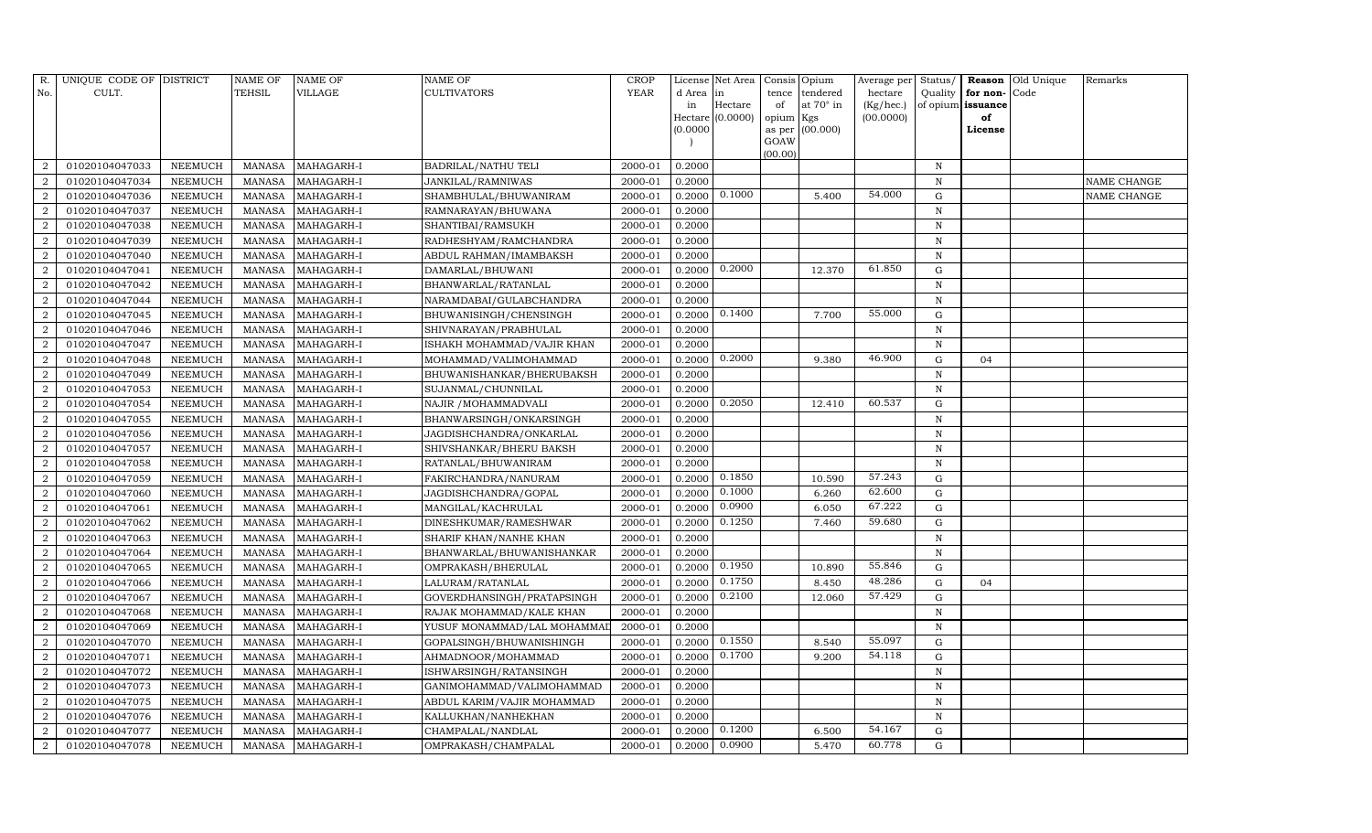| R. No. | UNIQUE CODE OF CULT. | DISTRICT | NAME OF TEHSIL | NAME OF VILLAGE | NAME OF CULTIVATORS | CROP YEAR | License d Area in Hectare (0.0000) | Net Area in Hectare (0.0000) | Consis tence of opium as per GOAW (00.00) | Opium tendered at 70° in Kgs (00.000) | Average per hectare (Kg/hec.) (00.0000) | Status/ Quality of opium | Reason for non-issuance of License | Old Unique Code | Remarks |
|---|---|---|---|---|---|---|---|---|---|---|---|---|---|---|---|
| 2 | 01020104047033 | NEEMUCH | MANASA | MAHAGARH-I | BADRILAL/NATHU TELI | 2000-01 | 0.2000 | | | | | N | | | |
| 2 | 01020104047034 | NEEMUCH | MANASA | MAHAGARH-I | JANKILAL/RAMNIWAS | 2000-01 | 0.2000 | | | | | N | | | NAME CHANGE |
| 2 | 01020104047036 | NEEMUCH | MANASA | MAHAGARH-I | SHAMBHULAL/BHUWANIRAM | 2000-01 | 0.2000 | 0.1000 | | 5.400 | 54.000 | G | | | NAME CHANGE |
| 2 | 01020104047037 | NEEMUCH | MANASA | MAHAGARH-I | RAMNARAYAN/BHUWANA | 2000-01 | 0.2000 | | | | | N | | | |
| 2 | 01020104047038 | NEEMUCH | MANASA | MAHAGARH-I | SHANTIBAI/RAMSUKH | 2000-01 | 0.2000 | | | | | N | | | |
| 2 | 01020104047039 | NEEMUCH | MANASA | MAHAGARH-I | RADHESHYAM/RAMCHANDRA | 2000-01 | 0.2000 | | | | | N | | | |
| 2 | 01020104047040 | NEEMUCH | MANASA | MAHAGARH-I | ABDUL RAHMAN/IMAMBAKSH | 2000-01 | 0.2000 | | | | | N | | | |
| 2 | 01020104047041 | NEEMUCH | MANASA | MAHAGARH-I | DAMARLAL/BHUWANI | 2000-01 | 0.2000 | 0.2000 | | 12.370 | 61.850 | G | | | |
| 2 | 01020104047042 | NEEMUCH | MANASA | MAHAGARH-I | BHANWARLAL/RATANLAL | 2000-01 | 0.2000 | | | | | N | | | |
| 2 | 01020104047044 | NEEMUCH | MANASA | MAHAGARH-I | NARAMDABAI/GULABCHANDRA | 2000-01 | 0.2000 | | | | | N | | | |
| 2 | 01020104047045 | NEEMUCH | MANASA | MAHAGARH-I | BHUWANISINGH/CHENSINGH | 2000-01 | 0.2000 | 0.1400 | | 7.700 | 55.000 | G | | | |
| 2 | 01020104047046 | NEEMUCH | MANASA | MAHAGARH-I | SHIVNARAYAN/PRABHULAL | 2000-01 | 0.2000 | | | | | N | | | |
| 2 | 01020104047047 | NEEMUCH | MANASA | MAHAGARH-I | ISHAKH MOHAMMAD/VAJIR KHAN | 2000-01 | 0.2000 | | | | | N | | | |
| 2 | 01020104047048 | NEEMUCH | MANASA | MAHAGARH-I | MOHAMMAD/VALIMOHAMMAD | 2000-01 | 0.2000 | 0.2000 | | 9.380 | 46.900 | G | 04 | | |
| 2 | 01020104047049 | NEEMUCH | MANASA | MAHAGARH-I | BHUWANISHANKAR/BHERUBAKSH | 2000-01 | 0.2000 | | | | | N | | | |
| 2 | 01020104047053 | NEEMUCH | MANASA | MAHAGARH-I | SUJANMAL/CHUNNILAL | 2000-01 | 0.2000 | | | | | N | | | |
| 2 | 01020104047054 | NEEMUCH | MANASA | MAHAGARH-I | NAJIR /MOHAMMADVALI | 2000-01 | 0.2000 | 0.2050 | | 12.410 | 60.537 | G | | | |
| 2 | 01020104047055 | NEEMUCH | MANASA | MAHAGARH-I | BHANWARSINGH/ONKARSINGH | 2000-01 | 0.2000 | | | | | N | | | |
| 2 | 01020104047056 | NEEMUCH | MANASA | MAHAGARH-I | JAGDISHCHANDRA/ONKARLAL | 2000-01 | 0.2000 | | | | | N | | | |
| 2 | 01020104047057 | NEEMUCH | MANASA | MAHAGARH-I | SHIVSHANKAR/BHERU BAKSH | 2000-01 | 0.2000 | | | | | N | | | |
| 2 | 01020104047058 | NEEMUCH | MANASA | MAHAGARH-I | RATANLAL/BHUWANIRAM | 2000-01 | 0.2000 | | | | | N | | | |
| 2 | 01020104047059 | NEEMUCH | MANASA | MAHAGARH-I | FAKIRCHANDRA/NANURAM | 2000-01 | 0.2000 | 0.1850 | | 10.590 | 57.243 | G | | | |
| 2 | 01020104047060 | NEEMUCH | MANASA | MAHAGARH-I | JAGDISHCHANDRA/GOPAL | 2000-01 | 0.2000 | 0.1000 | | 6.260 | 62.600 | G | | | |
| 2 | 01020104047061 | NEEMUCH | MANASA | MAHAGARH-I | MANGILAL/KACHRULAL | 2000-01 | 0.2000 | 0.0900 | | 6.050 | 67.222 | G | | | |
| 2 | 01020104047062 | NEEMUCH | MANASA | MAHAGARH-I | DINESHKUMAR/RAMESHWAR | 2000-01 | 0.2000 | 0.1250 | | 7.460 | 59.680 | G | | | |
| 2 | 01020104047063 | NEEMUCH | MANASA | MAHAGARH-I | SHARIF KHAN/NANHE KHAN | 2000-01 | 0.2000 | | | | | N | | | |
| 2 | 01020104047064 | NEEMUCH | MANASA | MAHAGARH-I | BHANWARLAL/BHUWANISHANKAR | 2000-01 | 0.2000 | | | | | N | | | |
| 2 | 01020104047065 | NEEMUCH | MANASA | MAHAGARH-I | OMPRAKASH/BHERULAL | 2000-01 | 0.2000 | 0.1950 | | 10.890 | 55.846 | G | | | |
| 2 | 01020104047066 | NEEMUCH | MANASA | MAHAGARH-I | LALURAM/RATANLAL | 2000-01 | 0.2000 | 0.1750 | | 8.450 | 48.286 | G | 04 | | |
| 2 | 01020104047067 | NEEMUCH | MANASA | MAHAGARH-I | GOVERDHANSINGH/PRATAPSINGH | 2000-01 | 0.2000 | 0.2100 | | 12.060 | 57.429 | G | | | |
| 2 | 01020104047068 | NEEMUCH | MANASA | MAHAGARH-I | RAJAK MOHAMMAD/KALE KHAN | 2000-01 | 0.2000 | | | | | N | | | |
| 2 | 01020104047069 | NEEMUCH | MANASA | MAHAGARH-I | YUSUF MONAMMAD/LAL MOHAMMAD | 2000-01 | 0.2000 | | | | | N | | | |
| 2 | 01020104047070 | NEEMUCH | MANASA | MAHAGARH-I | GOPALSINGH/BHUWANISHINGH | 2000-01 | 0.2000 | 0.1550 | | 8.540 | 55.097 | G | | | |
| 2 | 01020104047071 | NEEMUCH | MANASA | MAHAGARH-I | AHMADNOOR/MOHAMMAD | 2000-01 | 0.2000 | 0.1700 | | 9.200 | 54.118 | G | | | |
| 2 | 01020104047072 | NEEMUCH | MANASA | MAHAGARH-I | ISHWARSINGH/RATANSINGH | 2000-01 | 0.2000 | | | | | N | | | |
| 2 | 01020104047073 | NEEMUCH | MANASA | MAHAGARH-I | GANIMOHAMMAD/VALIMOHAMMAD | 2000-01 | 0.2000 | | | | | N | | | |
| 2 | 01020104047075 | NEEMUCH | MANASA | MAHAGARH-I | ABDUL KARIM/VAJIR MOHAMMAD | 2000-01 | 0.2000 | | | | | N | | | |
| 2 | 01020104047076 | NEEMUCH | MANASA | MAHAGARH-I | KALLUKHAN/NANHEKHAN | 2000-01 | 0.2000 | | | | | N | | | |
| 2 | 01020104047077 | NEEMUCH | MANASA | MAHAGARH-I | CHAMPALAL/NANDLAL | 2000-01 | 0.2000 | 0.1200 | | 6.500 | 54.167 | G | | | |
| 2 | 01020104047078 | NEEMUCH | MANASA | MAHAGARH-I | OMPRAKASH/CHAMPALAL | 2000-01 | 0.2000 | 0.0900 | | 5.470 | 60.778 | G | | | |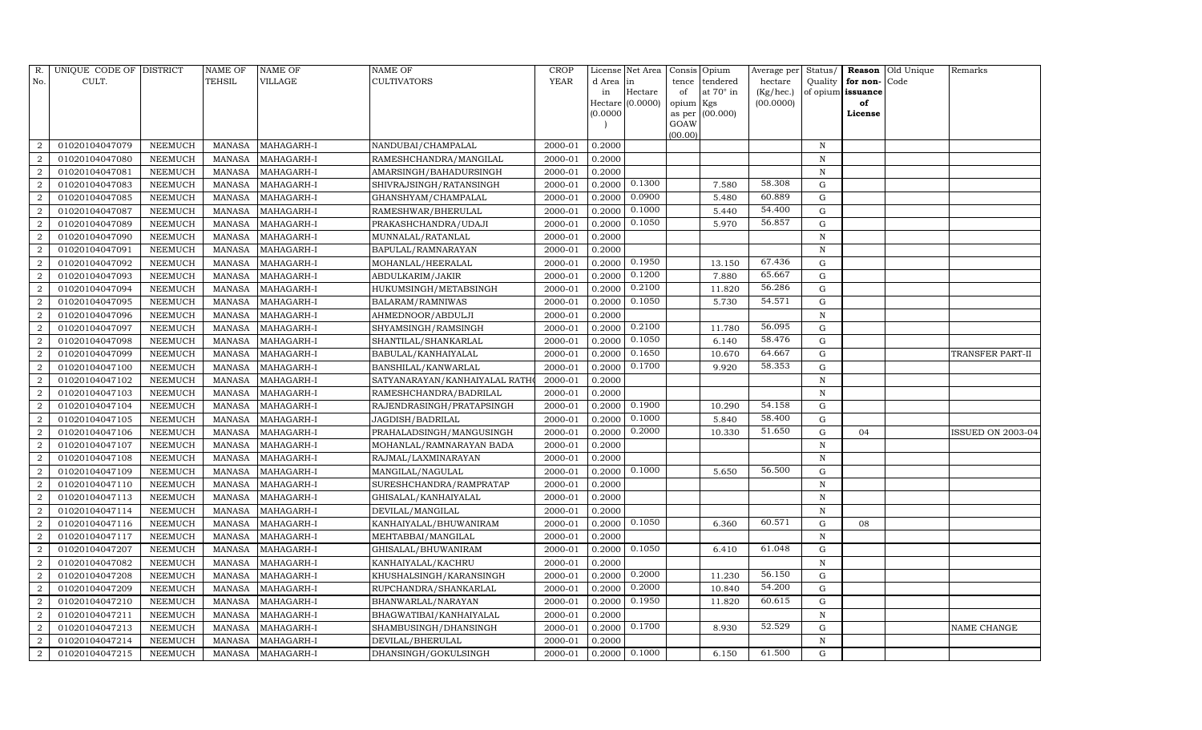| R. No. | UNIQUE CODE OF CULT. | DISTRICT | NAME OF TEHSIL | NAME OF VILLAGE | NAME OF CULTIVATORS | CROP YEAR | License d Area in Hectare (0.0000) | Net Area in Hectare (0.0000) | Consis tence of opium as per GOAW (00.00) | Opium tendered at 70° in Kgs (00.000) | Average per hectare (Kg/hec.) (00.0000) | Status/ Quality of opium | Reason for non-issuance of License | Old Unique Code | Remarks |
|---|---|---|---|---|---|---|---|---|---|---|---|---|---|---|---|
| 2 | 01020104047079 | NEEMUCH | MANASA | MAHAGARH-I | NANDUBAI/CHAMPALAL | 2000-01 | 0.2000 | | | | | N | | | |
| 2 | 01020104047080 | NEEMUCH | MANASA | MAHAGARH-I | RAMESHCHANDRA/MANGILAL | 2000-01 | 0.2000 | | | | | N | | | |
| 2 | 01020104047081 | NEEMUCH | MANASA | MAHAGARH-I | AMARSINGH/BAHADURSINGH | 2000-01 | 0.2000 | | | | | N | | | |
| 2 | 01020104047083 | NEEMUCH | MANASA | MAHAGARH-I | SHIVRAJSINGH/RATANSINGH | 2000-01 | 0.2000 | 0.1300 | | 7.580 | 58.308 | G | | | |
| 2 | 01020104047085 | NEEMUCH | MANASA | MAHAGARH-I | GHANSHYAM/CHAMPALAL | 2000-01 | 0.2000 | 0.0900 | | 5.480 | 60.889 | G | | | |
| 2 | 01020104047087 | NEEMUCH | MANASA | MAHAGARH-I | RAMESHWAR/BHERULAL | 2000-01 | 0.2000 | 0.1000 | | 5.440 | 54.400 | G | | | |
| 2 | 01020104047089 | NEEMUCH | MANASA | MAHAGARH-I | PRAKASHCHANDRA/UDAJI | 2000-01 | 0.2000 | 0.1050 | | 5.970 | 56.857 | G | | | |
| 2 | 01020104047090 | NEEMUCH | MANASA | MAHAGARH-I | MUNNALAL/RATANLAL | 2000-01 | 0.2000 | | | | | N | | | |
| 2 | 01020104047091 | NEEMUCH | MANASA | MAHAGARH-I | BAPULAL/RAMNARAYAN | 2000-01 | 0.2000 | | | | | N | | | |
| 2 | 01020104047092 | NEEMUCH | MANASA | MAHAGARH-I | MOHANLAL/HEERALAL | 2000-01 | 0.2000 | 0.1950 | | 13.150 | 67.436 | G | | | |
| 2 | 01020104047093 | NEEMUCH | MANASA | MAHAGARH-I | ABDULKARIM/JAKIR | 2000-01 | 0.2000 | 0.1200 | | 7.880 | 65.667 | G | | | |
| 2 | 01020104047094 | NEEMUCH | MANASA | MAHAGARH-I | HUKUMSINGH/METABSINGH | 2000-01 | 0.2000 | 0.2100 | | 11.820 | 56.286 | G | | | |
| 2 | 01020104047095 | NEEMUCH | MANASA | MAHAGARH-I | BALARAM/RAMNIWAS | 2000-01 | 0.2000 | 0.1050 | | 5.730 | 54.571 | G | | | |
| 2 | 01020104047096 | NEEMUCH | MANASA | MAHAGARH-I | AHMEDNOOR/ABDULJI | 2000-01 | 0.2000 | | | | | N | | | |
| 2 | 01020104047097 | NEEMUCH | MANASA | MAHAGARH-I | SHYAMSINGH/RAMSINGH | 2000-01 | 0.2000 | 0.2100 | | 11.780 | 56.095 | G | | | |
| 2 | 01020104047098 | NEEMUCH | MANASA | MAHAGARH-I | SHANTILAL/SHANKARLAL | 2000-01 | 0.2000 | 0.1050 | | 6.140 | 58.476 | G | | | |
| 2 | 01020104047099 | NEEMUCH | MANASA | MAHAGARH-I | BABULAL/KANHAIYALAL | 2000-01 | 0.2000 | 0.1650 | | 10.670 | 64.667 | G | | | TRANSFER PART-II |
| 2 | 01020104047100 | NEEMUCH | MANASA | MAHAGARH-I | BANSHILAL/KANWARLAL | 2000-01 | 0.2000 | 0.1700 | | 9.920 | 58.353 | G | | | |
| 2 | 01020104047102 | NEEMUCH | MANASA | MAHAGARH-I | SATYANARAYAN/KANHAIYALAL RATH | 2000-01 | 0.2000 | | | | | N | | | |
| 2 | 01020104047103 | NEEMUCH | MANASA | MAHAGARH-I | RAMESHCHANDRA/BADRILAL | 2000-01 | 0.2000 | | | | | N | | | |
| 2 | 01020104047104 | NEEMUCH | MANASA | MAHAGARH-I | RAJENDRASINGH/PRATAPSINGH | 2000-01 | 0.2000 | 0.1900 | | 10.290 | 54.158 | G | | | |
| 2 | 01020104047105 | NEEMUCH | MANASA | MAHAGARH-I | JAGDISH/BADRILAL | 2000-01 | 0.2000 | 0.1000 | | 5.840 | 58.400 | G | | | |
| 2 | 01020104047106 | NEEMUCH | MANASA | MAHAGARH-I | PRAHALADSINGH/MANGUSINGH | 2000-01 | 0.2000 | 0.2000 | | 10.330 | 51.650 | G | 04 | | ISSUED ON 2003-04 |
| 2 | 01020104047107 | NEEMUCH | MANASA | MAHAGARH-I | MOHANLAL/RAMNARAYAN BADA | 2000-01 | 0.2000 | | | | | N | | | |
| 2 | 01020104047108 | NEEMUCH | MANASA | MAHAGARH-I | RAJMAL/LAXMINARAYAN | 2000-01 | 0.2000 | | | | | N | | | |
| 2 | 01020104047109 | NEEMUCH | MANASA | MAHAGARH-I | MANGILAL/NAGULAL | 2000-01 | 0.2000 | 0.1000 | | 5.650 | 56.500 | G | | | |
| 2 | 01020104047110 | NEEMUCH | MANASA | MAHAGARH-I | SURESHCHANDRA/RAMPRATAP | 2000-01 | 0.2000 | | | | | N | | | |
| 2 | 01020104047113 | NEEMUCH | MANASA | MAHAGARH-I | GHISALAL/KANHAIYALAL | 2000-01 | 0.2000 | | | | | N | | | |
| 2 | 01020104047114 | NEEMUCH | MANASA | MAHAGARH-I | DEVILAL/MANGILAL | 2000-01 | 0.2000 | | | | | N | | | |
| 2 | 01020104047116 | NEEMUCH | MANASA | MAHAGARH-I | KANHAIYALAL/BHUWANIRAM | 2000-01 | 0.2000 | 0.1050 | | 6.360 | 60.571 | G | 08 | | |
| 2 | 01020104047117 | NEEMUCH | MANASA | MAHAGARH-I | MEHTABBAI/MANGILAL | 2000-01 | 0.2000 | | | | | N | | | |
| 2 | 01020104047207 | NEEMUCH | MANASA | MAHAGARH-I | GHISALAL/BHUWANIRAM | 2000-01 | 0.2000 | 0.1050 | | 6.410 | 61.048 | G | | | |
| 2 | 01020104047082 | NEEMUCH | MANASA | MAHAGARH-I | KANHAIYALAL/KACHRU | 2000-01 | 0.2000 | | | | | N | | | |
| 2 | 01020104047208 | NEEMUCH | MANASA | MAHAGARH-I | KHUSHALSINGH/KARANSINGH | 2000-01 | 0.2000 | 0.2000 | | 11.230 | 56.150 | G | | | |
| 2 | 01020104047209 | NEEMUCH | MANASA | MAHAGARH-I | RUPCHANDRA/SHANKARLAL | 2000-01 | 0.2000 | 0.2000 | | 10.840 | 54.200 | G | | | |
| 2 | 01020104047210 | NEEMUCH | MANASA | MAHAGARH-I | BHANWARLAL/NARAYAN | 2000-01 | 0.2000 | 0.1950 | | 11.820 | 60.615 | G | | | |
| 2 | 01020104047211 | NEEMUCH | MANASA | MAHAGARH-I | BHAGWATIBAI/KANHAIYALAL | 2000-01 | 0.2000 | | | | | N | | | |
| 2 | 01020104047213 | NEEMUCH | MANASA | MAHAGARH-I | SHAMBUSINGH/DHANSINGH | 2000-01 | 0.2000 | 0.1700 | | 8.930 | 52.529 | G | | | NAME CHANGE |
| 2 | 01020104047214 | NEEMUCH | MANASA | MAHAGARH-I | DEVILAL/BHERULAL | 2000-01 | 0.2000 | | | | | N | | | |
| 2 | 01020104047215 | NEEMUCH | MANASA | MAHAGARH-I | DHANSINGH/GOKULSINGH | 2000-01 | 0.2000 | 0.1000 | | 6.150 | 61.500 | G | | | |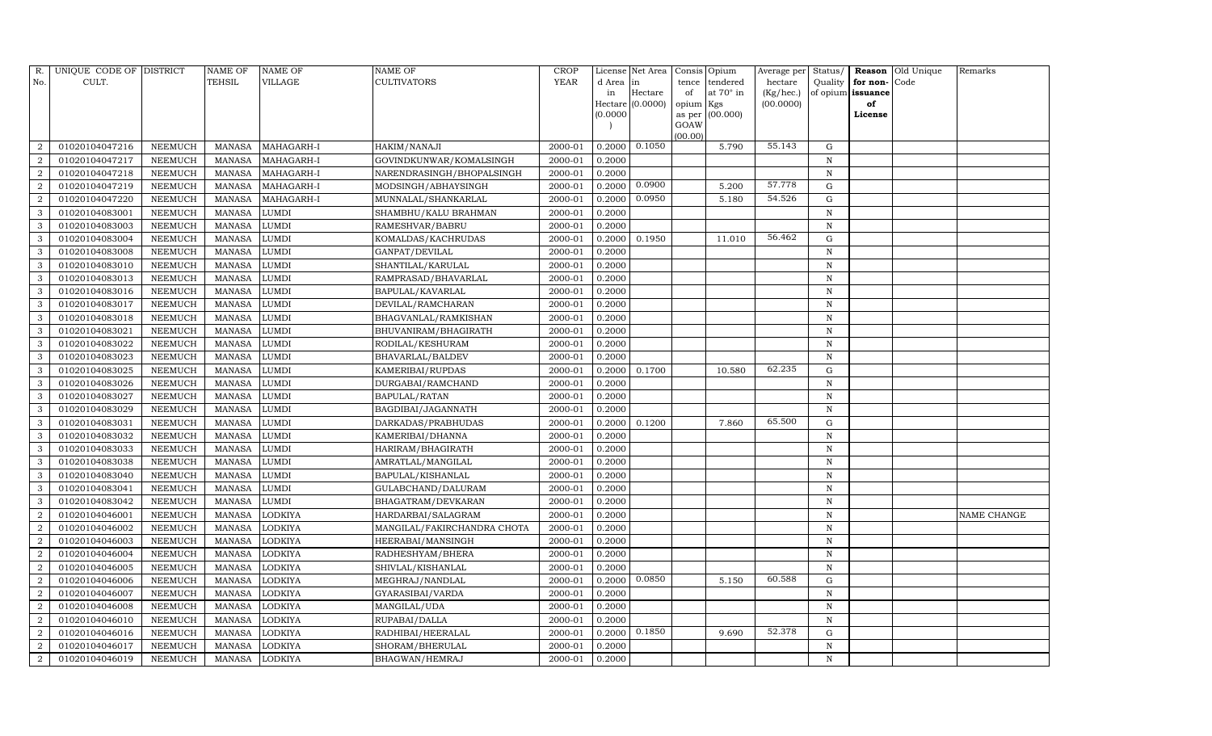| R. No. | UNIQUE CODE OF CULT. | DISTRICT | NAME OF TEHSIL | NAME OF VILLAGE | NAME OF CULTIVATORS | CROP YEAR | License d Area in Hectare (0.0000) | Net Area in Hectare (0.0000) | Consis tence of opium as per GOAW (00.00) | Opium tendered at 70° in Kgs (00.000) | Average per hectare (Kg/hec.) (00.0000) | Status/ Quality of opium | Reason for non-issuance of License | Old Unique Code | Remarks |
|---|---|---|---|---|---|---|---|---|---|---|---|---|---|---|---|
| 2 | 01020104047216 | NEEMUCH | MANASA | MAHAGARH-I | HAKIM/NANAJI | 2000-01 | 0.2000 | 0.1050 | | 5.790 | 55.143 | G | | | |
| 2 | 01020104047217 | NEEMUCH | MANASA | MAHAGARH-I | GOVINDKUNWAR/KOMALSINGH | 2000-01 | 0.2000 | | | | | N | | | |
| 2 | 01020104047218 | NEEMUCH | MANASA | MAHAGARH-I | NARENDRASINGH/BHOPALSINGH | 2000-01 | 0.2000 | | | | | N | | | |
| 2 | 01020104047219 | NEEMUCH | MANASA | MAHAGARH-I | MODSINGH/ABHAYSINGH | 2000-01 | 0.2000 | 0.0900 | | 5.200 | 57.778 | G | | | |
| 2 | 01020104047220 | NEEMUCH | MANASA | MAHAGARH-I | MUNNALAL/SHANKARLAL | 2000-01 | 0.2000 | 0.0950 | | 5.180 | 54.526 | G | | | |
| 3 | 01020104083001 | NEEMUCH | MANASA | LUMDI | SHAMBHU/KALU BRAHMAN | 2000-01 | 0.2000 | | | | | N | | | |
| 3 | 01020104083003 | NEEMUCH | MANASA | LUMDI | RAMESHVAR/BABRU | 2000-01 | 0.2000 | | | | | N | | | |
| 3 | 01020104083004 | NEEMUCH | MANASA | LUMDI | KOMALDAS/KACHRUDAS | 2000-01 | 0.2000 | 0.1950 | | 11.010 | 56.462 | G | | | |
| 3 | 01020104083008 | NEEMUCH | MANASA | LUMDI | GANPAT/DEVILAL | 2000-01 | 0.2000 | | | | | N | | | |
| 3 | 01020104083010 | NEEMUCH | MANASA | LUMDI | SHANTILAL/KARULAL | 2000-01 | 0.2000 | | | | | N | | | |
| 3 | 01020104083013 | NEEMUCH | MANASA | LUMDI | RAMPRASAD/BHAVARLAL | 2000-01 | 0.2000 | | | | | N | | | |
| 3 | 01020104083016 | NEEMUCH | MANASA | LUMDI | BAPULAL/KAVARLAL | 2000-01 | 0.2000 | | | | | N | | | |
| 3 | 01020104083017 | NEEMUCH | MANASA | LUMDI | DEVILAL/RAMCHARAN | 2000-01 | 0.2000 | | | | | N | | | |
| 3 | 01020104083018 | NEEMUCH | MANASA | LUMDI | BHAGVANLAL/RAMKISHAN | 2000-01 | 0.2000 | | | | | N | | | |
| 3 | 01020104083021 | NEEMUCH | MANASA | LUMDI | BHUVANIRAM/BHAGIRATH | 2000-01 | 0.2000 | | | | | N | | | |
| 3 | 01020104083022 | NEEMUCH | MANASA | LUMDI | RODILAL/KESHURAM | 2000-01 | 0.2000 | | | | | N | | | |
| 3 | 01020104083023 | NEEMUCH | MANASA | LUMDI | BHAVARLAL/BALDEV | 2000-01 | 0.2000 | | | | | N | | | |
| 3 | 01020104083025 | NEEMUCH | MANASA | LUMDI | KAMERIBAI/RUPDAS | 2000-01 | 0.2000 | 0.1700 | | 10.580 | 62.235 | G | | | |
| 3 | 01020104083026 | NEEMUCH | MANASA | LUMDI | DURGABAI/RAMCHAND | 2000-01 | 0.2000 | | | | | N | | | |
| 3 | 01020104083027 | NEEMUCH | MANASA | LUMDI | BAPULAL/RATAN | 2000-01 | 0.2000 | | | | | N | | | |
| 3 | 01020104083029 | NEEMUCH | MANASA | LUMDI | BAGDIBAI/JAGANNATH | 2000-01 | 0.2000 | | | | | N | | | |
| 3 | 01020104083031 | NEEMUCH | MANASA | LUMDI | DARKADAS/PRABHUDAS | 2000-01 | 0.2000 | 0.1200 | | 7.860 | 65.500 | G | | | |
| 3 | 01020104083032 | NEEMUCH | MANASA | LUMDI | KAMERIBAI/DHANNA | 2000-01 | 0.2000 | | | | | N | | | |
| 3 | 01020104083033 | NEEMUCH | MANASA | LUMDI | HARIRAM/BHAGIRATH | 2000-01 | 0.2000 | | | | | N | | | |
| 3 | 01020104083038 | NEEMUCH | MANASA | LUMDI | AMRATLAL/MANGILAL | 2000-01 | 0.2000 | | | | | N | | | |
| 3 | 01020104083040 | NEEMUCH | MANASA | LUMDI | BAPULAL/KISHANLAL | 2000-01 | 0.2000 | | | | | N | | | |
| 3 | 01020104083041 | NEEMUCH | MANASA | LUMDI | GULABCHAND/DALURAM | 2000-01 | 0.2000 | | | | | N | | | |
| 3 | 01020104083042 | NEEMUCH | MANASA | LUMDI | BHAGATRAM/DEVKARAN | 2000-01 | 0.2000 | | | | | N | | | |
| 2 | 01020104046001 | NEEMUCH | MANASA | LODKIYA | HARDARBAI/SALAGRAM | 2000-01 | 0.2000 | | | | | N | | | NAME CHANGE |
| 2 | 01020104046002 | NEEMUCH | MANASA | LODKIYA | MANGILAL/FAKIRCHANDRA CHOTA | 2000-01 | 0.2000 | | | | | N | | | |
| 2 | 01020104046003 | NEEMUCH | MANASA | LODKIYA | HEERABAI/MANSINGH | 2000-01 | 0.2000 | | | | | N | | | |
| 2 | 01020104046004 | NEEMUCH | MANASA | LODKIYA | RADHESHYAM/BHERA | 2000-01 | 0.2000 | | | | | N | | | |
| 2 | 01020104046005 | NEEMUCH | MANASA | LODKIYA | SHIVLAL/KISHANLAL | 2000-01 | 0.2000 | | | | | N | | | |
| 2 | 01020104046006 | NEEMUCH | MANASA | LODKIYA | MEGHRAJ/NANDLAL | 2000-01 | 0.2000 | 0.0850 | | 5.150 | 60.588 | G | | | |
| 2 | 01020104046007 | NEEMUCH | MANASA | LODKIYA | GYARASIBAI/VARDA | 2000-01 | 0.2000 | | | | | N | | | |
| 2 | 01020104046008 | NEEMUCH | MANASA | LODKIYA | MANGILAL/UDA | 2000-01 | 0.2000 | | | | | N | | | |
| 2 | 01020104046010 | NEEMUCH | MANASA | LODKIYA | RUPABAI/DALLA | 2000-01 | 0.2000 | | | | | N | | | |
| 2 | 01020104046016 | NEEMUCH | MANASA | LODKIYA | RADHIBAI/HEERALAL | 2000-01 | 0.2000 | 0.1850 | | 9.690 | 52.378 | G | | | |
| 2 | 01020104046017 | NEEMUCH | MANASA | LODKIYA | SHORAM/BHERULAL | 2000-01 | 0.2000 | | | | | N | | | |
| 2 | 01020104046019 | NEEMUCH | MANASA | LODKIYA | BHAGWAN/HEMRAJ | 2000-01 | 0.2000 | | | | | N | | | |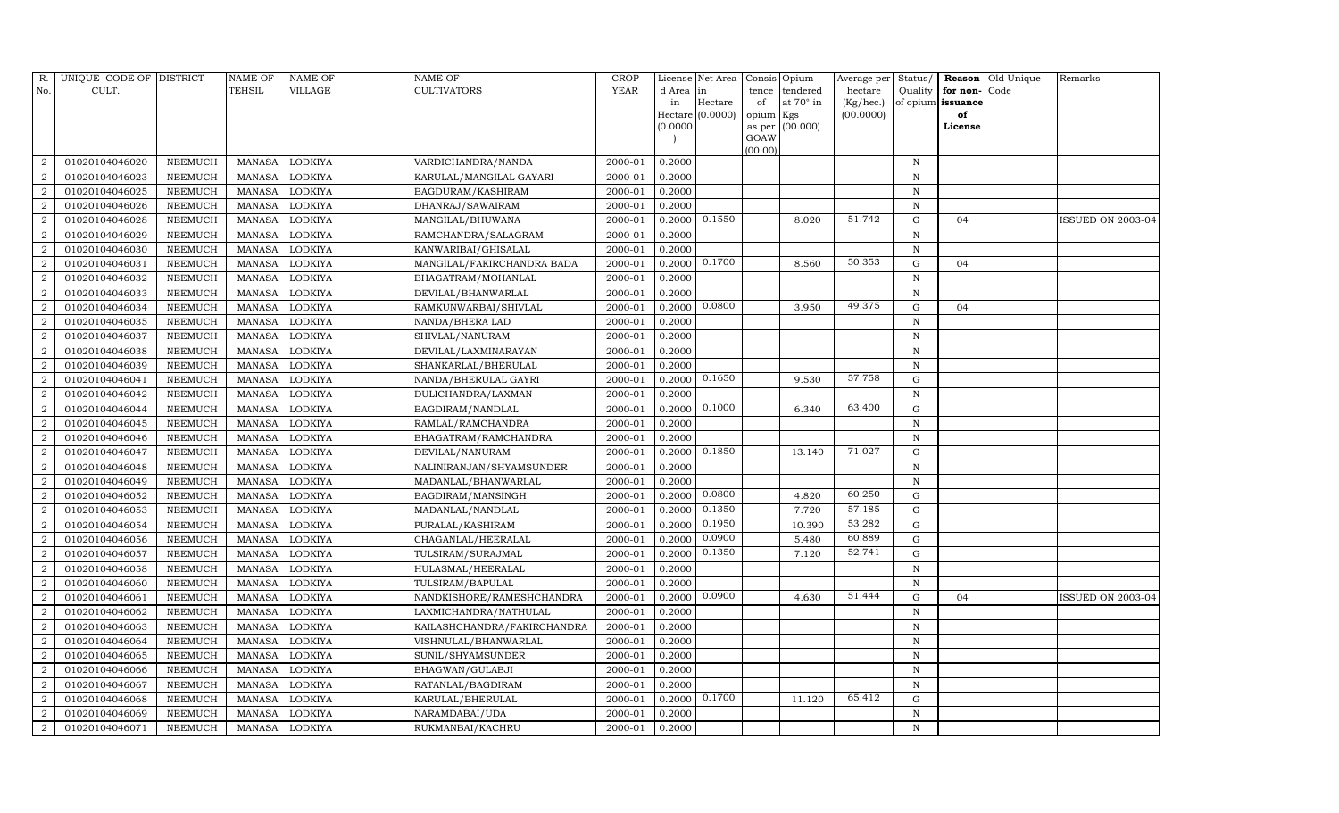| R. No. | UNIQUE CODE OF CULT. | DISTRICT | NAME OF TEHSIL | NAME OF VILLAGE | NAME OF CULTIVATORS | CROP YEAR | License d Area in Hectare (0.0000) | Net Area in Hectare (0.0000) | Consis tence of opium as per GOAW (00.00) | Opium tendered at 70° in Kgs (00.000) | Average per hectare (Kg/hec.) (00.0000) | Status/ Quality of opium | Reason for non-issuance of License | Old Unique Code | Remarks |
|---|---|---|---|---|---|---|---|---|---|---|---|---|---|---|---|
| 2 | 01020104046020 | NEEMUCH | MANASA | LODKIYA | VARDICHANDRA/NANDA | 2000-01 | 0.2000 | | | | | N | | | |
| 2 | 01020104046023 | NEEMUCH | MANASA | LODKIYA | KARULAL/MANGILAL GAYARI | 2000-01 | 0.2000 | | | | | N | | | |
| 2 | 01020104046025 | NEEMUCH | MANASA | LODKIYA | BAGDURAM/KASHIRAM | 2000-01 | 0.2000 | | | | | N | | | |
| 2 | 01020104046026 | NEEMUCH | MANASA | LODKIYA | DHANRAJ/SAWAIRAM | 2000-01 | 0.2000 | | | | | N | | | |
| 2 | 01020104046028 | NEEMUCH | MANASA | LODKIYA | MANGILAL/BHUWANA | 2000-01 | 0.2000 | 0.1550 | | 8.020 | 51.742 | G | 04 | | ISSUED ON 2003-04 |
| 2 | 01020104046029 | NEEMUCH | MANASA | LODKIYA | RAMCHANDRA/SALAGRAM | 2000-01 | 0.2000 | | | | | N | | | |
| 2 | 01020104046030 | NEEMUCH | MANASA | LODKIYA | KANWARIBAI/GHISALAL | 2000-01 | 0.2000 | | | | | N | | | |
| 2 | 01020104046031 | NEEMUCH | MANASA | LODKIYA | MANGILAL/FAKIRCHANDRA BADA | 2000-01 | 0.2000 | 0.1700 | | 8.560 | 50.353 | G | 04 | | |
| 2 | 01020104046032 | NEEMUCH | MANASA | LODKIYA | BHAGATRAM/MOHANLAL | 2000-01 | 0.2000 | | | | | N | | | |
| 2 | 01020104046033 | NEEMUCH | MANASA | LODKIYA | DEVILAL/BHANWARLAL | 2000-01 | 0.2000 | | | | | N | | | |
| 2 | 01020104046034 | NEEMUCH | MANASA | LODKIYA | RAMKUNWARBAI/SHIVLAL | 2000-01 | 0.2000 | 0.0800 | | 3.950 | 49.375 | G | 04 | | |
| 2 | 01020104046035 | NEEMUCH | MANASA | LODKIYA | NANDA/BHERA LAD | 2000-01 | 0.2000 | | | | | N | | | |
| 2 | 01020104046037 | NEEMUCH | MANASA | LODKIYA | SHIVLAL/NANURAM | 2000-01 | 0.2000 | | | | | N | | | |
| 2 | 01020104046038 | NEEMUCH | MANASA | LODKIYA | DEVILAL/LAXMINARAYAN | 2000-01 | 0.2000 | | | | | N | | | |
| 2 | 01020104046039 | NEEMUCH | MANASA | LODKIYA | SHANKARLAL/BHERULAL | 2000-01 | 0.2000 | | | | | N | | | |
| 2 | 01020104046041 | NEEMUCH | MANASA | LODKIYA | NANDA/BHERULAL GAYRI | 2000-01 | 0.2000 | 0.1650 | | 9.530 | 57.758 | G | | | |
| 2 | 01020104046042 | NEEMUCH | MANASA | LODKIYA | DULICHANDRA/LAXMAN | 2000-01 | 0.2000 | | | | | N | | | |
| 2 | 01020104046044 | NEEMUCH | MANASA | LODKIYA | BAGDIRAM/NANDLAL | 2000-01 | 0.2000 | 0.1000 | | 6.340 | 63.400 | G | | | |
| 2 | 01020104046045 | NEEMUCH | MANASA | LODKIYA | RAMLAL/RAMCHANDRA | 2000-01 | 0.2000 | | | | | N | | | |
| 2 | 01020104046046 | NEEMUCH | MANASA | LODKIYA | BHAGATRAM/RAMCHANDRA | 2000-01 | 0.2000 | | | | | N | | | |
| 2 | 01020104046047 | NEEMUCH | MANASA | LODKIYA | DEVILAL/NANURAM | 2000-01 | 0.2000 | 0.1850 | | 13.140 | 71.027 | G | | | |
| 2 | 01020104046048 | NEEMUCH | MANASA | LODKIYA | NALINIRANJAN/SHYAMSUNDER | 2000-01 | 0.2000 | | | | | N | | | |
| 2 | 01020104046049 | NEEMUCH | MANASA | LODKIYA | MADANLAL/BHANWARLAL | 2000-01 | 0.2000 | | | | | N | | | |
| 2 | 01020104046052 | NEEMUCH | MANASA | LODKIYA | BAGDIRAM/MANSINGH | 2000-01 | 0.2000 | 0.0800 | | 4.820 | 60.250 | G | | | |
| 2 | 01020104046053 | NEEMUCH | MANASA | LODKIYA | MADANLAL/NANDLAL | 2000-01 | 0.2000 | 0.1350 | | 7.720 | 57.185 | G | | | |
| 2 | 01020104046054 | NEEMUCH | MANASA | LODKIYA | PURALAL/KASHIRAM | 2000-01 | 0.2000 | 0.1950 | | 10.390 | 53.282 | G | | | |
| 2 | 01020104046056 | NEEMUCH | MANASA | LODKIYA | CHAGANLAL/HEERALAL | 2000-01 | 0.2000 | 0.0900 | | 5.480 | 60.889 | G | | | |
| 2 | 01020104046057 | NEEMUCH | MANASA | LODKIYA | TULSIRAM/SURAJMAL | 2000-01 | 0.2000 | 0.1350 | | 7.120 | 52.741 | G | | | |
| 2 | 01020104046058 | NEEMUCH | MANASA | LODKIYA | HULASMAL/HEERALAL | 2000-01 | 0.2000 | | | | | N | | | |
| 2 | 01020104046060 | NEEMUCH | MANASA | LODKIYA | TULSIRAM/BAPULAL | 2000-01 | 0.2000 | | | | | N | | | |
| 2 | 01020104046061 | NEEMUCH | MANASA | LODKIYA | NANDKISHORE/RAMESHCHANDRA | 2000-01 | 0.2000 | 0.0900 | | 4.630 | 51.444 | G | 04 | | ISSUED ON 2003-04 |
| 2 | 01020104046062 | NEEMUCH | MANASA | LODKIYA | LAXMICHANDRA/NATHULAL | 2000-01 | 0.2000 | | | | | N | | | |
| 2 | 01020104046063 | NEEMUCH | MANASA | LODKIYA | KAILASHCHANDRA/FAKIRCHANDRA | 2000-01 | 0.2000 | | | | | N | | | |
| 2 | 01020104046064 | NEEMUCH | MANASA | LODKIYA | VISHNULAL/BHANWARLAL | 2000-01 | 0.2000 | | | | | N | | | |
| 2 | 01020104046065 | NEEMUCH | MANASA | LODKIYA | SUNIL/SHYAMSUNDER | 2000-01 | 0.2000 | | | | | N | | | |
| 2 | 01020104046066 | NEEMUCH | MANASA | LODKIYA | BHAGWAN/GULABJI | 2000-01 | 0.2000 | | | | | N | | | |
| 2 | 01020104046067 | NEEMUCH | MANASA | LODKIYA | RATANLAL/BAGDIRAM | 2000-01 | 0.2000 | | | | | N | | | |
| 2 | 01020104046068 | NEEMUCH | MANASA | LODKIYA | KARULAL/BHERULAL | 2000-01 | 0.2000 | 0.1700 | | 11.120 | 65.412 | G | | | |
| 2 | 01020104046069 | NEEMUCH | MANASA | LODKIYA | NARAMDABAI/UDA | 2000-01 | 0.2000 | | | | | N | | | |
| 2 | 01020104046071 | NEEMUCH | MANASA | LODKIYA | RUKMANBAI/KACHRU | 2000-01 | 0.2000 | | | | | N | | | |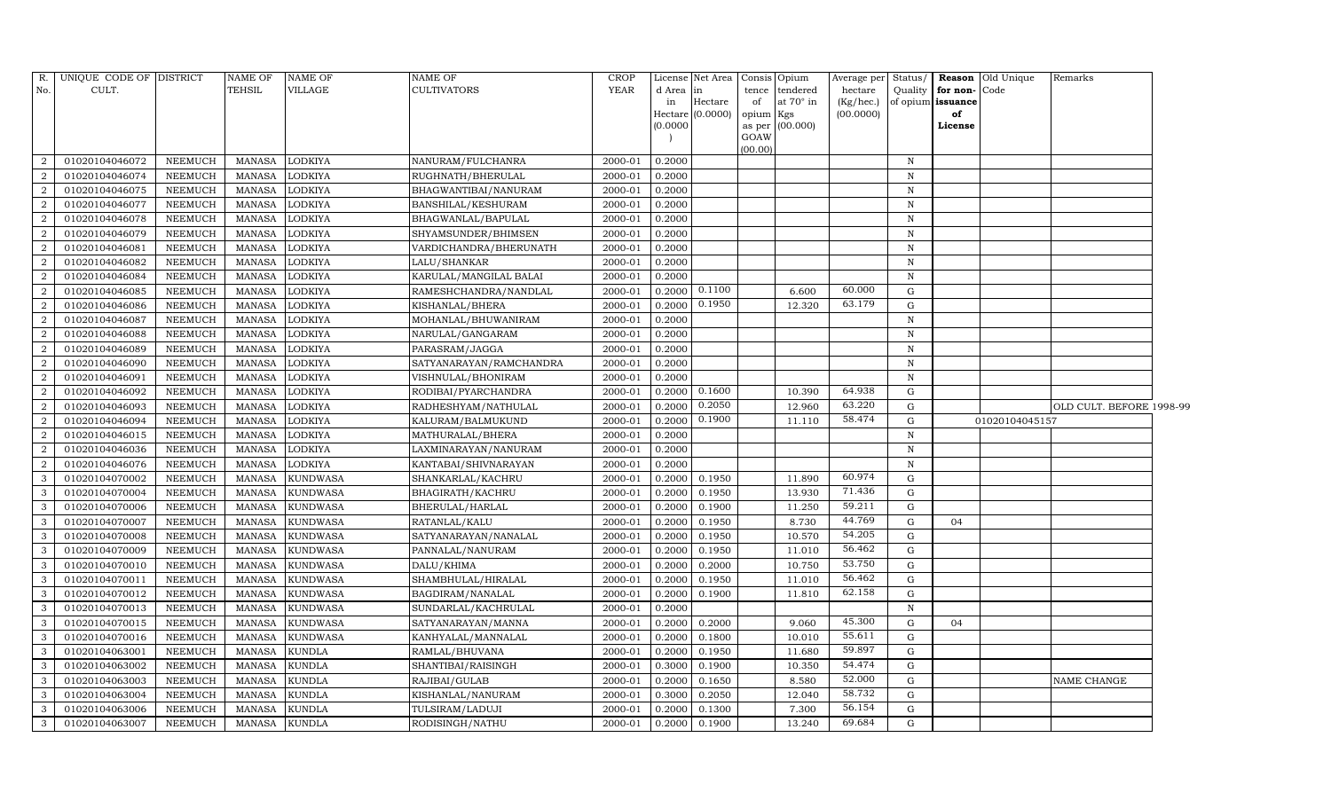| R. No. | UNIQUE CODE OF CULT. | DISTRICT | NAME OF TEHSIL | NAME OF VILLAGE | NAME OF CULTIVATORS | CROP YEAR | License d Area in Hectare (0.0000) | Net Area in Hectare (0.0000) | Consis tence of opium as per GOAW (00.00) | Opium tendered at 70° in Kgs (00.000) | Average per hectare (Kg/hec.) (00.0000) | Status/ Quality of opium | Reason for non-issuance of License | Old Unique Code | Remarks |
|---|---|---|---|---|---|---|---|---|---|---|---|---|---|---|---|
| 2 | 01020104046072 | NEEMUCH | MANASA | LODKIYA | NANURAM/FULCHANRA | 2000-01 | 0.2000 | | | | | N | | | |
| 2 | 01020104046074 | NEEMUCH | MANASA | LODKIYA | RUGHNATH/BHERULAL | 2000-01 | 0.2000 | | | | | N | | | |
| 2 | 01020104046075 | NEEMUCH | MANASA | LODKIYA | BHAGWANTIBAI/NANURAM | 2000-01 | 0.2000 | | | | | N | | | |
| 2 | 01020104046077 | NEEMUCH | MANASA | LODKIYA | BANSHILAL/KESHURAM | 2000-01 | 0.2000 | | | | | N | | | |
| 2 | 01020104046078 | NEEMUCH | MANASA | LODKIYA | BHAGWANLAL/BAPULAL | 2000-01 | 0.2000 | | | | | N | | | |
| 2 | 01020104046079 | NEEMUCH | MANASA | LODKIYA | SHYAMSUNDER/BHIMSEN | 2000-01 | 0.2000 | | | | | N | | | |
| 2 | 01020104046081 | NEEMUCH | MANASA | LODKIYA | VARDICHANDRA/BHERUNATH | 2000-01 | 0.2000 | | | | | N | | | |
| 2 | 01020104046082 | NEEMUCH | MANASA | LODKIYA | LALU/SHANKAR | 2000-01 | 0.2000 | | | | | N | | | |
| 2 | 01020104046084 | NEEMUCH | MANASA | LODKIYA | KARULAL/MANGILAL BALAI | 2000-01 | 0.2000 | | | | | N | | | |
| 2 | 01020104046085 | NEEMUCH | MANASA | LODKIYA | RAMESHCHANDRA/NANDLAL | 2000-01 | 0.2000 | 0.1100 | | 6.600 | 60.000 | G | | | |
| 2 | 01020104046086 | NEEMUCH | MANASA | LODKIYA | KISHANLAL/BHERA | 2000-01 | 0.2000 | 0.1950 | | 12.320 | 63.179 | G | | | |
| 2 | 01020104046087 | NEEMUCH | MANASA | LODKIYA | MOHANLAL/BHUWANIRAM | 2000-01 | 0.2000 | | | | | N | | | |
| 2 | 01020104046088 | NEEMUCH | MANASA | LODKIYA | NARULAL/GANGARAM | 2000-01 | 0.2000 | | | | | N | | | |
| 2 | 01020104046089 | NEEMUCH | MANASA | LODKIYA | PARASRAM/JAGGA | 2000-01 | 0.2000 | | | | | N | | | |
| 2 | 01020104046090 | NEEMUCH | MANASA | LODKIYA | SATYANARAYAN/RAMCHANDRA | 2000-01 | 0.2000 | | | | | N | | | |
| 2 | 01020104046091 | NEEMUCH | MANASA | LODKIYA | VISHNULAL/BHONIRAM | 2000-01 | 0.2000 | | | | | N | | | |
| 2 | 01020104046092 | NEEMUCH | MANASA | LODKIYA | RODIBAI/PYARCHANDRA | 2000-01 | 0.2000 | 0.1600 | | 10.390 | 64.938 | G | | | |
| 2 | 01020104046093 | NEEMUCH | MANASA | LODKIYA | RADHESHYAM/NATHULAL | 2000-01 | 0.2000 | 0.2050 | | 12.960 | 63.220 | G | | | OLD CULT. BEFORE 1998-99 |
| 2 | 01020104046094 | NEEMUCH | MANASA | LODKIYA | KALURAM/BALMUKUND | 2000-01 | 0.2000 | 0.1900 | | 11.110 | 58.474 | G | | 01020104045157 | |
| 2 | 01020104046015 | NEEMUCH | MANASA | LODKIYA | MATHURALAL/BHERA | 2000-01 | 0.2000 | | | | | N | | | |
| 2 | 01020104046036 | NEEMUCH | MANASA | LODKIYA | LAXMINARAYAN/NANURAM | 2000-01 | 0.2000 | | | | | N | | | |
| 2 | 01020104046076 | NEEMUCH | MANASA | LODKIYA | KANTABAI/SHIVNARAYAN | 2000-01 | 0.2000 | | | | | N | | | |
| 3 | 01020104070002 | NEEMUCH | MANASA | KUNDWASA | SHANKARLAL/KACHRU | 2000-01 | 0.2000 | 0.1950 | | 11.890 | 60.974 | G | | | |
| 3 | 01020104070004 | NEEMUCH | MANASA | KUNDWASA | BHAGIRATH/KACHRU | 2000-01 | 0.2000 | 0.1950 | | 13.930 | 71.436 | G | | | |
| 3 | 01020104070006 | NEEMUCH | MANASA | KUNDWASA | BHERULAL/HARLAL | 2000-01 | 0.2000 | 0.1900 | | 11.250 | 59.211 | G | | | |
| 3 | 01020104070007 | NEEMUCH | MANASA | KUNDWASA | RATANLAL/KALU | 2000-01 | 0.2000 | 0.1950 | | 8.730 | 44.769 | G | 04 | | |
| 3 | 01020104070008 | NEEMUCH | MANASA | KUNDWASA | SATYANARAYAN/NANALAL | 2000-01 | 0.2000 | 0.1950 | | 10.570 | 54.205 | G | | | |
| 3 | 01020104070009 | NEEMUCH | MANASA | KUNDWASA | PANNALAL/NANURAM | 2000-01 | 0.2000 | 0.1950 | | 11.010 | 56.462 | G | | | |
| 3 | 01020104070010 | NEEMUCH | MANASA | KUNDWASA | DALU/KHIMA | 2000-01 | 0.2000 | 0.2000 | | 10.750 | 53.750 | G | | | |
| 3 | 01020104070011 | NEEMUCH | MANASA | KUNDWASA | SHAMBHULAL/HIRALAL | 2000-01 | 0.2000 | 0.1950 | | 11.010 | 56.462 | G | | | |
| 3 | 01020104070012 | NEEMUCH | MANASA | KUNDWASA | BAGDIRAM/NANALAL | 2000-01 | 0.2000 | 0.1900 | | 11.810 | 62.158 | G | | | |
| 3 | 01020104070013 | NEEMUCH | MANASA | KUNDWASA | SUNDARLAL/KACHRULAL | 2000-01 | 0.2000 | | | | | N | | | |
| 3 | 01020104070015 | NEEMUCH | MANASA | KUNDWASA | SATYANARAYAN/MANNA | 2000-01 | 0.2000 | 0.2000 | | 9.060 | 45.300 | G | 04 | | |
| 3 | 01020104070016 | NEEMUCH | MANASA | KUNDWASA | KANHYALAL/MANNALAL | 2000-01 | 0.2000 | 0.1800 | | 10.010 | 55.611 | G | | | |
| 3 | 01020104063001 | NEEMUCH | MANASA | KUNDLA | RAMLAL/BHUVANA | 2000-01 | 0.2000 | 0.1950 | | 11.680 | 59.897 | G | | | |
| 3 | 01020104063002 | NEEMUCH | MANASA | KUNDLA | SHANTIBAI/RAISINGH | 2000-01 | 0.3000 | 0.1900 | | 10.350 | 54.474 | G | | | |
| 3 | 01020104063003 | NEEMUCH | MANASA | KUNDLA | RAJIBAI/GULAB | 2000-01 | 0.2000 | 0.1650 | | 8.580 | 52.000 | G | | | NAME CHANGE |
| 3 | 01020104063004 | NEEMUCH | MANASA | KUNDLA | KISHANLAL/NANURAM | 2000-01 | 0.3000 | 0.2050 | | 12.040 | 58.732 | G | | | |
| 3 | 01020104063006 | NEEMUCH | MANASA | KUNDLA | TULSIRAM/LADUJI | 2000-01 | 0.2000 | 0.1300 | | 7.300 | 56.154 | G | | | |
| 3 | 01020104063007 | NEEMUCH | MANASA | KUNDLA | RODISINGH/NATHU | 2000-01 | 0.2000 | 0.1900 | | 13.240 | 69.684 | G | | | |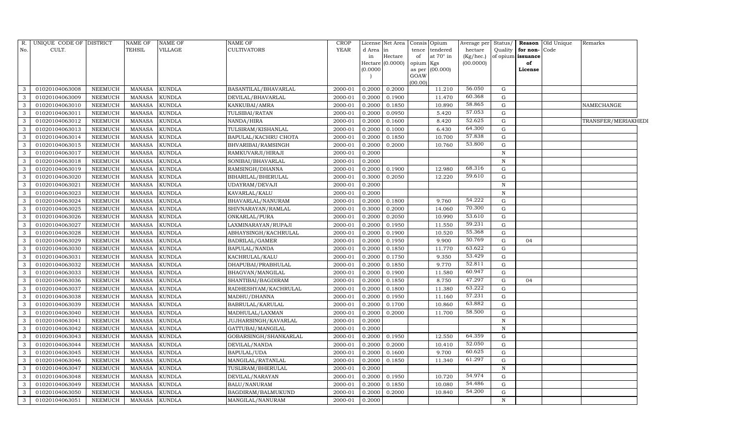| R. No. | UNIQUE CODE OF CULT. | DISTRICT | NAME OF TEHSIL | NAME OF VILLAGE | NAME OF CULTIVATORS | CROP YEAR | License d Area in Hectare (0.0000) | Net Area in Hectare (0.0000) | Consis tence of opium as per GOAW (00.00) | Opium tendered at 70° in Kgs (00.000) | Average per hectare (Kg/hec.) (00.0000) | Status/ Quality of opium | Reason for non-issuance of License | Old Unique Code | Remarks |
|---|---|---|---|---|---|---|---|---|---|---|---|---|---|---|---|
| 3 | 01020104063008 | NEEMUCH | MANASA | KUNDLA | BASANTILAL/BHAVARLAL | 2000-01 | 0.2000 | 0.2000 | | 11.210 | 56.050 | G | | | |
| 3 | 01020104063009 | NEEMUCH | MANASA | KUNDLA | DEVILAL/BHAVARLAL | 2000-01 | 0.2000 | 0.1900 | | 11.470 | 60.368 | G | | | |
| 3 | 01020104063010 | NEEMUCH | MANASA | KUNDLA | KANKUBAI/AMRA | 2000-01 | 0.2000 | 0.1850 | | 10.890 | 58.865 | G | | | NAMECHANGE |
| 3 | 01020104063011 | NEEMUCH | MANASA | KUNDLA | TULSIBAI/RATAN | 2000-01 | 0.2000 | 0.0950 | | 5.420 | 57.053 | G | | | |
| 3 | 01020104063012 | NEEMUCH | MANASA | KUNDLA | NANDA/HIRA | 2000-01 | 0.2000 | 0.1600 | | 8.420 | 52.625 | G | | | TRANSFER/MERIAKHEDI |
| 3 | 01020104063013 | NEEMUCH | MANASA | KUNDLA | TULSIRAM/KISHANLAL | 2000-01 | 0.2000 | 0.1000 | | 6.430 | 64.300 | G | | | |
| 3 | 01020104063014 | NEEMUCH | MANASA | KUNDLA | BAPULAL/KACHRU CHOTA | 2000-01 | 0.2000 | 0.1850 | | 10.700 | 57.838 | G | | | |
| 3 | 01020104063015 | NEEMUCH | MANASA | KUNDLA | BHVARIBAI/RAMSINGH | 2000-01 | 0.2000 | 0.2000 | | 10.760 | 53.800 | G | | | |
| 3 | 01020104063017 | NEEMUCH | MANASA | KUNDLA | RAMKUVARJI/HIRAJI | 2000-01 | 0.2000 | | | | | N | | | |
| 3 | 01020104063018 | NEEMUCH | MANASA | KUNDLA | SONIBAI/BHAVARLAL | 2000-01 | 0.2000 | | | | | N | | | |
| 3 | 01020104063019 | NEEMUCH | MANASA | KUNDLA | RAMSINGH/DHANNA | 2000-01 | 0.2000 | 0.1900 | | 12.980 | 68.316 | G | | | |
| 3 | 01020104063020 | NEEMUCH | MANASA | KUNDLA | BIHARILAL/BHERULAL | 2000-01 | 0.3000 | 0.2050 | | 12.220 | 59.610 | G | | | |
| 3 | 01020104063021 | NEEMUCH | MANASA | KUNDLA | UDAYRAM/DEVAJI | 2000-01 | 0.2000 | | | | | N | | | |
| 3 | 01020104063023 | NEEMUCH | MANASA | KUNDLA | KAVARLAL/KALU | 2000-01 | 0.2000 | | | | | N | | | |
| 3 | 01020104063024 | NEEMUCH | MANASA | KUNDLA | BHAVARLAL/NANURAM | 2000-01 | 0.2000 | 0.1800 | | 9.760 | 54.222 | G | | | |
| 3 | 01020104063025 | NEEMUCH | MANASA | KUNDLA | SHIVNARAYAN/RAMLAL | 2000-01 | 0.3000 | 0.2000 | | 14.060 | 70.300 | G | | | |
| 3 | 01020104063026 | NEEMUCH | MANASA | KUNDLA | ONKARLAL/PURA | 2000-01 | 0.2000 | 0.2050 | | 10.990 | 53.610 | G | | | |
| 3 | 01020104063027 | NEEMUCH | MANASA | KUNDLA | LAXMINARAYAN/RUPAJI | 2000-01 | 0.2000 | 0.1950 | | 11.550 | 59.231 | G | | | |
| 3 | 01020104063028 | NEEMUCH | MANASA | KUNDLA | ABHAYSINGH/KACHRULAL | 2000-01 | 0.2000 | 0.1900 | | 10.520 | 55.368 | G | | | |
| 3 | 01020104063029 | NEEMUCH | MANASA | KUNDLA | BADRILAL/GAMER | 2000-01 | 0.2000 | 0.1950 | | 9.900 | 50.769 | G | 04 | | |
| 3 | 01020104063030 | NEEMUCH | MANASA | KUNDLA | BAPULAL/NANDA | 2000-01 | 0.2000 | 0.1850 | | 11.770 | 63.622 | G | | | |
| 3 | 01020104063031 | NEEMUCH | MANASA | KUNDLA | KACHRULAL/KALU | 2000-01 | 0.2000 | 0.1750 | | 9.350 | 53.429 | G | | | |
| 3 | 01020104063032 | NEEMUCH | MANASA | KUNDLA | DHAPUBAI/PRABHULAL | 2000-01 | 0.2000 | 0.1850 | | 9.770 | 52.811 | G | | | |
| 3 | 01020104063033 | NEEMUCH | MANASA | KUNDLA | BHAGVAN/MANGILAL | 2000-01 | 0.2000 | 0.1900 | | 11.580 | 60.947 | G | | | |
| 3 | 01020104063036 | NEEMUCH | MANASA | KUNDLA | SHANTIBAI/BAGDIRAM | 2000-01 | 0.2000 | 0.1850 | | 8.750 | 47.297 | G | 04 | | |
| 3 | 01020104063037 | NEEMUCH | MANASA | KUNDLA | RADHESHYAM/KACHRULAL | 2000-01 | 0.2000 | 0.1800 | | 11.380 | 63.222 | G | | | |
| 3 | 01020104063038 | NEEMUCH | MANASA | KUNDLA | MADHU/DHANNA | 2000-01 | 0.2000 | 0.1950 | | 11.160 | 57.231 | G | | | |
| 3 | 01020104063039 | NEEMUCH | MANASA | KUNDLA | BABRULAL/KARULAL | 2000-01 | 0.2000 | 0.1700 | | 10.860 | 63.882 | G | | | |
| 3 | 01020104063040 | NEEMUCH | MANASA | KUNDLA | MADHULAL/LAXMAN | 2000-01 | 0.2000 | 0.2000 | | 11.700 | 58.500 | G | | | |
| 3 | 01020104063041 | NEEMUCH | MANASA | KUNDLA | JUJHARSINGH/KAVARLAL | 2000-01 | 0.2000 | | | | | N | | | |
| 3 | 01020104063042 | NEEMUCH | MANASA | KUNDLA | GATTUBAI/MANGILAL | 2000-01 | 0.2000 | | | | | N | | | |
| 3 | 01020104063043 | NEEMUCH | MANASA | KUNDLA | GOBARSINGH/SHANKARLAL | 2000-01 | 0.2000 | 0.1950 | | 12.550 | 64.359 | G | | | |
| 3 | 01020104063044 | NEEMUCH | MANASA | KUNDLA | DEVILAL/NANDA | 2000-01 | 0.2000 | 0.2000 | | 10.410 | 52.050 | G | | | |
| 3 | 01020104063045 | NEEMUCH | MANASA | KUNDLA | BAPULAL/UDA | 2000-01 | 0.2000 | 0.1600 | | 9.700 | 60.625 | G | | | |
| 3 | 01020104063046 | NEEMUCH | MANASA | KUNDLA | MANGILAL/RATANLAL | 2000-01 | 0.2000 | 0.1850 | | 11.340 | 61.297 | G | | | |
| 3 | 01020104063047 | NEEMUCH | MANASA | KUNDLA | TUSLIRAM/BHERULAL | 2000-01 | 0.2000 | | | | | N | | | |
| 3 | 01020104063048 | NEEMUCH | MANASA | KUNDLA | DEVILAL/NARAYAN | 2000-01 | 0.2000 | 0.1950 | | 10.720 | 54.974 | G | | | |
| 3 | 01020104063049 | NEEMUCH | MANASA | KUNDLA | BALU/NANURAM | 2000-01 | 0.2000 | 0.1850 | | 10.080 | 54.486 | G | | | |
| 3 | 01020104063050 | NEEMUCH | MANASA | KUNDLA | BAGDIRAM/BALMUKUND | 2000-01 | 0.2000 | 0.2000 | | 10.840 | 54.200 | G | | | |
| 3 | 01020104063051 | NEEMUCH | MANASA | KUNDLA | MANGILAL/NANURAM | 2000-01 | 0.2000 | | | | | N | | | |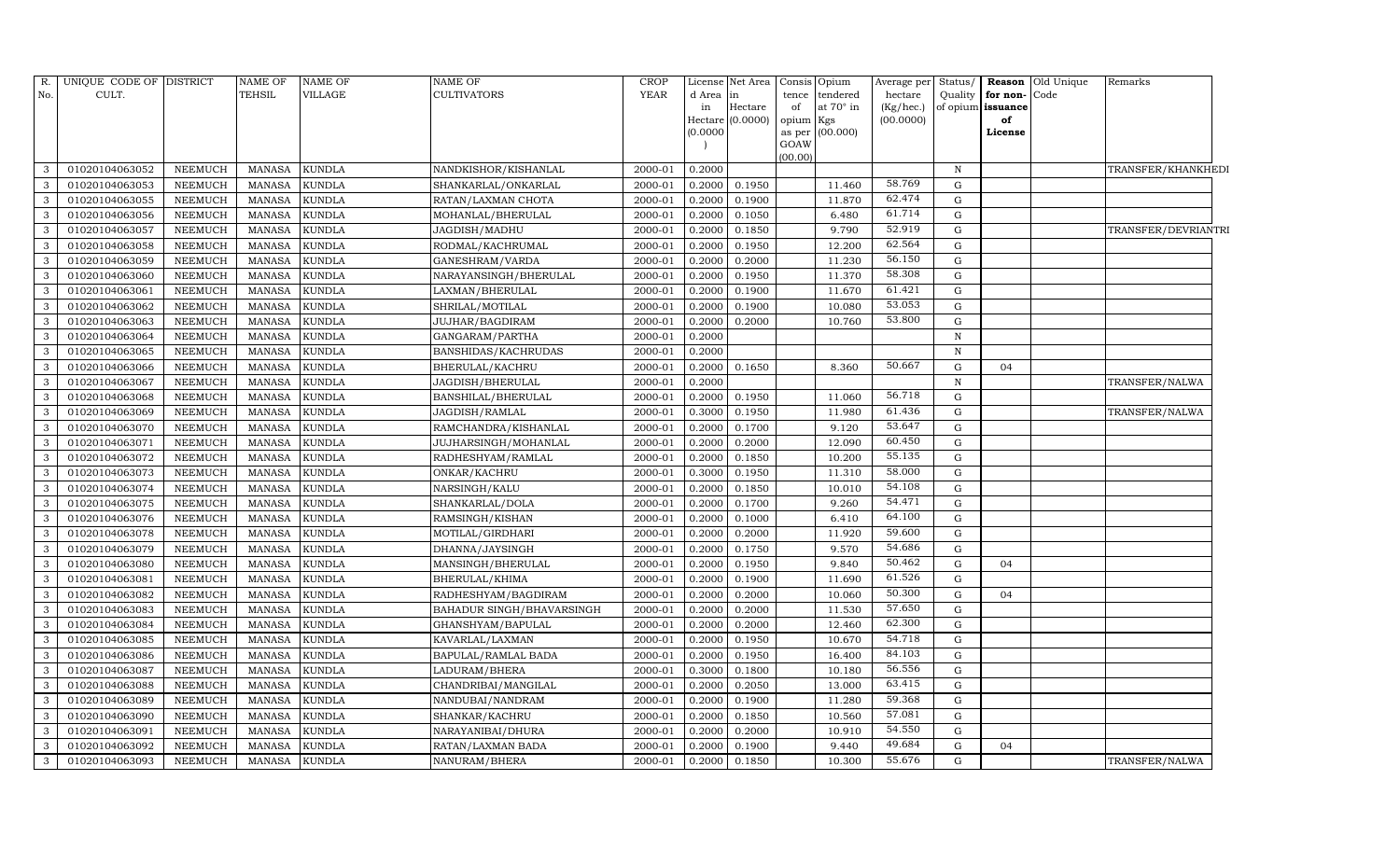| R. No. | UNIQUE CODE OF CULT. | DISTRICT | NAME OF TEHSIL | NAME OF VILLAGE | NAME OF CULTIVATORS | CROP YEAR | License d Area in Hectare (0.0000) | Net Area in Hectare (0.0000) | Consis tence of opium as per GOAW (00.00) | Opium tendered at 70° in Kgs (00.000) | Average per hectare (Kg/hec.) (00.0000) | Status/ Quality of opium | Reason for non-issuance of License | Old Unique Code | Remarks |
|---|---|---|---|---|---|---|---|---|---|---|---|---|---|---|---|
| 3 | 01020104063052 | NEEMUCH | MANASA | KUNDLA | NANDKISHOR/KISHANLAL | 2000-01 | 0.2000 | | | | | N | | | TRANSFER/KHANKHEDI |
| 3 | 01020104063053 | NEEMUCH | MANASA | KUNDLA | SHANKARLAL/ONKARLAL | 2000-01 | 0.2000 | 0.1950 | | 11.460 | 58.769 | G | | | |
| 3 | 01020104063055 | NEEMUCH | MANASA | KUNDLA | RATAN/LAXMAN CHOTA | 2000-01 | 0.2000 | 0.1900 | | 11.870 | 62.474 | G | | | |
| 3 | 01020104063056 | NEEMUCH | MANASA | KUNDLA | MOHANLAL/BHERULAL | 2000-01 | 0.2000 | 0.1050 | | 6.480 | 61.714 | G | | | |
| 3 | 01020104063057 | NEEMUCH | MANASA | KUNDLA | JAGDISH/MADHU | 2000-01 | 0.2000 | 0.1850 | | 9.790 | 52.919 | G | | | TRANSFER/DEVRIANTRI |
| 3 | 01020104063058 | NEEMUCH | MANASA | KUNDLA | RODMAL/KACHRUMAL | 2000-01 | 0.2000 | 0.1950 | | 12.200 | 62.564 | G | | | |
| 3 | 01020104063059 | NEEMUCH | MANASA | KUNDLA | GANESHRAM/VARDA | 2000-01 | 0.2000 | 0.2000 | | 11.230 | 56.150 | G | | | |
| 3 | 01020104063060 | NEEMUCH | MANASA | KUNDLA | NARAYANSINGH/BHERULAL | 2000-01 | 0.2000 | 0.1950 | | 11.370 | 58.308 | G | | | |
| 3 | 01020104063061 | NEEMUCH | MANASA | KUNDLA | LAXMAN/BHERULAL | 2000-01 | 0.2000 | 0.1900 | | 11.670 | 61.421 | G | | | |
| 3 | 01020104063062 | NEEMUCH | MANASA | KUNDLA | SHRILAL/MOTILAL | 2000-01 | 0.2000 | 0.1900 | | 10.080 | 53.053 | G | | | |
| 3 | 01020104063063 | NEEMUCH | MANASA | KUNDLA | JUJHAR/BAGDIRAM | 2000-01 | 0.2000 | 0.2000 | | 10.760 | 53.800 | G | | | |
| 3 | 01020104063064 | NEEMUCH | MANASA | KUNDLA | GANGARAM/PARTHA | 2000-01 | 0.2000 | | | | | N | | | |
| 3 | 01020104063065 | NEEMUCH | MANASA | KUNDLA | BANSHIDAS/KACHRUDAS | 2000-01 | 0.2000 | | | | | N | | | |
| 3 | 01020104063066 | NEEMUCH | MANASA | KUNDLA | BHERULAL/KACHRU | 2000-01 | 0.2000 | 0.1650 | | 8.360 | 50.667 | G | 04 | | |
| 3 | 01020104063067 | NEEMUCH | MANASA | KUNDLA | JAGDISH/BHERULAL | 2000-01 | 0.2000 | | | | | N | | | TRANSFER/NALWA |
| 3 | 01020104063068 | NEEMUCH | MANASA | KUNDLA | BANSHILAL/BHERULAL | 2000-01 | 0.2000 | 0.1950 | | 11.060 | 56.718 | G | | | |
| 3 | 01020104063069 | NEEMUCH | MANASA | KUNDLA | JAGDISH/RAMLAL | 2000-01 | 0.3000 | 0.1950 | | 11.980 | 61.436 | G | | | TRANSFER/NALWA |
| 3 | 01020104063070 | NEEMUCH | MANASA | KUNDLA | RAMCHANDRA/KISHANLAL | 2000-01 | 0.2000 | 0.1700 | | 9.120 | 53.647 | G | | | |
| 3 | 01020104063071 | NEEMUCH | MANASA | KUNDLA | JUJHARSINGH/MOHANLAL | 2000-01 | 0.2000 | 0.2000 | | 12.090 | 60.450 | G | | | |
| 3 | 01020104063072 | NEEMUCH | MANASA | KUNDLA | RADHESHYAM/RAMLAL | 2000-01 | 0.2000 | 0.1850 | | 10.200 | 55.135 | G | | | |
| 3 | 01020104063073 | NEEMUCH | MANASA | KUNDLA | ONKAR/KACHRU | 2000-01 | 0.3000 | 0.1950 | | 11.310 | 58.000 | G | | | |
| 3 | 01020104063074 | NEEMUCH | MANASA | KUNDLA | NARSINGH/KALU | 2000-01 | 0.2000 | 0.1850 | | 10.010 | 54.108 | G | | | |
| 3 | 01020104063075 | NEEMUCH | MANASA | KUNDLA | SHANKARLAL/DOLA | 2000-01 | 0.2000 | 0.1700 | | 9.260 | 54.471 | G | | | |
| 3 | 01020104063076 | NEEMUCH | MANASA | KUNDLA | RAMSINGH/KISHAN | 2000-01 | 0.2000 | 0.1000 | | 6.410 | 64.100 | G | | | |
| 3 | 01020104063078 | NEEMUCH | MANASA | KUNDLA | MOTILAL/GIRDHARI | 2000-01 | 0.2000 | 0.2000 | | 11.920 | 59.600 | G | | | |
| 3 | 01020104063079 | NEEMUCH | MANASA | KUNDLA | DHANNA/JAYSINGH | 2000-01 | 0.2000 | 0.1750 | | 9.570 | 54.686 | G | | | |
| 3 | 01020104063080 | NEEMUCH | MANASA | KUNDLA | MANSINGH/BHERULAL | 2000-01 | 0.2000 | 0.1950 | | 9.840 | 50.462 | G | 04 | | |
| 3 | 01020104063081 | NEEMUCH | MANASA | KUNDLA | BHERULAL/KHIMA | 2000-01 | 0.2000 | 0.1900 | | 11.690 | 61.526 | G | | | |
| 3 | 01020104063082 | NEEMUCH | MANASA | KUNDLA | RADHESHYAM/BAGDIRAM | 2000-01 | 0.2000 | 0.2000 | | 10.060 | 50.300 | G | 04 | | |
| 3 | 01020104063083 | NEEMUCH | MANASA | KUNDLA | BAHADUR SINGH/BHAVARSINGH | 2000-01 | 0.2000 | 0.2000 | | 11.530 | 57.650 | G | | | |
| 3 | 01020104063084 | NEEMUCH | MANASA | KUNDLA | GHANSHYAM/BAPULAL | 2000-01 | 0.2000 | 0.2000 | | 12.460 | 62.300 | G | | | |
| 3 | 01020104063085 | NEEMUCH | MANASA | KUNDLA | KAVARLAL/LAXMAN | 2000-01 | 0.2000 | 0.1950 | | 10.670 | 54.718 | G | | | |
| 3 | 01020104063086 | NEEMUCH | MANASA | KUNDLA | BAPULAL/RAMLAL BADA | 2000-01 | 0.2000 | 0.1950 | | 16.400 | 84.103 | G | | | |
| 3 | 01020104063087 | NEEMUCH | MANASA | KUNDLA | LADURAM/BHERA | 2000-01 | 0.3000 | 0.1800 | | 10.180 | 56.556 | G | | | |
| 3 | 01020104063088 | NEEMUCH | MANASA | KUNDLA | CHANDRIBAI/MANGILAL | 2000-01 | 0.2000 | 0.2050 | | 13.000 | 63.415 | G | | | |
| 3 | 01020104063089 | NEEMUCH | MANASA | KUNDLA | NANDUBAI/NANDRAM | 2000-01 | 0.2000 | 0.1900 | | 11.280 | 59.368 | G | | | |
| 3 | 01020104063090 | NEEMUCH | MANASA | KUNDLA | SHANKAR/KACHRU | 2000-01 | 0.2000 | 0.1850 | | 10.560 | 57.081 | G | | | |
| 3 | 01020104063091 | NEEMUCH | MANASA | KUNDLA | NARAYANIBAI/DHURA | 2000-01 | 0.2000 | 0.2000 | | 10.910 | 54.550 | G | | | |
| 3 | 01020104063092 | NEEMUCH | MANASA | KUNDLA | RATAN/LAXMAN BADA | 2000-01 | 0.2000 | 0.1900 | | 9.440 | 49.684 | G | 04 | | |
| 3 | 01020104063093 | NEEMUCH | MANASA | KUNDLA | NANURAM/BHERA | 2000-01 | 0.2000 | 0.1850 | | 10.300 | 55.676 | G | | | TRANSFER/NALWA |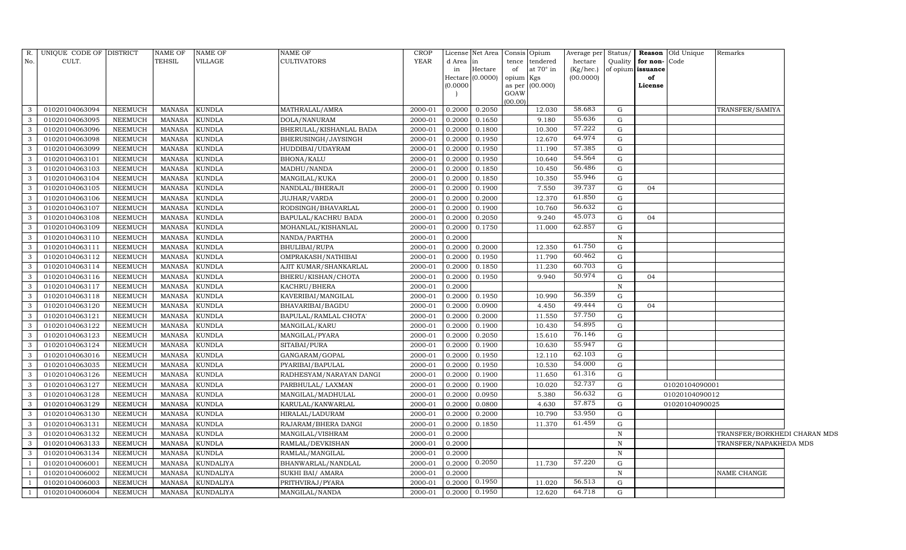| R. No. | UNIQUE CODE OF CULT. | DISTRICT | NAME OF TEHSIL | NAME OF VILLAGE | NAME OF CULTIVATORS | CROP YEAR | License d Area in Hectare (0.0000) | Net Area in Hectare (0.0000) | Consis tence of opium as per GOAW (00.00) | Opium tendered at 70° in Kgs (00.000) | Average per hectare (Kg/hec.) (00.0000) | Status/ Quality of opium | Reason for non-issuance of License | Old Unique Code | Remarks |
|---|---|---|---|---|---|---|---|---|---|---|---|---|---|---|---|
| 3 | 01020104063094 | NEEMUCH | MANASA | KUNDLA | MATHRALAL/AMRA | 2000-01 | 0.2000 | 0.2050 | | 12.030 | 58.683 | G | | | TRANSFER/SAMIYA |
| 3 | 01020104063095 | NEEMUCH | MANASA | KUNDLA | DOLA/NANURAM | 2000-01 | 0.2000 | 0.1650 | | 9.180 | 55.636 | G | | | |
| 3 | 01020104063096 | NEEMUCH | MANASA | KUNDLA | BHERULAL/KISHANLAL BADA | 2000-01 | 0.2000 | 0.1800 | | 10.300 | 57.222 | G | | | |
| 3 | 01020104063098 | NEEMUCH | MANASA | KUNDLA | BHERUSINGH/JAYSINGH | 2000-01 | 0.2000 | 0.1950 | | 12.670 | 64.974 | G | | | |
| 3 | 01020104063099 | NEEMUCH | MANASA | KUNDLA | HUDDIBAI/UDAYRAM | 2000-01 | 0.2000 | 0.1950 | | 11.190 | 57.385 | G | | | |
| 3 | 01020104063101 | NEEMUCH | MANASA | KUNDLA | BHONA/KALU | 2000-01 | 0.2000 | 0.1950 | | 10.640 | 54.564 | G | | | |
| 3 | 01020104063103 | NEEMUCH | MANASA | KUNDLA | MADHU/NANDA | 2000-01 | 0.2000 | 0.1850 | | 10.450 | 56.486 | G | | | |
| 3 | 01020104063104 | NEEMUCH | MANASA | KUNDLA | MANGILAL/KUKA | 2000-01 | 0.2000 | 0.1850 | | 10.350 | 55.946 | G | | | |
| 3 | 01020104063105 | NEEMUCH | MANASA | KUNDLA | NANDLAL/BHERAJI | 2000-01 | 0.2000 | 0.1900 | | 7.550 | 39.737 | G | 04 | | |
| 3 | 01020104063106 | NEEMUCH | MANASA | KUNDLA | JUJHAR/VARDA | 2000-01 | 0.2000 | 0.2000 | | 12.370 | 61.850 | G | | | |
| 3 | 01020104063107 | NEEMUCH | MANASA | KUNDLA | RODSINGH/BHAVARLAL | 2000-01 | 0.2000 | 0.1900 | | 10.760 | 56.632 | G | | | |
| 3 | 01020104063108 | NEEMUCH | MANASA | KUNDLA | BAPULAL/KACHRU BADA | 2000-01 | 0.2000 | 0.2050 | | 9.240 | 45.073 | G | 04 | | |
| 3 | 01020104063109 | NEEMUCH | MANASA | KUNDLA | MOHANLAL/KISHANLAL | 2000-01 | 0.2000 | 0.1750 | | 11.000 | 62.857 | G | | | |
| 3 | 01020104063110 | NEEMUCH | MANASA | KUNDLA | NANDA/PARTHA | 2000-01 | 0.2000 | | | | | N | | | |
| 3 | 01020104063111 | NEEMUCH | MANASA | KUNDLA | BHULIBAI/RUPA | 2000-01 | 0.2000 | 0.2000 | | 12.350 | 61.750 | G | | | |
| 3 | 01020104063112 | NEEMUCH | MANASA | KUNDLA | OMPRAKASH/NATHIBAI | 2000-01 | 0.2000 | 0.1950 | | 11.790 | 60.462 | G | | | |
| 3 | 01020104063114 | NEEMUCH | MANASA | KUNDLA | AJIT KUMAR/SHANKARLAL | 2000-01 | 0.2000 | 0.1850 | | 11.230 | 60.703 | G | | | |
| 3 | 01020104063116 | NEEMUCH | MANASA | KUNDLA | BHERU/KISHAN/CHOTA | 2000-01 | 0.2000 | 0.1950 | | 9.940 | 50.974 | G | 04 | | |
| 3 | 01020104063117 | NEEMUCH | MANASA | KUNDLA | KACHRU/BHERA | 2000-01 | 0.2000 | | | | | N | | | |
| 3 | 01020104063118 | NEEMUCH | MANASA | KUNDLA | KAVERIBAI/MANGILAL | 2000-01 | 0.2000 | 0.1950 | | 10.990 | 56.359 | G | | | |
| 3 | 01020104063120 | NEEMUCH | MANASA | KUNDLA | BHAVARIBAI/BAGDU | 2000-01 | 0.2000 | 0.0900 | | 4.450 | 49.444 | G | 04 | | |
| 3 | 01020104063121 | NEEMUCH | MANASA | KUNDLA | BAPULAL/RAMLAL CHOTA' | 2000-01 | 0.2000 | 0.2000 | | 11.550 | 57.750 | G | | | |
| 3 | 01020104063122 | NEEMUCH | MANASA | KUNDLA | MANGILAL/KARU | 2000-01 | 0.2000 | 0.1900 | | 10.430 | 54.895 | G | | | |
| 3 | 01020104063123 | NEEMUCH | MANASA | KUNDLA | MANGILAL/PYARA | 2000-01 | 0.2000 | 0.2050 | | 15.610 | 76.146 | G | | | |
| 3 | 01020104063124 | NEEMUCH | MANASA | KUNDLA | SITABAI/PURA | 2000-01 | 0.2000 | 0.1900 | | 10.630 | 55.947 | G | | | |
| 3 | 01020104063016 | NEEMUCH | MANASA | KUNDLA | GANGARAM/GOPAL | 2000-01 | 0.2000 | 0.1950 | | 12.110 | 62.103 | G | | | |
| 3 | 01020104063035 | NEEMUCH | MANASA | KUNDLA | PYARIBAI/BAPULAL | 2000-01 | 0.2000 | 0.1950 | | 10.530 | 54.000 | G | | | |
| 3 | 01020104063126 | NEEMUCH | MANASA | KUNDLA | RADHESYAM/NARAYAN DANGI | 2000-01 | 0.2000 | 0.1900 | | 11.650 | 61.316 | G | | | |
| 3 | 01020104063127 | NEEMUCH | MANASA | KUNDLA | PARBHULAL/ LAXMAN | 2000-01 | 0.2000 | 0.1900 | | 10.020 | 52.737 | G | | 01020104090001 | |
| 3 | 01020104063128 | NEEMUCH | MANASA | KUNDLA | MANGILAL/MADHULAL | 2000-01 | 0.2000 | 0.0950 | | 5.380 | 56.632 | G | | 01020104090012 | |
| 3 | 01020104063129 | NEEMUCH | MANASA | KUNDLA | KARULAL/KANWARLAL | 2000-01 | 0.2000 | 0.0800 | | 4.630 | 57.875 | G | | 01020104090025 | |
| 3 | 01020104063130 | NEEMUCH | MANASA | KUNDLA | HIRALAL/LADURAM | 2000-01 | 0.2000 | 0.2000 | | 10.790 | 53.950 | G | | | |
| 3 | 01020104063131 | NEEMUCH | MANASA | KUNDLA | RAJARAM/BHERA DANGI | 2000-01 | 0.2000 | 0.1850 | | 11.370 | 61.459 | G | | | |
| 3 | 01020104063132 | NEEMUCH | MANASA | KUNDLA | MANGILAL/VISHRAM | 2000-01 | 0.2000 | | | | | N | | | TRANSFER/BORKHEDI CHARAN MDS |
| 3 | 01020104063133 | NEEMUCH | MANASA | KUNDLA | RAMLAL/DEVKISHAN | 2000-01 | 0.2000 | | | | | N | | | TRANSFER/NAPAKHEDA MDS |
| 3 | 01020104063134 | NEEMUCH | MANASA | KUNDLA | RAMLAL/MANGILAL | 2000-01 | 0.2000 | | | | | N | | | |
| 1 | 01020104006001 | NEEMUCH | MANASA | KUNDALIYA | BHANWARLAL/NANDLAL | 2000-01 | 0.2000 | 0.2050 | | 11.730 | 57.220 | G | | | |
| 1 | 01020104006002 | NEEMUCH | MANASA | KUNDALIYA | SUKHI BAI/ AMARA | 2000-01 | 0.2000 | | | | | N | | | NAME CHANGE |
| 1 | 01020104006003 | NEEMUCH | MANASA | KUNDALIYA | PRITHVIRAJ/PYARA | 2000-01 | 0.2000 | 0.1950 | | 11.020 | 56.513 | G | | | |
| 1 | 01020104006004 | NEEMUCH | MANASA | KUNDALIYA | MANGILAL/NANDA | 2000-01 | 0.2000 | 0.1950 | | 12.620 | 64.718 | G | | | |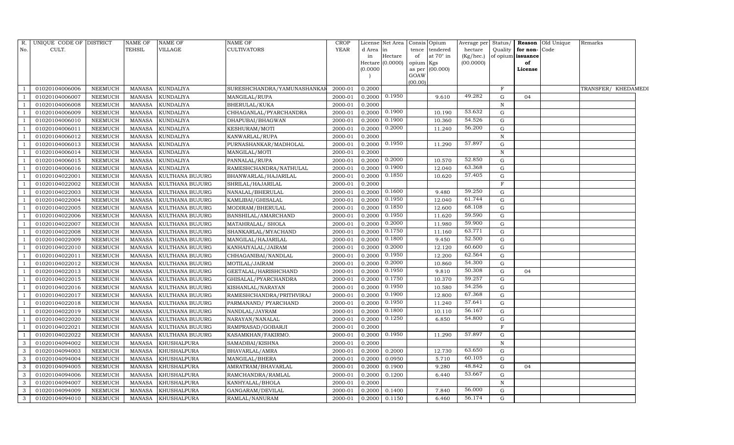| R. No. | UNIQUE CODE OF CULT. | DISTRICT | NAME OF TEHSIL | NAME OF VILLAGE | NAME OF CULTIVATORS | CROP YEAR | License d Area in Hectare (0.0000) | Net Area in Hectare (0.0000) | Consis tence of opium as per GOAW (00.00) | Opium tendered at 70° in Kgs (00.000) | Average per hectare (Kg/hec.) (00.0000) | Status/ Quality of opium | Reason for non-issuance of License | Old Unique Code | Remarks |
|---|---|---|---|---|---|---|---|---|---|---|---|---|---|---|---|
| 1 | 01020104006006 | NEEMUCH | MANASA | KUNDALIYA | SURESHCHANDRA/YAMUNASHANKAR | 2000-01 | 0.2000 | | | | | F | | | TRANSFER/ KHEDAMEDI |
| 1 | 01020104006007 | NEEMUCH | MANASA | KUNDALIYA | MANGILAL/RUPA | 2000-01 | 0.2000 | 0.1950 | | 9.610 | 49.282 | G | 04 | | |
| 1 | 01020104006008 | NEEMUCH | MANASA | KUNDALIYA | BHERULAL/KUKA | 2000-01 | 0.2000 | | | | | N | | | |
| 1 | 01020104006009 | NEEMUCH | MANASA | KUNDALIYA | CHHAGANLAL/PYARCHANDRA | 2000-01 | 0.2000 | 0.1900 | | 10.190 | 53.632 | G | | | |
| 1 | 01020104006010 | NEEMUCH | MANASA | KUNDALIYA | DHAPUBAI/BHAGWAN | 2000-01 | 0.2000 | 0.1900 | | 10.360 | 54.526 | G | | | |
| 1 | 01020104006011 | NEEMUCH | MANASA | KUNDALIYA | KESHURAM/MOTI | 2000-01 | 0.2000 | 0.2000 | | 11.240 | 56.200 | G | | | |
| 1 | 01020104006012 | NEEMUCH | MANASA | KUNDALIYA | KANWARLAL/RUPA | 2000-01 | 0.2000 | | | | | N | | | |
| 1 | 01020104006013 | NEEMUCH | MANASA | KUNDALIYA | PURNASHANKAR/MADHOLAL | 2000-01 | 0.2000 | 0.1950 | | 11.290 | 57.897 | G | | | |
| 1 | 01020104006014 | NEEMUCH | MANASA | KUNDALIYA | MANGILAL/MOTI | 2000-01 | 0.2000 | | | | | N | | | |
| 1 | 01020104006015 | NEEMUCH | MANASA | KUNDALIYA | PANNALAL/RUPA | 2000-01 | 0.2000 | 0.2000 | | 10.570 | 52.850 | G | | | |
| 1 | 01020104006016 | NEEMUCH | MANASA | KUNDALIYA | RAMESHCHANDRA/NATHULAL | 2000-01 | 0.2000 | 0.1900 | | 12.040 | 63.368 | G | | | |
| 1 | 01020104022001 | NEEMUCH | MANASA | KULTHANA BUJURG | BHANWARLAL/HAJARILAL | 2000-01 | 0.2000 | 0.1850 | | 10.620 | 57.405 | G | | | |
| 1 | 01020104022002 | NEEMUCH | MANASA | KULTHANA BUJURG | SHRILAL/HAJARILAL | 2000-01 | 0.2000 | | | | | F | | | |
| 1 | 01020104022003 | NEEMUCH | MANASA | KULTHANA BUJURG | NANALAL/BHERULAL | 2000-01 | 0.2000 | 0.1600 | | 9.480 | 59.250 | G | | | |
| 1 | 01020104022004 | NEEMUCH | MANASA | KULTHANA BUJURG | KAMLIBAI/GHISALAL | 2000-01 | 0.2000 | 0.1950 | | 12.040 | 61.744 | G | | | |
| 1 | 01020104022005 | NEEMUCH | MANASA | KULTHANA BUJURG | MODIRAM/BHERULAL | 2000-01 | 0.2000 | 0.1850 | | 12.600 | 68.108 | G | | | |
| 1 | 01020104022006 | NEEMUCH | MANASA | KULTHANA BUJURG | BANSHILAL/AMARCHAND | 2000-01 | 0.2000 | 0.1950 | | 11.620 | 59.590 | G | | | |
| 1 | 01020104022007 | NEEMUCH | MANASA | KULTHANA BUJURG | MATAHRALAL/ SHOLA | 2000-01 | 0.2000 | 0.2000 | | 11.980 | 59.900 | G | | | |
| 1 | 01020104022008 | NEEMUCH | MANASA | KULTHANA BUJURG | SHANKARLAL/MYACHAND | 2000-01 | 0.2000 | 0.1750 | | 11.160 | 63.771 | G | | | |
| 1 | 01020104022009 | NEEMUCH | MANASA | KULTHANA BUJURG | MANGILAL/HAJARILAL | 2000-01 | 0.2000 | 0.1800 | | 9.450 | 52.500 | G | | | |
| 1 | 01020104022010 | NEEMUCH | MANASA | KULTHANA BUJURG | KANHAIYALAL/JAIRAM | 2000-01 | 0.2000 | 0.2000 | | 12.120 | 60.600 | G | | | |
| 1 | 01020104022011 | NEEMUCH | MANASA | KULTHANA BUJURG | CHHAGANIBAI/NANDLAL | 2000-01 | 0.2000 | 0.1950 | | 12.200 | 62.564 | G | | | |
| 1 | 01020104022012 | NEEMUCH | MANASA | KULTHANA BUJURG | MOTILAL/JAIRAM | 2000-01 | 0.2000 | 0.2000 | | 10.860 | 54.300 | G | | | |
| 1 | 01020104022013 | NEEMUCH | MANASA | KULTHANA BUJURG | GEETALAL/HARISHCHAND | 2000-01 | 0.2000 | 0.1950 | | 9.810 | 50.308 | G | 04 | | |
| 1 | 01020104022015 | NEEMUCH | MANASA | KULTHANA BUJURG | GHISALAL/PYARCHANDRA | 2000-01 | 0.2000 | 0.1750 | | 10.370 | 59.257 | G | | | |
| 1 | 01020104022016 | NEEMUCH | MANASA | KULTHANA BUJURG | KISHANLAL/NARAYAN | 2000-01 | 0.2000 | 0.1950 | | 10.580 | 54.256 | G | | | |
| 1 | 01020104022017 | NEEMUCH | MANASA | KULTHANA BUJURG | RAMESHCHANDRA/PRITHVIRAJ | 2000-01 | 0.2000 | 0.1900 | | 12.800 | 67.368 | G | | | |
| 1 | 01020104022018 | NEEMUCH | MANASA | KULTHANA BUJURG | PARMANAND/ PYARCHAND | 2000-01 | 0.2000 | 0.1950 | | 11.240 | 57.641 | G | | | |
| 1 | 01020104022019 | NEEMUCH | MANASA | KULTHANA BUJURG | NANDLAL/JAYRAM | 2000-01 | 0.2000 | 0.1800 | | 10.110 | 56.167 | G | | | |
| 1 | 01020104022020 | NEEMUCH | MANASA | KULTHANA BUJURG | NARAYAN/NANALAL | 2000-01 | 0.2000 | 0.1250 | | 6.850 | 54.800 | G | | | |
| 1 | 01020104022021 | NEEMUCH | MANASA | KULTHANA BUJURG | RAMPRASAD/GOBARJI | 2000-01 | 0.2000 | | | | | F | | | |
| 1 | 01020104022022 | NEEMUCH | MANASA | KULTHANA BUJURG | KASAMKHAN/FAKIRMO. | 2000-01 | 0.2000 | 0.1950 | | 11.290 | 57.897 | G | | | |
| 3 | 01020104094002 | NEEMUCH | MANASA | KHUSHALPURA | SAMADBAI/KISHNA | 2000-01 | 0.2000 | | | | | N | | | |
| 3 | 01020104094003 | NEEMUCH | MANASA | KHUSHALPURA | BHAVARLAL/AMRA | 2000-01 | 0.2000 | 0.2000 | | 12.730 | 63.650 | G | | | |
| 3 | 01020104094004 | NEEMUCH | MANASA | KHUSHALPURA | MANGILAL/BHERA | 2000-01 | 0.2000 | 0.0950 | | 5.710 | 60.105 | G | | | |
| 3 | 01020104094005 | NEEMUCH | MANASA | KHUSHALPURA | AMRATRAM/BHAVARLAL | 2000-01 | 0.2000 | 0.1900 | | 9.280 | 48.842 | G | 04 | | |
| 3 | 01020104094006 | NEEMUCH | MANASA | KHUSHALPURA | RAMCHANDRA/RAMLAL | 2000-01 | 0.2000 | 0.1200 | | 6.440 | 53.667 | G | | | |
| 3 | 01020104094007 | NEEMUCH | MANASA | KHUSHALPURA | KANHYALAL/BHOLA | 2000-01 | 0.2000 | | | | | N | | | |
| 3 | 01020104094009 | NEEMUCH | MANASA | KHUSHALPURA | GANGARAM/DEVILAL | 2000-01 | 0.2000 | 0.1400 | | 7.840 | 56.000 | G | | | |
| 3 | 01020104094010 | NEEMUCH | MANASA | KHUSHALPURA | RAMLAL/NANURAM | 2000-01 | 0.2000 | 0.1150 | | 6.460 | 56.174 | G | | | |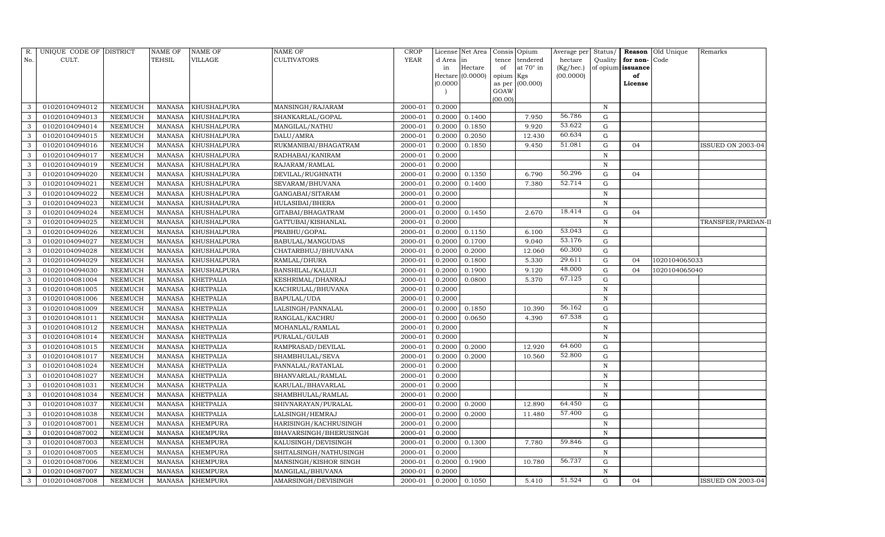| R. No. | UNIQUE CODE OF CULT. | DISTRICT | NAME OF TEHSIL | NAME OF VILLAGE | NAME OF CULTIVATORS | CROP YEAR | License d Area in Hectare (0.0000) | Net Area in Hectare (0.0000) | Consis tence of opium as per GOAW (00.00) | Opium tendered at 70° in Kgs (00.000) | Average per hectare (Kg/hec.) (00.0000) | Status/ Quality of opium | Reason for non-issuance of License | Old Unique Code | Remarks |
|---|---|---|---|---|---|---|---|---|---|---|---|---|---|---|---|
| 3 | 01020104094012 | NEEMUCH | MANASA | KHUSHALPURA | MANSINGH/RAJARAM | 2000-01 | 0.2000 | | | | | N | | | |
| 3 | 01020104094013 | NEEMUCH | MANASA | KHUSHALPURA | SHANKARLAL/GOPAL | 2000-01 | 0.2000 | 0.1400 | | 7.950 | 56.786 | G | | | |
| 3 | 01020104094014 | NEEMUCH | MANASA | KHUSHALPURA | MANGILAL/NATHU | 2000-01 | 0.2000 | 0.1850 | | 9.920 | 53.622 | G | | | |
| 3 | 01020104094015 | NEEMUCH | MANASA | KHUSHALPURA | DALU/AMRA | 2000-01 | 0.2000 | 0.2050 | | 12.430 | 60.634 | G | | | |
| 3 | 01020104094016 | NEEMUCH | MANASA | KHUSHALPURA | RUKMANIBAI/BHAGATRAM | 2000-01 | 0.2000 | 0.1850 | | 9.450 | 51.081 | G | 04 | | ISSUED ON 2003-04 |
| 3 | 01020104094017 | NEEMUCH | MANASA | KHUSHALPURA | RADHABAI/KANIRAM | 2000-01 | 0.2000 | | | | | N | | | |
| 3 | 01020104094019 | NEEMUCH | MANASA | KHUSHALPURA | RAJARAM/RAMLAL | 2000-01 | 0.2000 | | | | | N | | | |
| 3 | 01020104094020 | NEEMUCH | MANASA | KHUSHALPURA | DEVILAL/RUGHNATH | 2000-01 | 0.2000 | 0.1350 | | 6.790 | 50.296 | G | 04 | | |
| 3 | 01020104094021 | NEEMUCH | MANASA | KHUSHALPURA | SEVARAM/BHUVANA | 2000-01 | 0.2000 | 0.1400 | | 7.380 | 52.714 | G | | | |
| 3 | 01020104094022 | NEEMUCH | MANASA | KHUSHALPURA | GANGABAI/SITARAM | 2000-01 | 0.2000 | | | | | N | | | |
| 3 | 01020104094023 | NEEMUCH | MANASA | KHUSHALPURA | HULASIBAI/BHERA | 2000-01 | 0.2000 | | | | | N | | | |
| 3 | 01020104094024 | NEEMUCH | MANASA | KHUSHALPURA | GITABAI/BHAGATRAM | 2000-01 | 0.2000 | 0.1450 | | 2.670 | 18.414 | G | 04 | | |
| 3 | 01020104094025 | NEEMUCH | MANASA | KHUSHALPURA | GATTUBAI/KISHANLAL | 2000-01 | 0.2000 | | | | | N | | | TRANSFER/PARDAN-II |
| 3 | 01020104094026 | NEEMUCH | MANASA | KHUSHALPURA | PRABHU/GOPAL | 2000-01 | 0.2000 | 0.1150 | | 6.100 | 53.043 | G | | | |
| 3 | 01020104094027 | NEEMUCH | MANASA | KHUSHALPURA | BABULAL/MANGUDAS | 2000-01 | 0.2000 | 0.1700 | | 9.040 | 53.176 | G | | | |
| 3 | 01020104094028 | NEEMUCH | MANASA | KHUSHALPURA | CHATARBHUJ/BHUVANA | 2000-01 | 0.2000 | 0.2000 | | 12.060 | 60.300 | G | | | |
| 3 | 01020104094029 | NEEMUCH | MANASA | KHUSHALPURA | RAMLAL/DHURA | 2000-01 | 0.2000 | 0.1800 | | 5.330 | 29.611 | G | 04 | 1020104065033 | |
| 3 | 01020104094030 | NEEMUCH | MANASA | KHUSHALPURA | BANSHILAL/KALUJI | 2000-01 | 0.2000 | 0.1900 | | 9.120 | 48.000 | G | 04 | 1020104065040 | |
| 3 | 01020104081004 | NEEMUCH | MANASA | KHETPALIA | KESHRIMAL/DHANRAJ | 2000-01 | 0.2000 | 0.0800 | | 5.370 | 67.125 | G | | | |
| 3 | 01020104081005 | NEEMUCH | MANASA | KHETPALIA | KACHRULAL/BHUVANA | 2000-01 | 0.2000 | | | | | N | | | |
| 3 | 01020104081006 | NEEMUCH | MANASA | KHETPALIA | BAPULAL/UDA | 2000-01 | 0.2000 | | | | | N | | | |
| 3 | 01020104081009 | NEEMUCH | MANASA | KHETPALIA | LALSINGH/PANNALAL | 2000-01 | 0.2000 | 0.1850 | | 10.390 | 56.162 | G | | | |
| 3 | 01020104081011 | NEEMUCH | MANASA | KHETPALIA | RANGLAL/KACHRU | 2000-01 | 0.2000 | 0.0650 | | 4.390 | 67.538 | G | | | |
| 3 | 01020104081012 | NEEMUCH | MANASA | KHETPALIA | MOHANLAL/RAMLAL | 2000-01 | 0.2000 | | | | | N | | | |
| 3 | 01020104081014 | NEEMUCH | MANASA | KHETPALIA | PURALAL/GULAB | 2000-01 | 0.2000 | | | | | N | | | |
| 3 | 01020104081015 | NEEMUCH | MANASA | KHETPALIA | RAMPRASAD/DEVILAL | 2000-01 | 0.2000 | 0.2000 | | 12.920 | 64.600 | G | | | |
| 3 | 01020104081017 | NEEMUCH | MANASA | KHETPALIA | SHAMBHULAL/SEVA | 2000-01 | 0.2000 | 0.2000 | | 10.560 | 52.800 | G | | | |
| 3 | 01020104081024 | NEEMUCH | MANASA | KHETPALIA | PANNALAL/RATANLAL | 2000-01 | 0.2000 | | | | | N | | | |
| 3 | 01020104081027 | NEEMUCH | MANASA | KHETPALIA | BHANVARLAL/RAMLAL | 2000-01 | 0.2000 | | | | | N | | | |
| 3 | 01020104081031 | NEEMUCH | MANASA | KHETPALIA | KARULAL/BHAVARLAL | 2000-01 | 0.2000 | | | | | N | | | |
| 3 | 01020104081034 | NEEMUCH | MANASA | KHETPALIA | SHAMBHULAL/RAMLAL | 2000-01 | 0.2000 | | | | | N | | | |
| 3 | 01020104081037 | NEEMUCH | MANASA | KHETPALIA | SHIVNARAYAN/PURALAL | 2000-01 | 0.2000 | 0.2000 | | 12.890 | 64.450 | G | | | |
| 3 | 01020104081038 | NEEMUCH | MANASA | KHETPALIA | LALSINGH/HEMRAJ | 2000-01 | 0.2000 | 0.2000 | | 11.480 | 57.400 | G | | | |
| 3 | 01020104087001 | NEEMUCH | MANASA | KHEMPURA | HARISINGH/KACHRUSINGH | 2000-01 | 0.2000 | | | | | N | | | |
| 3 | 01020104087002 | NEEMUCH | MANASA | KHEMPURA | BHAVARSINGH/BHERUSINGH | 2000-01 | 0.2000 | | | | | N | | | |
| 3 | 01020104087003 | NEEMUCH | MANASA | KHEMPURA | KALUSINGH/DEVISINGH | 2000-01 | 0.2000 | 0.1300 | | 7.780 | 59.846 | G | | | |
| 3 | 01020104087005 | NEEMUCH | MANASA | KHEMPURA | SHITALSINGH/NATHUSINGH | 2000-01 | 0.2000 | | | | | N | | | |
| 3 | 01020104087006 | NEEMUCH | MANASA | KHEMPURA | MANSINGH/KISHOR SINGH | 2000-01 | 0.2000 | 0.1900 | | 10.780 | 56.737 | G | | | |
| 3 | 01020104087007 | NEEMUCH | MANASA | KHEMPURA | MANGILAL/BHUVANA | 2000-01 | 0.2000 | | | | | N | | | |
| 3 | 01020104087008 | NEEMUCH | MANASA | KHEMPURA | AMARSINGH/DEVISINGH | 2000-01 | 0.2000 | 0.1050 | | 5.410 | 51.524 | G | 04 | | ISSUED ON 2003-04 |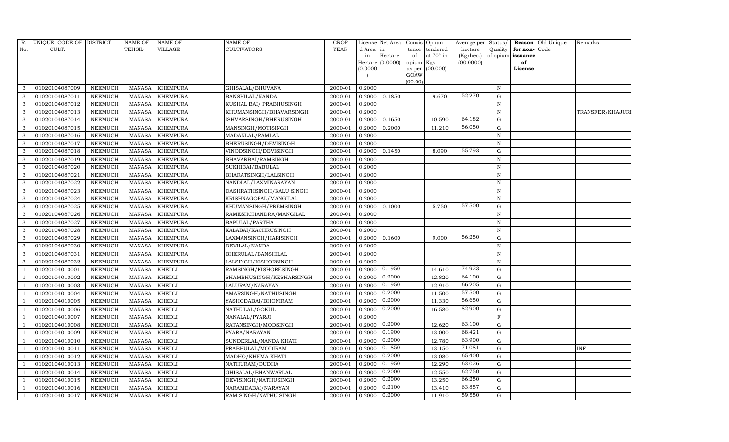| R. No. | UNIQUE CODE OF CULT. | DISTRICT | NAME OF TEHSIL | NAME OF VILLAGE | NAME OF CULTIVATORS | CROP YEAR | License d Area in Hectare (0.0000) | Net Area in Hectare (0.0000) | Consis tence of opium as per GOAW (00.00) | Opium tendered at 70° in Kgs (00.000) | Average per hectare (Kg/hec.) (00.0000) | Status/ Quality of opium | Reason for non-issuance of License | Old Unique Code | Remarks |
|---|---|---|---|---|---|---|---|---|---|---|---|---|---|---|---|
| 3 | 01020104087009 | NEEMUCH | MANASA | KHEMPURA | GHISALAL/BHUVANA | 2000-01 | 0.2000 | | | | | N | | | |
| 3 | 01020104087011 | NEEMUCH | MANASA | KHEMPURA | BANSHILAL/NANDA | 2000-01 | 0.2000 | 0.1850 | | 9.670 | 52.270 | G | | | |
| 3 | 01020104087012 | NEEMUCH | MANASA | KHEMPURA | KUSHAL BAI/ PRABHUSINGH | 2000-01 | 0.2000 | | | | | N | | | |
| 3 | 01020104087013 | NEEMUCH | MANASA | KHEMPURA | KHUMANSINGH/BHAVARSINGH | 2000-01 | 0.2000 | | | | | N | | | TRANSFER/KHAJURI |
| 3 | 01020104087014 | NEEMUCH | MANASA | KHEMPURA | ISHVARSINGH/BHERUSINGH | 2000-01 | 0.2000 | 0.1650 | | 10.590 | 64.182 | G | | | |
| 3 | 01020104087015 | NEEMUCH | MANASA | KHEMPURA | MANSINGH/MOTISINGH | 2000-01 | 0.2000 | 0.2000 | | 11.210 | 56.050 | G | | | |
| 3 | 01020104087016 | NEEMUCH | MANASA | KHEMPURA | MADANLAL/RAMLAL | 2000-01 | 0.2000 | | | | | N | | | |
| 3 | 01020104087017 | NEEMUCH | MANASA | KHEMPURA | BHERUSINGH/DEVISINGH | 2000-01 | 0.2000 | | | | | N | | | |
| 3 | 01020104087018 | NEEMUCH | MANASA | KHEMPURA | VINODSINGH/DEVISINGH | 2000-01 | 0.2000 | 0.1450 | | 8.090 | 55.793 | G | | | |
| 3 | 01020104087019 | NEEMUCH | MANASA | KHEMPURA | BHAVARBAI/RAMSINGH | 2000-01 | 0.2000 | | | | | N | | | |
| 3 | 01020104087020 | NEEMUCH | MANASA | KHEMPURA | SUKHIBAI/BABULAL | 2000-01 | 0.2000 | | | | | N | | | |
| 3 | 01020104087021 | NEEMUCH | MANASA | KHEMPURA | BHARATSINGH/LALSINGH | 2000-01 | 0.2000 | | | | | N | | | |
| 3 | 01020104087022 | NEEMUCH | MANASA | KHEMPURA | NANDLAL/LAXMINARAYAN | 2000-01 | 0.2000 | | | | | N | | | |
| 3 | 01020104087023 | NEEMUCH | MANASA | KHEMPURA | DASHRATHSINGH/KALU SINGH | 2000-01 | 0.2000 | | | | | N | | | |
| 3 | 01020104087024 | NEEMUCH | MANASA | KHEMPURA | KRISHNAGOPAL/MANGILAL | 2000-01 | 0.2000 | | | | | N | | | |
| 3 | 01020104087025 | NEEMUCH | MANASA | KHEMPURA | KHUMANSINGH/PREMSINGH | 2000-01 | 0.2000 | 0.1000 | | 5.750 | 57.500 | G | | | |
| 3 | 01020104087026 | NEEMUCH | MANASA | KHEMPURA | RAMESHCHANDRA/MANGILAL | 2000-01 | 0.2000 | | | | | N | | | |
| 3 | 01020104087027 | NEEMUCH | MANASA | KHEMPURA | BAPULAL/PARTHA | 2000-01 | 0.2000 | | | | | N | | | |
| 3 | 01020104087028 | NEEMUCH | MANASA | KHEMPURA | KALABAI/KACHRUSINGH | 2000-01 | 0.2000 | | | | | N | | | |
| 3 | 01020104087029 | NEEMUCH | MANASA | KHEMPURA | LAXMANSINGH/HARISINGH | 2000-01 | 0.2000 | 0.1600 | | 9.000 | 56.250 | G | | | |
| 3 | 01020104087030 | NEEMUCH | MANASA | KHEMPURA | DEVILAL/NANDA | 2000-01 | 0.2000 | | | | | N | | | |
| 3 | 01020104087031 | NEEMUCH | MANASA | KHEMPURA | BHERULAL/BANSHILAL | 2000-01 | 0.2000 | | | | | N | | | |
| 3 | 01020104087032 | NEEMUCH | MANASA | KHEMPURA | LALSINGH/KISHORSINGH | 2000-01 | 0.2000 | | | | | N | | | |
| 1 | 01020104010001 | NEEMUCH | MANASA | KHEDLI | RAMSINGH/KISHORESINGH | 2000-01 | 0.2000 | 0.1950 | | 14.610 | 74.923 | G | | | |
| 1 | 01020104010002 | NEEMUCH | MANASA | KHEDLI | SHAMBHUSINGH/KESHARSINGH | 2000-01 | 0.2000 | 0.2000 | | 12.820 | 64.100 | G | | | |
| 1 | 01020104010003 | NEEMUCH | MANASA | KHEDLI | LALURAM/NARAYAN | 2000-01 | 0.2000 | 0.1950 | | 12.910 | 66.205 | G | | | |
| 1 | 01020104010004 | NEEMUCH | MANASA | KHEDLI | AMARSINGH/NATHUSINGH | 2000-01 | 0.2000 | 0.2000 | | 11.500 | 57.500 | G | | | |
| 1 | 01020104010005 | NEEMUCH | MANASA | KHEDLI | YASHODABAI/BHONIRAM | 2000-01 | 0.2000 | 0.2000 | | 11.330 | 56.650 | G | | | |
| 1 | 01020104010006 | NEEMUCH | MANASA | KHEDLI | NATHULAL/GOKUL | 2000-01 | 0.2000 | 0.2000 | | 16.580 | 82.900 | G | | | |
| 1 | 01020104010007 | NEEMUCH | MANASA | KHEDLI | NANALAL/PYARJI | 2000-01 | 0.2000 | | | | | F | | | |
| 1 | 01020104010008 | NEEMUCH | MANASA | KHEDLI | RATANSINGH/MODSINGH | 2000-01 | 0.2000 | 0.2000 | | 12.620 | 63.100 | G | | | |
| 1 | 01020104010009 | NEEMUCH | MANASA | KHEDLI | PYARA/NARAYAN | 2000-01 | 0.2000 | 0.1900 | | 13.000 | 68.421 | G | | | |
| 1 | 01020104010010 | NEEMUCH | MANASA | KHEDLI | SUNDERLAL/NANDA KHATI | 2000-01 | 0.2000 | 0.2000 | | 12.780 | 63.900 | G | | | |
| 1 | 01020104010011 | NEEMUCH | MANASA | KHEDLI | PRABHULAL/MODIRAM | 2000-01 | 0.2000 | 0.1850 | | 13.150 | 71.081 | G | | | INF |
| 1 | 01020104010012 | NEEMUCH | MANASA | KHEDLI | MADHO/KHEMA KHATI | 2000-01 | 0.2000 | 0.2000 | | 13.080 | 65.400 | G | | | |
| 1 | 01020104010013 | NEEMUCH | MANASA | KHEDLI | NATHURAM/DUDHA | 2000-01 | 0.2000 | 0.1950 | | 12.290 | 63.026 | G | | | |
| 1 | 01020104010014 | NEEMUCH | MANASA | KHEDLI | GHISALAL/BHANWARLAL | 2000-01 | 0.2000 | 0.2000 | | 12.550 | 62.750 | G | | | |
| 1 | 01020104010015 | NEEMUCH | MANASA | KHEDLI | DEVISINGH/NATHUSINGH | 2000-01 | 0.2000 | 0.2000 | | 13.250 | 66.250 | G | | | |
| 1 | 01020104010016 | NEEMUCH | MANASA | KHEDLI | NARAMDABAI/NARAYAN | 2000-01 | 0.2000 | 0.2100 | | 13.410 | 63.857 | G | | | |
| 1 | 01020104010017 | NEEMUCH | MANASA | KHEDLI | RAM SINGH/NATHU SINGH | 2000-01 | 0.2000 | 0.2000 | | 11.910 | 59.550 | G | | | |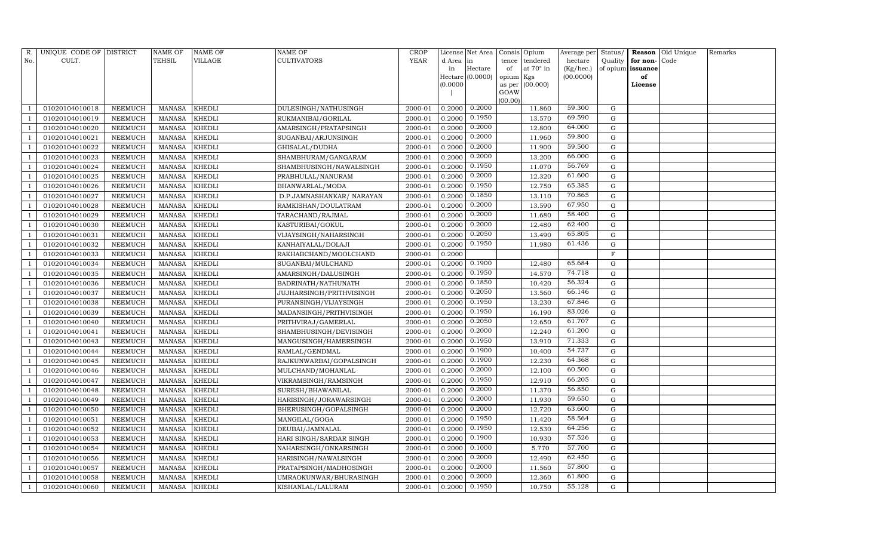| R. No. | UNIQUE CODE OF CULT. | DISTRICT | NAME OF TEHSIL | NAME OF VILLAGE | NAME OF CULTIVATORS | CROP YEAR | License d Area in Hectare (0.0000) | Net Area in Hectare (0.0000) | Consis tence of opium as per GOAW (00.00) | Opium tendered at 70° in Kgs (00.000) | Average per hectare (Kg/hec.) (00.0000) | Status/ Quality of opium | Reason for non-issuance of License | Old Unique Code | Remarks |
|---|---|---|---|---|---|---|---|---|---|---|---|---|---|---|---|
| 1 | 01020104010018 | NEEMUCH | MANASA | KHEDLI | DULESINGH/NATHUSINGH | 2000-01 | 0.2000 | 0.2000 | | 11.860 | 59.300 | G | | | |
| 1 | 01020104010019 | NEEMUCH | MANASA | KHEDLI | RUKMANIBAI/GORILAL | 2000-01 | 0.2000 | 0.1950 | | 13.570 | 69.590 | G | | | |
| 1 | 01020104010020 | NEEMUCH | MANASA | KHEDLI | AMARSINGH/PRATAPSINGH | 2000-01 | 0.2000 | 0.2000 | | 12.800 | 64.000 | G | | | |
| 1 | 01020104010021 | NEEMUCH | MANASA | KHEDLI | SUGANBAI/ARJUNSINGH | 2000-01 | 0.2000 | 0.2000 | | 11.960 | 59.800 | G | | | |
| 1 | 01020104010022 | NEEMUCH | MANASA | KHEDLI | GHISALAL/DUDHA | 2000-01 | 0.2000 | 0.2000 | | 11.900 | 59.500 | G | | | |
| 1 | 01020104010023 | NEEMUCH | MANASA | KHEDLI | SHAMBHURAM/GANGARAM | 2000-01 | 0.2000 | 0.2000 | | 13.200 | 66.000 | G | | | |
| 1 | 01020104010024 | NEEMUCH | MANASA | KHEDLI | SHAMBHUSINGH/NAWALSINGH | 2000-01 | 0.2000 | 0.1950 | | 11.070 | 56.769 | G | | | |
| 1 | 01020104010025 | NEEMUCH | MANASA | KHEDLI | PRABHULAL/NANURAM | 2000-01 | 0.2000 | 0.2000 | | 12.320 | 61.600 | G | | | |
| 1 | 01020104010026 | NEEMUCH | MANASA | KHEDLI | BHANWARLAL/MODA | 2000-01 | 0.2000 | 0.1950 | | 12.750 | 65.385 | G | | | |
| 1 | 01020104010027 | NEEMUCH | MANASA | KHEDLI | D.P.JAMNASHANKAR/ NARAYAN | 2000-01 | 0.2000 | 0.1850 | | 13.110 | 70.865 | G | | | |
| 1 | 01020104010028 | NEEMUCH | MANASA | KHEDLI | RAMKISHAN/DOULATRAM | 2000-01 | 0.2000 | 0.2000 | | 13.590 | 67.950 | G | | | |
| 1 | 01020104010029 | NEEMUCH | MANASA | KHEDLI | TARACHAND/RAJMAL | 2000-01 | 0.2000 | 0.2000 | | 11.680 | 58.400 | G | | | |
| 1 | 01020104010030 | NEEMUCH | MANASA | KHEDLI | KASTURIBAI/GOKUL | 2000-01 | 0.2000 | 0.2000 | | 12.480 | 62.400 | G | | | |
| 1 | 01020104010031 | NEEMUCH | MANASA | KHEDLI | VIJAYSINGH/NAHARSINGH | 2000-01 | 0.2000 | 0.2050 | | 13.490 | 65.805 | G | | | |
| 1 | 01020104010032 | NEEMUCH | MANASA | KHEDLI | KANHAIYALAL/DOLAJI | 2000-01 | 0.2000 | 0.1950 | | 11.980 | 61.436 | G | | | |
| 1 | 01020104010033 | NEEMUCH | MANASA | KHEDLI | RAKHABCHAND/MOOLCHAND | 2000-01 | 0.2000 | | | | | F | | | |
| 1 | 01020104010034 | NEEMUCH | MANASA | KHEDLI | SUGANBAI/MULCHAND | 2000-01 | 0.2000 | 0.1900 | | 12.480 | 65.684 | G | | | |
| 1 | 01020104010035 | NEEMUCH | MANASA | KHEDLI | AMARSINGH/DALUSINGH | 2000-01 | 0.2000 | 0.1950 | | 14.570 | 74.718 | G | | | |
| 1 | 01020104010036 | NEEMUCH | MANASA | KHEDLI | BADRINATH/NATHUNATH | 2000-01 | 0.2000 | 0.1850 | | 10.420 | 56.324 | G | | | |
| 1 | 01020104010037 | NEEMUCH | MANASA | KHEDLI | JUJHARSINGH/PRITHVISINGH | 2000-01 | 0.2000 | 0.2050 | | 13.560 | 66.146 | G | | | |
| 1 | 01020104010038 | NEEMUCH | MANASA | KHEDLI | PURANSINGH/VIJAYSINGH | 2000-01 | 0.2000 | 0.1950 | | 13.230 | 67.846 | G | | | |
| 1 | 01020104010039 | NEEMUCH | MANASA | KHEDLI | MADANSINGH/PRITHVISINGH | 2000-01 | 0.2000 | 0.1950 | | 16.190 | 83.026 | G | | | |
| 1 | 01020104010040 | NEEMUCH | MANASA | KHEDLI | PRITHVIRAJ/GAMERLAL | 2000-01 | 0.2000 | 0.2050 | | 12.650 | 61.707 | G | | | |
| 1 | 01020104010041 | NEEMUCH | MANASA | KHEDLI | SHAMBHUSINGH/DEVISINGH | 2000-01 | 0.2000 | 0.2000 | | 12.240 | 61.200 | G | | | |
| 1 | 01020104010043 | NEEMUCH | MANASA | KHEDLI | MANGUSINGH/HAMERSINGH | 2000-01 | 0.2000 | 0.1950 | | 13.910 | 71.333 | G | | | |
| 1 | 01020104010044 | NEEMUCH | MANASA | KHEDLI | RAMLAL/GENDMAL | 2000-01 | 0.2000 | 0.1900 | | 10.400 | 54.737 | G | | | |
| 1 | 01020104010045 | NEEMUCH | MANASA | KHEDLI | RAJKUNWARBAI/GOPALSINGH | 2000-01 | 0.2000 | 0.1900 | | 12.230 | 64.368 | G | | | |
| 1 | 01020104010046 | NEEMUCH | MANASA | KHEDLI | MULCHAND/MOHANLAL | 2000-01 | 0.2000 | 0.2000 | | 12.100 | 60.500 | G | | | |
| 1 | 01020104010047 | NEEMUCH | MANASA | KHEDLI | VIKRAMSINGH/RAMSINGH | 2000-01 | 0.2000 | 0.1950 | | 12.910 | 66.205 | G | | | |
| 1 | 01020104010048 | NEEMUCH | MANASA | KHEDLI | SURESH/BHAWANILAL | 2000-01 | 0.2000 | 0.2000 | | 11.370 | 56.850 | G | | | |
| 1 | 01020104010049 | NEEMUCH | MANASA | KHEDLI | HARISINGH/JORAWARSINGH | 2000-01 | 0.2000 | 0.2000 | | 11.930 | 59.650 | G | | | |
| 1 | 01020104010050 | NEEMUCH | MANASA | KHEDLI | BHERUSINGH/GOPALSINGH | 2000-01 | 0.2000 | 0.2000 | | 12.720 | 63.600 | G | | | |
| 1 | 01020104010051 | NEEMUCH | MANASA | KHEDLI | MANGILAL/GOGA | 2000-01 | 0.2000 | 0.1950 | | 11.420 | 58.564 | G | | | |
| 1 | 01020104010052 | NEEMUCH | MANASA | KHEDLI | DEUBAI/JAMNALAL | 2000-01 | 0.2000 | 0.1950 | | 12.530 | 64.256 | G | | | |
| 1 | 01020104010053 | NEEMUCH | MANASA | KHEDLI | HARI SINGH/SARDAR SINGH | 2000-01 | 0.2000 | 0.1900 | | 10.930 | 57.526 | G | | | |
| 1 | 01020104010054 | NEEMUCH | MANASA | KHEDLI | NAHARSINGH/ONKARSINGH | 2000-01 | 0.2000 | 0.1000 | | 5.770 | 57.700 | G | | | |
| 1 | 01020104010056 | NEEMUCH | MANASA | KHEDLI | HARISINGH/NAWALSINGH | 2000-01 | 0.2000 | 0.2000 | | 12.490 | 62.450 | G | | | |
| 1 | 01020104010057 | NEEMUCH | MANASA | KHEDLI | PRATAPSINGH/MADHOSINGH | 2000-01 | 0.2000 | 0.2000 | | 11.560 | 57.800 | G | | | |
| 1 | 01020104010058 | NEEMUCH | MANASA | KHEDLI | UMRAOKUNWAR/BHURASINGH | 2000-01 | 0.2000 | 0.2000 | | 12.360 | 61.800 | G | | | |
| 1 | 01020104010060 | NEEMUCH | MANASA | KHEDLI | KISHANLAL/LALURAM | 2000-01 | 0.2000 | 0.1950 | | 10.750 | 55.128 | G | | | |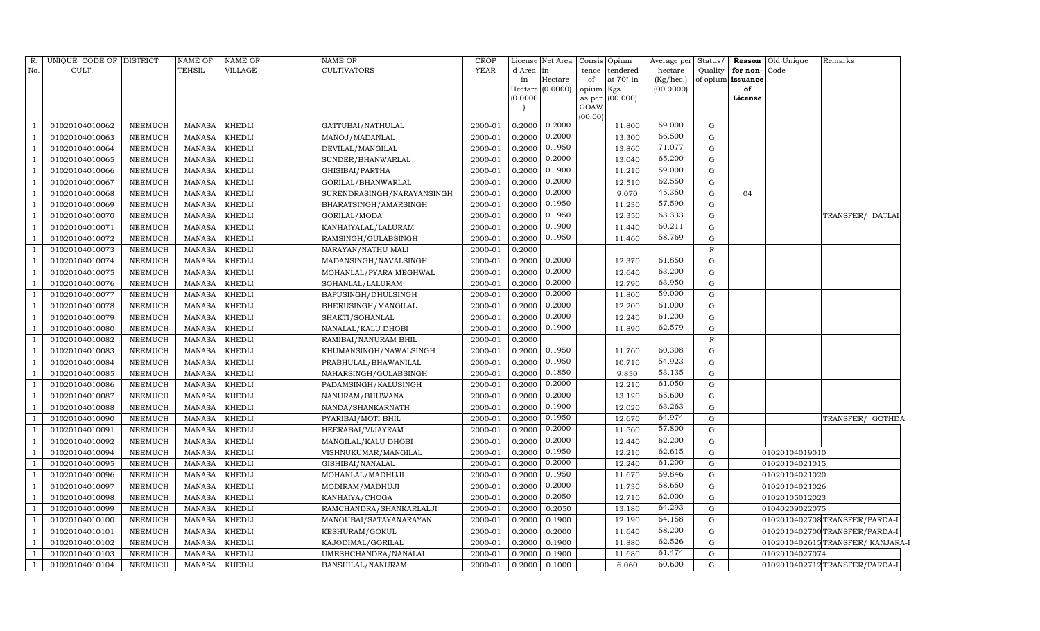| R. No. | UNIQUE CODE OF CULT. | DISTRICT | NAME OF TEHSIL | NAME OF VILLAGE | NAME OF CULTIVATORS | CROP YEAR | License d Area in Hectare (0.0000) | Net Area in Hectare (0.0000) | Consis tence of opium as per GOAW (00.00) | Opium tendered at 70° in Kgs (00.000) | Average per hectare (Kg/hec.) (00.0000) | Status/ Quality of opium | Reason for non-issuance of License | Old Unique Code | Remarks |
|---|---|---|---|---|---|---|---|---|---|---|---|---|---|---|---|
| 1 | 01020104010062 | NEEMUCH | MANASA | KHEDLI | GATTUBAI/NATHULAL | 2000-01 | 0.2000 | 0.2000 | | 11.800 | 59.000 | G | | | |
| 1 | 01020104010063 | NEEMUCH | MANASA | KHEDLI | MANOJ/MADANLAL | 2000-01 | 0.2000 | 0.2000 | | 13.300 | 66.500 | G | | | |
| 1 | 01020104010064 | NEEMUCH | MANASA | KHEDLI | DEVILAL/MANGILAL | 2000-01 | 0.2000 | 0.1950 | | 13.860 | 71.077 | G | | | |
| 1 | 01020104010065 | NEEMUCH | MANASA | KHEDLI | SUNDER/BHANWARLAL | 2000-01 | 0.2000 | 0.2000 | | 13.040 | 65.200 | G | | | |
| 1 | 01020104010066 | NEEMUCH | MANASA | KHEDLI | GHISIBAI/PARTHA | 2000-01 | 0.2000 | 0.1900 | | 11.210 | 59.000 | G | | | |
| 1 | 01020104010067 | NEEMUCH | MANASA | KHEDLI | GORILAL/BHANWARLAL | 2000-01 | 0.2000 | 0.2000 | | 12.510 | 62.550 | G | | | |
| 1 | 01020104010068 | NEEMUCH | MANASA | KHEDLI | SURENDRASINGH/NARAYANSINGH | 2000-01 | 0.2000 | 0.2000 | | 9.070 | 45.350 | G | 04 | | |
| 1 | 01020104010069 | NEEMUCH | MANASA | KHEDLI | BHARATSINGH/AMARSINGH | 2000-01 | 0.2000 | 0.1950 | | 11.230 | 57.590 | G | | | |
| 1 | 01020104010070 | NEEMUCH | MANASA | KHEDLI | GORILAL/MODA | 2000-01 | 0.2000 | 0.1950 | | 12.350 | 63.333 | G | | | TRANSFER/ DATLAI |
| 1 | 01020104010071 | NEEMUCH | MANASA | KHEDLI | KANHAIYALAL/LALURAM | 2000-01 | 0.2000 | 0.1900 | | 11.440 | 60.211 | G | | | |
| 1 | 01020104010072 | NEEMUCH | MANASA | KHEDLI | RAMSINGH/GULABSINGH | 2000-01 | 0.2000 | 0.1950 | | 11.460 | 58.769 | G | | | |
| 1 | 01020104010073 | NEEMUCH | MANASA | KHEDLI | NARAYAN/NATHU MALI | 2000-01 | 0.2000 | | | | | F | | | |
| 1 | 01020104010074 | NEEMUCH | MANASA | KHEDLI | MADANSINGH/NAVALSINGH | 2000-01 | 0.2000 | 0.2000 | | 12.370 | 61.850 | G | | | |
| 1 | 01020104010075 | NEEMUCH | MANASA | KHEDLI | MOHANLAL/PYARA MEGHWAL | 2000-01 | 0.2000 | 0.2000 | | 12.640 | 63.200 | G | | | |
| 1 | 01020104010076 | NEEMUCH | MANASA | KHEDLI | SOHANLAL/LALURAM | 2000-01 | 0.2000 | 0.2000 | | 12.790 | 63.950 | G | | | |
| 1 | 01020104010077 | NEEMUCH | MANASA | KHEDLI | BAPUSINGH/DHULSINGH | 2000-01 | 0.2000 | 0.2000 | | 11.800 | 59.000 | G | | | |
| 1 | 01020104010078 | NEEMUCH | MANASA | KHEDLI | BHERUSINGH/MANGILAL | 2000-01 | 0.2000 | 0.2000 | | 12.200 | 61.000 | G | | | |
| 1 | 01020104010079 | NEEMUCH | MANASA | KHEDLI | SHAKTI/SOHANLAL | 2000-01 | 0.2000 | 0.2000 | | 12.240 | 61.200 | G | | | |
| 1 | 01020104010080 | NEEMUCH | MANASA | KHEDLI | NANALAL/KALU DHOBI | 2000-01 | 0.2000 | 0.1900 | | 11.890 | 62.579 | G | | | |
| 1 | 01020104010082 | NEEMUCH | MANASA | KHEDLI | RAMIBAI/NANURAM BHIL | 2000-01 | 0.2000 | | | | | F | | | |
| 1 | 01020104010083 | NEEMUCH | MANASA | KHEDLI | KHUMANSINGH/NAWALSINGH | 2000-01 | 0.2000 | 0.1950 | | 11.760 | 60.308 | G | | | |
| 1 | 01020104010084 | NEEMUCH | MANASA | KHEDLI | PRABHULAL/BHAWANILAL | 2000-01 | 0.2000 | 0.1950 | | 10.710 | 54.923 | G | | | |
| 1 | 01020104010085 | NEEMUCH | MANASA | KHEDLI | NAHARSINGH/GULABSINGH | 2000-01 | 0.2000 | 0.1850 | | 9.830 | 53.135 | G | | | |
| 1 | 01020104010086 | NEEMUCH | MANASA | KHEDLI | PADAMSINGH/KALUSINGH | 2000-01 | 0.2000 | 0.2000 | | 12.210 | 61.050 | G | | | |
| 1 | 01020104010087 | NEEMUCH | MANASA | KHEDLI | NANURAM/BHUWANA | 2000-01 | 0.2000 | 0.2000 | | 13.120 | 65.600 | G | | | |
| 1 | 01020104010088 | NEEMUCH | MANASA | KHEDLI | NANDA/SHANKARNATH | 2000-01 | 0.2000 | 0.1900 | | 12.020 | 63.263 | G | | | |
| 1 | 01020104010090 | NEEMUCH | MANASA | KHEDLI | PYARIBAI/MOTI BHIL | 2000-01 | 0.2000 | 0.1950 | | 12.670 | 64.974 | G | | | TRANSFER/ GOTHDA |
| 1 | 01020104010091 | NEEMUCH | MANASA | KHEDLI | HEERABAI/VIJAYRAM | 2000-01 | 0.2000 | 0.2000 | | 11.560 | 57.800 | G | | | |
| 1 | 01020104010092 | NEEMUCH | MANASA | KHEDLI | MANGILAL/KALU DHOBI | 2000-01 | 0.2000 | 0.2000 | | 12.440 | 62.200 | G | | | |
| 1 | 01020104010094 | NEEMUCH | MANASA | KHEDLI | VISHNUKUMAR/MANGILAL | 2000-01 | 0.2000 | 0.1950 | | 12.210 | 62.615 | G | | 01020104019010 | |
| 1 | 01020104010095 | NEEMUCH | MANASA | KHEDLI | GISHIBAI/NANALAL | 2000-01 | 0.2000 | 0.2000 | | 12.240 | 61.200 | G | | 01020104021015 | |
| 1 | 01020104010096 | NEEMUCH | MANASA | KHEDLI | MOHANLAL/MADHUJI | 2000-01 | 0.2000 | 0.1950 | | 11.670 | 59.846 | G | | 01020104021020 | |
| 1 | 01020104010097 | NEEMUCH | MANASA | KHEDLI | MODIRAM/MADHUJI | 2000-01 | 0.2000 | 0.2000 | | 11.730 | 58.650 | G | | 01020104021026 | |
| 1 | 01020104010098 | NEEMUCH | MANASA | KHEDLI | KANHAIYA/CHOGA | 2000-01 | 0.2000 | 0.2050 | | 12.710 | 62.000 | G | | 01020105012023 | |
| 1 | 01020104010099 | NEEMUCH | MANASA | KHEDLI | RAMCHANDRA/SHANKARLALJI | 2000-01 | 0.2000 | 0.2050 | | 13.180 | 64.293 | G | | 01040209022075 | |
| 1 | 01020104010100 | NEEMUCH | MANASA | KHEDLI | MANGUBAI/SATAYANARAYAN | 2000-01 | 0.2000 | 0.1900 | | 12.190 | 64.158 | G | | 01020104027080 | TRANSFER/PARDA-I |
| 1 | 01020104010101 | NEEMUCH | MANASA | KHEDLI | KESHURAM/GOKUL | 2000-01 | 0.2000 | 0.2000 | | 11.640 | 58.200 | G | | 01020104027000 | TRANSFER/PARDA-I |
| 1 | 01020104010102 | NEEMUCH | MANASA | KHEDLI | KAJODIMAL/GORILAL | 2000-01 | 0.2000 | 0.1900 | | 11.880 | 62.526 | G | | 01020104026150 | TRANSFER/ KANJARA-I |
| 1 | 01020104010103 | NEEMUCH | MANASA | KHEDLI | UMESHCHANDRA/NANALAL | 2000-01 | 0.2000 | 0.1900 | | 11.680 | 61.474 | G | | 01020104027074 | |
| 1 | 01020104010104 | NEEMUCH | MANASA | KHEDLI | BANSHILAL/NANURAM | 2000-01 | 0.2000 | 0.1000 | | 6.060 | 60.600 | G | | 01020104027120 | TRANSFER/PARDA-I |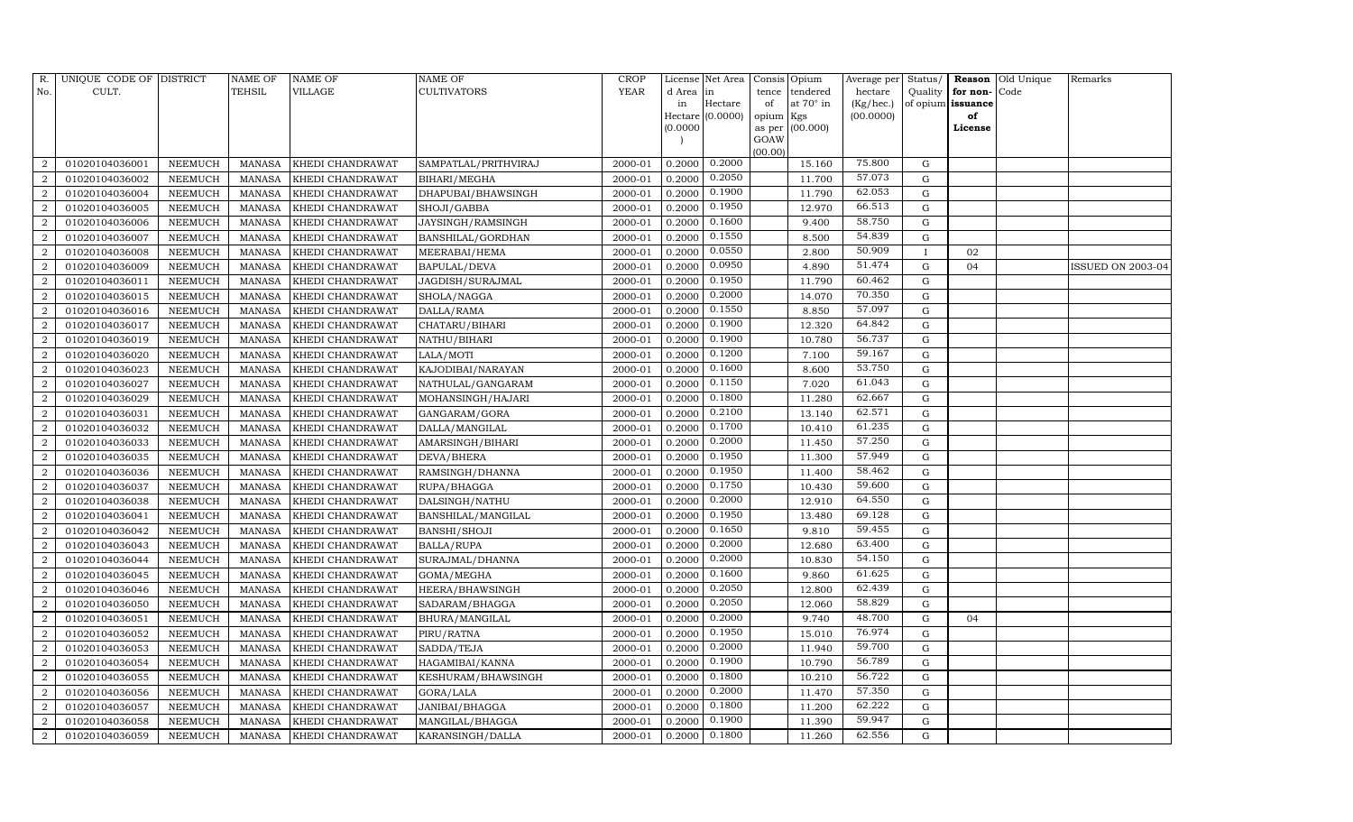| R. No. | UNIQUE CODE OF CULT. | DISTRICT | NAME OF TEHSIL | NAME OF VILLAGE | NAME OF CULTIVATORS | CROP YEAR | License d Area in Hectare (0.0000) | Net Area in Hectare (0.0000) | Consis tence of opium as per GOAW (00.00) | Opium tendered at 70° in Kgs (00.000) | Average per hectare (Kg/hec.) (00.0000) | Status/ Quality of opium | Reason for non-issuance of License | Old Unique Code | Remarks |
|---|---|---|---|---|---|---|---|---|---|---|---|---|---|---|---|
| 2 | 01020104036001 | NEEMUCH | MANASA | KHEDI CHANDRAWAT | SAMPATLAL/PRITHVIRAJ | 2000-01 | 0.2000 | 0.2000 | | 15.160 | 75.800 | G | | | |
| 2 | 01020104036002 | NEEMUCH | MANASA | KHEDI CHANDRAWAT | BIHARI/MEGHA | 2000-01 | 0.2000 | 0.2050 | | 11.700 | 57.073 | G | | | |
| 2 | 01020104036004 | NEEMUCH | MANASA | KHEDI CHANDRAWAT | DHAPUBAI/BHAWSINGH | 2000-01 | 0.2000 | 0.1900 | | 11.790 | 62.053 | G | | | |
| 2 | 01020104036005 | NEEMUCH | MANASA | KHEDI CHANDRAWAT | SHOJI/GABBA | 2000-01 | 0.2000 | 0.1950 | | 12.970 | 66.513 | G | | | |
| 2 | 01020104036006 | NEEMUCH | MANASA | KHEDI CHANDRAWAT | JAYSINGH/RAMSINGH | 2000-01 | 0.2000 | 0.1600 | | 9.400 | 58.750 | G | | | |
| 2 | 01020104036007 | NEEMUCH | MANASA | KHEDI CHANDRAWAT | BANSHILAL/GORDHAN | 2000-01 | 0.2000 | 0.1550 | | 8.500 | 54.839 | G | | | |
| 2 | 01020104036008 | NEEMUCH | MANASA | KHEDI CHANDRAWAT | MEERABAI/HEMA | 2000-01 | 0.2000 | 0.0550 | | 2.800 | 50.909 | I | 02 | | |
| 2 | 01020104036009 | NEEMUCH | MANASA | KHEDI CHANDRAWAT | BAPULAL/DEVA | 2000-01 | 0.2000 | 0.0950 | | 4.890 | 51.474 | G | 04 | | ISSUED ON 2003-04 |
| 2 | 01020104036011 | NEEMUCH | MANASA | KHEDI CHANDRAWAT | JAGDISH/SURAJMAL | 2000-01 | 0.2000 | 0.1950 | | 11.790 | 60.462 | G | | | |
| 2 | 01020104036015 | NEEMUCH | MANASA | KHEDI CHANDRAWAT | SHOLA/NAGGA | 2000-01 | 0.2000 | 0.2000 | | 14.070 | 70.350 | G | | | |
| 2 | 01020104036016 | NEEMUCH | MANASA | KHEDI CHANDRAWAT | DALLA/RAMA | 2000-01 | 0.2000 | 0.1550 | | 8.850 | 57.097 | G | | | |
| 2 | 01020104036017 | NEEMUCH | MANASA | KHEDI CHANDRAWAT | CHATARU/BIHARI | 2000-01 | 0.2000 | 0.1900 | | 12.320 | 64.842 | G | | | |
| 2 | 01020104036019 | NEEMUCH | MANASA | KHEDI CHANDRAWAT | NATHU/BIHARI | 2000-01 | 0.2000 | 0.1900 | | 10.780 | 56.737 | G | | | |
| 2 | 01020104036020 | NEEMUCH | MANASA | KHEDI CHANDRAWAT | LALA/MOTI | 2000-01 | 0.2000 | 0.1200 | | 7.100 | 59.167 | G | | | |
| 2 | 01020104036023 | NEEMUCH | MANASA | KHEDI CHANDRAWAT | KAJODIBAI/NARAYAN | 2000-01 | 0.2000 | 0.1600 | | 8.600 | 53.750 | G | | | |
| 2 | 01020104036027 | NEEMUCH | MANASA | KHEDI CHANDRAWAT | NATHULAL/GANGARAM | 2000-01 | 0.2000 | 0.1150 | | 7.020 | 61.043 | G | | | |
| 2 | 01020104036029 | NEEMUCH | MANASA | KHEDI CHANDRAWAT | MOHANSINGH/HAJARI | 2000-01 | 0.2000 | 0.1800 | | 11.280 | 62.667 | G | | | |
| 2 | 01020104036031 | NEEMUCH | MANASA | KHEDI CHANDRAWAT | GANGARAM/GORA | 2000-01 | 0.2000 | 0.2100 | | 13.140 | 62.571 | G | | | |
| 2 | 01020104036032 | NEEMUCH | MANASA | KHEDI CHANDRAWAT | DALLA/MANGILAL | 2000-01 | 0.2000 | 0.1700 | | 10.410 | 61.235 | G | | | |
| 2 | 01020104036033 | NEEMUCH | MANASA | KHEDI CHANDRAWAT | AMARSINGH/BIHARI | 2000-01 | 0.2000 | 0.2000 | | 11.450 | 57.250 | G | | | |
| 2 | 01020104036035 | NEEMUCH | MANASA | KHEDI CHANDRAWAT | DEVA/BHERA | 2000-01 | 0.2000 | 0.1950 | | 11.300 | 57.949 | G | | | |
| 2 | 01020104036036 | NEEMUCH | MANASA | KHEDI CHANDRAWAT | RAMSINGH/DHANNA | 2000-01 | 0.2000 | 0.1950 | | 11.400 | 58.462 | G | | | |
| 2 | 01020104036037 | NEEMUCH | MANASA | KHEDI CHANDRAWAT | RUPA/BHAGGA | 2000-01 | 0.2000 | 0.1750 | | 10.430 | 59.600 | G | | | |
| 2 | 01020104036038 | NEEMUCH | MANASA | KHEDI CHANDRAWAT | DALSINGH/NATHU | 2000-01 | 0.2000 | 0.2000 | | 12.910 | 64.550 | G | | | |
| 2 | 01020104036041 | NEEMUCH | MANASA | KHEDI CHANDRAWAT | BANSHILAL/MANGILAL | 2000-01 | 0.2000 | 0.1950 | | 13.480 | 69.128 | G | | | |
| 2 | 01020104036042 | NEEMUCH | MANASA | KHEDI CHANDRAWAT | BANSHI/SHOJI | 2000-01 | 0.2000 | 0.1650 | | 9.810 | 59.455 | G | | | |
| 2 | 01020104036043 | NEEMUCH | MANASA | KHEDI CHANDRAWAT | BALLA/RUPA | 2000-01 | 0.2000 | 0.2000 | | 12.680 | 63.400 | G | | | |
| 2 | 01020104036044 | NEEMUCH | MANASA | KHEDI CHANDRAWAT | SURAJMAL/DHANNA | 2000-01 | 0.2000 | 0.2000 | | 10.830 | 54.150 | G | | | |
| 2 | 01020104036045 | NEEMUCH | MANASA | KHEDI CHANDRAWAT | GOMA/MEGHA | 2000-01 | 0.2000 | 0.1600 | | 9.860 | 61.625 | G | | | |
| 2 | 01020104036046 | NEEMUCH | MANASA | KHEDI CHANDRAWAT | HEERA/BHAWSINGH | 2000-01 | 0.2000 | 0.2050 | | 12.800 | 62.439 | G | | | |
| 2 | 01020104036050 | NEEMUCH | MANASA | KHEDI CHANDRAWAT | SADARAM/BHAGGA | 2000-01 | 0.2000 | 0.2050 | | 12.060 | 58.829 | G | | | |
| 2 | 01020104036051 | NEEMUCH | MANASA | KHEDI CHANDRAWAT | BHURA/MANGILAL | 2000-01 | 0.2000 | 0.2000 | | 9.740 | 48.700 | G | 04 | | |
| 2 | 01020104036052 | NEEMUCH | MANASA | KHEDI CHANDRAWAT | PIRU/RATNA | 2000-01 | 0.2000 | 0.1950 | | 15.010 | 76.974 | G | | | |
| 2 | 01020104036053 | NEEMUCH | MANASA | KHEDI CHANDRAWAT | SADDA/TEJA | 2000-01 | 0.2000 | 0.2000 | | 11.940 | 59.700 | G | | | |
| 2 | 01020104036054 | NEEMUCH | MANASA | KHEDI CHANDRAWAT | HAGAMIBAI/KANNA | 2000-01 | 0.2000 | 0.1900 | | 10.790 | 56.789 | G | | | |
| 2 | 01020104036055 | NEEMUCH | MANASA | KHEDI CHANDRAWAT | KESHURAM/BHAWSINGH | 2000-01 | 0.2000 | 0.1800 | | 10.210 | 56.722 | G | | | |
| 2 | 01020104036056 | NEEMUCH | MANASA | KHEDI CHANDRAWAT | GORA/LALA | 2000-01 | 0.2000 | 0.2000 | | 11.470 | 57.350 | G | | | |
| 2 | 01020104036057 | NEEMUCH | MANASA | KHEDI CHANDRAWAT | JANIBAI/BHAGGA | 2000-01 | 0.2000 | 0.1800 | | 11.200 | 62.222 | G | | | |
| 2 | 01020104036058 | NEEMUCH | MANASA | KHEDI CHANDRAWAT | MANGILAL/BHAGGA | 2000-01 | 0.2000 | 0.1900 | | 11.390 | 59.947 | G | | | |
| 2 | 01020104036059 | NEEMUCH | MANASA | KHEDI CHANDRAWAT | KARANSINGH/DALLA | 2000-01 | 0.2000 | 0.1800 | | 11.260 | 62.556 | G | | | |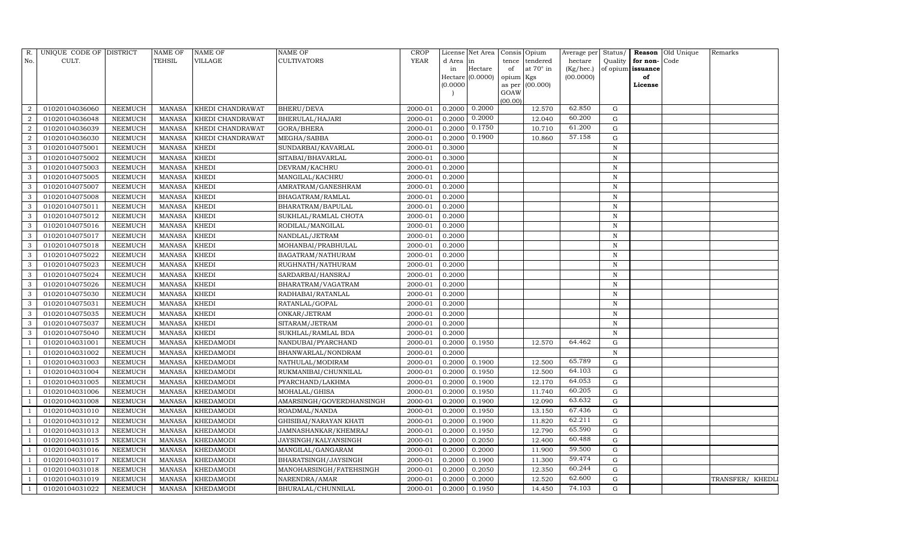| R. No. | UNIQUE CODE OF CULT. | DISTRICT | NAME OF TEHSIL | NAME OF VILLAGE | NAME OF CULTIVATORS | CROP YEAR | License d Area in Hectare (0.0000) | Net Area in Hectare (0.0000) | Consis tence of opium as per GOAW (00.00) | Opium tendered at 70° in Kgs (00.000) | Average per hectare (Kg/hec.) (00.0000) | Status/ Quality of opium | Reason for non-issuance of License | Old Unique Code | Remarks |
|---|---|---|---|---|---|---|---|---|---|---|---|---|---|---|---|
| 2 | 01020104036060 | NEEMUCH | MANASA | KHEDI CHANDRAWAT | BHERU/DEVA | 2000-01 | 0.2000 | 0.2000 | | 12.570 | 62.850 | G | | | |
| 2 | 01020104036048 | NEEMUCH | MANASA | KHEDI CHANDRAWAT | BHERULAL/HAJARI | 2000-01 | 0.2000 | 0.2000 | | 12.040 | 60.200 | G | | | |
| 2 | 01020104036039 | NEEMUCH | MANASA | KHEDI CHANDRAWAT | GORA/BHERA | 2000-01 | 0.2000 | 0.1750 | | 10.710 | 61.200 | G | | | |
| 2 | 01020104036030 | NEEMUCH | MANASA | KHEDI CHANDRAWAT | MEGHA/SABBA | 2000-01 | 0.2000 | 0.1900 | | 10.860 | 57.158 | G | | | |
| 3 | 01020104075001 | NEEMUCH | MANASA | KHEDI | SUNDARBAI/KAVARLAL | 2000-01 | 0.3000 | | | | | N | | | |
| 3 | 01020104075002 | NEEMUCH | MANASA | KHEDI | SITABAI/BHAVARLAL | 2000-01 | 0.3000 | | | | | N | | | |
| 3 | 01020104075003 | NEEMUCH | MANASA | KHEDI | DEVRAM/KACHRU | 2000-01 | 0.2000 | | | | | N | | | |
| 3 | 01020104075005 | NEEMUCH | MANASA | KHEDI | MANGILAL/KACHRU | 2000-01 | 0.2000 | | | | | N | | | |
| 3 | 01020104075007 | NEEMUCH | MANASA | KHEDI | AMRATRAM/GANESHRAM | 2000-01 | 0.2000 | | | | | N | | | |
| 3 | 01020104075008 | NEEMUCH | MANASA | KHEDI | BHAGATRAM/RAMLAL | 2000-01 | 0.2000 | | | | | N | | | |
| 3 | 01020104075011 | NEEMUCH | MANASA | KHEDI | BHARATRAM/BAPULAL | 2000-01 | 0.2000 | | | | | N | | | |
| 3 | 01020104075012 | NEEMUCH | MANASA | KHEDI | SUKHLAL/RAMLAL CHOTA | 2000-01 | 0.2000 | | | | | N | | | |
| 3 | 01020104075016 | NEEMUCH | MANASA | KHEDI | RODILAL/MANGILAL | 2000-01 | 0.2000 | | | | | N | | | |
| 3 | 01020104075017 | NEEMUCH | MANASA | KHEDI | NANDLAL/JETRAM | 2000-01 | 0.2000 | | | | | N | | | |
| 3 | 01020104075018 | NEEMUCH | MANASA | KHEDI | MOHANBAI/PRABHULAL | 2000-01 | 0.2000 | | | | | N | | | |
| 3 | 01020104075022 | NEEMUCH | MANASA | KHEDI | BAGATRAM/NATHURAM | 2000-01 | 0.2000 | | | | | N | | | |
| 3 | 01020104075023 | NEEMUCH | MANASA | KHEDI | RUGHNATH/NATHURAM | 2000-01 | 0.2000 | | | | | N | | | |
| 3 | 01020104075024 | NEEMUCH | MANASA | KHEDI | SARDARBAI/HANSRAJ | 2000-01 | 0.2000 | | | | | N | | | |
| 3 | 01020104075026 | NEEMUCH | MANASA | KHEDI | BHARATRAM/VAGATRAM | 2000-01 | 0.2000 | | | | | N | | | |
| 3 | 01020104075030 | NEEMUCH | MANASA | KHEDI | RADHABAI/RATANLAL | 2000-01 | 0.2000 | | | | | N | | | |
| 3 | 01020104075031 | NEEMUCH | MANASA | KHEDI | RATANLAL/GOPAL | 2000-01 | 0.2000 | | | | | N | | | |
| 3 | 01020104075035 | NEEMUCH | MANASA | KHEDI | ONKAR/JETRAM | 2000-01 | 0.2000 | | | | | N | | | |
| 3 | 01020104075037 | NEEMUCH | MANASA | KHEDI | SITARAM/JETRAM | 2000-01 | 0.2000 | | | | | N | | | |
| 3 | 01020104075040 | NEEMUCH | MANASA | KHEDI | SUKHLAL/RAMLAL BDA | 2000-01 | 0.2000 | | | | | N | | | |
| 1 | 01020104031001 | NEEMUCH | MANASA | KHEDAMODI | NANDUBAI/PYARCHAND | 2000-01 | 0.2000 | 0.1950 | | 12.570 | 64.462 | G | | | |
| 1 | 01020104031002 | NEEMUCH | MANASA | KHEDAMODI | BHANWARLAL/NONDRAM | 2000-01 | 0.2000 | | | | | N | | | |
| 1 | 01020104031003 | NEEMUCH | MANASA | KHEDAMODI | NATHULAL/MODIRAM | 2000-01 | 0.2000 | 0.1900 | | 12.500 | 65.789 | G | | | |
| 1 | 01020104031004 | NEEMUCH | MANASA | KHEDAMODI | RUKMANIBAI/CHUNNILAL | 2000-01 | 0.2000 | 0.1950 | | 12.500 | 64.103 | G | | | |
| 1 | 01020104031005 | NEEMUCH | MANASA | KHEDAMODI | PYARCHAND/LAKHMA | 2000-01 | 0.2000 | 0.1900 | | 12.170 | 64.053 | G | | | |
| 1 | 01020104031006 | NEEMUCH | MANASA | KHEDAMODI | MOHALAL/GHISA | 2000-01 | 0.2000 | 0.1950 | | 11.740 | 60.205 | G | | | |
| 1 | 01020104031008 | NEEMUCH | MANASA | KHEDAMODI | AMARSINGH/GOVERDHANSINGH | 2000-01 | 0.2000 | 0.1900 | | 12.090 | 63.632 | G | | | |
| 1 | 01020104031010 | NEEMUCH | MANASA | KHEDAMODI | ROADMAL/NANDA | 2000-01 | 0.2000 | 0.1950 | | 13.150 | 67.436 | G | | | |
| 1 | 01020104031012 | NEEMUCH | MANASA | KHEDAMODI | GHISIBAI/NARAYAN KHATI | 2000-01 | 0.2000 | 0.1900 | | 11.820 | 62.211 | G | | | |
| 1 | 01020104031013 | NEEMUCH | MANASA | KHEDAMODI | JAMNASHANKAR/KHEMRAJ | 2000-01 | 0.2000 | 0.1950 | | 12.790 | 65.590 | G | | | |
| 1 | 01020104031015 | NEEMUCH | MANASA | KHEDAMODI | JAYSINGH/KALYANSINGH | 2000-01 | 0.2000 | 0.2050 | | 12.400 | 60.488 | G | | | |
| 1 | 01020104031016 | NEEMUCH | MANASA | KHEDAMODI | MANGILAL/GANGARAM | 2000-01 | 0.2000 | 0.2000 | | 11.900 | 59.500 | G | | | |
| 1 | 01020104031017 | NEEMUCH | MANASA | KHEDAMODI | BHARATSINGH/JAYSINGH | 2000-01 | 0.2000 | 0.1900 | | 11.300 | 59.474 | G | | | |
| 1 | 01020104031018 | NEEMUCH | MANASA | KHEDAMODI | MANOHARSINGH/FATEHSINGH | 2000-01 | 0.2000 | 0.2050 | | 12.350 | 60.244 | G | | | |
| 1 | 01020104031019 | NEEMUCH | MANASA | KHEDAMODI | NARENDRA/AMAR | 2000-01 | 0.2000 | 0.2000 | | 12.520 | 62.600 | G | | | TRANSFER/ KHEDLI |
| 1 | 01020104031022 | NEEMUCH | MANASA | KHEDAMODI | BHURALAL/CHUNNILAL | 2000-01 | 0.2000 | 0.1950 | | 14.450 | 74.103 | G | | | |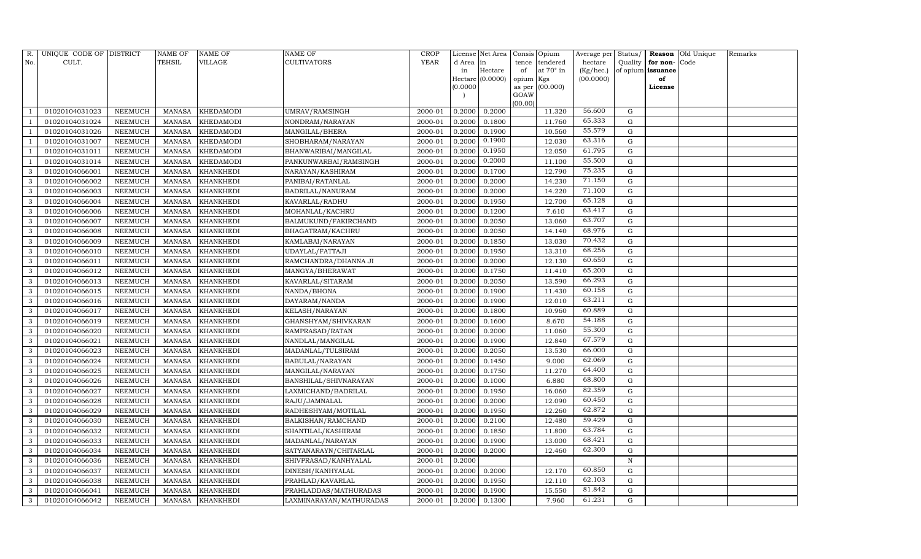| R. No. | UNIQUE CODE OF CULT. | DISTRICT | NAME OF TEHSIL | NAME OF VILLAGE | NAME OF CULTIVATORS | CROP YEAR | License d Area in Hectare (0.0000) | Net Area in Hectare (0.0000) | Consis tence of opium as per GOAW (00.00) | Opium tendered at 70° in Kgs (00.000) | Average per hectare (Kg/hec.) (00.0000) | Status/ Quality of opium | Reason for non-issuance of License | Old Unique Code | Remarks |
|---|---|---|---|---|---|---|---|---|---|---|---|---|---|---|---|
| 1 | 01020104031023 | NEEMUCH | MANASA | KHEDAMODI | UMRAV/RAMSINGH | 2000-01 | 0.2000 | 0.2000 | | 11.320 | 56.600 | G | | | |
| 1 | 01020104031024 | NEEMUCH | MANASA | KHEDAMODI | NONDRAM/NARAYAN | 2000-01 | 0.2000 | 0.1800 | | 11.760 | 65.333 | G | | | |
| 1 | 01020104031026 | NEEMUCH | MANASA | KHEDAMODI | MANGILAL/BHERA | 2000-01 | 0.2000 | 0.1900 | | 10.560 | 55.579 | G | | | |
| 1 | 01020104031007 | NEEMUCH | MANASA | KHEDAMODI | SHOBHARAM/NARAYAN | 2000-01 | 0.2000 | 0.1900 | | 12.030 | 63.316 | G | | | |
| 1 | 01020104031011 | NEEMUCH | MANASA | KHEDAMODI | BHANWARIBAI/MANGILAL | 2000-01 | 0.2000 | 0.1950 | | 12.050 | 61.795 | G | | | |
| 1 | 01020104031014 | NEEMUCH | MANASA | KHEDAMODI | PANKUNWARBAI/RAMSINGH | 2000-01 | 0.2000 | 0.2000 | | 11.100 | 55.500 | G | | | |
| 3 | 01020104066001 | NEEMUCH | MANASA | KHANKHEDI | NARAYAN/KASHIRAM | 2000-01 | 0.2000 | 0.1700 | | 12.790 | 75.235 | G | | | |
| 3 | 01020104066002 | NEEMUCH | MANASA | KHANKHEDI | PANIBAI/RATANLAL | 2000-01 | 0.2000 | 0.2000 | | 14.230 | 71.150 | G | | | |
| 3 | 01020104066003 | NEEMUCH | MANASA | KHANKHEDI | BADRILAL/NANURAM | 2000-01 | 0.2000 | 0.2000 | | 14.220 | 71.100 | G | | | |
| 3 | 01020104066004 | NEEMUCH | MANASA | KHANKHEDI | KAVARLAL/RADHU | 2000-01 | 0.2000 | 0.1950 | | 12.700 | 65.128 | G | | | |
| 3 | 01020104066006 | NEEMUCH | MANASA | KHANKHEDI | MOHANLAL/KACHRU | 2000-01 | 0.2000 | 0.1200 | | 7.610 | 63.417 | G | | | |
| 3 | 01020104066007 | NEEMUCH | MANASA | KHANKHEDI | BALMUKUND/FAKIRCHAND | 2000-01 | 0.3000 | 0.2050 | | 13.060 | 63.707 | G | | | |
| 3 | 01020104066008 | NEEMUCH | MANASA | KHANKHEDI | BHAGATRAM/KACHRU | 2000-01 | 0.2000 | 0.2050 | | 14.140 | 68.976 | G | | | |
| 3 | 01020104066009 | NEEMUCH | MANASA | KHANKHEDI | KAMLABAI/NARAYAN | 2000-01 | 0.2000 | 0.1850 | | 13.030 | 70.432 | G | | | |
| 3 | 01020104066010 | NEEMUCH | MANASA | KHANKHEDI | UDAYLAL/FATTAJI | 2000-01 | 0.2000 | 0.1950 | | 13.310 | 68.256 | G | | | |
| 3 | 01020104066011 | NEEMUCH | MANASA | KHANKHEDI | RAMCHANDRA/DHANNA JI | 2000-01 | 0.2000 | 0.2000 | | 12.130 | 60.650 | G | | | |
| 3 | 01020104066012 | NEEMUCH | MANASA | KHANKHEDI | MANGYA/BHERAWAT | 2000-01 | 0.2000 | 0.1750 | | 11.410 | 65.200 | G | | | |
| 3 | 01020104066013 | NEEMUCH | MANASA | KHANKHEDI | KAVARLAL/SITARAM | 2000-01 | 0.2000 | 0.2050 | | 13.590 | 66.293 | G | | | |
| 3 | 01020104066015 | NEEMUCH | MANASA | KHANKHEDI | NANDA/BHONA | 2000-01 | 0.2000 | 0.1900 | | 11.430 | 60.158 | G | | | |
| 3 | 01020104066016 | NEEMUCH | MANASA | KHANKHEDI | DAYARAM/NANDA | 2000-01 | 0.2000 | 0.1900 | | 12.010 | 63.211 | G | | | |
| 3 | 01020104066017 | NEEMUCH | MANASA | KHANKHEDI | KELASH/NARAYAN | 2000-01 | 0.2000 | 0.1800 | | 10.960 | 60.889 | G | | | |
| 3 | 01020104066019 | NEEMUCH | MANASA | KHANKHEDI | GHANSHYAM/SHIVKARAN | 2000-01 | 0.2000 | 0.1600 | | 8.670 | 54.188 | G | | | |
| 3 | 01020104066020 | NEEMUCH | MANASA | KHANKHEDI | RAMPRASAD/RATAN | 2000-01 | 0.2000 | 0.2000 | | 11.060 | 55.300 | G | | | |
| 3 | 01020104066021 | NEEMUCH | MANASA | KHANKHEDI | NANDLAL/MANGILAL | 2000-01 | 0.2000 | 0.1900 | | 12.840 | 67.579 | G | | | |
| 3 | 01020104066023 | NEEMUCH | MANASA | KHANKHEDI | MADANLAL/TULSIRAM | 2000-01 | 0.2000 | 0.2050 | | 13.530 | 66.000 | G | | | |
| 3 | 01020104066024 | NEEMUCH | MANASA | KHANKHEDI | BABULAL/NARAYAN | 2000-01 | 0.2000 | 0.1450 | | 9.000 | 62.069 | G | | | |
| 3 | 01020104066025 | NEEMUCH | MANASA | KHANKHEDI | MANGILAL/NARAYAN | 2000-01 | 0.2000 | 0.1750 | | 11.270 | 64.400 | G | | | |
| 3 | 01020104066026 | NEEMUCH | MANASA | KHANKHEDI | BANSHILAL/SHIVNARAYAN | 2000-01 | 0.2000 | 0.1000 | | 6.880 | 68.800 | G | | | |
| 3 | 01020104066027 | NEEMUCH | MANASA | KHANKHEDI | LAXMICHAND/BADRILAL | 2000-01 | 0.2000 | 0.1950 | | 16.060 | 82.359 | G | | | |
| 3 | 01020104066028 | NEEMUCH | MANASA | KHANKHEDI | RAJU/JAMNALAL | 2000-01 | 0.2000 | 0.2000 | | 12.090 | 60.450 | G | | | |
| 3 | 01020104066029 | NEEMUCH | MANASA | KHANKHEDI | RADHESHYAM/MOTILAL | 2000-01 | 0.2000 | 0.1950 | | 12.260 | 62.872 | G | | | |
| 3 | 01020104066030 | NEEMUCH | MANASA | KHANKHEDI | BALKISHAN/RAMCHAND | 2000-01 | 0.2000 | 0.2100 | | 12.480 | 59.429 | G | | | |
| 3 | 01020104066032 | NEEMUCH | MANASA | KHANKHEDI | SHANTILAL/KASHIRAM | 2000-01 | 0.2000 | 0.1850 | | 11.800 | 63.784 | G | | | |
| 3 | 01020104066033 | NEEMUCH | MANASA | KHANKHEDI | MADANLAL/NARAYAN | 2000-01 | 0.2000 | 0.1900 | | 13.000 | 68.421 | G | | | |
| 3 | 01020104066034 | NEEMUCH | MANASA | KHANKHEDI | SATYANARAYN/CHITARLAL | 2000-01 | 0.2000 | 0.2000 | | 12.460 | 62.300 | G | | | |
| 3 | 01020104066036 | NEEMUCH | MANASA | KHANKHEDI | SHIVPRASAD/KANHYALAL | 2000-01 | 0.2000 | | | | | N | | | |
| 3 | 01020104066037 | NEEMUCH | MANASA | KHANKHEDI | DINESH/KANHYALAL | 2000-01 | 0.2000 | 0.2000 | | 12.170 | 60.850 | G | | | |
| 3 | 01020104066038 | NEEMUCH | MANASA | KHANKHEDI | PRAHLAD/KAVARLAL | 2000-01 | 0.2000 | 0.1950 | | 12.110 | 62.103 | G | | | |
| 3 | 01020104066041 | NEEMUCH | MANASA | KHANKHEDI | PRAHLADDAS/MATHURADAS | 2000-01 | 0.2000 | 0.1900 | | 15.550 | 81.842 | G | | | |
| 3 | 01020104066042 | NEEMUCH | MANASA | KHANKHEDI | LAXMINARAYAN/MATHURADAS | 2000-01 | 0.2000 | 0.1300 | | 7.960 | 61.231 | G | | | |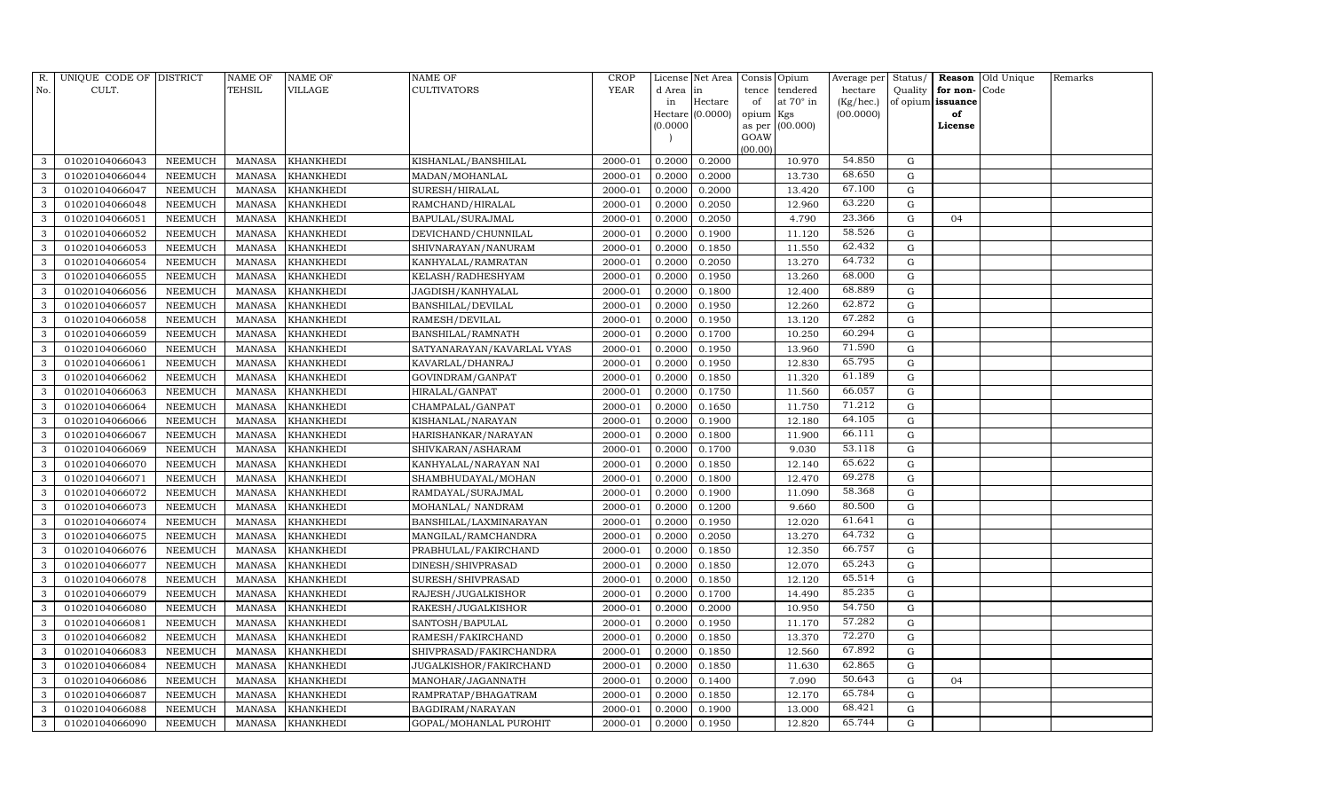| R. No. | UNIQUE CODE OF CULT. | DISTRICT | NAME OF TEHSIL | NAME OF VILLAGE | NAME OF CULTIVATORS | CROP YEAR | License d Area in Hectare (0.0000) | Net Area in Hectare (0.0000) | Consis tence of opium as per GOAW (00.00) | Opium tendered at 70° in Kgs (00.000) | Average per hectare (Kg/hec.) (00.0000) | Status/ Quality of opium | Reason for non-issuance of License | Old Unique Code | Remarks |
|---|---|---|---|---|---|---|---|---|---|---|---|---|---|---|---|
| 3 | 01020104066043 | NEEMUCH | MANASA | KHANKHEDI | KISHANLAL/BANSHILAL | 2000-01 | 0.2000 | 0.2000 | | 10.970 | 54.850 | G | | | |
| 3 | 01020104066044 | NEEMUCH | MANASA | KHANKHEDI | MADAN/MOHANLAL | 2000-01 | 0.2000 | 0.2000 | | 13.730 | 68.650 | G | | | |
| 3 | 01020104066047 | NEEMUCH | MANASA | KHANKHEDI | SURESH/HIRALAL | 2000-01 | 0.2000 | 0.2000 | | 13.420 | 67.100 | G | | | |
| 3 | 01020104066048 | NEEMUCH | MANASA | KHANKHEDI | RAMCHAND/HIRALAL | 2000-01 | 0.2000 | 0.2050 | | 12.960 | 63.220 | G | | | |
| 3 | 01020104066051 | NEEMUCH | MANASA | KHANKHEDI | BAPULAL/SURAJMAL | 2000-01 | 0.2000 | 0.2050 | | 4.790 | 23.366 | G | 04 | | |
| 3 | 01020104066052 | NEEMUCH | MANASA | KHANKHEDI | DEVICHAND/CHUNNILAL | 2000-01 | 0.2000 | 0.1900 | | 11.120 | 58.526 | G | | | |
| 3 | 01020104066053 | NEEMUCH | MANASA | KHANKHEDI | SHIVNARAYAN/NANURAM | 2000-01 | 0.2000 | 0.1850 | | 11.550 | 62.432 | G | | | |
| 3 | 01020104066054 | NEEMUCH | MANASA | KHANKHEDI | KANHYALAL/RAMRATAN | 2000-01 | 0.2000 | 0.2050 | | 13.270 | 64.732 | G | | | |
| 3 | 01020104066055 | NEEMUCH | MANASA | KHANKHEDI | KELASH/RADHESHYAM | 2000-01 | 0.2000 | 0.1950 | | 13.260 | 68.000 | G | | | |
| 3 | 01020104066056 | NEEMUCH | MANASA | KHANKHEDI | JAGDISH/KANHYALAL | 2000-01 | 0.2000 | 0.1800 | | 12.400 | 68.889 | G | | | |
| 3 | 01020104066057 | NEEMUCH | MANASA | KHANKHEDI | BANSHILAL/DEVILAL | 2000-01 | 0.2000 | 0.1950 | | 12.260 | 62.872 | G | | | |
| 3 | 01020104066058 | NEEMUCH | MANASA | KHANKHEDI | RAMESH/DEVILAL | 2000-01 | 0.2000 | 0.1950 | | 13.120 | 67.282 | G | | | |
| 3 | 01020104066059 | NEEMUCH | MANASA | KHANKHEDI | BANSHILAL/RAMNATH | 2000-01 | 0.2000 | 0.1700 | | 10.250 | 60.294 | G | | | |
| 3 | 01020104066060 | NEEMUCH | MANASA | KHANKHEDI | SATYANARAYAN/KAVARLAL VYAS | 2000-01 | 0.2000 | 0.1950 | | 13.960 | 71.590 | G | | | |
| 3 | 01020104066061 | NEEMUCH | MANASA | KHANKHEDI | KAVARLAL/DHANRAJ | 2000-01 | 0.2000 | 0.1950 | | 12.830 | 65.795 | G | | | |
| 3 | 01020104066062 | NEEMUCH | MANASA | KHANKHEDI | GOVINDRAM/GANPAT | 2000-01 | 0.2000 | 0.1850 | | 11.320 | 61.189 | G | | | |
| 3 | 01020104066063 | NEEMUCH | MANASA | KHANKHEDI | HIRALAL/GANPAT | 2000-01 | 0.2000 | 0.1750 | | 11.560 | 66.057 | G | | | |
| 3 | 01020104066064 | NEEMUCH | MANASA | KHANKHEDI | CHAMPALAL/GANPAT | 2000-01 | 0.2000 | 0.1650 | | 11.750 | 71.212 | G | | | |
| 3 | 01020104066066 | NEEMUCH | MANASA | KHANKHEDI | KISHANLAL/NARAYAN | 2000-01 | 0.2000 | 0.1900 | | 12.180 | 64.105 | G | | | |
| 3 | 01020104066067 | NEEMUCH | MANASA | KHANKHEDI | HARISHANKAR/NARAYAN | 2000-01 | 0.2000 | 0.1800 | | 11.900 | 66.111 | G | | | |
| 3 | 01020104066069 | NEEMUCH | MANASA | KHANKHEDI | SHIVKARAN/ASHARAM | 2000-01 | 0.2000 | 0.1700 | | 9.030 | 53.118 | G | | | |
| 3 | 01020104066070 | NEEMUCH | MANASA | KHANKHEDI | KANHYALAL/NARAYAN NAI | 2000-01 | 0.2000 | 0.1850 | | 12.140 | 65.622 | G | | | |
| 3 | 01020104066071 | NEEMUCH | MANASA | KHANKHEDI | SHAMBHUDAYAL/MOHAN | 2000-01 | 0.2000 | 0.1800 | | 12.470 | 69.278 | G | | | |
| 3 | 01020104066072 | NEEMUCH | MANASA | KHANKHEDI | RAMDAYAL/SURAJMAL | 2000-01 | 0.2000 | 0.1900 | | 11.090 | 58.368 | G | | | |
| 3 | 01020104066073 | NEEMUCH | MANASA | KHANKHEDI | MOHANLAL/ NANDRAM | 2000-01 | 0.2000 | 0.1200 | | 9.660 | 80.500 | G | | | |
| 3 | 01020104066074 | NEEMUCH | MANASA | KHANKHEDI | BANSHILAL/LAXMINARAYAN | 2000-01 | 0.2000 | 0.1950 | | 12.020 | 61.641 | G | | | |
| 3 | 01020104066075 | NEEMUCH | MANASA | KHANKHEDI | MANGILAL/RAMCHANDRA | 2000-01 | 0.2000 | 0.2050 | | 13.270 | 64.732 | G | | | |
| 3 | 01020104066076 | NEEMUCH | MANASA | KHANKHEDI | PRABHULAL/FAKIRCHAND | 2000-01 | 0.2000 | 0.1850 | | 12.350 | 66.757 | G | | | |
| 3 | 01020104066077 | NEEMUCH | MANASA | KHANKHEDI | DINESH/SHIVPRASAD | 2000-01 | 0.2000 | 0.1850 | | 12.070 | 65.243 | G | | | |
| 3 | 01020104066078 | NEEMUCH | MANASA | KHANKHEDI | SURESH/SHIVPRASAD | 2000-01 | 0.2000 | 0.1850 | | 12.120 | 65.514 | G | | | |
| 3 | 01020104066079 | NEEMUCH | MANASA | KHANKHEDI | RAJESH/JUGALKISHOR | 2000-01 | 0.2000 | 0.1700 | | 14.490 | 85.235 | G | | | |
| 3 | 01020104066080 | NEEMUCH | MANASA | KHANKHEDI | RAKESH/JUGALKISHOR | 2000-01 | 0.2000 | 0.2000 | | 10.950 | 54.750 | G | | | |
| 3 | 01020104066081 | NEEMUCH | MANASA | KHANKHEDI | SANTOSH/BAPULAL | 2000-01 | 0.2000 | 0.1950 | | 11.170 | 57.282 | G | | | |
| 3 | 01020104066082 | NEEMUCH | MANASA | KHANKHEDI | RAMESH/FAKIRCHAND | 2000-01 | 0.2000 | 0.1850 | | 13.370 | 72.270 | G | | | |
| 3 | 01020104066083 | NEEMUCH | MANASA | KHANKHEDI | SHIVPRASAD/FAKIRCHANDRA | 2000-01 | 0.2000 | 0.1850 | | 12.560 | 67.892 | G | | | |
| 3 | 01020104066084 | NEEMUCH | MANASA | KHANKHEDI | JUGALKISHOR/FAKIRCHAND | 2000-01 | 0.2000 | 0.1850 | | 11.630 | 62.865 | G | | | |
| 3 | 01020104066086 | NEEMUCH | MANASA | KHANKHEDI | MANOHAR/JAGANNATH | 2000-01 | 0.2000 | 0.1400 | | 7.090 | 50.643 | G | 04 | | |
| 3 | 01020104066087 | NEEMUCH | MANASA | KHANKHEDI | RAMPRATAP/BHAGATRAM | 2000-01 | 0.2000 | 0.1850 | | 12.170 | 65.784 | G | | | |
| 3 | 01020104066088 | NEEMUCH | MANASA | KHANKHEDI | BAGDIRAM/NARAYAN | 2000-01 | 0.2000 | 0.1900 | | 13.000 | 68.421 | G | | | |
| 3 | 01020104066090 | NEEMUCH | MANASA | KHANKHEDI | GOPAL/MOHANLAL PUROHIT | 2000-01 | 0.2000 | 0.1950 | | 12.820 | 65.744 | G | | | |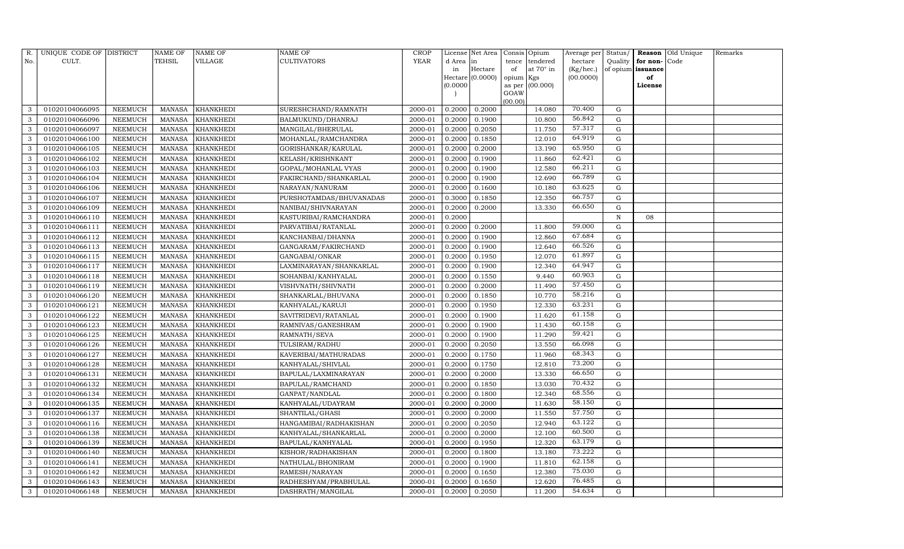| R. No. | UNIQUE CODE OF CULT. | DISTRICT | NAME OF TEHSIL | NAME OF VILLAGE | NAME OF CULTIVATORS | CROP YEAR | License d Area in Hectare (0.0000) | Net Area in Hectare (0.0000) | Consis tence of opium as per GOAW (00.00) | Opium tendered at 70° in Kgs (00.000) | Average per hectare (Kg/hec.) (00.0000) | Status/ Quality of opium | Reason for non-issuance of License | Old Unique Code | Remarks |
|---|---|---|---|---|---|---|---|---|---|---|---|---|---|---|---|
| 3 | 01020104066095 | NEEMUCH | MANASA | KHANKHEDI | SURESHCHAND/RAMNATH | 2000-01 | 0.2000 | 0.2000 | | 14.080 | 70.400 | G | | | |
| 3 | 01020104066096 | NEEMUCH | MANASA | KHANKHEDI | BALMUKUND/DHANRAJ | 2000-01 | 0.2000 | 0.1900 | | 10.800 | 56.842 | G | | | |
| 3 | 01020104066097 | NEEMUCH | MANASA | KHANKHEDI | MANGILAL/BHERULAL | 2000-01 | 0.2000 | 0.2050 | | 11.750 | 57.317 | G | | | |
| 3 | 01020104066100 | NEEMUCH | MANASA | KHANKHEDI | MOHANLAL/RAMCHANDRA | 2000-01 | 0.2000 | 0.1850 | | 12.010 | 64.919 | G | | | |
| 3 | 01020104066105 | NEEMUCH | MANASA | KHANKHEDI | GORISHANKAR/KARULAL | 2000-01 | 0.2000 | 0.2000 | | 13.190 | 65.950 | G | | | |
| 3 | 01020104066102 | NEEMUCH | MANASA | KHANKHEDI | KELASH/KRISHNKANT | 2000-01 | 0.2000 | 0.1900 | | 11.860 | 62.421 | G | | | |
| 3 | 01020104066103 | NEEMUCH | MANASA | KHANKHEDI | GOPAL/MOHANLAL VYAS | 2000-01 | 0.2000 | 0.1900 | | 12.580 | 66.211 | G | | | |
| 3 | 01020104066104 | NEEMUCH | MANASA | KHANKHEDI | FAKIRCHAND/SHANKARLAL | 2000-01 | 0.2000 | 0.1900 | | 12.690 | 66.789 | G | | | |
| 3 | 01020104066106 | NEEMUCH | MANASA | KHANKHEDI | NARAYAN/NANURAM | 2000-01 | 0.2000 | 0.1600 | | 10.180 | 63.625 | G | | | |
| 3 | 01020104066107 | NEEMUCH | MANASA | KHANKHEDI | PURSHOTAMDAS/BHUVANADAS | 2000-01 | 0.3000 | 0.1850 | | 12.350 | 66.757 | G | | | |
| 3 | 01020104066109 | NEEMUCH | MANASA | KHANKHEDI | NANIBAI/SHIVNARAYAN | 2000-01 | 0.2000 | 0.2000 | | 13.330 | 66.650 | G | | | |
| 3 | 01020104066110 | NEEMUCH | MANASA | KHANKHEDI | KASTURIBAI/RAMCHANDRA | 2000-01 | 0.2000 | | | | | N | 08 | | |
| 3 | 01020104066111 | NEEMUCH | MANASA | KHANKHEDI | PARVATIBAI/RATANLAL | 2000-01 | 0.2000 | 0.2000 | | 11.800 | 59.000 | G | | | |
| 3 | 01020104066112 | NEEMUCH | MANASA | KHANKHEDI | KANCHANBAI/DHANNA | 2000-01 | 0.2000 | 0.1900 | | 12.860 | 67.684 | G | | | |
| 3 | 01020104066113 | NEEMUCH | MANASA | KHANKHEDI | GANGARAM/FAKIRCHAND | 2000-01 | 0.2000 | 0.1900 | | 12.640 | 66.526 | G | | | |
| 3 | 01020104066115 | NEEMUCH | MANASA | KHANKHEDI | GANGABAI/ONKAR | 2000-01 | 0.2000 | 0.1950 | | 12.070 | 61.897 | G | | | |
| 3 | 01020104066117 | NEEMUCH | MANASA | KHANKHEDI | LAXMINARAYAN/SHANKARLAL | 2000-01 | 0.2000 | 0.1900 | | 12.340 | 64.947 | G | | | |
| 3 | 01020104066118 | NEEMUCH | MANASA | KHANKHEDI | SOHANBAI/KANHYALAL | 2000-01 | 0.2000 | 0.1550 | | 9.440 | 60.903 | G | | | |
| 3 | 01020104066119 | NEEMUCH | MANASA | KHANKHEDI | VISHVNATH/SHIVNATH | 2000-01 | 0.2000 | 0.2000 | | 11.490 | 57.450 | G | | | |
| 3 | 01020104066120 | NEEMUCH | MANASA | KHANKHEDI | SHANKARLAL/BHUVANA | 2000-01 | 0.2000 | 0.1850 | | 10.770 | 58.216 | G | | | |
| 3 | 01020104066121 | NEEMUCH | MANASA | KHANKHEDI | KANHYALAL/KARUJI | 2000-01 | 0.2000 | 0.1950 | | 12.330 | 63.231 | G | | | |
| 3 | 01020104066122 | NEEMUCH | MANASA | KHANKHEDI | SAVITRIDEVI/RATANLAL | 2000-01 | 0.2000 | 0.1900 | | 11.620 | 61.158 | G | | | |
| 3 | 01020104066123 | NEEMUCH | MANASA | KHANKHEDI | RAMNIVAS/GANESHRAM | 2000-01 | 0.2000 | 0.1900 | | 11.430 | 60.158 | G | | | |
| 3 | 01020104066125 | NEEMUCH | MANASA | KHANKHEDI | RAMNATH/SEVA | 2000-01 | 0.2000 | 0.1900 | | 11.290 | 59.421 | G | | | |
| 3 | 01020104066126 | NEEMUCH | MANASA | KHANKHEDI | TULSIRAM/RADHU | 2000-01 | 0.2000 | 0.2050 | | 13.550 | 66.098 | G | | | |
| 3 | 01020104066127 | NEEMUCH | MANASA | KHANKHEDI | KAVERIBAI/MATHURADAS | 2000-01 | 0.2000 | 0.1750 | | 11.960 | 68.343 | G | | | |
| 3 | 01020104066128 | NEEMUCH | MANASA | KHANKHEDI | KANHYALAL/SHIVLAL | 2000-01 | 0.2000 | 0.1750 | | 12.810 | 73.200 | G | | | |
| 3 | 01020104066131 | NEEMUCH | MANASA | KHANKHEDI | BAPULAL/LAXMINARAYAN | 2000-01 | 0.2000 | 0.2000 | | 13.330 | 66.650 | G | | | |
| 3 | 01020104066132 | NEEMUCH | MANASA | KHANKHEDI | BAPULAL/RAMCHAND | 2000-01 | 0.2000 | 0.1850 | | 13.030 | 70.432 | G | | | |
| 3 | 01020104066134 | NEEMUCH | MANASA | KHANKHEDI | GANPAT/NANDLAL | 2000-01 | 0.2000 | 0.1800 | | 12.340 | 68.556 | G | | | |
| 3 | 01020104066135 | NEEMUCH | MANASA | KHANKHEDI | KANHYALAL/UDAYRAM | 2000-01 | 0.2000 | 0.2000 | | 11.630 | 58.150 | G | | | |
| 3 | 01020104066137 | NEEMUCH | MANASA | KHANKHEDI | SHANTILAL/GHASI | 2000-01 | 0.2000 | 0.2000 | | 11.550 | 57.750 | G | | | |
| 3 | 01020104066116 | NEEMUCH | MANASA | KHANKHEDI | HANGAMIBAI/RADHAKISHAN | 2000-01 | 0.2000 | 0.2050 | | 12.940 | 63.122 | G | | | |
| 3 | 01020104066138 | NEEMUCH | MANASA | KHANKHEDI | KANHYALAL/SHANKARLAL | 2000-01 | 0.2000 | 0.2000 | | 12.100 | 60.500 | G | | | |
| 3 | 01020104066139 | NEEMUCH | MANASA | KHANKHEDI | BAPULAL/KANHYALAL | 2000-01 | 0.2000 | 0.1950 | | 12.320 | 63.179 | G | | | |
| 3 | 01020104066140 | NEEMUCH | MANASA | KHANKHEDI | KISHOR/RADHAKISHAN | 2000-01 | 0.2000 | 0.1800 | | 13.180 | 73.222 | G | | | |
| 3 | 01020104066141 | NEEMUCH | MANASA | KHANKHEDI | NATHULAL/BHONIRAM | 2000-01 | 0.2000 | 0.1900 | | 11.810 | 62.158 | G | | | |
| 3 | 01020104066142 | NEEMUCH | MANASA | KHANKHEDI | RAMESH/NARAYAN | 2000-01 | 0.2000 | 0.1650 | | 12.380 | 75.030 | G | | | |
| 3 | 01020104066143 | NEEMUCH | MANASA | KHANKHEDI | RADHESHYAM/PRABHULAL | 2000-01 | 0.2000 | 0.1650 | | 12.620 | 76.485 | G | | | |
| 3 | 01020104066148 | NEEMUCH | MANASA | KHANKHEDI | DASHRATH/MANGILAL | 2000-01 | 0.2000 | 0.2050 | | 11.200 | 54.634 | G | | | |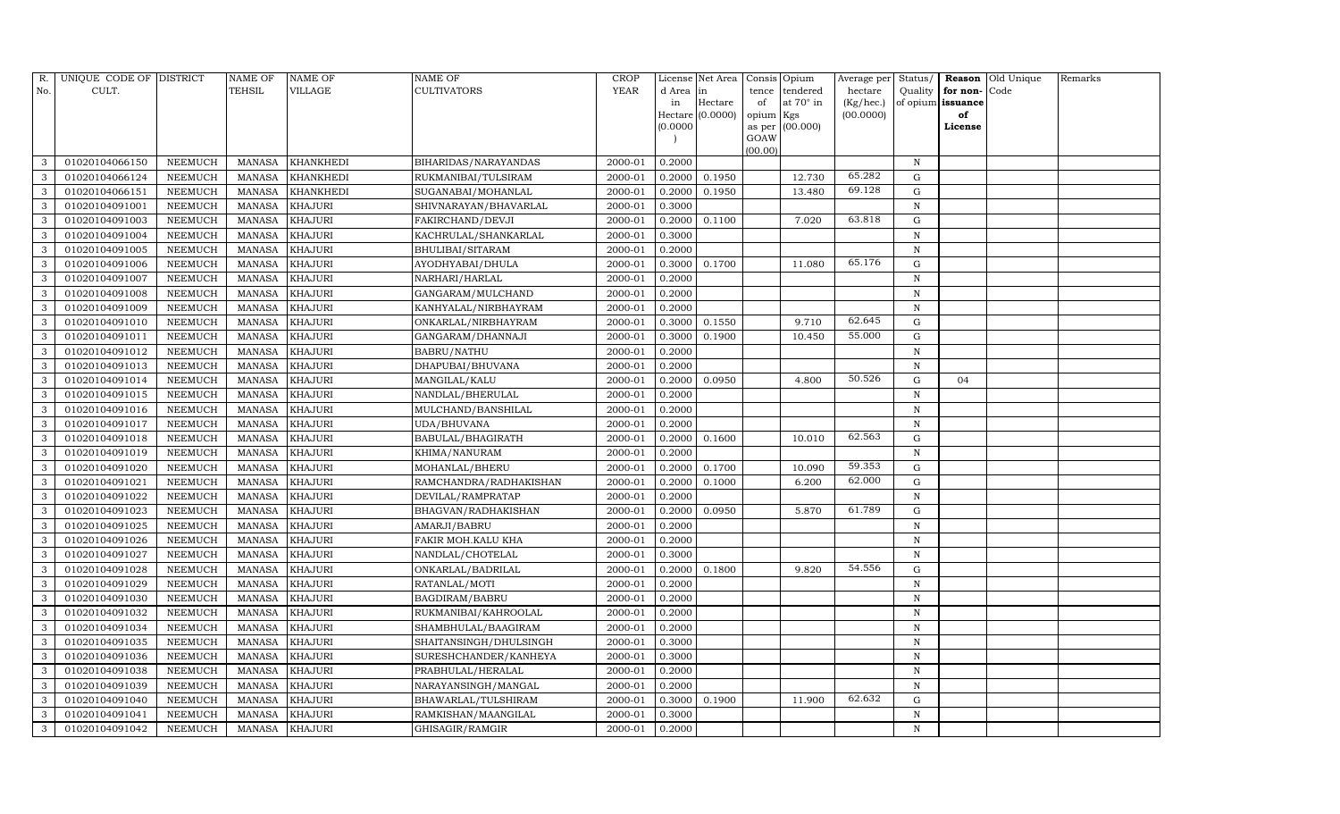| R. No. | UNIQUE CODE OF CULT. | DISTRICT | NAME OF TEHSIL | NAME OF VILLAGE | NAME OF CULTIVATORS | CROP YEAR | License d Area in Hectare (0.0000) | Net Area in Hectare (0.0000) | Consis tence of opium as per GOAW (00.00) | Opium tendered at 70° in Kgs (00.000) | Average per hectare (Kg/hec.) (00.0000) | Status/ Quality of opium | Reason for non-issuance of License | Old Unique Code | Remarks |
|---|---|---|---|---|---|---|---|---|---|---|---|---|---|---|---|
| 3 | 01020104066150 | NEEMUCH | MANASA | KHANKHEDI | BIHARIDAS/NARAYANDAS | 2000-01 | 0.2000 | | | | | N | | | |
| 3 | 01020104066124 | NEEMUCH | MANASA | KHANKHEDI | RUKMANIBAI/TULSIRAM | 2000-01 | 0.2000 | 0.1950 | | 12.730 | 65.282 | G | | | |
| 3 | 01020104066151 | NEEMUCH | MANASA | KHANKHEDI | SUGANABAI/MOHANLAL | 2000-01 | 0.2000 | 0.1950 | | 13.480 | 69.128 | G | | | |
| 3 | 01020104091001 | NEEMUCH | MANASA | KHAJURI | SHIVNARAYAN/BHAVARLAL | 2000-01 | 0.3000 | | | | | N | | | |
| 3 | 01020104091003 | NEEMUCH | MANASA | KHAJURI | FAKIRCHAND/DEVJI | 2000-01 | 0.2000 | 0.1100 | | 7.020 | 63.818 | G | | | |
| 3 | 01020104091004 | NEEMUCH | MANASA | KHAJURI | KACHRULAL/SHANKARLAL | 2000-01 | 0.3000 | | | | | N | | | |
| 3 | 01020104091005 | NEEMUCH | MANASA | KHAJURI | BHULIBAI/SITARAM | 2000-01 | 0.2000 | | | | | N | | | |
| 3 | 01020104091006 | NEEMUCH | MANASA | KHAJURI | AYODHYABAI/DHULA | 2000-01 | 0.3000 | 0.1700 | | 11.080 | 65.176 | G | | | |
| 3 | 01020104091007 | NEEMUCH | MANASA | KHAJURI | NARHARI/HARLAL | 2000-01 | 0.2000 | | | | | N | | | |
| 3 | 01020104091008 | NEEMUCH | MANASA | KHAJURI | GANGARAM/MULCHAND | 2000-01 | 0.2000 | | | | | N | | | |
| 3 | 01020104091009 | NEEMUCH | MANASA | KHAJURI | KANHYALAL/NIRBHAYRAM | 2000-01 | 0.2000 | | | | | N | | | |
| 3 | 01020104091010 | NEEMUCH | MANASA | KHAJURI | ONKARLAL/NIRBHAYRAM | 2000-01 | 0.3000 | 0.1550 | | 9.710 | 62.645 | G | | | |
| 3 | 01020104091011 | NEEMUCH | MANASA | KHAJURI | GANGARAM/DHANNAJI | 2000-01 | 0.3000 | 0.1900 | | 10.450 | 55.000 | G | | | |
| 3 | 01020104091012 | NEEMUCH | MANASA | KHAJURI | BABRU/NATHU | 2000-01 | 0.2000 | | | | | N | | | |
| 3 | 01020104091013 | NEEMUCH | MANASA | KHAJURI | DHAPUBAI/BHUVANA | 2000-01 | 0.2000 | | | | | N | | | |
| 3 | 01020104091014 | NEEMUCH | MANASA | KHAJURI | MANGILAL/KALU | 2000-01 | 0.2000 | 0.0950 | | 4.800 | 50.526 | G | 04 | | |
| 3 | 01020104091015 | NEEMUCH | MANASA | KHAJURI | NANDLAL/BHERULAL | 2000-01 | 0.2000 | | | | | N | | | |
| 3 | 01020104091016 | NEEMUCH | MANASA | KHAJURI | MULCHAND/BANSHILAL | 2000-01 | 0.2000 | | | | | N | | | |
| 3 | 01020104091017 | NEEMUCH | MANASA | KHAJURI | UDA/BHUVANA | 2000-01 | 0.2000 | | | | | N | | | |
| 3 | 01020104091018 | NEEMUCH | MANASA | KHAJURI | BABULAL/BHAGIRATH | 2000-01 | 0.2000 | 0.1600 | | 10.010 | 62.563 | G | | | |
| 3 | 01020104091019 | NEEMUCH | MANASA | KHAJURI | KHIMA/NANURAM | 2000-01 | 0.2000 | | | | | N | | | |
| 3 | 01020104091020 | NEEMUCH | MANASA | KHAJURI | MOHANLAL/BHERU | 2000-01 | 0.2000 | 0.1700 | | 10.090 | 59.353 | G | | | |
| 3 | 01020104091021 | NEEMUCH | MANASA | KHAJURI | RAMCHANDRA/RADHAKISHAN | 2000-01 | 0.2000 | 0.1000 | | 6.200 | 62.000 | G | | | |
| 3 | 01020104091022 | NEEMUCH | MANASA | KHAJURI | DEVILAL/RAMPRATAP | 2000-01 | 0.2000 | | | | | N | | | |
| 3 | 01020104091023 | NEEMUCH | MANASA | KHAJURI | BHAGVAN/RADHAKISHAN | 2000-01 | 0.2000 | 0.0950 | | 5.870 | 61.789 | G | | | |
| 3 | 01020104091025 | NEEMUCH | MANASA | KHAJURI | AMARJI/BABRU | 2000-01 | 0.2000 | | | | | N | | | |
| 3 | 01020104091026 | NEEMUCH | MANASA | KHAJURI | FAKIR MOH.KALU KHA | 2000-01 | 0.2000 | | | | | N | | | |
| 3 | 01020104091027 | NEEMUCH | MANASA | KHAJURI | NANDLAL/CHOTELAL | 2000-01 | 0.3000 | | | | | N | | | |
| 3 | 01020104091028 | NEEMUCH | MANASA | KHAJURI | ONKARLAL/BADRILAL | 2000-01 | 0.2000 | 0.1800 | | 9.820 | 54.556 | G | | | |
| 3 | 01020104091029 | NEEMUCH | MANASA | KHAJURI | RATANLAL/MOTI | 2000-01 | 0.2000 | | | | | N | | | |
| 3 | 01020104091030 | NEEMUCH | MANASA | KHAJURI | BAGDIRAM/BABRU | 2000-01 | 0.2000 | | | | | N | | | |
| 3 | 01020104091032 | NEEMUCH | MANASA | KHAJURI | RUKMANIBAI/KAHROOLAL | 2000-01 | 0.2000 | | | | | N | | | |
| 3 | 01020104091034 | NEEMUCH | MANASA | KHAJURI | SHAMBHULAL/BAAGIRAM | 2000-01 | 0.2000 | | | | | N | | | |
| 3 | 01020104091035 | NEEMUCH | MANASA | KHAJURI | SHAITANSINGH/DHULSINGH | 2000-01 | 0.3000 | | | | | N | | | |
| 3 | 01020104091036 | NEEMUCH | MANASA | KHAJURI | SURESHCHANDER/KANHEYA | 2000-01 | 0.3000 | | | | | N | | | |
| 3 | 01020104091038 | NEEMUCH | MANASA | KHAJURI | PRABHULAL/HERALAL | 2000-01 | 0.2000 | | | | | N | | | |
| 3 | 01020104091039 | NEEMUCH | MANASA | KHAJURI | NARAYANSINGH/MANGAL | 2000-01 | 0.2000 | | | | | N | | | |
| 3 | 01020104091040 | NEEMUCH | MANASA | KHAJURI | BHAWARLAL/TULSHIRAM | 2000-01 | 0.3000 | 0.1900 | | 11.900 | 62.632 | G | | | |
| 3 | 01020104091041 | NEEMUCH | MANASA | KHAJURI | RAMKISHAN/MAANGILAL | 2000-01 | 0.3000 | | | | | N | | | |
| 3 | 01020104091042 | NEEMUCH | MANASA | KHAJURI | GHISAGIR/RAMGIR | 2000-01 | 0.2000 | | | | | N | | | |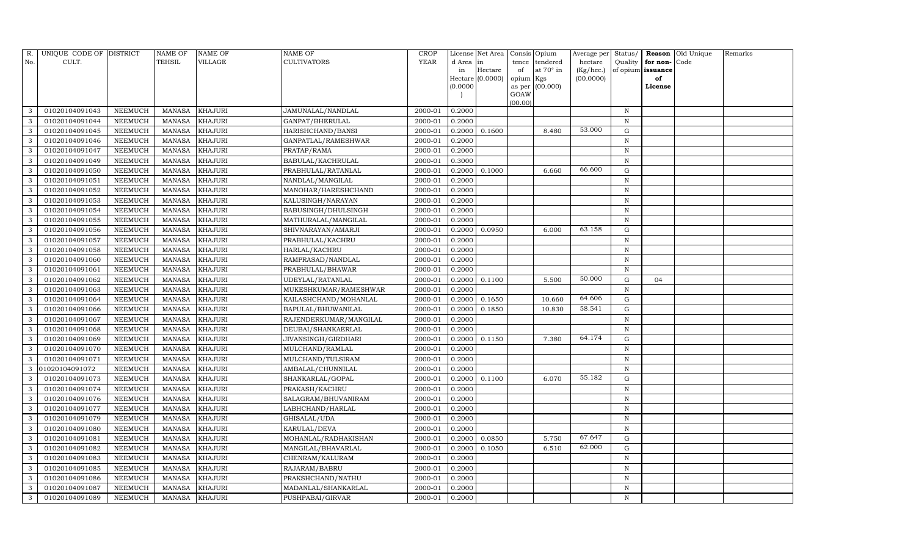| R. No. | UNIQUE CODE OF CULT. | DISTRICT | NAME OF TEHSIL | NAME OF VILLAGE | NAME OF CULTIVATORS | CROP YEAR | License d Area in Hectare (0.0000) | Net Area in Hectare (0.0000) | Consis tence of opium as per GOAW (00.00) | Opium tendered at 70° in Kgs (00.000) | Average per hectare (Kg/hec.) (00.0000) | Status/ Quality of opium | Reason for non-issuance of License | Old Unique Code | Remarks |
|---|---|---|---|---|---|---|---|---|---|---|---|---|---|---|---|
| 3 | 01020104091043 | NEEMUCH | MANASA | KHAJURI | JAMUNALAL/NANDLAL | 2000-01 | 0.2000 | | | | | N | | | |
| 3 | 01020104091044 | NEEMUCH | MANASA | KHAJURI | GANPAT/BHERULAL | 2000-01 | 0.2000 | | | | | N | | | |
| 3 | 01020104091045 | NEEMUCH | MANASA | KHAJURI | HARISHCHAND/BANSI | 2000-01 | 0.2000 | 0.1600 | | 8.480 | 53.000 | G | | | |
| 3 | 01020104091046 | NEEMUCH | MANASA | KHAJURI | GANPATLAL/RAMESHWAR | 2000-01 | 0.2000 | | | | | N | | | |
| 3 | 01020104091047 | NEEMUCH | MANASA | KHAJURI | PRATAP/RAMA | 2000-01 | 0.2000 | | | | | N | | | |
| 3 | 01020104091049 | NEEMUCH | MANASA | KHAJURI | BABULAL/KACHRULAL | 2000-01 | 0.3000 | | | | | N | | | |
| 3 | 01020104091050 | NEEMUCH | MANASA | KHAJURI | PRABHULAL/RATANLAL | 2000-01 | 0.2000 | 0.1000 | | 6.660 | 66.600 | G | | | |
| 3 | 01020104091051 | NEEMUCH | MANASA | KHAJURI | NANDLAL/MANGILAL | 2000-01 | 0.2000 | | | | | N | | | |
| 3 | 01020104091052 | NEEMUCH | MANASA | KHAJURI | MANOHAR/HARESHCHAND | 2000-01 | 0.2000 | | | | | N | | | |
| 3 | 01020104091053 | NEEMUCH | MANASA | KHAJURI | KALUSINGH/NARAYAN | 2000-01 | 0.2000 | | | | | N | | | |
| 3 | 01020104091054 | NEEMUCH | MANASA | KHAJURI | BABUSINGH/DHULSINGH | 2000-01 | 0.2000 | | | | | N | | | |
| 3 | 01020104091055 | NEEMUCH | MANASA | KHAJURI | MATHURALAL/MANGILAL | 2000-01 | 0.2000 | | | | | N | | | |
| 3 | 01020104091056 | NEEMUCH | MANASA | KHAJURI | SHIVNARAYAN/AMARJI | 2000-01 | 0.2000 | 0.0950 | | 6.000 | 63.158 | G | | | |
| 3 | 01020104091057 | NEEMUCH | MANASA | KHAJURI | PRABHULAL/KACHRU | 2000-01 | 0.2000 | | | | | N | | | |
| 3 | 01020104091058 | NEEMUCH | MANASA | KHAJURI | HARLAL/KACHRU | 2000-01 | 0.2000 | | | | | N | | | |
| 3 | 01020104091060 | NEEMUCH | MANASA | KHAJURI | RAMPRASAD/NANDLAL | 2000-01 | 0.2000 | | | | | N | | | |
| 3 | 01020104091061 | NEEMUCH | MANASA | KHAJURI | PRABHULAL/BHAWAR | 2000-01 | 0.2000 | | | | | N | | | |
| 3 | 01020104091062 | NEEMUCH | MANASA | KHAJURI | UDEYLAL/RATANLAL | 2000-01 | 0.2000 | 0.1100 | | 5.500 | 50.000 | G | 04 | | |
| 3 | 01020104091063 | NEEMUCH | MANASA | KHAJURI | MUKESHKUMAR/RAMESHWAR | 2000-01 | 0.2000 | | | | | N | | | |
| 3 | 01020104091064 | NEEMUCH | MANASA | KHAJURI | KAILASHCHAND/MOHANLAL | 2000-01 | 0.2000 | 0.1650 | | 10.660 | 64.606 | G | | | |
| 3 | 01020104091066 | NEEMUCH | MANASA | KHAJURI | BAPULAL/BHUWANILAL | 2000-01 | 0.2000 | 0.1850 | | 10.830 | 58.541 | G | | | |
| 3 | 01020104091067 | NEEMUCH | MANASA | KHAJURI | RAJENDERKUMAR/MANGILAL | 2000-01 | 0.2000 | | | | | N | | | |
| 3 | 01020104091068 | NEEMUCH | MANASA | KHAJURI | DEUBAI/SHANKAERLAL | 2000-01 | 0.2000 | | | | | N | | | |
| 3 | 01020104091069 | NEEMUCH | MANASA | KHAJURI | JIVANSINGH/GIRDHARI | 2000-01 | 0.2000 | 0.1150 | | 7.380 | 64.174 | G | | | |
| 3 | 01020104091070 | NEEMUCH | MANASA | KHAJURI | MULCHAND/RAMLAL | 2000-01 | 0.2000 | | | | | N | | | |
| 3 | 01020104091071 | NEEMUCH | MANASA | KHAJURI | MULCHAND/TULSIRAM | 2000-01 | 0.2000 | | | | | N | | | |
| 3 | 01020104091072 | NEEMUCH | MANASA | KHAJURI | AMBALAL/CHUNNILAL | 2000-01 | 0.2000 | | | | | N | | | |
| 3 | 01020104091073 | NEEMUCH | MANASA | KHAJURI | SHANKARLAL/GOPAL | 2000-01 | 0.2000 | 0.1100 | | 6.070 | 55.182 | G | | | |
| 3 | 01020104091074 | NEEMUCH | MANASA | KHAJURI | PRAKASH/KACHRU | 2000-01 | 0.2000 | | | | | N | | | |
| 3 | 01020104091076 | NEEMUCH | MANASA | KHAJURI | SALAGRAM/BHUVANIRAM | 2000-01 | 0.2000 | | | | | N | | | |
| 3 | 01020104091077 | NEEMUCH | MANASA | KHAJURI | LABHCHAND/HARLAL | 2000-01 | 0.2000 | | | | | N | | | |
| 3 | 01020104091079 | NEEMUCH | MANASA | KHAJURI | GHISALAL/UDA | 2000-01 | 0.2000 | | | | | N | | | |
| 3 | 01020104091080 | NEEMUCH | MANASA | KHAJURI | KARULAL/DEVA | 2000-01 | 0.2000 | | | | | N | | | |
| 3 | 01020104091081 | NEEMUCH | MANASA | KHAJURI | MOHANLAL/RADHAKISHAN | 2000-01 | 0.2000 | 0.0850 | | 5.750 | 67.647 | G | | | |
| 3 | 01020104091082 | NEEMUCH | MANASA | KHAJURI | MANGILAL/BHAVARLAL | 2000-01 | 0.2000 | 0.1050 | | 6.510 | 62.000 | G | | | |
| 3 | 01020104091083 | NEEMUCH | MANASA | KHAJURI | CHENRAM/KALURAM | 2000-01 | 0.2000 | | | | | N | | | |
| 3 | 01020104091085 | NEEMUCH | MANASA | KHAJURI | RAJARAM/BABRU | 2000-01 | 0.2000 | | | | | N | | | |
| 3 | 01020104091086 | NEEMUCH | MANASA | KHAJURI | PRAKSHCHAND/NATHU | 2000-01 | 0.2000 | | | | | N | | | |
| 3 | 01020104091087 | NEEMUCH | MANASA | KHAJURI | MADANLAL/SHANKARLAL | 2000-01 | 0.2000 | | | | | N | | | |
| 3 | 01020104091089 | NEEMUCH | MANASA | KHAJURI | PUSHPABAI/GIRVAR | 2000-01 | 0.2000 | | | | | N | | | |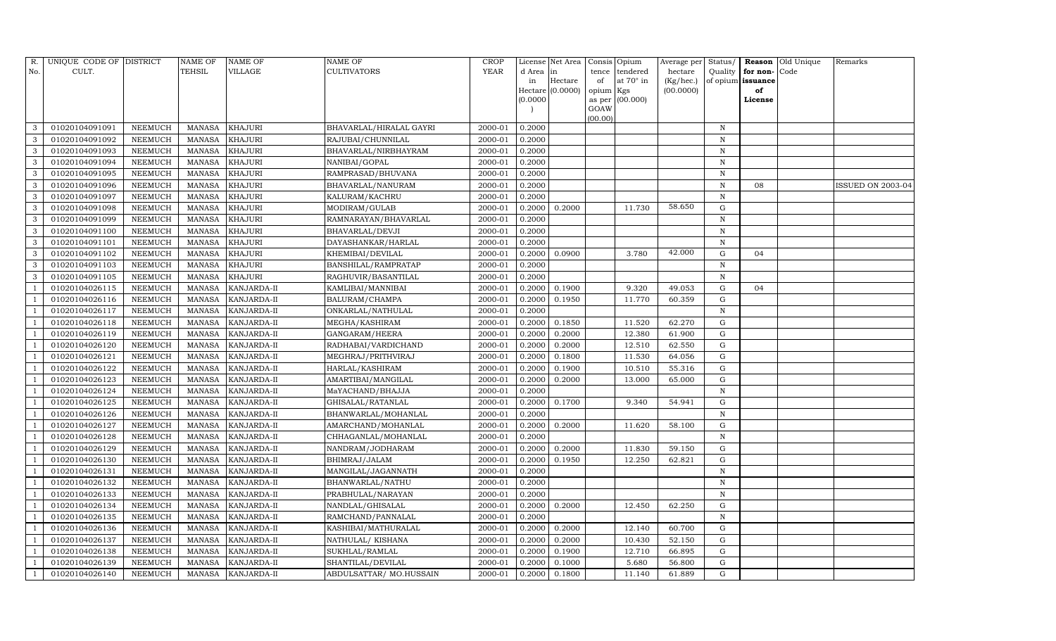| R. No. | UNIQUE CODE OF CULT. | DISTRICT | NAME OF TEHSIL | NAME OF VILLAGE | NAME OF CULTIVATORS | CROP YEAR | License d Area in Hectare (0.0000) | Net Area in Hectare (0.0000) | Consis tence of opium as per GOAW (00.00) | Opium tendered at 70° in Kgs (00.000) | Average per hectare (Kg/hec.) (00.0000) | Status/ Quality of opium | Reason for non-issuance of License | Old Unique Code | Remarks |
|---|---|---|---|---|---|---|---|---|---|---|---|---|---|---|---|
| 3 | 01020104091091 | NEEMUCH | MANASA | KHAJURI | BHAVARLAL/HIRALAL GAYRI | 2000-01 | 0.2000 | | | | | N | | | |
| 3 | 01020104091092 | NEEMUCH | MANASA | KHAJURI | RAJUBAI/CHUNNILAL | 2000-01 | 0.2000 | | | | | N | | | |
| 3 | 01020104091093 | NEEMUCH | MANASA | KHAJURI | BHAVARLAL/NIRBHAYRAM | 2000-01 | 0.2000 | | | | | N | | | |
| 3 | 01020104091094 | NEEMUCH | MANASA | KHAJURI | NANIBAI/GOPAL | 2000-01 | 0.2000 | | | | | N | | | |
| 3 | 01020104091095 | NEEMUCH | MANASA | KHAJURI | RAMPRASAD/BHUVANA | 2000-01 | 0.2000 | | | | | N | | | |
| 3 | 01020104091096 | NEEMUCH | MANASA | KHAJURI | BHAVARLAL/NANURAM | 2000-01 | 0.2000 | | | | | N | 08 | | ISSUED ON 2003-04 |
| 3 | 01020104091097 | NEEMUCH | MANASA | KHAJURI | KALURAM/KACHRU | 2000-01 | 0.2000 | | | | | N | | | |
| 3 | 01020104091098 | NEEMUCH | MANASA | KHAJURI | MODIRAM/GULAB | 2000-01 | 0.2000 | 0.2000 | | 11.730 | 58.650 | G | | | |
| 3 | 01020104091099 | NEEMUCH | MANASA | KHAJURI | RAMNARAYAN/BHAVARLAL | 2000-01 | 0.2000 | | | | | N | | | |
| 3 | 01020104091100 | NEEMUCH | MANASA | KHAJURI | BHAVARLAL/DEVJI | 2000-01 | 0.2000 | | | | | N | | | |
| 3 | 01020104091101 | NEEMUCH | MANASA | KHAJURI | DAYASHANKAR/HARLAL | 2000-01 | 0.2000 | | | | | N | | | |
| 3 | 01020104091102 | NEEMUCH | MANASA | KHAJURI | KHEMIBAI/DEVILAL | 2000-01 | 0.2000 | 0.0900 | | 3.780 | 42.000 | G | 04 | | |
| 3 | 01020104091103 | NEEMUCH | MANASA | KHAJURI | BANSHILAL/RAMPRATAP | 2000-01 | 0.2000 | | | | | N | | | |
| 3 | 01020104091105 | NEEMUCH | MANASA | KHAJURI | RAGHUVIR/BASANTILAL | 2000-01 | 0.2000 | | | | | N | | | |
| 1 | 01020104026115 | NEEMUCH | MANASA | KANJARDA-II | KAMLIBAI/MANNIBAI | 2000-01 | 0.2000 | 0.1900 | | 9.320 | 49.053 | G | 04 | | |
| 1 | 01020104026116 | NEEMUCH | MANASA | KANJARDA-II | BALURAM/CHAMPA | 2000-01 | 0.2000 | 0.1950 | | 11.770 | 60.359 | G | | | |
| 1 | 01020104026117 | NEEMUCH | MANASA | KANJARDA-II | ONKARLAL/NATHULAL | 2000-01 | 0.2000 | | | | | N | | | |
| 1 | 01020104026118 | NEEMUCH | MANASA | KANJARDA-II | MEGHA/KASHIRAM | 2000-01 | 0.2000 | 0.1850 | | 11.520 | 62.270 | G | | | |
| 1 | 01020104026119 | NEEMUCH | MANASA | KANJARDA-II | GANGARAM/HEERA | 2000-01 | 0.2000 | 0.2000 | | 12.380 | 61.900 | G | | | |
| 1 | 01020104026120 | NEEMUCH | MANASA | KANJARDA-II | RADHABAI/VARDICHAND | 2000-01 | 0.2000 | 0.2000 | | 12.510 | 62.550 | G | | | |
| 1 | 01020104026121 | NEEMUCH | MANASA | KANJARDA-II | MEGHRAJ/PRITHVIRAJ | 2000-01 | 0.2000 | 0.1800 | | 11.530 | 64.056 | G | | | |
| 1 | 01020104026122 | NEEMUCH | MANASA | KANJARDA-II | HARLAL/KASHIRAM | 2000-01 | 0.2000 | 0.1900 | | 10.510 | 55.316 | G | | | |
| 1 | 01020104026123 | NEEMUCH | MANASA | KANJARDA-II | AMARTIBAI/MANGILAL | 2000-01 | 0.2000 | 0.2000 | | 13.000 | 65.000 | G | | | |
| 1 | 01020104026124 | NEEMUCH | MANASA | KANJARDA-II | MaYACHAND/BHAJJA | 2000-01 | 0.2000 | | | | | N | | | |
| 1 | 01020104026125 | NEEMUCH | MANASA | KANJARDA-II | GHISALAL/RATANLAL | 2000-01 | 0.2000 | 0.1700 | | 9.340 | 54.941 | G | | | |
| 1 | 01020104026126 | NEEMUCH | MANASA | KANJARDA-II | BHANWARLAL/MOHANLAL | 2000-01 | 0.2000 | | | | | N | | | |
| 1 | 01020104026127 | NEEMUCH | MANASA | KANJARDA-II | AMARCHAND/MOHANLAL | 2000-01 | 0.2000 | 0.2000 | | 11.620 | 58.100 | G | | | |
| 1 | 01020104026128 | NEEMUCH | MANASA | KANJARDA-II | CHHAGANLAL/MOHANLAL | 2000-01 | 0.2000 | | | | | N | | | |
| 1 | 01020104026129 | NEEMUCH | MANASA | KANJARDA-II | NANDRAM/JODHARAM | 2000-01 | 0.2000 | 0.2000 | | 11.830 | 59.150 | G | | | |
| 1 | 01020104026130 | NEEMUCH | MANASA | KANJARDA-II | BHIMRAJ/JALAM | 2000-01 | 0.2000 | 0.1950 | | 12.250 | 62.821 | G | | | |
| 1 | 01020104026131 | NEEMUCH | MANASA | KANJARDA-II | MANGILAL/JAGANNATH | 2000-01 | 0.2000 | | | | | N | | | |
| 1 | 01020104026132 | NEEMUCH | MANASA | KANJARDA-II | BHANWARLAL/NATHU | 2000-01 | 0.2000 | | | | | N | | | |
| 1 | 01020104026133 | NEEMUCH | MANASA | KANJARDA-II | PRABHULAL/NARAYAN | 2000-01 | 0.2000 | | | | | N | | | |
| 1 | 01020104026134 | NEEMUCH | MANASA | KANJARDA-II | NANDLAL/GHISALAL | 2000-01 | 0.2000 | 0.2000 | | 12.450 | 62.250 | G | | | |
| 1 | 01020104026135 | NEEMUCH | MANASA | KANJARDA-II | RAMCHAND/PANNALAL | 2000-01 | 0.2000 | | | | | N | | | |
| 1 | 01020104026136 | NEEMUCH | MANASA | KANJARDA-II | KASHIBAI/MATHURALAL | 2000-01 | 0.2000 | 0.2000 | | 12.140 | 60.700 | G | | | |
| 1 | 01020104026137 | NEEMUCH | MANASA | KANJARDA-II | NATHULAL/ KISHANA | 2000-01 | 0.2000 | 0.2000 | | 10.430 | 52.150 | G | | | |
| 1 | 01020104026138 | NEEMUCH | MANASA | KANJARDA-II | SUKHLAL/RAMLAL | 2000-01 | 0.2000 | 0.1900 | | 12.710 | 66.895 | G | | | |
| 1 | 01020104026139 | NEEMUCH | MANASA | KANJARDA-II | SHANTILAL/DEVILAL | 2000-01 | 0.2000 | 0.1000 | | 5.680 | 56.800 | G | | | |
| 1 | 01020104026140 | NEEMUCH | MANASA | KANJARDA-II | ABDULSATTAR/ MO.HUSSAIN | 2000-01 | 0.2000 | 0.1800 | | 11.140 | 61.889 | G | | | |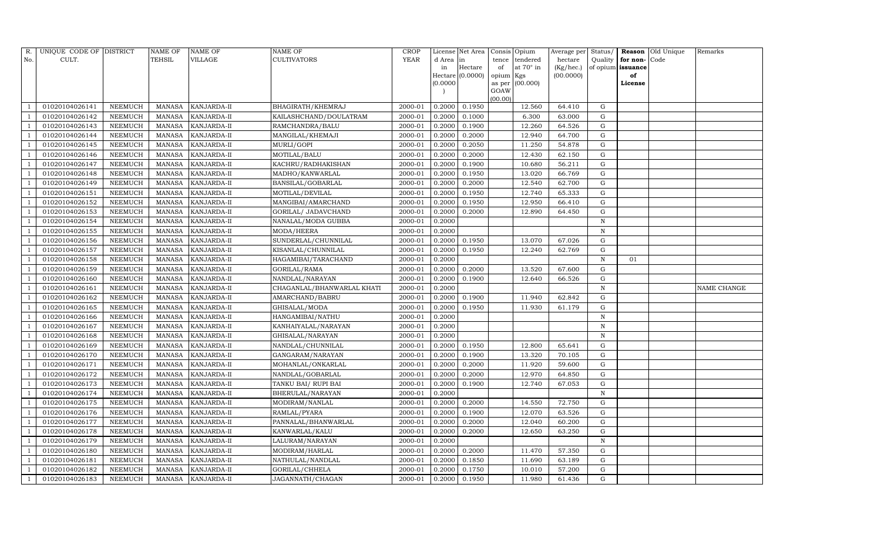| R. No. | UNIQUE CODE OF CULT. | DISTRICT | NAME OF TEHSIL | NAME OF VILLAGE | NAME OF CULTIVATORS | CROP YEAR | License d Area in Hectare (0.0000) | Net Area in Hectare (0.0000) | Consis tence of opium as per GOAW (00.00) | Opium tendered at 70° in Kgs (00.000) | Average per hectare (Kg/hec.) (00.0000) | Status/ Quality of opium | Reason for non-issuance of License | Old Unique Code | Remarks |
|---|---|---|---|---|---|---|---|---|---|---|---|---|---|---|---|
| 1 | 01020104026141 | NEEMUCH | MANASA | KANJARDA-II | BHAGIRATH/KHEMRAJ | 2000-01 | 0.2000 | 0.1950 | | 12.560 | 64.410 | G | | | |
| 1 | 01020104026142 | NEEMUCH | MANASA | KANJARDA-II | KAILASHCHAND/DOULATRAM | 2000-01 | 0.2000 | 0.1000 | | 6.300 | 63.000 | G | | | |
| 1 | 01020104026143 | NEEMUCH | MANASA | KANJARDA-II | RAMCHANDRA/BALU | 2000-01 | 0.2000 | 0.1900 | | 12.260 | 64.526 | G | | | |
| 1 | 01020104026144 | NEEMUCH | MANASA | KANJARDA-II | MANGILAL/KHEMAJI | 2000-01 | 0.2000 | 0.2000 | | 12.940 | 64.700 | G | | | |
| 1 | 01020104026145 | NEEMUCH | MANASA | KANJARDA-II | MURLI/GOPI | 2000-01 | 0.2000 | 0.2050 | | 11.250 | 54.878 | G | | | |
| 1 | 01020104026146 | NEEMUCH | MANASA | KANJARDA-II | MOTILAL/BALU | 2000-01 | 0.2000 | 0.2000 | | 12.430 | 62.150 | G | | | |
| 1 | 01020104026147 | NEEMUCH | MANASA | KANJARDA-II | KACHRU/RADHAKISHAN | 2000-01 | 0.2000 | 0.1900 | | 10.680 | 56.211 | G | | | |
| 1 | 01020104026148 | NEEMUCH | MANASA | KANJARDA-II | MADHO/KANWARLAL | 2000-01 | 0.2000 | 0.1950 | | 13.020 | 66.769 | G | | | |
| 1 | 01020104026149 | NEEMUCH | MANASA | KANJARDA-II | BANSILAL/GOBARLAL | 2000-01 | 0.2000 | 0.2000 | | 12.540 | 62.700 | G | | | |
| 1 | 01020104026151 | NEEMUCH | MANASA | KANJARDA-II | MOTILAL/DEVILAL | 2000-01 | 0.2000 | 0.1950 | | 12.740 | 65.333 | G | | | |
| 1 | 01020104026152 | NEEMUCH | MANASA | KANJARDA-II | MANGIBAI/AMARCHAND | 2000-01 | 0.2000 | 0.1950 | | 12.950 | 66.410 | G | | | |
| 1 | 01020104026153 | NEEMUCH | MANASA | KANJARDA-II | GORILAL/ JADAVCHAND | 2000-01 | 0.2000 | 0.2000 | | 12.890 | 64.450 | G | | | |
| 1 | 01020104026154 | NEEMUCH | MANASA | KANJARDA-II | NANALAL/MODA GUBBA | 2000-01 | 0.2000 | | | | | N | | | |
| 1 | 01020104026155 | NEEMUCH | MANASA | KANJARDA-II | MODA/HEERA | 2000-01 | 0.2000 | | | | | N | | | |
| 1 | 01020104026156 | NEEMUCH | MANASA | KANJARDA-II | SUNDERLAL/CHUNNILAL | 2000-01 | 0.2000 | 0.1950 | | 13.070 | 67.026 | G | | | |
| 1 | 01020104026157 | NEEMUCH | MANASA | KANJARDA-II | KISANLAL/CHUNNILAL | 2000-01 | 0.2000 | 0.1950 | | 12.240 | 62.769 | G | | | |
| 1 | 01020104026158 | NEEMUCH | MANASA | KANJARDA-II | HAGAMIBAI/TARACHAND | 2000-01 | 0.2000 | | | | | N | 01 | | |
| 1 | 01020104026159 | NEEMUCH | MANASA | KANJARDA-II | GORILAL/RAMA | 2000-01 | 0.2000 | 0.2000 | | 13.520 | 67.600 | G | | | |
| 1 | 01020104026160 | NEEMUCH | MANASA | KANJARDA-II | NANDLAL/NARAYAN | 2000-01 | 0.2000 | 0.1900 | | 12.640 | 66.526 | G | | | |
| 1 | 01020104026161 | NEEMUCH | MANASA | KANJARDA-II | CHAGANLAL/BHANWARLAL KHATI | 2000-01 | 0.2000 | | | | | N | | | NAME CHANGE |
| 1 | 01020104026162 | NEEMUCH | MANASA | KANJARDA-II | AMARCHAND/BABRU | 2000-01 | 0.2000 | 0.1900 | | 11.940 | 62.842 | G | | | |
| 1 | 01020104026165 | NEEMUCH | MANASA | KANJARDA-II | GHISALAL/MODA | 2000-01 | 0.2000 | 0.1950 | | 11.930 | 61.179 | G | | | |
| 1 | 01020104026166 | NEEMUCH | MANASA | KANJARDA-II | HANGAMIBAI/NATHU | 2000-01 | 0.2000 | | | | | N | | | |
| 1 | 01020104026167 | NEEMUCH | MANASA | KANJARDA-II | KANHAIYALAL/NARAYAN | 2000-01 | 0.2000 | | | | | N | | | |
| 1 | 01020104026168 | NEEMUCH | MANASA | KANJARDA-II | GHISALAL/NARAYAN | 2000-01 | 0.2000 | | | | | N | | | |
| 1 | 01020104026169 | NEEMUCH | MANASA | KANJARDA-II | NANDLAL/CHUNNILAL | 2000-01 | 0.2000 | 0.1950 | | 12.800 | 65.641 | G | | | |
| 1 | 01020104026170 | NEEMUCH | MANASA | KANJARDA-II | GANGARAM/NARAYAN | 2000-01 | 0.2000 | 0.1900 | | 13.320 | 70.105 | G | | | |
| 1 | 01020104026171 | NEEMUCH | MANASA | KANJARDA-II | MOHANLAL/ONKARLAL | 2000-01 | 0.2000 | 0.2000 | | 11.920 | 59.600 | G | | | |
| 1 | 01020104026172 | NEEMUCH | MANASA | KANJARDA-II | NANDLAL/GOBARLAL | 2000-01 | 0.2000 | 0.2000 | | 12.970 | 64.850 | G | | | |
| 1 | 01020104026173 | NEEMUCH | MANASA | KANJARDA-II | TANKU BAI/ RUPI BAI | 2000-01 | 0.2000 | 0.1900 | | 12.740 | 67.053 | G | | | |
| 1 | 01020104026174 | NEEMUCH | MANASA | KANJARDA-II | BHERULAL/NARAYAN | 2000-01 | 0.2000 | | | | | N | | | |
| 1 | 01020104026175 | NEEMUCH | MANASA | KANJARDA-II | MODIRAM/NANLAL | 2000-01 | 0.2000 | 0.2000 | | 14.550 | 72.750 | G | | | |
| 1 | 01020104026176 | NEEMUCH | MANASA | KANJARDA-II | RAMLAL/PYARA | 2000-01 | 0.2000 | 0.1900 | | 12.070 | 63.526 | G | | | |
| 1 | 01020104026177 | NEEMUCH | MANASA | KANJARDA-II | PANNALAL/BHANWARLAL | 2000-01 | 0.2000 | 0.2000 | | 12.040 | 60.200 | G | | | |
| 1 | 01020104026178 | NEEMUCH | MANASA | KANJARDA-II | KANWARLAL/KALU | 2000-01 | 0.2000 | 0.2000 | | 12.650 | 63.250 | G | | | |
| 1 | 01020104026179 | NEEMUCH | MANASA | KANJARDA-II | LALURAM/NARAYAN | 2000-01 | 0.2000 | | | | | N | | | |
| 1 | 01020104026180 | NEEMUCH | MANASA | KANJARDA-II | MODIRAM/HARLAL | 2000-01 | 0.2000 | 0.2000 | | 11.470 | 57.350 | G | | | |
| 1 | 01020104026181 | NEEMUCH | MANASA | KANJARDA-II | NATHULAL/NANDLAL | 2000-01 | 0.2000 | 0.1850 | | 11.690 | 63.189 | G | | | |
| 1 | 01020104026182 | NEEMUCH | MANASA | KANJARDA-II | GORILAL/CHHELA | 2000-01 | 0.2000 | 0.1750 | | 10.010 | 57.200 | G | | | |
| 1 | 01020104026183 | NEEMUCH | MANASA | KANJARDA-II | JAGANNATH/CHAGAN | 2000-01 | 0.2000 | 0.1950 | | 11.980 | 61.436 | G | | | |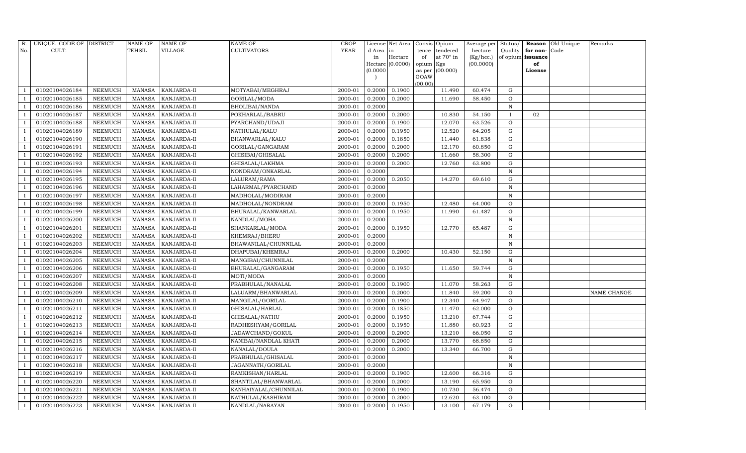| R. No. | UNIQUE CODE OF CULT. | DISTRICT | NAME OF TEHSIL | NAME OF VILLAGE | NAME OF CULTIVATORS | CROP YEAR | License d Area in Hectare (0.0000) | Net Area in Hectare (0.0000) | Consis tence of opium as per GOAW (00.00) | Opium tendered at 70° in Kgs (00.000) | Average per hectare (Kg/hec.) (00.0000) | Status/ Quality of opium | Reason for non-issuance of License | Old Unique Code | Remarks |
|---|---|---|---|---|---|---|---|---|---|---|---|---|---|---|---|
| 1 | 01020104026184 | NEEMUCH | MANASA | KANJARDA-II | MOTYABAI/MEGHRAJ | 2000-01 | 0.2000 | 0.1900 | | 11.490 | 60.474 | G | | | |
| 1 | 01020104026185 | NEEMUCH | MANASA | KANJARDA-II | GORILAL/MODA | 2000-01 | 0.2000 | 0.2000 | | 11.690 | 58.450 | G | | | |
| 1 | 01020104026186 | NEEMUCH | MANASA | KANJARDA-II | BHOLIBAI/NANDA | 2000-01 | 0.2000 | | | | | N | | | |
| 1 | 01020104026187 | NEEMUCH | MANASA | KANJARDA-II | POKHARLAL/BABRU | 2000-01 | 0.2000 | 0.2000 | | 10.830 | 54.150 | I | 02 | | |
| 1 | 01020104026188 | NEEMUCH | MANASA | KANJARDA-II | PYARCHAND/UDAJI | 2000-01 | 0.2000 | 0.1900 | | 12.070 | 63.526 | G | | | |
| 1 | 01020104026189 | NEEMUCH | MANASA | KANJARDA-II | NATHULAL/KALU | 2000-01 | 0.2000 | 0.1950 | | 12.520 | 64.205 | G | | | |
| 1 | 01020104026190 | NEEMUCH | MANASA | KANJARDA-II | BHANWARLAL/KALU | 2000-01 | 0.2000 | 0.1850 | | 11.440 | 61.838 | G | | | |
| 1 | 01020104026191 | NEEMUCH | MANASA | KANJARDA-II | GORILAL/GANGARAM | 2000-01 | 0.2000 | 0.2000 | | 12.170 | 60.850 | G | | | |
| 1 | 01020104026192 | NEEMUCH | MANASA | KANJARDA-II | GHISIBAI/GHISALAL | 2000-01 | 0.2000 | 0.2000 | | 11.660 | 58.300 | G | | | |
| 1 | 01020104026193 | NEEMUCH | MANASA | KANJARDA-II | GHISALAL/LAKHMA | 2000-01 | 0.2000 | 0.2000 | | 12.760 | 63.800 | G | | | |
| 1 | 01020104026194 | NEEMUCH | MANASA | KANJARDA-II | NONDRAM/ONKARLAL | 2000-01 | 0.2000 | | | | | N | | | |
| 1 | 01020104026195 | NEEMUCH | MANASA | KANJARDA-II | LALURAM/RAMA | 2000-01 | 0.2000 | 0.2050 | | 14.270 | 69.610 | G | | | |
| 1 | 01020104026196 | NEEMUCH | MANASA | KANJARDA-II | LAHARMAL/PYARCHAND | 2000-01 | 0.2000 | | | | | N | | | |
| 1 | 01020104026197 | NEEMUCH | MANASA | KANJARDA-II | MADHOLAL/MODIRAM | 2000-01 | 0.2000 | | | | | N | | | |
| 1 | 01020104026198 | NEEMUCH | MANASA | KANJARDA-II | MADHOLAL/NONDRAM | 2000-01 | 0.2000 | 0.1950 | | 12.480 | 64.000 | G | | | |
| 1 | 01020104026199 | NEEMUCH | MANASA | KANJARDA-II | BHURALAL/KANWARLAL | 2000-01 | 0.2000 | 0.1950 | | 11.990 | 61.487 | G | | | |
| 1 | 01020104026200 | NEEMUCH | MANASA | KANJARDA-II | NANDLAL/MOHA | 2000-01 | 0.2000 | | | | | N | | | |
| 1 | 01020104026201 | NEEMUCH | MANASA | KANJARDA-II | SHANKARLAL/MODA | 2000-01 | 0.2000 | 0.1950 | | 12.770 | 65.487 | G | | | |
| 1 | 01020104026202 | NEEMUCH | MANASA | KANJARDA-II | KHEMRAJ/BHERU | 2000-01 | 0.2000 | | | | | N | | | |
| 1 | 01020104026203 | NEEMUCH | MANASA | KANJARDA-II | BHAWANILAL/CHUNNILAL | 2000-01 | 0.2000 | | | | | N | | | |
| 1 | 01020104026204 | NEEMUCH | MANASA | KANJARDA-II | DHAPUBAI/KHEMRAJ | 2000-01 | 0.2000 | 0.2000 | | 10.430 | 52.150 | G | | | |
| 1 | 01020104026205 | NEEMUCH | MANASA | KANJARDA-II | MANGIBAI/CHUNNILAL | 2000-01 | 0.2000 | | | | | N | | | |
| 1 | 01020104026206 | NEEMUCH | MANASA | KANJARDA-II | BHURALAL/GANGARAM | 2000-01 | 0.2000 | 0.1950 | | 11.650 | 59.744 | G | | | |
| 1 | 01020104026207 | NEEMUCH | MANASA | KANJARDA-II | MOTI/MODA | 2000-01 | 0.2000 | | | | | N | | | |
| 1 | 01020104026208 | NEEMUCH | MANASA | KANJARDA-II | PRABHULAL/NANALAL | 2000-01 | 0.2000 | 0.1900 | | 11.070 | 58.263 | G | | | |
| 1 | 01020104026209 | NEEMUCH | MANASA | KANJARDA-II | LALUARM/BHANWARLAL | 2000-01 | 0.2000 | 0.2000 | | 11.840 | 59.200 | G | | | NAME CHANGE |
| 1 | 01020104026210 | NEEMUCH | MANASA | KANJARDA-II | MANGILAL/GORILAL | 2000-01 | 0.2000 | 0.1900 | | 12.340 | 64.947 | G | | | |
| 1 | 01020104026211 | NEEMUCH | MANASA | KANJARDA-II | GHISALAL/HARLAL | 2000-01 | 0.2000 | 0.1850 | | 11.470 | 62.000 | G | | | |
| 1 | 01020104026212 | NEEMUCH | MANASA | KANJARDA-II | GHISALAL/NATHU | 2000-01 | 0.2000 | 0.1950 | | 13.210 | 67.744 | G | | | |
| 1 | 01020104026213 | NEEMUCH | MANASA | KANJARDA-II | RADHESHYAM/GORILAL | 2000-01 | 0.2000 | 0.1950 | | 11.880 | 60.923 | G | | | |
| 1 | 01020104026214 | NEEMUCH | MANASA | KANJARDA-II | JADAWCHAND/GOKUL | 2000-01 | 0.2000 | 0.2000 | | 13.210 | 66.050 | G | | | |
| 1 | 01020104026215 | NEEMUCH | MANASA | KANJARDA-II | NANIBAI/NANDLAL KHATI | 2000-01 | 0.2000 | 0.2000 | | 13.770 | 68.850 | G | | | |
| 1 | 01020104026216 | NEEMUCH | MANASA | KANJARDA-II | NANALAL/DOULA | 2000-01 | 0.2000 | 0.2000 | | 13.340 | 66.700 | G | | | |
| 1 | 01020104026217 | NEEMUCH | MANASA | KANJARDA-II | PRABHULAL/GHISALAL | 2000-01 | 0.2000 | | | | | N | | | |
| 1 | 01020104026218 | NEEMUCH | MANASA | KANJARDA-II | JAGANNATH/GORILAL | 2000-01 | 0.2000 | | | | | N | | | |
| 1 | 01020104026219 | NEEMUCH | MANASA | KANJARDA-II | RAMKISHAN/HARLAL | 2000-01 | 0.2000 | 0.1900 | | 12.600 | 66.316 | G | | | |
| 1 | 01020104026220 | NEEMUCH | MANASA | KANJARDA-II | SHANTILAL/BHANWARLAL | 2000-01 | 0.2000 | 0.2000 | | 13.190 | 65.950 | G | | | |
| 1 | 01020104026221 | NEEMUCH | MANASA | KANJARDA-II | KANHAIYALAL/CHUNNILAL | 2000-01 | 0.2000 | 0.1900 | | 10.730 | 56.474 | G | | | |
| 1 | 01020104026222 | NEEMUCH | MANASA | KANJARDA-II | NATHULAL/KASHIRAM | 2000-01 | 0.2000 | 0.2000 | | 12.620 | 63.100 | G | | | |
| 1 | 01020104026223 | NEEMUCH | MANASA | KANJARDA-II | NANDLAL/NARAYAN | 2000-01 | 0.2000 | 0.1950 | | 13.100 | 67.179 | G | | | |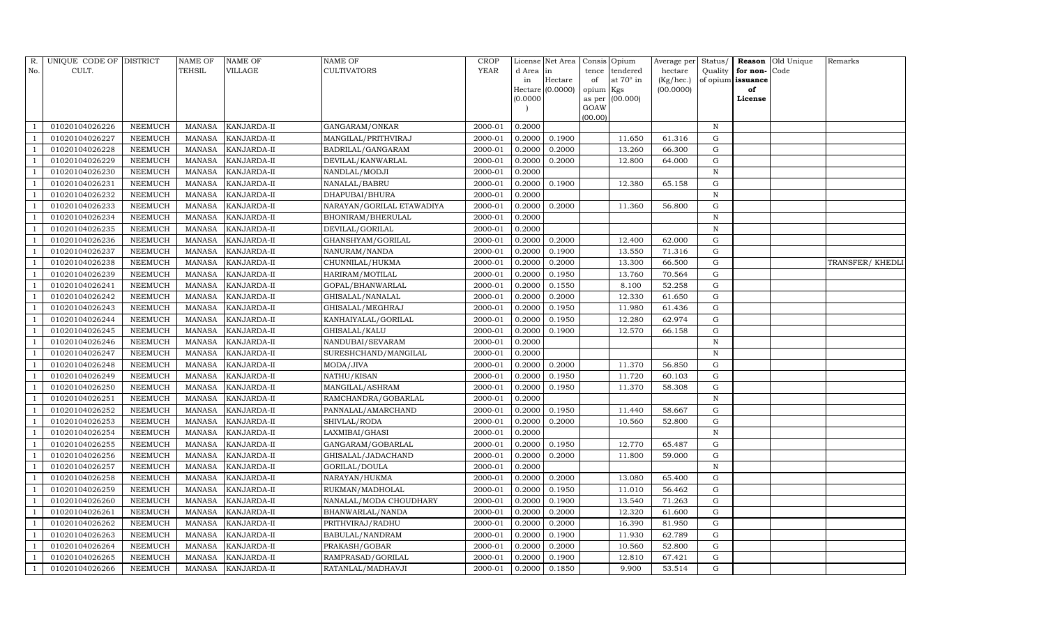| R. No. | UNIQUE CODE OF CULT. | DISTRICT | NAME OF TEHSIL | NAME OF VILLAGE | NAME OF CULTIVATORS | CROP YEAR | License d Area in Hectare (0.0000) | Net Area in Hectare (0.0000) | Consis tence of opium as per GOAW (00.00) | Opium tendered at 70° in Kgs (00.000) | Average per hectare (Kg/hec.) (00.0000) | Status/ Quality of opium | Reason for non-issuance of License | Old Unique Code | Remarks |
|---|---|---|---|---|---|---|---|---|---|---|---|---|---|---|---|
| 1 | 01020104026226 | NEEMUCH | MANASA | KANJARDA-II | GANGARAM/ONKAR | 2000-01 | 0.2000 | | | | | N | | | |
| 1 | 01020104026227 | NEEMUCH | MANASA | KANJARDA-II | MANGILAL/PRITHVIRAJ | 2000-01 | 0.2000 | 0.1900 | | 11.650 | 61.316 | G | | | |
| 1 | 01020104026228 | NEEMUCH | MANASA | KANJARDA-II | BADRILAL/GANGARAM | 2000-01 | 0.2000 | 0.2000 | | 13.260 | 66.300 | G | | | |
| 1 | 01020104026229 | NEEMUCH | MANASA | KANJARDA-II | DEVILAL/KANWARLAL | 2000-01 | 0.2000 | 0.2000 | | 12.800 | 64.000 | G | | | |
| 1 | 01020104026230 | NEEMUCH | MANASA | KANJARDA-II | NANDLAL/MODJI | 2000-01 | 0.2000 | | | | | N | | | |
| 1 | 01020104026231 | NEEMUCH | MANASA | KANJARDA-II | NANALAL/BABRU | 2000-01 | 0.2000 | 0.1900 | | 12.380 | 65.158 | G | | | |
| 1 | 01020104026232 | NEEMUCH | MANASA | KANJARDA-II | DHAPUBAI/BHURA | 2000-01 | 0.2000 | | | | | N | | | |
| 1 | 01020104026233 | NEEMUCH | MANASA | KANJARDA-II | NARAYAN/GORILAL ETAWADIYA | 2000-01 | 0.2000 | 0.2000 | | 11.360 | 56.800 | G | | | |
| 1 | 01020104026234 | NEEMUCH | MANASA | KANJARDA-II | BHONIRAM/BHERULAL | 2000-01 | 0.2000 | | | | | N | | | |
| 1 | 01020104026235 | NEEMUCH | MANASA | KANJARDA-II | DEVILAL/GORILAL | 2000-01 | 0.2000 | | | | | N | | | |
| 1 | 01020104026236 | NEEMUCH | MANASA | KANJARDA-II | GHANSHYAM/GORILAL | 2000-01 | 0.2000 | 0.2000 | | 12.400 | 62.000 | G | | | |
| 1 | 01020104026237 | NEEMUCH | MANASA | KANJARDA-II | NANURAM/NANDA | 2000-01 | 0.2000 | 0.1900 | | 13.550 | 71.316 | G | | | |
| 1 | 01020104026238 | NEEMUCH | MANASA | KANJARDA-II | CHUNNILAL/HUKMA | 2000-01 | 0.2000 | 0.2000 | | 13.300 | 66.500 | G | | | TRANSFER/ KHEDLI |
| 1 | 01020104026239 | NEEMUCH | MANASA | KANJARDA-II | HARIRAM/MOTILAL | 2000-01 | 0.2000 | 0.1950 | | 13.760 | 70.564 | G | | | |
| 1 | 01020104026241 | NEEMUCH | MANASA | KANJARDA-II | GOPAL/BHANWARLAL | 2000-01 | 0.2000 | 0.1550 | | 8.100 | 52.258 | G | | | |
| 1 | 01020104026242 | NEEMUCH | MANASA | KANJARDA-II | GHISALAL/NANALAL | 2000-01 | 0.2000 | 0.2000 | | 12.330 | 61.650 | G | | | |
| 1 | 01020104026243 | NEEMUCH | MANASA | KANJARDA-II | GHISALAL/MEGHRAJ | 2000-01 | 0.2000 | 0.1950 | | 11.980 | 61.436 | G | | | |
| 1 | 01020104026244 | NEEMUCH | MANASA | KANJARDA-II | KANHAIYALAL/GORILAL | 2000-01 | 0.2000 | 0.1950 | | 12.280 | 62.974 | G | | | |
| 1 | 01020104026245 | NEEMUCH | MANASA | KANJARDA-II | GHISALAL/KALU | 2000-01 | 0.2000 | 0.1900 | | 12.570 | 66.158 | G | | | |
| 1 | 01020104026246 | NEEMUCH | MANASA | KANJARDA-II | NANDUBAI/SEVARAM | 2000-01 | 0.2000 | | | | | N | | | |
| 1 | 01020104026247 | NEEMUCH | MANASA | KANJARDA-II | SURESHCHAND/MANGILAL | 2000-01 | 0.2000 | | | | | N | | | |
| 1 | 01020104026248 | NEEMUCH | MANASA | KANJARDA-II | MODA/JIVA | 2000-01 | 0.2000 | 0.2000 | | 11.370 | 56.850 | G | | | |
| 1 | 01020104026249 | NEEMUCH | MANASA | KANJARDA-II | NATHU/KISAN | 2000-01 | 0.2000 | 0.1950 | | 11.720 | 60.103 | G | | | |
| 1 | 01020104026250 | NEEMUCH | MANASA | KANJARDA-II | MANGILAL/ASHRAM | 2000-01 | 0.2000 | 0.1950 | | 11.370 | 58.308 | G | | | |
| 1 | 01020104026251 | NEEMUCH | MANASA | KANJARDA-II | RAMCHANDRA/GOBARLAL | 2000-01 | 0.2000 | | | | | N | | | |
| 1 | 01020104026252 | NEEMUCH | MANASA | KANJARDA-II | PANNALAL/AMARCHAND | 2000-01 | 0.2000 | 0.1950 | | 11.440 | 58.667 | G | | | |
| 1 | 01020104026253 | NEEMUCH | MANASA | KANJARDA-II | SHIVLAL/RODA | 2000-01 | 0.2000 | 0.2000 | | 10.560 | 52.800 | G | | | |
| 1 | 01020104026254 | NEEMUCH | MANASA | KANJARDA-II | LAXMIBAI/GHASI | 2000-01 | 0.2000 | | | | | N | | | |
| 1 | 01020104026255 | NEEMUCH | MANASA | KANJARDA-II | GANGARAM/GOBARLAL | 2000-01 | 0.2000 | 0.1950 | | 12.770 | 65.487 | G | | | |
| 1 | 01020104026256 | NEEMUCH | MANASA | KANJARDA-II | GHISALAL/JADACHAND | 2000-01 | 0.2000 | 0.2000 | | 11.800 | 59.000 | G | | | |
| 1 | 01020104026257 | NEEMUCH | MANASA | KANJARDA-II | GORILAL/DOULA | 2000-01 | 0.2000 | | | | | N | | | |
| 1 | 01020104026258 | NEEMUCH | MANASA | KANJARDA-II | NARAYAN/HUKMA | 2000-01 | 0.2000 | 0.2000 | | 13.080 | 65.400 | G | | | |
| 1 | 01020104026259 | NEEMUCH | MANASA | KANJARDA-II | RUKMAN/MADHOLAL | 2000-01 | 0.2000 | 0.1950 | | 11.010 | 56.462 | G | | | |
| 1 | 01020104026260 | NEEMUCH | MANASA | KANJARDA-II | NANALAL/MODA CHOUDHARY | 2000-01 | 0.2000 | 0.1900 | | 13.540 | 71.263 | G | | | |
| 1 | 01020104026261 | NEEMUCH | MANASA | KANJARDA-II | BHANWARLAL/NANDA | 2000-01 | 0.2000 | 0.2000 | | 12.320 | 61.600 | G | | | |
| 1 | 01020104026262 | NEEMUCH | MANASA | KANJARDA-II | PRITHVIRAJ/RADHU | 2000-01 | 0.2000 | 0.2000 | | 16.390 | 81.950 | G | | | |
| 1 | 01020104026263 | NEEMUCH | MANASA | KANJARDA-II | BABULAL/NANDRAM | 2000-01 | 0.2000 | 0.1900 | | 11.930 | 62.789 | G | | | |
| 1 | 01020104026264 | NEEMUCH | MANASA | KANJARDA-II | PRAKASH/GOBAR | 2000-01 | 0.2000 | 0.2000 | | 10.560 | 52.800 | G | | | |
| 1 | 01020104026265 | NEEMUCH | MANASA | KANJARDA-II | RAMPRASAD/GORILAL | 2000-01 | 0.2000 | 0.1900 | | 12.810 | 67.421 | G | | | |
| 1 | 01020104026266 | NEEMUCH | MANASA | KANJARDA-II | RATANLAL/MADHAVJI | 2000-01 | 0.2000 | 0.1850 | | 9.900 | 53.514 | G | | | |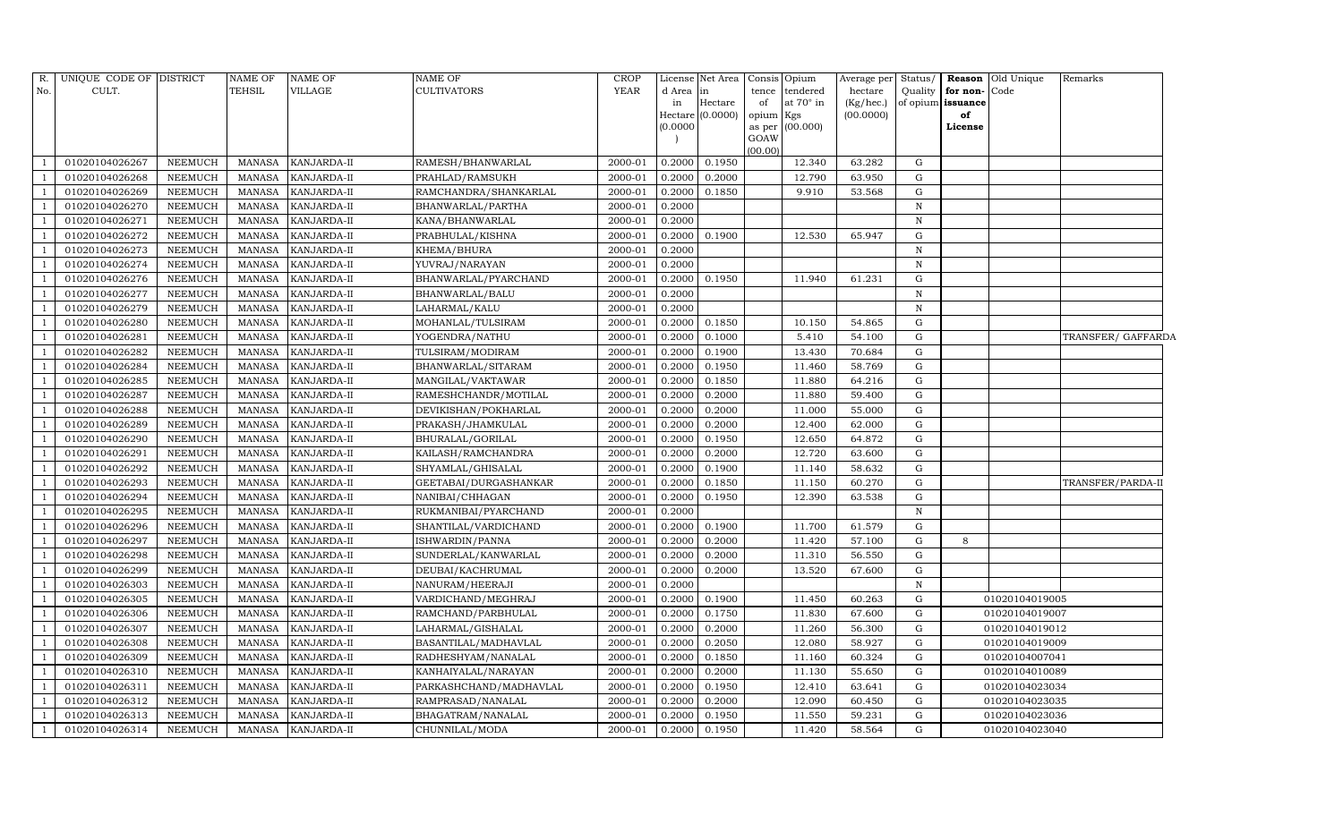| R. No. | UNIQUE CODE OF CULT. | DISTRICT | NAME OF TEHSIL | NAME OF VILLAGE | NAME OF CULTIVATORS | CROP YEAR | License d Area in Hectare (0.0000) | Net Area in Hectare (0.0000) | Consis tence of opium as per GOAW (00.00) | Opium tendered at 70° in Kgs (00.000) | Average per hectare (Kg/hec.) (00.0000) | Status/ Quality of opium | Reason for non-issuance of License | Old Unique Code | Remarks |
|---|---|---|---|---|---|---|---|---|---|---|---|---|---|---|---|
| 1 | 01020104026267 | NEEMUCH | MANASA | KANJARDA-II | RAMESH/BHANWARLAL | 2000-01 | 0.2000 | 0.1950 | | 12.340 | 63.282 | G | | | |
| 1 | 01020104026268 | NEEMUCH | MANASA | KANJARDA-II | PRAHLAD/RAMSUKH | 2000-01 | 0.2000 | 0.2000 | | 12.790 | 63.950 | G | | | |
| 1 | 01020104026269 | NEEMUCH | MANASA | KANJARDA-II | RAMCHANDRA/SHANKARLAL | 2000-01 | 0.2000 | 0.1850 | | 9.910 | 53.568 | G | | | |
| 1 | 01020104026270 | NEEMUCH | MANASA | KANJARDA-II | BHANWARLAL/PARTHA | 2000-01 | 0.2000 | | | | | N | | | |
| 1 | 01020104026271 | NEEMUCH | MANASA | KANJARDA-II | KANA/BHANWARLAL | 2000-01 | 0.2000 | | | | | N | | | |
| 1 | 01020104026272 | NEEMUCH | MANASA | KANJARDA-II | PRABHULAL/KISHNA | 2000-01 | 0.2000 | 0.1900 | | 12.530 | 65.947 | G | | | |
| 1 | 01020104026273 | NEEMUCH | MANASA | KANJARDA-II | KHEMA/BHURA | 2000-01 | 0.2000 | | | | | N | | | |
| 1 | 01020104026274 | NEEMUCH | MANASA | KANJARDA-II | YUVRAJ/NARAYAN | 2000-01 | 0.2000 | | | | | N | | | |
| 1 | 01020104026276 | NEEMUCH | MANASA | KANJARDA-II | BHANWARLAL/PYARCHAND | 2000-01 | 0.2000 | 0.1950 | | 11.940 | 61.231 | G | | | |
| 1 | 01020104026277 | NEEMUCH | MANASA | KANJARDA-II | BHANWARLAL/BALU | 2000-01 | 0.2000 | | | | | N | | | |
| 1 | 01020104026279 | NEEMUCH | MANASA | KANJARDA-II | LAHARMAL/KALU | 2000-01 | 0.2000 | | | | | N | | | |
| 1 | 01020104026280 | NEEMUCH | MANASA | KANJARDA-II | MOHANLAL/TULSIRAM | 2000-01 | 0.2000 | 0.1850 | | 10.150 | 54.865 | G | | | |
| 1 | 01020104026281 | NEEMUCH | MANASA | KANJARDA-II | YOGENDRA/NATHU | 2000-01 | 0.2000 | 0.1000 | | 5.410 | 54.100 | G | | | TRANSFER/ GAFFARDA |
| 1 | 01020104026282 | NEEMUCH | MANASA | KANJARDA-II | TULSIRAM/MODIRAM | 2000-01 | 0.2000 | 0.1900 | | 13.430 | 70.684 | G | | | |
| 1 | 01020104026284 | NEEMUCH | MANASA | KANJARDA-II | BHANWARLAL/SITARAM | 2000-01 | 0.2000 | 0.1950 | | 11.460 | 58.769 | G | | | |
| 1 | 01020104026285 | NEEMUCH | MANASA | KANJARDA-II | MANGILAL/VAKTAWAR | 2000-01 | 0.2000 | 0.1850 | | 11.880 | 64.216 | G | | | |
| 1 | 01020104026287 | NEEMUCH | MANASA | KANJARDA-II | RAMESHCHANDR/MOTILAL | 2000-01 | 0.2000 | 0.2000 | | 11.880 | 59.400 | G | | | |
| 1 | 01020104026288 | NEEMUCH | MANASA | KANJARDA-II | DEVIKISHAN/POKHARLAL | 2000-01 | 0.2000 | 0.2000 | | 11.000 | 55.000 | G | | | |
| 1 | 01020104026289 | NEEMUCH | MANASA | KANJARDA-II | PRAKASH/JHAMKULAL | 2000-01 | 0.2000 | 0.2000 | | 12.400 | 62.000 | G | | | |
| 1 | 01020104026290 | NEEMUCH | MANASA | KANJARDA-II | BHURALAL/GORILAL | 2000-01 | 0.2000 | 0.1950 | | 12.650 | 64.872 | G | | | |
| 1 | 01020104026291 | NEEMUCH | MANASA | KANJARDA-II | KAILASH/RAMCHANDRA | 2000-01 | 0.2000 | 0.2000 | | 12.720 | 63.600 | G | | | |
| 1 | 01020104026292 | NEEMUCH | MANASA | KANJARDA-II | SHYAMLAL/GHISALAL | 2000-01 | 0.2000 | 0.1900 | | 11.140 | 58.632 | G | | | |
| 1 | 01020104026293 | NEEMUCH | MANASA | KANJARDA-II | GEETABAI/DURGASHANKAR | 2000-01 | 0.2000 | 0.1850 | | 11.150 | 60.270 | G | | | TRANSFER/PARDA-II |
| 1 | 01020104026294 | NEEMUCH | MANASA | KANJARDA-II | NANIBAI/CHHAGAN | 2000-01 | 0.2000 | 0.1950 | | 12.390 | 63.538 | G | | | |
| 1 | 01020104026295 | NEEMUCH | MANASA | KANJARDA-II | RUKMANIBAI/PYARCHAND | 2000-01 | 0.2000 | | | | | N | | | |
| 1 | 01020104026296 | NEEMUCH | MANASA | KANJARDA-II | SHANTILAL/VARDICHAND | 2000-01 | 0.2000 | 0.1900 | | 11.700 | 61.579 | G | | | |
| 1 | 01020104026297 | NEEMUCH | MANASA | KANJARDA-II | ISHWARDIN/PANNA | 2000-01 | 0.2000 | 0.2000 | | 11.420 | 57.100 | G | 8 | | |
| 1 | 01020104026298 | NEEMUCH | MANASA | KANJARDA-II | SUNDERLAL/KANWARLAL | 2000-01 | 0.2000 | 0.2000 | | 11.310 | 56.550 | G | | | |
| 1 | 01020104026299 | NEEMUCH | MANASA | KANJARDA-II | DEUBAI/KACHRUMAL | 2000-01 | 0.2000 | 0.2000 | | 13.520 | 67.600 | G | | | |
| 1 | 01020104026303 | NEEMUCH | MANASA | KANJARDA-II | NANURAM/HEERAJI | 2000-01 | 0.2000 | | | | | N | | | |
| 1 | 01020104026305 | NEEMUCH | MANASA | KANJARDA-II | VARDICHAND/MEGHRAJ | 2000-01 | 0.2000 | 0.1900 | | 11.450 | 60.263 | G | | 01020104019005 | |
| 1 | 01020104026306 | NEEMUCH | MANASA | KANJARDA-II | RAMCHAND/PARBHULAL | 2000-01 | 0.2000 | 0.1750 | | 11.830 | 67.600 | G | | 01020104019007 | |
| 1 | 01020104026307 | NEEMUCH | MANASA | KANJARDA-II | LAHARMAL/GISHALAL | 2000-01 | 0.2000 | 0.2000 | | 11.260 | 56.300 | G | | 01020104019012 | |
| 1 | 01020104026308 | NEEMUCH | MANASA | KANJARDA-II | BASANTILAL/MADHAVLAL | 2000-01 | 0.2000 | 0.2050 | | 12.080 | 58.927 | G | | 01020104019009 | |
| 1 | 01020104026309 | NEEMUCH | MANASA | KANJARDA-II | RADHESHYAM/NANALAL | 2000-01 | 0.2000 | 0.1850 | | 11.160 | 60.324 | G | | 01020104007041 | |
| 1 | 01020104026310 | NEEMUCH | MANASA | KANJARDA-II | KANHAIYALAL/NARAYAN | 2000-01 | 0.2000 | 0.2000 | | 11.130 | 55.650 | G | | 01020104010089 | |
| 1 | 01020104026311 | NEEMUCH | MANASA | KANJARDA-II | PARKASHCHAND/MADHAVLAL | 2000-01 | 0.2000 | 0.1950 | | 12.410 | 63.641 | G | | 01020104023034 | |
| 1 | 01020104026312 | NEEMUCH | MANASA | KANJARDA-II | RAMPRASAD/NANALAL | 2000-01 | 0.2000 | 0.2000 | | 12.090 | 60.450 | G | | 01020104023035 | |
| 1 | 01020104026313 | NEEMUCH | MANASA | KANJARDA-II | BHAGATRAM/NANALAL | 2000-01 | 0.2000 | 0.1950 | | 11.550 | 59.231 | G | | 01020104023036 | |
| 1 | 01020104026314 | NEEMUCH | MANASA | KANJARDA-II | CHUNNILAL/MODA | 2000-01 | 0.2000 | 0.1950 | | 11.420 | 58.564 | G | | 01020104023040 | |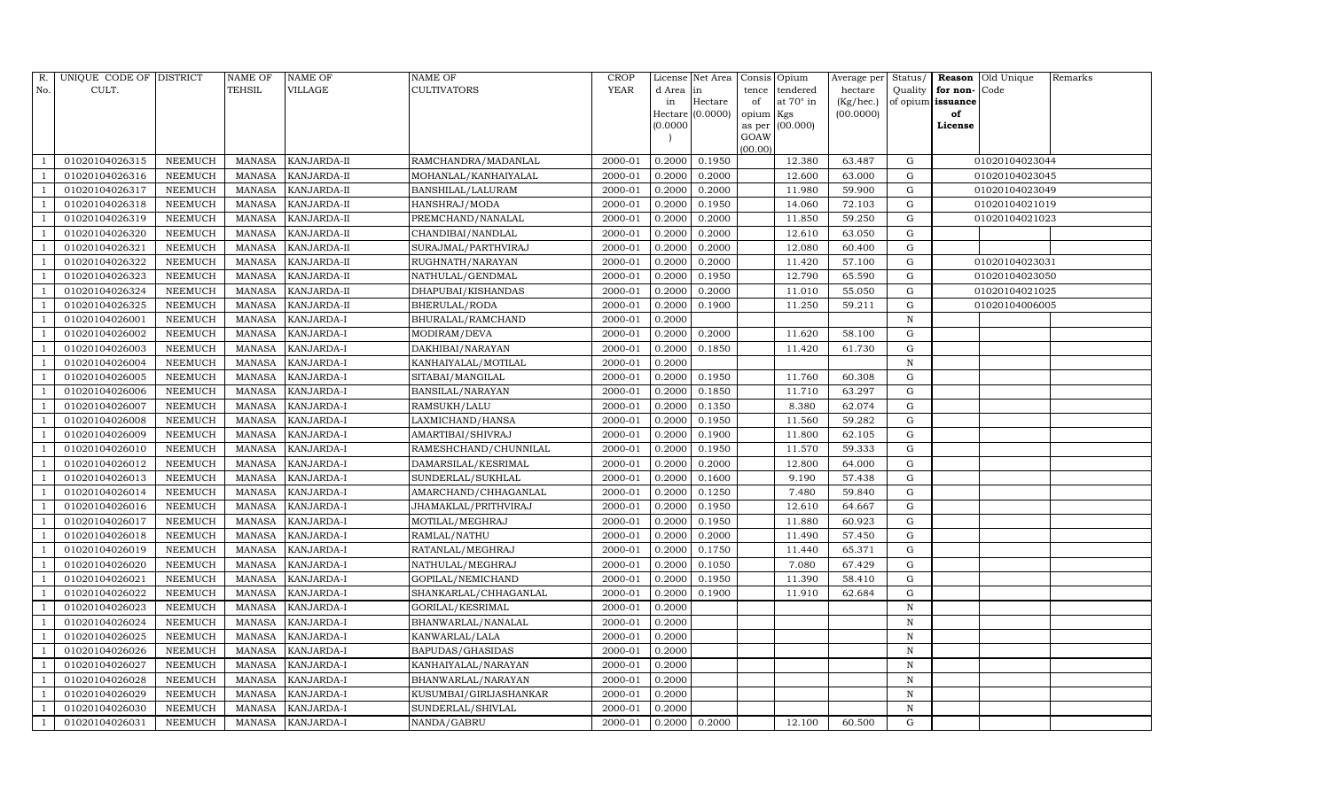| R. No. | UNIQUE CODE OF CULT. | DISTRICT | NAME OF TEHSIL | NAME OF VILLAGE | NAME OF CULTIVATORS | CROP YEAR | License d Area in Hectare (0.0000) | Net Area in Hectare (0.0000) | Consis tence of opium as per GOAW (00.00) | Opium tendered at 70° in Kgs (00.000) | Average per hectare (Kg/hec.) (00.0000) | Status/ Quality of opium | Reason for non-issuance of License | Old Unique Code | Remarks |
|---|---|---|---|---|---|---|---|---|---|---|---|---|---|---|---|
| 1 | 01020104026315 | NEEMUCH | MANASA | KANJARDA-II | RAMCHANDRA/MADANLAL | 2000-01 | 0.2000 | 0.1950 | | 12.380 | 63.487 | G | | 01020104023044 | |
| 1 | 01020104026316 | NEEMUCH | MANASA | KANJARDA-II | MOHANLAL/KANHAIYALAL | 2000-01 | 0.2000 | 0.2000 | | 12.600 | 63.000 | G | | 01020104023045 | |
| 1 | 01020104026317 | NEEMUCH | MANASA | KANJARDA-II | BANSHILAL/LALURAM | 2000-01 | 0.2000 | 0.2000 | | 11.980 | 59.900 | G | | 01020104023049 | |
| 1 | 01020104026318 | NEEMUCH | MANASA | KANJARDA-II | HANSHRAJ/MODA | 2000-01 | 0.2000 | 0.1950 | | 14.060 | 72.103 | G | | 01020104021019 | |
| 1 | 01020104026319 | NEEMUCH | MANASA | KANJARDA-II | PREMCHAND/NANALAL | 2000-01 | 0.2000 | 0.2000 | | 11.850 | 59.250 | G | | 01020104021023 | |
| 1 | 01020104026320 | NEEMUCH | MANASA | KANJARDA-II | CHANDIBAI/NANDLAL | 2000-01 | 0.2000 | 0.2000 | | 12.610 | 63.050 | G | | | |
| 1 | 01020104026321 | NEEMUCH | MANASA | KANJARDA-II | SURAJMAL/PARTHVIRAJ | 2000-01 | 0.2000 | 0.2000 | | 12.080 | 60.400 | G | | | |
| 1 | 01020104026322 | NEEMUCH | MANASA | KANJARDA-II | RUGHNATH/NARAYAN | 2000-01 | 0.2000 | 0.2000 | | 11.420 | 57.100 | G | | 01020104023031 | |
| 1 | 01020104026323 | NEEMUCH | MANASA | KANJARDA-II | NATHULAL/GENDMAL | 2000-01 | 0.2000 | 0.1950 | | 12.790 | 65.590 | G | | 01020104023050 | |
| 1 | 01020104026324 | NEEMUCH | MANASA | KANJARDA-II | DHAPUBAI/KISHANDAS | 2000-01 | 0.2000 | 0.2000 | | 11.010 | 55.050 | G | | 01020104021025 | |
| 1 | 01020104026325 | NEEMUCH | MANASA | KANJARDA-II | BHERULAL/RODA | 2000-01 | 0.2000 | 0.1900 | | 11.250 | 59.211 | G | | 01020104006005 | |
| 1 | 01020104026001 | NEEMUCH | MANASA | KANJARDA-I | BHURALAL/RAMCHAND | 2000-01 | 0.2000 | | | | | N | | | |
| 1 | 01020104026002 | NEEMUCH | MANASA | KANJARDA-I | MODIRAM/DEVA | 2000-01 | 0.2000 | 0.2000 | | 11.620 | 58.100 | G | | | |
| 1 | 01020104026003 | NEEMUCH | MANASA | KANJARDA-I | DAKHIBAI/NARAYAN | 2000-01 | 0.2000 | 0.1850 | | 11.420 | 61.730 | G | | | |
| 1 | 01020104026004 | NEEMUCH | MANASA | KANJARDA-I | KANHAIYALAL/MOTILAL | 2000-01 | 0.2000 | | | | | N | | | |
| 1 | 01020104026005 | NEEMUCH | MANASA | KANJARDA-I | SITABAI/MANGILAL | 2000-01 | 0.2000 | 0.1950 | | 11.760 | 60.308 | G | | | |
| 1 | 01020104026006 | NEEMUCH | MANASA | KANJARDA-I | BANSILAL/NARAYAN | 2000-01 | 0.2000 | 0.1850 | | 11.710 | 63.297 | G | | | |
| 1 | 01020104026007 | NEEMUCH | MANASA | KANJARDA-I | RAMSUKH/LALU | 2000-01 | 0.2000 | 0.1350 | | 8.380 | 62.074 | G | | | |
| 1 | 01020104026008 | NEEMUCH | MANASA | KANJARDA-I | LAXMICHAND/HANSA | 2000-01 | 0.2000 | 0.1950 | | 11.560 | 59.282 | G | | | |
| 1 | 01020104026009 | NEEMUCH | MANASA | KANJARDA-I | AMARTIBAI/SHIVRAJ | 2000-01 | 0.2000 | 0.1900 | | 11.800 | 62.105 | G | | | |
| 1 | 01020104026010 | NEEMUCH | MANASA | KANJARDA-I | RAMESHCHAND/CHUNNILAL | 2000-01 | 0.2000 | 0.1950 | | 11.570 | 59.333 | G | | | |
| 1 | 01020104026012 | NEEMUCH | MANASA | KANJARDA-I | DAMARSILAL/KESRIMAL | 2000-01 | 0.2000 | 0.2000 | | 12.800 | 64.000 | G | | | |
| 1 | 01020104026013 | NEEMUCH | MANASA | KANJARDA-I | SUNDERLAL/SUKHLAL | 2000-01 | 0.2000 | 0.1600 | | 9.190 | 57.438 | G | | | |
| 1 | 01020104026014 | NEEMUCH | MANASA | KANJARDA-I | AMARCHAND/CHHAGANLAL | 2000-01 | 0.2000 | 0.1250 | | 7.480 | 59.840 | G | | | |
| 1 | 01020104026016 | NEEMUCH | MANASA | KANJARDA-I | JHAMAKLAL/PRITHVIRAJ | 2000-01 | 0.2000 | 0.1950 | | 12.610 | 64.667 | G | | | |
| 1 | 01020104026017 | NEEMUCH | MANASA | KANJARDA-I | MOTILAL/MEGHRAJ | 2000-01 | 0.2000 | 0.1950 | | 11.880 | 60.923 | G | | | |
| 1 | 01020104026018 | NEEMUCH | MANASA | KANJARDA-I | RAMLAL/NATHU | 2000-01 | 0.2000 | 0.2000 | | 11.490 | 57.450 | G | | | |
| 1 | 01020104026019 | NEEMUCH | MANASA | KANJARDA-I | RATANLAL/MEGHRAJ | 2000-01 | 0.2000 | 0.1750 | | 11.440 | 65.371 | G | | | |
| 1 | 01020104026020 | NEEMUCH | MANASA | KANJARDA-I | NATHULAL/MEGHRAJ | 2000-01 | 0.2000 | 0.1050 | | 7.080 | 67.429 | G | | | |
| 1 | 01020104026021 | NEEMUCH | MANASA | KANJARDA-I | GOPILAL/NEMICHAND | 2000-01 | 0.2000 | 0.1950 | | 11.390 | 58.410 | G | | | |
| 1 | 01020104026022 | NEEMUCH | MANASA | KANJARDA-I | SHANKARLAL/CHHAGANLAL | 2000-01 | 0.2000 | 0.1900 | | 11.910 | 62.684 | G | | | |
| 1 | 01020104026023 | NEEMUCH | MANASA | KANJARDA-I | GORILAL/KESRIMAL | 2000-01 | 0.2000 | | | | | N | | | |
| 1 | 01020104026024 | NEEMUCH | MANASA | KANJARDA-I | BHANWARLAL/NANALAL | 2000-01 | 0.2000 | | | | | N | | | |
| 1 | 01020104026025 | NEEMUCH | MANASA | KANJARDA-I | KANWARLAL/LALA | 2000-01 | 0.2000 | | | | | N | | | |
| 1 | 01020104026026 | NEEMUCH | MANASA | KANJARDA-I | BAPUDAS/GHASIDAS | 2000-01 | 0.2000 | | | | | N | | | |
| 1 | 01020104026027 | NEEMUCH | MANASA | KANJARDA-I | KANHAIYALAL/NARAYAN | 2000-01 | 0.2000 | | | | | N | | | |
| 1 | 01020104026028 | NEEMUCH | MANASA | KANJARDA-I | BHANWARLAL/NARAYAN | 2000-01 | 0.2000 | | | | | N | | | |
| 1 | 01020104026029 | NEEMUCH | MANASA | KANJARDA-I | KUSUMBAI/GIRIJASHANKAR | 2000-01 | 0.2000 | | | | | N | | | |
| 1 | 01020104026030 | NEEMUCH | MANASA | KANJARDA-I | SUNDERLAL/SHIVLAL | 2000-01 | 0.2000 | | | | | N | | | |
| 1 | 01020104026031 | NEEMUCH | MANASA | KANJARDA-I | NANDA/GABRU | 2000-01 | 0.2000 | 0.2000 | | 12.100 | 60.500 | G | | | |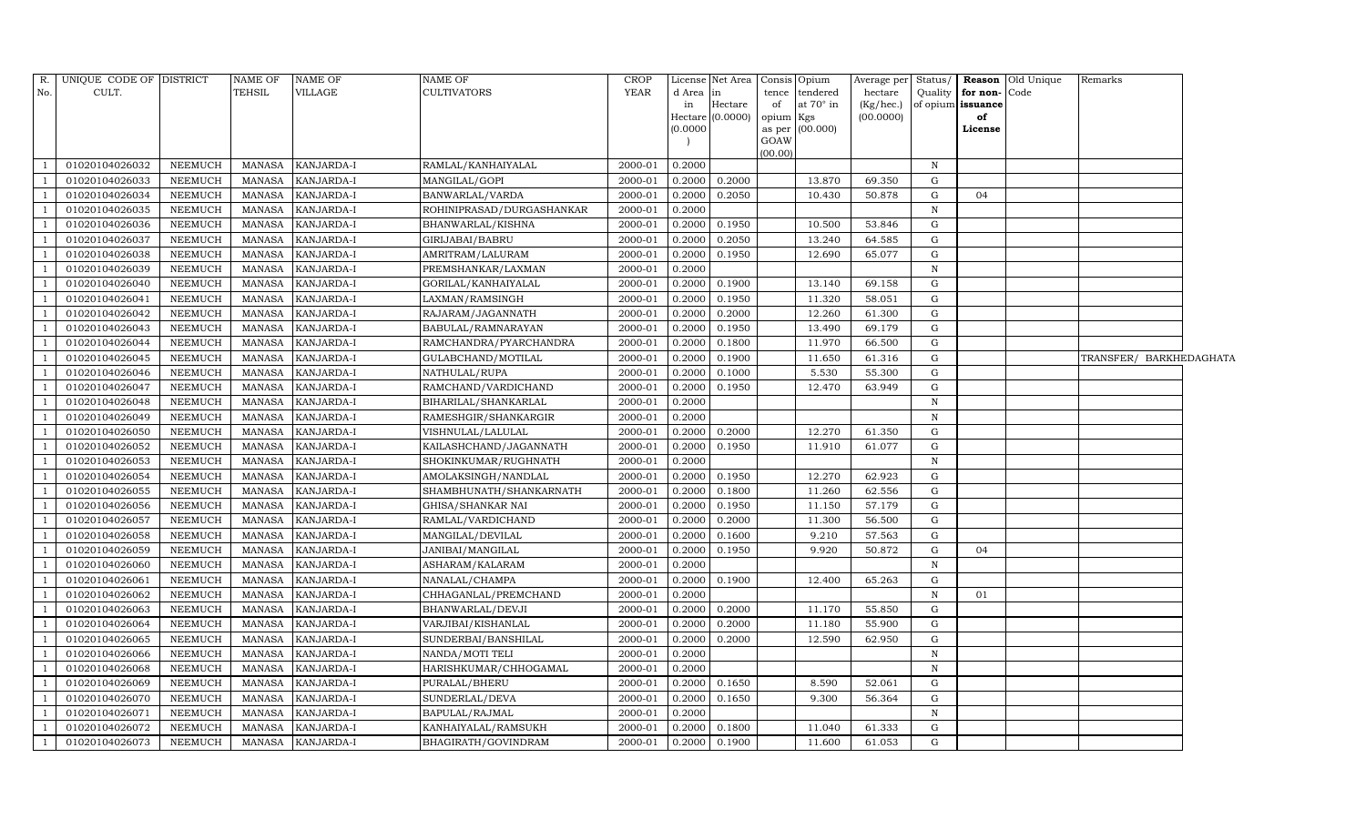| R. No. | UNIQUE CODE OF CULT. | DISTRICT | NAME OF TEHSIL | NAME OF VILLAGE | NAME OF CULTIVATORS | CROP YEAR | License d Area in Hectare (0.0000) | Net Area in Hectare (0.0000) | Consis tence of opium as per GOAW (00.00) | Opium tendered at 70° in Kgs (00.000) | Average per hectare (Kg/hec.) (00.0000) | Status/ Quality of opium | Reason for non-issuance of License | Old Unique Code | Remarks |
|---|---|---|---|---|---|---|---|---|---|---|---|---|---|---|---|
| 1 | 01020104026032 | NEEMUCH | MANASA | KANJARDA-I | RAMLAL/KANHAIYALAL | 2000-01 | 0.2000 | | | | | N | | | |
| 1 | 01020104026033 | NEEMUCH | MANASA | KANJARDA-I | MANGILAL/GOPI | 2000-01 | 0.2000 | 0.2000 | | 13.870 | 69.350 | G | | | |
| 1 | 01020104026034 | NEEMUCH | MANASA | KANJARDA-I | BANWARLAL/VARDA | 2000-01 | 0.2000 | 0.2050 | | 10.430 | 50.878 | G | 04 | | |
| 1 | 01020104026035 | NEEMUCH | MANASA | KANJARDA-I | ROHINIPRASAD/DURGASHANKAR | 2000-01 | 0.2000 | | | | | N | | | |
| 1 | 01020104026036 | NEEMUCH | MANASA | KANJARDA-I | BHANWARLAL/KISHNA | 2000-01 | 0.2000 | 0.1950 | | 10.500 | 53.846 | G | | | |
| 1 | 01020104026037 | NEEMUCH | MANASA | KANJARDA-I | GIRIJABAI/BABRU | 2000-01 | 0.2000 | 0.2050 | | 13.240 | 64.585 | G | | | |
| 1 | 01020104026038 | NEEMUCH | MANASA | KANJARDA-I | AMRITRAM/LALURAM | 2000-01 | 0.2000 | 0.1950 | | 12.690 | 65.077 | G | | | |
| 1 | 01020104026039 | NEEMUCH | MANASA | KANJARDA-I | PREMSHANKAR/LAXMAN | 2000-01 | 0.2000 | | | | | N | | | |
| 1 | 01020104026040 | NEEMUCH | MANASA | KANJARDA-I | GORILAL/KANHAIYALAL | 2000-01 | 0.2000 | 0.1900 | | 13.140 | 69.158 | G | | | |
| 1 | 01020104026041 | NEEMUCH | MANASA | KANJARDA-I | LAXMAN/RAMSINGH | 2000-01 | 0.2000 | 0.1950 | | 11.320 | 58.051 | G | | | |
| 1 | 01020104026042 | NEEMUCH | MANASA | KANJARDA-I | RAJARAM/JAGANNATH | 2000-01 | 0.2000 | 0.2000 | | 12.260 | 61.300 | G | | | |
| 1 | 01020104026043 | NEEMUCH | MANASA | KANJARDA-I | BABULAL/RAMNARAYAN | 2000-01 | 0.2000 | 0.1950 | | 13.490 | 69.179 | G | | | |
| 1 | 01020104026044 | NEEMUCH | MANASA | KANJARDA-I | RAMCHANDRA/PYARCHANDRA | 2000-01 | 0.2000 | 0.1800 | | 11.970 | 66.500 | G | | | |
| 1 | 01020104026045 | NEEMUCH | MANASA | KANJARDA-I | GULABCHAND/MOTILAL | 2000-01 | 0.2000 | 0.1900 | | 11.650 | 61.316 | G | | | TRANSFER/ BARKHEDAGHATA |
| 1 | 01020104026046 | NEEMUCH | MANASA | KANJARDA-I | NATHULAL/RUPA | 2000-01 | 0.2000 | 0.1000 | | 5.530 | 55.300 | G | | | |
| 1 | 01020104026047 | NEEMUCH | MANASA | KANJARDA-I | RAMCHAND/VARDICHAND | 2000-01 | 0.2000 | 0.1950 | | 12.470 | 63.949 | G | | | |
| 1 | 01020104026048 | NEEMUCH | MANASA | KANJARDA-I | BIHARILAL/SHANKARLAL | 2000-01 | 0.2000 | | | | | N | | | |
| 1 | 01020104026049 | NEEMUCH | MANASA | KANJARDA-I | RAMESHGIR/SHANKARGIR | 2000-01 | 0.2000 | | | | | N | | | |
| 1 | 01020104026050 | NEEMUCH | MANASA | KANJARDA-I | VISHNULAL/LALULAL | 2000-01 | 0.2000 | 0.2000 | | 12.270 | 61.350 | G | | | |
| 1 | 01020104026052 | NEEMUCH | MANASA | KANJARDA-I | KAILASHCHAND/JAGANNATH | 2000-01 | 0.2000 | 0.1950 | | 11.910 | 61.077 | G | | | |
| 1 | 01020104026053 | NEEMUCH | MANASA | KANJARDA-I | SHOKINKUMAR/RUGHNATH | 2000-01 | 0.2000 | | | | | N | | | |
| 1 | 01020104026054 | NEEMUCH | MANASA | KANJARDA-I | AMOLAKSINGH/NANDLAL | 2000-01 | 0.2000 | 0.1950 | | 12.270 | 62.923 | G | | | |
| 1 | 01020104026055 | NEEMUCH | MANASA | KANJARDA-I | SHAMBHUNATH/SHANKARNATH | 2000-01 | 0.2000 | 0.1800 | | 11.260 | 62.556 | G | | | |
| 1 | 01020104026056 | NEEMUCH | MANASA | KANJARDA-I | GHISA/SHANKAR NAI | 2000-01 | 0.2000 | 0.1950 | | 11.150 | 57.179 | G | | | |
| 1 | 01020104026057 | NEEMUCH | MANASA | KANJARDA-I | RAMLAL/VARDICHAND | 2000-01 | 0.2000 | 0.2000 | | 11.300 | 56.500 | G | | | |
| 1 | 01020104026058 | NEEMUCH | MANASA | KANJARDA-I | MANGILAL/DEVILAL | 2000-01 | 0.2000 | 0.1600 | | 9.210 | 57.563 | G | | | |
| 1 | 01020104026059 | NEEMUCH | MANASA | KANJARDA-I | JANIBAI/MANGILAL | 2000-01 | 0.2000 | 0.1950 | | 9.920 | 50.872 | G | 04 | | |
| 1 | 01020104026060 | NEEMUCH | MANASA | KANJARDA-I | ASHARAM/KALARAM | 2000-01 | 0.2000 | | | | | N | | | |
| 1 | 01020104026061 | NEEMUCH | MANASA | KANJARDA-I | NANALAL/CHAMPA | 2000-01 | 0.2000 | 0.1900 | | 12.400 | 65.263 | G | | | |
| 1 | 01020104026062 | NEEMUCH | MANASA | KANJARDA-I | CHHAGANLAL/PREMCHAND | 2000-01 | 0.2000 | | | | | N | 01 | | |
| 1 | 01020104026063 | NEEMUCH | MANASA | KANJARDA-I | BHANWARLAL/DEVJI | 2000-01 | 0.2000 | 0.2000 | | 11.170 | 55.850 | G | | | |
| 1 | 01020104026064 | NEEMUCH | MANASA | KANJARDA-I | VARJIBAI/KISHANLAL | 2000-01 | 0.2000 | 0.2000 | | 11.180 | 55.900 | G | | | |
| 1 | 01020104026065 | NEEMUCH | MANASA | KANJARDA-I | SUNDERBAI/BANSHILAL | 2000-01 | 0.2000 | 0.2000 | | 12.590 | 62.950 | G | | | |
| 1 | 01020104026066 | NEEMUCH | MANASA | KANJARDA-I | NANDA/MOTI TELI | 2000-01 | 0.2000 | | | | | N | | | |
| 1 | 01020104026068 | NEEMUCH | MANASA | KANJARDA-I | HARISHKUMAR/CHHOGAMAL | 2000-01 | 0.2000 | | | | | N | | | |
| 1 | 01020104026069 | NEEMUCH | MANASA | KANJARDA-I | PURALAL/BHERU | 2000-01 | 0.2000 | 0.1650 | | 8.590 | 52.061 | G | | | |
| 1 | 01020104026070 | NEEMUCH | MANASA | KANJARDA-I | SUNDERLAL/DEVA | 2000-01 | 0.2000 | 0.1650 | | 9.300 | 56.364 | G | | | |
| 1 | 01020104026071 | NEEMUCH | MANASA | KANJARDA-I | BAPULAL/RAJMAL | 2000-01 | 0.2000 | | | | | N | | | |
| 1 | 01020104026072 | NEEMUCH | MANASA | KANJARDA-I | KANHAIYALAL/RAMSUKH | 2000-01 | 0.2000 | 0.1800 | | 11.040 | 61.333 | G | | | |
| 1 | 01020104026073 | NEEMUCH | MANASA | KANJARDA-I | BHAGIRATH/GOVINDRAM | 2000-01 | 0.2000 | 0.1900 | | 11.600 | 61.053 | G | | | |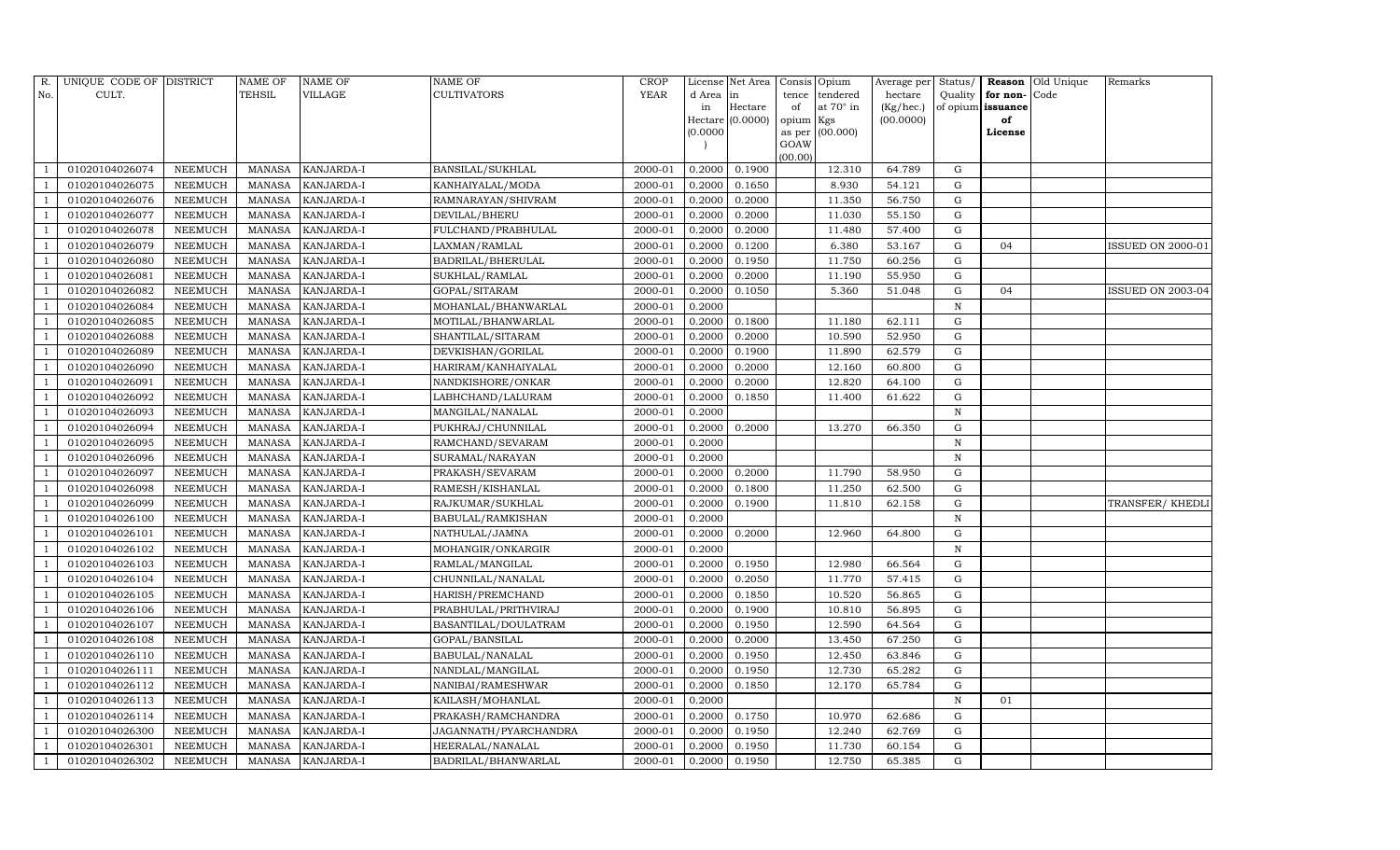| R. No. | UNIQUE CODE OF CULT. | DISTRICT | NAME OF TEHSIL | NAME OF VILLAGE | NAME OF CULTIVATORS | CROP YEAR | License d Area in Hectare (0.0000) | Net Area in Hectare (0.0000) | Consis tence of opium as per GOAW (00.00) | Opium tendered at 70° in Kgs (00.000) | Average per hectare (Kg/hec.) (00.0000) | Status/ Quality of opium | Reason for non-issuance of License | Old Unique Code | Remarks |
|---|---|---|---|---|---|---|---|---|---|---|---|---|---|---|---|
| 1 | 01020104026074 | NEEMUCH | MANASA | KANJARDA-I | BANSILAL/SUKHLAL | 2000-01 | 0.2000 | 0.1900 | | 12.310 | 64.789 | G | | | |
| 1 | 01020104026075 | NEEMUCH | MANASA | KANJARDA-I | KANHAIYALAL/MODA | 2000-01 | 0.2000 | 0.1650 | | 8.930 | 54.121 | G | | | |
| 1 | 01020104026076 | NEEMUCH | MANASA | KANJARDA-I | RAMNARAYAN/SHIVRAM | 2000-01 | 0.2000 | 0.2000 | | 11.350 | 56.750 | G | | | |
| 1 | 01020104026077 | NEEMUCH | MANASA | KANJARDA-I | DEVILAL/BHERU | 2000-01 | 0.2000 | 0.2000 | | 11.030 | 55.150 | G | | | |
| 1 | 01020104026078 | NEEMUCH | MANASA | KANJARDA-I | FULCHAND/PRABHULAL | 2000-01 | 0.2000 | 0.2000 | | 11.480 | 57.400 | G | | | |
| 1 | 01020104026079 | NEEMUCH | MANASA | KANJARDA-I | LAXMAN/RAMLAL | 2000-01 | 0.2000 | 0.1200 | | 6.380 | 53.167 | G | 04 | | ISSUED ON 2000-01 |
| 1 | 01020104026080 | NEEMUCH | MANASA | KANJARDA-I | BADRILAL/BHERULAL | 2000-01 | 0.2000 | 0.1950 | | 11.750 | 60.256 | G | | | |
| 1 | 01020104026081 | NEEMUCH | MANASA | KANJARDA-I | SUKHLAL/RAMLAL | 2000-01 | 0.2000 | 0.2000 | | 11.190 | 55.950 | G | | | |
| 1 | 01020104026082 | NEEMUCH | MANASA | KANJARDA-I | GOPAL/SITARAM | 2000-01 | 0.2000 | 0.1050 | | 5.360 | 51.048 | G | 04 | | ISSUED ON 2003-04 |
| 1 | 01020104026084 | NEEMUCH | MANASA | KANJARDA-I | MOHANLAL/BHANWARLAL | 2000-01 | 0.2000 | | | | | N | | | |
| 1 | 01020104026085 | NEEMUCH | MANASA | KANJARDA-I | MOTILAL/BHANWARLAL | 2000-01 | 0.2000 | 0.1800 | | 11.180 | 62.111 | G | | | |
| 1 | 01020104026088 | NEEMUCH | MANASA | KANJARDA-I | SHANTILAL/SITARAM | 2000-01 | 0.2000 | 0.2000 | | 10.590 | 52.950 | G | | | |
| 1 | 01020104026089 | NEEMUCH | MANASA | KANJARDA-I | DEVKISHAN/GORILAL | 2000-01 | 0.2000 | 0.1900 | | 11.890 | 62.579 | G | | | |
| 1 | 01020104026090 | NEEMUCH | MANASA | KANJARDA-I | HARIRAM/KANHAIYALAL | 2000-01 | 0.2000 | 0.2000 | | 12.160 | 60.800 | G | | | |
| 1 | 01020104026091 | NEEMUCH | MANASA | KANJARDA-I | NANDKISHORE/ONKAR | 2000-01 | 0.2000 | 0.2000 | | 12.820 | 64.100 | G | | | |
| 1 | 01020104026092 | NEEMUCH | MANASA | KANJARDA-I | LABHCHAND/LALURAM | 2000-01 | 0.2000 | 0.1850 | | 11.400 | 61.622 | G | | | |
| 1 | 01020104026093 | NEEMUCH | MANASA | KANJARDA-I | MANGILAL/NANALAL | 2000-01 | 0.2000 | | | | | N | | | |
| 1 | 01020104026094 | NEEMUCH | MANASA | KANJARDA-I | PUKHRAJ/CHUNNILAL | 2000-01 | 0.2000 | 0.2000 | | 13.270 | 66.350 | G | | | |
| 1 | 01020104026095 | NEEMUCH | MANASA | KANJARDA-I | RAMCHAND/SEVARAM | 2000-01 | 0.2000 | | | | | N | | | |
| 1 | 01020104026096 | NEEMUCH | MANASA | KANJARDA-I | SURAMAL/NARAYAN | 2000-01 | 0.2000 | | | | | N | | | |
| 1 | 01020104026097 | NEEMUCH | MANASA | KANJARDA-I | PRAKASH/SEVARAM | 2000-01 | 0.2000 | 0.2000 | | 11.790 | 58.950 | G | | | |
| 1 | 01020104026098 | NEEMUCH | MANASA | KANJARDA-I | RAMESH/KISHANLAL | 2000-01 | 0.2000 | 0.1800 | | 11.250 | 62.500 | G | | | |
| 1 | 01020104026099 | NEEMUCH | MANASA | KANJARDA-I | RAJKUMAR/SUKHLAL | 2000-01 | 0.2000 | 0.1900 | | 11.810 | 62.158 | G | | | TRANSFER/ KHEDLI |
| 1 | 01020104026100 | NEEMUCH | MANASA | KANJARDA-I | BABULAL/RAMKISHAN | 2000-01 | 0.2000 | | | | | N | | | |
| 1 | 01020104026101 | NEEMUCH | MANASA | KANJARDA-I | NATHULAL/JAMNA | 2000-01 | 0.2000 | 0.2000 | | 12.960 | 64.800 | G | | | |
| 1 | 01020104026102 | NEEMUCH | MANASA | KANJARDA-I | MOHANGIR/ONKARGIR | 2000-01 | 0.2000 | | | | | N | | | |
| 1 | 01020104026103 | NEEMUCH | MANASA | KANJARDA-I | RAMLAL/MANGILAL | 2000-01 | 0.2000 | 0.1950 | | 12.980 | 66.564 | G | | | |
| 1 | 01020104026104 | NEEMUCH | MANASA | KANJARDA-I | CHUNNILAL/NANALAL | 2000-01 | 0.2000 | 0.2050 | | 11.770 | 57.415 | G | | | |
| 1 | 01020104026105 | NEEMUCH | MANASA | KANJARDA-I | HARISH/PREMCHAND | 2000-01 | 0.2000 | 0.1850 | | 10.520 | 56.865 | G | | | |
| 1 | 01020104026106 | NEEMUCH | MANASA | KANJARDA-I | PRABHULAL/PRITHVIRAJ | 2000-01 | 0.2000 | 0.1900 | | 10.810 | 56.895 | G | | | |
| 1 | 01020104026107 | NEEMUCH | MANASA | KANJARDA-I | BASANTILAL/DOULATRAM | 2000-01 | 0.2000 | 0.1950 | | 12.590 | 64.564 | G | | | |
| 1 | 01020104026108 | NEEMUCH | MANASA | KANJARDA-I | GOPAL/BANSILAL | 2000-01 | 0.2000 | 0.2000 | | 13.450 | 67.250 | G | | | |
| 1 | 01020104026110 | NEEMUCH | MANASA | KANJARDA-I | BABULAL/NANALAL | 2000-01 | 0.2000 | 0.1950 | | 12.450 | 63.846 | G | | | |
| 1 | 01020104026111 | NEEMUCH | MANASA | KANJARDA-I | NANDLAL/MANGILAL | 2000-01 | 0.2000 | 0.1950 | | 12.730 | 65.282 | G | | | |
| 1 | 01020104026112 | NEEMUCH | MANASA | KANJARDA-I | NANIBAI/RAMESHWAR | 2000-01 | 0.2000 | 0.1850 | | 12.170 | 65.784 | G | | | |
| 1 | 01020104026113 | NEEMUCH | MANASA | KANJARDA-I | KAILASH/MOHANLAL | 2000-01 | 0.2000 | | | | | N | 01 | | |
| 1 | 01020104026114 | NEEMUCH | MANASA | KANJARDA-I | PRAKASH/RAMCHANDRA | 2000-01 | 0.2000 | 0.1750 | | 10.970 | 62.686 | G | | | |
| 1 | 01020104026300 | NEEMUCH | MANASA | KANJARDA-I | JAGANNATH/PYARCHANDRA | 2000-01 | 0.2000 | 0.1950 | | 12.240 | 62.769 | G | | | |
| 1 | 01020104026301 | NEEMUCH | MANASA | KANJARDA-I | HEERALAL/NANALAL | 2000-01 | 0.2000 | 0.1950 | | 11.730 | 60.154 | G | | | |
| 1 | 01020104026302 | NEEMUCH | MANASA | KANJARDA-I | BADRILAL/BHANWARLAL | 2000-01 | 0.2000 | 0.1950 | | 12.750 | 65.385 | G | | | |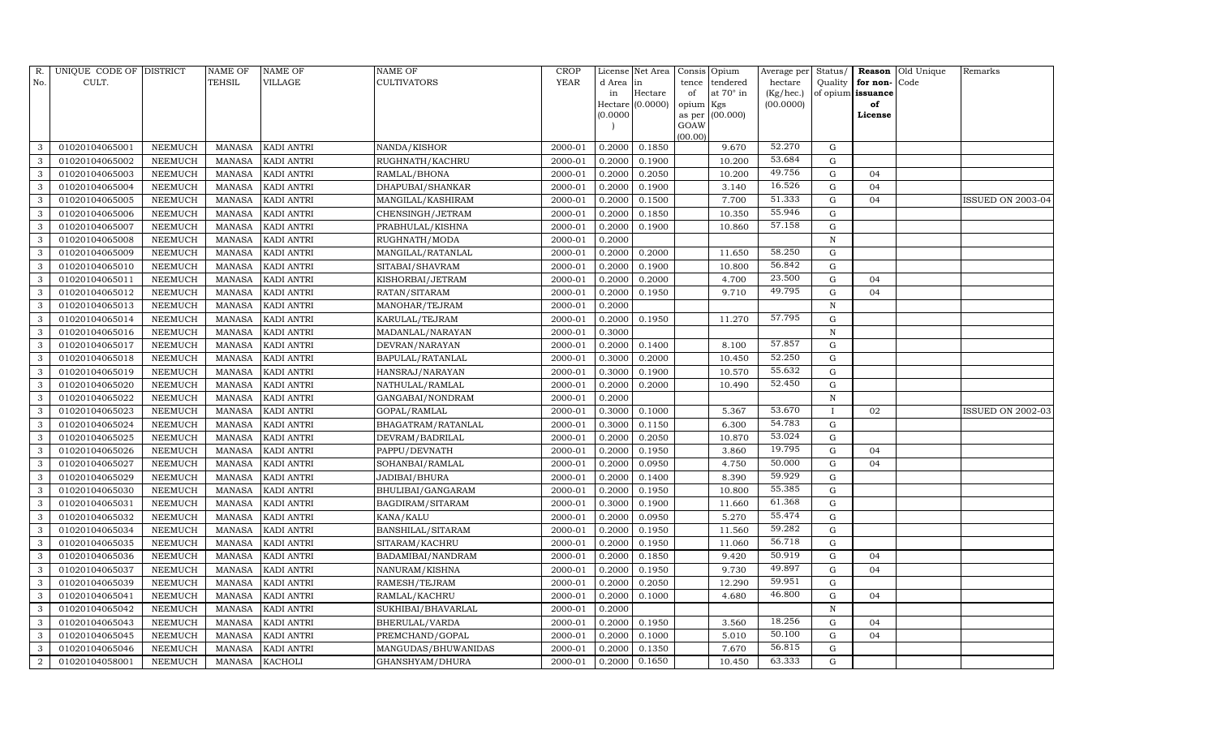| R. No. | UNIQUE CODE OF CULT. | DISTRICT | NAME OF TEHSIL | NAME OF VILLAGE | NAME OF CULTIVATORS | CROP YEAR | License d Area in Hectare (0.0000) | Net Area in Hectare (0.0000) | Consis tence of opium as per GOAW (00.00) | Opium tendered at 70° in Kgs (00.000) | Average per hectare (Kg/hec.) (00.0000) | Status/ Quality of opium | Reason for non-issuance of License | Old Unique Code | Remarks |
|---|---|---|---|---|---|---|---|---|---|---|---|---|---|---|---|
| 3 | 01020104065001 | NEEMUCH | MANASA | KADI ANTRI | NANDA/KISHOR | 2000-01 | 0.2000 | 0.1850 | | 9.670 | 52.270 | G | | | |
| 3 | 01020104065002 | NEEMUCH | MANASA | KADI ANTRI | RUGHNATH/KACHRU | 2000-01 | 0.2000 | 0.1900 | | 10.200 | 53.684 | G | | | |
| 3 | 01020104065003 | NEEMUCH | MANASA | KADI ANTRI | RAMLAL/BHONA | 2000-01 | 0.2000 | 0.2050 | | 10.200 | 49.756 | G | 04 | | |
| 3 | 01020104065004 | NEEMUCH | MANASA | KADI ANTRI | DHAPUBAI/SHANKAR | 2000-01 | 0.2000 | 0.1900 | | 3.140 | 16.526 | G | 04 | | |
| 3 | 01020104065005 | NEEMUCH | MANASA | KADI ANTRI | MANGILAL/KASHIRAM | 2000-01 | 0.2000 | 0.1500 | | 7.700 | 51.333 | G | 04 | | ISSUED ON 2003-04 |
| 3 | 01020104065006 | NEEMUCH | MANASA | KADI ANTRI | CHENSINGH/JETRAM | 2000-01 | 0.2000 | 0.1850 | | 10.350 | 55.946 | G | | | |
| 3 | 01020104065007 | NEEMUCH | MANASA | KADI ANTRI | PRABHULAL/KISHNA | 2000-01 | 0.2000 | 0.1900 | | 10.860 | 57.158 | G | | | |
| 3 | 01020104065008 | NEEMUCH | MANASA | KADI ANTRI | RUGHNATH/MODA | 2000-01 | 0.2000 | | | | | N | | | |
| 3 | 01020104065009 | NEEMUCH | MANASA | KADI ANTRI | MANGILAL/RATANLAL | 2000-01 | 0.2000 | 0.2000 | | 11.650 | 58.250 | G | | | |
| 3 | 01020104065010 | NEEMUCH | MANASA | KADI ANTRI | SITABAI/SHAVRAM | 2000-01 | 0.2000 | 0.1900 | | 10.800 | 56.842 | G | | | |
| 3 | 01020104065011 | NEEMUCH | MANASA | KADI ANTRI | KISHORBAI/JETRAM | 2000-01 | 0.2000 | 0.2000 | | 4.700 | 23.500 | G | 04 | | |
| 3 | 01020104065012 | NEEMUCH | MANASA | KADI ANTRI | RATAN/SITARAM | 2000-01 | 0.2000 | 0.1950 | | 9.710 | 49.795 | G | 04 | | |
| 3 | 01020104065013 | NEEMUCH | MANASA | KADI ANTRI | MANOHAR/TEJRAM | 2000-01 | 0.2000 | | | | | N | | | |
| 3 | 01020104065014 | NEEMUCH | MANASA | KADI ANTRI | KARULAL/TEJRAM | 2000-01 | 0.2000 | 0.1950 | | 11.270 | 57.795 | G | | | |
| 3 | 01020104065016 | NEEMUCH | MANASA | KADI ANTRI | MADANLAL/NARAYAN | 2000-01 | 0.3000 | | | | | N | | | |
| 3 | 01020104065017 | NEEMUCH | MANASA | KADI ANTRI | DEVRAN/NARAYAN | 2000-01 | 0.2000 | 0.1400 | | 8.100 | 57.857 | G | | | |
| 3 | 01020104065018 | NEEMUCH | MANASA | KADI ANTRI | BAPULAL/RATANLAL | 2000-01 | 0.3000 | 0.2000 | | 10.450 | 52.250 | G | | | |
| 3 | 01020104065019 | NEEMUCH | MANASA | KADI ANTRI | HANSRAJ/NARAYAN | 2000-01 | 0.3000 | 0.1900 | | 10.570 | 55.632 | G | | | |
| 3 | 01020104065020 | NEEMUCH | MANASA | KADI ANTRI | NATHULAL/RAMLAL | 2000-01 | 0.2000 | 0.2000 | | 10.490 | 52.450 | G | | | |
| 3 | 01020104065022 | NEEMUCH | MANASA | KADI ANTRI | GANGABAI/NONDRAM | 2000-01 | 0.2000 | | | | | N | | | |
| 3 | 01020104065023 | NEEMUCH | MANASA | KADI ANTRI | GOPAL/RAMLAL | 2000-01 | 0.3000 | 0.1000 | | 5.367 | 53.670 | I | 02 | | ISSUED ON 2002-03 |
| 3 | 01020104065024 | NEEMUCH | MANASA | KADI ANTRI | BHAGATRAM/RATANLAL | 2000-01 | 0.3000 | 0.1150 | | 6.300 | 54.783 | G | | | |
| 3 | 01020104065025 | NEEMUCH | MANASA | KADI ANTRI | DEVRAM/BADRILAL | 2000-01 | 0.2000 | 0.2050 | | 10.870 | 53.024 | G | | | |
| 3 | 01020104065026 | NEEMUCH | MANASA | KADI ANTRI | PAPPU/DEVNATH | 2000-01 | 0.2000 | 0.1950 | | 3.860 | 19.795 | G | 04 | | |
| 3 | 01020104065027 | NEEMUCH | MANASA | KADI ANTRI | SOHANBAI/RAMLAL | 2000-01 | 0.2000 | 0.0950 | | 4.750 | 50.000 | G | 04 | | |
| 3 | 01020104065029 | NEEMUCH | MANASA | KADI ANTRI | JADIBAI/BHURA | 2000-01 | 0.2000 | 0.1400 | | 8.390 | 59.929 | G | | | |
| 3 | 01020104065030 | NEEMUCH | MANASA | KADI ANTRI | BHULIBAI/GANGARAM | 2000-01 | 0.2000 | 0.1950 | | 10.800 | 55.385 | G | | | |
| 3 | 01020104065031 | NEEMUCH | MANASA | KADI ANTRI | BAGDIRAM/SITARAM | 2000-01 | 0.3000 | 0.1900 | | 11.660 | 61.368 | G | | | |
| 3 | 01020104065032 | NEEMUCH | MANASA | KADI ANTRI | KANA/KALU | 2000-01 | 0.2000 | 0.0950 | | 5.270 | 55.474 | G | | | |
| 3 | 01020104065034 | NEEMUCH | MANASA | KADI ANTRI | BANSHILAL/SITARAM | 2000-01 | 0.2000 | 0.1950 | | 11.560 | 59.282 | G | | | |
| 3 | 01020104065035 | NEEMUCH | MANASA | KADI ANTRI | SITARAM/KACHRU | 2000-01 | 0.2000 | 0.1950 | | 11.060 | 56.718 | G | | | |
| 3 | 01020104065036 | NEEMUCH | MANASA | KADI ANTRI | BADAMIBAI/NANDRAM | 2000-01 | 0.2000 | 0.1850 | | 9.420 | 50.919 | G | 04 | | |
| 3 | 01020104065037 | NEEMUCH | MANASA | KADI ANTRI | NANURAM/KISHNA | 2000-01 | 0.2000 | 0.1950 | | 9.730 | 49.897 | G | 04 | | |
| 3 | 01020104065039 | NEEMUCH | MANASA | KADI ANTRI | RAMESH/TEJRAM | 2000-01 | 0.2000 | 0.2050 | | 12.290 | 59.951 | G | | | |
| 3 | 01020104065041 | NEEMUCH | MANASA | KADI ANTRI | RAMLAL/KACHRU | 2000-01 | 0.2000 | 0.1000 | | 4.680 | 46.800 | G | 04 | | |
| 3 | 01020104065042 | NEEMUCH | MANASA | KADI ANTRI | SUKHIBAI/BHAVARLAL | 2000-01 | 0.2000 | | | | | N | | | |
| 3 | 01020104065043 | NEEMUCH | MANASA | KADI ANTRI | BHERULAL/VARDA | 2000-01 | 0.2000 | 0.1950 | | 3.560 | 18.256 | G | 04 | | |
| 3 | 01020104065045 | NEEMUCH | MANASA | KADI ANTRI | PREMCHAND/GOPAL | 2000-01 | 0.2000 | 0.1000 | | 5.010 | 50.100 | G | 04 | | |
| 3 | 01020104065046 | NEEMUCH | MANASA | KADI ANTRI | MANGUDAS/BHUWANIDAS | 2000-01 | 0.2000 | 0.1350 | | 7.670 | 56.815 | G | | | |
| 2 | 01020104058001 | NEEMUCH | MANASA | KACHOLI | GHANSHYAM/DHURA | 2000-01 | 0.2000 | 0.1650 | | 10.450 | 63.333 | G | | | |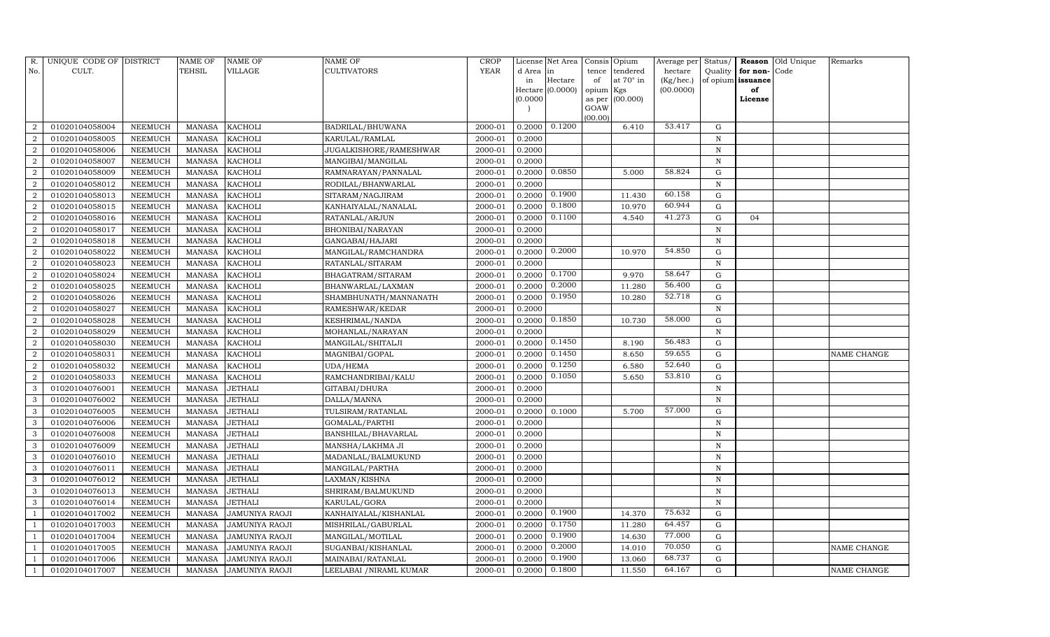| R. No. | UNIQUE CODE OF CULT. | DISTRICT | NAME OF TEHSIL | NAME OF VILLAGE | NAME OF CULTIVATORS | CROP YEAR | License d Area in Hectare (0.0000) | Net Area in Hectare (0.0000) | Consis tence of opium as per GOAW (00.00) | Opium tendered at 70° in Kgs (00.000) | Average per hectare (Kg/hec.) (00.0000) | Status/ Quality of opium | Reason for non-issuance of License | Old Unique Code | Remarks |
|---|---|---|---|---|---|---|---|---|---|---|---|---|---|---|---|
| 2 | 01020104058004 | NEEMUCH | MANASA | KACHOLI | BADRILAL/BHUWANA | 2000-01 | 0.2000 | 0.1200 | | 6.410 | 53.417 | G | | | |
| 2 | 01020104058005 | NEEMUCH | MANASA | KACHOLI | KARULAL/RAMLAL | 2000-01 | 0.2000 | | | | | N | | | |
| 2 | 01020104058006 | NEEMUCH | MANASA | KACHOLI | JUGALKISHORE/RAMESHWAR | 2000-01 | 0.2000 | | | | | N | | | |
| 2 | 01020104058007 | NEEMUCH | MANASA | KACHOLI | MANGIBAI/MANGILAL | 2000-01 | 0.2000 | | | | | N | | | |
| 2 | 01020104058009 | NEEMUCH | MANASA | KACHOLI | RAMNARAYAN/PANNALAL | 2000-01 | 0.2000 | 0.0850 | | 5.000 | 58.824 | G | | | |
| 2 | 01020104058012 | NEEMUCH | MANASA | KACHOLI | RODILAL/BHANWARLAL | 2000-01 | 0.2000 | | | | | N | | | |
| 2 | 01020104058013 | NEEMUCH | MANASA | KACHOLI | SITARAM/NAGJIRAM | 2000-01 | 0.2000 | 0.1900 | | 11.430 | 60.158 | G | | | |
| 2 | 01020104058015 | NEEMUCH | MANASA | KACHOLI | KANHAIYALAL/NANALAL | 2000-01 | 0.2000 | 0.1800 | | 10.970 | 60.944 | G | | | |
| 2 | 01020104058016 | NEEMUCH | MANASA | KACHOLI | RATANLAL/ARJUN | 2000-01 | 0.2000 | 0.1100 | | 4.540 | 41.273 | G | 04 | | |
| 2 | 01020104058017 | NEEMUCH | MANASA | KACHOLI | BHONIBAI/NARAYAN | 2000-01 | 0.2000 | | | | | N | | | |
| 2 | 01020104058018 | NEEMUCH | MANASA | KACHOLI | GANGABAI/HAJARI | 2000-01 | 0.2000 | | | | | N | | | |
| 2 | 01020104058022 | NEEMUCH | MANASA | KACHOLI | MANGILAL/RAMCHANDRA | 2000-01 | 0.2000 | 0.2000 | | 10.970 | 54.850 | G | | | |
| 2 | 01020104058023 | NEEMUCH | MANASA | KACHOLI | RATANLAL/SITARAM | 2000-01 | 0.2000 | | | | | N | | | |
| 2 | 01020104058024 | NEEMUCH | MANASA | KACHOLI | BHAGATRAM/SITARAM | 2000-01 | 0.2000 | 0.1700 | | 9.970 | 58.647 | G | | | |
| 2 | 01020104058025 | NEEMUCH | MANASA | KACHOLI | BHANWARLAL/LAXMAN | 2000-01 | 0.2000 | 0.2000 | | 11.280 | 56.400 | G | | | |
| 2 | 01020104058026 | NEEMUCH | MANASA | KACHOLI | SHAMBHUNATH/MANNANATH | 2000-01 | 0.2000 | 0.1950 | | 10.280 | 52.718 | G | | | |
| 2 | 01020104058027 | NEEMUCH | MANASA | KACHOLI | RAMESHWAR/KEDAR | 2000-01 | 0.2000 | | | | | N | | | |
| 2 | 01020104058028 | NEEMUCH | MANASA | KACHOLI | KESHRIMAL/NANDA | 2000-01 | 0.2000 | 0.1850 | | 10.730 | 58.000 | G | | | |
| 2 | 01020104058029 | NEEMUCH | MANASA | KACHOLI | MOHANLAL/NARAYAN | 2000-01 | 0.2000 | | | | | N | | | |
| 2 | 01020104058030 | NEEMUCH | MANASA | KACHOLI | MANGILAL/SHITALJI | 2000-01 | 0.2000 | 0.1450 | | 8.190 | 56.483 | G | | | |
| 2 | 01020104058031 | NEEMUCH | MANASA | KACHOLI | MAGNIBAI/GOPAL | 2000-01 | 0.2000 | 0.1450 | | 8.650 | 59.655 | G | | | NAME CHANGE |
| 2 | 01020104058032 | NEEMUCH | MANASA | KACHOLI | UDA/HEMA | 2000-01 | 0.2000 | 0.1250 | | 6.580 | 52.640 | G | | | |
| 2 | 01020104058033 | NEEMUCH | MANASA | KACHOLI | RAMCHANDRIBAI/KALU | 2000-01 | 0.2000 | 0.1050 | | 5.650 | 53.810 | G | | | |
| 3 | 01020104076001 | NEEMUCH | MANASA | JETHALI | GITABAI/DHURA | 2000-01 | 0.2000 | | | | | N | | | |
| 3 | 01020104076002 | NEEMUCH | MANASA | JETHALI | DALLA/MANNA | 2000-01 | 0.2000 | | | | | N | | | |
| 3 | 01020104076005 | NEEMUCH | MANASA | JETHALI | TULSIRAM/RATANLAL | 2000-01 | 0.2000 | 0.1000 | | 5.700 | 57.000 | G | | | |
| 3 | 01020104076006 | NEEMUCH | MANASA | JETHALI | GOMALAL/PARTHI | 2000-01 | 0.2000 | | | | | N | | | |
| 3 | 01020104076008 | NEEMUCH | MANASA | JETHALI | BANSHILAL/BHAVARLAL | 2000-01 | 0.2000 | | | | | N | | | |
| 3 | 01020104076009 | NEEMUCH | MANASA | JETHALI | MANSHA/LAKHMA JI | 2000-01 | 0.2000 | | | | | N | | | |
| 3 | 01020104076010 | NEEMUCH | MANASA | JETHALI | MADANLAL/BALMUKUND | 2000-01 | 0.2000 | | | | | N | | | |
| 3 | 01020104076011 | NEEMUCH | MANASA | JETHALI | MANGILAL/PARTHA | 2000-01 | 0.2000 | | | | | N | | | |
| 3 | 01020104076012 | NEEMUCH | MANASA | JETHALI | LAXMAN/KISHNA | 2000-01 | 0.2000 | | | | | N | | | |
| 3 | 01020104076013 | NEEMUCH | MANASA | JETHALI | SHRIRAM/BALMUKUND | 2000-01 | 0.2000 | | | | | N | | | |
| 3 | 01020104076014 | NEEMUCH | MANASA | JETHALI | KARULAL/GORA | 2000-01 | 0.2000 | | | | | N | | | |
| 1 | 01020104017002 | NEEMUCH | MANASA | JAMUNIYA RAOJI | KANHAIYALAL/KISHANLAL | 2000-01 | 0.2000 | 0.1900 | | 14.370 | 75.632 | G | | | |
| 1 | 01020104017003 | NEEMUCH | MANASA | JAMUNIYA RAOJI | MISHRILAL/GABURLAL | 2000-01 | 0.2000 | 0.1750 | | 11.280 | 64.457 | G | | | |
| 1 | 01020104017004 | NEEMUCH | MANASA | JAMUNIYA RAOJI | MANGILAL/MOTILAL | 2000-01 | 0.2000 | 0.1900 | | 14.630 | 77.000 | G | | | |
| 1 | 01020104017005 | NEEMUCH | MANASA | JAMUNIYA RAOJI | SUGANBAI/KISHANLAL | 2000-01 | 0.2000 | 0.2000 | | 14.010 | 70.050 | G | | | NAME CHANGE |
| 1 | 01020104017006 | NEEMUCH | MANASA | JAMUNIYA RAOJI | MAINABAI/RATANLAL | 2000-01 | 0.2000 | 0.1900 | | 13.060 | 68.737 | G | | | |
| 1 | 01020104017007 | NEEMUCH | MANASA | JAMUNIYA RAOJI | LEELABAI /NIRAML KUMAR | 2000-01 | 0.2000 | 0.1800 | | 11.550 | 64.167 | G | | | NAME CHANGE |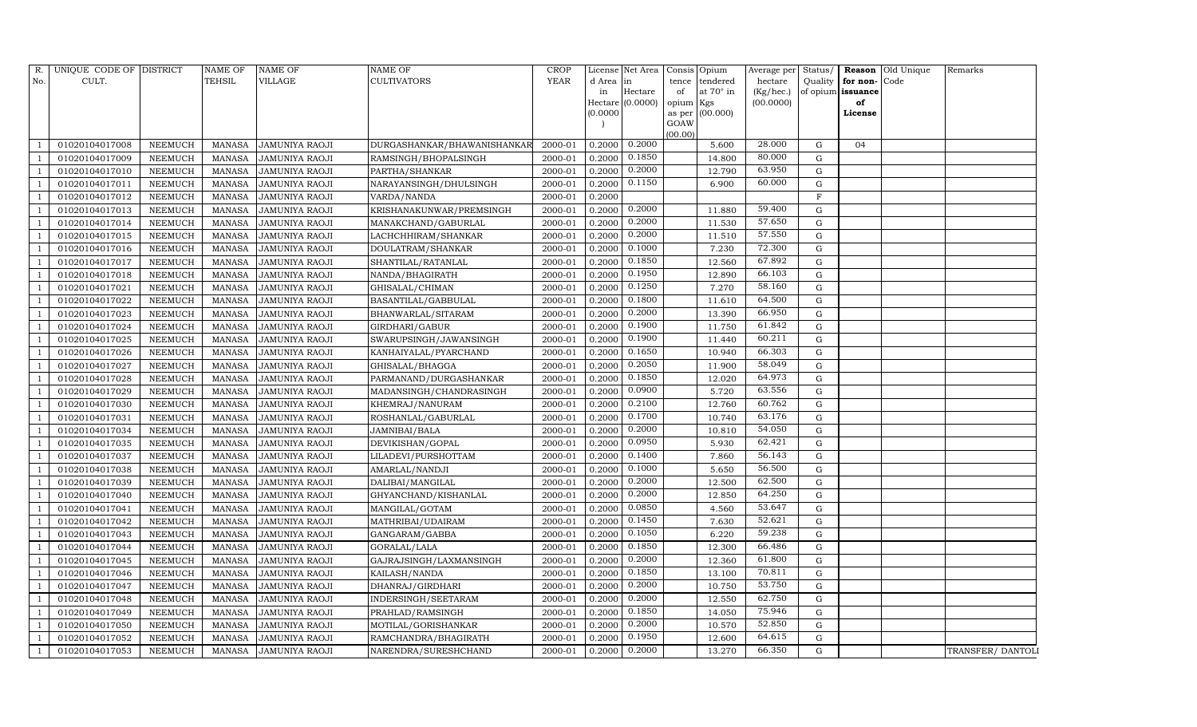| R. No. | UNIQUE CODE OF CULT. | DISTRICT | NAME OF TEHSIL | NAME OF VILLAGE | NAME OF CULTIVATORS | CROP YEAR | License d Area in Hectare (0.0000) | Net Area in Hectare (0.0000) | Consis tence of opium as per GOAW (00.00) | Opium tendered at 70° in Kgs (00.000) | Average per hectare (Kg/hec.) (00.0000) | Status/ Quality of opium | Reason for non-issuance of License | Old Unique Code | Remarks |
|---|---|---|---|---|---|---|---|---|---|---|---|---|---|---|---|
| 1 | 01020104017008 | NEEMUCH | MANASA | JAMUNIYA RAOJI | DURGASHANKAR/BHAWANISHANKAR | 2000-01 | 0.2000 | 0.2000 | | 5.600 | 28.000 | G | 04 | | |
| 1 | 01020104017009 | NEEMUCH | MANASA | JAMUNIYA RAOJI | RAMSINGH/BHOPALSINGH | 2000-01 | 0.2000 | 0.1850 | | 14.800 | 80.000 | G | | | |
| 1 | 01020104017010 | NEEMUCH | MANASA | JAMUNIYA RAOJI | PARTHA/SHANKAR | 2000-01 | 0.2000 | 0.2000 | | 12.790 | 63.950 | G | | | |
| 1 | 01020104017011 | NEEMUCH | MANASA | JAMUNIYA RAOJI | NARAYANSINGH/DHULSINGH | 2000-01 | 0.2000 | 0.1150 | | 6.900 | 60.000 | G | | | |
| 1 | 01020104017012 | NEEMUCH | MANASA | JAMUNIYA RAOJI | VARDA/NANDA | 2000-01 | 0.2000 | | | | | F | | | |
| 1 | 01020104017013 | NEEMUCH | MANASA | JAMUNIYA RAOJI | KRISHANAKUNWAR/PREMSINGH | 2000-01 | 0.2000 | 0.2000 | | 11.880 | 59.400 | G | | | |
| 1 | 01020104017014 | NEEMUCH | MANASA | JAMUNIYA RAOJI | MANAKCHAND/GABURLAL | 2000-01 | 0.2000 | 0.2000 | | 11.530 | 57.650 | G | | | |
| 1 | 01020104017015 | NEEMUCH | MANASA | JAMUNIYA RAOJI | LACHCHHIRAM/SHANKAR | 2000-01 | 0.2000 | 0.2000 | | 11.510 | 57.550 | G | | | |
| 1 | 01020104017016 | NEEMUCH | MANASA | JAMUNIYA RAOJI | DOULATRAM/SHANKAR | 2000-01 | 0.2000 | 0.1000 | | 7.230 | 72.300 | G | | | |
| 1 | 01020104017017 | NEEMUCH | MANASA | JAMUNIYA RAOJI | SHANTILAL/RATANLAL | 2000-01 | 0.2000 | 0.1850 | | 12.560 | 67.892 | G | | | |
| 1 | 01020104017018 | NEEMUCH | MANASA | JAMUNIYA RAOJI | NANDA/BHAGIRATH | 2000-01 | 0.2000 | 0.1950 | | 12.890 | 66.103 | G | | | |
| 1 | 01020104017021 | NEEMUCH | MANASA | JAMUNIYA RAOJI | GHISALAL/CHIMAN | 2000-01 | 0.2000 | 0.1250 | | 7.270 | 58.160 | G | | | |
| 1 | 01020104017022 | NEEMUCH | MANASA | JAMUNIYA RAOJI | BASANTILAL/GABBULAL | 2000-01 | 0.2000 | 0.1800 | | 11.610 | 64.500 | G | | | |
| 1 | 01020104017023 | NEEMUCH | MANASA | JAMUNIYA RAOJI | BHANWARLAL/SITARAM | 2000-01 | 0.2000 | 0.2000 | | 13.390 | 66.950 | G | | | |
| 1 | 01020104017024 | NEEMUCH | MANASA | JAMUNIYA RAOJI | GIRDHARI/GABUR | 2000-01 | 0.2000 | 0.1900 | | 11.750 | 61.842 | G | | | |
| 1 | 01020104017025 | NEEMUCH | MANASA | JAMUNIYA RAOJI | SWARUPSINGH/JAWANSINGH | 2000-01 | 0.2000 | 0.1900 | | 11.440 | 60.211 | G | | | |
| 1 | 01020104017026 | NEEMUCH | MANASA | JAMUNIYA RAOJI | KANHAIYALAL/PYARCHAND | 2000-01 | 0.2000 | 0.1650 | | 10.940 | 66.303 | G | | | |
| 1 | 01020104017027 | NEEMUCH | MANASA | JAMUNIYA RAOJI | GHISALAL/BHAGGA | 2000-01 | 0.2000 | 0.2050 | | 11.900 | 58.049 | G | | | |
| 1 | 01020104017028 | NEEMUCH | MANASA | JAMUNIYA RAOJI | PARMANAND/DURGASHANKAR | 2000-01 | 0.2000 | 0.1850 | | 12.020 | 64.973 | G | | | |
| 1 | 01020104017029 | NEEMUCH | MANASA | JAMUNIYA RAOJI | MADANSINGH/CHANDRASINGH | 2000-01 | 0.2000 | 0.0900 | | 5.720 | 63.556 | G | | | |
| 1 | 01020104017030 | NEEMUCH | MANASA | JAMUNIYA RAOJI | KHEMRAJ/NANURAM | 2000-01 | 0.2000 | 0.2100 | | 12.760 | 60.762 | G | | | |
| 1 | 01020104017031 | NEEMUCH | MANASA | JAMUNIYA RAOJI | ROSHANLAL/GABURLAL | 2000-01 | 0.2000 | 0.1700 | | 10.740 | 63.176 | G | | | |
| 1 | 01020104017034 | NEEMUCH | MANASA | JAMUNIYA RAOJI | JAMNIBAI/BALA | 2000-01 | 0.2000 | 0.2000 | | 10.810 | 54.050 | G | | | |
| 1 | 01020104017035 | NEEMUCH | MANASA | JAMUNIYA RAOJI | DEVIKISHAN/GOPAL | 2000-01 | 0.2000 | 0.0950 | | 5.930 | 62.421 | G | | | |
| 1 | 01020104017037 | NEEMUCH | MANASA | JAMUNIYA RAOJI | LILADEVI/PURSHOTTAM | 2000-01 | 0.2000 | 0.1400 | | 7.860 | 56.143 | G | | | |
| 1 | 01020104017038 | NEEMUCH | MANASA | JAMUNIYA RAOJI | AMARLAL/NANDJI | 2000-01 | 0.2000 | 0.1000 | | 5.650 | 56.500 | G | | | |
| 1 | 01020104017039 | NEEMUCH | MANASA | JAMUNIYA RAOJI | DALIBAI/MANGILAL | 2000-01 | 0.2000 | 0.2000 | | 12.500 | 62.500 | G | | | |
| 1 | 01020104017040 | NEEMUCH | MANASA | JAMUNIYA RAOJI | GHYANCHAND/KISHANLAL | 2000-01 | 0.2000 | 0.2000 | | 12.850 | 64.250 | G | | | |
| 1 | 01020104017041 | NEEMUCH | MANASA | JAMUNIYA RAOJI | MANGILAL/GOTAM | 2000-01 | 0.2000 | 0.0850 | | 4.560 | 53.647 | G | | | |
| 1 | 01020104017042 | NEEMUCH | MANASA | JAMUNIYA RAOJI | MATHRIBAI/UDAIRAM | 2000-01 | 0.2000 | 0.1450 | | 7.630 | 52.621 | G | | | |
| 1 | 01020104017043 | NEEMUCH | MANASA | JAMUNIYA RAOJI | GANGARAM/GABBA | 2000-01 | 0.2000 | 0.1050 | | 6.220 | 59.238 | G | | | |
| 1 | 01020104017044 | NEEMUCH | MANASA | JAMUNIYA RAOJI | GORALAL/LALA | 2000-01 | 0.2000 | 0.1850 | | 12.300 | 66.486 | G | | | |
| 1 | 01020104017045 | NEEMUCH | MANASA | JAMUNIYA RAOJI | GAJRAJSINGH/LAXMANSINGH | 2000-01 | 0.2000 | 0.2000 | | 12.360 | 61.800 | G | | | |
| 1 | 01020104017046 | NEEMUCH | MANASA | JAMUNIYA RAOJI | KAILASH/NANDA | 2000-01 | 0.2000 | 0.1850 | | 13.100 | 70.811 | G | | | |
| 1 | 01020104017047 | NEEMUCH | MANASA | JAMUNIYA RAOJI | DHANRAJ/GIRDHARI | 2000-01 | 0.2000 | 0.2000 | | 10.750 | 53.750 | G | | | |
| 1 | 01020104017048 | NEEMUCH | MANASA | JAMUNIYA RAOJI | INDERSINGH/SEETARAM | 2000-01 | 0.2000 | 0.2000 | | 12.550 | 62.750 | G | | | |
| 1 | 01020104017049 | NEEMUCH | MANASA | JAMUNIYA RAOJI | PRAHLAD/RAMSINGH | 2000-01 | 0.2000 | 0.1850 | | 14.050 | 75.946 | G | | | |
| 1 | 01020104017050 | NEEMUCH | MANASA | JAMUNIYA RAOJI | MOTILAL/GORISHANKAR | 2000-01 | 0.2000 | 0.2000 | | 10.570 | 52.850 | G | | | |
| 1 | 01020104017052 | NEEMUCH | MANASA | JAMUNIYA RAOJI | RAMCHANDRA/BHAGIRATH | 2000-01 | 0.2000 | 0.1950 | | 12.600 | 64.615 | G | | | |
| 1 | 01020104017053 | NEEMUCH | MANASA | JAMUNIYA RAOJI | NARENDRA/SURESHCHAND | 2000-01 | 0.2000 | 0.2000 | | 13.270 | 66.350 | G | | | TRANSFER/ DANTOLI |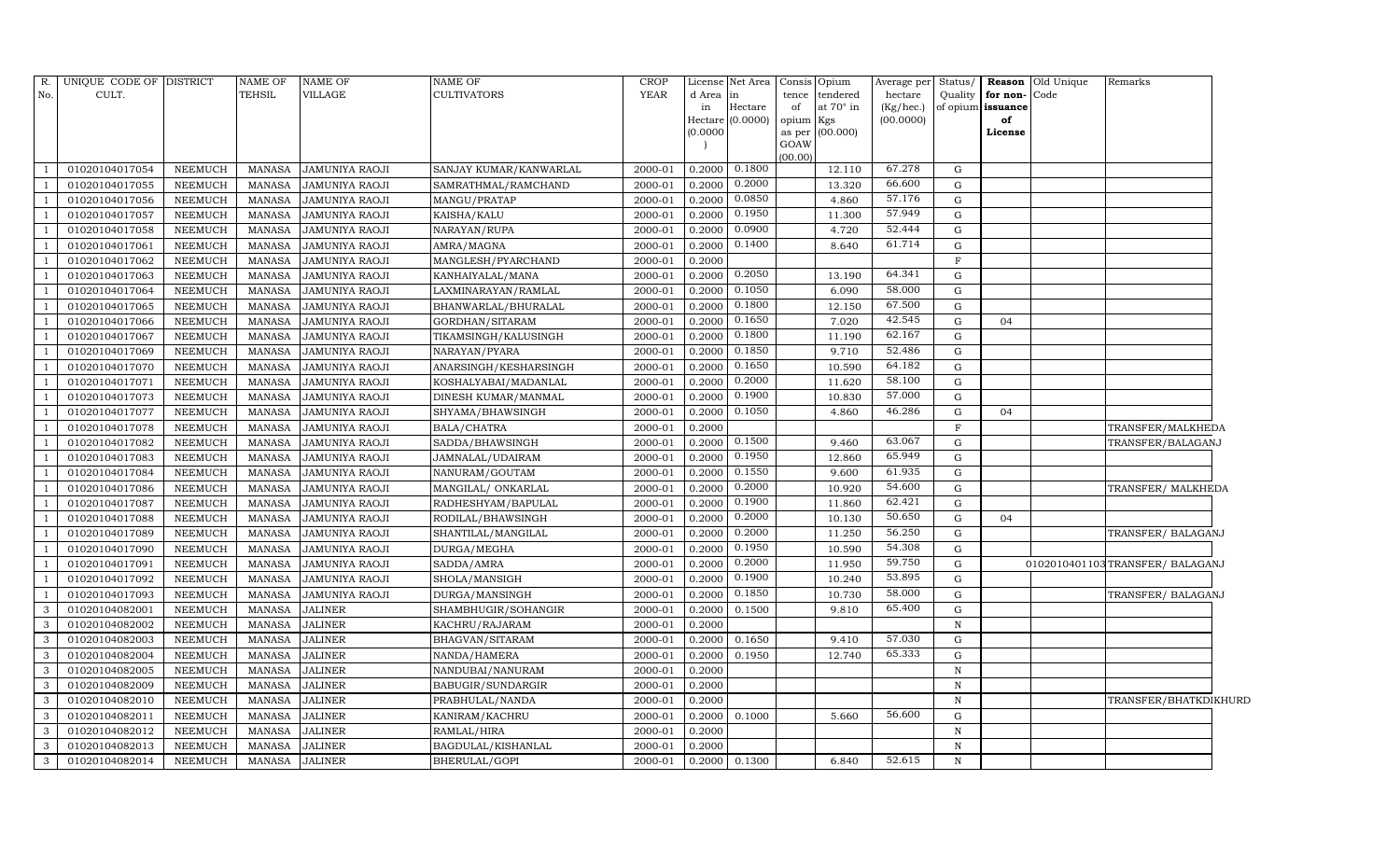| R. No. | UNIQUE CODE OF CULT. | DISTRICT | NAME OF TEHSIL | NAME OF VILLAGE | NAME OF CULTIVATORS | CROP YEAR | License d Area in Hectare (0.0000) | Net Area in Hectare (0.0000) | Consis tence of opium as per GOAW (00.00) | Opium tendered at 70° in Kgs (00.000) | Average per hectare (Kg/hec.) (00.0000) | Status/ Quality of opium | Reason for non-issuance of License | Old Unique Code | Remarks |
|---|---|---|---|---|---|---|---|---|---|---|---|---|---|---|---|
| 1 | 01020104017054 | NEEMUCH | MANASA | JAMUNIYA RAOJI | SANJAY KUMAR/KANWARLAL | 2000-01 | 0.2000 | 0.1800 | | 12.110 | 67.278 | G | | | |
| 1 | 01020104017055 | NEEMUCH | MANASA | JAMUNIYA RAOJI | SAMRATHMAL/RAMCHAND | 2000-01 | 0.2000 | 0.2000 | | 13.320 | 66.600 | G | | | |
| 1 | 01020104017056 | NEEMUCH | MANASA | JAMUNIYA RAOJI | MANGU/PRATAP | 2000-01 | 0.2000 | 0.0850 | | 4.860 | 57.176 | G | | | |
| 1 | 01020104017057 | NEEMUCH | MANASA | JAMUNIYA RAOJI | KAISHA/KALU | 2000-01 | 0.2000 | 0.1950 | | 11.300 | 57.949 | G | | | |
| 1 | 01020104017058 | NEEMUCH | MANASA | JAMUNIYA RAOJI | NARAYAN/RUPA | 2000-01 | 0.2000 | 0.0900 | | 4.720 | 52.444 | G | | | |
| 1 | 01020104017061 | NEEMUCH | MANASA | JAMUNIYA RAOJI | AMRA/MAGNA | 2000-01 | 0.2000 | 0.1400 | | 8.640 | 61.714 | G | | | |
| 1 | 01020104017062 | NEEMUCH | MANASA | JAMUNIYA RAOJI | MANGLESH/PYARCHAND | 2000-01 | 0.2000 | | | | | F | | | |
| 1 | 01020104017063 | NEEMUCH | MANASA | JAMUNIYA RAOJI | KANHAIYALAL/MANA | 2000-01 | 0.2000 | 0.2050 | | 13.190 | 64.341 | G | | | |
| 1 | 01020104017064 | NEEMUCH | MANASA | JAMUNIYA RAOJI | LAXMINARAYAN/RAMLAL | 2000-01 | 0.2000 | 0.1050 | | 6.090 | 58.000 | G | | | |
| 1 | 01020104017065 | NEEMUCH | MANASA | JAMUNIYA RAOJI | BHANWARLAL/BHURALAL | 2000-01 | 0.2000 | 0.1800 | | 12.150 | 67.500 | G | | | |
| 1 | 01020104017066 | NEEMUCH | MANASA | JAMUNIYA RAOJI | GORDHAN/SITARAM | 2000-01 | 0.2000 | 0.1650 | | 7.020 | 42.545 | G | 04 | | |
| 1 | 01020104017067 | NEEMUCH | MANASA | JAMUNIYA RAOJI | TIKAMSINGH/KALUSINGH | 2000-01 | 0.2000 | 0.1800 | | 11.190 | 62.167 | G | | | |
| 1 | 01020104017069 | NEEMUCH | MANASA | JAMUNIYA RAOJI | NARAYAN/PYARA | 2000-01 | 0.2000 | 0.1850 | | 9.710 | 52.486 | G | | | |
| 1 | 01020104017070 | NEEMUCH | MANASA | JAMUNIYA RAOJI | ANARSINGH/KESHARSINGH | 2000-01 | 0.2000 | 0.1650 | | 10.590 | 64.182 | G | | | |
| 1 | 01020104017071 | NEEMUCH | MANASA | JAMUNIYA RAOJI | KOSHALYABAI/MADANLAL | 2000-01 | 0.2000 | 0.2000 | | 11.620 | 58.100 | G | | | |
| 1 | 01020104017073 | NEEMUCH | MANASA | JAMUNIYA RAOJI | DINESH KUMAR/MANMAL | 2000-01 | 0.2000 | 0.1900 | | 10.830 | 57.000 | G | | | |
| 1 | 01020104017077 | NEEMUCH | MANASA | JAMUNIYA RAOJI | SHYAMA/BHAWSINGH | 2000-01 | 0.2000 | 0.1050 | | 4.860 | 46.286 | G | 04 | | |
| 1 | 01020104017078 | NEEMUCH | MANASA | JAMUNIYA RAOJI | BALA/CHATRA | 2000-01 | 0.2000 | | | | | F | | | TRANSFER/MALKHEDA |
| 1 | 01020104017082 | NEEMUCH | MANASA | JAMUNIYA RAOJI | SADDA/BHAWSINGH | 2000-01 | 0.2000 | 0.1500 | | 9.460 | 63.067 | G | | | TRANSFER/BALAGANJ |
| 1 | 01020104017083 | NEEMUCH | MANASA | JAMUNIYA RAOJI | JAMNALAL/UDAIRAM | 2000-01 | 0.2000 | 0.1950 | | 12.860 | 65.949 | G | | | |
| 1 | 01020104017084 | NEEMUCH | MANASA | JAMUNIYA RAOJI | NANURAM/GOUTAM | 2000-01 | 0.2000 | 0.1550 | | 9.600 | 61.935 | G | | | |
| 1 | 01020104017086 | NEEMUCH | MANASA | JAMUNIYA RAOJI | MANGILAL/ ONKARLAL | 2000-01 | 0.2000 | 0.2000 | | 10.920 | 54.600 | G | | | TRANSFER/ MALKHEDA |
| 1 | 01020104017087 | NEEMUCH | MANASA | JAMUNIYA RAOJI | RADHESHYAM/BAPULAL | 2000-01 | 0.2000 | 0.1900 | | 11.860 | 62.421 | G | | | |
| 1 | 01020104017088 | NEEMUCH | MANASA | JAMUNIYA RAOJI | RODILAL/BHAWSINGH | 2000-01 | 0.2000 | 0.2000 | | 10.130 | 50.650 | G | 04 | | |
| 1 | 01020104017089 | NEEMUCH | MANASA | JAMUNIYA RAOJI | SHANTILAL/MANGILAL | 2000-01 | 0.2000 | 0.2000 | | 11.250 | 56.250 | G | | | TRANSFER/ BALAGANJ |
| 1 | 01020104017090 | NEEMUCH | MANASA | JAMUNIYA RAOJI | DURGA/MEGHA | 2000-01 | 0.2000 | 0.1950 | | 10.590 | 54.308 | G | | | |
| 1 | 01020104017091 | NEEMUCH | MANASA | JAMUNIYA RAOJI | SADDA/AMRA | 2000-01 | 0.2000 | 0.2000 | | 11.950 | 59.750 | G | | 0102010401103 | TRANSFER/ BALAGANJ |
| 1 | 01020104017092 | NEEMUCH | MANASA | JAMUNIYA RAOJI | SHOLA/MANSIGH | 2000-01 | 0.2000 | 0.1900 | | 10.240 | 53.895 | G | | | |
| 1 | 01020104017093 | NEEMUCH | MANASA | JAMUNIYA RAOJI | DURGA/MANSINGH | 2000-01 | 0.2000 | 0.1850 | | 10.730 | 58.000 | G | | | TRANSFER/ BALAGANJ |
| 3 | 01020104082001 | NEEMUCH | MANASA | JALINER | SHAMBHUGIR/SOHANGIR | 2000-01 | 0.2000 | 0.1500 | | 9.810 | 65.400 | G | | | |
| 3 | 01020104082002 | NEEMUCH | MANASA | JALINER | KACHRU/RAJARAM | 2000-01 | 0.2000 | | | | | N | | | |
| 3 | 01020104082003 | NEEMUCH | MANASA | JALINER | BHAGVAN/SITARAM | 2000-01 | 0.2000 | 0.1650 | | 9.410 | 57.030 | G | | | |
| 3 | 01020104082004 | NEEMUCH | MANASA | JALINER | NANDA/HAMERA | 2000-01 | 0.2000 | 0.1950 | | 12.740 | 65.333 | G | | | |
| 3 | 01020104082005 | NEEMUCH | MANASA | JALINER | NANDUBAI/NANURAM | 2000-01 | 0.2000 | | | | | N | | | |
| 3 | 01020104082009 | NEEMUCH | MANASA | JALINER | BABUGIR/SUNDARGIR | 2000-01 | 0.2000 | | | | | N | | | |
| 3 | 01020104082010 | NEEMUCH | MANASA | JALINER | PRABHULAL/NANDA | 2000-01 | 0.2000 | | | | | N | | | TRANSFER/BHATKDIKHURD |
| 3 | 01020104082011 | NEEMUCH | MANASA | JALINER | KANIRAM/KACHRU | 2000-01 | 0.2000 | 0.1000 | | 5.660 | 56.600 | G | | | |
| 3 | 01020104082012 | NEEMUCH | MANASA | JALINER | RAMLAL/HIRA | 2000-01 | 0.2000 | | | | | N | | | |
| 3 | 01020104082013 | NEEMUCH | MANASA | JALINER | BAGDULAL/KISHANLAL | 2000-01 | 0.2000 | | | | | N | | | |
| 3 | 01020104082014 | NEEMUCH | MANASA | JALINER | BHERULAL/GOPI | 2000-01 | 0.2000 | 0.1300 | | 6.840 | 52.615 | N | | | |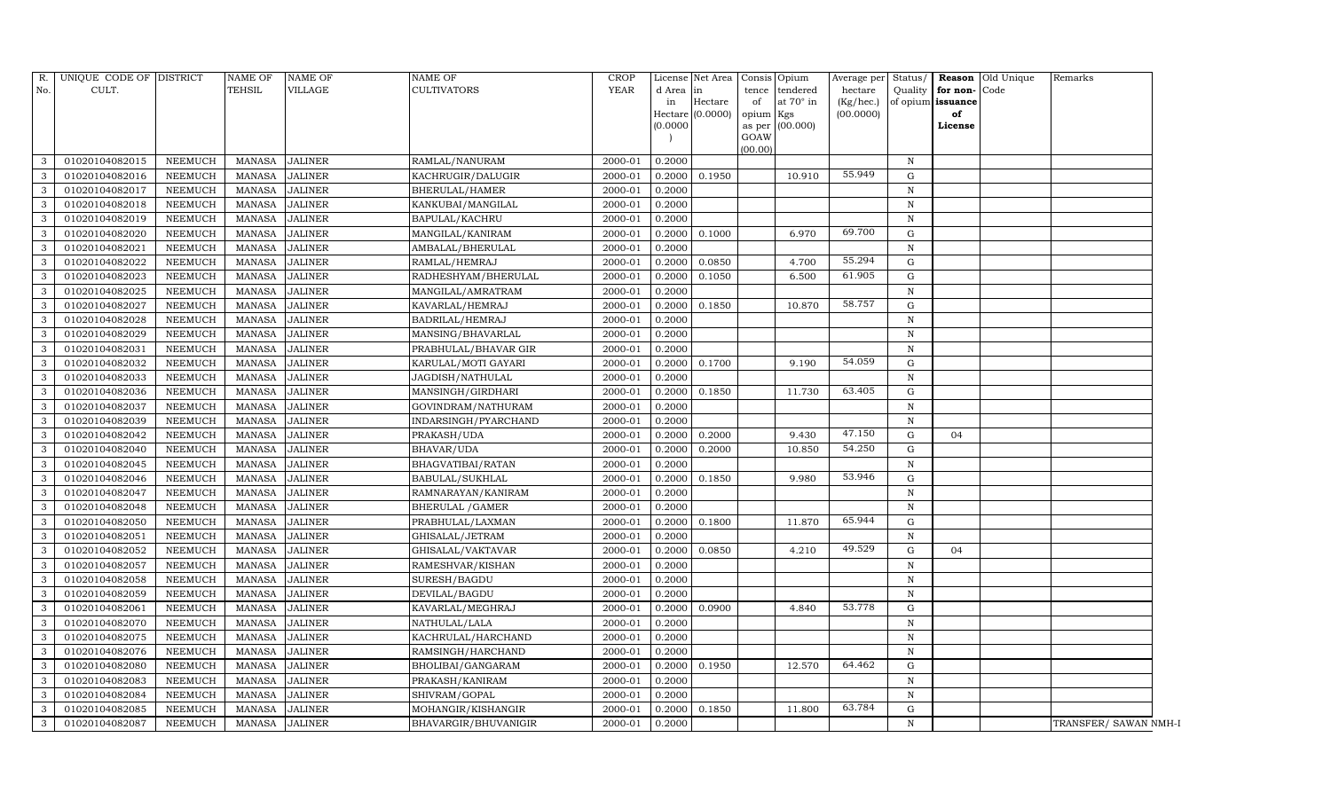| R. No. | UNIQUE CODE OF CULT. | DISTRICT | NAME OF TEHSIL | NAME OF VILLAGE | NAME OF CULTIVATORS | CROP YEAR | License d Area in Hectare (0.0000) | Net Area in Hectare (0.0000) | Consis tence of opium as per GOAW (00.00) | Opium tendered at 70° in Kgs (00.000) | Average per hectare (Kg/hec.) (00.0000) | Status/ Quality of opium | Reason for non-issuance of License | Old Unique Code | Remarks |
|---|---|---|---|---|---|---|---|---|---|---|---|---|---|---|---|
| 3 | 01020104082015 | NEEMUCH | MANASA | JALINER | RAMLAL/NANURAM | 2000-01 | 0.2000 | | | | | N | | | |
| 3 | 01020104082016 | NEEMUCH | MANASA | JALINER | KACHRUGIR/DALUGIR | 2000-01 | 0.2000 | 0.1950 | | 10.910 | 55.949 | G | | | |
| 3 | 01020104082017 | NEEMUCH | MANASA | JALINER | BHERULAL/HAMER | 2000-01 | 0.2000 | | | | | N | | | |
| 3 | 01020104082018 | NEEMUCH | MANASA | JALINER | KANKUBAI/MANGILAL | 2000-01 | 0.2000 | | | | | N | | | |
| 3 | 01020104082019 | NEEMUCH | MANASA | JALINER | BAPULAL/KACHRU | 2000-01 | 0.2000 | | | | | N | | | |
| 3 | 01020104082020 | NEEMUCH | MANASA | JALINER | MANGILAL/KANIRAM | 2000-01 | 0.2000 | 0.1000 | | 6.970 | 69.700 | G | | | |
| 3 | 01020104082021 | NEEMUCH | MANASA | JALINER | AMBALAL/BHERULAL | 2000-01 | 0.2000 | | | | | N | | | |
| 3 | 01020104082022 | NEEMUCH | MANASA | JALINER | RAMLAL/HEMRAJ | 2000-01 | 0.2000 | 0.0850 | | 4.700 | 55.294 | G | | | |
| 3 | 01020104082023 | NEEMUCH | MANASA | JALINER | RADHESHYAM/BHERULAL | 2000-01 | 0.2000 | 0.1050 | | 6.500 | 61.905 | G | | | |
| 3 | 01020104082025 | NEEMUCH | MANASA | JALINER | MANGILAL/AMRATRAM | 2000-01 | 0.2000 | | | | | N | | | |
| 3 | 01020104082027 | NEEMUCH | MANASA | JALINER | KAVARLAL/HEMRAJ | 2000-01 | 0.2000 | 0.1850 | | 10.870 | 58.757 | G | | | |
| 3 | 01020104082028 | NEEMUCH | MANASA | JALINER | BADRILAL/HEMRAJ | 2000-01 | 0.2000 | | | | | N | | | |
| 3 | 01020104082029 | NEEMUCH | MANASA | JALINER | MANSING/BHAVARLAL | 2000-01 | 0.2000 | | | | | N | | | |
| 3 | 01020104082031 | NEEMUCH | MANASA | JALINER | PRABHULAL/BHAVAR GIR | 2000-01 | 0.2000 | | | | | N | | | |
| 3 | 01020104082032 | NEEMUCH | MANASA | JALINER | KARULAL/MOTI GAYARI | 2000-01 | 0.2000 | 0.1700 | | 9.190 | 54.059 | G | | | |
| 3 | 01020104082033 | NEEMUCH | MANASA | JALINER | JAGDISH/NATHULAL | 2000-01 | 0.2000 | | | | | N | | | |
| 3 | 01020104082036 | NEEMUCH | MANASA | JALINER | MANSINGH/GIRDHARI | 2000-01 | 0.2000 | 0.1850 | | 11.730 | 63.405 | G | | | |
| 3 | 01020104082037 | NEEMUCH | MANASA | JALINER | GOVINDRAM/NATHURAM | 2000-01 | 0.2000 | | | | | N | | | |
| 3 | 01020104082039 | NEEMUCH | MANASA | JALINER | INDARSINGH/PYARCHAND | 2000-01 | 0.2000 | | | | | N | | | |
| 3 | 01020104082042 | NEEMUCH | MANASA | JALINER | PRAKASH/UDA | 2000-01 | 0.2000 | 0.2000 | | 9.430 | 47.150 | G | 04 | | |
| 3 | 01020104082040 | NEEMUCH | MANASA | JALINER | BHAVAR/UDA | 2000-01 | 0.2000 | 0.2000 | | 10.850 | 54.250 | G | | | |
| 3 | 01020104082045 | NEEMUCH | MANASA | JALINER | BHAGVATIBAI/RATAN | 2000-01 | 0.2000 | | | | | N | | | |
| 3 | 01020104082046 | NEEMUCH | MANASA | JALINER | BABULAL/SUKHLAL | 2000-01 | 0.2000 | 0.1850 | | 9.980 | 53.946 | G | | | |
| 3 | 01020104082047 | NEEMUCH | MANASA | JALINER | RAMNARAYAN/KANIRAM | 2000-01 | 0.2000 | | | | | N | | | |
| 3 | 01020104082048 | NEEMUCH | MANASA | JALINER | BHERULAL /GAMER | 2000-01 | 0.2000 | | | | | N | | | |
| 3 | 01020104082050 | NEEMUCH | MANASA | JALINER | PRABHULAL/LAXMAN | 2000-01 | 0.2000 | 0.1800 | | 11.870 | 65.944 | G | | | |
| 3 | 01020104082051 | NEEMUCH | MANASA | JALINER | GHISALAL/JETRAM | 2000-01 | 0.2000 | | | | | N | | | |
| 3 | 01020104082052 | NEEMUCH | MANASA | JALINER | GHISALAL/VAKTAVAR | 2000-01 | 0.2000 | 0.0850 | | 4.210 | 49.529 | G | 04 | | |
| 3 | 01020104082057 | NEEMUCH | MANASA | JALINER | RAMESHVAR/KISHAN | 2000-01 | 0.2000 | | | | | N | | | |
| 3 | 01020104082058 | NEEMUCH | MANASA | JALINER | SURESH/BAGDU | 2000-01 | 0.2000 | | | | | N | | | |
| 3 | 01020104082059 | NEEMUCH | MANASA | JALINER | DEVILAL/BAGDU | 2000-01 | 0.2000 | | | | | N | | | |
| 3 | 01020104082061 | NEEMUCH | MANASA | JALINER | KAVARLAL/MEGHRAJ | 2000-01 | 0.2000 | 0.0900 | | 4.840 | 53.778 | G | | | |
| 3 | 01020104082070 | NEEMUCH | MANASA | JALINER | NATHULAL/LALA | 2000-01 | 0.2000 | | | | | N | | | |
| 3 | 01020104082075 | NEEMUCH | MANASA | JALINER | KACHRULAL/HARCHAND | 2000-01 | 0.2000 | | | | | N | | | |
| 3 | 01020104082076 | NEEMUCH | MANASA | JALINER | RAMSINGH/HARCHAND | 2000-01 | 0.2000 | | | | | N | | | |
| 3 | 01020104082080 | NEEMUCH | MANASA | JALINER | BHOLIBAI/GANGARAM | 2000-01 | 0.2000 | 0.1950 | | 12.570 | 64.462 | G | | | |
| 3 | 01020104082083 | NEEMUCH | MANASA | JALINER | PRAKASH/KANIRAM | 2000-01 | 0.2000 | | | | | N | | | |
| 3 | 01020104082084 | NEEMUCH | MANASA | JALINER | SHIVRAM/GOPAL | 2000-01 | 0.2000 | | | | | N | | | |
| 3 | 01020104082085 | NEEMUCH | MANASA | JALINER | MOHANGIR/KISHANGIR | 2000-01 | 0.2000 | 0.1850 | | 11.800 | 63.784 | G | | | |
| 3 | 01020104082087 | NEEMUCH | MANASA | JALINER | BHAVARGIR/BHUVANIGIR | 2000-01 | 0.2000 | | | | | N | | | TRANSFER/ SAWAN NMH-I |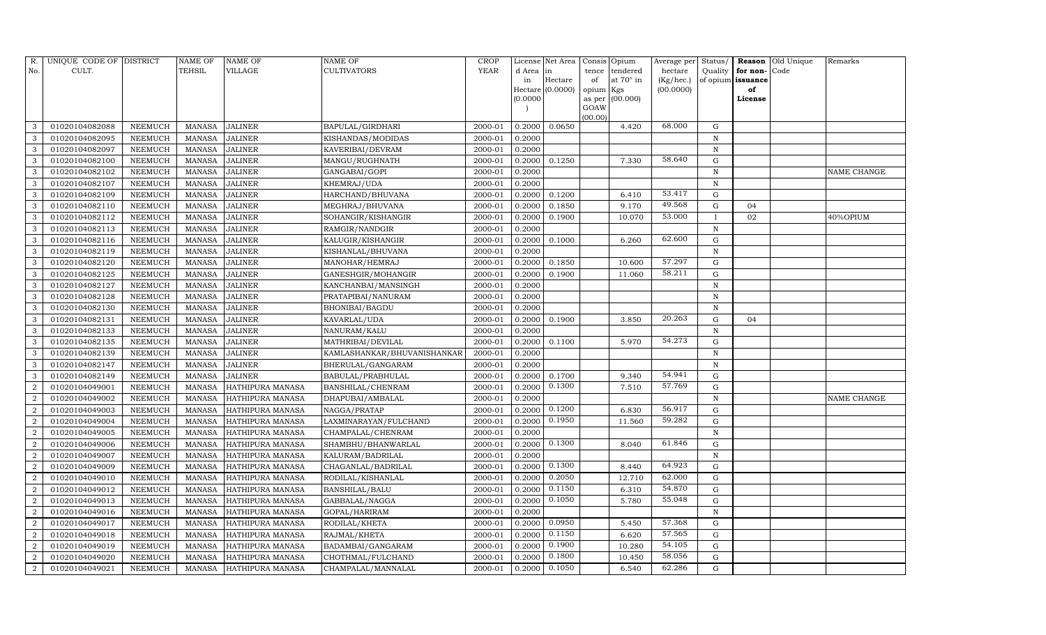| R. No. | UNIQUE CODE OF CULT. | DISTRICT | NAME OF TEHSIL | NAME OF VILLAGE | NAME OF CULTIVATORS | CROP YEAR | License d Area in Hectare (0.0000) | Net Area in Hectare (0.0000) | Consis tence of opium as per GOAW (00.00) | Opium tendered at 70° in Kgs (00.000) | Average per hectare (Kg/hec.) (00.0000) | Status/ Quality of opium | Reason for non-issuance of License | Old Unique Code | Remarks |
|---|---|---|---|---|---|---|---|---|---|---|---|---|---|---|---|
| 3 | 01020104082088 | NEEMUCH | MANASA | JALINER | BAPULAL/GIRDHARI | 2000-01 | 0.2000 | 0.0650 | | 4.420 | 68.000 | G | | | |
| 3 | 01020104082095 | NEEMUCH | MANASA | JALINER | KISHANDAS/MODIDAS | 2000-01 | 0.2000 | | | | | N | | | |
| 3 | 01020104082097 | NEEMUCH | MANASA | JALINER | KAVERIBAI/DEVRAM | 2000-01 | 0.2000 | | | | | N | | | |
| 3 | 01020104082100 | NEEMUCH | MANASA | JALINER | MANGU/RUGHNATH | 2000-01 | 0.2000 | 0.1250 | | 7.330 | 58.640 | G | | | |
| 3 | 01020104082102 | NEEMUCH | MANASA | JALINER | GANGABAI/GOPI | 2000-01 | 0.2000 | | | | | N | | | NAME CHANGE |
| 3 | 01020104082107 | NEEMUCH | MANASA | JALINER | KHEMRAJ/UDA | 2000-01 | 0.2000 | | | | | N | | | |
| 3 | 01020104082109 | NEEMUCH | MANASA | JALINER | HARCHAND/BHUVANA | 2000-01 | 0.2000 | 0.1200 | | 6.410 | 53.417 | G | | | |
| 3 | 01020104082110 | NEEMUCH | MANASA | JALINER | MEGHRAJ/BHUVANA | 2000-01 | 0.2000 | 0.1850 | | 9.170 | 49.568 | G | 04 | | |
| 3 | 01020104082112 | NEEMUCH | MANASA | JALINER | SOHANGIR/KISHANGIR | 2000-01 | 0.2000 | 0.1900 | | 10.070 | 53.000 | I | 02 | | 40%OPIUM |
| 3 | 01020104082113 | NEEMUCH | MANASA | JALINER | RAMGIR/NANDGIR | 2000-01 | 0.2000 | | | | | N | | | |
| 3 | 01020104082116 | NEEMUCH | MANASA | JALINER | KALUGIR/KISHANGIR | 2000-01 | 0.2000 | 0.1000 | | 6.260 | 62.600 | G | | | |
| 3 | 01020104082119 | NEEMUCH | MANASA | JALINER | KISHANLAL/BHUVANA | 2000-01 | 0.2000 | | | | | N | | | |
| 3 | 01020104082120 | NEEMUCH | MANASA | JALINER | MANOHAR/HEMRAJ | 2000-01 | 0.2000 | 0.1850 | | 10.600 | 57.297 | G | | | |
| 3 | 01020104082125 | NEEMUCH | MANASA | JALINER | GANESHGIR/MOHANGIR | 2000-01 | 0.2000 | 0.1900 | | 11.060 | 58.211 | G | | | |
| 3 | 01020104082127 | NEEMUCH | MANASA | JALINER | KANCHANBAI/MANSINGH | 2000-01 | 0.2000 | | | | | N | | | |
| 3 | 01020104082128 | NEEMUCH | MANASA | JALINER | PRATAPIBAI/NANURAM | 2000-01 | 0.2000 | | | | | N | | | |
| 3 | 01020104082130 | NEEMUCH | MANASA | JALINER | BHONIBAI/BAGDU | 2000-01 | 0.2000 | | | | | N | | | |
| 3 | 01020104082131 | NEEMUCH | MANASA | JALINER | KAVARLAL/UDA | 2000-01 | 0.2000 | 0.1900 | | 3.850 | 20.263 | G | 04 | | |
| 3 | 01020104082133 | NEEMUCH | MANASA | JALINER | NANURAM/KALU | 2000-01 | 0.2000 | | | | | N | | | |
| 3 | 01020104082135 | NEEMUCH | MANASA | JALINER | MATHRIBAI/DEVILAL | 2000-01 | 0.2000 | 0.1100 | | 5.970 | 54.273 | G | | | |
| 3 | 01020104082139 | NEEMUCH | MANASA | JALINER | KAMLASHANKAR/BHUVANISHANKAR | 2000-01 | 0.2000 | | | | | N | | | |
| 3 | 01020104082147 | NEEMUCH | MANASA | JALINER | BHERULAL/GANGARAM | 2000-01 | 0.2000 | | | | | N | | | |
| 3 | 01020104082149 | NEEMUCH | MANASA | JALINER | BABULAL/PRABHULAL | 2000-01 | 0.2000 | 0.1700 | | 9.340 | 54.941 | G | | | |
| 2 | 01020104049001 | NEEMUCH | MANASA | HATHIPURA MANASA | BANSHILAL/CHENRAM | 2000-01 | 0.2000 | 0.1300 | | 7.510 | 57.769 | G | | | |
| 2 | 01020104049002 | NEEMUCH | MANASA | HATHIPURA MANASA | DHAPUBAI/AMBALAL | 2000-01 | 0.2000 | | | | | N | | | NAME CHANGE |
| 2 | 01020104049003 | NEEMUCH | MANASA | HATHIPURA MANASA | NAGGA/PRATAP | 2000-01 | 0.2000 | 0.1200 | | 6.830 | 56.917 | G | | | |
| 2 | 01020104049004 | NEEMUCH | MANASA | HATHIPURA MANASA | LAXMINARAYAN/FULCHAND | 2000-01 | 0.2000 | 0.1950 | | 11.560 | 59.282 | G | | | |
| 2 | 01020104049005 | NEEMUCH | MANASA | HATHIPURA MANASA | CHAMPALAL/CHENRAM | 2000-01 | 0.2000 | | | | | N | | | |
| 2 | 01020104049006 | NEEMUCH | MANASA | HATHIPURA MANASA | SHAMBHU/BHANWARLAL | 2000-01 | 0.2000 | 0.1300 | | 8.040 | 61.846 | G | | | |
| 2 | 01020104049007 | NEEMUCH | MANASA | HATHIPURA MANASA | KALURAM/BADRILAL | 2000-01 | 0.2000 | | | | | N | | | |
| 2 | 01020104049009 | NEEMUCH | MANASA | HATHIPURA MANASA | CHAGANLAL/BADRILAL | 2000-01 | 0.2000 | 0.1300 | | 8.440 | 64.923 | G | | | |
| 2 | 01020104049010 | NEEMUCH | MANASA | HATHIPURA MANASA | RODILAL/KISHANLAL | 2000-01 | 0.2000 | 0.2050 | | 12.710 | 62.000 | G | | | |
| 2 | 01020104049012 | NEEMUCH | MANASA | HATHIPURA MANASA | BANSHILAL/BALU | 2000-01 | 0.2000 | 0.1150 | | 6.310 | 54.870 | G | | | |
| 2 | 01020104049013 | NEEMUCH | MANASA | HATHIPURA MANASA | GABBALAL/NAGGA | 2000-01 | 0.2000 | 0.1050 | | 5.780 | 55.048 | G | | | |
| 2 | 01020104049016 | NEEMUCH | MANASA | HATHIPURA MANASA | GOPAL/HARIRAM | 2000-01 | 0.2000 | | | | | N | | | |
| 2 | 01020104049017 | NEEMUCH | MANASA | HATHIPURA MANASA | RODILAL/KHETA | 2000-01 | 0.2000 | 0.0950 | | 5.450 | 57.368 | G | | | |
| 2 | 01020104049018 | NEEMUCH | MANASA | HATHIPURA MANASA | RAJMAL/KHETA | 2000-01 | 0.2000 | 0.1150 | | 6.620 | 57.565 | G | | | |
| 2 | 01020104049019 | NEEMUCH | MANASA | HATHIPURA MANASA | BADAMBAI/GANGARAM | 2000-01 | 0.2000 | 0.1900 | | 10.280 | 54.105 | G | | | |
| 2 | 01020104049020 | NEEMUCH | MANASA | HATHIPURA MANASA | CHOTHMAL/FULCHAND | 2000-01 | 0.2000 | 0.1800 | | 10.450 | 58.056 | G | | | |
| 2 | 01020104049021 | NEEMUCH | MANASA | HATHIPURA MANASA | CHAMPALAL/MANNALAL | 2000-01 | 0.2000 | 0.1050 | | 6.540 | 62.286 | G | | | |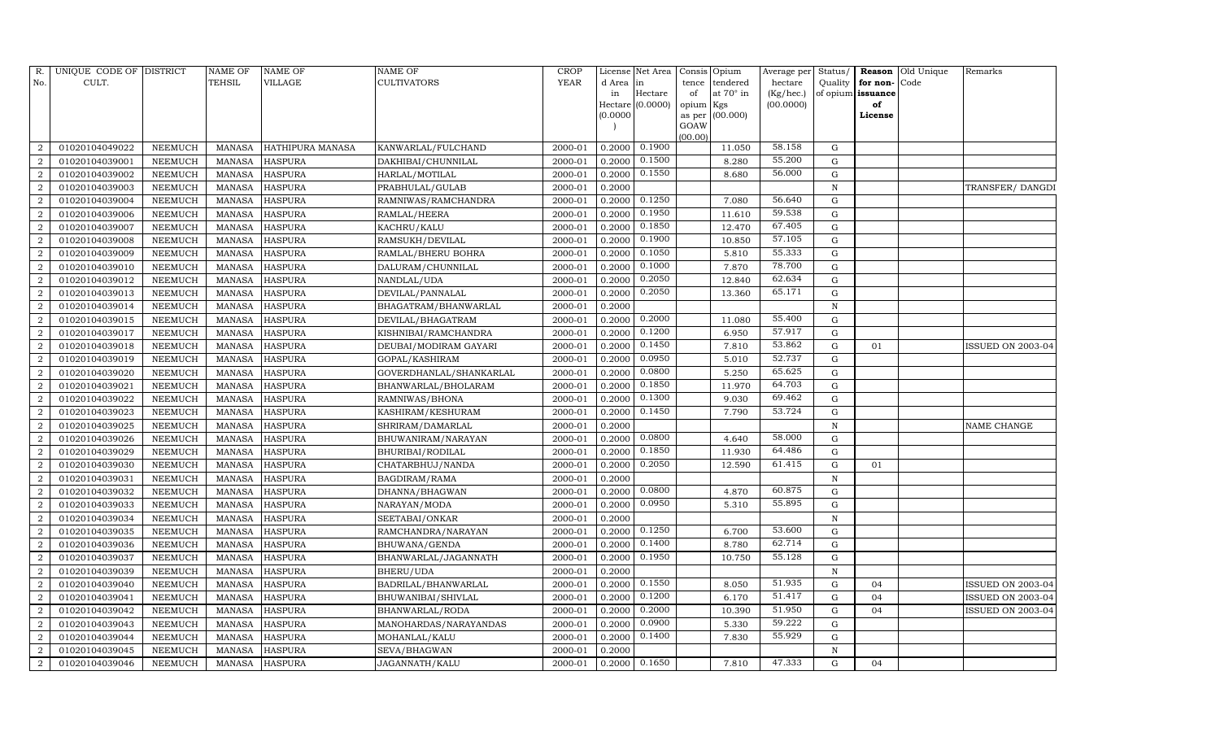| R. No. | UNIQUE CODE OF CULT. | DISTRICT | NAME OF TEHSIL | NAME OF VILLAGE | NAME OF CULTIVATORS | CROP YEAR | License d Area in Hectare (0.0000) | Net Area in Hectare (0.0000) | Consis tence of opium as per GOAW (00.00) | Opium tendered at 70° in Kgs (00.000) | Average per hectare (Kg/hec.) (00.0000) | Status/ Quality of opium | Reason for non-issuance of License | Old Unique Code | Remarks |
|---|---|---|---|---|---|---|---|---|---|---|---|---|---|---|---|
| 2 | 01020104049022 | NEEMUCH | MANASA | HATHIPURA MANASA | KANWARLAL/FULCHAND | 2000-01 | 0.2000 | 0.1900 | | 11.050 | 58.158 | G | | | |
| 2 | 01020104039001 | NEEMUCH | MANASA | HASPURA | DAKHIBAI/CHUNNILAL | 2000-01 | 0.2000 | 0.1500 | | 8.280 | 55.200 | G | | | |
| 2 | 01020104039002 | NEEMUCH | MANASA | HASPURA | HARLAL/MOTILAL | 2000-01 | 0.2000 | 0.1550 | | 8.680 | 56.000 | G | | | |
| 2 | 01020104039003 | NEEMUCH | MANASA | HASPURA | PRABHULAL/GULAB | 2000-01 | 0.2000 | | | | | N | | | TRANSFER/ DANGDI |
| 2 | 01020104039004 | NEEMUCH | MANASA | HASPURA | RAMNIWAS/RAMCHANDRA | 2000-01 | 0.2000 | 0.1250 | | 7.080 | 56.640 | G | | | |
| 2 | 01020104039006 | NEEMUCH | MANASA | HASPURA | RAMLAL/HEERA | 2000-01 | 0.2000 | 0.1950 | | 11.610 | 59.538 | G | | | |
| 2 | 01020104039007 | NEEMUCH | MANASA | HASPURA | KACHRU/KALU | 2000-01 | 0.2000 | 0.1850 | | 12.470 | 67.405 | G | | | |
| 2 | 01020104039008 | NEEMUCH | MANASA | HASPURA | RAMSUKH/DEVILAL | 2000-01 | 0.2000 | 0.1900 | | 10.850 | 57.105 | G | | | |
| 2 | 01020104039009 | NEEMUCH | MANASA | HASPURA | RAMLAL/BHERU BOHRA | 2000-01 | 0.2000 | 0.1050 | | 5.810 | 55.333 | G | | | |
| 2 | 01020104039010 | NEEMUCH | MANASA | HASPURA | DALURAM/CHUNNILAL | 2000-01 | 0.2000 | 0.1000 | | 7.870 | 78.700 | G | | | |
| 2 | 01020104039012 | NEEMUCH | MANASA | HASPURA | NANDLAL/UDA | 2000-01 | 0.2000 | 0.2050 | | 12.840 | 62.634 | G | | | |
| 2 | 01020104039013 | NEEMUCH | MANASA | HASPURA | DEVILAL/PANNALAL | 2000-01 | 0.2000 | 0.2050 | | 13.360 | 65.171 | G | | | |
| 2 | 01020104039014 | NEEMUCH | MANASA | HASPURA | BHAGATRAM/BHANWARLAL | 2000-01 | 0.2000 | | | | | N | | | |
| 2 | 01020104039015 | NEEMUCH | MANASA | HASPURA | DEVILAL/BHAGATRAM | 2000-01 | 0.2000 | 0.2000 | | 11.080 | 55.400 | G | | | |
| 2 | 01020104039017 | NEEMUCH | MANASA | HASPURA | KISHNIBAI/RAMCHANDRA | 2000-01 | 0.2000 | 0.1200 | | 6.950 | 57.917 | G | | | |
| 2 | 01020104039018 | NEEMUCH | MANASA | HASPURA | DEUBAI/MODIRAM GAYARI | 2000-01 | 0.2000 | 0.1450 | | 7.810 | 53.862 | G | 01 | | ISSUED ON 2003-04 |
| 2 | 01020104039019 | NEEMUCH | MANASA | HASPURA | GOPAL/KASHIRAM | 2000-01 | 0.2000 | 0.0950 | | 5.010 | 52.737 | G | | | |
| 2 | 01020104039020 | NEEMUCH | MANASA | HASPURA | GOVERDHANLAL/SHANKARLAL | 2000-01 | 0.2000 | 0.0800 | | 5.250 | 65.625 | G | | | |
| 2 | 01020104039021 | NEEMUCH | MANASA | HASPURA | BHANWARLAL/BHOLARAM | 2000-01 | 0.2000 | 0.1850 | | 11.970 | 64.703 | G | | | |
| 2 | 01020104039022 | NEEMUCH | MANASA | HASPURA | RAMNIWAS/BHONA | 2000-01 | 0.2000 | 0.1300 | | 9.030 | 69.462 | G | | | |
| 2 | 01020104039023 | NEEMUCH | MANASA | HASPURA | KASHIRAM/KESHURAM | 2000-01 | 0.2000 | 0.1450 | | 7.790 | 53.724 | G | | | |
| 2 | 01020104039025 | NEEMUCH | MANASA | HASPURA | SHRIRAM/DAMARLAL | 2000-01 | 0.2000 | | | | | N | | | NAME CHANGE |
| 2 | 01020104039026 | NEEMUCH | MANASA | HASPURA | BHUWANIRAM/NARAYAN | 2000-01 | 0.2000 | 0.0800 | | 4.640 | 58.000 | G | | | |
| 2 | 01020104039029 | NEEMUCH | MANASA | HASPURA | BHURIBAI/RODILAL | 2000-01 | 0.2000 | 0.1850 | | 11.930 | 64.486 | G | | | |
| 2 | 01020104039030 | NEEMUCH | MANASA | HASPURA | CHATARBHUJ/NANDA | 2000-01 | 0.2000 | 0.2050 | | 12.590 | 61.415 | G | 01 | | |
| 2 | 01020104039031 | NEEMUCH | MANASA | HASPURA | BAGDIRAM/RAMA | 2000-01 | 0.2000 | | | | | N | | | |
| 2 | 01020104039032 | NEEMUCH | MANASA | HASPURA | DHANNA/BHAGWAN | 2000-01 | 0.2000 | 0.0800 | | 4.870 | 60.875 | G | | | |
| 2 | 01020104039033 | NEEMUCH | MANASA | HASPURA | NARAYAN/MODA | 2000-01 | 0.2000 | 0.0950 | | 5.310 | 55.895 | G | | | |
| 2 | 01020104039034 | NEEMUCH | MANASA | HASPURA | SEETABAI/ONKAR | 2000-01 | 0.2000 | | | | | N | | | |
| 2 | 01020104039035 | NEEMUCH | MANASA | HASPURA | RAMCHANDRA/NARAYAN | 2000-01 | 0.2000 | 0.1250 | | 6.700 | 53.600 | G | | | |
| 2 | 01020104039036 | NEEMUCH | MANASA | HASPURA | BHUWANA/GENDA | 2000-01 | 0.2000 | 0.1400 | | 8.780 | 62.714 | G | | | |
| 2 | 01020104039037 | NEEMUCH | MANASA | HASPURA | BHANWARLAL/JAGANNATH | 2000-01 | 0.2000 | 0.1950 | | 10.750 | 55.128 | G | | | |
| 2 | 01020104039039 | NEEMUCH | MANASA | HASPURA | BHERU/UDA | 2000-01 | 0.2000 | | | | | N | | | |
| 2 | 01020104039040 | NEEMUCH | MANASA | HASPURA | BADRILAL/BHANWARLAL | 2000-01 | 0.2000 | 0.1550 | | 8.050 | 51.935 | G | 04 | | ISSUED ON 2003-04 |
| 2 | 01020104039041 | NEEMUCH | MANASA | HASPURA | BHUWANIBAI/SHIVLAL | 2000-01 | 0.2000 | 0.1200 | | 6.170 | 51.417 | G | 04 | | ISSUED ON 2003-04 |
| 2 | 01020104039042 | NEEMUCH | MANASA | HASPURA | BHANWARLAL/RODA | 2000-01 | 0.2000 | 0.2000 | | 10.390 | 51.950 | G | 04 | | ISSUED ON 2003-04 |
| 2 | 01020104039043 | NEEMUCH | MANASA | HASPURA | MANOHARDAS/NARAYANDAS | 2000-01 | 0.2000 | 0.0900 | | 5.330 | 59.222 | G | | | |
| 2 | 01020104039044 | NEEMUCH | MANASA | HASPURA | MOHANLAL/KALU | 2000-01 | 0.2000 | 0.1400 | | 7.830 | 55.929 | G | | | |
| 2 | 01020104039045 | NEEMUCH | MANASA | HASPURA | SEVA/BHAGWAN | 2000-01 | 0.2000 | | | | | N | | | |
| 2 | 01020104039046 | NEEMUCH | MANASA | HASPURA | JAGANNATH/KALU | 2000-01 | 0.2000 | 0.1650 | | 7.810 | 47.333 | G | 04 | | |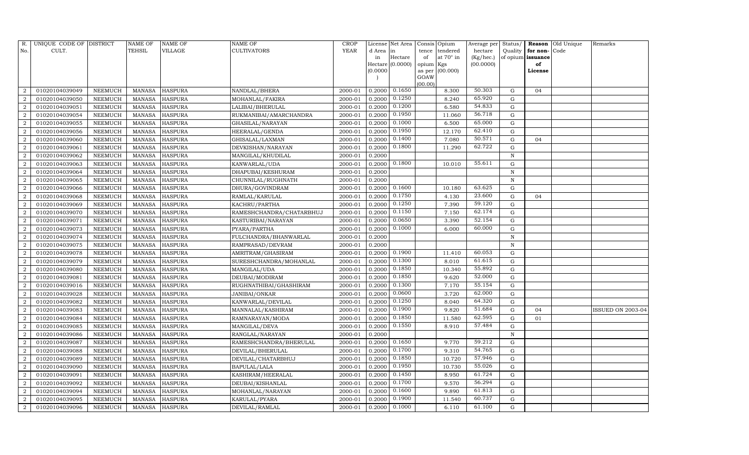| R. No. | UNIQUE CODE OF CULT. | DISTRICT | NAME OF TEHSIL | NAME OF VILLAGE | NAME OF CULTIVATORS | CROP YEAR | License d Area in Hectare (0.0000) | Net Area in Hectare (0.0000) | Consis tence of opium as per GOAW (00.00) | Opium tendered at 70° in Kgs (00.000) | Average per hectare (Kg/hec.) (00.0000) | Status/ Quality of opium | Reason for non-issuance of License | Old Unique Code | Remarks |
|---|---|---|---|---|---|---|---|---|---|---|---|---|---|---|---|
| 2 | 01020104039049 | NEEMUCH | MANASA | HASPURA | NANDLAL/BHERA | 2000-01 | 0.2000 | 0.1650 | | 8.300 | 50.303 | G | 04 | | |
| 2 | 01020104039050 | NEEMUCH | MANASA | HASPURA | MOHANLAL/FAKIRA | 2000-01 | 0.2000 | 0.1250 | | 8.240 | 65.920 | G | | | |
| 2 | 01020104039051 | NEEMUCH | MANASA | HASPURA | LALIBAI/BHERULAL | 2000-01 | 0.2000 | 0.1200 | | 6.580 | 54.833 | G | | | |
| 2 | 01020104039054 | NEEMUCH | MANASA | HASPURA | RUKMANIBAI/AMARCHANDRA | 2000-01 | 0.2000 | 0.1950 | | 11.060 | 56.718 | G | | | |
| 2 | 01020104039055 | NEEMUCH | MANASA | HASPURA | GHASILAL/NARAYAN | 2000-01 | 0.2000 | 0.1000 | | 6.500 | 65.000 | G | | | |
| 2 | 01020104039056 | NEEMUCH | MANASA | HASPURA | HEERALAL/GENDA | 2000-01 | 0.2000 | 0.1950 | | 12.170 | 62.410 | G | | | |
| 2 | 01020104039060 | NEEMUCH | MANASA | HASPURA | GHISALAL/LAXMAN | 2000-01 | 0.2000 | 0.1400 | | 7.080 | 50.571 | G | 04 | | |
| 2 | 01020104039061 | NEEMUCH | MANASA | HASPURA | DEVKISHAN/NARAYAN | 2000-01 | 0.2000 | 0.1800 | | 11.290 | 62.722 | G | | | |
| 2 | 01020104039062 | NEEMUCH | MANASA | HASPURA | MANGILAL/KHUDILAL | 2000-01 | 0.2000 | | | | | N | | | |
| 2 | 01020104039063 | NEEMUCH | MANASA | HASPURA | KANWARLAL/UDA | 2000-01 | 0.2000 | 0.1800 | | 10.010 | 55.611 | G | | | |
| 2 | 01020104039064 | NEEMUCH | MANASA | HASPURA | DHAPUBAI/KESHURAM | 2000-01 | 0.2000 | | | | | N | | | |
| 2 | 01020104039065 | NEEMUCH | MANASA | HASPURA | CHUNNILAL/RUGHNATH | 2000-01 | 0.2000 | | | | | N | | | |
| 2 | 01020104039066 | NEEMUCH | MANASA | HASPURA | DHURA/GOVINDRAM | 2000-01 | 0.2000 | 0.1600 | | 10.180 | 63.625 | G | | | |
| 2 | 01020104039068 | NEEMUCH | MANASA | HASPURA | RAMLAL/KARULAL | 2000-01 | 0.2000 | 0.1750 | | 4.130 | 23.600 | G | 04 | | |
| 2 | 01020104039069 | NEEMUCH | MANASA | HASPURA | KACHRU/PARTHA | 2000-01 | 0.2000 | 0.1250 | | 7.390 | 59.120 | G | | | |
| 2 | 01020104039070 | NEEMUCH | MANASA | HASPURA | RAMESHCHANDRA/CHATARBHUJ | 2000-01 | 0.2000 | 0.1150 | | 7.150 | 62.174 | G | | | |
| 2 | 01020104039071 | NEEMUCH | MANASA | HASPURA | KASTURIBAI/NARAYAN | 2000-01 | 0.2000 | 0.0650 | | 3.390 | 52.154 | G | | | |
| 2 | 01020104039073 | NEEMUCH | MANASA | HASPURA | PYARA/PARTHA | 2000-01 | 0.2000 | 0.1000 | | 6.000 | 60.000 | G | | | |
| 2 | 01020104039074 | NEEMUCH | MANASA | HASPURA | FULCHANDRA/BHANWARLAL | 2000-01 | 0.2000 | | | | | N | | | |
| 2 | 01020104039075 | NEEMUCH | MANASA | HASPURA | RAMPRASAD/DEVRAM | 2000-01 | 0.2000 | | | | | N | | | |
| 2 | 01020104039078 | NEEMUCH | MANASA | HASPURA | AMRITRAM/GHASIRAM | 2000-01 | 0.2000 | 0.1900 | | 11.410 | 60.053 | G | | | |
| 2 | 01020104039079 | NEEMUCH | MANASA | HASPURA | SURESHCHANDRA/MOHANLAL | 2000-01 | 0.2000 | 0.1300 | | 8.010 | 61.615 | G | | | |
| 2 | 01020104039080 | NEEMUCH | MANASA | HASPURA | MANGILAL/UDA | 2000-01 | 0.2000 | 0.1850 | | 10.340 | 55.892 | G | | | |
| 2 | 01020104039081 | NEEMUCH | MANASA | HASPURA | DEUBAI/MODIRAM | 2000-01 | 0.2000 | 0.1850 | | 9.620 | 52.000 | G | | | |
| 2 | 01020104039016 | NEEMUCH | MANASA | HASPURA | RUGHNATHIBAI/GHASHIRAM | 2000-01 | 0.2000 | 0.1300 | | 7.170 | 55.154 | G | | | |
| 2 | 01020104039028 | NEEMUCH | MANASA | HASPURA | JANIBAI/ONKAR | 2000-01 | 0.2000 | 0.0600 | | 3.720 | 62.000 | G | | | |
| 2 | 01020104039082 | NEEMUCH | MANASA | HASPURA | KANWARLAL/DEVILAL | 2000-01 | 0.2000 | 0.1250 | | 8.040 | 64.320 | G | | | |
| 2 | 01020104039083 | NEEMUCH | MANASA | HASPURA | MANNALAL/KASHIRAM | 2000-01 | 0.2000 | 0.1900 | | 9.820 | 51.684 | G | 04 | | ISSUED ON 2003-04 |
| 2 | 01020104039084 | NEEMUCH | MANASA | HASPURA | RAMNARAYAN/MODA | 2000-01 | 0.2000 | 0.1850 | | 11.580 | 62.595 | G | 01 | | |
| 2 | 01020104039085 | NEEMUCH | MANASA | HASPURA | MANGILAL/DEVA | 2000-01 | 0.2000 | 0.1550 | | 8.910 | 57.484 | G | | | |
| 2 | 01020104039086 | NEEMUCH | MANASA | HASPURA | RANGLAL/NARAYAN | 2000-01 | 0.2000 | | | | | N | | | |
| 2 | 01020104039087 | NEEMUCH | MANASA | HASPURA | RAMESHCHANDRA/BHERULAL | 2000-01 | 0.2000 | 0.1650 | | 9.770 | 59.212 | G | | | |
| 2 | 01020104039088 | NEEMUCH | MANASA | HASPURA | DEVILAL/BHERULAL | 2000-01 | 0.2000 | 0.1700 | | 9.310 | 54.765 | G | | | |
| 2 | 01020104039089 | NEEMUCH | MANASA | HASPURA | DEVILAL/CHATARBHUJ | 2000-01 | 0.2000 | 0.1850 | | 10.720 | 57.946 | G | | | |
| 2 | 01020104039090 | NEEMUCH | MANASA | HASPURA | BAPULAL/LALA | 2000-01 | 0.2000 | 0.1950 | | 10.730 | 55.026 | G | | | |
| 2 | 01020104039091 | NEEMUCH | MANASA | HASPURA | KASHIRAM/HEERALAL | 2000-01 | 0.2000 | 0.1450 | | 8.950 | 61.724 | G | | | |
| 2 | 01020104039092 | NEEMUCH | MANASA | HASPURA | DEUBAI/KISHANLAL | 2000-01 | 0.2000 | 0.1700 | | 9.570 | 56.294 | G | | | |
| 2 | 01020104039094 | NEEMUCH | MANASA | HASPURA | MOHANLAL/NARAYAN | 2000-01 | 0.2000 | 0.1600 | | 9.890 | 61.813 | G | | | |
| 2 | 01020104039095 | NEEMUCH | MANASA | HASPURA | KARULAL/PYARA | 2000-01 | 0.2000 | 0.1900 | | 11.540 | 60.737 | G | | | |
| 2 | 01020104039096 | NEEMUCH | MANASA | HASPURA | DEVILAL/RAMLAL | 2000-01 | 0.2000 | 0.1000 | | 6.110 | 61.100 | G | | | |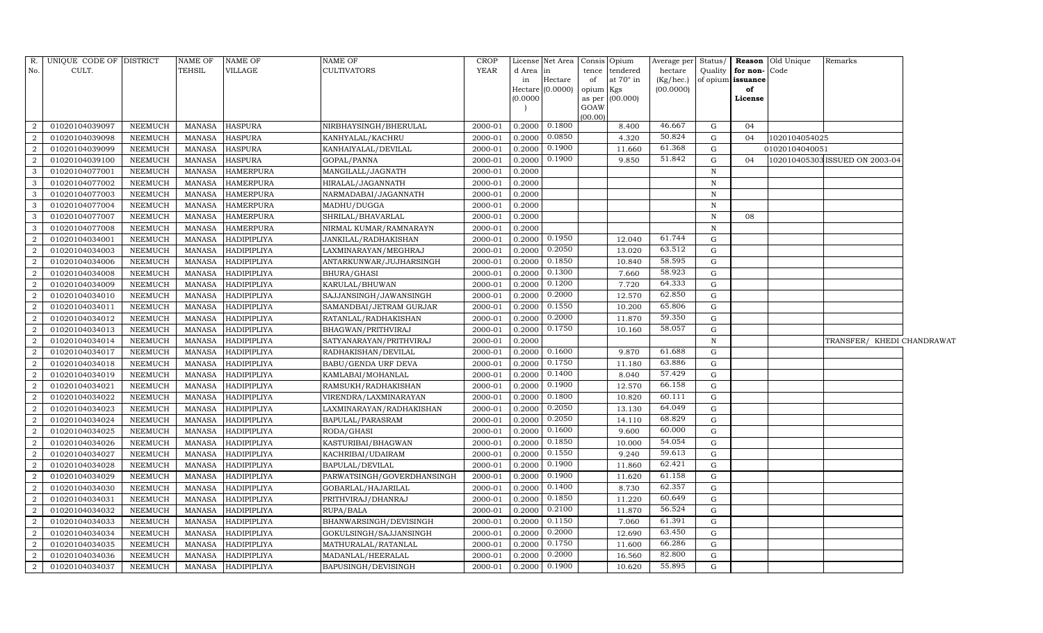| R. No. | UNIQUE CODE OF CULT. | DISTRICT | NAME OF TEHSIL | NAME OF VILLAGE | NAME OF CULTIVATORS | CROP YEAR | License d Area in Hectare (0.0000) | Net Area in Hectare (0.0000) | Consis tence of opium as per GOAW (00.00) | Opium tendered at 70° in Kgs (00.000) | Average per hectare (Kg/hec.) (00.0000) | Status/ Quality of opium | Reason for non-issuance of License | Old Unique Code | Remarks |
|---|---|---|---|---|---|---|---|---|---|---|---|---|---|---|---|
| 2 | 01020104039097 | NEEMUCH | MANASA | HASPURA | NIRBHAYSINGH/BHERULAL | 2000-01 | 0.2000 | 0.1800 | | 8.400 | 46.667 | G | 04 | | |
| 2 | 01020104039098 | NEEMUCH | MANASA | HASPURA | KANHYALAL/KACHRU | 2000-01 | 0.2000 | 0.0850 | | 4.320 | 50.824 | G | 04 | 1020104054025 | |
| 2 | 01020104039099 | NEEMUCH | MANASA | HASPURA | KANHAIYALAL/DEVILAL | 2000-01 | 0.2000 | 0.1900 | | 11.660 | 61.368 | G | | 01020104040051 | |
| 2 | 01020104039100 | NEEMUCH | MANASA | HASPURA | GOPAL/PANNA | 2000-01 | 0.2000 | 0.1900 | | 9.850 | 51.842 | G | 04 | 1020104053031 | ISSUED ON 2003-04 |
| 3 | 01020104077001 | NEEMUCH | MANASA | HAMERPURA | MANGILALL/JAGNATH | 2000-01 | 0.2000 | | | | | N | | | |
| 3 | 01020104077002 | NEEMUCH | MANASA | HAMERPURA | HIRALAL/JAGANNATH | 2000-01 | 0.2000 | | | | | N | | | |
| 3 | 01020104077003 | NEEMUCH | MANASA | HAMERPURA | NARMADABAI/JAGANNATH | 2000-01 | 0.2000 | | | | | N | | | |
| 3 | 01020104077004 | NEEMUCH | MANASA | HAMERPURA | MADHU/DUGGA | 2000-01 | 0.2000 | | | | | N | | | |
| 3 | 01020104077007 | NEEMUCH | MANASA | HAMERPURA | SHRILAL/BHAVARLAL | 2000-01 | 0.2000 | | | | | N | 08 | | |
| 3 | 01020104077008 | NEEMUCH | MANASA | HAMERPURA | NIRMAL KUMAR/RAMNARAYN | 2000-01 | 0.2000 | | | | | N | | | |
| 2 | 01020104034001 | NEEMUCH | MANASA | HADIPIPLIYA | JANKILAL/RADHAKISHAN | 2000-01 | 0.2000 | 0.1950 | | 12.040 | 61.744 | G | | | |
| 2 | 01020104034003 | NEEMUCH | MANASA | HADIPIPLIYA | LAXMINARAYAN/MEGHRAJ | 2000-01 | 0.2000 | 0.2050 | | 13.020 | 63.512 | G | | | |
| 2 | 01020104034006 | NEEMUCH | MANASA | HADIPIPLIYA | ANTARKUNWAR/JUJHARSINGH | 2000-01 | 0.2000 | 0.1850 | | 10.840 | 58.595 | G | | | |
| 2 | 01020104034008 | NEEMUCH | MANASA | HADIPIPLIYA | BHURA/GHASI | 2000-01 | 0.2000 | 0.1300 | | 7.660 | 58.923 | G | | | |
| 2 | 01020104034009 | NEEMUCH | MANASA | HADIPIPLIYA | KARULAL/BHUWAN | 2000-01 | 0.2000 | 0.1200 | | 7.720 | 64.333 | G | | | |
| 2 | 01020104034010 | NEEMUCH | MANASA | HADIPIPLIYA | SAJJANSINGH/JAWANSINGH | 2000-01 | 0.2000 | 0.2000 | | 12.570 | 62.850 | G | | | |
| 2 | 01020104034011 | NEEMUCH | MANASA | HADIPIPLIYA | SAMANDBAI/JETRAM GURJAR | 2000-01 | 0.2000 | 0.1550 | | 10.200 | 65.806 | G | | | |
| 2 | 01020104034012 | NEEMUCH | MANASA | HADIPIPLIYA | RATANLAL/RADHAKISHAN | 2000-01 | 0.2000 | 0.2000 | | 11.870 | 59.350 | G | | | |
| 2 | 01020104034013 | NEEMUCH | MANASA | HADIPIPLIYA | BHAGWAN/PRITHVIRAJ | 2000-01 | 0.2000 | 0.1750 | | 10.160 | 58.057 | G | | | |
| 2 | 01020104034014 | NEEMUCH | MANASA | HADIPIPLIYA | SATYANARAYAN/PRITHVIRAJ | 2000-01 | 0.2000 | | | | | N | | | TRANSFER/ KHEDI CHANDRAWAT |
| 2 | 01020104034017 | NEEMUCH | MANASA | HADIPIPLIYA | RADHAKISHAN/DEVILAL | 2000-01 | 0.2000 | 0.1600 | | 9.870 | 61.688 | G | | | |
| 2 | 01020104034018 | NEEMUCH | MANASA | HADIPIPLIYA | BABU/GENDA URF DEVA | 2000-01 | 0.2000 | 0.1750 | | 11.180 | 63.886 | G | | | |
| 2 | 01020104034019 | NEEMUCH | MANASA | HADIPIPLIYA | KAMLABAI/MOHANLAL | 2000-01 | 0.2000 | 0.1400 | | 8.040 | 57.429 | G | | | |
| 2 | 01020104034021 | NEEMUCH | MANASA | HADIPIPLIYA | RAMSUKH/RADHAKISHAN | 2000-01 | 0.2000 | 0.1900 | | 12.570 | 66.158 | G | | | |
| 2 | 01020104034022 | NEEMUCH | MANASA | HADIPIPLIYA | VIRENDRA/LAXMINARAYAN | 2000-01 | 0.2000 | 0.1800 | | 10.820 | 60.111 | G | | | |
| 2 | 01020104034023 | NEEMUCH | MANASA | HADIPIPLIYA | LAXMINARAYAN/RADHAKISHAN | 2000-01 | 0.2000 | 0.2050 | | 13.130 | 64.049 | G | | | |
| 2 | 01020104034024 | NEEMUCH | MANASA | HADIPIPLIYA | BAPULAL/PARASRAM | 2000-01 | 0.2000 | 0.2050 | | 14.110 | 68.829 | G | | | |
| 2 | 01020104034025 | NEEMUCH | MANASA | HADIPIPLIYA | RODA/GHASI | 2000-01 | 0.2000 | 0.1600 | | 9.600 | 60.000 | G | | | |
| 2 | 01020104034026 | NEEMUCH | MANASA | HADIPIPLIYA | KASTURIBAI/BHAGWAN | 2000-01 | 0.2000 | 0.1850 | | 10.000 | 54.054 | G | | | |
| 2 | 01020104034027 | NEEMUCH | MANASA | HADIPIPLIYA | KACHRIBAI/UDAIRAM | 2000-01 | 0.2000 | 0.1550 | | 9.240 | 59.613 | G | | | |
| 2 | 01020104034028 | NEEMUCH | MANASA | HADIPIPLIYA | BAPULAL/DEVILAL | 2000-01 | 0.2000 | 0.1900 | | 11.860 | 62.421 | G | | | |
| 2 | 01020104034029 | NEEMUCH | MANASA | HADIPIPLIYA | PARWATSINGH/GOVERDHANSINGH | 2000-01 | 0.2000 | 0.1900 | | 11.620 | 61.158 | G | | | |
| 2 | 01020104034030 | NEEMUCH | MANASA | HADIPIPLIYA | GOBARLAL/HAJARILAL | 2000-01 | 0.2000 | 0.1400 | | 8.730 | 62.357 | G | | | |
| 2 | 01020104034031 | NEEMUCH | MANASA | HADIPIPLIYA | PRITHVIRAJ/DHANRAJ | 2000-01 | 0.2000 | 0.1850 | | 11.220 | 60.649 | G | | | |
| 2 | 01020104034032 | NEEMUCH | MANASA | HADIPIPLIYA | RUPA/BALA | 2000-01 | 0.2000 | 0.2100 | | 11.870 | 56.524 | G | | | |
| 2 | 01020104034033 | NEEMUCH | MANASA | HADIPIPLIYA | BHANWARSINGH/DEVISINGH | 2000-01 | 0.2000 | 0.1150 | | 7.060 | 61.391 | G | | | |
| 2 | 01020104034034 | NEEMUCH | MANASA | HADIPIPLIYA | GOKULSINGH/SAJJANSINGH | 2000-01 | 0.2000 | 0.2000 | | 12.690 | 63.450 | G | | | |
| 2 | 01020104034035 | NEEMUCH | MANASA | HADIPIPLIYA | MATHURALAL/RATANLAL | 2000-01 | 0.2000 | 0.1750 | | 11.600 | 66.286 | G | | | |
| 2 | 01020104034036 | NEEMUCH | MANASA | HADIPIPLIYA | MADANLAL/HEERALAL | 2000-01 | 0.2000 | 0.2000 | | 16.560 | 82.800 | G | | | |
| 2 | 01020104034037 | NEEMUCH | MANASA | HADIPIPLIYA | BAPUSINGH/DEVISINGH | 2000-01 | 0.2000 | 0.1900 | | 10.620 | 55.895 | G | | | |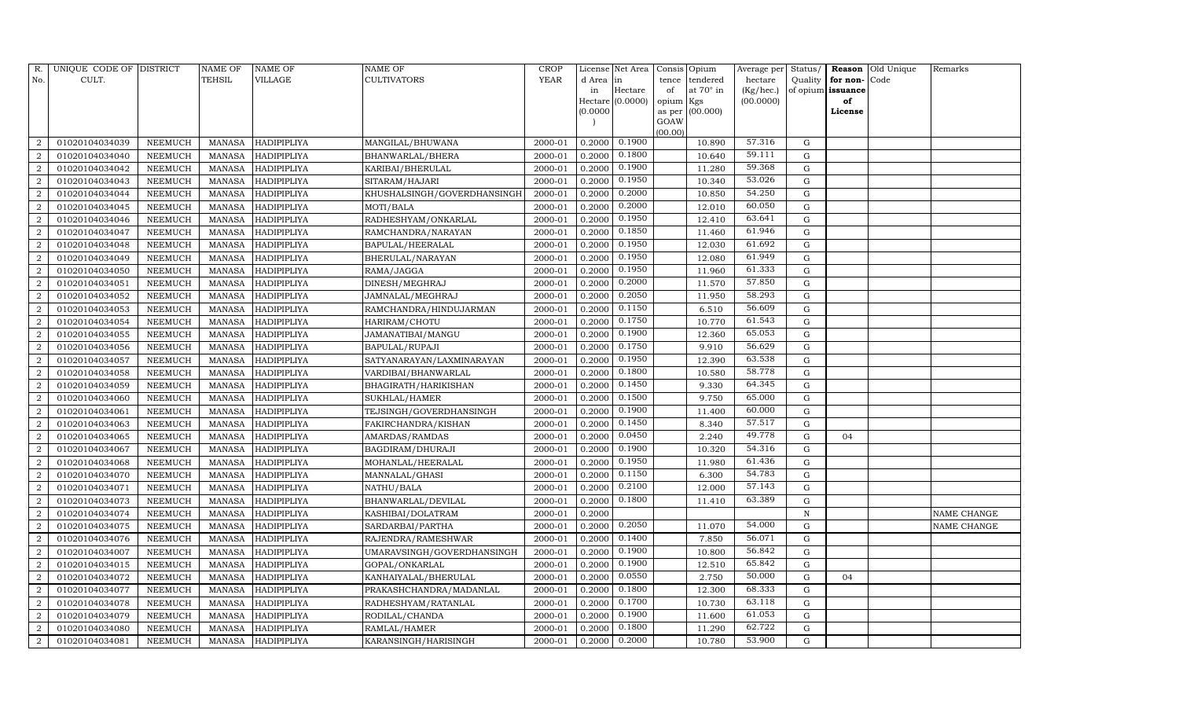| R. No. | UNIQUE CODE OF CULT. | DISTRICT | NAME OF TEHSIL | NAME OF VILLAGE | NAME OF CULTIVATORS | CROP YEAR | License d Area in Hectare (0.0000) | Net Area in Hectare (0.0000) | Consis tence of opium as per GOAW (00.00) | Opium tendered at 70° in Kgs (00.000) | Average per hectare (Kg/hec.) (00.0000) | Status/ Quality of opium | Reason for non-issuance of License | Old Unique Code | Remarks |
|---|---|---|---|---|---|---|---|---|---|---|---|---|---|---|---|
| 2 | 01020104034039 | NEEMUCH | MANASA | HADIPIPLIYA | MANGILAL/BHUWANA | 2000-01 | 0.2000 | 0.1900 | | 10.890 | 57.316 | G | | | |
| 2 | 01020104034040 | NEEMUCH | MANASA | HADIPIPLIYA | BHANWARLAL/BHERA | 2000-01 | 0.2000 | 0.1800 | | 10.640 | 59.111 | G | | | |
| 2 | 01020104034042 | NEEMUCH | MANASA | HADIPIPLIYA | KARIBAI/BHERULAL | 2000-01 | 0.2000 | 0.1900 | | 11.280 | 59.368 | G | | | |
| 2 | 01020104034043 | NEEMUCH | MANASA | HADIPIPLIYA | SITARAM/HAJARI | 2000-01 | 0.2000 | 0.1950 | | 10.340 | 53.026 | G | | | |
| 2 | 01020104034044 | NEEMUCH | MANASA | HADIPIPLIYA | KHUSHALSINGH/GOVERDHANSINGH | 2000-01 | 0.2000 | 0.2000 | | 10.850 | 54.250 | G | | | |
| 2 | 01020104034045 | NEEMUCH | MANASA | HADIPIPLIYA | MOTI/BALA | 2000-01 | 0.2000 | 0.2000 | | 12.010 | 60.050 | G | | | |
| 2 | 01020104034046 | NEEMUCH | MANASA | HADIPIPLIYA | RADHESHYAM/ONKARLAL | 2000-01 | 0.2000 | 0.1950 | | 12.410 | 63.641 | G | | | |
| 2 | 01020104034047 | NEEMUCH | MANASA | HADIPIPLIYA | RAMCHANDRA/NARAYAN | 2000-01 | 0.2000 | 0.1850 | | 11.460 | 61.946 | G | | | |
| 2 | 01020104034048 | NEEMUCH | MANASA | HADIPIPLIYA | BAPULAL/HEERALAL | 2000-01 | 0.2000 | 0.1950 | | 12.030 | 61.692 | G | | | |
| 2 | 01020104034049 | NEEMUCH | MANASA | HADIPIPLIYA | BHERULAL/NARAYAN | 2000-01 | 0.2000 | 0.1950 | | 12.080 | 61.949 | G | | | |
| 2 | 01020104034050 | NEEMUCH | MANASA | HADIPIPLIYA | RAMA/JAGGA | 2000-01 | 0.2000 | 0.1950 | | 11.960 | 61.333 | G | | | |
| 2 | 01020104034051 | NEEMUCH | MANASA | HADIPIPLIYA | DINESH/MEGHRAJ | 2000-01 | 0.2000 | 0.2000 | | 11.570 | 57.850 | G | | | |
| 2 | 01020104034052 | NEEMUCH | MANASA | HADIPIPLIYA | JAMNALAL/MEGHRAJ | 2000-01 | 0.2000 | 0.2050 | | 11.950 | 58.293 | G | | | |
| 2 | 01020104034053 | NEEMUCH | MANASA | HADIPIPLIYA | RAMCHANDRA/HINDUJARMAN | 2000-01 | 0.2000 | 0.1150 | | 6.510 | 56.609 | G | | | |
| 2 | 01020104034054 | NEEMUCH | MANASA | HADIPIPLIYA | HARIRAM/CHOTU | 2000-01 | 0.2000 | 0.1750 | | 10.770 | 61.543 | G | | | |
| 2 | 01020104034055 | NEEMUCH | MANASA | HADIPIPLIYA | JAMANATIBAI/MANGU | 2000-01 | 0.2000 | 0.1900 | | 12.360 | 65.053 | G | | | |
| 2 | 01020104034056 | NEEMUCH | MANASA | HADIPIPLIYA | BAPULAL/RUPAJI | 2000-01 | 0.2000 | 0.1750 | | 9.910 | 56.629 | G | | | |
| 2 | 01020104034057 | NEEMUCH | MANASA | HADIPIPLIYA | SATYANARAYAN/LAXMINARAYAN | 2000-01 | 0.2000 | 0.1950 | | 12.390 | 63.538 | G | | | |
| 2 | 01020104034058 | NEEMUCH | MANASA | HADIPIPLIYA | VARDIBAI/BHANWARLAL | 2000-01 | 0.2000 | 0.1800 | | 10.580 | 58.778 | G | | | |
| 2 | 01020104034059 | NEEMUCH | MANASA | HADIPIPLIYA | BHAGIRATH/HARIKISHAN | 2000-01 | 0.2000 | 0.1450 | | 9.330 | 64.345 | G | | | |
| 2 | 01020104034060 | NEEMUCH | MANASA | HADIPIPLIYA | SUKHLAL/HAMER | 2000-01 | 0.2000 | 0.1500 | | 9.750 | 65.000 | G | | | |
| 2 | 01020104034061 | NEEMUCH | MANASA | HADIPIPLIYA | TEJSINGH/GOVERDHANSINGH | 2000-01 | 0.2000 | 0.1900 | | 11.400 | 60.000 | G | | | |
| 2 | 01020104034063 | NEEMUCH | MANASA | HADIPIPLIYA | FAKIRCHANDRA/KISHAN | 2000-01 | 0.2000 | 0.1450 | | 8.340 | 57.517 | G | | | |
| 2 | 01020104034065 | NEEMUCH | MANASA | HADIPIPLIYA | AMARDAS/RAMDAS | 2000-01 | 0.2000 | 0.0450 | | 2.240 | 49.778 | G | 04 | | |
| 2 | 01020104034067 | NEEMUCH | MANASA | HADIPIPLIYA | BAGDIRAM/DHURAJI | 2000-01 | 0.2000 | 0.1900 | | 10.320 | 54.316 | G | | | |
| 2 | 01020104034068 | NEEMUCH | MANASA | HADIPIPLIYA | MOHANLAL/HEERALAL | 2000-01 | 0.2000 | 0.1950 | | 11.980 | 61.436 | G | | | |
| 2 | 01020104034070 | NEEMUCH | MANASA | HADIPIPLIYA | MANNALAL/GHASI | 2000-01 | 0.2000 | 0.1150 | | 6.300 | 54.783 | G | | | |
| 2 | 01020104034071 | NEEMUCH | MANASA | HADIPIPLIYA | NATHU/BALA | 2000-01 | 0.2000 | 0.2100 | | 12.000 | 57.143 | G | | | |
| 2 | 01020104034073 | NEEMUCH | MANASA | HADIPIPLIYA | BHANWARLAL/DEVILAL | 2000-01 | 0.2000 | 0.1800 | | 11.410 | 63.389 | G | | | |
| 2 | 01020104034074 | NEEMUCH | MANASA | HADIPIPLIYA | KASHIBAI/DOLATRAM | 2000-01 | 0.2000 | | | | | N | | | NAME CHANGE |
| 2 | 01020104034075 | NEEMUCH | MANASA | HADIPIPLIYA | SARDARBAI/PARTHA | 2000-01 | 0.2000 | 0.2050 | | 11.070 | 54.000 | G | | | NAME CHANGE |
| 2 | 01020104034076 | NEEMUCH | MANASA | HADIPIPLIYA | RAJENDRA/RAMESHWAR | 2000-01 | 0.2000 | 0.1400 | | 7.850 | 56.071 | G | | | |
| 2 | 01020104034007 | NEEMUCH | MANASA | HADIPIPLIYA | UMARAVSINGH/GOVERDHANSINGH | 2000-01 | 0.2000 | 0.1900 | | 10.800 | 56.842 | G | | | |
| 2 | 01020104034015 | NEEMUCH | MANASA | HADIPIPLIYA | GOPAL/ONKARLAL | 2000-01 | 0.2000 | 0.1900 | | 12.510 | 65.842 | G | | | |
| 2 | 01020104034072 | NEEMUCH | MANASA | HADIPIPLIYA | KANHAIYALAL/BHERULAL | 2000-01 | 0.2000 | 0.0550 | | 2.750 | 50.000 | G | 04 | | |
| 2 | 01020104034077 | NEEMUCH | MANASA | HADIPIPLIYA | PRAKASHCHANDRA/MADANLAL | 2000-01 | 0.2000 | 0.1800 | | 12.300 | 68.333 | G | | | |
| 2 | 01020104034078 | NEEMUCH | MANASA | HADIPIPLIYA | RADHESHYAM/RATANLAL | 2000-01 | 0.2000 | 0.1700 | | 10.730 | 63.118 | G | | | |
| 2 | 01020104034079 | NEEMUCH | MANASA | HADIPIPLIYA | RODILAL/CHANDA | 2000-01 | 0.2000 | 0.1900 | | 11.600 | 61.053 | G | | | |
| 2 | 01020104034080 | NEEMUCH | MANASA | HADIPIPLIYA | RAMLAL/HAMER | 2000-01 | 0.2000 | 0.1800 | | 11.290 | 62.722 | G | | | |
| 2 | 01020104034081 | NEEMUCH | MANASA | HADIPIPLIYA | KARANSINGH/HARISINGH | 2000-01 | 0.2000 | 0.2000 | | 10.780 | 53.900 | G | | | |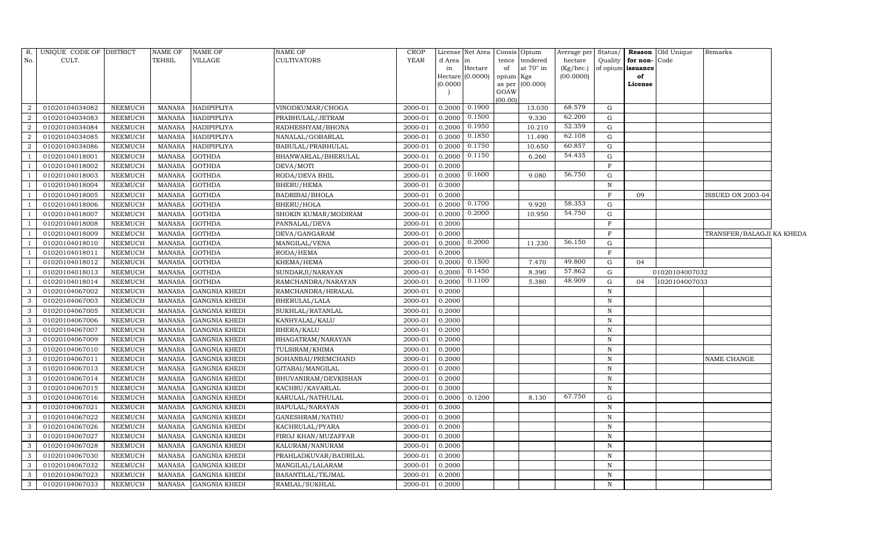| R. No. | UNIQUE CODE OF CULT. | DISTRICT | NAME OF TEHSIL | NAME OF VILLAGE | NAME OF CULTIVATORS | CROP YEAR | License d Area in Hectare (0.0000) | Net Area in Hectare (0.0000) | Consis tence of opium as per GOAW (00.00) | Opium tendered at 70° in Kgs (00.000) | Average per hectare (Kg/hec.) (00.0000) | Status/ Quality of opium | Reason for non-issuance of License | Old Unique Code | Remarks |
|---|---|---|---|---|---|---|---|---|---|---|---|---|---|---|---|
| 2 | 01020104034082 | NEEMUCH | MANASA | HADIPIPLIYA | VINODKUMAR/CHOGA | 2000-01 | 0.2000 | 0.1900 | | 13.030 | 68.579 | G | | | |
| 2 | 01020104034083 | NEEMUCH | MANASA | HADIPIPLIYA | PRABHULAL/JETRAM | 2000-01 | 0.2000 | 0.1500 | | 9.330 | 62.200 | G | | | |
| 2 | 01020104034084 | NEEMUCH | MANASA | HADIPIPLIYA | RADHESHYAM/BHONA | 2000-01 | 0.2000 | 0.1950 | | 10.210 | 52.359 | G | | | |
| 2 | 01020104034085 | NEEMUCH | MANASA | HADIPIPLIYA | NANALAL/GOBARLAL | 2000-01 | 0.2000 | 0.1850 | | 11.490 | 62.108 | G | | | |
| 2 | 01020104034086 | NEEMUCH | MANASA | HADIPIPLIYA | BABULAL/PRABHULAL | 2000-01 | 0.2000 | 0.1750 | | 10.650 | 60.857 | G | | | |
| 1 | 01020104018001 | NEEMUCH | MANASA | GOTHDA | BHANWARLAL/BHERULAL | 2000-01 | 0.2000 | 0.1150 | | 6.260 | 54.435 | G | | | |
| 1 | 01020104018002 | NEEMUCH | MANASA | GOTHDA | DEVA/MOTI | 2000-01 | 0.2000 | | | | | F | | | |
| 1 | 01020104018003 | NEEMUCH | MANASA | GOTHDA | RODA/DEVA BHIL | 2000-01 | 0.2000 | 0.1600 | | 9.080 | 56.750 | G | | | |
| 1 | 01020104018004 | NEEMUCH | MANASA | GOTHDA | BHERU/HEMA | 2000-01 | 0.2000 | | | | | N | | | |
| 1 | 01020104018005 | NEEMUCH | MANASA | GOTHDA | BADRIBAI/BHOLA | 2000-01 | 0.2000 | | | | | F | 09 | | ISSUED ON 2003-04 |
| 1 | 01020104018006 | NEEMUCH | MANASA | GOTHDA | BHERU/HOLA | 2000-01 | 0.2000 | 0.1700 | | 9.920 | 58.353 | G | | | |
| 1 | 01020104018007 | NEEMUCH | MANASA | GOTHDA | SHOKIN KUMAR/MODIRAM | 2000-01 | 0.2000 | 0.2000 | | 10.950 | 54.750 | G | | | |
| 1 | 01020104018008 | NEEMUCH | MANASA | GOTHDA | PANNALAL/DEVA | 2000-01 | 0.2000 | | | | | F | | | |
| 1 | 01020104018009 | NEEMUCH | MANASA | GOTHDA | DEVA/GANGARAM | 2000-01 | 0.2000 | | | | | F | | | TRANSFER/BALAGJI KA KHEDA |
| 1 | 01020104018010 | NEEMUCH | MANASA | GOTHDA | MANGILAL/VENA | 2000-01 | 0.2000 | 0.2000 | | 11.230 | 56.150 | G | | | |
| 1 | 01020104018011 | NEEMUCH | MANASA | GOTHDA | RODA/HEMA | 2000-01 | 0.2000 | | | | | F | | | |
| 1 | 01020104018012 | NEEMUCH | MANASA | GOTHDA | KHEMA/HEMA | 2000-01 | 0.2000 | 0.1500 | | 7.470 | 49.800 | G | 04 | | |
| 1 | 01020104018013 | NEEMUCH | MANASA | GOTHDA | SUNDARJI/NARAYAN | 2000-01 | 0.2000 | 0.1450 | | 8.390 | 57.862 | G | | 01020104007032 | |
| 1 | 01020104018014 | NEEMUCH | MANASA | GOTHDA | RAMCHANDRA/NARAYAN | 2000-01 | 0.2000 | 0.1100 | | 5.380 | 48.909 | G | 04 | 1020104007033 | |
| 3 | 01020104067002 | NEEMUCH | MANASA | GANGNIA KHEDI | RAMCHANDRA/HIRALAL | 2000-01 | 0.2000 | | | | | N | | | |
| 3 | 01020104067003 | NEEMUCH | MANASA | GANGNIA KHEDI | BHERULAL/LALA | 2000-01 | 0.2000 | | | | | N | | | |
| 3 | 01020104067005 | NEEMUCH | MANASA | GANGNIA KHEDI | SUKHLAL/RATANLAL | 2000-01 | 0.2000 | | | | | N | | | |
| 3 | 01020104067006 | NEEMUCH | MANASA | GANGNIA KHEDI | KANHYALAL/KALU | 2000-01 | 0.2000 | | | | | N | | | |
| 3 | 01020104067007 | NEEMUCH | MANASA | GANGNIA KHEDI | BHERA/KALU | 2000-01 | 0.2000 | | | | | N | | | |
| 3 | 01020104067009 | NEEMUCH | MANASA | GANGNIA KHEDI | BHAGATRAM/NARAYAN | 2000-01 | 0.2000 | | | | | N | | | |
| 3 | 01020104067010 | NEEMUCH | MANASA | GANGNIA KHEDI | TULSIRAM/KHIMA | 2000-01 | 0.2000 | | | | | N | | | |
| 3 | 01020104067011 | NEEMUCH | MANASA | GANGNIA KHEDI | SOHANBAI/PREMCHAND | 2000-01 | 0.2000 | | | | | N | | | NAME CHANGE |
| 3 | 01020104067013 | NEEMUCH | MANASA | GANGNIA KHEDI | GITABAI/MANGILAL | 2000-01 | 0.2000 | | | | | N | | | |
| 3 | 01020104067014 | NEEMUCH | MANASA | GANGNIA KHEDI | BHUVANIRAM/DEVKISHAN | 2000-01 | 0.2000 | | | | | N | | | |
| 3 | 01020104067015 | NEEMUCH | MANASA | GANGNIA KHEDI | KACHRU/KAVARLAL | 2000-01 | 0.2000 | | | | | N | | | |
| 3 | 01020104067016 | NEEMUCH | MANASA | GANGNIA KHEDI | KARULAL/NATHULAL | 2000-01 | 0.2000 | 0.1200 | | 8.130 | 67.750 | G | | | |
| 3 | 01020104067021 | NEEMUCH | MANASA | GANGNIA KHEDI | BAPULAL/NARAYAN | 2000-01 | 0.2000 | | | | | N | | | |
| 3 | 01020104067022 | NEEMUCH | MANASA | GANGNIA KHEDI | GANESHRAM/NATHU | 2000-01 | 0.2000 | | | | | N | | | |
| 3 | 01020104067026 | NEEMUCH | MANASA | GANGNIA KHEDI | KACHRULAL/PYARA | 2000-01 | 0.2000 | | | | | N | | | |
| 3 | 01020104067027 | NEEMUCH | MANASA | GANGNIA KHEDI | FIROJ KHAN/MUZAFFAR | 2000-01 | 0.2000 | | | | | N | | | |
| 3 | 01020104067028 | NEEMUCH | MANASA | GANGNIA KHEDI | KALURAM/NANURAM | 2000-01 | 0.2000 | | | | | N | | | |
| 3 | 01020104067030 | NEEMUCH | MANASA | GANGNIA KHEDI | PRAHLADKUVAR/BADRILAL | 2000-01 | 0.2000 | | | | | N | | | |
| 3 | 01020104067032 | NEEMUCH | MANASA | GANGNIA KHEDI | MANGILAL/LALARAM | 2000-01 | 0.2000 | | | | | N | | | |
| 3 | 01020104067023 | NEEMUCH | MANASA | GANGNIA KHEDI | BASANTILAL/TEJMAL | 2000-01 | 0.2000 | | | | | N | | | |
| 3 | 01020104067033 | NEEMUCH | MANASA | GANGNIA KHEDI | RAMLAL/SUKHLAL | 2000-01 | 0.2000 | | | | | N | | | |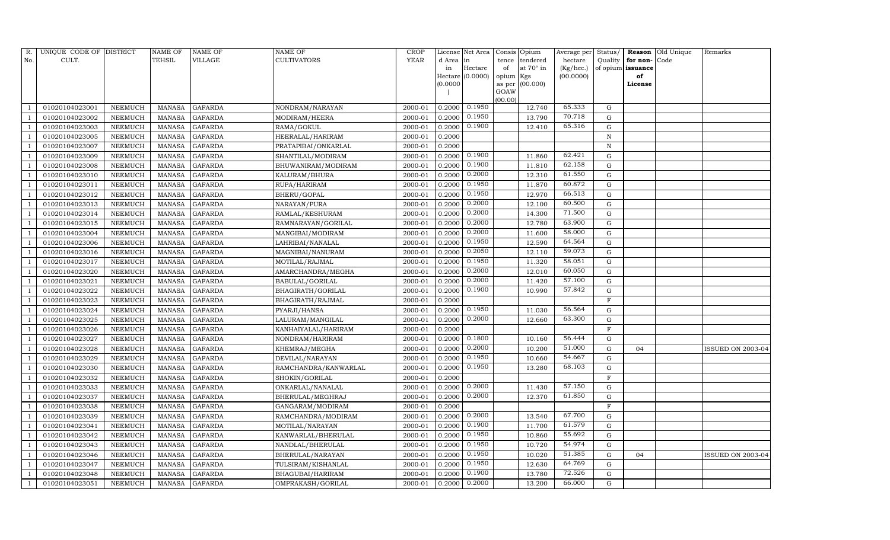| R. No. | UNIQUE CODE OF CULT. | DISTRICT | NAME OF TEHSIL | NAME OF VILLAGE | NAME OF CULTIVATORS | CROP YEAR | License d Area in Hectare (0.0000) | Net Area in Hectare (0.0000) | Consis tence of opium as per GOAW (00.00) | Opium tendered at 70° in Kgs (00.000) | Average per hectare (Kg/hec.) (00.0000) | Status/ Quality of opium | Reason for non-issuance of License | Old Unique Code | Remarks |
|---|---|---|---|---|---|---|---|---|---|---|---|---|---|---|---|
| 1 | 01020104023001 | NEEMUCH | MANASA | GAFARDA | NONDRAM/NARAYAN | 2000-01 | 0.2000 | 0.1950 | | 12.740 | 65.333 | G | | | |
| 1 | 01020104023002 | NEEMUCH | MANASA | GAFARDA | MODIRAM/HEERA | 2000-01 | 0.2000 | 0.1950 | | 13.790 | 70.718 | G | | | |
| 1 | 01020104023003 | NEEMUCH | MANASA | GAFARDA | RAMA/GOKUL | 2000-01 | 0.2000 | 0.1900 | | 12.410 | 65.316 | G | | | |
| 1 | 01020104023005 | NEEMUCH | MANASA | GAFARDA | HEERALAL/HARIRAM | 2000-01 | 0.2000 | | | | | N | | | |
| 1 | 01020104023007 | NEEMUCH | MANASA | GAFARDA | PRATAPIBAI/ONKARLAL | 2000-01 | 0.2000 | | | | | N | | | |
| 1 | 01020104023009 | NEEMUCH | MANASA | GAFARDA | SHANTILAL/MODIRAM | 2000-01 | 0.2000 | 0.1900 | | 11.860 | 62.421 | G | | | |
| 1 | 01020104023008 | NEEMUCH | MANASA | GAFARDA | BHUWANIRAM/MODIRAM | 2000-01 | 0.2000 | 0.1900 | | 11.810 | 62.158 | G | | | |
| 1 | 01020104023010 | NEEMUCH | MANASA | GAFARDA | KALURAM/BHURA | 2000-01 | 0.2000 | 0.2000 | | 12.310 | 61.550 | G | | | |
| 1 | 01020104023011 | NEEMUCH | MANASA | GAFARDA | RUPA/HARIRAM | 2000-01 | 0.2000 | 0.1950 | | 11.870 | 60.872 | G | | | |
| 1 | 01020104023012 | NEEMUCH | MANASA | GAFARDA | BHERU/GOPAL | 2000-01 | 0.2000 | 0.1950 | | 12.970 | 66.513 | G | | | |
| 1 | 01020104023013 | NEEMUCH | MANASA | GAFARDA | NARAYAN/PURA | 2000-01 | 0.2000 | 0.2000 | | 12.100 | 60.500 | G | | | |
| 1 | 01020104023014 | NEEMUCH | MANASA | GAFARDA | RAMLAL/KESHURAM | 2000-01 | 0.2000 | 0.2000 | | 14.300 | 71.500 | G | | | |
| 1 | 01020104023015 | NEEMUCH | MANASA | GAFARDA | RAMNARAYAN/GORILAL | 2000-01 | 0.2000 | 0.2000 | | 12.780 | 63.900 | G | | | |
| 1 | 01020104023004 | NEEMUCH | MANASA | GAFARDA | MANGIBAI/MODIRAM | 2000-01 | 0.2000 | 0.2000 | | 11.600 | 58.000 | G | | | |
| 1 | 01020104023006 | NEEMUCH | MANASA | GAFARDA | LAHRIBAI/NANALAL | 2000-01 | 0.2000 | 0.1950 | | 12.590 | 64.564 | G | | | |
| 1 | 01020104023016 | NEEMUCH | MANASA | GAFARDA | MAGNIBAI/NANURAM | 2000-01 | 0.2000 | 0.2050 | | 12.110 | 59.073 | G | | | |
| 1 | 01020104023017 | NEEMUCH | MANASA | GAFARDA | MOTILAL/RAJMAL | 2000-01 | 0.2000 | 0.1950 | | 11.320 | 58.051 | G | | | |
| 1 | 01020104023020 | NEEMUCH | MANASA | GAFARDA | AMARCHANDRA/MEGHA | 2000-01 | 0.2000 | 0.2000 | | 12.010 | 60.050 | G | | | |
| 1 | 01020104023021 | NEEMUCH | MANASA | GAFARDA | BABULAL/GORILAL | 2000-01 | 0.2000 | 0.2000 | | 11.420 | 57.100 | G | | | |
| 1 | 01020104023022 | NEEMUCH | MANASA | GAFARDA | BHAGIRATH/GORILAL | 2000-01 | 0.2000 | 0.1900 | | 10.990 | 57.842 | G | | | |
| 1 | 01020104023023 | NEEMUCH | MANASA | GAFARDA | BHAGIRATH/RAJMAL | 2000-01 | 0.2000 | | | | | F | | | |
| 1 | 01020104023024 | NEEMUCH | MANASA | GAFARDA | PYARJI/HANSA | 2000-01 | 0.2000 | 0.1950 | | 11.030 | 56.564 | G | | | |
| 1 | 01020104023025 | NEEMUCH | MANASA | GAFARDA | LALURAM/MANGILAL | 2000-01 | 0.2000 | 0.2000 | | 12.660 | 63.300 | G | | | |
| 1 | 01020104023026 | NEEMUCH | MANASA | GAFARDA | KANHAIYALAL/HARIRAM | 2000-01 | 0.2000 | | | | | F | | | |
| 1 | 01020104023027 | NEEMUCH | MANASA | GAFARDA | NONDRAM/HARIRAM | 2000-01 | 0.2000 | 0.1800 | | 10.160 | 56.444 | G | | | |
| 1 | 01020104023028 | NEEMUCH | MANASA | GAFARDA | KHEMRAJ/MEGHA | 2000-01 | 0.2000 | 0.2000 | | 10.200 | 51.000 | G | 04 | | ISSUED ON 2003-04 |
| 1 | 01020104023029 | NEEMUCH | MANASA | GAFARDA | DEVILAL/NARAYAN | 2000-01 | 0.2000 | 0.1950 | | 10.660 | 54.667 | G | | | |
| 1 | 01020104023030 | NEEMUCH | MANASA | GAFARDA | RAMCHANDRA/KANWARLAL | 2000-01 | 0.2000 | 0.1950 | | 13.280 | 68.103 | G | | | |
| 1 | 01020104023032 | NEEMUCH | MANASA | GAFARDA | SHOKIN/GORILAL | 2000-01 | 0.2000 | | | | | F | | | |
| 1 | 01020104023033 | NEEMUCH | MANASA | GAFARDA | ONKARLAL/NANALAL | 2000-01 | 0.2000 | 0.2000 | | 11.430 | 57.150 | G | | | |
| 1 | 01020104023037 | NEEMUCH | MANASA | GAFARDA | BHERULAL/MEGHRAJ | 2000-01 | 0.2000 | 0.2000 | | 12.370 | 61.850 | G | | | |
| 1 | 01020104023038 | NEEMUCH | MANASA | GAFARDA | GANGARAM/MODIRAM | 2000-01 | 0.2000 | | | | | F | | | |
| 1 | 01020104023039 | NEEMUCH | MANASA | GAFARDA | RAMCHANDRA/MODIRAM | 2000-01 | 0.2000 | 0.2000 | | 13.540 | 67.700 | G | | | |
| 1 | 01020104023041 | NEEMUCH | MANASA | GAFARDA | MOTILAL/NARAYAN | 2000-01 | 0.2000 | 0.1900 | | 11.700 | 61.579 | G | | | |
| 1 | 01020104023042 | NEEMUCH | MANASA | GAFARDA | KANWARLAL/BHERULAL | 2000-01 | 0.2000 | 0.1950 | | 10.860 | 55.692 | G | | | |
| 1 | 01020104023043 | NEEMUCH | MANASA | GAFARDA | NANDLAL/BHERULAL | 2000-01 | 0.2000 | 0.1950 | | 10.720 | 54.974 | G | | | |
| 1 | 01020104023046 | NEEMUCH | MANASA | GAFARDA | BHERULAL/NARAYAN | 2000-01 | 0.2000 | 0.1950 | | 10.020 | 51.385 | G | 04 | | ISSUED ON 2003-04 |
| 1 | 01020104023047 | NEEMUCH | MANASA | GAFARDA | TULSIRAM/KISHANLAL | 2000-01 | 0.2000 | 0.1950 | | 12.630 | 64.769 | G | | | |
| 1 | 01020104023048 | NEEMUCH | MANASA | GAFARDA | BHAGUBAI/HARIRAM | 2000-01 | 0.2000 | 0.1900 | | 13.780 | 72.526 | G | | | |
| 1 | 01020104023051 | NEEMUCH | MANASA | GAFARDA | OMPRAKASH/GORILAL | 2000-01 | 0.2000 | 0.2000 | | 13.200 | 66.000 | G | | | |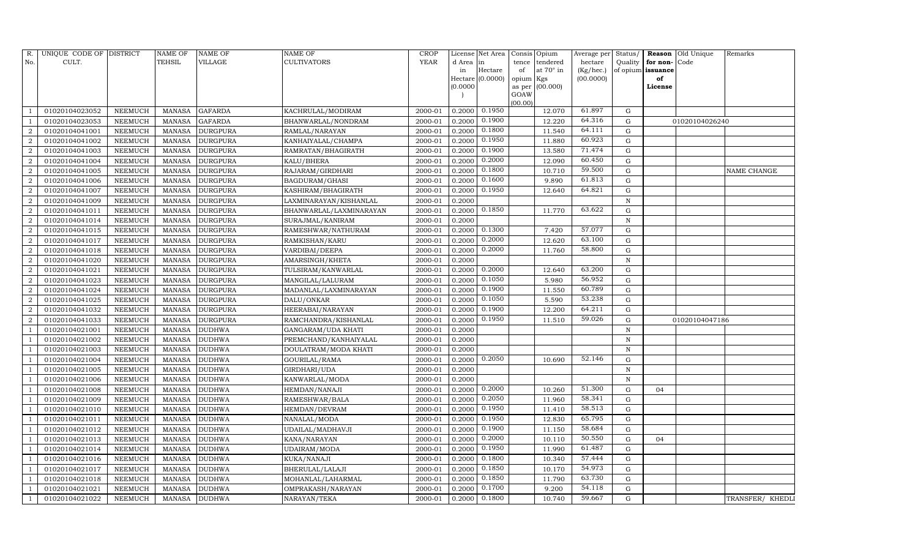| R. No. | UNIQUE CODE OF CULT. | DISTRICT | NAME OF TEHSIL | NAME OF VILLAGE | NAME OF CULTIVATORS | CROP YEAR | License d Area in Hectare (0.0000) | Net Area in Hectare (0.0000) | Consis tence of opium as per GOAW (00.00) | Opium tendered at 70° in Kgs (00.000) | Average per hectare (Kg/hec.) (00.0000) | Status/ Quality of opium | Reason for non- issuance of License | Old Unique Code | Remarks |
|---|---|---|---|---|---|---|---|---|---|---|---|---|---|---|---|
| 1 | 01020104023052 | NEEMUCH | MANASA | GAFARDA | KACHRULAL/MODIRAM | 2000-01 | 0.2000 | 0.1950 | | 12.070 | 61.897 | G | | | |
| 1 | 01020104023053 | NEEMUCH | MANASA | GAFARDA | BHANWARLAL/NONDRAM | 2000-01 | 0.2000 | 0.1900 | | 12.220 | 64.316 | G | | 01020104026240 | |
| 2 | 01020104041001 | NEEMUCH | MANASA | DURGPURA | RAMLAL/NARAYAN | 2000-01 | 0.2000 | 0.1800 | | 11.540 | 64.111 | G | | | |
| 2 | 01020104041002 | NEEMUCH | MANASA | DURGPURA | KANHAIYALAL/CHAMPA | 2000-01 | 0.2000 | 0.1950 | | 11.880 | 60.923 | G | | | |
| 2 | 01020104041003 | NEEMUCH | MANASA | DURGPURA | RAMRATAN/BHAGIRATH | 2000-01 | 0.2000 | 0.1900 | | 13.580 | 71.474 | G | | | |
| 2 | 01020104041004 | NEEMUCH | MANASA | DURGPURA | KALU/BHERA | 2000-01 | 0.2000 | 0.2000 | | 12.090 | 60.450 | G | | | |
| 2 | 01020104041005 | NEEMUCH | MANASA | DURGPURA | RAJARAM/GIRDHARI | 2000-01 | 0.2000 | 0.1800 | | 10.710 | 59.500 | G | | | NAME CHANGE |
| 2 | 01020104041006 | NEEMUCH | MANASA | DURGPURA | BAGDURAM/GHASI | 2000-01 | 0.2000 | 0.1600 | | 9.890 | 61.813 | G | | | |
| 2 | 01020104041007 | NEEMUCH | MANASA | DURGPURA | KASHIRAM/BHAGIRATH | 2000-01 | 0.2000 | 0.1950 | | 12.640 | 64.821 | G | | | |
| 2 | 01020104041009 | NEEMUCH | MANASA | DURGPURA | LAXMINARAYAN/KISHANLAL | 2000-01 | 0.2000 | | | | | N | | | |
| 2 | 01020104041011 | NEEMUCH | MANASA | DURGPURA | BHANWARLAL/LAXMINARAYAN | 2000-01 | 0.2000 | 0.1850 | | 11.770 | 63.622 | G | | | |
| 2 | 01020104041014 | NEEMUCH | MANASA | DURGPURA | SURAJMAL/KANIRAM | 2000-01 | 0.2000 | | | | | N | | | |
| 2 | 01020104041015 | NEEMUCH | MANASA | DURGPURA | RAMESHWAR/NATHURAM | 2000-01 | 0.2000 | 0.1300 | | 7.420 | 57.077 | G | | | |
| 2 | 01020104041017 | NEEMUCH | MANASA | DURGPURA | RAMKISHAN/KARU | 2000-01 | 0.2000 | 0.2000 | | 12.620 | 63.100 | G | | | |
| 2 | 01020104041018 | NEEMUCH | MANASA | DURGPURA | VARDIBAI/DEEPA | 2000-01 | 0.2000 | 0.2000 | | 11.760 | 58.800 | G | | | |
| 2 | 01020104041020 | NEEMUCH | MANASA | DURGPURA | AMARSINGH/KHETA | 2000-01 | 0.2000 | | | | | N | | | |
| 2 | 01020104041021 | NEEMUCH | MANASA | DURGPURA | TULSIRAM/KANWARLAL | 2000-01 | 0.2000 | 0.2000 | | 12.640 | 63.200 | G | | | |
| 2 | 01020104041023 | NEEMUCH | MANASA | DURGPURA | MANGILAL/LALURAM | 2000-01 | 0.2000 | 0.1050 | | 5.980 | 56.952 | G | | | |
| 2 | 01020104041024 | NEEMUCH | MANASA | DURGPURA | MADANLAL/LAXMINARAYAN | 2000-01 | 0.2000 | 0.1900 | | 11.550 | 60.789 | G | | | |
| 2 | 01020104041025 | NEEMUCH | MANASA | DURGPURA | DALU/ONKAR | 2000-01 | 0.2000 | 0.1050 | | 5.590 | 53.238 | G | | | |
| 2 | 01020104041032 | NEEMUCH | MANASA | DURGPURA | HEERABAI/NARAYAN | 2000-01 | 0.2000 | 0.1900 | | 12.200 | 64.211 | G | | | |
| 2 | 01020104041033 | NEEMUCH | MANASA | DURGPURA | RAMCHANDRA/KISHANLAL | 2000-01 | 0.2000 | 0.1950 | | 11.510 | 59.026 | G | | 01020104047186 | |
| 1 | 01020104021001 | NEEMUCH | MANASA | DUDHWA | GANGARAM/UDA KHATI | 2000-01 | 0.2000 | | | | | N | | | |
| 1 | 01020104021002 | NEEMUCH | MANASA | DUDHWA | PREMCHAND/KANHAIYALAL | 2000-01 | 0.2000 | | | | | N | | | |
| 1 | 01020104021003 | NEEMUCH | MANASA | DUDHWA | DOULATRAM/MODA KHATI | 2000-01 | 0.2000 | | | | | N | | | |
| 1 | 01020104021004 | NEEMUCH | MANASA | DUDHWA | GOURILAL/RAMA | 2000-01 | 0.2000 | 0.2050 | | 10.690 | 52.146 | G | | | |
| 1 | 01020104021005 | NEEMUCH | MANASA | DUDHWA | GIRDHARI/UDA | 2000-01 | 0.2000 | | | | | N | | | |
| 1 | 01020104021006 | NEEMUCH | MANASA | DUDHWA | KANWARLAL/MODA | 2000-01 | 0.2000 | | | | | N | | | |
| 1 | 01020104021008 | NEEMUCH | MANASA | DUDHWA | HEMDAN/NANAJI | 2000-01 | 0.2000 | 0.2000 | | 10.260 | 51.300 | G | 04 | | |
| 1 | 01020104021009 | NEEMUCH | MANASA | DUDHWA | RAMESHWAR/BALA | 2000-01 | 0.2000 | 0.2050 | | 11.960 | 58.341 | G | | | |
| 1 | 01020104021010 | NEEMUCH | MANASA | DUDHWA | HEMDAN/DEVRAM | 2000-01 | 0.2000 | 0.1950 | | 11.410 | 58.513 | G | | | |
| 1 | 01020104021011 | NEEMUCH | MANASA | DUDHWA | NANALAL/MODA | 2000-01 | 0.2000 | 0.1950 | | 12.830 | 65.795 | G | | | |
| 1 | 01020104021012 | NEEMUCH | MANASA | DUDHWA | UDAILAL/MADHAVJI | 2000-01 | 0.2000 | 0.1900 | | 11.150 | 58.684 | G | | | |
| 1 | 01020104021013 | NEEMUCH | MANASA | DUDHWA | KANA/NARAYAN | 2000-01 | 0.2000 | 0.2000 | | 10.110 | 50.550 | G | 04 | | |
| 1 | 01020104021014 | NEEMUCH | MANASA | DUDHWA | UDAIRAM/MODA | 2000-01 | 0.2000 | 0.1950 | | 11.990 | 61.487 | G | | | |
| 1 | 01020104021016 | NEEMUCH | MANASA | DUDHWA | KUKA/NANAJI | 2000-01 | 0.2000 | 0.1800 | | 10.340 | 57.444 | G | | | |
| 1 | 01020104021017 | NEEMUCH | MANASA | DUDHWA | BHERULAL/LALAJI | 2000-01 | 0.2000 | 0.1850 | | 10.170 | 54.973 | G | | | |
| 1 | 01020104021018 | NEEMUCH | MANASA | DUDHWA | MOHANLAL/LAHARMAL | 2000-01 | 0.2000 | 0.1850 | | 11.790 | 63.730 | G | | | |
| 1 | 01020104021021 | NEEMUCH | MANASA | DUDHWA | OMPRAKASH/NARAYAN | 2000-01 | 0.2000 | 0.1700 | | 9.200 | 54.118 | G | | | |
| 1 | 01020104021022 | NEEMUCH | MANASA | DUDHWA | NARAYAN/TEKA | 2000-01 | 0.2000 | 0.1800 | | 10.740 | 59.667 | G | | | TRANSFER/ KHEDLI |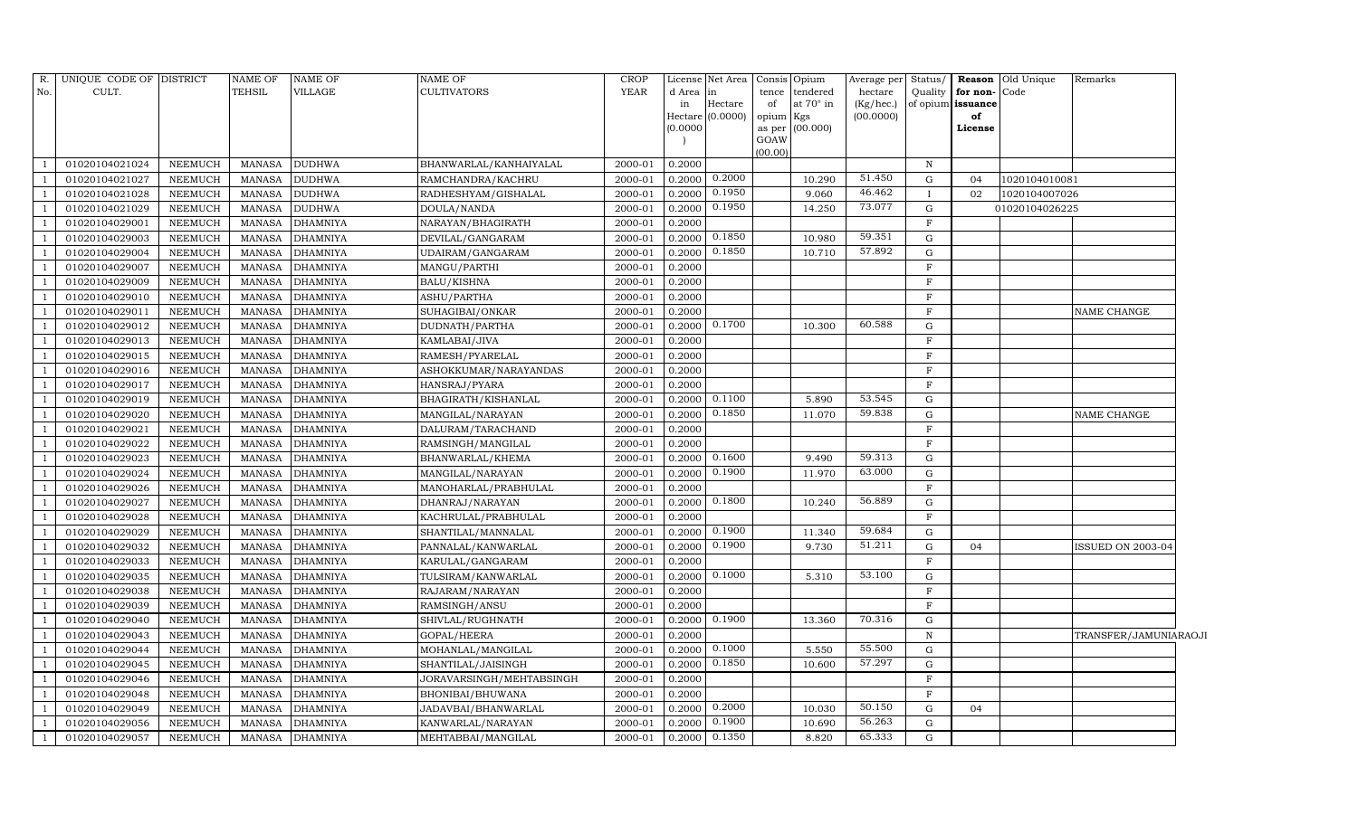| R. No. | UNIQUE CODE OF CULT. | DISTRICT | NAME OF TEHSIL | NAME OF VILLAGE | NAME OF CULTIVATORS | CROP YEAR | License d Area in Hectare (0.0000) | Net Area in Hectare (0.0000) | Consis tence of opium as per GOAW (00.00) | Opium tendered at 70° in Kgs (00.000) | Average per hectare (Kg/hec.) (00.0000) | Status/ Quality of opium | Reason for non-issuance of License | Old Unique Code | Remarks |
|---|---|---|---|---|---|---|---|---|---|---|---|---|---|---|---|
| 1 | 01020104021024 | NEEMUCH | MANASA | DUDHWA | BHANWARLAL/KANHAIYALAL | 2000-01 | 0.2000 | | | | | N | | | |
| 1 | 01020104021027 | NEEMUCH | MANASA | DUDHWA | RAMCHANDRA/KACHRU | 2000-01 | 0.2000 | 0.2000 | | 10.290 | 51.450 | G | 04 | 1020104010081 | |
| 1 | 01020104021028 | NEEMUCH | MANASA | DUDHWA | RADHESHYAM/GISHALAL | 2000-01 | 0.2000 | 0.1950 | | 9.060 | 46.462 | I | 02 | 1020104007026 | |
| 1 | 01020104021029 | NEEMUCH | MANASA | DUDHWA | DOULA/NANDA | 2000-01 | 0.2000 | 0.1950 | | 14.250 | 73.077 | G | | 01020104026225 | |
| 1 | 01020104029001 | NEEMUCH | MANASA | DHAMNIYA | NARAYAN/BHAGIRATH | 2000-01 | 0.2000 | | | | | F | | | |
| 1 | 01020104029003 | NEEMUCH | MANASA | DHAMNIYA | DEVILAL/GANGARAM | 2000-01 | 0.2000 | 0.1850 | | 10.980 | 59.351 | G | | | |
| 1 | 01020104029004 | NEEMUCH | MANASA | DHAMNIYA | UDAIRAM/GANGARAM | 2000-01 | 0.2000 | 0.1850 | | 10.710 | 57.892 | G | | | |
| 1 | 01020104029007 | NEEMUCH | MANASA | DHAMNIYA | MANGU/PARTHI | 2000-01 | 0.2000 | | | | | F | | | |
| 1 | 01020104029009 | NEEMUCH | MANASA | DHAMNIYA | BALU/KISHNA | 2000-01 | 0.2000 | | | | | F | | | |
| 1 | 01020104029010 | NEEMUCH | MANASA | DHAMNIYA | ASHU/PARTHA | 2000-01 | 0.2000 | | | | | F | | | |
| 1 | 01020104029011 | NEEMUCH | MANASA | DHAMNIYA | SUHAGIBAI/ONKAR | 2000-01 | 0.2000 | | | | | F | | | NAME CHANGE |
| 1 | 01020104029012 | NEEMUCH | MANASA | DHAMNIYA | DUDNATH/PARTHA | 2000-01 | 0.2000 | 0.1700 | | 10.300 | 60.588 | G | | | |
| 1 | 01020104029013 | NEEMUCH | MANASA | DHAMNIYA | KAMLABAI/JIVA | 2000-01 | 0.2000 | | | | | F | | | |
| 1 | 01020104029015 | NEEMUCH | MANASA | DHAMNIYA | RAMESH/PYARELAL | 2000-01 | 0.2000 | | | | | F | | | |
| 1 | 01020104029016 | NEEMUCH | MANASA | DHAMNIYA | ASHOKKUMAR/NARAYANDAS | 2000-01 | 0.2000 | | | | | F | | | |
| 1 | 01020104029017 | NEEMUCH | MANASA | DHAMNIYA | HANSRAJ/PYARA | 2000-01 | 0.2000 | | | | | F | | | |
| 1 | 01020104029019 | NEEMUCH | MANASA | DHAMNIYA | BHAGIRATH/KISHANLAL | 2000-01 | 0.2000 | 0.1100 | | 5.890 | 53.545 | G | | | |
| 1 | 01020104029020 | NEEMUCH | MANASA | DHAMNIYA | MANGILAL/NARAYAN | 2000-01 | 0.2000 | 0.1850 | | 11.070 | 59.838 | G | | | NAME CHANGE |
| 1 | 01020104029021 | NEEMUCH | MANASA | DHAMNIYA | DALURAM/TARACHAND | 2000-01 | 0.2000 | | | | | F | | | |
| 1 | 01020104029022 | NEEMUCH | MANASA | DHAMNIYA | RAMSINGH/MANGILAL | 2000-01 | 0.2000 | | | | | F | | | |
| 1 | 01020104029023 | NEEMUCH | MANASA | DHAMNIYA | BHANWARLAL/KHEMA | 2000-01 | 0.2000 | 0.1600 | | 9.490 | 59.313 | G | | | |
| 1 | 01020104029024 | NEEMUCH | MANASA | DHAMNIYA | MANGILAL/NARAYAN | 2000-01 | 0.2000 | 0.1900 | | 11.970 | 63.000 | G | | | |
| 1 | 01020104029026 | NEEMUCH | MANASA | DHAMNIYA | MANOHARLAL/PRABHULAL | 2000-01 | 0.2000 | | | | | F | | | |
| 1 | 01020104029027 | NEEMUCH | MANASA | DHAMNIYA | DHANRAJ/NARAYAN | 2000-01 | 0.2000 | 0.1800 | | 10.240 | 56.889 | G | | | |
| 1 | 01020104029028 | NEEMUCH | MANASA | DHAMNIYA | KACHRULAL/PRABHULAL | 2000-01 | 0.2000 | | | | | F | | | |
| 1 | 01020104029029 | NEEMUCH | MANASA | DHAMNIYA | SHANTILAL/MANNALAL | 2000-01 | 0.2000 | 0.1900 | | 11.340 | 59.684 | G | | | |
| 1 | 01020104029032 | NEEMUCH | MANASA | DHAMNIYA | PANNALAL/KANWARLAL | 2000-01 | 0.2000 | 0.1900 | | 9.730 | 51.211 | G | 04 | | ISSUED ON 2003-04 |
| 1 | 01020104029033 | NEEMUCH | MANASA | DHAMNIYA | KARULAL/GANGARAM | 2000-01 | 0.2000 | | | | | F | | | |
| 1 | 01020104029035 | NEEMUCH | MANASA | DHAMNIYA | TULSIRAM/KANWARLAL | 2000-01 | 0.2000 | 0.1000 | | 5.310 | 53.100 | G | | | |
| 1 | 01020104029038 | NEEMUCH | MANASA | DHAMNIYA | RAJARAM/NARAYAN | 2000-01 | 0.2000 | | | | | F | | | |
| 1 | 01020104029039 | NEEMUCH | MANASA | DHAMNIYA | RAMSINGH/ANSU | 2000-01 | 0.2000 | | | | | F | | | |
| 1 | 01020104029040 | NEEMUCH | MANASA | DHAMNIYA | SHIVLAL/RUGHNATH | 2000-01 | 0.2000 | 0.1900 | | 13.360 | 70.316 | G | | | |
| 1 | 01020104029043 | NEEMUCH | MANASA | DHAMNIYA | GOPAL/HEERA | 2000-01 | 0.2000 | | | | | N | | | TRANSFER/JAMUNIARAOJI |
| 1 | 01020104029044 | NEEMUCH | MANASA | DHAMNIYA | MOHANLAL/MANGILAL | 2000-01 | 0.2000 | 0.1000 | | 5.550 | 55.500 | G | | | |
| 1 | 01020104029045 | NEEMUCH | MANASA | DHAMNIYA | SHANTILAL/JAISINGH | 2000-01 | 0.2000 | 0.1850 | | 10.600 | 57.297 | G | | | |
| 1 | 01020104029046 | NEEMUCH | MANASA | DHAMNIYA | JORAVARSINGH/MEHTABSINGH | 2000-01 | 0.2000 | | | | | F | | | |
| 1 | 01020104029048 | NEEMUCH | MANASA | DHAMNIYA | BHONIBAI/BHUWANA | 2000-01 | 0.2000 | | | | | F | | | |
| 1 | 01020104029049 | NEEMUCH | MANASA | DHAMNIYA | JADAVBAI/BHANWARLAL | 2000-01 | 0.2000 | 0.2000 | | 10.030 | 50.150 | G | 04 | | |
| 1 | 01020104029056 | NEEMUCH | MANASA | DHAMNIYA | KANWARLAL/NARAYAN | 2000-01 | 0.2000 | 0.1900 | | 10.690 | 56.263 | G | | | |
| 1 | 01020104029057 | NEEMUCH | MANASA | DHAMNIYA | MEHTABBAI/MANGILAL | 2000-01 | 0.2000 | 0.1350 | | 8.820 | 65.333 | G | | | |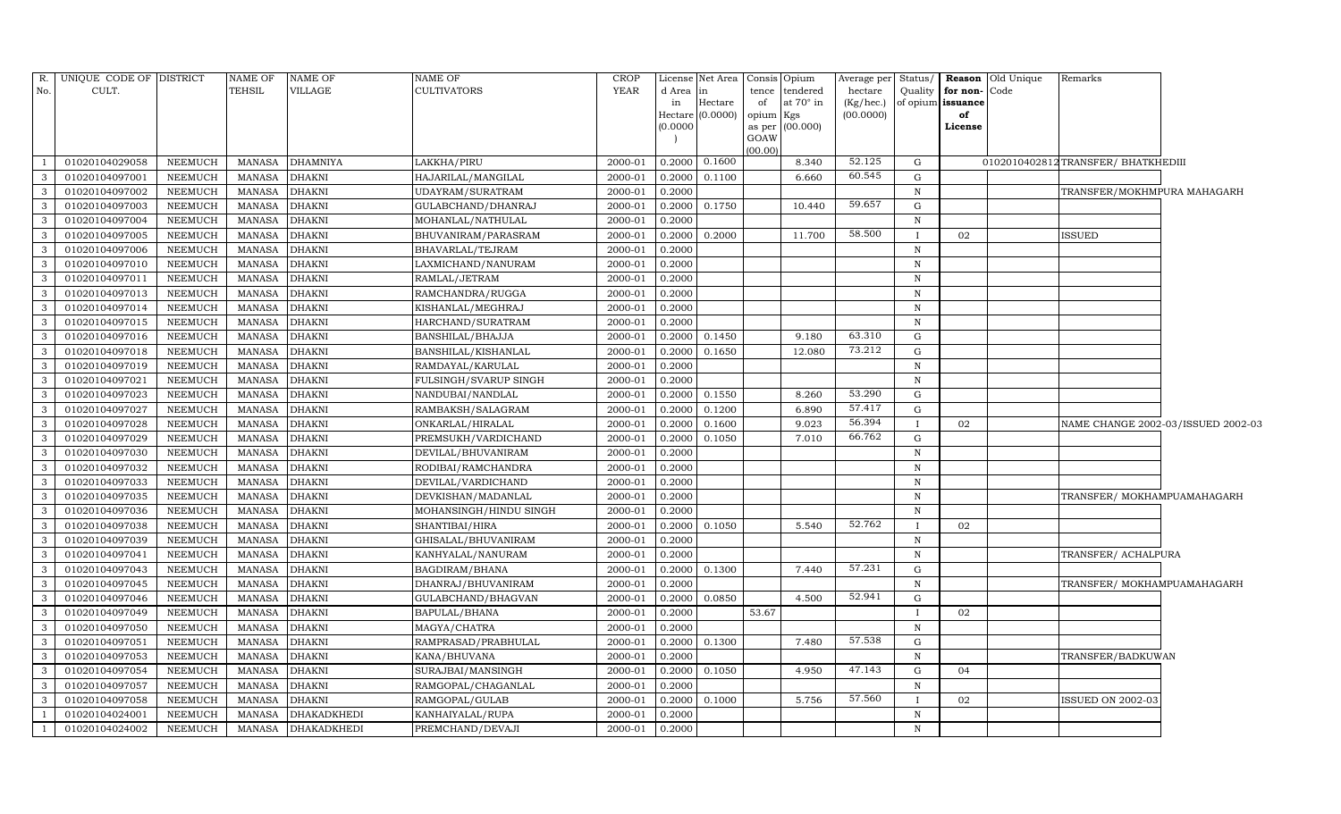| R. No. | UNIQUE CODE OF CULT. | DISTRICT | NAME OF TEHSIL | NAME OF VILLAGE | NAME OF CULTIVATORS | CROP YEAR | License d Area in Hectare (0.0000) | Net Area in Hectare (0.0000) | Consis tence of opium as per GOAW (00.00) | Opium tendered at 70° in Kgs (00.000) | Average per hectare (Kg/hec.) (00.0000) | Status/ Quality of opium | Reason for non-issuance of License | Old Unique Code | Remarks |
|---|---|---|---|---|---|---|---|---|---|---|---|---|---|---|---|
| 1 | 01020104029058 | NEEMUCH | MANASA | DHAMNIYA | LAKKHA/PIRU | 2000-01 | 0.2000 | 0.1600 | | 8.340 | 52.125 | G | | 01020104028120 | TRANSFER/ BHATKHEDIII |
| 3 | 01020104097001 | NEEMUCH | MANASA | DHAKNI | HAJARILAL/MANGILAL | 2000-01 | 0.2000 | 0.1100 | | 6.660 | 60.545 | G | | | |
| 3 | 01020104097002 | NEEMUCH | MANASA | DHAKNI | UDAYRAM/SURATRAM | 2000-01 | 0.2000 | | | | | N | | | TRANSFER/MOKHMPURA MAHAGARH |
| 3 | 01020104097003 | NEEMUCH | MANASA | DHAKNI | GULABCHAND/DHANRAJ | 2000-01 | 0.2000 | 0.1750 | | 10.440 | 59.657 | G | | | |
| 3 | 01020104097004 | NEEMUCH | MANASA | DHAKNI | MOHANLAL/NATHULAL | 2000-01 | 0.2000 | | | | | N | | | |
| 3 | 01020104097005 | NEEMUCH | MANASA | DHAKNI | BHUVANIRAM/PARASRAM | 2000-01 | 0.2000 | 0.2000 | | 11.700 | 58.500 | I | 02 | | ISSUED |
| 3 | 01020104097006 | NEEMUCH | MANASA | DHAKNI | BHAVARLAL/TEJRAM | 2000-01 | 0.2000 | | | | | N | | | |
| 3 | 01020104097010 | NEEMUCH | MANASA | DHAKNI | LAXMICHAND/NANURAM | 2000-01 | 0.2000 | | | | | N | | | |
| 3 | 01020104097011 | NEEMUCH | MANASA | DHAKNI | RAMLAL/JETRAM | 2000-01 | 0.2000 | | | | | N | | | |
| 3 | 01020104097013 | NEEMUCH | MANASA | DHAKNI | RAMCHANDRA/RUGGA | 2000-01 | 0.2000 | | | | | N | | | |
| 3 | 01020104097014 | NEEMUCH | MANASA | DHAKNI | KISHANLAL/MEGHRAJ | 2000-01 | 0.2000 | | | | | N | | | |
| 3 | 01020104097015 | NEEMUCH | MANASA | DHAKNI | HARCHAND/SURATRAM | 2000-01 | 0.2000 | | | | | N | | | |
| 3 | 01020104097016 | NEEMUCH | MANASA | DHAKNI | BANSHILAL/BHAJJA | 2000-01 | 0.2000 | 0.1450 | | 9.180 | 63.310 | G | | | |
| 3 | 01020104097018 | NEEMUCH | MANASA | DHAKNI | BANSHILAL/KISHANLAL | 2000-01 | 0.2000 | 0.1650 | | 12.080 | 73.212 | G | | | |
| 3 | 01020104097019 | NEEMUCH | MANASA | DHAKNI | RAMDAYAL/KARULAL | 2000-01 | 0.2000 | | | | | N | | | |
| 3 | 01020104097021 | NEEMUCH | MANASA | DHAKNI | FULSINGH/SVARUP SINGH | 2000-01 | 0.2000 | | | | | N | | | |
| 3 | 01020104097023 | NEEMUCH | MANASA | DHAKNI | NANDUBAI/NANDLAL | 2000-01 | 0.2000 | 0.1550 | | 8.260 | 53.290 | G | | | |
| 3 | 01020104097027 | NEEMUCH | MANASA | DHAKNI | RAMBAKSH/SALAGRAM | 2000-01 | 0.2000 | 0.1200 | | 6.890 | 57.417 | G | | | |
| 3 | 01020104097028 | NEEMUCH | MANASA | DHAKNI | ONKARLAL/HIRALAL | 2000-01 | 0.2000 | 0.1600 | | 9.023 | 56.394 | I | 02 | | NAME CHANGE 2002-03/ISSUED 2002-03 |
| 3 | 01020104097029 | NEEMUCH | MANASA | DHAKNI | PREMSUKH/VARDICHAND | 2000-01 | 0.2000 | 0.1050 | | 7.010 | 66.762 | G | | | |
| 3 | 01020104097030 | NEEMUCH | MANASA | DHAKNI | DEVILAL/BHUVANIRAM | 2000-01 | 0.2000 | | | | | N | | | |
| 3 | 01020104097032 | NEEMUCH | MANASA | DHAKNI | RODIBAI/RAMCHANDRA | 2000-01 | 0.2000 | | | | | N | | | |
| 3 | 01020104097033 | NEEMUCH | MANASA | DHAKNI | DEVILAL/VARDICHAND | 2000-01 | 0.2000 | | | | | N | | | |
| 3 | 01020104097035 | NEEMUCH | MANASA | DHAKNI | DEVKISHAN/MADANLAL | 2000-01 | 0.2000 | | | | | N | | | TRANSFER/ MOKHAMPUAMAHAGARH |
| 3 | 01020104097036 | NEEMUCH | MANASA | DHAKNI | MOHANSINGH/HINDU SINGH | 2000-01 | 0.2000 | | | | | N | | | |
| 3 | 01020104097038 | NEEMUCH | MANASA | DHAKNI | SHANTIBAI/HIRA | 2000-01 | 0.2000 | 0.1050 | | 5.540 | 52.762 | I | 02 | | |
| 3 | 01020104097039 | NEEMUCH | MANASA | DHAKNI | GHISALAL/BHUVANIRAM | 2000-01 | 0.2000 | | | | | N | | | |
| 3 | 01020104097041 | NEEMUCH | MANASA | DHAKNI | KANHYALAL/NANURAM | 2000-01 | 0.2000 | | | | | N | | | TRANSFER/ ACHALPURA |
| 3 | 01020104097043 | NEEMUCH | MANASA | DHAKNI | BAGDIRAM/BHANA | 2000-01 | 0.2000 | 0.1300 | | 7.440 | 57.231 | G | | | |
| 3 | 01020104097045 | NEEMUCH | MANASA | DHAKNI | DHANRAJ/BHUVANIRAM | 2000-01 | 0.2000 | | | | | N | | | TRANSFER/ MOKHAMPUAMAHAGARH |
| 3 | 01020104097046 | NEEMUCH | MANASA | DHAKNI | GULABCHAND/BHAGVAN | 2000-01 | 0.2000 | 0.0850 | | 4.500 | 52.941 | G | | | |
| 3 | 01020104097049 | NEEMUCH | MANASA | DHAKNI | BAPULAL/BHANA | 2000-01 | 0.2000 | | 53.67 | | | I | 02 | | |
| 3 | 01020104097050 | NEEMUCH | MANASA | DHAKNI | MAGYA/CHATRA | 2000-01 | 0.2000 | | | | | N | | | |
| 3 | 01020104097051 | NEEMUCH | MANASA | DHAKNI | RAMPRASAD/PRABHULAL | 2000-01 | 0.2000 | 0.1300 | | 7.480 | 57.538 | G | | | |
| 3 | 01020104097053 | NEEMUCH | MANASA | DHAKNI | KANA/BHUVANA | 2000-01 | 0.2000 | | | | | N | | | TRANSFER/BADKUWAN |
| 3 | 01020104097054 | NEEMUCH | MANASA | DHAKNI | SURAJBAI/MANSINGH | 2000-01 | 0.2000 | 0.1050 | | 4.950 | 47.143 | G | 04 | | |
| 3 | 01020104097057 | NEEMUCH | MANASA | DHAKNI | RAMGOPAL/CHAGANLAL | 2000-01 | 0.2000 | | | | | N | | | |
| 3 | 01020104097058 | NEEMUCH | MANASA | DHAKNI | RAMGOPAL/GULAB | 2000-01 | 0.2000 | 0.1000 | | 5.756 | 57.560 | I | 02 | | ISSUED ON 2002-03 |
| 1 | 01020104024001 | NEEMUCH | MANASA | DHAKADKHEDI | KANHAIYALAL/RUPA | 2000-01 | 0.2000 | | | | | N | | | |
| 1 | 01020104024002 | NEEMUCH | MANASA | DHAKADKHEDI | PREMCHAND/DEVAJI | 2000-01 | 0.2000 | | | | | N | | | |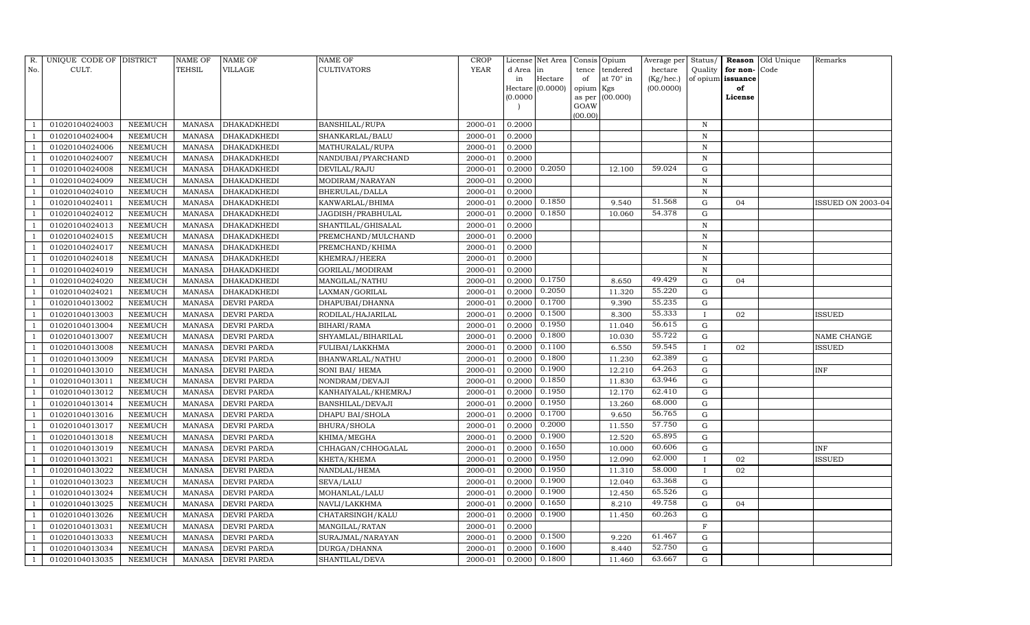| R. No. | UNIQUE CODE OF CULT. | DISTRICT | NAME OF TEHSIL | NAME OF VILLAGE | NAME OF CULTIVATORS | CROP YEAR | License d Area in Hectare (0.0000) | Net Area in Hectare (0.0000) | Consis tence of opium as per GOAW (00.00) | Opium tendered at 70° in Kgs (00.000) | Average per hectare (Kg/hec.) (00.0000) | Status/ Quality of opium | Reason for non-issuance of License | Old Unique Code | Remarks |
|---|---|---|---|---|---|---|---|---|---|---|---|---|---|---|---|
| 1 | 01020104024003 | NEEMUCH | MANASA | DHAKADKHEDI | BANSHILAL/RUPA | 2000-01 | 0.2000 | | | | | N | | | |
| 1 | 01020104024004 | NEEMUCH | MANASA | DHAKADKHEDI | SHANKARLAL/BALU | 2000-01 | 0.2000 | | | | | N | | | |
| 1 | 01020104024006 | NEEMUCH | MANASA | DHAKADKHEDI | MATHURALAL/RUPA | 2000-01 | 0.2000 | | | | | N | | | |
| 1 | 01020104024007 | NEEMUCH | MANASA | DHAKADKHEDI | NANDUBAI/PYARCHAND | 2000-01 | 0.2000 | | | | | N | | | |
| 1 | 01020104024008 | NEEMUCH | MANASA | DHAKADKHEDI | DEVILAL/RAJU | 2000-01 | 0.2000 | 0.2050 | | 12.100 | 59.024 | G | | | |
| 1 | 01020104024009 | NEEMUCH | MANASA | DHAKADKHEDI | MODIRAM/NARAYAN | 2000-01 | 0.2000 | | | | | N | | | |
| 1 | 01020104024010 | NEEMUCH | MANASA | DHAKADKHEDI | BHERULAL/DALLA | 2000-01 | 0.2000 | | | | | N | | | |
| 1 | 01020104024011 | NEEMUCH | MANASA | DHAKADKHEDI | KANWARLAL/BHIMA | 2000-01 | 0.2000 | 0.1850 | | 9.540 | 51.568 | G | 04 | | ISSUED ON 2003-04 |
| 1 | 01020104024012 | NEEMUCH | MANASA | DHAKADKHEDI | JAGDISH/PRABHULAL | 2000-01 | 0.2000 | 0.1850 | | 10.060 | 54.378 | G | | | |
| 1 | 01020104024013 | NEEMUCH | MANASA | DHAKADKHEDI | SHANTILAL/GHISALAL | 2000-01 | 0.2000 | | | | | N | | | |
| 1 | 01020104024015 | NEEMUCH | MANASA | DHAKADKHEDI | PREMCHAND/MULCHAND | 2000-01 | 0.2000 | | | | | N | | | |
| 1 | 01020104024017 | NEEMUCH | MANASA | DHAKADKHEDI | PREMCHAND/KHIMA | 2000-01 | 0.2000 | | | | | N | | | |
| 1 | 01020104024018 | NEEMUCH | MANASA | DHAKADKHEDI | KHEMRAJ/HEERA | 2000-01 | 0.2000 | | | | | N | | | |
| 1 | 01020104024019 | NEEMUCH | MANASA | DHAKADKHEDI | GORILAL/MODIRAM | 2000-01 | 0.2000 | | | | | N | | | |
| 1 | 01020104024020 | NEEMUCH | MANASA | DHAKADKHEDI | MANGILAL/NATHU | 2000-01 | 0.2000 | 0.1750 | | 8.650 | 49.429 | G | 04 | | |
| 1 | 01020104024021 | NEEMUCH | MANASA | DHAKADKHEDI | LAXMAN/GORILAL | 2000-01 | 0.2000 | 0.2050 | | 11.320 | 55.220 | G | | | |
| 1 | 01020104013002 | NEEMUCH | MANASA | DEVRI PARDA | DHAPUBAI/DHANNA | 2000-01 | 0.2000 | 0.1700 | | 9.390 | 55.235 | G | | | |
| 1 | 01020104013003 | NEEMUCH | MANASA | DEVRI PARDA | RODILAL/HAJARILAL | 2000-01 | 0.2000 | 0.1500 | | 8.300 | 55.333 | I | 02 | | ISSUED |
| 1 | 01020104013004 | NEEMUCH | MANASA | DEVRI PARDA | BIHARI/RAMA | 2000-01 | 0.2000 | 0.1950 | | 11.040 | 56.615 | G | | | |
| 1 | 01020104013007 | NEEMUCH | MANASA | DEVRI PARDA | SHYAMLAL/BIHARILAL | 2000-01 | 0.2000 | 0.1800 | | 10.030 | 55.722 | G | | | NAME CHANGE |
| 1 | 01020104013008 | NEEMUCH | MANASA | DEVRI PARDA | FULIBAI/LAKKHMA | 2000-01 | 0.2000 | 0.1100 | | 6.550 | 59.545 | I | 02 | | ISSUED |
| 1 | 01020104013009 | NEEMUCH | MANASA | DEVRI PARDA | BHANWARLAL/NATHU | 2000-01 | 0.2000 | 0.1800 | | 11.230 | 62.389 | G | | | |
| 1 | 01020104013010 | NEEMUCH | MANASA | DEVRI PARDA | SONI BAI/ HEMA | 2000-01 | 0.2000 | 0.1900 | | 12.210 | 64.263 | G | | | INF |
| 1 | 01020104013011 | NEEMUCH | MANASA | DEVRI PARDA | NONDRAM/DEVAJI | 2000-01 | 0.2000 | 0.1850 | | 11.830 | 63.946 | G | | | |
| 1 | 01020104013012 | NEEMUCH | MANASA | DEVRI PARDA | KANHAIYALAL/KHEMRAJ | 2000-01 | 0.2000 | 0.1950 | | 12.170 | 62.410 | G | | | |
| 1 | 01020104013014 | NEEMUCH | MANASA | DEVRI PARDA | BANSHILAL/DEVAJI | 2000-01 | 0.2000 | 0.1950 | | 13.260 | 68.000 | G | | | |
| 1 | 01020104013016 | NEEMUCH | MANASA | DEVRI PARDA | DHAPU BAI/SHOLA | 2000-01 | 0.2000 | 0.1700 | | 9.650 | 56.765 | G | | | |
| 1 | 01020104013017 | NEEMUCH | MANASA | DEVRI PARDA | BHURA/SHOLA | 2000-01 | 0.2000 | 0.2000 | | 11.550 | 57.750 | G | | | |
| 1 | 01020104013018 | NEEMUCH | MANASA | DEVRI PARDA | KHIMA/MEGHA | 2000-01 | 0.2000 | 0.1900 | | 12.520 | 65.895 | G | | | |
| 1 | 01020104013019 | NEEMUCH | MANASA | DEVRI PARDA | CHHAGAN/CHHOGALAL | 2000-01 | 0.2000 | 0.1650 | | 10.000 | 60.606 | G | | | INF |
| 1 | 01020104013021 | NEEMUCH | MANASA | DEVRI PARDA | KHETA/KHEMA | 2000-01 | 0.2000 | 0.1950 | | 12.090 | 62.000 | I | 02 | | ISSUED |
| 1 | 01020104013022 | NEEMUCH | MANASA | DEVRI PARDA | NANDLAL/HEMA | 2000-01 | 0.2000 | 0.1950 | | 11.310 | 58.000 | I | 02 | | |
| 1 | 01020104013023 | NEEMUCH | MANASA | DEVRI PARDA | SEVA/LALU | 2000-01 | 0.2000 | 0.1900 | | 12.040 | 63.368 | G | | | |
| 1 | 01020104013024 | NEEMUCH | MANASA | DEVRI PARDA | MOHANLAL/LALU | 2000-01 | 0.2000 | 0.1900 | | 12.450 | 65.526 | G | | | |
| 1 | 01020104013025 | NEEMUCH | MANASA | DEVRI PARDA | NAVLI/LAKKHMA | 2000-01 | 0.2000 | 0.1650 | | 8.210 | 49.758 | G | 04 | | |
| 1 | 01020104013026 | NEEMUCH | MANASA | DEVRI PARDA | CHATARSINGH/KALU | 2000-01 | 0.2000 | 0.1900 | | 11.450 | 60.263 | G | | | |
| 1 | 01020104013031 | NEEMUCH | MANASA | DEVRI PARDA | MANGILAL/RATAN | 2000-01 | 0.2000 | | | | | F | | | |
| 1 | 01020104013033 | NEEMUCH | MANASA | DEVRI PARDA | SURAJMAL/NARAYAN | 2000-01 | 0.2000 | 0.1500 | | 9.220 | 61.467 | G | | | |
| 1 | 01020104013034 | NEEMUCH | MANASA | DEVRI PARDA | DURGA/DHANNA | 2000-01 | 0.2000 | 0.1600 | | 8.440 | 52.750 | G | | | |
| 1 | 01020104013035 | NEEMUCH | MANASA | DEVRI PARDA | SHANTILAL/DEVA | 2000-01 | 0.2000 | 0.1800 | | 11.460 | 63.667 | G | | | |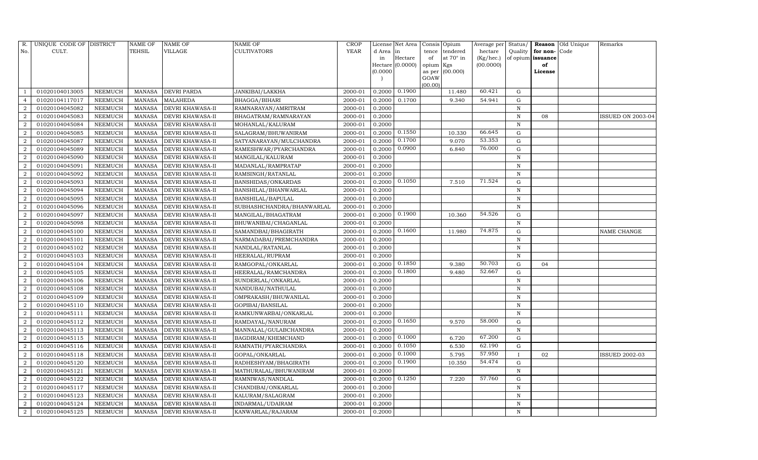| R. No. | UNIQUE CODE OF CULT. | DISTRICT | NAME OF TEHSIL | NAME OF VILLAGE | NAME OF CULTIVATORS | CROP YEAR | License d Area in Hectare (0.0000) | Net Area in Hectare (0.0000) | Consis tence of opium as per GOAW (00.00) | Opium tendered at 70° in Kgs (00.000) | Average per hectare (Kg/hec.) (00.0000) | Status/ Quality of opium | Reason for non-issuance of License | Old Unique Code | Remarks |
|---|---|---|---|---|---|---|---|---|---|---|---|---|---|---|---|
| 1 | 01020104013005 | NEEMUCH | MANASA | DEVRI PARDA | JANKIBAI/LAKKHA | 2000-01 | 0.2000 | 0.1900 | | 11.480 | 60.421 | G | | | |
| 4 | 01020104117017 | NEEMUCH | MANASA | MALAHEDA | BHAGGA/BIHARI | 2000-01 | 0.2000 | 0.1700 | | 9.340 | 54.941 | G | | | |
| 2 | 01020104045082 | NEEMUCH | MANASA | DEVRI KHAWASA-II | RAMNARAYAN/AMRITRAM | 2000-01 | 0.2000 | | | | | N | | | |
| 2 | 01020104045083 | NEEMUCH | MANASA | DEVRI KHAWASA-II | BHAGATRAM/RAMNARAYAN | 2000-01 | 0.2000 | | | | | N | 08 | | ISSUED ON 2003-04 |
| 2 | 01020104045084 | NEEMUCH | MANASA | DEVRI KHAWASA-II | MOHANLAL/KALURAM | 2000-01 | 0.2000 | | | | | N | | | |
| 2 | 01020104045085 | NEEMUCH | MANASA | DEVRI KHAWASA-II | SALAGRAM/BHUWANIRAM | 2000-01 | 0.2000 | 0.1550 | | 10.330 | 66.645 | G | | | |
| 2 | 01020104045087 | NEEMUCH | MANASA | DEVRI KHAWASA-II | SATYANARAYAN/MULCHANDRA | 2000-01 | 0.2000 | 0.1700 | | 9.070 | 53.353 | G | | | |
| 2 | 01020104045089 | NEEMUCH | MANASA | DEVRI KHAWASA-II | RAMESHWAR/PYARCHANDRA | 2000-01 | 0.2000 | 0.0900 | | 6.840 | 76.000 | G | | | |
| 2 | 01020104045090 | NEEMUCH | MANASA | DEVRI KHAWASA-II | MANGILAL/KALURAM | 2000-01 | 0.2000 | | | | | N | | | |
| 2 | 01020104045091 | NEEMUCH | MANASA | DEVRI KHAWASA-II | MADANLAL/RAMPRATAP | 2000-01 | 0.2000 | | | | | N | | | |
| 2 | 01020104045092 | NEEMUCH | MANASA | DEVRI KHAWASA-II | RAMSINGH/RATANLAL | 2000-01 | 0.2000 | | | | | N | | | |
| 2 | 01020104045093 | NEEMUCH | MANASA | DEVRI KHAWASA-II | BANSHIDAS/ONKARDAS | 2000-01 | 0.2000 | 0.1050 | | 7.510 | 71.524 | G | | | |
| 2 | 01020104045094 | NEEMUCH | MANASA | DEVRI KHAWASA-II | BANSHILAL/BHANWARLAL | 2000-01 | 0.2000 | | | | | N | | | |
| 2 | 01020104045095 | NEEMUCH | MANASA | DEVRI KHAWASA-II | BANSHILAL/BAPULAL | 2000-01 | 0.2000 | | | | | N | | | |
| 2 | 01020104045096 | NEEMUCH | MANASA | DEVRI KHAWASA-II | SUBHASHCHANDRA/BHANWARLAL | 2000-01 | 0.2000 | | | | | N | | | |
| 2 | 01020104045097 | NEEMUCH | MANASA | DEVRI KHAWASA-II | MANGILAL/BHAGATRAM | 2000-01 | 0.2000 | 0.1900 | | 10.360 | 54.526 | G | | | |
| 2 | 01020104045098 | NEEMUCH | MANASA | DEVRI KHAWASA-II | BHUWANIBAI/CHAGANLAL | 2000-01 | 0.2000 | | | | | N | | | |
| 2 | 01020104045100 | NEEMUCH | MANASA | DEVRI KHAWASA-II | SAMANDBAI/BHAGIRATH | 2000-01 | 0.2000 | 0.1600 | | 11.980 | 74.875 | G | | | NAME CHANGE |
| 2 | 01020104045101 | NEEMUCH | MANASA | DEVRI KHAWASA-II | NARMADABAI/PREMCHANDRA | 2000-01 | 0.2000 | | | | | N | | | |
| 2 | 01020104045102 | NEEMUCH | MANASA | DEVRI KHAWASA-II | NANDLAL/RATANLAL | 2000-01 | 0.2000 | | | | | N | | | |
| 2 | 01020104045103 | NEEMUCH | MANASA | DEVRI KHAWASA-II | HEERALAL/RUPRAM | 2000-01 | 0.2000 | | | | | N | | | |
| 2 | 01020104045104 | NEEMUCH | MANASA | DEVRI KHAWASA-II | RAMGOPAL/ONKARLAL | 2000-01 | 0.2000 | 0.1850 | | 9.380 | 50.703 | G | 04 | | |
| 2 | 01020104045105 | NEEMUCH | MANASA | DEVRI KHAWASA-II | HEERALAL/RAMCHANDRA | 2000-01 | 0.2000 | 0.1800 | | 9.480 | 52.667 | G | | | |
| 2 | 01020104045106 | NEEMUCH | MANASA | DEVRI KHAWASA-II | SUNDERLAL/ONKARLAL | 2000-01 | 0.2000 | | | | | N | | | |
| 2 | 01020104045108 | NEEMUCH | MANASA | DEVRI KHAWASA-II | NANDUBAI/NATHULAL | 2000-01 | 0.2000 | | | | | N | | | |
| 2 | 01020104045109 | NEEMUCH | MANASA | DEVRI KHAWASA-II | OMPRAKASH/BHUWANILAL | 2000-01 | 0.2000 | | | | | N | | | |
| 2 | 01020104045110 | NEEMUCH | MANASA | DEVRI KHAWASA-II | GOPIBAI/BANSILAL | 2000-01 | 0.2000 | | | | | N | | | |
| 2 | 01020104045111 | NEEMUCH | MANASA | DEVRI KHAWASA-II | RAMKUNWARBAI/ONKARLAL | 2000-01 | 0.2000 | | | | | N | | | |
| 2 | 01020104045112 | NEEMUCH | MANASA | DEVRI KHAWASA-II | RAMDAYAL/NANURAM | 2000-01 | 0.2000 | 0.1650 | | 9.570 | 58.000 | G | | | |
| 2 | 01020104045113 | NEEMUCH | MANASA | DEVRI KHAWASA-II | MANNALAL/GULABCHANDRA | 2000-01 | 0.2000 | | | | | N | | | |
| 2 | 01020104045115 | NEEMUCH | MANASA | DEVRI KHAWASA-II | BAGDIRAM/KHEMCHAND | 2000-01 | 0.2000 | 0.1000 | | 6.720 | 67.200 | G | | | |
| 2 | 01020104045116 | NEEMUCH | MANASA | DEVRI KHAWASA-II | RAMNATH/PYARCHANDRA | 2000-01 | 0.2000 | 0.1050 | | 6.530 | 62.190 | G | | | |
| 2 | 01020104045118 | NEEMUCH | MANASA | DEVRI KHAWASA-II | GOPAL/ONKARLAL | 2000-01 | 0.2000 | 0.1000 | | 5.795 | 57.950 | I | 02 | | ISSUED 2002-03 |
| 2 | 01020104045120 | NEEMUCH | MANASA | DEVRI KHAWASA-II | RADHESHYAM/BHAGIRATH | 2000-01 | 0.2000 | 0.1900 | | 10.350 | 54.474 | G | | | |
| 2 | 01020104045121 | NEEMUCH | MANASA | DEVRI KHAWASA-II | MATHURALAL/BHUWANIRAM | 2000-01 | 0.2000 | | | | | N | | | |
| 2 | 01020104045122 | NEEMUCH | MANASA | DEVRI KHAWASA-II | RAMNIWAS/NANDLAL | 2000-01 | 0.2000 | 0.1250 | | 7.220 | 57.760 | G | | | |
| 2 | 01020104045117 | NEEMUCH | MANASA | DEVRI KHAWASA-II | CHANDIBAI/ONKARLAL | 2000-01 | 0.2000 | | | | | N | | | |
| 2 | 01020104045123 | NEEMUCH | MANASA | DEVRI KHAWASA-II | KALURAM/SALAGRAM | 2000-01 | 0.2000 | | | | | N | | | |
| 2 | 01020104045124 | NEEMUCH | MANASA | DEVRI KHAWASA-II | INDARMAL/UDAIRAM | 2000-01 | 0.2000 | | | | | N | | | |
| 2 | 01020104045125 | NEEMUCH | MANASA | DEVRI KHAWASA-II | KANWARLAL/RAJARAM | 2000-01 | 0.2000 | | | | | N | | | |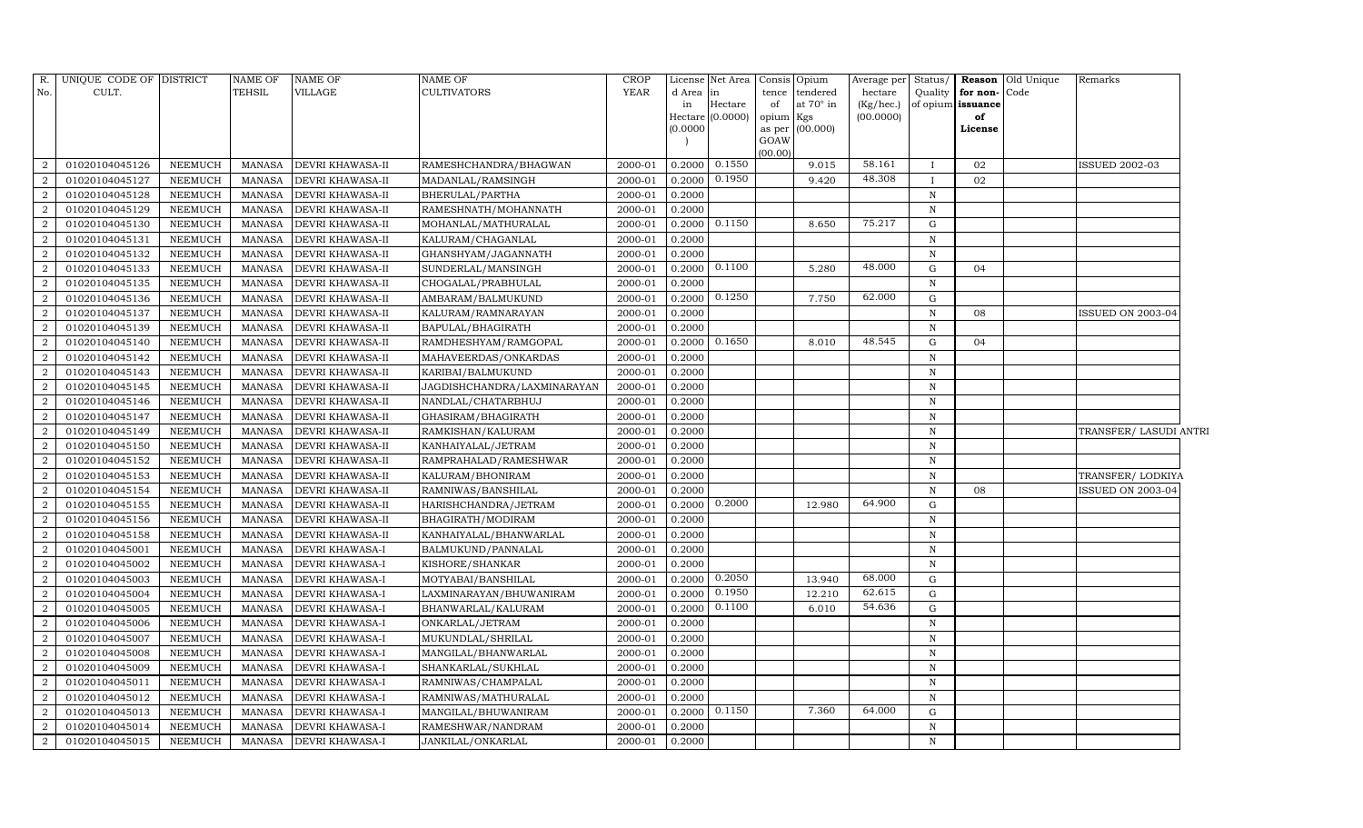| R. No. | UNIQUE CODE OF CULT. | DISTRICT | NAME OF TEHSIL | NAME OF VILLAGE | NAME OF CULTIVATORS | CROP YEAR | License d Area in Hectare (0.0000) | Net Area in Hectare (0.0000) | Consis tence of opium as per GOAW (00.00) | Opium tendered at 70° in Kgs (00.000) | Average per hectare (Kg/hec.) (00.0000) | Status/ Quality of opium | Reason for non-issuance of License | Old Unique Code | Remarks |
|---|---|---|---|---|---|---|---|---|---|---|---|---|---|---|---|
| 2 | 01020104045126 | NEEMUCH | MANASA | DEVRI KHAWASA-II | RAMESHCHANDRA/BHAGWAN | 2000-01 | 0.2000 | 0.1550 | | 9.015 | 58.161 | I | 02 | | ISSUED 2002-03 |
| 2 | 01020104045127 | NEEMUCH | MANASA | DEVRI KHAWASA-II | MADANLAL/RAMSINGH | 2000-01 | 0.2000 | 0.1950 | | 9.420 | 48.308 | I | 02 | | |
| 2 | 01020104045128 | NEEMUCH | MANASA | DEVRI KHAWASA-II | BHERULAL/PARTHA | 2000-01 | 0.2000 | | | | | N | | | |
| 2 | 01020104045129 | NEEMUCH | MANASA | DEVRI KHAWASA-II | RAMESHNATH/MOHANNATH | 2000-01 | 0.2000 | | | | | N | | | |
| 2 | 01020104045130 | NEEMUCH | MANASA | DEVRI KHAWASA-II | MOHANLAL/MATHURALAL | 2000-01 | 0.2000 | 0.1150 | | 8.650 | 75.217 | G | | | |
| 2 | 01020104045131 | NEEMUCH | MANASA | DEVRI KHAWASA-II | KALURAM/CHAGANLAL | 2000-01 | 0.2000 | | | | | N | | | |
| 2 | 01020104045132 | NEEMUCH | MANASA | DEVRI KHAWASA-II | GHANSHYAM/JAGANNATH | 2000-01 | 0.2000 | | | | | N | | | |
| 2 | 01020104045133 | NEEMUCH | MANASA | DEVRI KHAWASA-II | SUNDERLAL/MANSINGH | 2000-01 | 0.2000 | 0.1100 | | 5.280 | 48.000 | G | 04 | | |
| 2 | 01020104045135 | NEEMUCH | MANASA | DEVRI KHAWASA-II | CHOGALAL/PRABHULAL | 2000-01 | 0.2000 | | | | | N | | | |
| 2 | 01020104045136 | NEEMUCH | MANASA | DEVRI KHAWASA-II | AMBARAM/BALMUKUND | 2000-01 | 0.2000 | 0.1250 | | 7.750 | 62.000 | G | | | |
| 2 | 01020104045137 | NEEMUCH | MANASA | DEVRI KHAWASA-II | KALURAM/RAMNARAYAN | 2000-01 | 0.2000 | | | | | N | 08 | | ISSUED ON 2003-04 |
| 2 | 01020104045139 | NEEMUCH | MANASA | DEVRI KHAWASA-II | BAPULAL/BHAGIRATH | 2000-01 | 0.2000 | | | | | N | | | |
| 2 | 01020104045140 | NEEMUCH | MANASA | DEVRI KHAWASA-II | RAMDHESHYAM/RAMGOPAL | 2000-01 | 0.2000 | 0.1650 | | 8.010 | 48.545 | G | 04 | | |
| 2 | 01020104045142 | NEEMUCH | MANASA | DEVRI KHAWASA-II | MAHAVEERDAS/ONKARDAS | 2000-01 | 0.2000 | | | | | N | | | |
| 2 | 01020104045143 | NEEMUCH | MANASA | DEVRI KHAWASA-II | KARIBAI/BALMUKUND | 2000-01 | 0.2000 | | | | | N | | | |
| 2 | 01020104045145 | NEEMUCH | MANASA | DEVRI KHAWASA-II | JAGDISHCHANDRA/LAXMINARAYAN | 2000-01 | 0.2000 | | | | | N | | | |
| 2 | 01020104045146 | NEEMUCH | MANASA | DEVRI KHAWASA-II | NANDLAL/CHATARBHUJ | 2000-01 | 0.2000 | | | | | N | | | |
| 2 | 01020104045147 | NEEMUCH | MANASA | DEVRI KHAWASA-II | GHASIRAM/BHAGIRATH | 2000-01 | 0.2000 | | | | | N | | | |
| 2 | 01020104045149 | NEEMUCH | MANASA | DEVRI KHAWASA-II | RAMKISHAN/KALURAM | 2000-01 | 0.2000 | | | | | N | | | TRANSFER/ LASUDI ANTRI |
| 2 | 01020104045150 | NEEMUCH | MANASA | DEVRI KHAWASA-II | KANHAIYALAL/JETRAM | 2000-01 | 0.2000 | | | | | N | | | |
| 2 | 01020104045152 | NEEMUCH | MANASA | DEVRI KHAWASA-II | RAMPRAHALAD/RAMESHWAR | 2000-01 | 0.2000 | | | | | N | | | |
| 2 | 01020104045153 | NEEMUCH | MANASA | DEVRI KHAWASA-II | KALURAM/BHONIRAM | 2000-01 | 0.2000 | | | | | N | | | TRANSFER/ LODKIYA |
| 2 | 01020104045154 | NEEMUCH | MANASA | DEVRI KHAWASA-II | RAMNIWAS/BANSHILAL | 2000-01 | 0.2000 | | | | | N | 08 | | ISSUED ON 2003-04 |
| 2 | 01020104045155 | NEEMUCH | MANASA | DEVRI KHAWASA-II | HARISHCHANDRA/JETRAM | 2000-01 | 0.2000 | 0.2000 | | 12.980 | 64.900 | G | | | |
| 2 | 01020104045156 | NEEMUCH | MANASA | DEVRI KHAWASA-II | BHAGIRATH/MODIRAM | 2000-01 | 0.2000 | | | | | N | | | |
| 2 | 01020104045158 | NEEMUCH | MANASA | DEVRI KHAWASA-II | KANHAIYALAL/BHANWARLAL | 2000-01 | 0.2000 | | | | | N | | | |
| 2 | 01020104045001 | NEEMUCH | MANASA | DEVRI KHAWASA-I | BALMUKUND/PANNALAL | 2000-01 | 0.2000 | | | | | N | | | |
| 2 | 01020104045002 | NEEMUCH | MANASA | DEVRI KHAWASA-I | KISHORE/SHANKAR | 2000-01 | 0.2000 | | | | | N | | | |
| 2 | 01020104045003 | NEEMUCH | MANASA | DEVRI KHAWASA-I | MOTYABAI/BANSHILAL | 2000-01 | 0.2000 | 0.2050 | | 13.940 | 68.000 | G | | | |
| 2 | 01020104045004 | NEEMUCH | MANASA | DEVRI KHAWASA-I | LAXMINARAYAN/BHUWANIRAM | 2000-01 | 0.2000 | 0.1950 | | 12.210 | 62.615 | G | | | |
| 2 | 01020104045005 | NEEMUCH | MANASA | DEVRI KHAWASA-I | BHANWARLAL/KALURAM | 2000-01 | 0.2000 | 0.1100 | | 6.010 | 54.636 | G | | | |
| 2 | 01020104045006 | NEEMUCH | MANASA | DEVRI KHAWASA-I | ONKARLAL/JETRAM | 2000-01 | 0.2000 | | | | | N | | | |
| 2 | 01020104045007 | NEEMUCH | MANASA | DEVRI KHAWASA-I | MUKUNDLAL/SHRILAL | 2000-01 | 0.2000 | | | | | N | | | |
| 2 | 01020104045008 | NEEMUCH | MANASA | DEVRI KHAWASA-I | MANGILAL/BHANWARLAL | 2000-01 | 0.2000 | | | | | N | | | |
| 2 | 01020104045009 | NEEMUCH | MANASA | DEVRI KHAWASA-I | SHANKARLAL/SUKHLAL | 2000-01 | 0.2000 | | | | | N | | | |
| 2 | 01020104045011 | NEEMUCH | MANASA | DEVRI KHAWASA-I | RAMNIWAS/CHAMPALAL | 2000-01 | 0.2000 | | | | | N | | | |
| 2 | 01020104045012 | NEEMUCH | MANASA | DEVRI KHAWASA-I | RAMNIWAS/MATHURALAL | 2000-01 | 0.2000 | | | | | N | | | |
| 2 | 01020104045013 | NEEMUCH | MANASA | DEVRI KHAWASA-I | MANGILAL/BHUWANIRAM | 2000-01 | 0.2000 | 0.1150 | | 7.360 | 64.000 | G | | | |
| 2 | 01020104045014 | NEEMUCH | MANASA | DEVRI KHAWASA-I | RAMESHWAR/NANDRAM | 2000-01 | 0.2000 | | | | | N | | | |
| 2 | 01020104045015 | NEEMUCH | MANASA | DEVRI KHAWASA-I | JANKILAL/ONKARLAL | 2000-01 | 0.2000 | | | | | N | | | |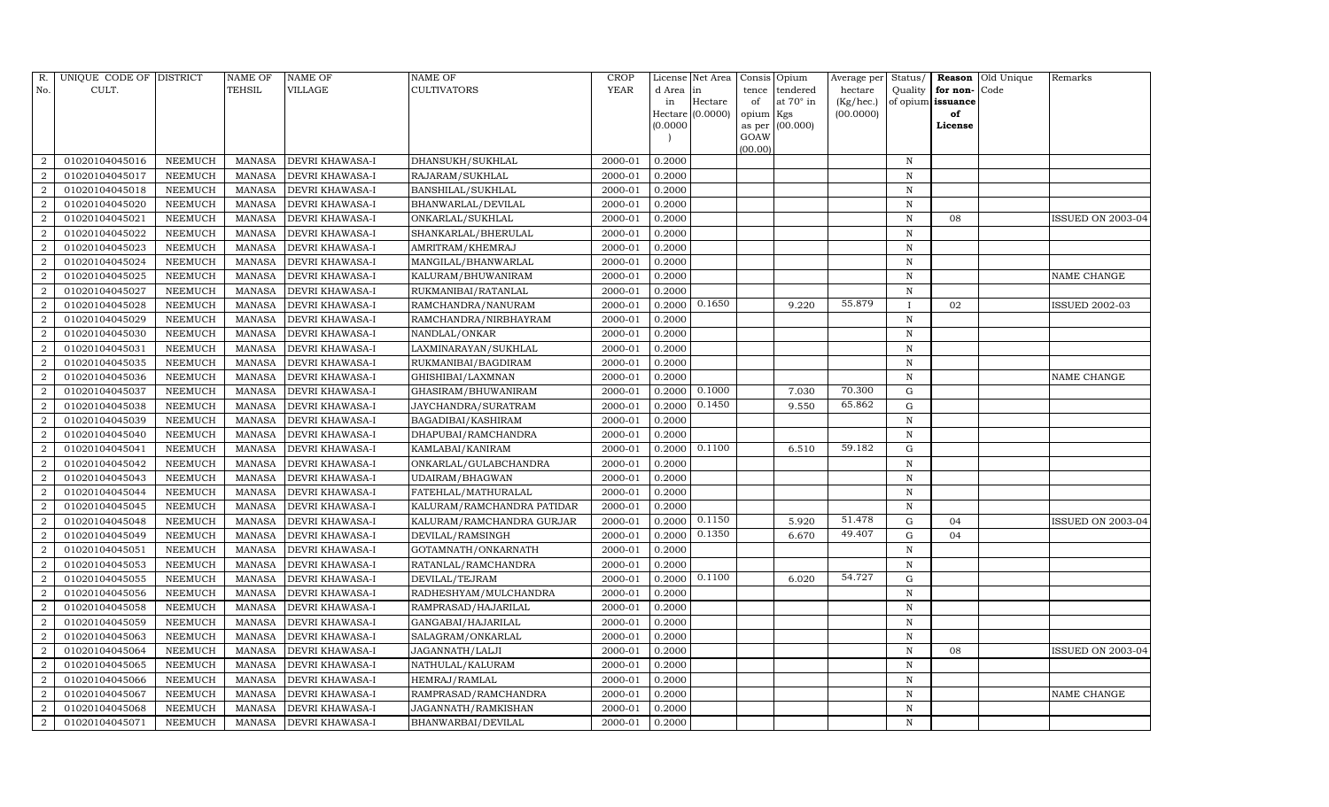| R. No. | UNIQUE CODE OF CULT. | DISTRICT | NAME OF TEHSIL | NAME OF VILLAGE | NAME OF CULTIVATORS | CROP YEAR | License d Area in Hectare (0.0000) | Net Area in Hectare (0.0000) | Consis tence of opium as per GOAW (00.00) | Opium tendered at 70° in Kgs (00.000) | Average per hectare (Kg/hec.) (00.0000) | Status/ Quality of opium | Reason for non-issuance of License | Old Unique Code | Remarks |
|---|---|---|---|---|---|---|---|---|---|---|---|---|---|---|---|
| 2 | 01020104045016 | NEEMUCH | MANASA | DEVRI KHAWASA-I | DHANSUKH/SUKHLAL | 2000-01 | 0.2000 | | | | | N | | | |
| 2 | 01020104045017 | NEEMUCH | MANASA | DEVRI KHAWASA-I | RAJARAM/SUKHLAL | 2000-01 | 0.2000 | | | | | N | | | |
| 2 | 01020104045018 | NEEMUCH | MANASA | DEVRI KHAWASA-I | BANSHILAL/SUKHLAL | 2000-01 | 0.2000 | | | | | N | | | |
| 2 | 01020104045020 | NEEMUCH | MANASA | DEVRI KHAWASA-I | BHANWARLAL/DEVILAL | 2000-01 | 0.2000 | | | | | N | | | |
| 2 | 01020104045021 | NEEMUCH | MANASA | DEVRI KHAWASA-I | ONKARLAL/SUKHLAL | 2000-01 | 0.2000 | | | | | N | 08 | | ISSUED ON 2003-04 |
| 2 | 01020104045022 | NEEMUCH | MANASA | DEVRI KHAWASA-I | SHANKARLAL/BHERULAL | 2000-01 | 0.2000 | | | | | N | | | |
| 2 | 01020104045023 | NEEMUCH | MANASA | DEVRI KHAWASA-I | AMRITRAM/KHEMRAJ | 2000-01 | 0.2000 | | | | | N | | | |
| 2 | 01020104045024 | NEEMUCH | MANASA | DEVRI KHAWASA-I | MANGILAL/BHANWARLAL | 2000-01 | 0.2000 | | | | | N | | | |
| 2 | 01020104045025 | NEEMUCH | MANASA | DEVRI KHAWASA-I | KALURAM/BHUWANIRAM | 2000-01 | 0.2000 | | | | | N | | | NAME CHANGE |
| 2 | 01020104045027 | NEEMUCH | MANASA | DEVRI KHAWASA-I | RUKMANIBAI/RATANLAL | 2000-01 | 0.2000 | | | | | N | | | |
| 2 | 01020104045028 | NEEMUCH | MANASA | DEVRI KHAWASA-I | RAMCHANDRA/NANURAM | 2000-01 | 0.2000 | 0.1650 | | 9.220 | 55.879 | I | 02 | | ISSUED 2002-03 |
| 2 | 01020104045029 | NEEMUCH | MANASA | DEVRI KHAWASA-I | RAMCHANDRA/NIRBHAYRAM | 2000-01 | 0.2000 | | | | | N | | | |
| 2 | 01020104045030 | NEEMUCH | MANASA | DEVRI KHAWASA-I | NANDLAL/ONKAR | 2000-01 | 0.2000 | | | | | N | | | |
| 2 | 01020104045031 | NEEMUCH | MANASA | DEVRI KHAWASA-I | LAXMINARAYAN/SUKHLAL | 2000-01 | 0.2000 | | | | | N | | | |
| 2 | 01020104045035 | NEEMUCH | MANASA | DEVRI KHAWASA-I | RUKMANIBAI/BAGDIRAM | 2000-01 | 0.2000 | | | | | N | | | |
| 2 | 01020104045036 | NEEMUCH | MANASA | DEVRI KHAWASA-I | GHISHIBAI/LAXMNAN | 2000-01 | 0.2000 | | | | | N | | | NAME CHANGE |
| 2 | 01020104045037 | NEEMUCH | MANASA | DEVRI KHAWASA-I | GHASIRAM/BHUWANIRAM | 2000-01 | 0.2000 | 0.1000 | | 7.030 | 70.300 | G | | | |
| 2 | 01020104045038 | NEEMUCH | MANASA | DEVRI KHAWASA-I | JAYCHANDRA/SURATRAM | 2000-01 | 0.2000 | 0.1450 | | 9.550 | 65.862 | G | | | |
| 2 | 01020104045039 | NEEMUCH | MANASA | DEVRI KHAWASA-I | BAGADIBAI/KASHIRAM | 2000-01 | 0.2000 | | | | | N | | | |
| 2 | 01020104045040 | NEEMUCH | MANASA | DEVRI KHAWASA-I | DHAPUBAI/RAMCHANDRA | 2000-01 | 0.2000 | | | | | N | | | |
| 2 | 01020104045041 | NEEMUCH | MANASA | DEVRI KHAWASA-I | KAMLABAI/KANIRAM | 2000-01 | 0.2000 | 0.1100 | | 6.510 | 59.182 | G | | | |
| 2 | 01020104045042 | NEEMUCH | MANASA | DEVRI KHAWASA-I | ONKARLAL/GULABCHANDRA | 2000-01 | 0.2000 | | | | | N | | | |
| 2 | 01020104045043 | NEEMUCH | MANASA | DEVRI KHAWASA-I | UDAIRAM/BHAGWAN | 2000-01 | 0.2000 | | | | | N | | | |
| 2 | 01020104045044 | NEEMUCH | MANASA | DEVRI KHAWASA-I | FATEHLAL/MATHURALAL | 2000-01 | 0.2000 | | | | | N | | | |
| 2 | 01020104045045 | NEEMUCH | MANASA | DEVRI KHAWASA-I | KALURAM/RAMCHANDRA PATIDAR | 2000-01 | 0.2000 | | | | | N | | | |
| 2 | 01020104045048 | NEEMUCH | MANASA | DEVRI KHAWASA-I | KALURAM/RAMCHANDRA GURJAR | 2000-01 | 0.2000 | 0.1150 | | 5.920 | 51.478 | G | 04 | | ISSUED ON 2003-04 |
| 2 | 01020104045049 | NEEMUCH | MANASA | DEVRI KHAWASA-I | DEVILAL/RAMSINGH | 2000-01 | 0.2000 | 0.1350 | | 6.670 | 49.407 | G | 04 | | |
| 2 | 01020104045051 | NEEMUCH | MANASA | DEVRI KHAWASA-I | GOTAMNATH/ONKARNATH | 2000-01 | 0.2000 | | | | | N | | | |
| 2 | 01020104045053 | NEEMUCH | MANASA | DEVRI KHAWASA-I | RATANLAL/RAMCHANDRA | 2000-01 | 0.2000 | | | | | N | | | |
| 2 | 01020104045055 | NEEMUCH | MANASA | DEVRI KHAWASA-I | DEVILAL/TEJRAM | 2000-01 | 0.2000 | 0.1100 | | 6.020 | 54.727 | G | | | |
| 2 | 01020104045056 | NEEMUCH | MANASA | DEVRI KHAWASA-I | RADHESHYAM/MULCHANDRA | 2000-01 | 0.2000 | | | | | N | | | |
| 2 | 01020104045058 | NEEMUCH | MANASA | DEVRI KHAWASA-I | RAMPRASAD/HAJARILAL | 2000-01 | 0.2000 | | | | | N | | | |
| 2 | 01020104045059 | NEEMUCH | MANASA | DEVRI KHAWASA-I | GANGABAI/HAJARILAL | 2000-01 | 0.2000 | | | | | N | | | |
| 2 | 01020104045063 | NEEMUCH | MANASA | DEVRI KHAWASA-I | SALAGRAM/ONKARLAL | 2000-01 | 0.2000 | | | | | N | | | |
| 2 | 01020104045064 | NEEMUCH | MANASA | DEVRI KHAWASA-I | JAGANNATH/LALJI | 2000-01 | 0.2000 | | | | | N | 08 | | ISSUED ON 2003-04 |
| 2 | 01020104045065 | NEEMUCH | MANASA | DEVRI KHAWASA-I | NATHULAL/KALURAM | 2000-01 | 0.2000 | | | | | N | | | |
| 2 | 01020104045066 | NEEMUCH | MANASA | DEVRI KHAWASA-I | HEMRAJ/RAMLAL | 2000-01 | 0.2000 | | | | | N | | | |
| 2 | 01020104045067 | NEEMUCH | MANASA | DEVRI KHAWASA-I | RAMPRASAD/RAMCHANDRA | 2000-01 | 0.2000 | | | | | N | | | NAME CHANGE |
| 2 | 01020104045068 | NEEMUCH | MANASA | DEVRI KHAWASA-I | JAGANNATH/RAMKISHAN | 2000-01 | 0.2000 | | | | | N | | | |
| 2 | 01020104045071 | NEEMUCH | MANASA | DEVRI KHAWASA-I | BHANWARBAI/DEVILAL | 2000-01 | 0.2000 | | | | | N | | | |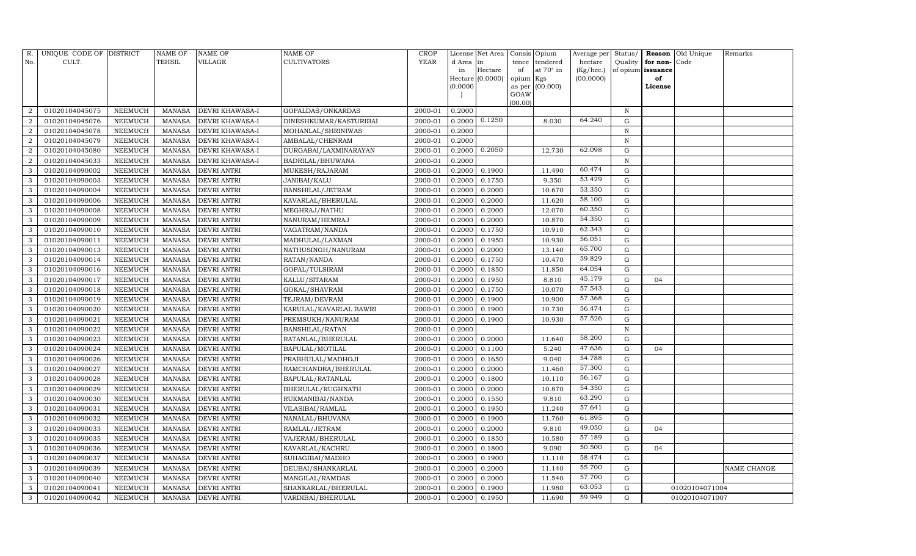| R. No. | UNIQUE CODE OF CULT. | DISTRICT | NAME OF TEHSIL | NAME OF VILLAGE | NAME OF CULTIVATORS | CROP YEAR | License d Area in Hectare (0.0000) | Net Area in Hectare (0.0000) | Consis tence of opium as per GOAW (00.00) | Opium tendered at 70° in Kgs (00.000) | Average per hectare (Kg/hec.) (00.0000) | Status/ Quality of opium | Reason for non-issuance of License | Old Unique Code | Remarks |
|---|---|---|---|---|---|---|---|---|---|---|---|---|---|---|---|
| 2 | 01020104045075 | NEEMUCH | MANASA | DEVRI KHAWASA-I | GOPALDAS/ONKARDAS | 2000-01 | 0.2000 | | | | | N | | | |
| 2 | 01020104045076 | NEEMUCH | MANASA | DEVRI KHAWASA-I | DINESHKUMAR/KASTURIBAI | 2000-01 | 0.2000 | 0.1250 | | 8.030 | 64.240 | G | | | |
| 2 | 01020104045078 | NEEMUCH | MANASA | DEVRI KHAWASA-I | MOHANLAL/SHRINIWAS | 2000-01 | 0.2000 | | | | | N | | | |
| 2 | 01020104045079 | NEEMUCH | MANASA | DEVRI KHAWASA-I | AMBALAL/CHENRAM | 2000-01 | 0.2000 | | | | | N | | | |
| 2 | 01020104045080 | NEEMUCH | MANASA | DEVRI KHAWASA-I | DURGABAI/LAXMINARAYAN | 2000-01 | 0.2000 | 0.2050 | | 12.730 | 62.098 | G | | | |
| 2 | 01020104045033 | NEEMUCH | MANASA | DEVRI KHAWASA-I | BADRILAL/BHUWANA | 2000-01 | 0.2000 | | | | | N | | | |
| 3 | 01020104090002 | NEEMUCH | MANASA | DEVRI ANTRI | MUKESH/RAJARAM | 2000-01 | 0.2000 | 0.1900 | | 11.490 | 60.474 | G | | | |
| 3 | 01020104090003 | NEEMUCH | MANASA | DEVRI ANTRI | JANIBAI/KALU | 2000-01 | 0.2000 | 0.1750 | | 9.350 | 53.429 | G | | | |
| 3 | 01020104090004 | NEEMUCH | MANASA | DEVRI ANTRI | BANSHILAL/JETRAM | 2000-01 | 0.2000 | 0.2000 | | 10.670 | 53.350 | G | | | |
| 3 | 01020104090006 | NEEMUCH | MANASA | DEVRI ANTRI | KAVARLAL/BHERULAL | 2000-01 | 0.2000 | 0.2000 | | 11.620 | 58.100 | G | | | |
| 3 | 01020104090008 | NEEMUCH | MANASA | DEVRI ANTRI | MEGHRAJ/NATHU | 2000-01 | 0.2000 | 0.2000 | | 12.070 | 60.350 | G | | | |
| 3 | 01020104090009 | NEEMUCH | MANASA | DEVRI ANTRI | NANURAM/HEMRAJ | 2000-01 | 0.2000 | 0.2000 | | 10.870 | 54.350 | G | | | |
| 3 | 01020104090010 | NEEMUCH | MANASA | DEVRI ANTRI | VAGATRAM/NANDA | 2000-01 | 0.2000 | 0.1750 | | 10.910 | 62.343 | G | | | |
| 3 | 01020104090011 | NEEMUCH | MANASA | DEVRI ANTRI | MADHULAL/LAXMAN | 2000-01 | 0.2000 | 0.1950 | | 10.930 | 56.051 | G | | | |
| 3 | 01020104090013 | NEEMUCH | MANASA | DEVRI ANTRI | NATHUSINGH/NANURAM | 2000-01 | 0.2000 | 0.2000 | | 13.140 | 65.700 | G | | | |
| 3 | 01020104090014 | NEEMUCH | MANASA | DEVRI ANTRI | RATAN/NANDA | 2000-01 | 0.2000 | 0.1750 | | 10.470 | 59.829 | G | | | |
| 3 | 01020104090016 | NEEMUCH | MANASA | DEVRI ANTRI | GOPAL/TULSIRAM | 2000-01 | 0.2000 | 0.1850 | | 11.850 | 64.054 | G | | | |
| 3 | 01020104090017 | NEEMUCH | MANASA | DEVRI ANTRI | KALLU/SITARAM | 2000-01 | 0.2000 | 0.1950 | | 8.810 | 45.179 | G | 04 | | |
| 3 | 01020104090018 | NEEMUCH | MANASA | DEVRI ANTRI | GOKAL/SHAVRAM | 2000-01 | 0.2000 | 0.1750 | | 10.070 | 57.543 | G | | | |
| 3 | 01020104090019 | NEEMUCH | MANASA | DEVRI ANTRI | TEJRAM/DEVRAM | 2000-01 | 0.2000 | 0.1900 | | 10.900 | 57.368 | G | | | |
| 3 | 01020104090020 | NEEMUCH | MANASA | DEVRI ANTRI | KARULAL/KAVARLAL BAWRI | 2000-01 | 0.2000 | 0.1900 | | 10.730 | 56.474 | G | | | |
| 3 | 01020104090021 | NEEMUCH | MANASA | DEVRI ANTRI | PREMSUKH/NANURAM | 2000-01 | 0.2000 | 0.1900 | | 10.930 | 57.526 | G | | | |
| 3 | 01020104090022 | NEEMUCH | MANASA | DEVRI ANTRI | BANSHILAL/RATAN | 2000-01 | 0.2000 | | | | | N | | | |
| 3 | 01020104090023 | NEEMUCH | MANASA | DEVRI ANTRI | RATANLAL/BHERULAL | 2000-01 | 0.2000 | 0.2000 | | 11.640 | 58.200 | G | | | |
| 3 | 01020104090024 | NEEMUCH | MANASA | DEVRI ANTRI | BAPULAL/MOTILAL | 2000-01 | 0.2000 | 0.1100 | | 5.240 | 47.636 | G | 04 | | |
| 3 | 01020104090026 | NEEMUCH | MANASA | DEVRI ANTRI | PRABHULAL/MADHOJI | 2000-01 | 0.2000 | 0.1650 | | 9.040 | 54.788 | G | | | |
| 3 | 01020104090027 | NEEMUCH | MANASA | DEVRI ANTRI | RAMCHANDRA/BHERULAL | 2000-01 | 0.2000 | 0.2000 | | 11.460 | 57.300 | G | | | |
| 3 | 01020104090028 | NEEMUCH | MANASA | DEVRI ANTRI | BAPULAL/RATANLAL | 2000-01 | 0.2000 | 0.1800 | | 10.110 | 56.167 | G | | | |
| 3 | 01020104090029 | NEEMUCH | MANASA | DEVRI ANTRI | BHERULAL/RUGHNATH | 2000-01 | 0.2000 | 0.2000 | | 10.870 | 54.350 | G | | | |
| 3 | 01020104090030 | NEEMUCH | MANASA | DEVRI ANTRI | RUKMANIBAI/NANDA | 2000-01 | 0.2000 | 0.1550 | | 9.810 | 63.290 | G | | | |
| 3 | 01020104090031 | NEEMUCH | MANASA | DEVRI ANTRI | VILASIBAI/RAMLAL | 2000-01 | 0.2000 | 0.1950 | | 11.240 | 57.641 | G | | | |
| 3 | 01020104090032 | NEEMUCH | MANASA | DEVRI ANTRI | NANALAL/BHUVANA | 2000-01 | 0.2000 | 0.1900 | | 11.760 | 61.895 | G | | | |
| 3 | 01020104090033 | NEEMUCH | MANASA | DEVRI ANTRI | RAMLAL/JETRAM | 2000-01 | 0.2000 | 0.2000 | | 9.810 | 49.050 | G | 04 | | |
| 3 | 01020104090035 | NEEMUCH | MANASA | DEVRI ANTRI | VAJERAM/BHERULAL | 2000-01 | 0.2000 | 0.1850 | | 10.580 | 57.189 | G | | | |
| 3 | 01020104090036 | NEEMUCH | MANASA | DEVRI ANTRI | KAVARLAL/KACHRU | 2000-01 | 0.2000 | 0.1800 | | 9.090 | 50.500 | G | 04 | | |
| 3 | 01020104090037 | NEEMUCH | MANASA | DEVRI ANTRI | SUHAGIBAI/MADHO | 2000-01 | 0.2000 | 0.1900 | | 11.110 | 58.474 | G | | | |
| 3 | 01020104090039 | NEEMUCH | MANASA | DEVRI ANTRI | DEUBAI/SHANKARLAL | 2000-01 | 0.2000 | 0.2000 | | 11.140 | 55.700 | G | | | NAME CHANGE |
| 3 | 01020104090040 | NEEMUCH | MANASA | DEVRI ANTRI | MANGILAL/RAMDAS | 2000-01 | 0.2000 | 0.2000 | | 11.540 | 57.700 | G | | | |
| 3 | 01020104090041 | NEEMUCH | MANASA | DEVRI ANTRI | SHANKARLAL/BHERULAL | 2000-01 | 0.2000 | 0.1900 | | 11.980 | 63.053 | G | | 01020104071004 | |
| 3 | 01020104090042 | NEEMUCH | MANASA | DEVRI ANTRI | VARDIBAI/BHERULAL | 2000-01 | 0.2000 | 0.1950 | | 11.690 | 59.949 | G | | 01020104071007 | |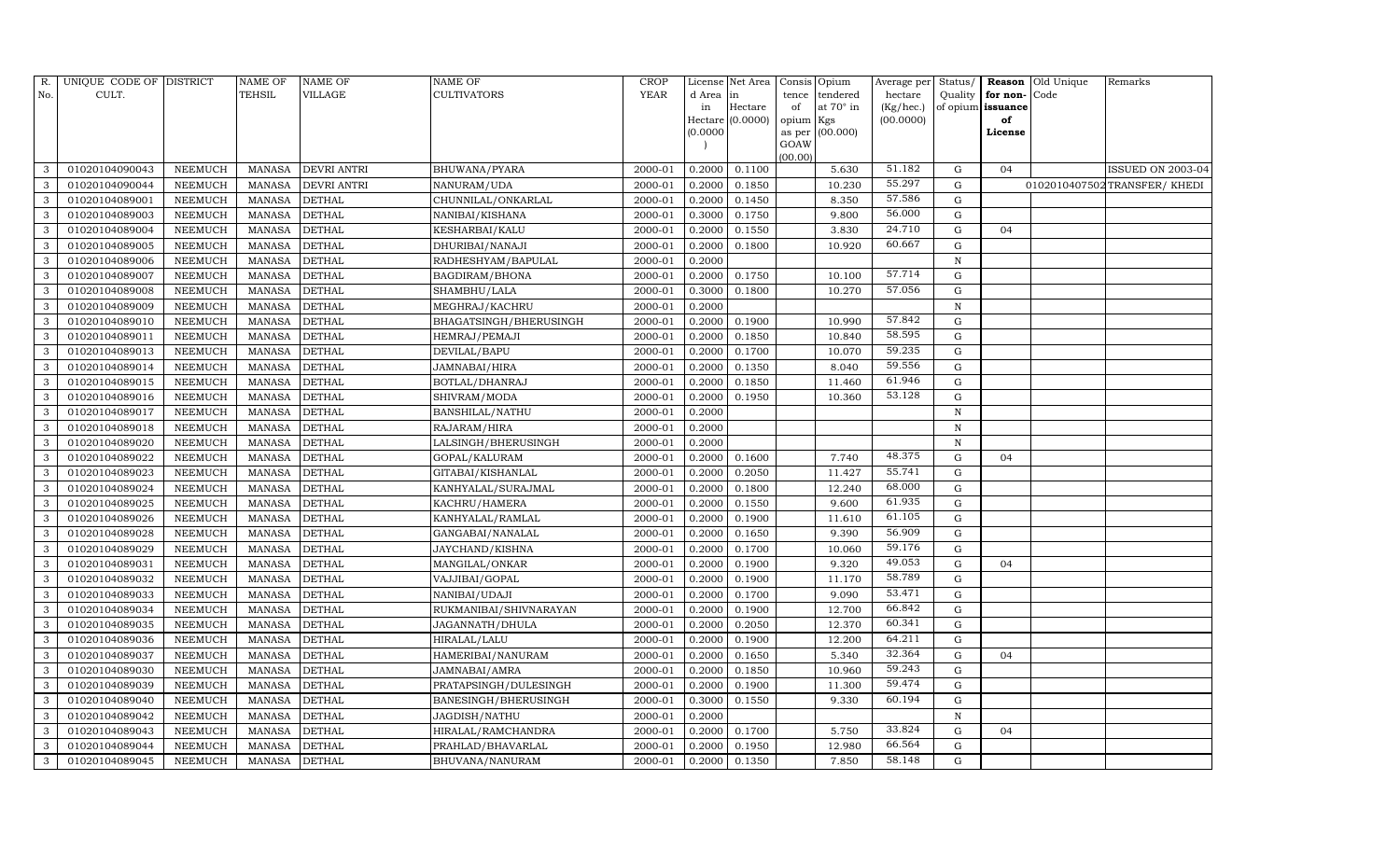| R. No. | UNIQUE CODE OF CULT. | DISTRICT | NAME OF TEHSIL | NAME OF VILLAGE | NAME OF CULTIVATORS | CROP YEAR | License d Area in Hectare (0.0000) | Net Area in Hectare (0.0000) | Consis tence of opium as per GOAW (00.00) | Opium tendered at 70° in Kgs (00.000) | Average per hectare (Kg/hec.) (00.0000) | Status/ Quality of opium | Reason for non-issuance of License | Old Unique Code | Remarks |
|---|---|---|---|---|---|---|---|---|---|---|---|---|---|---|---|
| 3 | 01020104090043 | NEEMUCH | MANASA | DEVRI ANTRI | BHUWANA/PYARA | 2000-01 | 0.2000 | 0.1100 | | 5.630 | 51.182 | G | 04 | | ISSUED ON 2003-04 |
| 3 | 01020104090044 | NEEMUCH | MANASA | DEVRI ANTRI | NANURAM/UDA | 2000-01 | 0.2000 | 0.1850 | | 10.230 | 55.297 | G | | 0102010407502 | TRANSFER/ KHEDI |
| 3 | 01020104089001 | NEEMUCH | MANASA | DETHAL | CHUNNILAL/ONKARLAL | 2000-01 | 0.2000 | 0.1450 | | 8.350 | 57.586 | G | | | |
| 3 | 01020104089003 | NEEMUCH | MANASA | DETHAL | NANIBAI/KISHANA | 2000-01 | 0.3000 | 0.1750 | | 9.800 | 56.000 | G | | | |
| 3 | 01020104089004 | NEEMUCH | MANASA | DETHAL | KESHARBAI/KALU | 2000-01 | 0.2000 | 0.1550 | | 3.830 | 24.710 | G | 04 | | |
| 3 | 01020104089005 | NEEMUCH | MANASA | DETHAL | DHURIBAI/NANAJI | 2000-01 | 0.2000 | 0.1800 | | 10.920 | 60.667 | G | | | |
| 3 | 01020104089006 | NEEMUCH | MANASA | DETHAL | RADHESHYAM/BAPULAL | 2000-01 | 0.2000 | | | | | N | | | |
| 3 | 01020104089007 | NEEMUCH | MANASA | DETHAL | BAGDIRAM/BHONA | 2000-01 | 0.2000 | 0.1750 | | 10.100 | 57.714 | G | | | |
| 3 | 01020104089008 | NEEMUCH | MANASA | DETHAL | SHAMBHU/LALA | 2000-01 | 0.3000 | 0.1800 | | 10.270 | 57.056 | G | | | |
| 3 | 01020104089009 | NEEMUCH | MANASA | DETHAL | MEGHRAJ/KACHRU | 2000-01 | 0.2000 | | | | | N | | | |
| 3 | 01020104089010 | NEEMUCH | MANASA | DETHAL | BHAGATSINGH/BHERUSINGH | 2000-01 | 0.2000 | 0.1900 | | 10.990 | 57.842 | G | | | |
| 3 | 01020104089011 | NEEMUCH | MANASA | DETHAL | HEMRAJ/PEMAJI | 2000-01 | 0.2000 | 0.1850 | | 10.840 | 58.595 | G | | | |
| 3 | 01020104089013 | NEEMUCH | MANASA | DETHAL | DEVILAL/BAPU | 2000-01 | 0.2000 | 0.1700 | | 10.070 | 59.235 | G | | | |
| 3 | 01020104089014 | NEEMUCH | MANASA | DETHAL | JAMNABAI/HIRA | 2000-01 | 0.2000 | 0.1350 | | 8.040 | 59.556 | G | | | |
| 3 | 01020104089015 | NEEMUCH | MANASA | DETHAL | BOTLAL/DHANRAJ | 2000-01 | 0.2000 | 0.1850 | | 11.460 | 61.946 | G | | | |
| 3 | 01020104089016 | NEEMUCH | MANASA | DETHAL | SHIVRAM/MODA | 2000-01 | 0.2000 | 0.1950 | | 10.360 | 53.128 | G | | | |
| 3 | 01020104089017 | NEEMUCH | MANASA | DETHAL | BANSHILAL/NATHU | 2000-01 | 0.2000 | | | | | N | | | |
| 3 | 01020104089018 | NEEMUCH | MANASA | DETHAL | RAJARAM/HIRA | 2000-01 | 0.2000 | | | | | N | | | |
| 3 | 01020104089020 | NEEMUCH | MANASA | DETHAL | LALSINGH/BHERUSINGH | 2000-01 | 0.2000 | | | | | N | | | |
| 3 | 01020104089022 | NEEMUCH | MANASA | DETHAL | GOPAL/KALURAM | 2000-01 | 0.2000 | 0.1600 | | 7.740 | 48.375 | G | 04 | | |
| 3 | 01020104089023 | NEEMUCH | MANASA | DETHAL | GITABAI/KISHANLAL | 2000-01 | 0.2000 | 0.2050 | | 11.427 | 55.741 | G | | | |
| 3 | 01020104089024 | NEEMUCH | MANASA | DETHAL | KANHYALAL/SURAJMAL | 2000-01 | 0.2000 | 0.1800 | | 12.240 | 68.000 | G | | | |
| 3 | 01020104089025 | NEEMUCH | MANASA | DETHAL | KACHRU/HAMERA | 2000-01 | 0.2000 | 0.1550 | | 9.600 | 61.935 | G | | | |
| 3 | 01020104089026 | NEEMUCH | MANASA | DETHAL | KANHYALAL/RAMLAL | 2000-01 | 0.2000 | 0.1900 | | 11.610 | 61.105 | G | | | |
| 3 | 01020104089028 | NEEMUCH | MANASA | DETHAL | GANGABAI/NANALAL | 2000-01 | 0.2000 | 0.1650 | | 9.390 | 56.909 | G | | | |
| 3 | 01020104089029 | NEEMUCH | MANASA | DETHAL | JAYCHAND/KISHNA | 2000-01 | 0.2000 | 0.1700 | | 10.060 | 59.176 | G | | | |
| 3 | 01020104089031 | NEEMUCH | MANASA | DETHAL | MANGILAL/ONKAR | 2000-01 | 0.2000 | 0.1900 | | 9.320 | 49.053 | G | 04 | | |
| 3 | 01020104089032 | NEEMUCH | MANASA | DETHAL | VAJJIBAI/GOPAL | 2000-01 | 0.2000 | 0.1900 | | 11.170 | 58.789 | G | | | |
| 3 | 01020104089033 | NEEMUCH | MANASA | DETHAL | NANIBAI/UDAJI | 2000-01 | 0.2000 | 0.1700 | | 9.090 | 53.471 | G | | | |
| 3 | 01020104089034 | NEEMUCH | MANASA | DETHAL | RUKMANIBAI/SHIVNARAYAN | 2000-01 | 0.2000 | 0.1900 | | 12.700 | 66.842 | G | | | |
| 3 | 01020104089035 | NEEMUCH | MANASA | DETHAL | JAGANNATH/DHULA | 2000-01 | 0.2000 | 0.2050 | | 12.370 | 60.341 | G | | | |
| 3 | 01020104089036 | NEEMUCH | MANASA | DETHAL | HIRALAL/LALU | 2000-01 | 0.2000 | 0.1900 | | 12.200 | 64.211 | G | | | |
| 3 | 01020104089037 | NEEMUCH | MANASA | DETHAL | HAMERIBAI/NANURAM | 2000-01 | 0.2000 | 0.1650 | | 5.340 | 32.364 | G | 04 | | |
| 3 | 01020104089030 | NEEMUCH | MANASA | DETHAL | JAMNABAI/AMRA | 2000-01 | 0.2000 | 0.1850 | | 10.960 | 59.243 | G | | | |
| 3 | 01020104089039 | NEEMUCH | MANASA | DETHAL | PRATAPSINGH/DULESINGH | 2000-01 | 0.2000 | 0.1900 | | 11.300 | 59.474 | G | | | |
| 3 | 01020104089040 | NEEMUCH | MANASA | DETHAL | BANESINGH/BHERUSINGH | 2000-01 | 0.3000 | 0.1550 | | 9.330 | 60.194 | G | | | |
| 3 | 01020104089042 | NEEMUCH | MANASA | DETHAL | JAGDISH/NATHU | 2000-01 | 0.2000 | | | | | N | | | |
| 3 | 01020104089043 | NEEMUCH | MANASA | DETHAL | HIRALAL/RAMCHANDRA | 2000-01 | 0.2000 | 0.1700 | | 5.750 | 33.824 | G | 04 | | |
| 3 | 01020104089044 | NEEMUCH | MANASA | DETHAL | PRAHLAD/BHAVARLAL | 2000-01 | 0.2000 | 0.1950 | | 12.980 | 66.564 | G | | | |
| 3 | 01020104089045 | NEEMUCH | MANASA | DETHAL | BHUVANA/NANURAM | 2000-01 | 0.2000 | 0.1350 | | 7.850 | 58.148 | G | | | |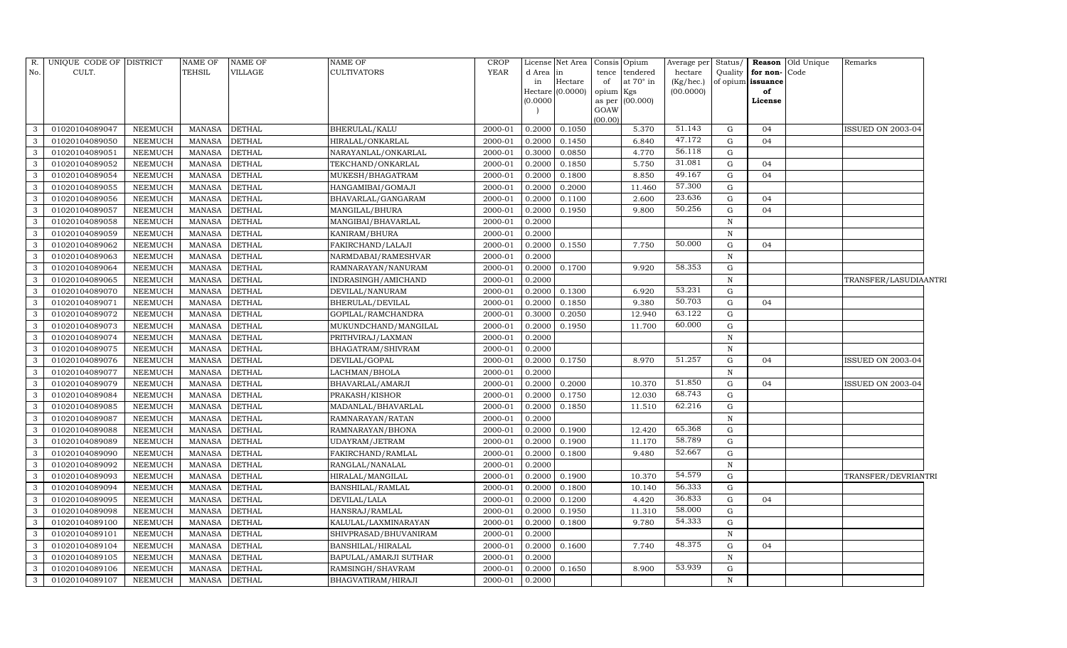| R. No. | UNIQUE CODE OF CULT. | DISTRICT | NAME OF TEHSIL | NAME OF VILLAGE | NAME OF CULTIVATORS | CROP YEAR | License d Area in Hectare (0.0000) | Net Area in Hectare (0.0000) | Consis tence of opium as per GOAW (00.00) | Opium tendered at 70° in Kgs (00.000) | Average per hectare (Kg/hec.) (00.0000) | Status/ Quality of opium | Reason for non-issuance of License | Old Unique Code | Remarks |
|---|---|---|---|---|---|---|---|---|---|---|---|---|---|---|---|
| 3 | 01020104089047 | NEEMUCH | MANASA | DETHAL | BHERULAL/KALU | 2000-01 | 0.2000 | 0.1050 | | 5.370 | 51.143 | G | 04 | | ISSUED ON 2003-04 |
| 3 | 01020104089050 | NEEMUCH | MANASA | DETHAL | HIRALAL/ONKARLAL | 2000-01 | 0.2000 | 0.1450 | | 6.840 | 47.172 | G | 04 | | |
| 3 | 01020104089051 | NEEMUCH | MANASA | DETHAL | NARAYANLAL/ONKARLAL | 2000-01 | 0.3000 | 0.0850 | | 4.770 | 56.118 | G | | | |
| 3 | 01020104089052 | NEEMUCH | MANASA | DETHAL | TEKCHAND/ONKARLAL | 2000-01 | 0.2000 | 0.1850 | | 5.750 | 31.081 | G | 04 | | |
| 3 | 01020104089054 | NEEMUCH | MANASA | DETHAL | MUKESH/BHAGATRAM | 2000-01 | 0.2000 | 0.1800 | | 8.850 | 49.167 | G | 04 | | |
| 3 | 01020104089055 | NEEMUCH | MANASA | DETHAL | HANGAMIBAI/GOMAJI | 2000-01 | 0.2000 | 0.2000 | | 11.460 | 57.300 | G | | | |
| 3 | 01020104089056 | NEEMUCH | MANASA | DETHAL | BHAVARLAL/GANGARAM | 2000-01 | 0.2000 | 0.1100 | | 2.600 | 23.636 | G | 04 | | |
| 3 | 01020104089057 | NEEMUCH | MANASA | DETHAL | MANGILAL/BHURA | 2000-01 | 0.2000 | 0.1950 | | 9.800 | 50.256 | G | 04 | | |
| 3 | 01020104089058 | NEEMUCH | MANASA | DETHAL | MANGIBAI/BHAVARLAL | 2000-01 | 0.2000 | | | | | N | | | |
| 3 | 01020104089059 | NEEMUCH | MANASA | DETHAL | KANIRAM/BHURA | 2000-01 | 0.2000 | | | | | N | | | |
| 3 | 01020104089062 | NEEMUCH | MANASA | DETHAL | FAKIRCHAND/LALAJI | 2000-01 | 0.2000 | 0.1550 | | 7.750 | 50.000 | G | 04 | | |
| 3 | 01020104089063 | NEEMUCH | MANASA | DETHAL | NARMDABAI/RAMESHVAR | 2000-01 | 0.2000 | | | | | N | | | |
| 3 | 01020104089064 | NEEMUCH | MANASA | DETHAL | RAMNARAYAN/NANURAM | 2000-01 | 0.2000 | 0.1700 | | 9.920 | 58.353 | G | | | |
| 3 | 01020104089065 | NEEMUCH | MANASA | DETHAL | INDRASINGH/AMICHAND | 2000-01 | 0.2000 | | | | | N | | | TRANSFER/LASUDIAANTRI |
| 3 | 01020104089070 | NEEMUCH | MANASA | DETHAL | DEVILAL/NANURAM | 2000-01 | 0.2000 | 0.1300 | | 6.920 | 53.231 | G | | | |
| 3 | 01020104089071 | NEEMUCH | MANASA | DETHAL | BHERULAL/DEVILAL | 2000-01 | 0.2000 | 0.1850 | | 9.380 | 50.703 | G | 04 | | |
| 3 | 01020104089072 | NEEMUCH | MANASA | DETHAL | GOPILAL/RAMCHANDRA | 2000-01 | 0.3000 | 0.2050 | | 12.940 | 63.122 | G | | | |
| 3 | 01020104089073 | NEEMUCH | MANASA | DETHAL | MUKUNDCHAND/MANGILAL | 2000-01 | 0.2000 | 0.1950 | | 11.700 | 60.000 | G | | | |
| 3 | 01020104089074 | NEEMUCH | MANASA | DETHAL | PRITHVIRAJ/LAXMAN | 2000-01 | 0.2000 | | | | | N | | | |
| 3 | 01020104089075 | NEEMUCH | MANASA | DETHAL | BHAGATRAM/SHIVRAM | 2000-01 | 0.2000 | | | | | N | | | |
| 3 | 01020104089076 | NEEMUCH | MANASA | DETHAL | DEVILAL/GOPAL | 2000-01 | 0.2000 | 0.1750 | | 8.970 | 51.257 | G | 04 | | ISSUED ON 2003-04 |
| 3 | 01020104089077 | NEEMUCH | MANASA | DETHAL | LACHMAN/BHOLA | 2000-01 | 0.2000 | | | | | N | | | |
| 3 | 01020104089079 | NEEMUCH | MANASA | DETHAL | BHAVARLAL/AMARJI | 2000-01 | 0.2000 | 0.2000 | | 10.370 | 51.850 | G | 04 | | ISSUED ON 2003-04 |
| 3 | 01020104089084 | NEEMUCH | MANASA | DETHAL | PRAKASH/KISHOR | 2000-01 | 0.2000 | 0.1750 | | 12.030 | 68.743 | G | | | |
| 3 | 01020104089085 | NEEMUCH | MANASA | DETHAL | MADANLAL/BHAVARLAL | 2000-01 | 0.2000 | 0.1850 | | 11.510 | 62.216 | G | | | |
| 3 | 01020104089087 | NEEMUCH | MANASA | DETHAL | RAMNARAYAN/RATAN | 2000-01 | 0.2000 | | | | | N | | | |
| 3 | 01020104089088 | NEEMUCH | MANASA | DETHAL | RAMNARAYAN/BHONA | 2000-01 | 0.2000 | 0.1900 | | 12.420 | 65.368 | G | | | |
| 3 | 01020104089089 | NEEMUCH | MANASA | DETHAL | UDAYRAM/JETRAM | 2000-01 | 0.2000 | 0.1900 | | 11.170 | 58.789 | G | | | |
| 3 | 01020104089090 | NEEMUCH | MANASA | DETHAL | FAKIRCHAND/RAMLAL | 2000-01 | 0.2000 | 0.1800 | | 9.480 | 52.667 | G | | | |
| 3 | 01020104089092 | NEEMUCH | MANASA | DETHAL | RANGLAL/NANALAL | 2000-01 | 0.2000 | | | | | N | | | |
| 3 | 01020104089093 | NEEMUCH | MANASA | DETHAL | HIRALAL/MANGILAL | 2000-01 | 0.2000 | 0.1900 | | 10.370 | 54.579 | G | | | TRANSFER/DEVRIANTRI |
| 3 | 01020104089094 | NEEMUCH | MANASA | DETHAL | BANSHILAL/RAMLAL | 2000-01 | 0.2000 | 0.1800 | | 10.140 | 56.333 | G | | | |
| 3 | 01020104089095 | NEEMUCH | MANASA | DETHAL | DEVILAL/LALA | 2000-01 | 0.2000 | 0.1200 | | 4.420 | 36.833 | G | 04 | | |
| 3 | 01020104089098 | NEEMUCH | MANASA | DETHAL | HANSRAJ/RAMLAL | 2000-01 | 0.2000 | 0.1950 | | 11.310 | 58.000 | G | | | |
| 3 | 01020104089100 | NEEMUCH | MANASA | DETHAL | KALULAL/LAXMINARAYAN | 2000-01 | 0.2000 | 0.1800 | | 9.780 | 54.333 | G | | | |
| 3 | 01020104089101 | NEEMUCH | MANASA | DETHAL | SHIVPRASAD/BHUVANIRAM | 2000-01 | 0.2000 | | | | | N | | | |
| 3 | 01020104089104 | NEEMUCH | MANASA | DETHAL | BANSHILAL/HIRALAL | 2000-01 | 0.2000 | 0.1600 | | 7.740 | 48.375 | G | 04 | | |
| 3 | 01020104089105 | NEEMUCH | MANASA | DETHAL | BAPULAL/AMARJI SUTHAR | 2000-01 | 0.2000 | | | | | N | | | |
| 3 | 01020104089106 | NEEMUCH | MANASA | DETHAL | RAMSINGH/SHAVRAM | 2000-01 | 0.2000 | 0.1650 | | 8.900 | 53.939 | G | | | |
| 3 | 01020104089107 | NEEMUCH | MANASA | DETHAL | BHAGVATIRAM/HIRAJI | 2000-01 | 0.2000 | | | | | N | | | |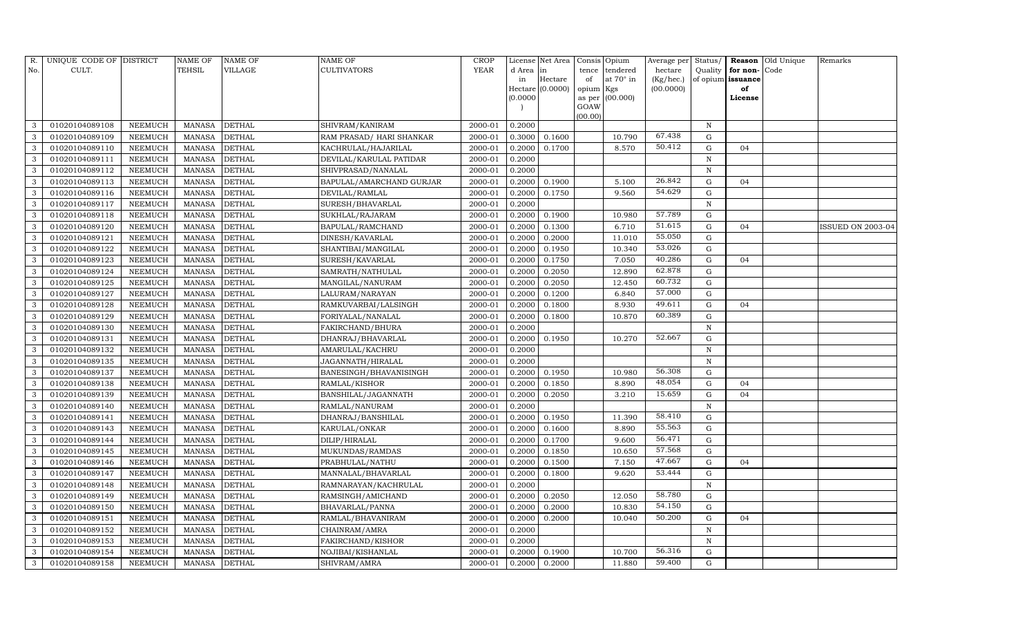| R. No. | UNIQUE CODE OF CULT. | DISTRICT | NAME OF TEHSIL | NAME OF VILLAGE | NAME OF CULTIVATORS | CROP YEAR | License d Area in Hectare (0.0000) | Net Area in Hectare (0.0000) | Consis tence of opium as per GOAW (00.00) | Opium tendered at 70° in Kgs (00.000) | Average per hectare (Kg/hec.) (00.0000) | Status/ Quality of opium | Reason for non-issuance of License | Old Unique Code | Remarks |
|---|---|---|---|---|---|---|---|---|---|---|---|---|---|---|---|
| 3 | 01020104089108 | NEEMUCH | MANASA | DETHAL | SHIVRAM/KANIRAM | 2000-01 | 0.2000 | | | | | N | | | |
| 3 | 01020104089109 | NEEMUCH | MANASA | DETHAL | RAM PRASAD/ HARI SHANKAR | 2000-01 | 0.3000 | 0.1600 | | 10.790 | 67.438 | G | | | |
| 3 | 01020104089110 | NEEMUCH | MANASA | DETHAL | KACHRULAL/HAJARILAL | 2000-01 | 0.2000 | 0.1700 | | 8.570 | 50.412 | G | 04 | | |
| 3 | 01020104089111 | NEEMUCH | MANASA | DETHAL | DEVILAL/KARULAL PATIDAR | 2000-01 | 0.2000 | | | | | N | | | |
| 3 | 01020104089112 | NEEMUCH | MANASA | DETHAL | SHIVPRASAD/NANALAL | 2000-01 | 0.2000 | | | | | N | | | |
| 3 | 01020104089113 | NEEMUCH | MANASA | DETHAL | BAPULAL/AMARCHAND GURJAR | 2000-01 | 0.2000 | 0.1900 | | 5.100 | 26.842 | G | 04 | | |
| 3 | 01020104089116 | NEEMUCH | MANASA | DETHAL | DEVILAL/RAMLAL | 2000-01 | 0.2000 | 0.1750 | | 9.560 | 54.629 | G | | | |
| 3 | 01020104089117 | NEEMUCH | MANASA | DETHAL | SURESH/BHAVARLAL | 2000-01 | 0.2000 | | | | | N | | | |
| 3 | 01020104089118 | NEEMUCH | MANASA | DETHAL | SUKHLAL/RAJARAM | 2000-01 | 0.2000 | 0.1900 | | 10.980 | 57.789 | G | | | |
| 3 | 01020104089120 | NEEMUCH | MANASA | DETHAL | BAPULAL/RAMCHAND | 2000-01 | 0.2000 | 0.1300 | | 6.710 | 51.615 | G | 04 | | ISSUED ON 2003-04 |
| 3 | 01020104089121 | NEEMUCH | MANASA | DETHAL | DINESH/KAVARLAL | 2000-01 | 0.2000 | 0.2000 | | 11.010 | 55.050 | G | | | |
| 3 | 01020104089122 | NEEMUCH | MANASA | DETHAL | SHANTIBAI/MANGILAL | 2000-01 | 0.2000 | 0.1950 | | 10.340 | 53.026 | G | | | |
| 3 | 01020104089123 | NEEMUCH | MANASA | DETHAL | SURESH/KAVARLAL | 2000-01 | 0.2000 | 0.1750 | | 7.050 | 40.286 | G | 04 | | |
| 3 | 01020104089124 | NEEMUCH | MANASA | DETHAL | SAMRATH/NATHULAL | 2000-01 | 0.2000 | 0.2050 | | 12.890 | 62.878 | G | | | |
| 3 | 01020104089125 | NEEMUCH | MANASA | DETHAL | MANGILAL/NANURAM | 2000-01 | 0.2000 | 0.2050 | | 12.450 | 60.732 | G | | | |
| 3 | 01020104089127 | NEEMUCH | MANASA | DETHAL | LALURAM/NARAYAN | 2000-01 | 0.2000 | 0.1200 | | 6.840 | 57.000 | G | | | |
| 3 | 01020104089128 | NEEMUCH | MANASA | DETHAL | RAMKUVARBAI/LALSINGH | 2000-01 | 0.2000 | 0.1800 | | 8.930 | 49.611 | G | 04 | | |
| 3 | 01020104089129 | NEEMUCH | MANASA | DETHAL | FORIYALAL/NANALAL | 2000-01 | 0.2000 | 0.1800 | | 10.870 | 60.389 | G | | | |
| 3 | 01020104089130 | NEEMUCH | MANASA | DETHAL | FAKIRCHAND/BHURA | 2000-01 | 0.2000 | | | | | N | | | |
| 3 | 01020104089131 | NEEMUCH | MANASA | DETHAL | DHANRAJ/BHAVARLAL | 2000-01 | 0.2000 | 0.1950 | | 10.270 | 52.667 | G | | | |
| 3 | 01020104089132 | NEEMUCH | MANASA | DETHAL | AMARULAL/KACHRU | 2000-01 | 0.2000 | | | | | N | | | |
| 3 | 01020104089135 | NEEMUCH | MANASA | DETHAL | JAGANNATH/HIRALAL | 2000-01 | 0.2000 | | | | | N | | | |
| 3 | 01020104089137 | NEEMUCH | MANASA | DETHAL | BANESINGH/BHAVANISINGH | 2000-01 | 0.2000 | 0.1950 | | 10.980 | 56.308 | G | | | |
| 3 | 01020104089138 | NEEMUCH | MANASA | DETHAL | RAMLAL/KISHOR | 2000-01 | 0.2000 | 0.1850 | | 8.890 | 48.054 | G | 04 | | |
| 3 | 01020104089139 | NEEMUCH | MANASA | DETHAL | BANSHILAL/JAGANNATH | 2000-01 | 0.2000 | 0.2050 | | 3.210 | 15.659 | G | 04 | | |
| 3 | 01020104089140 | NEEMUCH | MANASA | DETHAL | RAMLAL/NANURAM | 2000-01 | 0.2000 | | | | | N | | | |
| 3 | 01020104089141 | NEEMUCH | MANASA | DETHAL | DHANRAJ/BANSHILAL | 2000-01 | 0.2000 | 0.1950 | | 11.390 | 58.410 | G | | | |
| 3 | 01020104089143 | NEEMUCH | MANASA | DETHAL | KARULAL/ONKAR | 2000-01 | 0.2000 | 0.1600 | | 8.890 | 55.563 | G | | | |
| 3 | 01020104089144 | NEEMUCH | MANASA | DETHAL | DILIP/HIRALAL | 2000-01 | 0.2000 | 0.1700 | | 9.600 | 56.471 | G | | | |
| 3 | 01020104089145 | NEEMUCH | MANASA | DETHAL | MUKUNDAS/RAMDAS | 2000-01 | 0.2000 | 0.1850 | | 10.650 | 57.568 | G | | | |
| 3 | 01020104089146 | NEEMUCH | MANASA | DETHAL | PRABHULAL/NATHU | 2000-01 | 0.2000 | 0.1500 | | 7.150 | 47.667 | G | 04 | | |
| 3 | 01020104089147 | NEEMUCH | MANASA | DETHAL | MANNALAL/BHAVARLAL | 2000-01 | 0.2000 | 0.1800 | | 9.620 | 53.444 | G | | | |
| 3 | 01020104089148 | NEEMUCH | MANASA | DETHAL | RAMNARAYAN/KACHRULAL | 2000-01 | 0.2000 | | | | | N | | | |
| 3 | 01020104089149 | NEEMUCH | MANASA | DETHAL | RAMSINGH/AMICHAND | 2000-01 | 0.2000 | 0.2050 | | 12.050 | 58.780 | G | | | |
| 3 | 01020104089150 | NEEMUCH | MANASA | DETHAL | BHAVARLAL/PANNA | 2000-01 | 0.2000 | 0.2000 | | 10.830 | 54.150 | G | | | |
| 3 | 01020104089151 | NEEMUCH | MANASA | DETHAL | RAMLAL/BHAVANIRAM | 2000-01 | 0.2000 | 0.2000 | | 10.040 | 50.200 | G | 04 | | |
| 3 | 01020104089152 | NEEMUCH | MANASA | DETHAL | CHAINRAM/AMRA | 2000-01 | 0.2000 | | | | | N | | | |
| 3 | 01020104089153 | NEEMUCH | MANASA | DETHAL | FAKIRCHAND/KISHOR | 2000-01 | 0.2000 | | | | | N | | | |
| 3 | 01020104089154 | NEEMUCH | MANASA | DETHAL | NOJIBAI/KISHANLAL | 2000-01 | 0.2000 | 0.1900 | | 10.700 | 56.316 | G | | | |
| 3 | 01020104089158 | NEEMUCH | MANASA | DETHAL | SHIVRAM/AMRA | 2000-01 | 0.2000 | 0.2000 | | 11.880 | 59.400 | G | | | |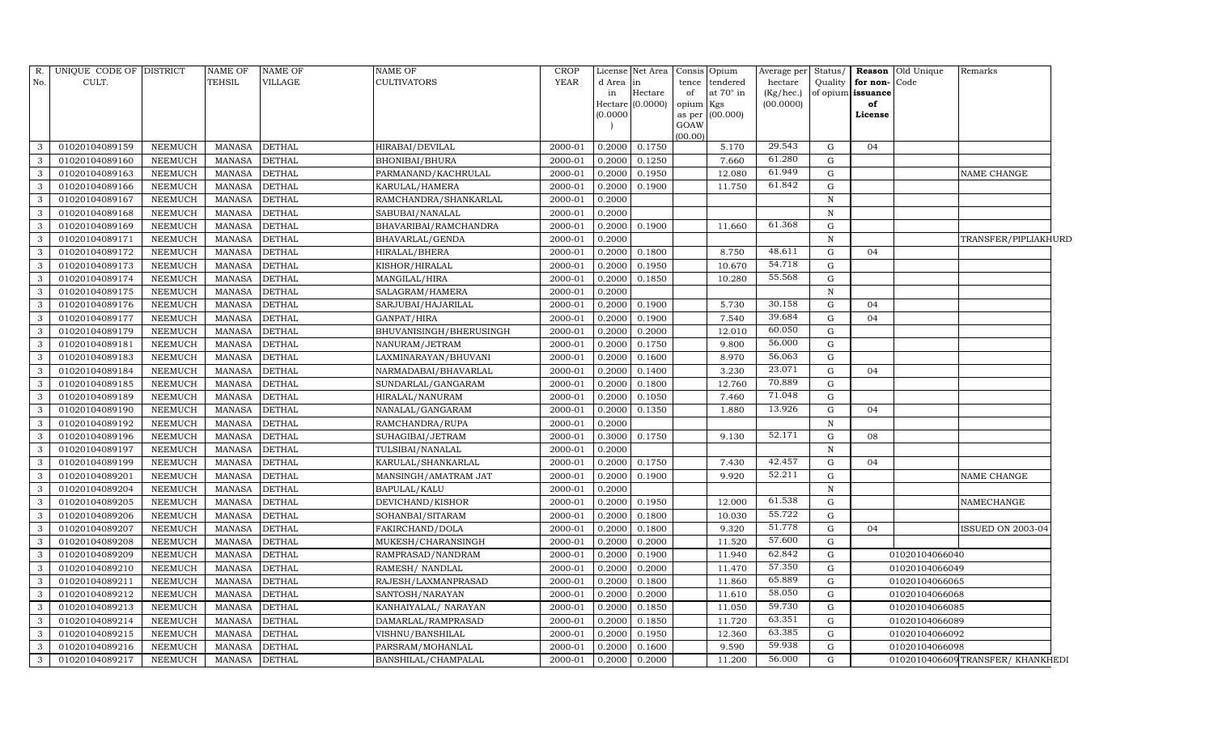| R. No. | UNIQUE CODE OF CULT. | DISTRICT | NAME OF TEHSIL | NAME OF VILLAGE | NAME OF CULTIVATORS | CROP YEAR | License d Area in Hectare (0.0000) | Net Area in Hectare (0.0000) | Consis tence of opium as per GOAW (00.00) | Opium tendered at 70° in Kgs (00.000) | Average per hectare (Kg/hec.) (00.0000) | Status/ Quality of opium | Reason for non-issuance of License | Old Unique Code | Remarks |
|---|---|---|---|---|---|---|---|---|---|---|---|---|---|---|---|
| 3 | 01020104089159 | NEEMUCH | MANASA | DETHAL | HIRABAI/DEVILAL | 2000-01 | 0.2000 | 0.1750 | | 5.170 | 29.543 | G | 04 | | |
| 3 | 01020104089160 | NEEMUCH | MANASA | DETHAL | BHONIBAI/BHURA | 2000-01 | 0.2000 | 0.1250 | | 7.660 | 61.280 | G | | | |
| 3 | 01020104089163 | NEEMUCH | MANASA | DETHAL | PARMANAND/KACHRULAL | 2000-01 | 0.2000 | 0.1950 | | 12.080 | 61.949 | G | | | NAME CHANGE |
| 3 | 01020104089166 | NEEMUCH | MANASA | DETHAL | KARULAL/HAMERA | 2000-01 | 0.2000 | 0.1900 | | 11.750 | 61.842 | G | | | |
| 3 | 01020104089167 | NEEMUCH | MANASA | DETHAL | RAMCHANDRA/SHANKARLAL | 2000-01 | 0.2000 | | | | | N | | | |
| 3 | 01020104089168 | NEEMUCH | MANASA | DETHAL | SABUBAI/NANALAL | 2000-01 | 0.2000 | | | | | N | | | |
| 3 | 01020104089169 | NEEMUCH | MANASA | DETHAL | BHAVARIBAI/RAMCHANDRA | 2000-01 | 0.2000 | 0.1900 | | 11.660 | 61.368 | G | | | |
| 3 | 01020104089171 | NEEMUCH | MANASA | DETHAL | BHAVARLAL/GENDA | 2000-01 | 0.2000 | | | | | N | | | TRANSFER/PIPLIAKHURD |
| 3 | 01020104089172 | NEEMUCH | MANASA | DETHAL | HIRALAL/BHERA | 2000-01 | 0.2000 | 0.1800 | | 8.750 | 48.611 | G | 04 | | |
| 3 | 01020104089173 | NEEMUCH | MANASA | DETHAL | KISHOR/HIRALAL | 2000-01 | 0.2000 | 0.1950 | | 10.670 | 54.718 | G | | | |
| 3 | 01020104089174 | NEEMUCH | MANASA | DETHAL | MANGILAL/HIRA | 2000-01 | 0.2000 | 0.1850 | | 10.280 | 55.568 | G | | | |
| 3 | 01020104089175 | NEEMUCH | MANASA | DETHAL | SALAGRAM/HAMERA | 2000-01 | 0.2000 | | | | | N | | | |
| 3 | 01020104089176 | NEEMUCH | MANASA | DETHAL | SARJUBAI/HAJARILAL | 2000-01 | 0.2000 | 0.1900 | | 5.730 | 30.158 | G | 04 | | |
| 3 | 01020104089177 | NEEMUCH | MANASA | DETHAL | GANPAT/HIRA | 2000-01 | 0.2000 | 0.1900 | | 7.540 | 39.684 | G | 04 | | |
| 3 | 01020104089179 | NEEMUCH | MANASA | DETHAL | BHUVANISINGH/BHERUSINGH | 2000-01 | 0.2000 | 0.2000 | | 12.010 | 60.050 | G | | | |
| 3 | 01020104089181 | NEEMUCH | MANASA | DETHAL | NANURAM/JETRAM | 2000-01 | 0.2000 | 0.1750 | | 9.800 | 56.000 | G | | | |
| 3 | 01020104089183 | NEEMUCH | MANASA | DETHAL | LAXMINARAYAN/BHUVANI | 2000-01 | 0.2000 | 0.1600 | | 8.970 | 56.063 | G | | | |
| 3 | 01020104089184 | NEEMUCH | MANASA | DETHAL | NARMADABAI/BHAVARLAL | 2000-01 | 0.2000 | 0.1400 | | 3.230 | 23.071 | G | 04 | | |
| 3 | 01020104089185 | NEEMUCH | MANASA | DETHAL | SUNDARLAL/GANGARAM | 2000-01 | 0.2000 | 0.1800 | | 12.760 | 70.889 | G | | | |
| 3 | 01020104089189 | NEEMUCH | MANASA | DETHAL | HIRALAL/NANURAM | 2000-01 | 0.2000 | 0.1050 | | 7.460 | 71.048 | G | | | |
| 3 | 01020104089190 | NEEMUCH | MANASA | DETHAL | NANALAL/GANGARAM | 2000-01 | 0.2000 | 0.1350 | | 1.880 | 13.926 | G | 04 | | |
| 3 | 01020104089192 | NEEMUCH | MANASA | DETHAL | RAMCHANDRA/RUPA | 2000-01 | 0.2000 | | | | | N | | | |
| 3 | 01020104089196 | NEEMUCH | MANASA | DETHAL | SUHAGIBAI/JETRAM | 2000-01 | 0.3000 | 0.1750 | | 9.130 | 52.171 | G | 08 | | |
| 3 | 01020104089197 | NEEMUCH | MANASA | DETHAL | TULSIBAI/NANALAL | 2000-01 | 0.2000 | | | | | N | | | |
| 3 | 01020104089199 | NEEMUCH | MANASA | DETHAL | KARULAL/SHANKARLAL | 2000-01 | 0.2000 | 0.1750 | | 7.430 | 42.457 | G | 04 | | |
| 3 | 01020104089201 | NEEMUCH | MANASA | DETHAL | MANSINGH/AMATRAM JAT | 2000-01 | 0.2000 | 0.1900 | | 9.920 | 52.211 | G | | | NAME CHANGE |
| 3 | 01020104089204 | NEEMUCH | MANASA | DETHAL | BAPULAL/KALU | 2000-01 | 0.2000 | | | | | N | | | |
| 3 | 01020104089205 | NEEMUCH | MANASA | DETHAL | DEVICHAND/KISHOR | 2000-01 | 0.2000 | 0.1950 | | 12.000 | 61.538 | G | | | NAMECHANGE |
| 3 | 01020104089206 | NEEMUCH | MANASA | DETHAL | SOHANBAI/SITARAM | 2000-01 | 0.2000 | 0.1800 | | 10.030 | 55.722 | G | | | |
| 3 | 01020104089207 | NEEMUCH | MANASA | DETHAL | FAKIRCHAND/DOLA | 2000-01 | 0.2000 | 0.1800 | | 9.320 | 51.778 | G | 04 | | ISSUED ON 2003-04 |
| 3 | 01020104089208 | NEEMUCH | MANASA | DETHAL | MUKESH/CHARANSINGH | 2000-01 | 0.2000 | 0.2000 | | 11.520 | 57.600 | G | | | |
| 3 | 01020104089209 | NEEMUCH | MANASA | DETHAL | RAMPRASAD/NANDRAM | 2000-01 | 0.2000 | 0.1900 | | 11.940 | 62.842 | G | | 01020104066040 | |
| 3 | 01020104089210 | NEEMUCH | MANASA | DETHAL | RAMESH/ NANDLAL | 2000-01 | 0.2000 | 0.2000 | | 11.470 | 57.350 | G | | 01020104066049 | |
| 3 | 01020104089211 | NEEMUCH | MANASA | DETHAL | RAJESH/LAXMANPRASAD | 2000-01 | 0.2000 | 0.1800 | | 11.860 | 65.889 | G | | 01020104066065 | |
| 3 | 01020104089212 | NEEMUCH | MANASA | DETHAL | SANTOSH/NARAYAN | 2000-01 | 0.2000 | 0.2000 | | 11.610 | 58.050 | G | | 01020104066068 | |
| 3 | 01020104089213 | NEEMUCH | MANASA | DETHAL | KANHAIYALAL/ NARAYAN | 2000-01 | 0.2000 | 0.1850 | | 11.050 | 59.730 | G | | 01020104066085 | |
| 3 | 01020104089214 | NEEMUCH | MANASA | DETHAL | DAMARLAL/RAMPRASAD | 2000-01 | 0.2000 | 0.1850 | | 11.720 | 63.351 | G | | 01020104066089 | |
| 3 | 01020104089215 | NEEMUCH | MANASA | DETHAL | VISHNU/BANSHILAL | 2000-01 | 0.2000 | 0.1950 | | 12.360 | 63.385 | G | | 01020104066092 | |
| 3 | 01020104089216 | NEEMUCH | MANASA | DETHAL | PARSRAM/MOHANLAL | 2000-01 | 0.2000 | 0.1600 | | 9.590 | 59.938 | G | | 01020104066098 | |
| 3 | 01020104089217 | NEEMUCH | MANASA | DETHAL | BANSHILAL/CHAMPALAL | 2000-01 | 0.2000 | 0.2000 | | 11.200 | 56.000 | G | | 01020104066096 | TRANSFER/ KHANKHEDI |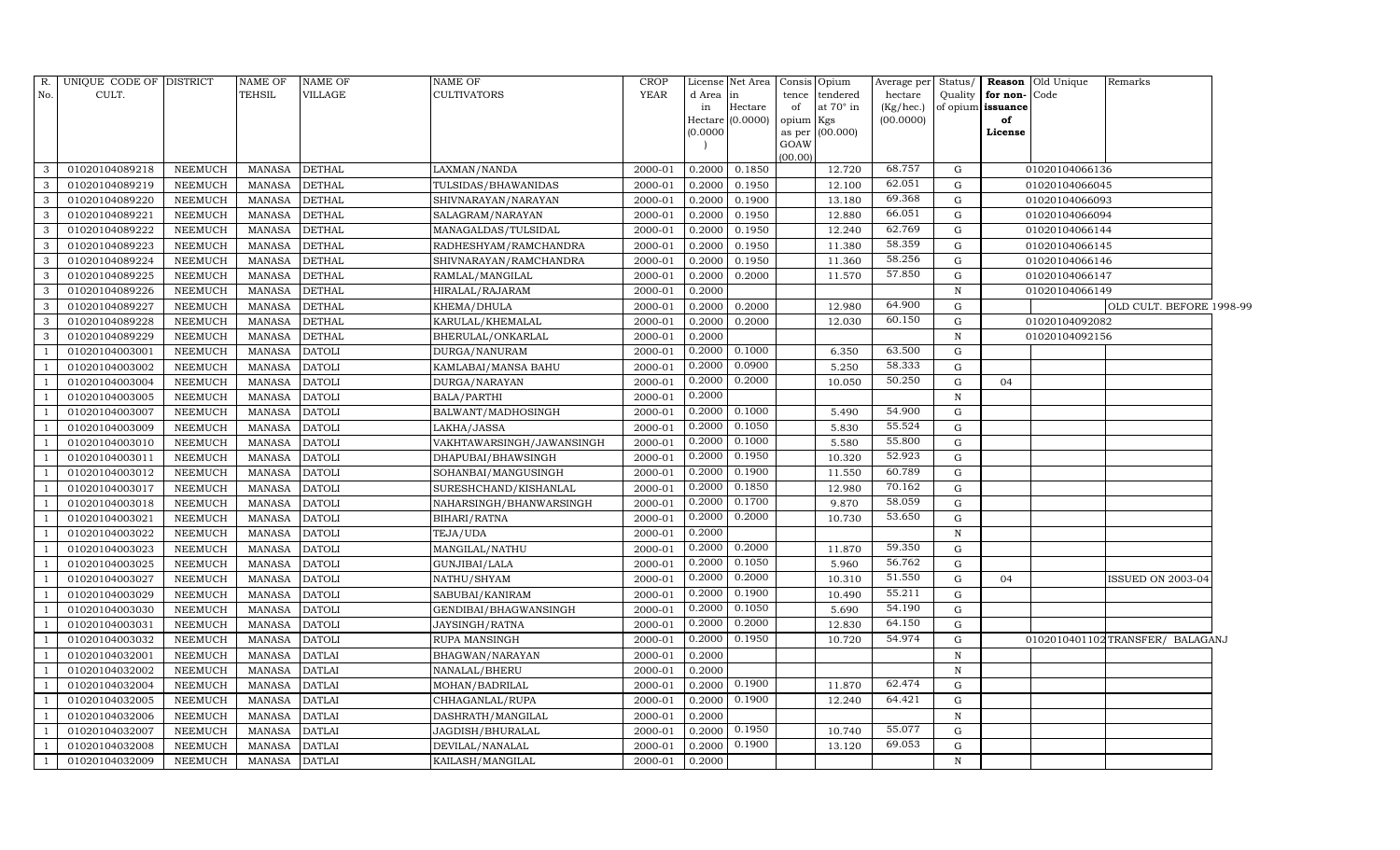| R. No. | UNIQUE CODE OF CULT. | DISTRICT | NAME OF TEHSIL | NAME OF VILLAGE | NAME OF CULTIVATORS | CROP YEAR | License d Area in Hectare (0.0000) | Net Area in Hectare (0.0000) | Consis tence of opium as per GOAW (00.00) | Opium tendered at 70° in Kgs (00.000) | Average per hectare (Kg/hec.) (00.0000) | Status/ Quality of opium | Reason for non- issuance of License | Old Unique Code | Remarks |
|---|---|---|---|---|---|---|---|---|---|---|---|---|---|---|---|
| 3 | 01020104089218 | NEEMUCH | MANASA | DETHAL | LAXMAN/NANDA | 2000-01 | 0.2000 | 0.1850 | | 12.720 | 68.757 | G | | 01020104066136 | |
| 3 | 01020104089219 | NEEMUCH | MANASA | DETHAL | TULSIDAS/BHAWANIDAS | 2000-01 | 0.2000 | 0.1950 | | 12.100 | 62.051 | G | | 01020104066045 | |
| 3 | 01020104089220 | NEEMUCH | MANASA | DETHAL | SHIVNARAYAN/NARAYAN | 2000-01 | 0.2000 | 0.1900 | | 13.180 | 69.368 | G | | 01020104066093 | |
| 3 | 01020104089221 | NEEMUCH | MANASA | DETHAL | SALAGRAM/NARAYAN | 2000-01 | 0.2000 | 0.1950 | | 12.880 | 66.051 | G | | 01020104066094 | |
| 3 | 01020104089222 | NEEMUCH | MANASA | DETHAL | MANAGALDAS/TULSIDAL | 2000-01 | 0.2000 | 0.1950 | | 12.240 | 62.769 | G | | 01020104066144 | |
| 3 | 01020104089223 | NEEMUCH | MANASA | DETHAL | RADHESHYAM/RAMCHANDRA | 2000-01 | 0.2000 | 0.1950 | | 11.380 | 58.359 | G | | 01020104066145 | |
| 3 | 01020104089224 | NEEMUCH | MANASA | DETHAL | SHIVNARAYAN/RAMCHANDRA | 2000-01 | 0.2000 | 0.1950 | | 11.360 | 58.256 | G | | 01020104066146 | |
| 3 | 01020104089225 | NEEMUCH | MANASA | DETHAL | RAMLAL/MANGILAL | 2000-01 | 0.2000 | 0.2000 | | 11.570 | 57.850 | G | | 01020104066147 | |
| 3 | 01020104089226 | NEEMUCH | MANASA | DETHAL | HIRALAL/RAJARAM | 2000-01 | 0.2000 | | | | | N | | 01020104066149 | |
| 3 | 01020104089227 | NEEMUCH | MANASA | DETHAL | KHEMA/DHULA | 2000-01 | 0.2000 | 0.2000 | | 12.980 | 64.900 | G | | | OLD CULT. BEFORE 1998-99 |
| 3 | 01020104089228 | NEEMUCH | MANASA | DETHAL | KARULAL/KHEMALAL | 2000-01 | 0.2000 | 0.2000 | | 12.030 | 60.150 | G | | 01020104092082 | |
| 3 | 01020104089229 | NEEMUCH | MANASA | DETHAL | BHERULAL/ONKARLAL | 2000-01 | 0.2000 | | | | | N | | 01020104092156 | |
| 1 | 01020104003001 | NEEMUCH | MANASA | DATOLI | DURGA/NANURAM | 2000-01 | 0.2000 | 0.1000 | | 6.350 | 63.500 | G | | | |
| 1 | 01020104003002 | NEEMUCH | MANASA | DATOLI | KAMLABAI/MANSA BAHU | 2000-01 | 0.2000 | 0.0900 | | 5.250 | 58.333 | G | | | |
| 1 | 01020104003004 | NEEMUCH | MANASA | DATOLI | DURGA/NARAYAN | 2000-01 | 0.2000 | 0.2000 | | 10.050 | 50.250 | G | 04 | | |
| 1 | 01020104003005 | NEEMUCH | MANASA | DATOLI | BALA/PARTHI | 2000-01 | 0.2000 | | | | | N | | | |
| 1 | 01020104003007 | NEEMUCH | MANASA | DATOLI | BALWANT/MADHOSINGH | 2000-01 | 0.2000 | 0.1000 | | 5.490 | 54.900 | G | | | |
| 1 | 01020104003009 | NEEMUCH | MANASA | DATOLI | LAKHA/JASSA | 2000-01 | 0.2000 | 0.1050 | | 5.830 | 55.524 | G | | | |
| 1 | 01020104003010 | NEEMUCH | MANASA | DATOLI | VAKHTAWARSINGH/JAWANSINGH | 2000-01 | 0.2000 | 0.1000 | | 5.580 | 55.800 | G | | | |
| 1 | 01020104003011 | NEEMUCH | MANASA | DATOLI | DHAPUBAI/BHAWSINGH | 2000-01 | 0.2000 | 0.1950 | | 10.320 | 52.923 | G | | | |
| 1 | 01020104003012 | NEEMUCH | MANASA | DATOLI | SOHANBAI/MANGUSINGH | 2000-01 | 0.2000 | 0.1900 | | 11.550 | 60.789 | G | | | |
| 1 | 01020104003017 | NEEMUCH | MANASA | DATOLI | SURESHCHAND/KISHANLAL | 2000-01 | 0.2000 | 0.1850 | | 12.980 | 70.162 | G | | | |
| 1 | 01020104003018 | NEEMUCH | MANASA | DATOLI | NAHARSINGH/BHANWARSINGH | 2000-01 | 0.2000 | 0.1700 | | 9.870 | 58.059 | G | | | |
| 1 | 01020104003021 | NEEMUCH | MANASA | DATOLI | BIHARI/RATNA | 2000-01 | 0.2000 | 0.2000 | | 10.730 | 53.650 | G | | | |
| 1 | 01020104003022 | NEEMUCH | MANASA | DATOLI | TEJA/UDA | 2000-01 | 0.2000 | | | | | N | | | |
| 1 | 01020104003023 | NEEMUCH | MANASA | DATOLI | MANGILAL/NATHU | 2000-01 | 0.2000 | 0.2000 | | 11.870 | 59.350 | G | | | |
| 1 | 01020104003025 | NEEMUCH | MANASA | DATOLI | GUNJIBAI/LALA | 2000-01 | 0.2000 | 0.1050 | | 5.960 | 56.762 | G | | | |
| 1 | 01020104003027 | NEEMUCH | MANASA | DATOLI | NATHU/SHYAM | 2000-01 | 0.2000 | 0.2000 | | 10.310 | 51.550 | G | 04 | | ISSUED ON 2003-04 |
| 1 | 01020104003029 | NEEMUCH | MANASA | DATOLI | SABUBAI/KANIRAM | 2000-01 | 0.2000 | 0.1900 | | 10.490 | 55.211 | G | | | |
| 1 | 01020104003030 | NEEMUCH | MANASA | DATOLI | GENDIBAI/BHAGWANSINGH | 2000-01 | 0.2000 | 0.1050 | | 5.690 | 54.190 | G | | | |
| 1 | 01020104003031 | NEEMUCH | MANASA | DATOLI | JAYSINGH/RATNA | 2000-01 | 0.2000 | 0.2000 | | 12.830 | 64.150 | G | | | |
| 1 | 01020104003032 | NEEMUCH | MANASA | DATOLI | RUPA MANSINGH | 2000-01 | 0.2000 | 0.1950 | | 10.720 | 54.974 | G | | 0102010401102 | TRANSFER/ BALAGANJ |
| 1 | 01020104032001 | NEEMUCH | MANASA | DATLAI | BHAGWAN/NARAYAN | 2000-01 | 0.2000 | | | | | N | | | |
| 1 | 01020104032002 | NEEMUCH | MANASA | DATLAI | NANALAL/BHERU | 2000-01 | 0.2000 | | | | | N | | | |
| 1 | 01020104032004 | NEEMUCH | MANASA | DATLAI | MOHAN/BADRILAL | 2000-01 | 0.2000 | 0.1900 | | 11.870 | 62.474 | G | | | |
| 1 | 01020104032005 | NEEMUCH | MANASA | DATLAI | CHHAGANLAL/RUPA | 2000-01 | 0.2000 | 0.1900 | | 12.240 | 64.421 | G | | | |
| 1 | 01020104032006 | NEEMUCH | MANASA | DATLAI | DASHRATH/MANGILAL | 2000-01 | 0.2000 | | | | | N | | | |
| 1 | 01020104032007 | NEEMUCH | MANASA | DATLAI | JAGDISH/BHURALAL | 2000-01 | 0.2000 | 0.1950 | | 10.740 | 55.077 | G | | | |
| 1 | 01020104032008 | NEEMUCH | MANASA | DATLAI | DEVILAL/NANALAL | 2000-01 | 0.2000 | 0.1900 | | 13.120 | 69.053 | G | | | |
| 1 | 01020104032009 | NEEMUCH | MANASA | DATLAI | KAILASH/MANGILAL | 2000-01 | 0.2000 | | | | | N | | | |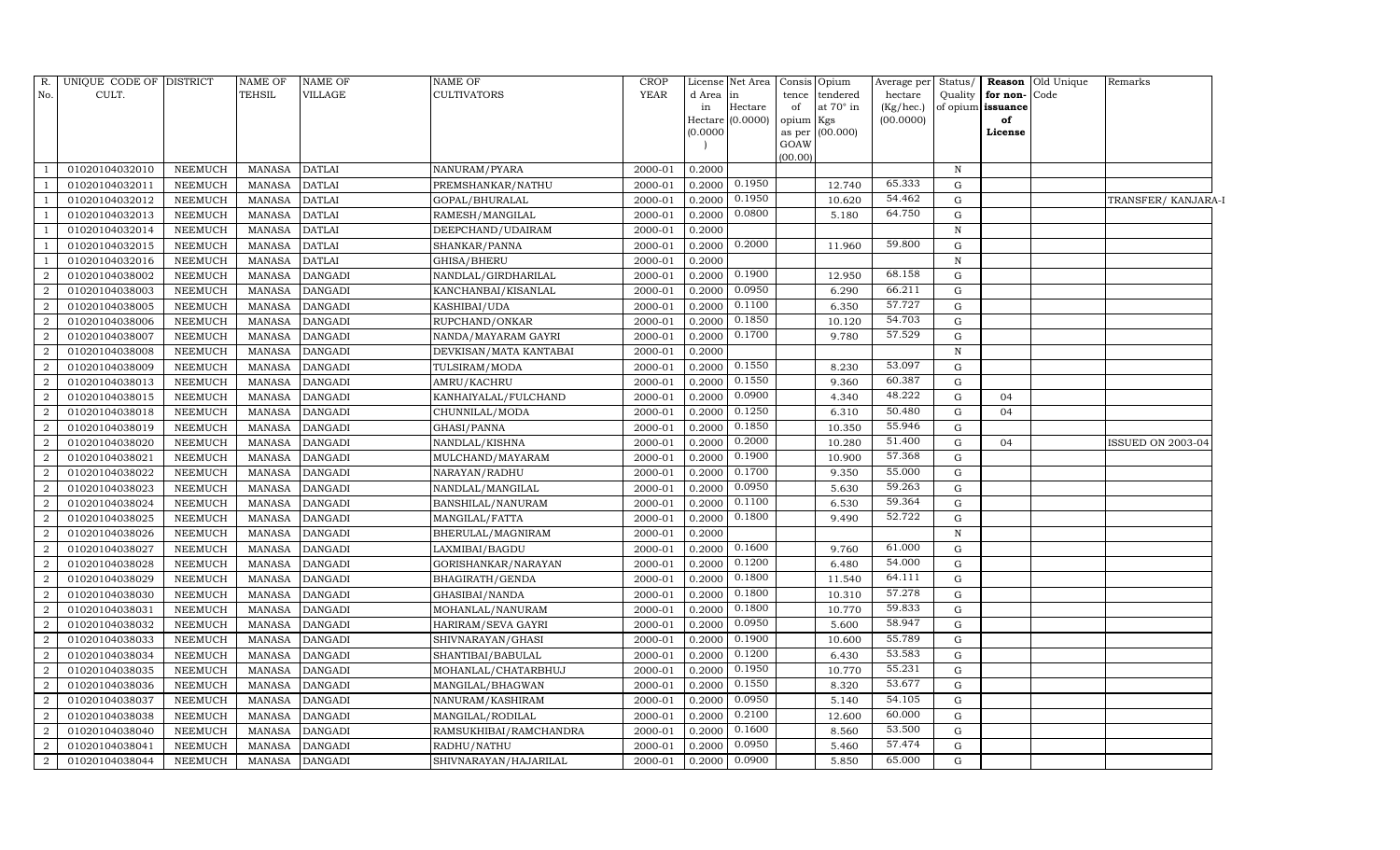| R. No. | UNIQUE CODE OF CULT. | DISTRICT | NAME OF TEHSIL | NAME OF VILLAGE | NAME OF CULTIVATORS | CROP YEAR | License d Area in Hectare (0.0000) | Net Area in Hectare (0.0000) | Consis tence of opium as per GOAW (00.00) | Opium tendered at 70° in Kgs (00.000) | Average per hectare (Kg/hec.) (00.0000) | Status/ Quality of opium | Reason for non-issuance of License | Old Unique Code | Remarks |
|---|---|---|---|---|---|---|---|---|---|---|---|---|---|---|---|
| 1 | 01020104032010 | NEEMUCH | MANASA | DATLAI | NANURAM/PYARA | 2000-01 | 0.2000 | | | | | N | | | |
| 1 | 01020104032011 | NEEMUCH | MANASA | DATLAI | PREMSHANKAR/NATHU | 2000-01 | 0.2000 | 0.1950 | | 12.740 | 65.333 | G | | | |
| 1 | 01020104032012 | NEEMUCH | MANASA | DATLAI | GOPAL/BHURALAL | 2000-01 | 0.2000 | 0.1950 | | 10.620 | 54.462 | G | | | TRANSFER/ KANJARA-I |
| 1 | 01020104032013 | NEEMUCH | MANASA | DATLAI | RAMESH/MANGILAL | 2000-01 | 0.2000 | 0.0800 | | 5.180 | 64.750 | G | | | |
| 1 | 01020104032014 | NEEMUCH | MANASA | DATLAI | DEEPCHAND/UDAIRAM | 2000-01 | 0.2000 | | | | | N | | | |
| 1 | 01020104032015 | NEEMUCH | MANASA | DATLAI | SHANKAR/PANNA | 2000-01 | 0.2000 | 0.2000 | | 11.960 | 59.800 | G | | | |
| 1 | 01020104032016 | NEEMUCH | MANASA | DATLAI | GHISA/BHERU | 2000-01 | 0.2000 | | | | | N | | | |
| 2 | 01020104038002 | NEEMUCH | MANASA | DANGADI | NANDLAL/GIRDHARILAL | 2000-01 | 0.2000 | 0.1900 | | 12.950 | 68.158 | G | | | |
| 2 | 01020104038003 | NEEMUCH | MANASA | DANGADI | KANCHANBAI/KISANLAL | 2000-01 | 0.2000 | 0.0950 | | 6.290 | 66.211 | G | | | |
| 2 | 01020104038005 | NEEMUCH | MANASA | DANGADI | KASHIBAI/UDA | 2000-01 | 0.2000 | 0.1100 | | 6.350 | 57.727 | G | | | |
| 2 | 01020104038006 | NEEMUCH | MANASA | DANGADI | RUPCHAND/ONKAR | 2000-01 | 0.2000 | 0.1850 | | 10.120 | 54.703 | G | | | |
| 2 | 01020104038007 | NEEMUCH | MANASA | DANGADI | NANDA/MAYARAM GAYRI | 2000-01 | 0.2000 | 0.1700 | | 9.780 | 57.529 | G | | | |
| 2 | 01020104038008 | NEEMUCH | MANASA | DANGADI | DEVKISAN/MATA KANTABAI | 2000-01 | 0.2000 | | | | | N | | | |
| 2 | 01020104038009 | NEEMUCH | MANASA | DANGADI | TULSIRAM/MODA | 2000-01 | 0.2000 | 0.1550 | | 8.230 | 53.097 | G | | | |
| 2 | 01020104038013 | NEEMUCH | MANASA | DANGADI | AMRU/KACHRU | 2000-01 | 0.2000 | 0.1550 | | 9.360 | 60.387 | G | | | |
| 2 | 01020104038015 | NEEMUCH | MANASA | DANGADI | KANHAIYALAL/FULCHAND | 2000-01 | 0.2000 | 0.0900 | | 4.340 | 48.222 | G | 04 | | |
| 2 | 01020104038018 | NEEMUCH | MANASA | DANGADI | CHUNNILAL/MODA | 2000-01 | 0.2000 | 0.1250 | | 6.310 | 50.480 | G | 04 | | |
| 2 | 01020104038019 | NEEMUCH | MANASA | DANGADI | GHASI/PANNA | 2000-01 | 0.2000 | 0.1850 | | 10.350 | 55.946 | G | | | |
| 2 | 01020104038020 | NEEMUCH | MANASA | DANGADI | NANDLAL/KISHNA | 2000-01 | 0.2000 | 0.2000 | | 10.280 | 51.400 | G | 04 | | ISSUED ON 2003-04 |
| 2 | 01020104038021 | NEEMUCH | MANASA | DANGADI | MULCHAND/MAYARAM | 2000-01 | 0.2000 | 0.1900 | | 10.900 | 57.368 | G | | | |
| 2 | 01020104038022 | NEEMUCH | MANASA | DANGADI | NARAYAN/RADHU | 2000-01 | 0.2000 | 0.1700 | | 9.350 | 55.000 | G | | | |
| 2 | 01020104038023 | NEEMUCH | MANASA | DANGADI | NANDLAL/MANGILAL | 2000-01 | 0.2000 | 0.0950 | | 5.630 | 59.263 | G | | | |
| 2 | 01020104038024 | NEEMUCH | MANASA | DANGADI | BANSHILAL/NANURAM | 2000-01 | 0.2000 | 0.1100 | | 6.530 | 59.364 | G | | | |
| 2 | 01020104038025 | NEEMUCH | MANASA | DANGADI | MANGILAL/FATTA | 2000-01 | 0.2000 | 0.1800 | | 9.490 | 52.722 | G | | | |
| 2 | 01020104038026 | NEEMUCH | MANASA | DANGADI | BHERULAL/MAGNIRAM | 2000-01 | 0.2000 | | | | | N | | | |
| 2 | 01020104038027 | NEEMUCH | MANASA | DANGADI | LAXMIBAI/BAGDU | 2000-01 | 0.2000 | 0.1600 | | 9.760 | 61.000 | G | | | |
| 2 | 01020104038028 | NEEMUCH | MANASA | DANGADI | GORISHANKAR/NARAYAN | 2000-01 | 0.2000 | 0.1200 | | 6.480 | 54.000 | G | | | |
| 2 | 01020104038029 | NEEMUCH | MANASA | DANGADI | BHAGIRATH/GENDA | 2000-01 | 0.2000 | 0.1800 | | 11.540 | 64.111 | G | | | |
| 2 | 01020104038030 | NEEMUCH | MANASA | DANGADI | GHASIBAI/NANDA | 2000-01 | 0.2000 | 0.1800 | | 10.310 | 57.278 | G | | | |
| 2 | 01020104038031 | NEEMUCH | MANASA | DANGADI | MOHANLAL/NANURAM | 2000-01 | 0.2000 | 0.1800 | | 10.770 | 59.833 | G | | | |
| 2 | 01020104038032 | NEEMUCH | MANASA | DANGADI | HARIRAM/SEVA GAYRI | 2000-01 | 0.2000 | 0.0950 | | 5.600 | 58.947 | G | | | |
| 2 | 01020104038033 | NEEMUCH | MANASA | DANGADI | SHIVNARAYAN/GHASI | 2000-01 | 0.2000 | 0.1900 | | 10.600 | 55.789 | G | | | |
| 2 | 01020104038034 | NEEMUCH | MANASA | DANGADI | SHANTIBAI/BABULAL | 2000-01 | 0.2000 | 0.1200 | | 6.430 | 53.583 | G | | | |
| 2 | 01020104038035 | NEEMUCH | MANASA | DANGADI | MOHANLAL/CHATARBHUJ | 2000-01 | 0.2000 | 0.1950 | | 10.770 | 55.231 | G | | | |
| 2 | 01020104038036 | NEEMUCH | MANASA | DANGADI | MANGILAL/BHAGWAN | 2000-01 | 0.2000 | 0.1550 | | 8.320 | 53.677 | G | | | |
| 2 | 01020104038037 | NEEMUCH | MANASA | DANGADI | NANURAM/KASHIRAM | 2000-01 | 0.2000 | 0.0950 | | 5.140 | 54.105 | G | | | |
| 2 | 01020104038038 | NEEMUCH | MANASA | DANGADI | MANGILAL/RODILAL | 2000-01 | 0.2000 | 0.2100 | | 12.600 | 60.000 | G | | | |
| 2 | 01020104038040 | NEEMUCH | MANASA | DANGADI | RAMSUKHIBAI/RAMCHANDRA | 2000-01 | 0.2000 | 0.1600 | | 8.560 | 53.500 | G | | | |
| 2 | 01020104038041 | NEEMUCH | MANASA | DANGADI | RADHU/NATHU | 2000-01 | 0.2000 | 0.0950 | | 5.460 | 57.474 | G | | | |
| 2 | 01020104038044 | NEEMUCH | MANASA | DANGADI | SHIVNARAYAN/HAJARILAL | 2000-01 | 0.2000 | 0.0900 | | 5.850 | 65.000 | G | | | |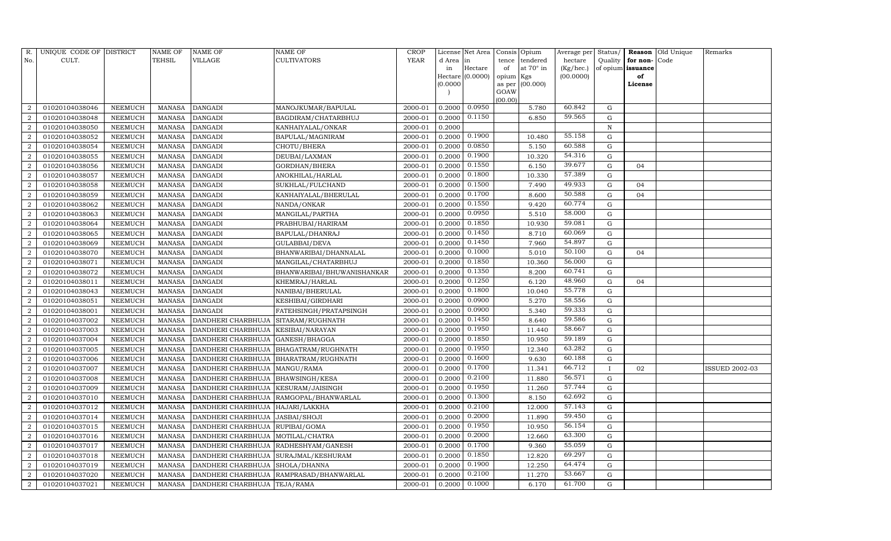| R. No. | UNIQUE CODE OF CULT. | DISTRICT | NAME OF TEHSIL | NAME OF VILLAGE | NAME OF CULTIVATORS | CROP YEAR | License d Area in Hectare (0.0000) | Net Area in Hectare (0.0000) | Consis tence of opium as per GOAW (00.00) | Opium tendered at 70° in Kgs (00.000) | Average per hectare (Kg/hec.) (00.0000) | Status/ Quality of opium | Reason for non-issuance of License | Old Unique Code | Remarks |
|---|---|---|---|---|---|---|---|---|---|---|---|---|---|---|---|
| 2 | 01020104038046 | NEEMUCH | MANASA | DANGADI | MANOJKUMAR/BAPULAL | 2000-01 | 0.2000 | 0.0950 | | 5.780 | 60.842 | G | | | |
| 2 | 01020104038048 | NEEMUCH | MANASA | DANGADI | BAGDIRAM/CHATARBHUJ | 2000-01 | 0.2000 | 0.1150 | | 6.850 | 59.565 | G | | | |
| 2 | 01020104038050 | NEEMUCH | MANASA | DANGADI | KANHAIYALAL/ONKAR | 2000-01 | 0.2000 | | | | | N | | | |
| 2 | 01020104038052 | NEEMUCH | MANASA | DANGADI | BAPULAL/MAGNIRAM | 2000-01 | 0.2000 | 0.1900 | | 10.480 | 55.158 | G | | | |
| 2 | 01020104038054 | NEEMUCH | MANASA | DANGADI | CHOTU/BHERA | 2000-01 | 0.2000 | 0.0850 | | 5.150 | 60.588 | G | | | |
| 2 | 01020104038055 | NEEMUCH | MANASA | DANGADI | DEUBAI/LAXMAN | 2000-01 | 0.2000 | 0.1900 | | 10.320 | 54.316 | G | | | |
| 2 | 01020104038056 | NEEMUCH | MANASA | DANGADI | GORDHAN/BHERA | 2000-01 | 0.2000 | 0.1550 | | 6.150 | 39.677 | G | 04 | | |
| 2 | 01020104038057 | NEEMUCH | MANASA | DANGADI | ANOKHILAL/HARLAL | 2000-01 | 0.2000 | 0.1800 | | 10.330 | 57.389 | G | | | |
| 2 | 01020104038058 | NEEMUCH | MANASA | DANGADI | SUKHLAL/FULCHAND | 2000-01 | 0.2000 | 0.1500 | | 7.490 | 49.933 | G | 04 | | |
| 2 | 01020104038059 | NEEMUCH | MANASA | DANGADI | KANHAIYALAL/BHERULAL | 2000-01 | 0.2000 | 0.1700 | | 8.600 | 50.588 | G | 04 | | |
| 2 | 01020104038062 | NEEMUCH | MANASA | DANGADI | NANDA/ONKAR | 2000-01 | 0.2000 | 0.1550 | | 9.420 | 60.774 | G | | | |
| 2 | 01020104038063 | NEEMUCH | MANASA | DANGADI | MANGILAL/PARTHA | 2000-01 | 0.2000 | 0.0950 | | 5.510 | 58.000 | G | | | |
| 2 | 01020104038064 | NEEMUCH | MANASA | DANGADI | PRABHUBAI/HARIRAM | 2000-01 | 0.2000 | 0.1850 | | 10.930 | 59.081 | G | | | |
| 2 | 01020104038065 | NEEMUCH | MANASA | DANGADI | BAPULAL/DHANRAJ | 2000-01 | 0.2000 | 0.1450 | | 8.710 | 60.069 | G | | | |
| 2 | 01020104038069 | NEEMUCH | MANASA | DANGADI | GULABBAI/DEVA | 2000-01 | 0.2000 | 0.1450 | | 7.960 | 54.897 | G | | | |
| 2 | 01020104038070 | NEEMUCH | MANASA | DANGADI | BHANWARIBAI/DHANNALAL | 2000-01 | 0.2000 | 0.1000 | | 5.010 | 50.100 | G | 04 | | |
| 2 | 01020104038071 | NEEMUCH | MANASA | DANGADI | MANGILAL/CHATARBHUJ | 2000-01 | 0.2000 | 0.1850 | | 10.360 | 56.000 | G | | | |
| 2 | 01020104038072 | NEEMUCH | MANASA | DANGADI | BHANWARIBAI/BHUWANISHANKAR | 2000-01 | 0.2000 | 0.1350 | | 8.200 | 60.741 | G | | | |
| 2 | 01020104038011 | NEEMUCH | MANASA | DANGADI | KHEMRAJ/HARLAL | 2000-01 | 0.2000 | 0.1250 | | 6.120 | 48.960 | G | 04 | | |
| 2 | 01020104038043 | NEEMUCH | MANASA | DANGADI | NANIBAI/BHERULAL | 2000-01 | 0.2000 | 0.1800 | | 10.040 | 55.778 | G | | | |
| 2 | 01020104038051 | NEEMUCH | MANASA | DANGADI | KESHIBAI/GIRDHARI | 2000-01 | 0.2000 | 0.0900 | | 5.270 | 58.556 | G | | | |
| 2 | 01020104038001 | NEEMUCH | MANASA | DANGADI | FATEHSINGH/PRATAPSINGH | 2000-01 | 0.2000 | 0.0900 | | 5.340 | 59.333 | G | | | |
| 2 | 01020104037002 | NEEMUCH | MANASA | DANDHERI CHARBHUJA | SITARAM/RUGHNATH | 2000-01 | 0.2000 | 0.1450 | | 8.640 | 59.586 | G | | | |
| 2 | 01020104037003 | NEEMUCH | MANASA | DANDHERI CHARBHUJA | KESIBAI/NARAYAN | 2000-01 | 0.2000 | 0.1950 | | 11.440 | 58.667 | G | | | |
| 2 | 01020104037004 | NEEMUCH | MANASA | DANDHERI CHARBHUJA | GANESH/BHAGGA | 2000-01 | 0.2000 | 0.1850 | | 10.950 | 59.189 | G | | | |
| 2 | 01020104037005 | NEEMUCH | MANASA | DANDHERI CHARBHUJA | BHAGATRAM/RUGHNATH | 2000-01 | 0.2000 | 0.1950 | | 12.340 | 63.282 | G | | | |
| 2 | 01020104037006 | NEEMUCH | MANASA | DANDHERI CHARBHUJA | BHARATRAM/RUGHNATH | 2000-01 | 0.2000 | 0.1600 | | 9.630 | 60.188 | G | | | |
| 2 | 01020104037007 | NEEMUCH | MANASA | DANDHERI CHARBHUJA | MANGU/RAMA | 2000-01 | 0.2000 | 0.1700 | | 11.341 | 66.712 | I | 02 | | ISSUED 2002-03 |
| 2 | 01020104037008 | NEEMUCH | MANASA | DANDHERI CHARBHUJA | BHAWSINGH/KESA | 2000-01 | 0.2000 | 0.2100 | | 11.880 | 56.571 | G | | | |
| 2 | 01020104037009 | NEEMUCH | MANASA | DANDHERI CHARBHUJA | KESURAM/JAISINGH | 2000-01 | 0.2000 | 0.1950 | | 11.260 | 57.744 | G | | | |
| 2 | 01020104037010 | NEEMUCH | MANASA | DANDHERI CHARBHUJA | RAMGOPAL/BHANWARLAL | 2000-01 | 0.2000 | 0.1300 | | 8.150 | 62.692 | G | | | |
| 2 | 01020104037012 | NEEMUCH | MANASA | DANDHERI CHARBHUJA | HAJARI/LAKKHA | 2000-01 | 0.2000 | 0.2100 | | 12.000 | 57.143 | G | | | |
| 2 | 01020104037014 | NEEMUCH | MANASA | DANDHERI CHARBHUJA | JASBAI/SHOJI | 2000-01 | 0.2000 | 0.2000 | | 11.890 | 59.450 | G | | | |
| 2 | 01020104037015 | NEEMUCH | MANASA | DANDHERI CHARBHUJA | RUPIBAI/GOMA | 2000-01 | 0.2000 | 0.1950 | | 10.950 | 56.154 | G | | | |
| 2 | 01020104037016 | NEEMUCH | MANASA | DANDHERI CHARBHUJA | MOTILAL/CHATRA | 2000-01 | 0.2000 | 0.2000 | | 12.660 | 63.300 | G | | | |
| 2 | 01020104037017 | NEEMUCH | MANASA | DANDHERI CHARBHUJA | RADHESHYAM/GANESH | 2000-01 | 0.2000 | 0.1700 | | 9.360 | 55.059 | G | | | |
| 2 | 01020104037018 | NEEMUCH | MANASA | DANDHERI CHARBHUJA | SURAJMAL/KESHURAM | 2000-01 | 0.2000 | 0.1850 | | 12.820 | 69.297 | G | | | |
| 2 | 01020104037019 | NEEMUCH | MANASA | DANDHERI CHARBHUJA | SHOLA/DHANNA | 2000-01 | 0.2000 | 0.1900 | | 12.250 | 64.474 | G | | | |
| 2 | 01020104037020 | NEEMUCH | MANASA | DANDHERI CHARBHUJA | RAMPRASAD/BHANWARLAL | 2000-01 | 0.2000 | 0.2100 | | 11.270 | 53.667 | G | | | |
| 2 | 01020104037021 | NEEMUCH | MANASA | DANDHERI CHARBHUJA | TEJA/RAMA | 2000-01 | 0.2000 | 0.1000 | | 6.170 | 61.700 | G | | | |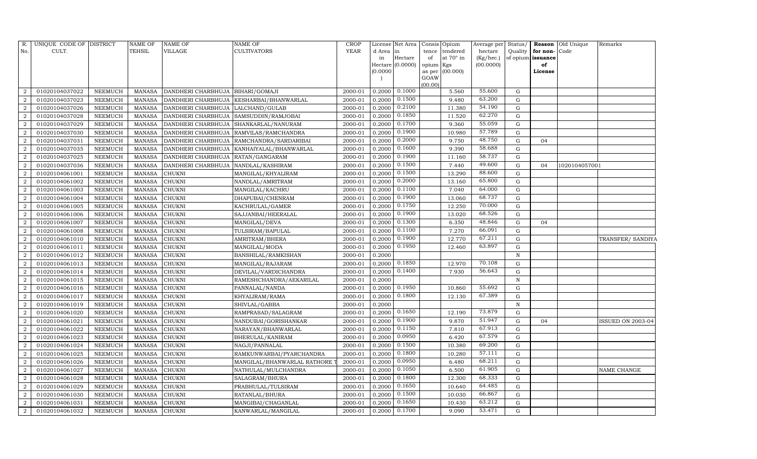| R. No. | UNIQUE CODE OF CULT. | DISTRICT | NAME OF TEHSIL | NAME OF VILLAGE | NAME OF CULTIVATORS | CROP YEAR | License d Area in Hectare (0.0000) | Net Area in Hectare (0.0000) | Consis tence of opium as per GOAW (00.00) | Opium tendered at 70° in Kgs (00.000) | Average per hectare (Kg/hec.) (00.0000) | Status/ Quality of opium | Reason for non-issuance of License | Old Unique Code | Remarks |
|---|---|---|---|---|---|---|---|---|---|---|---|---|---|---|---|
| 2 | 01020104037022 | NEEMUCH | MANASA | DANDHERI CHARBHUJA | BIHARI/GOMAJI | 2000-01 | 0.2000 | 0.1000 | | 5.560 | 55.600 | G | | | |
| 2 | 01020104037023 | NEEMUCH | MANASA | DANDHERI CHARBHUJA | KESHARBAI/BHANWARLAL | 2000-01 | 0.2000 | 0.1500 | | 9.480 | 63.200 | G | | | |
| 2 | 01020104037026 | NEEMUCH | MANASA | DANDHERI CHARBHUJA | LALCHAND/GULAB | 2000-01 | 0.2000 | 0.2100 | | 11.380 | 54.190 | G | | | |
| 2 | 01020104037028 | NEEMUCH | MANASA | DANDHERI CHARBHUJA | SAMSUDDIN/RAMJOBAI | 2000-01 | 0.2000 | 0.1850 | | 11.520 | 62.270 | G | | | |
| 2 | 01020104037029 | NEEMUCH | MANASA | DANDHERI CHARBHUJA | SHANKARLAL/NANURAM | 2000-01 | 0.2000 | 0.1700 | | 9.360 | 55.059 | G | | | |
| 2 | 01020104037030 | NEEMUCH | MANASA | DANDHERI CHARBHUJA | RAMVILAS/RAMCHANDRA | 2000-01 | 0.2000 | 0.1900 | | 10.980 | 57.789 | G | | | |
| 2 | 01020104037031 | NEEMUCH | MANASA | DANDHERI CHARBHUJA | RAMCHANDRA/SARDARIBAI | 2000-01 | 0.2000 | 0.2000 | | 9.750 | 48.750 | G | 04 | | |
| 2 | 01020104037035 | NEEMUCH | MANASA | DANDHERI CHARBHUJA | KANHAIYALAL/BHANWARLAL | 2000-01 | 0.2000 | 0.1600 | | 9.390 | 58.688 | G | | | |
| 2 | 01020104037025 | NEEMUCH | MANASA | DANDHERI CHARBHUJA | RATAN/GANGARAM | 2000-01 | 0.2000 | 0.1900 | | 11.160 | 58.737 | G | | | |
| 2 | 01020104037036 | NEEMUCH | MANASA | DANDHERI CHARBHUJA | NANDLAL/KASHIRAM | 2000-01 | 0.2000 | 0.1500 | | 7.440 | 49.600 | G | 04 | 1020104057001 | |
| 2 | 01020104061001 | NEEMUCH | MANASA | CHUKNI | MANGILAL/KHYALIRAM | 2000-01 | 0.2000 | 0.1500 | | 13.290 | 88.600 | G | | | |
| 2 | 01020104061002 | NEEMUCH | MANASA | CHUKNI | NANDLAL/AMRITRAM | 2000-01 | 0.2000 | 0.2000 | | 13.160 | 65.800 | G | | | |
| 2 | 01020104061003 | NEEMUCH | MANASA | CHUKNI | MANGILAL/KACHRU | 2000-01 | 0.2000 | 0.1100 | | 7.040 | 64.000 | G | | | |
| 2 | 01020104061004 | NEEMUCH | MANASA | CHUKNI | DHAPUBAI/CHENRAM | 2000-01 | 0.2000 | 0.1900 | | 13.060 | 68.737 | G | | | |
| 2 | 01020104061005 | NEEMUCH | MANASA | CHUKNI | KACHRULAL/GAMER | 2000-01 | 0.2000 | 0.1750 | | 12.250 | 70.000 | G | | | |
| 2 | 01020104061006 | NEEMUCH | MANASA | CHUKNI | SAJJANBAI/HEERALAL | 2000-01 | 0.2000 | 0.1900 | | 13.020 | 68.526 | G | | | |
| 2 | 01020104061007 | NEEMUCH | MANASA | CHUKNI | MANGILAL/DEVA | 2000-01 | 0.2000 | 0.1300 | | 6.350 | 48.846 | G | 04 | | |
| 2 | 01020104061008 | NEEMUCH | MANASA | CHUKNI | TULSIRAM/BAPULAL | 2000-01 | 0.2000 | 0.1100 | | 7.270 | 66.091 | G | | | |
| 2 | 01020104061010 | NEEMUCH | MANASA | CHUKNI | AMRITRAM/BHERA | 2000-01 | 0.2000 | 0.1900 | | 12.770 | 67.211 | G | | | TRANSFER/ SANDIYA |
| 2 | 01020104061011 | NEEMUCH | MANASA | CHUKNI | MANGILAL/MODA | 2000-01 | 0.2000 | 0.1950 | | 12.460 | 63.897 | G | | | |
| 2 | 01020104061012 | NEEMUCH | MANASA | CHUKNI | BANSHILAL/RAMKISHAN | 2000-01 | 0.2000 | | | | | N | | | |
| 2 | 01020104061013 | NEEMUCH | MANASA | CHUKNI | MANGILAL/RAJARAM | 2000-01 | 0.2000 | 0.1850 | | 12.970 | 70.108 | G | | | |
| 2 | 01020104061014 | NEEMUCH | MANASA | CHUKNI | DEVILAL/VARDICHANDRA | 2000-01 | 0.2000 | 0.1400 | | 7.930 | 56.643 | G | | | |
| 2 | 01020104061015 | NEEMUCH | MANASA | CHUKNI | RAMESHCHANDRA/AEKARILAL | 2000-01 | 0.2000 | | | | | N | | | |
| 2 | 01020104061016 | NEEMUCH | MANASA | CHUKNI | PANNALAL/NANDA | 2000-01 | 0.2000 | 0.1950 | | 10.860 | 55.692 | G | | | |
| 2 | 01020104061017 | NEEMUCH | MANASA | CHUKNI | KHYALIRAM/RAMA | 2000-01 | 0.2000 | 0.1800 | | 12.130 | 67.389 | G | | | |
| 2 | 01020104061019 | NEEMUCH | MANASA | CHUKNI | SHIVLAL/GABBA | 2000-01 | 0.2000 | | | | | N | | | |
| 2 | 01020104061020 | NEEMUCH | MANASA | CHUKNI | RAMPRASAD/SALAGRAM | 2000-01 | 0.2000 | 0.1650 | | 12.190 | 73.879 | G | | | |
| 2 | 01020104061021 | NEEMUCH | MANASA | CHUKNI | NANDUBAI/GORISHANKAR | 2000-01 | 0.2000 | 0.1900 | | 9.870 | 51.947 | G | 04 | | ISSUED ON 2003-04 |
| 2 | 01020104061022 | NEEMUCH | MANASA | CHUKNI | NARAYAN/BHANWARLAL | 2000-01 | 0.2000 | 0.1150 | | 7.810 | 67.913 | G | | | |
| 2 | 01020104061023 | NEEMUCH | MANASA | CHUKNI | BHERULAL/KANIRAM | 2000-01 | 0.2000 | 0.0950 | | 6.420 | 67.579 | G | | | |
| 2 | 01020104061024 | NEEMUCH | MANASA | CHUKNI | NAGJI/PANNALAL | 2000-01 | 0.2000 | 0.1500 | | 10.380 | 69.200 | G | | | |
| 2 | 01020104061025 | NEEMUCH | MANASA | CHUKNI | RAMKUNWARBAI/PYARCHANDRA | 2000-01 | 0.2000 | 0.1800 | | 10.280 | 57.111 | G | | | |
| 2 | 01020104061026 | NEEMUCH | MANASA | CHUKNI | MANGILAL/BHANWARLAL RATHORE T | 2000-01 | 0.2000 | 0.0950 | | 6.480 | 68.211 | G | | | |
| 2 | 01020104061027 | NEEMUCH | MANASA | CHUKNI | NATHULAL/MULCHANDRA | 2000-01 | 0.2000 | 0.1050 | | 6.500 | 61.905 | G | | | NAME CHANGE |
| 2 | 01020104061028 | NEEMUCH | MANASA | CHUKNI | SALAGRAM/BHURA | 2000-01 | 0.2000 | 0.1800 | | 12.300 | 68.333 | G | | | |
| 2 | 01020104061029 | NEEMUCH | MANASA | CHUKNI | PRABHULAL/TULSIRAM | 2000-01 | 0.2000 | 0.1650 | | 10.640 | 64.485 | G | | | |
| 2 | 01020104061030 | NEEMUCH | MANASA | CHUKNI | RATANLAL/BHURA | 2000-01 | 0.2000 | 0.1500 | | 10.030 | 66.867 | G | | | |
| 2 | 01020104061031 | NEEMUCH | MANASA | CHUKNI | MANGIBAI/CHAGANLAL | 2000-01 | 0.2000 | 0.1650 | | 10.430 | 63.212 | G | | | |
| 2 | 01020104061032 | NEEMUCH | MANASA | CHUKNI | KANWARLAL/MANGILAL | 2000-01 | 0.2000 | 0.1700 | | 9.090 | 53.471 | G | | | |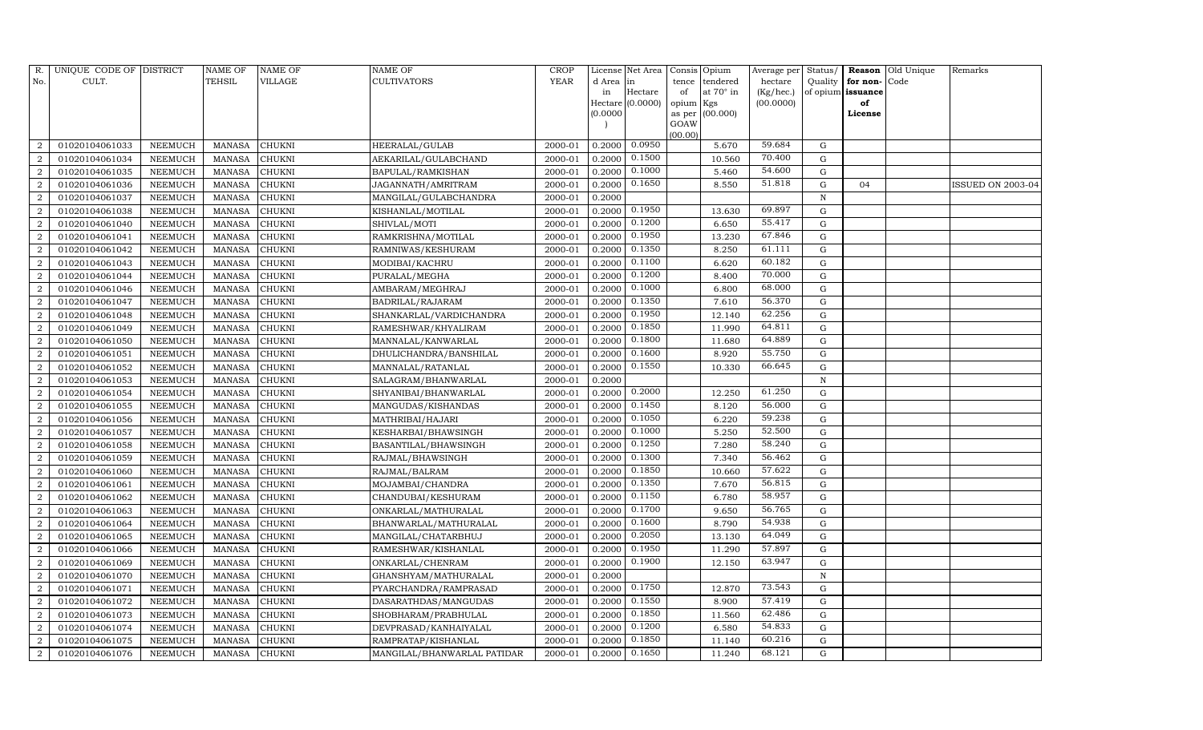| R. No. | UNIQUE CODE OF CULT. | DISTRICT | NAME OF TEHSIL | NAME OF VILLAGE | NAME OF CULTIVATORS | CROP YEAR | License d Area in Hectare (0.0000) | Net Area in Hectare (0.0000) | Consis tence of opium as per GOAW (00.00) | Opium tendered at 70° in Kgs (00.000) | Average per hectare (Kg/hec.) (00.0000) | Status/ Quality of opium | Reason for non-issuance of License | Old Unique Code | Remarks |
|---|---|---|---|---|---|---|---|---|---|---|---|---|---|---|---|
| 2 | 01020104061033 | NEEMUCH | MANASA | CHUKNI | HEERALAL/GULAB | 2000-01 | 0.2000 | 0.0950 | | 5.670 | 59.684 | G | | | |
| 2 | 01020104061034 | NEEMUCH | MANASA | CHUKNI | AEKARILAL/GULABCHAND | 2000-01 | 0.2000 | 0.1500 | | 10.560 | 70.400 | G | | | |
| 2 | 01020104061035 | NEEMUCH | MANASA | CHUKNI | BAPULAL/RAMKISHAN | 2000-01 | 0.2000 | 0.1000 | | 5.460 | 54.600 | G | | | |
| 2 | 01020104061036 | NEEMUCH | MANASA | CHUKNI | JAGANNATH/AMRITRAM | 2000-01 | 0.2000 | 0.1650 | | 8.550 | 51.818 | G | 04 | | ISSUED ON 2003-04 |
| 2 | 01020104061037 | NEEMUCH | MANASA | CHUKNI | MANGILAL/GULABCHANDRA | 2000-01 | 0.2000 | | | | | N | | | |
| 2 | 01020104061038 | NEEMUCH | MANASA | CHUKNI | KISHANLAL/MOTILAL | 2000-01 | 0.2000 | 0.1950 | | 13.630 | 69.897 | G | | | |
| 2 | 01020104061040 | NEEMUCH | MANASA | CHUKNI | SHIVLAL/MOTI | 2000-01 | 0.2000 | 0.1200 | | 6.650 | 55.417 | G | | | |
| 2 | 01020104061041 | NEEMUCH | MANASA | CHUKNI | RAMKRISHNA/MOTILAL | 2000-01 | 0.2000 | 0.1950 | | 13.230 | 67.846 | G | | | |
| 2 | 01020104061042 | NEEMUCH | MANASA | CHUKNI | RAMNIWAS/KESHURAM | 2000-01 | 0.2000 | 0.1350 | | 8.250 | 61.111 | G | | | |
| 2 | 01020104061043 | NEEMUCH | MANASA | CHUKNI | MODIBAI/KACHRU | 2000-01 | 0.2000 | 0.1100 | | 6.620 | 60.182 | G | | | |
| 2 | 01020104061044 | NEEMUCH | MANASA | CHUKNI | PURALAL/MEGHA | 2000-01 | 0.2000 | 0.1200 | | 8.400 | 70.000 | G | | | |
| 2 | 01020104061046 | NEEMUCH | MANASA | CHUKNI | AMBARAM/MEGHRAJ | 2000-01 | 0.2000 | 0.1000 | | 6.800 | 68.000 | G | | | |
| 2 | 01020104061047 | NEEMUCH | MANASA | CHUKNI | BADRILAL/RAJARAM | 2000-01 | 0.2000 | 0.1350 | | 7.610 | 56.370 | G | | | |
| 2 | 01020104061048 | NEEMUCH | MANASA | CHUKNI | SHANKARLAL/VARDICHANDRA | 2000-01 | 0.2000 | 0.1950 | | 12.140 | 62.256 | G | | | |
| 2 | 01020104061049 | NEEMUCH | MANASA | CHUKNI | RAMESHWAR/KHYALIRAM | 2000-01 | 0.2000 | 0.1850 | | 11.990 | 64.811 | G | | | |
| 2 | 01020104061050 | NEEMUCH | MANASA | CHUKNI | MANNALAL/KANWARLAL | 2000-01 | 0.2000 | 0.1800 | | 11.680 | 64.889 | G | | | |
| 2 | 01020104061051 | NEEMUCH | MANASA | CHUKNI | DHULICHANDRA/BANSHILAL | 2000-01 | 0.2000 | 0.1600 | | 8.920 | 55.750 | G | | | |
| 2 | 01020104061052 | NEEMUCH | MANASA | CHUKNI | MANNALAL/RATANLAL | 2000-01 | 0.2000 | 0.1550 | | 10.330 | 66.645 | G | | | |
| 2 | 01020104061053 | NEEMUCH | MANASA | CHUKNI | SALAGRAM/BHANWARLAL | 2000-01 | 0.2000 | | | | | N | | | |
| 2 | 01020104061054 | NEEMUCH | MANASA | CHUKNI | SHYANIBAI/BHANWARLAL | 2000-01 | 0.2000 | 0.2000 | | 12.250 | 61.250 | G | | | |
| 2 | 01020104061055 | NEEMUCH | MANASA | CHUKNI | MANGUDAS/KISHANDAS | 2000-01 | 0.2000 | 0.1450 | | 8.120 | 56.000 | G | | | |
| 2 | 01020104061056 | NEEMUCH | MANASA | CHUKNI | MATHRIBAI/HAJARI | 2000-01 | 0.2000 | 0.1050 | | 6.220 | 59.238 | G | | | |
| 2 | 01020104061057 | NEEMUCH | MANASA | CHUKNI | KESHARBAI/BHAWSINGH | 2000-01 | 0.2000 | 0.1000 | | 5.250 | 52.500 | G | | | |
| 2 | 01020104061058 | NEEMUCH | MANASA | CHUKNI | BASANTILAL/BHAWSINGH | 2000-01 | 0.2000 | 0.1250 | | 7.280 | 58.240 | G | | | |
| 2 | 01020104061059 | NEEMUCH | MANASA | CHUKNI | RAJMAL/BHAWSINGH | 2000-01 | 0.2000 | 0.1300 | | 7.340 | 56.462 | G | | | |
| 2 | 01020104061060 | NEEMUCH | MANASA | CHUKNI | RAJMAL/BALRAM | 2000-01 | 0.2000 | 0.1850 | | 10.660 | 57.622 | G | | | |
| 2 | 01020104061061 | NEEMUCH | MANASA | CHUKNI | MOJAMBAI/CHANDRA | 2000-01 | 0.2000 | 0.1350 | | 7.670 | 56.815 | G | | | |
| 2 | 01020104061062 | NEEMUCH | MANASA | CHUKNI | CHANDUBAI/KESHURAM | 2000-01 | 0.2000 | 0.1150 | | 6.780 | 58.957 | G | | | |
| 2 | 01020104061063 | NEEMUCH | MANASA | CHUKNI | ONKARLAL/MATHURALAL | 2000-01 | 0.2000 | 0.1700 | | 9.650 | 56.765 | G | | | |
| 2 | 01020104061064 | NEEMUCH | MANASA | CHUKNI | BHANWARLAL/MATHURALAL | 2000-01 | 0.2000 | 0.1600 | | 8.790 | 54.938 | G | | | |
| 2 | 01020104061065 | NEEMUCH | MANASA | CHUKNI | MANGILAL/CHATARBHUJ | 2000-01 | 0.2000 | 0.2050 | | 13.130 | 64.049 | G | | | |
| 2 | 01020104061066 | NEEMUCH | MANASA | CHUKNI | RAMESHWAR/KISHANLAL | 2000-01 | 0.2000 | 0.1950 | | 11.290 | 57.897 | G | | | |
| 2 | 01020104061069 | NEEMUCH | MANASA | CHUKNI | ONKARLAL/CHENRAM | 2000-01 | 0.2000 | 0.1900 | | 12.150 | 63.947 | G | | | |
| 2 | 01020104061070 | NEEMUCH | MANASA | CHUKNI | GHANSHYAM/MATHURALAL | 2000-01 | 0.2000 | | | | | N | | | |
| 2 | 01020104061071 | NEEMUCH | MANASA | CHUKNI | PYARCHANDRA/RAMPRASAD | 2000-01 | 0.2000 | 0.1750 | | 12.870 | 73.543 | G | | | |
| 2 | 01020104061072 | NEEMUCH | MANASA | CHUKNI | DASARATHDAS/MANGUDAS | 2000-01 | 0.2000 | 0.1550 | | 8.900 | 57.419 | G | | | |
| 2 | 01020104061073 | NEEMUCH | MANASA | CHUKNI | SHOBHARAM/PRABHULAL | 2000-01 | 0.2000 | 0.1850 | | 11.560 | 62.486 | G | | | |
| 2 | 01020104061074 | NEEMUCH | MANASA | CHUKNI | DEVPRASAD/KANHAIYALAL | 2000-01 | 0.2000 | 0.1200 | | 6.580 | 54.833 | G | | | |
| 2 | 01020104061075 | NEEMUCH | MANASA | CHUKNI | RAMPRATAP/KISHANLAL | 2000-01 | 0.2000 | 0.1850 | | 11.140 | 60.216 | G | | | |
| 2 | 01020104061076 | NEEMUCH | MANASA | CHUKNI | MANGILAL/BHANWARLAL PATIDAR | 2000-01 | 0.2000 | 0.1650 | | 11.240 | 68.121 | G | | | |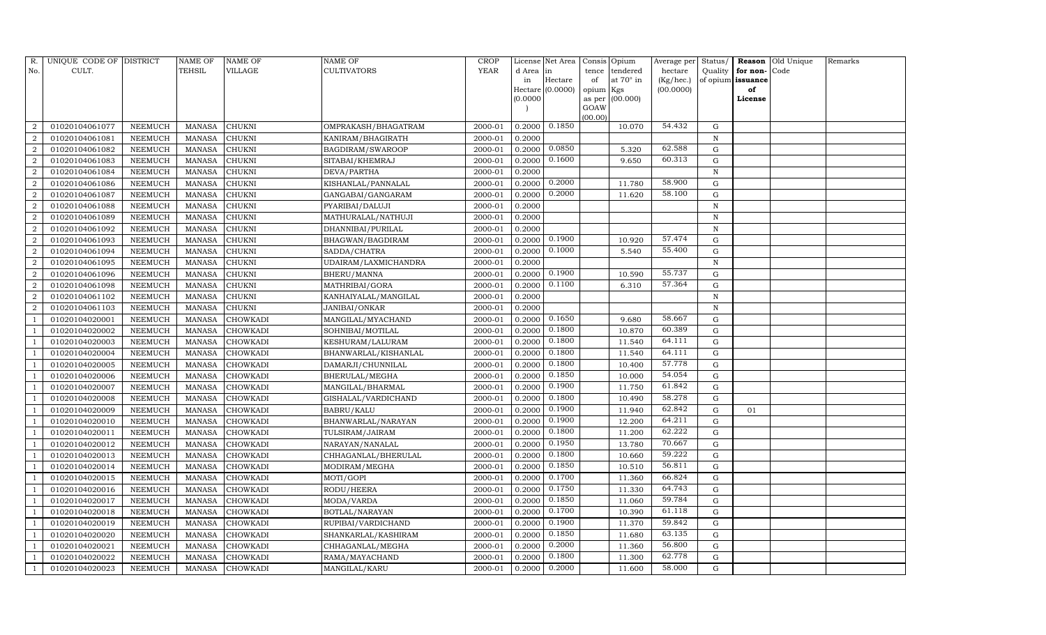| R. No. | UNIQUE CODE OF CULT. | DISTRICT | NAME OF TEHSIL | NAME OF VILLAGE | NAME OF CULTIVATORS | CROP YEAR | License d Area in Hectare (0.0000) | Net Area in Hectare (0.0000) | Consistence of opium as per GOAW (00.00) | Opium tendered at 70° in Kgs (00.000) | Average per hectare (Kg/hec.) (00.0000) | Status/ Quality of opium | Reason for non-issuance of License | Old Unique Code | Remarks |
|---|---|---|---|---|---|---|---|---|---|---|---|---|---|---|---|
| 2 | 01020104061077 | NEEMUCH | MANASA | CHUKNI | OMPRAKASH/BHAGATRAM | 2000-01 | 0.2000 | 0.1850 | | 10.070 | 54.432 | G | | | |
| 2 | 01020104061081 | NEEMUCH | MANASA | CHUKNI | KANIRAM/BHAGIRATH | 2000-01 | 0.2000 | | | | | N | | | |
| 2 | 01020104061082 | NEEMUCH | MANASA | CHUKNI | BAGDIRAM/SWAROOP | 2000-01 | 0.2000 | 0.0850 | | 5.320 | 62.588 | G | | | |
| 2 | 01020104061083 | NEEMUCH | MANASA | CHUKNI | SITABAI/KHEMRAJ | 2000-01 | 0.2000 | 0.1600 | | 9.650 | 60.313 | G | | | |
| 2 | 01020104061084 | NEEMUCH | MANASA | CHUKNI | DEVA/PARTHA | 2000-01 | 0.2000 | | | | | N | | | |
| 2 | 01020104061086 | NEEMUCH | MANASA | CHUKNI | KISHANLAL/PANNALAL | 2000-01 | 0.2000 | 0.2000 | | 11.780 | 58.900 | G | | | |
| 2 | 01020104061087 | NEEMUCH | MANASA | CHUKNI | GANGABAI/GANGARAM | 2000-01 | 0.2000 | 0.2000 | | 11.620 | 58.100 | G | | | |
| 2 | 01020104061088 | NEEMUCH | MANASA | CHUKNI | PYARIBAI/DALUJI | 2000-01 | 0.2000 | | | | | N | | | |
| 2 | 01020104061089 | NEEMUCH | MANASA | CHUKNI | MATHURALAL/NATHUJI | 2000-01 | 0.2000 | | | | | N | | | |
| 2 | 01020104061092 | NEEMUCH | MANASA | CHUKNI | DHANNIBAI/PURILAL | 2000-01 | 0.2000 | | | | | N | | | |
| 2 | 01020104061093 | NEEMUCH | MANASA | CHUKNI | BHAGWAN/BAGDIRAM | 2000-01 | 0.2000 | 0.1900 | | 10.920 | 57.474 | G | | | |
| 2 | 01020104061094 | NEEMUCH | MANASA | CHUKNI | SADDA/CHATRA | 2000-01 | 0.2000 | 0.1000 | | 5.540 | 55.400 | G | | | |
| 2 | 01020104061095 | NEEMUCH | MANASA | CHUKNI | UDAIRAM/LAXMICHANDRA | 2000-01 | 0.2000 | | | | | N | | | |
| 2 | 01020104061096 | NEEMUCH | MANASA | CHUKNI | BHERU/MANNA | 2000-01 | 0.2000 | 0.1900 | | 10.590 | 55.737 | G | | | |
| 2 | 01020104061098 | NEEMUCH | MANASA | CHUKNI | MATHRIBAI/GORA | 2000-01 | 0.2000 | 0.1100 | | 6.310 | 57.364 | G | | | |
| 2 | 01020104061102 | NEEMUCH | MANASA | CHUKNI | KANHAIYALAL/MANGILAL | 2000-01 | 0.2000 | | | | | N | | | |
| 2 | 01020104061103 | NEEMUCH | MANASA | CHUKNI | JANIBAI/ONKAR | 2000-01 | 0.2000 | | | | | N | | | |
| 1 | 01020104020001 | NEEMUCH | MANASA | CHOWKADI | MANGILAL/MYACHAND | 2000-01 | 0.2000 | 0.1650 | | 9.680 | 58.667 | G | | | |
| 1 | 01020104020002 | NEEMUCH | MANASA | CHOWKADI | SOHNIBAI/MOTILAL | 2000-01 | 0.2000 | 0.1800 | | 10.870 | 60.389 | G | | | |
| 1 | 01020104020003 | NEEMUCH | MANASA | CHOWKADI | KESHURAM/LALURAM | 2000-01 | 0.2000 | 0.1800 | | 11.540 | 64.111 | G | | | |
| 1 | 01020104020004 | NEEMUCH | MANASA | CHOWKADI | BHANWARLAL/KISHANLAL | 2000-01 | 0.2000 | 0.1800 | | 11.540 | 64.111 | G | | | |
| 1 | 01020104020005 | NEEMUCH | MANASA | CHOWKADI | DAMARJI/CHUNNILAL | 2000-01 | 0.2000 | 0.1800 | | 10.400 | 57.778 | G | | | |
| 1 | 01020104020006 | NEEMUCH | MANASA | CHOWKADI | BHERULAL/MEGHA | 2000-01 | 0.2000 | 0.1850 | | 10.000 | 54.054 | G | | | |
| 1 | 01020104020007 | NEEMUCH | MANASA | CHOWKADI | MANGILAL/BHARMAL | 2000-01 | 0.2000 | 0.1900 | | 11.750 | 61.842 | G | | | |
| 1 | 01020104020008 | NEEMUCH | MANASA | CHOWKADI | GISHALAL/VARDICHAND | 2000-01 | 0.2000 | 0.1800 | | 10.490 | 58.278 | G | | | |
| 1 | 01020104020009 | NEEMUCH | MANASA | CHOWKADI | BABRU/KALU | 2000-01 | 0.2000 | 0.1900 | | 11.940 | 62.842 | G | 01 | | |
| 1 | 01020104020010 | NEEMUCH | MANASA | CHOWKADI | BHANWARLAL/NARAYAN | 2000-01 | 0.2000 | 0.1900 | | 12.200 | 64.211 | G | | | |
| 1 | 01020104020011 | NEEMUCH | MANASA | CHOWKADI | TULSIRAM/JAIRAM | 2000-01 | 0.2000 | 0.1800 | | 11.200 | 62.222 | G | | | |
| 1 | 01020104020012 | NEEMUCH | MANASA | CHOWKADI | NARAYAN/NANALAL | 2000-01 | 0.2000 | 0.1950 | | 13.780 | 70.667 | G | | | |
| 1 | 01020104020013 | NEEMUCH | MANASA | CHOWKADI | CHHAGANLAL/BHERULAL | 2000-01 | 0.2000 | 0.1800 | | 10.660 | 59.222 | G | | | |
| 1 | 01020104020014 | NEEMUCH | MANASA | CHOWKADI | MODIRAM/MEGHA | 2000-01 | 0.2000 | 0.1850 | | 10.510 | 56.811 | G | | | |
| 1 | 01020104020015 | NEEMUCH | MANASA | CHOWKADI | MOTI/GOPI | 2000-01 | 0.2000 | 0.1700 | | 11.360 | 66.824 | G | | | |
| 1 | 01020104020016 | NEEMUCH | MANASA | CHOWKADI | RODU/HEERA | 2000-01 | 0.2000 | 0.1750 | | 11.330 | 64.743 | G | | | |
| 1 | 01020104020017 | NEEMUCH | MANASA | CHOWKADI | MODA/VARDA | 2000-01 | 0.2000 | 0.1850 | | 11.060 | 59.784 | G | | | |
| 1 | 01020104020018 | NEEMUCH | MANASA | CHOWKADI | BOTLAL/NARAYAN | 2000-01 | 0.2000 | 0.1700 | | 10.390 | 61.118 | G | | | |
| 1 | 01020104020019 | NEEMUCH | MANASA | CHOWKADI | RUPIBAI/VARDICHAND | 2000-01 | 0.2000 | 0.1900 | | 11.370 | 59.842 | G | | | |
| 1 | 01020104020020 | NEEMUCH | MANASA | CHOWKADI | SHANKARLAL/KASHIRAM | 2000-01 | 0.2000 | 0.1850 | | 11.680 | 63.135 | G | | | |
| 1 | 01020104020021 | NEEMUCH | MANASA | CHOWKADI | CHHAGANLAL/MEGHA | 2000-01 | 0.2000 | 0.2000 | | 11.360 | 56.800 | G | | | |
| 1 | 01020104020022 | NEEMUCH | MANASA | CHOWKADI | RAMA/MAYACHAND | 2000-01 | 0.2000 | 0.1800 | | 11.300 | 62.778 | G | | | |
| 1 | 01020104020023 | NEEMUCH | MANASA | CHOWKADI | MANGILAL/KARU | 2000-01 | 0.2000 | 0.2000 | | 11.600 | 58.000 | G | | | |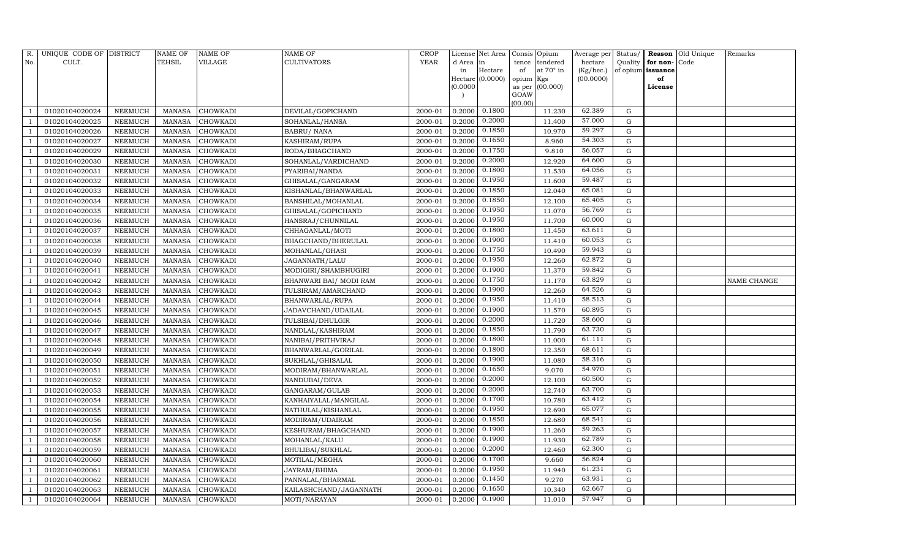| R. No. | UNIQUE CODE OF CULT. | DISTRICT | NAME OF TEHSIL | NAME OF VILLAGE | NAME OF CULTIVATORS | CROP YEAR | License d Area in Hectare (0.0000) | Net Area in Hectare (0.0000) | Consis tence of opium as per GOAW (00.00) | Opium tendered at 70° in Kgs (00.000) | Average per hectare (Kg/hec.) (00.0000) | Status/ Quality of opium | Reason for non-issuance of License | Old Unique Code | Remarks |
|---|---|---|---|---|---|---|---|---|---|---|---|---|---|---|---|
| 1 | 01020104020024 | NEEMUCH | MANASA | CHOWKADI | DEVILAL/GOPICHAND | 2000-01 | 0.2000 | 0.1800 | | 11.230 | 62.389 | G | | | |
| 1 | 01020104020025 | NEEMUCH | MANASA | CHOWKADI | SOHANLAL/HANSA | 2000-01 | 0.2000 | 0.2000 | | 11.400 | 57.000 | G | | | |
| 1 | 01020104020026 | NEEMUCH | MANASA | CHOWKADI | BABRU/ NANA | 2000-01 | 0.2000 | 0.1850 | | 10.970 | 59.297 | G | | | |
| 1 | 01020104020027 | NEEMUCH | MANASA | CHOWKADI | KASHIRAM/RUPA | 2000-01 | 0.2000 | 0.1650 | | 8.960 | 54.303 | G | | | |
| 1 | 01020104020029 | NEEMUCH | MANASA | CHOWKADI | RODA/BHAGCHAND | 2000-01 | 0.2000 | 0.1750 | | 9.810 | 56.057 | G | | | |
| 1 | 01020104020030 | NEEMUCH | MANASA | CHOWKADI | SOHANLAL/VARDICHAND | 2000-01 | 0.2000 | 0.2000 | | 12.920 | 64.600 | G | | | |
| 1 | 01020104020031 | NEEMUCH | MANASA | CHOWKADI | PYARIBAI/NANDA | 2000-01 | 0.2000 | 0.1800 | | 11.530 | 64.056 | G | | | |
| 1 | 01020104020032 | NEEMUCH | MANASA | CHOWKADI | GHISALAL/GANGARAM | 2000-01 | 0.2000 | 0.1950 | | 11.600 | 59.487 | G | | | |
| 1 | 01020104020033 | NEEMUCH | MANASA | CHOWKADI | KISHANLAL/BHANWARLAL | 2000-01 | 0.2000 | 0.1850 | | 12.040 | 65.081 | G | | | |
| 1 | 01020104020034 | NEEMUCH | MANASA | CHOWKADI | BANSHILAL/MOHANLAL | 2000-01 | 0.2000 | 0.1850 | | 12.100 | 65.405 | G | | | |
| 1 | 01020104020035 | NEEMUCH | MANASA | CHOWKADI | GHISALAL/GOPICHAND | 2000-01 | 0.2000 | 0.1950 | | 11.070 | 56.769 | G | | | |
| 1 | 01020104020036 | NEEMUCH | MANASA | CHOWKADI | HANSRAJ/CHUNNILAL | 2000-01 | 0.2000 | 0.1950 | | 11.700 | 60.000 | G | | | |
| 1 | 01020104020037 | NEEMUCH | MANASA | CHOWKADI | CHHAGANLAL/MOTI | 2000-01 | 0.2000 | 0.1800 | | 11.450 | 63.611 | G | | | |
| 1 | 01020104020038 | NEEMUCH | MANASA | CHOWKADI | BHAGCHAND/BHERULAL | 2000-01 | 0.2000 | 0.1900 | | 11.410 | 60.053 | G | | | |
| 1 | 01020104020039 | NEEMUCH | MANASA | CHOWKADI | MOHANLAL/GHASI | 2000-01 | 0.2000 | 0.1750 | | 10.490 | 59.943 | G | | | |
| 1 | 01020104020040 | NEEMUCH | MANASA | CHOWKADI | JAGANNATH/LALU | 2000-01 | 0.2000 | 0.1950 | | 12.260 | 62.872 | G | | | |
| 1 | 01020104020041 | NEEMUCH | MANASA | CHOWKADI | MODIGIRI/SHAMBHUGIRI | 2000-01 | 0.2000 | 0.1900 | | 11.370 | 59.842 | G | | | |
| 1 | 01020104020042 | NEEMUCH | MANASA | CHOWKADI | BHANWARI BAI/ MODI RAM | 2000-01 | 0.2000 | 0.1750 | | 11.170 | 63.829 | G | | | NAME CHANGE |
| 1 | 01020104020043 | NEEMUCH | MANASA | CHOWKADI | TULSIRAM/AMARCHAND | 2000-01 | 0.2000 | 0.1900 | | 12.260 | 64.526 | G | | | |
| 1 | 01020104020044 | NEEMUCH | MANASA | CHOWKADI | BHANWARLAL/RUPA | 2000-01 | 0.2000 | 0.1950 | | 11.410 | 58.513 | G | | | |
| 1 | 01020104020045 | NEEMUCH | MANASA | CHOWKADI | JADAVCHAND/UDAILAL | 2000-01 | 0.2000 | 0.1900 | | 11.570 | 60.895 | G | | | |
| 1 | 01020104020046 | NEEMUCH | MANASA | CHOWKADI | TULSIBAI/DHULGIR | 2000-01 | 0.2000 | 0.2000 | | 11.720 | 58.600 | G | | | |
| 1 | 01020104020047 | NEEMUCH | MANASA | CHOWKADI | NANDLAL/KASHIRAM | 2000-01 | 0.2000 | 0.1850 | | 11.790 | 63.730 | G | | | |
| 1 | 01020104020048 | NEEMUCH | MANASA | CHOWKADI | NANIBAI/PRITHVIRAJ | 2000-01 | 0.2000 | 0.1800 | | 11.000 | 61.111 | G | | | |
| 1 | 01020104020049 | NEEMUCH | MANASA | CHOWKADI | BHANWARLAL/GORILAL | 2000-01 | 0.2000 | 0.1800 | | 12.350 | 68.611 | G | | | |
| 1 | 01020104020050 | NEEMUCH | MANASA | CHOWKADI | SUKHLAL/GHISALAL | 2000-01 | 0.2000 | 0.1900 | | 11.080 | 58.316 | G | | | |
| 1 | 01020104020051 | NEEMUCH | MANASA | CHOWKADI | MODIRAM/BHANWARLAL | 2000-01 | 0.2000 | 0.1650 | | 9.070 | 54.970 | G | | | |
| 1 | 01020104020052 | NEEMUCH | MANASA | CHOWKADI | NANDUBAI/DEVA | 2000-01 | 0.2000 | 0.2000 | | 12.100 | 60.500 | G | | | |
| 1 | 01020104020053 | NEEMUCH | MANASA | CHOWKADI | GANGARAM/GULAB | 2000-01 | 0.2000 | 0.2000 | | 12.740 | 63.700 | G | | | |
| 1 | 01020104020054 | NEEMUCH | MANASA | CHOWKADI | KANHAIYALAL/MANGILAL | 2000-01 | 0.2000 | 0.1700 | | 10.780 | 63.412 | G | | | |
| 1 | 01020104020055 | NEEMUCH | MANASA | CHOWKADI | NATHULAL/KISHANLAL | 2000-01 | 0.2000 | 0.1950 | | 12.690 | 65.077 | G | | | |
| 1 | 01020104020056 | NEEMUCH | MANASA | CHOWKADI | MODIRAM/UDAIRAM | 2000-01 | 0.2000 | 0.1850 | | 12.680 | 68.541 | G | | | |
| 1 | 01020104020057 | NEEMUCH | MANASA | CHOWKADI | KESHURAM/BHAGCHAND | 2000-01 | 0.2000 | 0.1900 | | 11.260 | 59.263 | G | | | |
| 1 | 01020104020058 | NEEMUCH | MANASA | CHOWKADI | MOHANLAL/KALU | 2000-01 | 0.2000 | 0.1900 | | 11.930 | 62.789 | G | | | |
| 1 | 01020104020059 | NEEMUCH | MANASA | CHOWKADI | BHULIBAI/SUKHLAL | 2000-01 | 0.2000 | 0.2000 | | 12.460 | 62.300 | G | | | |
| 1 | 01020104020060 | NEEMUCH | MANASA | CHOWKADI | MOTILAL/MEGHA | 2000-01 | 0.2000 | 0.1700 | | 9.660 | 56.824 | G | | | |
| 1 | 01020104020061 | NEEMUCH | MANASA | CHOWKADI | JAYRAM/BHIMA | 2000-01 | 0.2000 | 0.1950 | | 11.940 | 61.231 | G | | | |
| 1 | 01020104020062 | NEEMUCH | MANASA | CHOWKADI | PANNALAL/BHARMAL | 2000-01 | 0.2000 | 0.1450 | | 9.270 | 63.931 | G | | | |
| 1 | 01020104020063 | NEEMUCH | MANASA | CHOWKADI | KAILASHCHAND/JAGANNATH | 2000-01 | 0.2000 | 0.1650 | | 10.340 | 62.667 | G | | | |
| 1 | 01020104020064 | NEEMUCH | MANASA | CHOWKADI | MOTI/NARAYAN | 2000-01 | 0.2000 | 0.1900 | | 11.010 | 57.947 | G | | | |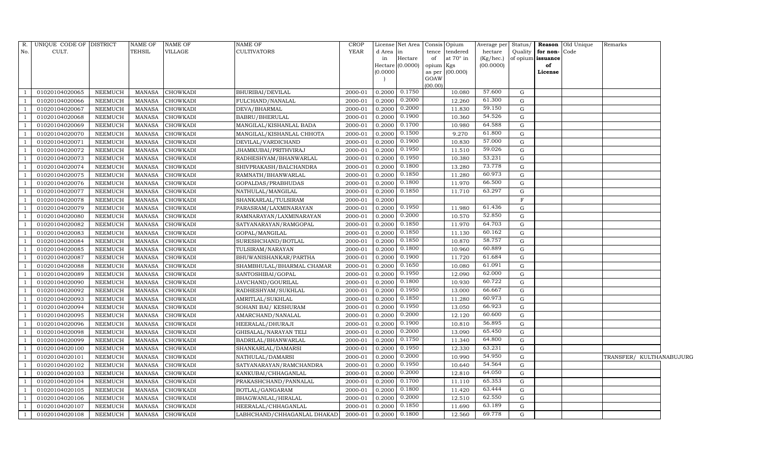| R. No. | UNIQUE CODE OF CULT. | DISTRICT | NAME OF TEHSIL | NAME OF VILLAGE | NAME OF CULTIVATORS | CROP YEAR | License d Area in Hectare (0.0000) | Net Area in Hectare (0.0000) | Consis tence of opium as per GOAW (00.00) | Opium tendered at 70° in Kgs (00.000) | Average per hectare (Kg/hec.) (00.0000) | Status/ Quality of opium | Reason for non-issuance of License | Old Unique Code | Remarks |
|---|---|---|---|---|---|---|---|---|---|---|---|---|---|---|---|
| 1 | 01020104020065 | NEEMUCH | MANASA | CHOWKADI | BHURIBAI/DEVILAL | 2000-01 | 0.2000 | 0.1750 | | 10.080 | 57.600 | G | | | |
| 1 | 01020104020066 | NEEMUCH | MANASA | CHOWKADI | FULCHAND/NANALAL | 2000-01 | 0.2000 | 0.2000 | | 12.260 | 61.300 | G | | | |
| 1 | 01020104020067 | NEEMUCH | MANASA | CHOWKADI | DEVA/BHARMAL | 2000-01 | 0.2000 | 0.2000 | | 11.830 | 59.150 | G | | | |
| 1 | 01020104020068 | NEEMUCH | MANASA | CHOWKADI | BABRU/BHERULAL | 2000-01 | 0.2000 | 0.1900 | | 10.360 | 54.526 | G | | | |
| 1 | 01020104020069 | NEEMUCH | MANASA | CHOWKADI | MANGILAL/KISHANLAL BADA | 2000-01 | 0.2000 | 0.1700 | | 10.980 | 64.588 | G | | | |
| 1 | 01020104020070 | NEEMUCH | MANASA | CHOWKADI | MANGILAL/KISHANLAL CHHOTA | 2000-01 | 0.2000 | 0.1500 | | 9.270 | 61.800 | G | | | |
| 1 | 01020104020071 | NEEMUCH | MANASA | CHOWKADI | DEVILAL/VARDICHAND | 2000-01 | 0.2000 | 0.1900 | | 10.830 | 57.000 | G | | | |
| 1 | 01020104020072 | NEEMUCH | MANASA | CHOWKADI | JHAMKUBAI/PRITHVIRAJ | 2000-01 | 0.2000 | 0.1950 | | 11.510 | 59.026 | G | | | |
| 1 | 01020104020073 | NEEMUCH | MANASA | CHOWKADI | RADHESHYAM/BHANWARLAL | 2000-01 | 0.2000 | 0.1950 | | 10.380 | 53.231 | G | | | |
| 1 | 01020104020074 | NEEMUCH | MANASA | CHOWKADI | SHIVPRAKASH/BALCHANDRA | 2000-01 | 0.2000 | 0.1800 | | 13.280 | 73.778 | G | | | |
| 1 | 01020104020075 | NEEMUCH | MANASA | CHOWKADI | RAMNATH/BHANWARLAL | 2000-01 | 0.2000 | 0.1850 | | 11.280 | 60.973 | G | | | |
| 1 | 01020104020076 | NEEMUCH | MANASA | CHOWKADI | GOPALDAS/PRABHUDAS | 2000-01 | 0.2000 | 0.1800 | | 11.970 | 66.500 | G | | | |
| 1 | 01020104020077 | NEEMUCH | MANASA | CHOWKADI | NATHULAL/MANGILAL | 2000-01 | 0.2000 | 0.1850 | | 11.710 | 63.297 | G | | | |
| 1 | 01020104020078 | NEEMUCH | MANASA | CHOWKADI | SHANKARLAL/TULSIRAM | 2000-01 | 0.2000 | | | | | F | | | |
| 1 | 01020104020079 | NEEMUCH | MANASA | CHOWKADI | PARASRAM/LAXMINARAYAN | 2000-01 | 0.2000 | 0.1950 | | 11.980 | 61.436 | G | | | |
| 1 | 01020104020080 | NEEMUCH | MANASA | CHOWKADI | RAMNARAYAN/LAXMINARAYAN | 2000-01 | 0.2000 | 0.2000 | | 10.570 | 52.850 | G | | | |
| 1 | 01020104020082 | NEEMUCH | MANASA | CHOWKADI | SATYANARAYAN/RAMGOPAL | 2000-01 | 0.2000 | 0.1850 | | 11.970 | 64.703 | G | | | |
| 1 | 01020104020083 | NEEMUCH | MANASA | CHOWKADI | GOPAL/MANGILAL | 2000-01 | 0.2000 | 0.1850 | | 11.130 | 60.162 | G | | | |
| 1 | 01020104020084 | NEEMUCH | MANASA | CHOWKADI | SURESHCHAND/BOTLAL | 2000-01 | 0.2000 | 0.1850 | | 10.870 | 58.757 | G | | | |
| 1 | 01020104020085 | NEEMUCH | MANASA | CHOWKADI | TULSIRAM/NARAYAN | 2000-01 | 0.2000 | 0.1800 | | 10.960 | 60.889 | G | | | |
| 1 | 01020104020087 | NEEMUCH | MANASA | CHOWKADI | BHUWANISHANKAR/PARTHA | 2000-01 | 0.2000 | 0.1900 | | 11.720 | 61.684 | G | | | |
| 1 | 01020104020088 | NEEMUCH | MANASA | CHOWKADI | SHAMBHULAL/BHARMAL CHAMAR | 2000-01 | 0.2000 | 0.1650 | | 10.080 | 61.091 | G | | | |
| 1 | 01020104020089 | NEEMUCH | MANASA | CHOWKADI | SANTOSHIBAI/GOPAL | 2000-01 | 0.2000 | 0.1950 | | 12.090 | 62.000 | G | | | |
| 1 | 01020104020090 | NEEMUCH | MANASA | CHOWKADI | JAVCHAND/GOURILAL | 2000-01 | 0.2000 | 0.1800 | | 10.930 | 60.722 | G | | | |
| 1 | 01020104020092 | NEEMUCH | MANASA | CHOWKADI | RADHESHYAM/SUKHLAL | 2000-01 | 0.2000 | 0.1950 | | 13.000 | 66.667 | G | | | |
| 1 | 01020104020093 | NEEMUCH | MANASA | CHOWKADI | AMRITLAL/SUKHLAL | 2000-01 | 0.2000 | 0.1850 | | 11.280 | 60.973 | G | | | |
| 1 | 01020104020094 | NEEMUCH | MANASA | CHOWKADI | SOHANI BAI/ KESHURAM | 2000-01 | 0.2000 | 0.1950 | | 13.050 | 66.923 | G | | | |
| 1 | 01020104020095 | NEEMUCH | MANASA | CHOWKADI | AMARCHAND/NANALAL | 2000-01 | 0.2000 | 0.2000 | | 12.120 | 60.600 | G | | | |
| 1 | 01020104020096 | NEEMUCH | MANASA | CHOWKADI | HEERALAL/DHURAJI | 2000-01 | 0.2000 | 0.1900 | | 10.810 | 56.895 | G | | | |
| 1 | 01020104020098 | NEEMUCH | MANASA | CHOWKADI | GHISALAL/NARAYAN TELI | 2000-01 | 0.2000 | 0.2000 | | 13.090 | 65.450 | G | | | |
| 1 | 01020104020099 | NEEMUCH | MANASA | CHOWKADI | BADRILAL/BHANWARLAL | 2000-01 | 0.2000 | 0.1750 | | 11.340 | 64.800 | G | | | |
| 1 | 01020104020100 | NEEMUCH | MANASA | CHOWKADI | SHANKARLAL/DAMARSI | 2000-01 | 0.2000 | 0.1950 | | 12.330 | 63.231 | G | | | |
| 1 | 01020104020101 | NEEMUCH | MANASA | CHOWKADI | NATHULAL/DAMARSI | 2000-01 | 0.2000 | 0.2000 | | 10.990 | 54.950 | G | | | TRANSFER/ KULTHANABUJURG |
| 1 | 01020104020102 | NEEMUCH | MANASA | CHOWKADI | SATYANARAYAN/RAMCHANDRA | 2000-01 | 0.2000 | 0.1950 | | 10.640 | 54.564 | G | | | |
| 1 | 01020104020103 | NEEMUCH | MANASA | CHOWKADI | KANKUBAI/CHHAGANLAL | 2000-01 | 0.2000 | 0.2000 | | 12.810 | 64.050 | G | | | |
| 1 | 01020104020104 | NEEMUCH | MANASA | CHOWKADI | PRAKASHCHAND/PANNALAL | 2000-01 | 0.2000 | 0.1700 | | 11.110 | 65.353 | G | | | |
| 1 | 01020104020105 | NEEMUCH | MANASA | CHOWKADI | BOTLAL/GANGARAM | 2000-01 | 0.2000 | 0.1800 | | 11.420 | 63.444 | G | | | |
| 1 | 01020104020106 | NEEMUCH | MANASA | CHOWKADI | BHAGWANLAL/HIRALAL | 2000-01 | 0.2000 | 0.2000 | | 12.510 | 62.550 | G | | | |
| 1 | 01020104020107 | NEEMUCH | MANASA | CHOWKADI | HEERALAL/CHHAGANLAL | 2000-01 | 0.2000 | 0.1850 | | 11.690 | 63.189 | G | | | |
| 1 | 01020104020108 | NEEMUCH | MANASA | CHOWKADI | LABHCHAND/CHHAGANLAL DHAKAD | 2000-01 | 0.2000 | 0.1800 | | 12.560 | 69.778 | G | | | |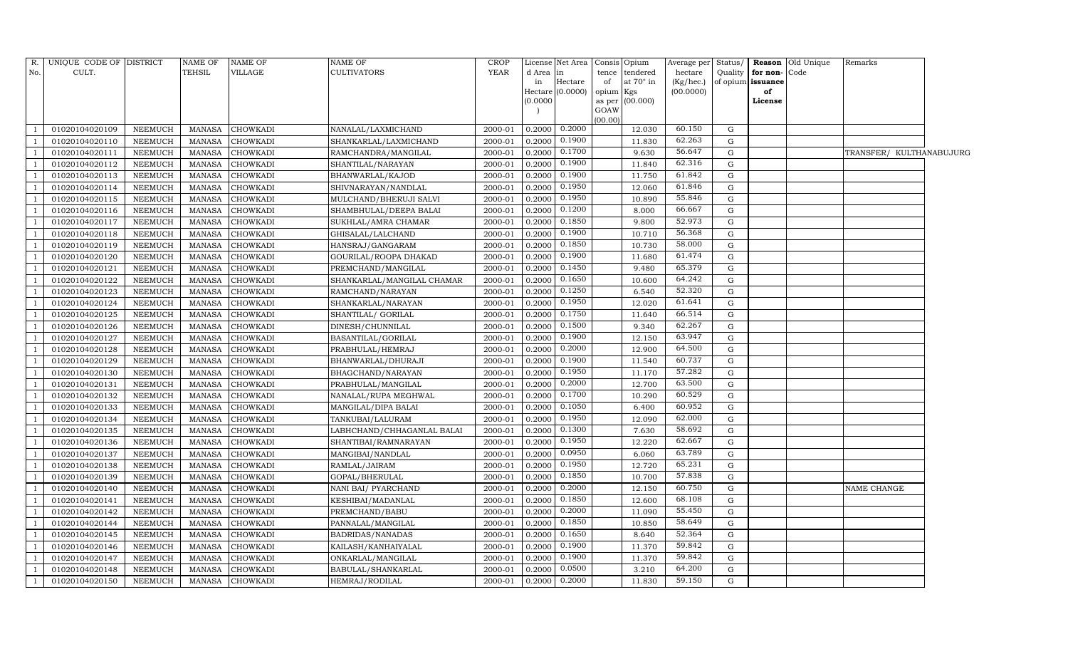| R. No. | UNIQUE CODE OF CULT. | DISTRICT | NAME OF TEHSIL | NAME OF VILLAGE | NAME OF CULTIVATORS | CROP YEAR | License d Area in Hectare (0.0000) | Net Area in Hectare (0.0000) | Consis tence of opium as per GOAW (00.00) | Opium tendered at 70° in Kgs (00.000) | Average per hectare (Kg/hec.) (00.0000) | Status/ Quality of opium | Reason for non-issuance of License | Old Unique Code | Remarks |
|---|---|---|---|---|---|---|---|---|---|---|---|---|---|---|---|
| 1 | 01020104020109 | NEEMUCH | MANASA | CHOWKADI | NANALAL/LAXMICHAND | 2000-01 | 0.2000 | 0.2000 | | 12.030 | 60.150 | G | | | |
| 1 | 01020104020110 | NEEMUCH | MANASA | CHOWKADI | SHANKARLAL/LAXMICHAND | 2000-01 | 0.2000 | 0.1900 | | 11.830 | 62.263 | G | | | |
| 1 | 01020104020111 | NEEMUCH | MANASA | CHOWKADI | RAMCHANDRA/MANGILAL | 2000-01 | 0.2000 | 0.1700 | | 9.630 | 56.647 | G | | | TRANSFER/ KULTHANABUJURG |
| 1 | 01020104020112 | NEEMUCH | MANASA | CHOWKADI | SHANTILAL/NARAYAN | 2000-01 | 0.2000 | 0.1900 | | 11.840 | 62.316 | G | | | |
| 1 | 01020104020113 | NEEMUCH | MANASA | CHOWKADI | BHANWARLAL/KAJOD | 2000-01 | 0.2000 | 0.1900 | | 11.750 | 61.842 | G | | | |
| 1 | 01020104020114 | NEEMUCH | MANASA | CHOWKADI | SHIVNARAYAN/NANDLAL | 2000-01 | 0.2000 | 0.1950 | | 12.060 | 61.846 | G | | | |
| 1 | 01020104020115 | NEEMUCH | MANASA | CHOWKADI | MULCHAND/BHERUJI SALVI | 2000-01 | 0.2000 | 0.1950 | | 10.890 | 55.846 | G | | | |
| 1 | 01020104020116 | NEEMUCH | MANASA | CHOWKADI | SHAMBHULAL/DEEPA BALAI | 2000-01 | 0.2000 | 0.1200 | | 8.000 | 66.667 | G | | | |
| 1 | 01020104020117 | NEEMUCH | MANASA | CHOWKADI | SUKHLAL/AMRA CHAMAR | 2000-01 | 0.2000 | 0.1850 | | 9.800 | 52.973 | G | | | |
| 1 | 01020104020118 | NEEMUCH | MANASA | CHOWKADI | GHISALAL/LALCHAND | 2000-01 | 0.2000 | 0.1900 | | 10.710 | 56.368 | G | | | |
| 1 | 01020104020119 | NEEMUCH | MANASA | CHOWKADI | HANSRAJ/GANGARAM | 2000-01 | 0.2000 | 0.1850 | | 10.730 | 58.000 | G | | | |
| 1 | 01020104020120 | NEEMUCH | MANASA | CHOWKADI | GOURILAL/ROOPA DHAKAD | 2000-01 | 0.2000 | 0.1900 | | 11.680 | 61.474 | G | | | |
| 1 | 01020104020121 | NEEMUCH | MANASA | CHOWKADI | PREMCHAND/MANGILAL | 2000-01 | 0.2000 | 0.1450 | | 9.480 | 65.379 | G | | | |
| 1 | 01020104020122 | NEEMUCH | MANASA | CHOWKADI | SHANKARLAL/MANGILAL CHAMAR | 2000-01 | 0.2000 | 0.1650 | | 10.600 | 64.242 | G | | | |
| 1 | 01020104020123 | NEEMUCH | MANASA | CHOWKADI | RAMCHAND/NARAYAN | 2000-01 | 0.2000 | 0.1250 | | 6.540 | 52.320 | G | | | |
| 1 | 01020104020124 | NEEMUCH | MANASA | CHOWKADI | SHANKARLAL/NARAYAN | 2000-01 | 0.2000 | 0.1950 | | 12.020 | 61.641 | G | | | |
| 1 | 01020104020125 | NEEMUCH | MANASA | CHOWKADI | SHANTILAL/ GORILAL | 2000-01 | 0.2000 | 0.1750 | | 11.640 | 66.514 | G | | | |
| 1 | 01020104020126 | NEEMUCH | MANASA | CHOWKADI | DINESH/CHUNNILAL | 2000-01 | 0.2000 | 0.1500 | | 9.340 | 62.267 | G | | | |
| 1 | 01020104020127 | NEEMUCH | MANASA | CHOWKADI | BASANTILAL/GORILAL | 2000-01 | 0.2000 | 0.1900 | | 12.150 | 63.947 | G | | | |
| 1 | 01020104020128 | NEEMUCH | MANASA | CHOWKADI | PRABHULAL/HEMRAJ | 2000-01 | 0.2000 | 0.2000 | | 12.900 | 64.500 | G | | | |
| 1 | 01020104020129 | NEEMUCH | MANASA | CHOWKADI | BHANWARLAL/DHURAJI | 2000-01 | 0.2000 | 0.1900 | | 11.540 | 60.737 | G | | | |
| 1 | 01020104020130 | NEEMUCH | MANASA | CHOWKADI | BHAGCHAND/NARAYAN | 2000-01 | 0.2000 | 0.1950 | | 11.170 | 57.282 | G | | | |
| 1 | 01020104020131 | NEEMUCH | MANASA | CHOWKADI | PRABHULAL/MANGILAL | 2000-01 | 0.2000 | 0.2000 | | 12.700 | 63.500 | G | | | |
| 1 | 01020104020132 | NEEMUCH | MANASA | CHOWKADI | NANALAL/RUPA MEGHWAL | 2000-01 | 0.2000 | 0.1700 | | 10.290 | 60.529 | G | | | |
| 1 | 01020104020133 | NEEMUCH | MANASA | CHOWKADI | MANGILAL/DIPA BALAI | 2000-01 | 0.2000 | 0.1050 | | 6.400 | 60.952 | G | | | |
| 1 | 01020104020134 | NEEMUCH | MANASA | CHOWKADI | TANKUBAI/LALURAM | 2000-01 | 0.2000 | 0.1950 | | 12.090 | 62.000 | G | | | |
| 1 | 01020104020135 | NEEMUCH | MANASA | CHOWKADI | LABHCHAND/CHHAGANLAL BALAI | 2000-01 | 0.2000 | 0.1300 | | 7.630 | 58.692 | G | | | |
| 1 | 01020104020136 | NEEMUCH | MANASA | CHOWKADI | SHANTIBAI/RAMNARAYAN | 2000-01 | 0.2000 | 0.1950 | | 12.220 | 62.667 | G | | | |
| 1 | 01020104020137 | NEEMUCH | MANASA | CHOWKADI | MANGIBAI/NANDLAL | 2000-01 | 0.2000 | 0.0950 | | 6.060 | 63.789 | G | | | |
| 1 | 01020104020138 | NEEMUCH | MANASA | CHOWKADI | RAMLAL/JAIRAM | 2000-01 | 0.2000 | 0.1950 | | 12.720 | 65.231 | G | | | |
| 1 | 01020104020139 | NEEMUCH | MANASA | CHOWKADI | GOPAL/BHERULAL | 2000-01 | 0.2000 | 0.1850 | | 10.700 | 57.838 | G | | | |
| 1 | 01020104020140 | NEEMUCH | MANASA | CHOWKADI | NANI BAI/ PYARCHAND | 2000-01 | 0.2000 | 0.2000 | | 12.150 | 60.750 | G | | | NAME CHANGE |
| 1 | 01020104020141 | NEEMUCH | MANASA | CHOWKADI | KESHIBAI/MADANLAL | 2000-01 | 0.2000 | 0.1850 | | 12.600 | 68.108 | G | | | |
| 1 | 01020104020142 | NEEMUCH | MANASA | CHOWKADI | PREMCHAND/BABU | 2000-01 | 0.2000 | 0.2000 | | 11.090 | 55.450 | G | | | |
| 1 | 01020104020144 | NEEMUCH | MANASA | CHOWKADI | PANNALAL/MANGILAL | 2000-01 | 0.2000 | 0.1850 | | 10.850 | 58.649 | G | | | |
| 1 | 01020104020145 | NEEMUCH | MANASA | CHOWKADI | BADRIDAS/NANADAS | 2000-01 | 0.2000 | 0.1650 | | 8.640 | 52.364 | G | | | |
| 1 | 01020104020146 | NEEMUCH | MANASA | CHOWKADI | KAILASH/KANHAIYALAL | 2000-01 | 0.2000 | 0.1900 | | 11.370 | 59.842 | G | | | |
| 1 | 01020104020147 | NEEMUCH | MANASA | CHOWKADI | ONKARLAL/MANGILAL | 2000-01 | 0.2000 | 0.1900 | | 11.370 | 59.842 | G | | | |
| 1 | 01020104020148 | NEEMUCH | MANASA | CHOWKADI | BABULAL/SHANKARLAL | 2000-01 | 0.2000 | 0.0500 | | 3.210 | 64.200 | G | | | |
| 1 | 01020104020150 | NEEMUCH | MANASA | CHOWKADI | HEMRAJ/RODILAL | 2000-01 | 0.2000 | 0.2000 | | 11.830 | 59.150 | G | | | |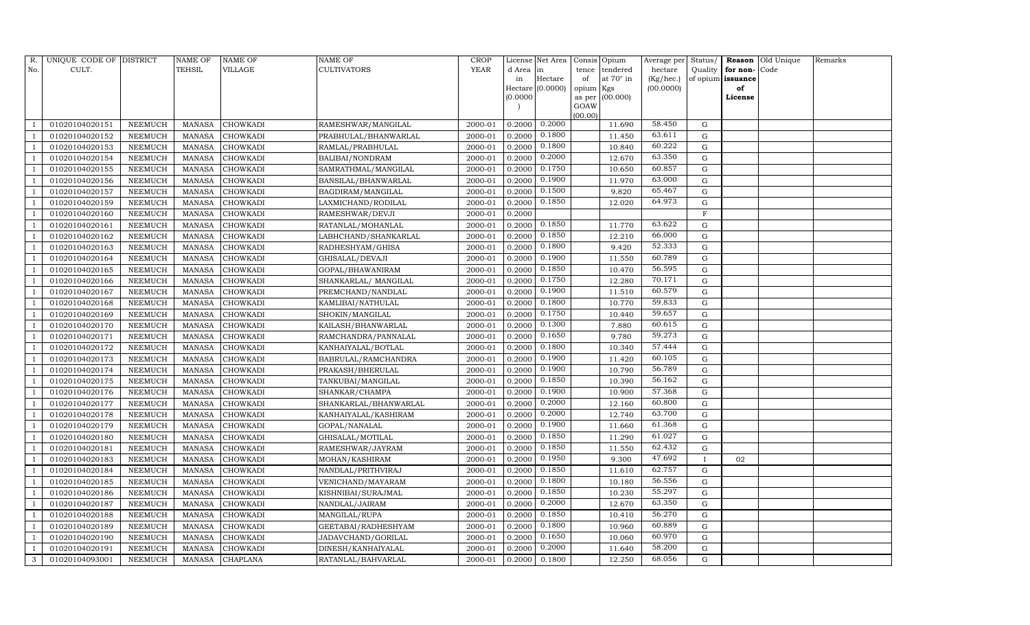| R. No. | UNIQUE CODE OF CULT. | DISTRICT | NAME OF TEHSIL | NAME OF VILLAGE | NAME OF CULTIVATORS | CROP YEAR | License d Area in Hectare (0.0000) | Net Area in Hectare (0.0000) | Consis tence of opium as per GOAW (00.00) | Opium tendered at 70° in Kgs (00.000) | Average per hectare (Kg/hec.) (00.0000) | Status/ Quality of opium | Reason for non-issuance of License | Old Unique Code | Remarks |
|---|---|---|---|---|---|---|---|---|---|---|---|---|---|---|---|
| 1 | 01020104020151 | NEEMUCH | MANASA | CHOWKADI | RAMESHWAR/MANGILAL | 2000-01 | 0.2000 | 0.2000 | | 11.690 | 58.450 | G | | | |
| 1 | 01020104020152 | NEEMUCH | MANASA | CHOWKADI | PRABHULAL/BHANWARLAL | 2000-01 | 0.2000 | 0.1800 | | 11.450 | 63.611 | G | | | |
| 1 | 01020104020153 | NEEMUCH | MANASA | CHOWKADI | RAMLAL/PRABHULAL | 2000-01 | 0.2000 | 0.1800 | | 10.840 | 60.222 | G | | | |
| 1 | 01020104020154 | NEEMUCH | MANASA | CHOWKADI | BALIBAI/NONDRAM | 2000-01 | 0.2000 | 0.2000 | | 12.670 | 63.350 | G | | | |
| 1 | 01020104020155 | NEEMUCH | MANASA | CHOWKADI | SAMRATHMAL/MANGILAL | 2000-01 | 0.2000 | 0.1750 | | 10.650 | 60.857 | G | | | |
| 1 | 01020104020156 | NEEMUCH | MANASA | CHOWKADI | BANSILAL/BHANWARLAL | 2000-01 | 0.2000 | 0.1900 | | 11.970 | 63.000 | G | | | |
| 1 | 01020104020157 | NEEMUCH | MANASA | CHOWKADI | BAGDIRAM/MANGILAL | 2000-01 | 0.2000 | 0.1500 | | 9.820 | 65.467 | G | | | |
| 1 | 01020104020159 | NEEMUCH | MANASA | CHOWKADI | LAXMICHAND/RODILAL | 2000-01 | 0.2000 | 0.1850 | | 12.020 | 64.973 | G | | | |
| 1 | 01020104020160 | NEEMUCH | MANASA | CHOWKADI | RAMESHWAR/DEVJI | 2000-01 | 0.2000 | | | | | F | | | |
| 1 | 01020104020161 | NEEMUCH | MANASA | CHOWKADI | RATANLAL/MOHANLAL | 2000-01 | 0.2000 | 0.1850 | | 11.770 | 63.622 | G | | | |
| 1 | 01020104020162 | NEEMUCH | MANASA | CHOWKADI | LABHCHAND/SHANKARLAL | 2000-01 | 0.2000 | 0.1850 | | 12.210 | 66.000 | G | | | |
| 1 | 01020104020163 | NEEMUCH | MANASA | CHOWKADI | RADHESHYAM/GHISA | 2000-01 | 0.2000 | 0.1800 | | 9.420 | 52.333 | G | | | |
| 1 | 01020104020164 | NEEMUCH | MANASA | CHOWKADI | GHISALAL/DEVAJI | 2000-01 | 0.2000 | 0.1900 | | 11.550 | 60.789 | G | | | |
| 1 | 01020104020165 | NEEMUCH | MANASA | CHOWKADI | GOPAL/BHAWANIRAM | 2000-01 | 0.2000 | 0.1850 | | 10.470 | 56.595 | G | | | |
| 1 | 01020104020166 | NEEMUCH | MANASA | CHOWKADI | SHANKARLAL/ MANGILAL | 2000-01 | 0.2000 | 0.1750 | | 12.280 | 70.171 | G | | | |
| 1 | 01020104020167 | NEEMUCH | MANASA | CHOWKADI | PREMCHAND/NANDLAL | 2000-01 | 0.2000 | 0.1900 | | 11.510 | 60.579 | G | | | |
| 1 | 01020104020168 | NEEMUCH | MANASA | CHOWKADI | KAMLIBAI/NATHULAL | 2000-01 | 0.2000 | 0.1800 | | 10.770 | 59.833 | G | | | |
| 1 | 01020104020169 | NEEMUCH | MANASA | CHOWKADI | SHOKIN/MANGILAL | 2000-01 | 0.2000 | 0.1750 | | 10.440 | 59.657 | G | | | |
| 1 | 01020104020170 | NEEMUCH | MANASA | CHOWKADI | KAILASH/BHANWARLAL | 2000-01 | 0.2000 | 0.1300 | | 7.880 | 60.615 | G | | | |
| 1 | 01020104020171 | NEEMUCH | MANASA | CHOWKADI | RAMCHANDRA/PANNALAL | 2000-01 | 0.2000 | 0.1650 | | 9.780 | 59.273 | G | | | |
| 1 | 01020104020172 | NEEMUCH | MANASA | CHOWKADI | KANHAIYALAL/BOTLAL | 2000-01 | 0.2000 | 0.1800 | | 10.340 | 57.444 | G | | | |
| 1 | 01020104020173 | NEEMUCH | MANASA | CHOWKADI | BABRULAL/RAMCHANDRA | 2000-01 | 0.2000 | 0.1900 | | 11.420 | 60.105 | G | | | |
| 1 | 01020104020174 | NEEMUCH | MANASA | CHOWKADI | PRAKASH/BHERULAL | 2000-01 | 0.2000 | 0.1900 | | 10.790 | 56.789 | G | | | |
| 1 | 01020104020175 | NEEMUCH | MANASA | CHOWKADI | TANKUBAI/MANGILAL | 2000-01 | 0.2000 | 0.1850 | | 10.390 | 56.162 | G | | | |
| 1 | 01020104020176 | NEEMUCH | MANASA | CHOWKADI | SHANKAR/CHAMPA | 2000-01 | 0.2000 | 0.1900 | | 10.900 | 57.368 | G | | | |
| 1 | 01020104020177 | NEEMUCH | MANASA | CHOWKADI | SHANKARLAL/BHANWARLAL | 2000-01 | 0.2000 | 0.2000 | | 12.160 | 60.800 | G | | | |
| 1 | 01020104020178 | NEEMUCH | MANASA | CHOWKADI | KANHAIYALAL/KASHIRAM | 2000-01 | 0.2000 | 0.2000 | | 12.740 | 63.700 | G | | | |
| 1 | 01020104020179 | NEEMUCH | MANASA | CHOWKADI | GOPAL/NANALAL | 2000-01 | 0.2000 | 0.1900 | | 11.660 | 61.368 | G | | | |
| 1 | 01020104020180 | NEEMUCH | MANASA | CHOWKADI | GHISALAL/MOTILAL | 2000-01 | 0.2000 | 0.1850 | | 11.290 | 61.027 | G | | | |
| 1 | 01020104020181 | NEEMUCH | MANASA | CHOWKADI | RAMESHWAR/JAYRAM | 2000-01 | 0.2000 | 0.1850 | | 11.550 | 62.432 | G | | | |
| 1 | 01020104020183 | NEEMUCH | MANASA | CHOWKADI | MOHAN/KASHIRAM | 2000-01 | 0.2000 | 0.1950 | | 9.300 | 47.692 | I | 02 | | |
| 1 | 01020104020184 | NEEMUCH | MANASA | CHOWKADI | NANDLAL/PRITHVIRAJ | 2000-01 | 0.2000 | 0.1850 | | 11.610 | 62.757 | G | | | |
| 1 | 01020104020185 | NEEMUCH | MANASA | CHOWKADI | VENICHAND/MAYARAM | 2000-01 | 0.2000 | 0.1800 | | 10.180 | 56.556 | G | | | |
| 1 | 01020104020186 | NEEMUCH | MANASA | CHOWKADI | KISHNIBAI/SURAJMAL | 2000-01 | 0.2000 | 0.1850 | | 10.230 | 55.297 | G | | | |
| 1 | 01020104020187 | NEEMUCH | MANASA | CHOWKADI | NANDLAL/JAIRAM | 2000-01 | 0.2000 | 0.2000 | | 12.670 | 63.350 | G | | | |
| 1 | 01020104020188 | NEEMUCH | MANASA | CHOWKADI | MANGILAL/RUPA | 2000-01 | 0.2000 | 0.1850 | | 10.410 | 56.270 | G | | | |
| 1 | 01020104020189 | NEEMUCH | MANASA | CHOWKADI | GEETABAI/RADHESHYAM | 2000-01 | 0.2000 | 0.1800 | | 10.960 | 60.889 | G | | | |
| 1 | 01020104020190 | NEEMUCH | MANASA | CHOWKADI | JADAVCHAND/GORILAL | 2000-01 | 0.2000 | 0.1650 | | 10.060 | 60.970 | G | | | |
| 1 | 01020104020191 | NEEMUCH | MANASA | CHOWKADI | DINESH/KANHAIYALAL | 2000-01 | 0.2000 | 0.2000 | | 11.640 | 58.200 | G | | | |
| 3 | 01020104093001 | NEEMUCH | MANASA | CHAPLANA | RATANLAL/BAHVARLAL | 2000-01 | 0.2000 | 0.1800 | | 12.250 | 68.056 | G | | | |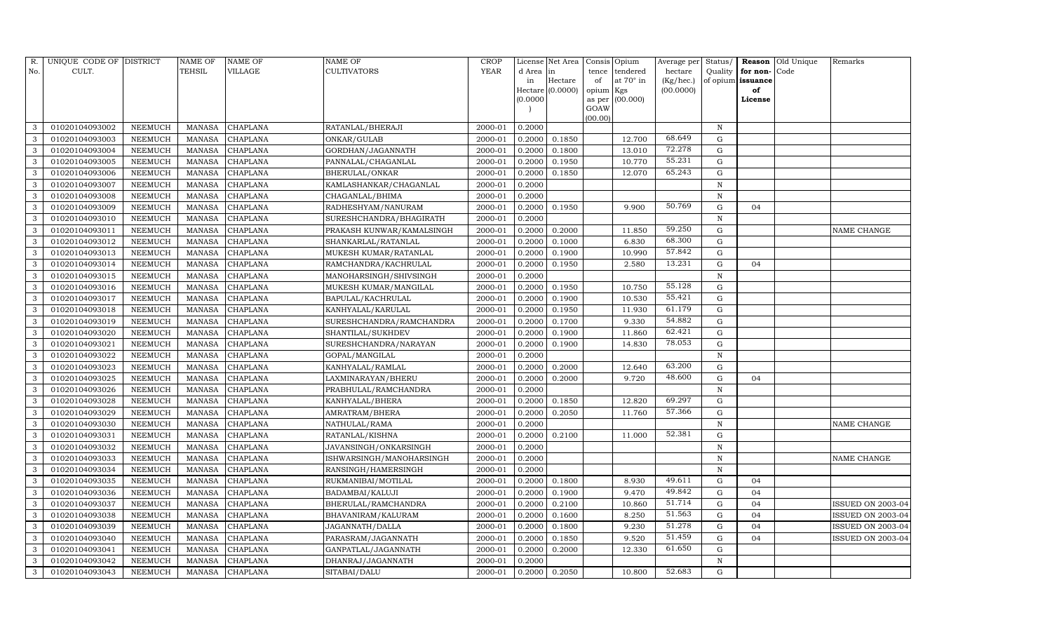| R. No. | UNIQUE CODE OF CULT. | DISTRICT | NAME OF TEHSIL | NAME OF VILLAGE | NAME OF CULTIVATORS | CROP YEAR | License d Area in Hectare (0.0000) | Net Area in Hectare (0.0000) | Consis tence of opium as per GOAW (00.00) | Opium tendered at 70° in Kgs (00.000) | Average per hectare (Kg/hec.) (00.0000) | Status/ Quality of opium | Reason for non-issuance of License | Old Unique Code | Remarks |
|---|---|---|---|---|---|---|---|---|---|---|---|---|---|---|---|
| 3 | 01020104093002 | NEEMUCH | MANASA | CHAPLANA | RATANLAL/BHERAJI | 2000-01 | 0.2000 | | | | | N | | | |
| 3 | 01020104093003 | NEEMUCH | MANASA | CHAPLANA | ONKAR/GULAB | 2000-01 | 0.2000 | 0.1850 | | 12.700 | 68.649 | G | | | |
| 3 | 01020104093004 | NEEMUCH | MANASA | CHAPLANA | GORDHAN/JAGANNATH | 2000-01 | 0.2000 | 0.1800 | | 13.010 | 72.278 | G | | | |
| 3 | 01020104093005 | NEEMUCH | MANASA | CHAPLANA | PANNALAL/CHAGANLAL | 2000-01 | 0.2000 | 0.1950 | | 10.770 | 55.231 | G | | | |
| 3 | 01020104093006 | NEEMUCH | MANASA | CHAPLANA | BHERULAL/ONKAR | 2000-01 | 0.2000 | 0.1850 | | 12.070 | 65.243 | G | | | |
| 3 | 01020104093007 | NEEMUCH | MANASA | CHAPLANA | KAMLASHANKAR/CHAGANLAL | 2000-01 | 0.2000 | | | | | N | | | |
| 3 | 01020104093008 | NEEMUCH | MANASA | CHAPLANA | CHAGANLAL/BHIMA | 2000-01 | 0.2000 | | | | | N | | | |
| 3 | 01020104093009 | NEEMUCH | MANASA | CHAPLANA | RADHESHYAM/NANURAM | 2000-01 | 0.2000 | 0.1950 | | 9.900 | 50.769 | G | 04 | | |
| 3 | 01020104093010 | NEEMUCH | MANASA | CHAPLANA | SURESHCHANDRA/BHAGIRATH | 2000-01 | 0.2000 | | | | | N | | | |
| 3 | 01020104093011 | NEEMUCH | MANASA | CHAPLANA | PRAKASH KUNWAR/KAMALSINGH | 2000-01 | 0.2000 | 0.2000 | | 11.850 | 59.250 | G | | | NAME CHANGE |
| 3 | 01020104093012 | NEEMUCH | MANASA | CHAPLANA | SHANKARLAL/RATANLAL | 2000-01 | 0.2000 | 0.1000 | | 6.830 | 68.300 | G | | | |
| 3 | 01020104093013 | NEEMUCH | MANASA | CHAPLANA | MUKESH KUMAR/RATANLAL | 2000-01 | 0.2000 | 0.1900 | | 10.990 | 57.842 | G | | | |
| 3 | 01020104093014 | NEEMUCH | MANASA | CHAPLANA | RAMCHANDRA/KACHRULAL | 2000-01 | 0.2000 | 0.1950 | | 2.580 | 13.231 | G | 04 | | |
| 3 | 01020104093015 | NEEMUCH | MANASA | CHAPLANA | MANOHARSINGH/SHIVSINGH | 2000-01 | 0.2000 | | | | | N | | | |
| 3 | 01020104093016 | NEEMUCH | MANASA | CHAPLANA | MUKESH KUMAR/MANGILAL | 2000-01 | 0.2000 | 0.1950 | | 10.750 | 55.128 | G | | | |
| 3 | 01020104093017 | NEEMUCH | MANASA | CHAPLANA | BAPULAL/KACHRULAL | 2000-01 | 0.2000 | 0.1900 | | 10.530 | 55.421 | G | | | |
| 3 | 01020104093018 | NEEMUCH | MANASA | CHAPLANA | KANHYALAL/KARULAL | 2000-01 | 0.2000 | 0.1950 | | 11.930 | 61.179 | G | | | |
| 3 | 01020104093019 | NEEMUCH | MANASA | CHAPLANA | SURESHCHANDRA/RAMCHANDRA | 2000-01 | 0.2000 | 0.1700 | | 9.330 | 54.882 | G | | | |
| 3 | 01020104093020 | NEEMUCH | MANASA | CHAPLANA | SHANTILAL/SUKHDEV | 2000-01 | 0.2000 | 0.1900 | | 11.860 | 62.421 | G | | | |
| 3 | 01020104093021 | NEEMUCH | MANASA | CHAPLANA | SURESHCHANDRA/NARAYAN | 2000-01 | 0.2000 | 0.1900 | | 14.830 | 78.053 | G | | | |
| 3 | 01020104093022 | NEEMUCH | MANASA | CHAPLANA | GOPAL/MANGILAL | 2000-01 | 0.2000 | | | | | N | | | |
| 3 | 01020104093023 | NEEMUCH | MANASA | CHAPLANA | KANHYALAL/RAMLAL | 2000-01 | 0.2000 | 0.2000 | | 12.640 | 63.200 | G | | | |
| 3 | 01020104093025 | NEEMUCH | MANASA | CHAPLANA | LAXMINARAYAN/BHERU | 2000-01 | 0.2000 | 0.2000 | | 9.720 | 48.600 | G | 04 | | |
| 3 | 01020104093026 | NEEMUCH | MANASA | CHAPLANA | PRABHULAL/RAMCHANDRA | 2000-01 | 0.2000 | | | | | N | | | |
| 3 | 01020104093028 | NEEMUCH | MANASA | CHAPLANA | KANHYALAL/BHERA | 2000-01 | 0.2000 | 0.1850 | | 12.820 | 69.297 | G | | | |
| 3 | 01020104093029 | NEEMUCH | MANASA | CHAPLANA | AMRATRAM/BHERA | 2000-01 | 0.2000 | 0.2050 | | 11.760 | 57.366 | G | | | |
| 3 | 01020104093030 | NEEMUCH | MANASA | CHAPLANA | NATHULAL/RAMA | 2000-01 | 0.2000 | | | | | N | | | NAME CHANGE |
| 3 | 01020104093031 | NEEMUCH | MANASA | CHAPLANA | RATANLAL/KISHNA | 2000-01 | 0.2000 | 0.2100 | | 11.000 | 52.381 | G | | | |
| 3 | 01020104093032 | NEEMUCH | MANASA | CHAPLANA | JAVANSINGH/ONKARSINGH | 2000-01 | 0.2000 | | | | | N | | | |
| 3 | 01020104093033 | NEEMUCH | MANASA | CHAPLANA | ISHWARSINGH/MANOHARSINGH | 2000-01 | 0.2000 | | | | | N | | | NAME CHANGE |
| 3 | 01020104093034 | NEEMUCH | MANASA | CHAPLANA | RANSINGH/HAMERSINGH | 2000-01 | 0.2000 | | | | | N | | | |
| 3 | 01020104093035 | NEEMUCH | MANASA | CHAPLANA | RUKMANIBAI/MOTILAL | 2000-01 | 0.2000 | 0.1800 | | 8.930 | 49.611 | G | 04 | | |
| 3 | 01020104093036 | NEEMUCH | MANASA | CHAPLANA | BADAMBAI/KALUJI | 2000-01 | 0.2000 | 0.1900 | | 9.470 | 49.842 | G | 04 | | |
| 3 | 01020104093037 | NEEMUCH | MANASA | CHAPLANA | BHERULAL/RAMCHANDRA | 2000-01 | 0.2000 | 0.2100 | | 10.860 | 51.714 | G | 04 | | ISSUED ON 2003-04 |
| 3 | 01020104093038 | NEEMUCH | MANASA | CHAPLANA | BHAVANIRAM/KALURAM | 2000-01 | 0.2000 | 0.1600 | | 8.250 | 51.563 | G | 04 | | ISSUED ON 2003-04 |
| 3 | 01020104093039 | NEEMUCH | MANASA | CHAPLANA | JAGANNATH/DALLA | 2000-01 | 0.2000 | 0.1800 | | 9.230 | 51.278 | G | 04 | | ISSUED ON 2003-04 |
| 3 | 01020104093040 | NEEMUCH | MANASA | CHAPLANA | PARASRAM/JAGANNATH | 2000-01 | 0.2000 | 0.1850 | | 9.520 | 51.459 | G | 04 | | ISSUED ON 2003-04 |
| 3 | 01020104093041 | NEEMUCH | MANASA | CHAPLANA | GANPATLAL/JAGANNATH | 2000-01 | 0.2000 | 0.2000 | | 12.330 | 61.650 | G | | | |
| 3 | 01020104093042 | NEEMUCH | MANASA | CHAPLANA | DHANRAJ/JAGANNATH | 2000-01 | 0.2000 | | | | | N | | | |
| 3 | 01020104093043 | NEEMUCH | MANASA | CHAPLANA | SITABAI/DALU | 2000-01 | 0.2000 | 0.2050 | | 10.800 | 52.683 | G | | | |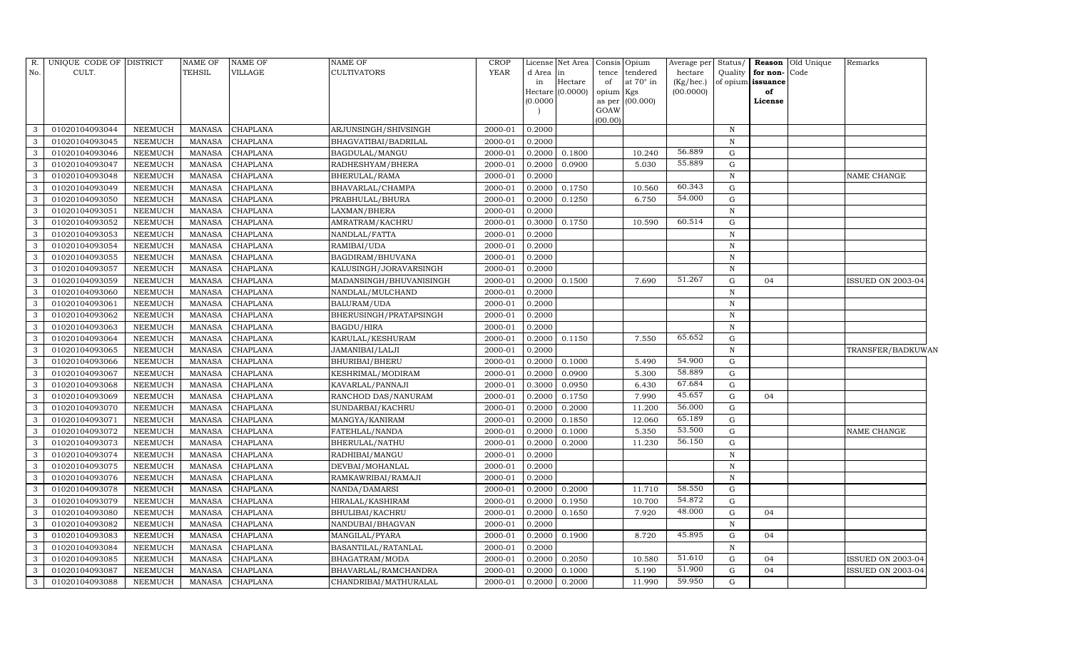| R. No. | UNIQUE CODE OF CULT. | DISTRICT | NAME OF TEHSIL | NAME OF VILLAGE | NAME OF CULTIVATORS | CROP YEAR | License d Area in Hectare (0.0000) | Net Area in Hectare (0.0000) | Consis tence of opium as per GOAW (00.00) | Opium tendered at 70° in Kgs (00.000) | Average per hectare (Kg/hec.) (00.0000) | Status/ Quality of opium | Reason for non-issuance of License | Old Unique Code | Remarks |
|---|---|---|---|---|---|---|---|---|---|---|---|---|---|---|---|
| 3 | 01020104093044 | NEEMUCH | MANASA | CHAPLANA | ARJUNSINGH/SHIVSINGH | 2000-01 | 0.2000 | | | | | N | | | |
| 3 | 01020104093045 | NEEMUCH | MANASA | CHAPLANA | BHAGVATIBAI/BADRILAL | 2000-01 | 0.2000 | | | | | N | | | |
| 3 | 01020104093046 | NEEMUCH | MANASA | CHAPLANA | BAGDULAL/MANGU | 2000-01 | 0.2000 | 0.1800 | | 10.240 | 56.889 | G | | | |
| 3 | 01020104093047 | NEEMUCH | MANASA | CHAPLANA | RADHESHYAM/BHERA | 2000-01 | 0.2000 | 0.0900 | | 5.030 | 55.889 | G | | | |
| 3 | 01020104093048 | NEEMUCH | MANASA | CHAPLANA | BHERULAL/RAMA | 2000-01 | 0.2000 | | | | | N | | | NAME CHANGE |
| 3 | 01020104093049 | NEEMUCH | MANASA | CHAPLANA | BHAVARLAL/CHAMPA | 2000-01 | 0.2000 | 0.1750 | | 10.560 | 60.343 | G | | | |
| 3 | 01020104093050 | NEEMUCH | MANASA | CHAPLANA | PRABHULAL/BHURA | 2000-01 | 0.2000 | 0.1250 | | 6.750 | 54.000 | G | | | |
| 3 | 01020104093051 | NEEMUCH | MANASA | CHAPLANA | LAXMAN/BHERA | 2000-01 | 0.2000 | | | | | N | | | |
| 3 | 01020104093052 | NEEMUCH | MANASA | CHAPLANA | AMRATRAM/KACHRU | 2000-01 | 0.3000 | 0.1750 | | 10.590 | 60.514 | G | | | |
| 3 | 01020104093053 | NEEMUCH | MANASA | CHAPLANA | NANDLAL/FATTA | 2000-01 | 0.2000 | | | | | N | | | |
| 3 | 01020104093054 | NEEMUCH | MANASA | CHAPLANA | RAMIBAI/UDA | 2000-01 | 0.2000 | | | | | N | | | |
| 3 | 01020104093055 | NEEMUCH | MANASA | CHAPLANA | BAGDIRAM/BHUVANA | 2000-01 | 0.2000 | | | | | N | | | |
| 3 | 01020104093057 | NEEMUCH | MANASA | CHAPLANA | KALUSINGH/JORAVARSINGH | 2000-01 | 0.2000 | | | | | N | | | |
| 3 | 01020104093059 | NEEMUCH | MANASA | CHAPLANA | MADANSINGH/BHUVANISINGH | 2000-01 | 0.2000 | 0.1500 | | 7.690 | 51.267 | G | 04 | | ISSUED ON 2003-04 |
| 3 | 01020104093060 | NEEMUCH | MANASA | CHAPLANA | NANDLAL/MULCHAND | 2000-01 | 0.2000 | | | | | N | | | |
| 3 | 01020104093061 | NEEMUCH | MANASA | CHAPLANA | BALURAM/UDA | 2000-01 | 0.2000 | | | | | N | | | |
| 3 | 01020104093062 | NEEMUCH | MANASA | CHAPLANA | BHERUSINGH/PRATAPSINGH | 2000-01 | 0.2000 | | | | | N | | | |
| 3 | 01020104093063 | NEEMUCH | MANASA | CHAPLANA | BAGDU/HIRA | 2000-01 | 0.2000 | | | | | N | | | |
| 3 | 01020104093064 | NEEMUCH | MANASA | CHAPLANA | KARULAL/KESHURAM | 2000-01 | 0.2000 | 0.1150 | | 7.550 | 65.652 | G | | | |
| 3 | 01020104093065 | NEEMUCH | MANASA | CHAPLANA | JAMANIBAI/LALJI | 2000-01 | 0.2000 | | | | | N | | | TRANSFER/BADKUWAN |
| 3 | 01020104093066 | NEEMUCH | MANASA | CHAPLANA | BHURIBAI/BHERU | 2000-01 | 0.2000 | 0.1000 | | 5.490 | 54.900 | G | | | |
| 3 | 01020104093067 | NEEMUCH | MANASA | CHAPLANA | KESHRIMAL/MODIRAM | 2000-01 | 0.2000 | 0.0900 | | 5.300 | 58.889 | G | | | |
| 3 | 01020104093068 | NEEMUCH | MANASA | CHAPLANA | KAVARLAL/PANNAJI | 2000-01 | 0.3000 | 0.0950 | | 6.430 | 67.684 | G | | | |
| 3 | 01020104093069 | NEEMUCH | MANASA | CHAPLANA | RANCHOD DAS/NANURAM | 2000-01 | 0.2000 | 0.1750 | | 7.990 | 45.657 | G | 04 | | |
| 3 | 01020104093070 | NEEMUCH | MANASA | CHAPLANA | SUNDARBAI/KACHRU | 2000-01 | 0.2000 | 0.2000 | | 11.200 | 56.000 | G | | | |
| 3 | 01020104093071 | NEEMUCH | MANASA | CHAPLANA | MANGYA/KANIRAM | 2000-01 | 0.2000 | 0.1850 | | 12.060 | 65.189 | G | | | |
| 3 | 01020104093072 | NEEMUCH | MANASA | CHAPLANA | FATEHLAL/NANDA | 2000-01 | 0.2000 | 0.1000 | | 5.350 | 53.500 | G | | | NAME CHANGE |
| 3 | 01020104093073 | NEEMUCH | MANASA | CHAPLANA | BHERULAL/NATHU | 2000-01 | 0.2000 | 0.2000 | | 11.230 | 56.150 | G | | | |
| 3 | 01020104093074 | NEEMUCH | MANASA | CHAPLANA | RADHIBAI/MANGU | 2000-01 | 0.2000 | | | | | N | | | |
| 3 | 01020104093075 | NEEMUCH | MANASA | CHAPLANA | DEVBAI/MOHANLAL | 2000-01 | 0.2000 | | | | | N | | | |
| 3 | 01020104093076 | NEEMUCH | MANASA | CHAPLANA | RAMKAWRIBAI/RAMAJI | 2000-01 | 0.2000 | | | | | N | | | |
| 3 | 01020104093078 | NEEMUCH | MANASA | CHAPLANA | NANDA/DAMARSI | 2000-01 | 0.2000 | 0.2000 | | 11.710 | 58.550 | G | | | |
| 3 | 01020104093079 | NEEMUCH | MANASA | CHAPLANA | HIRALAL/KASHIRAM | 2000-01 | 0.2000 | 0.1950 | | 10.700 | 54.872 | G | | | |
| 3 | 01020104093080 | NEEMUCH | MANASA | CHAPLANA | BHULIBAI/KACHRU | 2000-01 | 0.2000 | 0.1650 | | 7.920 | 48.000 | G | 04 | | |
| 3 | 01020104093082 | NEEMUCH | MANASA | CHAPLANA | NANDUBAI/BHAGVAN | 2000-01 | 0.2000 | | | | | N | | | |
| 3 | 01020104093083 | NEEMUCH | MANASA | CHAPLANA | MANGILAL/PYARA | 2000-01 | 0.2000 | 0.1900 | | 8.720 | 45.895 | G | 04 | | |
| 3 | 01020104093084 | NEEMUCH | MANASA | CHAPLANA | BASANTILAL/RATANLAL | 2000-01 | 0.2000 | | | | | N | | | |
| 3 | 01020104093085 | NEEMUCH | MANASA | CHAPLANA | BHAGATRAM/MODA | 2000-01 | 0.2000 | 0.2050 | | 10.580 | 51.610 | G | 04 | | ISSUED ON 2003-04 |
| 3 | 01020104093087 | NEEMUCH | MANASA | CHAPLANA | BHAVARLAL/RAMCHANDRA | 2000-01 | 0.2000 | 0.1000 | | 5.190 | 51.900 | G | 04 | | ISSUED ON 2003-04 |
| 3 | 01020104093088 | NEEMUCH | MANASA | CHAPLANA | CHANDRIBAI/MATHURALAL | 2000-01 | 0.2000 | 0.2000 | | 11.990 | 59.950 | G | | | |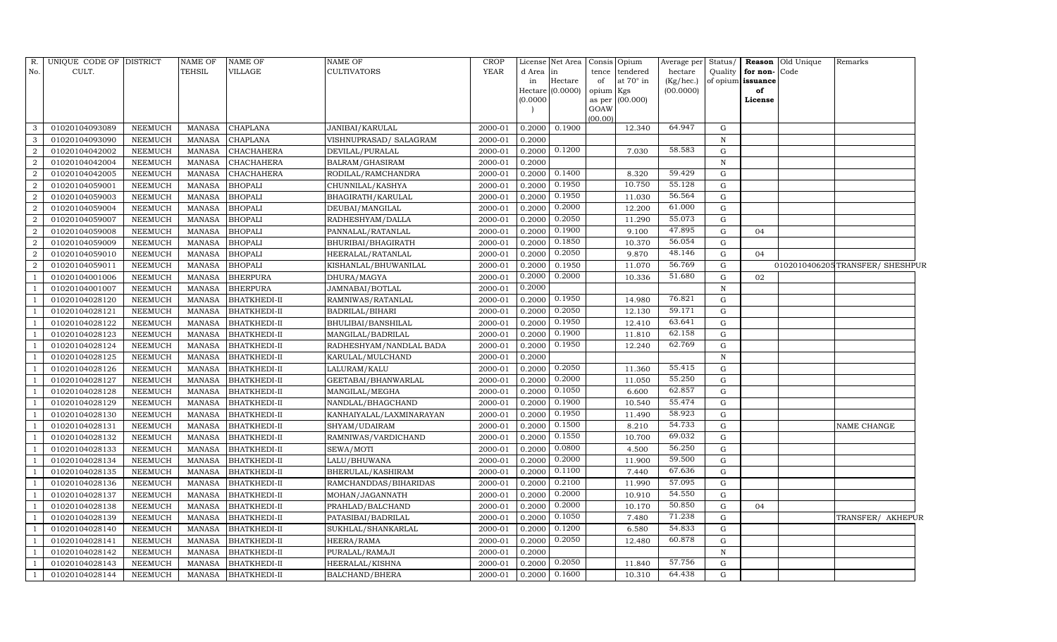| R. No. | UNIQUE CODE OF CULT. | DISTRICT | NAME OF TEHSIL | NAME OF VILLAGE | NAME OF CULTIVATORS | CROP YEAR | License d Area in Hectare (0.0000) | Net Area in Hectare (0.0000) | Consis tence of opium as per GOAW (00.00) | Opium tendered at 70° in Kgs (00.000) | Average per hectare (Kg/hec.) (00.0000) | Status/ Quality of opium | Reason for non-issuance of License | Old Unique Code | Remarks |
|---|---|---|---|---|---|---|---|---|---|---|---|---|---|---|---|
| 3 | 01020104093089 | NEEMUCH | MANASA | CHAPLANA | JANIBAI/KARULAL | 2000-01 | 0.2000 | 0.1900 | | 12.340 | 64.947 | G | | | |
| 3 | 01020104093090 | NEEMUCH | MANASA | CHAPLANA | VISHNUPRASAD/ SALAGRAM | 2000-01 | 0.2000 | | | | | N | | | |
| 2 | 01020104042002 | NEEMUCH | MANASA | CHACHAHERA | DEVILAL/PURALAL | 2000-01 | 0.2000 | 0.1200 | | 7.030 | 58.583 | G | | | |
| 2 | 01020104042004 | NEEMUCH | MANASA | CHACHAHERA | BALRAM/GHASIRAM | 2000-01 | 0.2000 | | | | | N | | | |
| 2 | 01020104042005 | NEEMUCH | MANASA | CHACHAHERA | RODILAL/RAMCHANDRA | 2000-01 | 0.2000 | 0.1400 | | 8.320 | 59.429 | G | | | |
| 2 | 01020104059001 | NEEMUCH | MANASA | BHOPALI | CHUNNILAL/KASHYA | 2000-01 | 0.2000 | 0.1950 | | 10.750 | 55.128 | G | | | |
| 2 | 01020104059003 | NEEMUCH | MANASA | BHOPALI | BHAGIRATH/KARULAL | 2000-01 | 0.2000 | 0.1950 | | 11.030 | 56.564 | G | | | |
| 2 | 01020104059004 | NEEMUCH | MANASA | BHOPALI | DEUBAI/MANGILAL | 2000-01 | 0.2000 | 0.2000 | | 12.200 | 61.000 | G | | | |
| 2 | 01020104059007 | NEEMUCH | MANASA | BHOPALI | RADHESHYAM/DALLA | 2000-01 | 0.2000 | 0.2050 | | 11.290 | 55.073 | G | | | |
| 2 | 01020104059008 | NEEMUCH | MANASA | BHOPALI | PANNALAL/RATANLAL | 2000-01 | 0.2000 | 0.1900 | | 9.100 | 47.895 | G | 04 | | |
| 2 | 01020104059009 | NEEMUCH | MANASA | BHOPALI | BHURIBAI/BHAGIRATH | 2000-01 | 0.2000 | 0.1850 | | 10.370 | 56.054 | G | | | |
| 2 | 01020104059010 | NEEMUCH | MANASA | BHOPALI | HEERALAL/RATANLAL | 2000-01 | 0.2000 | 0.2050 | | 9.870 | 48.146 | G | 04 | | |
| 2 | 01020104059011 | NEEMUCH | MANASA | BHOPALI | KISHANLAL/BHUWANILAL | 2000-01 | 0.2000 | 0.1950 | | 11.070 | 56.769 | G | | 01020104062050 | TRANSFER/ SHESHPUR |
| 1 | 01020104001006 | NEEMUCH | MANASA | BHERPURA | DHURA/MAGYA | 2000-01 | 0.2000 | 0.2000 | | 10.336 | 51.680 | G | 02 | | |
| 1 | 01020104001007 | NEEMUCH | MANASA | BHERPURA | JAMNABAI/BOTLAL | 2000-01 | 0.2000 | | | | | N | | | |
| 1 | 01020104028120 | NEEMUCH | MANASA | BHATKHEDI-II | RAMNIWAS/RATANLAL | 2000-01 | 0.2000 | 0.1950 | | 14.980 | 76.821 | G | | | |
| 1 | 01020104028121 | NEEMUCH | MANASA | BHATKHEDI-II | BADRILAL/BIHARI | 2000-01 | 0.2000 | 0.2050 | | 12.130 | 59.171 | G | | | |
| 1 | 01020104028122 | NEEMUCH | MANASA | BHATKHEDI-II | BHULIBAI/BANSHILAL | 2000-01 | 0.2000 | 0.1950 | | 12.410 | 63.641 | G | | | |
| 1 | 01020104028123 | NEEMUCH | MANASA | BHATKHEDI-II | MANGILAL/BADRILAL | 2000-01 | 0.2000 | 0.1900 | | 11.810 | 62.158 | G | | | |
| 1 | 01020104028124 | NEEMUCH | MANASA | BHATKHEDI-II | RADHESHYAM/NANDLAL BADA | 2000-01 | 0.2000 | 0.1950 | | 12.240 | 62.769 | G | | | |
| 1 | 01020104028125 | NEEMUCH | MANASA | BHATKHEDI-II | KARULAL/MULCHAND | 2000-01 | 0.2000 | | | | | N | | | |
| 1 | 01020104028126 | NEEMUCH | MANASA | BHATKHEDI-II | LALURAM/KALU | 2000-01 | 0.2000 | 0.2050 | | 11.360 | 55.415 | G | | | |
| 1 | 01020104028127 | NEEMUCH | MANASA | BHATKHEDI-II | GEETABAI/BHANWARLAL | 2000-01 | 0.2000 | 0.2000 | | 11.050 | 55.250 | G | | | |
| 1 | 01020104028128 | NEEMUCH | MANASA | BHATKHEDI-II | MANGILAL/MEGHA | 2000-01 | 0.2000 | 0.1050 | | 6.600 | 62.857 | G | | | |
| 1 | 01020104028129 | NEEMUCH | MANASA | BHATKHEDI-II | NANDLAL/BHAGCHAND | 2000-01 | 0.2000 | 0.1900 | | 10.540 | 55.474 | G | | | |
| 1 | 01020104028130 | NEEMUCH | MANASA | BHATKHEDI-II | KANHAIYALAL/LAXMINARAYAN | 2000-01 | 0.2000 | 0.1950 | | 11.490 | 58.923 | G | | | |
| 1 | 01020104028131 | NEEMUCH | MANASA | BHATKHEDI-II | SHYAM/UDAIRAM | 2000-01 | 0.2000 | 0.1500 | | 8.210 | 54.733 | G | | | NAME CHANGE |
| 1 | 01020104028132 | NEEMUCH | MANASA | BHATKHEDI-II | RAMNIWAS/VARDICHAND | 2000-01 | 0.2000 | 0.1550 | | 10.700 | 69.032 | G | | | |
| 1 | 01020104028133 | NEEMUCH | MANASA | BHATKHEDI-II | SEWA/MOTI | 2000-01 | 0.2000 | 0.0800 | | 4.500 | 56.250 | G | | | |
| 1 | 01020104028134 | NEEMUCH | MANASA | BHATKHEDI-II | LALU/BHUWANA | 2000-01 | 0.2000 | 0.2000 | | 11.900 | 59.500 | G | | | |
| 1 | 01020104028135 | NEEMUCH | MANASA | BHATKHEDI-II | BHERULAL/KASHIRAM | 2000-01 | 0.2000 | 0.1100 | | 7.440 | 67.636 | G | | | |
| 1 | 01020104028136 | NEEMUCH | MANASA | BHATKHEDI-II | RAMCHANDDAS/BIHARIDAS | 2000-01 | 0.2000 | 0.2100 | | 11.990 | 57.095 | G | | | |
| 1 | 01020104028137 | NEEMUCH | MANASA | BHATKHEDI-II | MOHAN/JAGANNATH | 2000-01 | 0.2000 | 0.2000 | | 10.910 | 54.550 | G | | | |
| 1 | 01020104028138 | NEEMUCH | MANASA | BHATKHEDI-II | PRAHLAD/BALCHAND | 2000-01 | 0.2000 | 0.2000 | | 10.170 | 50.850 | G | 04 | | |
| 1 | 01020104028139 | NEEMUCH | MANASA | BHATKHEDI-II | PATASIBAI/BADRILAL | 2000-01 | 0.2000 | 0.1050 | | 7.480 | 71.238 | G | | | TRANSFER/ AKHEPUR |
| 1 | 01020104028140 | NEEMUCH | MANASA | BHATKHEDI-II | SUKHLAL/SHANKARLAL | 2000-01 | 0.2000 | 0.1200 | | 6.580 | 54.833 | G | | | |
| 1 | 01020104028141 | NEEMUCH | MANASA | BHATKHEDI-II | HEERA/RAMA | 2000-01 | 0.2000 | 0.2050 | | 12.480 | 60.878 | G | | | |
| 1 | 01020104028142 | NEEMUCH | MANASA | BHATKHEDI-II | PURALAL/RAMAJI | 2000-01 | 0.2000 | | | | | N | | | |
| 1 | 01020104028143 | NEEMUCH | MANASA | BHATKHEDI-II | HEERALAL/KISHNA | 2000-01 | 0.2000 | 0.2050 | | 11.840 | 57.756 | G | | | |
| 1 | 01020104028144 | NEEMUCH | MANASA | BHATKHEDI-II | BALCHAND/BHERA | 2000-01 | 0.2000 | 0.1600 | | 10.310 | 64.438 | G | | | |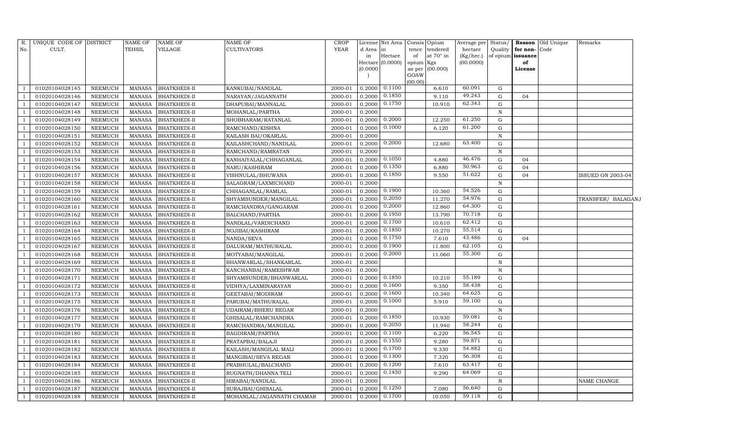| R. No. | UNIQUE CODE OF CULT. | DISTRICT | NAME OF TEHSIL | NAME OF VILLAGE | NAME OF CULTIVATORS | CROP YEAR | License d Area in Hectare (0.0000) | Net Area in Hectare (0.0000) | Consis tence of opium as per GOAW (00.00) | Opium tendered at 70° in Kgs (00.000) | Average per hectare (Kg/hec.) (00.0000) | Status/ Quality of opium | Reason for non-issuance of License | Old Unique Code | Remarks |
|---|---|---|---|---|---|---|---|---|---|---|---|---|---|---|---|
| 1 | 01020104028145 | NEEMUCH | MANASA | BHATKHEDI-II | KANKUBAI/NANDLAL | 2000-01 | 0.2000 | 0.1100 | | 6.610 | 60.091 | G | | | |
| 1 | 01020104028146 | NEEMUCH | MANASA | BHATKHEDI-II | NARAYAN/JAGANNATH | 2000-01 | 0.2000 | 0.1850 | | 9.110 | 49.243 | G | 04 | | |
| 1 | 01020104028147 | NEEMUCH | MANASA | BHATKHEDI-II | DHAPUBAI/MANNALAL | 2000-01 | 0.2000 | 0.1750 | | 10.910 | 62.343 | G | | | |
| 1 | 01020104028148 | NEEMUCH | MANASA | BHATKHEDI-II | MOHANLAL/PARTHA | 2000-01 | 0.2000 | | | | | N | | | |
| 1 | 01020104028149 | NEEMUCH | MANASA | BHATKHEDI-II | SHOBHARAM/RATANLAL | 2000-01 | 0.2000 | 0.2000 | | 12.250 | 61.250 | G | | | |
| 1 | 01020104028150 | NEEMUCH | MANASA | BHATKHEDI-II | RAMCHAND/KISHNA | 2000-01 | 0.2000 | 0.1000 | | 6.120 | 61.200 | G | | | |
| 1 | 01020104028151 | NEEMUCH | MANASA | BHATKHEDI-II | KAILASH BAI/OKARLAL | 2000-01 | 0.2000 | | | | | N | | | |
| 1 | 01020104028152 | NEEMUCH | MANASA | BHATKHEDI-II | KAILASHCHAND/NANDLAL | 2000-01 | 0.2000 | 0.2000 | | 12.680 | 63.400 | G | | | |
| 1 | 01020104028153 | NEEMUCH | MANASA | BHATKHEDI-II | RAMCHAND/RAMRATAN | 2000-01 | 0.2000 | | | | | N | | | |
| 1 | 01020104028154 | NEEMUCH | MANASA | BHATKHEDI-II | KANHAIYALAL/CHHAGANLAL | 2000-01 | 0.2000 | 0.1050 | | 4.880 | 46.476 | G | 04 | | |
| 1 | 01020104028156 | NEEMUCH | MANASA | BHATKHEDI-II | NARU/KASHIRAM | 2000-01 | 0.2000 | 0.1350 | | 6.880 | 50.963 | G | 04 | | |
| 1 | 01020104028157 | NEEMUCH | MANASA | BHATKHEDI-II | VISHNULAL/BHUWANA | 2000-01 | 0.2000 | 0.1850 | | 9.550 | 51.622 | G | 04 | | ISSUED ON 2003-04 |
| 1 | 01020104028158 | NEEMUCH | MANASA | BHATKHEDI-II | SALAGRAM/LAXMICHAND | 2000-01 | 0.2000 | | | | | N | | | |
| 1 | 01020104028159 | NEEMUCH | MANASA | BHATKHEDI-II | CHHAGANLAL/RAMLAL | 2000-01 | 0.2000 | 0.1900 | | 10.360 | 54.526 | G | | | |
| 1 | 01020104028160 | NEEMUCH | MANASA | BHATKHEDI-II | SHYAMSUNDER/MANGILAL | 2000-01 | 0.2000 | 0.2050 | | 11.270 | 54.976 | G | | | TRANSFER/ BALAGANJ |
| 1 | 01020104028161 | NEEMUCH | MANASA | BHATKHEDI-II | RAMCHANDRA/GANGARAM | 2000-01 | 0.2000 | 0.2000 | | 12.860 | 64.300 | G | | | |
| 1 | 01020104028162 | NEEMUCH | MANASA | BHATKHEDI-II | BALCHAND/PARTHA | 2000-01 | 0.2000 | 0.1950 | | 13.790 | 70.718 | G | | | |
| 1 | 01020104028163 | NEEMUCH | MANASA | BHATKHEDI-II | NANDLAL/VARDICHAND | 2000-01 | 0.2000 | 0.1700 | | 10.610 | 62.412 | G | | | |
| 1 | 01020104028164 | NEEMUCH | MANASA | BHATKHEDI-II | NOJIBAI/KASHIRAM | 2000-01 | 0.2000 | 0.1850 | | 10.270 | 55.514 | G | | | |
| 1 | 01020104028165 | NEEMUCH | MANASA | BHATKHEDI-II | NANDA/SEVA | 2000-01 | 0.2000 | 0.1750 | | 7.610 | 43.486 | G | 04 | | |
| 1 | 01020104028167 | NEEMUCH | MANASA | BHATKHEDI-II | DALURAM/MATHURALAL | 2000-01 | 0.2000 | 0.1900 | | 11.800 | 62.105 | G | | | |
| 1 | 01020104028168 | NEEMUCH | MANASA | BHATKHEDI-II | MOTYABAI/MANGILAL | 2000-01 | 0.2000 | 0.2000 | | 11.060 | 55.300 | G | | | |
| 1 | 01020104028169 | NEEMUCH | MANASA | BHATKHEDI-II | BHANWARLAL/SHANKARLAL | 2000-01 | 0.2000 | | | | | N | | | |
| 1 | 01020104028170 | NEEMUCH | MANASA | BHATKHEDI-II | KANCHANBAI/RAMESHWAR | 2000-01 | 0.2000 | | | | | N | | | |
| 1 | 01020104028171 | NEEMUCH | MANASA | BHATKHEDI-II | SHYAMSUNDER/BHANWARLAL | 2000-01 | 0.2000 | 0.1850 | | 10.210 | 55.189 | G | | | |
| 1 | 01020104028172 | NEEMUCH | MANASA | BHATKHEDI-II | VIDHYA/LAXMINARAYAN | 2000-01 | 0.2000 | 0.1600 | | 9.350 | 58.438 | G | | | |
| 1 | 01020104028173 | NEEMUCH | MANASA | BHATKHEDI-II | GEETABAI/MODIRAM | 2000-01 | 0.2000 | 0.1600 | | 10.340 | 64.625 | G | | | |
| 1 | 01020104028175 | NEEMUCH | MANASA | BHATKHEDI-II | PARUBAI/MATHURALAL | 2000-01 | 0.2000 | 0.1000 | | 5.910 | 59.100 | G | | | |
| 1 | 01020104028176 | NEEMUCH | MANASA | BHATKHEDI-II | UDAIRAM/BHERU REGAR | 2000-01 | 0.2000 | | | | | N | | | |
| 1 | 01020104028177 | NEEMUCH | MANASA | BHATKHEDI-II | GHISALAL/RAMCHANDRA | 2000-01 | 0.2000 | 0.1850 | | 10.930 | 59.081 | G | | | |
| 1 | 01020104028179 | NEEMUCH | MANASA | BHATKHEDI-II | RAMCHANDRA/MANGILAL | 2000-01 | 0.2000 | 0.2050 | | 11.940 | 58.244 | G | | | |
| 1 | 01020104028180 | NEEMUCH | MANASA | BHATKHEDI-II | BAGDIRAM/PARTHA | 2000-01 | 0.2000 | 0.1100 | | 6.220 | 56.545 | G | | | |
| 1 | 01020104028181 | NEEMUCH | MANASA | BHATKHEDI-II | PRATAPBAI/BALAJI | 2000-01 | 0.2000 | 0.1550 | | 9.280 | 59.871 | G | | | |
| 1 | 01020104028182 | NEEMUCH | MANASA | BHATKHEDI-II | KAILASH/MANGILAL MALI | 2000-01 | 0.2000 | 0.1700 | | 9.330 | 54.882 | G | | | |
| 1 | 01020104028183 | NEEMUCH | MANASA | BHATKHEDI-II | MANGIBAI/SEVA REGAR | 2000-01 | 0.2000 | 0.1300 | | 7.320 | 56.308 | G | | | |
| 1 | 01020104028184 | NEEMUCH | MANASA | BHATKHEDI-II | PRABHULAL/BALCHAND | 2000-01 | 0.2000 | 0.1200 | | 7.610 | 63.417 | G | | | |
| 1 | 01020104028185 | NEEMUCH | MANASA | BHATKHEDI-II | RUGNATH/DHANNA TELI | 2000-01 | 0.2000 | 0.1450 | | 9.290 | 64.069 | G | | | |
| 1 | 01020104028186 | NEEMUCH | MANASA | BHATKHEDI-II | HIRABAI/NANDLAL | 2000-01 | 0.2000 | | | | | N | | | NAME CHANGE |
| 1 | 01020104028187 | NEEMUCH | MANASA | BHATKHEDI-II | SURAJBAI/GHISALAL | 2000-01 | 0.2000 | 0.1250 | | 7.080 | 56.640 | G | | | |
| 1 | 01020104028188 | NEEMUCH | MANASA | BHATKHEDI-II | MOHANLAL/JAGANNATH CHAMAR | 2000-01 | 0.2000 | 0.1700 | | 10.050 | 59.118 | G | | | |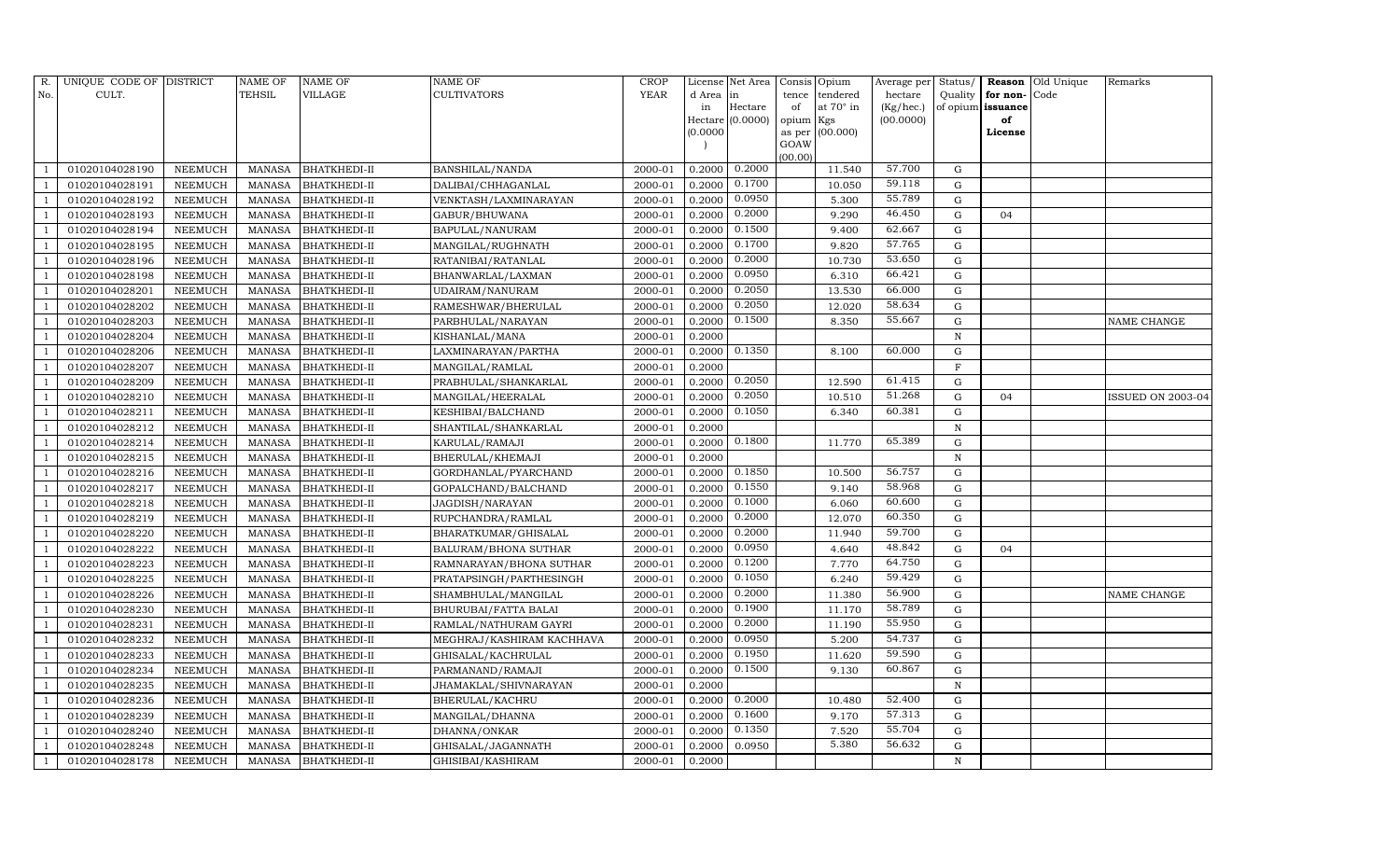| R. No. | UNIQUE CODE OF CULT. | DISTRICT | NAME OF TEHSIL | NAME OF VILLAGE | NAME OF CULTIVATORS | CROP YEAR | License d Area in Hectare (0.0000) | Net Area in Hectare (0.0000) | Consis tence of opium as per GOAW (00.00) | Opium tendered at 70° in Kgs (00.000) | Average per hectare (Kg/hec.) (00.0000) | Status/ Quality of opium | Reason for non-issuance of License | Old Unique Code | Remarks |
|---|---|---|---|---|---|---|---|---|---|---|---|---|---|---|---|
| 1 | 01020104028190 | NEEMUCH | MANASA | BHATKHEDI-II | BANSHILAL/NANDA | 2000-01 | 0.2000 | 0.2000 | | 11.540 | 57.700 | G | | | |
| 1 | 01020104028191 | NEEMUCH | MANASA | BHATKHEDI-II | DALIBAI/CHHAGANLAL | 2000-01 | 0.2000 | 0.1700 | | 10.050 | 59.118 | G | | | |
| 1 | 01020104028192 | NEEMUCH | MANASA | BHATKHEDI-II | VENKTASH/LAXMINARAYAN | 2000-01 | 0.2000 | 0.0950 | | 5.300 | 55.789 | G | | | |
| 1 | 01020104028193 | NEEMUCH | MANASA | BHATKHEDI-II | GABUR/BHUWANA | 2000-01 | 0.2000 | 0.2000 | | 9.290 | 46.450 | G | 04 | | |
| 1 | 01020104028194 | NEEMUCH | MANASA | BHATKHEDI-II | BAPULAL/NANURAM | 2000-01 | 0.2000 | 0.1500 | | 9.400 | 62.667 | G | | | |
| 1 | 01020104028195 | NEEMUCH | MANASA | BHATKHEDI-II | MANGILAL/RUGHNATH | 2000-01 | 0.2000 | 0.1700 | | 9.820 | 57.765 | G | | | |
| 1 | 01020104028196 | NEEMUCH | MANASA | BHATKHEDI-II | RATANIBAI/RATANLAL | 2000-01 | 0.2000 | 0.2000 | | 10.730 | 53.650 | G | | | |
| 1 | 01020104028198 | NEEMUCH | MANASA | BHATKHEDI-II | BHANWARLAL/LAXMAN | 2000-01 | 0.2000 | 0.0950 | | 6.310 | 66.421 | G | | | |
| 1 | 01020104028201 | NEEMUCH | MANASA | BHATKHEDI-II | UDAIRAM/NANURAM | 2000-01 | 0.2000 | 0.2050 | | 13.530 | 66.000 | G | | | |
| 1 | 01020104028202 | NEEMUCH | MANASA | BHATKHEDI-II | RAMESHWAR/BHERULAL | 2000-01 | 0.2000 | 0.2050 | | 12.020 | 58.634 | G | | | |
| 1 | 01020104028203 | NEEMUCH | MANASA | BHATKHEDI-II | PARBHULAL/NARAYAN | 2000-01 | 0.2000 | 0.1500 | | 8.350 | 55.667 | G | | | NAME CHANGE |
| 1 | 01020104028204 | NEEMUCH | MANASA | BHATKHEDI-II | KISHANLAL/MANA | 2000-01 | 0.2000 | | | | | N | | | |
| 1 | 01020104028206 | NEEMUCH | MANASA | BHATKHEDI-II | LAXMINARAYAN/PARTHA | 2000-01 | 0.2000 | 0.1350 | | 8.100 | 60.000 | G | | | |
| 1 | 01020104028207 | NEEMUCH | MANASA | BHATKHEDI-II | MANGILAL/RAMLAL | 2000-01 | 0.2000 | | | | | F | | | |
| 1 | 01020104028209 | NEEMUCH | MANASA | BHATKHEDI-II | PRABHULAL/SHANKARLAL | 2000-01 | 0.2000 | 0.2050 | | 12.590 | 61.415 | G | | | |
| 1 | 01020104028210 | NEEMUCH | MANASA | BHATKHEDI-II | MANGILAL/HEERALAL | 2000-01 | 0.2000 | 0.2050 | | 10.510 | 51.268 | G | 04 | | ISSUED ON 2003-04 |
| 1 | 01020104028211 | NEEMUCH | MANASA | BHATKHEDI-II | KESHIBAI/BALCHAND | 2000-01 | 0.2000 | 0.1050 | | 6.340 | 60.381 | G | | | |
| 1 | 01020104028212 | NEEMUCH | MANASA | BHATKHEDI-II | SHANTILAL/SHANKARLAL | 2000-01 | 0.2000 | | | | | N | | | |
| 1 | 01020104028214 | NEEMUCH | MANASA | BHATKHEDI-II | KARULAL/RAMAJI | 2000-01 | 0.2000 | 0.1800 | | 11.770 | 65.389 | G | | | |
| 1 | 01020104028215 | NEEMUCH | MANASA | BHATKHEDI-II | BHERULAL/KHEMAJI | 2000-01 | 0.2000 | | | | | N | | | |
| 1 | 01020104028216 | NEEMUCH | MANASA | BHATKHEDI-II | GORDHANLAL/PYARCHAND | 2000-01 | 0.2000 | 0.1850 | | 10.500 | 56.757 | G | | | |
| 1 | 01020104028217 | NEEMUCH | MANASA | BHATKHEDI-II | GOPALCHAND/BALCHAND | 2000-01 | 0.2000 | 0.1550 | | 9.140 | 58.968 | G | | | |
| 1 | 01020104028218 | NEEMUCH | MANASA | BHATKHEDI-II | JAGDISH/NARAYAN | 2000-01 | 0.2000 | 0.1000 | | 6.060 | 60.600 | G | | | |
| 1 | 01020104028219 | NEEMUCH | MANASA | BHATKHEDI-II | RUPCHANDRA/RAMLAL | 2000-01 | 0.2000 | 0.2000 | | 12.070 | 60.350 | G | | | |
| 1 | 01020104028220 | NEEMUCH | MANASA | BHATKHEDI-II | BHARATKUMAR/GHISALAL | 2000-01 | 0.2000 | 0.2000 | | 11.940 | 59.700 | G | | | |
| 1 | 01020104028222 | NEEMUCH | MANASA | BHATKHEDI-II | BALURAM/BHONA SUTHAR | 2000-01 | 0.2000 | 0.0950 | | 4.640 | 48.842 | G | 04 | | |
| 1 | 01020104028223 | NEEMUCH | MANASA | BHATKHEDI-II | RAMNARAYAN/BHONA SUTHAR | 2000-01 | 0.2000 | 0.1200 | | 7.770 | 64.750 | G | | | |
| 1 | 01020104028225 | NEEMUCH | MANASA | BHATKHEDI-II | PRATAPSINGH/PARTHESINGH | 2000-01 | 0.2000 | 0.1050 | | 6.240 | 59.429 | G | | | |
| 1 | 01020104028226 | NEEMUCH | MANASA | BHATKHEDI-II | SHAMBHULAL/MANGILAL | 2000-01 | 0.2000 | 0.2000 | | 11.380 | 56.900 | G | | | NAME CHANGE |
| 1 | 01020104028230 | NEEMUCH | MANASA | BHATKHEDI-II | BHURUBAI/FATTA BALAI | 2000-01 | 0.2000 | 0.1900 | | 11.170 | 58.789 | G | | | |
| 1 | 01020104028231 | NEEMUCH | MANASA | BHATKHEDI-II | RAMLAL/NATHURAM GAYRI | 2000-01 | 0.2000 | 0.2000 | | 11.190 | 55.950 | G | | | |
| 1 | 01020104028232 | NEEMUCH | MANASA | BHATKHEDI-II | MEGHRAJ/KASHIRAM KACHHAVA | 2000-01 | 0.2000 | 0.0950 | | 5.200 | 54.737 | G | | | |
| 1 | 01020104028233 | NEEMUCH | MANASA | BHATKHEDI-II | GHISALAL/KACHRULAL | 2000-01 | 0.2000 | 0.1950 | | 11.620 | 59.590 | G | | | |
| 1 | 01020104028234 | NEEMUCH | MANASA | BHATKHEDI-II | PARMANAND/RAMAJI | 2000-01 | 0.2000 | 0.1500 | | 9.130 | 60.867 | G | | | |
| 1 | 01020104028235 | NEEMUCH | MANASA | BHATKHEDI-II | JHAMAKLAL/SHIVNARAYAN | 2000-01 | 0.2000 | | | | | N | | | |
| 1 | 01020104028236 | NEEMUCH | MANASA | BHATKHEDI-II | BHERULAL/KACHRU | 2000-01 | 0.2000 | 0.2000 | | 10.480 | 52.400 | G | | | |
| 1 | 01020104028239 | NEEMUCH | MANASA | BHATKHEDI-II | MANGILAL/DHANNA | 2000-01 | 0.2000 | 0.1600 | | 9.170 | 57.313 | G | | | |
| 1 | 01020104028240 | NEEMUCH | MANASA | BHATKHEDI-II | DHANNA/ONKAR | 2000-01 | 0.2000 | 0.1350 | | 7.520 | 55.704 | G | | | |
| 1 | 01020104028248 | NEEMUCH | MANASA | BHATKHEDI-II | GHISALAL/JAGANNATH | 2000-01 | 0.2000 | 0.0950 | | 5.380 | 56.632 | G | | | |
| 1 | 01020104028178 | NEEMUCH | MANASA | BHATKHEDI-II | GHISIBAI/KASHIRAM | 2000-01 | 0.2000 | | | | | N | | | |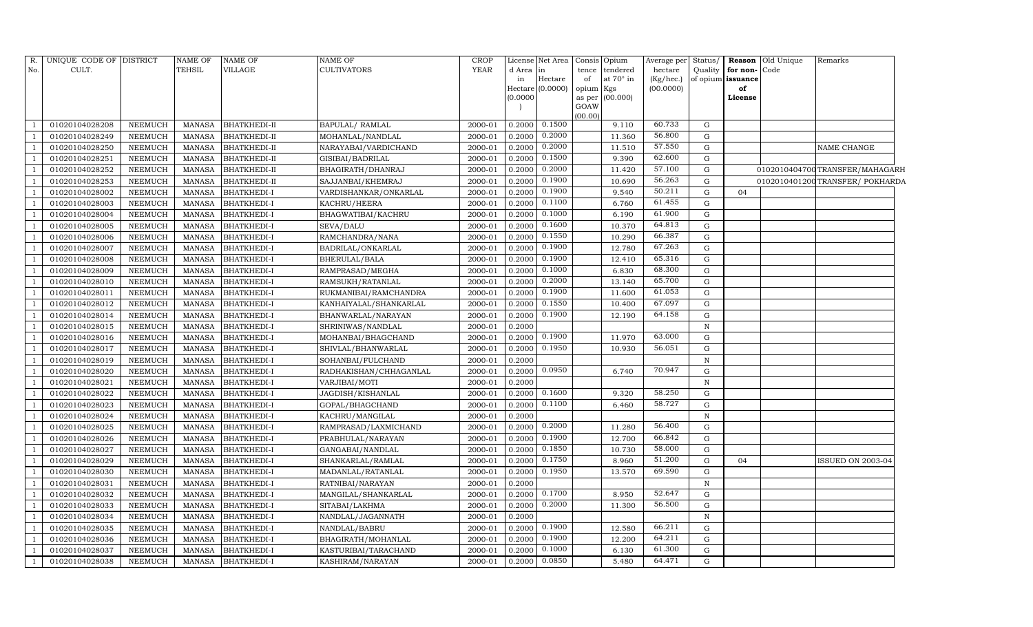| R. No. | UNIQUE CODE OF CULT. | DISTRICT | NAME OF TEHSIL | NAME OF VILLAGE | NAME OF CULTIVATORS | CROP YEAR | License d Area in Hectare (0.0000) | Net Area in Hectare (0.0000) | Consis tence of opium as per GOAW (00.00) | Opium tendered at 70° in Kgs (00.000) | Average per hectare (Kg/hec.) (00.0000) | Status/ Quality of opium | Reason for non-issuance of License | Old Unique Code | Remarks |
|---|---|---|---|---|---|---|---|---|---|---|---|---|---|---|---|
| 1 | 01020104028208 | NEEMUCH | MANASA | BHATKHEDI-II | BAPULAL/ RAMLAL | 2000-01 | 0.2000 | 0.1500 | | 9.110 | 60.733 | G | | | |
| 1 | 01020104028249 | NEEMUCH | MANASA | BHATKHEDI-II | MOHANLAL/NANDLAL | 2000-01 | 0.2000 | 0.2000 | | 11.360 | 56.800 | G | | | |
| 1 | 01020104028250 | NEEMUCH | MANASA | BHATKHEDI-II | NARAYABAI/VARDICHAND | 2000-01 | 0.2000 | 0.2000 | | 11.510 | 57.550 | G | | | NAME CHANGE |
| 1 | 01020104028251 | NEEMUCH | MANASA | BHATKHEDI-II | GISIBAI/BADRILAL | 2000-01 | 0.2000 | 0.1500 | | 9.390 | 62.600 | G | | | |
| 1 | 01020104028252 | NEEMUCH | MANASA | BHATKHEDI-II | BHAGIRATH/DHANRAJ | 2000-01 | 0.2000 | 0.2000 | | 11.420 | 57.100 | G | | 0102010404700 | TRANSFER/MAHAGARH |
| 1 | 01020104028253 | NEEMUCH | MANASA | BHATKHEDI-II | SAJJANBAI/KHEMRAJ | 2000-01 | 0.2000 | 0.1900 | | 10.690 | 56.263 | G | | 0102010401200 | TRANSFER/ POKHARDA |
| 1 | 01020104028002 | NEEMUCH | MANASA | BHATKHEDI-I | VARDISHANKAR/ONKARLAL | 2000-01 | 0.2000 | 0.1900 | | 9.540 | 50.211 | G | 04 | | |
| 1 | 01020104028003 | NEEMUCH | MANASA | BHATKHEDI-I | KACHRU/HEERA | 2000-01 | 0.2000 | 0.1100 | | 6.760 | 61.455 | G | | | |
| 1 | 01020104028004 | NEEMUCH | MANASA | BHATKHEDI-I | BHAGWATIBAI/KACHRU | 2000-01 | 0.2000 | 0.1000 | | 6.190 | 61.900 | G | | | |
| 1 | 01020104028005 | NEEMUCH | MANASA | BHATKHEDI-I | SEVA/DALU | 2000-01 | 0.2000 | 0.1600 | | 10.370 | 64.813 | G | | | |
| 1 | 01020104028006 | NEEMUCH | MANASA | BHATKHEDI-I | RAMCHANDRA/NANA | 2000-01 | 0.2000 | 0.1550 | | 10.290 | 66.387 | G | | | |
| 1 | 01020104028007 | NEEMUCH | MANASA | BHATKHEDI-I | BADRILAL/ONKARLAL | 2000-01 | 0.2000 | 0.1900 | | 12.780 | 67.263 | G | | | |
| 1 | 01020104028008 | NEEMUCH | MANASA | BHATKHEDI-I | BHERULAL/BALA | 2000-01 | 0.2000 | 0.1900 | | 12.410 | 65.316 | G | | | |
| 1 | 01020104028009 | NEEMUCH | MANASA | BHATKHEDI-I | RAMPRASAD/MEGHA | 2000-01 | 0.2000 | 0.1000 | | 6.830 | 68.300 | G | | | |
| 1 | 01020104028010 | NEEMUCH | MANASA | BHATKHEDI-I | RAMSUKH/RATANLAL | 2000-01 | 0.2000 | 0.2000 | | 13.140 | 65.700 | G | | | |
| 1 | 01020104028011 | NEEMUCH | MANASA | BHATKHEDI-I | RUKMANIBAI/RAMCHANDRA | 2000-01 | 0.2000 | 0.1900 | | 11.600 | 61.053 | G | | | |
| 1 | 01020104028012 | NEEMUCH | MANASA | BHATKHEDI-I | KANHAIYALAL/SHANKARLAL | 2000-01 | 0.2000 | 0.1550 | | 10.400 | 67.097 | G | | | |
| 1 | 01020104028014 | NEEMUCH | MANASA | BHATKHEDI-I | BHANWARLAL/NARAYAN | 2000-01 | 0.2000 | 0.1900 | | 12.190 | 64.158 | G | | | |
| 1 | 01020104028015 | NEEMUCH | MANASA | BHATKHEDI-I | SHRINIWAS/NANDLAL | 2000-01 | 0.2000 | | | | | N | | | |
| 1 | 01020104028016 | NEEMUCH | MANASA | BHATKHEDI-I | MOHANBAI/BHAGCHAND | 2000-01 | 0.2000 | 0.1900 | | 11.970 | 63.000 | G | | | |
| 1 | 01020104028017 | NEEMUCH | MANASA | BHATKHEDI-I | SHIVLAL/BHANWARLAL | 2000-01 | 0.2000 | 0.1950 | | 10.930 | 56.051 | G | | | |
| 1 | 01020104028019 | NEEMUCH | MANASA | BHATKHEDI-I | SOHANBAI/FULCHAND | 2000-01 | 0.2000 | | | | | N | | | |
| 1 | 01020104028020 | NEEMUCH | MANASA | BHATKHEDI-I | RADHAKISHAN/CHHAGANLAL | 2000-01 | 0.2000 | 0.0950 | | 6.740 | 70.947 | G | | | |
| 1 | 01020104028021 | NEEMUCH | MANASA | BHATKHEDI-I | VARJIBAI/MOTI | 2000-01 | 0.2000 | | | | | N | | | |
| 1 | 01020104028022 | NEEMUCH | MANASA | BHATKHEDI-I | JAGDISH/KISHANLAL | 2000-01 | 0.2000 | 0.1600 | | 9.320 | 58.250 | G | | | |
| 1 | 01020104028023 | NEEMUCH | MANASA | BHATKHEDI-I | GOPAL/BHAGCHAND | 2000-01 | 0.2000 | 0.1100 | | 6.460 | 58.727 | G | | | |
| 1 | 01020104028024 | NEEMUCH | MANASA | BHATKHEDI-I | KACHRU/MANGILAL | 2000-01 | 0.2000 | | | | | N | | | |
| 1 | 01020104028025 | NEEMUCH | MANASA | BHATKHEDI-I | RAMPRASAD/LAXMICHAND | 2000-01 | 0.2000 | 0.2000 | | 11.280 | 56.400 | G | | | |
| 1 | 01020104028026 | NEEMUCH | MANASA | BHATKHEDI-I | PRABHULAL/NARAYAN | 2000-01 | 0.2000 | 0.1900 | | 12.700 | 66.842 | G | | | |
| 1 | 01020104028027 | NEEMUCH | MANASA | BHATKHEDI-I | GANGABAI/NANDLAL | 2000-01 | 0.2000 | 0.1850 | | 10.730 | 58.000 | G | | | |
| 1 | 01020104028029 | NEEMUCH | MANASA | BHATKHEDI-I | SHANKARLAL/RAMLAL | 2000-01 | 0.2000 | 0.1750 | | 8.960 | 51.200 | G | 04 | | ISSUED ON 2003-04 |
| 1 | 01020104028030 | NEEMUCH | MANASA | BHATKHEDI-I | MADANLAL/RATANLAL | 2000-01 | 0.2000 | 0.1950 | | 13.570 | 69.590 | G | | | |
| 1 | 01020104028031 | NEEMUCH | MANASA | BHATKHEDI-I | RATNIBAI/NARAYAN | 2000-01 | 0.2000 | | | | | N | | | |
| 1 | 01020104028032 | NEEMUCH | MANASA | BHATKHEDI-I | MANGILAL/SHANKARLAL | 2000-01 | 0.2000 | 0.1700 | | 8.950 | 52.647 | G | | | |
| 1 | 01020104028033 | NEEMUCH | MANASA | BHATKHEDI-I | SITABAI/LAKHMA | 2000-01 | 0.2000 | 0.2000 | | 11.300 | 56.500 | G | | | |
| 1 | 01020104028034 | NEEMUCH | MANASA | BHATKHEDI-I | NANDLAL/JAGANNATH | 2000-01 | 0.2000 | | | | | N | | | |
| 1 | 01020104028035 | NEEMUCH | MANASA | BHATKHEDI-I | NANDLAL/BABRU | 2000-01 | 0.2000 | 0.1900 | | 12.580 | 66.211 | G | | | |
| 1 | 01020104028036 | NEEMUCH | MANASA | BHATKHEDI-I | BHAGIRATH/MOHANLAL | 2000-01 | 0.2000 | 0.1900 | | 12.200 | 64.211 | G | | | |
| 1 | 01020104028037 | NEEMUCH | MANASA | BHATKHEDI-I | KASTURIBAI/TARACHAND | 2000-01 | 0.2000 | 0.1000 | | 6.130 | 61.300 | G | | | |
| 1 | 01020104028038 | NEEMUCH | MANASA | BHATKHEDI-I | KASHIRAM/NARAYAN | 2000-01 | 0.2000 | 0.0850 | | 5.480 | 64.471 | G | | | |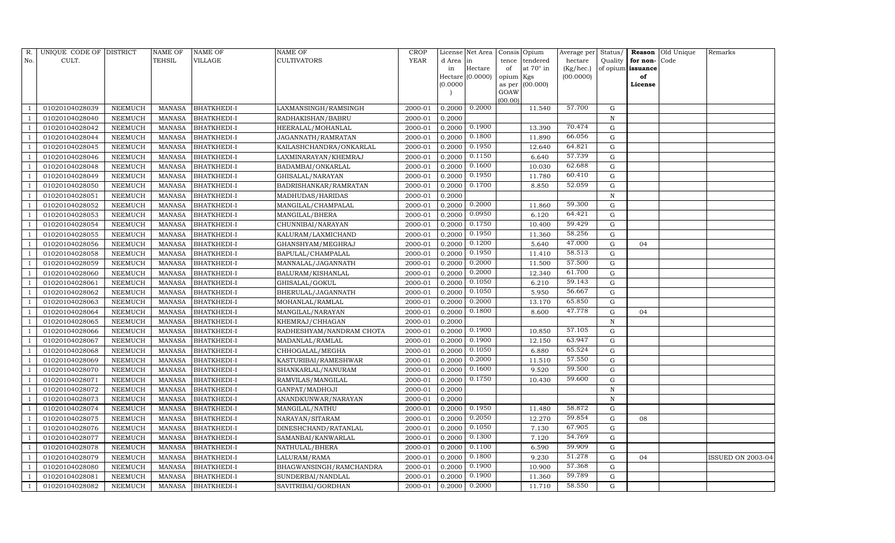| R. No. | UNIQUE CODE OF CULT. | DISTRICT | NAME OF TEHSIL | NAME OF VILLAGE | NAME OF CULTIVATORS | CROP YEAR | License d Area in Hectare (0.0000) | Net Area in Hectare (0.0000) | Consis tence of opium as per GOAW (00.00) | Opium tendered at 70° in Kgs (00.000) | Average per hectare (Kg/hec.) (00.0000) | Status/ Quality of opium | Reason for non-issuance of License | Old Unique Code | Remarks |
|---|---|---|---|---|---|---|---|---|---|---|---|---|---|---|---|
| 1 | 01020104028039 | NEEMUCH | MANASA | BHATKHEDI-I | LAXMANSINGH/RAMSINGH | 2000-01 | 0.2000 | 0.2000 | | 11.540 | 57.700 | G | | | |
| 1 | 01020104028040 | NEEMUCH | MANASA | BHATKHEDI-I | RADHAKISHAN/BABRU | 2000-01 | 0.2000 | | | | | N | | | |
| 1 | 01020104028042 | NEEMUCH | MANASA | BHATKHEDI-I | HEERALAL/MOHANLAL | 2000-01 | 0.2000 | 0.1900 | | 13.390 | 70.474 | G | | | |
| 1 | 01020104028044 | NEEMUCH | MANASA | BHATKHEDI-I | JAGANNATH/RAMRATAN | 2000-01 | 0.2000 | 0.1800 | | 11.890 | 66.056 | G | | | |
| 1 | 01020104028045 | NEEMUCH | MANASA | BHATKHEDI-I | KAILASHCHANDRA/ONKARLAL | 2000-01 | 0.2000 | 0.1950 | | 12.640 | 64.821 | G | | | |
| 1 | 01020104028046 | NEEMUCH | MANASA | BHATKHEDI-I | LAXMINARAYAN/KHEMRAJ | 2000-01 | 0.2000 | 0.1150 | | 6.640 | 57.739 | G | | | |
| 1 | 01020104028048 | NEEMUCH | MANASA | BHATKHEDI-I | BADAMBAI/ONKARLAL | 2000-01 | 0.2000 | 0.1600 | | 10.030 | 62.688 | G | | | |
| 1 | 01020104028049 | NEEMUCH | MANASA | BHATKHEDI-I | GHISALAL/NARAYAN | 2000-01 | 0.2000 | 0.1950 | | 11.780 | 60.410 | G | | | |
| 1 | 01020104028050 | NEEMUCH | MANASA | BHATKHEDI-I | BADRISHANKAR/RAMRATAN | 2000-01 | 0.2000 | 0.1700 | | 8.850 | 52.059 | G | | | |
| 1 | 01020104028051 | NEEMUCH | MANASA | BHATKHEDI-I | MADHUDAS/HARIDAS | 2000-01 | 0.2000 | | | | | N | | | |
| 1 | 01020104028052 | NEEMUCH | MANASA | BHATKHEDI-I | MANGILAL/CHAMPALAL | 2000-01 | 0.2000 | 0.2000 | | 11.860 | 59.300 | G | | | |
| 1 | 01020104028053 | NEEMUCH | MANASA | BHATKHEDI-I | MANGILAL/BHERA | 2000-01 | 0.2000 | 0.0950 | | 6.120 | 64.421 | G | | | |
| 1 | 01020104028054 | NEEMUCH | MANASA | BHATKHEDI-I | CHUNNIBAI/NARAYAN | 2000-01 | 0.2000 | 0.1750 | | 10.400 | 59.429 | G | | | |
| 1 | 01020104028055 | NEEMUCH | MANASA | BHATKHEDI-I | KALURAM/LAXMICHAND | 2000-01 | 0.2000 | 0.1950 | | 11.360 | 58.256 | G | | | |
| 1 | 01020104028056 | NEEMUCH | MANASA | BHATKHEDI-I | GHANSHYAM/MEGHRAJ | 2000-01 | 0.2000 | 0.1200 | | 5.640 | 47.000 | G | 04 | | |
| 1 | 01020104028058 | NEEMUCH | MANASA | BHATKHEDI-I | BAPULAL/CHAMPALAL | 2000-01 | 0.2000 | 0.1950 | | 11.410 | 58.513 | G | | | |
| 1 | 01020104028059 | NEEMUCH | MANASA | BHATKHEDI-I | MANNALAL/JAGANNATH | 2000-01 | 0.2000 | 0.2000 | | 11.500 | 57.500 | G | | | |
| 1 | 01020104028060 | NEEMUCH | MANASA | BHATKHEDI-I | BALURAM/KISHANLAL | 2000-01 | 0.2000 | 0.2000 | | 12.340 | 61.700 | G | | | |
| 1 | 01020104028061 | NEEMUCH | MANASA | BHATKHEDI-I | GHISALAL/GOKUL | 2000-01 | 0.2000 | 0.1050 | | 6.210 | 59.143 | G | | | |
| 1 | 01020104028062 | NEEMUCH | MANASA | BHATKHEDI-I | BHERULAL/JAGANNATH | 2000-01 | 0.2000 | 0.1050 | | 5.950 | 56.667 | G | | | |
| 1 | 01020104028063 | NEEMUCH | MANASA | BHATKHEDI-I | MOHANLAL/RAMLAL | 2000-01 | 0.2000 | 0.2000 | | 13.170 | 65.850 | G | | | |
| 1 | 01020104028064 | NEEMUCH | MANASA | BHATKHEDI-I | MANGILAL/NARAYAN | 2000-01 | 0.2000 | 0.1800 | | 8.600 | 47.778 | G | 04 | | |
| 1 | 01020104028065 | NEEMUCH | MANASA | BHATKHEDI-I | KHEMRAJ/CHHAGAN | 2000-01 | 0.2000 | | | | | N | | | |
| 1 | 01020104028066 | NEEMUCH | MANASA | BHATKHEDI-I | RADHESHYAM/NANDRAM CHOTA | 2000-01 | 0.2000 | 0.1900 | | 10.850 | 57.105 | G | | | |
| 1 | 01020104028067 | NEEMUCH | MANASA | BHATKHEDI-I | MADANLAL/RAMLAL | 2000-01 | 0.2000 | 0.1900 | | 12.150 | 63.947 | G | | | |
| 1 | 01020104028068 | NEEMUCH | MANASA | BHATKHEDI-I | CHHOGALAL/MEGHA | 2000-01 | 0.2000 | 0.1050 | | 6.880 | 65.524 | G | | | |
| 1 | 01020104028069 | NEEMUCH | MANASA | BHATKHEDI-I | KASTURIBAI/RAMESHWAR | 2000-01 | 0.2000 | 0.2000 | | 11.510 | 57.550 | G | | | |
| 1 | 01020104028070 | NEEMUCH | MANASA | BHATKHEDI-I | SHANKARLAL/NANURAM | 2000-01 | 0.2000 | 0.1600 | | 9.520 | 59.500 | G | | | |
| 1 | 01020104028071 | NEEMUCH | MANASA | BHATKHEDI-I | RAMVILAS/MANGILAL | 2000-01 | 0.2000 | 0.1750 | | 10.430 | 59.600 | G | | | |
| 1 | 01020104028072 | NEEMUCH | MANASA | BHATKHEDI-I | GANPAT/MADHOJI | 2000-01 | 0.2000 | | | | | N | | | |
| 1 | 01020104028073 | NEEMUCH | MANASA | BHATKHEDI-I | ANANDKUNWAR/NARAYAN | 2000-01 | 0.2000 | | | | | N | | | |
| 1 | 01020104028074 | NEEMUCH | MANASA | BHATKHEDI-I | MANGILAL/NATHU | 2000-01 | 0.2000 | 0.1950 | | 11.480 | 58.872 | G | | | |
| 1 | 01020104028075 | NEEMUCH | MANASA | BHATKHEDI-I | NARAYAN/SITARAM | 2000-01 | 0.2000 | 0.2050 | | 12.270 | 59.854 | G | 08 | | |
| 1 | 01020104028076 | NEEMUCH | MANASA | BHATKHEDI-I | DINESHCHAND/RATANLAL | 2000-01 | 0.2000 | 0.1050 | | 7.130 | 67.905 | G | | | |
| 1 | 01020104028077 | NEEMUCH | MANASA | BHATKHEDI-I | SAMANBAI/KANWARLAL | 2000-01 | 0.2000 | 0.1300 | | 7.120 | 54.769 | G | | | |
| 1 | 01020104028078 | NEEMUCH | MANASA | BHATKHEDI-I | NATHULAL/BHERA | 2000-01 | 0.2000 | 0.1100 | | 6.590 | 59.909 | G | | | |
| 1 | 01020104028079 | NEEMUCH | MANASA | BHATKHEDI-I | LALURAM/RAMA | 2000-01 | 0.2000 | 0.1800 | | 9.230 | 51.278 | G | 04 | | ISSUED ON 2003-04 |
| 1 | 01020104028080 | NEEMUCH | MANASA | BHATKHEDI-I | BHAGWANSINGH/RAMCHANDRA | 2000-01 | 0.2000 | 0.1900 | | 10.900 | 57.368 | G | | | |
| 1 | 01020104028081 | NEEMUCH | MANASA | BHATKHEDI-I | SUNDERBAI/NANDLAL | 2000-01 | 0.2000 | 0.1900 | | 11.360 | 59.789 | G | | | |
| 1 | 01020104028082 | NEEMUCH | MANASA | BHATKHEDI-I | SAVITRIBAI/GORDHAN | 2000-01 | 0.2000 | 0.2000 | | 11.710 | 58.550 | G | | | |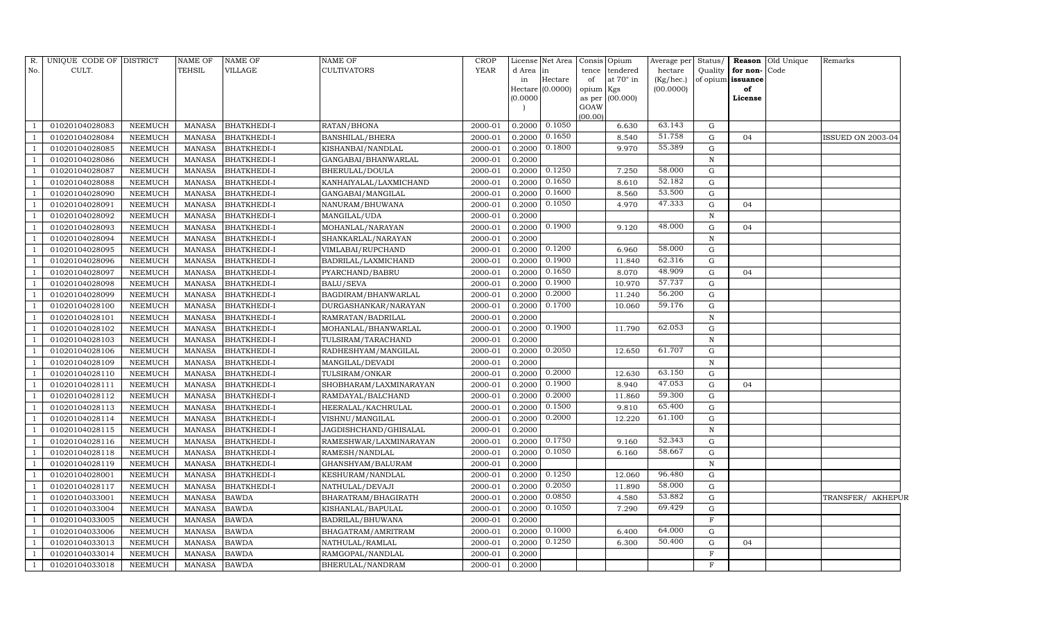| R. No. | UNIQUE CODE OF CULT. | DISTRICT | NAME OF TEHSIL | NAME OF VILLAGE | NAME OF CULTIVATORS | CROP YEAR | License d Area in Hectare (0.0000) | Net Area in Hectare (0.0000) | Consis tence of opium as per GOAW (00.00) | Opium tendered at 70° in Kgs (00.000) | Average per hectare (Kg/hec.) (00.0000) | Status/ Quality of opium | Reason for non-issuance of License | Old Unique Code | Remarks |
|---|---|---|---|---|---|---|---|---|---|---|---|---|---|---|---|
| 1 | 01020104028083 | NEEMUCH | MANASA | BHATKHEDI-I | RATAN/BHONA | 2000-01 | 0.2000 | 0.1050 | | 6.630 | 63.143 | G | | | |
| 1 | 01020104028084 | NEEMUCH | MANASA | BHATKHEDI-I | BANSHILAL/BHERA | 2000-01 | 0.2000 | 0.1650 | | 8.540 | 51.758 | G | 04 | | ISSUED ON 2003-04 |
| 1 | 01020104028085 | NEEMUCH | MANASA | BHATKHEDI-I | KISHANBAI/NANDLAL | 2000-01 | 0.2000 | 0.1800 | | 9.970 | 55.389 | G | | | |
| 1 | 01020104028086 | NEEMUCH | MANASA | BHATKHEDI-I | GANGABAI/BHANWARLAL | 2000-01 | 0.2000 | | | | | N | | | |
| 1 | 01020104028087 | NEEMUCH | MANASA | BHATKHEDI-I | BHERULAL/DOULA | 2000-01 | 0.2000 | 0.1250 | | 7.250 | 58.000 | G | | | |
| 1 | 01020104028088 | NEEMUCH | MANASA | BHATKHEDI-I | KANHAIYALAL/LAXMICHAND | 2000-01 | 0.2000 | 0.1650 | | 8.610 | 52.182 | G | | | |
| 1 | 01020104028090 | NEEMUCH | MANASA | BHATKHEDI-I | GANGABAI/MANGILAL | 2000-01 | 0.2000 | 0.1600 | | 8.560 | 53.500 | G | | | |
| 1 | 01020104028091 | NEEMUCH | MANASA | BHATKHEDI-I | NANURAM/BHUWANA | 2000-01 | 0.2000 | 0.1050 | | 4.970 | 47.333 | G | 04 | | |
| 1 | 01020104028092 | NEEMUCH | MANASA | BHATKHEDI-I | MANGILAL/UDA | 2000-01 | 0.2000 | | | | | N | | | |
| 1 | 01020104028093 | NEEMUCH | MANASA | BHATKHEDI-I | MOHANLAL/NARAYAN | 2000-01 | 0.2000 | 0.1900 | | 9.120 | 48.000 | G | 04 | | |
| 1 | 01020104028094 | NEEMUCH | MANASA | BHATKHEDI-I | SHANKARLAL/NARAYAN | 2000-01 | 0.2000 | | | | | N | | | |
| 1 | 01020104028095 | NEEMUCH | MANASA | BHATKHEDI-I | VIMLABAI/RUPCHAND | 2000-01 | 0.2000 | 0.1200 | | 6.960 | 58.000 | G | | | |
| 1 | 01020104028096 | NEEMUCH | MANASA | BHATKHEDI-I | BADRILAL/LAXMICHAND | 2000-01 | 0.2000 | 0.1900 | | 11.840 | 62.316 | G | | | |
| 1 | 01020104028097 | NEEMUCH | MANASA | BHATKHEDI-I | PYARCHAND/BABRU | 2000-01 | 0.2000 | 0.1650 | | 8.070 | 48.909 | G | 04 | | |
| 1 | 01020104028098 | NEEMUCH | MANASA | BHATKHEDI-I | BALU/SEVA | 2000-01 | 0.2000 | 0.1900 | | 10.970 | 57.737 | G | | | |
| 1 | 01020104028099 | NEEMUCH | MANASA | BHATKHEDI-I | BAGDIRAM/BHANWARLAL | 2000-01 | 0.2000 | 0.2000 | | 11.240 | 56.200 | G | | | |
| 1 | 01020104028100 | NEEMUCH | MANASA | BHATKHEDI-I | DURGASHANKAR/NARAYAN | 2000-01 | 0.2000 | 0.1700 | | 10.060 | 59.176 | G | | | |
| 1 | 01020104028101 | NEEMUCH | MANASA | BHATKHEDI-I | RAMRATAN/BADRILAL | 2000-01 | 0.2000 | | | | | N | | | |
| 1 | 01020104028102 | NEEMUCH | MANASA | BHATKHEDI-I | MOHANLAL/BHANWARLAL | 2000-01 | 0.2000 | 0.1900 | | 11.790 | 62.053 | G | | | |
| 1 | 01020104028103 | NEEMUCH | MANASA | BHATKHEDI-I | TULSIRAM/TARACHAND | 2000-01 | 0.2000 | | | | | N | | | |
| 1 | 01020104028106 | NEEMUCH | MANASA | BHATKHEDI-I | RADHESHYAM/MANGILAL | 2000-01 | 0.2000 | 0.2050 | | 12.650 | 61.707 | G | | | |
| 1 | 01020104028109 | NEEMUCH | MANASA | BHATKHEDI-I | MANGILAL/DEVADI | 2000-01 | 0.2000 | | | | | N | | | |
| 1 | 01020104028110 | NEEMUCH | MANASA | BHATKHEDI-I | TULSIRAM/ONKAR | 2000-01 | 0.2000 | 0.2000 | | 12.630 | 63.150 | G | | | |
| 1 | 01020104028111 | NEEMUCH | MANASA | BHATKHEDI-I | SHOBHARAM/LAXMINARAYAN | 2000-01 | 0.2000 | 0.1900 | | 8.940 | 47.053 | G | 04 | | |
| 1 | 01020104028112 | NEEMUCH | MANASA | BHATKHEDI-I | RAMDAYAL/BALCHAND | 2000-01 | 0.2000 | 0.2000 | | 11.860 | 59.300 | G | | | |
| 1 | 01020104028113 | NEEMUCH | MANASA | BHATKHEDI-I | HEERALAL/KACHRULAL | 2000-01 | 0.2000 | 0.1500 | | 9.810 | 65.400 | G | | | |
| 1 | 01020104028114 | NEEMUCH | MANASA | BHATKHEDI-I | VISHNU/MANGILAL | 2000-01 | 0.2000 | 0.2000 | | 12.220 | 61.100 | G | | | |
| 1 | 01020104028115 | NEEMUCH | MANASA | BHATKHEDI-I | JAGDISHCHAND/GHISALAL | 2000-01 | 0.2000 | | | | | N | | | |
| 1 | 01020104028116 | NEEMUCH | MANASA | BHATKHEDI-I | RAMESHWAR/LAXMINARAYAN | 2000-01 | 0.2000 | 0.1750 | | 9.160 | 52.343 | G | | | |
| 1 | 01020104028118 | NEEMUCH | MANASA | BHATKHEDI-I | RAMESH/NANDLAL | 2000-01 | 0.2000 | 0.1050 | | 6.160 | 58.667 | G | | | |
| 1 | 01020104028119 | NEEMUCH | MANASA | BHATKHEDI-I | GHANSHYAM/BALURAM | 2000-01 | 0.2000 | | | | | N | | | |
| 1 | 01020104028001 | NEEMUCH | MANASA | BHATKHEDI-I | KESHURAM/NANDLAL | 2000-01 | 0.2000 | 0.1250 | | 12.060 | 96.480 | G | | | |
| 1 | 01020104028117 | NEEMUCH | MANASA | BHATKHEDI-I | NATHULAL/DEVAJI | 2000-01 | 0.2000 | 0.2050 | | 11.890 | 58.000 | G | | | |
| 1 | 01020104033001 | NEEMUCH | MANASA | BAWDA | BHARATRAM/BHAGIRATH | 2000-01 | 0.2000 | 0.0850 | | 4.580 | 53.882 | G | | | TRANSFER/ AKHEPUR |
| 1 | 01020104033004 | NEEMUCH | MANASA | BAWDA | KISHANLAL/BAPULAL | 2000-01 | 0.2000 | 0.1050 | | 7.290 | 69.429 | G | | | |
| 1 | 01020104033005 | NEEMUCH | MANASA | BAWDA | BADRILAL/BHUWANA | 2000-01 | 0.2000 | | | | | F | | | |
| 1 | 01020104033006 | NEEMUCH | MANASA | BAWDA | BHAGATRAM/AMRITRAM | 2000-01 | 0.2000 | 0.1000 | | 6.400 | 64.000 | G | | | |
| 1 | 01020104033013 | NEEMUCH | MANASA | BAWDA | NATHULAL/RAMLAL | 2000-01 | 0.2000 | 0.1250 | | 6.300 | 50.400 | G | 04 | | |
| 1 | 01020104033014 | NEEMUCH | MANASA | BAWDA | RAMGOPAL/NANDLAL | 2000-01 | 0.2000 | | | | | F | | | |
| 1 | 01020104033018 | NEEMUCH | MANASA | BAWDA | BHERULAL/NANDRAM | 2000-01 | 0.2000 | | | | | F | | | |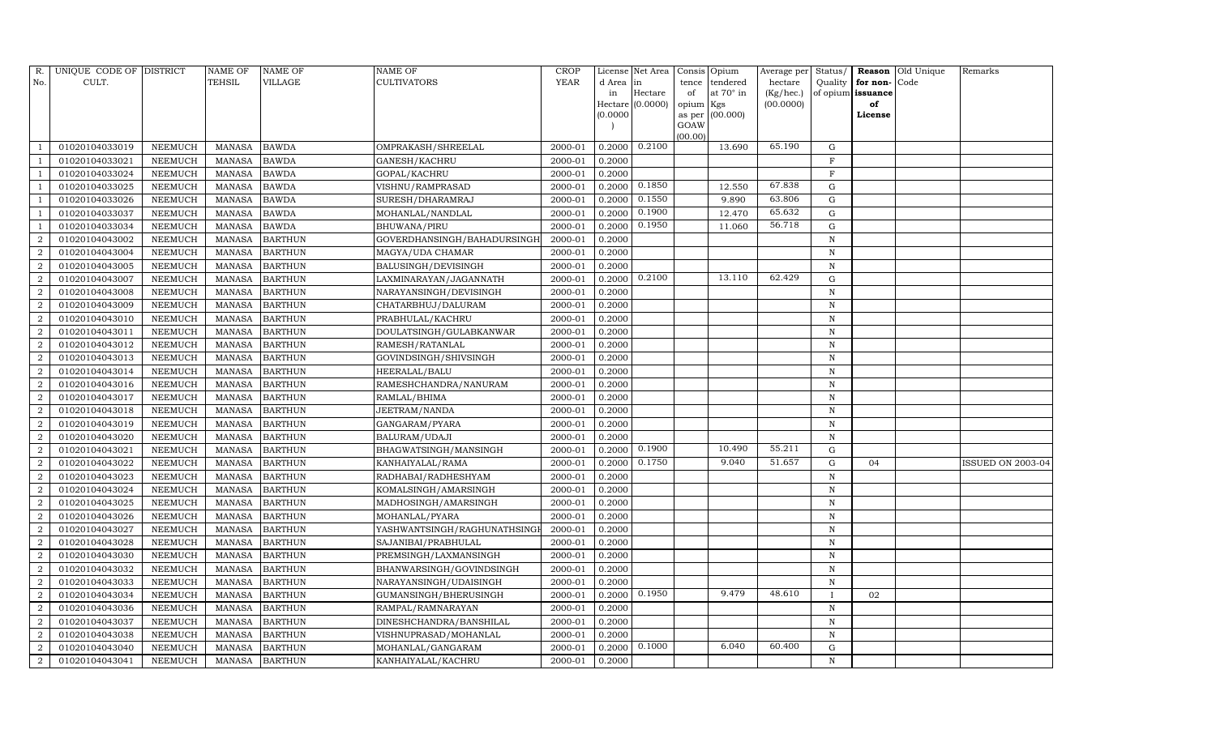| R. No. | UNIQUE CODE OF CULT. | DISTRICT | NAME OF TEHSIL | NAME OF VILLAGE | NAME OF CULTIVATORS | CROP YEAR | License d Area in Hectare (0.0000) | Net Area in Hectare (0.0000) | Consis tence of opium as per GOAW (00.00) | Opium tendered at 70° in Kgs (00.000) | Average per hectare (Kg/hec.) (00.0000) | Status/ Quality of opium | Reason for non-issuance of License | Old Unique Code | Remarks |
|---|---|---|---|---|---|---|---|---|---|---|---|---|---|---|---|
| 1 | 01020104033019 | NEEMUCH | MANASA | BAWDA | OMPRAKASH/SHREELAL | 2000-01 | 0.2000 | 0.2100 | | 13.690 | 65.190 | G | | | |
| 1 | 01020104033021 | NEEMUCH | MANASA | BAWDA | GANESH/KACHRU | 2000-01 | 0.2000 | | | | | F | | | |
| 1 | 01020104033024 | NEEMUCH | MANASA | BAWDA | GOPAL/KACHRU | 2000-01 | 0.2000 | | | | | F | | | |
| 1 | 01020104033025 | NEEMUCH | MANASA | BAWDA | VISHNU/RAMPRASAD | 2000-01 | 0.2000 | 0.1850 | | 12.550 | 67.838 | G | | | |
| 1 | 01020104033026 | NEEMUCH | MANASA | BAWDA | SURESH/DHARAMRAJ | 2000-01 | 0.2000 | 0.1550 | | 9.890 | 63.806 | G | | | |
| 1 | 01020104033037 | NEEMUCH | MANASA | BAWDA | MOHANLAL/NANDLAL | 2000-01 | 0.2000 | 0.1900 | | 12.470 | 65.632 | G | | | |
| 1 | 01020104033034 | NEEMUCH | MANASA | BAWDA | BHUWANA/PIRU | 2000-01 | 0.2000 | 0.1950 | | 11.060 | 56.718 | G | | | |
| 2 | 01020104043002 | NEEMUCH | MANASA | BARTHUN | GOVERDHANSINGH/BAHADURSINGH | 2000-01 | 0.2000 | | | | | N | | | |
| 2 | 01020104043004 | NEEMUCH | MANASA | BARTHUN | MAGYA/UDA CHAMAR | 2000-01 | 0.2000 | | | | | N | | | |
| 2 | 01020104043005 | NEEMUCH | MANASA | BARTHUN | BALUSINGH/DEVISINGH | 2000-01 | 0.2000 | | | | | N | | | |
| 2 | 01020104043007 | NEEMUCH | MANASA | BARTHUN | LAXMINARAYAN/JAGANNATH | 2000-01 | 0.2000 | 0.2100 | | 13.110 | 62.429 | G | | | |
| 2 | 01020104043008 | NEEMUCH | MANASA | BARTHUN | NARAYANSINGH/DEVISINGH | 2000-01 | 0.2000 | | | | | N | | | |
| 2 | 01020104043009 | NEEMUCH | MANASA | BARTHUN | CHATARBHUJ/DALURAM | 2000-01 | 0.2000 | | | | | N | | | |
| 2 | 01020104043010 | NEEMUCH | MANASA | BARTHUN | PRABHULAL/KACHRU | 2000-01 | 0.2000 | | | | | N | | | |
| 2 | 01020104043011 | NEEMUCH | MANASA | BARTHUN | DOULATSINGH/GULABKANWAR | 2000-01 | 0.2000 | | | | | N | | | |
| 2 | 01020104043012 | NEEMUCH | MANASA | BARTHUN | RAMESH/RATANLAL | 2000-01 | 0.2000 | | | | | N | | | |
| 2 | 01020104043013 | NEEMUCH | MANASA | BARTHUN | GOVINDSINGH/SHIVSINGH | 2000-01 | 0.2000 | | | | | N | | | |
| 2 | 01020104043014 | NEEMUCH | MANASA | BARTHUN | HEERALAL/BALU | 2000-01 | 0.2000 | | | | | N | | | |
| 2 | 01020104043016 | NEEMUCH | MANASA | BARTHUN | RAMESHCHANDRA/NANURAM | 2000-01 | 0.2000 | | | | | N | | | |
| 2 | 01020104043017 | NEEMUCH | MANASA | BARTHUN | RAMLAL/BHIMA | 2000-01 | 0.2000 | | | | | N | | | |
| 2 | 01020104043018 | NEEMUCH | MANASA | BARTHUN | JEETRAM/NANDA | 2000-01 | 0.2000 | | | | | N | | | |
| 2 | 01020104043019 | NEEMUCH | MANASA | BARTHUN | GANGARAM/PYARA | 2000-01 | 0.2000 | | | | | N | | | |
| 2 | 01020104043020 | NEEMUCH | MANASA | BARTHUN | BALURAM/UDAJI | 2000-01 | 0.2000 | | | | | N | | | |
| 2 | 01020104043021 | NEEMUCH | MANASA | BARTHUN | BHAGWATSINGH/MANSINGH | 2000-01 | 0.2000 | 0.1900 | | 10.490 | 55.211 | G | | | |
| 2 | 01020104043022 | NEEMUCH | MANASA | BARTHUN | KANHAIYALAL/RAMA | 2000-01 | 0.2000 | 0.1750 | | 9.040 | 51.657 | G | 04 | | ISSUED ON 2003-04 |
| 2 | 01020104043023 | NEEMUCH | MANASA | BARTHUN | RADHABAI/RADHESHYAM | 2000-01 | 0.2000 | | | | | N | | | |
| 2 | 01020104043024 | NEEMUCH | MANASA | BARTHUN | KOMALSINGH/AMARSINGH | 2000-01 | 0.2000 | | | | | N | | | |
| 2 | 01020104043025 | NEEMUCH | MANASA | BARTHUN | MADHOSINGH/AMARSINGH | 2000-01 | 0.2000 | | | | | N | | | |
| 2 | 01020104043026 | NEEMUCH | MANASA | BARTHUN | MOHANLAL/PYARA | 2000-01 | 0.2000 | | | | | N | | | |
| 2 | 01020104043027 | NEEMUCH | MANASA | BARTHUN | YASHWANTSINGH/RAGHUNATHSINGH | 2000-01 | 0.2000 | | | | | N | | | |
| 2 | 01020104043028 | NEEMUCH | MANASA | BARTHUN | SAJANIBAI/PRABHULAL | 2000-01 | 0.2000 | | | | | N | | | |
| 2 | 01020104043030 | NEEMUCH | MANASA | BARTHUN | PREMSINGH/LAXMANSINGH | 2000-01 | 0.2000 | | | | | N | | | |
| 2 | 01020104043032 | NEEMUCH | MANASA | BARTHUN | BHANWARSINGH/GOVINDSINGH | 2000-01 | 0.2000 | | | | | N | | | |
| 2 | 01020104043033 | NEEMUCH | MANASA | BARTHUN | NARAYANSINGH/UDAISINGH | 2000-01 | 0.2000 | | | | | N | | | |
| 2 | 01020104043034 | NEEMUCH | MANASA | BARTHUN | GUMANSINGH/BHERUSINGH | 2000-01 | 0.2000 | 0.1950 | | 9.479 | 48.610 | I | 02 | | |
| 2 | 01020104043036 | NEEMUCH | MANASA | BARTHUN | RAMPAL/RAMNARAYAN | 2000-01 | 0.2000 | | | | | N | | | |
| 2 | 01020104043037 | NEEMUCH | MANASA | BARTHUN | DINESHCHANDRA/BANSHILAL | 2000-01 | 0.2000 | | | | | N | | | |
| 2 | 01020104043038 | NEEMUCH | MANASA | BARTHUN | VISHNUPRASAD/MOHANLAL | 2000-01 | 0.2000 | | | | | N | | | |
| 2 | 01020104043040 | NEEMUCH | MANASA | BARTHUN | MOHANLAL/GANGARAM | 2000-01 | 0.2000 | 0.1000 | | 6.040 | 60.400 | G | | | |
| 2 | 01020104043041 | NEEMUCH | MANASA | BARTHUN | KANHAIYALAL/KACHRU | 2000-01 | 0.2000 | | | | | N | | | |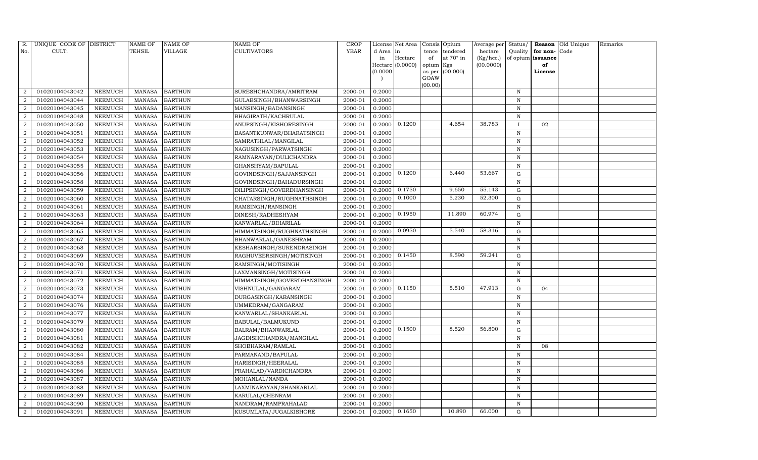| R. No. | UNIQUE CODE OF CULT. | DISTRICT | NAME OF TEHSIL | NAME OF VILLAGE | NAME OF CULTIVATORS | CROP YEAR | License d Area in Hectare (0.0000) | Net Area in Hectare (0.0000) | Consis tence of opium as per GOAW (00.00) | Opium tendered at 70° in Kgs (00.000) | Average per hectare (Kg/hec.) (00.0000) | Status/ Quality of opium | Reason for non-issuance of License | Old Unique Code | Remarks |
|---|---|---|---|---|---|---|---|---|---|---|---|---|---|---|---|
| 2 | 01020104043042 | NEEMUCH | MANASA | BARTHUN | SURESHCHANDRA/AMRITRAM | 2000-01 | 0.2000 | | | | | N | | | |
| 2 | 01020104043044 | NEEMUCH | MANASA | BARTHUN | GULABSINGH/BHANWARSINGH | 2000-01 | 0.2000 | | | | | N | | | |
| 2 | 01020104043045 | NEEMUCH | MANASA | BARTHUN | MANSINGH/BADANSINGH | 2000-01 | 0.2000 | | | | | N | | | |
| 2 | 01020104043048 | NEEMUCH | MANASA | BARTHUN | BHAGIRATH/KACHRULAL | 2000-01 | 0.2000 | | | | | N | | | |
| 2 | 01020104043050 | NEEMUCH | MANASA | BARTHUN | ANUPSINGH/KISHORESINGH | 2000-01 | 0.2000 | 0.1200 | | 4.654 | 38.783 | I | 02 | | |
| 2 | 01020104043051 | NEEMUCH | MANASA | BARTHUN | BASANTKUNWAR/BHARATSINGH | 2000-01 | 0.2000 | | | | | N | | | |
| 2 | 01020104043052 | NEEMUCH | MANASA | BARTHUN | SAMRATHLAL/MANGILAL | 2000-01 | 0.2000 | | | | | N | | | |
| 2 | 01020104043053 | NEEMUCH | MANASA | BARTHUN | NAGUSINGH/PARWATSINGH | 2000-01 | 0.2000 | | | | | N | | | |
| 2 | 01020104043054 | NEEMUCH | MANASA | BARTHUN | RAMNARAYAN/DULICHANDRA | 2000-01 | 0.2000 | | | | | N | | | |
| 2 | 01020104043055 | NEEMUCH | MANASA | BARTHUN | GHANSHYAM/BAPULAL | 2000-01 | 0.2000 | | | | | N | | | |
| 2 | 01020104043056 | NEEMUCH | MANASA | BARTHUN | GOVINDSINGH/SAJJANSINGH | 2000-01 | 0.2000 | 0.1200 | | 6.440 | 53.667 | G | | | |
| 2 | 01020104043058 | NEEMUCH | MANASA | BARTHUN | GOVINDSINGH/BAHADURSINGH | 2000-01 | 0.2000 | | | | | N | | | |
| 2 | 01020104043059 | NEEMUCH | MANASA | BARTHUN | DILIPSINGH/GOVERDHANSINGH | 2000-01 | 0.2000 | 0.1750 | | 9.650 | 55.143 | G | | | |
| 2 | 01020104043060 | NEEMUCH | MANASA | BARTHUN | CHATARSINGH/RUGHNATHSINGH | 2000-01 | 0.2000 | 0.1000 | | 5.230 | 52.300 | G | | | |
| 2 | 01020104043061 | NEEMUCH | MANASA | BARTHUN | RAMSINGH/RANSINGH | 2000-01 | 0.2000 | | | | | N | | | |
| 2 | 01020104043063 | NEEMUCH | MANASA | BARTHUN | DINESH/RADHESHYAM | 2000-01 | 0.2000 | 0.1950 | | 11.890 | 60.974 | G | | | |
| 2 | 01020104043064 | NEEMUCH | MANASA | BARTHUN | KANWARLAL/BIHARILAL | 2000-01 | 0.2000 | | | | | N | | | |
| 2 | 01020104043065 | NEEMUCH | MANASA | BARTHUN | HIMMATSINGH/RUGHNATHSINGH | 2000-01 | 0.2000 | 0.0950 | | 5.540 | 58.316 | G | | | |
| 2 | 01020104043067 | NEEMUCH | MANASA | BARTHUN | BHANWARLAL/GANESHRAM | 2000-01 | 0.2000 | | | | | N | | | |
| 2 | 01020104043068 | NEEMUCH | MANASA | BARTHUN | KESHARSINGH/SURENDRASINGH | 2000-01 | 0.2000 | | | | | N | | | |
| 2 | 01020104043069 | NEEMUCH | MANASA | BARTHUN | RAGHUVEERSINGH/MOTISINGH | 2000-01 | 0.2000 | 0.1450 | | 8.590 | 59.241 | G | | | |
| 2 | 01020104043070 | NEEMUCH | MANASA | BARTHUN | RAMSINGH/MOTISINGH | 2000-01 | 0.2000 | | | | | N | | | |
| 2 | 01020104043071 | NEEMUCH | MANASA | BARTHUN | LAXMANSINGH/MOTISINGH | 2000-01 | 0.2000 | | | | | N | | | |
| 2 | 01020104043072 | NEEMUCH | MANASA | BARTHUN | HIMMATSINGH/GOVERDHANSINGH | 2000-01 | 0.2000 | | | | | N | | | |
| 2 | 01020104043073 | NEEMUCH | MANASA | BARTHUN | VISHNULAL/GANGARAM | 2000-01 | 0.2000 | 0.1150 | | 5.510 | 47.913 | G | 04 | | |
| 2 | 01020104043074 | NEEMUCH | MANASA | BARTHUN | DURGASINGH/KARANSINGH | 2000-01 | 0.2000 | | | | | N | | | |
| 2 | 01020104043076 | NEEMUCH | MANASA | BARTHUN | UMMEDRAM/GANGARAM | 2000-01 | 0.2000 | | | | | N | | | |
| 2 | 01020104043077 | NEEMUCH | MANASA | BARTHUN | KANWARLAL/SHANKARLAL | 2000-01 | 0.2000 | | | | | N | | | |
| 2 | 01020104043079 | NEEMUCH | MANASA | BARTHUN | BABULAL/BALMUKUND | 2000-01 | 0.2000 | | | | | N | | | |
| 2 | 01020104043080 | NEEMUCH | MANASA | BARTHUN | BALRAM/BHANWARLAL | 2000-01 | 0.2000 | 0.1500 | | 8.520 | 56.800 | G | | | |
| 2 | 01020104043081 | NEEMUCH | MANASA | BARTHUN | JAGDISHCHANDRA/MANGILAL | 2000-01 | 0.2000 | | | | | N | | | |
| 2 | 01020104043082 | NEEMUCH | MANASA | BARTHUN | SHOBHARAM/RAMLAL | 2000-01 | 0.2000 | | | | | N | 08 | | |
| 2 | 01020104043084 | NEEMUCH | MANASA | BARTHUN | PARMANAND/BAPULAL | 2000-01 | 0.2000 | | | | | N | | | |
| 2 | 01020104043085 | NEEMUCH | MANASA | BARTHUN | HARISINGH/HEERALAL | 2000-01 | 0.2000 | | | | | N | | | |
| 2 | 01020104043086 | NEEMUCH | MANASA | BARTHUN | PRAHALAD/VARDICHANDRA | 2000-01 | 0.2000 | | | | | N | | | |
| 2 | 01020104043087 | NEEMUCH | MANASA | BARTHUN | MOHANLAL/NANDA | 2000-01 | 0.2000 | | | | | N | | | |
| 2 | 01020104043088 | NEEMUCH | MANASA | BARTHUN | LAXMINARAYAN/SHANKARLAL | 2000-01 | 0.2000 | | | | | N | | | |
| 2 | 01020104043089 | NEEMUCH | MANASA | BARTHUN | KARULAL/CHENRAM | 2000-01 | 0.2000 | | | | | N | | | |
| 2 | 01020104043090 | NEEMUCH | MANASA | BARTHUN | NANDRAM/RAMPRAHALAD | 2000-01 | 0.2000 | | | | | N | | | |
| 2 | 01020104043091 | NEEMUCH | MANASA | BARTHUN | KUSUMLATA/JUGALKISHORE | 2000-01 | 0.2000 | 0.1650 | | 10.890 | 66.000 | G | | | |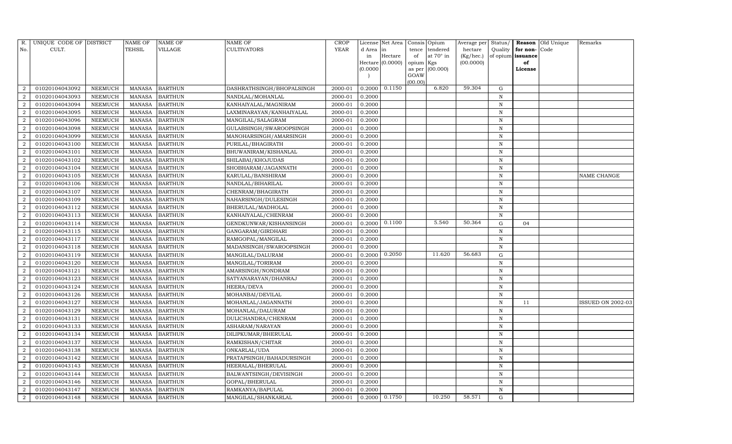| R. No. | UNIQUE CODE OF CULT. | DISTRICT | NAME OF TEHSIL | NAME OF VILLAGE | NAME OF CULTIVATORS | CROP YEAR | License d Area in Hectare (0.0000) | Net Area in Hectare (0.0000) | Consis tence of opium as per GOAW (00.00) | Opium tendered at 70° in Kgs (00.000) | Average per hectare (Kg/hec.) (00.0000) | Status/ Quality of opium | Reason for non-issuance of License | Old Unique Code | Remarks |
|---|---|---|---|---|---|---|---|---|---|---|---|---|---|---|---|
| 2 | 01020104043092 | NEEMUCH | MANASA | BARTHUN | DASHRATHSINGH/BHOPALSINGH | 2000-01 | 0.2000 | 0.1150 | | 6.820 | 59.304 | G | | | |
| 2 | 01020104043093 | NEEMUCH | MANASA | BARTHUN | NANDLAL/MOHANLAL | 2000-01 | 0.2000 | | | | | N | | | |
| 2 | 01020104043094 | NEEMUCH | MANASA | BARTHUN | KANHAIYALAL/MAGNIRAM | 2000-01 | 0.2000 | | | | | N | | | |
| 2 | 01020104043095 | NEEMUCH | MANASA | BARTHUN | LAXMINARAYAN/KANHAIYALAL | 2000-01 | 0.2000 | | | | | N | | | |
| 2 | 01020104043096 | NEEMUCH | MANASA | BARTHUN | MANGILAL/SALAGRAM | 2000-01 | 0.2000 | | | | | N | | | |
| 2 | 01020104043098 | NEEMUCH | MANASA | BARTHUN | GULABSINGH/SWAROOPSINGH | 2000-01 | 0.2000 | | | | | N | | | |
| 2 | 01020104043099 | NEEMUCH | MANASA | BARTHUN | MANOHARSINGH/AMARSINGH | 2000-01 | 0.2000 | | | | | N | | | |
| 2 | 01020104043100 | NEEMUCH | MANASA | BARTHUN | PURILAL/BHAGIRATH | 2000-01 | 0.2000 | | | | | N | | | |
| 2 | 01020104043101 | NEEMUCH | MANASA | BARTHUN | BHUWANIRAM/KISHANLAL | 2000-01 | 0.2000 | | | | | N | | | |
| 2 | 01020104043102 | NEEMUCH | MANASA | BARTHUN | SHILABAI/KHOJUDAS | 2000-01 | 0.2000 | | | | | N | | | |
| 2 | 01020104043104 | NEEMUCH | MANASA | BARTHUN | SHOBHARAM/JAGANNATH | 2000-01 | 0.2000 | | | | | N | | | |
| 2 | 01020104043105 | NEEMUCH | MANASA | BARTHUN | KARULAL/BANSHIRAM | 2000-01 | 0.2000 | | | | | N | | | NAME CHANGE |
| 2 | 01020104043106 | NEEMUCH | MANASA | BARTHUN | NANDLAL/BIHARILAL | 2000-01 | 0.2000 | | | | | N | | | |
| 2 | 01020104043107 | NEEMUCH | MANASA | BARTHUN | CHENRAM/BHAGIRATH | 2000-01 | 0.2000 | | | | | N | | | |
| 2 | 01020104043109 | NEEMUCH | MANASA | BARTHUN | NAHARSINGH/DULESINGH | 2000-01 | 0.2000 | | | | | N | | | |
| 2 | 01020104043112 | NEEMUCH | MANASA | BARTHUN | BHERULAL/MADHOLAL | 2000-01 | 0.2000 | | | | | N | | | |
| 2 | 01020104043113 | NEEMUCH | MANASA | BARTHUN | KANHAIYALAL/CHENRAM | 2000-01 | 0.2000 | | | | | N | | | |
| 2 | 01020104043114 | NEEMUCH | MANASA | BARTHUN | GENDKUNWAR/KISHANSINGH | 2000-01 | 0.2000 | 0.1100 | | 5.540 | 50.364 | G | 04 | | |
| 2 | 01020104043115 | NEEMUCH | MANASA | BARTHUN | GANGARAM/GIRDHARI | 2000-01 | 0.2000 | | | | | N | | | |
| 2 | 01020104043117 | NEEMUCH | MANASA | BARTHUN | RAMGOPAL/MANGILAL | 2000-01 | 0.2000 | | | | | N | | | |
| 2 | 01020104043118 | NEEMUCH | MANASA | BARTHUN | MADANSINGH/SWAROOPSINGH | 2000-01 | 0.2000 | | | | | N | | | |
| 2 | 01020104043119 | NEEMUCH | MANASA | BARTHUN | MANGILAL/DALURAM | 2000-01 | 0.2000 | 0.2050 | | 11.620 | 56.683 | G | | | |
| 2 | 01020104043120 | NEEMUCH | MANASA | BARTHUN | MANGILAL/TORIRAM | 2000-01 | 0.2000 | | | | | N | | | |
| 2 | 01020104043121 | NEEMUCH | MANASA | BARTHUN | AMARSINGH/NONDRAM | 2000-01 | 0.2000 | | | | | N | | | |
| 2 | 01020104043123 | NEEMUCH | MANASA | BARTHUN | SATYANARAYAN/DHANRAJ | 2000-01 | 0.2000 | | | | | N | | | |
| 2 | 01020104043124 | NEEMUCH | MANASA | BARTHUN | HEERA/DEVA | 2000-01 | 0.2000 | | | | | N | | | |
| 2 | 01020104043126 | NEEMUCH | MANASA | BARTHUN | MOHANBAI/DEVILAL | 2000-01 | 0.2000 | | | | | N | | | |
| 2 | 01020104043127 | NEEMUCH | MANASA | BARTHUN | MOHANLAL/JAGANNATH | 2000-01 | 0.2000 | | | | | N | 11 | | ISSUED ON 2002-03 |
| 2 | 01020104043129 | NEEMUCH | MANASA | BARTHUN | MOHANLAL/DALURAM | 2000-01 | 0.2000 | | | | | N | | | |
| 2 | 01020104043131 | NEEMUCH | MANASA | BARTHUN | DULICHANDRA/CHENRAM | 2000-01 | 0.2000 | | | | | N | | | |
| 2 | 01020104043133 | NEEMUCH | MANASA | BARTHUN | ASHARAM/NARAYAN | 2000-01 | 0.2000 | | | | | N | | | |
| 2 | 01020104043134 | NEEMUCH | MANASA | BARTHUN | DILIPKUMAR/BHERULAL | 2000-01 | 0.2000 | | | | | N | | | |
| 2 | 01020104043137 | NEEMUCH | MANASA | BARTHUN | RAMKISHAN/CHITAR | 2000-01 | 0.2000 | | | | | N | | | |
| 2 | 01020104043138 | NEEMUCH | MANASA | BARTHUN | ONKARLAL/UDA | 2000-01 | 0.2000 | | | | | N | | | |
| 2 | 01020104043142 | NEEMUCH | MANASA | BARTHUN | PRATAPSINGH/BAHADURSINGH | 2000-01 | 0.2000 | | | | | N | | | |
| 2 | 01020104043143 | NEEMUCH | MANASA | BARTHUN | HEERALAL/BHERULAL | 2000-01 | 0.2000 | | | | | N | | | |
| 2 | 01020104043144 | NEEMUCH | MANASA | BARTHUN | BALWANTSINGH/DEVISINGH | 2000-01 | 0.2000 | | | | | N | | | |
| 2 | 01020104043146 | NEEMUCH | MANASA | BARTHUN | GOPAL/BHERULAL | 2000-01 | 0.2000 | | | | | N | | | |
| 2 | 01020104043147 | NEEMUCH | MANASA | BARTHUN | RAMKANYA/BAPULAL | 2000-01 | 0.2000 | | | | | N | | | |
| 2 | 01020104043148 | NEEMUCH | MANASA | BARTHUN | MANGILAL/SHANKARLAL | 2000-01 | 0.2000 | 0.1750 | | 10.250 | 58.571 | G | | | |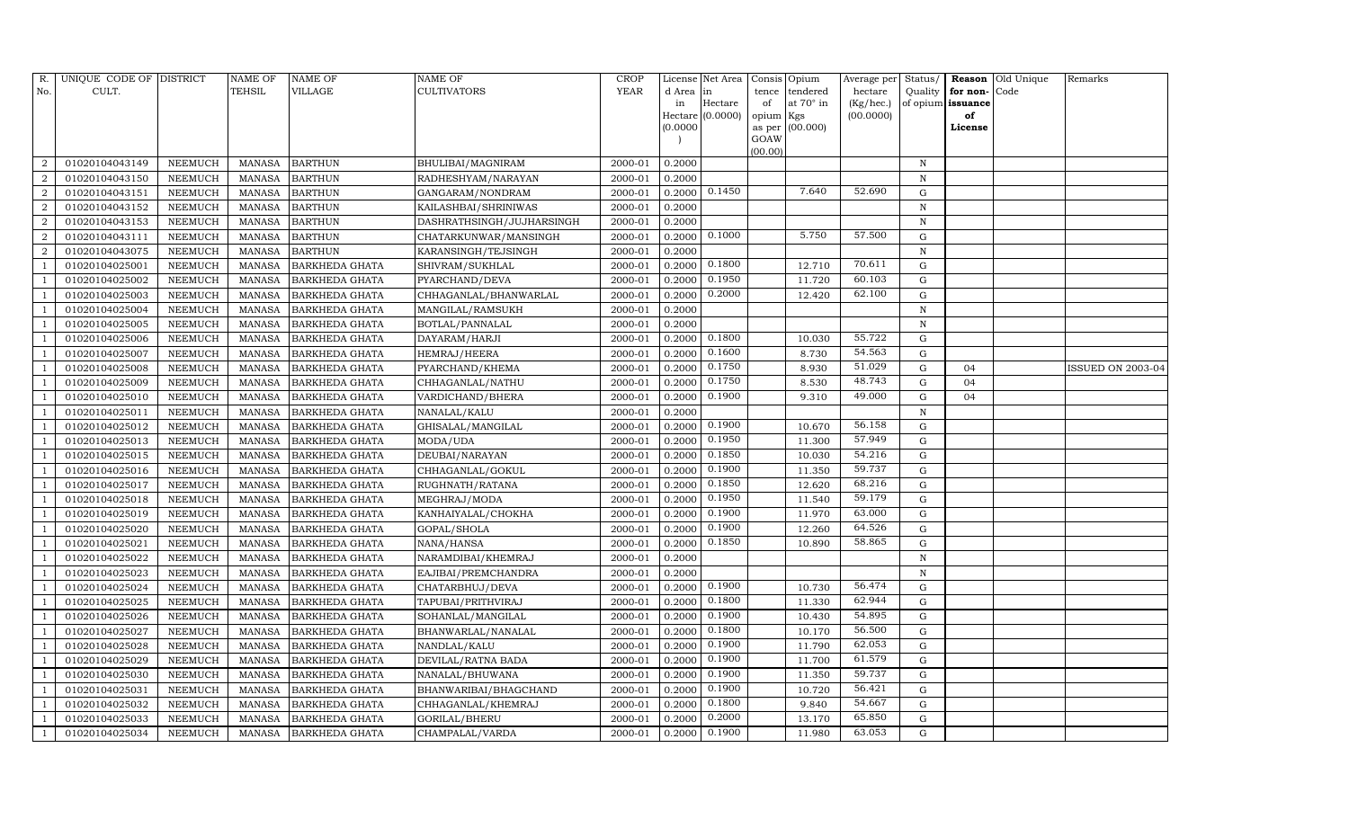| R. No. | UNIQUE CODE OF CULT. | DISTRICT | NAME OF TEHSIL | NAME OF VILLAGE | NAME OF CULTIVATORS | CROP YEAR | License d Area in Hectare (0.0000) | Net Area in Hectare (0.0000) | Consis tence of opium as per GOAW (00.00) | Opium tendered at 70° in Kgs (00.000) | Average per hectare (Kg/hec.) (00.0000) | Status/ Quality of opium | Reason for non-issuance of License | Old Unique Code | Remarks |
|---|---|---|---|---|---|---|---|---|---|---|---|---|---|---|---|
| 2 | 01020104043149 | NEEMUCH | MANASA | BARTHUN | BHULIBAI/MAGNIRAM | 2000-01 | 0.2000 | | | | | N | | | |
| 2 | 01020104043150 | NEEMUCH | MANASA | BARTHUN | RADHESHYAM/NARAYAN | 2000-01 | 0.2000 | | | | | N | | | |
| 2 | 01020104043151 | NEEMUCH | MANASA | BARTHUN | GANGARAM/NONDRAM | 2000-01 | 0.2000 | 0.1450 | | 7.640 | 52.690 | G | | | |
| 2 | 01020104043152 | NEEMUCH | MANASA | BARTHUN | KAILASHBAI/SHRINIWAS | 2000-01 | 0.2000 | | | | | N | | | |
| 2 | 01020104043153 | NEEMUCH | MANASA | BARTHUN | DASHRATHSINGH/JUJHARSINGH | 2000-01 | 0.2000 | | | | | N | | | |
| 2 | 01020104043111 | NEEMUCH | MANASA | BARTHUN | CHATARKUNWAR/MANSINGH | 2000-01 | 0.2000 | 0.1000 | | 5.750 | 57.500 | G | | | |
| 2 | 01020104043075 | NEEMUCH | MANASA | BARTHUN | KARANSINGH/TEJSINGH | 2000-01 | 0.2000 | | | | | N | | | |
| 1 | 01020104025001 | NEEMUCH | MANASA | BARKHEDA GHATA | SHIVRAM/SUKHLAL | 2000-01 | 0.2000 | 0.1800 | | 12.710 | 70.611 | G | | | |
| 1 | 01020104025002 | NEEMUCH | MANASA | BARKHEDA GHATA | PYARCHAND/DEVA | 2000-01 | 0.2000 | 0.1950 | | 11.720 | 60.103 | G | | | |
| 1 | 01020104025003 | NEEMUCH | MANASA | BARKHEDA GHATA | CHHAGANLAL/BHANWARLAL | 2000-01 | 0.2000 | 0.2000 | | 12.420 | 62.100 | G | | | |
| 1 | 01020104025004 | NEEMUCH | MANASA | BARKHEDA GHATA | MANGILAL/RAMSUKH | 2000-01 | 0.2000 | | | | | N | | | |
| 1 | 01020104025005 | NEEMUCH | MANASA | BARKHEDA GHATA | BOTLAL/PANNALAL | 2000-01 | 0.2000 | | | | | N | | | |
| 1 | 01020104025006 | NEEMUCH | MANASA | BARKHEDA GHATA | DAYARAM/HARJI | 2000-01 | 0.2000 | 0.1800 | | 10.030 | 55.722 | G | | | |
| 1 | 01020104025007 | NEEMUCH | MANASA | BARKHEDA GHATA | HEMRAJ/HEERA | 2000-01 | 0.2000 | 0.1600 | | 8.730 | 54.563 | G | | | |
| 1 | 01020104025008 | NEEMUCH | MANASA | BARKHEDA GHATA | PYARCHAND/KHEMA | 2000-01 | 0.2000 | 0.1750 | | 8.930 | 51.029 | G | 04 | | ISSUED ON 2003-04 |
| 1 | 01020104025009 | NEEMUCH | MANASA | BARKHEDA GHATA | CHHAGANLAL/NATHU | 2000-01 | 0.2000 | 0.1750 | | 8.530 | 48.743 | G | 04 | | |
| 1 | 01020104025010 | NEEMUCH | MANASA | BARKHEDA GHATA | VARDICHAND/BHERA | 2000-01 | 0.2000 | 0.1900 | | 9.310 | 49.000 | G | 04 | | |
| 1 | 01020104025011 | NEEMUCH | MANASA | BARKHEDA GHATA | NANALAL/KALU | 2000-01 | 0.2000 | | | | | N | | | |
| 1 | 01020104025012 | NEEMUCH | MANASA | BARKHEDA GHATA | GHISALAL/MANGILAL | 2000-01 | 0.2000 | 0.1900 | | 10.670 | 56.158 | G | | | |
| 1 | 01020104025013 | NEEMUCH | MANASA | BARKHEDA GHATA | MODA/UDA | 2000-01 | 0.2000 | 0.1950 | | 11.300 | 57.949 | G | | | |
| 1 | 01020104025015 | NEEMUCH | MANASA | BARKHEDA GHATA | DEUBAI/NARAYAN | 2000-01 | 0.2000 | 0.1850 | | 10.030 | 54.216 | G | | | |
| 1 | 01020104025016 | NEEMUCH | MANASA | BARKHEDA GHATA | CHHAGANLAL/GOKUL | 2000-01 | 0.2000 | 0.1900 | | 11.350 | 59.737 | G | | | |
| 1 | 01020104025017 | NEEMUCH | MANASA | BARKHEDA GHATA | RUGHNATH/RATANA | 2000-01 | 0.2000 | 0.1850 | | 12.620 | 68.216 | G | | | |
| 1 | 01020104025018 | NEEMUCH | MANASA | BARKHEDA GHATA | MEGHRAJ/MODA | 2000-01 | 0.2000 | 0.1950 | | 11.540 | 59.179 | G | | | |
| 1 | 01020104025019 | NEEMUCH | MANASA | BARKHEDA GHATA | KANHAIYALAL/CHOKHA | 2000-01 | 0.2000 | 0.1900 | | 11.970 | 63.000 | G | | | |
| 1 | 01020104025020 | NEEMUCH | MANASA | BARKHEDA GHATA | GOPAL/SHOLA | 2000-01 | 0.2000 | 0.1900 | | 12.260 | 64.526 | G | | | |
| 1 | 01020104025021 | NEEMUCH | MANASA | BARKHEDA GHATA | NANA/HANSA | 2000-01 | 0.2000 | 0.1850 | | 10.890 | 58.865 | G | | | |
| 1 | 01020104025022 | NEEMUCH | MANASA | BARKHEDA GHATA | NARAMDIBAI/KHEMRAJ | 2000-01 | 0.2000 | | | | | N | | | |
| 1 | 01020104025023 | NEEMUCH | MANASA | BARKHEDA GHATA | EAJIBAI/PREMCHANDRA | 2000-01 | 0.2000 | | | | | N | | | |
| 1 | 01020104025024 | NEEMUCH | MANASA | BARKHEDA GHATA | CHATARBHUJ/DEVA | 2000-01 | 0.2000 | 0.1900 | | 10.730 | 56.474 | G | | | |
| 1 | 01020104025025 | NEEMUCH | MANASA | BARKHEDA GHATA | TAPUBAI/PRITHVIRAJ | 2000-01 | 0.2000 | 0.1800 | | 11.330 | 62.944 | G | | | |
| 1 | 01020104025026 | NEEMUCH | MANASA | BARKHEDA GHATA | SOHANLAL/MANGILAL | 2000-01 | 0.2000 | 0.1900 | | 10.430 | 54.895 | G | | | |
| 1 | 01020104025027 | NEEMUCH | MANASA | BARKHEDA GHATA | BHANWARLAL/NANALAL | 2000-01 | 0.2000 | 0.1800 | | 10.170 | 56.500 | G | | | |
| 1 | 01020104025028 | NEEMUCH | MANASA | BARKHEDA GHATA | NANDLAL/KALU | 2000-01 | 0.2000 | 0.1900 | | 11.790 | 62.053 | G | | | |
| 1 | 01020104025029 | NEEMUCH | MANASA | BARKHEDA GHATA | DEVILAL/RATNA BADA | 2000-01 | 0.2000 | 0.1900 | | 11.700 | 61.579 | G | | | |
| 1 | 01020104025030 | NEEMUCH | MANASA | BARKHEDA GHATA | NANALAL/BHUWANA | 2000-01 | 0.2000 | 0.1900 | | 11.350 | 59.737 | G | | | |
| 1 | 01020104025031 | NEEMUCH | MANASA | BARKHEDA GHATA | BHANWARIBAI/BHAGCHAND | 2000-01 | 0.2000 | 0.1900 | | 10.720 | 56.421 | G | | | |
| 1 | 01020104025032 | NEEMUCH | MANASA | BARKHEDA GHATA | CHHAGANLAL/KHEMRAJ | 2000-01 | 0.2000 | 0.1800 | | 9.840 | 54.667 | G | | | |
| 1 | 01020104025033 | NEEMUCH | MANASA | BARKHEDA GHATA | GORILAL/BHERU | 2000-01 | 0.2000 | 0.2000 | | 13.170 | 65.850 | G | | | |
| 1 | 01020104025034 | NEEMUCH | MANASA | BARKHEDA GHATA | CHAMPALAL/VARDA | 2000-01 | 0.2000 | 0.1900 | | 11.980 | 63.053 | G | | | |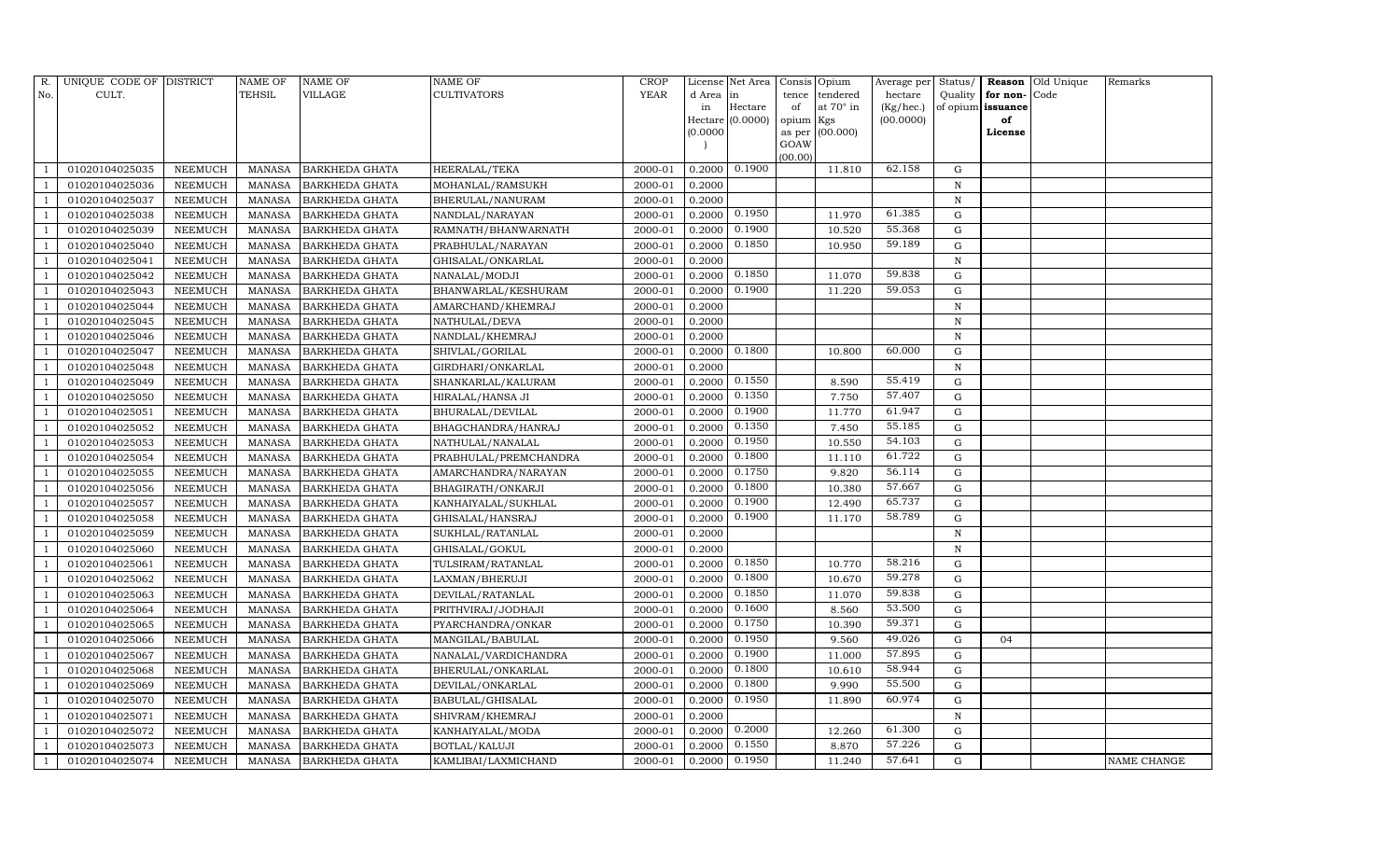| R. No. | UNIQUE CODE OF CULT. | DISTRICT | NAME OF TEHSIL | NAME OF VILLAGE | NAME OF CULTIVATORS | CROP YEAR | License d Area in Hectare (0.0000) | Net Area in Hectare (0.0000) | Consis tence of opium as per GOAW (00.00) | Opium tendered at 70° in Kgs (00.000) | Average per hectare (Kg/hec.) (00.0000) | Status/ Quality of opium | Reason for non- issuance of License | Old Unique Code | Remarks |
|---|---|---|---|---|---|---|---|---|---|---|---|---|---|---|---|
| 1 | 01020104025035 | NEEMUCH | MANASA | BARKHEDA GHATA | HEERALAL/TEKA | 2000-01 | 0.2000 | 0.1900 | | 11.810 | 62.158 | G | | | |
| 1 | 01020104025036 | NEEMUCH | MANASA | BARKHEDA GHATA | MOHANLAL/RAMSUKH | 2000-01 | 0.2000 | | | | | N | | | |
| 1 | 01020104025037 | NEEMUCH | MANASA | BARKHEDA GHATA | BHERULAL/NANURAM | 2000-01 | 0.2000 | | | | | N | | | |
| 1 | 01020104025038 | NEEMUCH | MANASA | BARKHEDA GHATA | NANDLAL/NARAYAN | 2000-01 | 0.2000 | 0.1950 | | 11.970 | 61.385 | G | | | |
| 1 | 01020104025039 | NEEMUCH | MANASA | BARKHEDA GHATA | RAMNATH/BHANWARNATH | 2000-01 | 0.2000 | 0.1900 | | 10.520 | 55.368 | G | | | |
| 1 | 01020104025040 | NEEMUCH | MANASA | BARKHEDA GHATA | PRABHULAL/NARAYAN | 2000-01 | 0.2000 | 0.1850 | | 10.950 | 59.189 | G | | | |
| 1 | 01020104025041 | NEEMUCH | MANASA | BARKHEDA GHATA | GHISALAL/ONKARLAL | 2000-01 | 0.2000 | | | | | N | | | |
| 1 | 01020104025042 | NEEMUCH | MANASA | BARKHEDA GHATA | NANALAL/MODJI | 2000-01 | 0.2000 | 0.1850 | | 11.070 | 59.838 | G | | | |
| 1 | 01020104025043 | NEEMUCH | MANASA | BARKHEDA GHATA | BHANWARLAL/KESHURAM | 2000-01 | 0.2000 | 0.1900 | | 11.220 | 59.053 | G | | | |
| 1 | 01020104025044 | NEEMUCH | MANASA | BARKHEDA GHATA | AMARCHAND/KHEMRAJ | 2000-01 | 0.2000 | | | | | N | | | |
| 1 | 01020104025045 | NEEMUCH | MANASA | BARKHEDA GHATA | NATHULAL/DEVA | 2000-01 | 0.2000 | | | | | N | | | |
| 1 | 01020104025046 | NEEMUCH | MANASA | BARKHEDA GHATA | NANDLAL/KHEMRAJ | 2000-01 | 0.2000 | | | | | N | | | |
| 1 | 01020104025047 | NEEMUCH | MANASA | BARKHEDA GHATA | SHIVLAL/GORILAL | 2000-01 | 0.2000 | 0.1800 | | 10.800 | 60.000 | G | | | |
| 1 | 01020104025048 | NEEMUCH | MANASA | BARKHEDA GHATA | GIRDHARI/ONKARLAL | 2000-01 | 0.2000 | | | | | N | | | |
| 1 | 01020104025049 | NEEMUCH | MANASA | BARKHEDA GHATA | SHANKARLAL/KALURAM | 2000-01 | 0.2000 | 0.1550 | | 8.590 | 55.419 | G | | | |
| 1 | 01020104025050 | NEEMUCH | MANASA | BARKHEDA GHATA | HIRALAL/HANSA JI | 2000-01 | 0.2000 | 0.1350 | | 7.750 | 57.407 | G | | | |
| 1 | 01020104025051 | NEEMUCH | MANASA | BARKHEDA GHATA | BHURALAL/DEVILAL | 2000-01 | 0.2000 | 0.1900 | | 11.770 | 61.947 | G | | | |
| 1 | 01020104025052 | NEEMUCH | MANASA | BARKHEDA GHATA | BHAGCHANDRA/HANRAJ | 2000-01 | 0.2000 | 0.1350 | | 7.450 | 55.185 | G | | | |
| 1 | 01020104025053 | NEEMUCH | MANASA | BARKHEDA GHATA | NATHULAL/NANALAL | 2000-01 | 0.2000 | 0.1950 | | 10.550 | 54.103 | G | | | |
| 1 | 01020104025054 | NEEMUCH | MANASA | BARKHEDA GHATA | PRABHULAL/PREMCHANDRA | 2000-01 | 0.2000 | 0.1800 | | 11.110 | 61.722 | G | | | |
| 1 | 01020104025055 | NEEMUCH | MANASA | BARKHEDA GHATA | AMARCHANDRA/NARAYAN | 2000-01 | 0.2000 | 0.1750 | | 9.820 | 56.114 | G | | | |
| 1 | 01020104025056 | NEEMUCH | MANASA | BARKHEDA GHATA | BHAGIRATH/ONKARJI | 2000-01 | 0.2000 | 0.1800 | | 10.380 | 57.667 | G | | | |
| 1 | 01020104025057 | NEEMUCH | MANASA | BARKHEDA GHATA | KANHAIYALAL/SUKHLAL | 2000-01 | 0.2000 | 0.1900 | | 12.490 | 65.737 | G | | | |
| 1 | 01020104025058 | NEEMUCH | MANASA | BARKHEDA GHATA | GHISALAL/HANSRAJ | 2000-01 | 0.2000 | 0.1900 | | 11.170 | 58.789 | G | | | |
| 1 | 01020104025059 | NEEMUCH | MANASA | BARKHEDA GHATA | SUKHLAL/RATANLAL | 2000-01 | 0.2000 | | | | | N | | | |
| 1 | 01020104025060 | NEEMUCH | MANASA | BARKHEDA GHATA | GHISALAL/GOKUL | 2000-01 | 0.2000 | | | | | N | | | |
| 1 | 01020104025061 | NEEMUCH | MANASA | BARKHEDA GHATA | TULSIRAM/RATANLAL | 2000-01 | 0.2000 | 0.1850 | | 10.770 | 58.216 | G | | | |
| 1 | 01020104025062 | NEEMUCH | MANASA | BARKHEDA GHATA | LAXMAN/BHERUJI | 2000-01 | 0.2000 | 0.1800 | | 10.670 | 59.278 | G | | | |
| 1 | 01020104025063 | NEEMUCH | MANASA | BARKHEDA GHATA | DEVILAL/RATANLAL | 2000-01 | 0.2000 | 0.1850 | | 11.070 | 59.838 | G | | | |
| 1 | 01020104025064 | NEEMUCH | MANASA | BARKHEDA GHATA | PRITHVIRAJ/JODHAJI | 2000-01 | 0.2000 | 0.1600 | | 8.560 | 53.500 | G | | | |
| 1 | 01020104025065 | NEEMUCH | MANASA | BARKHEDA GHATA | PYARCHANDRA/ONKAR | 2000-01 | 0.2000 | 0.1750 | | 10.390 | 59.371 | G | | | |
| 1 | 01020104025066 | NEEMUCH | MANASA | BARKHEDA GHATA | MANGILAL/BABULAL | 2000-01 | 0.2000 | 0.1950 | | 9.560 | 49.026 | G | 04 | | |
| 1 | 01020104025067 | NEEMUCH | MANASA | BARKHEDA GHATA | NANALAL/VARDICHANDRA | 2000-01 | 0.2000 | 0.1900 | | 11.000 | 57.895 | G | | | |
| 1 | 01020104025068 | NEEMUCH | MANASA | BARKHEDA GHATA | BHERULAL/ONKARLAL | 2000-01 | 0.2000 | 0.1800 | | 10.610 | 58.944 | G | | | |
| 1 | 01020104025069 | NEEMUCH | MANASA | BARKHEDA GHATA | DEVILAL/ONKARLAL | 2000-01 | 0.2000 | 0.1800 | | 9.990 | 55.500 | G | | | |
| 1 | 01020104025070 | NEEMUCH | MANASA | BARKHEDA GHATA | BABULAL/GHISALAL | 2000-01 | 0.2000 | 0.1950 | | 11.890 | 60.974 | G | | | |
| 1 | 01020104025071 | NEEMUCH | MANASA | BARKHEDA GHATA | SHIVRAM/KHEMRAJ | 2000-01 | 0.2000 | | | | | N | | | |
| 1 | 01020104025072 | NEEMUCH | MANASA | BARKHEDA GHATA | KANHAIYALAL/MODA | 2000-01 | 0.2000 | 0.2000 | | 12.260 | 61.300 | G | | | |
| 1 | 01020104025073 | NEEMUCH | MANASA | BARKHEDA GHATA | BOTLAL/KALUJI | 2000-01 | 0.2000 | 0.1550 | | 8.870 | 57.226 | G | | | |
| 1 | 01020104025074 | NEEMUCH | MANASA | BARKHEDA GHATA | KAMLIBAI/LAXMICHAND | 2000-01 | 0.2000 | 0.1950 | | 11.240 | 57.641 | G | | | NAME CHANGE |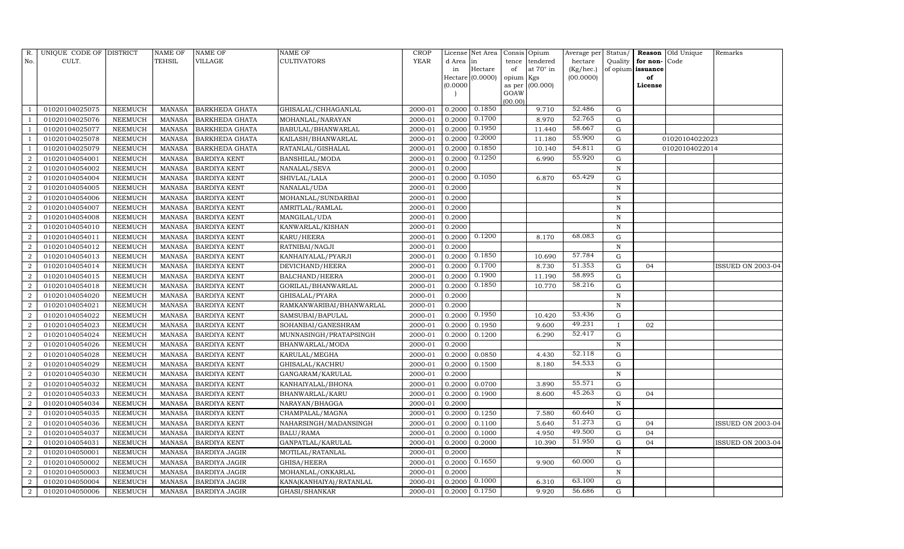| R. No. | UNIQUE CODE OF CULT. | DISTRICT | NAME OF TEHSIL | NAME OF VILLAGE | NAME OF CULTIVATORS | CROP YEAR | License d Area in Hectare (0.0000) | Net Area in Hectare (0.0000) | Consis tence of opium as per GOAW (00.00) | Opium tendered at 70° in Kgs (00.000) | Average per hectare (Kg/hec.) (00.0000) | Status/ Quality of opium | Reason for non-issuance of License | Old Unique Code | Remarks |
|---|---|---|---|---|---|---|---|---|---|---|---|---|---|---|---|
| 1 | 01020104025075 | NEEMUCH | MANASA | BARKHEDA GHATA | GHISALAL/CHHAGANLAL | 2000-01 | 0.2000 | 0.1850 | | 9.710 | 52.486 | G | | | |
| 1 | 01020104025076 | NEEMUCH | MANASA | BARKHEDA GHATA | MOHANLAL/NARAYAN | 2000-01 | 0.2000 | 0.1700 | | 8.970 | 52.765 | G | | | |
| 1 | 01020104025077 | NEEMUCH | MANASA | BARKHEDA GHATA | BABULAL/BHANWARLAL | 2000-01 | 0.2000 | 0.1950 | | 11.440 | 58.667 | G | | | |
| 1 | 01020104025078 | NEEMUCH | MANASA | BARKHEDA GHATA | KAILASH/BHANWARLAL | 2000-01 | 0.2000 | 0.2000 | | 11.180 | 55.900 | G | | 01020104022023 | |
| 1 | 01020104025079 | NEEMUCH | MANASA | BARKHEDA GHATA | RATANLAL/GISHALAL | 2000-01 | 0.2000 | 0.1850 | | 10.140 | 54.811 | G | | 01020104022014 | |
| 2 | 01020104054001 | NEEMUCH | MANASA | BARDIYA KENT | BANSHILAL/MODA | 2000-01 | 0.2000 | 0.1250 | | 6.990 | 55.920 | G | | | |
| 2 | 01020104054002 | NEEMUCH | MANASA | BARDIYA KENT | NANALAL/SEVA | 2000-01 | 0.2000 | | | | | N | | | |
| 2 | 01020104054004 | NEEMUCH | MANASA | BARDIYA KENT | SHIVLAL/LALA | 2000-01 | 0.2000 | 0.1050 | | 6.870 | 65.429 | G | | | |
| 2 | 01020104054005 | NEEMUCH | MANASA | BARDIYA KENT | NANALAL/UDA | 2000-01 | 0.2000 | | | | | N | | | |
| 2 | 01020104054006 | NEEMUCH | MANASA | BARDIYA KENT | MOHANLAL/SUNDARBAI | 2000-01 | 0.2000 | | | | | N | | | |
| 2 | 01020104054007 | NEEMUCH | MANASA | BARDIYA KENT | AMRITLAL/RAMLAL | 2000-01 | 0.2000 | | | | | N | | | |
| 2 | 01020104054008 | NEEMUCH | MANASA | BARDIYA KENT | MANGILAL/UDA | 2000-01 | 0.2000 | | | | | N | | | |
| 2 | 01020104054010 | NEEMUCH | MANASA | BARDIYA KENT | KANWARLAL/KISHAN | 2000-01 | 0.2000 | | | | | N | | | |
| 2 | 01020104054011 | NEEMUCH | MANASA | BARDIYA KENT | KARU/HEERA | 2000-01 | 0.2000 | 0.1200 | | 8.170 | 68.083 | G | | | |
| 2 | 01020104054012 | NEEMUCH | MANASA | BARDIYA KENT | RATNIBAI/NAGJI | 2000-01 | 0.2000 | | | | | N | | | |
| 2 | 01020104054013 | NEEMUCH | MANASA | BARDIYA KENT | KANHAIYALAL/PYARJI | 2000-01 | 0.2000 | 0.1850 | | 10.690 | 57.784 | G | | | |
| 2 | 01020104054014 | NEEMUCH | MANASA | BARDIYA KENT | DEVICHAND/HEERA | 2000-01 | 0.2000 | 0.1700 | | 8.730 | 51.353 | G | 04 | | ISSUED ON 2003-04 |
| 2 | 01020104054015 | NEEMUCH | MANASA | BARDIYA KENT | BALCHAND/HEERA | 2000-01 | 0.2000 | 0.1900 | | 11.190 | 58.895 | G | | | |
| 2 | 01020104054018 | NEEMUCH | MANASA | BARDIYA KENT | GORILAL/BHANWARLAL | 2000-01 | 0.2000 | 0.1850 | | 10.770 | 58.216 | G | | | |
| 2 | 01020104054020 | NEEMUCH | MANASA | BARDIYA KENT | GHISALAL/PYARA | 2000-01 | 0.2000 | | | | | N | | | |
| 2 | 01020104054021 | NEEMUCH | MANASA | BARDIYA KENT | RAMKANWARIBAI/BHANWARLAL | 2000-01 | 0.2000 | | | | | N | | | |
| 2 | 01020104054022 | NEEMUCH | MANASA | BARDIYA KENT | SAMSUBAI/BAPULAL | 2000-01 | 0.2000 | 0.1950 | | 10.420 | 53.436 | G | | | |
| 2 | 01020104054023 | NEEMUCH | MANASA | BARDIYA KENT | SOHANBAI/GANESHRAM | 2000-01 | 0.2000 | 0.1950 | | 9.600 | 49.231 | I | 02 | | |
| 2 | 01020104054024 | NEEMUCH | MANASA | BARDIYA KENT | MUNNASINGH/PRATAPSINGH | 2000-01 | 0.2000 | 0.1200 | | 6.290 | 52.417 | G | | | |
| 2 | 01020104054026 | NEEMUCH | MANASA | BARDIYA KENT | BHANWARLAL/MODA | 2000-01 | 0.2000 | | | | | N | | | |
| 2 | 01020104054028 | NEEMUCH | MANASA | BARDIYA KENT | KARULAL/MEGHA | 2000-01 | 0.2000 | 0.0850 | | 4.430 | 52.118 | G | | | |
| 2 | 01020104054029 | NEEMUCH | MANASA | BARDIYA KENT | GHISALAL/KACHRU | 2000-01 | 0.2000 | 0.1500 | | 8.180 | 54.533 | G | | | |
| 2 | 01020104054030 | NEEMUCH | MANASA | BARDIYA KENT | GANGARAM/KARULAL | 2000-01 | 0.2000 | | | | | N | | | |
| 2 | 01020104054032 | NEEMUCH | MANASA | BARDIYA KENT | KANHAIYALAL/BHONA | 2000-01 | 0.2000 | 0.0700 | | 3.890 | 55.571 | G | | | |
| 2 | 01020104054033 | NEEMUCH | MANASA | BARDIYA KENT | BHANWARLAL/KARU | 2000-01 | 0.2000 | 0.1900 | | 8.600 | 45.263 | G | 04 | | |
| 2 | 01020104054034 | NEEMUCH | MANASA | BARDIYA KENT | NARAYAN/BHAGGA | 2000-01 | 0.2000 | | | | | N | | | |
| 2 | 01020104054035 | NEEMUCH | MANASA | BARDIYA KENT | CHAMPALAL/MAGNA | 2000-01 | 0.2000 | 0.1250 | | 7.580 | 60.640 | G | | | |
| 2 | 01020104054036 | NEEMUCH | MANASA | BARDIYA KENT | NAHARSINGH/MADANSINGH | 2000-01 | 0.2000 | 0.1100 | | 5.640 | 51.273 | G | 04 | | ISSUED ON 2003-04 |
| 2 | 01020104054037 | NEEMUCH | MANASA | BARDIYA KENT | BALU/RAMA | 2000-01 | 0.2000 | 0.1000 | | 4.950 | 49.500 | G | 04 | | |
| 2 | 01020104054031 | NEEMUCH | MANASA | BARDIYA KENT | GANPATLAL/KARULAL | 2000-01 | 0.2000 | 0.2000 | | 10.390 | 51.950 | G | 04 | | ISSUED ON 2003-04 |
| 2 | 01020104050001 | NEEMUCH | MANASA | BARDIYA JAGIR | MOTILAL/RATANLAL | 2000-01 | 0.2000 | | | | | N | | | |
| 2 | 01020104050002 | NEEMUCH | MANASA | BARDIYA JAGIR | GHISA/HEERA | 2000-01 | 0.2000 | 0.1650 | | 9.900 | 60.000 | G | | | |
| 2 | 01020104050003 | NEEMUCH | MANASA | BARDIYA JAGIR | MOHANLAL/ONKARLAL | 2000-01 | 0.2000 | | | | | N | | | |
| 2 | 01020104050004 | NEEMUCH | MANASA | BARDIYA JAGIR | KANA(KANHAIYA)/RATANLAL | 2000-01 | 0.2000 | 0.1000 | | 6.310 | 63.100 | G | | | |
| 2 | 01020104050006 | NEEMUCH | MANASA | BARDIYA JAGIR | GHASI/SHANKAR | 2000-01 | 0.2000 | 0.1750 | | 9.920 | 56.686 | G | | | |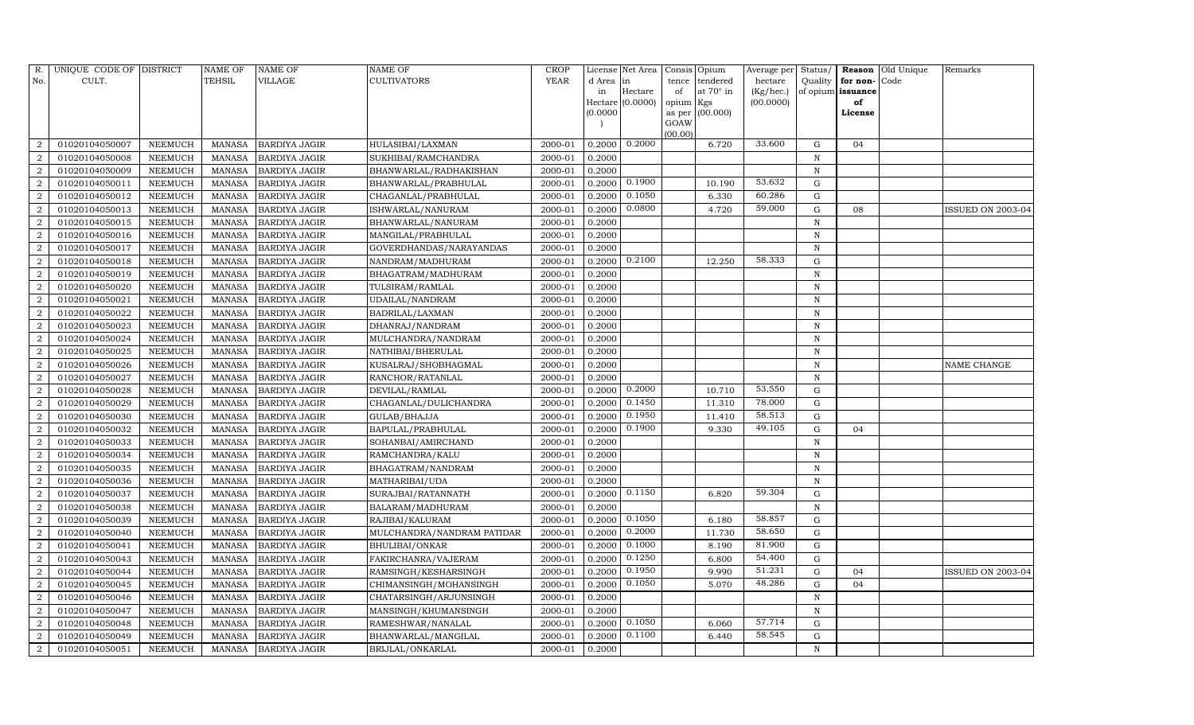| R. No. | UNIQUE CODE OF CULT. | DISTRICT | NAME OF TEHSIL | NAME OF VILLAGE | NAME OF CULTIVATORS | CROP YEAR | License d Area in Hectare (0.0000) | Net Area in Hectare (0.0000) | Consis tence of opium as per GOAW (00.00) | Opium tendered at 70° in Kgs (00.000) | Average per hectare (Kg/hec.) (00.0000) | Status/ Quality of opium | Reason for non-issuance of License | Old Unique Code | Remarks |
|---|---|---|---|---|---|---|---|---|---|---|---|---|---|---|---|
| 2 | 01020104050007 | NEEMUCH | MANASA | BARDIYA JAGIR | HULASIBAI/LAXMAN | 2000-01 | 0.2000 | 0.2000 | | 6.720 | 33.600 | G | 04 | | |
| 2 | 01020104050008 | NEEMUCH | MANASA | BARDIYA JAGIR | SUKHIBAI/RAMCHANDRA | 2000-01 | 0.2000 | | | | | N | | | |
| 2 | 01020104050009 | NEEMUCH | MANASA | BARDIYA JAGIR | BHANWARLAL/RADHAKISHAN | 2000-01 | 0.2000 | | | | | N | | | |
| 2 | 01020104050011 | NEEMUCH | MANASA | BARDIYA JAGIR | BHANWARLAL/PRABHULAL | 2000-01 | 0.2000 | 0.1900 | | 10.190 | 53.632 | G | | | |
| 2 | 01020104050012 | NEEMUCH | MANASA | BARDIYA JAGIR | CHAGANLAL/PRABHULAL | 2000-01 | 0.2000 | 0.1050 | | 6.330 | 60.286 | G | | | |
| 2 | 01020104050013 | NEEMUCH | MANASA | BARDIYA JAGIR | ISHWARLAL/NANURAM | 2000-01 | 0.2000 | 0.0800 | | 4.720 | 59.000 | G | 08 | | ISSUED ON 2003-04 |
| 2 | 01020104050015 | NEEMUCH | MANASA | BARDIYA JAGIR | BHANWARLAL/NANURAM | 2000-01 | 0.2000 | | | | | N | | | |
| 2 | 01020104050016 | NEEMUCH | MANASA | BARDIYA JAGIR | MANGILAL/PRABHULAL | 2000-01 | 0.2000 | | | | | N | | | |
| 2 | 01020104050017 | NEEMUCH | MANASA | BARDIYA JAGIR | GOVERDHANDAS/NARAYANDAS | 2000-01 | 0.2000 | | | | | N | | | |
| 2 | 01020104050018 | NEEMUCH | MANASA | BARDIYA JAGIR | NANDRAM/MADHURAM | 2000-01 | 0.2000 | 0.2100 | | 12.250 | 58.333 | G | | | |
| 2 | 01020104050019 | NEEMUCH | MANASA | BARDIYA JAGIR | BHAGATRAM/MADHURAM | 2000-01 | 0.2000 | | | | | N | | | |
| 2 | 01020104050020 | NEEMUCH | MANASA | BARDIYA JAGIR | TULSIRAM/RAMLAL | 2000-01 | 0.2000 | | | | | N | | | |
| 2 | 01020104050021 | NEEMUCH | MANASA | BARDIYA JAGIR | UDAILAL/NANDRAM | 2000-01 | 0.2000 | | | | | N | | | |
| 2 | 01020104050022 | NEEMUCH | MANASA | BARDIYA JAGIR | BADRILAL/LAXMAN | 2000-01 | 0.2000 | | | | | N | | | |
| 2 | 01020104050023 | NEEMUCH | MANASA | BARDIYA JAGIR | DHANRAJ/NANDRAM | 2000-01 | 0.2000 | | | | | N | | | |
| 2 | 01020104050024 | NEEMUCH | MANASA | BARDIYA JAGIR | MULCHANDRA/NANDRAM | 2000-01 | 0.2000 | | | | | N | | | |
| 2 | 01020104050025 | NEEMUCH | MANASA | BARDIYA JAGIR | NATHIBAI/BHERULAL | 2000-01 | 0.2000 | | | | | N | | | |
| 2 | 01020104050026 | NEEMUCH | MANASA | BARDIYA JAGIR | KUSALRAJ/SHOBHAGMAL | 2000-01 | 0.2000 | | | | | N | | | NAME CHANGE |
| 2 | 01020104050027 | NEEMUCH | MANASA | BARDIYA JAGIR | RANCHOR/RATANLAL | 2000-01 | 0.2000 | | | | | N | | | |
| 2 | 01020104050028 | NEEMUCH | MANASA | BARDIYA JAGIR | DEVILAL/RAMLAL | 2000-01 | 0.2000 | 0.2000 | | 10.710 | 53.550 | G | | | |
| 2 | 01020104050029 | NEEMUCH | MANASA | BARDIYA JAGIR | CHAGANLAL/DULICHANDRA | 2000-01 | 0.2000 | 0.1450 | | 11.310 | 78.000 | G | | | |
| 2 | 01020104050030 | NEEMUCH | MANASA | BARDIYA JAGIR | GULAB/BHAJJA | 2000-01 | 0.2000 | 0.1950 | | 11.410 | 58.513 | G | | | |
| 2 | 01020104050032 | NEEMUCH | MANASA | BARDIYA JAGIR | BAPULAL/PRABHULAL | 2000-01 | 0.2000 | 0.1900 | | 9.330 | 49.105 | G | 04 | | |
| 2 | 01020104050033 | NEEMUCH | MANASA | BARDIYA JAGIR | SOHANBAI/AMIRCHAND | 2000-01 | 0.2000 | | | | | N | | | |
| 2 | 01020104050034 | NEEMUCH | MANASA | BARDIYA JAGIR | RAMCHANDRA/KALU | 2000-01 | 0.2000 | | | | | N | | | |
| 2 | 01020104050035 | NEEMUCH | MANASA | BARDIYA JAGIR | BHAGATRAM/NANDRAM | 2000-01 | 0.2000 | | | | | N | | | |
| 2 | 01020104050036 | NEEMUCH | MANASA | BARDIYA JAGIR | MATHARIBAI/UDA | 2000-01 | 0.2000 | | | | | N | | | |
| 2 | 01020104050037 | NEEMUCH | MANASA | BARDIYA JAGIR | SURAJBAI/RATANNATH | 2000-01 | 0.2000 | 0.1150 | | 6.820 | 59.304 | G | | | |
| 2 | 01020104050038 | NEEMUCH | MANASA | BARDIYA JAGIR | BALARAM/MADHURAM | 2000-01 | 0.2000 | | | | | N | | | |
| 2 | 01020104050039 | NEEMUCH | MANASA | BARDIYA JAGIR | RAJIBAI/KALURAM | 2000-01 | 0.2000 | 0.1050 | | 6.180 | 58.857 | G | | | |
| 2 | 01020104050040 | NEEMUCH | MANASA | BARDIYA JAGIR | MULCHANDRA/NANDRAM PATIDAR | 2000-01 | 0.2000 | 0.2000 | | 11.730 | 58.650 | G | | | |
| 2 | 01020104050041 | NEEMUCH | MANASA | BARDIYA JAGIR | BHULIBAI/ONKAR | 2000-01 | 0.2000 | 0.1000 | | 8.190 | 81.900 | G | | | |
| 2 | 01020104050043 | NEEMUCH | MANASA | BARDIYA JAGIR | FAKIRCHANRA/VAJERAM | 2000-01 | 0.2000 | 0.1250 | | 6.800 | 54.400 | G | | | |
| 2 | 01020104050044 | NEEMUCH | MANASA | BARDIYA JAGIR | RAMSINGH/KESHARSINGH | 2000-01 | 0.2000 | 0.1950 | | 9.990 | 51.231 | G | 04 | | ISSUED ON 2003-04 |
| 2 | 01020104050045 | NEEMUCH | MANASA | BARDIYA JAGIR | CHIMANSINGH/MOHANSINGH | 2000-01 | 0.2000 | 0.1050 | | 5.070 | 48.286 | G | 04 | | |
| 2 | 01020104050046 | NEEMUCH | MANASA | BARDIYA JAGIR | CHATARSINGH/ARJUNSINGH | 2000-01 | 0.2000 | | | | | N | | | |
| 2 | 01020104050047 | NEEMUCH | MANASA | BARDIYA JAGIR | MANSINGH/KHUMANSINGH | 2000-01 | 0.2000 | | | | | N | | | |
| 2 | 01020104050048 | NEEMUCH | MANASA | BARDIYA JAGIR | RAMESHWAR/NANALAL | 2000-01 | 0.2000 | 0.1050 | | 6.060 | 57.714 | G | | | |
| 2 | 01020104050049 | NEEMUCH | MANASA | BARDIYA JAGIR | BHANWARLAL/MANGILAL | 2000-01 | 0.2000 | 0.1100 | | 6.440 | 58.545 | G | | | |
| 2 | 01020104050051 | NEEMUCH | MANASA | BARDIYA JAGIR | BRIJLAL/ONKARLAL | 2000-01 | 0.2000 | | | | | N | | | |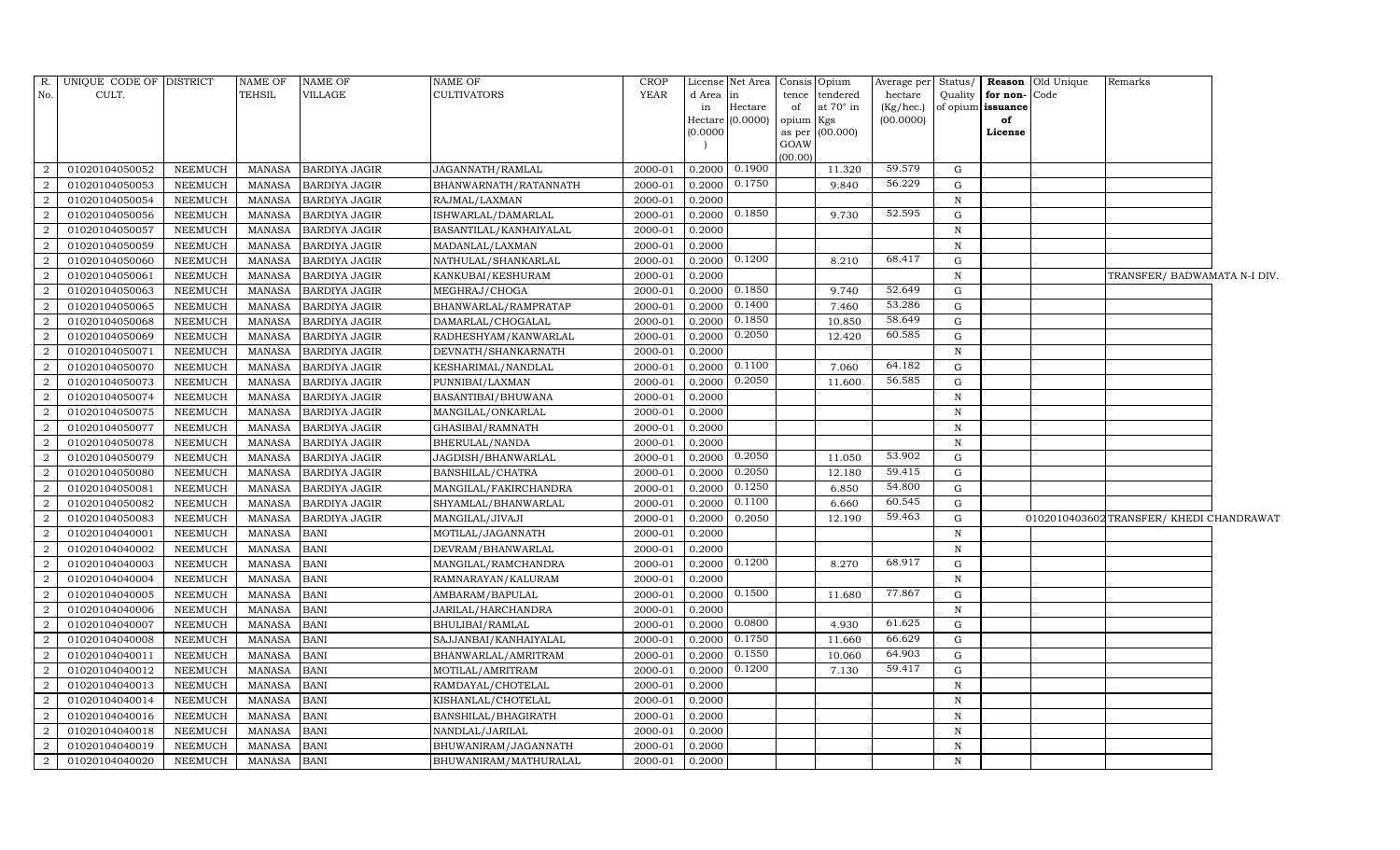| R. No. | UNIQUE CODE OF CULT. | DISTRICT | NAME OF TEHSIL | NAME OF VILLAGE | NAME OF CULTIVATORS | CROP YEAR | License d Area in Hectare (0.0000) | Net Area in Hectare (0.0000) | Consis tence of opium as per GOAW (00.00) | Opium tendered at 70° in Kgs (00.000) | Average per hectare (Kg/hec.) (00.0000) | Status/ Quality of opium | Reason for non-issuance of License | Old Unique Code | Remarks |
|---|---|---|---|---|---|---|---|---|---|---|---|---|---|---|---|
| 2 | 01020104050052 | NEEMUCH | MANASA | BARDIYA JAGIR | JAGANNATH/RAMLAL | 2000-01 | 0.2000 | 0.1900 | | 11.320 | 59.579 | G | | | |
| 2 | 01020104050053 | NEEMUCH | MANASA | BARDIYA JAGIR | BHANWARNATH/RATANNATH | 2000-01 | 0.2000 | 0.1750 | | 9.840 | 56.229 | G | | | |
| 2 | 01020104050054 | NEEMUCH | MANASA | BARDIYA JAGIR | RAJMAL/LAXMAN | 2000-01 | 0.2000 | | | | | N | | | |
| 2 | 01020104050056 | NEEMUCH | MANASA | BARDIYA JAGIR | ISHWARLAL/DAMARLAL | 2000-01 | 0.2000 | 0.1850 | | 9.730 | 52.595 | G | | | |
| 2 | 01020104050057 | NEEMUCH | MANASA | BARDIYA JAGIR | BASANTILAL/KANHAIYALAL | 2000-01 | 0.2000 | | | | | N | | | |
| 2 | 01020104050059 | NEEMUCH | MANASA | BARDIYA JAGIR | MADANLAL/LAXMAN | 2000-01 | 0.2000 | | | | | N | | | |
| 2 | 01020104050060 | NEEMUCH | MANASA | BARDIYA JAGIR | NATHULAL/SHANKARLAL | 2000-01 | 0.2000 | 0.1200 | | 8.210 | 68.417 | G | | | |
| 2 | 01020104050061 | NEEMUCH | MANASA | BARDIYA JAGIR | KANKUBAI/KESHURAM | 2000-01 | 0.2000 | | | | | N | | | TRANSFER/ BADWAMATA N-I DIV. |
| 2 | 01020104050063 | NEEMUCH | MANASA | BARDIYA JAGIR | MEGHRAJ/CHOGA | 2000-01 | 0.2000 | 0.1850 | | 9.740 | 52.649 | G | | | |
| 2 | 01020104050065 | NEEMUCH | MANASA | BARDIYA JAGIR | BHANWARLAL/RAMPRATAP | 2000-01 | 0.2000 | 0.1400 | | 7.460 | 53.286 | G | | | |
| 2 | 01020104050068 | NEEMUCH | MANASA | BARDIYA JAGIR | DAMARLAL/CHOGALAL | 2000-01 | 0.2000 | 0.1850 | | 10.850 | 58.649 | G | | | |
| 2 | 01020104050069 | NEEMUCH | MANASA | BARDIYA JAGIR | RADHESHYAM/KANWARLAL | 2000-01 | 0.2000 | 0.2050 | | 12.420 | 60.585 | G | | | |
| 2 | 01020104050071 | NEEMUCH | MANASA | BARDIYA JAGIR | DEVNATH/SHANKARNATH | 2000-01 | 0.2000 | | | | | N | | | |
| 2 | 01020104050070 | NEEMUCH | MANASA | BARDIYA JAGIR | KESHARIMAL/NANDLAL | 2000-01 | 0.2000 | 0.1100 | | 7.060 | 64.182 | G | | | |
| 2 | 01020104050073 | NEEMUCH | MANASA | BARDIYA JAGIR | PUNNIBAI/LAXMAN | 2000-01 | 0.2000 | 0.2050 | | 11.600 | 56.585 | G | | | |
| 2 | 01020104050074 | NEEMUCH | MANASA | BARDIYA JAGIR | BASANTIBAI/BHUWANA | 2000-01 | 0.2000 | | | | | N | | | |
| 2 | 01020104050075 | NEEMUCH | MANASA | BARDIYA JAGIR | MANGILAL/ONKARLAL | 2000-01 | 0.2000 | | | | | N | | | |
| 2 | 01020104050077 | NEEMUCH | MANASA | BARDIYA JAGIR | GHASIBAI/RAMNATH | 2000-01 | 0.2000 | | | | | N | | | |
| 2 | 01020104050078 | NEEMUCH | MANASA | BARDIYA JAGIR | BHERULAL/NANDA | 2000-01 | 0.2000 | | | | | N | | | |
| 2 | 01020104050079 | NEEMUCH | MANASA | BARDIYA JAGIR | JAGDISH/BHANWARLAL | 2000-01 | 0.2000 | 0.2050 | | 11.050 | 53.902 | G | | | |
| 2 | 01020104050080 | NEEMUCH | MANASA | BARDIYA JAGIR | BANSHILAL/CHATRA | 2000-01 | 0.2000 | 0.2050 | | 12.180 | 59.415 | G | | | |
| 2 | 01020104050081 | NEEMUCH | MANASA | BARDIYA JAGIR | MANGILAL/FAKIRCHANDRA | 2000-01 | 0.2000 | 0.1250 | | 6.850 | 54.800 | G | | | |
| 2 | 01020104050082 | NEEMUCH | MANASA | BARDIYA JAGIR | SHYAMLAL/BHANWARLAL | 2000-01 | 0.2000 | 0.1100 | | 6.660 | 60.545 | G | | | |
| 2 | 01020104050083 | NEEMUCH | MANASA | BARDIYA JAGIR | MANGILAL/JIVAJI | 2000-01 | 0.2000 | 0.2050 | | 12.190 | 59.463 | G | | 01020104036021 | TRANSFER/ KHEDI CHANDRAWAT |
| 2 | 01020104040001 | NEEMUCH | MANASA | BANI | MOTILAL/JAGANNATH | 2000-01 | 0.2000 | | | | | N | | | |
| 2 | 01020104040002 | NEEMUCH | MANASA | BANI | DEVRAM/BHANWARLAL | 2000-01 | 0.2000 | | | | | N | | | |
| 2 | 01020104040003 | NEEMUCH | MANASA | BANI | MANGILAL/RAMCHANDRA | 2000-01 | 0.2000 | 0.1200 | | 8.270 | 68.917 | G | | | |
| 2 | 01020104040004 | NEEMUCH | MANASA | BANI | RAMNARAYAN/KALURAM | 2000-01 | 0.2000 | | | | | N | | | |
| 2 | 01020104040005 | NEEMUCH | MANASA | BANI | AMBARAM/BAPULAL | 2000-01 | 0.2000 | 0.1500 | | 11.680 | 77.867 | G | | | |
| 2 | 01020104040006 | NEEMUCH | MANASA | BANI | JARILAL/HARCHANDRA | 2000-01 | 0.2000 | | | | | N | | | |
| 2 | 01020104040007 | NEEMUCH | MANASA | BANI | BHULIBAI/RAMLAL | 2000-01 | 0.2000 | 0.0800 | | 4.930 | 61.625 | G | | | |
| 2 | 01020104040008 | NEEMUCH | MANASA | BANI | SAJJANBAI/KANHAIYALAL | 2000-01 | 0.2000 | 0.1750 | | 11.660 | 66.629 | G | | | |
| 2 | 01020104040011 | NEEMUCH | MANASA | BANI | BHANWARLAL/AMRITRAM | 2000-01 | 0.2000 | 0.1550 | | 10.060 | 64.903 | G | | | |
| 2 | 01020104040012 | NEEMUCH | MANASA | BANI | MOTILAL/AMRITRAM | 2000-01 | 0.2000 | 0.1200 | | 7.130 | 59.417 | G | | | |
| 2 | 01020104040013 | NEEMUCH | MANASA | BANI | RAMDAYAL/CHOTELAL | 2000-01 | 0.2000 | | | | | N | | | |
| 2 | 01020104040014 | NEEMUCH | MANASA | BANI | KISHANLAL/CHOTELAL | 2000-01 | 0.2000 | | | | | N | | | |
| 2 | 01020104040016 | NEEMUCH | MANASA | BANI | BANSHILAL/BHAGIRATH | 2000-01 | 0.2000 | | | | | N | | | |
| 2 | 01020104040018 | NEEMUCH | MANASA | BANI | NANDLAL/JARILAL | 2000-01 | 0.2000 | | | | | N | | | |
| 2 | 01020104040019 | NEEMUCH | MANASA | BANI | BHUWANIRAM/JAGANNATH | 2000-01 | 0.2000 | | | | | N | | | |
| 2 | 01020104040020 | NEEMUCH | MANASA | BANI | BHUWANIRAM/MATHURALAL | 2000-01 | 0.2000 | | | | | N | | | |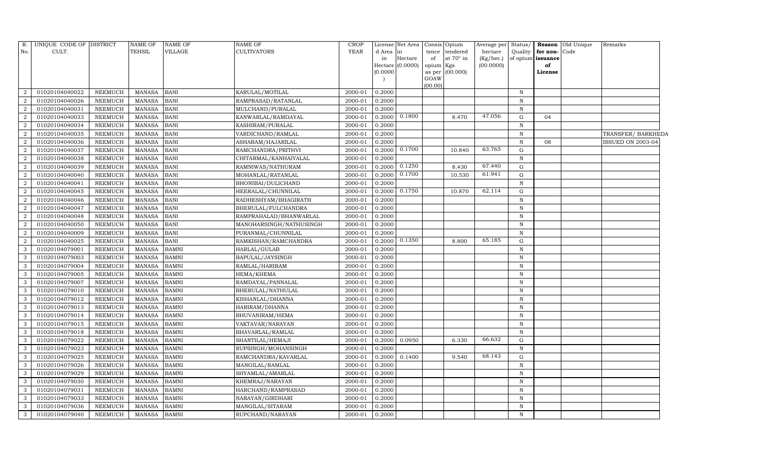| R. No. | UNIQUE CODE OF CULT. | DISTRICT | NAME OF TEHSIL | NAME OF VILLAGE | NAME OF CULTIVATORS | CROP YEAR | License d Area in Hectare (0.0000) | Net Area in Hectare (0.0000) | Consis tence of opium as per GOAW (00.00) | Opium tendered at 70° in Kgs (00.000) | Average per hectare (Kg/hec.) (00.0000) | Status/ Quality of opium | Reason for non-issuance of License | Old Unique Code | Remarks |
|---|---|---|---|---|---|---|---|---|---|---|---|---|---|---|---|
| 2 | 01020104040022 | NEEMUCH | MANASA | BANI | KARULAL/MOTILAL | 2000-01 | 0.2000 | | | | | N | | | |
| 2 | 01020104040026 | NEEMUCH | MANASA | BANI | RAMPRASAD/RATANLAL | 2000-01 | 0.2000 | | | | | N | | | |
| 2 | 01020104040031 | NEEMUCH | MANASA | BANI | MULCHAND/PURALAL | 2000-01 | 0.2000 | | | | | N | | | |
| 2 | 01020104040033 | NEEMUCH | MANASA | BANI | KANWARLAL/RAMDAYAL | 2000-01 | 0.2000 | 0.1800 | | 8.470 | 47.056 | G | 04 | | |
| 2 | 01020104040034 | NEEMUCH | MANASA | BANI | KASHIRAM/PURALAL | 2000-01 | 0.2000 | | | | | N | | | |
| 2 | 01020104040035 | NEEMUCH | MANASA | BANI | VARDICHAND/RAMLAL | 2000-01 | 0.2000 | | | | | N | | | TRANSFER/ BARKHEDA |
| 2 | 01020104040036 | NEEMUCH | MANASA | BANI | ASHARAM/HAJARILAL | 2000-01 | 0.2000 | | | | | N | 08 | | ISSUED ON 2003-04 |
| 2 | 01020104040037 | NEEMUCH | MANASA | BANI | RAMCHANDRA/PRITHVI | 2000-01 | 0.2000 | 0.1700 | | 10.840 | 63.765 | G | | | |
| 2 | 01020104040038 | NEEMUCH | MANASA | BANI | CHITARMAL/KANHAIYALAL | 2000-01 | 0.2000 | | | | | N | | | |
| 2 | 01020104040039 | NEEMUCH | MANASA | BANI | RAMNIWAS/NATHURAM | 2000-01 | 0.2000 | 0.1250 | | 8.430 | 67.440 | G | | | |
| 2 | 01020104040040 | NEEMUCH | MANASA | BANI | MOHANLAL/RATANLAL | 2000-01 | 0.2000 | 0.1700 | | 10.530 | 61.941 | G | | | |
| 2 | 01020104040041 | NEEMUCH | MANASA | BANI | BHONIBAI/DULICHAND | 2000-01 | 0.2000 | | | | | N | | | |
| 2 | 01020104040045 | NEEMUCH | MANASA | BANI | HEERALAL/CHUNNILAL | 2000-01 | 0.2000 | 0.1750 | | 10.870 | 62.114 | G | | | |
| 2 | 01020104040046 | NEEMUCH | MANASA | BANI | RADHESHYAM/BHAGIRATH | 2000-01 | 0.2000 | | | | | N | | | |
| 2 | 01020104040047 | NEEMUCH | MANASA | BANI | BHERULAL/FULCHANDRA | 2000-01 | 0.2000 | | | | | N | | | |
| 2 | 01020104040048 | NEEMUCH | MANASA | BANI | RAMPRAHALAD/BHANWARLAL | 2000-01 | 0.2000 | | | | | N | | | |
| 2 | 01020104040050 | NEEMUCH | MANASA | BANI | MANOHARSINGH/NATHUSINGH | 2000-01 | 0.2000 | | | | | N | | | |
| 2 | 01020104040009 | NEEMUCH | MANASA | BANI | PURANMAL/CHUNNILAL | 2000-01 | 0.2000 | | | | | N | | | |
| 2 | 01020104040025 | NEEMUCH | MANASA | BANI | RAMKISHAN/RAMCHANDRA | 2000-01 | 0.2000 | 0.1350 | | 8.800 | 65.185 | G | | | |
| 3 | 01020104079001 | NEEMUCH | MANASA | BAMNI | HARLAL/GULAB | 2000-01 | 0.2000 | | | | | N | | | |
| 3 | 01020104079003 | NEEMUCH | MANASA | BAMNI | BAPULAL/JAYSINGH | 2000-01 | 0.2000 | | | | | N | | | |
| 3 | 01020104079004 | NEEMUCH | MANASA | BAMNI | RAMLAL/HARIRAM | 2000-01 | 0.2000 | | | | | N | | | |
| 3 | 01020104079005 | NEEMUCH | MANASA | BAMNI | HEMA/KHEMA | 2000-01 | 0.2000 | | | | | N | | | |
| 3 | 01020104079007 | NEEMUCH | MANASA | BAMNI | RAMDAYAL/PANNALAL | 2000-01 | 0.2000 | | | | | N | | | |
| 3 | 01020104079010 | NEEMUCH | MANASA | BAMNI | BHERULAL/NATHULAL | 2000-01 | 0.2000 | | | | | N | | | |
| 3 | 01020104079012 | NEEMUCH | MANASA | BAMNI | KISHANLAL/DHANNA | 2000-01 | 0.2000 | | | | | N | | | |
| 3 | 01020104079013 | NEEMUCH | MANASA | BAMNI | HARIRAM/DHANNA | 2000-01 | 0.2000 | | | | | N | | | |
| 3 | 01020104079014 | NEEMUCH | MANASA | BAMNI | BHUVANIRAM/HEMA | 2000-01 | 0.2000 | | | | | N | | | |
| 3 | 01020104079015 | NEEMUCH | MANASA | BAMNI | VAKTAVAR/NARAYAN | 2000-01 | 0.2000 | | | | | N | | | |
| 3 | 01020104079018 | NEEMUCH | MANASA | BAMNI | BHAVARLAL/RAMLAL | 2000-01 | 0.2000 | | | | | N | | | |
| 3 | 01020104079022 | NEEMUCH | MANASA | BAMNI | SHANTILAL/HEMAJI | 2000-01 | 0.2000 | 0.0950 | | 6.330 | 66.632 | G | | | |
| 3 | 01020104079023 | NEEMUCH | MANASA | BAMNI | RUPSINGH/MOHANSINGH | 2000-01 | 0.2000 | | | | | N | | | |
| 3 | 01020104079025 | NEEMUCH | MANASA | BAMNI | RAMCHANDRA/KAVARLAL | 2000-01 | 0.2000 | 0.1400 | | 9.540 | 68.143 | G | | | |
| 3 | 01020104079026 | NEEMUCH | MANASA | BAMNI | MANGILAL/RAMLAL | 2000-01 | 0.2000 | | | | | N | | | |
| 3 | 01020104079029 | NEEMUCH | MANASA | BAMNI | SHYAMLAL/AMARLAL | 2000-01 | 0.2000 | | | | | N | | | |
| 3 | 01020104079030 | NEEMUCH | MANASA | BAMNI | KHEMRAJ/NARAYAN | 2000-01 | 0.2000 | | | | | N | | | |
| 3 | 01020104079031 | NEEMUCH | MANASA | BAMNI | HARCHAND/RAMPRASAD | 2000-01 | 0.2000 | | | | | N | | | |
| 3 | 01020104079033 | NEEMUCH | MANASA | BAMNI | NARAYAN/GIRDHARI | 2000-01 | 0.2000 | | | | | N | | | |
| 3 | 01020104079036 | NEEMUCH | MANASA | BAMNI | MANGILAL/SITARAM | 2000-01 | 0.2000 | | | | | N | | | |
| 3 | 01020104079040 | NEEMUCH | MANASA | BAMNI | RUPCHAND/NARAYAN | 2000-01 | 0.2000 | | | | | N | | | |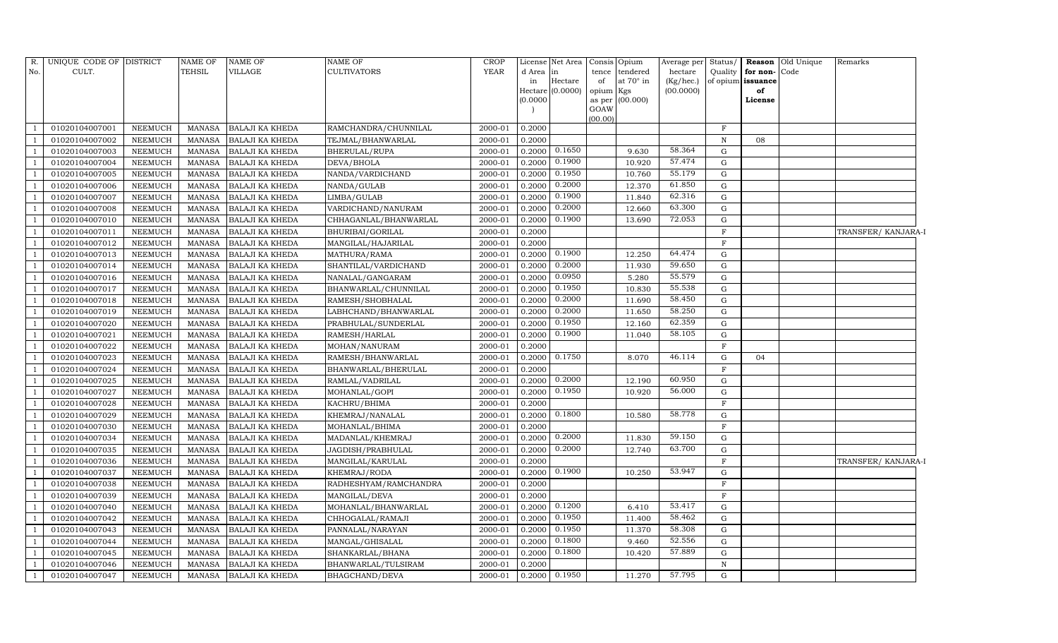| R. No. | UNIQUE CODE OF CULT. | DISTRICT | NAME OF TEHSIL | NAME OF VILLAGE | NAME OF CULTIVATORS | CROP YEAR | License d Area in Hectare (0.0000) | Net Area in Hectare (0.0000) | Consis tence of opium as per GOAW (00.00) | Opium tendered at 70° in Kgs (00.000) | Average per hectare (Kg/hec.) (00.0000) | Status/ Quality of opium | Reason for non-issuance of License | Old Unique Code | Remarks |
|---|---|---|---|---|---|---|---|---|---|---|---|---|---|---|---|
| 1 | 01020104007001 | NEEMUCH | MANASA | BALAJI KA KHEDA | RAMCHANDRA/CHUNNILAL | 2000-01 | 0.2000 | | | | | F | | | |
| 1 | 01020104007002 | NEEMUCH | MANASA | BALAJI KA KHEDA | TEJMAL/BHANWARLAL | 2000-01 | 0.2000 | | | | | N | 08 | | |
| 1 | 01020104007003 | NEEMUCH | MANASA | BALAJI KA KHEDA | BHERULAL/RUPA | 2000-01 | 0.2000 | 0.1650 | | 9.630 | 58.364 | G | | | |
| 1 | 01020104007004 | NEEMUCH | MANASA | BALAJI KA KHEDA | DEVA/BHOLA | 2000-01 | 0.2000 | 0.1900 | | 10.920 | 57.474 | G | | | |
| 1 | 01020104007005 | NEEMUCH | MANASA | BALAJI KA KHEDA | NANDA/VARDICHAND | 2000-01 | 0.2000 | 0.1950 | | 10.760 | 55.179 | G | | | |
| 1 | 01020104007006 | NEEMUCH | MANASA | BALAJI KA KHEDA | NANDA/GULAB | 2000-01 | 0.2000 | 0.2000 | | 12.370 | 61.850 | G | | | |
| 1 | 01020104007007 | NEEMUCH | MANASA | BALAJI KA KHEDA | LIMBA/GULAB | 2000-01 | 0.2000 | 0.1900 | | 11.840 | 62.316 | G | | | |
| 1 | 01020104007008 | NEEMUCH | MANASA | BALAJI KA KHEDA | VARDICHAND/NANURAM | 2000-01 | 0.2000 | 0.2000 | | 12.660 | 63.300 | G | | | |
| 1 | 01020104007010 | NEEMUCH | MANASA | BALAJI KA KHEDA | CHHAGANLAL/BHANWARLAL | 2000-01 | 0.2000 | 0.1900 | | 13.690 | 72.053 | G | | | |
| 1 | 01020104007011 | NEEMUCH | MANASA | BALAJI KA KHEDA | BHURIBAI/GORILAL | 2000-01 | 0.2000 | | | | | F | | | TRANSFER/ KANJARA-I |
| 1 | 01020104007012 | NEEMUCH | MANASA | BALAJI KA KHEDA | MANGILAL/HAJARILAL | 2000-01 | 0.2000 | | | | | F | | | |
| 1 | 01020104007013 | NEEMUCH | MANASA | BALAJI KA KHEDA | MATHURA/RAMA | 2000-01 | 0.2000 | 0.1900 | | 12.250 | 64.474 | G | | | |
| 1 | 01020104007014 | NEEMUCH | MANASA | BALAJI KA KHEDA | SHANTILAL/VARDICHAND | 2000-01 | 0.2000 | 0.2000 | | 11.930 | 59.650 | G | | | |
| 1 | 01020104007016 | NEEMUCH | MANASA | BALAJI KA KHEDA | NANALAL/GANGARAM | 2000-01 | 0.2000 | 0.0950 | | 5.280 | 55.579 | G | | | |
| 1 | 01020104007017 | NEEMUCH | MANASA | BALAJI KA KHEDA | BHANWARLAL/CHUNNILAL | 2000-01 | 0.2000 | 0.1950 | | 10.830 | 55.538 | G | | | |
| 1 | 01020104007018 | NEEMUCH | MANASA | BALAJI KA KHEDA | RAMESH/SHOBHALAL | 2000-01 | 0.2000 | 0.2000 | | 11.690 | 58.450 | G | | | |
| 1 | 01020104007019 | NEEMUCH | MANASA | BALAJI KA KHEDA | LABHCHAND/BHANWARLAL | 2000-01 | 0.2000 | 0.2000 | | 11.650 | 58.250 | G | | | |
| 1 | 01020104007020 | NEEMUCH | MANASA | BALAJI KA KHEDA | PRABHULAL/SUNDERLAL | 2000-01 | 0.2000 | 0.1950 | | 12.160 | 62.359 | G | | | |
| 1 | 01020104007021 | NEEMUCH | MANASA | BALAJI KA KHEDA | RAMESH/HARLAL | 2000-01 | 0.2000 | 0.1900 | | 11.040 | 58.105 | G | | | |
| 1 | 01020104007022 | NEEMUCH | MANASA | BALAJI KA KHEDA | MOHAN/NANURAM | 2000-01 | 0.2000 | | | | | F | | | |
| 1 | 01020104007023 | NEEMUCH | MANASA | BALAJI KA KHEDA | RAMESH/BHANWARLAL | 2000-01 | 0.2000 | 0.1750 | | 8.070 | 46.114 | G | 04 | | |
| 1 | 01020104007024 | NEEMUCH | MANASA | BALAJI KA KHEDA | BHANWARLAL/BHERULAL | 2000-01 | 0.2000 | | | | | F | | | |
| 1 | 01020104007025 | NEEMUCH | MANASA | BALAJI KA KHEDA | RAMLAL/VADRILAL | 2000-01 | 0.2000 | 0.2000 | | 12.190 | 60.950 | G | | | |
| 1 | 01020104007027 | NEEMUCH | MANASA | BALAJI KA KHEDA | MOHANLAL/GOPI | 2000-01 | 0.2000 | 0.1950 | | 10.920 | 56.000 | G | | | |
| 1 | 01020104007028 | NEEMUCH | MANASA | BALAJI KA KHEDA | KACHRU/BHIMA | 2000-01 | 0.2000 | | | | | F | | | |
| 1 | 01020104007029 | NEEMUCH | MANASA | BALAJI KA KHEDA | KHEMRAJ/NANALAL | 2000-01 | 0.2000 | 0.1800 | | 10.580 | 58.778 | G | | | |
| 1 | 01020104007030 | NEEMUCH | MANASA | BALAJI KA KHEDA | MOHANLAL/BHIMA | 2000-01 | 0.2000 | | | | | F | | | |
| 1 | 01020104007034 | NEEMUCH | MANASA | BALAJI KA KHEDA | MADANLAL/KHEMRAJ | 2000-01 | 0.2000 | 0.2000 | | 11.830 | 59.150 | G | | | |
| 1 | 01020104007035 | NEEMUCH | MANASA | BALAJI KA KHEDA | JAGDISH/PRABHULAL | 2000-01 | 0.2000 | 0.2000 | | 12.740 | 63.700 | G | | | |
| 1 | 01020104007036 | NEEMUCH | MANASA | BALAJI KA KHEDA | MANGILAL/KARULAL | 2000-01 | 0.2000 | | | | | F | | | TRANSFER/ KANJARA-I |
| 1 | 01020104007037 | NEEMUCH | MANASA | BALAJI KA KHEDA | KHEMRAJ/RODA | 2000-01 | 0.2000 | 0.1900 | | 10.250 | 53.947 | G | | | |
| 1 | 01020104007038 | NEEMUCH | MANASA | BALAJI KA KHEDA | RADHESHYAM/RAMCHANDRA | 2000-01 | 0.2000 | | | | | F | | | |
| 1 | 01020104007039 | NEEMUCH | MANASA | BALAJI KA KHEDA | MANGILAL/DEVA | 2000-01 | 0.2000 | | | | | F | | | |
| 1 | 01020104007040 | NEEMUCH | MANASA | BALAJI KA KHEDA | MOHANLAL/BHANWARLAL | 2000-01 | 0.2000 | 0.1200 | | 6.410 | 53.417 | G | | | |
| 1 | 01020104007042 | NEEMUCH | MANASA | BALAJI KA KHEDA | CHHOGALAL/RAMAJI | 2000-01 | 0.2000 | 0.1950 | | 11.400 | 58.462 | G | | | |
| 1 | 01020104007043 | NEEMUCH | MANASA | BALAJI KA KHEDA | PANNALAL/NARAYAN | 2000-01 | 0.2000 | 0.1950 | | 11.370 | 58.308 | G | | | |
| 1 | 01020104007044 | NEEMUCH | MANASA | BALAJI KA KHEDA | MANGAL/GHISALAL | 2000-01 | 0.2000 | 0.1800 | | 9.460 | 52.556 | G | | | |
| 1 | 01020104007045 | NEEMUCH | MANASA | BALAJI KA KHEDA | SHANKARLAL/BHANA | 2000-01 | 0.2000 | 0.1800 | | 10.420 | 57.889 | G | | | |
| 1 | 01020104007046 | NEEMUCH | MANASA | BALAJI KA KHEDA | BHANWARLAL/TULSIRAM | 2000-01 | 0.2000 | | | | | N | | | |
| 1 | 01020104007047 | NEEMUCH | MANASA | BALAJI KA KHEDA | BHAGCHAND/DEVA | 2000-01 | 0.2000 | 0.1950 | | 11.270 | 57.795 | G | | | |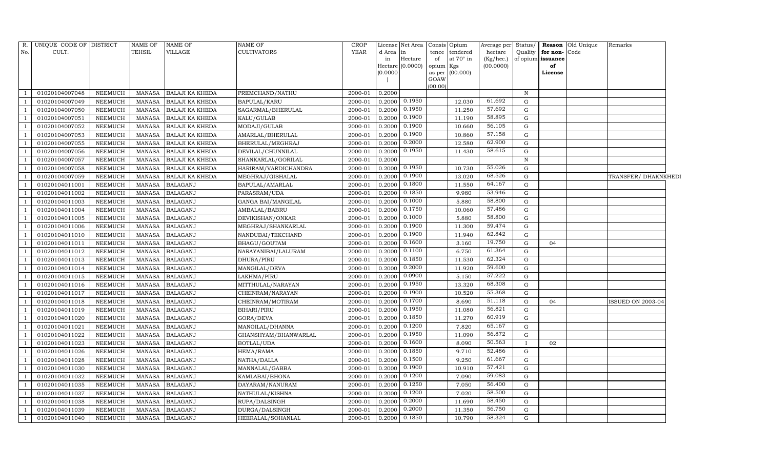| R. No. | UNIQUE CODE OF CULT. | DISTRICT | NAME OF TEHSIL | NAME OF VILLAGE | NAME OF CULTIVATORS | CROP YEAR | License d Area in Hectare (0.0000) | Net Area in Hectare (0.0000) | Consis tence of opium as per GOAW (00.00) | Opium tendered at 70° in Kgs (00.000) | Average per hectare (Kg/hec.) (00.0000) | Status/ Quality of opium | Reason for non-issuance of License | Old Unique Code | Remarks |
|---|---|---|---|---|---|---|---|---|---|---|---|---|---|---|---|
| 1 | 01020104007048 | NEEMUCH | MANASA | BALAJI KA KHEDA | PREMCHAND/NATHU | 2000-01 | 0.2000 | | | | | N | | | |
| 1 | 01020104007049 | NEEMUCH | MANASA | BALAJI KA KHEDA | BAPULAL/KARU | 2000-01 | 0.2000 | 0.1950 | | 12.030 | 61.692 | G | | | |
| 1 | 01020104007050 | NEEMUCH | MANASA | BALAJI KA KHEDA | SAGARMAL/BHERULAL | 2000-01 | 0.2000 | 0.1950 | | 11.250 | 57.692 | G | | | |
| 1 | 01020104007051 | NEEMUCH | MANASA | BALAJI KA KHEDA | KALU/GULAB | 2000-01 | 0.2000 | 0.1900 | | 11.190 | 58.895 | G | | | |
| 1 | 01020104007052 | NEEMUCH | MANASA | BALAJI KA KHEDA | MODAJI/GULAB | 2000-01 | 0.2000 | 0.1900 | | 10.660 | 56.105 | G | | | |
| 1 | 01020104007053 | NEEMUCH | MANASA | BALAJI KA KHEDA | AMARLAL/BHERULAL | 2000-01 | 0.2000 | 0.1900 | | 10.860 | 57.158 | G | | | |
| 1 | 01020104007055 | NEEMUCH | MANASA | BALAJI KA KHEDA | BHERULAL/MEGHRAJ | 2000-01 | 0.2000 | 0.2000 | | 12.580 | 62.900 | G | | | |
| 1 | 01020104007056 | NEEMUCH | MANASA | BALAJI KA KHEDA | DEVILAL/CHUNNILAL | 2000-01 | 0.2000 | 0.1950 | | 11.430 | 58.615 | G | | | |
| 1 | 01020104007057 | NEEMUCH | MANASA | BALAJI KA KHEDA | SHANKARLAL/GORILAL | 2000-01 | 0.2000 | | | | | N | | | |
| 1 | 01020104007058 | NEEMUCH | MANASA | BALAJI KA KHEDA | HARIRAM/VARDICHANDRA | 2000-01 | 0.2000 | 0.1950 | | 10.730 | 55.026 | G | | | |
| 1 | 01020104007059 | NEEMUCH | MANASA | BALAJI KA KHEDA | MEGHRAJ/GISHALAL | 2000-01 | 0.2000 | 0.1900 | | 13.020 | 68.526 | G | | | TRANSFER/ DHAKNKHEDI |
| 1 | 01020104011001 | NEEMUCH | MANASA | BALAGANJ | BAPULAL/AMARLAL | 2000-01 | 0.2000 | 0.1800 | | 11.550 | 64.167 | G | | | |
| 1 | 01020104011002 | NEEMUCH | MANASA | BALAGANJ | PARASRAM/UDA | 2000-01 | 0.2000 | 0.1850 | | 9.980 | 53.946 | G | | | |
| 1 | 01020104011003 | NEEMUCH | MANASA | BALAGANJ | GANGA BAI/MANGILAL | 2000-01 | 0.2000 | 0.1000 | | 5.880 | 58.800 | G | | | |
| 1 | 01020104011004 | NEEMUCH | MANASA | BALAGANJ | AMBALAL/BABRU | 2000-01 | 0.2000 | 0.1750 | | 10.060 | 57.486 | G | | | |
| 1 | 01020104011005 | NEEMUCH | MANASA | BALAGANJ | DEVIKISHAN/ONKAR | 2000-01 | 0.2000 | 0.1000 | | 5.880 | 58.800 | G | | | |
| 1 | 01020104011006 | NEEMUCH | MANASA | BALAGANJ | MEGHRAJ/SHANKARLAL | 2000-01 | 0.2000 | 0.1900 | | 11.300 | 59.474 | G | | | |
| 1 | 01020104011010 | NEEMUCH | MANASA | BALAGANJ | NANDUBAI/TEKCHAND | 2000-01 | 0.2000 | 0.1900 | | 11.940 | 62.842 | G | | | |
| 1 | 01020104011011 | NEEMUCH | MANASA | BALAGANJ | BHAGU/GOUTAM | 2000-01 | 0.2000 | 0.1600 | | 3.160 | 19.750 | G | 04 | | |
| 1 | 01020104011012 | NEEMUCH | MANASA | BALAGANJ | NARAYANIBAI/LALURAM | 2000-01 | 0.2000 | 0.1100 | | 6.750 | 61.364 | G | | | |
| 1 | 01020104011013 | NEEMUCH | MANASA | BALAGANJ | DHURA/PIRU | 2000-01 | 0.2000 | 0.1850 | | 11.530 | 62.324 | G | | | |
| 1 | 01020104011014 | NEEMUCH | MANASA | BALAGANJ | MANGILAL/DEVA | 2000-01 | 0.2000 | 0.2000 | | 11.920 | 59.600 | G | | | |
| 1 | 01020104011015 | NEEMUCH | MANASA | BALAGANJ | LAKHMA/PIRU | 2000-01 | 0.2000 | 0.0900 | | 5.150 | 57.222 | G | | | |
| 1 | 01020104011016 | NEEMUCH | MANASA | BALAGANJ | MITTHULAL/NARAYAN | 2000-01 | 0.2000 | 0.1950 | | 13.320 | 68.308 | G | | | |
| 1 | 01020104011017 | NEEMUCH | MANASA | BALAGANJ | CHEINRAM/NARAYAN | 2000-01 | 0.2000 | 0.1900 | | 10.520 | 55.368 | G | | | |
| 1 | 01020104011018 | NEEMUCH | MANASA | BALAGANJ | CHEINRAM/MOTIRAM | 2000-01 | 0.2000 | 0.1700 | | 8.690 | 51.118 | G | 04 | | ISSUED ON 2003-04 |
| 1 | 01020104011019 | NEEMUCH | MANASA | BALAGANJ | BIHARI/PIRU | 2000-01 | 0.2000 | 0.1950 | | 11.080 | 56.821 | G | | | |
| 1 | 01020104011020 | NEEMUCH | MANASA | BALAGANJ | GORA/DEVA | 2000-01 | 0.2000 | 0.1850 | | 11.270 | 60.919 | G | | | |
| 1 | 01020104011021 | NEEMUCH | MANASA | BALAGANJ | MANGILAL/DHANNA | 2000-01 | 0.2000 | 0.1200 | | 7.820 | 65.167 | G | | | |
| 1 | 01020104011022 | NEEMUCH | MANASA | BALAGANJ | GHANSHYAM/BHANWARLAL | 2000-01 | 0.2000 | 0.1950 | | 11.090 | 56.872 | G | | | |
| 1 | 01020104011023 | NEEMUCH | MANASA | BALAGANJ | BOTLAL/UDA | 2000-01 | 0.2000 | 0.1600 | | 8.090 | 50.563 | I | 02 | | |
| 1 | 01020104011026 | NEEMUCH | MANASA | BALAGANJ | HEMA/RAMA | 2000-01 | 0.2000 | 0.1850 | | 9.710 | 52.486 | G | | | |
| 1 | 01020104011028 | NEEMUCH | MANASA | BALAGANJ | NATHA/DALLA | 2000-01 | 0.2000 | 0.1500 | | 9.250 | 61.667 | G | | | |
| 1 | 01020104011030 | NEEMUCH | MANASA | BALAGANJ | MANNALAL/GABBA | 2000-01 | 0.2000 | 0.1900 | | 10.910 | 57.421 | G | | | |
| 1 | 01020104011032 | NEEMUCH | MANASA | BALAGANJ | KAMLABAI/BHONA | 2000-01 | 0.2000 | 0.1200 | | 7.090 | 59.083 | G | | | |
| 1 | 01020104011035 | NEEMUCH | MANASA | BALAGANJ | DAYARAM/NANURAM | 2000-01 | 0.2000 | 0.1250 | | 7.050 | 56.400 | G | | | |
| 1 | 01020104011037 | NEEMUCH | MANASA | BALAGANJ | NATHULAL/KISHNA | 2000-01 | 0.2000 | 0.1200 | | 7.020 | 58.500 | G | | | |
| 1 | 01020104011038 | NEEMUCH | MANASA | BALAGANJ | RUPA/DALSINGH | 2000-01 | 0.2000 | 0.2000 | | 11.690 | 58.450 | G | | | |
| 1 | 01020104011039 | NEEMUCH | MANASA | BALAGANJ | DURGA/DALSINGH | 2000-01 | 0.2000 | 0.2000 | | 11.350 | 56.750 | G | | | |
| 1 | 01020104011040 | NEEMUCH | MANASA | BALAGANJ | HEERALAL/SOHANLAL | 2000-01 | 0.2000 | 0.1850 | | 10.790 | 58.324 | G | | | |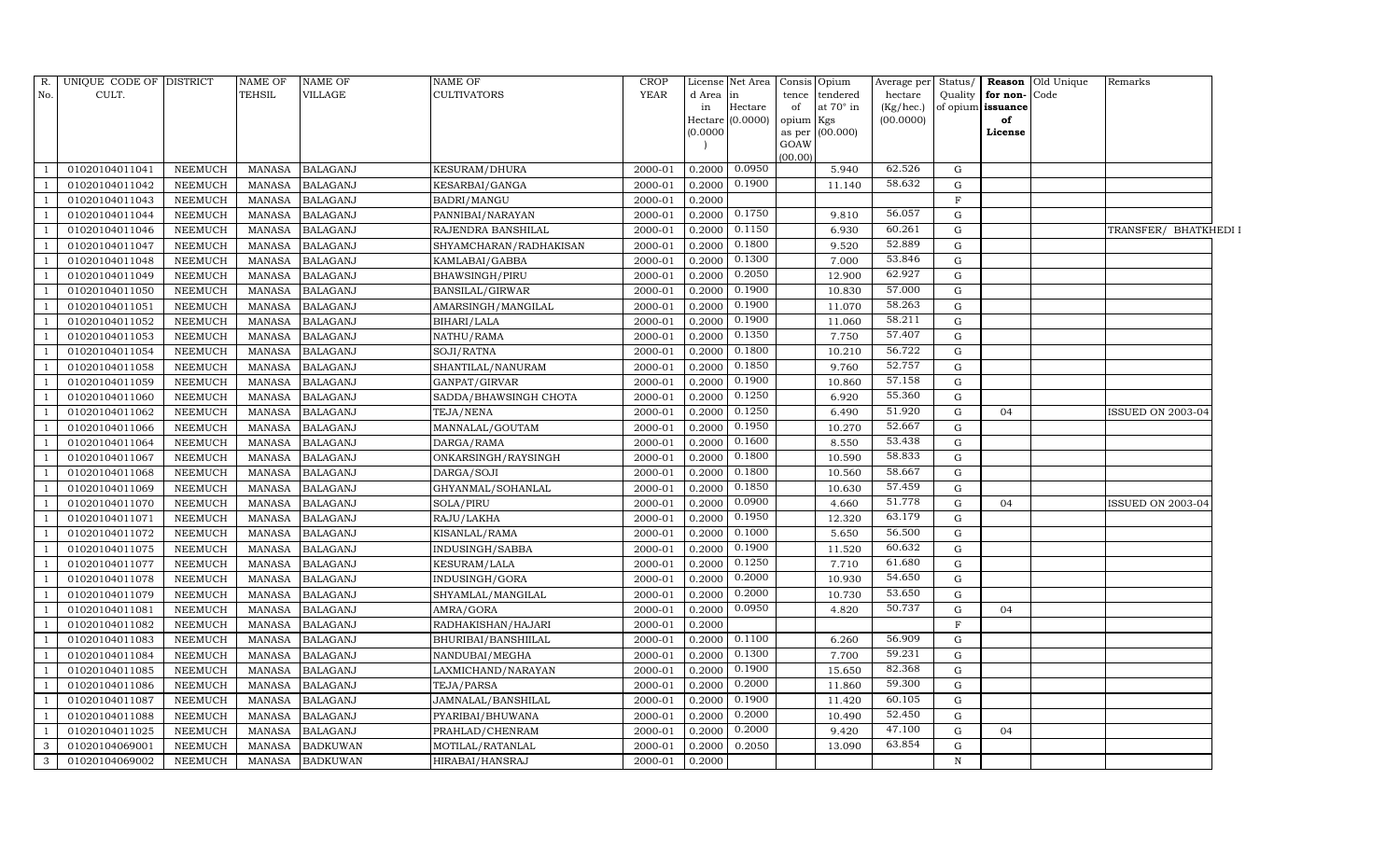| R. No. | UNIQUE CODE OF CULT. | DISTRICT | NAME OF TEHSIL | NAME OF VILLAGE | NAME OF CULTIVATORS | CROP YEAR | License d Area in Hectare (0.0000) | Net Area in Hectare (0.0000) | Consis tence of opium as per GOAW (00.00) | Opium tendered at 70° in Kgs (00.000) | Average per hectare (Kg/hec.) (00.0000) | Status/ Quality of opium | Reason for non- issuance of License | Old Unique Code | Remarks |
|---|---|---|---|---|---|---|---|---|---|---|---|---|---|---|---|
| 1 | 01020104011041 | NEEMUCH | MANASA | BALAGANJ | KESURAM/DHURA | 2000-01 | 0.2000 | 0.0950 | | 5.940 | 62.526 | G | | | |
| 1 | 01020104011042 | NEEMUCH | MANASA | BALAGANJ | KESARBAI/GANGA | 2000-01 | 0.2000 | 0.1900 | | 11.140 | 58.632 | G | | | |
| 1 | 01020104011043 | NEEMUCH | MANASA | BALAGANJ | BADRI/MANGU | 2000-01 | 0.2000 | | | | | F | | | |
| 1 | 01020104011044 | NEEMUCH | MANASA | BALAGANJ | PANNIBAI/NARAYAN | 2000-01 | 0.2000 | 0.1750 | | 9.810 | 56.057 | G | | | |
| 1 | 01020104011046 | NEEMUCH | MANASA | BALAGANJ | RAJENDRA BANSHILAL | 2000-01 | 0.2000 | 0.1150 | | 6.930 | 60.261 | G | | | TRANSFER/ BHATKHEDI I |
| 1 | 01020104011047 | NEEMUCH | MANASA | BALAGANJ | SHYAMCHARAN/RADHAKISAN | 2000-01 | 0.2000 | 0.1800 | | 9.520 | 52.889 | G | | | |
| 1 | 01020104011048 | NEEMUCH | MANASA | BALAGANJ | KAMLABAI/GABBA | 2000-01 | 0.2000 | 0.1300 | | 7.000 | 53.846 | G | | | |
| 1 | 01020104011049 | NEEMUCH | MANASA | BALAGANJ | BHAWSINGH/PIRU | 2000-01 | 0.2000 | 0.2050 | | 12.900 | 62.927 | G | | | |
| 1 | 01020104011050 | NEEMUCH | MANASA | BALAGANJ | BANSILAL/GIRWAR | 2000-01 | 0.2000 | 0.1900 | | 10.830 | 57.000 | G | | | |
| 1 | 01020104011051 | NEEMUCH | MANASA | BALAGANJ | AMARSINGH/MANGILAL | 2000-01 | 0.2000 | 0.1900 | | 11.070 | 58.263 | G | | | |
| 1 | 01020104011052 | NEEMUCH | MANASA | BALAGANJ | BIHARI/LALA | 2000-01 | 0.2000 | 0.1900 | | 11.060 | 58.211 | G | | | |
| 1 | 01020104011053 | NEEMUCH | MANASA | BALAGANJ | NATHU/RAMA | 2000-01 | 0.2000 | 0.1350 | | 7.750 | 57.407 | G | | | |
| 1 | 01020104011054 | NEEMUCH | MANASA | BALAGANJ | SOJI/RATNA | 2000-01 | 0.2000 | 0.1800 | | 10.210 | 56.722 | G | | | |
| 1 | 01020104011058 | NEEMUCH | MANASA | BALAGANJ | SHANTILAL/NANURAM | 2000-01 | 0.2000 | 0.1850 | | 9.760 | 52.757 | G | | | |
| 1 | 01020104011059 | NEEMUCH | MANASA | BALAGANJ | GANPAT/GIRVAR | 2000-01 | 0.2000 | 0.1900 | | 10.860 | 57.158 | G | | | |
| 1 | 01020104011060 | NEEMUCH | MANASA | BALAGANJ | SADDA/BHAWSINGH CHOTA | 2000-01 | 0.2000 | 0.1250 | | 6.920 | 55.360 | G | | | |
| 1 | 01020104011062 | NEEMUCH | MANASA | BALAGANJ | TEJA/NENA | 2000-01 | 0.2000 | 0.1250 | | 6.490 | 51.920 | G | 04 | | ISSUED ON 2003-04 |
| 1 | 01020104011066 | NEEMUCH | MANASA | BALAGANJ | MANNALAL/GOUTAM | 2000-01 | 0.2000 | 0.1950 | | 10.270 | 52.667 | G | | | |
| 1 | 01020104011064 | NEEMUCH | MANASA | BALAGANJ | DARGA/RAMA | 2000-01 | 0.2000 | 0.1600 | | 8.550 | 53.438 | G | | | |
| 1 | 01020104011067 | NEEMUCH | MANASA | BALAGANJ | ONKARSINGH/RAYSINGH | 2000-01 | 0.2000 | 0.1800 | | 10.590 | 58.833 | G | | | |
| 1 | 01020104011068 | NEEMUCH | MANASA | BALAGANJ | DARGA/SOJI | 2000-01 | 0.2000 | 0.1800 | | 10.560 | 58.667 | G | | | |
| 1 | 01020104011069 | NEEMUCH | MANASA | BALAGANJ | GHYANMAL/SOHANLAL | 2000-01 | 0.2000 | 0.1850 | | 10.630 | 57.459 | G | | | |
| 1 | 01020104011070 | NEEMUCH | MANASA | BALAGANJ | SOLA/PIRU | 2000-01 | 0.2000 | 0.0900 | | 4.660 | 51.778 | G | 04 | | ISSUED ON 2003-04 |
| 1 | 01020104011071 | NEEMUCH | MANASA | BALAGANJ | RAJU/LAKHA | 2000-01 | 0.2000 | 0.1950 | | 12.320 | 63.179 | G | | | |
| 1 | 01020104011072 | NEEMUCH | MANASA | BALAGANJ | KISANLAL/RAMA | 2000-01 | 0.2000 | 0.1000 | | 5.650 | 56.500 | G | | | |
| 1 | 01020104011075 | NEEMUCH | MANASA | BALAGANJ | INDUSINGH/SABBA | 2000-01 | 0.2000 | 0.1900 | | 11.520 | 60.632 | G | | | |
| 1 | 01020104011077 | NEEMUCH | MANASA | BALAGANJ | KESURAM/LALA | 2000-01 | 0.2000 | 0.1250 | | 7.710 | 61.680 | G | | | |
| 1 | 01020104011078 | NEEMUCH | MANASA | BALAGANJ | INDUSINGH/GORA | 2000-01 | 0.2000 | 0.2000 | | 10.930 | 54.650 | G | | | |
| 1 | 01020104011079 | NEEMUCH | MANASA | BALAGANJ | SHYAMLAL/MANGILAL | 2000-01 | 0.2000 | 0.2000 | | 10.730 | 53.650 | G | | | |
| 1 | 01020104011081 | NEEMUCH | MANASA | BALAGANJ | AMRA/GORA | 2000-01 | 0.2000 | 0.0950 | | 4.820 | 50.737 | G | 04 | | |
| 1 | 01020104011082 | NEEMUCH | MANASA | BALAGANJ | RADHAKISHAN/HAJARI | 2000-01 | 0.2000 | | | | | F | | | |
| 1 | 01020104011083 | NEEMUCH | MANASA | BALAGANJ | BHURIBAI/BANSHIILAL | 2000-01 | 0.2000 | 0.1100 | | 6.260 | 56.909 | G | | | |
| 1 | 01020104011084 | NEEMUCH | MANASA | BALAGANJ | NANDUBAI/MEGHA | 2000-01 | 0.2000 | 0.1300 | | 7.700 | 59.231 | G | | | |
| 1 | 01020104011085 | NEEMUCH | MANASA | BALAGANJ | LAXMICHAND/NARAYAN | 2000-01 | 0.2000 | 0.1900 | | 15.650 | 82.368 | G | | | |
| 1 | 01020104011086 | NEEMUCH | MANASA | BALAGANJ | TEJA/PARSA | 2000-01 | 0.2000 | 0.2000 | | 11.860 | 59.300 | G | | | |
| 1 | 01020104011087 | NEEMUCH | MANASA | BALAGANJ | JAMNALAL/BANSHILAL | 2000-01 | 0.2000 | 0.1900 | | 11.420 | 60.105 | G | | | |
| 1 | 01020104011088 | NEEMUCH | MANASA | BALAGANJ | PYARIBAI/BHUWANA | 2000-01 | 0.2000 | 0.2000 | | 10.490 | 52.450 | G | | | |
| 1 | 01020104011025 | NEEMUCH | MANASA | BALAGANJ | PRAHLAD/CHENRAM | 2000-01 | 0.2000 | 0.2000 | | 9.420 | 47.100 | G | 04 | | |
| 3 | 01020104069001 | NEEMUCH | MANASA | BADKUWAN | MOTILAL/RATANLAL | 2000-01 | 0.2000 | 0.2050 | | 13.090 | 63.854 | G | | | |
| 3 | 01020104069002 | NEEMUCH | MANASA | BADKUWAN | HIRABAI/HANSRAJ | 2000-01 | 0.2000 | | | | | N | | | |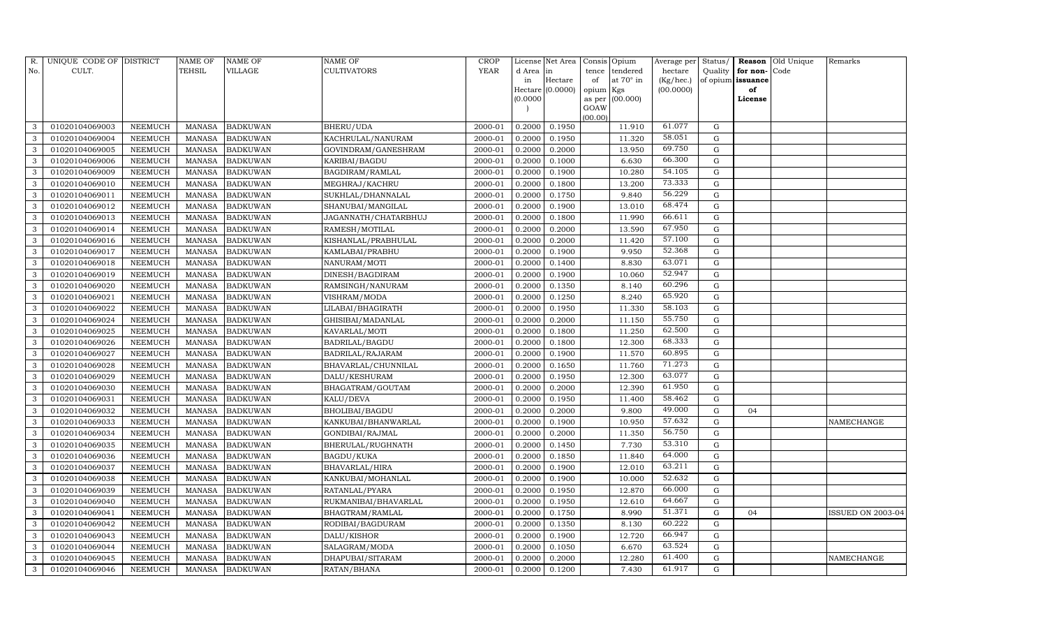| R. No. | UNIQUE CODE OF CULT. | DISTRICT | NAME OF TEHSIL | NAME OF VILLAGE | NAME OF CULTIVATORS | CROP YEAR | License d Area in Hectare (0.0000) | Net Area in Hectare (0.0000) | Consis tence of opium as per GOAW (00.00) | Opium tendered at 70° in Kgs (00.000) | Average per hectare (Kg/hec.) (00.0000) | Status/ Quality of opium | Reason for non-issuance of License | Old Unique Code | Remarks |
|---|---|---|---|---|---|---|---|---|---|---|---|---|---|---|---|
| 3 | 01020104069003 | NEEMUCH | MANASA | BADKUWAN | BHERU/UDA | 2000-01 | 0.2000 | 0.1950 | | 11.910 | 61.077 | G | | | |
| 3 | 01020104069004 | NEEMUCH | MANASA | BADKUWAN | KACHRULAL/NANURAM | 2000-01 | 0.2000 | 0.1950 | | 11.320 | 58.051 | G | | | |
| 3 | 01020104069005 | NEEMUCH | MANASA | BADKUWAN | GOVINDRAM/GANESHRAM | 2000-01 | 0.2000 | 0.2000 | | 13.950 | 69.750 | G | | | |
| 3 | 01020104069006 | NEEMUCH | MANASA | BADKUWAN | KARIBAI/BAGDU | 2000-01 | 0.2000 | 0.1000 | | 6.630 | 66.300 | G | | | |
| 3 | 01020104069009 | NEEMUCH | MANASA | BADKUWAN | BAGDIRAM/RAMLAL | 2000-01 | 0.2000 | 0.1900 | | 10.280 | 54.105 | G | | | |
| 3 | 01020104069010 | NEEMUCH | MANASA | BADKUWAN | MEGHRAJ/KACHRU | 2000-01 | 0.2000 | 0.1800 | | 13.200 | 73.333 | G | | | |
| 3 | 01020104069011 | NEEMUCH | MANASA | BADKUWAN | SUKHLAL/DHANNALAL | 2000-01 | 0.2000 | 0.1750 | | 9.840 | 56.229 | G | | | |
| 3 | 01020104069012 | NEEMUCH | MANASA | BADKUWAN | SHANUBAI/MANGILAL | 2000-01 | 0.2000 | 0.1900 | | 13.010 | 68.474 | G | | | |
| 3 | 01020104069013 | NEEMUCH | MANASA | BADKUWAN | JAGANNATH/CHATARBHUJ | 2000-01 | 0.2000 | 0.1800 | | 11.990 | 66.611 | G | | | |
| 3 | 01020104069014 | NEEMUCH | MANASA | BADKUWAN | RAMESH/MOTILAL | 2000-01 | 0.2000 | 0.2000 | | 13.590 | 67.950 | G | | | |
| 3 | 01020104069016 | NEEMUCH | MANASA | BADKUWAN | KISHANLAL/PRABHULAL | 2000-01 | 0.2000 | 0.2000 | | 11.420 | 57.100 | G | | | |
| 3 | 01020104069017 | NEEMUCH | MANASA | BADKUWAN | KAMLABAI/PRABHU | 2000-01 | 0.2000 | 0.1900 | | 9.950 | 52.368 | G | | | |
| 3 | 01020104069018 | NEEMUCH | MANASA | BADKUWAN | NANURAM/MOTI | 2000-01 | 0.2000 | 0.1400 | | 8.830 | 63.071 | G | | | |
| 3 | 01020104069019 | NEEMUCH | MANASA | BADKUWAN | DINESH/BAGDIRAM | 2000-01 | 0.2000 | 0.1900 | | 10.060 | 52.947 | G | | | |
| 3 | 01020104069020 | NEEMUCH | MANASA | BADKUWAN | RAMSINGH/NANURAM | 2000-01 | 0.2000 | 0.1350 | | 8.140 | 60.296 | G | | | |
| 3 | 01020104069021 | NEEMUCH | MANASA | BADKUWAN | VISHRAM/MODA | 2000-01 | 0.2000 | 0.1250 | | 8.240 | 65.920 | G | | | |
| 3 | 01020104069022 | NEEMUCH | MANASA | BADKUWAN | LILABAI/BHAGIRATH | 2000-01 | 0.2000 | 0.1950 | | 11.330 | 58.103 | G | | | |
| 3 | 01020104069024 | NEEMUCH | MANASA | BADKUWAN | GHISIBAI/MADANLAL | 2000-01 | 0.2000 | 0.2000 | | 11.150 | 55.750 | G | | | |
| 3 | 01020104069025 | NEEMUCH | MANASA | BADKUWAN | KAVARLAL/MOTI | 2000-01 | 0.2000 | 0.1800 | | 11.250 | 62.500 | G | | | |
| 3 | 01020104069026 | NEEMUCH | MANASA | BADKUWAN | BADRILAL/BAGDU | 2000-01 | 0.2000 | 0.1800 | | 12.300 | 68.333 | G | | | |
| 3 | 01020104069027 | NEEMUCH | MANASA | BADKUWAN | BADRILAL/RAJARAM | 2000-01 | 0.2000 | 0.1900 | | 11.570 | 60.895 | G | | | |
| 3 | 01020104069028 | NEEMUCH | MANASA | BADKUWAN | BHAVARLAL/CHUNNILAL | 2000-01 | 0.2000 | 0.1650 | | 11.760 | 71.273 | G | | | |
| 3 | 01020104069029 | NEEMUCH | MANASA | BADKUWAN | DALU/KESHURAM | 2000-01 | 0.2000 | 0.1950 | | 12.300 | 63.077 | G | | | |
| 3 | 01020104069030 | NEEMUCH | MANASA | BADKUWAN | BHAGATRAM/GOUTAM | 2000-01 | 0.2000 | 0.2000 | | 12.390 | 61.950 | G | | | |
| 3 | 01020104069031 | NEEMUCH | MANASA | BADKUWAN | KALU/DEVA | 2000-01 | 0.2000 | 0.1950 | | 11.400 | 58.462 | G | | | |
| 3 | 01020104069032 | NEEMUCH | MANASA | BADKUWAN | BHOLIBAI/BAGDU | 2000-01 | 0.2000 | 0.2000 | | 9.800 | 49.000 | G | 04 | | |
| 3 | 01020104069033 | NEEMUCH | MANASA | BADKUWAN | KANKUBAI/BHANWARLAL | 2000-01 | 0.2000 | 0.1900 | | 10.950 | 57.632 | G | | | NAMECHANGE |
| 3 | 01020104069034 | NEEMUCH | MANASA | BADKUWAN | GONDIBAI/RAJMAL | 2000-01 | 0.2000 | 0.2000 | | 11.350 | 56.750 | G | | | |
| 3 | 01020104069035 | NEEMUCH | MANASA | BADKUWAN | BHERULAL/RUGHNATH | 2000-01 | 0.2000 | 0.1450 | | 7.730 | 53.310 | G | | | |
| 3 | 01020104069036 | NEEMUCH | MANASA | BADKUWAN | BAGDU/KUKA | 2000-01 | 0.2000 | 0.1850 | | 11.840 | 64.000 | G | | | |
| 3 | 01020104069037 | NEEMUCH | MANASA | BADKUWAN | BHAVARLAL/HIRA | 2000-01 | 0.2000 | 0.1900 | | 12.010 | 63.211 | G | | | |
| 3 | 01020104069038 | NEEMUCH | MANASA | BADKUWAN | KANKUBAI/MOHANLAL | 2000-01 | 0.2000 | 0.1900 | | 10.000 | 52.632 | G | | | |
| 3 | 01020104069039 | NEEMUCH | MANASA | BADKUWAN | RATANLAL/PYARA | 2000-01 | 0.2000 | 0.1950 | | 12.870 | 66.000 | G | | | |
| 3 | 01020104069040 | NEEMUCH | MANASA | BADKUWAN | RUKMANIBAI/BHAVARLAL | 2000-01 | 0.2000 | 0.1950 | | 12.610 | 64.667 | G | | | |
| 3 | 01020104069041 | NEEMUCH | MANASA | BADKUWAN | BHAGTRAM/RAMLAL | 2000-01 | 0.2000 | 0.1750 | | 8.990 | 51.371 | G | 04 | | ISSUED ON 2003-04 |
| 3 | 01020104069042 | NEEMUCH | MANASA | BADKUWAN | RODIBAI/BAGDURAM | 2000-01 | 0.2000 | 0.1350 | | 8.130 | 60.222 | G | | | |
| 3 | 01020104069043 | NEEMUCH | MANASA | BADKUWAN | DALU/KISHOR | 2000-01 | 0.2000 | 0.1900 | | 12.720 | 66.947 | G | | | |
| 3 | 01020104069044 | NEEMUCH | MANASA | BADKUWAN | SALAGRAM/MODA | 2000-01 | 0.2000 | 0.1050 | | 6.670 | 63.524 | G | | | |
| 3 | 01020104069045 | NEEMUCH | MANASA | BADKUWAN | DHAPUBAI/SITARAM | 2000-01 | 0.2000 | 0.2000 | | 12.280 | 61.400 | G | | | NAMECHANGE |
| 3 | 01020104069046 | NEEMUCH | MANASA | BADKUWAN | RATAN/BHANA | 2000-01 | 0.2000 | 0.1200 | | 7.430 | 61.917 | G | | | |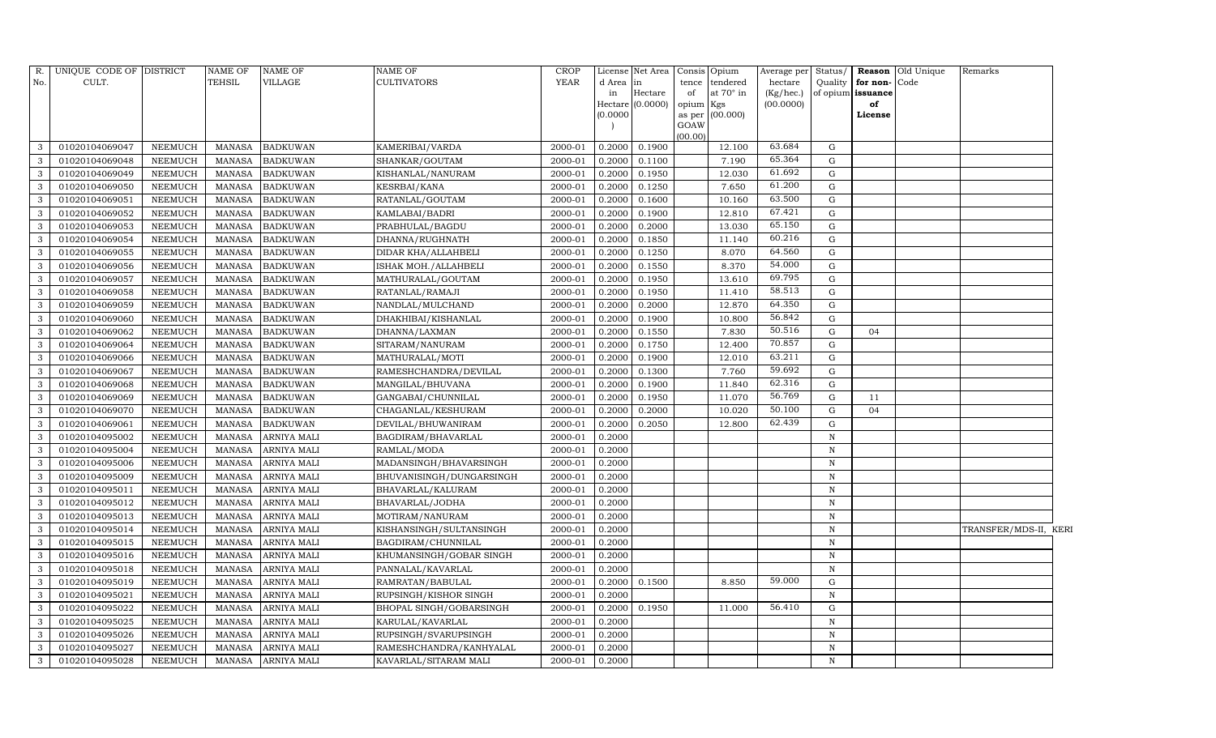| R. No. | UNIQUE CODE OF CULT. | DISTRICT | NAME OF TEHSIL | NAME OF VILLAGE | NAME OF CULTIVATORS | CROP YEAR | License d Area in Hectare (0.0000) | Net Area in Hectare (0.0000) | Consis tence of opium as per GOAW (00.00) | Opium tendered at 70° in Kgs (00.000) | Average per hectare (Kg/hec.) (00.0000) | Status/ Quality of opium | Reason for non-issuance of License | Old Unique Code | Remarks |
|---|---|---|---|---|---|---|---|---|---|---|---|---|---|---|---|
| 3 | 01020104069047 | NEEMUCH | MANASA | BADKUWAN | KAMERIBAI/VARDA | 2000-01 | 0.2000 | 0.1900 | | 12.100 | 63.684 | G | | | |
| 3 | 01020104069048 | NEEMUCH | MANASA | BADKUWAN | SHANKAR/GOUTAM | 2000-01 | 0.2000 | 0.1100 | | 7.190 | 65.364 | G | | | |
| 3 | 01020104069049 | NEEMUCH | MANASA | BADKUWAN | KISHANLAL/NANURAM | 2000-01 | 0.2000 | 0.1950 | | 12.030 | 61.692 | G | | | |
| 3 | 01020104069050 | NEEMUCH | MANASA | BADKUWAN | KESRBAI/KANA | 2000-01 | 0.2000 | 0.1250 | | 7.650 | 61.200 | G | | | |
| 3 | 01020104069051 | NEEMUCH | MANASA | BADKUWAN | RATANLAL/GOUTAM | 2000-01 | 0.2000 | 0.1600 | | 10.160 | 63.500 | G | | | |
| 3 | 01020104069052 | NEEMUCH | MANASA | BADKUWAN | KAMLABAI/BADRI | 2000-01 | 0.2000 | 0.1900 | | 12.810 | 67.421 | G | | | |
| 3 | 01020104069053 | NEEMUCH | MANASA | BADKUWAN | PRABHULAL/BAGDU | 2000-01 | 0.2000 | 0.2000 | | 13.030 | 65.150 | G | | | |
| 3 | 01020104069054 | NEEMUCH | MANASA | BADKUWAN | DHANNA/RUGHNATH | 2000-01 | 0.2000 | 0.1850 | | 11.140 | 60.216 | G | | | |
| 3 | 01020104069055 | NEEMUCH | MANASA | BADKUWAN | DIDAR KHA/ALLAHBELI | 2000-01 | 0.2000 | 0.1250 | | 8.070 | 64.560 | G | | | |
| 3 | 01020104069056 | NEEMUCH | MANASA | BADKUWAN | ISHAK MOH./ALLAHBELI | 2000-01 | 0.2000 | 0.1550 | | 8.370 | 54.000 | G | | | |
| 3 | 01020104069057 | NEEMUCH | MANASA | BADKUWAN | MATHURALAL/GOUTAM | 2000-01 | 0.2000 | 0.1950 | | 13.610 | 69.795 | G | | | |
| 3 | 01020104069058 | NEEMUCH | MANASA | BADKUWAN | RATANLAL/RAMAJI | 2000-01 | 0.2000 | 0.1950 | | 11.410 | 58.513 | G | | | |
| 3 | 01020104069059 | NEEMUCH | MANASA | BADKUWAN | NANDLAL/MULCHAND | 2000-01 | 0.2000 | 0.2000 | | 12.870 | 64.350 | G | | | |
| 3 | 01020104069060 | NEEMUCH | MANASA | BADKUWAN | DHAKHIBAI/KISHANLAL | 2000-01 | 0.2000 | 0.1900 | | 10.800 | 56.842 | G | | | |
| 3 | 01020104069062 | NEEMUCH | MANASA | BADKUWAN | DHANNA/LAXMAN | 2000-01 | 0.2000 | 0.1550 | | 7.830 | 50.516 | G | 04 | | |
| 3 | 01020104069064 | NEEMUCH | MANASA | BADKUWAN | SITARAM/NANURAM | 2000-01 | 0.2000 | 0.1750 | | 12.400 | 70.857 | G | | | |
| 3 | 01020104069066 | NEEMUCH | MANASA | BADKUWAN | MATHURALAL/MOTI | 2000-01 | 0.2000 | 0.1900 | | 12.010 | 63.211 | G | | | |
| 3 | 01020104069067 | NEEMUCH | MANASA | BADKUWAN | RAMESHCHANDRA/DEVILAL | 2000-01 | 0.2000 | 0.1300 | | 7.760 | 59.692 | G | | | |
| 3 | 01020104069068 | NEEMUCH | MANASA | BADKUWAN | MANGILAL/BHUVANA | 2000-01 | 0.2000 | 0.1900 | | 11.840 | 62.316 | G | | | |
| 3 | 01020104069069 | NEEMUCH | MANASA | BADKUWAN | GANGABAI/CHUNNILAL | 2000-01 | 0.2000 | 0.1950 | | 11.070 | 56.769 | G | 11 | | |
| 3 | 01020104069070 | NEEMUCH | MANASA | BADKUWAN | CHAGANLAL/KESHURAM | 2000-01 | 0.2000 | 0.2000 | | 10.020 | 50.100 | G | 04 | | |
| 3 | 01020104069061 | NEEMUCH | MANASA | BADKUWAN | DEVILAL/BHUWANIRAM | 2000-01 | 0.2000 | 0.2050 | | 12.800 | 62.439 | G | | | |
| 3 | 01020104095002 | NEEMUCH | MANASA | ARNIYA MALI | BAGDIRAM/BHAVARLAL | 2000-01 | 0.2000 | | | | | N | | | |
| 3 | 01020104095004 | NEEMUCH | MANASA | ARNIYA MALI | RAMLAL/MODA | 2000-01 | 0.2000 | | | | | N | | | |
| 3 | 01020104095006 | NEEMUCH | MANASA | ARNIYA MALI | MADANSINGH/BHAVARSINGH | 2000-01 | 0.2000 | | | | | N | | | |
| 3 | 01020104095009 | NEEMUCH | MANASA | ARNIYA MALI | BHUVANISINGH/DUNGARSINGH | 2000-01 | 0.2000 | | | | | N | | | |
| 3 | 01020104095011 | NEEMUCH | MANASA | ARNIYA MALI | BHAVARLAL/KALURAM | 2000-01 | 0.2000 | | | | | N | | | |
| 3 | 01020104095012 | NEEMUCH | MANASA | ARNIYA MALI | BHAVARLAL/JODHA | 2000-01 | 0.2000 | | | | | N | | | |
| 3 | 01020104095013 | NEEMUCH | MANASA | ARNIYA MALI | MOTIRAM/NANURAM | 2000-01 | 0.2000 | | | | | N | | | |
| 3 | 01020104095014 | NEEMUCH | MANASA | ARNIYA MALI | KISHANSINGH/SULTANSINGH | 2000-01 | 0.2000 | | | | | N | | | TRANSFER/MDS-II, KERI |
| 3 | 01020104095015 | NEEMUCH | MANASA | ARNIYA MALI | BAGDIRAM/CHUNNILAL | 2000-01 | 0.2000 | | | | | N | | | |
| 3 | 01020104095016 | NEEMUCH | MANASA | ARNIYA MALI | KHUMANSINGH/GOBAR SINGH | 2000-01 | 0.2000 | | | | | N | | | |
| 3 | 01020104095018 | NEEMUCH | MANASA | ARNIYA MALI | PANNALAL/KAVARLAL | 2000-01 | 0.2000 | | | | | N | | | |
| 3 | 01020104095019 | NEEMUCH | MANASA | ARNIYA MALI | RAMRATAN/BABULAL | 2000-01 | 0.2000 | 0.1500 | | 8.850 | 59.000 | G | | | |
| 3 | 01020104095021 | NEEMUCH | MANASA | ARNIYA MALI | RUPSINGH/KISHOR SINGH | 2000-01 | 0.2000 | | | | | N | | | |
| 3 | 01020104095022 | NEEMUCH | MANASA | ARNIYA MALI | BHOPAL SINGH/GOBARSINGH | 2000-01 | 0.2000 | 0.1950 | | 11.000 | 56.410 | G | | | |
| 3 | 01020104095025 | NEEMUCH | MANASA | ARNIYA MALI | KARULAL/KAVARLAL | 2000-01 | 0.2000 | | | | | N | | | |
| 3 | 01020104095026 | NEEMUCH | MANASA | ARNIYA MALI | RUPSINGH/SVARUPSINGH | 2000-01 | 0.2000 | | | | | N | | | |
| 3 | 01020104095027 | NEEMUCH | MANASA | ARNIYA MALI | RAMESHCHANDRA/KANHYALAL | 2000-01 | 0.2000 | | | | | N | | | |
| 3 | 01020104095028 | NEEMUCH | MANASA | ARNIYA MALI | KAVARLAL/SITARAM MALI | 2000-01 | 0.2000 | | | | | N | | | |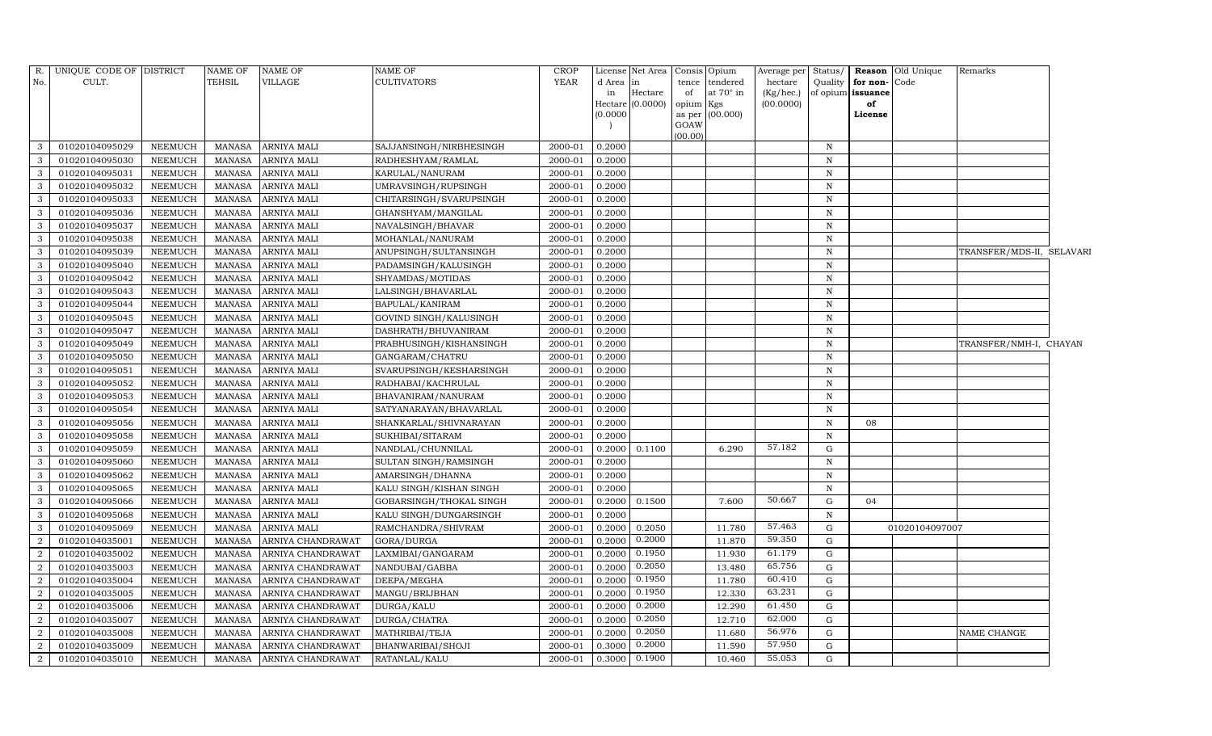| R. No. | UNIQUE CODE OF CULT. | DISTRICT | NAME OF TEHSIL | NAME OF VILLAGE | NAME OF CULTIVATORS | CROP YEAR | License d Area in Hectare (0.0000) | Net Area in Hectare (0.0000) | Consis tence of opium as per GOAW (00.00) | Opium tendered at 70° in Kgs (00.000) | Average per hectare (Kg/hec.) (00.0000) | Status/ Quality of opium | Reason for non-issuance of License | Old Unique Code | Remarks |
|---|---|---|---|---|---|---|---|---|---|---|---|---|---|---|---|
| 3 | 01020104095029 | NEEMUCH | MANASA | ARNIYA MALI | SAJJANSINGH/NIRBHESINGH | 2000-01 | 0.2000 | | | | | N | | | |
| 3 | 01020104095030 | NEEMUCH | MANASA | ARNIYA MALI | RADHESHYAM/RAMLAL | 2000-01 | 0.2000 | | | | | N | | | |
| 3 | 01020104095031 | NEEMUCH | MANASA | ARNIYA MALI | KARULAL/NANURAM | 2000-01 | 0.2000 | | | | | N | | | |
| 3 | 01020104095032 | NEEMUCH | MANASA | ARNIYA MALI | UMRAVSINGH/RUPSINGH | 2000-01 | 0.2000 | | | | | N | | | |
| 3 | 01020104095033 | NEEMUCH | MANASA | ARNIYA MALI | CHITARSINGH/SVARUPSINGH | 2000-01 | 0.2000 | | | | | N | | | |
| 3 | 01020104095036 | NEEMUCH | MANASA | ARNIYA MALI | GHANSHYAM/MANGILAL | 2000-01 | 0.2000 | | | | | N | | | |
| 3 | 01020104095037 | NEEMUCH | MANASA | ARNIYA MALI | NAVALSINGH/BHAVAR | 2000-01 | 0.2000 | | | | | N | | | |
| 3 | 01020104095038 | NEEMUCH | MANASA | ARNIYA MALI | MOHANLAL/NANURAM | 2000-01 | 0.2000 | | | | | N | | | |
| 3 | 01020104095039 | NEEMUCH | MANASA | ARNIYA MALI | ANUPSINGH/SULTANSINGH | 2000-01 | 0.2000 | | | | | N | | | TRANSFER/MDS-II, SELAVARI |
| 3 | 01020104095040 | NEEMUCH | MANASA | ARNIYA MALI | PADAMSINGH/KALUSINGH | 2000-01 | 0.2000 | | | | | N | | | |
| 3 | 01020104095042 | NEEMUCH | MANASA | ARNIYA MALI | SHYAMDAS/MOTIDAS | 2000-01 | 0.2000 | | | | | N | | | |
| 3 | 01020104095043 | NEEMUCH | MANASA | ARNIYA MALI | LALSINGH/BHAVARLAL | 2000-01 | 0.2000 | | | | | N | | | |
| 3 | 01020104095044 | NEEMUCH | MANASA | ARNIYA MALI | BAPULAL/KANIRAM | 2000-01 | 0.2000 | | | | | N | | | |
| 3 | 01020104095045 | NEEMUCH | MANASA | ARNIYA MALI | GOVIND SINGH/KALUSINGH | 2000-01 | 0.2000 | | | | | N | | | |
| 3 | 01020104095047 | NEEMUCH | MANASA | ARNIYA MALI | DASHRATH/BHUVANIRAM | 2000-01 | 0.2000 | | | | | N | | | |
| 3 | 01020104095049 | NEEMUCH | MANASA | ARNIYA MALI | PRABHUSINGH/KISHANSINGH | 2000-01 | 0.2000 | | | | | N | | | TRANSFER/NMH-I, CHAYAN |
| 3 | 01020104095050 | NEEMUCH | MANASA | ARNIYA MALI | GANGARAM/CHATRU | 2000-01 | 0.2000 | | | | | N | | | |
| 3 | 01020104095051 | NEEMUCH | MANASA | ARNIYA MALI | SVARUPSINGH/KESHARSINGH | 2000-01 | 0.2000 | | | | | N | | | |
| 3 | 01020104095052 | NEEMUCH | MANASA | ARNIYA MALI | RADHABAI/KACHRULAL | 2000-01 | 0.2000 | | | | | N | | | |
| 3 | 01020104095053 | NEEMUCH | MANASA | ARNIYA MALI | BHAVANIRAM/NANURAM | 2000-01 | 0.2000 | | | | | N | | | |
| 3 | 01020104095054 | NEEMUCH | MANASA | ARNIYA MALI | SATYANARAYAN/BHAVARLAL | 2000-01 | 0.2000 | | | | | N | | | |
| 3 | 01020104095056 | NEEMUCH | MANASA | ARNIYA MALI | SHANKARLAL/SHIVNARAYAN | 2000-01 | 0.2000 | | | | | N | 08 | | |
| 3 | 01020104095058 | NEEMUCH | MANASA | ARNIYA MALI | SUKHIBAI/SITARAM | 2000-01 | 0.2000 | | | | | N | | | |
| 3 | 01020104095059 | NEEMUCH | MANASA | ARNIYA MALI | NANDLAL/CHUNNILAL | 2000-01 | 0.2000 | 0.1100 | | 6.290 | 57.182 | G | | | |
| 3 | 01020104095060 | NEEMUCH | MANASA | ARNIYA MALI | SULTAN SINGH/RAMSINGH | 2000-01 | 0.2000 | | | | | N | | | |
| 3 | 01020104095062 | NEEMUCH | MANASA | ARNIYA MALI | AMARSINGH/DHANNA | 2000-01 | 0.2000 | | | | | N | | | |
| 3 | 01020104095065 | NEEMUCH | MANASA | ARNIYA MALI | KALU SINGH/KISHAN SINGH | 2000-01 | 0.2000 | | | | | N | | | |
| 3 | 01020104095066 | NEEMUCH | MANASA | ARNIYA MALI | GOBARSINGH/THOKAL SINGH | 2000-01 | 0.2000 | 0.1500 | | 7.600 | 50.667 | G | 04 | | |
| 3 | 01020104095068 | NEEMUCH | MANASA | ARNIYA MALI | KALU SINGH/DUNGARSINGH | 2000-01 | 0.2000 | | | | | N | | | |
| 3 | 01020104095069 | NEEMUCH | MANASA | ARNIYA MALI | RAMCHANDRA/SHIVRAM | 2000-01 | 0.2000 | 0.2050 | | 11.780 | 57.463 | G | | 01020104097007 | |
| 2 | 01020104035001 | NEEMUCH | MANASA | ARNIYA CHANDRAWAT | GORA/DURGA | 2000-01 | 0.2000 | 0.2000 | | 11.870 | 59.350 | G | | | |
| 2 | 01020104035002 | NEEMUCH | MANASA | ARNIYA CHANDRAWAT | LAXMIBAI/GANGARAM | 2000-01 | 0.2000 | 0.1950 | | 11.930 | 61.179 | G | | | |
| 2 | 01020104035003 | NEEMUCH | MANASA | ARNIYA CHANDRAWAT | NANDUBAI/GABBA | 2000-01 | 0.2000 | 0.2050 | | 13.480 | 65.756 | G | | | |
| 2 | 01020104035004 | NEEMUCH | MANASA | ARNIYA CHANDRAWAT | DEEPA/MEGHA | 2000-01 | 0.2000 | 0.1950 | | 11.780 | 60.410 | G | | | |
| 2 | 01020104035005 | NEEMUCH | MANASA | ARNIYA CHANDRAWAT | MANGU/BRIJBHAN | 2000-01 | 0.2000 | 0.1950 | | 12.330 | 63.231 | G | | | |
| 2 | 01020104035006 | NEEMUCH | MANASA | ARNIYA CHANDRAWAT | DURGA/KALU | 2000-01 | 0.2000 | 0.2000 | | 12.290 | 61.450 | G | | | |
| 2 | 01020104035007 | NEEMUCH | MANASA | ARNIYA CHANDRAWAT | DURGA/CHATRA | 2000-01 | 0.2000 | 0.2050 | | 12.710 | 62.000 | G | | | |
| 2 | 01020104035008 | NEEMUCH | MANASA | ARNIYA CHANDRAWAT | MATHRIBAI/TEJA | 2000-01 | 0.2000 | 0.2050 | | 11.680 | 56.976 | G | | | NAME CHANGE |
| 2 | 01020104035009 | NEEMUCH | MANASA | ARNIYA CHANDRAWAT | BHANWARIBAI/SHOJI | 2000-01 | 0.3000 | 0.2000 | | 11.590 | 57.950 | G | | | |
| 2 | 01020104035010 | NEEMUCH | MANASA | ARNIYA CHANDRAWAT | RATANLAL/KALU | 2000-01 | 0.3000 | 0.1900 | | 10.460 | 55.053 | G | | | |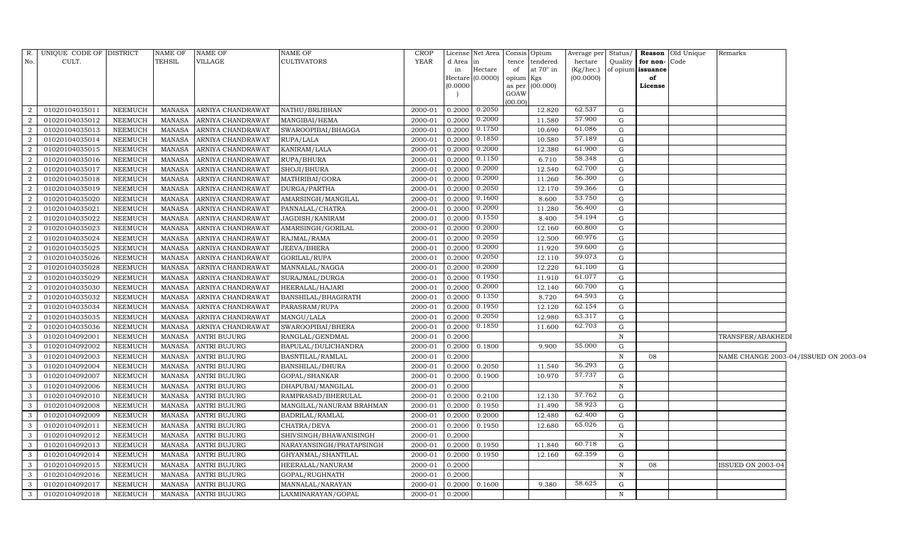| R. No. | UNIQUE CODE OF CULT. | DISTRICT | NAME OF TEHSIL | NAME OF VILLAGE | NAME OF CULTIVATORS | CROP YEAR | License d Area in Hectare (0.0000) | Net Area in Hectare (0.0000) | Consis tence of opium as per GOAW (00.00) | Opium tendered at 70° in Kgs (00.000) | Average per hectare (Kg/hec.) (00.0000) | Status/ Quality of opium | Reason for non-issuance of License | Old Unique Code | Remarks |
|---|---|---|---|---|---|---|---|---|---|---|---|---|---|---|---|
| 2 | 01020104035011 | NEEMUCH | MANASA | ARNIYA CHANDRAWAT | NATHU/BRIJBHAN | 2000-01 | 0.2000 | 0.2050 | | 12.820 | 62.537 | G | | | |
| 2 | 01020104035012 | NEEMUCH | MANASA | ARNIYA CHANDRAWAT | MANGIBAI/HEMA | 2000-01 | 0.2000 | 0.2000 | | 11.580 | 57.900 | G | | | |
| 2 | 01020104035013 | NEEMUCH | MANASA | ARNIYA CHANDRAWAT | SWAROOPIBAI/BHAGGA | 2000-01 | 0.2000 | 0.1750 | | 10.690 | 61.086 | G | | | |
| 2 | 01020104035014 | NEEMUCH | MANASA | ARNIYA CHANDRAWAT | RUPA/LALA | 2000-01 | 0.2000 | 0.1850 | | 10.580 | 57.189 | G | | | |
| 2 | 01020104035015 | NEEMUCH | MANASA | ARNIYA CHANDRAWAT | KANIRAM/LALA | 2000-01 | 0.2000 | 0.2000 | | 12.380 | 61.900 | G | | | |
| 2 | 01020104035016 | NEEMUCH | MANASA | ARNIYA CHANDRAWAT | RUPA/BHURA | 2000-01 | 0.2000 | 0.1150 | | 6.710 | 58.348 | G | | | |
| 2 | 01020104035017 | NEEMUCH | MANASA | ARNIYA CHANDRAWAT | SHOJI/BHURA | 2000-01 | 0.2000 | 0.2000 | | 12.540 | 62.700 | G | | | |
| 2 | 01020104035018 | NEEMUCH | MANASA | ARNIYA CHANDRAWAT | MATHRIBAI/GORA | 2000-01 | 0.2000 | 0.2000 | | 11.260 | 56.300 | G | | | |
| 2 | 01020104035019 | NEEMUCH | MANASA | ARNIYA CHANDRAWAT | DURGA/PARTHA | 2000-01 | 0.2000 | 0.2050 | | 12.170 | 59.366 | G | | | |
| 2 | 01020104035020 | NEEMUCH | MANASA | ARNIYA CHANDRAWAT | AMARSINGH/MANGILAL | 2000-01 | 0.2000 | 0.1600 | | 8.600 | 53.750 | G | | | |
| 2 | 01020104035021 | NEEMUCH | MANASA | ARNIYA CHANDRAWAT | PANNALAL/CHATRA | 2000-01 | 0.2000 | 0.2000 | | 11.280 | 56.400 | G | | | |
| 2 | 01020104035022 | NEEMUCH | MANASA | ARNIYA CHANDRAWAT | JAGDISH/KANIRAM | 2000-01 | 0.2000 | 0.1550 | | 8.400 | 54.194 | G | | | |
| 2 | 01020104035023 | NEEMUCH | MANASA | ARNIYA CHANDRAWAT | AMARSINGH/GORILAL | 2000-01 | 0.2000 | 0.2000 | | 12.160 | 60.800 | G | | | |
| 2 | 01020104035024 | NEEMUCH | MANASA | ARNIYA CHANDRAWAT | RAJMAL/RAMA | 2000-01 | 0.2000 | 0.2050 | | 12.500 | 60.976 | G | | | |
| 2 | 01020104035025 | NEEMUCH | MANASA | ARNIYA CHANDRAWAT | JEEVA/BHERA | 2000-01 | 0.2000 | 0.2000 | | 11.920 | 59.600 | G | | | |
| 2 | 01020104035026 | NEEMUCH | MANASA | ARNIYA CHANDRAWAT | GORILAL/RUPA | 2000-01 | 0.2000 | 0.2050 | | 12.110 | 59.073 | G | | | |
| 2 | 01020104035028 | NEEMUCH | MANASA | ARNIYA CHANDRAWAT | MANNALAL/NAGGA | 2000-01 | 0.2000 | 0.2000 | | 12.220 | 61.100 | G | | | |
| 2 | 01020104035029 | NEEMUCH | MANASA | ARNIYA CHANDRAWAT | SURAJMAL/DURGA | 2000-01 | 0.2000 | 0.1950 | | 11.910 | 61.077 | G | | | |
| 2 | 01020104035030 | NEEMUCH | MANASA | ARNIYA CHANDRAWAT | HEERALAL/HAJARI | 2000-01 | 0.2000 | 0.2000 | | 12.140 | 60.700 | G | | | |
| 2 | 01020104035032 | NEEMUCH | MANASA | ARNIYA CHANDRAWAT | BANSHILAL/BHAGIRATH | 2000-01 | 0.2000 | 0.1350 | | 8.720 | 64.593 | G | | | |
| 2 | 01020104035034 | NEEMUCH | MANASA | ARNIYA CHANDRAWAT | PARASRAM/RUPA | 2000-01 | 0.2000 | 0.1950 | | 12.120 | 62.154 | G | | | |
| 2 | 01020104035035 | NEEMUCH | MANASA | ARNIYA CHANDRAWAT | MANGU/LALA | 2000-01 | 0.2000 | 0.2050 | | 12.980 | 63.317 | G | | | |
| 2 | 01020104035036 | NEEMUCH | MANASA | ARNIYA CHANDRAWAT | SWAROOPIBAI/BHERA | 2000-01 | 0.2000 | 0.1850 | | 11.600 | 62.703 | G | | | |
| 3 | 01020104092001 | NEEMUCH | MANASA | ANTRI BUJURG | RANGLAL/GENDMAL | 2000-01 | 0.2000 | | | | | N | | | TRANSFER/ABAKHEDI |
| 3 | 01020104092002 | NEEMUCH | MANASA | ANTRI BUJURG | BAPULAL/DULICHANDRA | 2000-01 | 0.2000 | 0.1800 | | 9.900 | 55.000 | G | | | |
| 3 | 01020104092003 | NEEMUCH | MANASA | ANTRI BUJURG | BASNTILAL/RAMLAL | 2000-01 | 0.2000 | | | | | N | 08 | | NAME CHANGE 2003-04/ISSUED ON 2003-04 |
| 3 | 01020104092004 | NEEMUCH | MANASA | ANTRI BUJURG | BANSHILAL/DHURA | 2000-01 | 0.2000 | 0.2050 | | 11.540 | 56.293 | G | | | |
| 3 | 01020104092007 | NEEMUCH | MANASA | ANTRI BUJURG | GOPAL/SHANKAR | 2000-01 | 0.2000 | 0.1900 | | 10.970 | 57.737 | G | | | |
| 3 | 01020104092006 | NEEMUCH | MANASA | ANTRI BUJURG | DHAPUBAI/MANGILAL | 2000-01 | 0.2000 | | | | | N | | | |
| 3 | 01020104092010 | NEEMUCH | MANASA | ANTRI BUJURG | RAMPRASAD/BHERULAL | 2000-01 | 0.2000 | 0.2100 | | 12.130 | 57.762 | G | | | |
| 3 | 01020104092008 | NEEMUCH | MANASA | ANTRI BUJURG | MANGILAL/NANURAM BRAHMAN | 2000-01 | 0.2000 | 0.1950 | | 11.490 | 58.923 | G | | | |
| 3 | 01020104092009 | NEEMUCH | MANASA | ANTRI BUJURG | BADRILAL/RAMLAL | 2000-01 | 0.2000 | 0.2000 | | 12.480 | 62.400 | G | | | |
| 3 | 01020104092011 | NEEMUCH | MANASA | ANTRI BUJURG | CHATRA/DEVA | 2000-01 | 0.2000 | 0.1950 | | 12.680 | 65.026 | G | | | |
| 3 | 01020104092012 | NEEMUCH | MANASA | ANTRI BUJURG | SHIVSINGH/BHAWANISINGH | 2000-01 | 0.2000 | | | | | N | | | |
| 3 | 01020104092013 | NEEMUCH | MANASA | ANTRI BUJURG | NARAYANSINGH/PRATAPSINGH | 2000-01 | 0.2000 | 0.1950 | | 11.840 | 60.718 | G | | | |
| 3 | 01020104092014 | NEEMUCH | MANASA | ANTRI BUJURG | GHYANMAL/SHANTILAL | 2000-01 | 0.2000 | 0.1950 | | 12.160 | 62.359 | G | | | |
| 3 | 01020104092015 | NEEMUCH | MANASA | ANTRI BUJURG | HEERALAL/NANURAM | 2000-01 | 0.2000 | | | | | N | 08 | | ISSUED ON 2003-04 |
| 3 | 01020104092016 | NEEMUCH | MANASA | ANTRI BUJURG | GOPAL/RUGHNATH | 2000-01 | 0.2000 | | | | | N | | | |
| 3 | 01020104092017 | NEEMUCH | MANASA | ANTRI BUJURG | MANNALAL/NARAYAN | 2000-01 | 0.2000 | 0.1600 | | 9.380 | 58.625 | G | | | |
| 3 | 01020104092018 | NEEMUCH | MANASA | ANTRI BUJURG | LAXMINARAYAN/GOPAL | 2000-01 | 0.2000 | | | | | N | | | |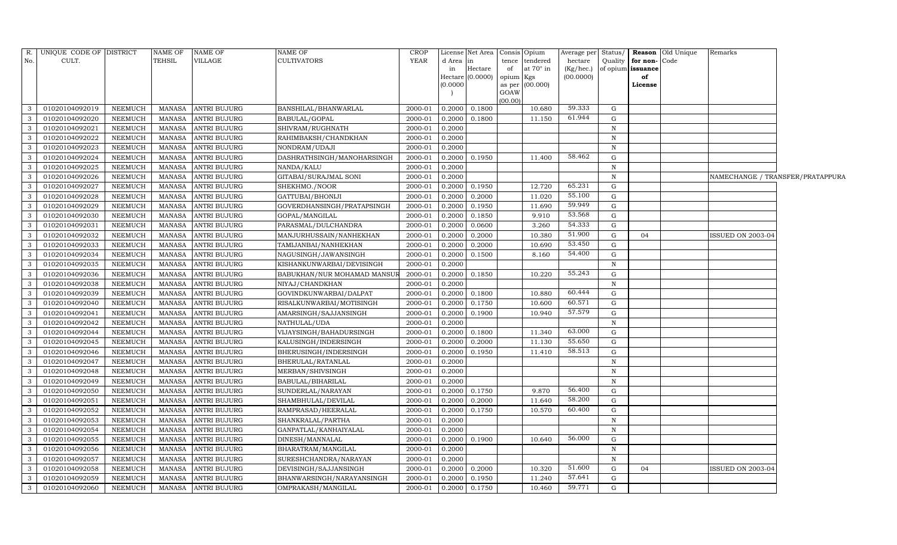| R. No. | UNIQUE CODE OF CULT. | DISTRICT | NAME OF TEHSIL | NAME OF VILLAGE | NAME OF CULTIVATORS | CROP YEAR | License d Area in Hectare (0.0000) | Net Area in Hectare (0.0000) | Consis tence of opium as per GOAW (00.00) | Opium tendered at 70° in Kgs (00.000) | Average per hectare (Kg/hec.) (00.0000) | Status/ Quality of opium | Reason for non-issuance of License | Old Unique Code | Remarks |
|---|---|---|---|---|---|---|---|---|---|---|---|---|---|---|---|
| 3 | 01020104092019 | NEEMUCH | MANASA | ANTRI BUJURG | BANSHILAL/BHANWARLAL | 2000-01 | 0.2000 | 0.1800 | | 10.680 | 59.333 | G | | | |
| 3 | 01020104092020 | NEEMUCH | MANASA | ANTRI BUJURG | BABULAL/GOPAL | 2000-01 | 0.2000 | 0.1800 | | 11.150 | 61.944 | G | | | |
| 3 | 01020104092021 | NEEMUCH | MANASA | ANTRI BUJURG | SHIVRAM/RUGHNATH | 2000-01 | 0.2000 | | | | | N | | | |
| 3 | 01020104092022 | NEEMUCH | MANASA | ANTRI BUJURG | RAHIMBAKSH/CHANDKHAN | 2000-01 | 0.2000 | | | | | N | | | |
| 3 | 01020104092023 | NEEMUCH | MANASA | ANTRI BUJURG | NONDRAM/UDAJI | 2000-01 | 0.2000 | | | | | N | | | |
| 3 | 01020104092024 | NEEMUCH | MANASA | ANTRI BUJURG | DASHRATHSINGH/MANOHARSINGH | 2000-01 | 0.2000 | 0.1950 | | 11.400 | 58.462 | G | | | |
| 3 | 01020104092025 | NEEMUCH | MANASA | ANTRI BUJURG | NANDA/KALU | 2000-01 | 0.2000 | | | | | N | | | |
| 3 | 01020104092026 | NEEMUCH | MANASA | ANTRI BUJURG | GITABAI/SURAJMAL SONI | 2000-01 | 0.2000 | | | | | N | | | NAMECHANGE / TRANSFER/PRATAPPURA |
| 3 | 01020104092027 | NEEMUCH | MANASA | ANTRI BUJURG | SHEKHMO./NOOR | 2000-01 | 0.2000 | 0.1950 | | 12.720 | 65.231 | G | | | |
| 3 | 01020104092028 | NEEMUCH | MANASA | ANTRI BUJURG | GATTUBAI/BHONIJI | 2000-01 | 0.2000 | 0.2000 | | 11.020 | 55.100 | G | | | |
| 3 | 01020104092029 | NEEMUCH | MANASA | ANTRI BUJURG | GOVERDHANSINGH/PRATAPSINGH | 2000-01 | 0.2000 | 0.1950 | | 11.690 | 59.949 | G | | | |
| 3 | 01020104092030 | NEEMUCH | MANASA | ANTRI BUJURG | GOPAL/MANGILAL | 2000-01 | 0.2000 | 0.1850 | | 9.910 | 53.568 | G | | | |
| 3 | 01020104092031 | NEEMUCH | MANASA | ANTRI BUJURG | PARASMAL/DULCHANDRA | 2000-01 | 0.2000 | 0.0600 | | 3.260 | 54.333 | G | | | |
| 3 | 01020104092032 | NEEMUCH | MANASA | ANTRI BUJURG | MANJURHUSSAIN/NANHEKHAN | 2000-01 | 0.2000 | 0.2000 | | 10.380 | 51.900 | G | 04 | | ISSUED ON 2003-04 |
| 3 | 01020104092033 | NEEMUCH | MANASA | ANTRI BUJURG | TAMIJANBAI/NANHEKHAN | 2000-01 | 0.2000 | 0.2000 | | 10.690 | 53.450 | G | | | |
| 3 | 01020104092034 | NEEMUCH | MANASA | ANTRI BUJURG | NAGUSINGH/JAWANSINGH | 2000-01 | 0.2000 | 0.1500 | | 8.160 | 54.400 | G | | | |
| 3 | 01020104092035 | NEEMUCH | MANASA | ANTRI BUJURG | KISHANKUNWARBAI/DEVISINGH | 2000-01 | 0.2000 | | | | | N | | | |
| 3 | 01020104092036 | NEEMUCH | MANASA | ANTRI BUJURG | BABUKHAN/NUR MOHAMAD MANSUR | 2000-01 | 0.2000 | 0.1850 | | 10.220 | 55.243 | G | | | |
| 3 | 01020104092038 | NEEMUCH | MANASA | ANTRI BUJURG | NIYAJ/CHANDKHAN | 2000-01 | 0.2000 | | | | | N | | | |
| 3 | 01020104092039 | NEEMUCH | MANASA | ANTRI BUJURG | GOVINDKUNWARBAI/DALPAT | 2000-01 | 0.2000 | 0.1800 | | 10.880 | 60.444 | G | | | |
| 3 | 01020104092040 | NEEMUCH | MANASA | ANTRI BUJURG | RISALKUNWARBAI/MOTISINGH | 2000-01 | 0.2000 | 0.1750 | | 10.600 | 60.571 | G | | | |
| 3 | 01020104092041 | NEEMUCH | MANASA | ANTRI BUJURG | AMARSINGH/SAJJANSINGH | 2000-01 | 0.2000 | 0.1900 | | 10.940 | 57.579 | G | | | |
| 3 | 01020104092042 | NEEMUCH | MANASA | ANTRI BUJURG | NATHULAL/UDA | 2000-01 | 0.2000 | | | | | N | | | |
| 3 | 01020104092044 | NEEMUCH | MANASA | ANTRI BUJURG | VIJAYSINGH/BAHADURSINGH | 2000-01 | 0.2000 | 0.1800 | | 11.340 | 63.000 | G | | | |
| 3 | 01020104092045 | NEEMUCH | MANASA | ANTRI BUJURG | KALUSINGH/INDERSINGH | 2000-01 | 0.2000 | 0.2000 | | 11.130 | 55.650 | G | | | |
| 3 | 01020104092046 | NEEMUCH | MANASA | ANTRI BUJURG | BHERUSINGH/INDERSINGH | 2000-01 | 0.2000 | 0.1950 | | 11.410 | 58.513 | G | | | |
| 3 | 01020104092047 | NEEMUCH | MANASA | ANTRI BUJURG | BHERULAL/RATANLAL | 2000-01 | 0.2000 | | | | | N | | | |
| 3 | 01020104092048 | NEEMUCH | MANASA | ANTRI BUJURG | MERBAN/SHIVSINGH | 2000-01 | 0.2000 | | | | | N | | | |
| 3 | 01020104092049 | NEEMUCH | MANASA | ANTRI BUJURG | BABULAL/BIHARILAL | 2000-01 | 0.2000 | | | | | N | | | |
| 3 | 01020104092050 | NEEMUCH | MANASA | ANTRI BUJURG | SUNDERLAL/NARAYAN | 2000-01 | 0.2000 | 0.1750 | | 9.870 | 56.400 | G | | | |
| 3 | 01020104092051 | NEEMUCH | MANASA | ANTRI BUJURG | SHAMBHULAL/DEVILAL | 2000-01 | 0.2000 | 0.2000 | | 11.640 | 58.200 | G | | | |
| 3 | 01020104092052 | NEEMUCH | MANASA | ANTRI BUJURG | RAMPRASAD/HEERALAL | 2000-01 | 0.2000 | 0.1750 | | 10.570 | 60.400 | G | | | |
| 3 | 01020104092053 | NEEMUCH | MANASA | ANTRI BUJURG | SHANKRALAL/PARTHA | 2000-01 | 0.2000 | | | | | N | | | |
| 3 | 01020104092054 | NEEMUCH | MANASA | ANTRI BUJURG | GANPATLAL/KANHAIYALAL | 2000-01 | 0.2000 | | | | | N | | | |
| 3 | 01020104092055 | NEEMUCH | MANASA | ANTRI BUJURG | DINESH/MANNALAL | 2000-01 | 0.2000 | 0.1900 | | 10.640 | 56.000 | G | | | |
| 3 | 01020104092056 | NEEMUCH | MANASA | ANTRI BUJURG | BHARATRAM/MANGILAL | 2000-01 | 0.2000 | | | | | N | | | |
| 3 | 01020104092057 | NEEMUCH | MANASA | ANTRI BUJURG | SURESHCHANDRA/NARAYAN | 2000-01 | 0.2000 | | | | | N | | | |
| 3 | 01020104092058 | NEEMUCH | MANASA | ANTRI BUJURG | DEVISINGH/SAJJANSINGH | 2000-01 | 0.2000 | 0.2000 | | 10.320 | 51.600 | G | 04 | | ISSUED ON 2003-04 |
| 3 | 01020104092059 | NEEMUCH | MANASA | ANTRI BUJURG | BHANWARSINGH/NARAYANSINGH | 2000-01 | 0.2000 | 0.1950 | | 11.240 | 57.641 | G | | | |
| 3 | 01020104092060 | NEEMUCH | MANASA | ANTRI BUJURG | OMPRAKASH/MANGILAL | 2000-01 | 0.2000 | 0.1750 | | 10.460 | 59.771 | G | | | |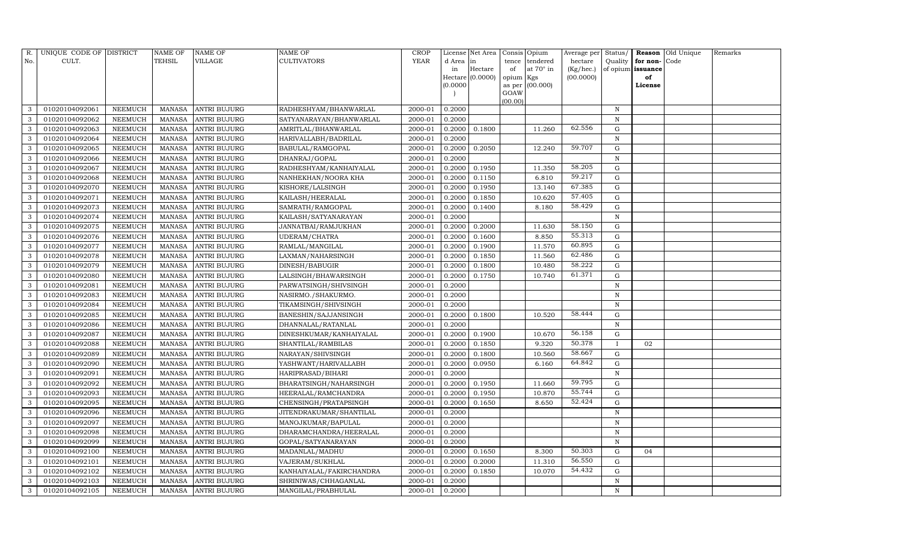| R. No. | UNIQUE CODE OF CULT. | DISTRICT | NAME OF TEHSIL | NAME OF VILLAGE | NAME OF CULTIVATORS | CROP YEAR | License d Area in Hectare (0.0000) | Net Area in Hectare (0.0000) | Consis tence of opium as per GOAW (00.00) | Opium tendered at 70° in Kgs (00.000) | Average per hectare (Kg/hec.) (00.0000) | Status/ Quality of opium | Reason for non-issuance of License | Old Unique Code | Remarks |
|---|---|---|---|---|---|---|---|---|---|---|---|---|---|---|---|
| 3 | 01020104092061 | NEEMUCH | MANASA | ANTRI BUJURG | RADHESHYAM/BHANWARLAL | 2000-01 | 0.2000 | | | | | N | | | |
| 3 | 01020104092062 | NEEMUCH | MANASA | ANTRI BUJURG | SATYANARAYAN/BHANWARLAL | 2000-01 | 0.2000 | | | | | N | | | |
| 3 | 01020104092063 | NEEMUCH | MANASA | ANTRI BUJURG | AMRITLAL/BHANWARLAL | 2000-01 | 0.2000 | 0.1800 | | 11.260 | 62.556 | G | | | |
| 3 | 01020104092064 | NEEMUCH | MANASA | ANTRI BUJURG | HARIVALLABH/BADRILAL | 2000-01 | 0.2000 | | | | | N | | | |
| 3 | 01020104092065 | NEEMUCH | MANASA | ANTRI BUJURG | BABULAL/RAMGOPAL | 2000-01 | 0.2000 | 0.2050 | | 12.240 | 59.707 | G | | | |
| 3 | 01020104092066 | NEEMUCH | MANASA | ANTRI BUJURG | DHANRAJ/GOPAL | 2000-01 | 0.2000 | | | | | N | | | |
| 3 | 01020104092067 | NEEMUCH | MANASA | ANTRI BUJURG | RADHESHYAM/KANHAIYALAL | 2000-01 | 0.2000 | 0.1950 | | 11.350 | 58.205 | G | | | |
| 3 | 01020104092068 | NEEMUCH | MANASA | ANTRI BUJURG | NANHEKHAN/NOORA KHA | 2000-01 | 0.2000 | 0.1150 | | 6.810 | 59.217 | G | | | |
| 3 | 01020104092070 | NEEMUCH | MANASA | ANTRI BUJURG | KISHORE/LALSINGH | 2000-01 | 0.2000 | 0.1950 | | 13.140 | 67.385 | G | | | |
| 3 | 01020104092071 | NEEMUCH | MANASA | ANTRI BUJURG | KAILASH/HEERALAL | 2000-01 | 0.2000 | 0.1850 | | 10.620 | 57.405 | G | | | |
| 3 | 01020104092073 | NEEMUCH | MANASA | ANTRI BUJURG | SAMRATH/RAMGOPAL | 2000-01 | 0.2000 | 0.1400 | | 8.180 | 58.429 | G | | | |
| 3 | 01020104092074 | NEEMUCH | MANASA | ANTRI BUJURG | KAILASH/SATYANARAYAN | 2000-01 | 0.2000 | | | | | N | | | |
| 3 | 01020104092075 | NEEMUCH | MANASA | ANTRI BUJURG | JANNATBAI/RAMJUKHAN | 2000-01 | 0.2000 | 0.2000 | | 11.630 | 58.150 | G | | | |
| 3 | 01020104092076 | NEEMUCH | MANASA | ANTRI BUJURG | UDERAM/CHATRA | 2000-01 | 0.2000 | 0.1600 | | 8.850 | 55.313 | G | | | |
| 3 | 01020104092077 | NEEMUCH | MANASA | ANTRI BUJURG | RAMLAL/MANGILAL | 2000-01 | 0.2000 | 0.1900 | | 11.570 | 60.895 | G | | | |
| 3 | 01020104092078 | NEEMUCH | MANASA | ANTRI BUJURG | LAXMAN/NAHARSINGH | 2000-01 | 0.2000 | 0.1850 | | 11.560 | 62.486 | G | | | |
| 3 | 01020104092079 | NEEMUCH | MANASA | ANTRI BUJURG | DINESH/BABUGIR | 2000-01 | 0.2000 | 0.1800 | | 10.480 | 58.222 | G | | | |
| 3 | 01020104092080 | NEEMUCH | MANASA | ANTRI BUJURG | LALSINGH/BHAWARSINGH | 2000-01 | 0.2000 | 0.1750 | | 10.740 | 61.371 | G | | | |
| 3 | 01020104092081 | NEEMUCH | MANASA | ANTRI BUJURG | PARWATSINGH/SHIVSINGH | 2000-01 | 0.2000 | | | | | N | | | |
| 3 | 01020104092083 | NEEMUCH | MANASA | ANTRI BUJURG | NASIRMO./SHAKURMO. | 2000-01 | 0.2000 | | | | | N | | | |
| 3 | 01020104092084 | NEEMUCH | MANASA | ANTRI BUJURG | TIKAMSINGH/SHIVSINGH | 2000-01 | 0.2000 | | | | | N | | | |
| 3 | 01020104092085 | NEEMUCH | MANASA | ANTRI BUJURG | BANESHIN/SAJJANSINGH | 2000-01 | 0.2000 | 0.1800 | | 10.520 | 58.444 | G | | | |
| 3 | 01020104092086 | NEEMUCH | MANASA | ANTRI BUJURG | DHANNALAL/RATANLAL | 2000-01 | 0.2000 | | | | | N | | | |
| 3 | 01020104092087 | NEEMUCH | MANASA | ANTRI BUJURG | DINESHKUMAR/KANHAIYALAL | 2000-01 | 0.2000 | 0.1900 | | 10.670 | 56.158 | G | | | |
| 3 | 01020104092088 | NEEMUCH | MANASA | ANTRI BUJURG | SHANTILAL/RAMBILAS | 2000-01 | 0.2000 | 0.1850 | | 9.320 | 50.378 | I | 02 | | |
| 3 | 01020104092089 | NEEMUCH | MANASA | ANTRI BUJURG | NARAYAN/SHIVSINGH | 2000-01 | 0.2000 | 0.1800 | | 10.560 | 58.667 | G | | | |
| 3 | 01020104092090 | NEEMUCH | MANASA | ANTRI BUJURG | YASHWANT/HARIVALLABH | 2000-01 | 0.2000 | 0.0950 | | 6.160 | 64.842 | G | | | |
| 3 | 01020104092091 | NEEMUCH | MANASA | ANTRI BUJURG | HARIPRASAD/BIHARI | 2000-01 | 0.2000 | | | | | N | | | |
| 3 | 01020104092092 | NEEMUCH | MANASA | ANTRI BUJURG | BHARATSINGH/NAHARSINGH | 2000-01 | 0.2000 | 0.1950 | | 11.660 | 59.795 | G | | | |
| 3 | 01020104092093 | NEEMUCH | MANASA | ANTRI BUJURG | HEERALAL/RAMCHANDRA | 2000-01 | 0.2000 | 0.1950 | | 10.870 | 55.744 | G | | | |
| 3 | 01020104092095 | NEEMUCH | MANASA | ANTRI BUJURG | CHENSINGH/PRATAPSINGH | 2000-01 | 0.2000 | 0.1650 | | 8.650 | 52.424 | G | | | |
| 3 | 01020104092096 | NEEMUCH | MANASA | ANTRI BUJURG | JITENDRAKUMAR/SHANTILAL | 2000-01 | 0.2000 | | | | | N | | | |
| 3 | 01020104092097 | NEEMUCH | MANASA | ANTRI BUJURG | MANOJKUMAR/BAPULAL | 2000-01 | 0.2000 | | | | | N | | | |
| 3 | 01020104092098 | NEEMUCH | MANASA | ANTRI BUJURG | DHARAMCHANDRA/HEERALAL | 2000-01 | 0.2000 | | | | | N | | | |
| 3 | 01020104092099 | NEEMUCH | MANASA | ANTRI BUJURG | GOPAL/SATYANARAYAN | 2000-01 | 0.2000 | | | | | N | | | |
| 3 | 01020104092100 | NEEMUCH | MANASA | ANTRI BUJURG | MADANLAL/MADHU | 2000-01 | 0.2000 | 0.1650 | | 8.300 | 50.303 | G | 04 | | |
| 3 | 01020104092101 | NEEMUCH | MANASA | ANTRI BUJURG | VAJERAM/SUKHLAL | 2000-01 | 0.2000 | 0.2000 | | 11.310 | 56.550 | G | | | |
| 3 | 01020104092102 | NEEMUCH | MANASA | ANTRI BUJURG | KANHAIYALAL/FAKIRCHANDRA | 2000-01 | 0.2000 | 0.1850 | | 10.070 | 54.432 | G | | | |
| 3 | 01020104092103 | NEEMUCH | MANASA | ANTRI BUJURG | SHRINIWAS/CHHAGANLAL | 2000-01 | 0.2000 | | | | | N | | | |
| 3 | 01020104092105 | NEEMUCH | MANASA | ANTRI BUJURG | MANGILAL/PRABHULAL | 2000-01 | 0.2000 | | | | | N | | | |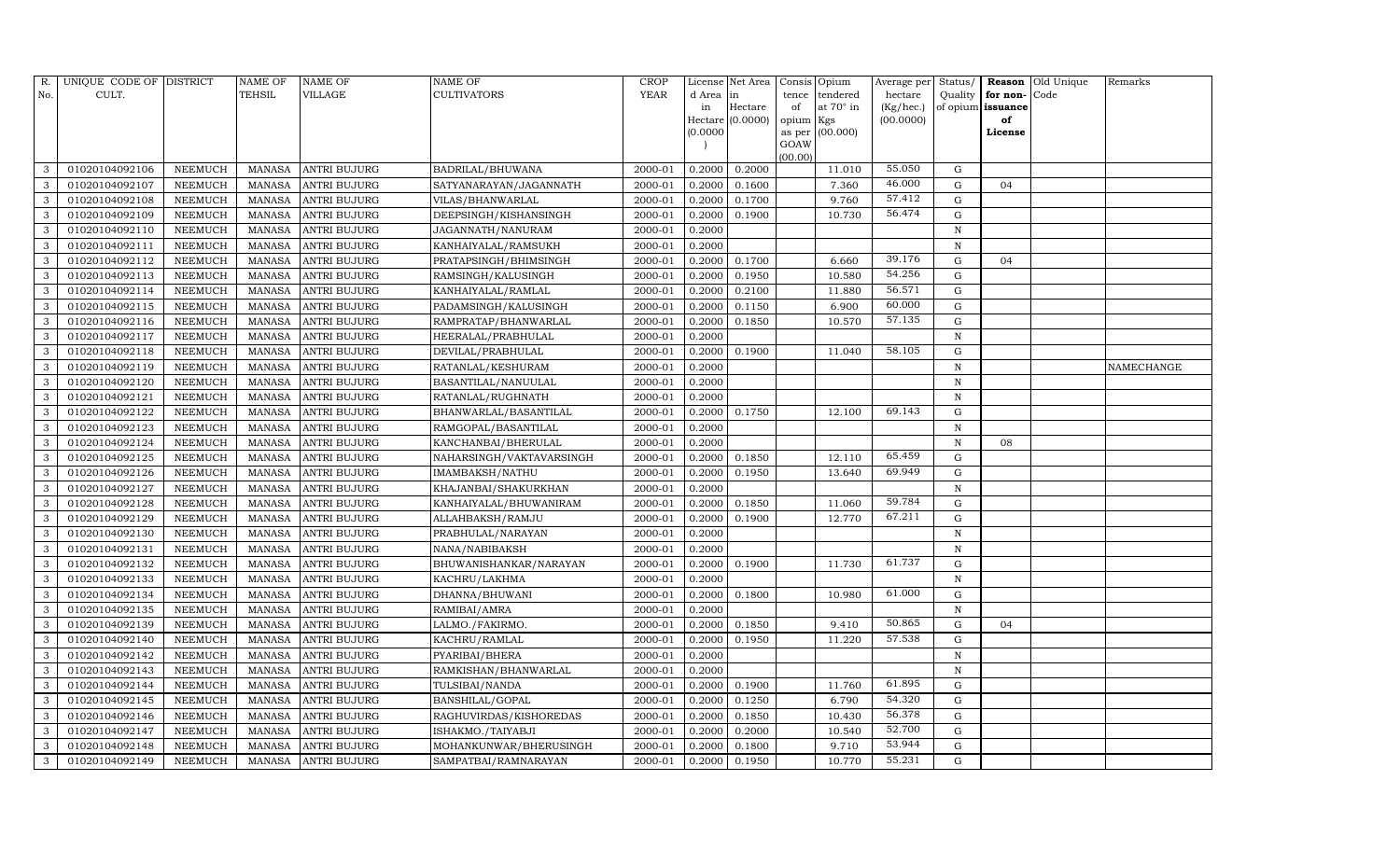| R. No. | UNIQUE CODE OF CULT. | DISTRICT | NAME OF TEHSIL | NAME OF VILLAGE | NAME OF CULTIVATORS | CROP YEAR | License d Area in Hectare (0.0000) | Net Area in Hectare (0.0000) | Consis tence of opium as per GOAW (00.00) | Opium tendered at 70° in Kgs (00.000) | Average per hectare (Kg/hec.) (00.0000) | Status/ Quality of opium | Reason for non- issuance of License | Old Unique Code | Remarks |
|---|---|---|---|---|---|---|---|---|---|---|---|---|---|---|---|
| 3 | 01020104092106 | NEEMUCH | MANASA | ANTRI BUJURG | BADRILAL/BHUWANA | 2000-01 | 0.2000 | 0.2000 | | 11.010 | 55.050 | G | | | |
| 3 | 01020104092107 | NEEMUCH | MANASA | ANTRI BUJURG | SATYANARAYAN/JAGANNATH | 2000-01 | 0.2000 | 0.1600 | | 7.360 | 46.000 | G | 04 | | |
| 3 | 01020104092108 | NEEMUCH | MANASA | ANTRI BUJURG | VILAS/BHANWARLAL | 2000-01 | 0.2000 | 0.1700 | | 9.760 | 57.412 | G | | | |
| 3 | 01020104092109 | NEEMUCH | MANASA | ANTRI BUJURG | DEEPSINGH/KISHANSINGH | 2000-01 | 0.2000 | 0.1900 | | 10.730 | 56.474 | G | | | |
| 3 | 01020104092110 | NEEMUCH | MANASA | ANTRI BUJURG | JAGANNATH/NANURAM | 2000-01 | 0.2000 | | | | | N | | | |
| 3 | 01020104092111 | NEEMUCH | MANASA | ANTRI BUJURG | KANHAIYALAL/RAMSUKH | 2000-01 | 0.2000 | | | | | N | | | |
| 3 | 01020104092112 | NEEMUCH | MANASA | ANTRI BUJURG | PRATAPSINGH/BHIMSINGH | 2000-01 | 0.2000 | 0.1700 | | 6.660 | 39.176 | G | 04 | | |
| 3 | 01020104092113 | NEEMUCH | MANASA | ANTRI BUJURG | RAMSINGH/KALUSINGH | 2000-01 | 0.2000 | 0.1950 | | 10.580 | 54.256 | G | | | |
| 3 | 01020104092114 | NEEMUCH | MANASA | ANTRI BUJURG | KANHAIYALAL/RAMLAL | 2000-01 | 0.2000 | 0.2100 | | 11.880 | 56.571 | G | | | |
| 3 | 01020104092115 | NEEMUCH | MANASA | ANTRI BUJURG | PADAMSINGH/KALUSINGH | 2000-01 | 0.2000 | 0.1150 | | 6.900 | 60.000 | G | | | |
| 3 | 01020104092116 | NEEMUCH | MANASA | ANTRI BUJURG | RAMPRATAP/BHANWARLAL | 2000-01 | 0.2000 | 0.1850 | | 10.570 | 57.135 | G | | | |
| 3 | 01020104092117 | NEEMUCH | MANASA | ANTRI BUJURG | HEERALAL/PRABHULAL | 2000-01 | 0.2000 | | | | | N | | | |
| 3 | 01020104092118 | NEEMUCH | MANASA | ANTRI BUJURG | DEVILAL/PRABHULAL | 2000-01 | 0.2000 | 0.1900 | | 11.040 | 58.105 | G | | | |
| 3 | 01020104092119 | NEEMUCH | MANASA | ANTRI BUJURG | RATANLAL/KESHURAM | 2000-01 | 0.2000 | | | | | N | | | NAMECHANGE |
| 3 | 01020104092120 | NEEMUCH | MANASA | ANTRI BUJURG | BASANTILAL/NANUULAL | 2000-01 | 0.2000 | | | | | N | | | |
| 3 | 01020104092121 | NEEMUCH | MANASA | ANTRI BUJURG | RATANLAL/RUGHNATH | 2000-01 | 0.2000 | | | | | N | | | |
| 3 | 01020104092122 | NEEMUCH | MANASA | ANTRI BUJURG | BHANWARLAL/BASANTILAL | 2000-01 | 0.2000 | 0.1750 | | 12.100 | 69.143 | G | | | |
| 3 | 01020104092123 | NEEMUCH | MANASA | ANTRI BUJURG | RAMGOPAL/BASANTILAL | 2000-01 | 0.2000 | | | | | N | | | |
| 3 | 01020104092124 | NEEMUCH | MANASA | ANTRI BUJURG | KANCHANBAI/BHERULAL | 2000-01 | 0.2000 | | | | | N | 08 | | |
| 3 | 01020104092125 | NEEMUCH | MANASA | ANTRI BUJURG | NAHARSINGH/VAKTAVARSINGH | 2000-01 | 0.2000 | 0.1850 | | 12.110 | 65.459 | G | | | |
| 3 | 01020104092126 | NEEMUCH | MANASA | ANTRI BUJURG | IMAMBAKSH/NATHU | 2000-01 | 0.2000 | 0.1950 | | 13.640 | 69.949 | G | | | |
| 3 | 01020104092127 | NEEMUCH | MANASA | ANTRI BUJURG | KHAJANBAI/SHAKURKHAN | 2000-01 | 0.2000 | | | | | N | | | |
| 3 | 01020104092128 | NEEMUCH | MANASA | ANTRI BUJURG | KANHAIYALAL/BHUWANIRAM | 2000-01 | 0.2000 | 0.1850 | | 11.060 | 59.784 | G | | | |
| 3 | 01020104092129 | NEEMUCH | MANASA | ANTRI BUJURG | ALLAHBAKSH/RAMJU | 2000-01 | 0.2000 | 0.1900 | | 12.770 | 67.211 | G | | | |
| 3 | 01020104092130 | NEEMUCH | MANASA | ANTRI BUJURG | PRABHULAL/NARAYAN | 2000-01 | 0.2000 | | | | | N | | | |
| 3 | 01020104092131 | NEEMUCH | MANASA | ANTRI BUJURG | NANA/NABIBAKSH | 2000-01 | 0.2000 | | | | | N | | | |
| 3 | 01020104092132 | NEEMUCH | MANASA | ANTRI BUJURG | BHUWANISHANKAR/NARAYAN | 2000-01 | 0.2000 | 0.1900 | | 11.730 | 61.737 | G | | | |
| 3 | 01020104092133 | NEEMUCH | MANASA | ANTRI BUJURG | KACHRU/LAKHMA | 2000-01 | 0.2000 | | | | | N | | | |
| 3 | 01020104092134 | NEEMUCH | MANASA | ANTRI BUJURG | DHANNA/BHUWANI | 2000-01 | 0.2000 | 0.1800 | | 10.980 | 61.000 | G | | | |
| 3 | 01020104092135 | NEEMUCH | MANASA | ANTRI BUJURG | RAMIBAI/AMRA | 2000-01 | 0.2000 | | | | | N | | | |
| 3 | 01020104092139 | NEEMUCH | MANASA | ANTRI BUJURG | LALMO./FAKIRMO. | 2000-01 | 0.2000 | 0.1850 | | 9.410 | 50.865 | G | 04 | | |
| 3 | 01020104092140 | NEEMUCH | MANASA | ANTRI BUJURG | KACHRU/RAMLAL | 2000-01 | 0.2000 | 0.1950 | | 11.220 | 57.538 | G | | | |
| 3 | 01020104092142 | NEEMUCH | MANASA | ANTRI BUJURG | PYARIBAI/BHERA | 2000-01 | 0.2000 | | | | | N | | | |
| 3 | 01020104092143 | NEEMUCH | MANASA | ANTRI BUJURG | RAMKISHAN/BHANWARLAL | 2000-01 | 0.2000 | | | | | N | | | |
| 3 | 01020104092144 | NEEMUCH | MANASA | ANTRI BUJURG | TULSIBAI/NANDA | 2000-01 | 0.2000 | 0.1900 | | 11.760 | 61.895 | G | | | |
| 3 | 01020104092145 | NEEMUCH | MANASA | ANTRI BUJURG | BANSHILAL/GOPAL | 2000-01 | 0.2000 | 0.1250 | | 6.790 | 54.320 | G | | | |
| 3 | 01020104092146 | NEEMUCH | MANASA | ANTRI BUJURG | RAGHUVIRDAS/KISHOREDAS | 2000-01 | 0.2000 | 0.1850 | | 10.430 | 56.378 | G | | | |
| 3 | 01020104092147 | NEEMUCH | MANASA | ANTRI BUJURG | ISHAKMO./TAIYABJI | 2000-01 | 0.2000 | 0.2000 | | 10.540 | 52.700 | G | | | |
| 3 | 01020104092148 | NEEMUCH | MANASA | ANTRI BUJURG | MOHANKUNWAR/BHERUSINGH | 2000-01 | 0.2000 | 0.1800 | | 9.710 | 53.944 | G | | | |
| 3 | 01020104092149 | NEEMUCH | MANASA | ANTRI BUJURG | SAMPATBAI/RAMNARAYAN | 2000-01 | 0.2000 | 0.1950 | | 10.770 | 55.231 | G | | | |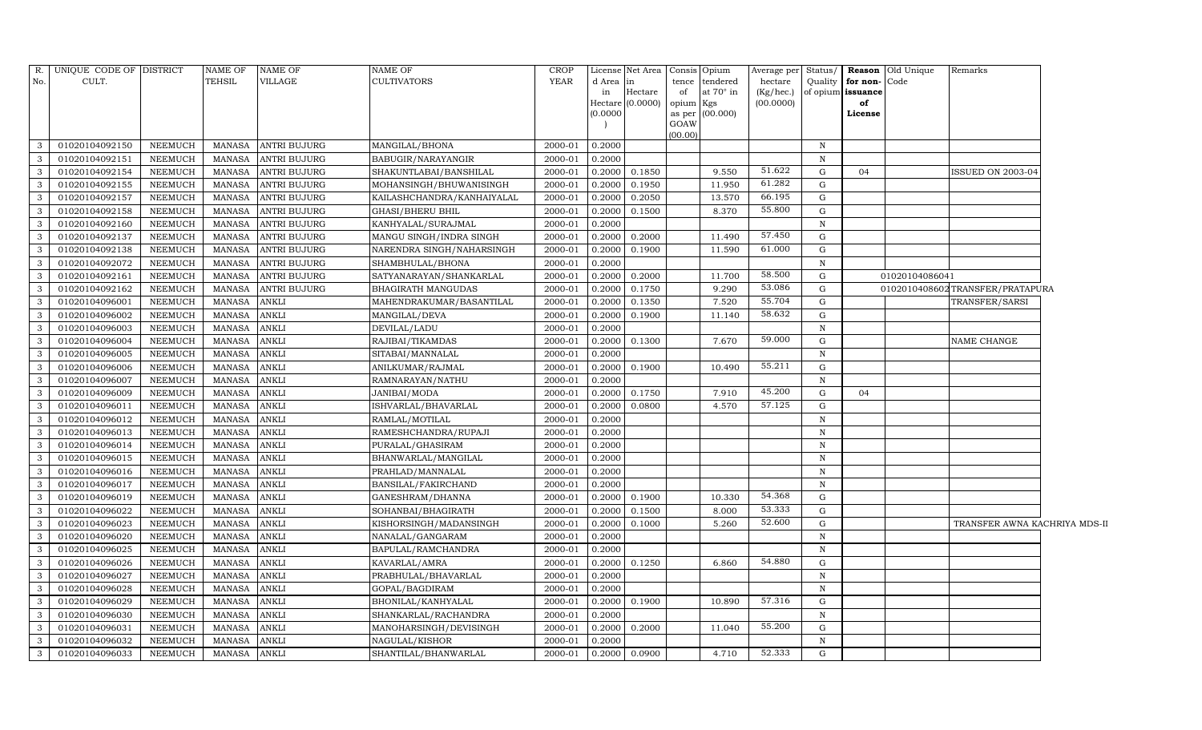| R. No. | UNIQUE CODE OF CULT. | DISTRICT | NAME OF TEHSIL | NAME OF VILLAGE | NAME OF CULTIVATORS | CROP YEAR | License d Area in Hectare (0.0000) | Net Area in Hectare (0.0000) | Consis tence of opium as per GOAW (00.00) | Opium tendered at 70° in Kgs (00.000) | Average per hectare (Kg/hec.) (00.0000) | Status/ Quality of opium | Reason for non- issuance of License | Old Unique Code | Remarks |
|---|---|---|---|---|---|---|---|---|---|---|---|---|---|---|---|
| 3 | 01020104092150 | NEEMUCH | MANASA | ANTRI BUJURG | MANGILAL/BHONA | 2000-01 | 0.2000 | | | | | N | | | |
| 3 | 01020104092151 | NEEMUCH | MANASA | ANTRI BUJURG | BABUGIR/NARAYANGIR | 2000-01 | 0.2000 | | | | | N | | | |
| 3 | 01020104092154 | NEEMUCH | MANASA | ANTRI BUJURG | SHAKUNTLABAI/BANSHILAL | 2000-01 | 0.2000 | 0.1850 | | 9.550 | 51.622 | G | 04 | | ISSUED ON 2003-04 |
| 3 | 01020104092155 | NEEMUCH | MANASA | ANTRI BUJURG | MOHANSINGH/BHUWANISINGH | 2000-01 | 0.2000 | 0.1950 | | 11.950 | 61.282 | G | | | |
| 3 | 01020104092157 | NEEMUCH | MANASA | ANTRI BUJURG | KAILASHCHANDRA/KANHAIYALAL | 2000-01 | 0.2000 | 0.2050 | | 13.570 | 66.195 | G | | | |
| 3 | 01020104092158 | NEEMUCH | MANASA | ANTRI BUJURG | GHASI/BHERU BHIL | 2000-01 | 0.2000 | 0.1500 | | 8.370 | 55.800 | G | | | |
| 3 | 01020104092160 | NEEMUCH | MANASA | ANTRI BUJURG | KANHYALAL/SURAJMAL | 2000-01 | 0.2000 | | | | | N | | | |
| 3 | 01020104092137 | NEEMUCH | MANASA | ANTRI BUJURG | MANGU SINGH/INDRA SINGH | 2000-01 | 0.2000 | 0.2000 | | 11.490 | 57.450 | G | | | |
| 3 | 01020104092138 | NEEMUCH | MANASA | ANTRI BUJURG | NARENDRA SINGH/NAHARSINGH | 2000-01 | 0.2000 | 0.1900 | | 11.590 | 61.000 | G | | | |
| 3 | 01020104092072 | NEEMUCH | MANASA | ANTRI BUJURG | SHAMBHULAL/BHONA | 2000-01 | 0.2000 | | | | | N | | | |
| 3 | 01020104092161 | NEEMUCH | MANASA | ANTRI BUJURG | SATYANARAYAN/SHANKARLAL | 2000-01 | 0.2000 | 0.2000 | | 11.700 | 58.500 | G | | 01020104086041 | |
| 3 | 01020104092162 | NEEMUCH | MANASA | ANTRI BUJURG | BHAGIRATH MANGUDAS | 2000-01 | 0.2000 | 0.1750 | | 9.290 | 53.086 | G | | 01020104086021 | TRANSFER/PRATAPURA |
| 3 | 01020104096001 | NEEMUCH | MANASA | ANKLI | MAHENDRAKUMAR/BASANTILAL | 2000-01 | 0.2000 | 0.1350 | | 7.520 | 55.704 | G | | | TRANSFER/SARSI |
| 3 | 01020104096002 | NEEMUCH | MANASA | ANKLI | MANGILAL/DEVA | 2000-01 | 0.2000 | 0.1900 | | 11.140 | 58.632 | G | | | |
| 3 | 01020104096003 | NEEMUCH | MANASA | ANKLI | DEVILAL/LADU | 2000-01 | 0.2000 | | | | | N | | | |
| 3 | 01020104096004 | NEEMUCH | MANASA | ANKLI | RAJIBAI/TIKAMDAS | 2000-01 | 0.2000 | 0.1300 | | 7.670 | 59.000 | G | | | NAME CHANGE |
| 3 | 01020104096005 | NEEMUCH | MANASA | ANKLI | SITABAI/MANNALAL | 2000-01 | 0.2000 | | | | | N | | | |
| 3 | 01020104096006 | NEEMUCH | MANASA | ANKLI | ANILKUMAR/RAJMAL | 2000-01 | 0.2000 | 0.1900 | | 10.490 | 55.211 | G | | | |
| 3 | 01020104096007 | NEEMUCH | MANASA | ANKLI | RAMNARAYAN/NATHU | 2000-01 | 0.2000 | | | | | N | | | |
| 3 | 01020104096009 | NEEMUCH | MANASA | ANKLI | JANIBAI/MODA | 2000-01 | 0.2000 | 0.1750 | | 7.910 | 45.200 | G | 04 | | |
| 3 | 01020104096011 | NEEMUCH | MANASA | ANKLI | ISHVARLAL/BHAVARLAL | 2000-01 | 0.2000 | 0.0800 | | 4.570 | 57.125 | G | | | |
| 3 | 01020104096012 | NEEMUCH | MANASA | ANKLI | RAMLAL/MOTILAL | 2000-01 | 0.2000 | | | | | N | | | |
| 3 | 01020104096013 | NEEMUCH | MANASA | ANKLI | RAMESHCHANDRA/RUPAJI | 2000-01 | 0.2000 | | | | | N | | | |
| 3 | 01020104096014 | NEEMUCH | MANASA | ANKLI | PURALAL/GHASIRAM | 2000-01 | 0.2000 | | | | | N | | | |
| 3 | 01020104096015 | NEEMUCH | MANASA | ANKLI | BHANWARLAL/MANGILAL | 2000-01 | 0.2000 | | | | | N | | | |
| 3 | 01020104096016 | NEEMUCH | MANASA | ANKLI | PRAHLAD/MANNALAL | 2000-01 | 0.2000 | | | | | N | | | |
| 3 | 01020104096017 | NEEMUCH | MANASA | ANKLI | BANSILAL/FAKIRCHAND | 2000-01 | 0.2000 | | | | | N | | | |
| 3 | 01020104096019 | NEEMUCH | MANASA | ANKLI | GANESHRAM/DHANNA | 2000-01 | 0.2000 | 0.1900 | | 10.330 | 54.368 | G | | | |
| 3 | 01020104096022 | NEEMUCH | MANASA | ANKLI | SOHANBAI/BHAGIRATH | 2000-01 | 0.2000 | 0.1500 | | 8.000 | 53.333 | G | | | |
| 3 | 01020104096023 | NEEMUCH | MANASA | ANKLI | KISHORSINGH/MADANSINGH | 2000-01 | 0.2000 | 0.1000 | | 5.260 | 52.600 | G | | | TRANSFER AWNA KACHRIYA MDS-II |
| 3 | 01020104096020 | NEEMUCH | MANASA | ANKLI | NANALAL/GANGARAM | 2000-01 | 0.2000 | | | | | N | | | |
| 3 | 01020104096025 | NEEMUCH | MANASA | ANKLI | BAPULAL/RAMCHANDRA | 2000-01 | 0.2000 | | | | | N | | | |
| 3 | 01020104096026 | NEEMUCH | MANASA | ANKLI | KAVARLAL/AMRA | 2000-01 | 0.2000 | 0.1250 | | 6.860 | 54.880 | G | | | |
| 3 | 01020104096027 | NEEMUCH | MANASA | ANKLI | PRABHULAL/BHAVARLAL | 2000-01 | 0.2000 | | | | | N | | | |
| 3 | 01020104096028 | NEEMUCH | MANASA | ANKLI | GOPAL/BAGDIRAM | 2000-01 | 0.2000 | | | | | N | | | |
| 3 | 01020104096029 | NEEMUCH | MANASA | ANKLI | BHONILAL/KANHYALAL | 2000-01 | 0.2000 | 0.1900 | | 10.890 | 57.316 | G | | | |
| 3 | 01020104096030 | NEEMUCH | MANASA | ANKLI | SHANKARLAL/RACHANDRA | 2000-01 | 0.2000 | | | | | N | | | |
| 3 | 01020104096031 | NEEMUCH | MANASA | ANKLI | MANOHARSINGH/DEVISINGH | 2000-01 | 0.2000 | 0.2000 | | 11.040 | 55.200 | G | | | |
| 3 | 01020104096032 | NEEMUCH | MANASA | ANKLI | NAGULAL/KISHOR | 2000-01 | 0.2000 | | | | | N | | | |
| 3 | 01020104096033 | NEEMUCH | MANASA | ANKLI | SHANTILAL/BHANWARLAL | 2000-01 | 0.2000 | 0.0900 | | 4.710 | 52.333 | G | | | |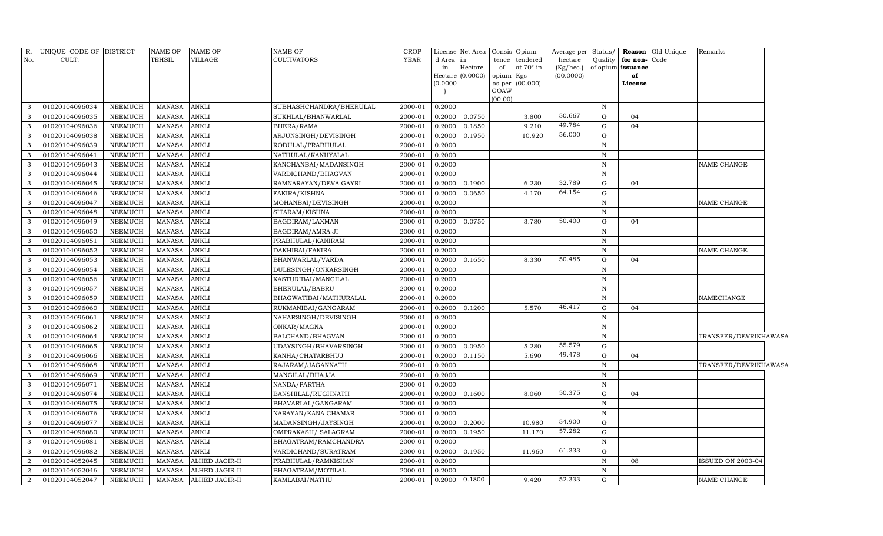| R. No. | UNIQUE CODE OF CULT. | DISTRICT | NAME OF TEHSIL | NAME OF VILLAGE | NAME OF CULTIVATORS | CROP YEAR | License d Area in Hectare (0.0000) | Net Area in Hectare (0.0000) | Consis tence of opium as per GOAW (00.00) | Opium tendered at 70° in Kgs (00.000) | Average per hectare (Kg/hec.) (00.0000) | Status/ Quality of opium | Reason for non-issuance of License | Old Unique Code | Remarks |
|---|---|---|---|---|---|---|---|---|---|---|---|---|---|---|---|
| 3 | 01020104096034 | NEEMUCH | MANASA | ANKLI | SUBHASHCHANDRA/BHERULAL | 2000-01 | 0.2000 | | | | | N | | | |
| 3 | 01020104096035 | NEEMUCH | MANASA | ANKLI | SUKHLAL/BHANWARLAL | 2000-01 | 0.2000 | 0.0750 | | 3.800 | 50.667 | G | 04 | | |
| 3 | 01020104096036 | NEEMUCH | MANASA | ANKLI | BHERA/RAMA | 2000-01 | 0.2000 | 0.1850 | | 9.210 | 49.784 | G | 04 | | |
| 3 | 01020104096038 | NEEMUCH | MANASA | ANKLI | ARJUNSINGH/DEVISINGH | 2000-01 | 0.2000 | 0.1950 | | 10.920 | 56.000 | G | | | |
| 3 | 01020104096039 | NEEMUCH | MANASA | ANKLI | RODULAL/PRABHULAL | 2000-01 | 0.2000 | | | | | N | | | |
| 3 | 01020104096041 | NEEMUCH | MANASA | ANKLI | NATHULAL/KANHYALAL | 2000-01 | 0.2000 | | | | | N | | | |
| 3 | 01020104096043 | NEEMUCH | MANASA | ANKLI | KANCHANBAI/MADANSINGH | 2000-01 | 0.2000 | | | | | N | | | NAME CHANGE |
| 3 | 01020104096044 | NEEMUCH | MANASA | ANKLI | VARDICHAND/BHAGVAN | 2000-01 | 0.2000 | | | | | N | | | |
| 3 | 01020104096045 | NEEMUCH | MANASA | ANKLI | RAMNARAYAN/DEVA GAYRI | 2000-01 | 0.2000 | 0.1900 | | 6.230 | 32.789 | G | 04 | | |
| 3 | 01020104096046 | NEEMUCH | MANASA | ANKLI | FAKIRA/KISHNA | 2000-01 | 0.2000 | 0.0650 | | 4.170 | 64.154 | G | | | |
| 3 | 01020104096047 | NEEMUCH | MANASA | ANKLI | MOHANBAI/DEVISINGH | 2000-01 | 0.2000 | | | | | N | | | NAME CHANGE |
| 3 | 01020104096048 | NEEMUCH | MANASA | ANKLI | SITARAM/KISHNA | 2000-01 | 0.2000 | | | | | N | | | |
| 3 | 01020104096049 | NEEMUCH | MANASA | ANKLI | BAGDIRAM/LAXMAN | 2000-01 | 0.2000 | 0.0750 | | 3.780 | 50.400 | G | 04 | | |
| 3 | 01020104096050 | NEEMUCH | MANASA | ANKLI | BAGDIRAM/AMRA JI | 2000-01 | 0.2000 | | | | | N | | | |
| 3 | 01020104096051 | NEEMUCH | MANASA | ANKLI | PRABHULAL/KANIRAM | 2000-01 | 0.2000 | | | | | N | | | |
| 3 | 01020104096052 | NEEMUCH | MANASA | ANKLI | DAKHIBAI/FAKIRA | 2000-01 | 0.2000 | | | | | N | | | NAME CHANGE |
| 3 | 01020104096053 | NEEMUCH | MANASA | ANKLI | BHANWARLAL/VARDA | 2000-01 | 0.2000 | 0.1650 | | 8.330 | 50.485 | G | 04 | | |
| 3 | 01020104096054 | NEEMUCH | MANASA | ANKLI | DULESINGH/ONKARSINGH | 2000-01 | 0.2000 | | | | | N | | | |
| 3 | 01020104096056 | NEEMUCH | MANASA | ANKLI | KASTURIBAI/MANGILAL | 2000-01 | 0.2000 | | | | | N | | | |
| 3 | 01020104096057 | NEEMUCH | MANASA | ANKLI | BHERULAL/BABRU | 2000-01 | 0.2000 | | | | | N | | | |
| 3 | 01020104096059 | NEEMUCH | MANASA | ANKLI | BHAGWATIBAI/MATHURALAL | 2000-01 | 0.2000 | | | | | N | | | NAMECHANGE |
| 3 | 01020104096060 | NEEMUCH | MANASA | ANKLI | RUKMANIBAI/GANGARAM | 2000-01 | 0.2000 | 0.1200 | | 5.570 | 46.417 | G | 04 | | |
| 3 | 01020104096061 | NEEMUCH | MANASA | ANKLI | NAHARSINGH/DEVISINGH | 2000-01 | 0.2000 | | | | | N | | | |
| 3 | 01020104096062 | NEEMUCH | MANASA | ANKLI | ONKAR/MAGNA | 2000-01 | 0.2000 | | | | | N | | | |
| 3 | 01020104096064 | NEEMUCH | MANASA | ANKLI | BALCHAND/BHAGVAN | 2000-01 | 0.2000 | | | | | N | | | TRANSFER/DEVRIKHAWASA |
| 3 | 01020104096065 | NEEMUCH | MANASA | ANKLI | UDAYSINGH/BHAVARSINGH | 2000-01 | 0.2000 | 0.0950 | | 5.280 | 55.579 | G | | | |
| 3 | 01020104096066 | NEEMUCH | MANASA | ANKLI | KANHA/CHATARBHUJ | 2000-01 | 0.2000 | 0.1150 | | 5.690 | 49.478 | G | 04 | | |
| 3 | 01020104096068 | NEEMUCH | MANASA | ANKLI | RAJARAM/JAGANNATH | 2000-01 | 0.2000 | | | | | N | | | TRANSFER/DEVRIKHAWASA |
| 3 | 01020104096069 | NEEMUCH | MANASA | ANKLI | MANGILAL/BHAJJA | 2000-01 | 0.2000 | | | | | N | | | |
| 3 | 01020104096071 | NEEMUCH | MANASA | ANKLI | NANDA/PARTHA | 2000-01 | 0.2000 | | | | | N | | | |
| 3 | 01020104096074 | NEEMUCH | MANASA | ANKLI | BANSHILAL/RUGHNATH | 2000-01 | 0.2000 | 0.1600 | | 8.060 | 50.375 | G | 04 | | |
| 3 | 01020104096075 | NEEMUCH | MANASA | ANKLI | BHAVARLAL/GANGARAM | 2000-01 | 0.2000 | | | | | N | | | |
| 3 | 01020104096076 | NEEMUCH | MANASA | ANKLI | NARAYAN/KANA CHAMAR | 2000-01 | 0.2000 | | | | | N | | | |
| 3 | 01020104096077 | NEEMUCH | MANASA | ANKLI | MADANSINGH/JAYSINGH | 2000-01 | 0.2000 | 0.2000 | | 10.980 | 54.900 | G | | | |
| 3 | 01020104096080 | NEEMUCH | MANASA | ANKLI | OMPRAKASH/ SALAGRAM | 2000-01 | 0.2000 | 0.1950 | | 11.170 | 57.282 | G | | | |
| 3 | 01020104096081 | NEEMUCH | MANASA | ANKLI | BHAGATRAM/RAMCHANDRA | 2000-01 | 0.2000 | | | | | N | | | |
| 3 | 01020104096082 | NEEMUCH | MANASA | ANKLI | VARDICHAND/SURATRAM | 2000-01 | 0.2000 | 0.1950 | | 11.960 | 61.333 | G | | | |
| 2 | 01020104052045 | NEEMUCH | MANASA | ALHED JAGIR-II | PRABHULAL/RAMKISHAN | 2000-01 | 0.2000 | | | | | N | 08 | | ISSUED ON 2003-04 |
| 2 | 01020104052046 | NEEMUCH | MANASA | ALHED JAGIR-II | BHAGATRAM/MOTILAL | 2000-01 | 0.2000 | | | | | N | | | |
| 2 | 01020104052047 | NEEMUCH | MANASA | ALHED JAGIR-II | KAMLABAI/NATHU | 2000-01 | 0.2000 | 0.1800 | | 9.420 | 52.333 | G | | | NAME CHANGE |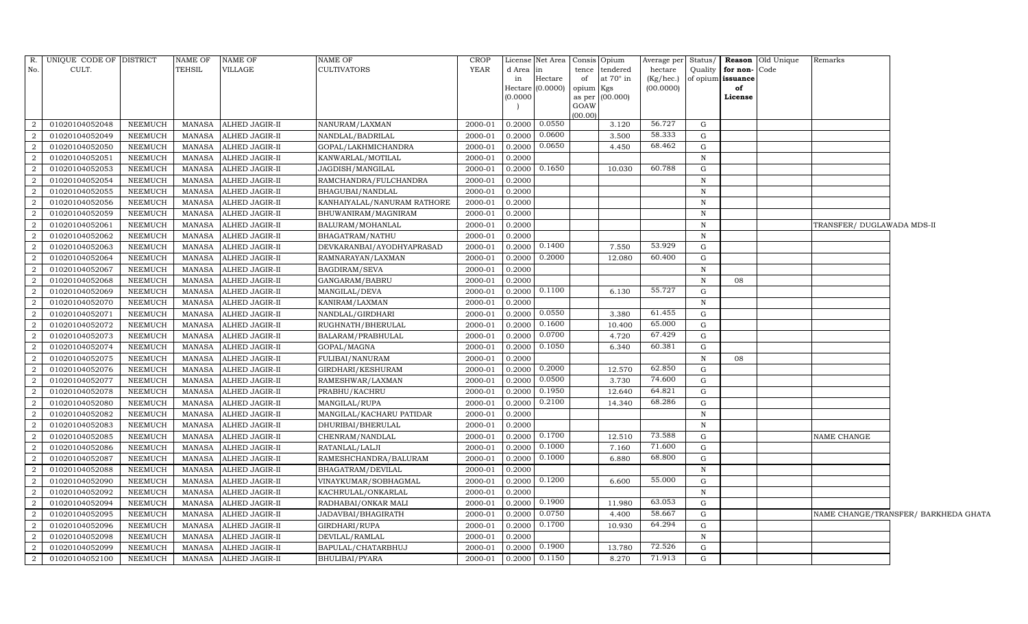| R. No. | UNIQUE CODE OF CULT. | DISTRICT | NAME OF TEHSIL | NAME OF VILLAGE | NAME OF CULTIVATORS | CROP YEAR | License d Area in Hectare (0.0000) | Net Area in Hectare (0.0000) | Consis tence of opium as per GOAW (00.00) | Opium tendered at 70° in Kgs (00.000) | Average per hectare (Kg/hec.) (00.0000) | Status/ Quality of opium | Reason for non-issuance of License | Old Unique Code | Remarks |
|---|---|---|---|---|---|---|---|---|---|---|---|---|---|---|---|
| 2 | 01020104052048 | NEEMUCH | MANASA | ALHED JAGIR-II | NANURAM/LAXMAN | 2000-01 | 0.2000 | 0.0550 | | 3.120 | 56.727 | G | | | |
| 2 | 01020104052049 | NEEMUCH | MANASA | ALHED JAGIR-II | NANDLAL/BADRILAL | 2000-01 | 0.2000 | 0.0600 | | 3.500 | 58.333 | G | | | |
| 2 | 01020104052050 | NEEMUCH | MANASA | ALHED JAGIR-II | GOPAL/LAKHMICHANDRA | 2000-01 | 0.2000 | 0.0650 | | 4.450 | 68.462 | G | | | |
| 2 | 01020104052051 | NEEMUCH | MANASA | ALHED JAGIR-II | KANWARLAL/MOTILAL | 2000-01 | 0.2000 | | | | | N | | | |
| 2 | 01020104052053 | NEEMUCH | MANASA | ALHED JAGIR-II | JAGDISH/MANGILAL | 2000-01 | 0.2000 | 0.1650 | | 10.030 | 60.788 | G | | | |
| 2 | 01020104052054 | NEEMUCH | MANASA | ALHED JAGIR-II | RAMCHANDRA/FULCHANDRA | 2000-01 | 0.2000 | | | | | N | | | |
| 2 | 01020104052055 | NEEMUCH | MANASA | ALHED JAGIR-II | BHAGUBAI/NANDLAL | 2000-01 | 0.2000 | | | | | N | | | |
| 2 | 01020104052056 | NEEMUCH | MANASA | ALHED JAGIR-II | KANHAIYALAL/NANURAM RATHORE | 2000-01 | 0.2000 | | | | | N | | | |
| 2 | 01020104052059 | NEEMUCH | MANASA | ALHED JAGIR-II | BHUWANIRAM/MAGNIRAM | 2000-01 | 0.2000 | | | | | N | | | |
| 2 | 01020104052061 | NEEMUCH | MANASA | ALHED JAGIR-II | BALURAM/MOHANLAL | 2000-01 | 0.2000 | | | | | N | | | TRANSFER/ DUGLAWADA MDS-II |
| 2 | 01020104052062 | NEEMUCH | MANASA | ALHED JAGIR-II | BHAGATRAM/NATHU | 2000-01 | 0.2000 | | | | | N | | | |
| 2 | 01020104052063 | NEEMUCH | MANASA | ALHED JAGIR-II | DEVKARANBAI/AYODHYAPRASAD | 2000-01 | 0.2000 | 0.1400 | | 7.550 | 53.929 | G | | | |
| 2 | 01020104052064 | NEEMUCH | MANASA | ALHED JAGIR-II | RAMNARAYAN/LAXMAN | 2000-01 | 0.2000 | 0.2000 | | 12.080 | 60.400 | G | | | |
| 2 | 01020104052067 | NEEMUCH | MANASA | ALHED JAGIR-II | BAGDIRAM/SEVA | 2000-01 | 0.2000 | | | | | N | | | |
| 2 | 01020104052068 | NEEMUCH | MANASA | ALHED JAGIR-II | GANGARAM/BABRU | 2000-01 | 0.2000 | | | | | N | 08 | | |
| 2 | 01020104052069 | NEEMUCH | MANASA | ALHED JAGIR-II | MANGILAL/DEVA | 2000-01 | 0.2000 | 0.1100 | | 6.130 | 55.727 | G | | | |
| 2 | 01020104052070 | NEEMUCH | MANASA | ALHED JAGIR-II | KANIRAM/LAXMAN | 2000-01 | 0.2000 | | | | | N | | | |
| 2 | 01020104052071 | NEEMUCH | MANASA | ALHED JAGIR-II | NANDLAL/GIRDHARI | 2000-01 | 0.2000 | 0.0550 | | 3.380 | 61.455 | G | | | |
| 2 | 01020104052072 | NEEMUCH | MANASA | ALHED JAGIR-II | RUGHNATH/BHERULAL | 2000-01 | 0.2000 | 0.1600 | | 10.400 | 65.000 | G | | | |
| 2 | 01020104052073 | NEEMUCH | MANASA | ALHED JAGIR-II | BALARAM/PRABHULAL | 2000-01 | 0.2000 | 0.0700 | | 4.720 | 67.429 | G | | | |
| 2 | 01020104052074 | NEEMUCH | MANASA | ALHED JAGIR-II | GOPAL/MAGNA | 2000-01 | 0.2000 | 0.1050 | | 6.340 | 60.381 | G | | | |
| 2 | 01020104052075 | NEEMUCH | MANASA | ALHED JAGIR-II | FULIBAI/NANURAM | 2000-01 | 0.2000 | | | | | N | 08 | | |
| 2 | 01020104052076 | NEEMUCH | MANASA | ALHED JAGIR-II | GIRDHARI/KESHURAM | 2000-01 | 0.2000 | 0.2000 | | 12.570 | 62.850 | G | | | |
| 2 | 01020104052077 | NEEMUCH | MANASA | ALHED JAGIR-II | RAMESHWAR/LAXMAN | 2000-01 | 0.2000 | 0.0500 | | 3.730 | 74.600 | G | | | |
| 2 | 01020104052078 | NEEMUCH | MANASA | ALHED JAGIR-II | PRABHU/KACHRU | 2000-01 | 0.2000 | 0.1950 | | 12.640 | 64.821 | G | | | |
| 2 | 01020104052080 | NEEMUCH | MANASA | ALHED JAGIR-II | MANGILAL/RUPA | 2000-01 | 0.2000 | 0.2100 | | 14.340 | 68.286 | G | | | |
| 2 | 01020104052082 | NEEMUCH | MANASA | ALHED JAGIR-II | MANGILAL/KACHARU PATIDAR | 2000-01 | 0.2000 | | | | | N | | | |
| 2 | 01020104052083 | NEEMUCH | MANASA | ALHED JAGIR-II | DHURIBAI/BHERULAL | 2000-01 | 0.2000 | | | | | N | | | |
| 2 | 01020104052085 | NEEMUCH | MANASA | ALHED JAGIR-II | CHENRAM/NANDLAL | 2000-01 | 0.2000 | 0.1700 | | 12.510 | 73.588 | G | | | NAME CHANGE |
| 2 | 01020104052086 | NEEMUCH | MANASA | ALHED JAGIR-II | RATANLAL/LALJI | 2000-01 | 0.2000 | 0.1000 | | 7.160 | 71.600 | G | | | |
| 2 | 01020104052087 | NEEMUCH | MANASA | ALHED JAGIR-II | RAMESHCHANDRA/BALURAM | 2000-01 | 0.2000 | 0.1000 | | 6.880 | 68.800 | G | | | |
| 2 | 01020104052088 | NEEMUCH | MANASA | ALHED JAGIR-II | BHAGATRAM/DEVILAL | 2000-01 | 0.2000 | | | | | N | | | |
| 2 | 01020104052090 | NEEMUCH | MANASA | ALHED JAGIR-II | VINAYKUMAR/SOBHAGMAL | 2000-01 | 0.2000 | 0.1200 | | 6.600 | 55.000 | G | | | |
| 2 | 01020104052092 | NEEMUCH | MANASA | ALHED JAGIR-II | KACHRULAL/ONKARLAL | 2000-01 | 0.2000 | | | | | N | | | |
| 2 | 01020104052094 | NEEMUCH | MANASA | ALHED JAGIR-II | RADHABAI/ONKAR MALI | 2000-01 | 0.2000 | 0.1900 | | 11.980 | 63.053 | G | | | |
| 2 | 01020104052095 | NEEMUCH | MANASA | ALHED JAGIR-II | JADAVBAI/BHAGIRATH | 2000-01 | 0.2000 | 0.0750 | | 4.400 | 58.667 | G | | | NAME CHANGE/TRANSFER/ BARKHEDA GHATA |
| 2 | 01020104052096 | NEEMUCH | MANASA | ALHED JAGIR-II | GIRDHARI/RUPA | 2000-01 | 0.2000 | 0.1700 | | 10.930 | 64.294 | G | | | |
| 2 | 01020104052098 | NEEMUCH | MANASA | ALHED JAGIR-II | DEVILAL/RAMLAL | 2000-01 | 0.2000 | | | | | N | | | |
| 2 | 01020104052099 | NEEMUCH | MANASA | ALHED JAGIR-II | BAPULAL/CHATARBHUJ | 2000-01 | 0.2000 | 0.1900 | | 13.780 | 72.526 | G | | | |
| 2 | 01020104052100 | NEEMUCH | MANASA | ALHED JAGIR-II | BHULIBAI/PYARA | 2000-01 | 0.2000 | 0.1150 | | 8.270 | 71.913 | G | | | |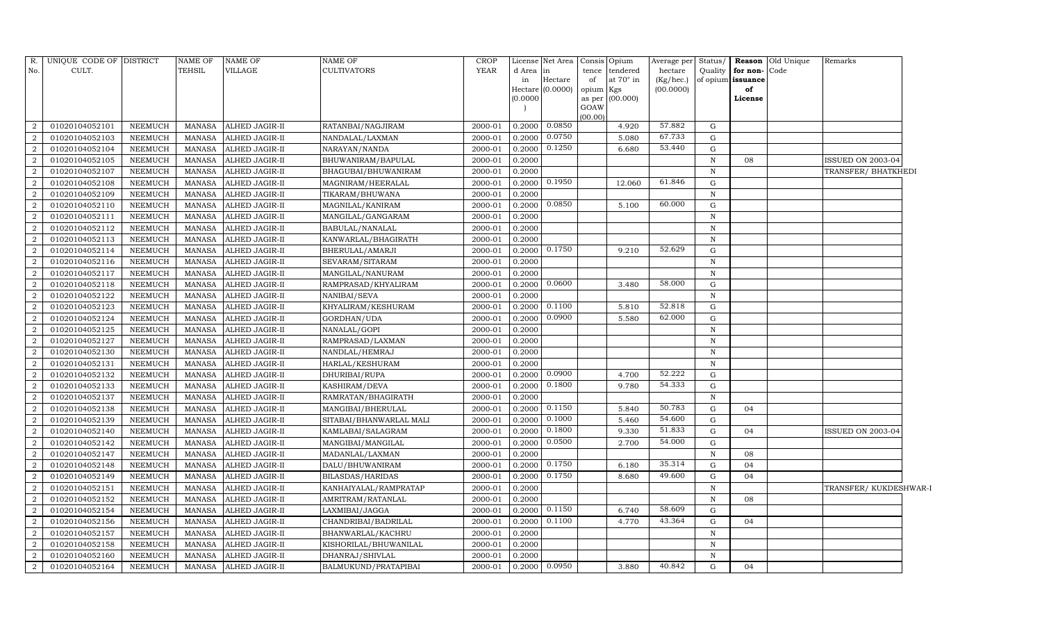| R. No. | UNIQUE CODE OF CULT. | DISTRICT | NAME OF TEHSIL | NAME OF VILLAGE | NAME OF CULTIVATORS | CROP YEAR | License d Area in Hectare (0.0000) | Net Area in Hectare (0.0000) | Consis tence of opium as per GOAW (00.00) | Opium tendered at 70° in Kgs (00.000) | Average per hectare (Kg/hec.) (00.0000) | Status/ Quality of opium | Reason for non-issuance of License | Old Unique Code | Remarks |
|---|---|---|---|---|---|---|---|---|---|---|---|---|---|---|---|
| 2 | 01020104052101 | NEEMUCH | MANASA | ALHED JAGIR-II | RATANBAI/NAGJIRAM | 2000-01 | 0.2000 | 0.0850 | | 4.920 | 57.882 | G | | | |
| 2 | 01020104052103 | NEEMUCH | MANASA | ALHED JAGIR-II | NANDALAL/LAXMAN | 2000-01 | 0.2000 | 0.0750 | | 5.080 | 67.733 | G | | | |
| 2 | 01020104052104 | NEEMUCH | MANASA | ALHED JAGIR-II | NARAYAN/NANDA | 2000-01 | 0.2000 | 0.1250 | | 6.680 | 53.440 | G | | | |
| 2 | 01020104052105 | NEEMUCH | MANASA | ALHED JAGIR-II | BHUWANIRAM/BAPULAL | 2000-01 | 0.2000 | | | | | N | 08 | | ISSUED ON 2003-04 |
| 2 | 01020104052107 | NEEMUCH | MANASA | ALHED JAGIR-II | BHAGUBAI/BHUWANIRAM | 2000-01 | 0.2000 | | | | | N | | | TRANSFER/ BHATKHEDI |
| 2 | 01020104052108 | NEEMUCH | MANASA | ALHED JAGIR-II | MAGNIRAM/HEERALAL | 2000-01 | 0.2000 | 0.1950 | | 12.060 | 61.846 | G | | | |
| 2 | 01020104052109 | NEEMUCH | MANASA | ALHED JAGIR-II | TIKARAM/BHUWANA | 2000-01 | 0.2000 | | | | | N | | | |
| 2 | 01020104052110 | NEEMUCH | MANASA | ALHED JAGIR-II | MAGNILAL/KANIRAM | 2000-01 | 0.2000 | 0.0850 | | 5.100 | 60.000 | G | | | |
| 2 | 01020104052111 | NEEMUCH | MANASA | ALHED JAGIR-II | MANGILAL/GANGARAM | 2000-01 | 0.2000 | | | | | N | | | |
| 2 | 01020104052112 | NEEMUCH | MANASA | ALHED JAGIR-II | BABULAL/NANALAL | 2000-01 | 0.2000 | | | | | N | | | |
| 2 | 01020104052113 | NEEMUCH | MANASA | ALHED JAGIR-II | KANWARLAL/BHAGIRATH | 2000-01 | 0.2000 | | | | | N | | | |
| 2 | 01020104052114 | NEEMUCH | MANASA | ALHED JAGIR-II | BHERULAL/AMARJI | 2000-01 | 0.2000 | 0.1750 | | 9.210 | 52.629 | G | | | |
| 2 | 01020104052116 | NEEMUCH | MANASA | ALHED JAGIR-II | SEVARAM/SITARAM | 2000-01 | 0.2000 | | | | | N | | | |
| 2 | 01020104052117 | NEEMUCH | MANASA | ALHED JAGIR-II | MANGILAL/NANURAM | 2000-01 | 0.2000 | | | | | N | | | |
| 2 | 01020104052118 | NEEMUCH | MANASA | ALHED JAGIR-II | RAMPRASAD/KHYALIRAM | 2000-01 | 0.2000 | 0.0600 | | 3.480 | 58.000 | G | | | |
| 2 | 01020104052122 | NEEMUCH | MANASA | ALHED JAGIR-II | NANIBAI/SEVA | 2000-01 | 0.2000 | | | | | N | | | |
| 2 | 01020104052123 | NEEMUCH | MANASA | ALHED JAGIR-II | KHYALIRAM/KESHURAM | 2000-01 | 0.2000 | 0.1100 | | 5.810 | 52.818 | G | | | |
| 2 | 01020104052124 | NEEMUCH | MANASA | ALHED JAGIR-II | GORDHAN/UDA | 2000-01 | 0.2000 | 0.0900 | | 5.580 | 62.000 | G | | | |
| 2 | 01020104052125 | NEEMUCH | MANASA | ALHED JAGIR-II | NANALAL/GOPI | 2000-01 | 0.2000 | | | | | N | | | |
| 2 | 01020104052127 | NEEMUCH | MANASA | ALHED JAGIR-II | RAMPRASAD/LAXMAN | 2000-01 | 0.2000 | | | | | N | | | |
| 2 | 01020104052130 | NEEMUCH | MANASA | ALHED JAGIR-II | NANDLAL/HEMRAJ | 2000-01 | 0.2000 | | | | | N | | | |
| 2 | 01020104052131 | NEEMUCH | MANASA | ALHED JAGIR-II | HARLAL/KESHURAM | 2000-01 | 0.2000 | | | | | N | | | |
| 2 | 01020104052132 | NEEMUCH | MANASA | ALHED JAGIR-II | DHURIBAI/RUPA | 2000-01 | 0.2000 | 0.0900 | | 4.700 | 52.222 | G | | | |
| 2 | 01020104052133 | NEEMUCH | MANASA | ALHED JAGIR-II | KASHIRAM/DEVA | 2000-01 | 0.2000 | 0.1800 | | 9.780 | 54.333 | G | | | |
| 2 | 01020104052137 | NEEMUCH | MANASA | ALHED JAGIR-II | RAMRATAN/BHAGIRATH | 2000-01 | 0.2000 | | | | | N | | | |
| 2 | 01020104052138 | NEEMUCH | MANASA | ALHED JAGIR-II | MANGIBAI/BHERULAL | 2000-01 | 0.2000 | 0.1150 | | 5.840 | 50.783 | G | 04 | | |
| 2 | 01020104052139 | NEEMUCH | MANASA | ALHED JAGIR-II | SITABAI/BHANWARLAL MALI | 2000-01 | 0.2000 | 0.1000 | | 5.460 | 54.600 | G | | | |
| 2 | 01020104052140 | NEEMUCH | MANASA | ALHED JAGIR-II | KAMLABAI/SALAGRAM | 2000-01 | 0.2000 | 0.1800 | | 9.330 | 51.833 | G | 04 | | ISSUED ON 2003-04 |
| 2 | 01020104052142 | NEEMUCH | MANASA | ALHED JAGIR-II | MANGIBAI/MANGILAL | 2000-01 | 0.2000 | 0.0500 | | 2.700 | 54.000 | G | | | |
| 2 | 01020104052147 | NEEMUCH | MANASA | ALHED JAGIR-II | MADANLAL/LAXMAN | 2000-01 | 0.2000 | | | | | N | 08 | | |
| 2 | 01020104052148 | NEEMUCH | MANASA | ALHED JAGIR-II | DALU/BHUWANIRAM | 2000-01 | 0.2000 | 0.1750 | | 6.180 | 35.314 | G | 04 | | |
| 2 | 01020104052149 | NEEMUCH | MANASA | ALHED JAGIR-II | BILASDAS/HARIDAS | 2000-01 | 0.2000 | 0.1750 | | 8.680 | 49.600 | G | 04 | | |
| 2 | 01020104052151 | NEEMUCH | MANASA | ALHED JAGIR-II | KANHAIYALAL/RAMPRATAP | 2000-01 | 0.2000 | | | | | N | | | TRANSFER/ KUKDESHWAR-I |
| 2 | 01020104052152 | NEEMUCH | MANASA | ALHED JAGIR-II | AMRITRAM/RATANLAL | 2000-01 | 0.2000 | | | | | N | 08 | | |
| 2 | 01020104052154 | NEEMUCH | MANASA | ALHED JAGIR-II | LAXMIBAI/JAGGA | 2000-01 | 0.2000 | 0.1150 | | 6.740 | 58.609 | G | | | |
| 2 | 01020104052156 | NEEMUCH | MANASA | ALHED JAGIR-II | CHANDRIBAI/BADRILAL | 2000-01 | 0.2000 | 0.1100 | | 4.770 | 43.364 | G | 04 | | |
| 2 | 01020104052157 | NEEMUCH | MANASA | ALHED JAGIR-II | BHANWARLAL/KACHRU | 2000-01 | 0.2000 | | | | | N | | | |
| 2 | 01020104052158 | NEEMUCH | MANASA | ALHED JAGIR-II | KISHORILAL/BHUWANILAL | 2000-01 | 0.2000 | | | | | N | | | |
| 2 | 01020104052160 | NEEMUCH | MANASA | ALHED JAGIR-II | DHANRAJ/SHIVLAL | 2000-01 | 0.2000 | | | | | N | | | |
| 2 | 01020104052164 | NEEMUCH | MANASA | ALHED JAGIR-II | BALMUKUND/PRATAPIBAI | 2000-01 | 0.2000 | 0.0950 | | 3.880 | 40.842 | G | 04 | | |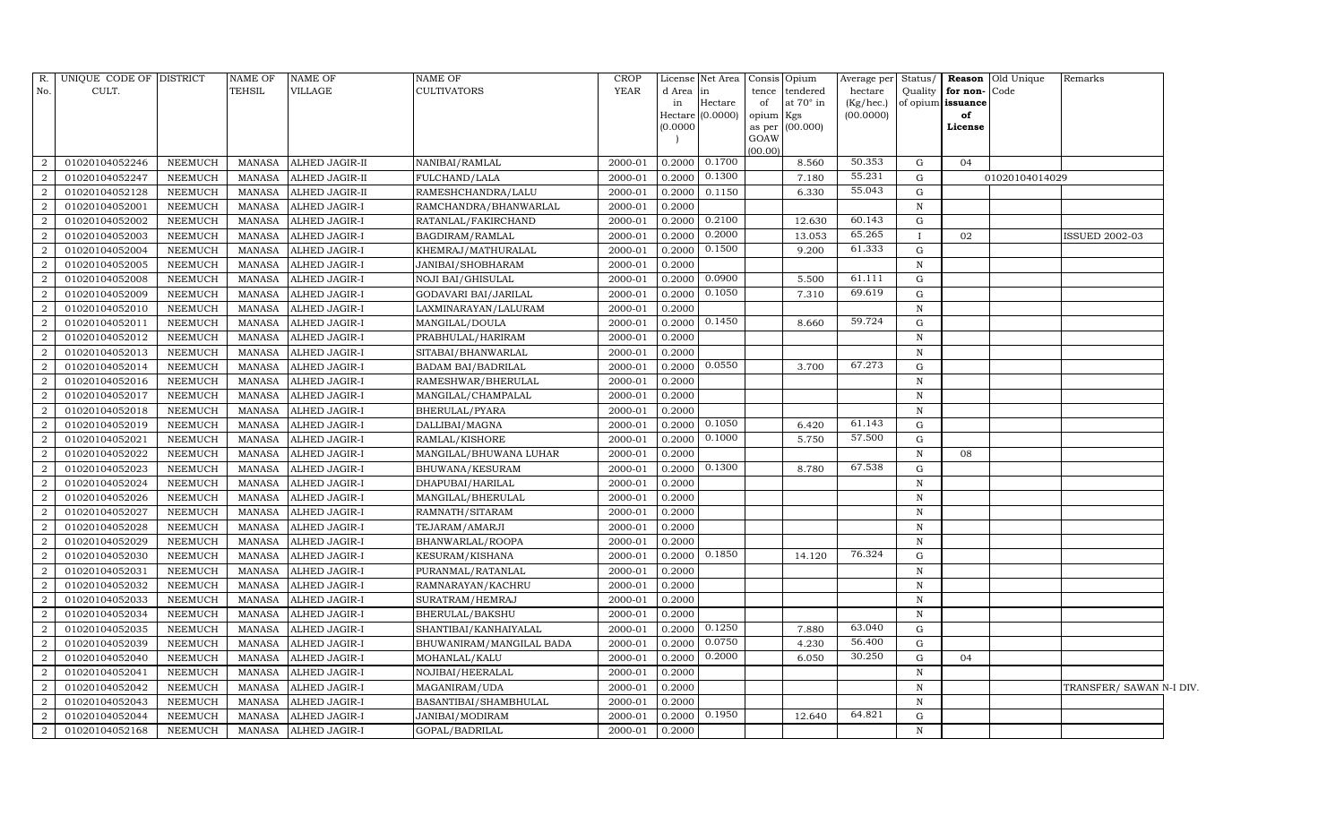| R. No. | UNIQUE CODE OF CULT. | DISTRICT | NAME OF TEHSIL | NAME OF VILLAGE | NAME OF CULTIVATORS | CROP YEAR | License d Area in Hectare (0.0000) | Net Area in Hectare (0.0000) | Consis tence of opium as per GOAW (00.00) | Opium tendered at 70° in Kgs (00.000) | Average per hectare (Kg/hec.) (00.0000) | Status/ Quality of opium | Reason for non-issuance of License | Old Unique Code | Remarks |
|---|---|---|---|---|---|---|---|---|---|---|---|---|---|---|---|
| 2 | 01020104052246 | NEEMUCH | MANASA | ALHED JAGIR-II | NANIBAI/RAMLAL | 2000-01 | 0.2000 | 0.1700 | | 8.560 | 50.353 | G | 04 | | |
| 2 | 01020104052247 | NEEMUCH | MANASA | ALHED JAGIR-II | FULCHAND/LALA | 2000-01 | 0.2000 | 0.1300 | | 7.180 | 55.231 | G | | 01020104014029 | |
| 2 | 01020104052128 | NEEMUCH | MANASA | ALHED JAGIR-II | RAMESHCHANDRA/LALU | 2000-01 | 0.2000 | 0.1150 | | 6.330 | 55.043 | G | | | |
| 2 | 01020104052001 | NEEMUCH | MANASA | ALHED JAGIR-I | RAMCHANDRA/BHANWARLAL | 2000-01 | 0.2000 | | | | | N | | | |
| 2 | 01020104052002 | NEEMUCH | MANASA | ALHED JAGIR-I | RATANLAL/FAKIRCHAND | 2000-01 | 0.2000 | 0.2100 | | 12.630 | 60.143 | G | | | |
| 2 | 01020104052003 | NEEMUCH | MANASA | ALHED JAGIR-I | BAGDIRAM/RAMLAL | 2000-01 | 0.2000 | 0.2000 | | 13.053 | 65.265 | I | 02 | | ISSUED 2002-03 |
| 2 | 01020104052004 | NEEMUCH | MANASA | ALHED JAGIR-I | KHEMRAJ/MATHURALAL | 2000-01 | 0.2000 | 0.1500 | | 9.200 | 61.333 | G | | | |
| 2 | 01020104052005 | NEEMUCH | MANASA | ALHED JAGIR-I | JANIBAI/SHOBHARAM | 2000-01 | 0.2000 | | | | | N | | | |
| 2 | 01020104052008 | NEEMUCH | MANASA | ALHED JAGIR-I | NOJI BAI/GHISULAL | 2000-01 | 0.2000 | 0.0900 | | 5.500 | 61.111 | G | | | |
| 2 | 01020104052009 | NEEMUCH | MANASA | ALHED JAGIR-I | GODAVARI BAI/JARILAL | 2000-01 | 0.2000 | 0.1050 | | 7.310 | 69.619 | G | | | |
| 2 | 01020104052010 | NEEMUCH | MANASA | ALHED JAGIR-I | LAXMINARAYAN/LALURAM | 2000-01 | 0.2000 | | | | | N | | | |
| 2 | 01020104052011 | NEEMUCH | MANASA | ALHED JAGIR-I | MANGILAL/DOULA | 2000-01 | 0.2000 | 0.1450 | | 8.660 | 59.724 | G | | | |
| 2 | 01020104052012 | NEEMUCH | MANASA | ALHED JAGIR-I | PRABHULAL/HARIRAM | 2000-01 | 0.2000 | | | | | N | | | |
| 2 | 01020104052013 | NEEMUCH | MANASA | ALHED JAGIR-I | SITABAI/BHANWARLAL | 2000-01 | 0.2000 | | | | | N | | | |
| 2 | 01020104052014 | NEEMUCH | MANASA | ALHED JAGIR-I | BADAM BAI/BADRILAL | 2000-01 | 0.2000 | 0.0550 | | 3.700 | 67.273 | G | | | |
| 2 | 01020104052016 | NEEMUCH | MANASA | ALHED JAGIR-I | RAMESHWAR/BHERULAL | 2000-01 | 0.2000 | | | | | N | | | |
| 2 | 01020104052017 | NEEMUCH | MANASA | ALHED JAGIR-I | MANGILAL/CHAMPALAL | 2000-01 | 0.2000 | | | | | N | | | |
| 2 | 01020104052018 | NEEMUCH | MANASA | ALHED JAGIR-I | BHERULAL/PYARA | 2000-01 | 0.2000 | | | | | N | | | |
| 2 | 01020104052019 | NEEMUCH | MANASA | ALHED JAGIR-I | DALLIBAI/MAGNA | 2000-01 | 0.2000 | 0.1050 | | 6.420 | 61.143 | G | | | |
| 2 | 01020104052021 | NEEMUCH | MANASA | ALHED JAGIR-I | RAMLAL/KISHORE | 2000-01 | 0.2000 | 0.1000 | | 5.750 | 57.500 | G | | | |
| 2 | 01020104052022 | NEEMUCH | MANASA | ALHED JAGIR-I | MANGILAL/BHUWANA LUHAR | 2000-01 | 0.2000 | | | | | N | 08 | | |
| 2 | 01020104052023 | NEEMUCH | MANASA | ALHED JAGIR-I | BHUWANA/KESURAM | 2000-01 | 0.2000 | 0.1300 | | 8.780 | 67.538 | G | | | |
| 2 | 01020104052024 | NEEMUCH | MANASA | ALHED JAGIR-I | DHAPUBAI/HARILAL | 2000-01 | 0.2000 | | | | | N | | | |
| 2 | 01020104052026 | NEEMUCH | MANASA | ALHED JAGIR-I | MANGILAL/BHERULAL | 2000-01 | 0.2000 | | | | | N | | | |
| 2 | 01020104052027 | NEEMUCH | MANASA | ALHED JAGIR-I | RAMNATH/SITARAM | 2000-01 | 0.2000 | | | | | N | | | |
| 2 | 01020104052028 | NEEMUCH | MANASA | ALHED JAGIR-I | TEJARAM/AMARJI | 2000-01 | 0.2000 | | | | | N | | | |
| 2 | 01020104052029 | NEEMUCH | MANASA | ALHED JAGIR-I | BHANWARLAL/ROOPA | 2000-01 | 0.2000 | | | | | N | | | |
| 2 | 01020104052030 | NEEMUCH | MANASA | ALHED JAGIR-I | KESURAM/KISHANA | 2000-01 | 0.2000 | 0.1850 | | 14.120 | 76.324 | G | | | |
| 2 | 01020104052031 | NEEMUCH | MANASA | ALHED JAGIR-I | PURANMAL/RATANLAL | 2000-01 | 0.2000 | | | | | N | | | |
| 2 | 01020104052032 | NEEMUCH | MANASA | ALHED JAGIR-I | RAMNARAYAN/KACHRU | 2000-01 | 0.2000 | | | | | N | | | |
| 2 | 01020104052033 | NEEMUCH | MANASA | ALHED JAGIR-I | SURATRAM/HEMRAJ | 2000-01 | 0.2000 | | | | | N | | | |
| 2 | 01020104052034 | NEEMUCH | MANASA | ALHED JAGIR-I | BHERULAL/BAKSHU | 2000-01 | 0.2000 | | | | | N | | | |
| 2 | 01020104052035 | NEEMUCH | MANASA | ALHED JAGIR-I | SHANTIBAI/KANHAIYALAL | 2000-01 | 0.2000 | 0.1250 | | 7.880 | 63.040 | G | | | |
| 2 | 01020104052039 | NEEMUCH | MANASA | ALHED JAGIR-I | BHUWANIRAM/MANGILAL BADA | 2000-01 | 0.2000 | 0.0750 | | 4.230 | 56.400 | G | | | |
| 2 | 01020104052040 | NEEMUCH | MANASA | ALHED JAGIR-I | MOHANLAL/KALU | 2000-01 | 0.2000 | 0.2000 | | 6.050 | 30.250 | G | 04 | | |
| 2 | 01020104052041 | NEEMUCH | MANASA | ALHED JAGIR-I | NOJIBAI/HEERALAL | 2000-01 | 0.2000 | | | | | N | | | |
| 2 | 01020104052042 | NEEMUCH | MANASA | ALHED JAGIR-I | MAGANIRAM/UDA | 2000-01 | 0.2000 | | | | | N | | | TRANSFER/ SAWAN N-I DIV. |
| 2 | 01020104052043 | NEEMUCH | MANASA | ALHED JAGIR-I | BASANTIBAI/SHAMBHULAL | 2000-01 | 0.2000 | | | | | N | | | |
| 2 | 01020104052044 | NEEMUCH | MANASA | ALHED JAGIR-I | JANIBAI/MODIRAM | 2000-01 | 0.2000 | 0.1950 | | 12.640 | 64.821 | G | | | |
| 2 | 01020104052168 | NEEMUCH | MANASA | ALHED JAGIR-I | GOPAL/BADRILAL | 2000-01 | 0.2000 | | | | | N | | | |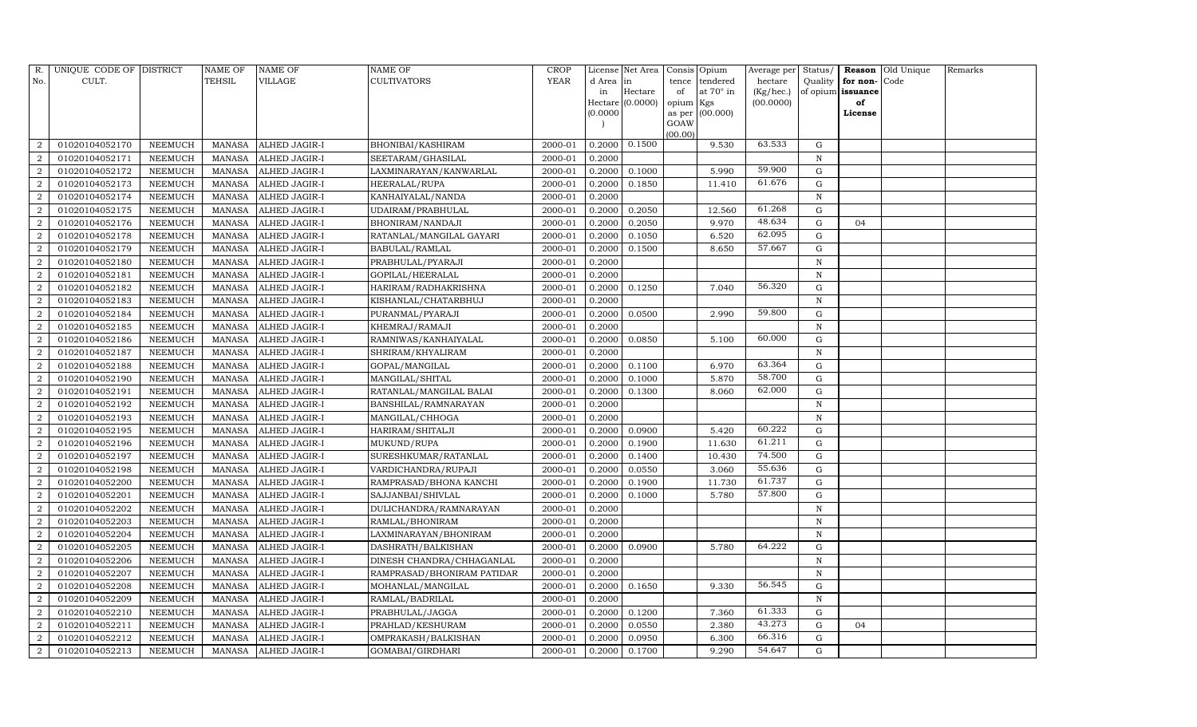| R. No. | UNIQUE CODE OF CULT. | DISTRICT | NAME OF TEHSIL | NAME OF VILLAGE | NAME OF CULTIVATORS | CROP YEAR | License d Area in Hectare (0.0000) | Net Area in Hectare (0.0000) | Consis tence of opium as per GOAW (00.00) | Opium tendered at 70° in Kgs (00.000) | Average per hectare (Kg/hec.) (00.0000) | Status/ Quality of opium | Reason for non-issuance of License | Old Unique Code | Remarks |
|---|---|---|---|---|---|---|---|---|---|---|---|---|---|---|---|
| 2 | 01020104052170 | NEEMUCH | MANASA | ALHED JAGIR-I | BHONIBAI/KASHIRAM | 2000-01 | 0.2000 | 0.1500 | | 9.530 | 63.533 | G | | | |
| 2 | 01020104052171 | NEEMUCH | MANASA | ALHED JAGIR-I | SEETARAM/GHASILAL | 2000-01 | 0.2000 | | | | | N | | | |
| 2 | 01020104052172 | NEEMUCH | MANASA | ALHED JAGIR-I | LAXMINARAYAN/KANWARLAL | 2000-01 | 0.2000 | 0.1000 | | 5.990 | 59.900 | G | | | |
| 2 | 01020104052173 | NEEMUCH | MANASA | ALHED JAGIR-I | HEERALAL/RUPA | 2000-01 | 0.2000 | 0.1850 | | 11.410 | 61.676 | G | | | |
| 2 | 01020104052174 | NEEMUCH | MANASA | ALHED JAGIR-I | KANHAIYALAL/NANDA | 2000-01 | 0.2000 | | | | | N | | | |
| 2 | 01020104052175 | NEEMUCH | MANASA | ALHED JAGIR-I | UDAIRAM/PRABHULAL | 2000-01 | 0.2000 | 0.2050 | | 12.560 | 61.268 | G | | | |
| 2 | 01020104052176 | NEEMUCH | MANASA | ALHED JAGIR-I | BHONIRAM/NANDAJI | 2000-01 | 0.2000 | 0.2050 | | 9.970 | 48.634 | G | 04 | | |
| 2 | 01020104052178 | NEEMUCH | MANASA | ALHED JAGIR-I | RATANLAL/MANGILAL GAYARI | 2000-01 | 0.2000 | 0.1050 | | 6.520 | 62.095 | G | | | |
| 2 | 01020104052179 | NEEMUCH | MANASA | ALHED JAGIR-I | BABULAL/RAMLAL | 2000-01 | 0.2000 | 0.1500 | | 8.650 | 57.667 | G | | | |
| 2 | 01020104052180 | NEEMUCH | MANASA | ALHED JAGIR-I | PRABHULAL/PYARAJI | 2000-01 | 0.2000 | | | | | N | | | |
| 2 | 01020104052181 | NEEMUCH | MANASA | ALHED JAGIR-I | GOPILAL/HEERALAL | 2000-01 | 0.2000 | | | | | N | | | |
| 2 | 01020104052182 | NEEMUCH | MANASA | ALHED JAGIR-I | HARIRAM/RADHAKRISHNA | 2000-01 | 0.2000 | 0.1250 | | 7.040 | 56.320 | G | | | |
| 2 | 01020104052183 | NEEMUCH | MANASA | ALHED JAGIR-I | KISHANLAL/CHATARBHUJ | 2000-01 | 0.2000 | | | | | N | | | |
| 2 | 01020104052184 | NEEMUCH | MANASA | ALHED JAGIR-I | PURANMAL/PYARAJI | 2000-01 | 0.2000 | 0.0500 | | 2.990 | 59.800 | G | | | |
| 2 | 01020104052185 | NEEMUCH | MANASA | ALHED JAGIR-I | KHEMRAJ/RAMAJI | 2000-01 | 0.2000 | | | | | N | | | |
| 2 | 01020104052186 | NEEMUCH | MANASA | ALHED JAGIR-I | RAMNIWAS/KANHAIYALAL | 2000-01 | 0.2000 | 0.0850 | | 5.100 | 60.000 | G | | | |
| 2 | 01020104052187 | NEEMUCH | MANASA | ALHED JAGIR-I | SHRIRAM/KHYALIRAM | 2000-01 | 0.2000 | | | | | N | | | |
| 2 | 01020104052188 | NEEMUCH | MANASA | ALHED JAGIR-I | GOPAL/MANGILAL | 2000-01 | 0.2000 | 0.1100 | | 6.970 | 63.364 | G | | | |
| 2 | 01020104052190 | NEEMUCH | MANASA | ALHED JAGIR-I | MANGILAL/SHITAL | 2000-01 | 0.2000 | 0.1000 | | 5.870 | 58.700 | G | | | |
| 2 | 01020104052191 | NEEMUCH | MANASA | ALHED JAGIR-I | RATANLAL/MANGILAL BALAI | 2000-01 | 0.2000 | 0.1300 | | 8.060 | 62.000 | G | | | |
| 2 | 01020104052192 | NEEMUCH | MANASA | ALHED JAGIR-I | BANSHILAL/RAMNARAYAN | 2000-01 | 0.2000 | | | | | N | | | |
| 2 | 01020104052193 | NEEMUCH | MANASA | ALHED JAGIR-I | MANGILAL/CHHOGA | 2000-01 | 0.2000 | | | | | N | | | |
| 2 | 01020104052195 | NEEMUCH | MANASA | ALHED JAGIR-I | HARIRAM/SHITALJI | 2000-01 | 0.2000 | 0.0900 | | 5.420 | 60.222 | G | | | |
| 2 | 01020104052196 | NEEMUCH | MANASA | ALHED JAGIR-I | MUKUND/RUPA | 2000-01 | 0.2000 | 0.1900 | | 11.630 | 61.211 | G | | | |
| 2 | 01020104052197 | NEEMUCH | MANASA | ALHED JAGIR-I | SURESHKUMAR/RATANLAL | 2000-01 | 0.2000 | 0.1400 | | 10.430 | 74.500 | G | | | |
| 2 | 01020104052198 | NEEMUCH | MANASA | ALHED JAGIR-I | VARDICHANDRA/RUPAJI | 2000-01 | 0.2000 | 0.0550 | | 3.060 | 55.636 | G | | | |
| 2 | 01020104052200 | NEEMUCH | MANASA | ALHED JAGIR-I | RAMPRASAD/BHONA KANCHI | 2000-01 | 0.2000 | 0.1900 | | 11.730 | 61.737 | G | | | |
| 2 | 01020104052201 | NEEMUCH | MANASA | ALHED JAGIR-I | SAJJANBAI/SHIVLAL | 2000-01 | 0.2000 | 0.1000 | | 5.780 | 57.800 | G | | | |
| 2 | 01020104052202 | NEEMUCH | MANASA | ALHED JAGIR-I | DULICHANDRA/RAMNARAYAN | 2000-01 | 0.2000 | | | | | N | | | |
| 2 | 01020104052203 | NEEMUCH | MANASA | ALHED JAGIR-I | RAMLAL/BHONIRAM | 2000-01 | 0.2000 | | | | | N | | | |
| 2 | 01020104052204 | NEEMUCH | MANASA | ALHED JAGIR-I | LAXMINARAYAN/BHONIRAM | 2000-01 | 0.2000 | | | | | N | | | |
| 2 | 01020104052205 | NEEMUCH | MANASA | ALHED JAGIR-I | DASHRATH/BALKISHAN | 2000-01 | 0.2000 | 0.0900 | | 5.780 | 64.222 | G | | | |
| 2 | 01020104052206 | NEEMUCH | MANASA | ALHED JAGIR-I | DINESH CHANDRA/CHHAGANLAL | 2000-01 | 0.2000 | | | | | N | | | |
| 2 | 01020104052207 | NEEMUCH | MANASA | ALHED JAGIR-I | RAMPRASAD/BHONIRAM PATIDAR | 2000-01 | 0.2000 | | | | | N | | | |
| 2 | 01020104052208 | NEEMUCH | MANASA | ALHED JAGIR-I | MOHANLAL/MANGILAL | 2000-01 | 0.2000 | 0.1650 | | 9.330 | 56.545 | G | | | |
| 2 | 01020104052209 | NEEMUCH | MANASA | ALHED JAGIR-I | RAMLAL/BADRILAL | 2000-01 | 0.2000 | | | | | N | | | |
| 2 | 01020104052210 | NEEMUCH | MANASA | ALHED JAGIR-I | PRABHULAL/JAGGA | 2000-01 | 0.2000 | 0.1200 | | 7.360 | 61.333 | G | | | |
| 2 | 01020104052211 | NEEMUCH | MANASA | ALHED JAGIR-I | PRAHLAD/KESHURAM | 2000-01 | 0.2000 | 0.0550 | | 2.380 | 43.273 | G | 04 | | |
| 2 | 01020104052212 | NEEMUCH | MANASA | ALHED JAGIR-I | OMPRAKASH/BALKISHAN | 2000-01 | 0.2000 | 0.0950 | | 6.300 | 66.316 | G | | | |
| 2 | 01020104052213 | NEEMUCH | MANASA | ALHED JAGIR-I | GOMABAI/GIRDHARI | 2000-01 | 0.2000 | 0.1700 | | 9.290 | 54.647 | G | | | |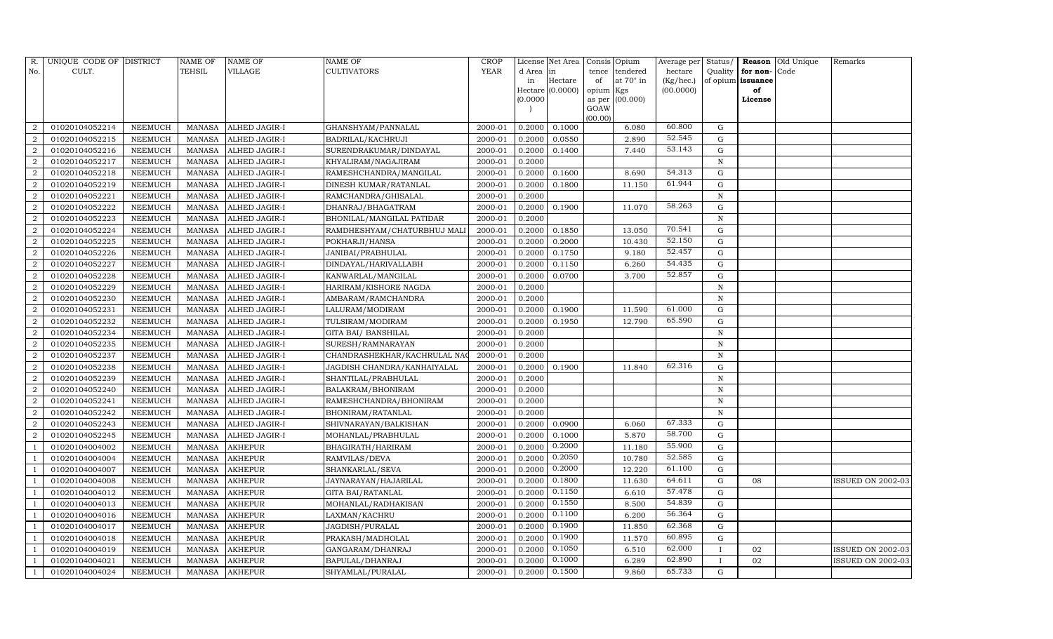| R. No. | UNIQUE CODE OF CULT. | DISTRICT | NAME OF TEHSIL | NAME OF VILLAGE | NAME OF CULTIVATORS | CROP YEAR | License d Area in Hectare (0.0000) | Net Area in Hectare (0.0000) | Consis tence of opium as per GOAW (00.00) | Opium tendered at 70° in Kgs (00.000) | Average per hectare (Kg/hec.) (00.0000) | Status/ Quality of opium | Reason for non-issuance of License | Old Unique Code | Remarks |
|---|---|---|---|---|---|---|---|---|---|---|---|---|---|---|---|
| 2 | 01020104052214 | NEEMUCH | MANASA | ALHED JAGIR-I | GHANSHYAM/PANNALAL | 2000-01 | 0.2000 | 0.1000 | | 6.080 | 60.800 | G | | | |
| 2 | 01020104052215 | NEEMUCH | MANASA | ALHED JAGIR-I | BADRILAL/KACHRUJI | 2000-01 | 0.2000 | 0.0550 | | 2.890 | 52.545 | G | | | |
| 2 | 01020104052216 | NEEMUCH | MANASA | ALHED JAGIR-I | SURENDRAKUMAR/DINDAYAL | 2000-01 | 0.2000 | 0.1400 | | 7.440 | 53.143 | G | | | |
| 2 | 01020104052217 | NEEMUCH | MANASA | ALHED JAGIR-I | KHYALIRAM/NAGAJIRAM | 2000-01 | 0.2000 | | | | | N | | | |
| 2 | 01020104052218 | NEEMUCH | MANASA | ALHED JAGIR-I | RAMESHCHANDRA/MANGILAL | 2000-01 | 0.2000 | 0.1600 | | 8.690 | 54.313 | G | | | |
| 2 | 01020104052219 | NEEMUCH | MANASA | ALHED JAGIR-I | DINESH KUMAR/RATANLAL | 2000-01 | 0.2000 | 0.1800 | | 11.150 | 61.944 | G | | | |
| 2 | 01020104052221 | NEEMUCH | MANASA | ALHED JAGIR-I | RAMCHANDRA/GHISALAL | 2000-01 | 0.2000 | | | | | N | | | |
| 2 | 01020104052222 | NEEMUCH | MANASA | ALHED JAGIR-I | DHANRAJ/BHAGATRAM | 2000-01 | 0.2000 | 0.1900 | | 11.070 | 58.263 | G | | | |
| 2 | 01020104052223 | NEEMUCH | MANASA | ALHED JAGIR-I | BHONILAL/MANGILAL PATIDAR | 2000-01 | 0.2000 | | | | | N | | | |
| 2 | 01020104052224 | NEEMUCH | MANASA | ALHED JAGIR-I | RAMDHESHYAM/CHATURBHUJ MALI | 2000-01 | 0.2000 | 0.1850 | | 13.050 | 70.541 | G | | | |
| 2 | 01020104052225 | NEEMUCH | MANASA | ALHED JAGIR-I | POKHARJI/HANSA | 2000-01 | 0.2000 | 0.2000 | | 10.430 | 52.150 | G | | | |
| 2 | 01020104052226 | NEEMUCH | MANASA | ALHED JAGIR-I | JANIBAI/PRABHULAL | 2000-01 | 0.2000 | 0.1750 | | 9.180 | 52.457 | G | | | |
| 2 | 01020104052227 | NEEMUCH | MANASA | ALHED JAGIR-I | DINDAYAL/HARIVALLABH | 2000-01 | 0.2000 | 0.1150 | | 6.260 | 54.435 | G | | | |
| 2 | 01020104052228 | NEEMUCH | MANASA | ALHED JAGIR-I | KANWARLAL/MANGILAL | 2000-01 | 0.2000 | 0.0700 | | 3.700 | 52.857 | G | | | |
| 2 | 01020104052229 | NEEMUCH | MANASA | ALHED JAGIR-I | HARIRAM/KISHORE NAGDA | 2000-01 | 0.2000 | | | | | N | | | |
| 2 | 01020104052230 | NEEMUCH | MANASA | ALHED JAGIR-I | AMBARAM/RAMCHANDRA | 2000-01 | 0.2000 | | | | | N | | | |
| 2 | 01020104052231 | NEEMUCH | MANASA | ALHED JAGIR-I | LALURAM/MODIRAM | 2000-01 | 0.2000 | 0.1900 | | 11.590 | 61.000 | G | | | |
| 2 | 01020104052232 | NEEMUCH | MANASA | ALHED JAGIR-I | TULSIRAM/MODIRAM | 2000-01 | 0.2000 | 0.1950 | | 12.790 | 65.590 | G | | | |
| 2 | 01020104052234 | NEEMUCH | MANASA | ALHED JAGIR-I | GITA BAI/ BANSHILAL | 2000-01 | 0.2000 | | | | | N | | | |
| 2 | 01020104052235 | NEEMUCH | MANASA | ALHED JAGIR-I | SURESH/RAMNARAYAN | 2000-01 | 0.2000 | | | | | N | | | |
| 2 | 01020104052237 | NEEMUCH | MANASA | ALHED JAGIR-I | CHANDRASHEKHAR/KACHRULAL NAG | 2000-01 | 0.2000 | | | | | N | | | |
| 2 | 01020104052238 | NEEMUCH | MANASA | ALHED JAGIR-I | JAGDISH CHANDRA/KANHAIYALAL | 2000-01 | 0.2000 | 0.1900 | | 11.840 | 62.316 | G | | | |
| 2 | 01020104052239 | NEEMUCH | MANASA | ALHED JAGIR-I | SHANTILAL/PRABHULAL | 2000-01 | 0.2000 | | | | | N | | | |
| 2 | 01020104052240 | NEEMUCH | MANASA | ALHED JAGIR-I | BALAKRAM/BHONIRAM | 2000-01 | 0.2000 | | | | | N | | | |
| 2 | 01020104052241 | NEEMUCH | MANASA | ALHED JAGIR-I | RAMESHCHANDRA/BHONIRAM | 2000-01 | 0.2000 | | | | | N | | | |
| 2 | 01020104052242 | NEEMUCH | MANASA | ALHED JAGIR-I | BHONIRAM/RATANLAL | 2000-01 | 0.2000 | | | | | N | | | |
| 2 | 01020104052243 | NEEMUCH | MANASA | ALHED JAGIR-I | SHIVNARAYAN/BALKISHAN | 2000-01 | 0.2000 | 0.0900 | | 6.060 | 67.333 | G | | | |
| 2 | 01020104052245 | NEEMUCH | MANASA | ALHED JAGIR-I | MOHANLAL/PRABHULAL | 2000-01 | 0.2000 | 0.1000 | | 5.870 | 58.700 | G | | | |
| 1 | 01020104004002 | NEEMUCH | MANASA | AKHEPUR | BHAGIRATH/HARIRAM | 2000-01 | 0.2000 | 0.2000 | | 11.180 | 55.900 | G | | | |
| 1 | 01020104004004 | NEEMUCH | MANASA | AKHEPUR | RAMVILAS/DEVA | 2000-01 | 0.2000 | 0.2050 | | 10.780 | 52.585 | G | | | |
| 1 | 01020104004007 | NEEMUCH | MANASA | AKHEPUR | SHANKARLAL/SEVA | 2000-01 | 0.2000 | 0.2000 | | 12.220 | 61.100 | G | | | |
| 1 | 01020104004008 | NEEMUCH | MANASA | AKHEPUR | JAYNARAYAN/HAJARILAL | 2000-01 | 0.2000 | 0.1800 | | 11.630 | 64.611 | G | 08 | | ISSUED ON 2002-03 |
| 1 | 01020104004012 | NEEMUCH | MANASA | AKHEPUR | GITA BAI/RATANLAL | 2000-01 | 0.2000 | 0.1150 | | 6.610 | 57.478 | G | | | |
| 1 | 01020104004013 | NEEMUCH | MANASA | AKHEPUR | MOHANLAL/RADHAKISAN | 2000-01 | 0.2000 | 0.1550 | | 8.500 | 54.839 | G | | | |
| 1 | 01020104004016 | NEEMUCH | MANASA | AKHEPUR | LAXMAN/KACHRU | 2000-01 | 0.2000 | 0.1100 | | 6.200 | 56.364 | G | | | |
| 1 | 01020104004017 | NEEMUCH | MANASA | AKHEPUR | JAGDISH/PURALAL | 2000-01 | 0.2000 | 0.1900 | | 11.850 | 62.368 | G | | | |
| 1 | 01020104004018 | NEEMUCH | MANASA | AKHEPUR | PRAKASH/MADHOLAL | 2000-01 | 0.2000 | 0.1900 | | 11.570 | 60.895 | G | | | |
| 1 | 01020104004019 | NEEMUCH | MANASA | AKHEPUR | GANGARAM/DHANRAJ | 2000-01 | 0.2000 | 0.1050 | | 6.510 | 62.000 | I | 02 | | ISSUED ON 2002-03 |
| 1 | 01020104004021 | NEEMUCH | MANASA | AKHEPUR | BAPULAL/DHANRAJ | 2000-01 | 0.2000 | 0.1000 | | 6.289 | 62.890 | I | 02 | | ISSUED ON 2002-03 |
| 1 | 01020104004024 | NEEMUCH | MANASA | AKHEPUR | SHYAMLAL/PURALAL | 2000-01 | 0.2000 | 0.1500 | | 9.860 | 65.733 | G | | | |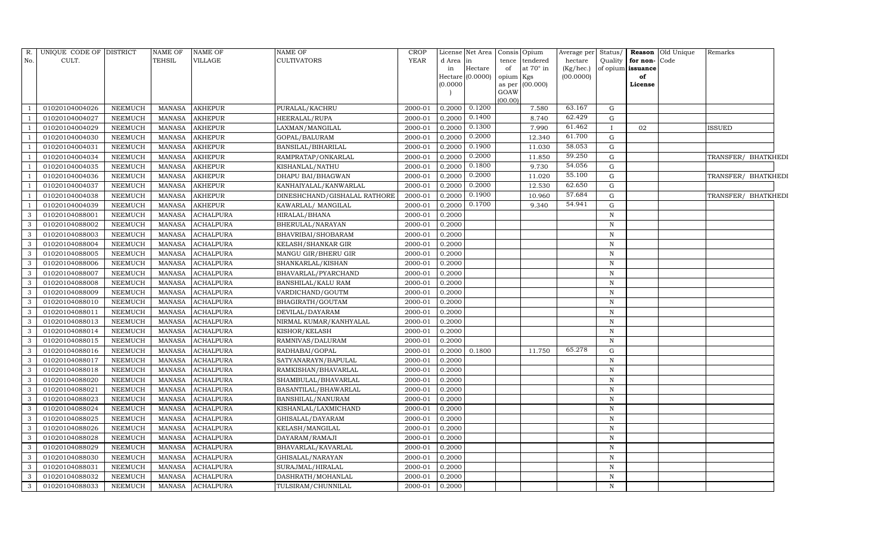| R. No. | UNIQUE CODE OF CULT. | DISTRICT | NAME OF TEHSIL | NAME OF VILLAGE | NAME OF CULTIVATORS | CROP YEAR | License d Area in Hectare (0.0000) | Net Area in Hectare (0.0000) | Consis tence of opium as per GOAW (00.00) | Opium tendered at 70° in Kgs (00.000) | Average per hectare (Kg/hec.) (00.0000) | Status/ Quality of opium | Reason for non-issuance of License | Old Unique Code | Remarks |
|---|---|---|---|---|---|---|---|---|---|---|---|---|---|---|---|
| 1 | 01020104004026 | NEEMUCH | MANASA | AKHEPUR | PURALAL/KACHRU | 2000-01 | 0.2000 | 0.1200 | | 7.580 | 63.167 | G | | | |
| 1 | 01020104004027 | NEEMUCH | MANASA | AKHEPUR | HEERALAL/RUPA | 2000-01 | 0.2000 | 0.1400 | | 8.740 | 62.429 | G | | | |
| 1 | 01020104004029 | NEEMUCH | MANASA | AKHEPUR | LAXMAN/MANGILAL | 2000-01 | 0.2000 | 0.1300 | | 7.990 | 61.462 | I | 02 | | ISSUED |
| 1 | 01020104004030 | NEEMUCH | MANASA | AKHEPUR | GOPAL/BALURAM | 2000-01 | 0.2000 | 0.2000 | | 12.340 | 61.700 | G | | | |
| 1 | 01020104004031 | NEEMUCH | MANASA | AKHEPUR | BANSILAL/BIHARILAL | 2000-01 | 0.2000 | 0.1900 | | 11.030 | 58.053 | G | | | |
| 1 | 01020104004034 | NEEMUCH | MANASA | AKHEPUR | RAMPRATAP/ONKARLAL | 2000-01 | 0.2000 | 0.2000 | | 11.850 | 59.250 | G | | | TRANSFER/ BHATKHEDI |
| 1 | 01020104004035 | NEEMUCH | MANASA | AKHEPUR | KISHANLAL/NATHU | 2000-01 | 0.2000 | 0.1800 | | 9.730 | 54.056 | G | | | |
| 1 | 01020104004036 | NEEMUCH | MANASA | AKHEPUR | DHAPU BAI/BHAGWAN | 2000-01 | 0.2000 | 0.2000 | | 11.020 | 55.100 | G | | | TRANSFER/ BHATKHEDI |
| 1 | 01020104004037 | NEEMUCH | MANASA | AKHEPUR | KANHAIYALAL/KANWARLAL | 2000-01 | 0.2000 | 0.2000 | | 12.530 | 62.650 | G | | | |
| 1 | 01020104004038 | NEEMUCH | MANASA | AKHEPUR | DINESHCHAND/GISHALAL RATHORE | 2000-01 | 0.2000 | 0.1900 | | 10.960 | 57.684 | G | | | TRANSFER/ BHATKHEDI |
| 1 | 01020104004039 | NEEMUCH | MANASA | AKHEPUR | KAWARLAL/ MANGILAL | 2000-01 | 0.2000 | 0.1700 | | 9.340 | 54.941 | G | | | |
| 3 | 01020104088001 | NEEMUCH | MANASA | ACHALPURA | HIRALAL/BHANA | 2000-01 | 0.2000 | | | | | N | | | |
| 3 | 01020104088002 | NEEMUCH | MANASA | ACHALPURA | BHERULAL/NARAYAN | 2000-01 | 0.2000 | | | | | N | | | |
| 3 | 01020104088003 | NEEMUCH | MANASA | ACHALPURA | BHAVRIBAI/SHOBARAM | 2000-01 | 0.2000 | | | | | N | | | |
| 3 | 01020104088004 | NEEMUCH | MANASA | ACHALPURA | KELASH/SHANKAR GIR | 2000-01 | 0.2000 | | | | | N | | | |
| 3 | 01020104088005 | NEEMUCH | MANASA | ACHALPURA | MANGU GIR/BHERU GIR | 2000-01 | 0.2000 | | | | | N | | | |
| 3 | 01020104088006 | NEEMUCH | MANASA | ACHALPURA | SHANKARLAL/KISHAN | 2000-01 | 0.2000 | | | | | N | | | |
| 3 | 01020104088007 | NEEMUCH | MANASA | ACHALPURA | BHAVARLAL/PYARCHAND | 2000-01 | 0.2000 | | | | | N | | | |
| 3 | 01020104088008 | NEEMUCH | MANASA | ACHALPURA | BANSHILAL/KALU RAM | 2000-01 | 0.2000 | | | | | N | | | |
| 3 | 01020104088009 | NEEMUCH | MANASA | ACHALPURA | VARDICHAND/GOUTM | 2000-01 | 0.2000 | | | | | N | | | |
| 3 | 01020104088010 | NEEMUCH | MANASA | ACHALPURA | BHAGIRATH/GOUTAM | 2000-01 | 0.2000 | | | | | N | | | |
| 3 | 01020104088011 | NEEMUCH | MANASA | ACHALPURA | DEVILAL/DAYARAM | 2000-01 | 0.2000 | | | | | N | | | |
| 3 | 01020104088013 | NEEMUCH | MANASA | ACHALPURA | NIRMAL KUMAR/KANHYALAL | 2000-01 | 0.2000 | | | | | N | | | |
| 3 | 01020104088014 | NEEMUCH | MANASA | ACHALPURA | KISHOR/KELASH | 2000-01 | 0.2000 | | | | | N | | | |
| 3 | 01020104088015 | NEEMUCH | MANASA | ACHALPURA | RAMNIVAS/DALURAM | 2000-01 | 0.2000 | | | | | N | | | |
| 3 | 01020104088016 | NEEMUCH | MANASA | ACHALPURA | RADHABAI/GOPAL | 2000-01 | 0.2000 | 0.1800 | | 11.750 | 65.278 | G | | | |
| 3 | 01020104088017 | NEEMUCH | MANASA | ACHALPURA | SATYANARAYN/BAPULAL | 2000-01 | 0.2000 | | | | | N | | | |
| 3 | 01020104088018 | NEEMUCH | MANASA | ACHALPURA | RAMKISHAN/BHAVARLAL | 2000-01 | 0.2000 | | | | | N | | | |
| 3 | 01020104088020 | NEEMUCH | MANASA | ACHALPURA | SHAMBULAL/BHAVARLAL | 2000-01 | 0.2000 | | | | | N | | | |
| 3 | 01020104088021 | NEEMUCH | MANASA | ACHALPURA | BASANTILAL/BHAWARLAL | 2000-01 | 0.2000 | | | | | N | | | |
| 3 | 01020104088023 | NEEMUCH | MANASA | ACHALPURA | BANSHILAL/NANURAM | 2000-01 | 0.2000 | | | | | N | | | |
| 3 | 01020104088024 | NEEMUCH | MANASA | ACHALPURA | KISHANLAL/LAXMICHAND | 2000-01 | 0.2000 | | | | | N | | | |
| 3 | 01020104088025 | NEEMUCH | MANASA | ACHALPURA | GHISALAL/DAYARAM | 2000-01 | 0.2000 | | | | | N | | | |
| 3 | 01020104088026 | NEEMUCH | MANASA | ACHALPURA | KELASH/MANGILAL | 2000-01 | 0.2000 | | | | | N | | | |
| 3 | 01020104088028 | NEEMUCH | MANASA | ACHALPURA | DAYARAM/RAMAJI | 2000-01 | 0.2000 | | | | | N | | | |
| 3 | 01020104088029 | NEEMUCH | MANASA | ACHALPURA | BHAVARLAL/KAVARLAL | 2000-01 | 0.2000 | | | | | N | | | |
| 3 | 01020104088030 | NEEMUCH | MANASA | ACHALPURA | GHISALAL/NARAYAN | 2000-01 | 0.2000 | | | | | N | | | |
| 3 | 01020104088031 | NEEMUCH | MANASA | ACHALPURA | SURAJMAL/HIRALAL | 2000-01 | 0.2000 | | | | | N | | | |
| 3 | 01020104088032 | NEEMUCH | MANASA | ACHALPURA | DASHRATH/MOHANLAL | 2000-01 | 0.2000 | | | | | N | | | |
| 3 | 01020104088033 | NEEMUCH | MANASA | ACHALPURA | TULSIRAM/CHUNNILAL | 2000-01 | 0.2000 | | | | | N | | | |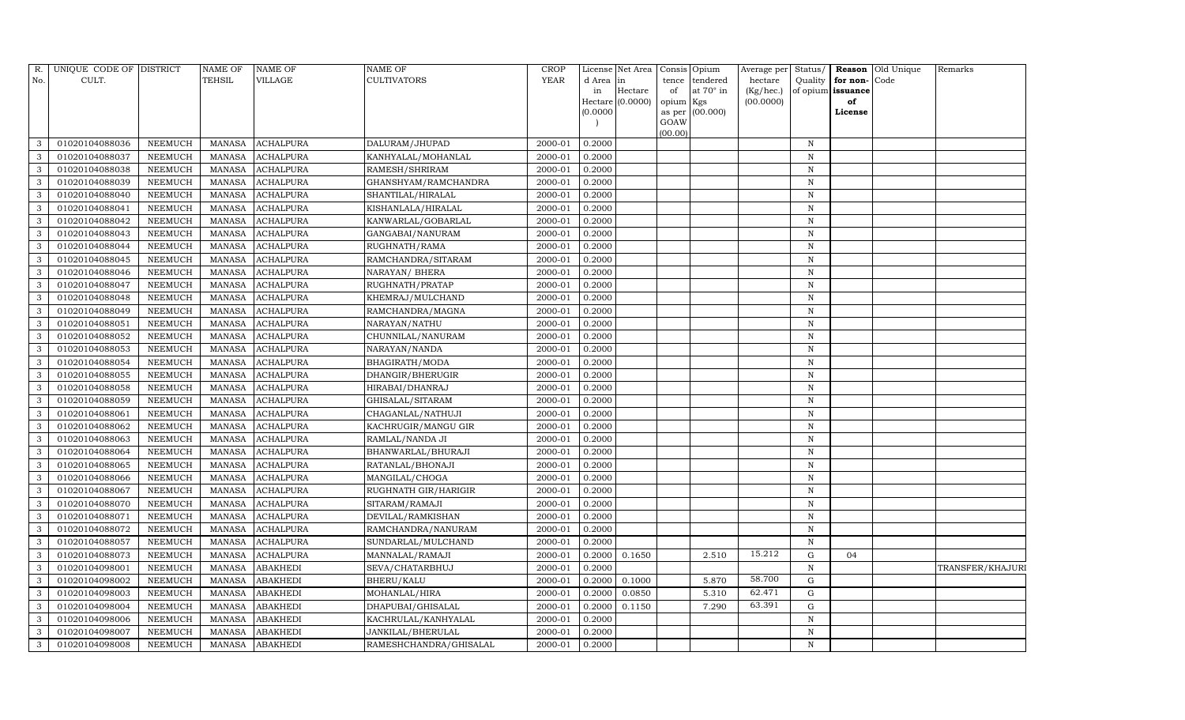| R. No. | UNIQUE CODE OF CULT. | DISTRICT | NAME OF TEHSIL | NAME OF VILLAGE | NAME OF CULTIVATORS | CROP YEAR | License d Area in Hectare (0.0000) | Net Area in Hectare (0.0000) | Consis tence of opium as per GOAW (00.00) | Opium tendered at 70° in Kgs (00.000) | Average per hectare (Kg/hec.) (00.0000) | Status/ Quality of opium | Reason for non-issuance of License | Old Unique Code | Remarks |
|---|---|---|---|---|---|---|---|---|---|---|---|---|---|---|---|
| 3 | 01020104088036 | NEEMUCH | MANASA | ACHALPURA | DALURAM/JHUPAD | 2000-01 | 0.2000 | | | | | N | | | |
| 3 | 01020104088037 | NEEMUCH | MANASA | ACHALPURA | KANHYALAL/MOHANLAL | 2000-01 | 0.2000 | | | | | N | | | |
| 3 | 01020104088038 | NEEMUCH | MANASA | ACHALPURA | RAMESH/SHRIRAM | 2000-01 | 0.2000 | | | | | N | | | |
| 3 | 01020104088039 | NEEMUCH | MANASA | ACHALPURA | GHANSHYAM/RAMCHANDRA | 2000-01 | 0.2000 | | | | | N | | | |
| 3 | 01020104088040 | NEEMUCH | MANASA | ACHALPURA | SHANTILAL/HIRALAL | 2000-01 | 0.2000 | | | | | N | | | |
| 3 | 01020104088041 | NEEMUCH | MANASA | ACHALPURA | KISHANLALA/HIRALAL | 2000-01 | 0.2000 | | | | | N | | | |
| 3 | 01020104088042 | NEEMUCH | MANASA | ACHALPURA | KANWARLAL/GOBARLAL | 2000-01 | 0.2000 | | | | | N | | | |
| 3 | 01020104088043 | NEEMUCH | MANASA | ACHALPURA | GANGABAI/NANURAM | 2000-01 | 0.2000 | | | | | N | | | |
| 3 | 01020104088044 | NEEMUCH | MANASA | ACHALPURA | RUGHNATH/RAMA | 2000-01 | 0.2000 | | | | | N | | | |
| 3 | 01020104088045 | NEEMUCH | MANASA | ACHALPURA | RAMCHANDRA/SITARAM | 2000-01 | 0.2000 | | | | | N | | | |
| 3 | 01020104088046 | NEEMUCH | MANASA | ACHALPURA | NARAYAN/ BHERA | 2000-01 | 0.2000 | | | | | N | | | |
| 3 | 01020104088047 | NEEMUCH | MANASA | ACHALPURA | RUGHNATH/PRATAP | 2000-01 | 0.2000 | | | | | N | | | |
| 3 | 01020104088048 | NEEMUCH | MANASA | ACHALPURA | KHEMRAJ/MULCHAND | 2000-01 | 0.2000 | | | | | N | | | |
| 3 | 01020104088049 | NEEMUCH | MANASA | ACHALPURA | RAMCHANDRA/MAGNA | 2000-01 | 0.2000 | | | | | N | | | |
| 3 | 01020104088051 | NEEMUCH | MANASA | ACHALPURA | NARAYAN/NATHU | 2000-01 | 0.2000 | | | | | N | | | |
| 3 | 01020104088052 | NEEMUCH | MANASA | ACHALPURA | CHUNNILAL/NANURAM | 2000-01 | 0.2000 | | | | | N | | | |
| 3 | 01020104088053 | NEEMUCH | MANASA | ACHALPURA | NARAYAN/NANDA | 2000-01 | 0.2000 | | | | | N | | | |
| 3 | 01020104088054 | NEEMUCH | MANASA | ACHALPURA | BHAGIRATH/MODA | 2000-01 | 0.2000 | | | | | N | | | |
| 3 | 01020104088055 | NEEMUCH | MANASA | ACHALPURA | DHANGIR/BHERUGIR | 2000-01 | 0.2000 | | | | | N | | | |
| 3 | 01020104088058 | NEEMUCH | MANASA | ACHALPURA | HIRABAI/DHANRAJ | 2000-01 | 0.2000 | | | | | N | | | |
| 3 | 01020104088059 | NEEMUCH | MANASA | ACHALPURA | GHISALAL/SITARAM | 2000-01 | 0.2000 | | | | | N | | | |
| 3 | 01020104088061 | NEEMUCH | MANASA | ACHALPURA | CHAGANLAL/NATHUJI | 2000-01 | 0.2000 | | | | | N | | | |
| 3 | 01020104088062 | NEEMUCH | MANASA | ACHALPURA | KACHRUGIR/MANGU GIR | 2000-01 | 0.2000 | | | | | N | | | |
| 3 | 01020104088063 | NEEMUCH | MANASA | ACHALPURA | RAMLAL/NANDA JI | 2000-01 | 0.2000 | | | | | N | | | |
| 3 | 01020104088064 | NEEMUCH | MANASA | ACHALPURA | BHANWARLAL/BHURAJI | 2000-01 | 0.2000 | | | | | N | | | |
| 3 | 01020104088065 | NEEMUCH | MANASA | ACHALPURA | RATANLAL/BHONAJI | 2000-01 | 0.2000 | | | | | N | | | |
| 3 | 01020104088066 | NEEMUCH | MANASA | ACHALPURA | MANGILAL/CHOGA | 2000-01 | 0.2000 | | | | | N | | | |
| 3 | 01020104088067 | NEEMUCH | MANASA | ACHALPURA | RUGHNATH GIR/HARIGIR | 2000-01 | 0.2000 | | | | | N | | | |
| 3 | 01020104088070 | NEEMUCH | MANASA | ACHALPURA | SITARAM/RAMAJI | 2000-01 | 0.2000 | | | | | N | | | |
| 3 | 01020104088071 | NEEMUCH | MANASA | ACHALPURA | DEVILAL/RAMKISHAN | 2000-01 | 0.2000 | | | | | N | | | |
| 3 | 01020104088072 | NEEMUCH | MANASA | ACHALPURA | RAMCHANDRA/NANURAM | 2000-01 | 0.2000 | | | | | N | | | |
| 3 | 01020104088057 | NEEMUCH | MANASA | ACHALPURA | SUNDARLAL/MULCHAND | 2000-01 | 0.2000 | | | | | N | | | |
| 3 | 01020104088073 | NEEMUCH | MANASA | ACHALPURA | MANNALAL/RAMAJI | 2000-01 | 0.2000 | 0.1650 | | 2.510 | 15.212 | G | 04 | | |
| 3 | 01020104098001 | NEEMUCH | MANASA | ABAKHEDI | SEVA/CHATARBHUJ | 2000-01 | 0.2000 | | | | | N | | | TRANSFER/KHAJURI |
| 3 | 01020104098002 | NEEMUCH | MANASA | ABAKHEDI | BHERU/KALU | 2000-01 | 0.2000 | 0.1000 | | 5.870 | 58.700 | G | | | |
| 3 | 01020104098003 | NEEMUCH | MANASA | ABAKHEDI | MOHANLAL/HIRA | 2000-01 | 0.2000 | 0.0850 | | 5.310 | 62.471 | G | | | |
| 3 | 01020104098004 | NEEMUCH | MANASA | ABAKHEDI | DHAPUBAI/GHISALAL | 2000-01 | 0.2000 | 0.1150 | | 7.290 | 63.391 | G | | | |
| 3 | 01020104098006 | NEEMUCH | MANASA | ABAKHEDI | KACHRULAL/KANHYALAL | 2000-01 | 0.2000 | | | | | N | | | |
| 3 | 01020104098007 | NEEMUCH | MANASA | ABAKHEDI | JANKILAL/BHERULAL | 2000-01 | 0.2000 | | | | | N | | | |
| 3 | 01020104098008 | NEEMUCH | MANASA | ABAKHEDI | RAMESHCHANDRA/GHISALAL | 2000-01 | 0.2000 | | | | | N | | | |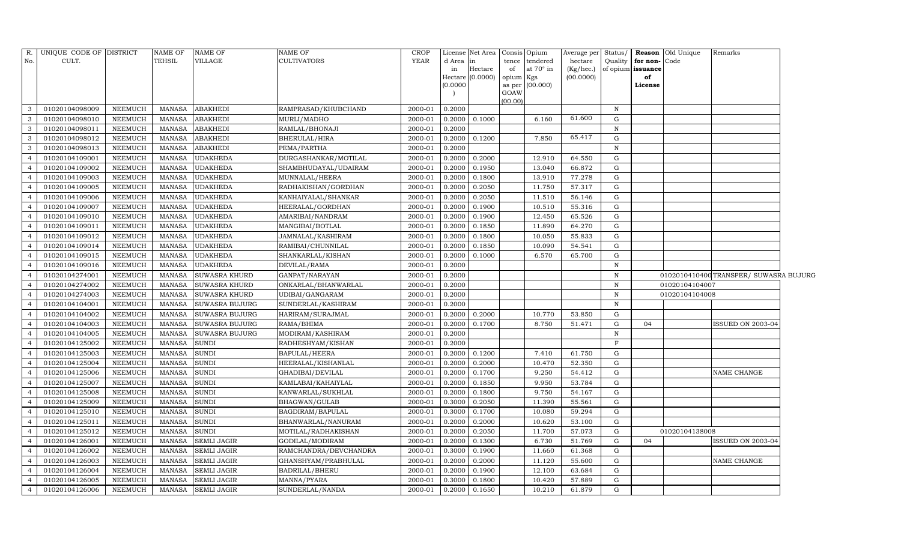| R. No. | UNIQUE CODE OF CULT. | DISTRICT | NAME OF TEHSIL | NAME OF VILLAGE | NAME OF CULTIVATORS | CROP YEAR | License d Area in Hectare (0.0000) | Net Area in Hectare (0.0000) | Consis tence of opium as per GOAW (00.00) | Opium tendered at 70° in Kgs (00.000) | Average per hectare (Kg/hec.) (00.0000) | Status/ Quality of opium | Reason for non- issuance of License | Old Unique Code | Remarks |
|---|---|---|---|---|---|---|---|---|---|---|---|---|---|---|---|
| 3 | 01020104098009 | NEEMUCH | MANASA | ABAKHEDI | RAMPRASAD/KHUBCHAND | 2000-01 | 0.2000 | | | | | N | | | |
| 3 | 01020104098010 | NEEMUCH | MANASA | ABAKHEDI | MURLI/MADHO | 2000-01 | 0.2000 | 0.1000 | | 6.160 | 61.600 | G | | | |
| 3 | 01020104098011 | NEEMUCH | MANASA | ABAKHEDI | RAMLAL/BHONAJI | 2000-01 | 0.2000 | | | | | N | | | |
| 3 | 01020104098012 | NEEMUCH | MANASA | ABAKHEDI | BHERULAL/HIRA | 2000-01 | 0.2000 | 0.1200 | | 7.850 | 65.417 | G | | | |
| 3 | 01020104098013 | NEEMUCH | MANASA | ABAKHEDI | PEMA/PARTHA | 2000-01 | 0.2000 | | | | | N | | | |
| 4 | 01020104109001 | NEEMUCH | MANASA | UDAKHEDA | DURGASHANKAR/MOTILAL | 2000-01 | 0.2000 | 0.2000 | | 12.910 | 64.550 | G | | | |
| 4 | 01020104109002 | NEEMUCH | MANASA | UDAKHEDA | SHAMBHUDAYAL/UDAIRAM | 2000-01 | 0.2000 | 0.1950 | | 13.040 | 66.872 | G | | | |
| 4 | 01020104109003 | NEEMUCH | MANASA | UDAKHEDA | MUNNALAL/HEERA | 2000-01 | 0.2000 | 0.1800 | | 13.910 | 77.278 | G | | | |
| 4 | 01020104109005 | NEEMUCH | MANASA | UDAKHEDA | RADHAKISHAN/GORDHAN | 2000-01 | 0.2000 | 0.2050 | | 11.750 | 57.317 | G | | | |
| 4 | 01020104109006 | NEEMUCH | MANASA | UDAKHEDA | KANHAIYALAL/SHANKAR | 2000-01 | 0.2000 | 0.2050 | | 11.510 | 56.146 | G | | | |
| 4 | 01020104109007 | NEEMUCH | MANASA | UDAKHEDA | HEERALAL/GORDHAN | 2000-01 | 0.2000 | 0.1900 | | 10.510 | 55.316 | G | | | |
| 4 | 01020104109010 | NEEMUCH | MANASA | UDAKHEDA | AMARIBAI/NANDRAM | 2000-01 | 0.2000 | 0.1900 | | 12.450 | 65.526 | G | | | |
| 4 | 01020104109011 | NEEMUCH | MANASA | UDAKHEDA | MANGIBAI/BOTLAL | 2000-01 | 0.2000 | 0.1850 | | 11.890 | 64.270 | G | | | |
| 4 | 01020104109012 | NEEMUCH | MANASA | UDAKHEDA | JAMNALAL/KASHIRAM | 2000-01 | 0.2000 | 0.1800 | | 10.050 | 55.833 | G | | | |
| 4 | 01020104109014 | NEEMUCH | MANASA | UDAKHEDA | RAMIBAI/CHUNNILAL | 2000-01 | 0.2000 | 0.1850 | | 10.090 | 54.541 | G | | | |
| 4 | 01020104109015 | NEEMUCH | MANASA | UDAKHEDA | SHANKARLAL/KISHAN | 2000-01 | 0.2000 | 0.1000 | | 6.570 | 65.700 | G | | | |
| 4 | 01020104109016 | NEEMUCH | MANASA | UDAKHEDA | DEVILAL/RAMA | 2000-01 | 0.2000 | | | | | N | | | |
| 4 | 01020104274001 | NEEMUCH | MANASA | SUWASRA KHURD | GANPAT/NARAYAN | 2000-01 | 0.2000 | | | | | N | | 01020104104001 | TRANSFER/ SUWASRA BUJURG |
| 4 | 01020104274002 | NEEMUCH | MANASA | SUWASRA KHURD | ONKARLAL/BHANWARLAL | 2000-01 | 0.2000 | | | | | N | | 01020104104007 | |
| 4 | 01020104274003 | NEEMUCH | MANASA | SUWASRA KHURD | UDIBAI/GANGARAM | 2000-01 | 0.2000 | | | | | N | | 01020104104008 | |
| 4 | 01020104104001 | NEEMUCH | MANASA | SUWASRA BUJURG | SUNDERLAL/KASHIRAM | 2000-01 | 0.2000 | | | | | N | | | |
| 4 | 01020104104002 | NEEMUCH | MANASA | SUWASRA BUJURG | HARIRAM/SURAJMAL | 2000-01 | 0.2000 | 0.2000 | | 10.770 | 53.850 | G | | | |
| 4 | 01020104104003 | NEEMUCH | MANASA | SUWASRA BUJURG | RAMA/BHIMA | 2000-01 | 0.2000 | 0.1700 | | 8.750 | 51.471 | G | 04 | | ISSUED ON 2003-04 |
| 4 | 01020104104005 | NEEMUCH | MANASA | SUWASRA BUJURG | MODIRAM/KASHIRAM | 2000-01 | 0.2000 | | | | | N | | | |
| 4 | 01020104125002 | NEEMUCH | MANASA | SUNDI | RADHESHYAM/KISHAN | 2000-01 | 0.2000 | | | | | F | | | |
| 4 | 01020104125003 | NEEMUCH | MANASA | SUNDI | BAPULAL/HEERA | 2000-01 | 0.2000 | 0.1200 | | 7.410 | 61.750 | G | | | |
| 4 | 01020104125004 | NEEMUCH | MANASA | SUNDI | HEERALAL/KISHANLAL | 2000-01 | 0.2000 | 0.2000 | | 10.470 | 52.350 | G | | | |
| 4 | 01020104125006 | NEEMUCH | MANASA | SUNDI | GHADIBAI/DEVILAL | 2000-01 | 0.2000 | 0.1700 | | 9.250 | 54.412 | G | | | NAME CHANGE |
| 4 | 01020104125007 | NEEMUCH | MANASA | SUNDI | KAMLABAI/KAHAIYLAL | 2000-01 | 0.2000 | 0.1850 | | 9.950 | 53.784 | G | | | |
| 4 | 01020104125008 | NEEMUCH | MANASA | SUNDI | KANWARLAL/SUKHLAL | 2000-01 | 0.2000 | 0.1800 | | 9.750 | 54.167 | G | | | |
| 4 | 01020104125009 | NEEMUCH | MANASA | SUNDI | BHAGWAN/GULAB | 2000-01 | 0.3000 | 0.2050 | | 11.390 | 55.561 | G | | | |
| 4 | 01020104125010 | NEEMUCH | MANASA | SUNDI | BAGDIRAM/BAPULAL | 2000-01 | 0.3000 | 0.1700 | | 10.080 | 59.294 | G | | | |
| 4 | 01020104125011 | NEEMUCH | MANASA | SUNDI | BHANWARLAL/NANURAM | 2000-01 | 0.2000 | 0.2000 | | 10.620 | 53.100 | G | | | |
| 4 | 01020104125012 | NEEMUCH | MANASA | SUNDI | MOTILAL/RADHAKISHAN | 2000-01 | 0.2000 | 0.2050 | | 11.700 | 57.073 | G | | 01020104138008 | |
| 4 | 01020104126001 | NEEMUCH | MANASA | SEMLI JAGIR | GODILAL/MODIRAM | 2000-01 | 0.2000 | 0.1300 | | 6.730 | 51.769 | G | 04 | | ISSUED ON 2003-04 |
| 4 | 01020104126002 | NEEMUCH | MANASA | SEMLI JAGIR | RAMCHANDRA/DEVCHANDRA | 2000-01 | 0.3000 | 0.1900 | | 11.660 | 61.368 | G | | | |
| 4 | 01020104126003 | NEEMUCH | MANASA | SEMLI JAGIR | GHANSHYAM/PRABHULAL | 2000-01 | 0.2000 | 0.2000 | | 11.120 | 55.600 | G | | | NAME CHANGE |
| 4 | 01020104126004 | NEEMUCH | MANASA | SEMLI JAGIR | BADRILAL/BHERU | 2000-01 | 0.2000 | 0.1900 | | 12.100 | 63.684 | G | | | |
| 4 | 01020104126005 | NEEMUCH | MANASA | SEMLI JAGIR | MANNA/PYARA | 2000-01 | 0.3000 | 0.1800 | | 10.420 | 57.889 | G | | | |
| 4 | 01020104126006 | NEEMUCH | MANASA | SEMLI JAGIR | SUNDERLAL/NANDA | 2000-01 | 0.2000 | 0.1650 | | 10.210 | 61.879 | G | | | |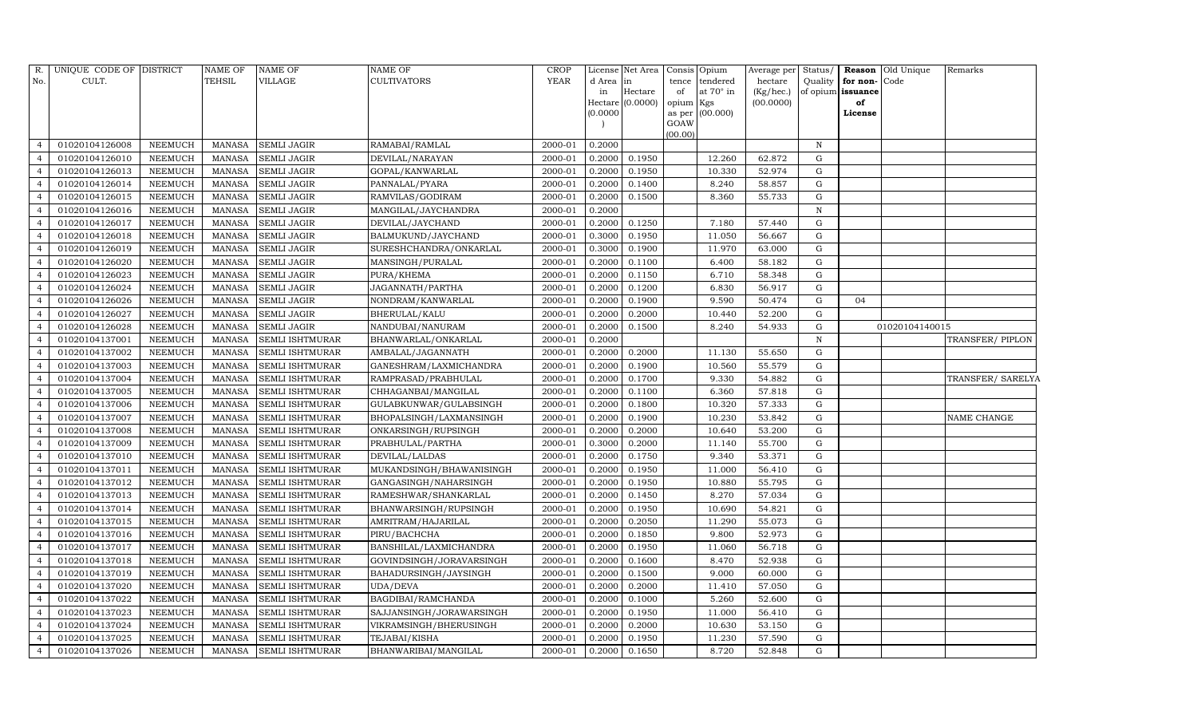| R. No. | UNIQUE CODE OF CULT. | DISTRICT | NAME OF TEHSIL | NAME OF VILLAGE | NAME OF CULTIVATORS | CROP YEAR | License d Area in Hectare (0.0000) | Net Area in Hectare (0.0000) | Consis tence of opium as per GOAW (00.00) | Opium tendered at 70° in Kgs (00.000) | Average per hectare (Kg/hec.) (00.0000) | Status/ Quality of opium | Reason for non-issuance of License | Old Unique Code | Remarks |
|---|---|---|---|---|---|---|---|---|---|---|---|---|---|---|---|
| 4 | 01020104126008 | NEEMUCH | MANASA | SEMLI JAGIR | RAMABAI/RAMLAL | 2000-01 | 0.2000 | | | | | N | | | |
| 4 | 01020104126010 | NEEMUCH | MANASA | SEMLI JAGIR | DEVILAL/NARAYAN | 2000-01 | 0.2000 | 0.1950 | | 12.260 | 62.872 | G | | | |
| 4 | 01020104126013 | NEEMUCH | MANASA | SEMLI JAGIR | GOPAL/KANWARLAL | 2000-01 | 0.2000 | 0.1950 | | 10.330 | 52.974 | G | | | |
| 4 | 01020104126014 | NEEMUCH | MANASA | SEMLI JAGIR | PANNALAL/PYARA | 2000-01 | 0.2000 | 0.1400 | | 8.240 | 58.857 | G | | | |
| 4 | 01020104126015 | NEEMUCH | MANASA | SEMLI JAGIR | RAMVILAS/GODIRAM | 2000-01 | 0.2000 | 0.1500 | | 8.360 | 55.733 | G | | | |
| 4 | 01020104126016 | NEEMUCH | MANASA | SEMLI JAGIR | MANGILAL/JAYCHANDRA | 2000-01 | 0.2000 | | | | | N | | | |
| 4 | 01020104126017 | NEEMUCH | MANASA | SEMLI JAGIR | DEVILAL/JAYCHAND | 2000-01 | 0.2000 | 0.1250 | | 7.180 | 57.440 | G | | | |
| 4 | 01020104126018 | NEEMUCH | MANASA | SEMLI JAGIR | BALMUKUND/JAYCHAND | 2000-01 | 0.3000 | 0.1950 | | 11.050 | 56.667 | G | | | |
| 4 | 01020104126019 | NEEMUCH | MANASA | SEMLI JAGIR | SURESHCHANDRA/ONKARLAL | 2000-01 | 0.3000 | 0.1900 | | 11.970 | 63.000 | G | | | |
| 4 | 01020104126020 | NEEMUCH | MANASA | SEMLI JAGIR | MANSINGH/PURALAL | 2000-01 | 0.2000 | 0.1100 | | 6.400 | 58.182 | G | | | |
| 4 | 01020104126023 | NEEMUCH | MANASA | SEMLI JAGIR | PURA/KHEMA | 2000-01 | 0.2000 | 0.1150 | | 6.710 | 58.348 | G | | | |
| 4 | 01020104126024 | NEEMUCH | MANASA | SEMLI JAGIR | JAGANNATH/PARTHA | 2000-01 | 0.2000 | 0.1200 | | 6.830 | 56.917 | G | | | |
| 4 | 01020104126026 | NEEMUCH | MANASA | SEMLI JAGIR | NONDRAM/KANWARLAL | 2000-01 | 0.2000 | 0.1900 | | 9.590 | 50.474 | G | 04 | | |
| 4 | 01020104126027 | NEEMUCH | MANASA | SEMLI JAGIR | BHERULAL/KALU | 2000-01 | 0.2000 | 0.2000 | | 10.440 | 52.200 | G | | | |
| 4 | 01020104126028 | NEEMUCH | MANASA | SEMLI JAGIR | NANDUBAI/NANURAM | 2000-01 | 0.2000 | 0.1500 | | 8.240 | 54.933 | G | | 01020104140015 | |
| 4 | 01020104137001 | NEEMUCH | MANASA | SEMLI ISHTMURAR | BHANWARLAL/ONKARLAL | 2000-01 | 0.2000 | | | | | N | | | TRANSFER/ PIPLON |
| 4 | 01020104137002 | NEEMUCH | MANASA | SEMLI ISHTMURAR | AMBALAL/JAGANNATH | 2000-01 | 0.2000 | 0.2000 | | 11.130 | 55.650 | G | | | |
| 4 | 01020104137003 | NEEMUCH | MANASA | SEMLI ISHTMURAR | GANESHRAM/LAXMICHANDRA | 2000-01 | 0.2000 | 0.1900 | | 10.560 | 55.579 | G | | | |
| 4 | 01020104137004 | NEEMUCH | MANASA | SEMLI ISHTMURAR | RAMPRASAD/PRABHULAL | 2000-01 | 0.2000 | 0.1700 | | 9.330 | 54.882 | G | | | TRANSFER/ SARELYA |
| 4 | 01020104137005 | NEEMUCH | MANASA | SEMLI ISHTMURAR | CHHAGANBAI/MANGILAL | 2000-01 | 0.2000 | 0.1100 | | 6.360 | 57.818 | G | | | |
| 4 | 01020104137006 | NEEMUCH | MANASA | SEMLI ISHTMURAR | GULABKUNWAR/GULABSINGH | 2000-01 | 0.2000 | 0.1800 | | 10.320 | 57.333 | G | | | |
| 4 | 01020104137007 | NEEMUCH | MANASA | SEMLI ISHTMURAR | BHOPALSINGH/LAXMANSINGH | 2000-01 | 0.2000 | 0.1900 | | 10.230 | 53.842 | G | | | NAME CHANGE |
| 4 | 01020104137008 | NEEMUCH | MANASA | SEMLI ISHTMURAR | ONKARSINGH/RUPSINGH | 2000-01 | 0.2000 | 0.2000 | | 10.640 | 53.200 | G | | | |
| 4 | 01020104137009 | NEEMUCH | MANASA | SEMLI ISHTMURAR | PRABHULAL/PARTHA | 2000-01 | 0.3000 | 0.2000 | | 11.140 | 55.700 | G | | | |
| 4 | 01020104137010 | NEEMUCH | MANASA | SEMLI ISHTMURAR | DEVILAL/LALDAS | 2000-01 | 0.2000 | 0.1750 | | 9.340 | 53.371 | G | | | |
| 4 | 01020104137011 | NEEMUCH | MANASA | SEMLI ISHTMURAR | MUKANDSINGH/BHAWANISINGH | 2000-01 | 0.2000 | 0.1950 | | 11.000 | 56.410 | G | | | |
| 4 | 01020104137012 | NEEMUCH | MANASA | SEMLI ISHTMURAR | GANGASINGH/NAHARSINGH | 2000-01 | 0.2000 | 0.1950 | | 10.880 | 55.795 | G | | | |
| 4 | 01020104137013 | NEEMUCH | MANASA | SEMLI ISHTMURAR | RAMESHWAR/SHANKARLAL | 2000-01 | 0.2000 | 0.1450 | | 8.270 | 57.034 | G | | | |
| 4 | 01020104137014 | NEEMUCH | MANASA | SEMLI ISHTMURAR | BHANWARSINGH/RUPSINGH | 2000-01 | 0.2000 | 0.1950 | | 10.690 | 54.821 | G | | | |
| 4 | 01020104137015 | NEEMUCH | MANASA | SEMLI ISHTMURAR | AMRITRAM/HAJARILAL | 2000-01 | 0.2000 | 0.2050 | | 11.290 | 55.073 | G | | | |
| 4 | 01020104137016 | NEEMUCH | MANASA | SEMLI ISHTMURAR | PIRU/BACHCHA | 2000-01 | 0.2000 | 0.1850 | | 9.800 | 52.973 | G | | | |
| 4 | 01020104137017 | NEEMUCH | MANASA | SEMLI ISHTMURAR | BANSHILAL/LAXMICHANDRA | 2000-01 | 0.2000 | 0.1950 | | 11.060 | 56.718 | G | | | |
| 4 | 01020104137018 | NEEMUCH | MANASA | SEMLI ISHTMURAR | GOVINDSINGH/JORAVARSINGH | 2000-01 | 0.2000 | 0.1600 | | 8.470 | 52.938 | G | | | |
| 4 | 01020104137019 | NEEMUCH | MANASA | SEMLI ISHTMURAR | BAHADURSINGH/JAYSINGH | 2000-01 | 0.2000 | 0.1500 | | 9.000 | 60.000 | G | | | |
| 4 | 01020104137020 | NEEMUCH | MANASA | SEMLI ISHTMURAR | UDA/DEVA | 2000-01 | 0.2000 | 0.2000 | | 11.410 | 57.050 | G | | | |
| 4 | 01020104137022 | NEEMUCH | MANASA | SEMLI ISHTMURAR | BAGDIBAI/RAMCHANDA | 2000-01 | 0.2000 | 0.1000 | | 5.260 | 52.600 | G | | | |
| 4 | 01020104137023 | NEEMUCH | MANASA | SEMLI ISHTMURAR | SAJJANSINGH/JORAWARSINGH | 2000-01 | 0.2000 | 0.1950 | | 11.000 | 56.410 | G | | | |
| 4 | 01020104137024 | NEEMUCH | MANASA | SEMLI ISHTMURAR | VIKRAMSINGH/BHERUSINGH | 2000-01 | 0.2000 | 0.2000 | | 10.630 | 53.150 | G | | | |
| 4 | 01020104137025 | NEEMUCH | MANASA | SEMLI ISHTMURAR | TEJABAI/KISHA | 2000-01 | 0.2000 | 0.1950 | | 11.230 | 57.590 | G | | | |
| 4 | 01020104137026 | NEEMUCH | MANASA | SEMLI ISHTMURAR | BHANWARIBAI/MANGILAL | 2000-01 | 0.2000 | 0.1650 | | 8.720 | 52.848 | G | | | |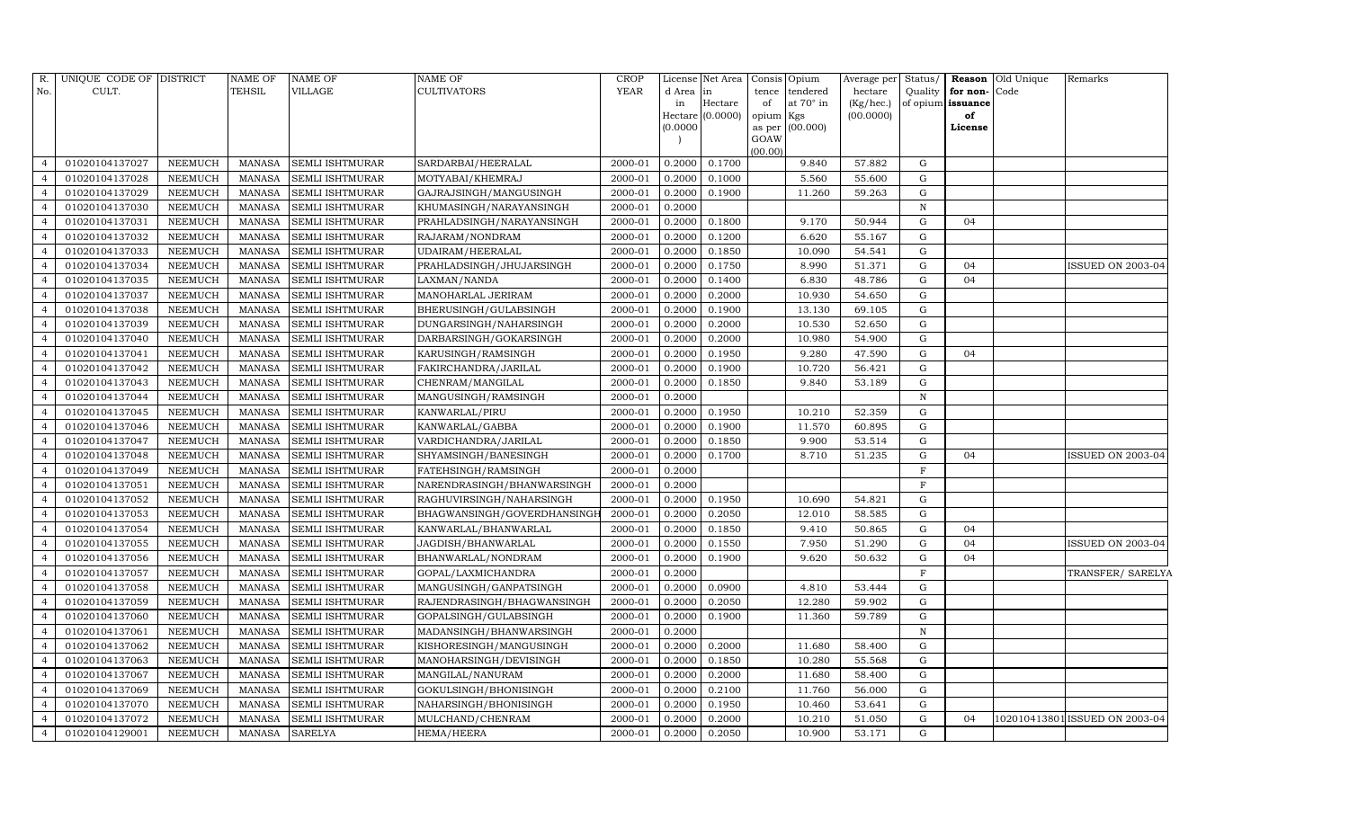| R. No. | UNIQUE CODE OF CULT. | DISTRICT | NAME OF TEHSIL | NAME OF VILLAGE | NAME OF CULTIVATORS | CROP YEAR | License d Area in Hectare (0.0000) | Net Area in Hectare (0.0000) | Consis tence of opium as per GOAW (00.00) | Opium tendered at 70° in Kgs (00.000) | Average per hectare (Kg/hec.) (00.0000) | Status/ Quality of opium | Reason for non-issuance of License | Old Unique Code | Remarks |
|---|---|---|---|---|---|---|---|---|---|---|---|---|---|---|---|
| 4 | 01020104137027 | NEEMUCH | MANASA | SEMLI ISHTMURAR | SARDARBAI/HEERALAL | 2000-01 | 0.2000 | 0.1700 | | 9.840 | 57.882 | G | | | |
| 4 | 01020104137028 | NEEMUCH | MANASA | SEMLI ISHTMURAR | MOTYABAI/KHEMRAJ | 2000-01 | 0.2000 | 0.1000 | | 5.560 | 55.600 | G | | | |
| 4 | 01020104137029 | NEEMUCH | MANASA | SEMLI ISHTMURAR | GAJRAJSINGH/MANGUSINGH | 2000-01 | 0.2000 | 0.1900 | | 11.260 | 59.263 | G | | | |
| 4 | 01020104137030 | NEEMUCH | MANASA | SEMLI ISHTMURAR | KHUMASINGH/NARAYANSINGH | 2000-01 | 0.2000 | | | | | N | | | |
| 4 | 01020104137031 | NEEMUCH | MANASA | SEMLI ISHTMURAR | PRAHLADSINGH/NARAYANSINGH | 2000-01 | 0.2000 | 0.1800 | | 9.170 | 50.944 | G | 04 | | |
| 4 | 01020104137032 | NEEMUCH | MANASA | SEMLI ISHTMURAR | RAJARAM/NONDRAM | 2000-01 | 0.2000 | 0.1200 | | 6.620 | 55.167 | G | | | |
| 4 | 01020104137033 | NEEMUCH | MANASA | SEMLI ISHTMURAR | UDAIRAM/HEERALAL | 2000-01 | 0.2000 | 0.1850 | | 10.090 | 54.541 | G | | | |
| 4 | 01020104137034 | NEEMUCH | MANASA | SEMLI ISHTMURAR | PRAHLADSINGH/JHUJARSINGH | 2000-01 | 0.2000 | 0.1750 | | 8.990 | 51.371 | G | 04 | | ISSUED ON 2003-04 |
| 4 | 01020104137035 | NEEMUCH | MANASA | SEMLI ISHTMURAR | LAXMAN/NANDA | 2000-01 | 0.2000 | 0.1400 | | 6.830 | 48.786 | G | 04 | | |
| 4 | 01020104137037 | NEEMUCH | MANASA | SEMLI ISHTMURAR | MANOHARLAL JERIRAM | 2000-01 | 0.2000 | 0.2000 | | 10.930 | 54.650 | G | | | |
| 4 | 01020104137038 | NEEMUCH | MANASA | SEMLI ISHTMURAR | BHERUSINGH/GULABSINGH | 2000-01 | 0.2000 | 0.1900 | | 13.130 | 69.105 | G | | | |
| 4 | 01020104137039 | NEEMUCH | MANASA | SEMLI ISHTMURAR | DUNGARSINGH/NAHARSINGH | 2000-01 | 0.2000 | 0.2000 | | 10.530 | 52.650 | G | | | |
| 4 | 01020104137040 | NEEMUCH | MANASA | SEMLI ISHTMURAR | DARBARSINGH/GOKARSINGH | 2000-01 | 0.2000 | 0.2000 | | 10.980 | 54.900 | G | | | |
| 4 | 01020104137041 | NEEMUCH | MANASA | SEMLI ISHTMURAR | KARUSINGH/RAMSINGH | 2000-01 | 0.2000 | 0.1950 | | 9.280 | 47.590 | G | 04 | | |
| 4 | 01020104137042 | NEEMUCH | MANASA | SEMLI ISHTMURAR | FAKIRCHANDRA/JARILAL | 2000-01 | 0.2000 | 0.1900 | | 10.720 | 56.421 | G | | | |
| 4 | 01020104137043 | NEEMUCH | MANASA | SEMLI ISHTMURAR | CHENRAM/MANGILAL | 2000-01 | 0.2000 | 0.1850 | | 9.840 | 53.189 | G | | | |
| 4 | 01020104137044 | NEEMUCH | MANASA | SEMLI ISHTMURAR | MANGUSINGH/RAMSINGH | 2000-01 | 0.2000 | | | | | N | | | |
| 4 | 01020104137045 | NEEMUCH | MANASA | SEMLI ISHTMURAR | KANWARLAL/PIRU | 2000-01 | 0.2000 | 0.1950 | | 10.210 | 52.359 | G | | | |
| 4 | 01020104137046 | NEEMUCH | MANASA | SEMLI ISHTMURAR | KANWARLAL/GABBA | 2000-01 | 0.2000 | 0.1900 | | 11.570 | 60.895 | G | | | |
| 4 | 01020104137047 | NEEMUCH | MANASA | SEMLI ISHTMURAR | VARDICHANDRA/JARILAL | 2000-01 | 0.2000 | 0.1850 | | 9.900 | 53.514 | G | | | |
| 4 | 01020104137048 | NEEMUCH | MANASA | SEMLI ISHTMURAR | SHYAMSINGH/BANESINGH | 2000-01 | 0.2000 | 0.1700 | | 8.710 | 51.235 | G | 04 | | ISSUED ON 2003-04 |
| 4 | 01020104137049 | NEEMUCH | MANASA | SEMLI ISHTMURAR | FATEHSINGH/RAMSINGH | 2000-01 | 0.2000 | | | | | F | | | |
| 4 | 01020104137051 | NEEMUCH | MANASA | SEMLI ISHTMURAR | NARENDRASINGH/BHANWARSINGH | 2000-01 | 0.2000 | | | | | F | | | |
| 4 | 01020104137052 | NEEMUCH | MANASA | SEMLI ISHTMURAR | RAGHUVIRSINGH/NAHARSINGH | 2000-01 | 0.2000 | 0.1950 | | 10.690 | 54.821 | G | | | |
| 4 | 01020104137053 | NEEMUCH | MANASA | SEMLI ISHTMURAR | BHAGWANSINGH/GOVERDHANSINGH | 2000-01 | 0.2000 | 0.2050 | | 12.010 | 58.585 | G | | | |
| 4 | 01020104137054 | NEEMUCH | MANASA | SEMLI ISHTMURAR | KANWARLAL/BHANWARLAL | 2000-01 | 0.2000 | 0.1850 | | 9.410 | 50.865 | G | 04 | | |
| 4 | 01020104137055 | NEEMUCH | MANASA | SEMLI ISHTMURAR | JAGDISH/BHANWARLAL | 2000-01 | 0.2000 | 0.1550 | | 7.950 | 51.290 | G | 04 | | ISSUED ON 2003-04 |
| 4 | 01020104137056 | NEEMUCH | MANASA | SEMLI ISHTMURAR | BHANWARLAL/NONDRAM | 2000-01 | 0.2000 | 0.1900 | | 9.620 | 50.632 | G | 04 | | |
| 4 | 01020104137057 | NEEMUCH | MANASA | SEMLI ISHTMURAR | GOPAL/LAXMICHANDRA | 2000-01 | 0.2000 | | | | | F | | | TRANSFER/ SARELYA |
| 4 | 01020104137058 | NEEMUCH | MANASA | SEMLI ISHTMURAR | MANGUSINGH/GANPATSINGH | 2000-01 | 0.2000 | 0.0900 | | 4.810 | 53.444 | G | | | |
| 4 | 01020104137059 | NEEMUCH | MANASA | SEMLI ISHTMURAR | RAJENDRASINGH/BHAGWANSINGH | 2000-01 | 0.2000 | 0.2050 | | 12.280 | 59.902 | G | | | |
| 4 | 01020104137060 | NEEMUCH | MANASA | SEMLI ISHTMURAR | GOPALSINGH/GULABSINGH | 2000-01 | 0.2000 | 0.1900 | | 11.360 | 59.789 | G | | | |
| 4 | 01020104137061 | NEEMUCH | MANASA | SEMLI ISHTMURAR | MADANSINGH/BHANWARSINGH | 2000-01 | 0.2000 | | | | | N | | | |
| 4 | 01020104137062 | NEEMUCH | MANASA | SEMLI ISHTMURAR | KISHORESINGH/MANGUSINGH | 2000-01 | 0.2000 | 0.2000 | | 11.680 | 58.400 | G | | | |
| 4 | 01020104137063 | NEEMUCH | MANASA | SEMLI ISHTMURAR | MANOHARSINGH/DEVISINGH | 2000-01 | 0.2000 | 0.1850 | | 10.280 | 55.568 | G | | | |
| 4 | 01020104137067 | NEEMUCH | MANASA | SEMLI ISHTMURAR | MANGILAL/NANURAM | 2000-01 | 0.2000 | 0.2000 | | 11.680 | 58.400 | G | | | |
| 4 | 01020104137069 | NEEMUCH | MANASA | SEMLI ISHTMURAR | GOKULSINGH/BHONISINGH | 2000-01 | 0.2000 | 0.2100 | | 11.760 | 56.000 | G | | | |
| 4 | 01020104137070 | NEEMUCH | MANASA | SEMLI ISHTMURAR | NAHARSINGH/BHONISINGH | 2000-01 | 0.2000 | 0.1950 | | 10.460 | 53.641 | G | | | |
| 4 | 01020104137072 | NEEMUCH | MANASA | SEMLI ISHTMURAR | MULCHAND/CHENRAM | 2000-01 | 0.2000 | 0.2000 | | 10.210 | 51.050 | G | 04 | 102010413801 | ISSUED ON 2003-04 |
| 4 | 01020104129001 | NEEMUCH | MANASA | SARELYA | HEMA/HEERA | 2000-01 | 0.2000 | 0.2050 | | 10.900 | 53.171 | G | | | |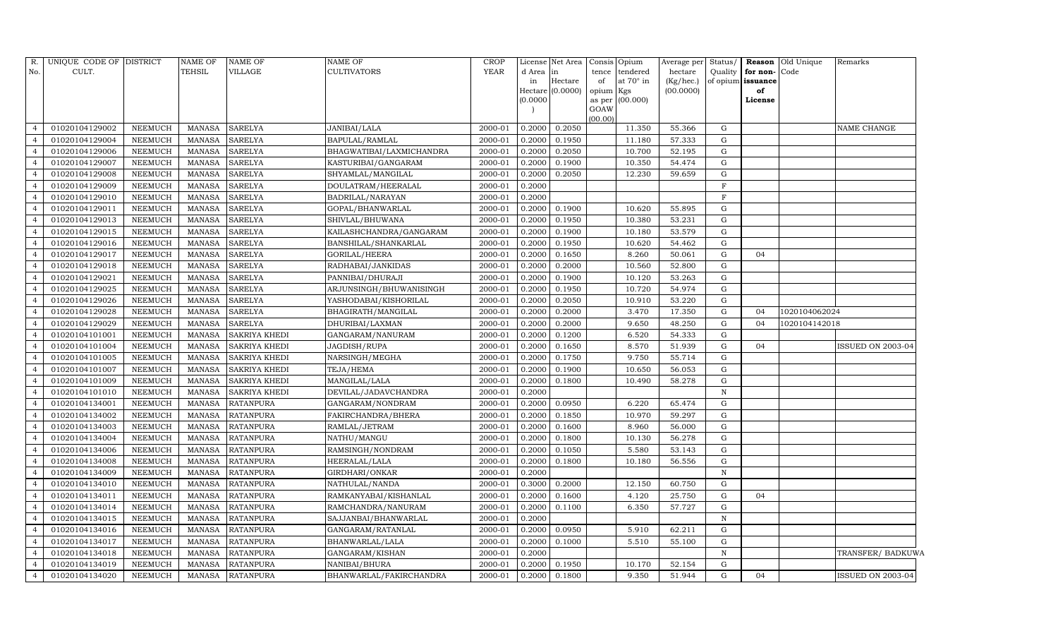| R. No. | UNIQUE CODE OF CULT. | DISTRICT | NAME OF TEHSIL | NAME OF VILLAGE | NAME OF CULTIVATORS | CROP YEAR | License d Area in Hectare (0.0000) | Net Area in Hectare (0.0000) | Consis tence of opium as per GOAW (00.00) | Opium tendered at 70° in Kgs (00.000) | Average per hectare (Kg/hec.) (00.0000) | Status/ Quality of opium | Reason for non-issuance of License | Old Unique Code | Remarks |
|---|---|---|---|---|---|---|---|---|---|---|---|---|---|---|---|
| 4 | 01020104129002 | NEEMUCH | MANASA | SARELYA | JANIBAI/LALA | 2000-01 | 0.2000 | 0.2050 | | 11.350 | 55.366 | G | | | NAME CHANGE |
| 4 | 01020104129004 | NEEMUCH | MANASA | SARELYA | BAPULAL/RAMLAL | 2000-01 | 0.2000 | 0.1950 | | 11.180 | 57.333 | G | | | |
| 4 | 01020104129006 | NEEMUCH | MANASA | SARELYA | BHAGWATIBAI/LAXMICHANDRA | 2000-01 | 0.2000 | 0.2050 | | 10.700 | 52.195 | G | | | |
| 4 | 01020104129007 | NEEMUCH | MANASA | SARELYA | KASTURIBAI/GANGARAM | 2000-01 | 0.2000 | 0.1900 | | 10.350 | 54.474 | G | | | |
| 4 | 01020104129008 | NEEMUCH | MANASA | SARELYA | SHYAMLAL/MANGILAL | 2000-01 | 0.2000 | 0.2050 | | 12.230 | 59.659 | G | | | |
| 4 | 01020104129009 | NEEMUCH | MANASA | SARELYA | DOULATRAM/HEERALAL | 2000-01 | 0.2000 | | | | | F | | | |
| 4 | 01020104129010 | NEEMUCH | MANASA | SARELYA | BADRILAL/NARAYAN | 2000-01 | 0.2000 | | | | | F | | | |
| 4 | 01020104129011 | NEEMUCH | MANASA | SARELYA | GOPAL/BHANWARLAL | 2000-01 | 0.2000 | 0.1900 | | 10.620 | 55.895 | G | | | |
| 4 | 01020104129013 | NEEMUCH | MANASA | SARELYA | SHIVLAL/BHUWANA | 2000-01 | 0.2000 | 0.1950 | | 10.380 | 53.231 | G | | | |
| 4 | 01020104129015 | NEEMUCH | MANASA | SARELYA | KAILASHCHANDRA/GANGARAM | 2000-01 | 0.2000 | 0.1900 | | 10.180 | 53.579 | G | | | |
| 4 | 01020104129016 | NEEMUCH | MANASA | SARELYA | BANSHILAL/SHANKARLAL | 2000-01 | 0.2000 | 0.1950 | | 10.620 | 54.462 | G | | | |
| 4 | 01020104129017 | NEEMUCH | MANASA | SARELYA | GORILAL/HEERA | 2000-01 | 0.2000 | 0.1650 | | 8.260 | 50.061 | G | 04 | | |
| 4 | 01020104129018 | NEEMUCH | MANASA | SARELYA | RADHABAI/JANKIDAS | 2000-01 | 0.2000 | 0.2000 | | 10.560 | 52.800 | G | | | |
| 4 | 01020104129021 | NEEMUCH | MANASA | SARELYA | PANNIBAI/DHURAJI | 2000-01 | 0.2000 | 0.1900 | | 10.120 | 53.263 | G | | | |
| 4 | 01020104129025 | NEEMUCH | MANASA | SARELYA | ARJUNSINGH/BHUWANISINGH | 2000-01 | 0.2000 | 0.1950 | | 10.720 | 54.974 | G | | | |
| 4 | 01020104129026 | NEEMUCH | MANASA | SARELYA | YASHODABAI/KISHORILAL | 2000-01 | 0.2000 | 0.2050 | | 10.910 | 53.220 | G | | | |
| 4 | 01020104129028 | NEEMUCH | MANASA | SARELYA | BHAGIRATH/MANGILAL | 2000-01 | 0.2000 | 0.2000 | | 3.470 | 17.350 | G | 04 | 1020104062024 | |
| 4 | 01020104129029 | NEEMUCH | MANASA | SARELYA | DHURIBAI/LAXMAN | 2000-01 | 0.2000 | 0.2000 | | 9.650 | 48.250 | G | 04 | 1020104142018 | |
| 4 | 01020104101001 | NEEMUCH | MANASA | SAKRIYA KHEDI | GANGARAM/NANURAM | 2000-01 | 0.2000 | 0.1200 | | 6.520 | 54.333 | G | | | |
| 4 | 01020104101004 | NEEMUCH | MANASA | SAKRIYA KHEDI | JAGDISH/RUPA | 2000-01 | 0.2000 | 0.1650 | | 8.570 | 51.939 | G | 04 | | ISSUED ON 2003-04 |
| 4 | 01020104101005 | NEEMUCH | MANASA | SAKRIYA KHEDI | NARSINGH/MEGHA | 2000-01 | 0.2000 | 0.1750 | | 9.750 | 55.714 | G | | | |
| 4 | 01020104101007 | NEEMUCH | MANASA | SAKRIYA KHEDI | TEJA/HEMA | 2000-01 | 0.2000 | 0.1900 | | 10.650 | 56.053 | G | | | |
| 4 | 01020104101009 | NEEMUCH | MANASA | SAKRIYA KHEDI | MANGILAL/LALA | 2000-01 | 0.2000 | 0.1800 | | 10.490 | 58.278 | G | | | |
| 4 | 01020104101010 | NEEMUCH | MANASA | SAKRIYA KHEDI | DEVILAL/JADAVCHANDRA | 2000-01 | 0.2000 | | | | | N | | | |
| 4 | 01020104134001 | NEEMUCH | MANASA | RATANPURA | GANGARAM/NONDRAM | 2000-01 | 0.2000 | 0.0950 | | 6.220 | 65.474 | G | | | |
| 4 | 01020104134002 | NEEMUCH | MANASA | RATANPURA | FAKIRCHANDRA/BHERA | 2000-01 | 0.2000 | 0.1850 | | 10.970 | 59.297 | G | | | |
| 4 | 01020104134003 | NEEMUCH | MANASA | RATANPURA | RAMLAL/JETRAM | 2000-01 | 0.2000 | 0.1600 | | 8.960 | 56.000 | G | | | |
| 4 | 01020104134004 | NEEMUCH | MANASA | RATANPURA | NATHU/MANGU | 2000-01 | 0.2000 | 0.1800 | | 10.130 | 56.278 | G | | | |
| 4 | 01020104134006 | NEEMUCH | MANASA | RATANPURA | RAMSINGH/NONDRAM | 2000-01 | 0.2000 | 0.1050 | | 5.580 | 53.143 | G | | | |
| 4 | 01020104134008 | NEEMUCH | MANASA | RATANPURA | HEERALAL/LALA | 2000-01 | 0.2000 | 0.1800 | | 10.180 | 56.556 | G | | | |
| 4 | 01020104134009 | NEEMUCH | MANASA | RATANPURA | GIRDHARI/ONKAR | 2000-01 | 0.2000 | | | | | N | | | |
| 4 | 01020104134010 | NEEMUCH | MANASA | RATANPURA | NATHULAL/NANDA | 2000-01 | 0.3000 | 0.2000 | | 12.150 | 60.750 | G | | | |
| 4 | 01020104134011 | NEEMUCH | MANASA | RATANPURA | RAMKANYABAI/KISHANLAL | 2000-01 | 0.2000 | 0.1600 | | 4.120 | 25.750 | G | 04 | | |
| 4 | 01020104134014 | NEEMUCH | MANASA | RATANPURA | RAMCHANDRA/NANURAM | 2000-01 | 0.2000 | 0.1100 | | 6.350 | 57.727 | G | | | |
| 4 | 01020104134015 | NEEMUCH | MANASA | RATANPURA | SAJJANBAI/BHANWARLAL | 2000-01 | 0.2000 | | | | | N | | | |
| 4 | 01020104134016 | NEEMUCH | MANASA | RATANPURA | GANGARAM/RATANLAL | 2000-01 | 0.2000 | 0.0950 | | 5.910 | 62.211 | G | | | |
| 4 | 01020104134017 | NEEMUCH | MANASA | RATANPURA | BHANWARLAL/LALA | 2000-01 | 0.2000 | 0.1000 | | 5.510 | 55.100 | G | | | |
| 4 | 01020104134018 | NEEMUCH | MANASA | RATANPURA | GANGARAM/KISHAN | 2000-01 | 0.2000 | | | | | N | | | TRANSFER/ BADKUWA |
| 4 | 01020104134019 | NEEMUCH | MANASA | RATANPURA | NANIBAI/BHURA | 2000-01 | 0.2000 | 0.1950 | | 10.170 | 52.154 | G | | | |
| 4 | 01020104134020 | NEEMUCH | MANASA | RATANPURA | BHANWARLAL/FAKIRCHANDRA | 2000-01 | 0.2000 | 0.1800 | | 9.350 | 51.944 | G | 04 | | ISSUED ON 2003-04 |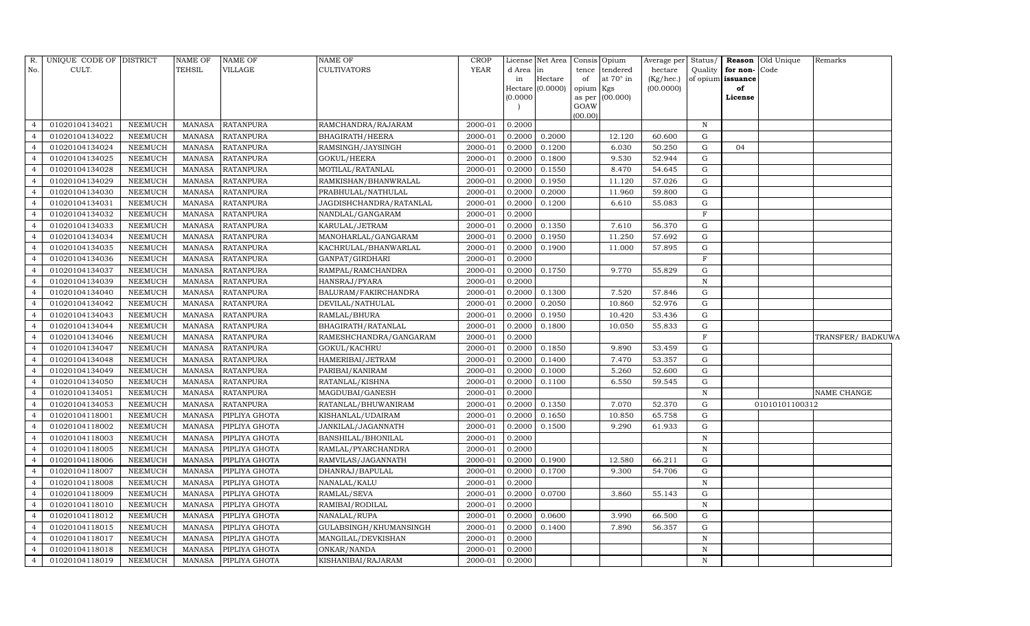| R. No. | UNIQUE CODE OF CULT. | DISTRICT | NAME OF TEHSIL | NAME OF VILLAGE | NAME OF CULTIVATORS | CROP YEAR | License d Area in Hectare (0.0000) | Net Area in Hectare (0.0000) | Consis tence of opium as per GOAW (00.00) | Opium tendered at 70° in Kgs (00.000) | Average per hectare (Kg/hec.) (00.0000) | Status/ Quality of opium | Reason for non-issuance of License | Old Unique Code | Remarks |
|---|---|---|---|---|---|---|---|---|---|---|---|---|---|---|---|
| 4 | 01020104134021 | NEEMUCH | MANASA | RATANPURA | RAMCHANDRA/RAJARAM | 2000-01 | 0.2000 | | | | | N | | | |
| 4 | 01020104134022 | NEEMUCH | MANASA | RATANPURA | BHAGIRATH/HEERA | 2000-01 | 0.2000 | 0.2000 | | 12.120 | 60.600 | G | | | |
| 4 | 01020104134024 | NEEMUCH | MANASA | RATANPURA | RAMSINGH/JAYSINGH | 2000-01 | 0.2000 | 0.1200 | | 6.030 | 50.250 | G | 04 | | |
| 4 | 01020104134025 | NEEMUCH | MANASA | RATANPURA | GOKUL/HEERA | 2000-01 | 0.2000 | 0.1800 | | 9.530 | 52.944 | G | | | |
| 4 | 01020104134028 | NEEMUCH | MANASA | RATANPURA | MOTILAL/RATANLAL | 2000-01 | 0.2000 | 0.1550 | | 8.470 | 54.645 | G | | | |
| 4 | 01020104134029 | NEEMUCH | MANASA | RATANPURA | RAMKISHAN/BHANWRALAL | 2000-01 | 0.2000 | 0.1950 | | 11.120 | 57.026 | G | | | |
| 4 | 01020104134030 | NEEMUCH | MANASA | RATANPURA | PRABHULAL/NATHULAL | 2000-01 | 0.2000 | 0.2000 | | 11.960 | 59.800 | G | | | |
| 4 | 01020104134031 | NEEMUCH | MANASA | RATANPURA | JAGDISHCHANDRA/RATANLAL | 2000-01 | 0.2000 | 0.1200 | | 6.610 | 55.083 | G | | | |
| 4 | 01020104134032 | NEEMUCH | MANASA | RATANPURA | NANDLAL/GANGARAM | 2000-01 | 0.2000 | | | | | F | | | |
| 4 | 01020104134033 | NEEMUCH | MANASA | RATANPURA | KARULAL/JETRAM | 2000-01 | 0.2000 | 0.1350 | | 7.610 | 56.370 | G | | | |
| 4 | 01020104134034 | NEEMUCH | MANASA | RATANPURA | MANOHARLAL/GANGARAM | 2000-01 | 0.2000 | 0.1950 | | 11.250 | 57.692 | G | | | |
| 4 | 01020104134035 | NEEMUCH | MANASA | RATANPURA | KACHRULAL/BHANWARLAL | 2000-01 | 0.2000 | 0.1900 | | 11.000 | 57.895 | G | | | |
| 4 | 01020104134036 | NEEMUCH | MANASA | RATANPURA | GANPAT/GIRDHARI | 2000-01 | 0.2000 | | | | | F | | | |
| 4 | 01020104134037 | NEEMUCH | MANASA | RATANPURA | RAMPAL/RAMCHANDRA | 2000-01 | 0.2000 | 0.1750 | | 9.770 | 55.829 | G | | | |
| 4 | 01020104134039 | NEEMUCH | MANASA | RATANPURA | HANSRAJ/PYARA | 2000-01 | 0.2000 | | | | | N | | | |
| 4 | 01020104134040 | NEEMUCH | MANASA | RATANPURA | BALURAM/FAKIRCHANDRA | 2000-01 | 0.2000 | 0.1300 | | 7.520 | 57.846 | G | | | |
| 4 | 01020104134042 | NEEMUCH | MANASA | RATANPURA | DEVILAL/NATHULAL | 2000-01 | 0.2000 | 0.2050 | | 10.860 | 52.976 | G | | | |
| 4 | 01020104134043 | NEEMUCH | MANASA | RATANPURA | RAMLAL/BHURA | 2000-01 | 0.2000 | 0.1950 | | 10.420 | 53.436 | G | | | |
| 4 | 01020104134044 | NEEMUCH | MANASA | RATANPURA | BHAGIRATH/RATANLAL | 2000-01 | 0.2000 | 0.1800 | | 10.050 | 55.833 | G | | | |
| 4 | 01020104134046 | NEEMUCH | MANASA | RATANPURA | RAMESHCHANDRA/GANGARAM | 2000-01 | 0.2000 | | | | | F | | | TRANSFER/ BADKUWA |
| 4 | 01020104134047 | NEEMUCH | MANASA | RATANPURA | GOKUL/KACHRU | 2000-01 | 0.2000 | 0.1850 | | 9.890 | 53.459 | G | | | |
| 4 | 01020104134048 | NEEMUCH | MANASA | RATANPURA | HAMERIBAI/JETRAM | 2000-01 | 0.2000 | 0.1400 | | 7.470 | 53.357 | G | | | |
| 4 | 01020104134049 | NEEMUCH | MANASA | RATANPURA | PARIBAI/KANIRAM | 2000-01 | 0.2000 | 0.1000 | | 5.260 | 52.600 | G | | | |
| 4 | 01020104134050 | NEEMUCH | MANASA | RATANPURA | RATANLAL/KISHNA | 2000-01 | 0.2000 | 0.1100 | | 6.550 | 59.545 | G | | | |
| 4 | 01020104134051 | NEEMUCH | MANASA | RATANPURA | MAGDUBAI/GANESH | 2000-01 | 0.2000 | | | | | N | | | NAME CHANGE |
| 4 | 01020104134053 | NEEMUCH | MANASA | RATANPURA | RATANLAL/BHUWANIRAM | 2000-01 | 0.2000 | 0.1350 | | 7.070 | 52.370 | G | | 01010101100312 | |
| 4 | 01020104118001 | NEEMUCH | MANASA | PIPLIYA GHOTA | KISHANLAL/UDAIRAM | 2000-01 | 0.2000 | 0.1650 | | 10.850 | 65.758 | G | | | |
| 4 | 01020104118002 | NEEMUCH | MANASA | PIPLIYA GHOTA | JANKILAL/JAGANNATH | 2000-01 | 0.2000 | 0.1500 | | 9.290 | 61.933 | G | | | |
| 4 | 01020104118003 | NEEMUCH | MANASA | PIPLIYA GHOTA | BANSHILAL/BHONILAL | 2000-01 | 0.2000 | | | | | N | | | |
| 4 | 01020104118005 | NEEMUCH | MANASA | PIPLIYA GHOTA | RAMLAL/PYARCHANDRA | 2000-01 | 0.2000 | | | | | N | | | |
| 4 | 01020104118006 | NEEMUCH | MANASA | PIPLIYA GHOTA | RAMVILAS/JAGANNATH | 2000-01 | 0.2000 | 0.1900 | | 12.580 | 66.211 | G | | | |
| 4 | 01020104118007 | NEEMUCH | MANASA | PIPLIYA GHOTA | DHANRAJ/BAPULAL | 2000-01 | 0.2000 | 0.1700 | | 9.300 | 54.706 | G | | | |
| 4 | 01020104118008 | NEEMUCH | MANASA | PIPLIYA GHOTA | NANALAL/KALU | 2000-01 | 0.2000 | | | | | N | | | |
| 4 | 01020104118009 | NEEMUCH | MANASA | PIPLIYA GHOTA | RAMLAL/SEVA | 2000-01 | 0.2000 | 0.0700 | | 3.860 | 55.143 | G | | | |
| 4 | 01020104118010 | NEEMUCH | MANASA | PIPLIYA GHOTA | RAMIBAI/RODILAL | 2000-01 | 0.2000 | | | | | N | | | |
| 4 | 01020104118012 | NEEMUCH | MANASA | PIPLIYA GHOTA | NANALAL/RUPA | 2000-01 | 0.2000 | 0.0600 | | 3.990 | 66.500 | G | | | |
| 4 | 01020104118015 | NEEMUCH | MANASA | PIPLIYA GHOTA | GULABSINGH/KHUMANSINGH | 2000-01 | 0.2000 | 0.1400 | | 7.890 | 56.357 | G | | | |
| 4 | 01020104118017 | NEEMUCH | MANASA | PIPLIYA GHOTA | MANGILAL/DEVKISHAN | 2000-01 | 0.2000 | | | | | N | | | |
| 4 | 01020104118018 | NEEMUCH | MANASA | PIPLIYA GHOTA | ONKAR/NANDA | 2000-01 | 0.2000 | | | | | N | | | |
| 4 | 01020104118019 | NEEMUCH | MANASA | PIPLIYA GHOTA | KISHANIBAI/RAJARAM | 2000-01 | 0.2000 | | | | | N | | | |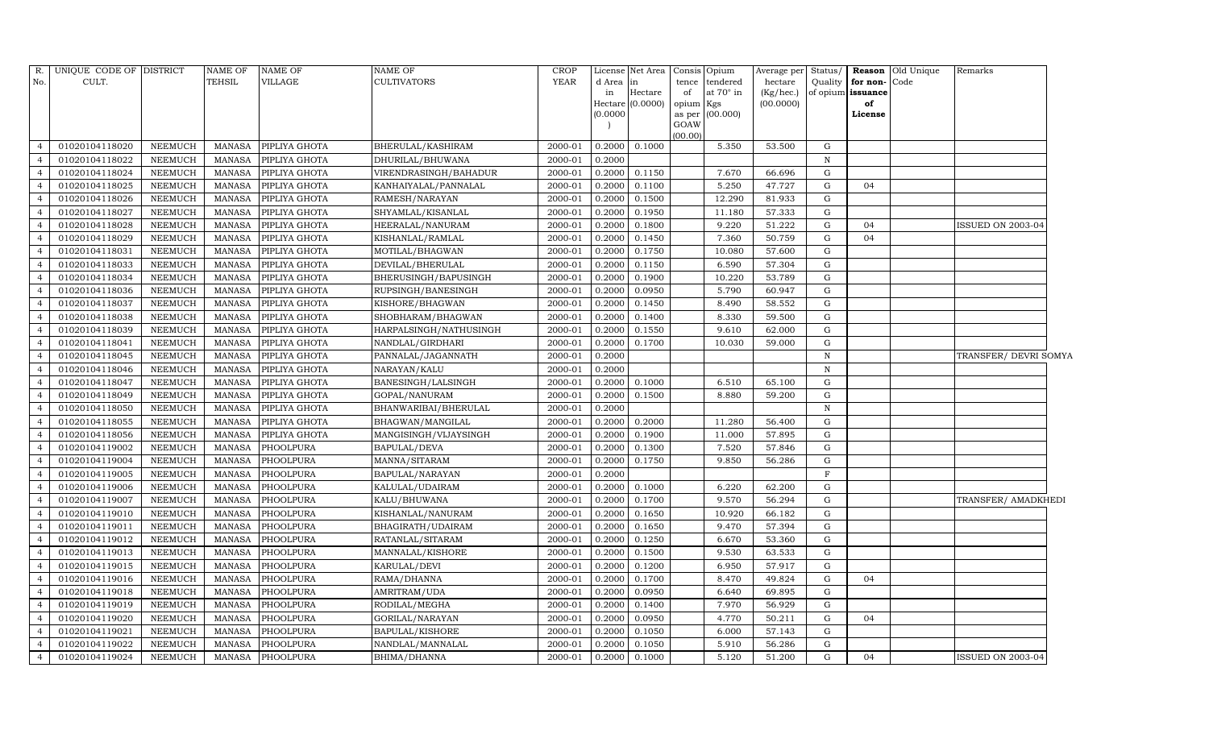| R. No. | UNIQUE CODE OF CULT. | DISTRICT | NAME OF TEHSIL | NAME OF VILLAGE | NAME OF CULTIVATORS | CROP YEAR | License d Area in Hectare (0.0000) | Net Area in Hectare (0.0000) | Consis tence of opium as per GOAW (00.00) | Opium tendered at 70° in Kgs (00.000) | Average per hectare (Kg/hec.) (00.0000) | Status/ Quality of opium | Reason for non- issuance of License | Old Unique Code | Remarks |
|---|---|---|---|---|---|---|---|---|---|---|---|---|---|---|---|
| 4 | 01020104118020 | NEEMUCH | MANASA | PIPLIYA GHOTA | BHERULAL/KASHIRAM | 2000-01 | 0.2000 | 0.1000 | | 5.350 | 53.500 | G | | | |
| 4 | 01020104118022 | NEEMUCH | MANASA | PIPLIYA GHOTA | DHURILAL/BHUWANA | 2000-01 | 0.2000 | | | | | N | | | |
| 4 | 01020104118024 | NEEMUCH | MANASA | PIPLIYA GHOTA | VIRENDRASINGH/BAHADUR | 2000-01 | 0.2000 | 0.1150 | | 7.670 | 66.696 | G | | | |
| 4 | 01020104118025 | NEEMUCH | MANASA | PIPLIYA GHOTA | KANHAIYALAL/PANNALAL | 2000-01 | 0.2000 | 0.1100 | | 5.250 | 47.727 | G | 04 | | |
| 4 | 01020104118026 | NEEMUCH | MANASA | PIPLIYA GHOTA | RAMESH/NARAYAN | 2000-01 | 0.2000 | 0.1500 | | 12.290 | 81.933 | G | | | |
| 4 | 01020104118027 | NEEMUCH | MANASA | PIPLIYA GHOTA | SHYAMLAL/KISANLAL | 2000-01 | 0.2000 | 0.1950 | | 11.180 | 57.333 | G | | | |
| 4 | 01020104118028 | NEEMUCH | MANASA | PIPLIYA GHOTA | HEERALAL/NANURAM | 2000-01 | 0.2000 | 0.1800 | | 9.220 | 51.222 | G | 04 | | ISSUED ON 2003-04 |
| 4 | 01020104118029 | NEEMUCH | MANASA | PIPLIYA GHOTA | KISHANLAL/RAMLAL | 2000-01 | 0.2000 | 0.1450 | | 7.360 | 50.759 | G | 04 | | |
| 4 | 01020104118031 | NEEMUCH | MANASA | PIPLIYA GHOTA | MOTILAL/BHAGWAN | 2000-01 | 0.2000 | 0.1750 | | 10.080 | 57.600 | G | | | |
| 4 | 01020104118033 | NEEMUCH | MANASA | PIPLIYA GHOTA | DEVILAL/BHERULAL | 2000-01 | 0.2000 | 0.1150 | | 6.590 | 57.304 | G | | | |
| 4 | 01020104118034 | NEEMUCH | MANASA | PIPLIYA GHOTA | BHERUSINGH/BAPUSINGH | 2000-01 | 0.2000 | 0.1900 | | 10.220 | 53.789 | G | | | |
| 4 | 01020104118036 | NEEMUCH | MANASA | PIPLIYA GHOTA | RUPSINGH/BANESINGH | 2000-01 | 0.2000 | 0.0950 | | 5.790 | 60.947 | G | | | |
| 4 | 01020104118037 | NEEMUCH | MANASA | PIPLIYA GHOTA | KISHORE/BHAGWAN | 2000-01 | 0.2000 | 0.1450 | | 8.490 | 58.552 | G | | | |
| 4 | 01020104118038 | NEEMUCH | MANASA | PIPLIYA GHOTA | SHOBHARAM/BHAGWAN | 2000-01 | 0.2000 | 0.1400 | | 8.330 | 59.500 | G | | | |
| 4 | 01020104118039 | NEEMUCH | MANASA | PIPLIYA GHOTA | HARPALSINGH/NATHUSINGH | 2000-01 | 0.2000 | 0.1550 | | 9.610 | 62.000 | G | | | |
| 4 | 01020104118041 | NEEMUCH | MANASA | PIPLIYA GHOTA | NANDLAL/GIRDHARI | 2000-01 | 0.2000 | 0.1700 | | 10.030 | 59.000 | G | | | |
| 4 | 01020104118045 | NEEMUCH | MANASA | PIPLIYA GHOTA | PANNALAL/JAGANNATH | 2000-01 | 0.2000 | | | | | N | | | TRANSFER/ DEVRI SOMYA |
| 4 | 01020104118046 | NEEMUCH | MANASA | PIPLIYA GHOTA | NARAYAN/KALU | 2000-01 | 0.2000 | | | | | N | | | |
| 4 | 01020104118047 | NEEMUCH | MANASA | PIPLIYA GHOTA | BANESINGH/LALSINGH | 2000-01 | 0.2000 | 0.1000 | | 6.510 | 65.100 | G | | | |
| 4 | 01020104118049 | NEEMUCH | MANASA | PIPLIYA GHOTA | GOPAL/NANURAM | 2000-01 | 0.2000 | 0.1500 | | 8.880 | 59.200 | G | | | |
| 4 | 01020104118050 | NEEMUCH | MANASA | PIPLIYA GHOTA | BHANWARIBAI/BHERULAL | 2000-01 | 0.2000 | | | | | N | | | |
| 4 | 01020104118055 | NEEMUCH | MANASA | PIPLIYA GHOTA | BHAGWAN/MANGILAL | 2000-01 | 0.2000 | 0.2000 | | 11.280 | 56.400 | G | | | |
| 4 | 01020104118056 | NEEMUCH | MANASA | PIPLIYA GHOTA | MANGISINGH/VIJAYSINGH | 2000-01 | 0.2000 | 0.1900 | | 11.000 | 57.895 | G | | | |
| 4 | 01020104119002 | NEEMUCH | MANASA | PHOOLPURA | BAPULAL/DEVA | 2000-01 | 0.2000 | 0.1300 | | 7.520 | 57.846 | G | | | |
| 4 | 01020104119004 | NEEMUCH | MANASA | PHOOLPURA | MANNA/SITARAM | 2000-01 | 0.2000 | 0.1750 | | 9.850 | 56.286 | G | | | |
| 4 | 01020104119005 | NEEMUCH | MANASA | PHOOLPURA | BAPULAL/NARAYAN | 2000-01 | 0.2000 | | | | | F | | | |
| 4 | 01020104119006 | NEEMUCH | MANASA | PHOOLPURA | KALULAL/UDAIRAM | 2000-01 | 0.2000 | 0.1000 | | 6.220 | 62.200 | G | | | |
| 4 | 01020104119007 | NEEMUCH | MANASA | PHOOLPURA | KALU/BHUWANA | 2000-01 | 0.2000 | 0.1700 | | 9.570 | 56.294 | G | | | TRANSFER/ AMADKHEDI |
| 4 | 01020104119010 | NEEMUCH | MANASA | PHOOLPURA | KISHANLAL/NANURAM | 2000-01 | 0.2000 | 0.1650 | | 10.920 | 66.182 | G | | | |
| 4 | 01020104119011 | NEEMUCH | MANASA | PHOOLPURA | BHAGIRATH/UDAIRAM | 2000-01 | 0.2000 | 0.1650 | | 9.470 | 57.394 | G | | | |
| 4 | 01020104119012 | NEEMUCH | MANASA | PHOOLPURA | RATANLAL/SITARAM | 2000-01 | 0.2000 | 0.1250 | | 6.670 | 53.360 | G | | | |
| 4 | 01020104119013 | NEEMUCH | MANASA | PHOOLPURA | MANNALAL/KISHORE | 2000-01 | 0.2000 | 0.1500 | | 9.530 | 63.533 | G | | | |
| 4 | 01020104119015 | NEEMUCH | MANASA | PHOOLPURA | KARULAL/DEVI | 2000-01 | 0.2000 | 0.1200 | | 6.950 | 57.917 | G | | | |
| 4 | 01020104119016 | NEEMUCH | MANASA | PHOOLPURA | RAMA/DHANNA | 2000-01 | 0.2000 | 0.1700 | | 8.470 | 49.824 | G | 04 | | |
| 4 | 01020104119018 | NEEMUCH | MANASA | PHOOLPURA | AMRITRAM/UDA | 2000-01 | 0.2000 | 0.0950 | | 6.640 | 69.895 | G | | | |
| 4 | 01020104119019 | NEEMUCH | MANASA | PHOOLPURA | RODILAL/MEGHA | 2000-01 | 0.2000 | 0.1400 | | 7.970 | 56.929 | G | | | |
| 4 | 01020104119020 | NEEMUCH | MANASA | PHOOLPURA | GORILAL/NARAYAN | 2000-01 | 0.2000 | 0.0950 | | 4.770 | 50.211 | G | 04 | | |
| 4 | 01020104119021 | NEEMUCH | MANASA | PHOOLPURA | BAPULAL/KISHORE | 2000-01 | 0.2000 | 0.1050 | | 6.000 | 57.143 | G | | | |
| 4 | 01020104119022 | NEEMUCH | MANASA | PHOOLPURA | NANDLAL/MANNALAL | 2000-01 | 0.2000 | 0.1050 | | 5.910 | 56.286 | G | | | |
| 4 | 01020104119024 | NEEMUCH | MANASA | PHOOLPURA | BHIMA/DHANNA | 2000-01 | 0.2000 | 0.1000 | | 5.120 | 51.200 | G | 04 | | ISSUED ON 2003-04 |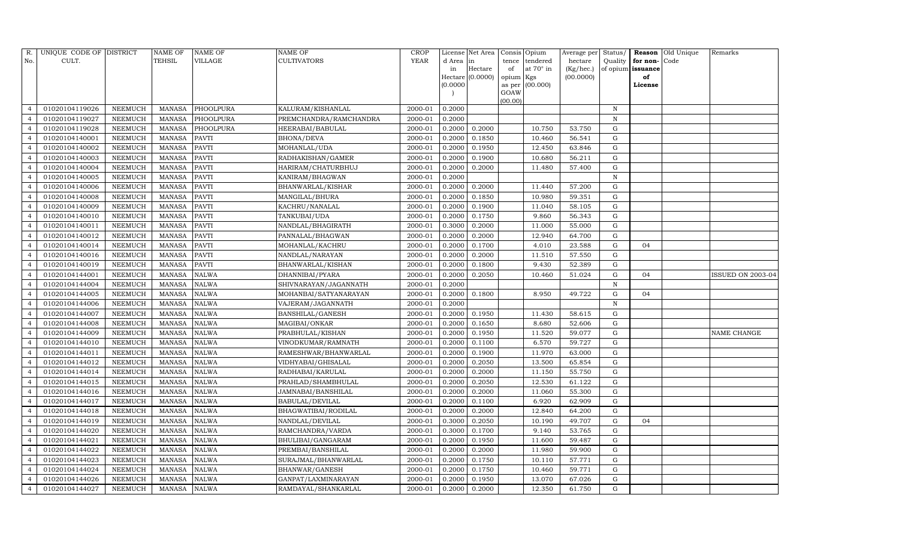| R. No. | UNIQUE CODE OF CULT. | DISTRICT | NAME OF TEHSIL | NAME OF VILLAGE | NAME OF CULTIVATORS | CROP YEAR | License d Area in Hectare (0.0000) | Net Area in Hectare (0.0000) | Consis tence of opium as per GOAW (00.00) | Opium tendered at 70° in Kgs (00.000) | Average per hectare (Kg/hec.) (00.0000) | Status/ Quality of opium | Reason for non-issuance of License | Old Unique Code | Remarks |
|---|---|---|---|---|---|---|---|---|---|---|---|---|---|---|---|
| 4 | 01020104119026 | NEEMUCH | MANASA | PHOOLPURA | KALURAM/KISHANLAL | 2000-01 | 0.2000 | | | | | N | | | |
| 4 | 01020104119027 | NEEMUCH | MANASA | PHOOLPURA | PREMCHANDRA/RAMCHANDRA | 2000-01 | 0.2000 | | | | | N | | | |
| 4 | 01020104119028 | NEEMUCH | MANASA | PHOOLPURA | HEERABAI/BABULAL | 2000-01 | 0.2000 | 0.2000 | | 10.750 | 53.750 | G | | | |
| 4 | 01020104140001 | NEEMUCH | MANASA | PAVTI | BHONA/DEVA | 2000-01 | 0.2000 | 0.1850 | | 10.460 | 56.541 | G | | | |
| 4 | 01020104140002 | NEEMUCH | MANASA | PAVTI | MOHANLAL/UDA | 2000-01 | 0.2000 | 0.1950 | | 12.450 | 63.846 | G | | | |
| 4 | 01020104140003 | NEEMUCH | MANASA | PAVTI | RADHAKISHAN/GAMER | 2000-01 | 0.2000 | 0.1900 | | 10.680 | 56.211 | G | | | |
| 4 | 01020104140004 | NEEMUCH | MANASA | PAVTI | HARIRAM/CHATURBHUJ | 2000-01 | 0.2000 | 0.2000 | | 11.480 | 57.400 | G | | | |
| 4 | 01020104140005 | NEEMUCH | MANASA | PAVTI | KANIRAM/BHAGWAN | 2000-01 | 0.2000 | | | | | N | | | |
| 4 | 01020104140006 | NEEMUCH | MANASA | PAVTI | BHANWARLAL/KISHAR | 2000-01 | 0.2000 | 0.2000 | | 11.440 | 57.200 | G | | | |
| 4 | 01020104140008 | NEEMUCH | MANASA | PAVTI | MANGILAL/BHURA | 2000-01 | 0.2000 | 0.1850 | | 10.980 | 59.351 | G | | | |
| 4 | 01020104140009 | NEEMUCH | MANASA | PAVTI | KACHRU/NANALAL | 2000-01 | 0.2000 | 0.1900 | | 11.040 | 58.105 | G | | | |
| 4 | 01020104140010 | NEEMUCH | MANASA | PAVTI | TANKUBAI/UDA | 2000-01 | 0.2000 | 0.1750 | | 9.860 | 56.343 | G | | | |
| 4 | 01020104140011 | NEEMUCH | MANASA | PAVTI | NANDLAL/BHAGIRATH | 2000-01 | 0.3000 | 0.2000 | | 11.000 | 55.000 | G | | | |
| 4 | 01020104140012 | NEEMUCH | MANASA | PAVTI | PANNALAL/BHAGWAN | 2000-01 | 0.2000 | 0.2000 | | 12.940 | 64.700 | G | | | |
| 4 | 01020104140014 | NEEMUCH | MANASA | PAVTI | MOHANLAL/KACHRU | 2000-01 | 0.2000 | 0.1700 | | 4.010 | 23.588 | G | 04 | | |
| 4 | 01020104140016 | NEEMUCH | MANASA | PAVTI | NANDLAL/NARAYAN | 2000-01 | 0.2000 | 0.2000 | | 11.510 | 57.550 | G | | | |
| 4 | 01020104140019 | NEEMUCH | MANASA | PAVTI | BHANWARLAL/KISHAN | 2000-01 | 0.2000 | 0.1800 | | 9.430 | 52.389 | G | | | |
| 4 | 01020104144001 | NEEMUCH | MANASA | NALWA | DHANNIBAI/PYARA | 2000-01 | 0.2000 | 0.2050 | | 10.460 | 51.024 | G | 04 | | ISSUED ON 2003-04 |
| 4 | 01020104144004 | NEEMUCH | MANASA | NALWA | SHIVNARAYAN/JAGANNATH | 2000-01 | 0.2000 | | | | | N | | | |
| 4 | 01020104144005 | NEEMUCH | MANASA | NALWA | MOHANBAI/SATYANARAYAN | 2000-01 | 0.2000 | 0.1800 | | 8.950 | 49.722 | G | 04 | | |
| 4 | 01020104144006 | NEEMUCH | MANASA | NALWA | VAJERAM/JAGANNATH | 2000-01 | 0.2000 | | | | | N | | | |
| 4 | 01020104144007 | NEEMUCH | MANASA | NALWA | BANSHILAL/GANESH | 2000-01 | 0.2000 | 0.1950 | | 11.430 | 58.615 | G | | | |
| 4 | 01020104144008 | NEEMUCH | MANASA | NALWA | MAGIBAI/ONKAR | 2000-01 | 0.2000 | 0.1650 | | 8.680 | 52.606 | G | | | |
| 4 | 01020104144009 | NEEMUCH | MANASA | NALWA | PRABHULAL/KISHAN | 2000-01 | 0.2000 | 0.1950 | | 11.520 | 59.077 | G | | | NAME CHANGE |
| 4 | 01020104144010 | NEEMUCH | MANASA | NALWA | VINODKUMAR/RAMNATH | 2000-01 | 0.2000 | 0.1100 | | 6.570 | 59.727 | G | | | |
| 4 | 01020104144011 | NEEMUCH | MANASA | NALWA | RAMESHWAR/BHANWARLAL | 2000-01 | 0.2000 | 0.1900 | | 11.970 | 63.000 | G | | | |
| 4 | 01020104144012 | NEEMUCH | MANASA | NALWA | VIDHYABAI/GHISALAL | 2000-01 | 0.2000 | 0.2050 | | 13.500 | 65.854 | G | | | |
| 4 | 01020104144014 | NEEMUCH | MANASA | NALWA | RADHABAI/KARULAL | 2000-01 | 0.2000 | 0.2000 | | 11.150 | 55.750 | G | | | |
| 4 | 01020104144015 | NEEMUCH | MANASA | NALWA | PRAHLAD/SHAMBHULAL | 2000-01 | 0.2000 | 0.2050 | | 12.530 | 61.122 | G | | | |
| 4 | 01020104144016 | NEEMUCH | MANASA | NALWA | JAMNABAI/BANSHILAL | 2000-01 | 0.2000 | 0.2000 | | 11.060 | 55.300 | G | | | |
| 4 | 01020104144017 | NEEMUCH | MANASA | NALWA | BABULAL/DEVILAL | 2000-01 | 0.2000 | 0.1100 | | 6.920 | 62.909 | G | | | |
| 4 | 01020104144018 | NEEMUCH | MANASA | NALWA | BHAGWATIBAI/RODILAL | 2000-01 | 0.2000 | 0.2000 | | 12.840 | 64.200 | G | | | |
| 4 | 01020104144019 | NEEMUCH | MANASA | NALWA | NANDLAL/DEVILAL | 2000-01 | 0.3000 | 0.2050 | | 10.190 | 49.707 | G | 04 | | |
| 4 | 01020104144020 | NEEMUCH | MANASA | NALWA | RAMCHANDRA/VARDA | 2000-01 | 0.3000 | 0.1700 | | 9.140 | 53.765 | G | | | |
| 4 | 01020104144021 | NEEMUCH | MANASA | NALWA | BHULIBAI/GANGARAM | 2000-01 | 0.2000 | 0.1950 | | 11.600 | 59.487 | G | | | |
| 4 | 01020104144022 | NEEMUCH | MANASA | NALWA | PREMBAI/BANSHILAL | 2000-01 | 0.2000 | 0.2000 | | 11.980 | 59.900 | G | | | |
| 4 | 01020104144023 | NEEMUCH | MANASA | NALWA | SURAJMAL/BHANWARLAL | 2000-01 | 0.2000 | 0.1750 | | 10.110 | 57.771 | G | | | |
| 4 | 01020104144024 | NEEMUCH | MANASA | NALWA | BHANWAR/GANESH | 2000-01 | 0.2000 | 0.1750 | | 10.460 | 59.771 | G | | | |
| 4 | 01020104144026 | NEEMUCH | MANASA | NALWA | GANPAT/LAXMINARAYAN | 2000-01 | 0.2000 | 0.1950 | | 13.070 | 67.026 | G | | | |
| 4 | 01020104144027 | NEEMUCH | MANASA | NALWA | RAMDAYAL/SHANKARLAL | 2000-01 | 0.2000 | 0.2000 | | 12.350 | 61.750 | G | | | |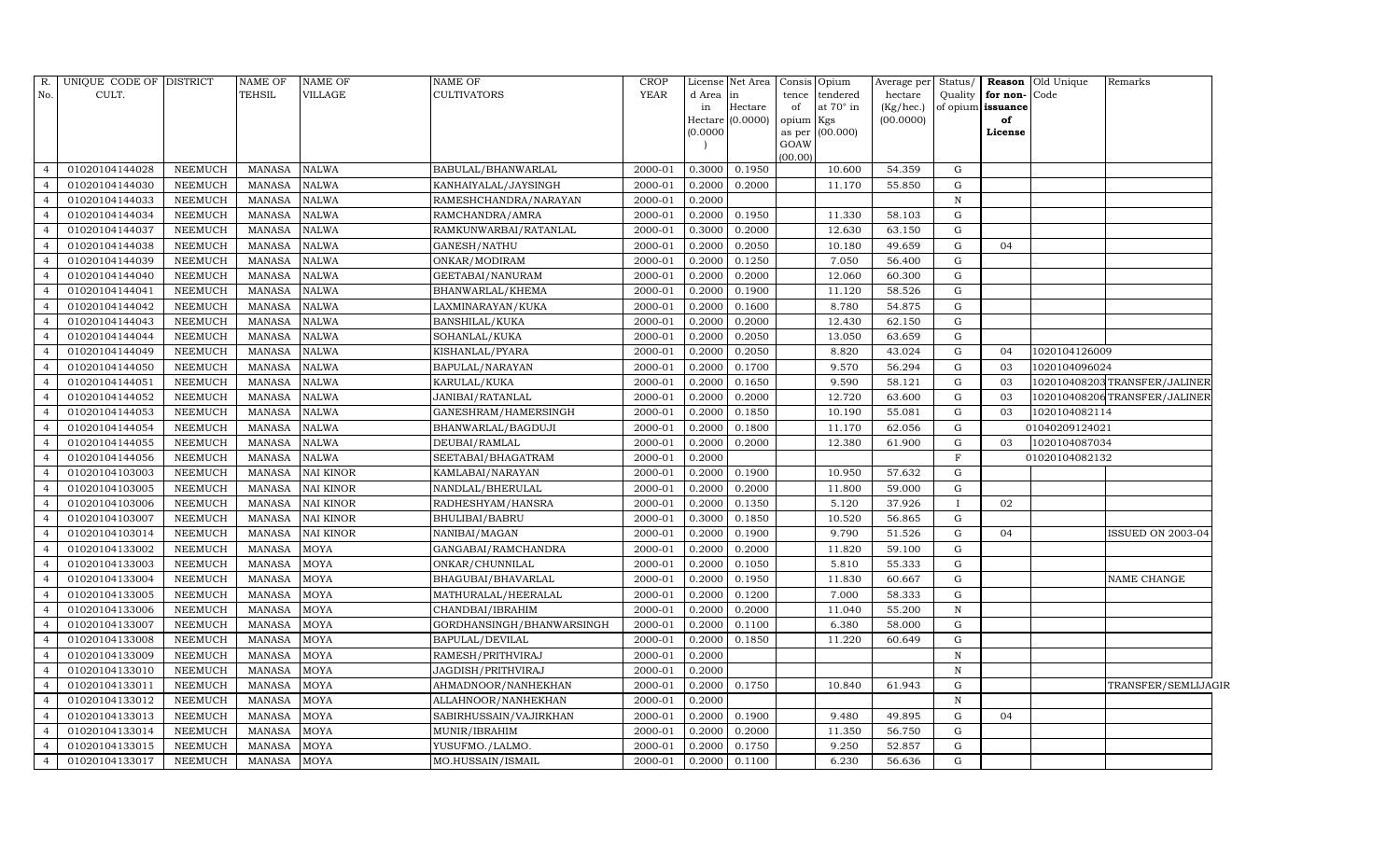| R. No. | UNIQUE CODE OF CULT. | DISTRICT | NAME OF TEHSIL | NAME OF VILLAGE | NAME OF CULTIVATORS | CROP YEAR | License d Area in Hectare (0.0000) | Net Area in Hectare (0.0000) | Consis tence of opium as per GOAW (00.00) | Opium tendered at 70° in Kgs (00.000) | Average per hectare (Kg/hec.) (00.0000) | Status/ Quality of opium | Reason for non-issuance of License | Old Unique Code | Remarks |
|---|---|---|---|---|---|---|---|---|---|---|---|---|---|---|---|
| 4 | 01020104144028 | NEEMUCH | MANASA | NALWA | BABULAL/BHANWARLAL | 2000-01 | 0.3000 | 0.1950 | | 10.600 | 54.359 | G | | | |
| 4 | 01020104144030 | NEEMUCH | MANASA | NALWA | KANHAIYALAL/JAYSINGH | 2000-01 | 0.2000 | 0.2000 | | 11.170 | 55.850 | G | | | |
| 4 | 01020104144033 | NEEMUCH | MANASA | NALWA | RAMESHCHANDRA/NARAYAN | 2000-01 | 0.2000 | | | | | N | | | |
| 4 | 01020104144034 | NEEMUCH | MANASA | NALWA | RAMCHANDRA/AMRA | 2000-01 | 0.2000 | 0.1950 | | 11.330 | 58.103 | G | | | |
| 4 | 01020104144037 | NEEMUCH | MANASA | NALWA | RAMKUNWARBAI/RATANLAL | 2000-01 | 0.3000 | 0.2000 | | 12.630 | 63.150 | G | | | |
| 4 | 01020104144038 | NEEMUCH | MANASA | NALWA | GANESH/NATHU | 2000-01 | 0.2000 | 0.2050 | | 10.180 | 49.659 | G | 04 | | |
| 4 | 01020104144039 | NEEMUCH | MANASA | NALWA | ONKAR/MODIRAM | 2000-01 | 0.2000 | 0.1250 | | 7.050 | 56.400 | G | | | |
| 4 | 01020104144040 | NEEMUCH | MANASA | NALWA | GEETABAI/NANURAM | 2000-01 | 0.2000 | 0.2000 | | 12.060 | 60.300 | G | | | |
| 4 | 01020104144041 | NEEMUCH | MANASA | NALWA | BHANWARLAL/KHEMA | 2000-01 | 0.2000 | 0.1900 | | 11.120 | 58.526 | G | | | |
| 4 | 01020104144042 | NEEMUCH | MANASA | NALWA | LAXMINARAYAN/KUKA | 2000-01 | 0.2000 | 0.1600 | | 8.780 | 54.875 | G | | | |
| 4 | 01020104144043 | NEEMUCH | MANASA | NALWA | BANSHILAL/KUKA | 2000-01 | 0.2000 | 0.2000 | | 12.430 | 62.150 | G | | | |
| 4 | 01020104144044 | NEEMUCH | MANASA | NALWA | SOHANLAL/KUKA | 2000-01 | 0.2000 | 0.2050 | | 13.050 | 63.659 | G | | | |
| 4 | 01020104144049 | NEEMUCH | MANASA | NALWA | KISHANLAL/PYARA | 2000-01 | 0.2000 | 0.2050 | | 8.820 | 43.024 | G | 04 | 1020104126009 | |
| 4 | 01020104144050 | NEEMUCH | MANASA | NALWA | BAPULAL/NARAYAN | 2000-01 | 0.2000 | 0.1700 | | 9.570 | 56.294 | G | 03 | 1020104096024 | |
| 4 | 01020104144051 | NEEMUCH | MANASA | NALWA | KARULAL/KUKA | 2000-01 | 0.2000 | 0.1650 | | 9.590 | 58.121 | G | 03 | 1020104082203 | TRANSFER/JALINER |
| 4 | 01020104144052 | NEEMUCH | MANASA | NALWA | JANIBAI/RATANLAL | 2000-01 | 0.2000 | 0.2000 | | 12.720 | 63.600 | G | 03 | 1020104082206 | TRANSFER/JALINER |
| 4 | 01020104144053 | NEEMUCH | MANASA | NALWA | GANESHRAM/HAMERSINGH | 2000-01 | 0.2000 | 0.1850 | | 10.190 | 55.081 | G | 03 | 1020104082114 | |
| 4 | 01020104144054 | NEEMUCH | MANASA | NALWA | BHANWARLAL/BAGDUJI | 2000-01 | 0.2000 | 0.1800 | | 11.170 | 62.056 | G | | 01040209124021 | |
| 4 | 01020104144055 | NEEMUCH | MANASA | NALWA | DEUBAI/RAMLAL | 2000-01 | 0.2000 | 0.2000 | | 12.380 | 61.900 | G | 03 | 1020104087034 | |
| 4 | 01020104144056 | NEEMUCH | MANASA | NALWA | SEETABAI/BHAGATRAM | 2000-01 | 0.2000 | | | | | F | | 01020104082132 | |
| 4 | 01020104103003 | NEEMUCH | MANASA | NAI KINOR | KAMLABAI/NARAYAN | 2000-01 | 0.2000 | 0.1900 | | 10.950 | 57.632 | G | | | |
| 4 | 01020104103005 | NEEMUCH | MANASA | NAI KINOR | NANDLAL/BHERULAL | 2000-01 | 0.2000 | 0.2000 | | 11.800 | 59.000 | G | | | |
| 4 | 01020104103006 | NEEMUCH | MANASA | NAI KINOR | RADHESHYAM/HANSRA | 2000-01 | 0.2000 | 0.1350 | | 5.120 | 37.926 | I | 02 | | |
| 4 | 01020104103007 | NEEMUCH | MANASA | NAI KINOR | BHULIBAI/BABRU | 2000-01 | 0.3000 | 0.1850 | | 10.520 | 56.865 | G | | | |
| 4 | 01020104103014 | NEEMUCH | MANASA | NAI KINOR | NANIBAI/MAGAN | 2000-01 | 0.2000 | 0.1900 | | 9.790 | 51.526 | G | 04 | | ISSUED ON 2003-04 |
| 4 | 01020104133002 | NEEMUCH | MANASA | MOYA | GANGABAI/RAMCHANDRA | 2000-01 | 0.2000 | 0.2000 | | 11.820 | 59.100 | G | | | |
| 4 | 01020104133003 | NEEMUCH | MANASA | MOYA | ONKAR/CHUNNILAL | 2000-01 | 0.2000 | 0.1050 | | 5.810 | 55.333 | G | | | |
| 4 | 01020104133004 | NEEMUCH | MANASA | MOYA | BHAGUBAI/BHAVARLAL | 2000-01 | 0.2000 | 0.1950 | | 11.830 | 60.667 | G | | | NAME CHANGE |
| 4 | 01020104133005 | NEEMUCH | MANASA | MOYA | MATHURALAL/HEERALAL | 2000-01 | 0.2000 | 0.1200 | | 7.000 | 58.333 | G | | | |
| 4 | 01020104133006 | NEEMUCH | MANASA | MOYA | CHANDBAI/IBRAHIM | 2000-01 | 0.2000 | 0.2000 | | 11.040 | 55.200 | N | | | |
| 4 | 01020104133007 | NEEMUCH | MANASA | MOYA | GORDHANSINGH/BHANWARSINGH | 2000-01 | 0.2000 | 0.1100 | | 6.380 | 58.000 | G | | | |
| 4 | 01020104133008 | NEEMUCH | MANASA | MOYA | BAPULAL/DEVILAL | 2000-01 | 0.2000 | 0.1850 | | 11.220 | 60.649 | G | | | |
| 4 | 01020104133009 | NEEMUCH | MANASA | MOYA | RAMESH/PRITHVIRAJ | 2000-01 | 0.2000 | | | | | N | | | |
| 4 | 01020104133010 | NEEMUCH | MANASA | MOYA | JAGDISH/PRITHVIRAJ | 2000-01 | 0.2000 | | | | | N | | | |
| 4 | 01020104133011 | NEEMUCH | MANASA | MOYA | AHMADNOOR/NANHEKHAN | 2000-01 | 0.2000 | 0.1750 | | 10.840 | 61.943 | G | | | TRANSFER/SEMLIJAGIR |
| 4 | 01020104133012 | NEEMUCH | MANASA | MOYA | ALLAHNOOR/NANHEKHAN | 2000-01 | 0.2000 | | | | | N | | | |
| 4 | 01020104133013 | NEEMUCH | MANASA | MOYA | SABIRHUSSAIN/VAJIRKHAN | 2000-01 | 0.2000 | 0.1900 | | 9.480 | 49.895 | G | 04 | | |
| 4 | 01020104133014 | NEEMUCH | MANASA | MOYA | MUNIR/IBRAHIM | 2000-01 | 0.2000 | 0.2000 | | 11.350 | 56.750 | G | | | |
| 4 | 01020104133015 | NEEMUCH | MANASA | MOYA | YUSUFMO./LALMO. | 2000-01 | 0.2000 | 0.1750 | | 9.250 | 52.857 | G | | | |
| 4 | 01020104133017 | NEEMUCH | MANASA | MOYA | MO.HUSSAIN/ISMAIL | 2000-01 | 0.2000 | 0.1100 | | 6.230 | 56.636 | G | | | |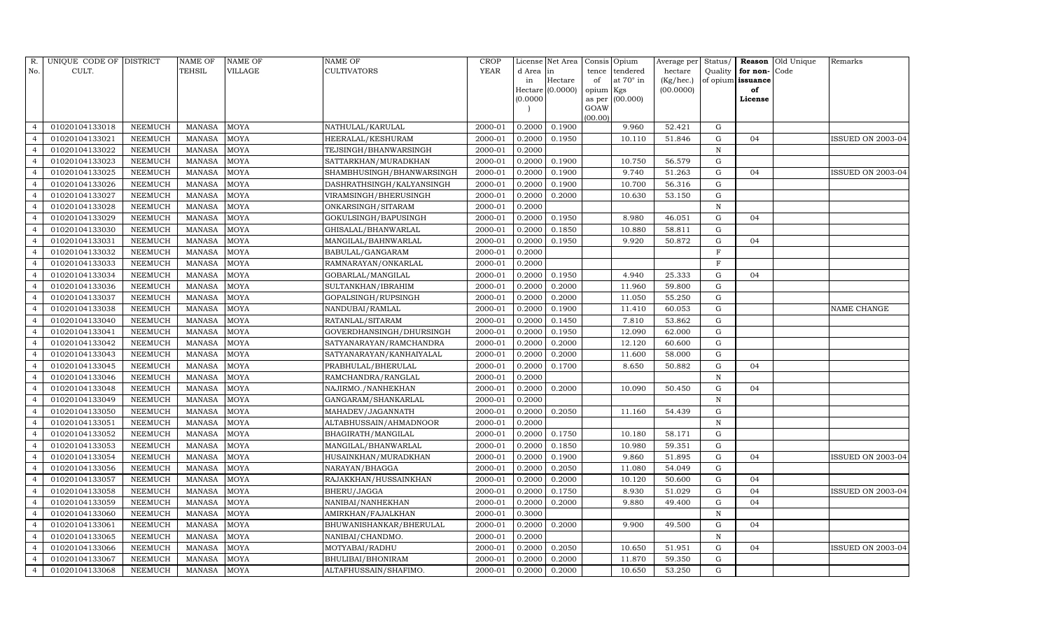| R. No. | UNIQUE CODE OF CULT. | DISTRICT | NAME OF TEHSIL | NAME OF VILLAGE | NAME OF CULTIVATORS | CROP YEAR | License d Area in Hectare (0.0000) | Net Area in Hectare (0.0000) | Consis tence of opium as per GOAW (00.00) | Opium tendered at 70° in Kgs (00.000) | Average per hectare (Kg/hec.) (00.0000) | Status/ Quality of opium | Reason for non-issuance of License | Old Unique Code | Remarks |
|---|---|---|---|---|---|---|---|---|---|---|---|---|---|---|---|
| 4 | 01020104133018 | NEEMUCH | MANASA | MOYA | NATHULAL/KARULAL | 2000-01 | 0.2000 | 0.1900 | | 9.960 | 52.421 | G | | | |
| 4 | 01020104133021 | NEEMUCH | MANASA | MOYA | HEERALAL/KESHURAM | 2000-01 | 0.2000 | 0.1950 | | 10.110 | 51.846 | G | 04 | | ISSUED ON 2003-04 |
| 4 | 01020104133022 | NEEMUCH | MANASA | MOYA | TEJSINGH/BHANWARSINGH | 2000-01 | 0.2000 | | | | | N | | | |
| 4 | 01020104133023 | NEEMUCH | MANASA | MOYA | SATTARKHAN/MURADKHAN | 2000-01 | 0.2000 | 0.1900 | | 10.750 | 56.579 | G | | | |
| 4 | 01020104133025 | NEEMUCH | MANASA | MOYA | SHAMBHUSINGH/BHANWARSINGH | 2000-01 | 0.2000 | 0.1900 | | 9.740 | 51.263 | G | 04 | | ISSUED ON 2003-04 |
| 4 | 01020104133026 | NEEMUCH | MANASA | MOYA | DASHRATHSINGH/KALYANSINGH | 2000-01 | 0.2000 | 0.1900 | | 10.700 | 56.316 | G | | | |
| 4 | 01020104133027 | NEEMUCH | MANASA | MOYA | VIRAMSINGH/BHERUSINGH | 2000-01 | 0.2000 | 0.2000 | | 10.630 | 53.150 | G | | | |
| 4 | 01020104133028 | NEEMUCH | MANASA | MOYA | ONKARSINGH/SITARAM | 2000-01 | 0.2000 | | | | | N | | | |
| 4 | 01020104133029 | NEEMUCH | MANASA | MOYA | GOKULSINGH/BAPUSINGH | 2000-01 | 0.2000 | 0.1950 | | 8.980 | 46.051 | G | 04 | | |
| 4 | 01020104133030 | NEEMUCH | MANASA | MOYA | GHISALAL/BHANWARLAL | 2000-01 | 0.2000 | 0.1850 | | 10.880 | 58.811 | G | | | |
| 4 | 01020104133031 | NEEMUCH | MANASA | MOYA | MANGILAL/BAHNWARLAL | 2000-01 | 0.2000 | 0.1950 | | 9.920 | 50.872 | G | 04 | | |
| 4 | 01020104133032 | NEEMUCH | MANASA | MOYA | BABULAL/GANGARAM | 2000-01 | 0.2000 | | | | | F | | | |
| 4 | 01020104133033 | NEEMUCH | MANASA | MOYA | RAMNARAYAN/ONKARLAL | 2000-01 | 0.2000 | | | | | F | | | |
| 4 | 01020104133034 | NEEMUCH | MANASA | MOYA | GOBARLAL/MANGILAL | 2000-01 | 0.2000 | 0.1950 | | 4.940 | 25.333 | G | 04 | | |
| 4 | 01020104133036 | NEEMUCH | MANASA | MOYA | SULTANKHAN/IBRAHIM | 2000-01 | 0.2000 | 0.2000 | | 11.960 | 59.800 | G | | | |
| 4 | 01020104133037 | NEEMUCH | MANASA | MOYA | GOPALSINGH/RUPSINGH | 2000-01 | 0.2000 | 0.2000 | | 11.050 | 55.250 | G | | | |
| 4 | 01020104133038 | NEEMUCH | MANASA | MOYA | NANDUBAI/RAMLAL | 2000-01 | 0.2000 | 0.1900 | | 11.410 | 60.053 | G | | | NAME CHANGE |
| 4 | 01020104133040 | NEEMUCH | MANASA | MOYA | RATANLAL/SITARAM | 2000-01 | 0.2000 | 0.1450 | | 7.810 | 53.862 | G | | | |
| 4 | 01020104133041 | NEEMUCH | MANASA | MOYA | GOVERDHANSINGH/DHURSINGH | 2000-01 | 0.2000 | 0.1950 | | 12.090 | 62.000 | G | | | |
| 4 | 01020104133042 | NEEMUCH | MANASA | MOYA | SATYANARAYAN/RAMCHANDRA | 2000-01 | 0.2000 | 0.2000 | | 12.120 | 60.600 | G | | | |
| 4 | 01020104133043 | NEEMUCH | MANASA | MOYA | SATYANARAYAN/KANHAIYALAL | 2000-01 | 0.2000 | 0.2000 | | 11.600 | 58.000 | G | | | |
| 4 | 01020104133045 | NEEMUCH | MANASA | MOYA | PRABHULAL/BHERULAL | 2000-01 | 0.2000 | 0.1700 | | 8.650 | 50.882 | G | 04 | | |
| 4 | 01020104133046 | NEEMUCH | MANASA | MOYA | RAMCHANDRA/RANGLAL | 2000-01 | 0.2000 | | | | | N | | | |
| 4 | 01020104133048 | NEEMUCH | MANASA | MOYA | NAJIRMO./NANHEKHAN | 2000-01 | 0.2000 | 0.2000 | | 10.090 | 50.450 | G | 04 | | |
| 4 | 01020104133049 | NEEMUCH | MANASA | MOYA | GANGARAM/SHANKARLAL | 2000-01 | 0.2000 | | | | | N | | | |
| 4 | 01020104133050 | NEEMUCH | MANASA | MOYA | MAHADEV/JAGANNATH | 2000-01 | 0.2000 | 0.2050 | | 11.160 | 54.439 | G | | | |
| 4 | 01020104133051 | NEEMUCH | MANASA | MOYA | ALTABHUSSAIN/AHMADNOOR | 2000-01 | 0.2000 | | | | | N | | | |
| 4 | 01020104133052 | NEEMUCH | MANASA | MOYA | BHAGIRATH/MANGILAL | 2000-01 | 0.2000 | 0.1750 | | 10.180 | 58.171 | G | | | |
| 4 | 01020104133053 | NEEMUCH | MANASA | MOYA | MANGILAL/BHANWARLAL | 2000-01 | 0.2000 | 0.1850 | | 10.980 | 59.351 | G | | | |
| 4 | 01020104133054 | NEEMUCH | MANASA | MOYA | HUSAINKHAN/MURADKHAN | 2000-01 | 0.2000 | 0.1900 | | 9.860 | 51.895 | G | 04 | | ISSUED ON 2003-04 |
| 4 | 01020104133056 | NEEMUCH | MANASA | MOYA | NARAYAN/BHAGGA | 2000-01 | 0.2000 | 0.2050 | | 11.080 | 54.049 | G | | | |
| 4 | 01020104133057 | NEEMUCH | MANASA | MOYA | RAJAKKHAN/HUSSAINKHAN | 2000-01 | 0.2000 | 0.2000 | | 10.120 | 50.600 | G | 04 | | |
| 4 | 01020104133058 | NEEMUCH | MANASA | MOYA | BHERU/JAGGA | 2000-01 | 0.2000 | 0.1750 | | 8.930 | 51.029 | G | 04 | | ISSUED ON 2003-04 |
| 4 | 01020104133059 | NEEMUCH | MANASA | MOYA | NANIBAI/NANHEKHAN | 2000-01 | 0.2000 | 0.2000 | | 9.880 | 49.400 | G | 04 | | |
| 4 | 01020104133060 | NEEMUCH | MANASA | MOYA | AMIRKHAN/FAJALKHAN | 2000-01 | 0.3000 | | | | | N | | | |
| 4 | 01020104133061 | NEEMUCH | MANASA | MOYA | BHUWANISHANKAR/BHERULAL | 2000-01 | 0.2000 | 0.2000 | | 9.900 | 49.500 | G | 04 | | |
| 4 | 01020104133065 | NEEMUCH | MANASA | MOYA | NANIBAI/CHANDMO. | 2000-01 | 0.2000 | | | | | N | | | |
| 4 | 01020104133066 | NEEMUCH | MANASA | MOYA | MOTYABAI/RADHU | 2000-01 | 0.2000 | 0.2050 | | 10.650 | 51.951 | G | 04 | | ISSUED ON 2003-04 |
| 4 | 01020104133067 | NEEMUCH | MANASA | MOYA | BHULIBAI/BHONIRAM | 2000-01 | 0.2000 | 0.2000 | | 11.870 | 59.350 | G | | | |
| 4 | 01020104133068 | NEEMUCH | MANASA | MOYA | ALTAFHUSSAIN/SHAFIMO. | 2000-01 | 0.2000 | 0.2000 | | 10.650 | 53.250 | G | | | |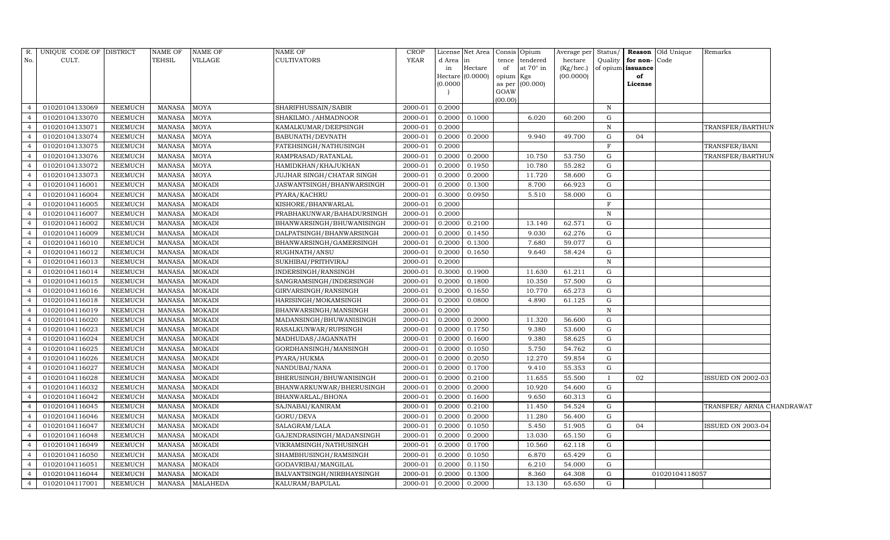| R. No. | UNIQUE CODE OF CULT. | DISTRICT | NAME OF TEHSIL | NAME OF VILLAGE | NAME OF CULTIVATORS | CROP YEAR | License d Area in Hectare (0.0000) | Net Area in Hectare (0.0000) | Consis tence of opium as per GOAW (00.00) | Opium tendered at 70° in Kgs (00.000) | Average per hectare (Kg/hec.) (00.0000) | Status/ Quality of opium | Reason for non-issuance of License | Old Unique Code | Remarks |
|---|---|---|---|---|---|---|---|---|---|---|---|---|---|---|---|
| 4 | 01020104133069 | NEEMUCH | MANASA | MOYA | SHARIFHUSSAIN/SABIR | 2000-01 | 0.2000 | | | | | N | | | |
| 4 | 01020104133070 | NEEMUCH | MANASA | MOYA | SHAKILMO./AHMADNOOR | 2000-01 | 0.2000 | 0.1000 | | 6.020 | 60.200 | G | | | |
| 4 | 01020104133071 | NEEMUCH | MANASA | MOYA | KAMALKUMAR/DEEPSINGH | 2000-01 | 0.2000 | | | | | N | | | TRANSFER/BARTHUN |
| 4 | 01020104133074 | NEEMUCH | MANASA | MOYA | BABUNATH/DEVNATH | 2000-01 | 0.2000 | 0.2000 | | 9.940 | 49.700 | G | 04 | | |
| 4 | 01020104133075 | NEEMUCH | MANASA | MOYA | FATEHSINGH/NATHUSINGH | 2000-01 | 0.2000 | | | | | F | | | TRANSFER/BANI |
| 4 | 01020104133076 | NEEMUCH | MANASA | MOYA | RAMPRASAD/RATANLAL | 2000-01 | 0.2000 | 0.2000 | | 10.750 | 53.750 | G | | | TRANSFER/BARTHUN |
| 4 | 01020104133072 | NEEMUCH | MANASA | MOYA | HAMIDKHAN/KHAJUKHAN | 2000-01 | 0.2000 | 0.1950 | | 10.780 | 55.282 | G | | | |
| 4 | 01020104133073 | NEEMUCH | MANASA | MOYA | JUJHAR SINGH/CHATAR SINGH | 2000-01 | 0.2000 | 0.2000 | | 11.720 | 58.600 | G | | | |
| 4 | 01020104116001 | NEEMUCH | MANASA | MOKADI | JASWANTSINGH/BHANWARSINGH | 2000-01 | 0.2000 | 0.1300 | | 8.700 | 66.923 | G | | | |
| 4 | 01020104116004 | NEEMUCH | MANASA | MOKADI | PYARA/KACHRU | 2000-01 | 0.3000 | 0.0950 | | 5.510 | 58.000 | G | | | |
| 4 | 01020104116005 | NEEMUCH | MANASA | MOKADI | KISHORE/BHANWARLAL | 2000-01 | 0.2000 | | | | | F | | | |
| 4 | 01020104116007 | NEEMUCH | MANASA | MOKADI | PRABHAKUNWAR/BAHADURSINGH | 2000-01 | 0.2000 | | | | | N | | | |
| 4 | 01020104116002 | NEEMUCH | MANASA | MOKADI | BHANWARSINGH/BHUWANISINGH | 2000-01 | 0.2000 | 0.2100 | | 13.140 | 62.571 | G | | | |
| 4 | 01020104116009 | NEEMUCH | MANASA | MOKADI | DALPATSINGH/BHANWARSINGH | 2000-01 | 0.2000 | 0.1450 | | 9.030 | 62.276 | G | | | |
| 4 | 01020104116010 | NEEMUCH | MANASA | MOKADI | BHANWARSINGH/GAMERSINGH | 2000-01 | 0.2000 | 0.1300 | | 7.680 | 59.077 | G | | | |
| 4 | 01020104116012 | NEEMUCH | MANASA | MOKADI | RUGHNATH/ANSU | 2000-01 | 0.2000 | 0.1650 | | 9.640 | 58.424 | G | | | |
| 4 | 01020104116013 | NEEMUCH | MANASA | MOKADI | SUKHIBAI/PRITHVIRAJ | 2000-01 | 0.2000 | | | | | N | | | |
| 4 | 01020104116014 | NEEMUCH | MANASA | MOKADI | INDERSINGH/RANSINGH | 2000-01 | 0.3000 | 0.1900 | | 11.630 | 61.211 | G | | | |
| 4 | 01020104116015 | NEEMUCH | MANASA | MOKADI | SANGRAMSINGH/INDERSINGH | 2000-01 | 0.2000 | 0.1800 | | 10.350 | 57.500 | G | | | |
| 4 | 01020104116016 | NEEMUCH | MANASA | MOKADI | GIRVARSINGH/RANSINGH | 2000-01 | 0.2000 | 0.1650 | | 10.770 | 65.273 | G | | | |
| 4 | 01020104116018 | NEEMUCH | MANASA | MOKADI | HARISINGH/MOKAMSINGH | 2000-01 | 0.2000 | 0.0800 | | 4.890 | 61.125 | G | | | |
| 4 | 01020104116019 | NEEMUCH | MANASA | MOKADI | BHANWARSINGH/MANSINGH | 2000-01 | 0.2000 | | | | | N | | | |
| 4 | 01020104116020 | NEEMUCH | MANASA | MOKADI | MADANSINGH/BHUWANISINGH | 2000-01 | 0.2000 | 0.2000 | | 11.320 | 56.600 | G | | | |
| 4 | 01020104116023 | NEEMUCH | MANASA | MOKADI | RASALKUNWAR/RUPSINGH | 2000-01 | 0.2000 | 0.1750 | | 9.380 | 53.600 | G | | | |
| 4 | 01020104116024 | NEEMUCH | MANASA | MOKADI | MADHUDAS/JAGANNATH | 2000-01 | 0.2000 | 0.1600 | | 9.380 | 58.625 | G | | | |
| 4 | 01020104116025 | NEEMUCH | MANASA | MOKADI | GORDHANSINGH/MANSINGH | 2000-01 | 0.2000 | 0.1050 | | 5.750 | 54.762 | G | | | |
| 4 | 01020104116026 | NEEMUCH | MANASA | MOKADI | PYARA/HUKMA | 2000-01 | 0.2000 | 0.2050 | | 12.270 | 59.854 | G | | | |
| 4 | 01020104116027 | NEEMUCH | MANASA | MOKADI | NANDUBAI/NANA | 2000-01 | 0.2000 | 0.1700 | | 9.410 | 55.353 | G | | | |
| 4 | 01020104116028 | NEEMUCH | MANASA | MOKADI | BHERUSINGH/BHUWANISINGH | 2000-01 | 0.2000 | 0.2100 | | 11.655 | 55.500 | I | 02 | | ISSUED ON 2002-03 |
| 4 | 01020104116032 | NEEMUCH | MANASA | MOKADI | BHANWARKUNWAR/BHERUSINGH | 2000-01 | 0.2000 | 0.2000 | | 10.920 | 54.600 | G | | | |
| 4 | 01020104116042 | NEEMUCH | MANASA | MOKADI | BHANWARLAL/BHONA | 2000-01 | 0.2000 | 0.1600 | | 9.650 | 60.313 | G | | | |
| 4 | 01020104116045 | NEEMUCH | MANASA | MOKADI | SAJNABAI/KANIRAM | 2000-01 | 0.2000 | 0.2100 | | 11.450 | 54.524 | G | | | TRANSFER/ ARNIA CHANDRAWAT |
| 4 | 01020104116046 | NEEMUCH | MANASA | MOKADI | GORU/DEVA | 2000-01 | 0.2000 | 0.2000 | | 11.280 | 56.400 | G | | | |
| 4 | 01020104116047 | NEEMUCH | MANASA | MOKADI | SALAGRAM/LALA | 2000-01 | 0.2000 | 0.1050 | | 5.450 | 51.905 | G | 04 | | ISSUED ON 2003-04 |
| 4 | 01020104116048 | NEEMUCH | MANASA | MOKADI | GAJENDRASINGH/MADANSINGH | 2000-01 | 0.2000 | 0.2000 | | 13.030 | 65.150 | G | | | |
| 4 | 01020104116049 | NEEMUCH | MANASA | MOKADI | VIKRAMSINGH/NATHUSINGH | 2000-01 | 0.2000 | 0.1700 | | 10.560 | 62.118 | G | | | |
| 4 | 01020104116050 | NEEMUCH | MANASA | MOKADI | SHAMBHUSINGH/RAMSINGH | 2000-01 | 0.2000 | 0.1050 | | 6.870 | 65.429 | G | | | |
| 4 | 01020104116051 | NEEMUCH | MANASA | MOKADI | GODAVRIBAI/MANGILAL | 2000-01 | 0.2000 | 0.1150 | | 6.210 | 54.000 | G | | | |
| 4 | 01020104116044 | NEEMUCH | MANASA | MOKADI | BALVANTSINGH/NIRBHAYSINGH | 2000-01 | 0.2000 | 0.1300 | | 8.360 | 64.308 | G | | 01020104118057 | |
| 4 | 01020104117001 | NEEMUCH | MANASA | MALAHEDA | KALURAM/BAPULAL | 2000-01 | 0.2000 | 0.2000 | | 13.130 | 65.650 | G | | | |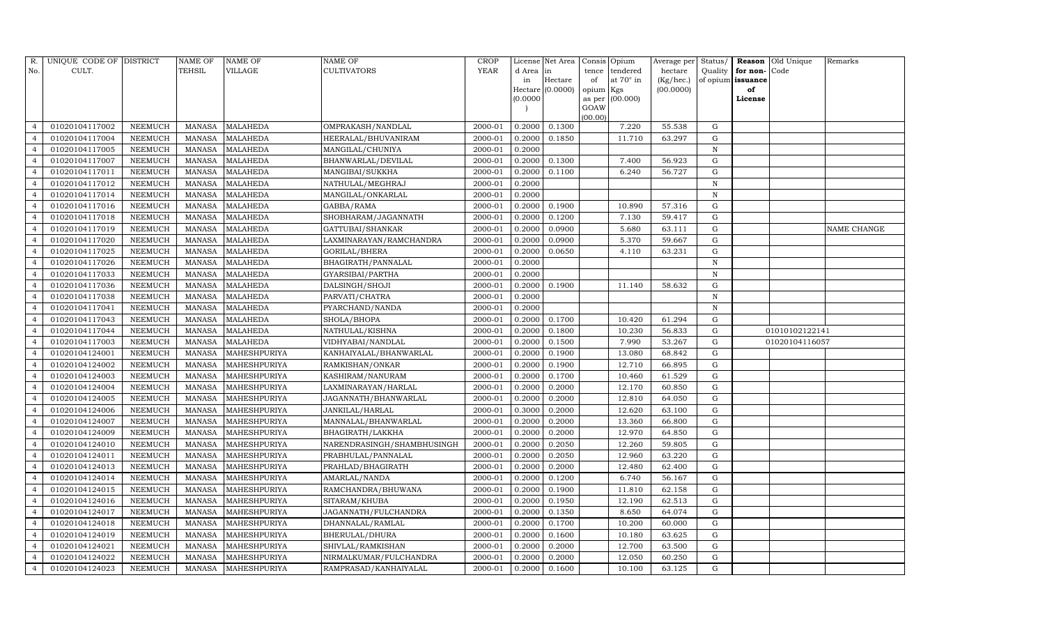| R. No. | UNIQUE CODE OF CULT. | DISTRICT | NAME OF TEHSIL | NAME OF VILLAGE | NAME OF CULTIVATORS | CROP YEAR | License d Area in Hectare (0.0000) | Net Area in Hectare (0.0000) | Consis tence of opium as per GOAW (00.00) | Opium tendered at 70° in Kgs (00.000) | Average per hectare (Kg/hec.) (00.0000) | Status/ Quality of opium | Reason for non-issuance of License | Old Unique Code | Remarks |
|---|---|---|---|---|---|---|---|---|---|---|---|---|---|---|---|
| 4 | 01020104117002 | NEEMUCH | MANASA | MALAHEDA | OMPRAKASH/NANDLAL | 2000-01 | 0.2000 | 0.1300 | | 7.220 | 55.538 | G | | | |
| 4 | 01020104117004 | NEEMUCH | MANASA | MALAHEDA | HEERALAL/BHUVANIRAM | 2000-01 | 0.2000 | 0.1850 | | 11.710 | 63.297 | G | | | |
| 4 | 01020104117005 | NEEMUCH | MANASA | MALAHEDA | MANGILAL/CHUNIYA | 2000-01 | 0.2000 | | | | | N | | | |
| 4 | 01020104117007 | NEEMUCH | MANASA | MALAHEDA | BHANWARLAL/DEVILAL | 2000-01 | 0.2000 | 0.1300 | | 7.400 | 56.923 | G | | | |
| 4 | 01020104117011 | NEEMUCH | MANASA | MALAHEDA | MANGIBAI/SUKKHA | 2000-01 | 0.2000 | 0.1100 | | 6.240 | 56.727 | G | | | |
| 4 | 01020104117012 | NEEMUCH | MANASA | MALAHEDA | NATHULAL/MEGHRAJ | 2000-01 | 0.2000 | | | | | N | | | |
| 4 | 01020104117014 | NEEMUCH | MANASA | MALAHEDA | MANGILAL/ONKARLAL | 2000-01 | 0.2000 | | | | | N | | | |
| 4 | 01020104117016 | NEEMUCH | MANASA | MALAHEDA | GABBA/RAMA | 2000-01 | 0.2000 | 0.1900 | | 10.890 | 57.316 | G | | | |
| 4 | 01020104117018 | NEEMUCH | MANASA | MALAHEDA | SHOBHARAM/JAGANNATH | 2000-01 | 0.2000 | 0.1200 | | 7.130 | 59.417 | G | | | |
| 4 | 01020104117019 | NEEMUCH | MANASA | MALAHEDA | GATTUBAI/SHANKAR | 2000-01 | 0.2000 | 0.0900 | | 5.680 | 63.111 | G | | | NAME CHANGE |
| 4 | 01020104117020 | NEEMUCH | MANASA | MALAHEDA | LAXMINARAYAN/RAMCHANDRA | 2000-01 | 0.2000 | 0.0900 | | 5.370 | 59.667 | G | | | |
| 4 | 01020104117025 | NEEMUCH | MANASA | MALAHEDA | GORILAL/BHERA | 2000-01 | 0.2000 | 0.0650 | | 4.110 | 63.231 | G | | | |
| 4 | 01020104117026 | NEEMUCH | MANASA | MALAHEDA | BHAGIRATH/PANNALAL | 2000-01 | 0.2000 | | | | | N | | | |
| 4 | 01020104117033 | NEEMUCH | MANASA | MALAHEDA | GYARSIBAI/PARTHA | 2000-01 | 0.2000 | | | | | N | | | |
| 4 | 01020104117036 | NEEMUCH | MANASA | MALAHEDA | DALSINGH/SHOJI | 2000-01 | 0.2000 | 0.1900 | | 11.140 | 58.632 | G | | | |
| 4 | 01020104117038 | NEEMUCH | MANASA | MALAHEDA | PARVATI/CHATRA | 2000-01 | 0.2000 | | | | | N | | | |
| 4 | 01020104117041 | NEEMUCH | MANASA | MALAHEDA | PYARCHAND/NANDA | 2000-01 | 0.2000 | | | | | N | | | |
| 4 | 01020104117043 | NEEMUCH | MANASA | MALAHEDA | SHOLA/BHOPA | 2000-01 | 0.2000 | 0.1700 | | 10.420 | 61.294 | G | | | |
| 4 | 01020104117044 | NEEMUCH | MANASA | MALAHEDA | NATHULAL/KISHNA | 2000-01 | 0.2000 | 0.1800 | | 10.230 | 56.833 | G | | 01010102122141 | |
| 4 | 01020104117003 | NEEMUCH | MANASA | MALAHEDA | VIDHYABAI/NANDLAL | 2000-01 | 0.2000 | 0.1500 | | 7.990 | 53.267 | G | | 01020104116057 | |
| 4 | 01020104124001 | NEEMUCH | MANASA | MAHESHPURIYA | KANHAIYALAL/BHANWARLAL | 2000-01 | 0.2000 | 0.1900 | | 13.080 | 68.842 | G | | | |
| 4 | 01020104124002 | NEEMUCH | MANASA | MAHESHPURIYA | RAMKISHAN/ONKAR | 2000-01 | 0.2000 | 0.1900 | | 12.710 | 66.895 | G | | | |
| 4 | 01020104124003 | NEEMUCH | MANASA | MAHESHPURIYA | KASHIRAM/NANURAM | 2000-01 | 0.2000 | 0.1700 | | 10.460 | 61.529 | G | | | |
| 4 | 01020104124004 | NEEMUCH | MANASA | MAHESHPURIYA | LAXMINARAYAN/HARLAL | 2000-01 | 0.2000 | 0.2000 | | 12.170 | 60.850 | G | | | |
| 4 | 01020104124005 | NEEMUCH | MANASA | MAHESHPURIYA | JAGANNATH/BHANWARLAL | 2000-01 | 0.2000 | 0.2000 | | 12.810 | 64.050 | G | | | |
| 4 | 01020104124006 | NEEMUCH | MANASA | MAHESHPURIYA | JANKILAL/HARLAL | 2000-01 | 0.3000 | 0.2000 | | 12.620 | 63.100 | G | | | |
| 4 | 01020104124007 | NEEMUCH | MANASA | MAHESHPURIYA | MANNALAL/BHANWARLAL | 2000-01 | 0.2000 | 0.2000 | | 13.360 | 66.800 | G | | | |
| 4 | 01020104124009 | NEEMUCH | MANASA | MAHESHPURIYA | BHAGIRATH/LAKKHA | 2000-01 | 0.2000 | 0.2000 | | 12.970 | 64.850 | G | | | |
| 4 | 01020104124010 | NEEMUCH | MANASA | MAHESHPURIYA | NARENDRASINGH/SHAMBHUSINGH | 2000-01 | 0.2000 | 0.2050 | | 12.260 | 59.805 | G | | | |
| 4 | 01020104124011 | NEEMUCH | MANASA | MAHESHPURIYA | PRABHULAL/PANNALAL | 2000-01 | 0.2000 | 0.2050 | | 12.960 | 63.220 | G | | | |
| 4 | 01020104124013 | NEEMUCH | MANASA | MAHESHPURIYA | PRAHLAD/BHAGIRATH | 2000-01 | 0.2000 | 0.2000 | | 12.480 | 62.400 | G | | | |
| 4 | 01020104124014 | NEEMUCH | MANASA | MAHESHPURIYA | AMARLAL/NANDA | 2000-01 | 0.2000 | 0.1200 | | 6.740 | 56.167 | G | | | |
| 4 | 01020104124015 | NEEMUCH | MANASA | MAHESHPURIYA | RAMCHANDRA/BHUWANA | 2000-01 | 0.2000 | 0.1900 | | 11.810 | 62.158 | G | | | |
| 4 | 01020104124016 | NEEMUCH | MANASA | MAHESHPURIYA | SITARAM/KHUBA | 2000-01 | 0.2000 | 0.1950 | | 12.190 | 62.513 | G | | | |
| 4 | 01020104124017 | NEEMUCH | MANASA | MAHESHPURIYA | JAGANNATH/FULCHANDRA | 2000-01 | 0.2000 | 0.1350 | | 8.650 | 64.074 | G | | | |
| 4 | 01020104124018 | NEEMUCH | MANASA | MAHESHPURIYA | DHANNALAL/RAMLAL | 2000-01 | 0.2000 | 0.1700 | | 10.200 | 60.000 | G | | | |
| 4 | 01020104124019 | NEEMUCH | MANASA | MAHESHPURIYA | BHERULAL/DHURA | 2000-01 | 0.2000 | 0.1600 | | 10.180 | 63.625 | G | | | |
| 4 | 01020104124021 | NEEMUCH | MANASA | MAHESHPURIYA | SHIVLAL/RAMKISHAN | 2000-01 | 0.2000 | 0.2000 | | 12.700 | 63.500 | G | | | |
| 4 | 01020104124022 | NEEMUCH | MANASA | MAHESHPURIYA | NIRMALKUMAR/FULCHANDRA | 2000-01 | 0.2000 | 0.2000 | | 12.050 | 60.250 | G | | | |
| 4 | 01020104124023 | NEEMUCH | MANASA | MAHESHPURIYA | RAMPRASAD/KANHAIYALAL | 2000-01 | 0.2000 | 0.1600 | | 10.100 | 63.125 | G | | | |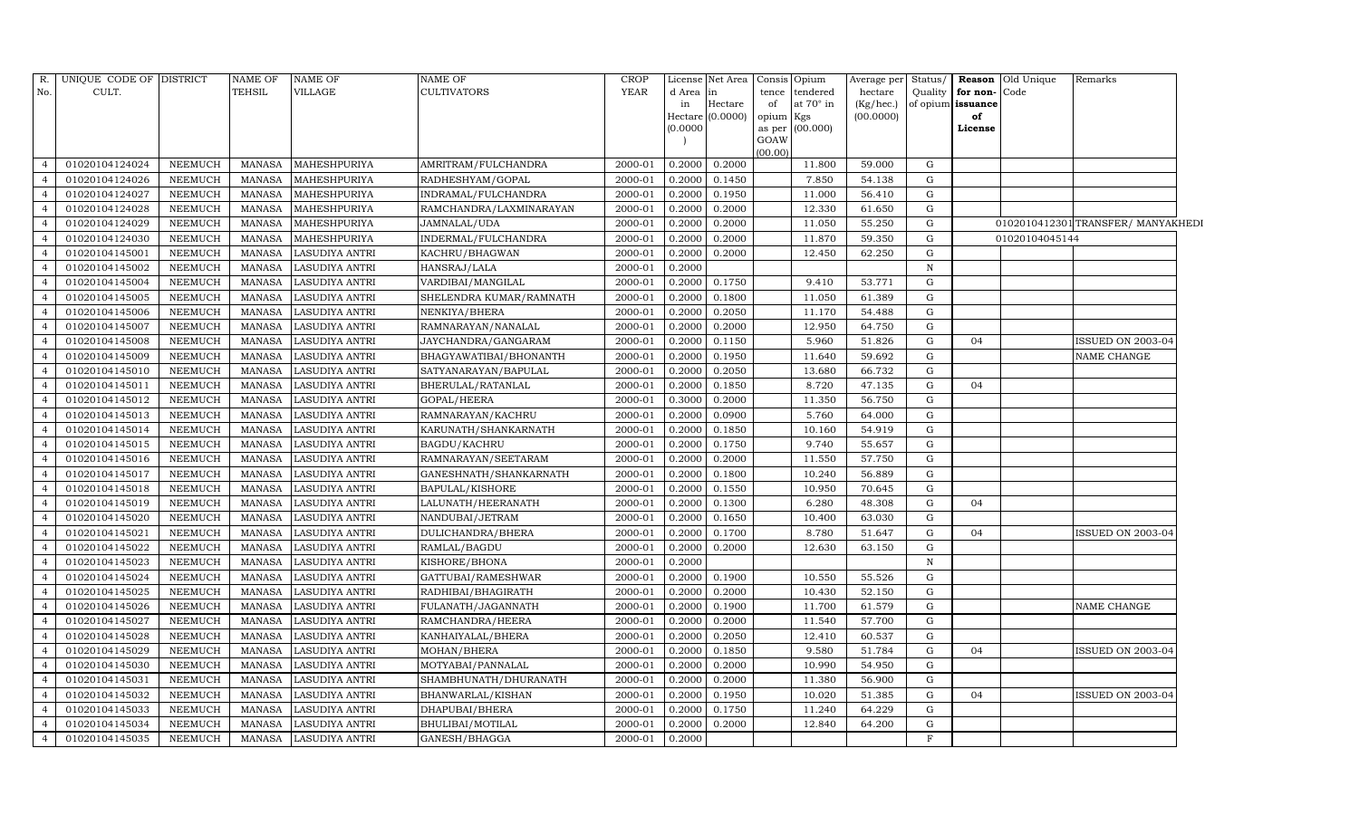| R. No. | UNIQUE CODE OF CULT. | DISTRICT | NAME OF TEHSIL | NAME OF VILLAGE | NAME OF CULTIVATORS | CROP YEAR | License d Area in Hectare (0.0000) | Net Area in Hectare (0.0000) | Consis tence of opium as per GOAW (00.00) | Opium tendered at 70° in Kgs (00.000) | Average per hectare (Kg/hec.) (00.0000) | Status/ Quality of opium | Reason for non-issuance of License | Old Unique Code | Remarks |
|---|---|---|---|---|---|---|---|---|---|---|---|---|---|---|---|
| 4 | 01020104124024 | NEEMUCH | MANASA | MAHESHPURIYA | AMRITRAM/FULCHANDRA | 2000-01 | 0.2000 | 0.2000 | | 11.800 | 59.000 | G | | | |
| 4 | 01020104124026 | NEEMUCH | MANASA | MAHESHPURIYA | RADHESHYAM/GOPAL | 2000-01 | 0.2000 | 0.1450 | | 7.850 | 54.138 | G | | | |
| 4 | 01020104124027 | NEEMUCH | MANASA | MAHESHPURIYA | INDRAMAL/FULCHANDRA | 2000-01 | 0.2000 | 0.1950 | | 11.000 | 56.410 | G | | | |
| 4 | 01020104124028 | NEEMUCH | MANASA | MAHESHPURIYA | RAMCHANDRA/LAXMINARAYAN | 2000-01 | 0.2000 | 0.2000 | | 12.330 | 61.650 | G | | | |
| 4 | 01020104124029 | NEEMUCH | MANASA | MAHESHPURIYA | JAMNALAL/UDA | 2000-01 | 0.2000 | 0.2000 | | 11.050 | 55.250 | G | | 01020104123011 | TRANSFER/ MANYAKHEDI |
| 4 | 01020104124030 | NEEMUCH | MANASA | MAHESHPURIYA | INDERMAL/FULCHANDRA | 2000-01 | 0.2000 | 0.2000 | | 11.870 | 59.350 | G | | 01020104045144 | |
| 4 | 01020104145001 | NEEMUCH | MANASA | LASUDIYA ANTRI | KACHRU/BHAGWAN | 2000-01 | 0.2000 | 0.2000 | | 12.450 | 62.250 | G | | | |
| 4 | 01020104145002 | NEEMUCH | MANASA | LASUDIYA ANTRI | HANSRAJ/LALA | 2000-01 | 0.2000 | | | | | N | | | |
| 4 | 01020104145004 | NEEMUCH | MANASA | LASUDIYA ANTRI | VARDIBAI/MANGILAL | 2000-01 | 0.2000 | 0.1750 | | 9.410 | 53.771 | G | | | |
| 4 | 01020104145005 | NEEMUCH | MANASA | LASUDIYA ANTRI | SHELENDRA KUMAR/RAMNATH | 2000-01 | 0.2000 | 0.1800 | | 11.050 | 61.389 | G | | | |
| 4 | 01020104145006 | NEEMUCH | MANASA | LASUDIYA ANTRI | NENKIYA/BHERA | 2000-01 | 0.2000 | 0.2050 | | 11.170 | 54.488 | G | | | |
| 4 | 01020104145007 | NEEMUCH | MANASA | LASUDIYA ANTRI | RAMNARAYAN/NANALAL | 2000-01 | 0.2000 | 0.2000 | | 12.950 | 64.750 | G | | | |
| 4 | 01020104145008 | NEEMUCH | MANASA | LASUDIYA ANTRI | JAYCHANDRA/GANGARAM | 2000-01 | 0.2000 | 0.1150 | | 5.960 | 51.826 | G | 04 | | ISSUED ON 2003-04 |
| 4 | 01020104145009 | NEEMUCH | MANASA | LASUDIYA ANTRI | BHAGYAWATIBAI/BHONANTH | 2000-01 | 0.2000 | 0.1950 | | 11.640 | 59.692 | G | | | NAME CHANGE |
| 4 | 01020104145010 | NEEMUCH | MANASA | LASUDIYA ANTRI | SATYANARAYAN/BAPULAL | 2000-01 | 0.2000 | 0.2050 | | 13.680 | 66.732 | G | | | |
| 4 | 01020104145011 | NEEMUCH | MANASA | LASUDIYA ANTRI | BHERULAL/RATANLAL | 2000-01 | 0.2000 | 0.1850 | | 8.720 | 47.135 | G | 04 | | |
| 4 | 01020104145012 | NEEMUCH | MANASA | LASUDIYA ANTRI | GOPAL/HEERA | 2000-01 | 0.3000 | 0.2000 | | 11.350 | 56.750 | G | | | |
| 4 | 01020104145013 | NEEMUCH | MANASA | LASUDIYA ANTRI | RAMNARAYAN/KACHRU | 2000-01 | 0.2000 | 0.0900 | | 5.760 | 64.000 | G | | | |
| 4 | 01020104145014 | NEEMUCH | MANASA | LASUDIYA ANTRI | KARUNATH/SHANKARNATH | 2000-01 | 0.2000 | 0.1850 | | 10.160 | 54.919 | G | | | |
| 4 | 01020104145015 | NEEMUCH | MANASA | LASUDIYA ANTRI | BAGDU/KACHRU | 2000-01 | 0.2000 | 0.1750 | | 9.740 | 55.657 | G | | | |
| 4 | 01020104145016 | NEEMUCH | MANASA | LASUDIYA ANTRI | RAMNARAYAN/SEETARAM | 2000-01 | 0.2000 | 0.2000 | | 11.550 | 57.750 | G | | | |
| 4 | 01020104145017 | NEEMUCH | MANASA | LASUDIYA ANTRI | GANESHNATH/SHANKARNATH | 2000-01 | 0.2000 | 0.1800 | | 10.240 | 56.889 | G | | | |
| 4 | 01020104145018 | NEEMUCH | MANASA | LASUDIYA ANTRI | BAPULAL/KISHORE | 2000-01 | 0.2000 | 0.1550 | | 10.950 | 70.645 | G | | | |
| 4 | 01020104145019 | NEEMUCH | MANASA | LASUDIYA ANTRI | LALUNATH/HEERANATH | 2000-01 | 0.2000 | 0.1300 | | 6.280 | 48.308 | G | 04 | | |
| 4 | 01020104145020 | NEEMUCH | MANASA | LASUDIYA ANTRI | NANDUBAI/JETRAM | 2000-01 | 0.2000 | 0.1650 | | 10.400 | 63.030 | G | | | |
| 4 | 01020104145021 | NEEMUCH | MANASA | LASUDIYA ANTRI | DULICHANDRA/BHERA | 2000-01 | 0.2000 | 0.1700 | | 8.780 | 51.647 | G | 04 | | ISSUED ON 2003-04 |
| 4 | 01020104145022 | NEEMUCH | MANASA | LASUDIYA ANTRI | RAMLAL/BAGDU | 2000-01 | 0.2000 | 0.2000 | | 12.630 | 63.150 | G | | | |
| 4 | 01020104145023 | NEEMUCH | MANASA | LASUDIYA ANTRI | KISHORE/BHONA | 2000-01 | 0.2000 | | | | | N | | | |
| 4 | 01020104145024 | NEEMUCH | MANASA | LASUDIYA ANTRI | GATTUBAI/RAMESHWAR | 2000-01 | 0.2000 | 0.1900 | | 10.550 | 55.526 | G | | | |
| 4 | 01020104145025 | NEEMUCH | MANASA | LASUDIYA ANTRI | RADHIBAI/BHAGIRATH | 2000-01 | 0.2000 | 0.2000 | | 10.430 | 52.150 | G | | | |
| 4 | 01020104145026 | NEEMUCH | MANASA | LASUDIYA ANTRI | FULANATH/JAGANNATH | 2000-01 | 0.2000 | 0.1900 | | 11.700 | 61.579 | G | | | NAME CHANGE |
| 4 | 01020104145027 | NEEMUCH | MANASA | LASUDIYA ANTRI | RAMCHANDRA/HEERA | 2000-01 | 0.2000 | 0.2000 | | 11.540 | 57.700 | G | | | |
| 4 | 01020104145028 | NEEMUCH | MANASA | LASUDIYA ANTRI | KANHAIYALAL/BHERA | 2000-01 | 0.2000 | 0.2050 | | 12.410 | 60.537 | G | | | |
| 4 | 01020104145029 | NEEMUCH | MANASA | LASUDIYA ANTRI | MOHAN/BHERA | 2000-01 | 0.2000 | 0.1850 | | 9.580 | 51.784 | G | 04 | | ISSUED ON 2003-04 |
| 4 | 01020104145030 | NEEMUCH | MANASA | LASUDIYA ANTRI | MOTYABAI/PANNALAL | 2000-01 | 0.2000 | 0.2000 | | 10.990 | 54.950 | G | | | |
| 4 | 01020104145031 | NEEMUCH | MANASA | LASUDIYA ANTRI | SHAMBHUNATH/DHURANATH | 2000-01 | 0.2000 | 0.2000 | | 11.380 | 56.900 | G | | | |
| 4 | 01020104145032 | NEEMUCH | MANASA | LASUDIYA ANTRI | BHANWARLAL/KISHAN | 2000-01 | 0.2000 | 0.1950 | | 10.020 | 51.385 | G | 04 | | ISSUED ON 2003-04 |
| 4 | 01020104145033 | NEEMUCH | MANASA | LASUDIYA ANTRI | DHAPUBAI/BHERA | 2000-01 | 0.2000 | 0.1750 | | 11.240 | 64.229 | G | | | |
| 4 | 01020104145034 | NEEMUCH | MANASA | LASUDIYA ANTRI | BHULIBAI/MOTILAL | 2000-01 | 0.2000 | 0.2000 | | 12.840 | 64.200 | G | | | |
| 4 | 01020104145035 | NEEMUCH | MANASA | LASUDIYA ANTRI | GANESH/BHAGGA | 2000-01 | 0.2000 | | | | | F | | | |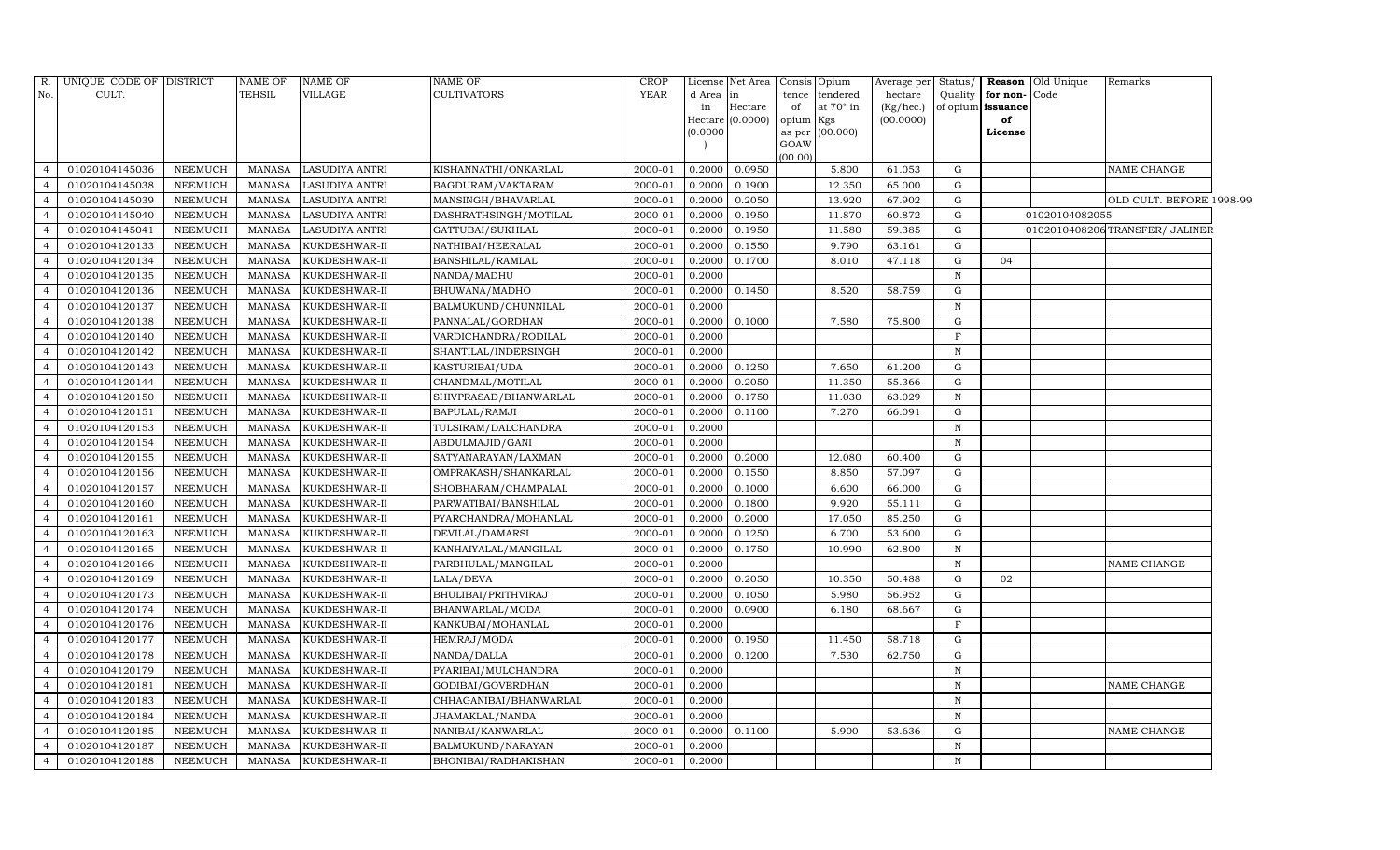| R. No. | UNIQUE CODE OF CULT. | DISTRICT | NAME OF TEHSIL | NAME OF VILLAGE | NAME OF CULTIVATORS | CROP YEAR | License d Area in Hectare (0.0000) | Net Area in Hectare (0.0000) | Consis tence of opium as per GOAW (00.00) | Opium tendered at 70° in Kgs (00.000) | Average per hectare (Kg/hec.) (00.0000) | Status/ Quality of opium | Reason for non-issuance of License | Old Unique Code | Remarks |
|---|---|---|---|---|---|---|---|---|---|---|---|---|---|---|---|
| 4 | 01020104145036 | NEEMUCH | MANASA | LASUDIYA ANTRI | KISHANNATHI/ONKARLAL | 2000-01 | 0.2000 | 0.0950 | | 5.800 | 61.053 | G | | | NAME CHANGE |
| 4 | 01020104145038 | NEEMUCH | MANASA | LASUDIYA ANTRI | BAGDURAM/VAKTARAM | 2000-01 | 0.2000 | 0.1900 | | 12.350 | 65.000 | G | | | |
| 4 | 01020104145039 | NEEMUCH | MANASA | LASUDIYA ANTRI | MANSINGH/BHAVARLAL | 2000-01 | 0.2000 | 0.2050 | | 13.920 | 67.902 | G | | | OLD CULT. BEFORE 1998-99 |
| 4 | 01020104145040 | NEEMUCH | MANASA | LASUDIYA ANTRI | DASHRATHSINGH/MOTILAL | 2000-01 | 0.2000 | 0.1950 | | 11.870 | 60.872 | G | | 01020104082055 | |
| 4 | 01020104145041 | NEEMUCH | MANASA | LASUDIYA ANTRI | GATTUBAI/SUKHLAL | 2000-01 | 0.2000 | 0.1950 | | 11.580 | 59.385 | G | | 01020104082060 | TRANSFER/ JALINER |
| 4 | 01020104120133 | NEEMUCH | MANASA | KUKDESHWAR-II | NATHIBAI/HEERALAL | 2000-01 | 0.2000 | 0.1550 | | 9.790 | 63.161 | G | | | |
| 4 | 01020104120134 | NEEMUCH | MANASA | KUKDESHWAR-II | BANSHILAL/RAMLAL | 2000-01 | 0.2000 | 0.1700 | | 8.010 | 47.118 | G | 04 | | |
| 4 | 01020104120135 | NEEMUCH | MANASA | KUKDESHWAR-II | NANDA/MADHU | 2000-01 | 0.2000 | | | | | N | | | |
| 4 | 01020104120136 | NEEMUCH | MANASA | KUKDESHWAR-II | BHUWANA/MADHO | 2000-01 | 0.2000 | 0.1450 | | 8.520 | 58.759 | G | | | |
| 4 | 01020104120137 | NEEMUCH | MANASA | KUKDESHWAR-II | BALMUKUND/CHUNNILAL | 2000-01 | 0.2000 | | | | | N | | | |
| 4 | 01020104120138 | NEEMUCH | MANASA | KUKDESHWAR-II | PANNALAL/GORDHAN | 2000-01 | 0.2000 | 0.1000 | | 7.580 | 75.800 | G | | | |
| 4 | 01020104120140 | NEEMUCH | MANASA | KUKDESHWAR-II | VARDICHANDRA/RODILAL | 2000-01 | 0.2000 | | | | | F | | | |
| 4 | 01020104120142 | NEEMUCH | MANASA | KUKDESHWAR-II | SHANTILAL/INDERSINGH | 2000-01 | 0.2000 | | | | | N | | | |
| 4 | 01020104120143 | NEEMUCH | MANASA | KUKDESHWAR-II | KASTURIBAI/UDA | 2000-01 | 0.2000 | 0.1250 | | 7.650 | 61.200 | G | | | |
| 4 | 01020104120144 | NEEMUCH | MANASA | KUKDESHWAR-II | CHANDMAL/MOTILAL | 2000-01 | 0.2000 | 0.2050 | | 11.350 | 55.366 | G | | | |
| 4 | 01020104120150 | NEEMUCH | MANASA | KUKDESHWAR-II | SHIVPRASAD/BHANWARLAL | 2000-01 | 0.2000 | 0.1750 | | 11.030 | 63.029 | N | | | |
| 4 | 01020104120151 | NEEMUCH | MANASA | KUKDESHWAR-II | BAPULAL/RAMJI | 2000-01 | 0.2000 | 0.1100 | | 7.270 | 66.091 | G | | | |
| 4 | 01020104120153 | NEEMUCH | MANASA | KUKDESHWAR-II | TULSIRAM/DALCHANDRA | 2000-01 | 0.2000 | | | | | N | | | |
| 4 | 01020104120154 | NEEMUCH | MANASA | KUKDESHWAR-II | ABDULMAJID/GANI | 2000-01 | 0.2000 | | | | | N | | | |
| 4 | 01020104120155 | NEEMUCH | MANASA | KUKDESHWAR-II | SATYANARAYAN/LAXMAN | 2000-01 | 0.2000 | 0.2000 | | 12.080 | 60.400 | G | | | |
| 4 | 01020104120156 | NEEMUCH | MANASA | KUKDESHWAR-II | OMPRAKASH/SHANKARLAL | 2000-01 | 0.2000 | 0.1550 | | 8.850 | 57.097 | G | | | |
| 4 | 01020104120157 | NEEMUCH | MANASA | KUKDESHWAR-II | SHOBHARAM/CHAMPALAL | 2000-01 | 0.2000 | 0.1000 | | 6.600 | 66.000 | G | | | |
| 4 | 01020104120160 | NEEMUCH | MANASA | KUKDESHWAR-II | PARWATIBAI/BANSHILAL | 2000-01 | 0.2000 | 0.1800 | | 9.920 | 55.111 | G | | | |
| 4 | 01020104120161 | NEEMUCH | MANASA | KUKDESHWAR-II | PYARCHANDRA/MOHANLAL | 2000-01 | 0.2000 | 0.2000 | | 17.050 | 85.250 | G | | | |
| 4 | 01020104120163 | NEEMUCH | MANASA | KUKDESHWAR-II | DEVILAL/DAMARSI | 2000-01 | 0.2000 | 0.1250 | | 6.700 | 53.600 | G | | | |
| 4 | 01020104120165 | NEEMUCH | MANASA | KUKDESHWAR-II | KANHAIYALAL/MANGILAL | 2000-01 | 0.2000 | 0.1750 | | 10.990 | 62.800 | N | | | |
| 4 | 01020104120166 | NEEMUCH | MANASA | KUKDESHWAR-II | PARBHULAL/MANGILAL | 2000-01 | 0.2000 | | | | | N | | | NAME CHANGE |
| 4 | 01020104120169 | NEEMUCH | MANASA | KUKDESHWAR-II | LALA/DEVA | 2000-01 | 0.2000 | 0.2050 | | 10.350 | 50.488 | G | 02 | | |
| 4 | 01020104120173 | NEEMUCH | MANASA | KUKDESHWAR-II | BHULIBAI/PRITHVIRAJ | 2000-01 | 0.2000 | 0.1050 | | 5.980 | 56.952 | G | | | |
| 4 | 01020104120174 | NEEMUCH | MANASA | KUKDESHWAR-II | BHANWARLAL/MODA | 2000-01 | 0.2000 | 0.0900 | | 6.180 | 68.667 | G | | | |
| 4 | 01020104120176 | NEEMUCH | MANASA | KUKDESHWAR-II | KANKUBAI/MOHANLAL | 2000-01 | 0.2000 | | | | | F | | | |
| 4 | 01020104120177 | NEEMUCH | MANASA | KUKDESHWAR-II | HEMRAJ/MODA | 2000-01 | 0.2000 | 0.1950 | | 11.450 | 58.718 | G | | | |
| 4 | 01020104120178 | NEEMUCH | MANASA | KUKDESHWAR-II | NANDA/DALLA | 2000-01 | 0.2000 | 0.1200 | | 7.530 | 62.750 | G | | | |
| 4 | 01020104120179 | NEEMUCH | MANASA | KUKDESHWAR-II | PYARIBAI/MULCHANDRA | 2000-01 | 0.2000 | | | | | N | | | |
| 4 | 01020104120181 | NEEMUCH | MANASA | KUKDESHWAR-II | GODIBAI/GOVERDHAN | 2000-01 | 0.2000 | | | | | N | | | NAME CHANGE |
| 4 | 01020104120183 | NEEMUCH | MANASA | KUKDESHWAR-II | CHHAGANIBAI/BHANWARLAL | 2000-01 | 0.2000 | | | | | N | | | |
| 4 | 01020104120184 | NEEMUCH | MANASA | KUKDESHWAR-II | JHAMAKLAL/NANDA | 2000-01 | 0.2000 | | | | | N | | | |
| 4 | 01020104120185 | NEEMUCH | MANASA | KUKDESHWAR-II | NANIBAI/KANWARLAL | 2000-01 | 0.2000 | 0.1100 | | 5.900 | 53.636 | G | | | NAME CHANGE |
| 4 | 01020104120187 | NEEMUCH | MANASA | KUKDESHWAR-II | BALMUKUND/NARAYAN | 2000-01 | 0.2000 | | | | | N | | | |
| 4 | 01020104120188 | NEEMUCH | MANASA | KUKDESHWAR-II | BHONIBAI/RADHAKISHAN | 2000-01 | 0.2000 | | | | | N | | | |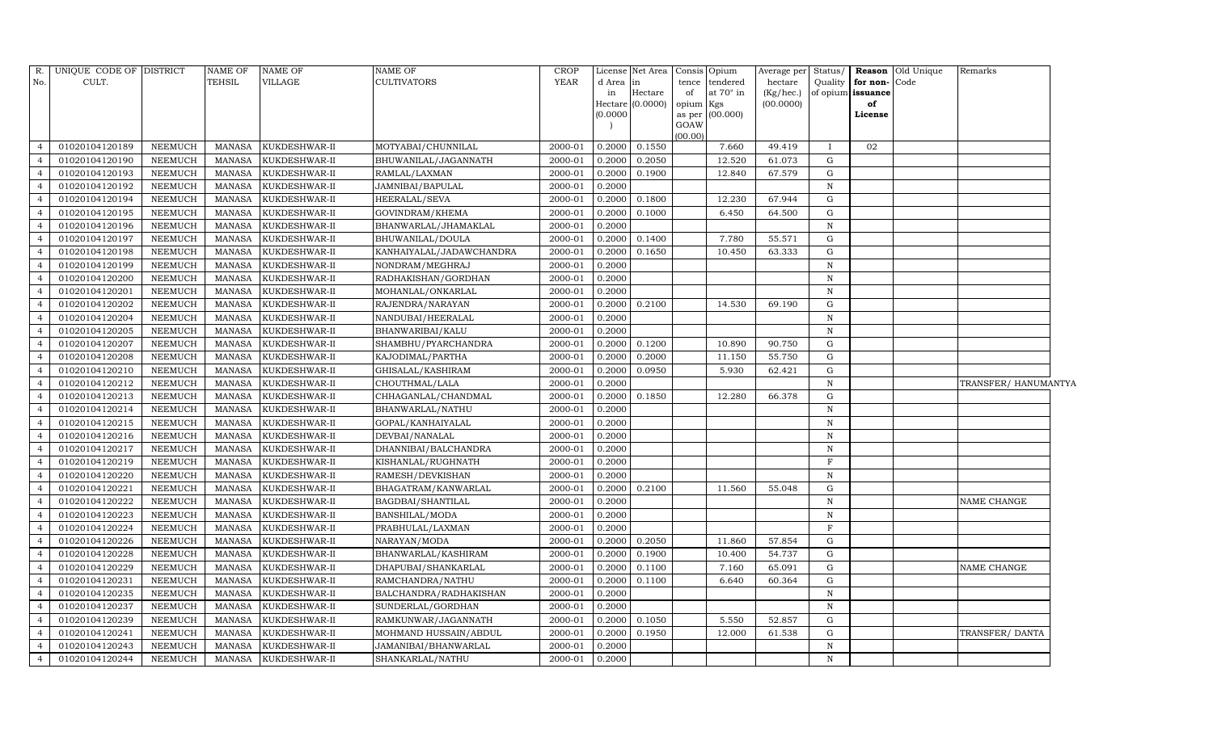| R. No. | UNIQUE CODE OF CULT. | DISTRICT | NAME OF TEHSIL | NAME OF VILLAGE | NAME OF CULTIVATORS | CROP YEAR | License d Area in Hectare (0.0000) | Net Area in Hectare (0.0000) | Consis tence of opium as per GOAW (00.00) | Opium tendered at 70° in Kgs (00.000) | Average per hectare (Kg/hec.) (00.0000) | Status/ Quality of opium | Reason for non- issuance of License | Old Unique Code | Remarks |
|---|---|---|---|---|---|---|---|---|---|---|---|---|---|---|---|
| 4 | 01020104120189 | NEEMUCH | MANASA | KUKDESHWAR-II | MOTYABAI/CHUNNILAL | 2000-01 | 0.2000 | 0.1550 | | 7.660 | 49.419 | I | 02 | | |
| 4 | 01020104120190 | NEEMUCH | MANASA | KUKDESHWAR-II | BHUWANILAL/JAGANNATH | 2000-01 | 0.2000 | 0.2050 | | 12.520 | 61.073 | G | | | |
| 4 | 01020104120193 | NEEMUCH | MANASA | KUKDESHWAR-II | RAMLAL/LAXMAN | 2000-01 | 0.2000 | 0.1900 | | 12.840 | 67.579 | G | | | |
| 4 | 01020104120192 | NEEMUCH | MANASA | KUKDESHWAR-II | JAMNIBAI/BAPULAL | 2000-01 | 0.2000 | | | | | N | | | |
| 4 | 01020104120194 | NEEMUCH | MANASA | KUKDESHWAR-II | HEERALAL/SEVA | 2000-01 | 0.2000 | 0.1800 | | 12.230 | 67.944 | G | | | |
| 4 | 01020104120195 | NEEMUCH | MANASA | KUKDESHWAR-II | GOVINDRAM/KHEMA | 2000-01 | 0.2000 | 0.1000 | | 6.450 | 64.500 | G | | | |
| 4 | 01020104120196 | NEEMUCH | MANASA | KUKDESHWAR-II | BHANWARLAL/JHAMAKLAL | 2000-01 | 0.2000 | | | | | N | | | |
| 4 | 01020104120197 | NEEMUCH | MANASA | KUKDESHWAR-II | BHUWANILAL/DOULA | 2000-01 | 0.2000 | 0.1400 | | 7.780 | 55.571 | G | | | |
| 4 | 01020104120198 | NEEMUCH | MANASA | KUKDESHWAR-II | KANHAIYALAL/JADAWCHANDRA | 2000-01 | 0.2000 | 0.1650 | | 10.450 | 63.333 | G | | | |
| 4 | 01020104120199 | NEEMUCH | MANASA | KUKDESHWAR-II | NONDRAM/MEGHRAJ | 2000-01 | 0.2000 | | | | | N | | | |
| 4 | 01020104120200 | NEEMUCH | MANASA | KUKDESHWAR-II | RADHAKISHAN/GORDHAN | 2000-01 | 0.2000 | | | | | N | | | |
| 4 | 01020104120201 | NEEMUCH | MANASA | KUKDESHWAR-II | MOHANLAL/ONKARLAL | 2000-01 | 0.2000 | | | | | N | | | |
| 4 | 01020104120202 | NEEMUCH | MANASA | KUKDESHWAR-II | RAJENDRA/NARAYAN | 2000-01 | 0.2000 | 0.2100 | | 14.530 | 69.190 | G | | | |
| 4 | 01020104120204 | NEEMUCH | MANASA | KUKDESHWAR-II | NANDUBAI/HEERALAL | 2000-01 | 0.2000 | | | | | N | | | |
| 4 | 01020104120205 | NEEMUCH | MANASA | KUKDESHWAR-II | BHANWARIBAI/KALU | 2000-01 | 0.2000 | | | | | N | | | |
| 4 | 01020104120207 | NEEMUCH | MANASA | KUKDESHWAR-II | SHAMBHU/PYARCHANDRA | 2000-01 | 0.2000 | 0.1200 | | 10.890 | 90.750 | G | | | |
| 4 | 01020104120208 | NEEMUCH | MANASA | KUKDESHWAR-II | KAJODIMAL/PARTHA | 2000-01 | 0.2000 | 0.2000 | | 11.150 | 55.750 | G | | | |
| 4 | 01020104120210 | NEEMUCH | MANASA | KUKDESHWAR-II | GHISALAL/KASHIRAM | 2000-01 | 0.2000 | 0.0950 | | 5.930 | 62.421 | G | | | |
| 4 | 01020104120212 | NEEMUCH | MANASA | KUKDESHWAR-II | CHOUTHMAL/LALA | 2000-01 | 0.2000 | | | | | N | | | TRANSFER/ HANUMANTYA |
| 4 | 01020104120213 | NEEMUCH | MANASA | KUKDESHWAR-II | CHHAGANLAL/CHANDMAL | 2000-01 | 0.2000 | 0.1850 | | 12.280 | 66.378 | G | | | |
| 4 | 01020104120214 | NEEMUCH | MANASA | KUKDESHWAR-II | BHANWARLAL/NATHU | 2000-01 | 0.2000 | | | | | N | | | |
| 4 | 01020104120215 | NEEMUCH | MANASA | KUKDESHWAR-II | GOPAL/KANHAIYALAL | 2000-01 | 0.2000 | | | | | N | | | |
| 4 | 01020104120216 | NEEMUCH | MANASA | KUKDESHWAR-II | DEVBAI/NANALAL | 2000-01 | 0.2000 | | | | | N | | | |
| 4 | 01020104120217 | NEEMUCH | MANASA | KUKDESHWAR-II | DHANNIBAI/BALCHANDRA | 2000-01 | 0.2000 | | | | | N | | | |
| 4 | 01020104120219 | NEEMUCH | MANASA | KUKDESHWAR-II | KISHANLAL/RUGHNATH | 2000-01 | 0.2000 | | | | | F | | | |
| 4 | 01020104120220 | NEEMUCH | MANASA | KUKDESHWAR-II | RAMESH/DEVKISHAN | 2000-01 | 0.2000 | | | | | N | | | |
| 4 | 01020104120221 | NEEMUCH | MANASA | KUKDESHWAR-II | BHAGATRAM/KANWARLAL | 2000-01 | 0.2000 | 0.2100 | | 11.560 | 55.048 | G | | | |
| 4 | 01020104120222 | NEEMUCH | MANASA | KUKDESHWAR-II | BAGDBAI/SHANTILAL | 2000-01 | 0.2000 | | | | | N | | | NAME CHANGE |
| 4 | 01020104120223 | NEEMUCH | MANASA | KUKDESHWAR-II | BANSHILAL/MODA | 2000-01 | 0.2000 | | | | | N | | | |
| 4 | 01020104120224 | NEEMUCH | MANASA | KUKDESHWAR-II | PRABHULAL/LAXMAN | 2000-01 | 0.2000 | | | | | F | | | |
| 4 | 01020104120226 | NEEMUCH | MANASA | KUKDESHWAR-II | NARAYAN/MODA | 2000-01 | 0.2000 | 0.2050 | | 11.860 | 57.854 | G | | | |
| 4 | 01020104120228 | NEEMUCH | MANASA | KUKDESHWAR-II | BHANWARLAL/KASHIRAM | 2000-01 | 0.2000 | 0.1900 | | 10.400 | 54.737 | G | | | |
| 4 | 01020104120229 | NEEMUCH | MANASA | KUKDESHWAR-II | DHAPUBAI/SHANKARLAL | 2000-01 | 0.2000 | 0.1100 | | 7.160 | 65.091 | G | | | NAME CHANGE |
| 4 | 01020104120231 | NEEMUCH | MANASA | KUKDESHWAR-II | RAMCHANDRA/NATHU | 2000-01 | 0.2000 | 0.1100 | | 6.640 | 60.364 | G | | | |
| 4 | 01020104120235 | NEEMUCH | MANASA | KUKDESHWAR-II | BALCHANDRA/RADHAKISHAN | 2000-01 | 0.2000 | | | | | N | | | |
| 4 | 01020104120237 | NEEMUCH | MANASA | KUKDESHWAR-II | SUNDERLAL/GORDHAN | 2000-01 | 0.2000 | | | | | N | | | |
| 4 | 01020104120239 | NEEMUCH | MANASA | KUKDESHWAR-II | RAMKUNWAR/JAGANNATH | 2000-01 | 0.2000 | 0.1050 | | 5.550 | 52.857 | G | | | |
| 4 | 01020104120241 | NEEMUCH | MANASA | KUKDESHWAR-II | MOHMAND HUSSAIN/ABDUL | 2000-01 | 0.2000 | 0.1950 | | 12.000 | 61.538 | G | | | TRANSFER/ DANTA |
| 4 | 01020104120243 | NEEMUCH | MANASA | KUKDESHWAR-II | JAMANIBAI/BHANWARLAL | 2000-01 | 0.2000 | | | | | N | | | |
| 4 | 01020104120244 | NEEMUCH | MANASA | KUKDESHWAR-II | SHANKARLAL/NATHU | 2000-01 | 0.2000 | | | | | N | | | |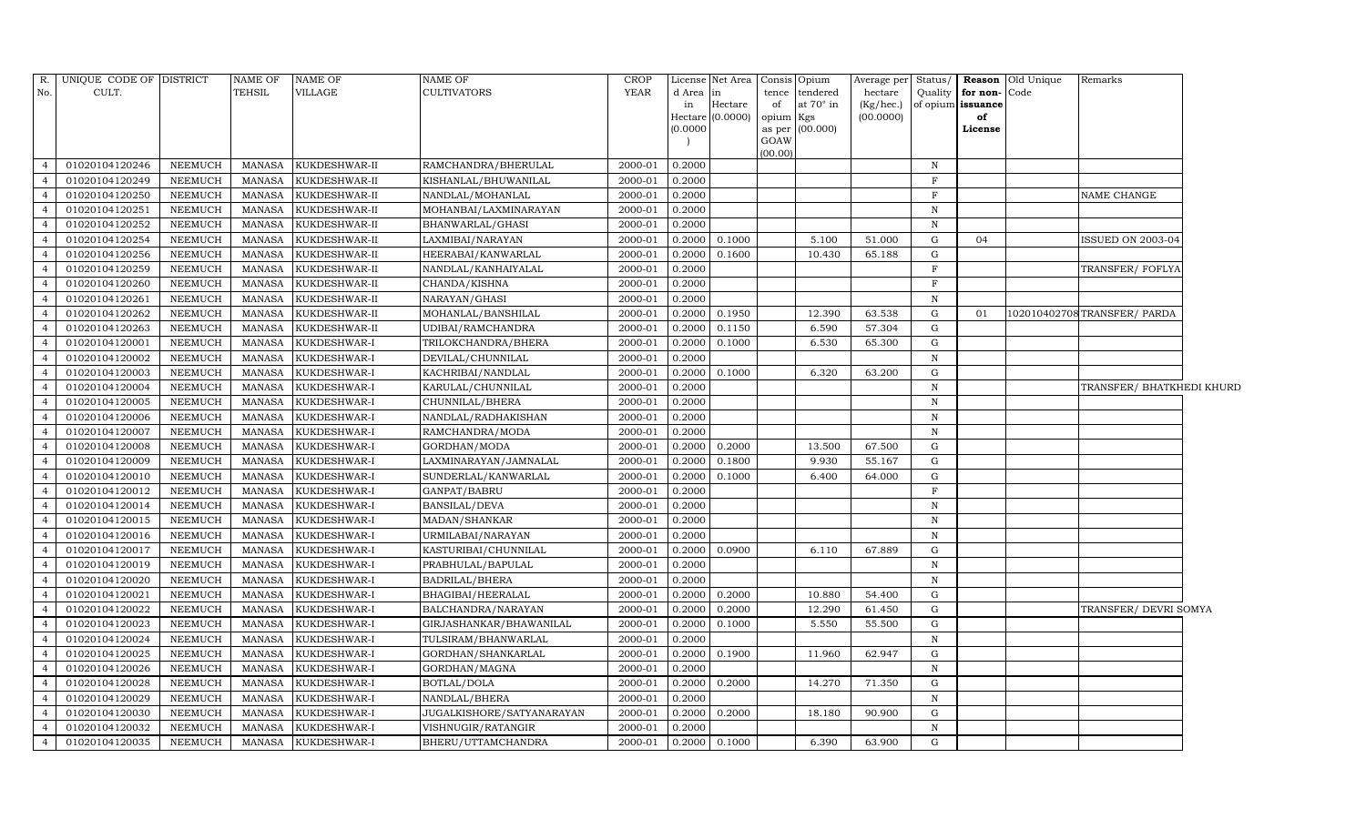| R. No. | UNIQUE CODE OF CULT. | DISTRICT | NAME OF TEHSIL | NAME OF VILLAGE | NAME OF CULTIVATORS | CROP YEAR | License d Area in Hectare (0.0000) | Net Area in Hectare (0.0000) | Consis tence of opium as per GOAW (00.00) | Opium tendered at 70° in Kgs (00.000) | Average per hectare (Kg/hec.) (00.0000) | Status/ Quality of opium | Reason for non-issuance of License | Old Unique Code | Remarks |
|---|---|---|---|---|---|---|---|---|---|---|---|---|---|---|---|
| 4 | 01020104120246 | NEEMUCH | MANASA | KUKDESHWAR-II | RAMCHANDRA/BHERULAL | 2000-01 | 0.2000 | | | | | N | | | |
| 4 | 01020104120249 | NEEMUCH | MANASA | KUKDESHWAR-II | KISHANLAL/BHUWANILAL | 2000-01 | 0.2000 | | | | | F | | | |
| 4 | 01020104120250 | NEEMUCH | MANASA | KUKDESHWAR-II | NANDLAL/MOHANLAL | 2000-01 | 0.2000 | | | | | F | | | NAME CHANGE |
| 4 | 01020104120251 | NEEMUCH | MANASA | KUKDESHWAR-II | MOHANBAI/LAXMINARAYAN | 2000-01 | 0.2000 | | | | | N | | | |
| 4 | 01020104120252 | NEEMUCH | MANASA | KUKDESHWAR-II | BHANWARLAL/GHASI | 2000-01 | 0.2000 | | | | | N | | | |
| 4 | 01020104120254 | NEEMUCH | MANASA | KUKDESHWAR-II | LAXMIBAI/NARAYAN | 2000-01 | 0.2000 | 0.1000 | | 5.100 | 51.000 | G | 04 | | ISSUED ON 2003-04 |
| 4 | 01020104120256 | NEEMUCH | MANASA | KUKDESHWAR-II | HEERABAI/KANWARLAL | 2000-01 | 0.2000 | 0.1600 | | 10.430 | 65.188 | G | | | |
| 4 | 01020104120259 | NEEMUCH | MANASA | KUKDESHWAR-II | NANDLAL/KANHAIYALAL | 2000-01 | 0.2000 | | | | | F | | | TRANSFER/ FOFLYA |
| 4 | 01020104120260 | NEEMUCH | MANASA | KUKDESHWAR-II | CHANDA/KISHNA | 2000-01 | 0.2000 | | | | | F | | | |
| 4 | 01020104120261 | NEEMUCH | MANASA | KUKDESHWAR-II | NARAYAN/GHASI | 2000-01 | 0.2000 | | | | | N | | | |
| 4 | 01020104120262 | NEEMUCH | MANASA | KUKDESHWAR-II | MOHANLAL/BANSHILAL | 2000-01 | 0.2000 | 0.1950 | | 12.390 | 63.538 | G | 01 | 1020104027 08 | TRANSFER/ PARDA |
| 4 | 01020104120263 | NEEMUCH | MANASA | KUKDESHWAR-II | UDIBAI/RAMCHANDRA | 2000-01 | 0.2000 | 0.1150 | | 6.590 | 57.304 | G | | | |
| 4 | 01020104120001 | NEEMUCH | MANASA | KUKDESHWAR-I | TRILOKCHANDRA/BHERA | 2000-01 | 0.2000 | 0.1000 | | 6.530 | 65.300 | G | | | |
| 4 | 01020104120002 | NEEMUCH | MANASA | KUKDESHWAR-I | DEVILAL/CHUNNILAL | 2000-01 | 0.2000 | | | | | N | | | |
| 4 | 01020104120003 | NEEMUCH | MANASA | KUKDESHWAR-I | KACHRIBAI/NANDLAL | 2000-01 | 0.2000 | 0.1000 | | 6.320 | 63.200 | G | | | |
| 4 | 01020104120004 | NEEMUCH | MANASA | KUKDESHWAR-I | KARULAL/CHUNNILAL | 2000-01 | 0.2000 | | | | | N | | | TRANSFER/ BHATKHEDI KHURD |
| 4 | 01020104120005 | NEEMUCH | MANASA | KUKDESHWAR-I | CHUNNILAL/BHERA | 2000-01 | 0.2000 | | | | | N | | | |
| 4 | 01020104120006 | NEEMUCH | MANASA | KUKDESHWAR-I | NANDLAL/RADHAKISHAN | 2000-01 | 0.2000 | | | | | N | | | |
| 4 | 01020104120007 | NEEMUCH | MANASA | KUKDESHWAR-I | RAMCHANDRA/MODA | 2000-01 | 0.2000 | | | | | N | | | |
| 4 | 01020104120008 | NEEMUCH | MANASA | KUKDESHWAR-I | GORDHAN/MODA | 2000-01 | 0.2000 | 0.2000 | | 13.500 | 67.500 | G | | | |
| 4 | 01020104120009 | NEEMUCH | MANASA | KUKDESHWAR-I | LAXMINARAYAN/JAMNALAL | 2000-01 | 0.2000 | 0.1800 | | 9.930 | 55.167 | G | | | |
| 4 | 01020104120010 | NEEMUCH | MANASA | KUKDESHWAR-I | SUNDERLAL/KANWARLAL | 2000-01 | 0.2000 | 0.1000 | | 6.400 | 64.000 | G | | | |
| 4 | 01020104120012 | NEEMUCH | MANASA | KUKDESHWAR-I | GANPAT/BABRU | 2000-01 | 0.2000 | | | | | F | | | |
| 4 | 01020104120014 | NEEMUCH | MANASA | KUKDESHWAR-I | BANSILAL/DEVA | 2000-01 | 0.2000 | | | | | N | | | |
| 4 | 01020104120015 | NEEMUCH | MANASA | KUKDESHWAR-I | MADAN/SHANKAR | 2000-01 | 0.2000 | | | | | N | | | |
| 4 | 01020104120016 | NEEMUCH | MANASA | KUKDESHWAR-I | URMILABAI/NARAYAN | 2000-01 | 0.2000 | | | | | N | | | |
| 4 | 01020104120017 | NEEMUCH | MANASA | KUKDESHWAR-I | KASTURIBAI/CHUNNILAL | 2000-01 | 0.2000 | 0.0900 | | 6.110 | 67.889 | G | | | |
| 4 | 01020104120019 | NEEMUCH | MANASA | KUKDESHWAR-I | PRABHULAL/BAPULAL | 2000-01 | 0.2000 | | | | | N | | | |
| 4 | 01020104120020 | NEEMUCH | MANASA | KUKDESHWAR-I | BADRILAL/BHERA | 2000-01 | 0.2000 | | | | | N | | | |
| 4 | 01020104120021 | NEEMUCH | MANASA | KUKDESHWAR-I | BHAGIBAI/HEERALAL | 2000-01 | 0.2000 | 0.2000 | | 10.880 | 54.400 | G | | | |
| 4 | 01020104120022 | NEEMUCH | MANASA | KUKDESHWAR-I | BALCHANDRA/NARAYAN | 2000-01 | 0.2000 | 0.2000 | | 12.290 | 61.450 | G | | | TRANSFER/ DEVRI SOMYA |
| 4 | 01020104120023 | NEEMUCH | MANASA | KUKDESHWAR-I | GIRJASHANKAR/BHAWANILAL | 2000-01 | 0.2000 | 0.1000 | | 5.550 | 55.500 | G | | | |
| 4 | 01020104120024 | NEEMUCH | MANASA | KUKDESHWAR-I | TULSIRAM/BHANWARLAL | 2000-01 | 0.2000 | | | | | N | | | |
| 4 | 01020104120025 | NEEMUCH | MANASA | KUKDESHWAR-I | GORDHAN/SHANKARLAL | 2000-01 | 0.2000 | 0.1900 | | 11.960 | 62.947 | G | | | |
| 4 | 01020104120026 | NEEMUCH | MANASA | KUKDESHWAR-I | GORDHAN/MAGNA | 2000-01 | 0.2000 | | | | | N | | | |
| 4 | 01020104120028 | NEEMUCH | MANASA | KUKDESHWAR-I | BOTLAL/DOLA | 2000-01 | 0.2000 | 0.2000 | | 14.270 | 71.350 | G | | | |
| 4 | 01020104120029 | NEEMUCH | MANASA | KUKDESHWAR-I | NANDLAL/BHERA | 2000-01 | 0.2000 | | | | | N | | | |
| 4 | 01020104120030 | NEEMUCH | MANASA | KUKDESHWAR-I | JUGALKISHORE/SATYANARAYAN | 2000-01 | 0.2000 | 0.2000 | | 18.180 | 90.900 | G | | | |
| 4 | 01020104120032 | NEEMUCH | MANASA | KUKDESHWAR-I | VISHNUGIR/RATANGIR | 2000-01 | 0.2000 | | | | | N | | | |
| 4 | 01020104120035 | NEEMUCH | MANASA | KUKDESHWAR-I | BHERU/UTTAMCHANDRA | 2000-01 | 0.2000 | 0.1000 | | 6.390 | 63.900 | G | | | |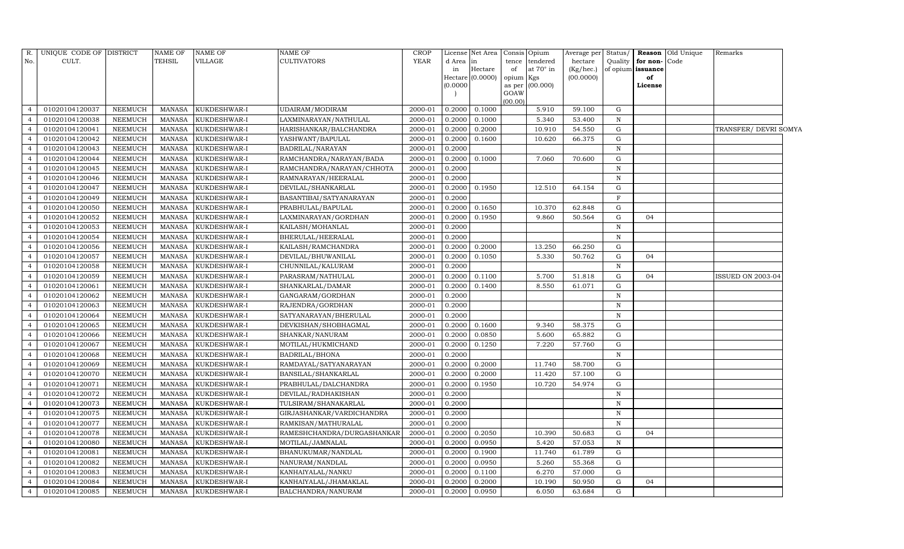| R. No. | UNIQUE CODE OF CULT. | DISTRICT | NAME OF TEHSIL | NAME OF VILLAGE | NAME OF CULTIVATORS | CROP YEAR | License d Area in Hectare (0.0000) | Net Area in Hectare (0.0000) | Consis tence of opium as per GOAW (00.00) | Opium tendered at 70° in Kgs (00.000) | Average per hectare (Kg/hec.) (00.0000) | Status/ Quality of opium | Reason for non-issuance of License | Old Unique Code | Remarks |
|---|---|---|---|---|---|---|---|---|---|---|---|---|---|---|---|
| 4 | 01020104120037 | NEEMUCH | MANASA | KUKDESHWAR-I | UDAIRAM/MODIRAM | 2000-01 | 0.2000 | 0.1000 | | 5.910 | 59.100 | G | | | |
| 4 | 01020104120038 | NEEMUCH | MANASA | KUKDESHWAR-I | LAXMINARAYAN/NATHULAL | 2000-01 | 0.2000 | 0.1000 | | 5.340 | 53.400 | N | | | |
| 4 | 01020104120041 | NEEMUCH | MANASA | KUKDESHWAR-I | HARISHANKAR/BALCHANDRA | 2000-01 | 0.2000 | 0.2000 | | 10.910 | 54.550 | G | | | TRANSFER/ DEVRI SOMYA |
| 4 | 01020104120042 | NEEMUCH | MANASA | KUKDESHWAR-I | YASHWANT/BAPULAL | 2000-01 | 0.2000 | 0.1600 | | 10.620 | 66.375 | G | | | |
| 4 | 01020104120043 | NEEMUCH | MANASA | KUKDESHWAR-I | BADRILAL/NARAYAN | 2000-01 | 0.2000 | | | | | N | | | |
| 4 | 01020104120044 | NEEMUCH | MANASA | KUKDESHWAR-I | RAMCHANDRA/NARAYAN/BADA | 2000-01 | 0.2000 | 0.1000 | | 7.060 | 70.600 | G | | | |
| 4 | 01020104120045 | NEEMUCH | MANASA | KUKDESHWAR-I | RAMCHANDRA/NARAYAN/CHHOTA | 2000-01 | 0.2000 | | | | | N | | | |
| 4 | 01020104120046 | NEEMUCH | MANASA | KUKDESHWAR-I | RAMNARAYAN/HEERALAL | 2000-01 | 0.2000 | | | | | N | | | |
| 4 | 01020104120047 | NEEMUCH | MANASA | KUKDESHWAR-I | DEVILAL/SHANKARLAL | 2000-01 | 0.2000 | 0.1950 | | 12.510 | 64.154 | G | | | |
| 4 | 01020104120049 | NEEMUCH | MANASA | KUKDESHWAR-I | BASANTIBAI/SATYANARAYAN | 2000-01 | 0.2000 | | | | | F | | | |
| 4 | 01020104120050 | NEEMUCH | MANASA | KUKDESHWAR-I | PRABHULAL/BAPULAL | 2000-01 | 0.2000 | 0.1650 | | 10.370 | 62.848 | G | | | |
| 4 | 01020104120052 | NEEMUCH | MANASA | KUKDESHWAR-I | LAXMINARAYAN/GORDHAN | 2000-01 | 0.2000 | 0.1950 | | 9.860 | 50.564 | G | 04 | | |
| 4 | 01020104120053 | NEEMUCH | MANASA | KUKDESHWAR-I | KAILASH/MOHANLAL | 2000-01 | 0.2000 | | | | | N | | | |
| 4 | 01020104120054 | NEEMUCH | MANASA | KUKDESHWAR-I | BHERULAL/HEERALAL | 2000-01 | 0.2000 | | | | | N | | | |
| 4 | 01020104120056 | NEEMUCH | MANASA | KUKDESHWAR-I | KAILASH/RAMCHANDRA | 2000-01 | 0.2000 | 0.2000 | | 13.250 | 66.250 | G | | | |
| 4 | 01020104120057 | NEEMUCH | MANASA | KUKDESHWAR-I | DEVILAL/BHUWANILAL | 2000-01 | 0.2000 | 0.1050 | | 5.330 | 50.762 | G | 04 | | |
| 4 | 01020104120058 | NEEMUCH | MANASA | KUKDESHWAR-I | CHUNNILAL/KALURAM | 2000-01 | 0.2000 | | | | | N | | | |
| 4 | 01020104120059 | NEEMUCH | MANASA | KUKDESHWAR-I | PARASRAM/NATHULAL | 2000-01 | 0.2000 | 0.1100 | | 5.700 | 51.818 | G | 04 | | ISSUED ON 2003-04 |
| 4 | 01020104120061 | NEEMUCH | MANASA | KUKDESHWAR-I | SHANKARLAL/DAMAR | 2000-01 | 0.2000 | 0.1400 | | 8.550 | 61.071 | G | | | |
| 4 | 01020104120062 | NEEMUCH | MANASA | KUKDESHWAR-I | GANGARAM/GORDHAN | 2000-01 | 0.2000 | | | | | N | | | |
| 4 | 01020104120063 | NEEMUCH | MANASA | KUKDESHWAR-I | RAJENDRA/GORDHAN | 2000-01 | 0.2000 | | | | | N | | | |
| 4 | 01020104120064 | NEEMUCH | MANASA | KUKDESHWAR-I | SATYANARAYAN/BHERULAL | 2000-01 | 0.2000 | | | | | N | | | |
| 4 | 01020104120065 | NEEMUCH | MANASA | KUKDESHWAR-I | DEVKISHAN/SHOBHAGMAL | 2000-01 | 0.2000 | 0.1600 | | 9.340 | 58.375 | G | | | |
| 4 | 01020104120066 | NEEMUCH | MANASA | KUKDESHWAR-I | SHANKAR/NANURAM | 2000-01 | 0.2000 | 0.0850 | | 5.600 | 65.882 | G | | | |
| 4 | 01020104120067 | NEEMUCH | MANASA | KUKDESHWAR-I | MOTILAL/HUKMICHAND | 2000-01 | 0.2000 | 0.1250 | | 7.220 | 57.760 | G | | | |
| 4 | 01020104120068 | NEEMUCH | MANASA | KUKDESHWAR-I | BADRILAL/BHONA | 2000-01 | 0.2000 | | | | | N | | | |
| 4 | 01020104120069 | NEEMUCH | MANASA | KUKDESHWAR-I | RAMDAYAL/SATYANARAYAN | 2000-01 | 0.2000 | 0.2000 | | 11.740 | 58.700 | G | | | |
| 4 | 01020104120070 | NEEMUCH | MANASA | KUKDESHWAR-I | BANSILAL/SHANKARLAL | 2000-01 | 0.2000 | 0.2000 | | 11.420 | 57.100 | G | | | |
| 4 | 01020104120071 | NEEMUCH | MANASA | KUKDESHWAR-I | PRABHULAL/DALCHANDRA | 2000-01 | 0.2000 | 0.1950 | | 10.720 | 54.974 | G | | | |
| 4 | 01020104120072 | NEEMUCH | MANASA | KUKDESHWAR-I | DEVILAL/RADHAKISHAN | 2000-01 | 0.2000 | | | | | N | | | |
| 4 | 01020104120073 | NEEMUCH | MANASA | KUKDESHWAR-I | TULSIRAM/SHANAKARLAL | 2000-01 | 0.2000 | | | | | N | | | |
| 4 | 01020104120075 | NEEMUCH | MANASA | KUKDESHWAR-I | GIRJASHANKAR/VARDICHANDRA | 2000-01 | 0.2000 | | | | | N | | | |
| 4 | 01020104120077 | NEEMUCH | MANASA | KUKDESHWAR-I | RAMKISAN/MATHURALAL | 2000-01 | 0.2000 | | | | | N | | | |
| 4 | 01020104120078 | NEEMUCH | MANASA | KUKDESHWAR-I | RAMESHCHANDRA/DURGASHANKAR | 2000-01 | 0.2000 | 0.2050 | | 10.390 | 50.683 | G | 04 | | |
| 4 | 01020104120080 | NEEMUCH | MANASA | KUKDESHWAR-I | MOTILAL/JAMNALAL | 2000-01 | 0.2000 | 0.0950 | | 5.420 | 57.053 | N | | | |
| 4 | 01020104120081 | NEEMUCH | MANASA | KUKDESHWAR-I | BHANUKUMAR/NANDLAL | 2000-01 | 0.2000 | 0.1900 | | 11.740 | 61.789 | G | | | |
| 4 | 01020104120082 | NEEMUCH | MANASA | KUKDESHWAR-I | NANURAM/NANDLAL | 2000-01 | 0.2000 | 0.0950 | | 5.260 | 55.368 | G | | | |
| 4 | 01020104120083 | NEEMUCH | MANASA | KUKDESHWAR-I | KANHAIYALAL/NANKU | 2000-01 | 0.2000 | 0.1100 | | 6.270 | 57.000 | G | | | |
| 4 | 01020104120084 | NEEMUCH | MANASA | KUKDESHWAR-I | KANHAIYALAL/JHAMAKLAL | 2000-01 | 0.2000 | 0.2000 | | 10.190 | 50.950 | G | 04 | | |
| 4 | 01020104120085 | NEEMUCH | MANASA | KUKDESHWAR-I | BALCHANDRA/NANURAM | 2000-01 | 0.2000 | 0.0950 | | 6.050 | 63.684 | G | | | |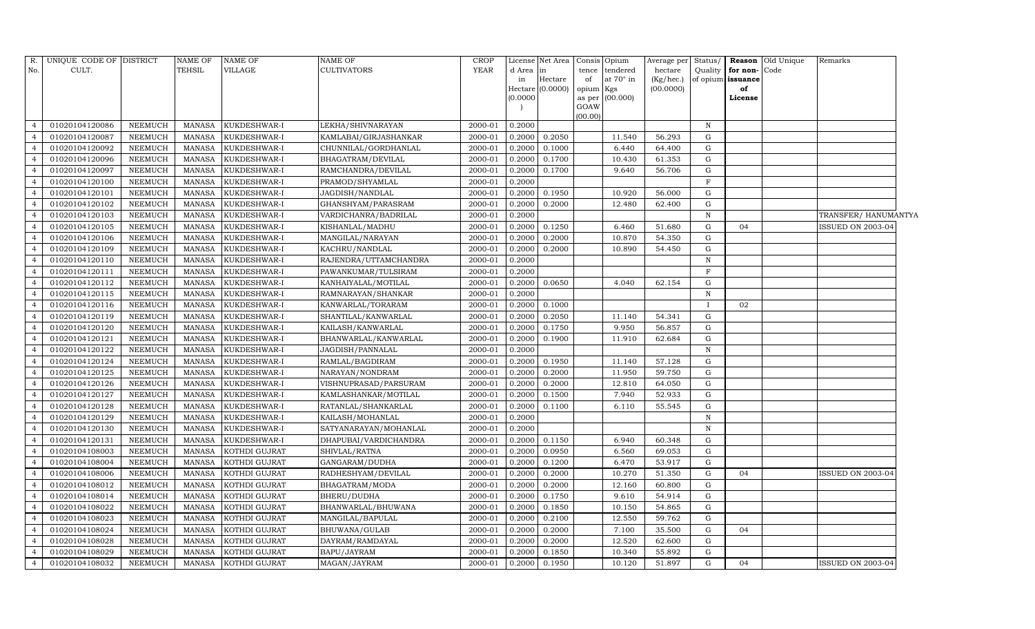| R. No. | UNIQUE CODE OF CULT. | DISTRICT | NAME OF TEHSIL | NAME OF VILLAGE | NAME OF CULTIVATORS | CROP YEAR | License d Area in Hectare (0.0000) | Net Area in Hectare (0.0000) | Consis tence of opium as per GOAW (00.00) | Opium tendered at 70° in Kgs (00.000) | Average per hectare (Kg/hec.) (00.0000) | Status/ Quality of opium | Reason for non-issuance of License | Old Unique Code | Remarks |
|---|---|---|---|---|---|---|---|---|---|---|---|---|---|---|---|
| 4 | 01020104120086 | NEEMUCH | MANASA | KUKDESHWAR-I | LEKHA/SHIVNARAYAN | 2000-01 | 0.2000 | | | | | N | | | |
| 4 | 01020104120087 | NEEMUCH | MANASA | KUKDESHWAR-I | KAMLABAI/GIRJASHANKAR | 2000-01 | 0.2000 | 0.2050 | | 11.540 | 56.293 | G | | | |
| 4 | 01020104120092 | NEEMUCH | MANASA | KUKDESHWAR-I | CHUNNILAL/GORDHANLAL | 2000-01 | 0.2000 | 0.1000 | | 6.440 | 64.400 | G | | | |
| 4 | 01020104120096 | NEEMUCH | MANASA | KUKDESHWAR-I | BHAGATRAM/DEVILAL | 2000-01 | 0.2000 | 0.1700 | | 10.430 | 61.353 | G | | | |
| 4 | 01020104120097 | NEEMUCH | MANASA | KUKDESHWAR-I | RAMCHANDRA/DEVILAL | 2000-01 | 0.2000 | 0.1700 | | 9.640 | 56.706 | G | | | |
| 4 | 01020104120100 | NEEMUCH | MANASA | KUKDESHWAR-I | PRAMOD/SHYAMLAL | 2000-01 | 0.2000 | | | | | F | | | |
| 4 | 01020104120101 | NEEMUCH | MANASA | KUKDESHWAR-I | JAGDISH/NANDLAL | 2000-01 | 0.2000 | 0.1950 | | 10.920 | 56.000 | G | | | |
| 4 | 01020104120102 | NEEMUCH | MANASA | KUKDESHWAR-I | GHANSHYAM/PARASRAM | 2000-01 | 0.2000 | 0.2000 | | 12.480 | 62.400 | G | | | |
| 4 | 01020104120103 | NEEMUCH | MANASA | KUKDESHWAR-I | VARDICHANRA/BADRILAL | 2000-01 | 0.2000 | | | | | N | | | TRANSFER/ HANUMANTYA |
| 4 | 01020104120105 | NEEMUCH | MANASA | KUKDESHWAR-I | KISHANLAL/MADHU | 2000-01 | 0.2000 | 0.1250 | | 6.460 | 51.680 | G | 04 | | ISSUED ON 2003-04 |
| 4 | 01020104120106 | NEEMUCH | MANASA | KUKDESHWAR-I | MANGILAL/NARAYAN | 2000-01 | 0.2000 | 0.2000 | | 10.870 | 54.350 | G | | | |
| 4 | 01020104120109 | NEEMUCH | MANASA | KUKDESHWAR-I | KACHRU/NANDLAL | 2000-01 | 0.2000 | 0.2000 | | 10.890 | 54.450 | G | | | |
| 4 | 01020104120110 | NEEMUCH | MANASA | KUKDESHWAR-I | RAJENDRA/UTTAMCHANDRA | 2000-01 | 0.2000 | | | | | N | | | |
| 4 | 01020104120111 | NEEMUCH | MANASA | KUKDESHWAR-I | PAWANKUMAR/TULSIRAM | 2000-01 | 0.2000 | | | | | F | | | |
| 4 | 01020104120112 | NEEMUCH | MANASA | KUKDESHWAR-I | KANHAIYALAL/MOTILAL | 2000-01 | 0.2000 | 0.0650 | | 4.040 | 62.154 | G | | | |
| 4 | 01020104120115 | NEEMUCH | MANASA | KUKDESHWAR-I | RAMNARAYAN/SHANKAR | 2000-01 | 0.2000 | | | | | N | | | |
| 4 | 01020104120116 | NEEMUCH | MANASA | KUKDESHWAR-I | KANWARLAL/TORARAM | 2000-01 | 0.2000 | 0.1000 | | | | I | 02 | | |
| 4 | 01020104120119 | NEEMUCH | MANASA | KUKDESHWAR-I | SHANTILAL/KANWARLAL | 2000-01 | 0.2000 | 0.2050 | | 11.140 | 54.341 | G | | | |
| 4 | 01020104120120 | NEEMUCH | MANASA | KUKDESHWAR-I | KAILASH/KANWARLAL | 2000-01 | 0.2000 | 0.1750 | | 9.950 | 56.857 | G | | | |
| 4 | 01020104120121 | NEEMUCH | MANASA | KUKDESHWAR-I | BHANWARLAL/KANWARLAL | 2000-01 | 0.2000 | 0.1900 | | 11.910 | 62.684 | G | | | |
| 4 | 01020104120122 | NEEMUCH | MANASA | KUKDESHWAR-I | JAGDISH/PANNALAL | 2000-01 | 0.2000 | | | | | N | | | |
| 4 | 01020104120124 | NEEMUCH | MANASA | KUKDESHWAR-I | RAMLAL/BAGDIRAM | 2000-01 | 0.2000 | 0.1950 | | 11.140 | 57.128 | G | | | |
| 4 | 01020104120125 | NEEMUCH | MANASA | KUKDESHWAR-I | NARAYAN/NONDRAM | 2000-01 | 0.2000 | 0.2000 | | 11.950 | 59.750 | G | | | |
| 4 | 01020104120126 | NEEMUCH | MANASA | KUKDESHWAR-I | VISHNUPRASAD/PARSURAM | 2000-01 | 0.2000 | 0.2000 | | 12.810 | 64.050 | G | | | |
| 4 | 01020104120127 | NEEMUCH | MANASA | KUKDESHWAR-I | KAMLASHANKAR/MOTILAL | 2000-01 | 0.2000 | 0.1500 | | 7.940 | 52.933 | G | | | |
| 4 | 01020104120128 | NEEMUCH | MANASA | KUKDESHWAR-I | RATANLAL/SHANKARLAL | 2000-01 | 0.2000 | 0.1100 | | 6.110 | 55.545 | G | | | |
| 4 | 01020104120129 | NEEMUCH | MANASA | KUKDESHWAR-I | KAILASH/MOHANLAL | 2000-01 | 0.2000 | | | | | N | | | |
| 4 | 01020104120130 | NEEMUCH | MANASA | KUKDESHWAR-I | SATYANARAYAN/MOHANLAL | 2000-01 | 0.2000 | | | | | N | | | |
| 4 | 01020104120131 | NEEMUCH | MANASA | KUKDESHWAR-I | DHAPUBAI/VARDICHANDRA | 2000-01 | 0.2000 | 0.1150 | | 6.940 | 60.348 | G | | | |
| 4 | 01020104108003 | NEEMUCH | MANASA | KOTHDI GUJRAT | SHIVLAL/RATNA | 2000-01 | 0.2000 | 0.0950 | | 6.560 | 69.053 | G | | | |
| 4 | 01020104108004 | NEEMUCH | MANASA | KOTHDI GUJRAT | GANGARAM/DUDHA | 2000-01 | 0.2000 | 0.1200 | | 6.470 | 53.917 | G | | | |
| 4 | 01020104108006 | NEEMUCH | MANASA | KOTHDI GUJRAT | RADHESHYAM/DEVILAL | 2000-01 | 0.2000 | 0.2000 | | 10.270 | 51.350 | G | 04 | | ISSUED ON 2003-04 |
| 4 | 01020104108012 | NEEMUCH | MANASA | KOTHDI GUJRAT | BHAGATRAM/MODA | 2000-01 | 0.2000 | 0.2000 | | 12.160 | 60.800 | G | | | |
| 4 | 01020104108014 | NEEMUCH | MANASA | KOTHDI GUJRAT | BHERU/DUDHA | 2000-01 | 0.2000 | 0.1750 | | 9.610 | 54.914 | G | | | |
| 4 | 01020104108022 | NEEMUCH | MANASA | KOTHDI GUJRAT | BHANWARLAL/BHUWANA | 2000-01 | 0.2000 | 0.1850 | | 10.150 | 54.865 | G | | | |
| 4 | 01020104108023 | NEEMUCH | MANASA | KOTHDI GUJRAT | MANGILAL/BAPULAL | 2000-01 | 0.2000 | 0.2100 | | 12.550 | 59.762 | G | | | |
| 4 | 01020104108024 | NEEMUCH | MANASA | KOTHDI GUJRAT | BHUWANA/GULAB | 2000-01 | 0.2000 | 0.2000 | | 7.100 | 35.500 | G | 04 | | |
| 4 | 01020104108028 | NEEMUCH | MANASA | KOTHDI GUJRAT | DAYRAM/RAMDAYAL | 2000-01 | 0.2000 | 0.2000 | | 12.520 | 62.600 | G | | | |
| 4 | 01020104108029 | NEEMUCH | MANASA | KOTHDI GUJRAT | BAPU/JAYRAM | 2000-01 | 0.2000 | 0.1850 | | 10.340 | 55.892 | G | | | |
| 4 | 01020104108032 | NEEMUCH | MANASA | KOTHDI GUJRAT | MAGAN/JAYRAM | 2000-01 | 0.2000 | 0.1950 | | 10.120 | 51.897 | G | 04 | | ISSUED ON 2003-04 |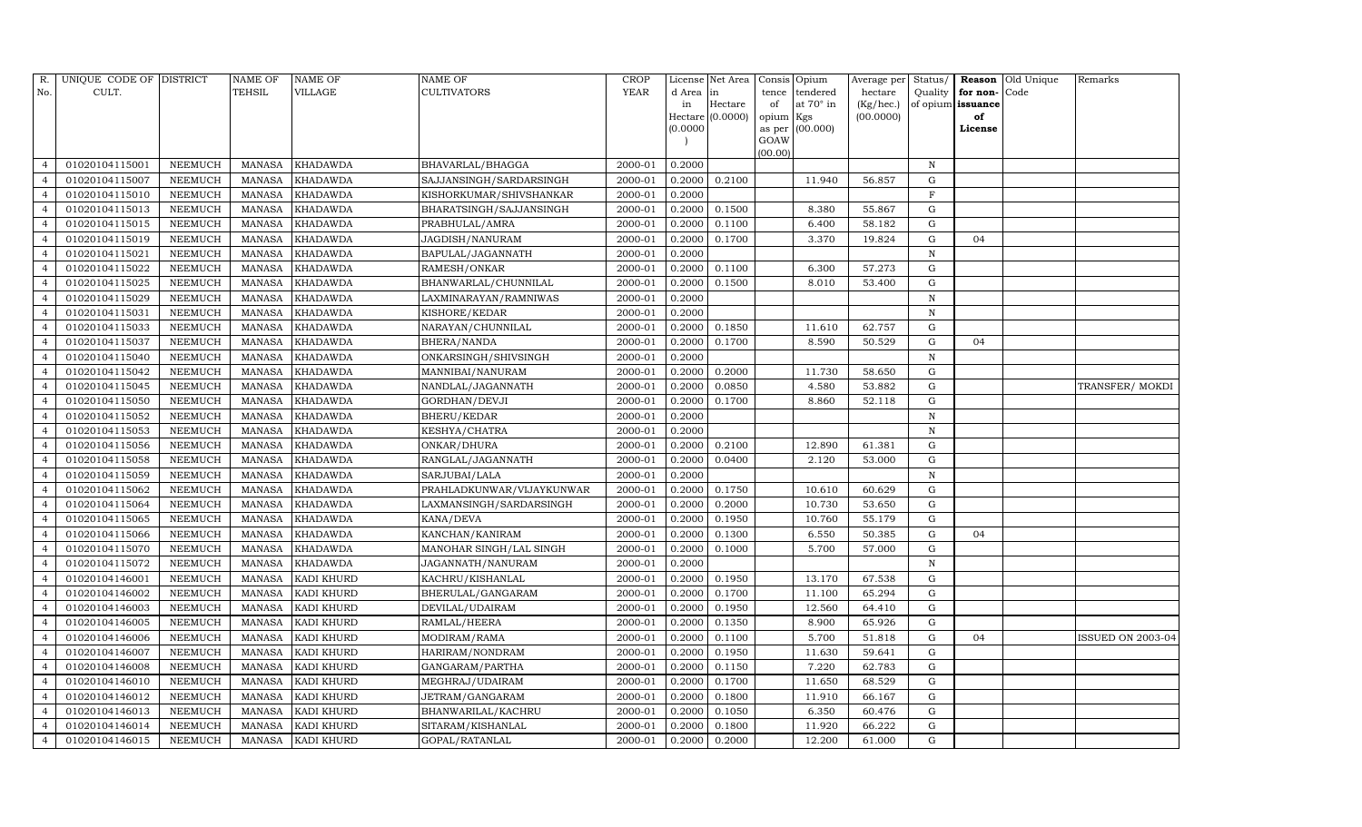| R. No. | UNIQUE CODE OF CULT. | DISTRICT | NAME OF TEHSIL | NAME OF VILLAGE | NAME OF CULTIVATORS | CROP YEAR | License d Area in Hectare (0.0000) | Net Area in Hectare (0.0000) | Consis tence of opium as per GOAW (00.00) | Opium tendered at 70° in Kgs (00.000) | Average per hectare (Kg/hec.) (00.0000) | Status/ Quality of opium | Reason for non-issuance of License | Old Unique Code | Remarks |
|---|---|---|---|---|---|---|---|---|---|---|---|---|---|---|---|
| 4 | 01020104115001 | NEEMUCH | MANASA | KHADAWDA | BHAVARLAL/BHAGGA | 2000-01 | 0.2000 | | | | | N | | | |
| 4 | 01020104115007 | NEEMUCH | MANASA | KHADAWDA | SAJJANSINGH/SARDARSINGH | 2000-01 | 0.2000 | 0.2100 | | 11.940 | 56.857 | G | | | |
| 4 | 01020104115010 | NEEMUCH | MANASA | KHADAWDA | KISHORKUMAR/SHIVSHANKAR | 2000-01 | 0.2000 | | | | | F | | | |
| 4 | 01020104115013 | NEEMUCH | MANASA | KHADAWDA | BHARATSINGH/SAJJANSINGH | 2000-01 | 0.2000 | 0.1500 | | 8.380 | 55.867 | G | | | |
| 4 | 01020104115015 | NEEMUCH | MANASA | KHADAWDA | PRABHULAL/AMRA | 2000-01 | 0.2000 | 0.1100 | | 6.400 | 58.182 | G | | | |
| 4 | 01020104115019 | NEEMUCH | MANASA | KHADAWDA | JAGDISH/NANURAM | 2000-01 | 0.2000 | 0.1700 | | 3.370 | 19.824 | G | 04 | | |
| 4 | 01020104115021 | NEEMUCH | MANASA | KHADAWDA | BAPULAL/JAGANNATH | 2000-01 | 0.2000 | | | | | N | | | |
| 4 | 01020104115022 | NEEMUCH | MANASA | KHADAWDA | RAMESH/ONKAR | 2000-01 | 0.2000 | 0.1100 | | 6.300 | 57.273 | G | | | |
| 4 | 01020104115025 | NEEMUCH | MANASA | KHADAWDA | BHANWARLAL/CHUNNILAL | 2000-01 | 0.2000 | 0.1500 | | 8.010 | 53.400 | G | | | |
| 4 | 01020104115029 | NEEMUCH | MANASA | KHADAWDA | LAXMINARAYAN/RAMNIWAS | 2000-01 | 0.2000 | | | | | N | | | |
| 4 | 01020104115031 | NEEMUCH | MANASA | KHADAWDA | KISHORE/KEDAR | 2000-01 | 0.2000 | | | | | N | | | |
| 4 | 01020104115033 | NEEMUCH | MANASA | KHADAWDA | NARAYAN/CHUNNILAL | 2000-01 | 0.2000 | 0.1850 | | 11.610 | 62.757 | G | | | |
| 4 | 01020104115037 | NEEMUCH | MANASA | KHADAWDA | BHERA/NANDA | 2000-01 | 0.2000 | 0.1700 | | 8.590 | 50.529 | G | 04 | | |
| 4 | 01020104115040 | NEEMUCH | MANASA | KHADAWDA | ONKARSINGH/SHIVSINGH | 2000-01 | 0.2000 | | | | | N | | | |
| 4 | 01020104115042 | NEEMUCH | MANASA | KHADAWDA | MANNIBAI/NANURAM | 2000-01 | 0.2000 | 0.2000 | | 11.730 | 58.650 | G | | | |
| 4 | 01020104115045 | NEEMUCH | MANASA | KHADAWDA | NANDLAL/JAGANNATH | 2000-01 | 0.2000 | 0.0850 | | 4.580 | 53.882 | G | | | TRANSFER/ MOKDI |
| 4 | 01020104115050 | NEEMUCH | MANASA | KHADAWDA | GORDHAN/DEVJI | 2000-01 | 0.2000 | 0.1700 | | 8.860 | 52.118 | G | | | |
| 4 | 01020104115052 | NEEMUCH | MANASA | KHADAWDA | BHERU/KEDAR | 2000-01 | 0.2000 | | | | | N | | | |
| 4 | 01020104115053 | NEEMUCH | MANASA | KHADAWDA | KESHYA/CHATRA | 2000-01 | 0.2000 | | | | | N | | | |
| 4 | 01020104115056 | NEEMUCH | MANASA | KHADAWDA | ONKAR/DHURA | 2000-01 | 0.2000 | 0.2100 | | 12.890 | 61.381 | G | | | |
| 4 | 01020104115058 | NEEMUCH | MANASA | KHADAWDA | RANGLAL/JAGANNATH | 2000-01 | 0.2000 | 0.0400 | | 2.120 | 53.000 | G | | | |
| 4 | 01020104115059 | NEEMUCH | MANASA | KHADAWDA | SARJUBAI/LALA | 2000-01 | 0.2000 | | | | | N | | | |
| 4 | 01020104115062 | NEEMUCH | MANASA | KHADAWDA | PRAHLADKUNWAR/VIJAYKUNWAR | 2000-01 | 0.2000 | 0.1750 | | 10.610 | 60.629 | G | | | |
| 4 | 01020104115064 | NEEMUCH | MANASA | KHADAWDA | LAXMANSINGH/SARDARSINGH | 2000-01 | 0.2000 | 0.2000 | | 10.730 | 53.650 | G | | | |
| 4 | 01020104115065 | NEEMUCH | MANASA | KHADAWDA | KANA/DEVA | 2000-01 | 0.2000 | 0.1950 | | 10.760 | 55.179 | G | | | |
| 4 | 01020104115066 | NEEMUCH | MANASA | KHADAWDA | KANCHAN/KANIRAM | 2000-01 | 0.2000 | 0.1300 | | 6.550 | 50.385 | G | 04 | | |
| 4 | 01020104115070 | NEEMUCH | MANASA | KHADAWDA | MANOHAR SINGH/LAL SINGH | 2000-01 | 0.2000 | 0.1000 | | 5.700 | 57.000 | G | | | |
| 4 | 01020104115072 | NEEMUCH | MANASA | KHADAWDA | JAGANNATH/NANURAM | 2000-01 | 0.2000 | | | | | N | | | |
| 4 | 01020104146001 | NEEMUCH | MANASA | KADI KHURD | KACHRU/KISHANLAL | 2000-01 | 0.2000 | 0.1950 | | 13.170 | 67.538 | G | | | |
| 4 | 01020104146002 | NEEMUCH | MANASA | KADI KHURD | BHERULAL/GANGARAM | 2000-01 | 0.2000 | 0.1700 | | 11.100 | 65.294 | G | | | |
| 4 | 01020104146003 | NEEMUCH | MANASA | KADI KHURD | DEVILAL/UDAIRAM | 2000-01 | 0.2000 | 0.1950 | | 12.560 | 64.410 | G | | | |
| 4 | 01020104146005 | NEEMUCH | MANASA | KADI KHURD | RAMLAL/HEERA | 2000-01 | 0.2000 | 0.1350 | | 8.900 | 65.926 | G | | | |
| 4 | 01020104146006 | NEEMUCH | MANASA | KADI KHURD | MODIRAM/RAMA | 2000-01 | 0.2000 | 0.1100 | | 5.700 | 51.818 | G | 04 | | ISSUED ON 2003-04 |
| 4 | 01020104146007 | NEEMUCH | MANASA | KADI KHURD | HARIRAM/NONDRAM | 2000-01 | 0.2000 | 0.1950 | | 11.630 | 59.641 | G | | | |
| 4 | 01020104146008 | NEEMUCH | MANASA | KADI KHURD | GANGARAM/PARTHA | 2000-01 | 0.2000 | 0.1150 | | 7.220 | 62.783 | G | | | |
| 4 | 01020104146010 | NEEMUCH | MANASA | KADI KHURD | MEGHRAJ/UDAIRAM | 2000-01 | 0.2000 | 0.1700 | | 11.650 | 68.529 | G | | | |
| 4 | 01020104146012 | NEEMUCH | MANASA | KADI KHURD | JETRAM/GANGARAM | 2000-01 | 0.2000 | 0.1800 | | 11.910 | 66.167 | G | | | |
| 4 | 01020104146013 | NEEMUCH | MANASA | KADI KHURD | BHANWARILAL/KACHRU | 2000-01 | 0.2000 | 0.1050 | | 6.350 | 60.476 | G | | | |
| 4 | 01020104146014 | NEEMUCH | MANASA | KADI KHURD | SITARAM/KISHANLAL | 2000-01 | 0.2000 | 0.1800 | | 11.920 | 66.222 | G | | | |
| 4 | 01020104146015 | NEEMUCH | MANASA | KADI KHURD | GOPAL/RATANLAL | 2000-01 | 0.2000 | 0.2000 | | 12.200 | 61.000 | G | | | |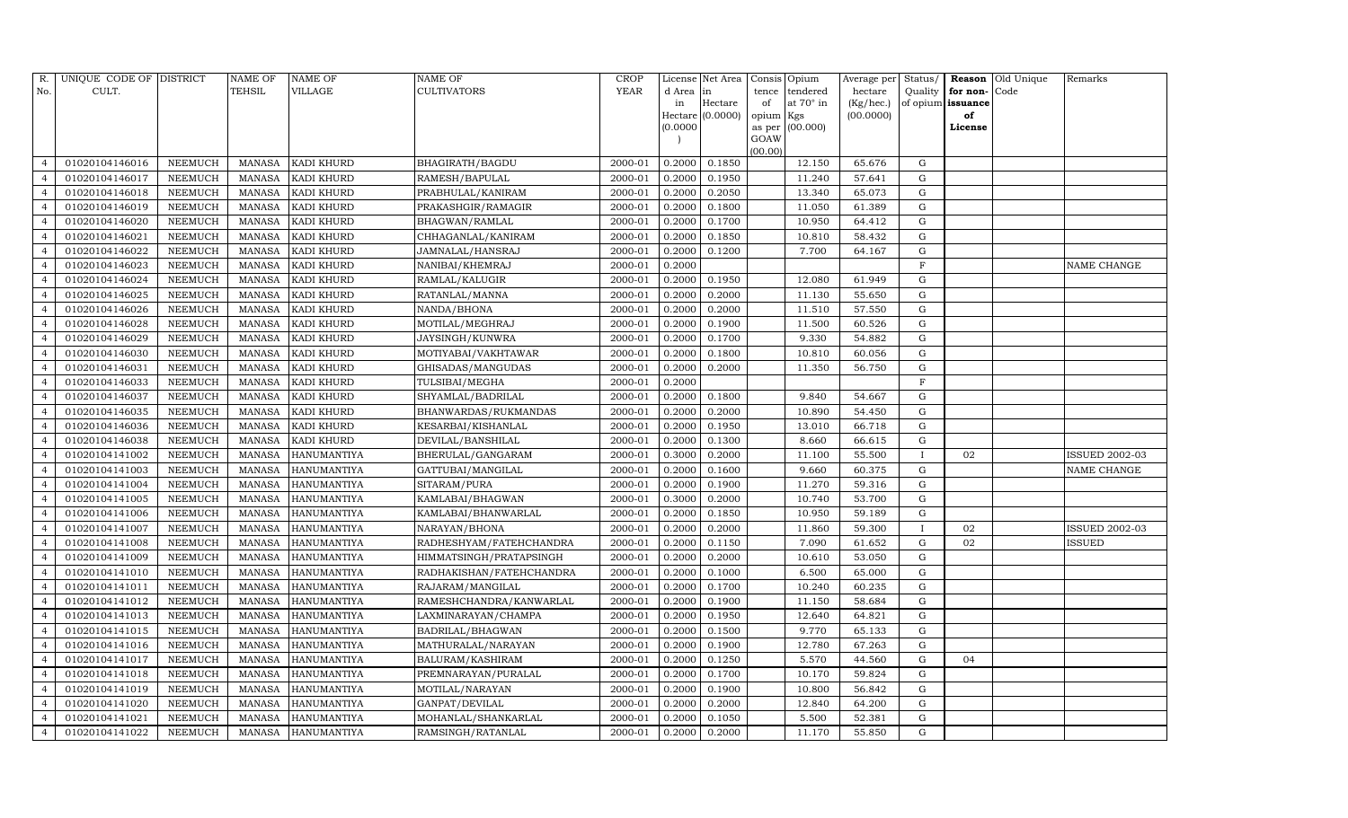| R. No. | UNIQUE CODE OF CULT. | DISTRICT | NAME OF TEHSIL | NAME OF VILLAGE | NAME OF CULTIVATORS | CROP YEAR | License d Area in Hectare (0.0000) | Net Area in Hectare (0.0000) | Consis tence of opium as per GOAW (00.00) | Opium tendered at 70° in Kgs (00.000) | Average per hectare (Kg/hec.) (00.0000) | Status/ Quality of opium | Reason for non-issuance of License | Old Unique Code | Remarks |
|---|---|---|---|---|---|---|---|---|---|---|---|---|---|---|---|
| 4 | 01020104146016 | NEEMUCH | MANASA | KADI KHURD | BHAGIRATH/BAGDU | 2000-01 | 0.2000 | 0.1850 | | 12.150 | 65.676 | G | | | |
| 4 | 01020104146017 | NEEMUCH | MANASA | KADI KHURD | RAMESH/BAPULAL | 2000-01 | 0.2000 | 0.1950 | | 11.240 | 57.641 | G | | | |
| 4 | 01020104146018 | NEEMUCH | MANASA | KADI KHURD | PRABHULAL/KANIRAM | 2000-01 | 0.2000 | 0.2050 | | 13.340 | 65.073 | G | | | |
| 4 | 01020104146019 | NEEMUCH | MANASA | KADI KHURD | PRAKASHGIR/RAMAGIR | 2000-01 | 0.2000 | 0.1800 | | 11.050 | 61.389 | G | | | |
| 4 | 01020104146020 | NEEMUCH | MANASA | KADI KHURD | BHAGWAN/RAMLAL | 2000-01 | 0.2000 | 0.1700 | | 10.950 | 64.412 | G | | | |
| 4 | 01020104146021 | NEEMUCH | MANASA | KADI KHURD | CHHAGANLAL/KANIRAM | 2000-01 | 0.2000 | 0.1850 | | 10.810 | 58.432 | G | | | |
| 4 | 01020104146022 | NEEMUCH | MANASA | KADI KHURD | JAMNALAL/HANSRAJ | 2000-01 | 0.2000 | 0.1200 | | 7.700 | 64.167 | G | | | |
| 4 | 01020104146023 | NEEMUCH | MANASA | KADI KHURD | NANIBAI/KHEMRAJ | 2000-01 | 0.2000 | | | | | F | | | NAME CHANGE |
| 4 | 01020104146024 | NEEMUCH | MANASA | KADI KHURD | RAMLAL/KALUGIR | 2000-01 | 0.2000 | 0.1950 | | 12.080 | 61.949 | G | | | |
| 4 | 01020104146025 | NEEMUCH | MANASA | KADI KHURD | RATANLAL/MANNA | 2000-01 | 0.2000 | 0.2000 | | 11.130 | 55.650 | G | | | |
| 4 | 01020104146026 | NEEMUCH | MANASA | KADI KHURD | NANDA/BHONA | 2000-01 | 0.2000 | 0.2000 | | 11.510 | 57.550 | G | | | |
| 4 | 01020104146028 | NEEMUCH | MANASA | KADI KHURD | MOTILAL/MEGHRAJ | 2000-01 | 0.2000 | 0.1900 | | 11.500 | 60.526 | G | | | |
| 4 | 01020104146029 | NEEMUCH | MANASA | KADI KHURD | JAYSINGH/KUNWRA | 2000-01 | 0.2000 | 0.1700 | | 9.330 | 54.882 | G | | | |
| 4 | 01020104146030 | NEEMUCH | MANASA | KADI KHURD | MOTIYABAI/VAKHTAWAR | 2000-01 | 0.2000 | 0.1800 | | 10.810 | 60.056 | G | | | |
| 4 | 01020104146031 | NEEMUCH | MANASA | KADI KHURD | GHISADAS/MANGUDAS | 2000-01 | 0.2000 | 0.2000 | | 11.350 | 56.750 | G | | | |
| 4 | 01020104146033 | NEEMUCH | MANASA | KADI KHURD | TULSIBAI/MEGHA | 2000-01 | 0.2000 | | | | | F | | | |
| 4 | 01020104146037 | NEEMUCH | MANASA | KADI KHURD | SHYAMLAL/BADRILAL | 2000-01 | 0.2000 | 0.1800 | | 9.840 | 54.667 | G | | | |
| 4 | 01020104146035 | NEEMUCH | MANASA | KADI KHURD | BHANWARDAS/RUKMANDAS | 2000-01 | 0.2000 | 0.2000 | | 10.890 | 54.450 | G | | | |
| 4 | 01020104146036 | NEEMUCH | MANASA | KADI KHURD | KESARBAI/KISHANLAL | 2000-01 | 0.2000 | 0.1950 | | 13.010 | 66.718 | G | | | |
| 4 | 01020104146038 | NEEMUCH | MANASA | KADI KHURD | DEVILAL/BANSHILAL | 2000-01 | 0.2000 | 0.1300 | | 8.660 | 66.615 | G | | | |
| 4 | 01020104141002 | NEEMUCH | MANASA | HANUMANTIYA | BHERULAL/GANGARAM | 2000-01 | 0.3000 | 0.2000 | | 11.100 | 55.500 | I | 02 | | ISSUED 2002-03 |
| 4 | 01020104141003 | NEEMUCH | MANASA | HANUMANTIYA | GATTUBAI/MANGILAL | 2000-01 | 0.2000 | 0.1600 | | 9.660 | 60.375 | G | | | NAME CHANGE |
| 4 | 01020104141004 | NEEMUCH | MANASA | HANUMANTIYA | SITARAM/PURA | 2000-01 | 0.2000 | 0.1900 | | 11.270 | 59.316 | G | | | |
| 4 | 01020104141005 | NEEMUCH | MANASA | HANUMANTIYA | KAMLABAI/BHAGWAN | 2000-01 | 0.3000 | 0.2000 | | 10.740 | 53.700 | G | | | |
| 4 | 01020104141006 | NEEMUCH | MANASA | HANUMANTIYA | KAMLABAI/BHANWARLAL | 2000-01 | 0.2000 | 0.1850 | | 10.950 | 59.189 | G | | | |
| 4 | 01020104141007 | NEEMUCH | MANASA | HANUMANTIYA | NARAYAN/BHONA | 2000-01 | 0.2000 | 0.2000 | | 11.860 | 59.300 | I | 02 | | ISSUED 2002-03 |
| 4 | 01020104141008 | NEEMUCH | MANASA | HANUMANTIYA | RADHESHYAM/FATEHCHANDRA | 2000-01 | 0.2000 | 0.1150 | | 7.090 | 61.652 | G | 02 | | ISSUED |
| 4 | 01020104141009 | NEEMUCH | MANASA | HANUMANTIYA | HIMMATSINGH/PRATAPSINGH | 2000-01 | 0.2000 | 0.2000 | | 10.610 | 53.050 | G | | | |
| 4 | 01020104141010 | NEEMUCH | MANASA | HANUMANTIYA | RADHAKISHAN/FATEHCHANDRA | 2000-01 | 0.2000 | 0.1000 | | 6.500 | 65.000 | G | | | |
| 4 | 01020104141011 | NEEMUCH | MANASA | HANUMANTIYA | RAJARAM/MANGILAL | 2000-01 | 0.2000 | 0.1700 | | 10.240 | 60.235 | G | | | |
| 4 | 01020104141012 | NEEMUCH | MANASA | HANUMANTIYA | RAMESHCHANDRA/KANWARLAL | 2000-01 | 0.2000 | 0.1900 | | 11.150 | 58.684 | G | | | |
| 4 | 01020104141013 | NEEMUCH | MANASA | HANUMANTIYA | LAXMINARAYAN/CHAMPA | 2000-01 | 0.2000 | 0.1950 | | 12.640 | 64.821 | G | | | |
| 4 | 01020104141015 | NEEMUCH | MANASA | HANUMANTIYA | BADRILAL/BHAGWAN | 2000-01 | 0.2000 | 0.1500 | | 9.770 | 65.133 | G | | | |
| 4 | 01020104141016 | NEEMUCH | MANASA | HANUMANTIYA | MATHURALAL/NARAYAN | 2000-01 | 0.2000 | 0.1900 | | 12.780 | 67.263 | G | | | |
| 4 | 01020104141017 | NEEMUCH | MANASA | HANUMANTIYA | BALURAM/KASHIRAM | 2000-01 | 0.2000 | 0.1250 | | 5.570 | 44.560 | G | 04 | | |
| 4 | 01020104141018 | NEEMUCH | MANASA | HANUMANTIYA | PREMNARAYAN/PURALAL | 2000-01 | 0.2000 | 0.1700 | | 10.170 | 59.824 | G | | | |
| 4 | 01020104141019 | NEEMUCH | MANASA | HANUMANTIYA | MOTILAL/NARAYAN | 2000-01 | 0.2000 | 0.1900 | | 10.800 | 56.842 | G | | | |
| 4 | 01020104141020 | NEEMUCH | MANASA | HANUMANTIYA | GANPAT/DEVILAL | 2000-01 | 0.2000 | 0.2000 | | 12.840 | 64.200 | G | | | |
| 4 | 01020104141021 | NEEMUCH | MANASA | HANUMANTIYA | MOHANLAL/SHANKARLAL | 2000-01 | 0.2000 | 0.1050 | | 5.500 | 52.381 | G | | | |
| 4 | 01020104141022 | NEEMUCH | MANASA | HANUMANTIYA | RAMSINGH/RATANLAL | 2000-01 | 0.2000 | 0.2000 | | 11.170 | 55.850 | G | | | |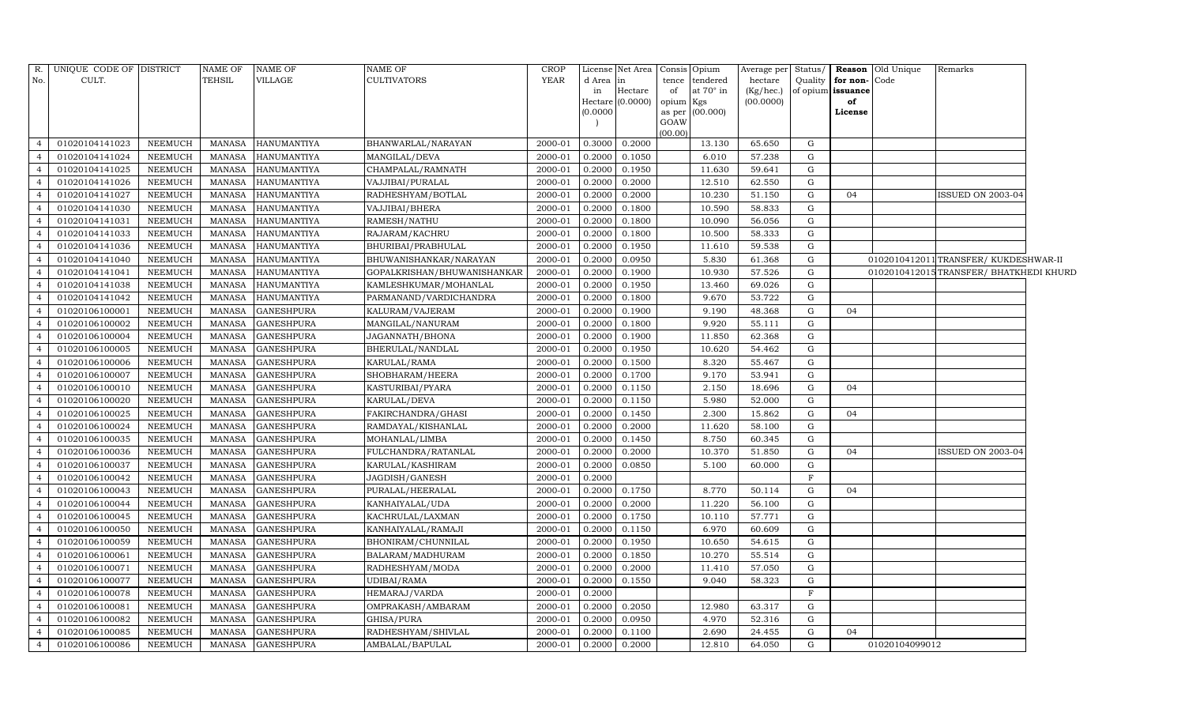| R. No. | UNIQUE CODE OF CULT. | DISTRICT | NAME OF TEHSIL | NAME OF VILLAGE | NAME OF CULTIVATORS | CROP YEAR | License d Area in Hectare (0.0000) | Net Area in Hectare (0.0000) | Consis tence of opium as per GOAW (00.00) | Opium tendered at 70° in Kgs (00.000) | Average per hectare (Kg/hec.) (00.0000) | Status/ Quality of opium | Reason for non-issuance of License | Old Unique Code | Remarks |
|---|---|---|---|---|---|---|---|---|---|---|---|---|---|---|---|
| 4 | 01020104141023 | NEEMUCH | MANASA | HANUMANTIYA | BHANWARLAL/NARAYAN | 2000-01 | 0.3000 | 0.2000 | | 13.130 | 65.650 | G | | | |
| 4 | 01020104141024 | NEEMUCH | MANASA | HANUMANTIYA | MANGILAL/DEVA | 2000-01 | 0.2000 | 0.1050 | | 6.010 | 57.238 | G | | | |
| 4 | 01020104141025 | NEEMUCH | MANASA | HANUMANTIYA | CHAMPALAL/RAMNATH | 2000-01 | 0.2000 | 0.1950 | | 11.630 | 59.641 | G | | | |
| 4 | 01020104141026 | NEEMUCH | MANASA | HANUMANTIYA | VAJJIBAI/PURALAL | 2000-01 | 0.2000 | 0.2000 | | 12.510 | 62.550 | G | | | |
| 4 | 01020104141027 | NEEMUCH | MANASA | HANUMANTIYA | RADHESHYAM/BOTLAL | 2000-01 | 0.2000 | 0.2000 | | 10.230 | 51.150 | G | 04 | | ISSUED ON 2003-04 |
| 4 | 01020104141030 | NEEMUCH | MANASA | HANUMANTIYA | VAJJIBAI/BHERA | 2000-01 | 0.2000 | 0.1800 | | 10.590 | 58.833 | G | | | |
| 4 | 01020104141031 | NEEMUCH | MANASA | HANUMANTIYA | RAMESH/NATHU | 2000-01 | 0.2000 | 0.1800 | | 10.090 | 56.056 | G | | | |
| 4 | 01020104141033 | NEEMUCH | MANASA | HANUMANTIYA | RAJARAM/KACHRU | 2000-01 | 0.2000 | 0.1800 | | 10.500 | 58.333 | G | | | |
| 4 | 01020104141036 | NEEMUCH | MANASA | HANUMANTIYA | BHURIBAI/PRABHULAL | 2000-01 | 0.2000 | 0.1950 | | 11.610 | 59.538 | G | | | |
| 4 | 01020104141040 | NEEMUCH | MANASA | HANUMANTIYA | BHUWANISHANKAR/NARAYAN | 2000-01 | 0.2000 | 0.0950 | | 5.830 | 61.368 | G | | 0102010412011 | TRANSFER/ KUKDESHWAR-II |
| 4 | 01020104141041 | NEEMUCH | MANASA | HANUMANTIYA | GOPALKRISHAN/BHUWANISHANKAR | 2000-01 | 0.2000 | 0.1900 | | 10.930 | 57.526 | G | | 0102010412015 | TRANSFER/ BHATKHEDI KHURD |
| 4 | 01020104141038 | NEEMUCH | MANASA | HANUMANTIYA | KAMLESHKUMAR/MOHANLAL | 2000-01 | 0.2000 | 0.1950 | | 13.460 | 69.026 | G | | | |
| 4 | 01020104141042 | NEEMUCH | MANASA | HANUMANTIYA | PARMANAND/VARDICHANDRA | 2000-01 | 0.2000 | 0.1800 | | 9.670 | 53.722 | G | | | |
| 4 | 01020106100001 | NEEMUCH | MANASA | GANESHPURA | KALURAM/VAJERAM | 2000-01 | 0.2000 | 0.1900 | | 9.190 | 48.368 | G | 04 | | |
| 4 | 01020106100002 | NEEMUCH | MANASA | GANESHPURA | MANGILAL/NANURAM | 2000-01 | 0.2000 | 0.1800 | | 9.920 | 55.111 | G | | | |
| 4 | 01020106100004 | NEEMUCH | MANASA | GANESHPURA | JAGANNATH/BHONA | 2000-01 | 0.2000 | 0.1900 | | 11.850 | 62.368 | G | | | |
| 4 | 01020106100005 | NEEMUCH | MANASA | GANESHPURA | BHERULAL/NANDLAL | 2000-01 | 0.2000 | 0.1950 | | 10.620 | 54.462 | G | | | |
| 4 | 01020106100006 | NEEMUCH | MANASA | GANESHPURA | KARULAL/RAMA | 2000-01 | 0.2000 | 0.1500 | | 8.320 | 55.467 | G | | | |
| 4 | 01020106100007 | NEEMUCH | MANASA | GANESHPURA | SHOBHARAM/HEERA | 2000-01 | 0.2000 | 0.1700 | | 9.170 | 53.941 | G | | | |
| 4 | 01020106100010 | NEEMUCH | MANASA | GANESHPURA | KASTURIBAI/PYARA | 2000-01 | 0.2000 | 0.1150 | | 2.150 | 18.696 | G | 04 | | |
| 4 | 01020106100020 | NEEMUCH | MANASA | GANESHPURA | KARULAL/DEVA | 2000-01 | 0.2000 | 0.1150 | | 5.980 | 52.000 | G | | | |
| 4 | 01020106100025 | NEEMUCH | MANASA | GANESHPURA | FAKIRCHANDRA/GHASI | 2000-01 | 0.2000 | 0.1450 | | 2.300 | 15.862 | G | 04 | | |
| 4 | 01020106100024 | NEEMUCH | MANASA | GANESHPURA | RAMDAYAL/KISHANLAL | 2000-01 | 0.2000 | 0.2000 | | 11.620 | 58.100 | G | | | |
| 4 | 01020106100035 | NEEMUCH | MANASA | GANESHPURA | MOHANLAL/LIMBA | 2000-01 | 0.2000 | 0.1450 | | 8.750 | 60.345 | G | | | |
| 4 | 01020106100036 | NEEMUCH | MANASA | GANESHPURA | FULCHANDRA/RATANLAL | 2000-01 | 0.2000 | 0.2000 | | 10.370 | 51.850 | G | 04 | | ISSUED ON 2003-04 |
| 4 | 01020106100037 | NEEMUCH | MANASA | GANESHPURA | KARULAL/KASHIRAM | 2000-01 | 0.2000 | 0.0850 | | 5.100 | 60.000 | G | | | |
| 4 | 01020106100042 | NEEMUCH | MANASA | GANESHPURA | JAGDISH/GANESH | 2000-01 | 0.2000 | | | | | F | | | |
| 4 | 01020106100043 | NEEMUCH | MANASA | GANESHPURA | PURALAL/HEERALAL | 2000-01 | 0.2000 | 0.1750 | | 8.770 | 50.114 | G | 04 | | |
| 4 | 01020106100044 | NEEMUCH | MANASA | GANESHPURA | KANHAIYALAL/UDA | 2000-01 | 0.2000 | 0.2000 | | 11.220 | 56.100 | G | | | |
| 4 | 01020106100045 | NEEMUCH | MANASA | GANESHPURA | KACHRULAL/LAXMAN | 2000-01 | 0.2000 | 0.1750 | | 10.110 | 57.771 | G | | | |
| 4 | 01020106100050 | NEEMUCH | MANASA | GANESHPURA | KANHAIYALAL/RAMAJI | 2000-01 | 0.2000 | 0.1150 | | 6.970 | 60.609 | G | | | |
| 4 | 01020106100059 | NEEMUCH | MANASA | GANESHPURA | BHONIRAM/CHUNNILAL | 2000-01 | 0.2000 | 0.1950 | | 10.650 | 54.615 | G | | | |
| 4 | 01020106100061 | NEEMUCH | MANASA | GANESHPURA | BALARAM/MADHURAM | 2000-01 | 0.2000 | 0.1850 | | 10.270 | 55.514 | G | | | |
| 4 | 01020106100071 | NEEMUCH | MANASA | GANESHPURA | RADHESHYAM/MODA | 2000-01 | 0.2000 | 0.2000 | | 11.410 | 57.050 | G | | | |
| 4 | 01020106100077 | NEEMUCH | MANASA | GANESHPURA | UDIBAI/RAMA | 2000-01 | 0.2000 | 0.1550 | | 9.040 | 58.323 | G | | | |
| 4 | 01020106100078 | NEEMUCH | MANASA | GANESHPURA | HEMARAJ/VARDA | 2000-01 | 0.2000 | | | | | F | | | |
| 4 | 01020106100081 | NEEMUCH | MANASA | GANESHPURA | OMPRAKASH/AMBARAM | 2000-01 | 0.2000 | 0.2050 | | 12.980 | 63.317 | G | | | |
| 4 | 01020106100082 | NEEMUCH | MANASA | GANESHPURA | GHISA/PURA | 2000-01 | 0.2000 | 0.0950 | | 4.970 | 52.316 | G | | | |
| 4 | 01020106100085 | NEEMUCH | MANASA | GANESHPURA | RADHESHYAM/SHIVLAL | 2000-01 | 0.2000 | 0.1100 | | 2.690 | 24.455 | G | 04 | | |
| 4 | 01020106100086 | NEEMUCH | MANASA | GANESHPURA | AMBALAL/BAPULAL | 2000-01 | 0.2000 | 0.2000 | | 12.810 | 64.050 | G | | 01020104099012 | |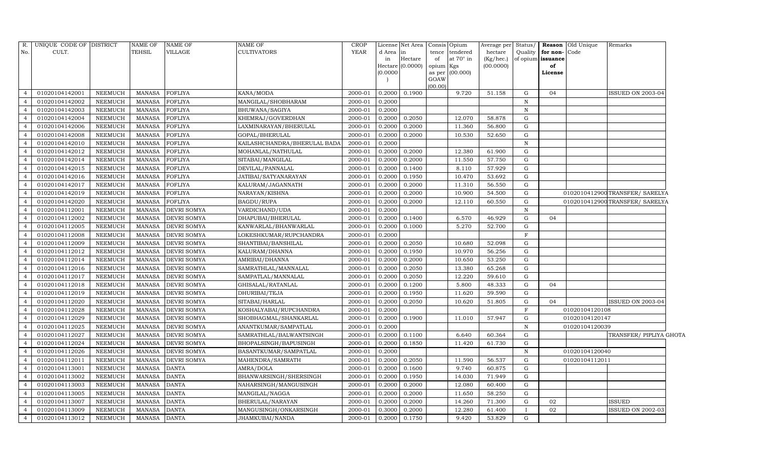| R. No. | UNIQUE CODE OF CULT. | DISTRICT | NAME OF TEHSIL | NAME OF VILLAGE | NAME OF CULTIVATORS | CROP YEAR | License d Area in Hectare (0.0000) | Net Area in Hectare (0.0000) | Consistence of opium as per GOAW (00.00) | Opium tendered at 70° in Kgs (00.000) | Average per hectare (Kg/hec.) (00.0000) | Status/ Quality of opium | Reason for non-issuance of License | Old Unique Code | Remarks |
|---|---|---|---|---|---|---|---|---|---|---|---|---|---|---|---|
| 4 | 01020104142001 | NEEMUCH | MANASA | FOFLIYA | KANA/MODA | 2000-01 | 0.2000 | 0.1900 | | 9.720 | 51.158 | G | 04 | | ISSUED ON 2003-04 |
| 4 | 01020104142002 | NEEMUCH | MANASA | FOFLIYA | MANGILAL/SHOBHARAM | 2000-01 | 0.2000 | | | | | N | | | |
| 4 | 01020104142003 | NEEMUCH | MANASA | FOFLIYA | BHUWANA/SAGIYA | 2000-01 | 0.2000 | | | | | N | | | |
| 4 | 01020104142004 | NEEMUCH | MANASA | FOFLIYA | KHEMRAJ/GOVERDHAN | 2000-01 | 0.2000 | 0.2050 | | 12.070 | 58.878 | G | | | |
| 4 | 01020104142006 | NEEMUCH | MANASA | FOFLIYA | LAXMINARAYAN/BHERULAL | 2000-01 | 0.2000 | 0.2000 | | 11.360 | 56.800 | G | | | |
| 4 | 01020104142008 | NEEMUCH | MANASA | FOFLIYA | GOPAL/BHERULAL | 2000-01 | 0.2000 | 0.2000 | | 10.530 | 52.650 | G | | | |
| 4 | 01020104142010 | NEEMUCH | MANASA | FOFLIYA | KAILASHCHANDRA/BHERULAL BADA | 2000-01 | 0.2000 | | | | | N | | | |
| 4 | 01020104142012 | NEEMUCH | MANASA | FOFLIYA | MOHANLAL/NATHULAL | 2000-01 | 0.2000 | 0.2000 | | 12.380 | 61.900 | G | | | |
| 4 | 01020104142014 | NEEMUCH | MANASA | FOFLIYA | SITABAI/MANGILAL | 2000-01 | 0.2000 | 0.2000 | | 11.550 | 57.750 | G | | | |
| 4 | 01020104142015 | NEEMUCH | MANASA | FOFLIYA | DEVILAL/PANNALAL | 2000-01 | 0.2000 | 0.1400 | | 8.110 | 57.929 | G | | | |
| 4 | 01020104142016 | NEEMUCH | MANASA | FOFLIYA | JATIBAI/SATYANARAYAN | 2000-01 | 0.2000 | 0.1950 | | 10.470 | 53.692 | G | | | |
| 4 | 01020104142017 | NEEMUCH | MANASA | FOFLIYA | KALURAM/JAGANNATH | 2000-01 | 0.2000 | 0.2000 | | 11.310 | 56.550 | G | | | |
| 4 | 01020104142019 | NEEMUCH | MANASA | FOFLIYA | NARAYAN/KISHNA | 2000-01 | 0.2000 | 0.2000 | | 10.900 | 54.500 | G | | 01020104129004 | TRANSFER/ SARELYA |
| 4 | 01020104142020 | NEEMUCH | MANASA | FOFLIYA | BAGDU/RUPA | 2000-01 | 0.2000 | 0.2000 | | 12.110 | 60.550 | G | | 01020104129004 | TRANSFER/ SARELYA |
| 4 | 01020104112001 | NEEMUCH | MANASA | DEVRI SOMYA | VARDICHAND/UDA | 2000-01 | 0.2000 | | | | | N | | | |
| 4 | 01020104112002 | NEEMUCH | MANASA | DEVRI SOMYA | DHAPUBAI/BHERULAL | 2000-01 | 0.2000 | 0.1400 | | 6.570 | 46.929 | G | 04 | | |
| 4 | 01020104112005 | NEEMUCH | MANASA | DEVRI SOMYA | KANWARLAL/BHANWARLAL | 2000-01 | 0.2000 | 0.1000 | | 5.270 | 52.700 | G | | | |
| 4 | 01020104112008 | NEEMUCH | MANASA | DEVRI SOMYA | LOKESHKUMAR/RUPCHANDRA | 2000-01 | 0.2000 | | | | | F | | | |
| 4 | 01020104112009 | NEEMUCH | MANASA | DEVRI SOMYA | SHANTIBAI/BANSHILAL | 2000-01 | 0.2000 | 0.2050 | | 10.680 | 52.098 | G | | | |
| 4 | 01020104112012 | NEEMUCH | MANASA | DEVRI SOMYA | KALURAM/DHANNA | 2000-01 | 0.2000 | 0.1950 | | 10.970 | 56.256 | G | | | |
| 4 | 01020104112014 | NEEMUCH | MANASA | DEVRI SOMYA | AMRIBAI/DHANNA | 2000-01 | 0.2000 | 0.2000 | | 10.650 | 53.250 | G | | | |
| 4 | 01020104112016 | NEEMUCH | MANASA | DEVRI SOMYA | SAMRATHLAL/MANNALAL | 2000-01 | 0.2000 | 0.2050 | | 13.380 | 65.268 | G | | | |
| 4 | 01020104112017 | NEEMUCH | MANASA | DEVRI SOMYA | SAMPATLAL/MANNALAL | 2000-01 | 0.2000 | 0.2050 | | 12.220 | 59.610 | G | | | |
| 4 | 01020104112018 | NEEMUCH | MANASA | DEVRI SOMYA | GHISALAL/RATANLAL | 2000-01 | 0.2000 | 0.1200 | | 5.800 | 48.333 | G | 04 | | |
| 4 | 01020104112019 | NEEMUCH | MANASA | DEVRI SOMYA | DHURIBAI/TEJA | 2000-01 | 0.2000 | 0.1950 | | 11.620 | 59.590 | G | | | |
| 4 | 01020104112020 | NEEMUCH | MANASA | DEVRI SOMYA | SITABAI/HARLAL | 2000-01 | 0.2000 | 0.2050 | | 10.620 | 51.805 | G | 04 | | ISSUED ON 2003-04 |
| 4 | 01020104112028 | NEEMUCH | MANASA | DEVRI SOMYA | KOSHALYABAI/RUPCHANDRA | 2000-01 | 0.2000 | | | | | F | | 01020104120108 | |
| 4 | 01020104112029 | NEEMUCH | MANASA | DEVRI SOMYA | SHOBHAGMAL/SHANKARLAL | 2000-01 | 0.2000 | 0.1900 | | 11.010 | 57.947 | G | | 01020104120147 | |
| 4 | 01020104112025 | NEEMUCH | MANASA | DEVRI SOMYA | ANANTKUMAR/SAMPATLAL | 2000-01 | 0.2000 | | | | | N | | 01020104120039 | |
| 4 | 01020104112027 | NEEMUCH | MANASA | DEVRI SOMYA | SAMRATHLAL/BALWANTSINGH | 2000-01 | 0.2000 | 0.1100 | | 6.640 | 60.364 | G | | | TRANSFER/ PIPLIYA GHOTA |
| 4 | 01020104112024 | NEEMUCH | MANASA | DEVRI SOMYA | BHOPALSINGH/BAPUSINGH | 2000-01 | 0.2000 | 0.1850 | | 11.420 | 61.730 | G | | | |
| 4 | 01020104112026 | NEEMUCH | MANASA | DEVRI SOMYA | BASANTKUMAR/SAMPATLAL | 2000-01 | 0.2000 | | | | | N | | 01020104120040 | |
| 4 | 01020104112011 | NEEMUCH | MANASA | DEVRI SOMYA | MAHENDRA/SAMRATH | 2000-01 | 0.2000 | 0.2050 | | 11.590 | 56.537 | G | | 01020104112011 | |
| 4 | 01020104113001 | NEEMUCH | MANASA | DANTA | AMRA/DOLA | 2000-01 | 0.2000 | 0.1600 | | 9.740 | 60.875 | G | | | |
| 4 | 01020104113002 | NEEMUCH | MANASA | DANTA | BHANWARSINGH/SHERSINGH | 2000-01 | 0.2000 | 0.1950 | | 14.030 | 71.949 | G | | | |
| 4 | 01020104113003 | NEEMUCH | MANASA | DANTA | NAHARSINGH/MANGUSINGH | 2000-01 | 0.2000 | 0.2000 | | 12.080 | 60.400 | G | | | |
| 4 | 01020104113005 | NEEMUCH | MANASA | DANTA | MANGILAL/NAGGA | 2000-01 | 0.2000 | 0.2000 | | 11.650 | 58.250 | G | | | |
| 4 | 01020104113007 | NEEMUCH | MANASA | DANTA | BHERULAL/NARAYAN | 2000-01 | 0.2000 | 0.2000 | | 14.260 | 71.300 | G | 02 | | ISSUED |
| 4 | 01020104113009 | NEEMUCH | MANASA | DANTA | MANGUSINGH/ONKARSINGH | 2000-01 | 0.3000 | 0.2000 | | 12.280 | 61.400 | I | 02 | | ISSUED ON 2002-03 |
| 4 | 01020104113012 | NEEMUCH | MANASA | DANTA | JHAMKUBAI/NANDA | 2000-01 | 0.2000 | 0.1750 | | 9.420 | 53.829 | G | | | |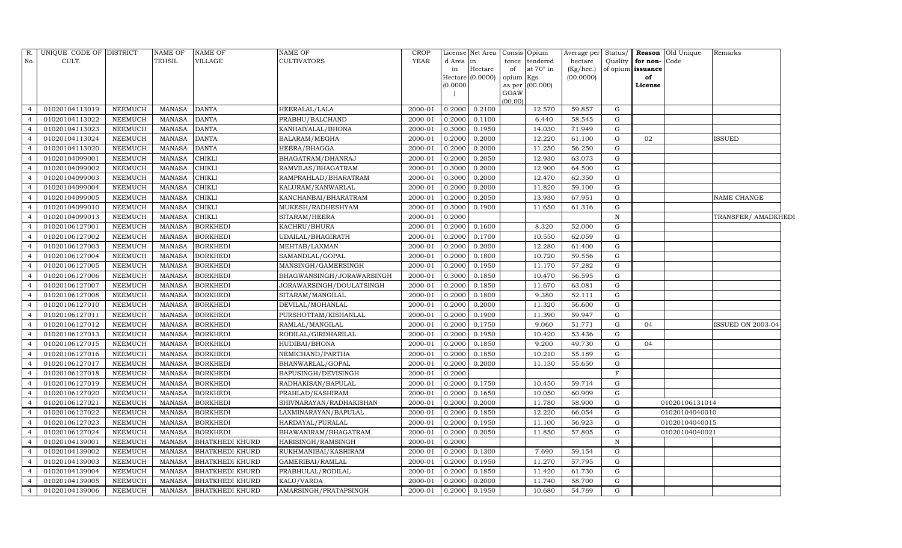| R. No. | UNIQUE CODE OF CULT. | DISTRICT | NAME OF TEHSIL | NAME OF VILLAGE | NAME OF CULTIVATORS | CROP YEAR | License d Area in Hectare (0.0000) | Net Area in Hectare (0.0000) | Consis tence of opium as per GOAW (00.00) | Opium tendered at 70° in Kgs (00.000) | Average per hectare (Kg/hec.) (00.0000) | Status/ Quality of opium | Reason for non- issuance of License | Old Unique Code | Remarks |
|---|---|---|---|---|---|---|---|---|---|---|---|---|---|---|---|
| 4 | 01020104113019 | NEEMUCH | MANASA | DANTA | HEERALAL/LALA | 2000-01 | 0.2000 | 0.2100 | | 12.570 | 59.857 | G | | | |
| 4 | 01020104113022 | NEEMUCH | MANASA | DANTA | PRABHU/BALCHAND | 2000-01 | 0.2000 | 0.1100 | | 6.440 | 58.545 | G | | | |
| 4 | 01020104113023 | NEEMUCH | MANASA | DANTA | KANHAIYALAL/BHONA | 2000-01 | 0.3000 | 0.1950 | | 14.030 | 71.949 | G | | | |
| 4 | 01020104113024 | NEEMUCH | MANASA | DANTA | BALARAM/MEGHA | 2000-01 | 0.2000 | 0.2000 | | 12.220 | 61.100 | G | 02 | | ISSUED |
| 4 | 01020104113020 | NEEMUCH | MANASA | DANTA | HEERA/BHAGGA | 2000-01 | 0.2000 | 0.2000 | | 11.250 | 56.250 | G | | | |
| 4 | 01020104099001 | NEEMUCH | MANASA | CHIKLI | BHAGATRAM/DHANRAJ | 2000-01 | 0.2000 | 0.2050 | | 12.930 | 63.073 | G | | | |
| 4 | 01020104099002 | NEEMUCH | MANASA | CHIKLI | RAMVILAS/BHAGATRAM | 2000-01 | 0.3000 | 0.2000 | | 12.900 | 64.500 | G | | | |
| 4 | 01020104099003 | NEEMUCH | MANASA | CHIKLI | RAMPRAHLAD/BHARATRAM | 2000-01 | 0.3000 | 0.2000 | | 12.470 | 62.350 | G | | | |
| 4 | 01020104099004 | NEEMUCH | MANASA | CHIKLI | KALURAM/KANWARLAL | 2000-01 | 0.2000 | 0.2000 | | 11.820 | 59.100 | G | | | |
| 4 | 01020104099005 | NEEMUCH | MANASA | CHIKLI | KANCHANBAI/BHARATRAM | 2000-01 | 0.2000 | 0.2050 | | 13.930 | 67.951 | G | | | NAME CHANGE |
| 4 | 01020104099010 | NEEMUCH | MANASA | CHIKLI | MUKESH/RADHESHYAM | 2000-01 | 0.3000 | 0.1900 | | 11.650 | 61.316 | G | | | |
| 4 | 01020104099013 | NEEMUCH | MANASA | CHIKLI | SITARAM/HEERA | 2000-01 | 0.2000 | | | | | N | | | TRANSFER/ AMADKHEDI |
| 4 | 01020106127001 | NEEMUCH | MANASA | BORKHEDI | KACHRU/BHURA | 2000-01 | 0.2000 | 0.1600 | | 8.320 | 52.000 | G | | | |
| 4 | 01020106127002 | NEEMUCH | MANASA | BORKHEDI | UDAILAL/BHAGIRATH | 2000-01 | 0.2000 | 0.1700 | | 10.550 | 62.059 | G | | | |
| 4 | 01020106127003 | NEEMUCH | MANASA | BORKHEDI | MEHTAB/LAXMAN | 2000-01 | 0.2000 | 0.2000 | | 12.280 | 61.400 | G | | | |
| 4 | 01020106127004 | NEEMUCH | MANASA | BORKHEDI | SAMANDLAL/GOPAL | 2000-01 | 0.2000 | 0.1800 | | 10.720 | 59.556 | G | | | |
| 4 | 01020106127005 | NEEMUCH | MANASA | BORKHEDI | MANSINGH/GAMERSINGH | 2000-01 | 0.2000 | 0.1950 | | 11.170 | 57.282 | G | | | |
| 4 | 01020106127006 | NEEMUCH | MANASA | BORKHEDI | BHAGWANSINGH/JORAWARSINGH | 2000-01 | 0.3000 | 0.1850 | | 10.470 | 56.595 | G | | | |
| 4 | 01020106127007 | NEEMUCH | MANASA | BORKHEDI | JORAWARSINGH/DOULATSINGH | 2000-01 | 0.2000 | 0.1850 | | 11.670 | 63.081 | G | | | |
| 4 | 01020106127008 | NEEMUCH | MANASA | BORKHEDI | SITARAM/MANGILAL | 2000-01 | 0.2000 | 0.1800 | | 9.380 | 52.111 | G | | | |
| 4 | 01020106127010 | NEEMUCH | MANASA | BORKHEDI | DEVILAL/MOHANLAL | 2000-01 | 0.2000 | 0.2000 | | 11.320 | 56.600 | G | | | |
| 4 | 01020106127011 | NEEMUCH | MANASA | BORKHEDI | PURSHOTTAM/KISHANLAL | 2000-01 | 0.2000 | 0.1900 | | 11.390 | 59.947 | G | | | |
| 4 | 01020106127012 | NEEMUCH | MANASA | BORKHEDI | RAMLAL/MANGILAL | 2000-01 | 0.2000 | 0.1750 | | 9.060 | 51.771 | G | 04 | | ISSUED ON 2003-04 |
| 4 | 01020106127013 | NEEMUCH | MANASA | BORKHEDI | RODILAL/GIRDHARILAL | 2000-01 | 0.2000 | 0.1950 | | 10.420 | 53.436 | G | | | |
| 4 | 01020106127015 | NEEMUCH | MANASA | BORKHEDI | HUDIBAI/BHONA | 2000-01 | 0.2000 | 0.1850 | | 9.200 | 49.730 | G | 04 | | |
| 4 | 01020106127016 | NEEMUCH | MANASA | BORKHEDI | NEMICHAND/PARTHA | 2000-01 | 0.2000 | 0.1850 | | 10.210 | 55.189 | G | | | |
| 4 | 01020106127017 | NEEMUCH | MANASA | BORKHEDI | BHANWARLAL/GOPAL | 2000-01 | 0.2000 | 0.2000 | | 11.130 | 55.650 | G | | | |
| 4 | 01020106127018 | NEEMUCH | MANASA | BORKHEDI | BAPUSINGH/DEVISINGH | 2000-01 | 0.2000 | | | | | F | | | |
| 4 | 01020106127019 | NEEMUCH | MANASA | BORKHEDI | RADHAKISAN/BAPULAL | 2000-01 | 0.2000 | 0.1750 | | 10.450 | 59.714 | G | | | |
| 4 | 01020106127020 | NEEMUCH | MANASA | BORKHEDI | PRAHLAD/KASHIRAM | 2000-01 | 0.2000 | 0.1650 | | 10.050 | 60.909 | G | | | |
| 4 | 01020106127021 | NEEMUCH | MANASA | BORKHEDI | SHIVNARAYAN/RADHAKISHAN | 2000-01 | 0.2000 | 0.2000 | | 11.780 | 58.900 | G | | 01020106131014 | |
| 4 | 01020106127022 | NEEMUCH | MANASA | BORKHEDI | LAXMINARAYAN/BAPULAL | 2000-01 | 0.2000 | 0.1850 | | 12.220 | 66.054 | G | | 01020104040010 | |
| 4 | 01020106127023 | NEEMUCH | MANASA | BORKHEDI | HARDAYAL/PURALAL | 2000-01 | 0.2000 | 0.1950 | | 11.100 | 56.923 | G | | 01020104040015 | |
| 4 | 01020106127024 | NEEMUCH | MANASA | BORKHEDI | BHAWANIRAM/BHAGATRAM | 2000-01 | 0.2000 | 0.2050 | | 11.850 | 57.805 | G | | 01020104040021 | |
| 4 | 01020104139001 | NEEMUCH | MANASA | BHATKHEDI KHURD | HARISINGH/RAMSINGH | 2000-01 | 0.2000 | | | | | N | | | |
| 4 | 01020104139002 | NEEMUCH | MANASA | BHATKHEDI KHURD | RUKHMANIBAI/KASHIRAM | 2000-01 | 0.2000 | 0.1300 | | 7.690 | 59.154 | G | | | |
| 4 | 01020104139003 | NEEMUCH | MANASA | BHATKHEDI KHURD | GAMERIBAI/RAMLAL | 2000-01 | 0.2000 | 0.1950 | | 11.270 | 57.795 | G | | | |
| 4 | 01020104139004 | NEEMUCH | MANASA | BHATKHEDI KHURD | PRABHULAL/RODILAL | 2000-01 | 0.2000 | 0.1850 | | 11.420 | 61.730 | G | | | |
| 4 | 01020104139005 | NEEMUCH | MANASA | BHATKHEDI KHURD | KALU/VARDA | 2000-01 | 0.2000 | 0.2000 | | 11.740 | 58.700 | G | | | |
| 4 | 01020104139006 | NEEMUCH | MANASA | BHATKHEDI KHURD | AMARSINGH/PRATAPSINGH | 2000-01 | 0.2000 | 0.1950 | | 10.680 | 54.769 | G | | | |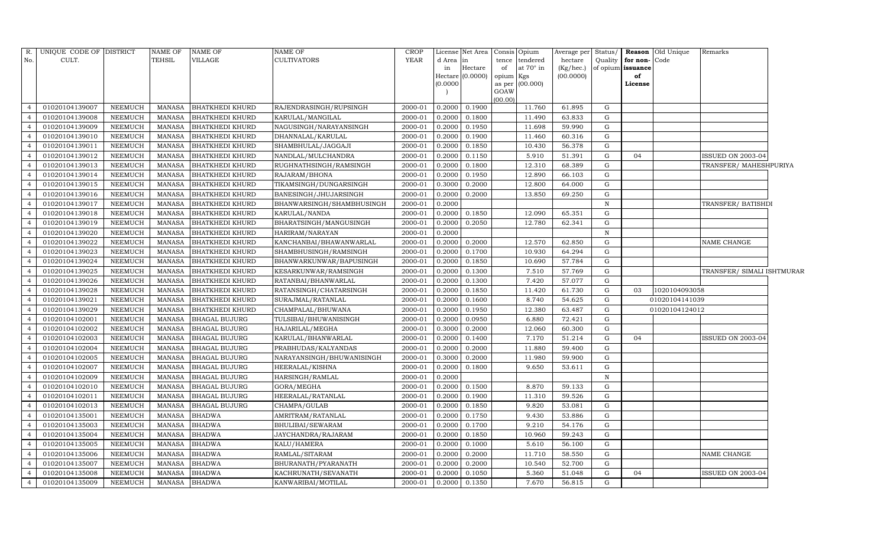| R. No. | UNIQUE CODE OF CULT. | DISTRICT | NAME OF TEHSIL | NAME OF VILLAGE | NAME OF CULTIVATORS | CROP YEAR | License d Area in Hectare (0.0000) | Net Area in Hectare (0.0000) | Consis tence of opium as per GOAW (00.00) | Opium tendered at 70° in Kgs (00.000) | Average per hectare (Kg/hec.) (00.0000) | Status/ Quality of opium | Reason for non-issuance of License | Old Unique Code | Remarks |
|---|---|---|---|---|---|---|---|---|---|---|---|---|---|---|---|
| 4 | 01020104139007 | NEEMUCH | MANASA | BHATKHEDI KHURD | RAJENDRASINGH/RUPSINGH | 2000-01 | 0.2000 | 0.1900 | | 11.760 | 61.895 | G | | | |
| 4 | 01020104139008 | NEEMUCH | MANASA | BHATKHEDI KHURD | KARULAL/MANGILAL | 2000-01 | 0.2000 | 0.1800 | | 11.490 | 63.833 | G | | | |
| 4 | 01020104139009 | NEEMUCH | MANASA | BHATKHEDI KHURD | NAGUSINGH/NARAYANSINGH | 2000-01 | 0.2000 | 0.1950 | | 11.698 | 59.990 | G | | | |
| 4 | 01020104139010 | NEEMUCH | MANASA | BHATKHEDI KHURD | DHANNALAL/KARULAL | 2000-01 | 0.2000 | 0.1900 | | 11.460 | 60.316 | G | | | |
| 4 | 01020104139011 | NEEMUCH | MANASA | BHATKHEDI KHURD | SHAMBHULAL/JAGGAJI | 2000-01 | 0.2000 | 0.1850 | | 10.430 | 56.378 | G | | | |
| 4 | 01020104139012 | NEEMUCH | MANASA | BHATKHEDI KHURD | NANDLAL/MULCHANDRA | 2000-01 | 0.2000 | 0.1150 | | 5.910 | 51.391 | G | 04 | | ISSUED ON 2003-04 |
| 4 | 01020104139013 | NEEMUCH | MANASA | BHATKHEDI KHURD | RUGHNATHSINGH/RAMSINGH | 2000-01 | 0.2000 | 0.1800 | | 12.310 | 68.389 | G | | | TRANSFER/ MAHESHPURIYA |
| 4 | 01020104139014 | NEEMUCH | MANASA | BHATKHEDI KHURD | RAJARAM/BHONA | 2000-01 | 0.2000 | 0.1950 | | 12.890 | 66.103 | G | | | |
| 4 | 01020104139015 | NEEMUCH | MANASA | BHATKHEDI KHURD | TIKAMSINGH/DUNGARSINGH | 2000-01 | 0.3000 | 0.2000 | | 12.800 | 64.000 | G | | | |
| 4 | 01020104139016 | NEEMUCH | MANASA | BHATKHEDI KHURD | BANESINGH/JHUJARSINGH | 2000-01 | 0.2000 | 0.2000 | | 13.850 | 69.250 | G | | | |
| 4 | 01020104139017 | NEEMUCH | MANASA | BHATKHEDI KHURD | BHANWARSINGH/SHAMBHUSINGH | 2000-01 | 0.2000 | | | | | N | | | TRANSFER/ BATISHDI |
| 4 | 01020104139018 | NEEMUCH | MANASA | BHATKHEDI KHURD | KARULAL/NANDA | 2000-01 | 0.2000 | 0.1850 | | 12.090 | 65.351 | G | | | |
| 4 | 01020104139019 | NEEMUCH | MANASA | BHATKHEDI KHURD | BHARATSINGH/MANGUSINGH | 2000-01 | 0.2000 | 0.2050 | | 12.780 | 62.341 | G | | | |
| 4 | 01020104139020 | NEEMUCH | MANASA | BHATKHEDI KHURD | HARIRAM/NARAYAN | 2000-01 | 0.2000 | | | | | N | | | |
| 4 | 01020104139022 | NEEMUCH | MANASA | BHATKHEDI KHURD | KANCHANBAI/BHAWANWARLAL | 2000-01 | 0.2000 | 0.2000 | | 12.570 | 62.850 | G | | | NAME CHANGE |
| 4 | 01020104139023 | NEEMUCH | MANASA | BHATKHEDI KHURD | SHAMBHUSINGH/RAMSINGH | 2000-01 | 0.2000 | 0.1700 | | 10.930 | 64.294 | G | | | |
| 4 | 01020104139024 | NEEMUCH | MANASA | BHATKHEDI KHURD | BHANWARKUNWAR/BAPUSINGH | 2000-01 | 0.2000 | 0.1850 | | 10.690 | 57.784 | G | | | |
| 4 | 01020104139025 | NEEMUCH | MANASA | BHATKHEDI KHURD | KESARKUNWAR/RAMSINGH | 2000-01 | 0.2000 | 0.1300 | | 7.510 | 57.769 | G | | | TRANSFER/ SIMALI ISHTMURAR |
| 4 | 01020104139026 | NEEMUCH | MANASA | BHATKHEDI KHURD | RATANBAI/BHANWARLAL | 2000-01 | 0.2000 | 0.1300 | | 7.420 | 57.077 | G | | | |
| 4 | 01020104139028 | NEEMUCH | MANASA | BHATKHEDI KHURD | RATANSINGH/CHATARSINGH | 2000-01 | 0.2000 | 0.1850 | | 11.420 | 61.730 | G | 03 | 1020104093058 | |
| 4 | 01020104139021 | NEEMUCH | MANASA | BHATKHEDI KHURD | SURAJMAL/RATANLAL | 2000-01 | 0.2000 | 0.1600 | | 8.740 | 54.625 | G | | 01020104141039 | |
| 4 | 01020104139029 | NEEMUCH | MANASA | BHATKHEDI KHURD | CHAMPALAL/BHUWANA | 2000-01 | 0.2000 | 0.1950 | | 12.380 | 63.487 | G | | 01020104124012 | |
| 4 | 01020104102001 | NEEMUCH | MANASA | BHAGAL BUJURG | TULSIBAI/BHUWANISINGH | 2000-01 | 0.2000 | 0.0950 | | 6.880 | 72.421 | G | | | |
| 4 | 01020104102002 | NEEMUCH | MANASA | BHAGAL BUJURG | HAJARILAL/MEGHA | 2000-01 | 0.3000 | 0.2000 | | 12.060 | 60.300 | G | | | |
| 4 | 01020104102003 | NEEMUCH | MANASA | BHAGAL BUJURG | KARULAL/BHANWARLAL | 2000-01 | 0.2000 | 0.1400 | | 7.170 | 51.214 | G | 04 | | ISSUED ON 2003-04 |
| 4 | 01020104102004 | NEEMUCH | MANASA | BHAGAL BUJURG | PRABHUDAS/KALYANDAS | 2000-01 | 0.2000 | 0.2000 | | 11.880 | 59.400 | G | | | |
| 4 | 01020104102005 | NEEMUCH | MANASA | BHAGAL BUJURG | NARAYANSINGH/BHUWANISINGH | 2000-01 | 0.3000 | 0.2000 | | 11.980 | 59.900 | G | | | |
| 4 | 01020104102007 | NEEMUCH | MANASA | BHAGAL BUJURG | HEERALAL/KISHNA | 2000-01 | 0.2000 | 0.1800 | | 9.650 | 53.611 | G | | | |
| 4 | 01020104102009 | NEEMUCH | MANASA | BHAGAL BUJURG | HARSINGH/RAMLAL | 2000-01 | 0.2000 | | | | | N | | | |
| 4 | 01020104102010 | NEEMUCH | MANASA | BHAGAL BUJURG | GORA/MEGHA | 2000-01 | 0.2000 | 0.1500 | | 8.870 | 59.133 | G | | | |
| 4 | 01020104102011 | NEEMUCH | MANASA | BHAGAL BUJURG | HEERALAL/RATANLAL | 2000-01 | 0.2000 | 0.1900 | | 11.310 | 59.526 | G | | | |
| 4 | 01020104102013 | NEEMUCH | MANASA | BHAGAL BUJURG | CHAMPA/GULAB | 2000-01 | 0.2000 | 0.1850 | | 9.820 | 53.081 | G | | | |
| 4 | 01020104135001 | NEEMUCH | MANASA | BHADWA | AMRITRAM/RATANLAL | 2000-01 | 0.2000 | 0.1750 | | 9.430 | 53.886 | G | | | |
| 4 | 01020104135003 | NEEMUCH | MANASA | BHADWA | BHULIBAI/SEWARAM | 2000-01 | 0.2000 | 0.1700 | | 9.210 | 54.176 | G | | | |
| 4 | 01020104135004 | NEEMUCH | MANASA | BHADWA | JAYCHANDRA/RAJARAM | 2000-01 | 0.2000 | 0.1850 | | 10.960 | 59.243 | G | | | |
| 4 | 01020104135005 | NEEMUCH | MANASA | BHADWA | KALU/HAMERA | 2000-01 | 0.2000 | 0.1000 | | 5.610 | 56.100 | G | | | |
| 4 | 01020104135006 | NEEMUCH | MANASA | BHADWA | RAMLAL/SITARAM | 2000-01 | 0.2000 | 0.2000 | | 11.710 | 58.550 | G | | | NAME CHANGE |
| 4 | 01020104135007 | NEEMUCH | MANASA | BHADWA | BHURANATH/PYARANATH | 2000-01 | 0.2000 | 0.2000 | | 10.540 | 52.700 | G | | | |
| 4 | 01020104135008 | NEEMUCH | MANASA | BHADWA | KACHRUNATH/SEVANATH | 2000-01 | 0.2000 | 0.1050 | | 5.360 | 51.048 | G | 04 | | ISSUED ON 2003-04 |
| 4 | 01020104135009 | NEEMUCH | MANASA | BHADWA | KANWARIBAI/MOTILAL | 2000-01 | 0.2000 | 0.1350 | | 7.670 | 56.815 | G | | | |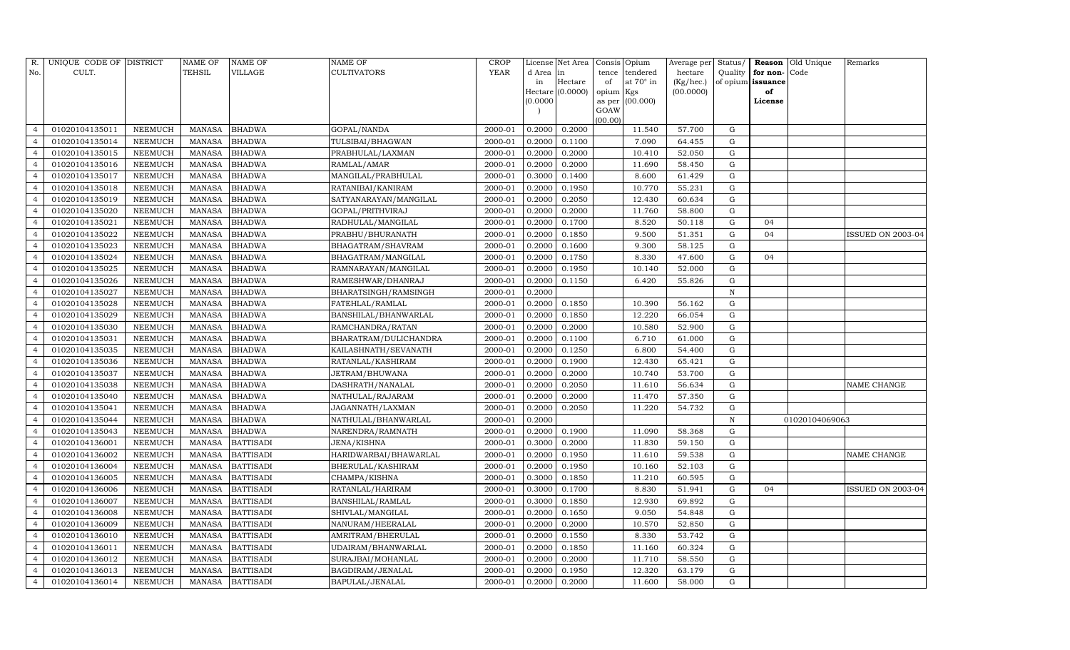| R. No. | UNIQUE CODE OF CULT. | DISTRICT | NAME OF TEHSIL | NAME OF VILLAGE | NAME OF CULTIVATORS | CROP YEAR | License d Area in Hectare (0.0000) | Net Area in Hectare (0.0000) | Consis tence of opium as per GOAW (00.00) | Opium tendered at 70° in Kgs (00.000) | Average per hectare (Kg/hec.) (00.0000) | Status/ Quality of opium | Reason for non-issuance of License | Old Unique Code | Remarks |
|---|---|---|---|---|---|---|---|---|---|---|---|---|---|---|---|
| 4 | 01020104135011 | NEEMUCH | MANASA | BHADWA | GOPAL/NANDA | 2000-01 | 0.2000 | 0.2000 | | 11.540 | 57.700 | G | | | |
| 4 | 01020104135014 | NEEMUCH | MANASA | BHADWA | TULSIBAI/BHAGWAN | 2000-01 | 0.2000 | 0.1100 | | 7.090 | 64.455 | G | | | |
| 4 | 01020104135015 | NEEMUCH | MANASA | BHADWA | PRABHULAL/LAXMAN | 2000-01 | 0.2000 | 0.2000 | | 10.410 | 52.050 | G | | | |
| 4 | 01020104135016 | NEEMUCH | MANASA | BHADWA | RAMLAL/AMAR | 2000-01 | 0.2000 | 0.2000 | | 11.690 | 58.450 | G | | | |
| 4 | 01020104135017 | NEEMUCH | MANASA | BHADWA | MANGILAL/PRABHULAL | 2000-01 | 0.3000 | 0.1400 | | 8.600 | 61.429 | G | | | |
| 4 | 01020104135018 | NEEMUCH | MANASA | BHADWA | RATANIBAI/KANIRAM | 2000-01 | 0.2000 | 0.1950 | | 10.770 | 55.231 | G | | | |
| 4 | 01020104135019 | NEEMUCH | MANASA | BHADWA | SATYANARAYAN/MANGILAL | 2000-01 | 0.2000 | 0.2050 | | 12.430 | 60.634 | G | | | |
| 4 | 01020104135020 | NEEMUCH | MANASA | BHADWA | GOPAL/PRITHVIRAJ | 2000-01 | 0.2000 | 0.2000 | | 11.760 | 58.800 | G | | | |
| 4 | 01020104135021 | NEEMUCH | MANASA | BHADWA | RADHULAL/MANGILAL | 2000-01 | 0.2000 | 0.1700 | | 8.520 | 50.118 | G | 04 | | |
| 4 | 01020104135022 | NEEMUCH | MANASA | BHADWA | PRABHU/BHURANATH | 2000-01 | 0.2000 | 0.1850 | | 9.500 | 51.351 | G | 04 | | ISSUED ON 2003-04 |
| 4 | 01020104135023 | NEEMUCH | MANASA | BHADWA | BHAGATRAM/SHAVRAM | 2000-01 | 0.2000 | 0.1600 | | 9.300 | 58.125 | G | | | |
| 4 | 01020104135024 | NEEMUCH | MANASA | BHADWA | BHAGATRAM/MANGILAL | 2000-01 | 0.2000 | 0.1750 | | 8.330 | 47.600 | G | 04 | | |
| 4 | 01020104135025 | NEEMUCH | MANASA | BHADWA | RAMNARAYAN/MANGILAL | 2000-01 | 0.2000 | 0.1950 | | 10.140 | 52.000 | G | | | |
| 4 | 01020104135026 | NEEMUCH | MANASA | BHADWA | RAMESHWAR/DHANRAJ | 2000-01 | 0.2000 | 0.1150 | | 6.420 | 55.826 | G | | | |
| 4 | 01020104135027 | NEEMUCH | MANASA | BHADWA | BHARATSINGH/RAMSINGH | 2000-01 | 0.2000 | | | | | N | | | |
| 4 | 01020104135028 | NEEMUCH | MANASA | BHADWA | FATEHLAL/RAMLAL | 2000-01 | 0.2000 | 0.1850 | | 10.390 | 56.162 | G | | | |
| 4 | 01020104135029 | NEEMUCH | MANASA | BHADWA | BANSHILAL/BHANWARLAL | 2000-01 | 0.2000 | 0.1850 | | 12.220 | 66.054 | G | | | |
| 4 | 01020104135030 | NEEMUCH | MANASA | BHADWA | RAMCHANDRA/RATAN | 2000-01 | 0.2000 | 0.2000 | | 10.580 | 52.900 | G | | | |
| 4 | 01020104135031 | NEEMUCH | MANASA | BHADWA | BHARATRAM/DULICHANDRA | 2000-01 | 0.2000 | 0.1100 | | 6.710 | 61.000 | G | | | |
| 4 | 01020104135035 | NEEMUCH | MANASA | BHADWA | KAILASHNATH/SEVANATH | 2000-01 | 0.2000 | 0.1250 | | 6.800 | 54.400 | G | | | |
| 4 | 01020104135036 | NEEMUCH | MANASA | BHADWA | RATANLAL/KASHIRAM | 2000-01 | 0.2000 | 0.1900 | | 12.430 | 65.421 | G | | | |
| 4 | 01020104135037 | NEEMUCH | MANASA | BHADWA | JETRAM/BHUWANA | 2000-01 | 0.2000 | 0.2000 | | 10.740 | 53.700 | G | | | |
| 4 | 01020104135038 | NEEMUCH | MANASA | BHADWA | DASHRATH/NANALAL | 2000-01 | 0.2000 | 0.2050 | | 11.610 | 56.634 | G | | | NAME CHANGE |
| 4 | 01020104135040 | NEEMUCH | MANASA | BHADWA | NATHULAL/RAJARAM | 2000-01 | 0.2000 | 0.2000 | | 11.470 | 57.350 | G | | | |
| 4 | 01020104135041 | NEEMUCH | MANASA | BHADWA | JAGANNATH/LAXMAN | 2000-01 | 0.2000 | 0.2050 | | 11.220 | 54.732 | G | | | |
| 4 | 01020104135044 | NEEMUCH | MANASA | BHADWA | NATHULAL/BHANWARLAL | 2000-01 | 0.2000 | | | | | N | | 01020104069063 | |
| 4 | 01020104135043 | NEEMUCH | MANASA | BHADWA | NARENDRA/RAMNATH | 2000-01 | 0.2000 | 0.1900 | | 11.090 | 58.368 | G | | | |
| 4 | 01020104136001 | NEEMUCH | MANASA | BATTISADI | JENA/KISHNA | 2000-01 | 0.3000 | 0.2000 | | 11.830 | 59.150 | G | | | |
| 4 | 01020104136002 | NEEMUCH | MANASA | BATTISADI | HARIDWARBAI/BHAWARLAL | 2000-01 | 0.2000 | 0.1950 | | 11.610 | 59.538 | G | | | NAME CHANGE |
| 4 | 01020104136004 | NEEMUCH | MANASA | BATTISADI | BHERULAL/KASHIRAM | 2000-01 | 0.2000 | 0.1950 | | 10.160 | 52.103 | G | | | |
| 4 | 01020104136005 | NEEMUCH | MANASA | BATTISADI | CHAMPA/KISHNA | 2000-01 | 0.3000 | 0.1850 | | 11.210 | 60.595 | G | | | |
| 4 | 01020104136006 | NEEMUCH | MANASA | BATTISADI | RATANLAL/HARIRAM | 2000-01 | 0.3000 | 0.1700 | | 8.830 | 51.941 | G | 04 | | ISSUED ON 2003-04 |
| 4 | 01020104136007 | NEEMUCH | MANASA | BATTISADI | BANSHILAL/RAMLAL | 2000-01 | 0.3000 | 0.1850 | | 12.930 | 69.892 | G | | | |
| 4 | 01020104136008 | NEEMUCH | MANASA | BATTISADI | SHIVLAL/MANGILAL | 2000-01 | 0.2000 | 0.1650 | | 9.050 | 54.848 | G | | | |
| 4 | 01020104136009 | NEEMUCH | MANASA | BATTISADI | NANURAM/HEERALAL | 2000-01 | 0.2000 | 0.2000 | | 10.570 | 52.850 | G | | | |
| 4 | 01020104136010 | NEEMUCH | MANASA | BATTISADI | AMRITRAM/BHERULAL | 2000-01 | 0.2000 | 0.1550 | | 8.330 | 53.742 | G | | | |
| 4 | 01020104136011 | NEEMUCH | MANASA | BATTISADI | UDAIRAM/BHANWARLAL | 2000-01 | 0.2000 | 0.1850 | | 11.160 | 60.324 | G | | | |
| 4 | 01020104136012 | NEEMUCH | MANASA | BATTISADI | SURAJBAI/MOHANLAL | 2000-01 | 0.2000 | 0.2000 | | 11.710 | 58.550 | G | | | |
| 4 | 01020104136013 | NEEMUCH | MANASA | BATTISADI | BAGDIRAM/JENALAL | 2000-01 | 0.2000 | 0.1950 | | 12.320 | 63.179 | G | | | |
| 4 | 01020104136014 | NEEMUCH | MANASA | BATTISADI | BAPULAL/JENALAL | 2000-01 | 0.2000 | 0.2000 | | 11.600 | 58.000 | G | | | |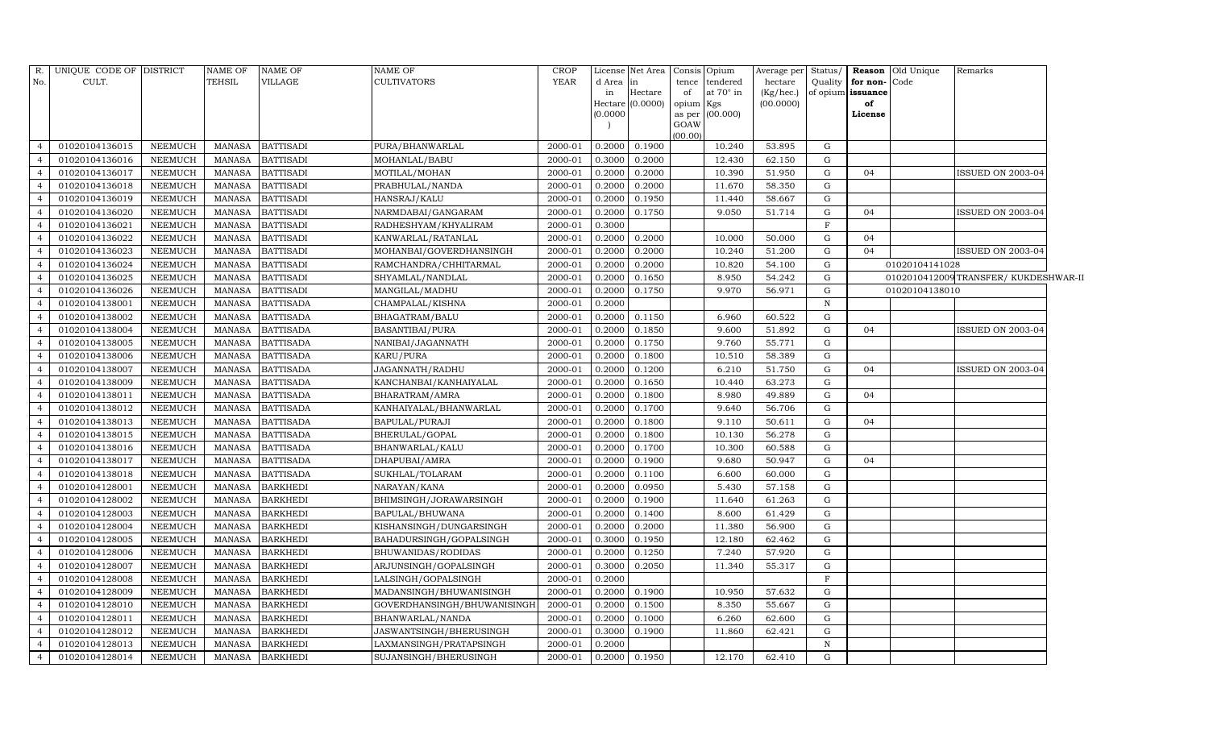| R. No. | UNIQUE CODE OF CULT. | DISTRICT | NAME OF TEHSIL | NAME OF VILLAGE | NAME OF CULTIVATORS | CROP YEAR | License d Area in Hectare (0.0000) | Net Area in Hectare (0.0000) | Consis tence of opium as per GOAW (00.00) | Opium tendered at 70° in Kgs (00.000) | Average per hectare (Kg/hec.) (00.0000) | Status/ Quality of opium | Reason for non- issuance of License | Old Unique Code | Remarks |
|---|---|---|---|---|---|---|---|---|---|---|---|---|---|---|---|
| 4 | 01020104136015 | NEEMUCH | MANASA | BATTISADI | PURA/BHANWARLAL | 2000-01 | 0.2000 | 0.1900 | | 10.240 | 53.895 | G | | | |
| 4 | 01020104136016 | NEEMUCH | MANASA | BATTISADI | MOHANLAL/BABU | 2000-01 | 0.3000 | 0.2000 | | 12.430 | 62.150 | G | | | |
| 4 | 01020104136017 | NEEMUCH | MANASA | BATTISADI | MOTILAL/MOHAN | 2000-01 | 0.2000 | 0.2000 | | 10.390 | 51.950 | G | 04 | | ISSUED ON 2003-04 |
| 4 | 01020104136018 | NEEMUCH | MANASA | BATTISADI | PRABHULAL/NANDA | 2000-01 | 0.2000 | 0.2000 | | 11.670 | 58.350 | G | | | |
| 4 | 01020104136019 | NEEMUCH | MANASA | BATTISADI | HANSRAJ/KALU | 2000-01 | 0.2000 | 0.1950 | | 11.440 | 58.667 | G | | | |
| 4 | 01020104136020 | NEEMUCH | MANASA | BATTISADI | NARMDABAI/GANGARAM | 2000-01 | 0.2000 | 0.1750 | | 9.050 | 51.714 | G | 04 | | ISSUED ON 2003-04 |
| 4 | 01020104136021 | NEEMUCH | MANASA | BATTISADI | RADHESHYAM/KHYALIRAM | 2000-01 | 0.3000 | | | | | F | | | |
| 4 | 01020104136022 | NEEMUCH | MANASA | BATTISADI | KANWARLAL/RATANLAL | 2000-01 | 0.2000 | 0.2000 | | 10.000 | 50.000 | G | 04 | | |
| 4 | 01020104136023 | NEEMUCH | MANASA | BATTISADI | MOHANBAI/GOVERDHANSINGH | 2000-01 | 0.2000 | 0.2000 | | 10.240 | 51.200 | G | 04 | | ISSUED ON 2003-04 |
| 4 | 01020104136024 | NEEMUCH | MANASA | BATTISADI | RAMCHANDRA/CHHITARMAL | 2000-01 | 0.2000 | 0.2000 | | 10.820 | 54.100 | G | | 01020104141028 | |
| 4 | 01020104136025 | NEEMUCH | MANASA | BATTISADI | SHYAMLAL/NANDLAL | 2000-01 | 0.2000 | 0.1650 | | 8.950 | 54.242 | G | | 01020104120009 | TRANSFER/ KUKDESHWAR-II |
| 4 | 01020104136026 | NEEMUCH | MANASA | BATTISADI | MANGILAL/MADHU | 2000-01 | 0.2000 | 0.1750 | | 9.970 | 56.971 | G | | 01020104138010 | |
| 4 | 01020104138001 | NEEMUCH | MANASA | BATTISADA | CHAMPALAL/KISHNA | 2000-01 | 0.2000 | | | | | N | | | |
| 4 | 01020104138002 | NEEMUCH | MANASA | BATTISADA | BHAGATRAM/BALU | 2000-01 | 0.2000 | 0.1150 | | 6.960 | 60.522 | G | | | |
| 4 | 01020104138004 | NEEMUCH | MANASA | BATTISADA | BASANTIBAI/PURA | 2000-01 | 0.2000 | 0.1850 | | 9.600 | 51.892 | G | 04 | | ISSUED ON 2003-04 |
| 4 | 01020104138005 | NEEMUCH | MANASA | BATTISADA | NANIBAI/JAGANNATH | 2000-01 | 0.2000 | 0.1750 | | 9.760 | 55.771 | G | | | |
| 4 | 01020104138006 | NEEMUCH | MANASA | BATTISADA | KARU/PURA | 2000-01 | 0.2000 | 0.1800 | | 10.510 | 58.389 | G | | | |
| 4 | 01020104138007 | NEEMUCH | MANASA | BATTISADA | JAGANNATH/RADHU | 2000-01 | 0.2000 | 0.1200 | | 6.210 | 51.750 | G | 04 | | ISSUED ON 2003-04 |
| 4 | 01020104138009 | NEEMUCH | MANASA | BATTISADA | KANCHANBAI/KANHAIYALAL | 2000-01 | 0.2000 | 0.1650 | | 10.440 | 63.273 | G | | | |
| 4 | 01020104138011 | NEEMUCH | MANASA | BATTISADA | BHARATRAM/AMRA | 2000-01 | 0.2000 | 0.1800 | | 8.980 | 49.889 | G | 04 | | |
| 4 | 01020104138012 | NEEMUCH | MANASA | BATTISADA | KANHAIYALAL/BHANWARLAL | 2000-01 | 0.2000 | 0.1700 | | 9.640 | 56.706 | G | | | |
| 4 | 01020104138013 | NEEMUCH | MANASA | BATTISADA | BAPULAL/PURAJI | 2000-01 | 0.2000 | 0.1800 | | 9.110 | 50.611 | G | 04 | | |
| 4 | 01020104138015 | NEEMUCH | MANASA | BATTISADA | BHERULAL/GOPAL | 2000-01 | 0.2000 | 0.1800 | | 10.130 | 56.278 | G | | | |
| 4 | 01020104138016 | NEEMUCH | MANASA | BATTISADA | BHANWARLAL/KALU | 2000-01 | 0.2000 | 0.1700 | | 10.300 | 60.588 | G | | | |
| 4 | 01020104138017 | NEEMUCH | MANASA | BATTISADA | DHAPUBAI/AMRA | 2000-01 | 0.2000 | 0.1900 | | 9.680 | 50.947 | G | 04 | | |
| 4 | 01020104138018 | NEEMUCH | MANASA | BATTISADA | SUKHLAL/TOLARAM | 2000-01 | 0.2000 | 0.1100 | | 6.600 | 60.000 | G | | | |
| 4 | 01020104128001 | NEEMUCH | MANASA | BARKHEDI | NARAYAN/KANA | 2000-01 | 0.2000 | 0.0950 | | 5.430 | 57.158 | G | | | |
| 4 | 01020104128002 | NEEMUCH | MANASA | BARKHEDI | BHIMSINGH/JORAWARSINGH | 2000-01 | 0.2000 | 0.1900 | | 11.640 | 61.263 | G | | | |
| 4 | 01020104128003 | NEEMUCH | MANASA | BARKHEDI | BAPULAL/BHUWANA | 2000-01 | 0.2000 | 0.1400 | | 8.600 | 61.429 | G | | | |
| 4 | 01020104128004 | NEEMUCH | MANASA | BARKHEDI | KISHANSINGH/DUNGARSINGH | 2000-01 | 0.2000 | 0.2000 | | 11.380 | 56.900 | G | | | |
| 4 | 01020104128005 | NEEMUCH | MANASA | BARKHEDI | BAHADURSINGH/GOPALSINGH | 2000-01 | 0.3000 | 0.1950 | | 12.180 | 62.462 | G | | | |
| 4 | 01020104128006 | NEEMUCH | MANASA | BARKHEDI | BHUWANIDAS/RODIDAS | 2000-01 | 0.2000 | 0.1250 | | 7.240 | 57.920 | G | | | |
| 4 | 01020104128007 | NEEMUCH | MANASA | BARKHEDI | ARJUNSINGH/GOPALSINGH | 2000-01 | 0.3000 | 0.2050 | | 11.340 | 55.317 | G | | | |
| 4 | 01020104128008 | NEEMUCH | MANASA | BARKHEDI | LALSINGH/GOPALSINGH | 2000-01 | 0.2000 | | | | | F | | | |
| 4 | 01020104128009 | NEEMUCH | MANASA | BARKHEDI | MADANSINGH/BHUWANISINGH | 2000-01 | 0.2000 | 0.1900 | | 10.950 | 57.632 | G | | | |
| 4 | 01020104128010 | NEEMUCH | MANASA | BARKHEDI | GOVERDHANSINGH/BHUWANISINGH | 2000-01 | 0.2000 | 0.1500 | | 8.350 | 55.667 | G | | | |
| 4 | 01020104128011 | NEEMUCH | MANASA | BARKHEDI | BHANWARLAL/NANDA | 2000-01 | 0.2000 | 0.1000 | | 6.260 | 62.600 | G | | | |
| 4 | 01020104128012 | NEEMUCH | MANASA | BARKHEDI | JASWANTSINGH/BHERUSINGH | 2000-01 | 0.3000 | 0.1900 | | 11.860 | 62.421 | G | | | |
| 4 | 01020104128013 | NEEMUCH | MANASA | BARKHEDI | LAXMANSINGH/PRATAPSINGH | 2000-01 | 0.2000 | | | | | N | | | |
| 4 | 01020104128014 | NEEMUCH | MANASA | BARKHEDI | SUJANSINGH/BHERUSINGH | 2000-01 | 0.2000 | 0.1950 | | 12.170 | 62.410 | G | | | |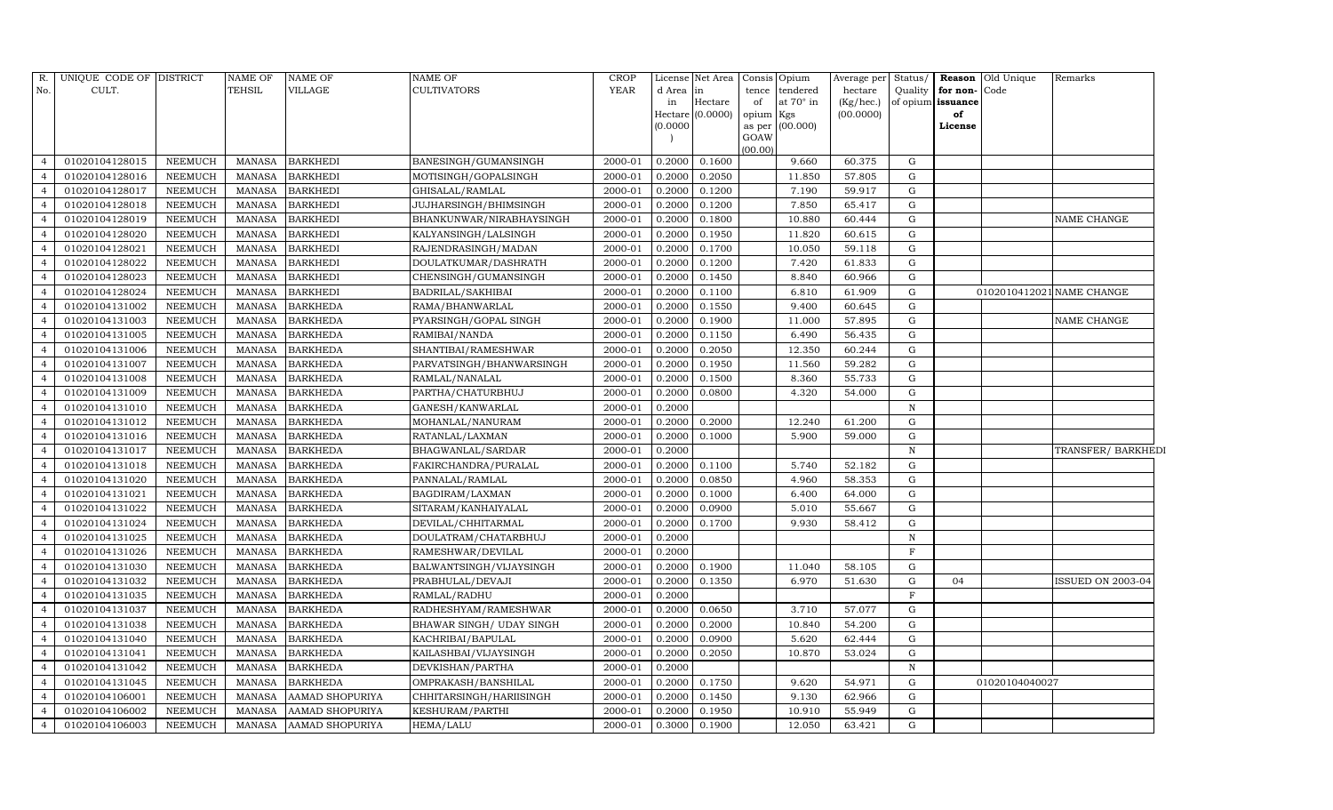| R. No. | UNIQUE CODE OF CULT. | DISTRICT | NAME OF TEHSIL | NAME OF VILLAGE | NAME OF CULTIVATORS | CROP YEAR | License d Area in Hectare (0.0000) | Net Area in Hectare (0.0000) | Consis tence of opium as per GOAW (00.00) | Opium tendered at 70° in Kgs (00.000) | Average per hectare (Kg/hec.) (00.0000) | Status/ Quality of opium | Reason for non-issuance of License | Old Unique Code | Remarks |
|---|---|---|---|---|---|---|---|---|---|---|---|---|---|---|---|
| 4 | 01020104128015 | NEEMUCH | MANASA | BARKHEDI | BANESINGH/GUMANSINGH | 2000-01 | 0.2000 | 0.1600 | | 9.660 | 60.375 | G | | | |
| 4 | 01020104128016 | NEEMUCH | MANASA | BARKHEDI | MOTISINGH/GOPALSINGH | 2000-01 | 0.2000 | 0.2050 | | 11.850 | 57.805 | G | | | |
| 4 | 01020104128017 | NEEMUCH | MANASA | BARKHEDI | GHISALAL/RAMLAL | 2000-01 | 0.2000 | 0.1200 | | 7.190 | 59.917 | G | | | |
| 4 | 01020104128018 | NEEMUCH | MANASA | BARKHEDI | JUJHARSINGH/BHIMSINGH | 2000-01 | 0.2000 | 0.1200 | | 7.850 | 65.417 | G | | | |
| 4 | 01020104128019 | NEEMUCH | MANASA | BARKHEDI | BHANKUNWAR/NIRABHAYSINGH | 2000-01 | 0.2000 | 0.1800 | | 10.880 | 60.444 | G | | | NAME CHANGE |
| 4 | 01020104128020 | NEEMUCH | MANASA | BARKHEDI | KALYANSINGH/LALSINGH | 2000-01 | 0.2000 | 0.1950 | | 11.820 | 60.615 | G | | | |
| 4 | 01020104128021 | NEEMUCH | MANASA | BARKHEDI | RAJENDRASINGH/MADAN | 2000-01 | 0.2000 | 0.1700 | | 10.050 | 59.118 | G | | | |
| 4 | 01020104128022 | NEEMUCH | MANASA | BARKHEDI | DOULATKUMAR/DASHRATH | 2000-01 | 0.2000 | 0.1200 | | 7.420 | 61.833 | G | | | |
| 4 | 01020104128023 | NEEMUCH | MANASA | BARKHEDI | CHENSINGH/GUMANSINGH | 2000-01 | 0.2000 | 0.1450 | | 8.840 | 60.966 | G | | | |
| 4 | 01020104128024 | NEEMUCH | MANASA | BARKHEDI | BADRILAL/SAKHIBAI | 2000-01 | 0.2000 | 0.1100 | | 6.810 | 61.909 | G | | 01020104120021 | NAME CHANGE |
| 4 | 01020104131002 | NEEMUCH | MANASA | BARKHEDA | RAMA/BHANWARLAL | 2000-01 | 0.2000 | 0.1550 | | 9.400 | 60.645 | G | | | |
| 4 | 01020104131003 | NEEMUCH | MANASA | BARKHEDA | PYARSINGH/GOPAL SINGH | 2000-01 | 0.2000 | 0.1900 | | 11.000 | 57.895 | G | | | NAME CHANGE |
| 4 | 01020104131005 | NEEMUCH | MANASA | BARKHEDA | RAMIBAI/NANDA | 2000-01 | 0.2000 | 0.1150 | | 6.490 | 56.435 | G | | | |
| 4 | 01020104131006 | NEEMUCH | MANASA | BARKHEDA | SHANTIBAI/RAMESHWAR | 2000-01 | 0.2000 | 0.2050 | | 12.350 | 60.244 | G | | | |
| 4 | 01020104131007 | NEEMUCH | MANASA | BARKHEDA | PARVATSINGH/BHANWARSINGH | 2000-01 | 0.2000 | 0.1950 | | 11.560 | 59.282 | G | | | |
| 4 | 01020104131008 | NEEMUCH | MANASA | BARKHEDA | RAMLAL/NANALAL | 2000-01 | 0.2000 | 0.1500 | | 8.360 | 55.733 | G | | | |
| 4 | 01020104131009 | NEEMUCH | MANASA | BARKHEDA | PARTHA/CHATURBHUJ | 2000-01 | 0.2000 | 0.0800 | | 4.320 | 54.000 | G | | | |
| 4 | 01020104131010 | NEEMUCH | MANASA | BARKHEDA | GANESH/KANWARLAL | 2000-01 | 0.2000 | | | | | N | | | |
| 4 | 01020104131012 | NEEMUCH | MANASA | BARKHEDA | MOHANLAL/NANURAM | 2000-01 | 0.2000 | 0.2000 | | 12.240 | 61.200 | G | | | |
| 4 | 01020104131016 | NEEMUCH | MANASA | BARKHEDA | RATANLAL/LAXMAN | 2000-01 | 0.2000 | 0.1000 | | 5.900 | 59.000 | G | | | |
| 4 | 01020104131017 | NEEMUCH | MANASA | BARKHEDA | BHAGWANLAL/SARDAR | 2000-01 | 0.2000 | | | | | N | | | TRANSFER/ BARKHEDI |
| 4 | 01020104131018 | NEEMUCH | MANASA | BARKHEDA | FAKIRCHANDRA/PURALAL | 2000-01 | 0.2000 | 0.1100 | | 5.740 | 52.182 | G | | | |
| 4 | 01020104131020 | NEEMUCH | MANASA | BARKHEDA | PANNALAL/RAMLAL | 2000-01 | 0.2000 | 0.0850 | | 4.960 | 58.353 | G | | | |
| 4 | 01020104131021 | NEEMUCH | MANASA | BARKHEDA | BAGDIRAM/LAXMAN | 2000-01 | 0.2000 | 0.1000 | | 6.400 | 64.000 | G | | | |
| 4 | 01020104131022 | NEEMUCH | MANASA | BARKHEDA | SITARAM/KANHAIYALAL | 2000-01 | 0.2000 | 0.0900 | | 5.010 | 55.667 | G | | | |
| 4 | 01020104131024 | NEEMUCH | MANASA | BARKHEDA | DEVILAL/CHHITARMAL | 2000-01 | 0.2000 | 0.1700 | | 9.930 | 58.412 | G | | | |
| 4 | 01020104131025 | NEEMUCH | MANASA | BARKHEDA | DOULATRAM/CHATARBHUJ | 2000-01 | 0.2000 | | | | | N | | | |
| 4 | 01020104131026 | NEEMUCH | MANASA | BARKHEDA | RAMESHWAR/DEVILAL | 2000-01 | 0.2000 | | | | | F | | | |
| 4 | 01020104131030 | NEEMUCH | MANASA | BARKHEDA | BALWANTSINGH/VIJAYSINGH | 2000-01 | 0.2000 | 0.1900 | | 11.040 | 58.105 | G | | | |
| 4 | 01020104131032 | NEEMUCH | MANASA | BARKHEDA | PRABHULAL/DEVAJI | 2000-01 | 0.2000 | 0.1350 | | 6.970 | 51.630 | G | 04 | | ISSUED ON 2003-04 |
| 4 | 01020104131035 | NEEMUCH | MANASA | BARKHEDA | RAMLAL/RADHU | 2000-01 | 0.2000 | | | | | F | | | |
| 4 | 01020104131037 | NEEMUCH | MANASA | BARKHEDA | RADHESHYAM/RAMESHWAR | 2000-01 | 0.2000 | 0.0650 | | 3.710 | 57.077 | G | | | |
| 4 | 01020104131038 | NEEMUCH | MANASA | BARKHEDA | BHAWAR SINGH/ UDAY SINGH | 2000-01 | 0.2000 | 0.2000 | | 10.840 | 54.200 | G | | | |
| 4 | 01020104131040 | NEEMUCH | MANASA | BARKHEDA | KACHRIBAI/BAPULAL | 2000-01 | 0.2000 | 0.0900 | | 5.620 | 62.444 | G | | | |
| 4 | 01020104131041 | NEEMUCH | MANASA | BARKHEDA | KAILASHBAI/VIJAYSINGH | 2000-01 | 0.2000 | 0.2050 | | 10.870 | 53.024 | G | | | |
| 4 | 01020104131042 | NEEMUCH | MANASA | BARKHEDA | DEVKISHAN/PARTHA | 2000-01 | 0.2000 | | | | | N | | | |
| 4 | 01020104131045 | NEEMUCH | MANASA | BARKHEDA | OMPRAKASH/BANSHILAL | 2000-01 | 0.2000 | 0.1750 | | 9.620 | 54.971 | G | | 01020104040027 | |
| 4 | 01020104106001 | NEEMUCH | MANASA | AAMAD SHOPURIYA | CHHITARSINGH/HARIISINGH | 2000-01 | 0.2000 | 0.1450 | | 9.130 | 62.966 | G | | | |
| 4 | 01020104106002 | NEEMUCH | MANASA | AAMAD SHOPURIYA | KESHURAM/PARTHI | 2000-01 | 0.2000 | 0.1950 | | 10.910 | 55.949 | G | | | |
| 4 | 01020104106003 | NEEMUCH | MANASA | AAMAD SHOPURIYA | HEMA/LALU | 2000-01 | 0.3000 | 0.1900 | | 12.050 | 63.421 | G | | | |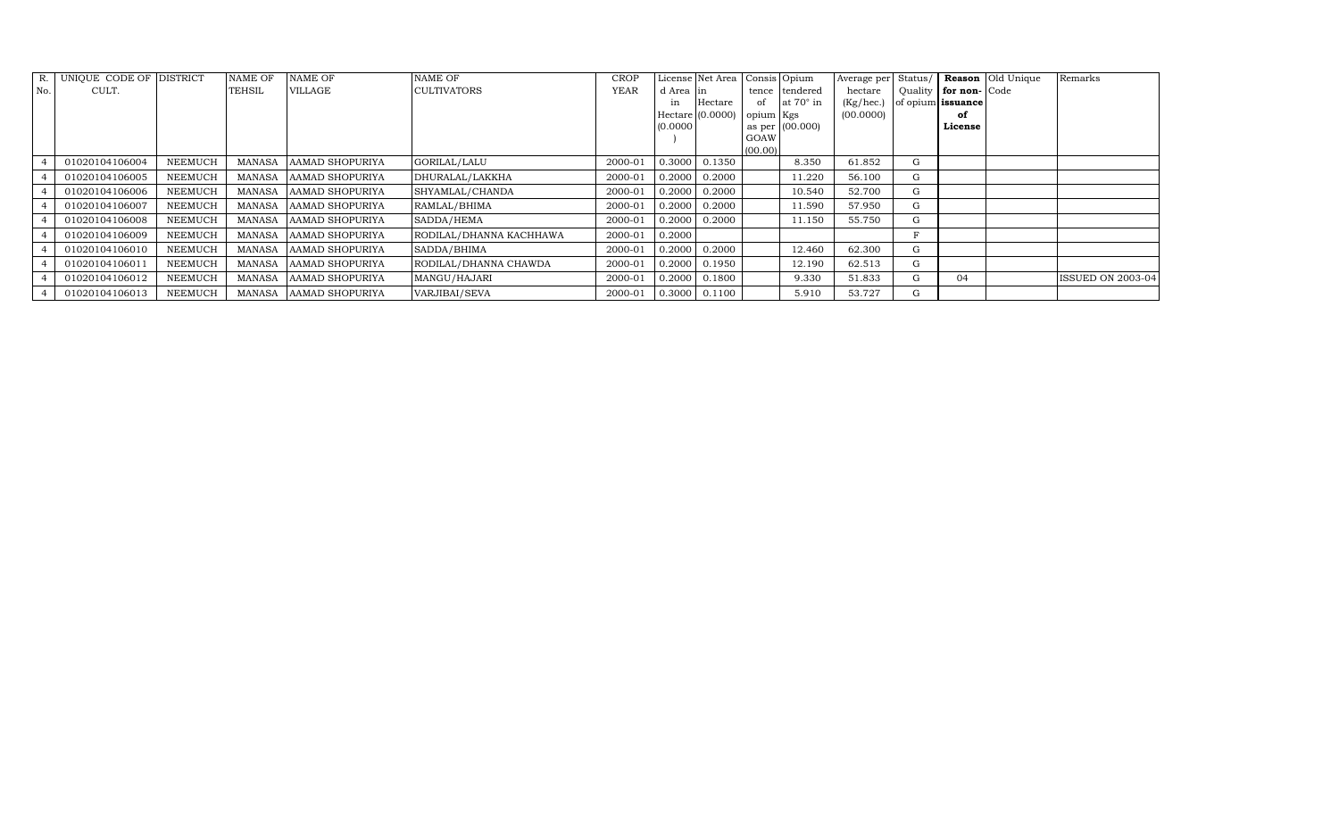| R. No. | UNIQUE CODE OF CULT. | DISTRICT | NAME OF TEHSIL | NAME OF VILLAGE | NAME OF CULTIVATORS | CROP YEAR | License d Area in Hectare (0.0000) | Net Area in Hectare (0.0000) | Consistence of opium as per GOAW (00.00) | Opium tendered at 70° in Kgs (00.000) | Average per hectare (Kg/hec.) (00.0000) | Status/ Quality of opium | **Reason for non-issuance of License** | Old Unique Code | Remarks |
|---|---|---|---|---|---|---|---|---|---|---|---|---|---|---|---|
| 4 | 01020104106004 | NEEMUCH | MANASA | AAMAD SHOPURIYA | GORILAL/LALU | 2000-01 | 0.3000 | 0.1350 | | 8.350 | 61.852 | G | | | |
| 4 | 01020104106005 | NEEMUCH | MANASA | AAMAD SHOPURIYA | DHURALAL/LAKKHA | 2000-01 | 0.2000 | 0.2000 | | 11.220 | 56.100 | G | | | |
| 4 | 01020104106006 | NEEMUCH | MANASA | AAMAD SHOPURIYA | SHYAMLAL/CHANDA | 2000-01 | 0.2000 | 0.2000 | | 10.540 | 52.700 | G | | | |
| 4 | 01020104106007 | NEEMUCH | MANASA | AAMAD SHOPURIYA | RAMLAL/BHIMA | 2000-01 | 0.2000 | 0.2000 | | 11.590 | 57.950 | G | | | |
| 4 | 01020104106008 | NEEMUCH | MANASA | AAMAD SHOPURIYA | SADDA/HEMA | 2000-01 | 0.2000 | 0.2000 | | 11.150 | 55.750 | G | | | |
| 4 | 01020104106009 | NEEMUCH | MANASA | AAMAD SHOPURIYA | RODILAL/DHANNA KACHHAWA | 2000-01 | 0.2000 | | | | | F | | | |
| 4 | 01020104106010 | NEEMUCH | MANASA | AAMAD SHOPURIYA | SADDA/BHIMA | 2000-01 | 0.2000 | 0.2000 | | 12.460 | 62.300 | G | | | |
| 4 | 01020104106011 | NEEMUCH | MANASA | AAMAD SHOPURIYA | RODILAL/DHANNA CHAWDA | 2000-01 | 0.2000 | 0.1950 | | 12.190 | 62.513 | G | | | |
| 4 | 01020104106012 | NEEMUCH | MANASA | AAMAD SHOPURIYA | MANGU/HAJARI | 2000-01 | 0.2000 | 0.1800 | | 9.330 | 51.833 | G | 04 | | ISSUED ON 2003-04 |
| 4 | 01020104106013 | NEEMUCH | MANASA | AAMAD SHOPURIYA | VARJIBAI/SEVA | 2000-01 | 0.3000 | 0.1100 | | 5.910 | 53.727 | G | | | |